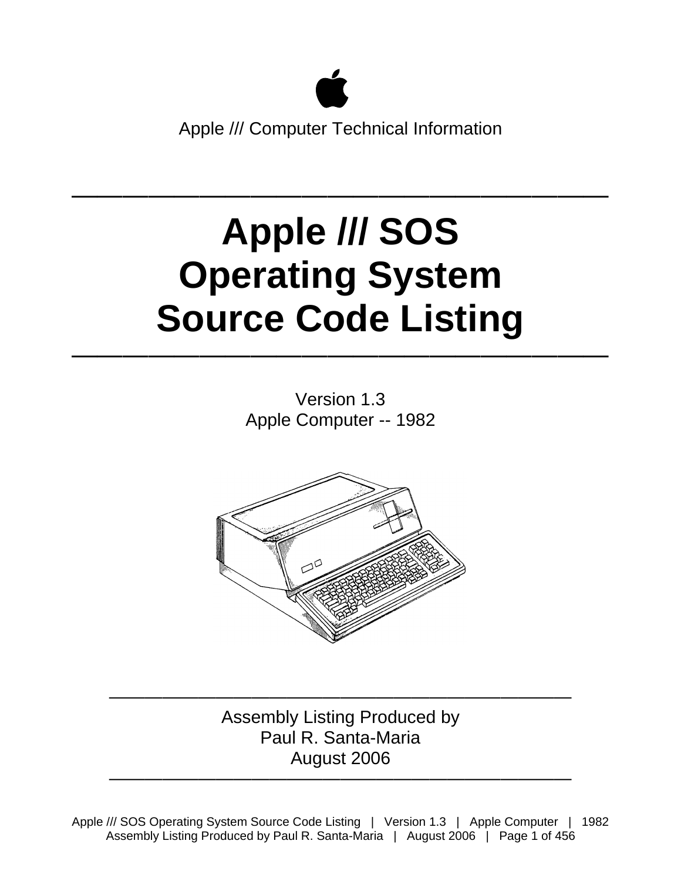Apple /// Computer Technical Information

---

# Apple /// SOS Operating System Source Code Listing

---

Version 1.3
Apple Computer -- 1982

---

Assembly Listing Produced by
Paul R. Santa-Maria
August 2006

---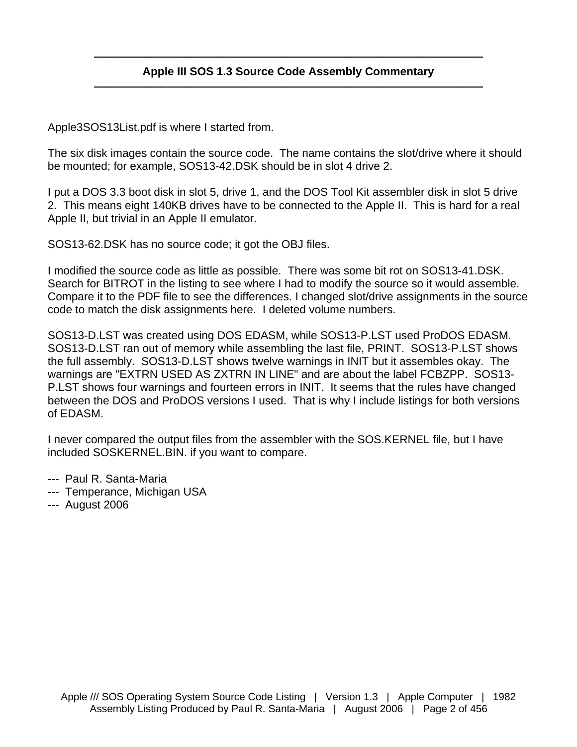## Apple III SOS 1.3 Source Code Assembly Commentary

Apple3SOS13List.pdf is where I started from.

The six disk images contain the source code. The name contains the slot/drive where it should be mounted; for example, SOS13-42.DSK should be in slot 4 drive 2.

I put a DOS 3.3 boot disk in slot 5, drive 1, and the DOS Tool Kit assembler disk in slot 5 drive 2. This means eight 140KB drives have to be connected to the Apple II. This is hard for a real Apple II, but trivial in an Apple II emulator.

SOS13-62.DSK has no source code; it got the OBJ files.

I modified the source code as little as possible. There was some bit rot on SOS13-41.DSK. Search for BITROT in the listing to see where I had to modify the source so it would assemble. Compare it to the PDF file to see the differences. I changed slot/drive assignments in the source code to match the disk assignments here. I deleted volume numbers.

SOS13-D.LST was created using DOS EDASM, while SOS13-P.LST used ProDOS EDASM. SOS13-D.LST ran out of memory while assembling the last file, PRINT. SOS13-P.LST shows the full assembly. SOS13-D.LST shows twelve warnings in INIT but it assembles okay. The warnings are "EXTRN USED AS ZXTRN IN LINE" and are about the label FCBZPP. SOS13-P.LST shows four warnings and fourteen errors in INIT. It seems that the rules have changed between the DOS and ProDOS versions I used. That is why I include listings for both versions of EDASM.

I never compared the output files from the assembler with the SOS.KERNEL file, but I have included SOSKERNEL.BIN. if you want to compare.

--- Paul R. Santa-Maria  
--- Temperance, Michigan USA  
--- August 2006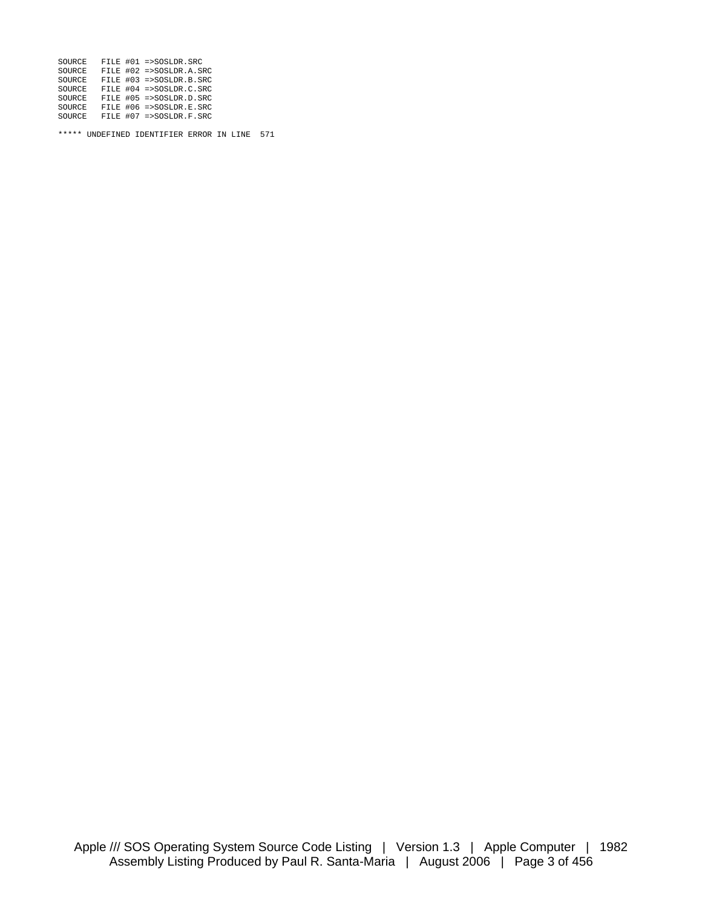```
SOURCE   FILE #01 =>SOSLDR.SRC
SOURCE   FILE #02 =>SOSLDR.A.SRC
SOURCE   FILE #03 =>SOSLDR.B.SRC
SOURCE   FILE #04 =>SOSLDR.C.SRC
SOURCE   FILE #05 =>SOSLDR.D.SRC
SOURCE   FILE #06 =>SOSLDR.E.SRC
SOURCE   FILE #07 =>SOSLDR.F.SRC

***** UNDEFINED IDENTIFIER ERROR IN LINE  571
```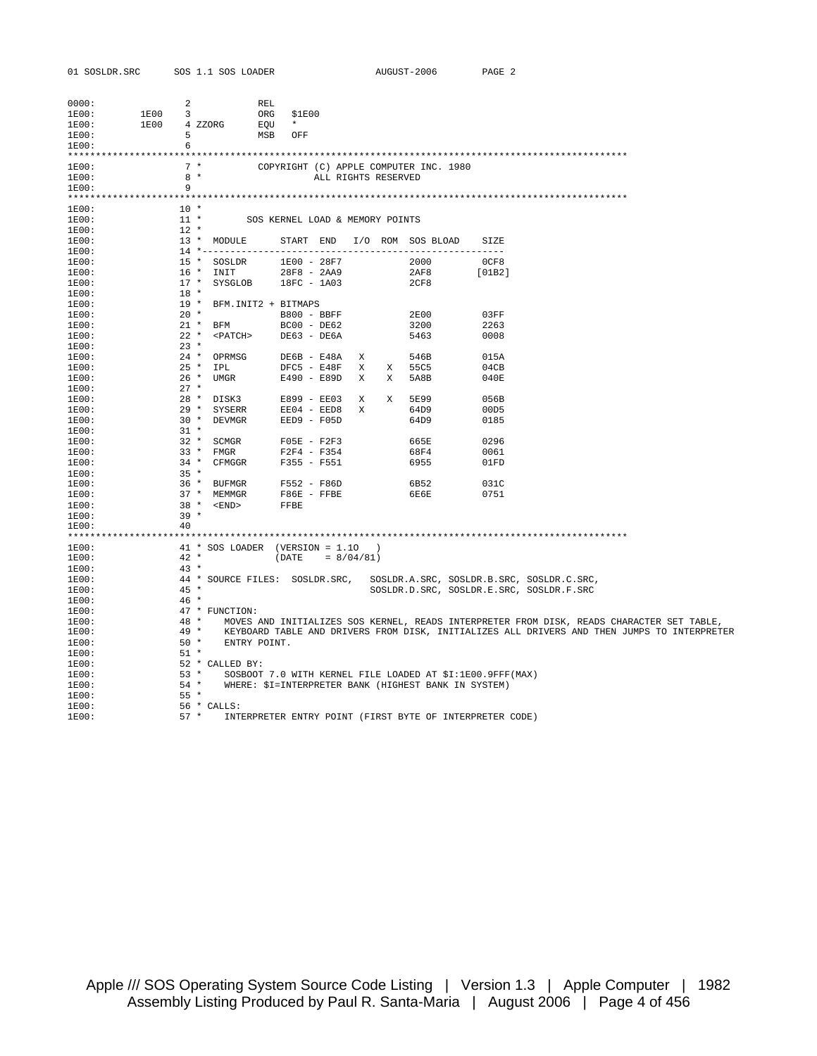```
0000:                2            REL
1E00:        1E00    3            ORG   $1E00
1E00:        1E00    4 ZZORG      EQU   *
1E00:                5            MSB   OFF
1E00:                6
*************************************************************************************************
1E00:                7 *          COPYRIGHT (C) APPLE COMPUTER INC. 1980
1E00:                8 *                    ALL RIGHTS RESERVED
1E00:                9
*************************************************************************************************
1E00:               10 *
1E00:               11 *       SOS KERNEL LOAD & MEMORY POINTS
1E00:               12 *
1E00:               13 *  MODULE      START  END   I/O  ROM  SOS BLOAD   SIZE
1E00:               14 *------------------------------------------------------
1E00:               15 *  SOSLDR      1E00 - 28F7            2000         0CF8
1E00:               16 *  INIT        28F8 - 2AA9            2AF8        [01B2]
1E00:               17 *  SYSGLOB     18FC - 1A03            2CF8
1E00:               18 *
1E00:               19 *  BFM.INIT2 + BITMAPS
1E00:               20 *              B800 - BBFF            2E00         03FF
1E00:               21 *  BFM         BC00 - DE62            3200         2263
1E00:               22 *  <PATCH>     DE63 - DE6A            5463         0008
1E00:               23 *
1E00:               24 *  OPRMSG      DE6B - E48A   X        546B         015A
1E00:               25 *  IPL         DFC5 - E48F   X    X   55C5         04CB
1E00:               26 *  UMGR        E490 - E89D   X    X   5A8B         040E
1E00:               27 *
1E00:               28 *  DISK3       E899 - EE03   X    X   5E99         056B
1E00:               29 *  SYSERR      EE04 - EED8   X        64D9         00D5
1E00:               30 *  DEVMGR      EED9 - F05D            64D9         0185
1E00:               31 *
1E00:               32 *  SCMGR       F05E - F2F3            665E         0296
1E00:               33 *  FMGR        F2F4 - F354            68F4         0061
1E00:               34 *  CFMGGR      F355 - F551            6955         01FD
1E00:               35 *
1E00:               36 *  BUFMGR      F552 - F86D            6B52         031C
1E00:               37 *  MEMMGR      F86E - FFBE            6E6E         0751
1E00:               38 *  <END>       FFBE
1E00:               39 *
1E00:               40
*************************************************************************************************
1E00:               41 * SOS LOADER  (VERSION = 1.1O   )
1E00:               42 *             (DATE    = 8/04/81)
1E00:               43 *
1E00:               44 * SOURCE FILES:  SOSLDR.SRC,   SOSLDR.A.SRC, SOSLDR.B.SRC, SOSLDR.C.SRC,
1E00:               45 *                              SOSLDR.D.SRC, SOSLDR.E.SRC, SOSLDR.F.SRC
1E00:               46 *
1E00:               47 * FUNCTION:
1E00:               48 *    MOVES AND INITIALIZES SOS KERNEL, READS INTERPRETER FROM DISK, READS CHARACTER SET TABLE,
1E00:               49 *    KEYBOARD TABLE AND DRIVERS FROM DISK, INITIALIZES ALL DRIVERS AND THEN JUMPS TO INTERPRETER
1E00:               50 *    ENTRY POINT.
1E00:               51 *
1E00:               52 * CALLED BY:
1E00:               53 *    SOSBOOT 7.0 WITH KERNEL FILE LOADED AT $I:1E00.9FFF(MAX)
1E00:               54 *    WHERE: $I=INTERPRETER BANK (HIGHEST BANK IN SYSTEM)
1E00:               55 *
1E00:               56 * CALLS:
1E00:               57 *    INTERPRETER ENTRY POINT (FIRST BYTE OF INTERPRETER CODE)
```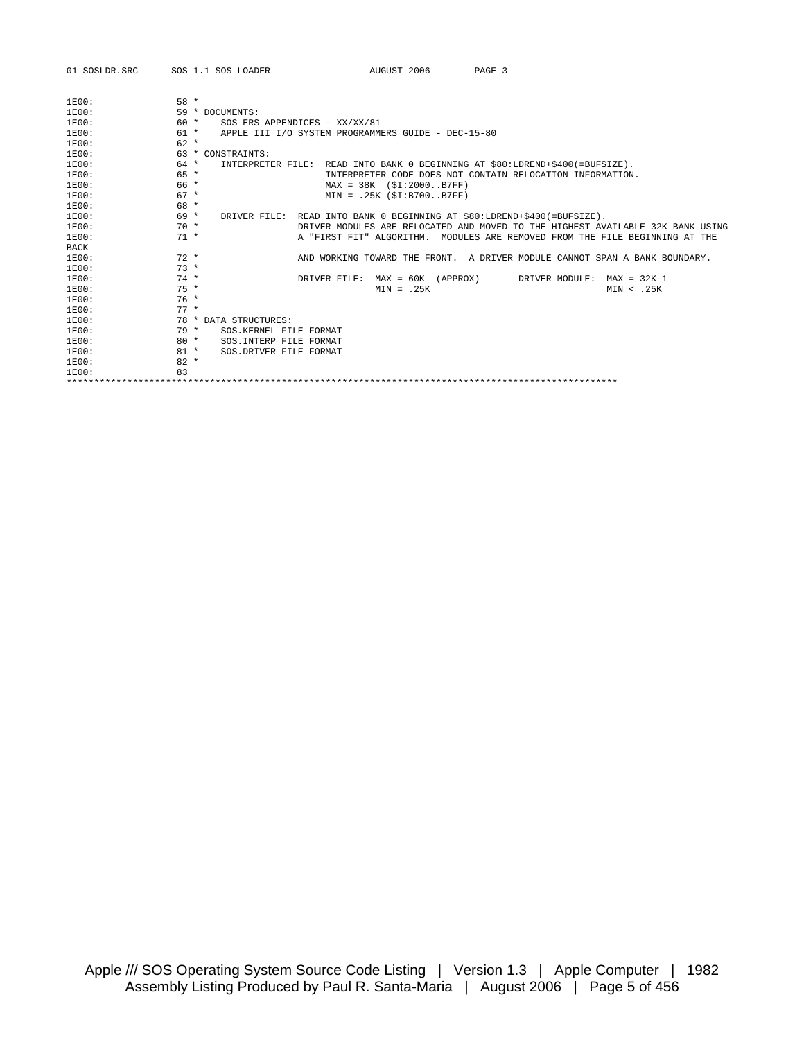```
1E00:              58 *
1E00:              59 * DOCUMENTS:
1E00:              60 *    SOS ERS APPENDICES - XX/XX/81
1E00:              61 *    APPLE III I/O SYSTEM PROGRAMMERS GUIDE - DEC-15-80
1E00:              62 *
1E00:              63 * CONSTRAINTS:
1E00:              64 *    INTERPRETER FILE:  READ INTO BANK 0 BEGINNING AT $80:LDREND+$400(=BUFSIZE).
1E00:              65 *                       INTERPRETER CODE DOES NOT CONTAIN RELOCATION INFORMATION.
1E00:              66 *                       MAX = 38K  ($I:2000..B7FF)
1E00:              67 *                       MIN = .25K ($I:B700..B7FF)
1E00:              68 *
1E00:              69 *    DRIVER FILE:  READ INTO BANK 0 BEGINNING AT $80:LDREND+$400(=BUFSIZE).
1E00:              70 *                  DRIVER MODULES ARE RELOCATED AND MOVED TO THE HIGHEST AVAILABLE 32K BANK USING
1E00:              71 *                  A "FIRST FIT" ALGORITHM.  MODULES ARE REMOVED FROM THE FILE BEGINNING AT THE
BACK
1E00:              72 *                  AND WORKING TOWARD THE FRONT.  A DRIVER MODULE CANNOT SPAN A BANK BOUNDARY.
1E00:              73 *
1E00:              74 *                  DRIVER FILE:  MAX = 60K  (APPROX)       DRIVER MODULE:  MAX = 32K-1
1E00:              75 *                                MIN = .25K                                MIN < .25K
1E00:              76 *
1E00:              77 *
1E00:              78 * DATA STRUCTURES:
1E00:              79 *    SOS.KERNEL FILE FORMAT
1E00:              80 *    SOS.INTERP FILE FORMAT
1E00:              81 *    SOS.DRIVER FILE FORMAT
1E00:              82 *
1E00:              83
****************************************************************************************************
```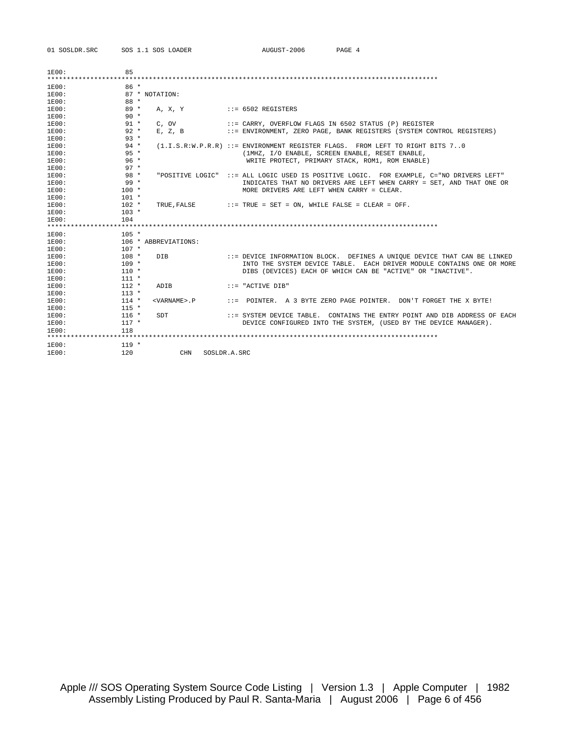```
1E00:              85
****************************************************************************************************
1E00:              86 *
1E00:              87 * NOTATION:
1E00:              88 *
1E00:              89 *    A, X, Y           ::= 6502 REGISTERS
1E00:              90 *
1E00:              91 *    C, OV             ::= CARRY, OVERFLOW FLAGS IN 6502 STATUS (P) REGISTER
1E00:              92 *    E, Z, B           ::= ENVIRONMENT, ZERO PAGE, BANK REGISTERS (SYSTEM CONTROL REGISTERS)
1E00:              93 *
1E00:              94 *    (1.I.S.R:W.P.R.R) ::= ENVIRONMENT REGISTER FLAGS.  FROM LEFT TO RIGHT BITS 7..0
1E00:              95 *                          (1MHZ, I/O ENABLE, SCREEN ENABLE, RESET ENABLE,
1E00:              96 *                           WRITE PROTECT, PRIMARY STACK, ROM1, ROM ENABLE)
1E00:              97 *
1E00:              98 *    "POSITIVE LOGIC"  ::= ALL LOGIC USED IS POSITIVE LOGIC.  FOR EXAMPLE, C="NO DRIVERS LEFT"
1E00:              99 *                          INDICATES THAT NO DRIVERS ARE LEFT WHEN CARRY = SET, AND THAT ONE OR
1E00:             100 *                          MORE DRIVERS ARE LEFT WHEN CARRY = CLEAR.
1E00:             101 *
1E00:             102 *    TRUE,FALSE        ::= TRUE = SET = ON, WHILE FALSE = CLEAR = OFF.
1E00:             103 *
1E00:             104
****************************************************************************************************
1E00:             105 *
1E00:             106 * ABBREVIATIONS:
1E00:             107 *
1E00:             108 *    DIB               ::= DEVICE INFORMATION BLOCK.  DEFINES A UNIQUE DEVICE THAT CAN BE LINKED
1E00:             109 *                          INTO THE SYSTEM DEVICE TABLE.  EACH DRIVER MODULE CONTAINS ONE OR MORE
1E00:             110 *                          DIBS (DEVICES) EACH OF WHICH CAN BE "ACTIVE" OR "INACTIVE".
1E00:             111 *
1E00:             112 *    ADIB              ::= "ACTIVE DIB"
1E00:             113 *
1E00:             114 *    <VARNAME>.P       ::=  POINTER.  A 3 BYTE ZERO PAGE POINTER.  DON'T FORGET THE X BYTE!
1E00:             115 *
1E00:             116 *    SDT               ::= SYSTEM DEVICE TABLE.  CONTAINS THE ENTRY POINT AND DIB ADDRESS OF EACH
1E00:             117 *                          DEVICE CONFIGURED INTO THE SYSTEM, (USED BY THE DEVICE MANAGER).
1E00:             118
****************************************************************************************************
1E00:             119 *
1E00:             120          CHN   SOSLDR.A.SRC
```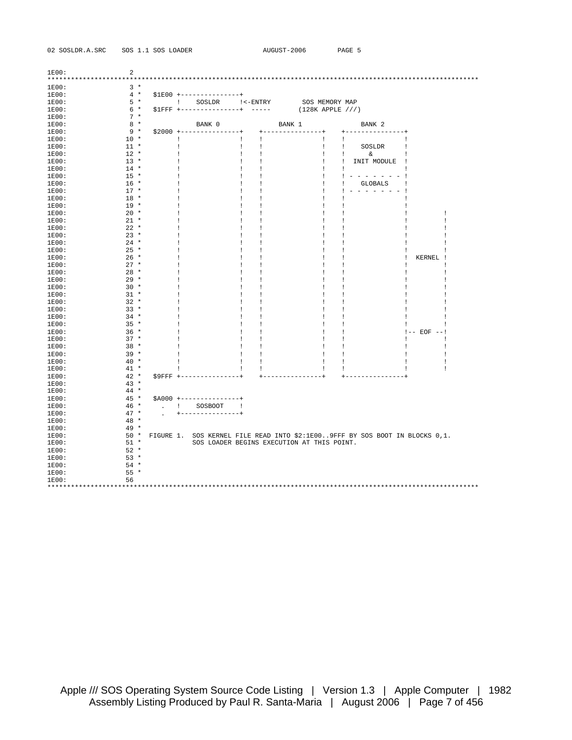```
1E00:               2
****************************************************************************************************
1E00:               3 *
1E00:               4 *   $1E00 +---------------+
1E00:               5 *         !   SOSLDR      !<-ENTRY        SOS MEMORY MAP
1E00:               6 *   $1FFF +---------------+  -----       (128K APPLE ///)
1E00:               7 *
1E00:               8 *              BANK 0               BANK 1              BANK 2
1E00:               9 *   $2000 +---------------+    +---------------+    +---------------+
1E00:              10 *         !               !    !               !    !               !
1E00:              11 *         !               !    !               !    !    SOSLDR     !
1E00:              12 *         !               !    !               !    !      &        !
1E00:              13 *         !               !    !               !    !  INIT MODULE  !
1E00:              14 *         !               !    !               !    !               !
1E00:              15 *         !               !    !               !    ! - - - - - - - !
1E00:              16 *         !               !    !               !    !    GLOBALS    !
1E00:              17 *         !               !    !               !    ! - - - - - - - !
1E00:              18 *         !               !    !               !    !               !
1E00:              19 *         !               !    !               !    !               !
1E00:              20 *         !               !    !               !    !               !         !
1E00:              21 *         !               !    !               !    !               !         !
1E00:              22 *         !               !    !               !    !               !         !
1E00:              23 *         !               !    !               !    !               !         !
1E00:              24 *         !               !    !               !    !               !         !
1E00:              25 *         !               !    !               !    !               !         !
1E00:              26 *         !               !    !               !    !               !  KERNEL !
1E00:              27 *         !               !    !               !    !               !         !
1E00:              28 *         !               !    !               !    !               !         !
1E00:              29 *         !               !    !               !    !               !         !
1E00:              30 *         !               !    !               !    !               !         !
1E00:              31 *         !               !    !               !    !               !         !
1E00:              32 *         !               !    !               !    !               !         !
1E00:              33 *         !               !    !               !    !               !         !
1E00:              34 *         !               !    !               !    !               !         !
1E00:              35 *         !               !    !               !    !               !         !
1E00:              36 *         !               !    !               !    !               !-- EOF --!
1E00:              37 *         !               !    !               !    !               !         !
1E00:              38 *         !               !    !               !    !               !         !
1E00:              39 *         !               !    !               !    !               !         !
1E00:              40 *         !               !    !               !    !               !         !
1E00:              41 *         !               !    !               !    !               !         !
1E00:              42 *   $9FFF +---------------+    +---------------+    +---------------+
1E00:              43 *
1E00:              44 *
1E00:              45 *   $A000 +---------------+
1E00:              46 *     .   !    SOSBOOT    !
1E00:              47 *     .   +---------------+
1E00:              48 *
1E00:              49 *
1E00:              50 *  FIGURE 1.  SOS KERNEL FILE READ INTO $2:1E00..9FFF BY SOS BOOT IN BLOCKS 0,1.
1E00:              51 *             SOS LOADER BEGINS EXECUTION AT THIS POINT.
1E00:              52 *
1E00:              53 *
1E00:              54 *
1E00:              55 *
1E00:              56
****************************************************************************************************
```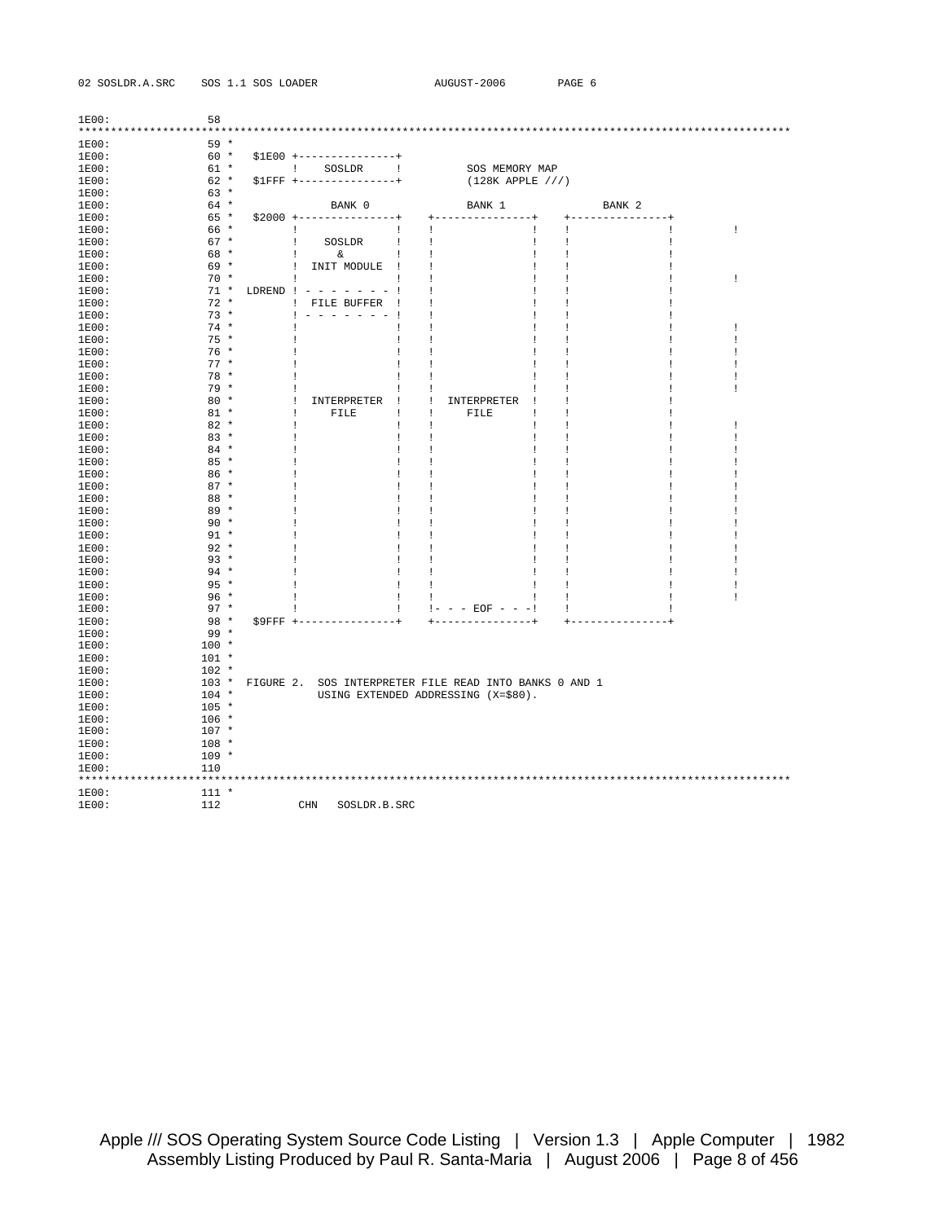```
1E00:              58
*************************************************************************************************************
1E00:              59 *
1E00:              60 *   $1E00 +---------------+
1E00:              61 *         !    SOSLDR     !          SOS MEMORY MAP
1E00:              62 *   $1FFF +---------------+          (128K APPLE ///)
1E00:              63 *
1E00:              64 *              BANK 0               BANK 1               BANK 2
1E00:              65 *   $2000 +---------------+    +---------------+    +---------------+
1E00:              66 *         !               !    !               !    !               !         !
1E00:              67 *         !    SOSLDR     !    !               !    !               !
1E00:              68 *         !      &        !    !               !    !               !
1E00:              69 *         !  INIT MODULE  !    !               !    !               !
1E00:              70 *         !               !    !               !    !               !         !
1E00:              71 *  LDREND ! - - - - - - - !    !               !    !               !
1E00:              72 *         !  FILE BUFFER  !    !               !    !               !
1E00:              73 *         ! - - - - - - - !    !               !    !               !
1E00:              74 *         !               !    !               !    !               !         !
1E00:              75 *         !               !    !               !    !               !         !
1E00:              76 *         !               !    !               !    !               !         !
1E00:              77 *         !               !    !               !    !               !         !
1E00:              78 *         !               !    !               !    !               !         !
1E00:              79 *         !               !    !               !    !               !         !
1E00:              80 *         !  INTERPRETER  !    !  INTERPRETER  !    !               !
1E00:              81 *         !     FILE      !    !     FILE      !    !               !
1E00:              82 *         !               !    !               !    !               !         !
1E00:              83 *         !               !    !               !    !               !         !
1E00:              84 *         !               !    !               !    !               !         !
1E00:              85 *         !               !    !               !    !               !         !
1E00:              86 *         !               !    !               !    !               !         !
1E00:              87 *         !               !    !               !    !               !         !
1E00:              88 *         !               !    !               !    !               !         !
1E00:              89 *         !               !    !               !    !               !         !
1E00:              90 *         !               !    !               !    !               !         !
1E00:              91 *         !               !    !               !    !               !         !
1E00:              92 *         !               !    !               !    !               !         !
1E00:              93 *         !               !    !               !    !               !         !
1E00:              94 *         !               !    !               !    !               !         !
1E00:              95 *         !               !    !               !    !               !         !
1E00:              96 *         !               !    !               !    !               !         !
1E00:              97 *         !               !    !- - - EOF - - -!    !               !
1E00:              98 *   $9FFF +---------------+    +---------------+    +---------------+
1E00:              99 *
1E00:             100 *
1E00:             101 *
1E00:             102 *
1E00:             103 *  FIGURE 2.  SOS INTERPRETER FILE READ INTO BANKS 0 AND 1
1E00:             104 *             USING EXTENDED ADDRESSING (X=$80).
1E00:             105 *
1E00:             106 *
1E00:             107 *
1E00:             108 *
1E00:             109 *
1E00:             110
*************************************************************************************************************
1E00:             111 *
1E00:             112          CHN   SOSLDR.B.SRC
```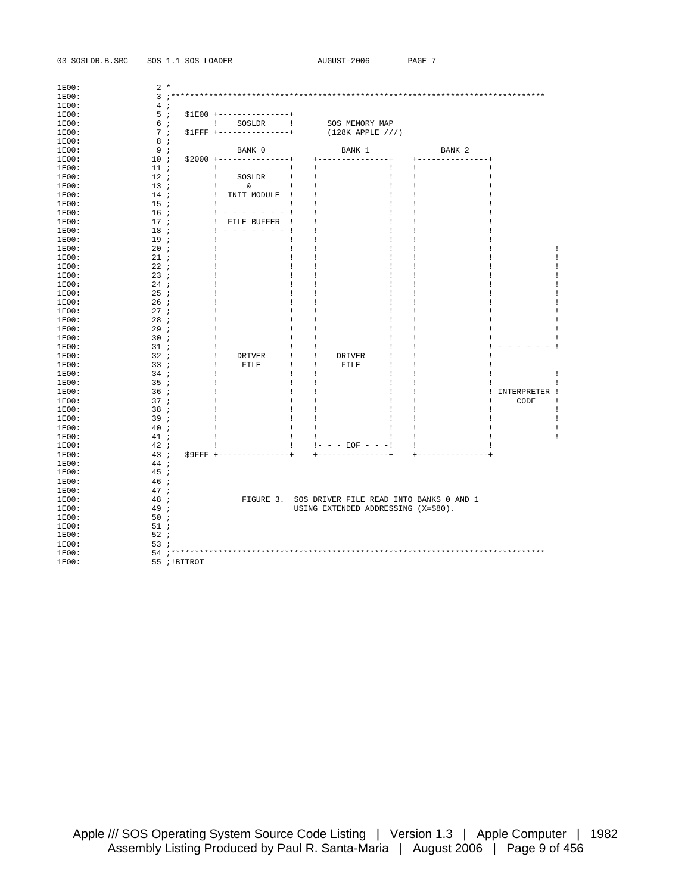```
1E00:             2 *
1E00:             3 ;******************************************************************************
1E00:             4 ;
1E00:             5 ;   $1E00 +---------------+
1E00:             6 ;         !    SOSLDR     !       SOS MEMORY MAP
1E00:             7 ;   $1FFF +---------------+       (128K APPLE ///)
1E00:             8 ;
1E00:             9 ;              BANK 0                BANK 1               BANK 2
1E00:            10 ;   $2000 +---------------+    +---------------+    +---------------+
1E00:            11 ;         !               !    !               !    !               !
1E00:            12 ;         !    SOSLDR     !    !               !    !               !
1E00:            13 ;         !      &        !    !               !    !               !
1E00:            14 ;         !  INIT MODULE  !    !               !    !               !
1E00:            15 ;         !               !    !               !    !               !
1E00:            16 ;         ! - - - - - - - !    !               !    !               !
1E00:            17 ;         !  FILE BUFFER  !    !               !    !               !
1E00:            18 ;         ! - - - - - - - !    !               !    !               !
1E00:            19 ;         !               !    !               !    !               !
1E00:            20 ;         !               !    !               !    !               !             !
1E00:            21 ;         !               !    !               !    !               !             !
1E00:            22 ;         !               !    !               !    !               !             !
1E00:            23 ;         !               !    !               !    !               !             !
1E00:            24 ;         !               !    !               !    !               !             !
1E00:            25 ;         !               !    !               !    !               !             !
1E00:            26 ;         !               !    !               !    !               !             !
1E00:            27 ;         !               !    !               !    !               !             !
1E00:            28 ;         !               !    !               !    !               !             !
1E00:            29 ;         !               !    !               !    !               !             !
1E00:            30 ;         !               !    !               !    !               !             !
1E00:            31 ;         !               !    !               !    !               ! - - - - - - !
1E00:            32 ;         !    DRIVER     !    !    DRIVER     !    !               !
1E00:            33 ;         !     FILE      !    !     FILE      !    !               !
1E00:            34 ;         !               !    !               !    !               !             !
1E00:            35 ;         !               !    !               !    !               !             !
1E00:            36 ;         !               !    !               !    !               ! INTERPRETER !
1E00:            37 ;         !               !    !               !    !               !     CODE    !
1E00:            38 ;         !               !    !               !    !               !             !
1E00:            39 ;         !               !    !               !    !               !             !
1E00:            40 ;         !               !    !               !    !               !             !
1E00:            41 ;         !               !    !               !    !               !             !
1E00:            42 ;         !               !    !- - - EOF - - -!    !               !
1E00:            43 ;   $9FFF +---------------+    +---------------+    +---------------+
1E00:            44 ;
1E00:            45 ;
1E00:            46 ;
1E00:            47 ;
1E00:            48 ;              FIGURE 3.  SOS DRIVER FILE READ INTO BANKS 0 AND 1
1E00:            49 ;                         USING EXTENDED ADDRESSING (X=$80).
1E00:            50 ;
1E00:            51 ;
1E00:            52 ;
1E00:            53 ;
1E00:            54 ;******************************************************************************
1E00:            55 ;!BITROT
```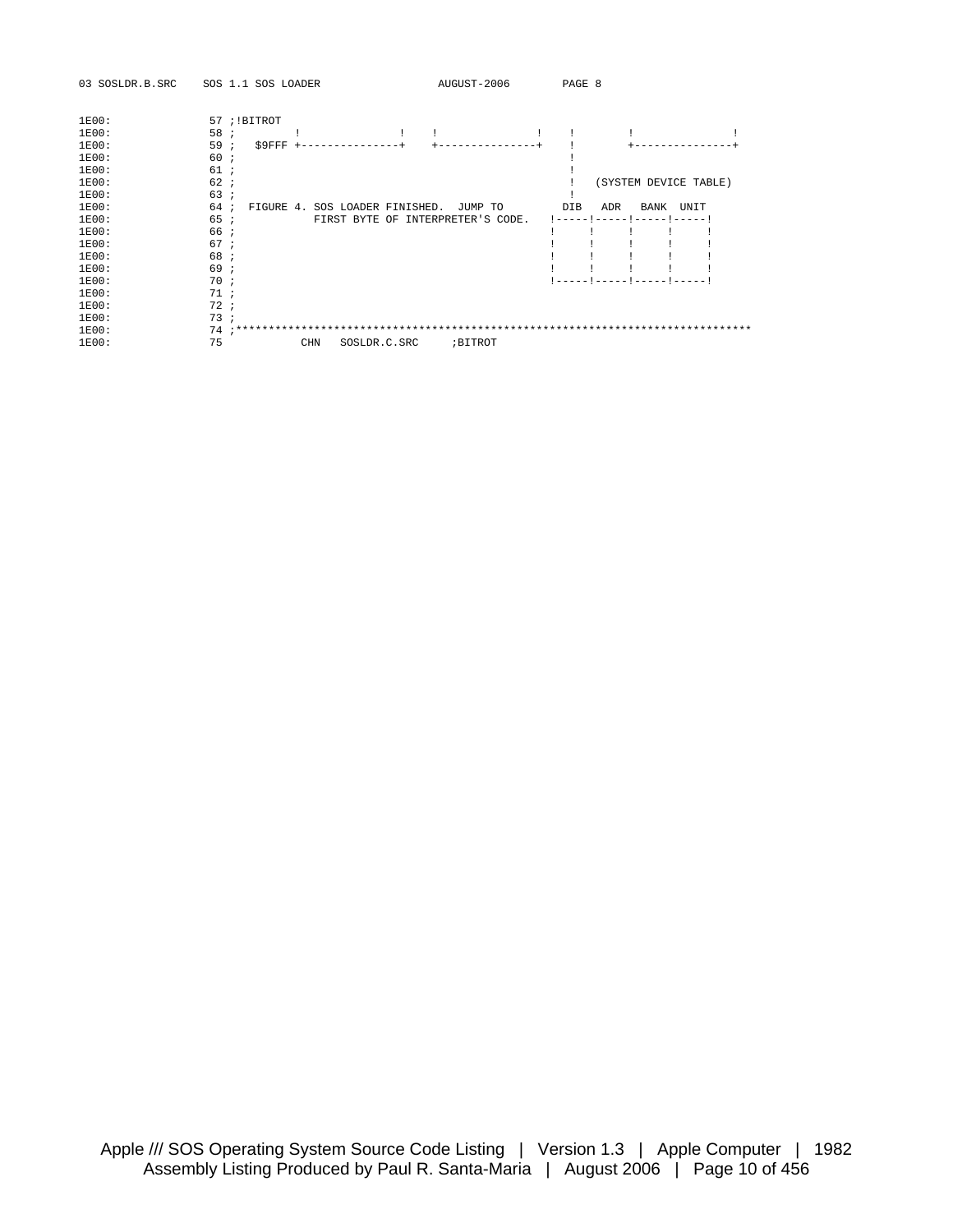```
1E00:              57 ;!BITROT
1E00:              58 ;         !               !    !               !    !        !               !
1E00:              59 ;   $9FFF +---------------+    +---------------+    !        +---------------+
1E00:              60 ;                                                   !
1E00:              61 ;                                                   !
1E00:              62 ;                                                   !   (SYSTEM DEVICE TABLE)
1E00:              63 ;                                                   !
1E00:              64 ;  FIGURE 4. SOS LOADER FINISHED.  JUMP TO         DIB   ADR   BANK  UNIT
1E00:              65 ;           FIRST BYTE OF INTERPRETER'S CODE.   !-----!-----!-----!-----!
1E00:              66 ;                                               !     !     !     !     !
1E00:              67 ;                                               !     !     !     !     !
1E00:              68 ;                                               !     !     !     !     !
1E00:              69 ;                                               !     !     !     !     !
1E00:              70 ;                                               !-----!-----!-----!-----!
1E00:              71 ;
1E00:              72 ;
1E00:              73 ;
1E00:              74 ;******************************************************************************
1E00:              75           CHN   SOSLDR.C.SRC     ;BITROT
```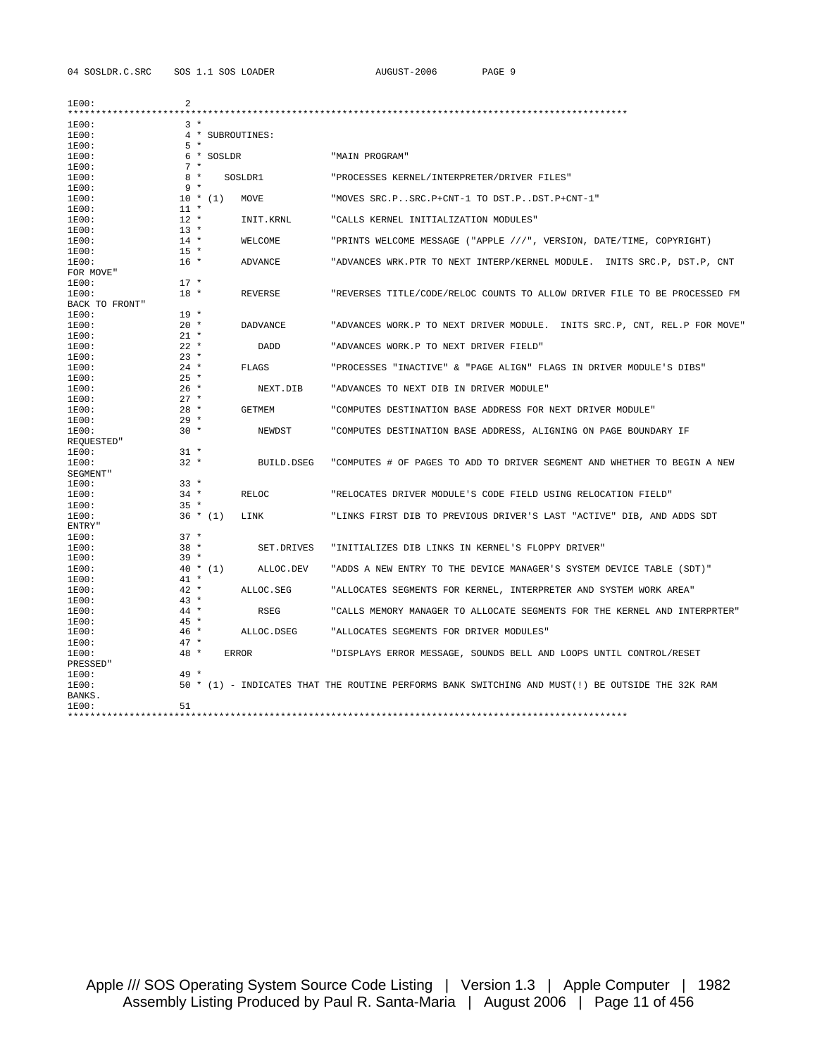```
1E00:                2
*************************************************************************************************
1E00:                3 *
1E00:                4 * SUBROUTINES:
1E00:                5 *
1E00:                6 * SOSLDR              "MAIN PROGRAM"
1E00:                7 *
1E00:                8 *    SOSLDR1          "PROCESSES KERNEL/INTERPRETER/DRIVER FILES"
1E00:                9 *
1E00:               10 * (1)   MOVE          "MOVES SRC.P..SRC.P+CNT-1 TO DST.P..DST.P+CNT-1"
1E00:               11 *
1E00:               12 *       INIT.KRNL     "CALLS KERNEL INITIALIZATION MODULES"
1E00:               13 *
1E00:               14 *       WELCOME       "PRINTS WELCOME MESSAGE ("APPLE ///", VERSION, DATE/TIME, COPYRIGHT)
1E00:               15 *
1E00:               16 *       ADVANCE       "ADVANCES WRK.PTR TO NEXT INTERP/KERNEL MODULE.  INITS SRC.P, DST.P, CNT
FOR MOVE"
1E00:               17 *
1E00:               18 *       REVERSE       "REVERSES TITLE/CODE/RELOC COUNTS TO ALLOW DRIVER FILE TO BE PROCESSED FM
BACK TO FRONT"
1E00:               19 *
1E00:               20 *       DADVANCE      "ADVANCES WORK.P TO NEXT DRIVER MODULE.  INITS SRC.P, CNT, REL.P FOR MOVE"
1E00:               21 *
1E00:               22 *          DADD       "ADVANCES WORK.P TO NEXT DRIVER FIELD"
1E00:               23 *
1E00:               24 *       FLAGS         "PROCESSES "INACTIVE" & "PAGE ALIGN" FLAGS IN DRIVER MODULE'S DIBS"
1E00:               25 *
1E00:               26 *          NEXT.DIB   "ADVANCES TO NEXT DIB IN DRIVER MODULE"
1E00:               27 *
1E00:               28 *       GETMEM        "COMPUTES DESTINATION BASE ADDRESS FOR NEXT DRIVER MODULE"
1E00:               29 *
1E00:               30 *          NEWDST     "COMPUTES DESTINATION BASE ADDRESS, ALIGNING ON PAGE BOUNDARY IF
REQUESTED"
1E00:               31 *
1E00:               32 *          BUILD.DSEG "COMPUTES # OF PAGES TO ADD TO DRIVER SEGMENT AND WHETHER TO BEGIN A NEW
SEGMENT"
1E00:               33 *
1E00:               34 *       RELOC         "RELOCATES DRIVER MODULE'S CODE FIELD USING RELOCATION FIELD"
1E00:               35 *
1E00:               36 * (1)   LINK          "LINKS FIRST DIB TO PREVIOUS DRIVER'S LAST "ACTIVE" DIB, AND ADDS SDT
ENTRY"
1E00:               37 *
1E00:               38 *          SET.DRIVES "INITIALIZES DIB LINKS IN KERNEL'S FLOPPY DRIVER"
1E00:               39 *
1E00:               40 * (1)      ALLOC.DEV  "ADDS A NEW ENTRY TO THE DEVICE MANAGER'S SYSTEM DEVICE TABLE (SDT)"
1E00:               41 *
1E00:               42 *       ALLOC.SEG     "ALLOCATES SEGMENTS FOR KERNEL, INTERPRETER AND SYSTEM WORK AREA"
1E00:               43 *
1E00:               44 *          RSEG       "CALLS MEMORY MANAGER TO ALLOCATE SEGMENTS FOR THE KERNEL AND INTERPRTER"
1E00:               45 *
1E00:               46 *       ALLOC.DSEG    "ALLOCATES SEGMENTS FOR DRIVER MODULES"
1E00:               47 *
1E00:               48 *    ERROR            "DISPLAYS ERROR MESSAGE, SOUNDS BELL AND LOOPS UNTIL CONTROL/RESET
PRESSED"
1E00:               49 *
1E00:               50 * (1) - INDICATES THAT THE ROUTINE PERFORMS BANK SWITCHING AND MUST(!) BE OUTSIDE THE 32K RAM
BANKS.
1E00:               51
*************************************************************************************************
```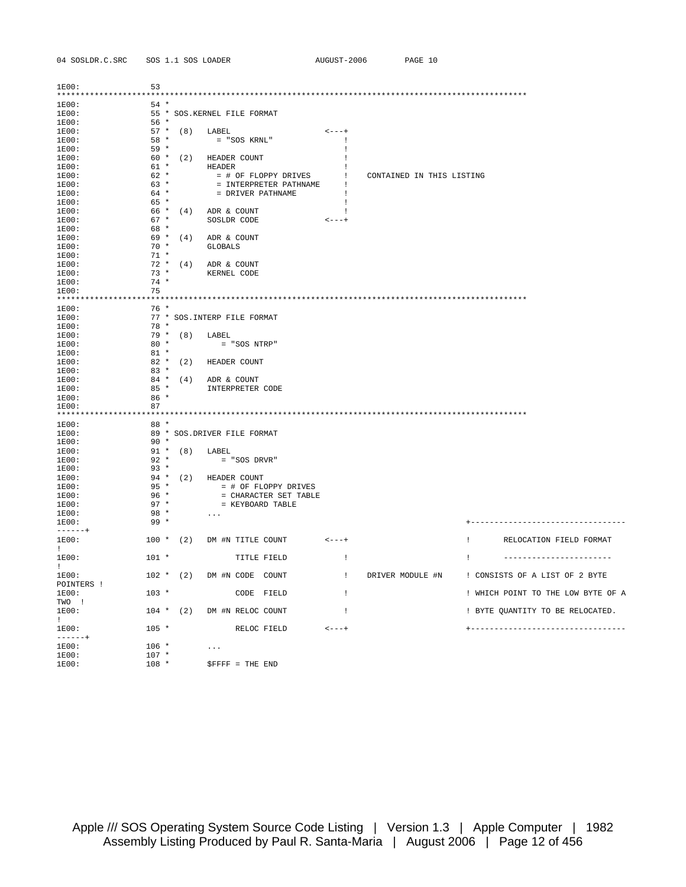```
1E00:             53
****************************************************************************************************
1E00:             54 *
1E00:             55 * SOS.KERNEL FILE FORMAT
1E00:             56 *
1E00:             57 *  (8)   LABEL                     <---+
1E00:             58 *           = "SOS KRNL"                !
1E00:             59 *                                       !
1E00:             60 *  (2)   HEADER COUNT                   !
1E00:             61 *        HEADER                         !
1E00:             62 *          = # OF FLOPPY DRIVES         !    CONTAINED IN THIS LISTING
1E00:             63 *          = INTERPRETER PATHNAME       !
1E00:             64 *          = DRIVER PATHNAME            !
1E00:             65 *                                       !
1E00:             66 *  (4)   ADR & COUNT                    !
1E00:             67 *        SOSLDR CODE               <---+
1E00:             68 *
1E00:             69 *  (4)   ADR & COUNT
1E00:             70 *        GLOBALS
1E00:             71 *
1E00:             72 *  (4)   ADR & COUNT
1E00:             73 *        KERNEL CODE
1E00:             74 *
1E00:             75
****************************************************************************************************
1E00:             76 *
1E00:             77 * SOS.INTERP FILE FORMAT
1E00:             78 *
1E00:             79 *  (8)   LABEL
1E00:             80 *           = "SOS NTRP"
1E00:             81 *
1E00:             82 *  (2)   HEADER COUNT
1E00:             83 *
1E00:             84 *  (4)   ADR & COUNT
1E00:             85 *        INTERPRETER CODE
1E00:             86 *
1E00:             87
****************************************************************************************************
1E00:             88 *
1E00:             89 * SOS.DRIVER FILE FORMAT
1E00:             90 *
1E00:             91 *  (8)   LABEL
1E00:             92 *           = "SOS DRVR"
1E00:             93 *
1E00:             94 *  (2)   HEADER COUNT
1E00:             95 *          = # OF FLOPPY DRIVES
1E00:             96 *          = CHARACTER SET TABLE
1E00:             97 *          = KEYBOARD TABLE
1E00:             98 *        ...
1E00:             99 *                                                              +---------------------------------------+
1E00:            100 *  (2)   DM #N TITLE COUNT         <---+                       !       RELOCATION FIELD FORMAT         !
1E00:            101 *              TITLE FIELD            !                       !       -----------------------         !
1E00:            102 *  (2)   DM #N CODE  COUNT            !    DRIVER MODULE #N   ! CONSISTS OF A LIST OF 2 BYTE POINTERS !
1E00:            103 *              CODE  FIELD            !                       ! WHICH POINT TO THE LOW BYTE OF A TWO  !
1E00:            104 *  (2)   DM #N RELOC COUNT            !                       ! BYTE QUANTITY TO BE RELOCATED.        !
1E00:            105 *              RELOC FIELD       <---+                       +---------------------------------------+
1E00:            106 *        ...
1E00:            107 *
1E00:            108 *        $FFFF = THE END
```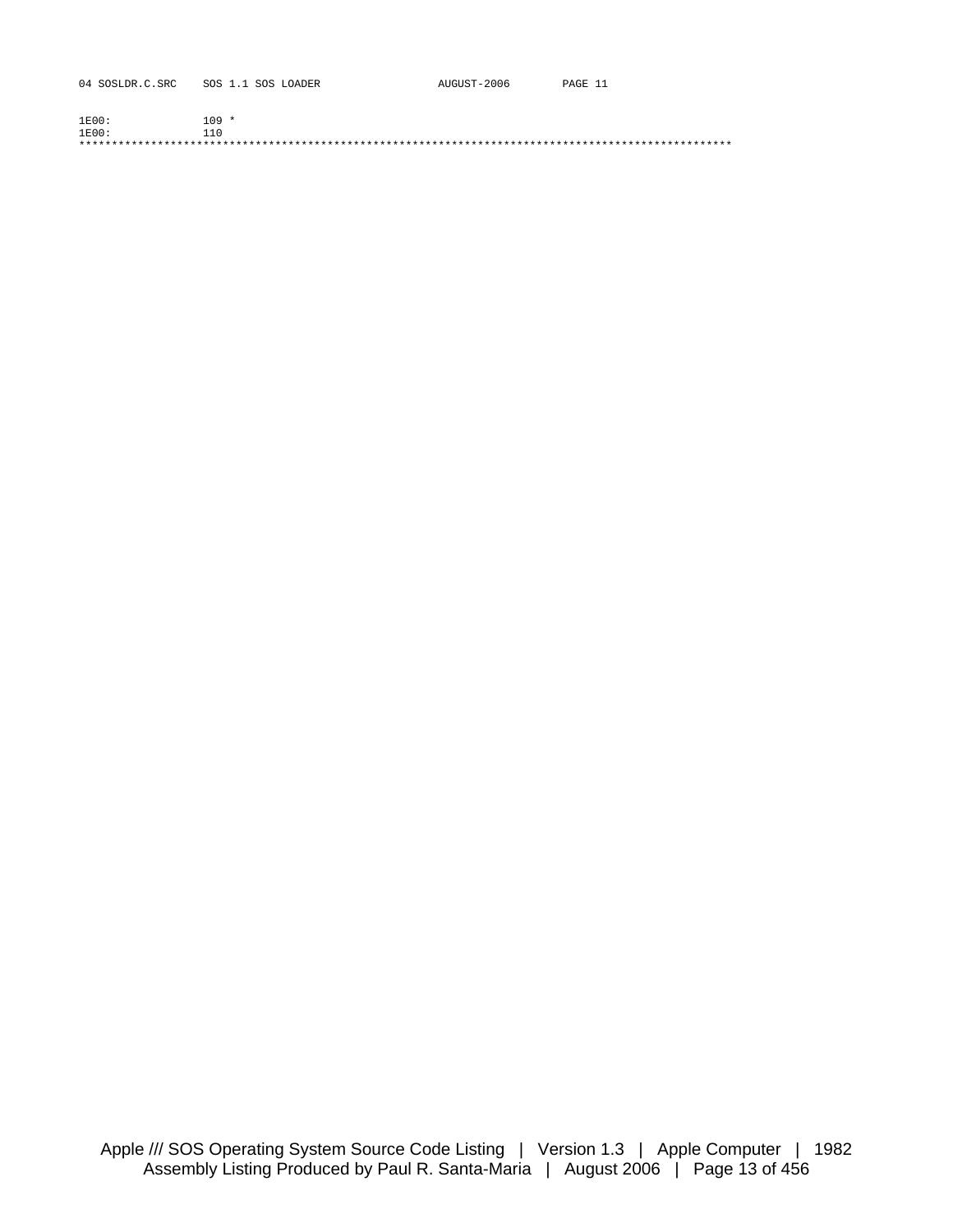```
1E00:           109 *
1E00:           110
****************************************************************************************************
```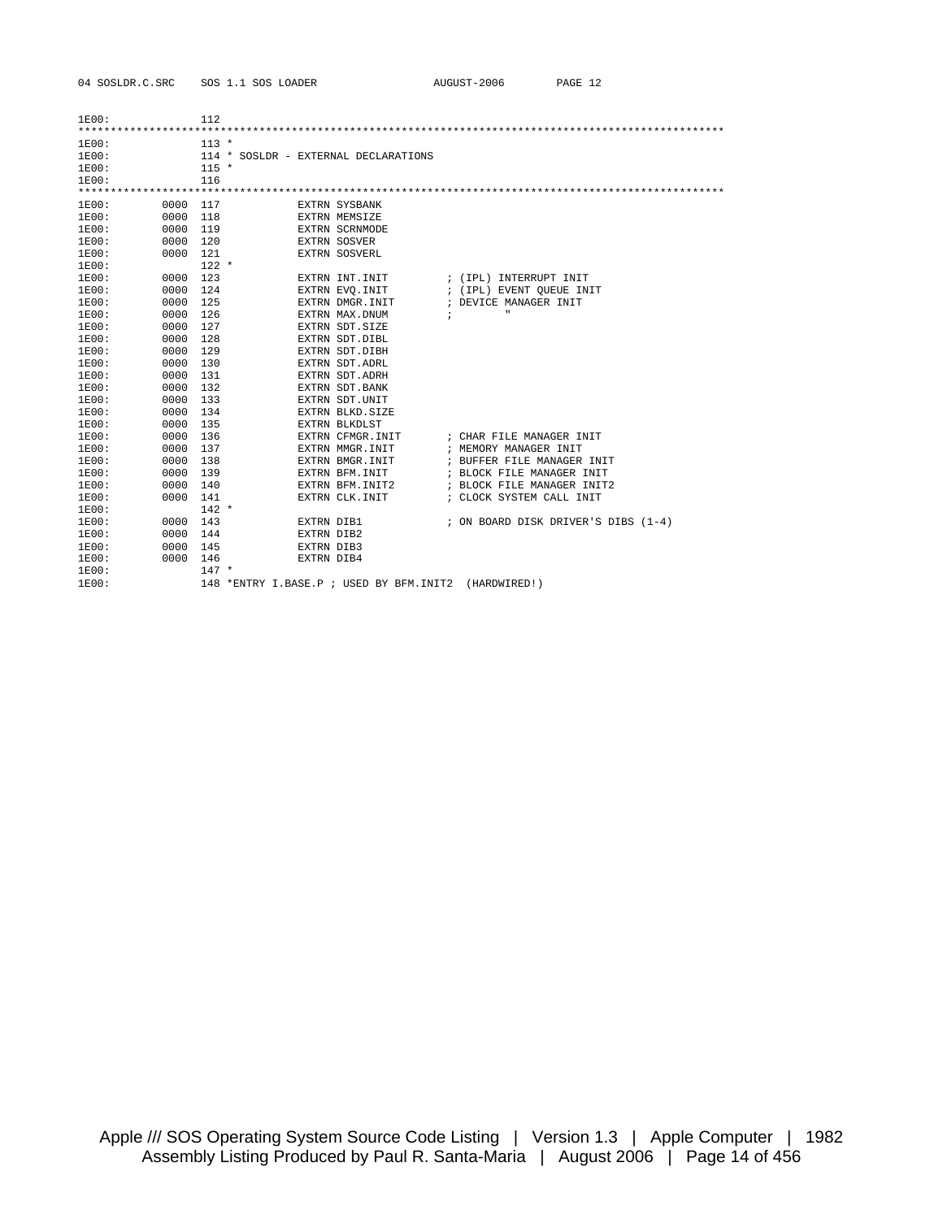```
1E00:              112
****************************************************************************************************
1E00:              113 *
1E00:              114 * SOSLDR - EXTERNAL DECLARATIONS
1E00:              115 *
1E00:              116
****************************************************************************************************
1E00:         0000 117              EXTRN SYSBANK
1E00:         0000 118              EXTRN MEMSIZE
1E00:         0000 119              EXTRN SCRNMODE
1E00:         0000 120              EXTRN SOSVER
1E00:         0000 121              EXTRN SOSVERL
1E00:              122 *
1E00:         0000 123              EXTRN INT.INIT         ; (IPL) INTERRUPT INIT
1E00:         0000 124              EXTRN EVQ.INIT         ; (IPL) EVENT QUEUE INIT
1E00:         0000 125              EXTRN DMGR.INIT        ; DEVICE MANAGER INIT
1E00:         0000 126              EXTRN MAX.DNUM         ;        "
1E00:         0000 127              EXTRN SDT.SIZE
1E00:         0000 128              EXTRN SDT.DIBL
1E00:         0000 129              EXTRN SDT.DIBH
1E00:         0000 130              EXTRN SDT.ADRL
1E00:         0000 131              EXTRN SDT.ADRH
1E00:         0000 132              EXTRN SDT.BANK
1E00:         0000 133              EXTRN SDT.UNIT
1E00:         0000 134              EXTRN BLKD.SIZE
1E00:         0000 135              EXTRN BLKDLST
1E00:         0000 136              EXTRN CFMGR.INIT       ; CHAR FILE MANAGER INIT
1E00:         0000 137              EXTRN MMGR.INIT        ; MEMORY MANAGER INIT
1E00:         0000 138              EXTRN BMGR.INIT        ; BUFFER FILE MANAGER INIT
1E00:         0000 139              EXTRN BFM.INIT         ; BLOCK FILE MANAGER INIT
1E00:         0000 140              EXTRN BFM.INIT2        ; BLOCK FILE MANAGER INIT2
1E00:         0000 141              EXTRN CLK.INIT         ; CLOCK SYSTEM CALL INIT
1E00:              142 *
1E00:         0000 143              EXTRN DIB1             ; ON BOARD DISK DRIVER'S DIBS (1-4)
1E00:         0000 144              EXTRN DIB2
1E00:         0000 145              EXTRN DIB3
1E00:         0000 146              EXTRN DIB4
1E00:              147 *
1E00:              148 *ENTRY I.BASE.P ; USED BY BFM.INIT2  (HARDWIRED!)
```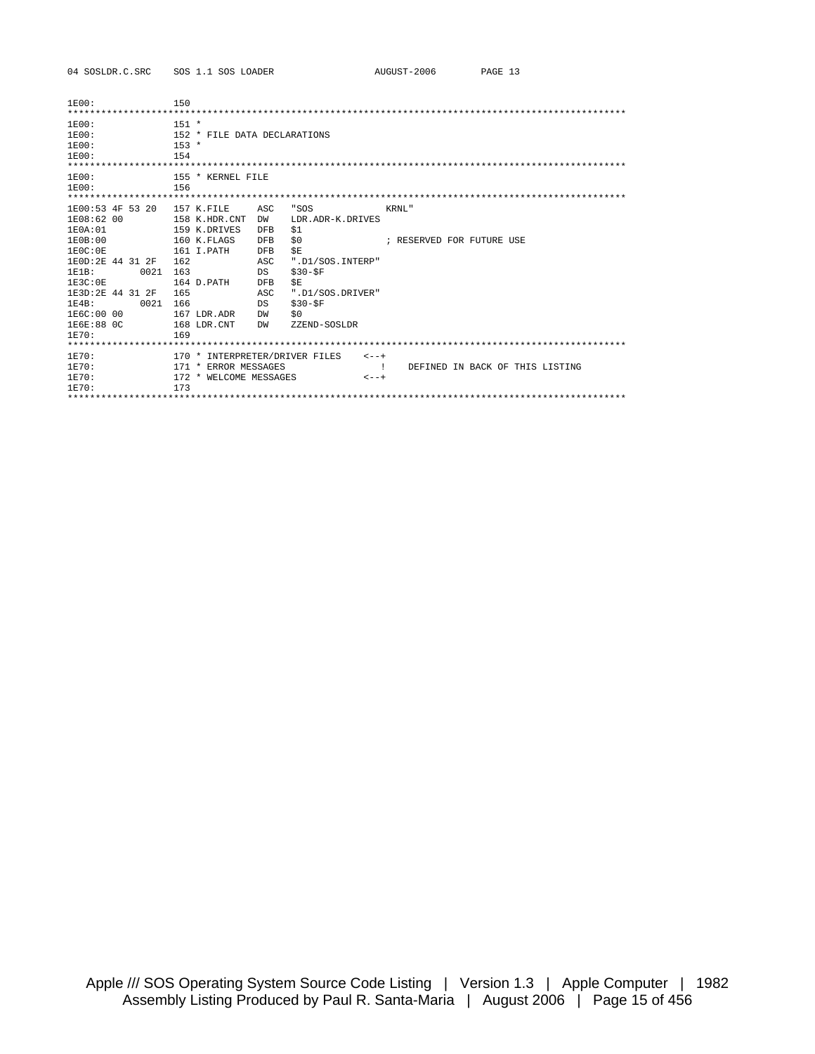```
1E00:              150
****************************************************************************************************
1E00:              151 *
1E00:              152 * FILE DATA DECLARATIONS
1E00:              153 *
1E00:              154
****************************************************************************************************
1E00:              155 * KERNEL FILE
1E00:              156
****************************************************************************************************
1E00:53 4F 53 20   157 K.FILE     ASC   "SOS            KRNL"
1E08:62 00         158 K.HDR.CNT  DW    LDR.ADR-K.DRIVES
1E0A:01            159 K.DRIVES   DFB   $1
1E0B:00            160 K.FLAGS    DFB   $0              ; RESERVED FOR FUTURE USE
1E0C:0E            161 I.PATH     DFB   $E
1E0D:2E 44 31 2F   162            ASC   ".D1/SOS.INTERP"
1E1B:        0021  163            DS    $30-$F
1E3C:0E            164 D.PATH     DFB   $E
1E3D:2E 44 31 2F   165            ASC   ".D1/SOS.DRIVER"
1E4B:        0021  166            DS    $30-$F
1E6C:00 00         167 LDR.ADR    DW    $0
1E6E:88 0C         168 LDR.CNT    DW    ZZEND-SOSLDR
1E70:              169
****************************************************************************************************
1E70:              170 * INTERPRETER/DRIVER FILES    <--+
1E70:              171 * ERROR MESSAGES                 !    DEFINED IN BACK OF THIS LISTING
1E70:              172 * WELCOME MESSAGES            <--+
1E70:              173
****************************************************************************************************
```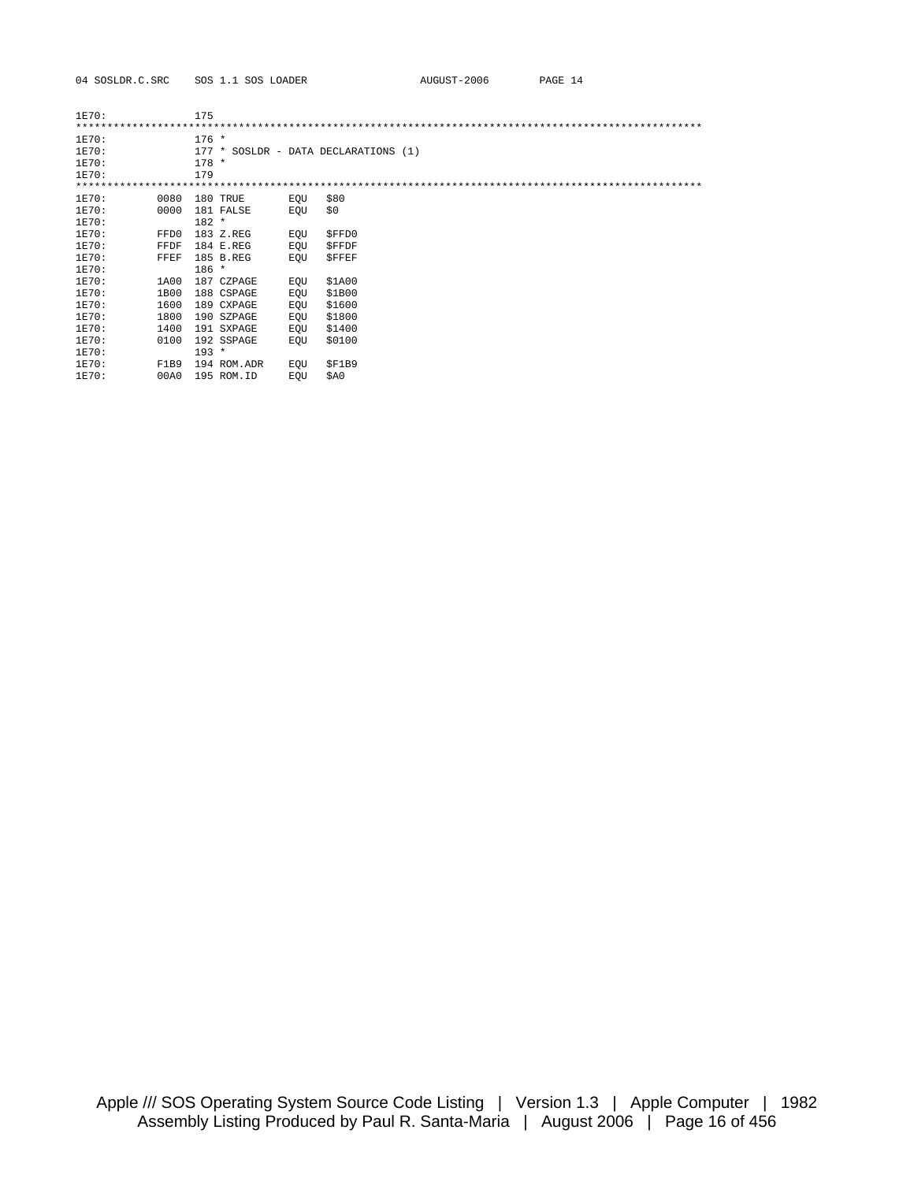```
1E70:              175
****************************************************************************************************
1E70:              176 *
1E70:              177 * SOSLDR - DATA DECLARATIONS (1)
1E70:              178 *
1E70:              179
****************************************************************************************************
1E70:        0080  180 TRUE       EQU   $80
1E70:        0000  181 FALSE      EQU   $0
1E70:              182 *
1E70:        FFD0  183 Z.REG      EQU   $FFD0
1E70:        FFDF  184 E.REG      EQU   $FFDF
1E70:        FFEF  185 B.REG      EQU   $FFEF
1E70:              186 *
1E70:        1A00  187 CZPAGE     EQU   $1A00
1E70:        1B00  188 CSPAGE     EQU   $1B00
1E70:        1600  189 CXPAGE     EQU   $1600
1E70:        1800  190 SZPAGE     EQU   $1800
1E70:        1400  191 SXPAGE     EQU   $1400
1E70:        0100  192 SSPAGE     EQU   $0100
1E70:              193 *
1E70:        F1B9  194 ROM.ADR    EQU   $F1B9
1E70:        00A0  195 ROM.ID     EQU   $A0
```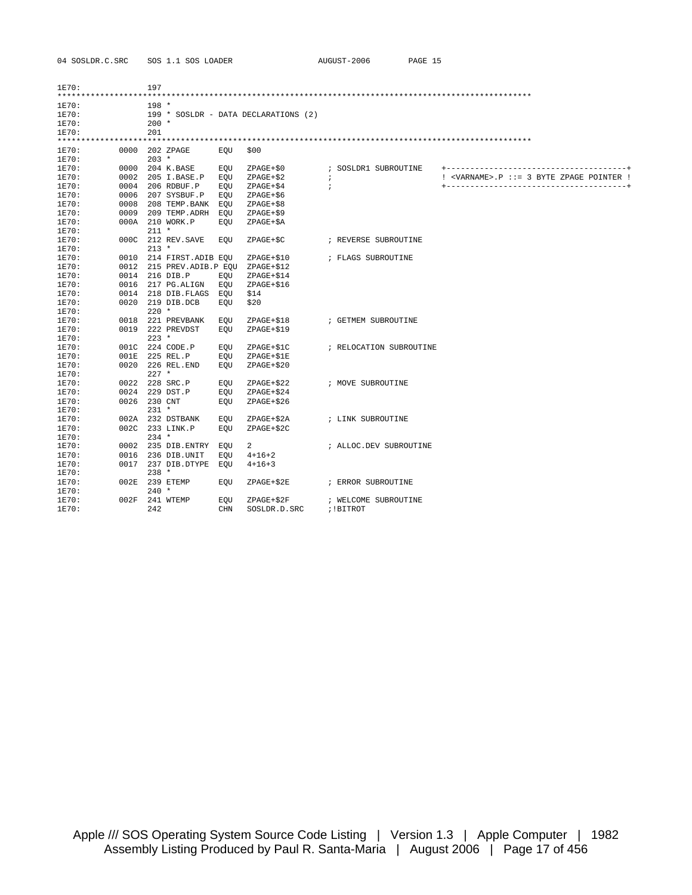```
1E70:              197
****************************************************************************************************
1E70:              198 *
1E70:              199 * SOSLDR - DATA DECLARATIONS (2)
1E70:              200 *
1E70:              201
****************************************************************************************************
1E70:         0000 202 ZPAGE      EQU   $00
1E70:              203 *
1E70:         0000 204 K.BASE     EQU   ZPAGE+$0         ; SOSLDR1 SUBROUTINE    +--------------------------------------+
1E70:         0002 205 I.BASE.P   EQU   ZPAGE+$2         ;                       ! <VARNAME>.P ::= 3 BYTE ZPAGE POINTER !
1E70:         0004 206 RDBUF.P    EQU   ZPAGE+$4         ;                       +--------------------------------------+
1E70:         0006 207 SYSBUF.P   EQU   ZPAGE+$6
1E70:         0008 208 TEMP.BANK  EQU   ZPAGE+$8
1E70:         0009 209 TEMP.ADRH  EQU   ZPAGE+$9
1E70:         000A 210 WORK.P     EQU   ZPAGE+$A
1E70:              211 *
1E70:         000C 212 REV.SAVE   EQU   ZPAGE+$C         ; REVERSE SUBROUTINE
1E70:              213 *
1E70:         0010 214 FIRST.ADIB EQU   ZPAGE+$10        ; FLAGS SUBROUTINE
1E70:         0012 215 PREV.ADIB.P EQU  ZPAGE+$12
1E70:         0014 216 DIB.P      EQU   ZPAGE+$14
1E70:         0016 217 PG.ALIGN   EQU   ZPAGE+$16
1E70:         0014 218 DIB.FLAGS  EQU   $14
1E70:         0020 219 DIB.DCB    EQU   $20
1E70:              220 *
1E70:         0018 221 PREVBANK   EQU   ZPAGE+$18        ; GETMEM SUBROUTINE
1E70:         0019 222 PREVDST    EQU   ZPAGE+$19
1E70:              223 *
1E70:         001C 224 CODE.P     EQU   ZPAGE+$1C        ; RELOCATION SUBROUTINE
1E70:         001E 225 REL.P      EQU   ZPAGE+$1E
1E70:         0020 226 REL.END    EQU   ZPAGE+$20
1E70:              227 *
1E70:         0022 228 SRC.P      EQU   ZPAGE+$22        ; MOVE SUBROUTINE
1E70:         0024 229 DST.P      EQU   ZPAGE+$24
1E70:         0026 230 CNT        EQU   ZPAGE+$26
1E70:              231 *
1E70:         002A 232 DSTBANK    EQU   ZPAGE+$2A        ; LINK SUBROUTINE
1E70:         002C 233 LINK.P     EQU   ZPAGE+$2C
1E70:              234 *
1E70:         0002 235 DIB.ENTRY  EQU   2                ; ALLOC.DEV SUBROUTINE
1E70:         0016 236 DIB.UNIT   EQU   4+16+2
1E70:         0017 237 DIB.DTYPE  EQU   4+16+3
1E70:              238 *
1E70:         002E 239 ETEMP      EQU   ZPAGE+$2E        ; ERROR SUBROUTINE
1E70:              240 *
1E70:         002F 241 WTEMP      EQU   ZPAGE+$2F        ; WELCOME SUBROUTINE
1E70:              242            CHN   SOSLDR.D.SRC     ;!BITROT
```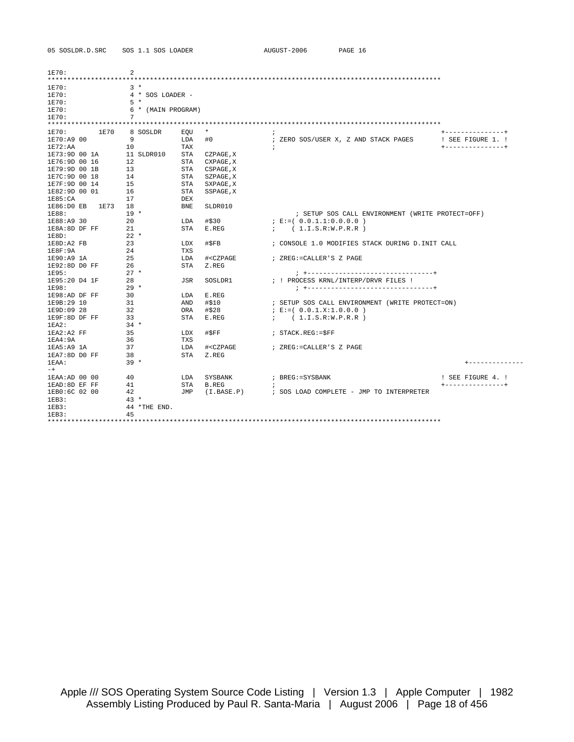```
05 SOSLDR.D.SRC    SOS 1.1 SOS LOADER                 AUGUST-2006        PAGE 16

1E70:                2
****************************************************************************************************
1E70:                3 *
1E70:                4 * SOS LOADER -
1E70:                5 *
1E70:                6 * (MAIN PROGRAM)
1E70:                7
****************************************************************************************************
1E70:         1E70   8 SOSLDR      EQU   *                  ;                                          +---------------+
1E70:A9 00           9             LDA   #0                 ; ZERO SOS/USER X, Z AND STACK PAGES       ! SEE FIGURE 1. !
1E72:AA             10             TAX                      ;                                          +---------------+
1E73:9D 00 1A       11 SLDR010     STA   CZPAGE,X
1E76:9D 00 16       12             STA   CXPAGE,X
1E79:9D 00 1B       13             STA   CSPAGE,X
1E7C:9D 00 18       14             STA   SZPAGE,X
1E7F:9D 00 14       15             STA   SXPAGE,X
1E82:9D 00 01       16             STA   SSPAGE,X
1E85:CA             17             DEX
1E86:D0 EB   1E73   18             BNE   SLDR010
1E88:               19 *                                          ; SETUP SOS CALL ENVIRONMENT (WRITE PROTECT=OFF)
1E88:A9 30          20             LDA   #$30               ; E:=( 0.0.1.1:0.0.0.0 )
1E8A:8D DF FF       21             STA   E.REG              ;    ( 1.I.S.R:W.P.R.R )
1E8D:               22 *
1E8D:A2 FB          23             LDX   #$FB               ; CONSOLE 1.0 MODIFIES STACK DURING D.INIT CALL
1E8F:9A             24             TXS
1E90:A9 1A          25             LDA   #<CZPAGE           ; ZREG:=CALLER'S Z PAGE
1E92:8D D0 FF       26             STA   Z.REG
1E95:               27 *                                          ; +--------------------------------+
1E95:20 D4 1F       28             JSR   SOSLDR1            ; ! PROCESS KRNL/INTERP/DRVR FILES !
1E98:               29 *                                          ; +--------------------------------+
1E98:AD DF FF       30             LDA   E.REG
1E9B:29 10          31             AND   #$10               ; SETUP SOS CALL ENVIRONMENT (WRITE PROTECT=ON)
1E9D:09 28          32             ORA   #$28               ; E:=( 0.0.1.X:1.0.0.0 )
1E9F:8D DF FF       33             STA   E.REG              ;    ( 1.I.S.R:W.P.R.R )
1EA2:               34 *
1EA2:A2 FF          35             LDX   #$FF               ; STACK.REG:=$FF
1EA4:9A             36             TXS
1EA5:A9 1A          37             LDA   #<CZPAGE           ; ZREG:=CALLER'S Z PAGE
1EA7:8D D0 FF       38             STA   Z.REG
1EAA:               39 *                                                                                   +--------------
-+
1EAA:AD 00 00       40             LDA   SYSBANK            ; BREG:=SYSBANK                            ! SEE FIGURE 4. !
1EAD:8D EF FF       41             STA   B.REG              ;                                          +---------------+
1EB0:6C 02 00       42             JMP   (I.BASE.P)         ; SOS LOAD COMPLETE - JMP TO INTERPRETER
1EB3:               43 *
1EB3:               44 *THE END.
1EB3:               45
****************************************************************************************************
```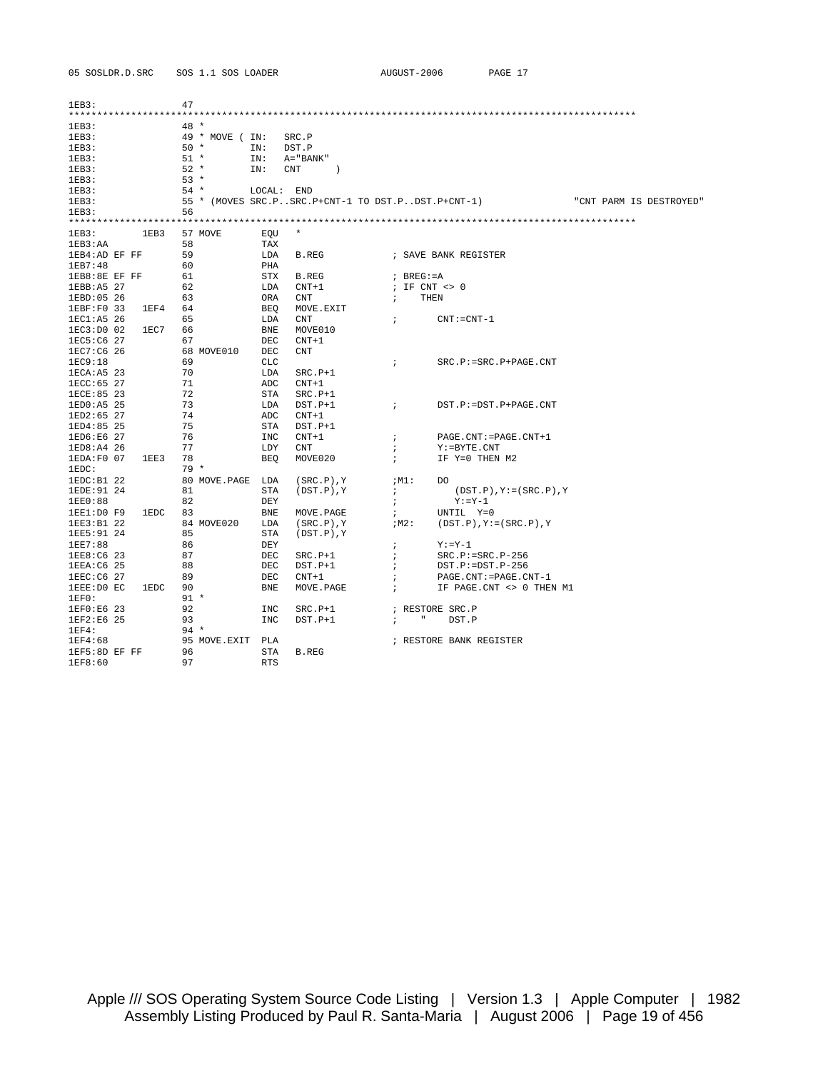```
1EB3:               47
****************************************************************************************************
1EB3:               48 *
1EB3:               49 * MOVE ( IN:   SRC.P
1EB3:               50 *        IN:   DST.P
1EB3:               51 *        IN:   A="BANK"
1EB3:               52 *        IN:   CNT      )
1EB3:               53 *
1EB3:               54 *        LOCAL:  END
1EB3:               55 * (MOVES SRC.P..SRC.P+CNT-1 TO DST.P..DST.P+CNT-1)                 "CNT PARM IS DESTROYED"
1EB3:               56
****************************************************************************************************
1EB3:        1EB3   57 MOVE        EQU   *
1EB3:AA             58             TAX
1EB4:AD EF FF       59             LDA   B.REG           ; SAVE BANK REGISTER
1EB7:48             60             PHA
1EB8:8E EF FF       61             STX   B.REG           ; BREG:=A
1EBB:A5 27          62             LDA   CNT+1           ; IF CNT <> 0
1EBD:05 26          63             ORA   CNT             ;    THEN
1EBF:F0 33   1EF4   64             BEQ   MOVE.EXIT
1EC1:A5 26          65             LDA   CNT             ;       CNT:=CNT-1
1EC3:D0 02   1EC7   66             BNE   MOVE010
1EC5:C6 27          67             DEC   CNT+1
1EC7:C6 26          68 MOVE010     DEC   CNT
1EC9:18             69             CLC                   ;       SRC.P:=SRC.P+PAGE.CNT
1ECA:A5 23          70             LDA   SRC.P+1
1ECC:65 27          71             ADC   CNT+1
1ECE:85 23          72             STA   SRC.P+1
1ED0:A5 25          73             LDA   DST.P+1         ;       DST.P:=DST.P+PAGE.CNT
1ED2:65 27          74             ADC   CNT+1
1ED4:85 25          75             STA   DST.P+1
1ED6:E6 27          76             INC   CNT+1           ;       PAGE.CNT:=PAGE.CNT+1
1ED8:A4 26          77             LDY   CNT             ;       Y:=BYTE.CNT
1EDA:F0 07   1EE3   78             BEQ   MOVE020         ;       IF Y=0 THEN M2
1EDC:               79 *
1EDC:B1 22          80 MOVE.PAGE   LDA   (SRC.P),Y       ;M1:    DO
1EDE:91 24          81             STA   (DST.P),Y       ;          (DST.P),Y:=(SRC.P),Y
1EE0:88             82             DEY                   ;          Y:=Y-1
1EE1:D0 F9   1EDC   83             BNE   MOVE.PAGE       ;       UNTIL  Y=0
1EE3:B1 22          84 MOVE020     LDA   (SRC.P),Y       ;M2:    (DST.P),Y:=(SRC.P),Y
1EE5:91 24          85             STA   (DST.P),Y
1EE7:88             86             DEY                   ;       Y:=Y-1
1EE8:C6 23          87             DEC   SRC.P+1         ;       SRC.P:=SRC.P-256
1EEA:C6 25          88             DEC   DST.P+1         ;       DST.P:=DST.P-256
1EEC:C6 27          89             DEC   CNT+1           ;       PAGE.CNT:=PAGE.CNT-1
1EEE:D0 EC   1EDC   90             BNE   MOVE.PAGE       ;       IF PAGE.CNT <> 0 THEN M1
1EF0:               91 *
1EF0:E6 23          92             INC   SRC.P+1         ; RESTORE SRC.P
1EF2:E6 25          93             INC   DST.P+1         ;    "    DST.P
1EF4:               94 *
1EF4:68             95 MOVE.EXIT   PLA                   ; RESTORE BANK REGISTER
1EF5:8D EF FF       96             STA   B.REG
1EF8:60             97             RTS
```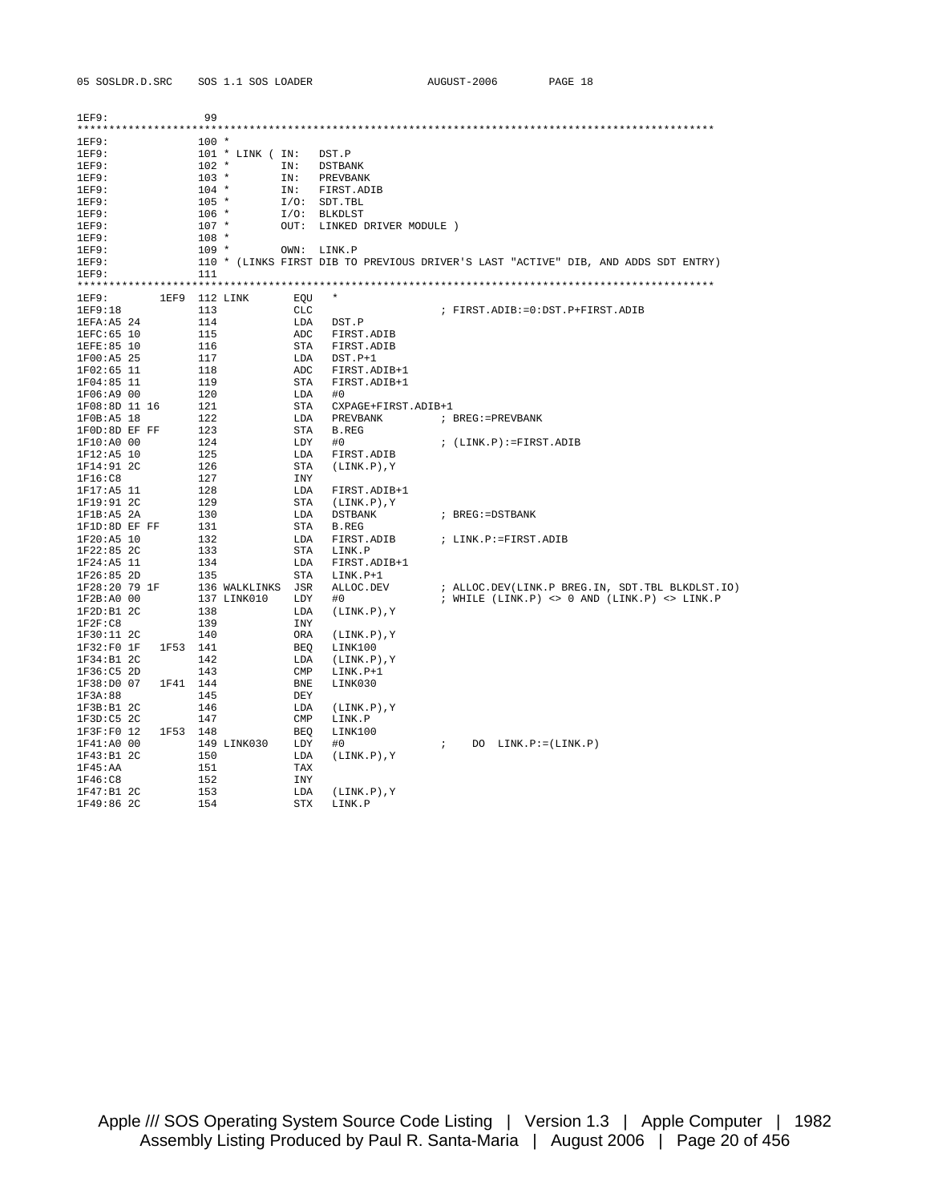```
1EF9:                99
****************************************************************************************************
1EF9:               100 *
1EF9:               101 * LINK ( IN:   DST.P
1EF9:               102 *        IN:   DSTBANK
1EF9:               103 *        IN:   PREVBANK
1EF9:               104 *        IN:   FIRST.ADIB
1EF9:               105 *        I/O:  SDT.TBL
1EF9:               106 *        I/O:  BLKDLST
1EF9:               107 *        OUT:  LINKED DRIVER MODULE )
1EF9:               108 *
1EF9:               109 *        OWN:  LINK.P
1EF9:               110 * (LINKS FIRST DIB TO PREVIOUS DRIVER'S LAST "ACTIVE" DIB, AND ADDS SDT ENTRY)
1EF9:               111
****************************************************************************************************
1EF9:         1EF9  112 LINK       EQU   *
1EF9:18             113            CLC                      ; FIRST.ADIB:=0:DST.P+FIRST.ADIB
1EFA:A5 24          114            LDA   DST.P
1EFC:65 10          115            ADC   FIRST.ADIB
1EFE:85 10          116            STA   FIRST.ADIB
1F00:A5 25          117            LDA   DST.P+1
1F02:65 11          118            ADC   FIRST.ADIB+1
1F04:85 11          119            STA   FIRST.ADIB+1
1F06:A9 00          120            LDA   #0
1F08:8D 11 16       121            STA   CXPAGE+FIRST.ADIB+1
1F0B:A5 18          122            LDA   PREVBANK         ; BREG:=PREVBANK
1F0D:8D EF FF       123            STA   B.REG
1F10:A0 00          124            LDY   #0               ; (LINK.P):=FIRST.ADIB
1F12:A5 10          125            LDA   FIRST.ADIB
1F14:91 2C          126            STA   (LINK.P),Y
1F16:C8             127            INY
1F17:A5 11          128            LDA   FIRST.ADIB+1
1F19:91 2C          129            STA   (LINK.P),Y
1F1B:A5 2A          130            LDA   DSTBANK          ; BREG:=DSTBANK
1F1D:8D EF FF       131            STA   B.REG
1F20:A5 10          132            LDA   FIRST.ADIB       ; LINK.P:=FIRST.ADIB
1F22:85 2C          133            STA   LINK.P
1F24:A5 11          134            LDA   FIRST.ADIB+1
1F26:85 2D          135            STA   LINK.P+1
1F28:20 79 1F       136 WALKLINKS  JSR   ALLOC.DEV        ; ALLOC.DEV(LINK.P BREG.IN, SDT.TBL BLKDLST.IO)
1F2B:A0 00          137 LINK010    LDY   #0               ; WHILE (LINK.P) <> 0 AND (LINK.P) <> LINK.P
1F2D:B1 2C          138            LDA   (LINK.P),Y
1F2F:C8             139            INY
1F30:11 2C          140            ORA   (LINK.P),Y
1F32:F0 1F    1F53  141            BEQ   LINK100
1F34:B1 2C          142            LDA   (LINK.P),Y
1F36:C5 2D          143            CMP   LINK.P+1
1F38:D0 07    1F41  144            BNE   LINK030
1F3A:88             145            DEY
1F3B:B1 2C          146            LDA   (LINK.P),Y
1F3D:C5 2C          147            CMP   LINK.P
1F3F:F0 12    1F53  148            BEQ   LINK100
1F41:A0 00          149 LINK030    LDY   #0               ;    DO  LINK.P:=(LINK.P)
1F43:B1 2C          150            LDA   (LINK.P),Y
1F45:AA             151            TAX
1F46:C8             152            INY
1F47:B1 2C          153            LDA   (LINK.P),Y
1F49:86 2C          154            STX   LINK.P
```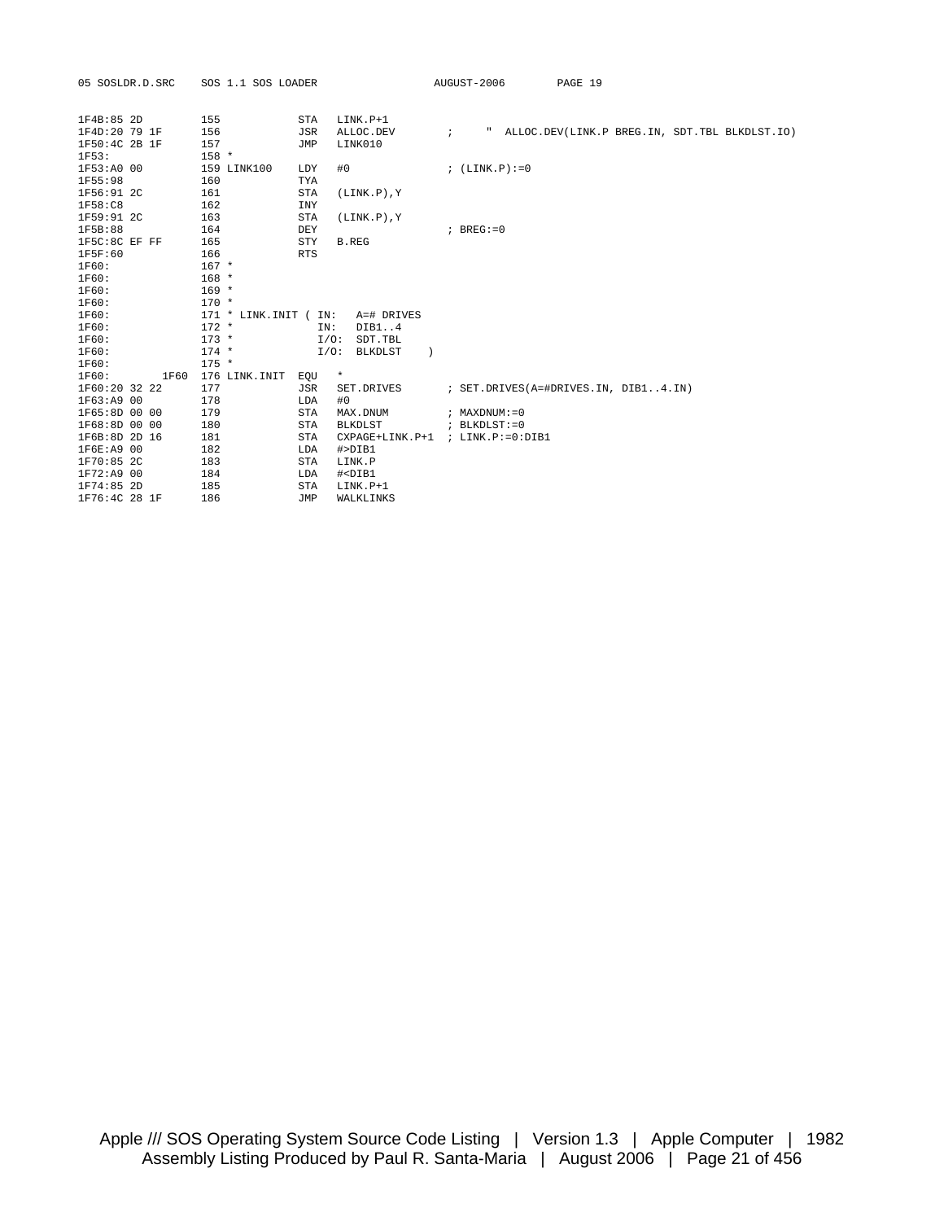```
1F4B:85 2D          155            STA   LINK.P+1
1F4D:20 79 1F       156            JSR   ALLOC.DEV         ;     "  ALLOC.DEV(LINK.P BREG.IN, SDT.TBL BLKDLST.IO)
1F50:4C 2B 1F       157            JMP   LINK010
1F53:               158 *
1F53:A0 00          159 LINK100    LDY   #0                ; (LINK.P):=0
1F55:98             160            TYA
1F56:91 2C          161            STA   (LINK.P),Y
1F58:C8             162            INY
1F59:91 2C          163            STA   (LINK.P),Y
1F5B:88             164            DEY                     ; BREG:=0
1F5C:8C EF FF       165            STY   B.REG
1F5F:60             166            RTS
1F60:               167 *
1F60:               168 *
1F60:               169 *
1F60:               170 *
1F60:               171 * LINK.INIT ( IN:   A=# DRIVES
1F60:               172 *             IN:   DIB1..4
1F60:               173 *             I/O:  SDT.TBL
1F60:               174 *             I/O:  BLKDLST    )
1F60:         1F60  176 LINK.INIT  EQU   *
1F60:20 32 22       177            JSR   SET.DRIVES        ; SET.DRIVES(A=#DRIVES.IN, DIB1..4.IN)
1F63:A9 00          178            LDA   #0
1F65:8D 00 00       179            STA   MAX.DNUM          ; MAXDNUM:=0
1F68:8D 00 00       180            STA   BLKDLST           ; BLKDLST:=0
1F6B:8D 2D 16       181            STA   CXPAGE+LINK.P+1  ; LINK.P:=0:DIB1
1F6E:A9 00          182            LDA   #>DIB1
1F70:85 2C          183            STA   LINK.P
1F72:A9 00          184            LDA   #<DIB1
1F74:85 2D          185            STA   LINK.P+1
1F76:4C 28 1F       186            JMP   WALKLINKS
```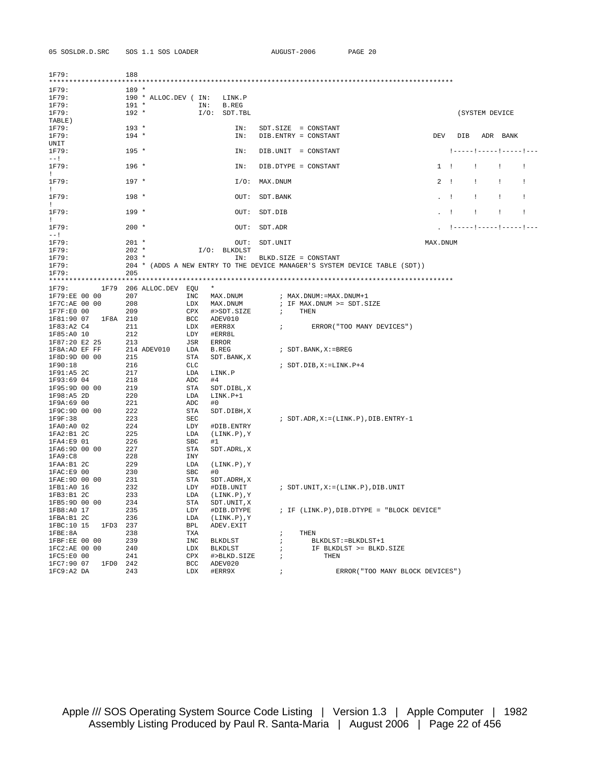```
1F79:              188
****************************************************************************************************
1F79:              189 *
1F79:              190 * ALLOC.DEV ( IN:   LINK.P
1F79:              191 *             IN:   B.REG
1F79:              192 *             I/O:  SDT.TBL                                               (SYSTEM DEVICE TABLE)
1F79:              193 *                         IN:   SDT.SIZE  = CONSTANT
1F79:              194 *                         IN:   DIB.ENTRY = CONSTANT                     DEV   DIB   ADR  BANK  UNIT
1F79:              195 *                         IN:   DIB.UNIT  = CONSTANT                        !-----!-----!-----!-----!
1F79:              196 *                         IN:   DIB.DTYPE = CONSTANT                      1  !     !     !     !     !
1F79:              197 *                         I/O:  MAX.DNUM                                  2  !     !     !     !     !
1F79:              198 *                         OUT:  SDT.BANK                                  .  !     !     !     !     !
1F79:              199 *                         OUT:  SDT.DIB                                   .  !     !     !     !     !
1F79:              200 *                         OUT:  SDT.ADR                                   .  !-----!-----!-----!-----!
1F79:              201 *                         OUT:  SDT.UNIT                                MAX.DNUM
1F79:              202 *             I/O:  BLKDLST
1F79:              203 *                         IN:   BLKD.SIZE = CONSTANT
1F79:              204 * (ADDS A NEW ENTRY TO THE DEVICE MANAGER'S SYSTEM DEVICE TABLE (SDT))
1F79:              205
****************************************************************************************************
1F79:        1F79  206 ALLOC.DEV  EQU   *
1F79:EE 00 00      207            INC   MAX.DNUM         ; MAX.DNUM:=MAX.DNUM+1
1F7C:AE 00 00      208            LDX   MAX.DNUM         ; IF MAX.DNUM >= SDT.SIZE
1F7F:E0 00         209            CPX   #>SDT.SIZE       ;    THEN
1F81:90 07   1F8A  210            BCC   ADEV010
1F83:A2 C4         211            LDX   #ERR8X           ;       ERROR("TOO MANY DEVICES")
1F85:A0 10         212            LDY   #ERR8L
1F87:20 E2 25      213            JSR   ERROR
1F8A:AD EF FF      214 ADEV010    LDA   B.REG            ; SDT.BANK,X:=BREG
1F8D:9D 00 00      215            STA   SDT.BANK,X
1F90:18            216            CLC                    ; SDT.DIB,X:=LINK.P+4
1F91:A5 2C         217            LDA   LINK.P
1F93:69 04         218            ADC   #4
1F95:9D 00 00      219            STA   SDT.DIBL,X
1F98:A5 2D         220            LDA   LINK.P+1
1F9A:69 00         221            ADC   #0
1F9C:9D 00 00      222            STA   SDT.DIBH,X
1F9F:38            223            SEC                    ; SDT.ADR,X:=(LINK.P),DIB.ENTRY-1
1FA0:A0 02         224            LDY   #DIB.ENTRY
1FA2:B1 2C         225            LDA   (LINK.P),Y
1FA4:E9 01         226            SBC   #1
1FA6:9D 00 00      227            STA   SDT.ADRL,X
1FA9:C8            228            INY
1FAA:B1 2C         229            LDA   (LINK.P),Y
1FAC:E9 00         230            SBC   #0
1FAE:9D 00 00      231            STA   SDT.ADRH,X
1FB1:A0 16         232            LDY   #DIB.UNIT        ; SDT.UNIT,X:=(LINK.P),DIB.UNIT
1FB3:B1 2C         233            LDA   (LINK.P),Y
1FB5:9D 00 00      234            STA   SDT.UNIT,X
1FB8:A0 17         235            LDY   #DIB.DTYPE       ; IF (LINK.P),DIB.DTYPE = "BLOCK DEVICE"
1FBA:B1 2C         236            LDA   (LINK.P),Y
1FBC:10 15   1FD3  237            BPL   ADEV.EXIT
1FBE:8A            238            TXA                    ;    THEN
1FBF:EE 00 00      239            INC   BLKDLST          ;       BLKDLST:=BLKDLST+1
1FC2:AE 00 00      240            LDX   BLKDLST          ;       IF BLKDLST >= BLKD.SIZE
1FC5:E0 00         241            CPX   #>BLKD.SIZE      ;          THEN
1FC7:90 07   1FD0  242            BCC   ADEV020
1FC9:A2 DA         243            LDX   #ERR9X           ;             ERROR("TOO MANY BLOCK DEVICES")
```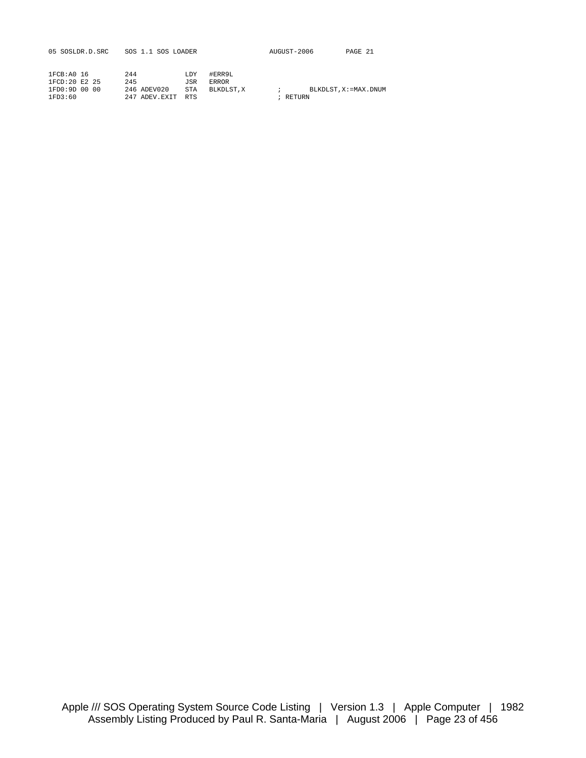```
1FCB:A0 16          244             LDY   #ERR9L
1FCD:20 E2 25       245             JSR   ERROR
1FD0:9D 00 00       246 ADEV020     STA   BLKDLST,X        ;       BLKDLST,X:=MAX.DNUM
1FD3:60             247 ADEV.EXIT   RTS                    ; RETURN
```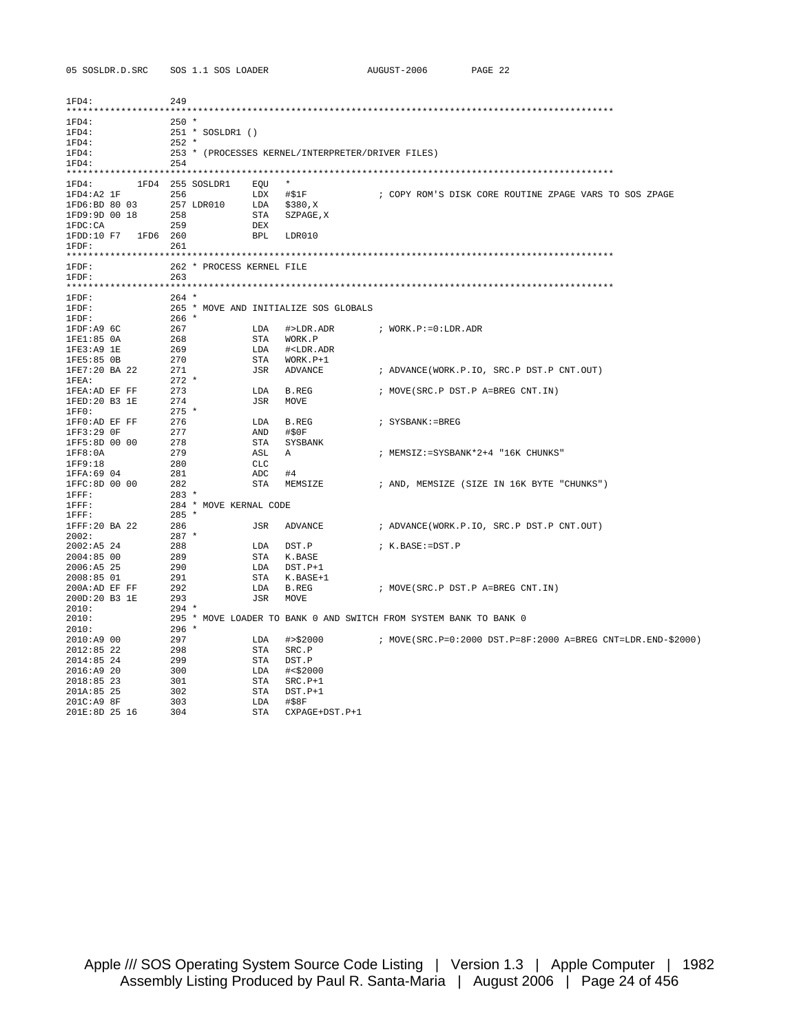```
1FD4:              249
*************************************************************************************************
1FD4:              250 *
1FD4:              251 * SOSLDR1 ()
1FD4:              252 *
1FD4:              253 * (PROCESSES KERNEL/INTERPRETER/DRIVER FILES)
1FD4:              254
*************************************************************************************************
1FD4:        1FD4  255 SOSLDR1    EQU   *
1FD4:A2 1F         256            LDX   #$1F             ; COPY ROM'S DISK CORE ROUTINE ZPAGE VARS TO SOS ZPAGE
1FD6:BD 80 03      257 LDR010     LDA   $380,X
1FD9:9D 00 18      258            STA   SZPAGE,X
1FDC:CA            259            DEX
1FDD:10 F7   1FD6  260            BPL   LDR010
1FDF:              261
*************************************************************************************************
1FDF:              262 * PROCESS KERNEL FILE
1FDF:              263
*************************************************************************************************
1FDF:              264 *
1FDF:              265 * MOVE AND INITIALIZE SOS GLOBALS
1FDF:              266 *
1FDF:A9 6C         267            LDA   #>LDR.ADR        ; WORK.P:=0:LDR.ADR
1FE1:85 0A         268            STA   WORK.P
1FE3:A9 1E         269            LDA   #<LDR.ADR
1FE5:85 0B         270            STA   WORK.P+1
1FE7:20 BA 22      271            JSR   ADVANCE          ; ADVANCE(WORK.P.IO, SRC.P DST.P CNT.OUT)
1FEA:              272 *
1FEA:AD EF FF      273            LDA   B.REG            ; MOVE(SRC.P DST.P A=BREG CNT.IN)
1FED:20 B3 1E      274            JSR   MOVE
1FF0:              275 *
1FF0:AD EF FF      276            LDA   B.REG            ; SYSBANK:=BREG
1FF3:29 0F         277            AND   #$0F
1FF5:8D 00 00      278            STA   SYSBANK
1FF8:0A            279            ASL   A                ; MEMSIZ:=SYSBANK*2+4 "16K CHUNKS"
1FF9:18            280            CLC
1FFA:69 04         281            ADC   #4
1FFC:8D 00 00      282            STA   MEMSIZE          ; AND, MEMSIZE (SIZE IN 16K BYTE "CHUNKS")
1FFF:              283 *
1FFF:              284 * MOVE KERNAL CODE
1FFF:              285 *
1FFF:20 BA 22      286            JSR   ADVANCE          ; ADVANCE(WORK.P.IO, SRC.P DST.P CNT.OUT)
2002:              287 *
2002:A5 24         288            LDA   DST.P            ; K.BASE:=DST.P
2004:85 00         289            STA   K.BASE
2006:A5 25         290            LDA   DST.P+1
2008:85 01         291            STA   K.BASE+1
200A:AD EF FF      292            LDA   B.REG            ; MOVE(SRC.P DST.P A=BREG CNT.IN)
200D:20 B3 1E      293            JSR   MOVE
2010:              294 *
2010:              295 * MOVE LOADER TO BANK 0 AND SWITCH FROM SYSTEM BANK TO BANK 0
2010:              296 *
2010:A9 00         297            LDA   #>$2000          ; MOVE(SRC.P=0:2000 DST.P=8F:2000 A=BREG CNT=LDR.END-$2000)
2012:85 22         298            STA   SRC.P
2014:85 24         299            STA   DST.P
2016:A9 20         300            LDA   #<$2000
2018:85 23         301            STA   SRC.P+1
201A:85 25         302            STA   DST.P+1
201C:A9 8F         303            LDA   #$8F
201E:8D 25 16      304            STA   CXPAGE+DST.P+1
```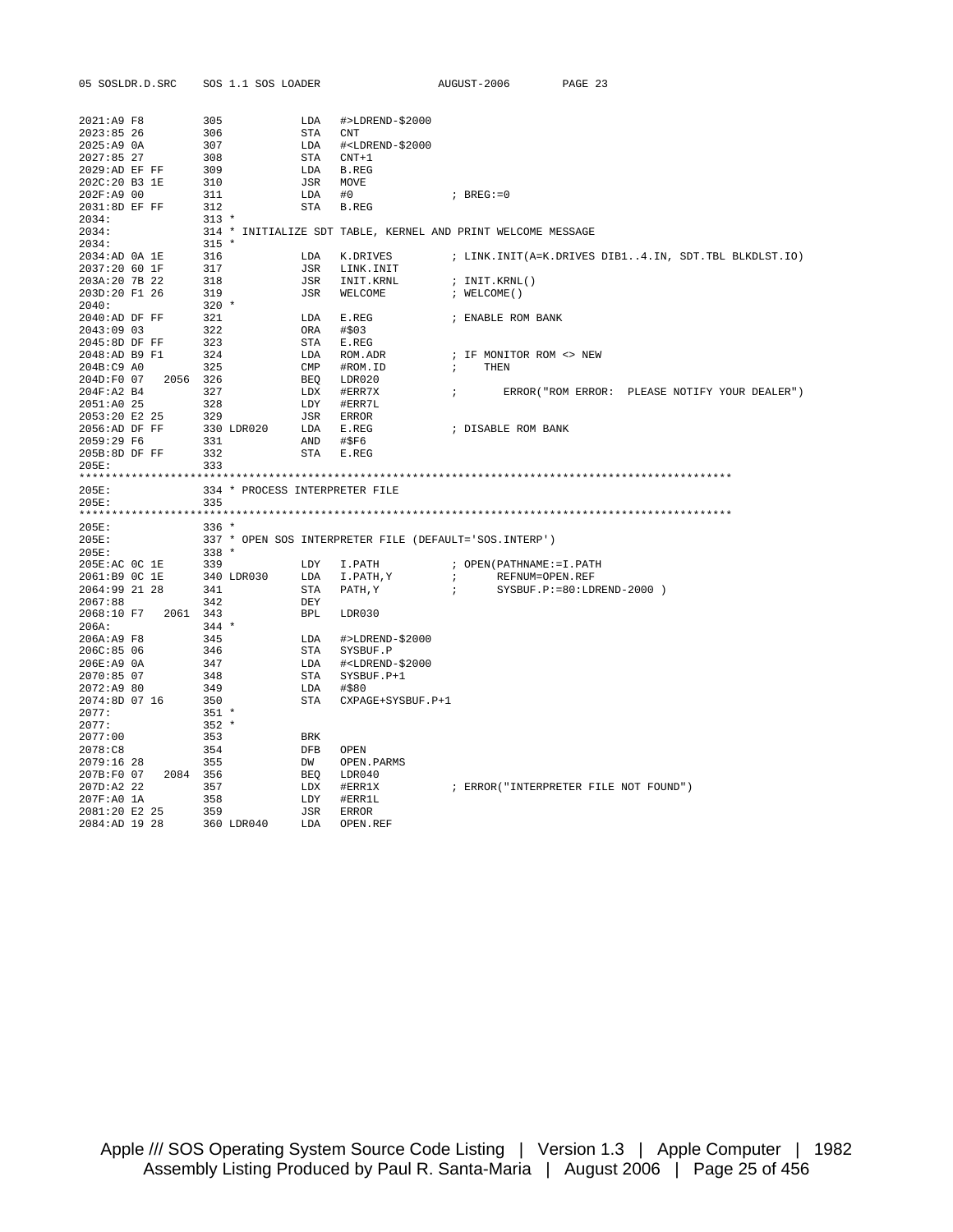```
2021:A9 F8          305            LDA   #>LDREND-$2000
2023:85 26          306            STA   CNT
2025:A9 0A          307            LDA   #<LDREND-$2000
2027:85 27          308            STA   CNT+1
2029:AD EF FF       309            LDA   B.REG
202C:20 B3 1E       310            JSR   MOVE
202F:A9 00          311            LDA   #0               ; BREG:=0
2031:8D EF FF       312            STA   B.REG
2034:               313 *
2034:               314 * INITIALIZE SDT TABLE, KERNEL AND PRINT WELCOME MESSAGE
2034:               315 *
2034:AD 0A 1E       316            LDA   K.DRIVES         ; LINK.INIT(A=K.DRIVES DIB1..4.IN, SDT.TBL BLKDLST.IO)
2037:20 60 1F       317            JSR   LINK.INIT
203A:20 7B 22       318            JSR   INIT.KRNL        ; INIT.KRNL()
203D:20 F1 26       319            JSR   WELCOME          ; WELCOME()
2040:               320 *
2040:AD DF FF       321            LDA   E.REG            ; ENABLE ROM BANK
2043:09 03          322            ORA   #$03
2045:8D DF FF       323            STA   E.REG
2048:AD B9 F1       324            LDA   ROM.ADR          ; IF MONITOR ROM <> NEW
204B:C9 A0          325            CMP   #ROM.ID          ;    THEN
204D:F0 07   2056   326            BEQ   LDR020
204F:A2 B4          327            LDX   #ERR7X           ;       ERROR("ROM ERROR:  PLEASE NOTIFY YOUR DEALER")
2051:A0 25          328            LDY   #ERR7L
2053:20 E2 25       329            JSR   ERROR
2056:AD DF FF       330 LDR020     LDA   E.REG            ; DISABLE ROM BANK
2059:29 F6          331            AND   #$F6
205B:8D DF FF       332            STA   E.REG
205E:               333
**************************************************************************************************
205E:               334 * PROCESS INTERPRETER FILE
205E:               335
**************************************************************************************************
205E:               336 *
205E:               337 * OPEN SOS INTERPRETER FILE (DEFAULT='SOS.INTERP')
205E:               338 *
205E:AC 0C 1E       339            LDY   I.PATH           ; OPEN(PATHNAME:=I.PATH
2061:B9 0C 1E       340 LDR030     LDA   I.PATH,Y         ;      REFNUM=OPEN.REF
2064:99 21 28       341            STA   PATH,Y           ;      SYSBUF.P:=80:LDREND-2000 )
2067:88             342            DEY
2068:10 F7   2061   343            BPL   LDR030
206A:               344 *
206A:A9 F8          345            LDA   #>LDREND-$2000
206C:85 06          346            STA   SYSBUF.P
206E:A9 0A          347            LDA   #<LDREND-$2000
2070:85 07          348            STA   SYSBUF.P+1
2072:A9 80          349            LDA   #$80
2074:8D 07 16       350            STA   CXPAGE+SYSBUF.P+1
2077:               351 *
2077:               352 *
2077:00             353            BRK
2078:C8             354            DFB   OPEN
2079:16 28          355            DW    OPEN.PARMS
207B:F0 07   2084   356            BEQ   LDR040
207D:A2 22          357            LDX   #ERR1X           ; ERROR("INTERPRETER FILE NOT FOUND")
207F:A0 1A          358            LDY   #ERR1L
2081:20 E2 25       359            JSR   ERROR
2084:AD 19 28       360 LDR040     LDA   OPEN.REF
```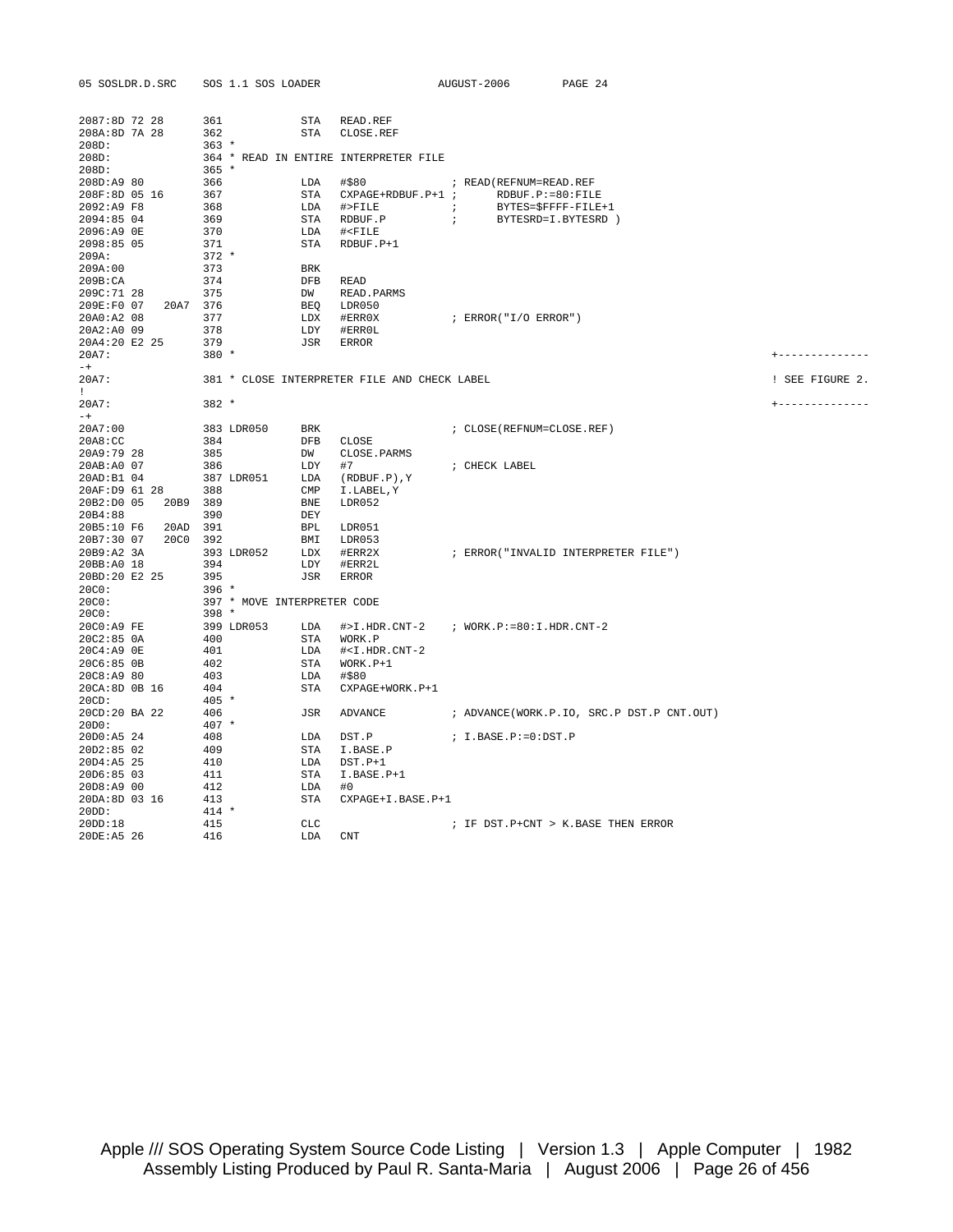```
2087:8D 72 28       361            STA   READ.REF
208A:8D 7A 28       362            STA   CLOSE.REF
208D:               363 *
208D:               364 * READ IN ENTIRE INTERPRETER FILE
208D:               365 *
208D:A9 80          366            LDA   #$80              ; READ(REFNUM=READ.REF
208F:8D 05 16       367            STA   CXPAGE+RDBUF.P+1 ;      RDBUF.P:=80:FILE
2092:A9 F8          368            LDA   #>FILE            ;      BYTES=$FFFF-FILE+1
2094:85 04          369            STA   RDBUF.P           ;      BYTESRD=I.BYTESRD )
2096:A9 0E          370            LDA   #<FILE
2098:85 05          371            STA   RDBUF.P+1
209A:               372 *
209A:00             373            BRK
209B:CA             374            DFB   READ
209C:71 28          375            DW    READ.PARMS
209E:F0 07   20A7   376            BEQ   LDR050
20A0:A2 08          377            LDX   #ERR0X            ; ERROR("I/O ERROR")
20A2:A0 09          378            LDY   #ERR0L
20A4:20 E2 25       379            JSR   ERROR
20A7:               380 *                                                                    +---------------
-+
20A7:               381 * CLOSE INTERPRETER FILE AND CHECK LABEL                              ! SEE FIGURE 2.
!
20A7:               382 *                                                                    +---------------
-+
20A7:00             383 LDR050     BRK                     ; CLOSE(REFNUM=CLOSE.REF)
20A8:CC             384            DFB   CLOSE
20A9:79 28          385            DW    CLOSE.PARMS
20AB:A0 07          386            LDY   #7                ; CHECK LABEL
20AD:B1 04          387 LDR051     LDA   (RDBUF.P),Y
20AF:D9 61 28       388            CMP   I.LABEL,Y
20B2:D0 05   20B9   389            BNE   LDR052
20B4:88             390            DEY
20B5:10 F6   20AD   391            BPL   LDR051
20B7:30 07   20C0   392            BMI   LDR053
20B9:A2 3A          393 LDR052     LDX   #ERR2X            ; ERROR("INVALID INTERPRETER FILE")
20BB:A0 18          394            LDY   #ERR2L
20BD:20 E2 25       395            JSR   ERROR
20C0:               396 *
20C0:               397 * MOVE INTERPRETER CODE
20C0:               398 *
20C0:A9 FE          399 LDR053     LDA   #>I.HDR.CNT-2     ; WORK.P:=80:I.HDR.CNT-2
20C2:85 0A          400            STA   WORK.P
20C4:A9 0E          401            LDA   #<I.HDR.CNT-2
20C6:85 0B          402            STA   WORK.P+1
20C8:A9 80          403            LDA   #$80
20CA:8D 0B 16       404            STA   CXPAGE+WORK.P+1
20CD:               405 *
20CD:20 BA 22       406            JSR   ADVANCE           ; ADVANCE(WORK.P.IO, SRC.P DST.P CNT.OUT)
20D0:               407 *
20D0:A5 24          408            LDA   DST.P             ; I.BASE.P:=0:DST.P
20D2:85 02          409            STA   I.BASE.P
20D4:A5 25          410            LDA   DST.P+1
20D6:85 03          411            STA   I.BASE.P+1
20D8:A9 00          412            LDA   #0
20DA:8D 03 16       413            STA   CXPAGE+I.BASE.P+1
20DD:               414 *
20DD:18             415            CLC                     ; IF DST.P+CNT > K.BASE THEN ERROR
20DE:A5 26          416            LDA   CNT
```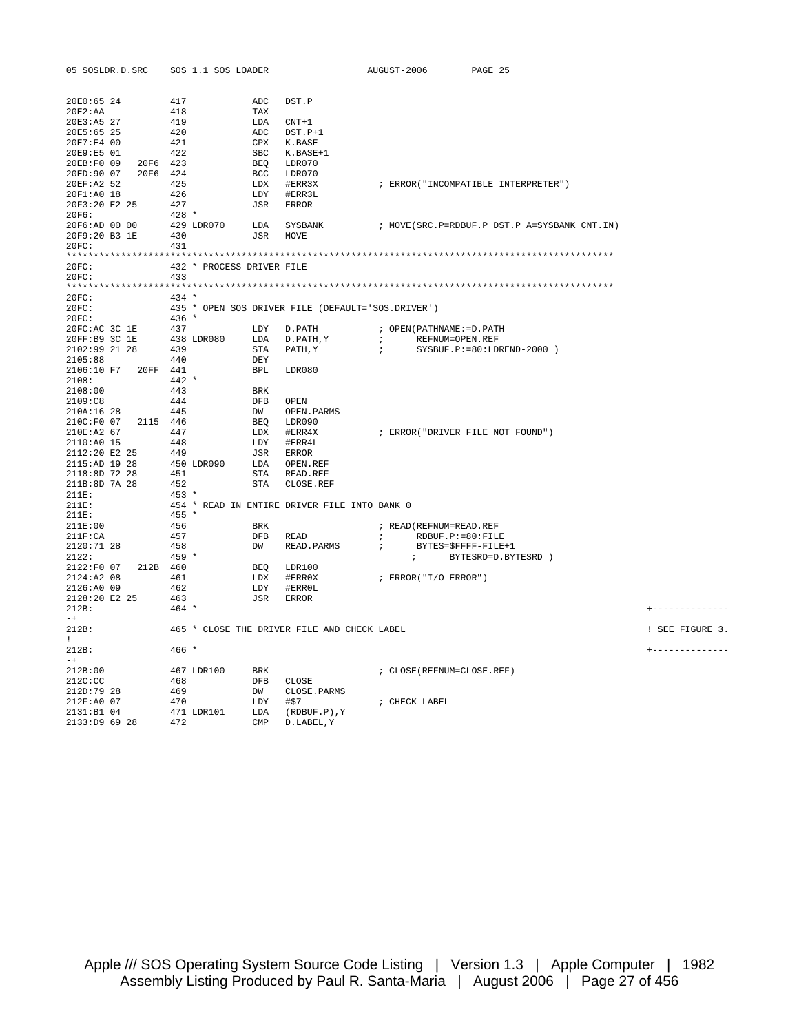```
20E0:65 24          417            ADC   DST.P
20E2:AA             418            TAX
20E3:A5 27          419            LDA   CNT+1
20E5:65 25          420            ADC   DST.P+1
20E7:E4 00          421            CPX   K.BASE
20E9:E5 01          422            SBC   K.BASE+1
20EB:F0 09   20F6   423            BEQ   LDR070
20ED:90 07   20F6   424            BCC   LDR070
20EF:A2 52          425            LDX   #ERR3X          ; ERROR("INCOMPATIBLE INTERPRETER")
20F1:A0 18          426            LDY   #ERR3L
20F3:20 E2 25       427            JSR   ERROR
20F6:               428 *
20F6:AD 00 00       429 LDR070     LDA   SYSBANK         ; MOVE(SRC.P=RDBUF.P DST.P A=SYSBANK CNT.IN)
20F9:20 B3 1E       430            JSR   MOVE
20FC:               431
***************************************************************************************************
20FC:               432 * PROCESS DRIVER FILE
20FC:               433
***************************************************************************************************
20FC:               434 *
20FC:               435 * OPEN SOS DRIVER FILE (DEFAULT='SOS.DRIVER')
20FC:               436 *
20FC:AC 3C 1E       437            LDY   D.PATH          ; OPEN(PATHNAME:=D.PATH
20FF:B9 3C 1E       438 LDR080     LDA   D.PATH,Y        ;      REFNUM=OPEN.REF
2102:99 21 28       439            STA   PATH,Y          ;      SYSBUF.P:=80:LDREND-2000 )
2105:88             440            DEY
2106:10 F7   20FF   441            BPL   LDR080
2108:               442 *
2108:00             443            BRK
2109:C8             444            DFB   OPEN
210A:16 28          445            DW    OPEN.PARMS
210C:F0 07   2115   446            BEQ   LDR090
210E:A2 67          447            LDX   #ERR4X          ; ERROR("DRIVER FILE NOT FOUND")
2110:A0 15          448            LDY   #ERR4L
2112:20 E2 25       449            JSR   ERROR
2115:AD 19 28       450 LDR090     LDA   OPEN.REF
2118:8D 72 28       451            STA   READ.REF
211B:8D 7A 28       452            STA   CLOSE.REF
211E:               453 *
211E:               454 * READ IN ENTIRE DRIVER FILE INTO BANK 0
211E:               455 *
211E:00             456            BRK                   ; READ(REFNUM=READ.REF
211F:CA             457            DFB   READ            ;      RDBUF.P:=80:FILE
2120:71 28          458            DW    READ.PARMS      ;      BYTES=$FFFF-FILE+1
2122:               459 *                                   ;      BYTESRD=D.BYTESRD )
2122:F0 07   212B   460            BEQ   LDR100
2124:A2 08          461            LDX   #ERR0X          ; ERROR("I/O ERROR")
2126:A0 09          462            LDY   #ERR0L
2128:20 E2 25       463            JSR   ERROR
212B:               464 *                                                                         +---------------
212B:               465 * CLOSE THE DRIVER FILE AND CHECK LABEL                                   ! SEE FIGURE 3. !
212B:               466 *                                                                         +---------------
212B:00             467 LDR100     BRK                   ; CLOSE(REFNUM=CLOSE.REF)
212C:CC             468            DFB   CLOSE
212D:79 28          469            DW    CLOSE.PARMS
212F:A0 07          470            LDY   #$7             ; CHECK LABEL
2131:B1 04          471 LDR101     LDA   (RDBUF.P),Y
2133:D9 69 28       472            CMP   D.LABEL,Y
```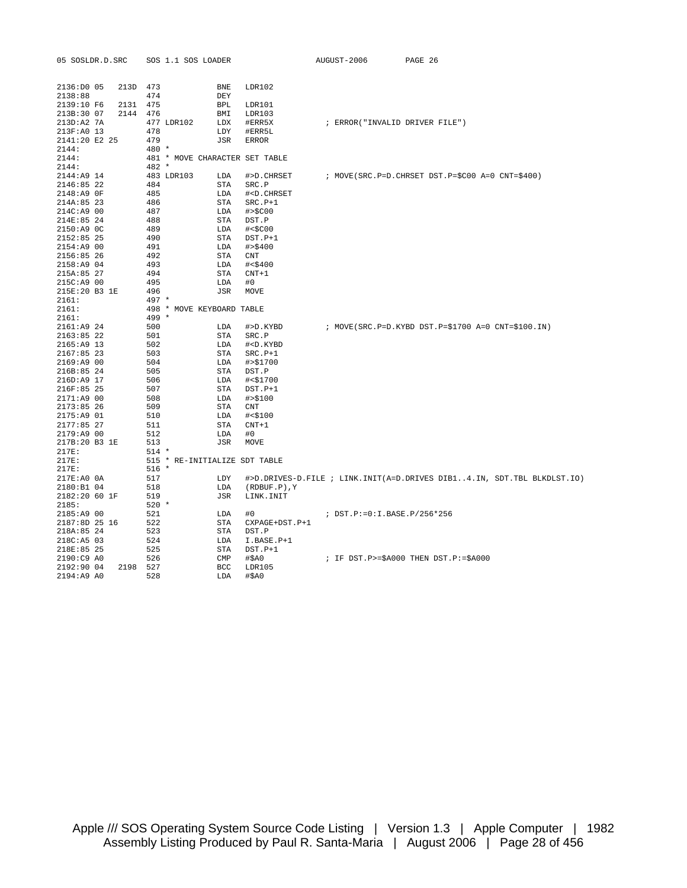```
2136:D0 05   213D  473            BNE   LDR102
2138:88            474            DEY
2139:10 F6   2131  475            BPL   LDR101
213B:30 07   2144  476            BMI   LDR103
213D:A2 7A         477 LDR102     LDX   #ERR5X           ; ERROR("INVALID DRIVER FILE")
213F:A0 13         478            LDY   #ERR5L
2141:20 E2 25      479            JSR   ERROR
2144:              480 *
2144:              481 * MOVE CHARACTER SET TABLE
2144:              482 *
2144:A9 14         483 LDR103     LDA   #>D.CHRSET       ; MOVE(SRC.P=D.CHRSET DST.P=$C00 A=0 CNT=$400)
2146:85 22         484            STA   SRC.P
2148:A9 0F         485            LDA   #<D.CHRSET
214A:85 23         486            STA   SRC.P+1
214C:A9 00         487            LDA   #>$C00
214E:85 24         488            STA   DST.P
2150:A9 0C         489            LDA   #<$C00
2152:85 25         490            STA   DST.P+1
2154:A9 00         491            LDA   #>$400
2156:85 26         492            STA   CNT
2158:A9 04         493            LDA   #<$400
215A:85 27         494            STA   CNT+1
215C:A9 00         495            LDA   #0
215E:20 B3 1E      496            JSR   MOVE
2161:              497 *
2161:              498 * MOVE KEYBOARD TABLE
2161:              499 *
2161:A9 24         500            LDA   #>D.KYBD         ; MOVE(SRC.P=D.KYBD DST.P=$1700 A=0 CNT=$100.IN)
2163:85 22         501            STA   SRC.P
2165:A9 13         502            LDA   #<D.KYBD
2167:85 23         503            STA   SRC.P+1
2169:A9 00         504            LDA   #>$1700
216B:85 24         505            STA   DST.P
216D:A9 17         506            LDA   #<$1700
216F:85 25         507            STA   DST.P+1
2171:A9 00         508            LDA   #>$100
2173:85 26         509            STA   CNT
2175:A9 01         510            LDA   #<$100
2177:85 27         511            STA   CNT+1
2179:A9 00         512            LDA   #0
217B:20 B3 1E      513            JSR   MOVE
217E:              514 *
217E:              515 * RE-INITIALIZE SDT TABLE
217E:              516 *
217E:A0 0A         517            LDY   #>D.DRIVES-D.FILE ; LINK.INIT(A=D.DRIVES DIB1..4.IN, SDT.TBL BLKDLST.IO)
2180:B1 04         518            LDA   (RDBUF.P),Y
2182:20 60 1F      519            JSR   LINK.INIT
2185:              520 *
2185:A9 00         521            LDA   #0               ; DST.P:=0:I.BASE.P/256*256
2187:8D 25 16      522            STA   CXPAGE+DST.P+1
218A:85 24         523            STA   DST.P
218C:A5 03         524            LDA   I.BASE.P+1
218E:85 25         525            STA   DST.P+1
2190:C9 A0         526            CMP   #$A0             ; IF DST.P>=$A000 THEN DST.P:=$A000
2192:90 04   2198  527            BCC   LDR105
2194:A9 A0         528            LDA   #$A0
```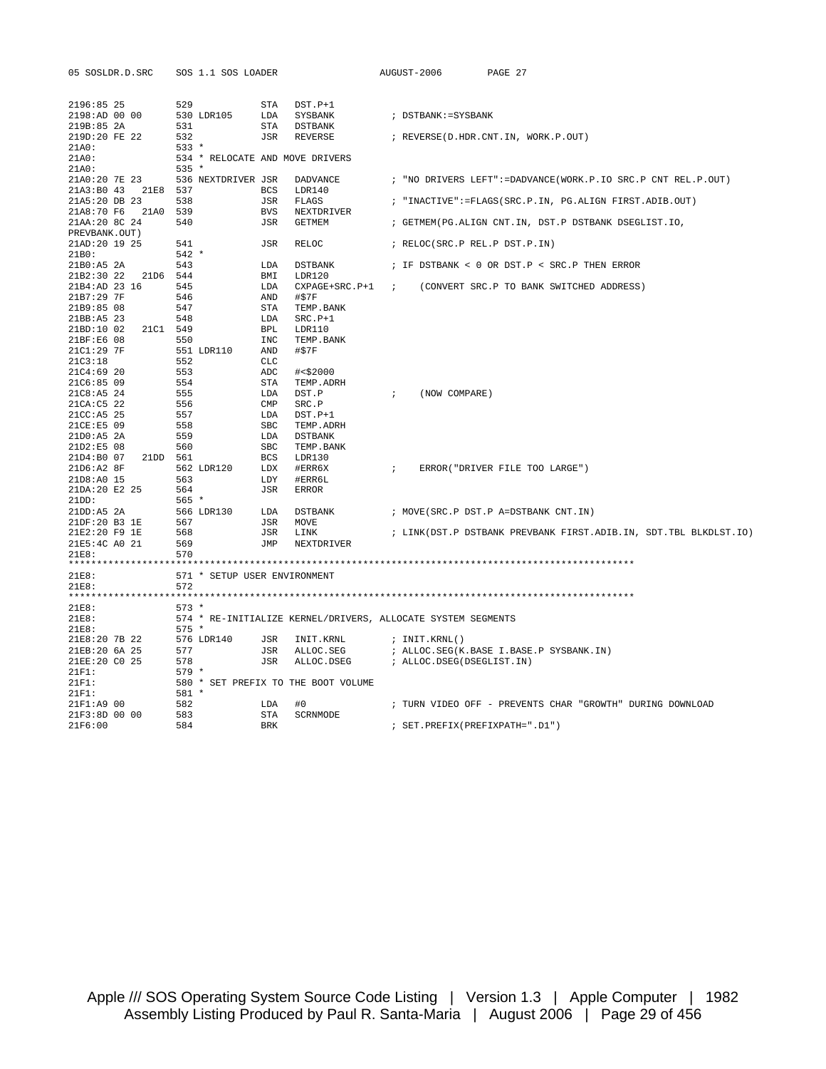```
2196:85 25          529              STA   DST.P+1
2198:AD 00 00       530 LDR105       LDA   SYSBANK          ; DSTBANK:=SYSBANK
219B:85 2A          531              STA   DSTBANK
219D:20 FE 22       532              JSR   REVERSE          ; REVERSE(D.HDR.CNT.IN, WORK.P.OUT)
21A0:               533 *
21A0:               534 * RELOCATE AND MOVE DRIVERS
21A0:               535 *
21A0:20 7E 23       536 NEXTDRIVER JSR   DADVANCE         ; "NO DRIVERS LEFT":=DADVANCE(WORK.P.IO SRC.P CNT REL.P.OUT)
21A3:B0 43   21E8   537              BCS   LDR140
21A5:20 DB 23       538              JSR   FLAGS            ; "INACTIVE":=FLAGS(SRC.P.IN, PG.ALIGN FIRST.ADIB.OUT)
21A8:70 F6   21A0   539              BVS   NEXTDRIVER
21AA:20 8C 24       540              JSR   GETMEM           ; GETMEM(PG.ALIGN CNT.IN, DST.P DSTBANK DSEGLIST.IO,
PREVBANK.OUT)
21AD:20 19 25       541              JSR   RELOC            ; RELOC(SRC.P REL.P DST.P.IN)
21B0:               542 *
21B0:A5 2A          543              LDA   DSTBANK          ; IF DSTBANK < 0 OR DST.P < SRC.P THEN ERROR
21B2:30 22   21D6   544              BMI   LDR120
21B4:AD 23 16       545              LDA   CXPAGE+SRC.P+1  ;    (CONVERT SRC.P TO BANK SWITCHED ADDRESS)
21B7:29 7F          546              AND   #$7F
21B9:85 08          547              STA   TEMP.BANK
21BB:A5 23          548              LDA   SRC.P+1
21BD:10 02   21C1   549              BPL   LDR110
21BF:E6 08          550              INC   TEMP.BANK
21C1:29 7F          551 LDR110       AND   #$7F
21C3:18             552              CLC
21C4:69 20          553              ADC   #<$2000
21C6:85 09          554              STA   TEMP.ADRH
21C8:A5 24          555              LDA   DST.P            ;    (NOW COMPARE)
21CA:C5 22          556              CMP   SRC.P
21CC:A5 25          557              LDA   DST.P+1
21CE:E5 09          558              SBC   TEMP.ADRH
21D0:A5 2A          559              LDA   DSTBANK
21D2:E5 08          560              SBC   TEMP.BANK
21D4:B0 07   21DD   561              BCS   LDR130
21D6:A2 8F          562 LDR120       LDX   #ERR6X           ;    ERROR("DRIVER FILE TOO LARGE")
21D8:A0 15          563              LDY   #ERR6L
21DA:20 E2 25       564              JSR   ERROR
21DD:               565 *
21DD:A5 2A          566 LDR130       LDA   DSTBANK          ; MOVE(SRC.P DST.P A=DSTBANK CNT.IN)
21DF:20 B3 1E       567              JSR   MOVE
21E2:20 F9 1E       568              JSR   LINK             ; LINK(DST.P DSTBANK PREVBANK FIRST.ADIB.IN, SDT.TBL BLKDLST.IO)
21E5:4C A0 21       569              JMP   NEXTDRIVER
21E8:               570
*****************************************************************************************************
21E8:               571 * SETUP USER ENVIRONMENT
21E8:               572
*****************************************************************************************************
21E8:               573 *
21E8:               574 * RE-INITIALIZE KERNEL/DRIVERS, ALLOCATE SYSTEM SEGMENTS
21E8:               575 *
21E8:20 7B 22       576 LDR140       JSR   INIT.KRNL        ; INIT.KRNL()
21EB:20 6A 25       577              JSR   ALLOC.SEG        ; ALLOC.SEG(K.BASE I.BASE.P SYSBANK.IN)
21EE:20 C0 25       578              JSR   ALLOC.DSEG       ; ALLOC.DSEG(DSEGLIST.IN)
21F1:               579 *
21F1:               580 * SET PREFIX TO THE BOOT VOLUME
21F1:               581 *
21F1:A9 00          582              LDA   #0               ; TURN VIDEO OFF - PREVENTS CHAR "GROWTH" DURING DOWNLOAD
21F3:8D 00 00       583              STA   SCRNMODE
21F6:00             584              BRK                    ; SET.PREFIX(PREFIXPATH=".D1")
```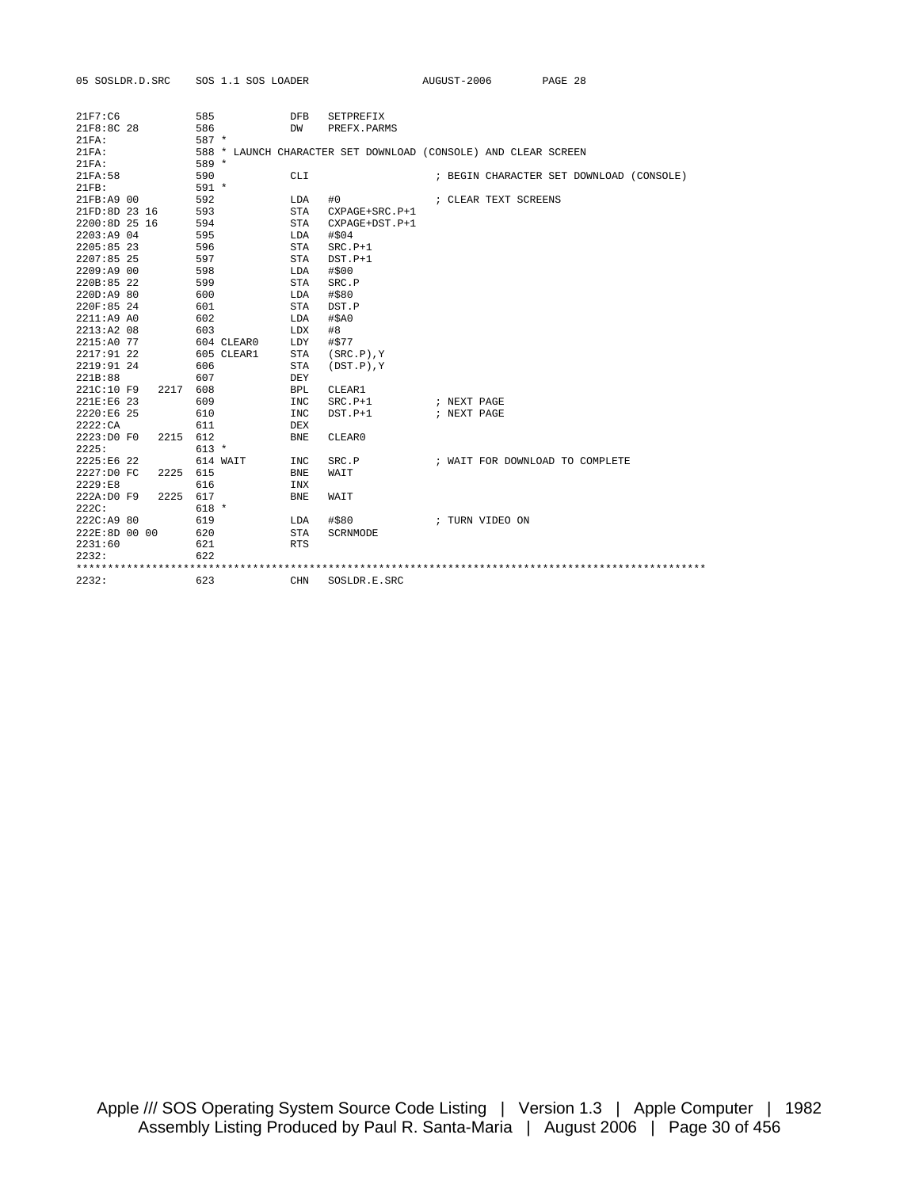```
21F7:C6              585              DFB   SETPREFIX
21F8:8C 28           586              DW    PREFX.PARMS
21FA:                587 *
21FA:                588 * LAUNCH CHARACTER SET DOWNLOAD (CONSOLE) AND CLEAR SCREEN
21FA:                589 *
21FA:58              590              CLI                    ; BEGIN CHARACTER SET DOWNLOAD (CONSOLE)
21FB:                591 *
21FB:A9 00           592              LDA   #0               ; CLEAR TEXT SCREENS
21FD:8D 23 16        593              STA   CXPAGE+SRC.P+1
2200:8D 25 16        594              STA   CXPAGE+DST.P+1
2203:A9 04           595              LDA   #$04
2205:85 23           596              STA   SRC.P+1
2207:85 25           597              STA   DST.P+1
2209:A9 00           598              LDA   #$00
220B:85 22           599              STA   SRC.P
220D:A9 80           600              LDA   #$80
220F:85 24           601              STA   DST.P
2211:A9 A0           602              LDA   #$A0
2213:A2 08           603              LDX   #8
2215:A0 77           604 CLEAR0       LDY   #$77
2217:91 22           605 CLEAR1       STA   (SRC.P),Y
2219:91 24           606              STA   (DST.P),Y
221B:88              607              DEY
221C:10 F9      2217 608              BPL   CLEAR1
221E:E6 23           609              INC   SRC.P+1          ; NEXT PAGE
2220:E6 25           610              INC   DST.P+1          ; NEXT PAGE
2222:CA              611              DEX
2223:D0 F0      2215 612              BNE   CLEAR0
2225:                613 *
2225:E6 22           614 WAIT         INC   SRC.P            ; WAIT FOR DOWNLOAD TO COMPLETE
2227:D0 FC      2225 615              BNE   WAIT
2229:E8              616              INX
222A:D0 F9      2225 617              BNE   WAIT
222C:                618 *
222C:A9 80           619              LDA   #$80             ; TURN VIDEO ON
222E:8D 00 00        620              STA   SCRNMODE
2231:60              621              RTS
2232:                622
************************************************************************************************
2232:                623              CHN   SOSLDR.E.SRC
```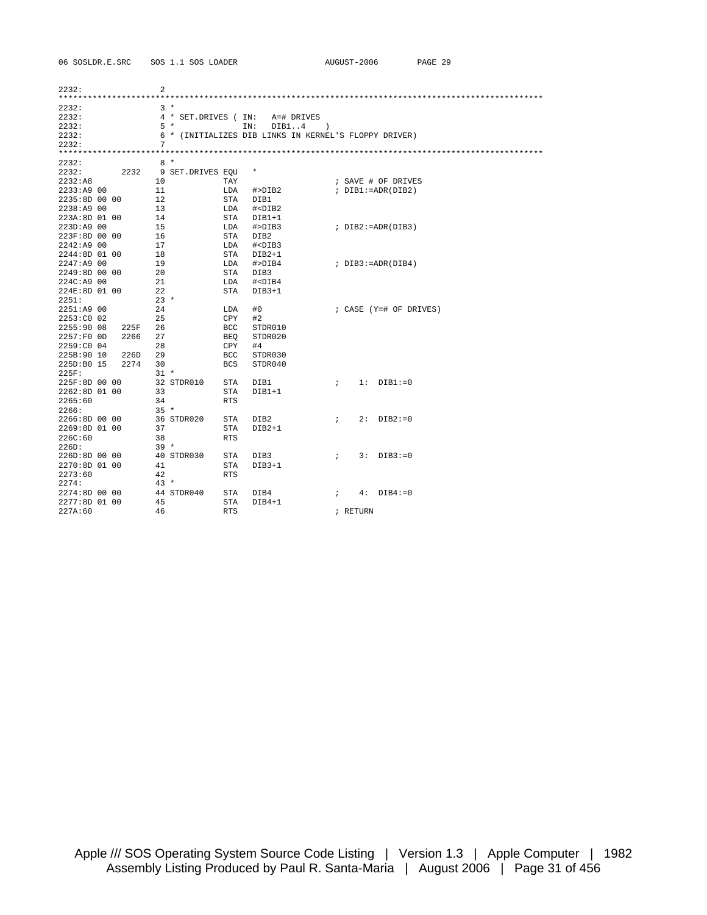```
2232:                2
*****************************************************************************************************
2232:                3 *
2232:                4 * SET.DRIVES ( IN:   A=# DRIVES
2232:                5 *               IN:   DIB1..4    )
2232:                6 * (INITIALIZES DIB LINKS IN KERNEL'S FLOPPY DRIVER)
2232:                7
*****************************************************************************************************
2232:                8 *
2232:         2232   9 SET.DRIVES EQU    *
2232:A8             10            TAY                    ; SAVE # OF DRIVES
2233:A9 00          11            LDA   #>DIB2           ; DIB1:=ADR(DIB2)
2235:8D 00 00       12            STA   DIB1
2238:A9 00          13            LDA   #<DIB2
223A:8D 01 00       14            STA   DIB1+1
223D:A9 00          15            LDA   #>DIB3           ; DIB2:=ADR(DIB3)
223F:8D 00 00       16            STA   DIB2
2242:A9 00          17            LDA   #<DIB3
2244:8D 01 00       18            STA   DIB2+1
2247:A9 00          19            LDA   #>DIB4           ; DIB3:=ADR(DIB4)
2249:8D 00 00       20            STA   DIB3
224C:A9 00          21            LDA   #<DIB4
224E:8D 01 00       22            STA   DIB3+1
2251:               23 *
2251:A9 00          24            LDA   #0               ; CASE (Y=# OF DRIVES)
2253:C0 02          25            CPY   #2
2255:90 08   225F   26            BCC   STDR010
2257:F0 0D   2266   27            BEQ   STDR020
2259:C0 04          28            CPY   #4
225B:90 10   226D   29            BCC   STDR030
225D:B0 15   2274   30            BCS   STDR040
225F:               31 *
225F:8D 00 00       32 STDR010    STA   DIB1             ;    1:  DIB1:=0
2262:8D 01 00       33            STA   DIB1+1
2265:60             34            RTS
2266:               35 *
2266:8D 00 00       36 STDR020    STA   DIB2             ;    2:  DIB2:=0
2269:8D 01 00       37            STA   DIB2+1
226C:60             38            RTS
226D:               39 *
226D:8D 00 00       40 STDR030    STA   DIB3             ;    3:  DIB3:=0
2270:8D 01 00       41            STA   DIB3+1
2273:60             42            RTS
2274:               43 *
2274:8D 00 00       44 STDR040    STA   DIB4             ;    4:  DIB4:=0
2277:8D 01 00       45            STA   DIB4+1
227A:60             46            RTS                    ; RETURN
```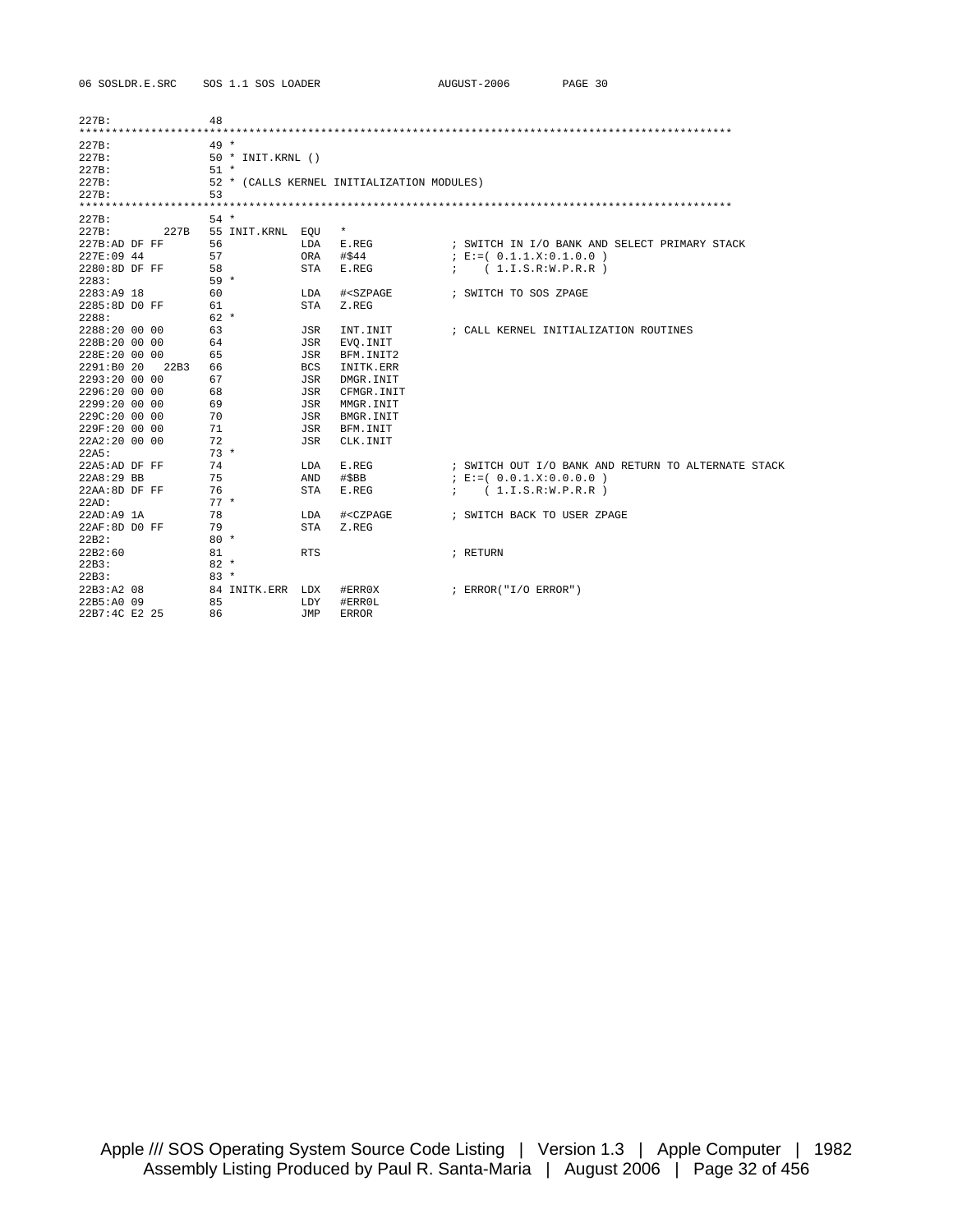```
227B:               48
****************************************************************************************************
227B:               49 *
227B:               50 * INIT.KRNL ()
227B:               51 *
227B:               52 * (CALLS KERNEL INITIALIZATION MODULES)
227B:               53
****************************************************************************************************
227B:               54 *
227B:        227B   55 INIT.KRNL  EQU   *
227B:AD DF FF       56            LDA   E.REG           ; SWITCH IN I/O BANK AND SELECT PRIMARY STACK
227E:09 44          57            ORA   #$44            ; E:=( 0.1.1.X:0.1.0.0 )
2280:8D DF FF       58            STA   E.REG           ;    ( 1.I.S.R:W.P.R.R )
2283:               59 *
2283:A9 18          60            LDA   #<SZPAGE        ; SWITCH TO SOS ZPAGE
2285:8D D0 FF       61            STA   Z.REG
2288:               62 *
2288:20 00 00       63            JSR   INT.INIT        ; CALL KERNEL INITIALIZATION ROUTINES
228B:20 00 00       64            JSR   EVQ.INIT
228E:20 00 00       65            JSR   BFM.INIT2
2291:B0 20   22B3   66            BCS   INITK.ERR
2293:20 00 00       67            JSR   DMGR.INIT
2296:20 00 00       68            JSR   CFMGR.INIT
2299:20 00 00       69            JSR   MMGR.INIT
229C:20 00 00       70            JSR   BMGR.INIT
229F:20 00 00       71            JSR   BFM.INIT
22A2:20 00 00       72            JSR   CLK.INIT
22A5:               73 *
22A5:AD DF FF       74            LDA   E.REG           ; SWITCH OUT I/O BANK AND RETURN TO ALTERNATE STACK
22A8:29 BB          75            AND   #$BB            ; E:=( 0.0.1.X:0.0.0.0 )
22AA:8D DF FF       76            STA   E.REG           ;    ( 1.I.S.R:W.P.R.R )
22AD:               77 *
22AD:A9 1A          78            LDA   #<CZPAGE        ; SWITCH BACK TO USER ZPAGE
22AF:8D D0 FF       79            STA   Z.REG
22B2:               80 *
22B2:60             81            RTS                   ; RETURN
22B3:               82 *
22B3:               83 *
22B3:A2 08          84 INITK.ERR  LDX   #ERR0X          ; ERROR("I/O ERROR")
22B5:A0 09          85            LDY   #ERR0L
22B7:4C E2 25       86            JMP   ERROR
```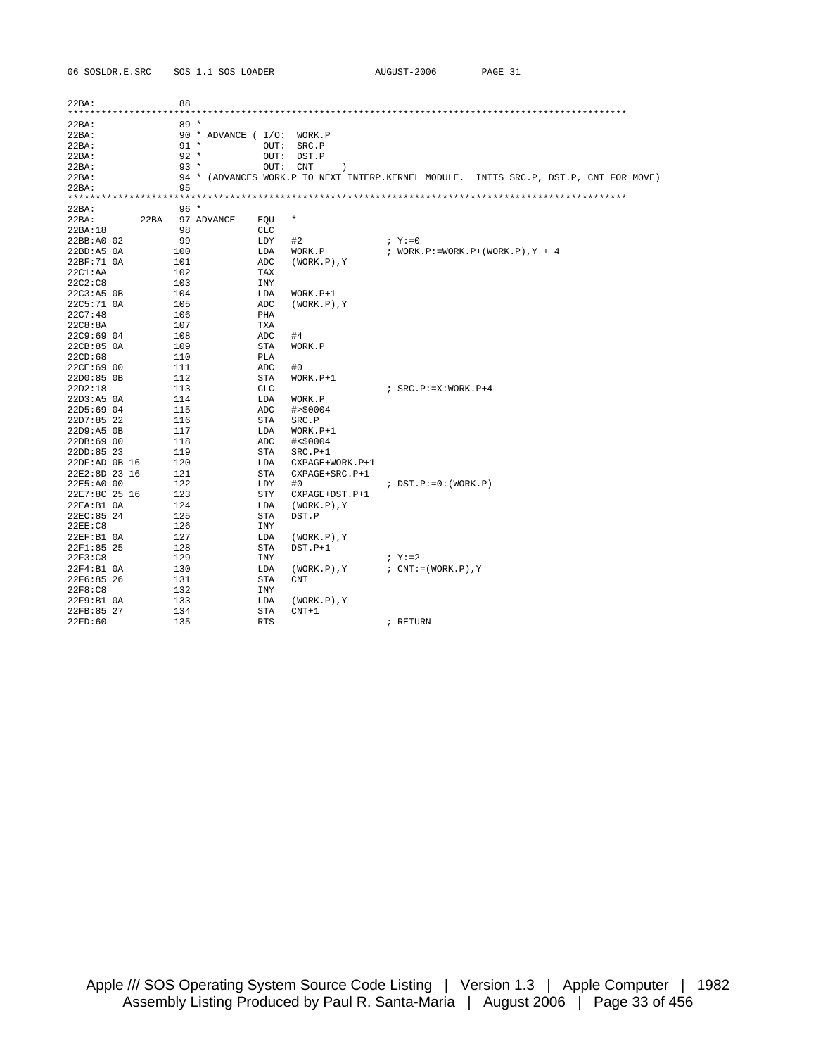```
22BA:                88
***************************************************************************************************
22BA:                89 *
22BA:                90 * ADVANCE ( I/O:  WORK.P
22BA:                91 *            OUT:  SRC.P
22BA:                92 *            OUT:  DST.P
22BA:                93 *            OUT:  CNT     )
22BA:                94 * (ADVANCES WORK.P TO NEXT INTERP.KERNEL MODULE.  INITS SRC.P, DST.P, CNT FOR MOVE)
22BA:                95
***************************************************************************************************
22BA:                96 *
22BA:          22BA  97 ADVANCE    EQU   *
22BA:18              98            CLC
22BB:A0 02           99            LDY   #2              ; Y:=0
22BD:A5 0A          100            LDA   WORK.P          ; WORK.P:=WORK.P+(WORK.P),Y + 4
22BF:71 0A          101            ADC   (WORK.P),Y
22C1:AA             102            TAX
22C2:C8             103            INY
22C3:A5 0B          104            LDA   WORK.P+1
22C5:71 0A          105            ADC   (WORK.P),Y
22C7:48             106            PHA
22C8:8A             107            TXA
22C9:69 04          108            ADC   #4
22CB:85 0A          109            STA   WORK.P
22CD:68             110            PLA
22CE:69 00          111            ADC   #0
22D0:85 0B          112            STA   WORK.P+1
22D2:18             113            CLC                   ; SRC.P:=X:WORK.P+4
22D3:A5 0A          114            LDA   WORK.P
22D5:69 04          115            ADC   #>$0004
22D7:85 22          116            STA   SRC.P
22D9:A5 0B          117            LDA   WORK.P+1
22DB:69 00          118            ADC   #<$0004
22DD:85 23          119            STA   SRC.P+1
22DF:AD 0B 16       120            LDA   CXPAGE+WORK.P+1
22E2:8D 23 16       121            STA   CXPAGE+SRC.P+1
22E5:A0 00          122            LDY   #0              ; DST.P:=0:(WORK.P)
22E7:8C 25 16       123            STY   CXPAGE+DST.P+1
22EA:B1 0A          124            LDA   (WORK.P),Y
22EC:85 24          125            STA   DST.P
22EE:C8             126            INY
22EF:B1 0A          127            LDA   (WORK.P),Y
22F1:85 25          128            STA   DST.P+1
22F3:C8             129            INY                   ; Y:=2
22F4:B1 0A          130            LDA   (WORK.P),Y      ; CNT:=(WORK.P),Y
22F6:85 26          131            STA   CNT
22F8:C8             132            INY
22F9:B1 0A          133            LDA   (WORK.P),Y
22FB:85 27          134            STA   CNT+1
22FD:60             135            RTS                   ; RETURN
```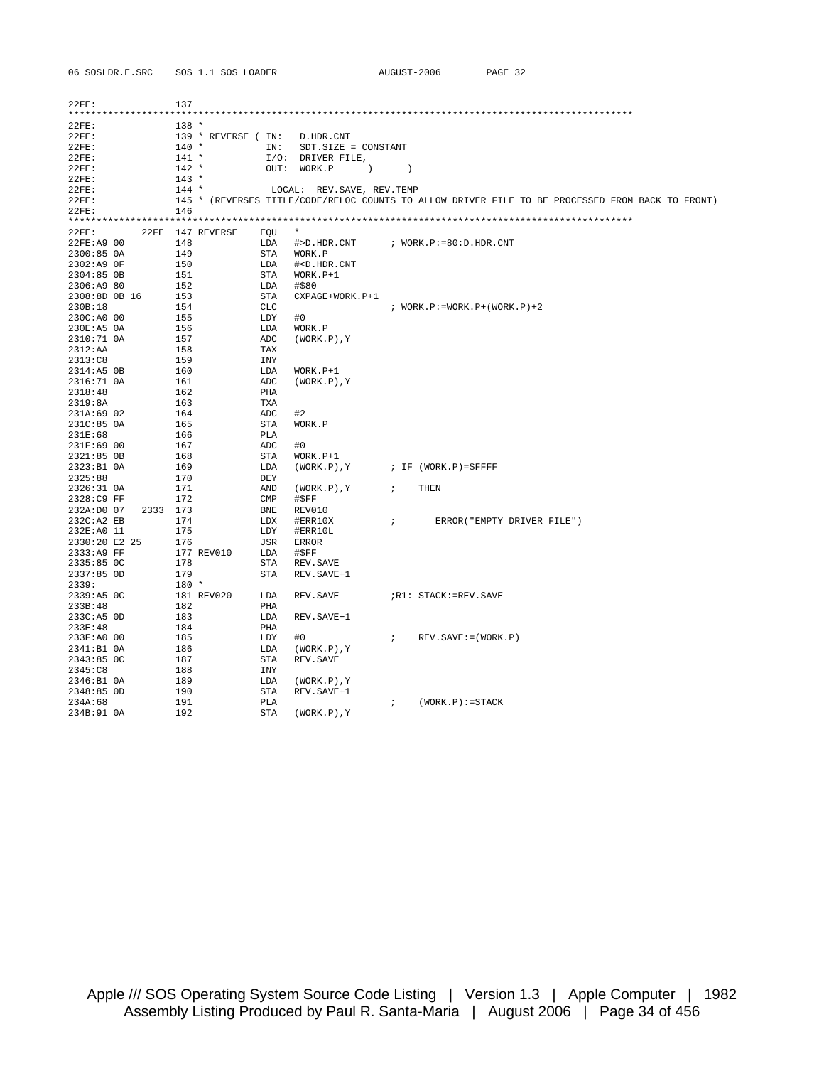```
22FE:              137
****************************************************************************************************
22FE:              138 *
22FE:              139 * REVERSE ( IN:   D.HDR.CNT
22FE:              140 *            IN:   SDT.SIZE = CONSTANT
22FE:              141 *            I/O:  DRIVER FILE,
22FE:              142 *            OUT:  WORK.P      )       )
22FE:              143 *
22FE:              144 *             LOCAL:  REV.SAVE, REV.TEMP
22FE:              145 * (REVERSES TITLE/CODE/RELOC COUNTS TO ALLOW DRIVER FILE TO BE PROCESSED FROM BACK TO FRONT)
22FE:              146
****************************************************************************************************
22FE:         22FE 147 REVERSE    EQU   *
22FE:A9 00         148            LDA   #>D.HDR.CNT       ; WORK.P:=80:D.HDR.CNT
2300:85 0A         149            STA   WORK.P
2302:A9 0F         150            LDA   #<D.HDR.CNT
2304:85 0B         151            STA   WORK.P+1
2306:A9 80         152            LDA   #$80
2308:8D 0B 16      153            STA   CXPAGE+WORK.P+1
230B:18            154            CLC                     ; WORK.P:=WORK.P+(WORK.P)+2
230C:A0 00         155            LDY   #0
230E:A5 0A         156            LDA   WORK.P
2310:71 0A         157            ADC   (WORK.P),Y
2312:AA            158            TAX
2313:C8            159            INY
2314:A5 0B         160            LDA   WORK.P+1
2316:71 0A         161            ADC   (WORK.P),Y
2318:48            162            PHA
2319:8A            163            TXA
231A:69 02         164            ADC   #2
231C:85 0A         165            STA   WORK.P
231E:68            166            PLA
231F:69 00         167            ADC   #0
2321:85 0B         168            STA   WORK.P+1
2323:B1 0A         169            LDA   (WORK.P),Y        ; IF (WORK.P)=$FFFF
2325:88            170            DEY
2326:31 0A         171            AND   (WORK.P),Y        ;    THEN
2328:C9 FF         172            CMP   #$FF
232A:D0 07    2333 173            BNE   REV010
232C:A2 EB         174            LDX   #ERR10X           ;       ERROR("EMPTY DRIVER FILE")
232E:A0 11         175            LDY   #ERR10L
2330:20 E2 25      176            JSR   ERROR
2333:A9 FF         177 REV010     LDA   #$FF
2335:85 0C         178            STA   REV.SAVE
2337:85 0D         179            STA   REV.SAVE+1
2339:              180 *
2339:A5 0C         181 REV020     LDA   REV.SAVE          ;R1: STACK:=REV.SAVE
233B:48            182            PHA
233C:A5 0D         183            LDA   REV.SAVE+1
233E:48            184            PHA
233F:A0 00         185            LDY   #0                ;    REV.SAVE:=(WORK.P)
2341:B1 0A         186            LDA   (WORK.P),Y
2343:85 0C         187            STA   REV.SAVE
2345:C8            188            INY
2346:B1 0A         189            LDA   (WORK.P),Y
2348:85 0D         190            STA   REV.SAVE+1
234A:68            191            PLA                     ;    (WORK.P):=STACK
234B:91 0A         192            STA   (WORK.P),Y
```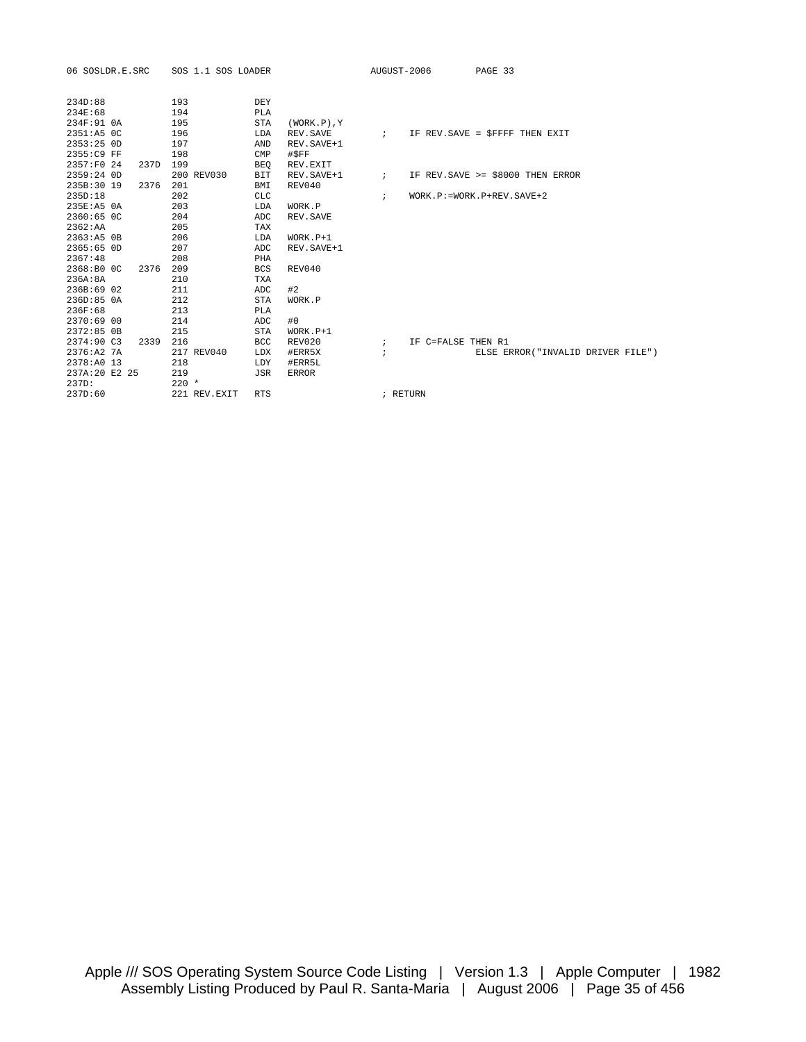```
234D:88              193            DEY
234E:68              194            PLA
234F:91 0A           195            STA   (WORK.P),Y
2351:A5 0C           196            LDA   REV.SAVE         ;    IF REV.SAVE = $FFFF THEN EXIT
2353:25 0D           197            AND   REV.SAVE+1
2355:C9 FF           198            CMP   #$FF
2357:F0 24    237D   199            BEQ   REV.EXIT
2359:24 0D           200 REV030     BIT   REV.SAVE+1       ;    IF REV.SAVE >= $8000 THEN ERROR
235B:30 19    2376   201            BMI   REV040
235D:18              202            CLC                    ;    WORK.P:=WORK.P+REV.SAVE+2
235E:A5 0A           203            LDA   WORK.P
2360:65 0C           204            ADC   REV.SAVE
2362:AA              205            TAX
2363:A5 0B           206            LDA   WORK.P+1
2365:65 0D           207            ADC   REV.SAVE+1
2367:48              208            PHA
2368:B0 0C    2376   209            BCS   REV040
236A:8A              210            TXA
236B:69 02           211            ADC   #2
236D:85 0A           212            STA   WORK.P
236F:68              213            PLA
2370:69 00           214            ADC   #0
2372:85 0B           215            STA   WORK.P+1
2374:90 C3    2339   216            BCC   REV020           ;    IF C=FALSE THEN R1
2376:A2 7A           217 REV040     LDX   #ERR5X           ;               ELSE ERROR("INVALID DRIVER FILE")
2378:A0 13           218            LDY   #ERR5L
237A:20 E2 25        219            JSR   ERROR
237D:                220 *
237D:60              221 REV.EXIT   RTS                    ; RETURN
```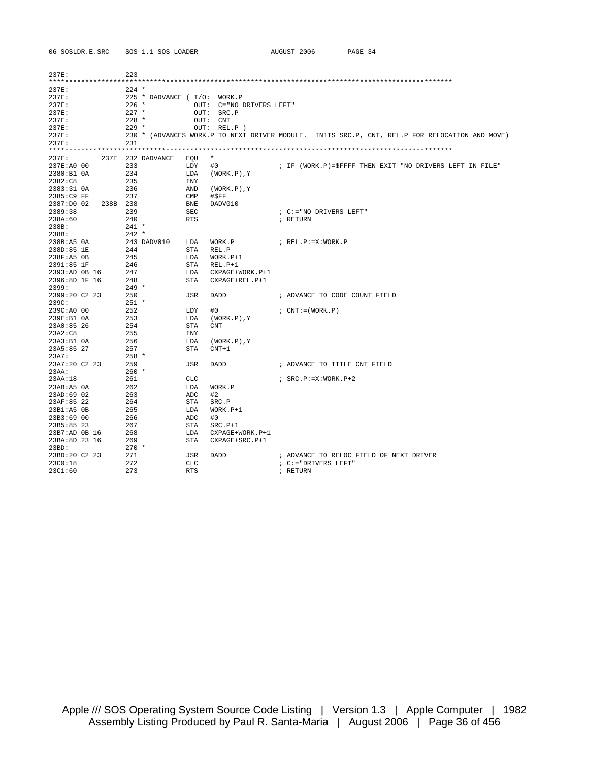```
237E:              223
****************************************************************************************************
237E:              224 *
237E:              225 * DADVANCE ( I/O:  WORK.P
237E:              226 *             OUT:  C="NO DRIVERS LEFT"
237E:              227 *             OUT:  SRC.P
237E:              228 *             OUT:  CNT
237E:              229 *             OUT:  REL.P )
237E:              230 * (ADVANCES WORK.P TO NEXT DRIVER MODULE.  INITS SRC.P, CNT, REL.P FOR RELOCATION AND MOVE)
237E:              231
****************************************************************************************************
237E:        237E  232 DADVANCE   EQU   *
237E:A0 00         233            LDY   #0              ; IF (WORK.P)=$FFFF THEN EXIT "NO DRIVERS LEFT IN FILE"
2380:B1 0A         234            LDA   (WORK.P),Y
2382:C8            235            INY
2383:31 0A         236            AND   (WORK.P),Y
2385:C9 FF         237            CMP   #$FF
2387:D0 02   238B  238            BNE   DADV010
2389:38            239            SEC                   ; C:="NO DRIVERS LEFT"
238A:60            240            RTS                   ; RETURN
238B:              241 *
238B:              242 *
238B:A5 0A         243 DADV010    LDA   WORK.P          ; REL.P:=X:WORK.P
238D:85 1E         244            STA   REL.P
238F:A5 0B         245            LDA   WORK.P+1
2391:85 1F         246            STA   REL.P+1
2393:AD 0B 16      247            LDA   CXPAGE+WORK.P+1
2396:8D 1F 16      248            STA   CXPAGE+REL.P+1
2399:              249 *
2399:20 C2 23      250            JSR   DADD            ; ADVANCE TO CODE COUNT FIELD
239C:              251 *
239C:A0 00         252            LDY   #0              ; CNT:=(WORK.P)
239E:B1 0A         253            LDA   (WORK.P),Y
23A0:85 26         254            STA   CNT
23A2:C8            255            INY
23A3:B1 0A         256            LDA   (WORK.P),Y
23A5:85 27         257            STA   CNT+1
23A7:              258 *
23A7:20 C2 23      259            JSR   DADD            ; ADVANCE TO TITLE CNT FIELD
23AA:              260 *
23AA:18            261            CLC                   ; SRC.P:=X:WORK.P+2
23AB:A5 0A         262            LDA   WORK.P
23AD:69 02         263            ADC   #2
23AF:85 22         264            STA   SRC.P
23B1:A5 0B         265            LDA   WORK.P+1
23B3:69 00         266            ADC   #0
23B5:85 23         267            STA   SRC.P+1
23B7:AD 0B 16      268            LDA   CXPAGE+WORK.P+1
23BA:8D 23 16      269            STA   CXPAGE+SRC.P+1
23BD:              270 *
23BD:20 C2 23      271            JSR   DADD            ; ADVANCE TO RELOC FIELD OF NEXT DRIVER
23C0:18            272            CLC                   ; C:="DRIVERS LEFT"
23C1:60            273            RTS                   ; RETURN
```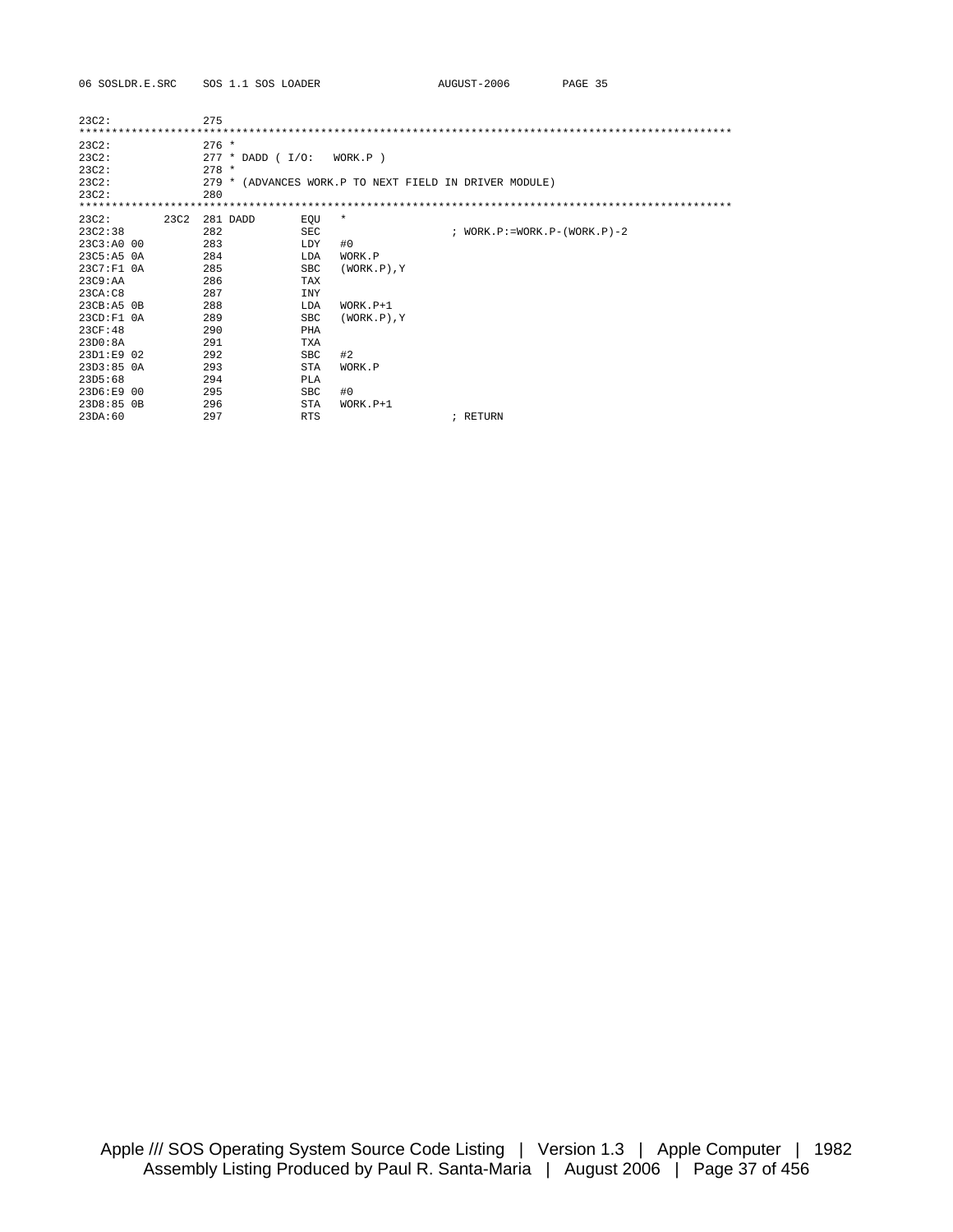```
23C2:              275
****************************************************************************************************
23C2:              276 *
23C2:              277 * DADD ( I/O:   WORK.P )
23C2:              278 *
23C2:              279 * (ADVANCES WORK.P TO NEXT FIELD IN DRIVER MODULE)
23C2:              280
****************************************************************************************************
23C2:         23C2 281 DADD       EQU   *
23C2:38            282            SEC                      ; WORK.P:=WORK.P-(WORK.P)-2
23C3:A0 00         283            LDY   #0
23C5:A5 0A         284            LDA   WORK.P
23C7:F1 0A         285            SBC   (WORK.P),Y
23C9:AA            286            TAX
23CA:C8            287            INY
23CB:A5 0B         288            LDA   WORK.P+1
23CD:F1 0A         289            SBC   (WORK.P),Y
23CF:48            290            PHA
23D0:8A            291            TXA
23D1:E9 02         292            SBC   #2
23D3:85 0A         293            STA   WORK.P
23D5:68            294            PLA
23D6:E9 00         295            SBC   #0
23D8:85 0B         296            STA   WORK.P+1
23DA:60            297            RTS                      ; RETURN
```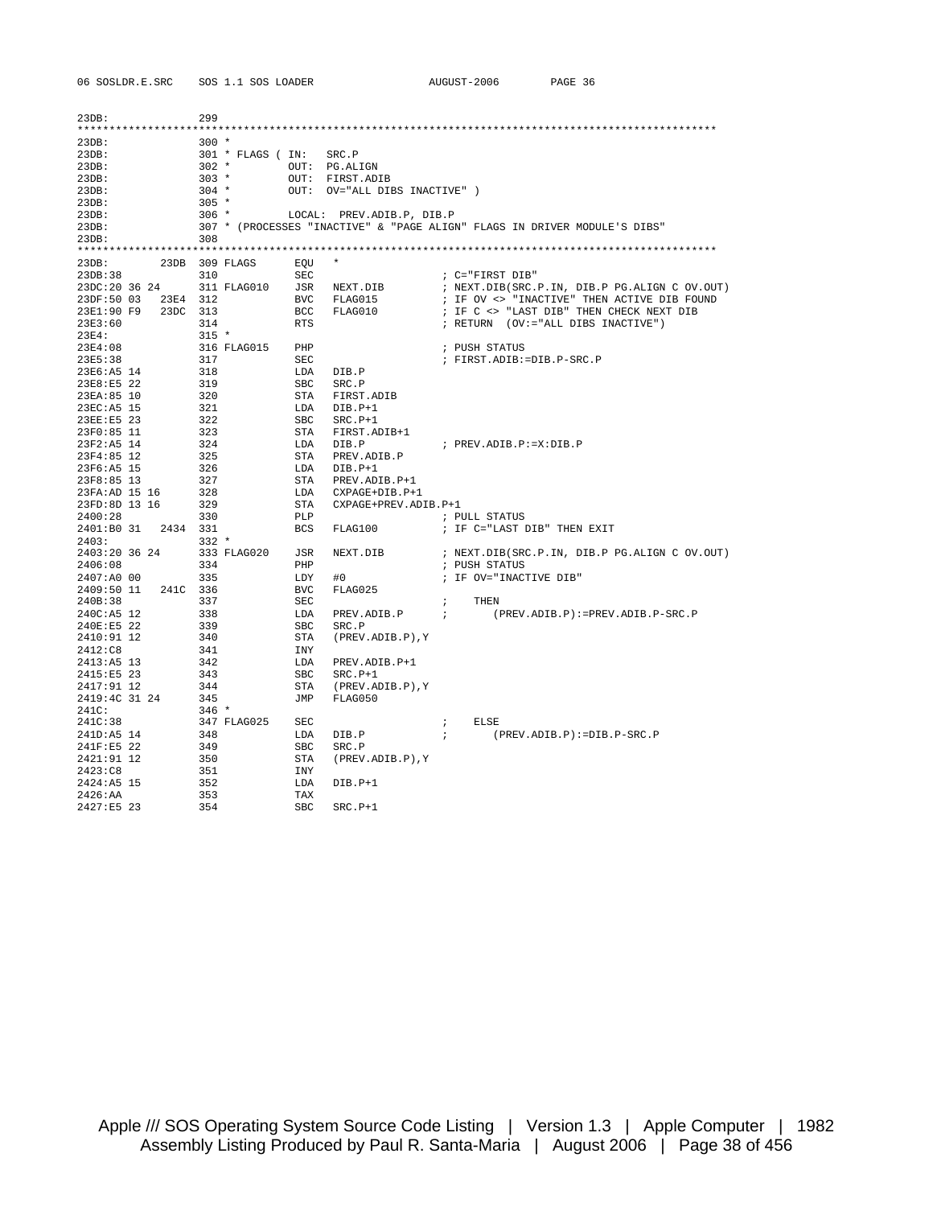```
23DB:              299
****************************************************************************************************
23DB:              300 *
23DB:              301 * FLAGS ( IN:   SRC.P
23DB:              302 *         OUT:  PG.ALIGN
23DB:              303 *         OUT:  FIRST.ADIB
23DB:              304 *         OUT:  OV="ALL DIBS INACTIVE" )
23DB:              305 *
23DB:              306 *         LOCAL:  PREV.ADIB.P, DIB.P
23DB:              307 * (PROCESSES "INACTIVE" & "PAGE ALIGN" FLAGS IN DRIVER MODULE'S DIBS"
23DB:              308
****************************************************************************************************
23DB:         23DB 309 FLAGS      EQU   *
23DB:38            310            SEC                    ; C="FIRST DIB"
23DC:20 36 24      311 FLAG010    JSR   NEXT.DIB         ; NEXT.DIB(SRC.P.IN, DIB.P PG.ALIGN C OV.OUT)
23DF:50 03    23E4 312            BVC   FLAG015          ; IF OV <> "INACTIVE" THEN ACTIVE DIB FOUND
23E1:90 F9    23DC 313            BCC   FLAG010          ; IF C <> "LAST DIB" THEN CHECK NEXT DIB
23E3:60            314            RTS                    ; RETURN  (OV:="ALL DIBS INACTIVE")
23E4:              315 *
23E4:08            316 FLAG015    PHP                    ; PUSH STATUS
23E5:38            317            SEC                    ; FIRST.ADIB:=DIB.P-SRC.P
23E6:A5 14         318            LDA   DIB.P
23E8:E5 22         319            SBC   SRC.P
23EA:85 10         320            STA   FIRST.ADIB
23EC:A5 15         321            LDA   DIB.P+1
23EE:E5 23         322            SBC   SRC.P+1
23F0:85 11         323            STA   FIRST.ADIB+1
23F2:A5 14         324            LDA   DIB.P            ; PREV.ADIB.P:=X:DIB.P
23F4:85 12         325            STA   PREV.ADIB.P
23F6:A5 15         326            LDA   DIB.P+1
23F8:85 13         327            STA   PREV.ADIB.P+1
23FA:AD 15 16      328            LDA   CXPAGE+DIB.P+1
23FD:8D 13 16      329            STA   CXPAGE+PREV.ADIB.P+1
2400:28            330            PLP                    ; PULL STATUS
2401:B0 31    2434 331            BCS   FLAG100          ; IF C="LAST DIB" THEN EXIT
2403:              332 *
2403:20 36 24      333 FLAG020    JSR   NEXT.DIB         ; NEXT.DIB(SRC.P.IN, DIB.P PG.ALIGN C OV.OUT)
2406:08            334            PHP                    ; PUSH STATUS
2407:A0 00         335            LDY   #0               ; IF OV="INACTIVE DIB"
2409:50 11    241C 336            BVC   FLAG025
240B:38            337            SEC                    ;     THEN
240C:A5 12         338            LDA   PREV.ADIB.P      ;       (PREV.ADIB.P):=PREV.ADIB.P-SRC.P
240E:E5 22         339            SBC   SRC.P
2410:91 12         340            STA   (PREV.ADIB.P),Y
2412:C8            341            INY
2413:A5 13         342            LDA   PREV.ADIB.P+1
2415:E5 23         343            SBC   SRC.P+1
2417:91 12         344            STA   (PREV.ADIB.P),Y
2419:4C 31 24      345            JMP   FLAG050
241C:              346 *
241C:38            347 FLAG025    SEC                    ;     ELSE
241D:A5 14         348            LDA   DIB.P            ;       (PREV.ADIB.P):=DIB.P-SRC.P
241F:E5 22         349            SBC   SRC.P
2421:91 12         350            STA   (PREV.ADIB.P),Y
2423:C8            351            INY
2424:A5 15         352            LDA   DIB.P+1
2426:AA            353            TAX
2427:E5 23         354            SBC   SRC.P+1
```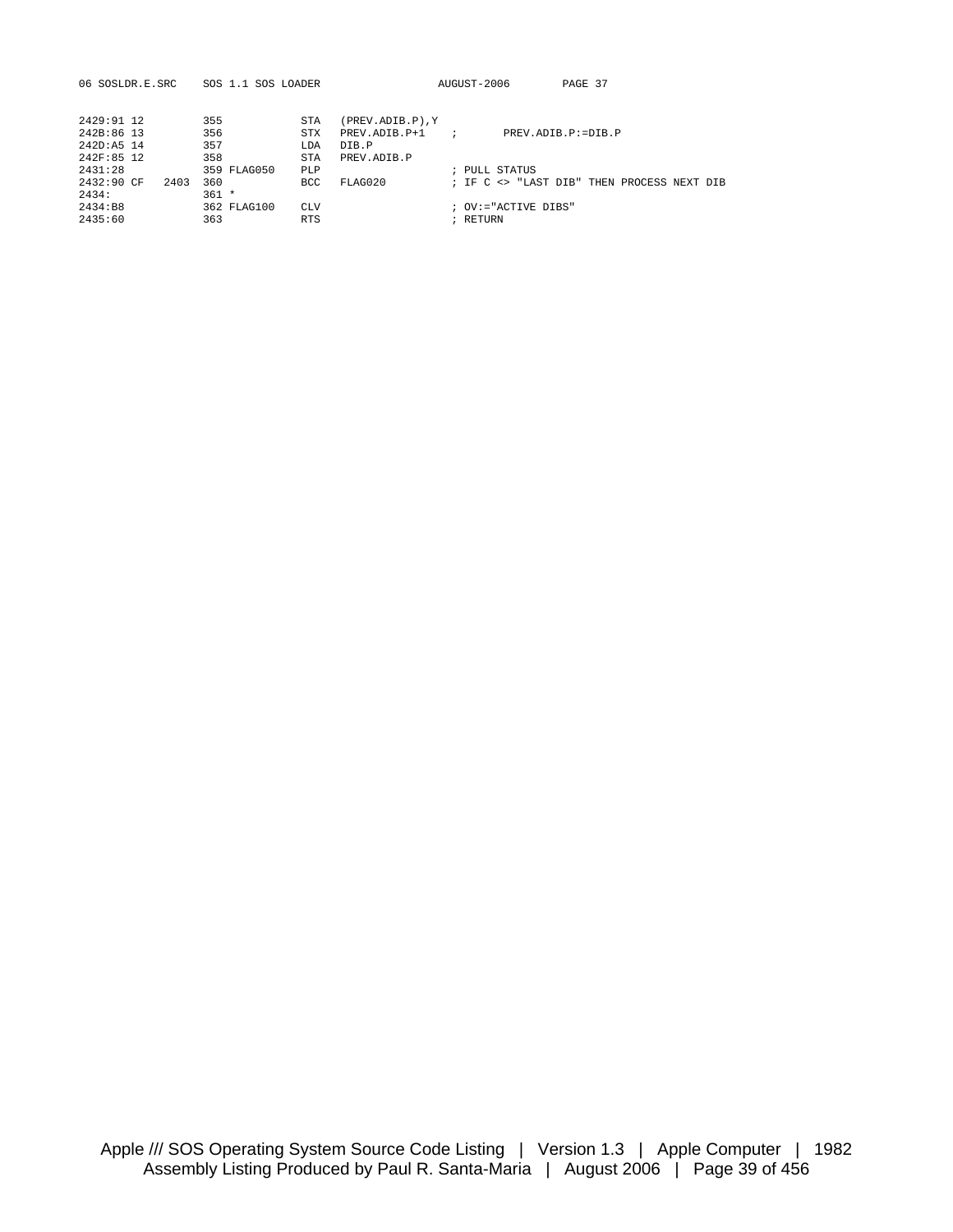```
2429:91 12         355              STA   (PREV.ADIB.P),Y
242B:86 13         356              STX   PREV.ADIB.P+1    ;       PREV.ADIB.P:=DIB.P
242D:A5 14         357              LDA   DIB.P
242F:85 12         358              STA   PREV.ADIB.P
2431:28            359 FLAG050      PLP                    ; PULL STATUS
2432:90 CF    2403 360              BCC   FLAG020          ; IF C <> "LAST DIB" THEN PROCESS NEXT DIB
2434:              361 *
2434:B8            362 FLAG100      CLV                    ; OV:="ACTIVE DIBS"
2435:60            363              RTS                    ; RETURN
```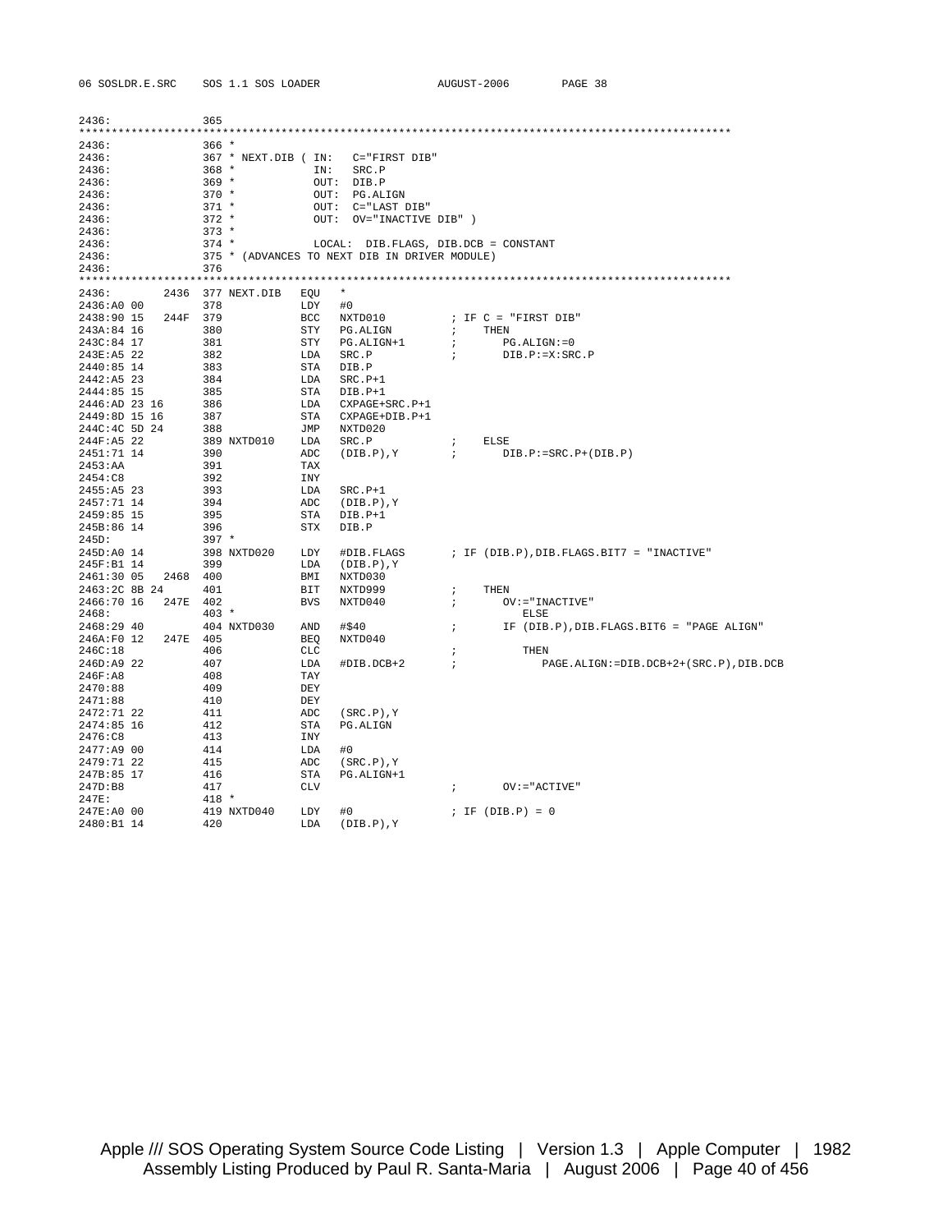```
2436:               365
****************************************************************************************************
2436:               366 *
2436:               367 * NEXT.DIB ( IN:   C="FIRST DIB"
2436:               368 *            IN:   SRC.P
2436:               369 *            OUT:  DIB.P
2436:               370 *            OUT:  PG.ALIGN
2436:               371 *            OUT:  C="LAST DIB"
2436:               372 *            OUT:  OV="INACTIVE DIB" )
2436:               373 *
2436:               374 *            LOCAL:  DIB.FLAGS, DIB.DCB = CONSTANT
2436:               375 * (ADVANCES TO NEXT DIB IN DRIVER MODULE)
2436:               376
****************************************************************************************************
2436:         2436  377 NEXT.DIB   EQU   *
2436:A0 00         378            LDY   #0
2438:90 15   244F  379            BCC   NXTD010          ; IF C = "FIRST DIB"
243A:84 16         380            STY   PG.ALIGN         ;    THEN
243C:84 17         381            STY   PG.ALIGN+1       ;       PG.ALIGN:=0
243E:A5 22         382            LDA   SRC.P            ;       DIB.P:=X:SRC.P
2440:85 14         383            STA   DIB.P
2442:A5 23         384            LDA   SRC.P+1
2444:85 15         385            STA   DIB.P+1
2446:AD 23 16      386            LDA   CXPAGE+SRC.P+1
2449:8D 15 16      387            STA   CXPAGE+DIB.P+1
244C:4C 5D 24      388            JMP   NXTD020
244F:A5 22         389 NXTD010    LDA   SRC.P            ;    ELSE
2451:71 14         390            ADC   (DIB.P),Y        ;       DIB.P:=SRC.P+(DIB.P)
2453:AA            391            TAX
2454:C8            392            INY
2455:A5 23         393            LDA   SRC.P+1
2457:71 14         394            ADC   (DIB.P),Y
2459:85 15         395            STA   DIB.P+1
245B:86 14         396            STX   DIB.P
245D:              397 *
245D:A0 14         398 NXTD020    LDY   #DIB.FLAGS       ; IF (DIB.P),DIB.FLAGS.BIT7 = "INACTIVE"
245F:B1 14         399            LDA   (DIB.P),Y
2461:30 05   2468  400            BMI   NXTD030
2463:2C 8B 24      401            BIT   NXTD999          ;    THEN
2466:70 16   247E  402            BVS   NXTD040          ;       OV:="INACTIVE"
2468:              403 *                                             ELSE
2468:29 40         404 NXTD030    AND   #$40             ;       IF (DIB.P),DIB.FLAGS.BIT6 = "PAGE ALIGN"
246A:F0 12   247E  405            BEQ   NXTD040
246C:18            406            CLC                    ;          THEN
246D:A9 22         407            LDA   #DIB.DCB+2       ;             PAGE.ALIGN:=DIB.DCB+2+(SRC.P),DIB.DCB
246F:A8            408            TAY
2470:88            409            DEY
2471:88            410            DEY
2472:71 22         411            ADC   (SRC.P),Y
2474:85 16         412            STA   PG.ALIGN
2476:C8            413            INY
2477:A9 00         414            LDA   #0
2479:71 22         415            ADC   (SRC.P),Y
247B:85 17         416            STA   PG.ALIGN+1
247D:B8            417            CLV                    ;       OV:="ACTIVE"
247E:              418 *
247E:A0 00         419 NXTD040    LDY   #0               ; IF (DIB.P) = 0
2480:B1 14         420            LDA   (DIB.P),Y
```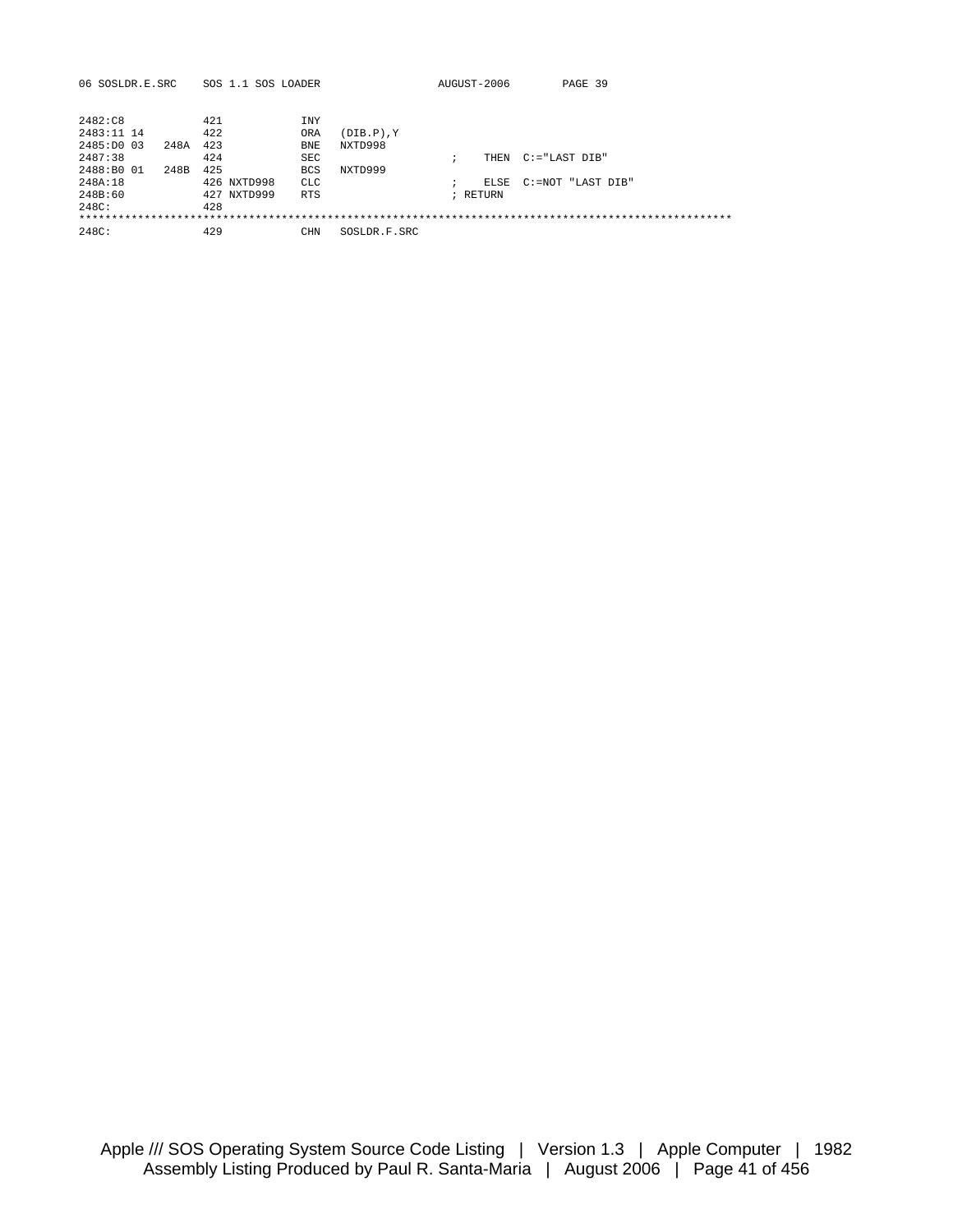```
2482:C8              421            INY
2483:11 14           422            ORA   (DIB.P),Y
2485:D0 03    248A   423            BNE   NXTD998
2487:38              424            SEC                        ;    THEN  C:="LAST DIB"
2488:B0 01    248B   425            BCS   NXTD999
248A:18              426 NXTD998    CLC                        ;    ELSE  C:=NOT "LAST DIB"
248B:60              427 NXTD999    RTS                        ; RETURN
248C:                428
***************************************************************************************************
248C:                429            CHN   SOSLDR.F.SRC
```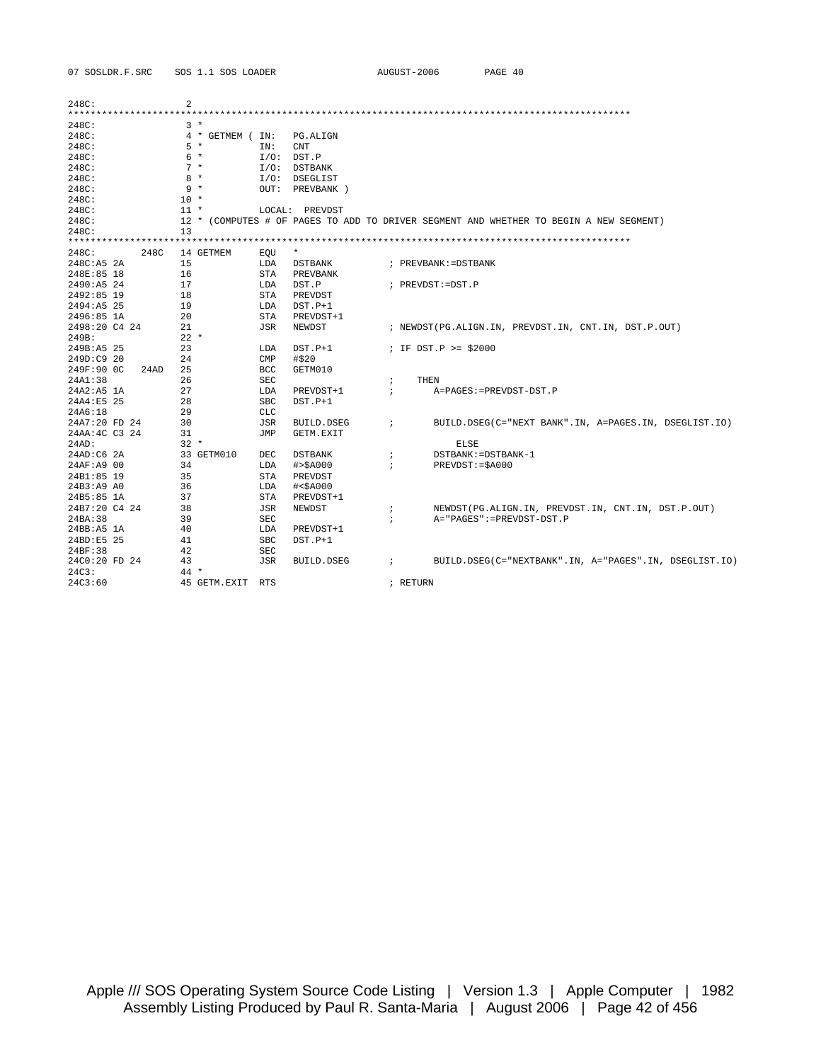```
248C:                2
*************************************************************************************************
248C:                3 *
248C:                4 * GETMEM ( IN:   PG.ALIGN
248C:                5 *          IN:   CNT
248C:                6 *          I/O:  DST.P
248C:                7 *          I/O:  DSTBANK
248C:                8 *          I/O:  DSEGLIST
248C:                9 *          OUT:  PREVBANK )
248C:               10 *
248C:               11 *          LOCAL:  PREVDST
248C:               12 * (COMPUTES # OF PAGES TO ADD TO DRIVER SEGMENT AND WHETHER TO BEGIN A NEW SEGMENT)
248C:               13
*************************************************************************************************
248C:        248C   14 GETMEM     EQU   *
248C:A5 2A          15            LDA   DSTBANK          ; PREVBANK:=DSTBANK
248E:85 18          16            STA   PREVBANK
2490:A5 24          17            LDA   DST.P            ; PREVDST:=DST.P
2492:85 19          18            STA   PREVDST
2494:A5 25          19            LDA   DST.P+1
2496:85 1A          20            STA   PREVDST+1
2498:20 C4 24       21            JSR   NEWDST           ; NEWDST(PG.ALIGN.IN, PREVDST.IN, CNT.IN, DST.P.OUT)
249B:               22 *
249B:A5 25          23            LDA   DST.P+1          ; IF DST.P >= $2000
249D:C9 20          24            CMP   #$20
249F:90 0C   24AD   25            BCC   GETM010
24A1:38             26            SEC                    ;    THEN
24A2:A5 1A          27            LDA   PREVDST+1        ;       A=PAGES:=PREVDST-DST.P
24A4:E5 25          28            SBC   DST.P+1
24A6:18             29            CLC
24A7:20 FD 24       30            JSR   BUILD.DSEG       ;       BUILD.DSEG(C="NEXT BANK".IN, A=PAGES.IN, DSEGLIST.IO)
24AA:4C C3 24       31            JMP   GETM.EXIT
24AD:               32 *                                         ELSE
24AD:C6 2A          33 GETM010    DEC   DSTBANK          ;       DSTBANK:=DSTBANK-1
24AF:A9 00          34            LDA   #>$A000          ;       PREVDST:=$A000
24B1:85 19          35            STA   PREVDST
24B3:A9 A0          36            LDA   #<$A000
24B5:85 1A          37            STA   PREVDST+1
24B7:20 C4 24       38            JSR   NEWDST           ;       NEWDST(PG.ALIGN.IN, PREVDST.IN, CNT.IN, DST.P.OUT)
24BA:38             39            SEC                    ;       A="PAGES":=PREVDST-DST.P
24BB:A5 1A          40            LDA   PREVDST+1
24BD:E5 25          41            SBC   DST.P+1
24BF:38             42            SEC
24C0:20 FD 24       43            JSR   BUILD.DSEG       ;       BUILD.DSEG(C="NEXTBANK".IN, A="PAGES".IN, DSEGLIST.IO)
24C3:               44 *
24C3:60             45 GETM.EXIT  RTS                    ; RETURN
```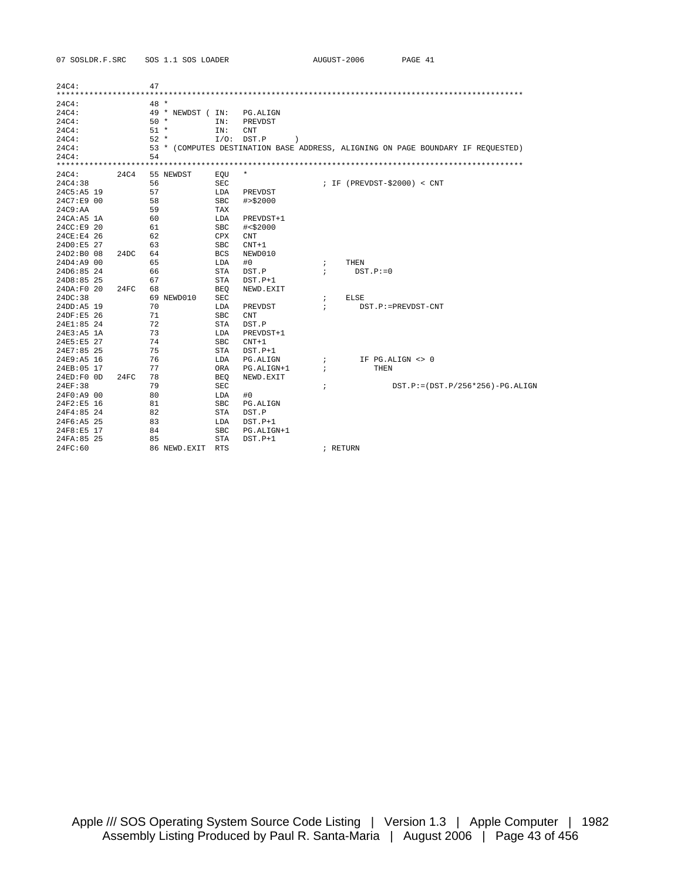```
24C4:                47
****************************************************************************************************
24C4:                48 *
24C4:                49 * NEWDST ( IN:   PG.ALIGN
24C4:                50 *          IN:   PREVDST
24C4:                51 *          IN:   CNT
24C4:                52 *          I/O:  DST.P      )
24C4:                53 * (COMPUTES DESTINATION BASE ADDRESS, ALIGNING ON PAGE BOUNDARY IF REQUESTED)
24C4:                54
****************************************************************************************************
24C4:         24C4   55 NEWDST     EQU   *
24C4:38              56            SEC                     ; IF (PREVDST-$2000) < CNT
24C5:A5 19           57            LDA   PREVDST
24C7:E9 00           58            SBC   #>$2000
24C9:AA              59            TAX
24CA:A5 1A           60            LDA   PREVDST+1
24CC:E9 20           61            SBC   #<$2000
24CE:E4 26           62            CPX   CNT
24D0:E5 27           63            SBC   CNT+1
24D2:B0 08    24DC   64            BCS   NEWD010
24D4:A9 00           65            LDA   #0              ;    THEN
24D6:85 24           66            STA   DST.P           ;      DST.P:=0
24D8:85 25           67            STA   DST.P+1
24DA:F0 20    24FC   68            BEQ   NEWD.EXIT
24DC:38              69 NEWD010    SEC                     ;    ELSE
24DD:A5 19           70            LDA   PREVDST         ;      DST.P:=PREVDST-CNT
24DF:E5 26           71            SBC   CNT
24E1:85 24           72            STA   DST.P
24E3:A5 1A           73            LDA   PREVDST+1
24E5:E5 27           74            SBC   CNT+1
24E7:85 25           75            STA   DST.P+1
24E9:A5 16           76            LDA   PG.ALIGN        ;      IF PG.ALIGN <> 0
24EB:05 17           77            ORA   PG.ALIGN+1      ;         THEN
24ED:F0 0D    24FC   78            BEQ   NEWD.EXIT
24EF:38              79            SEC                     ;            DST.P:=(DST.P/256*256)-PG.ALIGN
24F0:A9 00           80            LDA   #0
24F2:E5 16           81            SBC   PG.ALIGN
24F4:85 24           82            STA   DST.P
24F6:A5 25           83            LDA   DST.P+1
24F8:E5 17           84            SBC   PG.ALIGN+1
24FA:85 25           85            STA   DST.P+1
24FC:60              86 NEWD.EXIT  RTS                     ; RETURN
```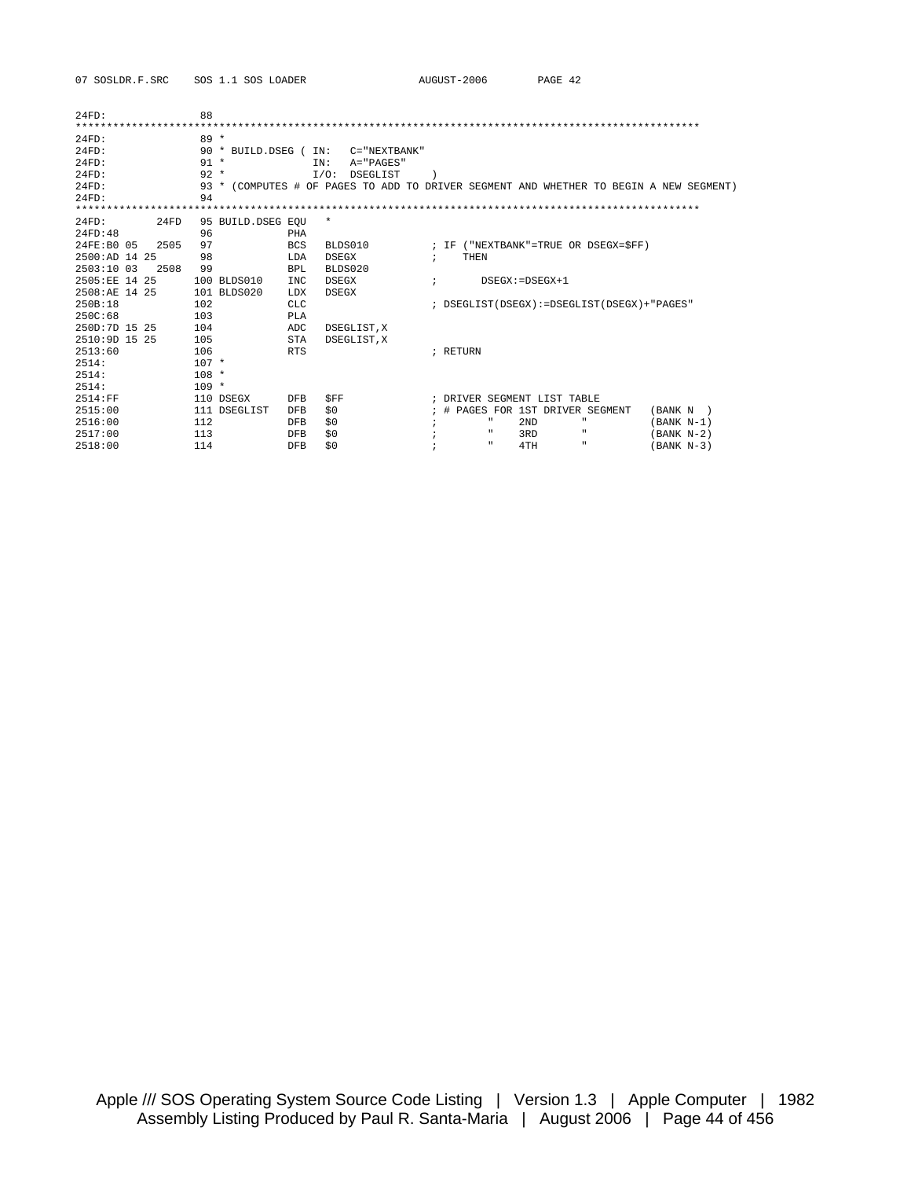```
24FD:               88
****************************************************************************************************
24FD:               89 *
24FD:               90 * BUILD.DSEG ( IN:   C="NEXTBANK"
24FD:               91 *              IN:   A="PAGES"
24FD:               92 *              I/O:  DSEGLIST     )
24FD:               93 * (COMPUTES # OF PAGES TO ADD TO DRIVER SEGMENT AND WHETHER TO BEGIN A NEW SEGMENT)
24FD:               94
****************************************************************************************************
24FD:        24FD   95 BUILD.DSEG EQU   *
24FD:48             96            PHA
24FE:B0 05   2505   97            BCS   BLDS010         ; IF ("NEXTBANK"=TRUE OR DSEGX=$FF)
2500:AD 14 25       98            LDA   DSEGX           ;    THEN
2503:10 03   2508   99            BPL   BLDS020
2505:EE 14 25      100 BLDS010    INC   DSEGX           ;       DSEGX:=DSEGX+1
2508:AE 14 25      101 BLDS020    LDX   DSEGX
250B:18            102            CLC                   ; DSEGLIST(DSEGX):=DSEGLIST(DSEGX)+"PAGES"
250C:68            103            PLA
250D:7D 15 25      104            ADC   DSEGLIST,X
2510:9D 15 25      105            STA   DSEGLIST,X
2513:60            106            RTS                   ; RETURN
2514:              107 *
2514:              108 *
2514:              109 *
2514:FF            110 DSEGX      DFB   $FF             ; DRIVER SEGMENT LIST TABLE
2515:00            111 DSEGLIST   DFB   $0              ; # PAGES FOR 1ST DRIVER SEGMENT   (BANK N  )
2516:00            112            DFB   $0              ;        "    2ND       "          (BANK N-1)
2517:00            113            DFB   $0              ;        "    3RD       "          (BANK N-2)
2518:00            114            DFB   $0              ;        "    4TH       "          (BANK N-3)
```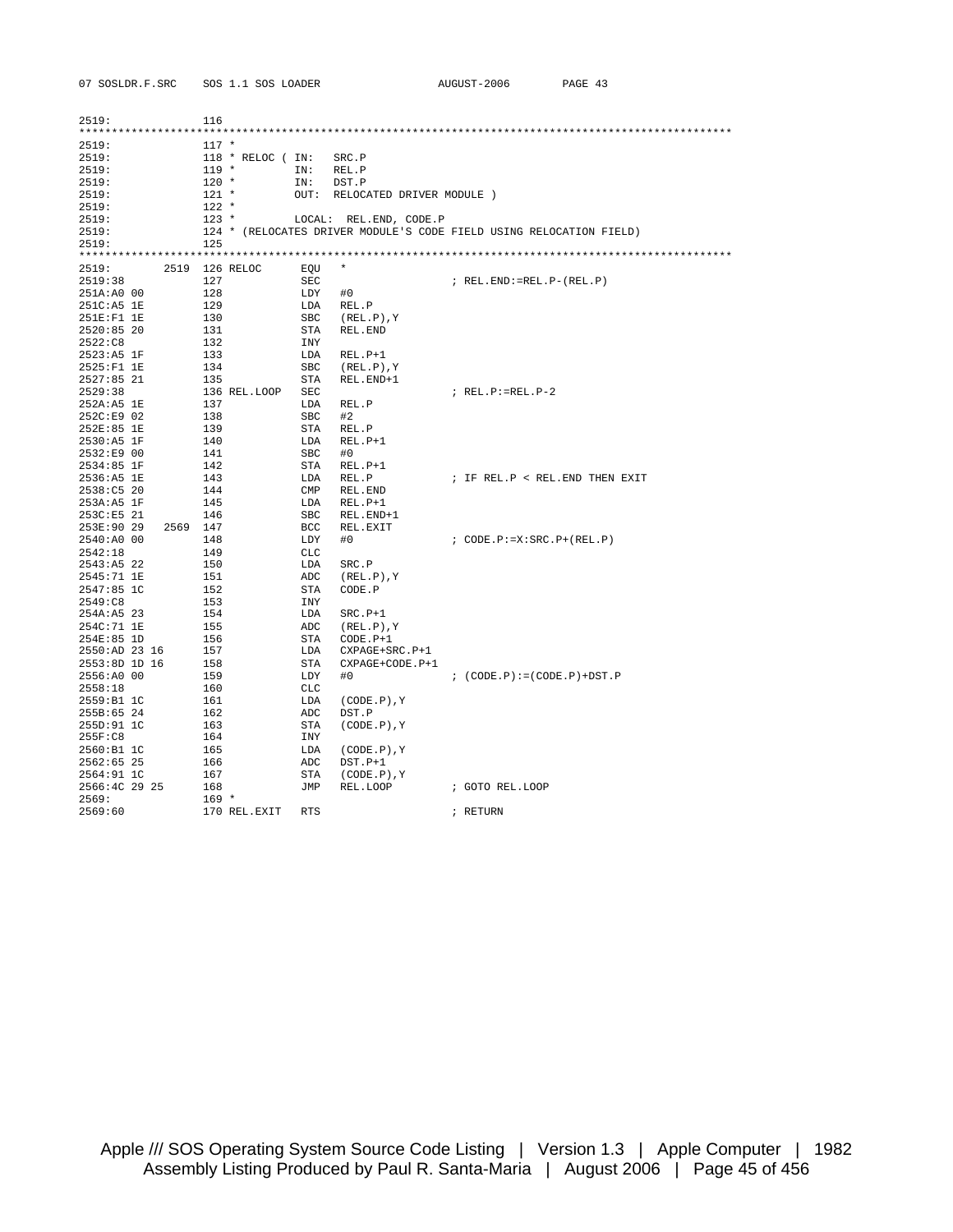```
2519:              116
*************************************************************************************************
2519:              117 *
2519:              118 * RELOC ( IN:   SRC.P
2519:              119 *         IN:   REL.P
2519:              120 *         IN:   DST.P
2519:              121 *         OUT:  RELOCATED DRIVER MODULE )
2519:              122 *
2519:              123 *         LOCAL:  REL.END, CODE.P
2519:              124 * (RELOCATES DRIVER MODULE'S CODE FIELD USING RELOCATION FIELD)
2519:              125
*************************************************************************************************
2519:         2519 126 RELOC       EQU   *
2519:38            127             SEC                    ; REL.END:=REL.P-(REL.P)
251A:A0 00         128             LDY   #0
251C:A5 1E         129             LDA   REL.P
251E:F1 1E         130             SBC   (REL.P),Y
2520:85 20         131             STA   REL.END
2522:C8            132             INY
2523:A5 1F         133             LDA   REL.P+1
2525:F1 1E         134             SBC   (REL.P),Y
2527:85 21         135             STA   REL.END+1
2529:38            136 REL.LOOP    SEC                    ; REL.P:=REL.P-2
252A:A5 1E         137             LDA   REL.P
252C:E9 02         138             SBC   #2
252E:85 1E         139             STA   REL.P
2530:A5 1F         140             LDA   REL.P+1
2532:E9 00         141             SBC   #0
2534:85 1F         142             STA   REL.P+1
2536:A5 1E         143             LDA   REL.P            ; IF REL.P < REL.END THEN EXIT
2538:C5 20         144             CMP   REL.END
253A:A5 1F         145             LDA   REL.P+1
253C:E5 21         146             SBC   REL.END+1
253E:90 29    2569 147             BCC   REL.EXIT
2540:A0 00         148             LDY   #0               ; CODE.P:=X:SRC.P+(REL.P)
2542:18            149             CLC
2543:A5 22         150             LDA   SRC.P
2545:71 1E         151             ADC   (REL.P),Y
2547:85 1C         152             STA   CODE.P
2549:C8            153             INY
254A:A5 23         154             LDA   SRC.P+1
254C:71 1E         155             ADC   (REL.P),Y
254E:85 1D         156             STA   CODE.P+1
2550:AD 23 16      157             LDA   CXPAGE+SRC.P+1
2553:8D 1D 16      158             STA   CXPAGE+CODE.P+1
2556:A0 00         159             LDY   #0               ; (CODE.P):=(CODE.P)+DST.P
2558:18            160             CLC
2559:B1 1C         161             LDA   (CODE.P),Y
255B:65 24         162             ADC   DST.P
255D:91 1C         163             STA   (CODE.P),Y
255F:C8            164             INY
2560:B1 1C         165             LDA   (CODE.P),Y
2562:65 25         166             ADC   DST.P+1
2564:91 1C         167             STA   (CODE.P),Y
2566:4C 29 25      168             JMP   REL.LOOP         ; GOTO REL.LOOP
2569:              169 *
2569:60            170 REL.EXIT    RTS                    ; RETURN
```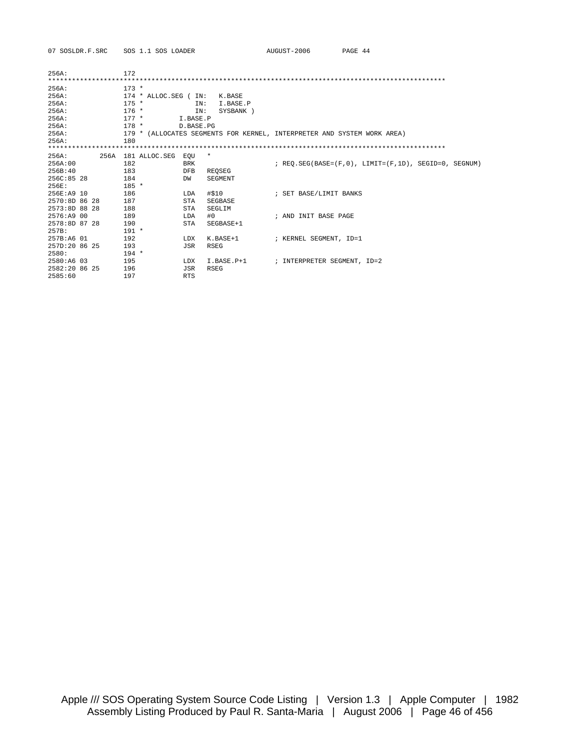```
256A:              172
****************************************************************************************************
256A:              173 *
256A:              174 * ALLOC.SEG ( IN:   K.BASE
256A:              175 *             IN:   I.BASE.P
256A:              176 *             IN:   SYSBANK )
256A:              177 *         I.BASE.P
256A:              178 *         D.BASE.PG
256A:              179 * (ALLOCATES SEGMENTS FOR KERNEL, INTERPRETER AND SYSTEM WORK AREA)
256A:              180
****************************************************************************************************
256A:         256A 181 ALLOC.SEG  EQU   *
256A:00            182            BRK                     ; REQ.SEG(BASE=(F,0), LIMIT=(F,1D), SEGID=0, SEGNUM)
256B:40            183            DFB   REQSEG
256C:85 28         184            DW    SEGMENT
256E:              185 *
256E:A9 10         186            LDA   #$10              ; SET BASE/LIMIT BANKS
2570:8D 86 28      187            STA   SEGBASE
2573:8D 88 28      188            STA   SEGLIM
2576:A9 00         189            LDA   #0                ; AND INIT BASE PAGE
2578:8D 87 28      190            STA   SEGBASE+1
257B:              191 *
257B:A6 01         192            LDX   K.BASE+1          ; KERNEL SEGMENT, ID=1
257D:20 86 25      193            JSR   RSEG
2580:              194 *
2580:A6 03         195            LDX   I.BASE.P+1        ; INTERPRETER SEGMENT, ID=2
2582:20 86 25      196            JSR   RSEG
2585:60            197            RTS
```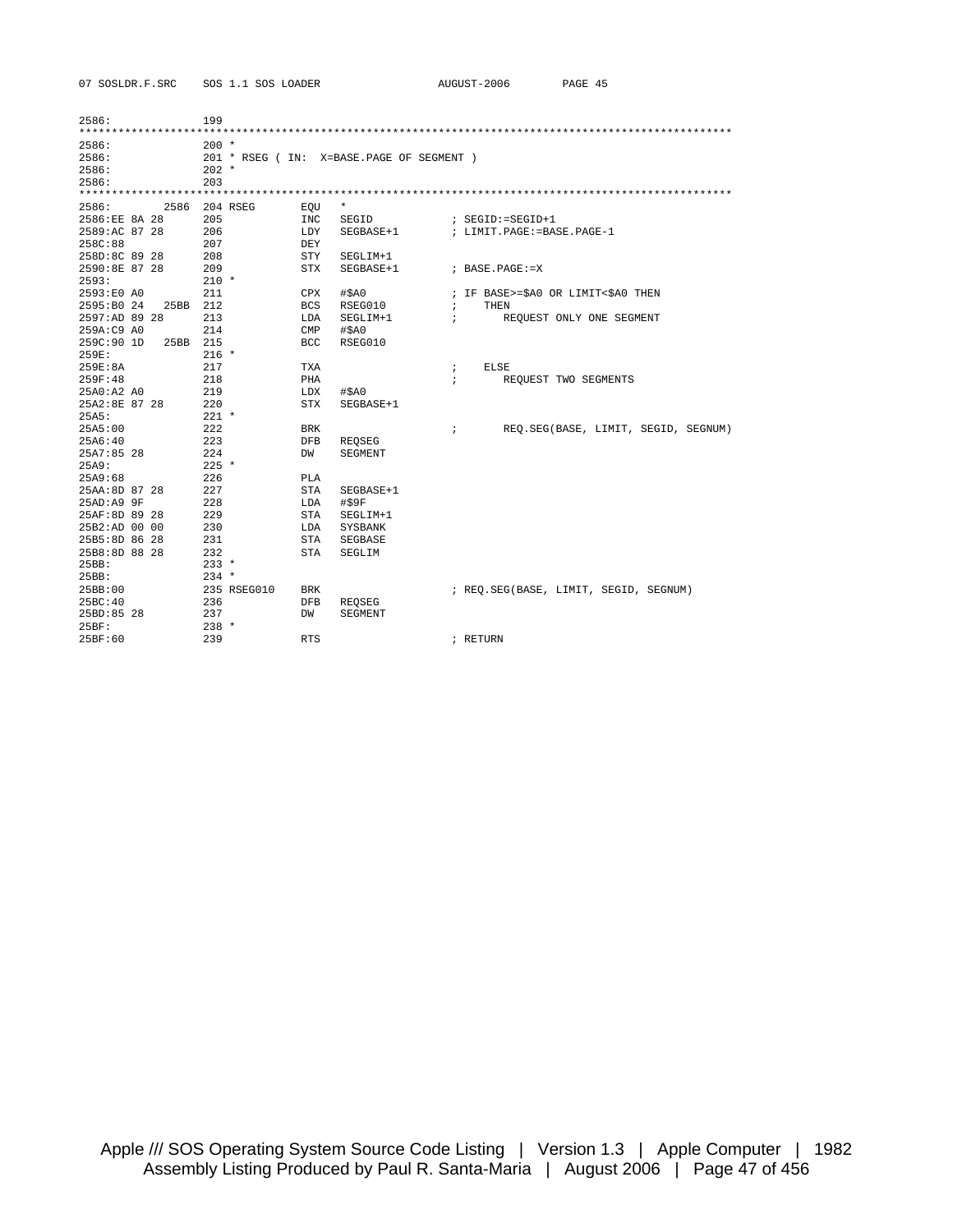```
2586:              199
****************************************************************************************************
2586:              200 *
2586:              201 * RSEG ( IN:  X=BASE.PAGE OF SEGMENT )
2586:              202 *
2586:              203
****************************************************************************************************
2586:         2586 204 RSEG        EQU   *
2586:EE 8A 28      205             INC   SEGID             ; SEGID:=SEGID+1
2589:AC 87 28      206             LDY   SEGBASE+1         ; LIMIT.PAGE:=BASE.PAGE-1
258C:88            207             DEY
258D:8C 89 28      208             STY   SEGLIM+1
2590:8E 87 28      209             STX   SEGBASE+1         ; BASE.PAGE:=X
2593:              210 *
2593:E0 A0         211             CPX   #$A0              ; IF BASE>=$A0 OR LIMIT<$A0 THEN
2595:B0 24    25BB 212             BCS   RSEG010           ;    THEN
2597:AD 89 28      213             LDA   SEGLIM+1          ;       REQUEST ONLY ONE SEGMENT
259A:C9 A0         214             CMP   #$A0
259C:90 1D    25BB 215             BCC   RSEG010
259E:              216 *
259E:8A            217             TXA                     ;    ELSE
259F:48            218             PHA                     ;       REQUEST TWO SEGMENTS
25A0:A2 A0         219             LDX   #$A0
25A2:8E 87 28      220             STX   SEGBASE+1
25A5:              221 *
25A5:00            222             BRK                     ;       REQ.SEG(BASE, LIMIT, SEGID, SEGNUM)
25A6:40            223             DFB   REQSEG
25A7:85 28         224             DW    SEGMENT
25A9:              225 *
25A9:68            226             PLA
25AA:8D 87 28      227             STA   SEGBASE+1
25AD:A9 9F         228             LDA   #$9F
25AF:8D 89 28      229             STA   SEGLIM+1
25B2:AD 00 00      230             LDA   SYSBANK
25B5:8D 86 28      231             STA   SEGBASE
25B8:8D 88 28      232             STA   SEGLIM
25BB:              233 *
25BB:              234 *
25BB:00            235 RSEG010     BRK                     ; REQ.SEG(BASE, LIMIT, SEGID, SEGNUM)
25BC:40            236             DFB   REQSEG
25BD:85 28         237             DW    SEGMENT
25BF:              238 *
25BF:60            239             RTS                     ; RETURN
```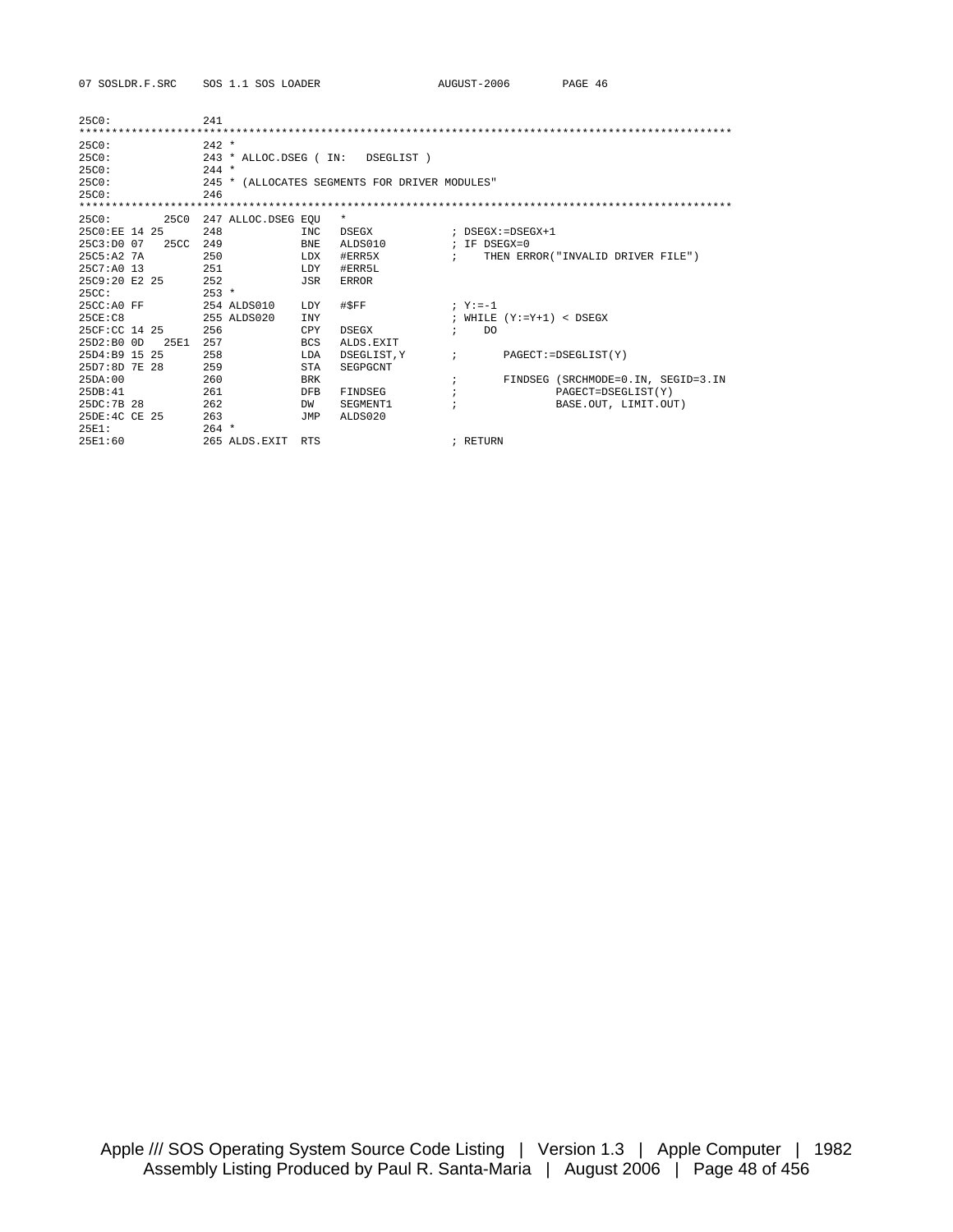```
25C0:              241
****************************************************************************************************
25C0:              242 *
25C0:              243 * ALLOC.DSEG ( IN:   DSEGLIST )
25C0:              244 *
25C0:              245 * (ALLOCATES SEGMENTS FOR DRIVER MODULES"
25C0:              246
****************************************************************************************************
25C0:         25C0  247 ALLOC.DSEG EQU    *
25C0:EE 14 25      248            INC    DSEGX           ; DSEGX:=DSEGX+1
25C3:D0 07   25CC  249            BNE    ALDS010         ; IF DSEGX=0
25C5:A2 7A         250            LDX    #ERR5X          ;    THEN ERROR("INVALID DRIVER FILE")
25C7:A0 13         251            LDY    #ERR5L
25C9:20 E2 25      252            JSR    ERROR
25CC:              253 *
25CC:A0 FF         254 ALDS010    LDY    #$FF            ; Y:=-1
25CE:C8            255 ALDS020    INY                    ; WHILE (Y:=Y+1) < DSEGX
25CF:CC 14 25      256            CPY    DSEGX           ;    DO
25D2:B0 0D   25E1  257            BCS    ALDS.EXIT
25D4:B9 15 25      258            LDA    DSEGLIST,Y      ;       PAGECT:=DSEGLIST(Y)
25D7:8D 7E 28      259            STA    SEGPGCNT
25DA:00            260            BRK                    ;       FINDSEG (SRCHMODE=0.IN, SEGID=3.IN
25DB:41            261            DFB    FINDSEG         ;               PAGECT=DSEGLIST(Y)
25DC:7B 28         262            DW     SEGMENT1        ;               BASE.OUT, LIMIT.OUT)
25DE:4C CE 25      263            JMP    ALDS020
25E1:              264 *
25E1:60            265 ALDS.EXIT  RTS                    ; RETURN
```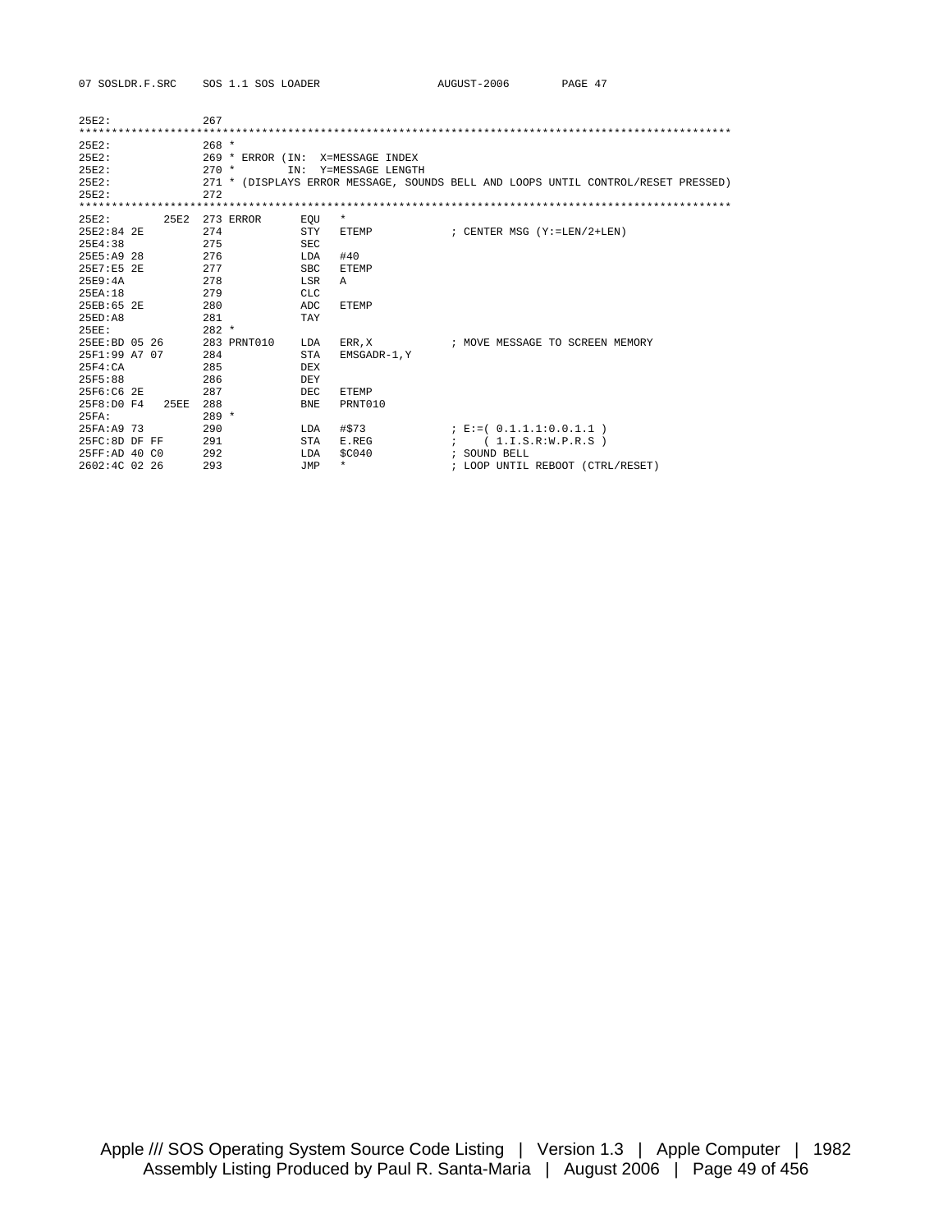```
25E2:               267
****************************************************************************************************
25E2:               268 *
25E2:               269 * ERROR (IN:  X=MESSAGE INDEX
25E2:               270 *        IN:  Y=MESSAGE LENGTH
25E2:               271 * (DISPLAYS ERROR MESSAGE, SOUNDS BELL AND LOOPS UNTIL CONTROL/RESET PRESSED)
25E2:               272
****************************************************************************************************
25E2:          25E2 273 ERROR      EQU   *
25E2:84 2E          274            STY   ETEMP            ; CENTER MSG (Y:=LEN/2+LEN)
25E4:38             275            SEC
25E5:A9 28          276            LDA   #40
25E7:E5 2E          277            SBC   ETEMP
25E9:4A             278            LSR   A
25EA:18             279            CLC
25EB:65 2E          280            ADC   ETEMP
25ED:A8             281            TAY
25EE:               282 *
25EE:BD 05 26       283 PRNT010    LDA   ERR,X            ; MOVE MESSAGE TO SCREEN MEMORY
25F1:99 A7 07       284            STA   EMSGADR-1,Y
25F4:CA             285            DEX
25F5:88             286            DEY
25F6:C6 2E          287            DEC   ETEMP
25F8:D0 F4     25EE 288            BNE   PRNT010
25FA:               289 *
25FA:A9 73          290            LDA   #$73             ; E:=( 0.1.1.1:0.0.1.1 )
25FC:8D DF FF       291            STA   E.REG            ;     ( 1.I.S.R:W.P.R.S )
25FF:AD 40 C0       292            LDA   $C040            ; SOUND BELL
2602:4C 02 26       293            JMP   *                ; LOOP UNTIL REBOOT (CTRL/RESET)
```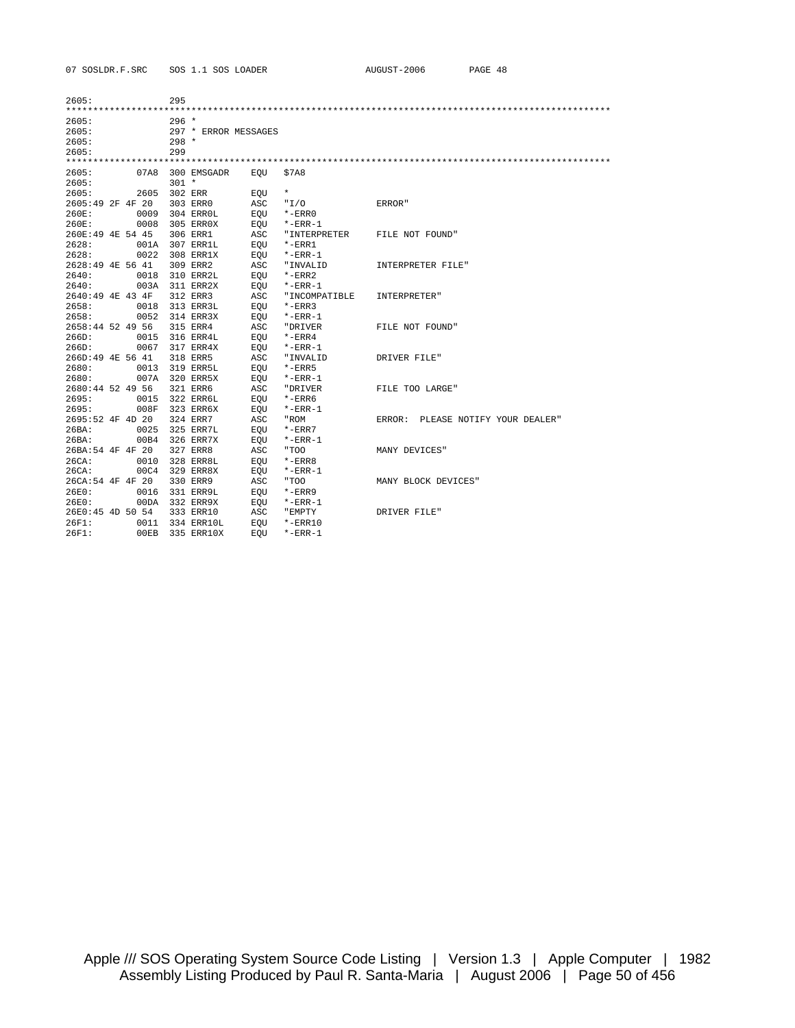```
2605:              295
****************************************************************************************************
2605:              296 *
2605:              297 * ERROR MESSAGES
2605:              298 *
2605:              299
****************************************************************************************************
2605:         07A8 300 EMSGADR    EQU   $7A8
2605:              301 *
2605:         2605 302 ERR        EQU   *
2605:49 2F 4F 20   303 ERR0       ASC   "I/O            ERROR"
260E:         0009 304 ERR0L      EQU   *-ERR0
260E:         0008 305 ERR0X      EQU   *-ERR-1
260E:49 4E 54 45   306 ERR1       ASC   "INTERPRETER    FILE NOT FOUND"
2628:         001A 307 ERR1L      EQU   *-ERR1
2628:         0022 308 ERR1X      EQU   *-ERR-1
2628:49 4E 56 41   309 ERR2       ASC   "INVALID        INTERPRETER FILE"
2640:         0018 310 ERR2L      EQU   *-ERR2
2640:         003A 311 ERR2X      EQU   *-ERR-1
2640:49 4E 43 4F   312 ERR3       ASC   "INCOMPATIBLE   INTERPRETER"
2658:         0018 313 ERR3L      EQU   *-ERR3
2658:         0052 314 ERR3X      EQU   *-ERR-1
2658:44 52 49 56   315 ERR4       ASC   "DRIVER         FILE NOT FOUND"
266D:         0015 316 ERR4L      EQU   *-ERR4
266D:         0067 317 ERR4X      EQU   *-ERR-1
266D:49 4E 56 41   318 ERR5       ASC   "INVALID        DRIVER FILE"
2680:         0013 319 ERR5L      EQU   *-ERR5
2680:         007A 320 ERR5X      EQU   *-ERR-1
2680:44 52 49 56   321 ERR6       ASC   "DRIVER         FILE TOO LARGE"
2695:         0015 322 ERR6L      EQU   *-ERR6
2695:         008F 323 ERR6X      EQU   *-ERR-1
2695:52 4F 4D 20   324 ERR7       ASC   "ROM            ERROR:  PLEASE NOTIFY YOUR DEALER"
26BA:         0025 325 ERR7L      EQU   *-ERR7
26BA:         00B4 326 ERR7X      EQU   *-ERR-1
26BA:54 4F 4F 20   327 ERR8       ASC   "TOO            MANY DEVICES"
26CA:         0010 328 ERR8L      EQU   *-ERR8
26CA:         00C4 329 ERR8X      EQU   *-ERR-1
26CA:54 4F 4F 20   330 ERR9       ASC   "TOO            MANY BLOCK DEVICES"
26E0:         0016 331 ERR9L      EQU   *-ERR9
26E0:         00DA 332 ERR9X      EQU   *-ERR-1
26E0:45 4D 50 54   333 ERR10      ASC   "EMPTY          DRIVER FILE"
26F1:         0011 334 ERR10L     EQU   *-ERR10
26F1:         00EB 335 ERR10X     EQU   *-ERR-1
```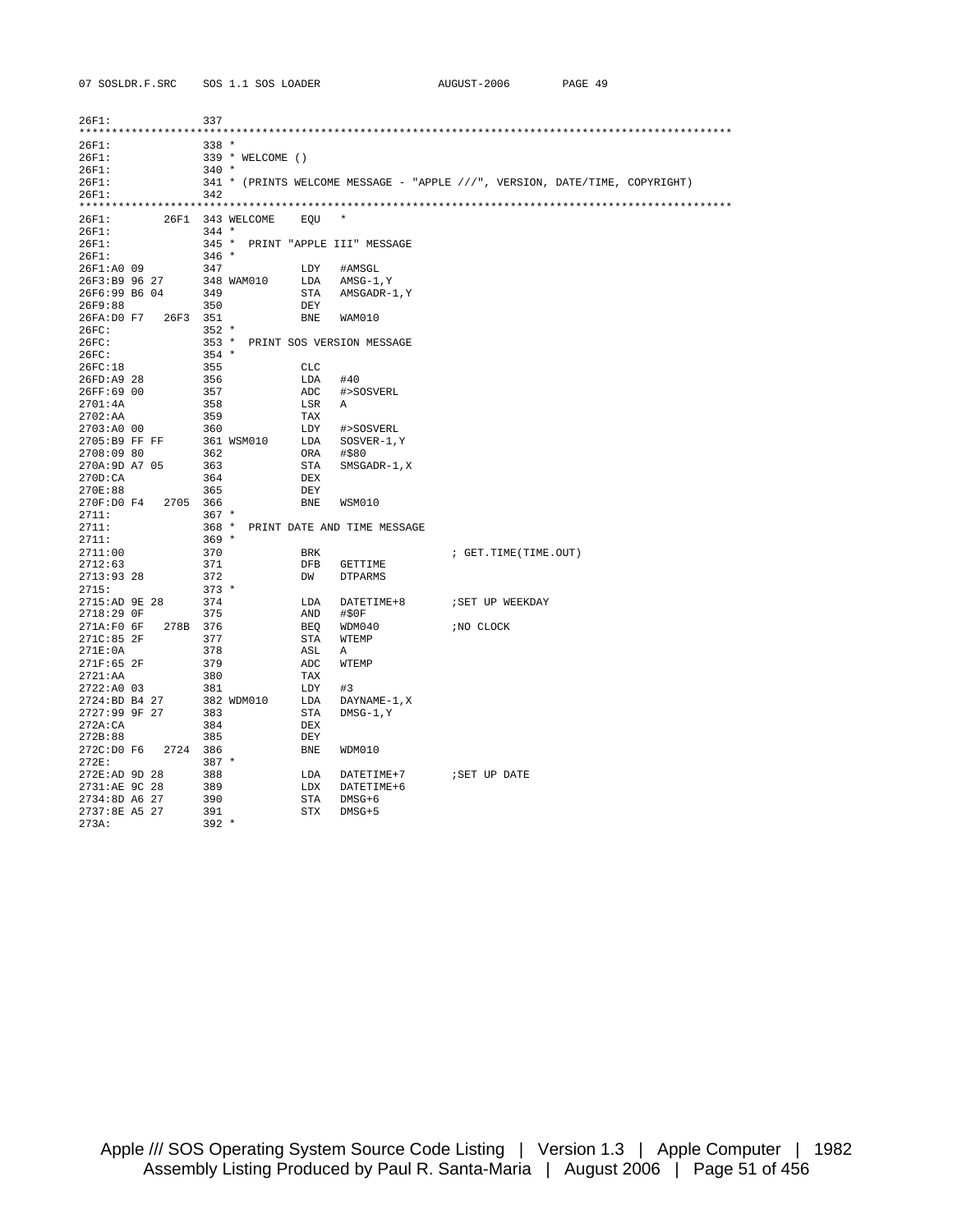```
26F1:               337
****************************************************************************************************
26F1:               338 *
26F1:               339 * WELCOME ()
26F1:               340 *
26F1:               341 * (PRINTS WELCOME MESSAGE - "APPLE ///", VERSION, DATE/TIME, COPYRIGHT)
26F1:               342
****************************************************************************************************
26F1:          26F1 343 WELCOME    EQU   *
26F1:               344 *
26F1:               345 *  PRINT "APPLE III" MESSAGE
26F1:               346 *
26F1:A0 09          347            LDY   #AMSGL
26F3:B9 96 27       348 WAM010     LDA   AMSG-1,Y
26F6:99 B6 04       349            STA   AMSGADR-1,Y
26F9:88             350            DEY
26FA:D0 F7    26F3  351            BNE   WAM010
26FC:               352 *
26FC:               353 *  PRINT SOS VERSION MESSAGE
26FC:               354 *
26FC:18             355            CLC
26FD:A9 28          356            LDA   #40
26FF:69 00          357            ADC   #>SOSVERL
2701:4A             358            LSR   A
2702:AA             359            TAX
2703:A0 00          360            LDY   #>SOSVERL
2705:B9 FF FF       361 WSM010     LDA   SOSVER-1,Y
2708:09 80          362            ORA   #$80
270A:9D A7 05       363            STA   SMSGADR-1,X
270D:CA             364            DEX
270E:88             365            DEY
270F:D0 F4    2705  366            BNE   WSM010
2711:               367 *
2711:               368 *  PRINT DATE AND TIME MESSAGE
2711:               369 *
2711:00             370            BRK                     ; GET.TIME(TIME.OUT)
2712:63             371            DFB   GETTIME
2713:93 28          372            DW    DTPARMS
2715:               373 *
2715:AD 9E 28       374            LDA   DATETIME+8       ;SET UP WEEKDAY
2718:29 0F          375            AND   #$0F
271A:F0 6F    278B  376            BEQ   WDM040           ;NO CLOCK
271C:85 2F          377            STA   WTEMP
271E:0A             378            ASL   A
271F:65 2F          379            ADC   WTEMP
2721:AA             380            TAX
2722:A0 03          381            LDY   #3
2724:BD B4 27       382 WDM010     LDA   DAYNAME-1,X
2727:99 9F 27       383            STA   DMSG-1,Y
272A:CA             384            DEX
272B:88             385            DEY
272C:D0 F6    2724  386            BNE   WDM010
272E:               387 *
272E:AD 9D 28       388            LDA   DATETIME+7       ;SET UP DATE
2731:AE 9C 28       389            LDX   DATETIME+6
2734:8D A6 27       390            STA   DMSG+6
2737:8E A5 27       391            STX   DMSG+5
273A:               392 *
```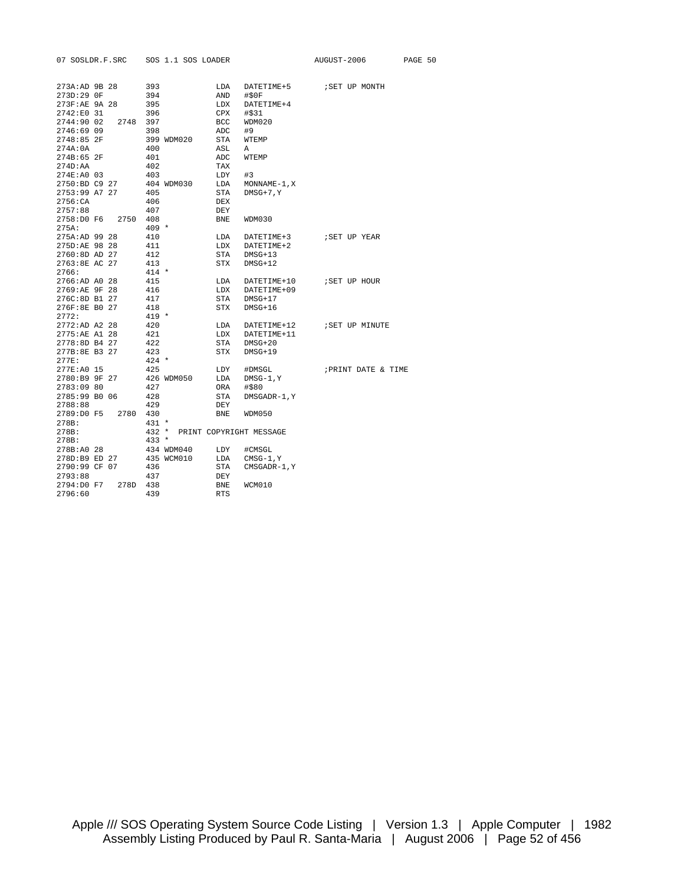```
273A:AD 9B 28        393              LDA   DATETIME+5      ;SET UP MONTH
273D:29 0F           394              AND   #$0F
273F:AE 9A 28        395              LDX   DATETIME+4
2742:E0 31           396              CPX   #$31
2744:90 02    2748   397              BCC   WDM020
2746:69 09           398              ADC   #9
2748:85 2F           399 WDM020       STA   WTEMP
274A:0A              400              ASL   A
274B:65 2F           401              ADC   WTEMP
274D:AA              402              TAX
274E:A0 03           403              LDY   #3
2750:BD C9 27        404 WDM030       LDA   MONNAME-1,X
2753:99 A7 27        405              STA   DMSG+7,Y
2756:CA              406              DEX
2757:88              407              DEY
2758:D0 F6    2750   408              BNE   WDM030
275A:                409 *
275A:AD 99 28        410              LDA   DATETIME+3      ;SET UP YEAR
275D:AE 98 28        411              LDX   DATETIME+2
2760:8D AD 27        412              STA   DMSG+13
2763:8E AC 27        413              STX   DMSG+12
2766:                414 *
2766:AD A0 28        415              LDA   DATETIME+10     ;SET UP HOUR
2769:AE 9F 28        416              LDX   DATETIME+09
276C:8D B1 27        417              STA   DMSG+17
276F:8E B0 27        418              STX   DMSG+16
2772:                419 *
2772:AD A2 28        420              LDA   DATETIME+12     ;SET UP MINUTE
2775:AE A1 28        421              LDX   DATETIME+11
2778:8D B4 27        422              STA   DMSG+20
277B:8E B3 27        423              STX   DMSG+19
277E:                424 *
277E:A0 15           425              LDY   #DMSGL          ;PRINT DATE & TIME
2780:B9 9F 27        426 WDM050       LDA   DMSG-1,Y
2783:09 80           427              ORA   #$80
2785:99 B0 06        428              STA   DMSGADR-1,Y
2788:88              429              DEY
2789:D0 F5    2780   430              BNE   WDM050
278B:                431 *
278B:                432 *  PRINT COPYRIGHT MESSAGE
278B:                433 *
278B:A0 28           434 WDM040       LDY   #CMSGL
278D:B9 ED 27        435 WCM010       LDA   CMSG-1,Y
2790:99 CF 07        436              STA   CMSGADR-1,Y
2793:88              437              DEY
2794:D0 F7    278D   438              BNE   WCM010
2796:60              439              RTS
```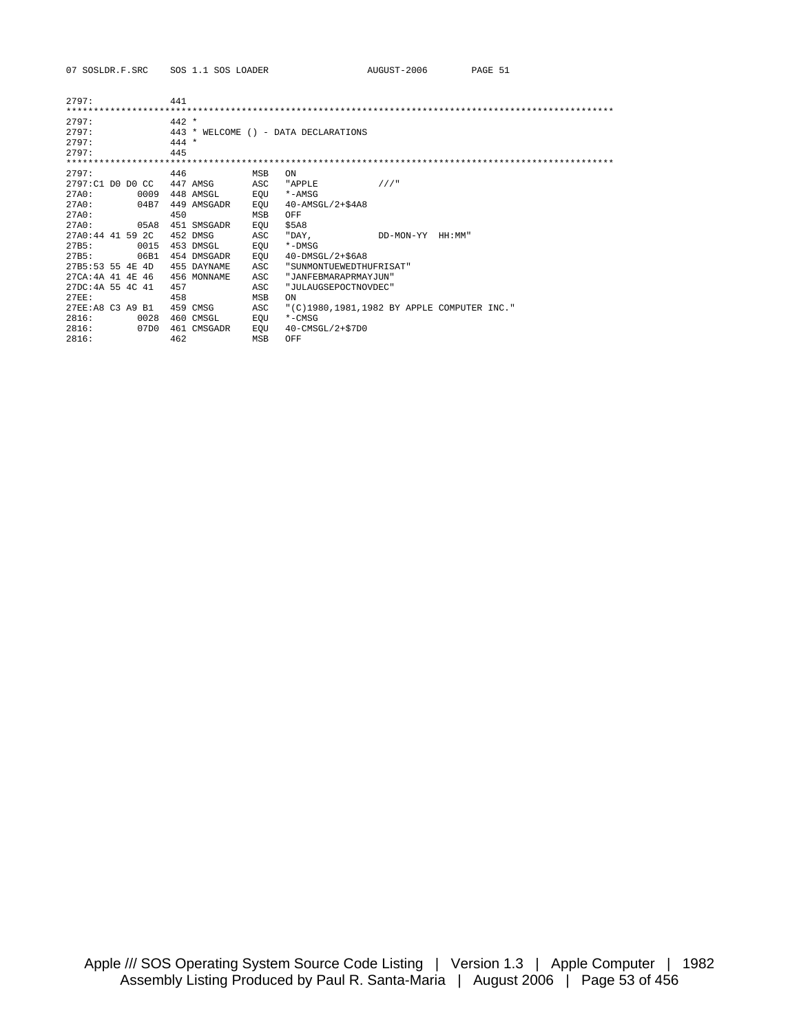```
2797:              441
****************************************************************************************************
2797:              442 *
2797:              443 * WELCOME () - DATA DECLARATIONS
2797:              444 *
2797:              445
****************************************************************************************************
2797:              446             MSB   ON
2797:C1 D0 D0 CC   447 AMSG        ASC   "APPLE          ///"
27A0:        0009  448 AMSGL       EQU   *-AMSG
27A0:        04B7  449 AMSGADR     EQU   40-AMSGL/2+$4A8
27A0:              450             MSB   OFF
27A0:        05A8  451 SMSGADR     EQU   $5A8
27A0:44 41 59 2C   452 DMSG        ASC   "DAY,           DD-MON-YY  HH:MM"
27B5:        0015  453 DMSGL       EQU   *-DMSG
27B5:        06B1  454 DMSGADR     EQU   40-DMSGL/2+$6A8
27B5:53 55 4E 4D   455 DAYNAME     ASC   "SUNMONTUEWEDTHUFRISAT"
27CA:4A 41 4E 46   456 MONNAME     ASC   "JANFEBMARAPRMAYJUN"
27DC:4A 55 4C 41   457             ASC   "JULAUGSEPOCTNOVDEC"
27EE:              458             MSB   ON
27EE:A8 C3 A9 B1   459 CMSG        ASC   "(C)1980,1981,1982 BY APPLE COMPUTER INC."
2816:        0028  460 CMSGL       EQU   *-CMSG
2816:        07D0  461 CMSGADR     EQU   40-CMSGL/2+$7D0
2816:              462             MSB   OFF
```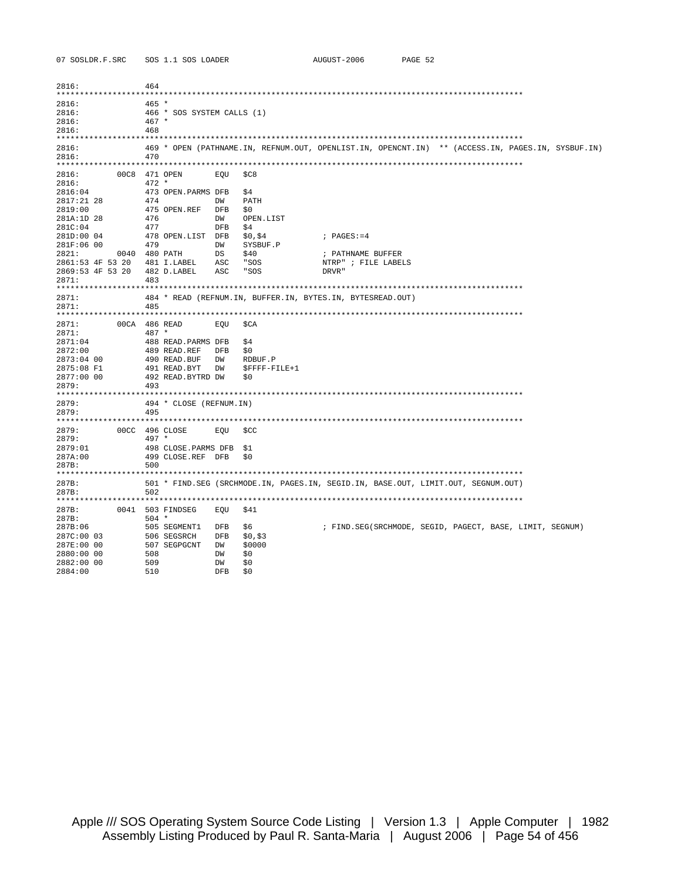```
2816:              464
*************************************************************************************************
2816:              465 *
2816:              466 * SOS SYSTEM CALLS (1)
2816:              467 *
2816:              468
*************************************************************************************************
2816:              469 * OPEN (PATHNAME.IN, REFNUM.OUT, OPENLIST.IN, OPENCNT.IN)  ** (ACCESS.IN, PAGES.IN, SYSBUF.IN)
2816:              470
*************************************************************************************************
2816:        00C8  471 OPEN        EQU   $C8
2816:              472 *
2816:04            473 OPEN.PARMS DFB   $4
2817:21 28         474            DW    PATH
2819:00            475 OPEN.REF   DFB   $0
281A:1D 28         476            DW    OPEN.LIST
281C:04            477            DFB   $4
281D:00 04         478 OPEN.LIST  DFB   $0,$4          ; PAGES:=4
281F:06 00         479            DW    SYSBUF.P
2821:        0040  480 PATH       DS    $40            ; PATHNAME BUFFER
2861:53 4F 53 20   481 I.LABEL    ASC   "SOS           NTRP" ; FILE LABELS
2869:53 4F 53 20   482 D.LABEL    ASC   "SOS           DRVR"
2871:              483
*************************************************************************************************
2871:              484 * READ (REFNUM.IN, BUFFER.IN, BYTES.IN, BYTESREAD.OUT)
2871:              485
*************************************************************************************************
2871:        00CA  486 READ        EQU   $CA
2871:              487 *
2871:04            488 READ.PARMS DFB   $4
2872:00            489 READ.REF   DFB   $0
2873:04 00         490 READ.BUF   DW    RDBUF.P
2875:08 F1         491 READ.BYT   DW    $FFFF-FILE+1
2877:00 00         492 READ.BYTRD DW    $0
2879:              493
*************************************************************************************************
2879:              494 * CLOSE (REFNUM.IN)
2879:              495
*************************************************************************************************
2879:        00CC  496 CLOSE       EQU   $CC
2879:              497 *
2879:01            498 CLOSE.PARMS DFB  $1
287A:00            499 CLOSE.REF  DFB   $0
287B:              500
*************************************************************************************************
287B:              501 * FIND.SEG (SRCHMODE.IN, PAGES.IN, SEGID.IN, BASE.OUT, LIMIT.OUT, SEGNUM.OUT)
287B:              502
*************************************************************************************************
287B:        0041  503 FINDSEG     EQU   $41
287B:              504 *
287B:06            505 SEGMENT1   DFB   $6             ; FIND.SEG(SRCHMODE, SEGID, PAGECT, BASE, LIMIT, SEGNUM)
287C:00 03         506 SEGSRCH    DFB   $0,$3
287E:00 00         507 SEGPGCNT   DW    $0000
2880:00 00         508            DW    $0
2882:00 00         509            DW    $0
2884:00            510            DFB   $0
```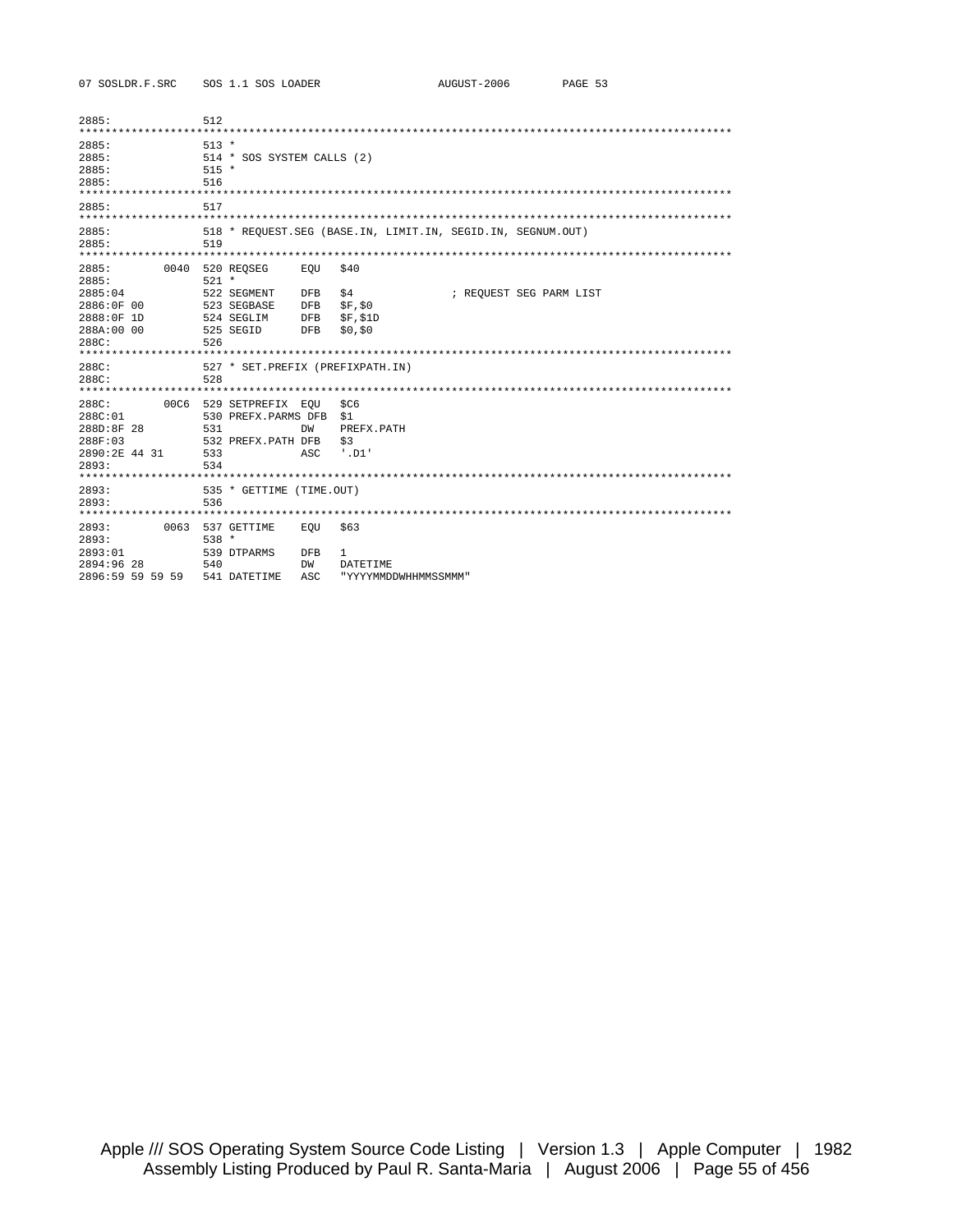```
2885:              512
****************************************************************************************************
2885:              513 *
2885:              514 * SOS SYSTEM CALLS (2)
2885:              515 *
2885:              516
****************************************************************************************************
2885:              517
****************************************************************************************************
2885:              518 * REQUEST.SEG (BASE.IN, LIMIT.IN, SEGID.IN, SEGNUM.OUT)
2885:              519
****************************************************************************************************
2885:         0040 520 REQSEG     EQU   $40
2885:              521 *
2885:04            522 SEGMENT    DFB   $4               ; REQUEST SEG PARM LIST
2886:0F 00         523 SEGBASE    DFB   $F,$0
2888:0F 1D         524 SEGLIM     DFB   $F,$1D
288A:00 00         525 SEGID      DFB   $0,$0
288C:              526
****************************************************************************************************
288C:              527 * SET.PREFIX (PREFIXPATH.IN)
288C:              528
****************************************************************************************************
288C:         00C6 529 SETPREFIX  EQU   $C6
288C:01            530 PREFX.PARMS DFB  $1
288D:8F 28         531            DW    PREFX.PATH
288F:03            532 PREFX.PATH DFB   $3
2890:2E 44 31      533            ASC   '.D1'
2893:              534
****************************************************************************************************
2893:              535 * GETTIME (TIME.OUT)
2893:              536
****************************************************************************************************
2893:         0063 537 GETTIME    EQU   $63
2893:              538 *
2893:01            539 DTPARMS    DFB   1
2894:96 28         540            DW    DATETIME
2896:59 59 59 59   541 DATETIME   ASC   "YYYYMMDDWHHMMSSMMM"
```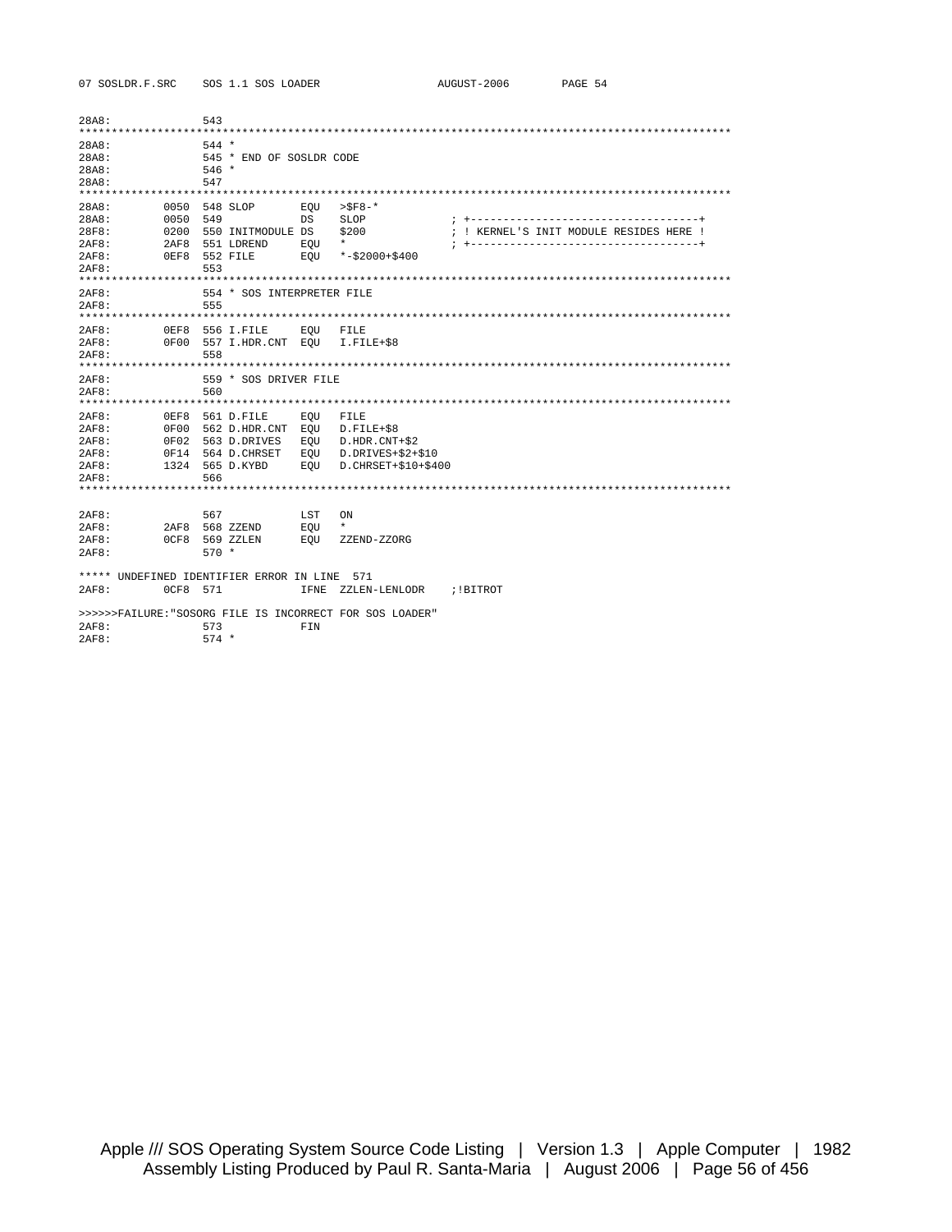```
28A8:              543
****************************************************************************************************
28A8:              544 *
28A8:              545 * END OF SOSLDR CODE
28A8:              546 *
28A8:              547
****************************************************************************************************
28A8:         0050 548 SLOP        EQU   >$F8-*
28A8:         0050 549             DS    SLOP              ; +-----------------------------------+
28F8:         0200 550 INITMODULE DS    $200              ; ! KERNEL'S INIT MODULE RESIDES HERE !
2AF8:         2AF8 551 LDREND      EQU   *                 ; +-----------------------------------+
2AF8:         0EF8 552 FILE        EQU   *-$2000+$400
2AF8:              553
****************************************************************************************************
2AF8:              554 * SOS INTERPRETER FILE
2AF8:              555
****************************************************************************************************
2AF8:         0EF8 556 I.FILE      EQU   FILE
2AF8:         0F00 557 I.HDR.CNT  EQU   I.FILE+$8
2AF8:              558
****************************************************************************************************
2AF8:              559 * SOS DRIVER FILE
2AF8:              560
****************************************************************************************************
2AF8:         0EF8 561 D.FILE      EQU   FILE
2AF8:         0F00 562 D.HDR.CNT  EQU   D.FILE+$8
2AF8:         0F02 563 D.DRIVES   EQU   D.HDR.CNT+$2
2AF8:         0F14 564 D.CHRSET   EQU   D.DRIVES+$2+$10
2AF8:         1324 565 D.KYBD     EQU   D.CHRSET+$10+$400
2AF8:              566
****************************************************************************************************

2AF8:              567             LST   ON
2AF8:         2AF8 568 ZZEND       EQU   *
2AF8:         0CF8 569 ZZLEN       EQU   ZZEND-ZZORG
2AF8:              570 *

***** UNDEFINED IDENTIFIER ERROR IN LINE  571
2AF8:         0CF8 571             IFNE  ZZLEN-LENLODR    ;!BITROT

>>>>>>FAILURE:"SOSORG FILE IS INCORRECT FOR SOS LOADER"
2AF8:              573             FIN
2AF8:              574 *
```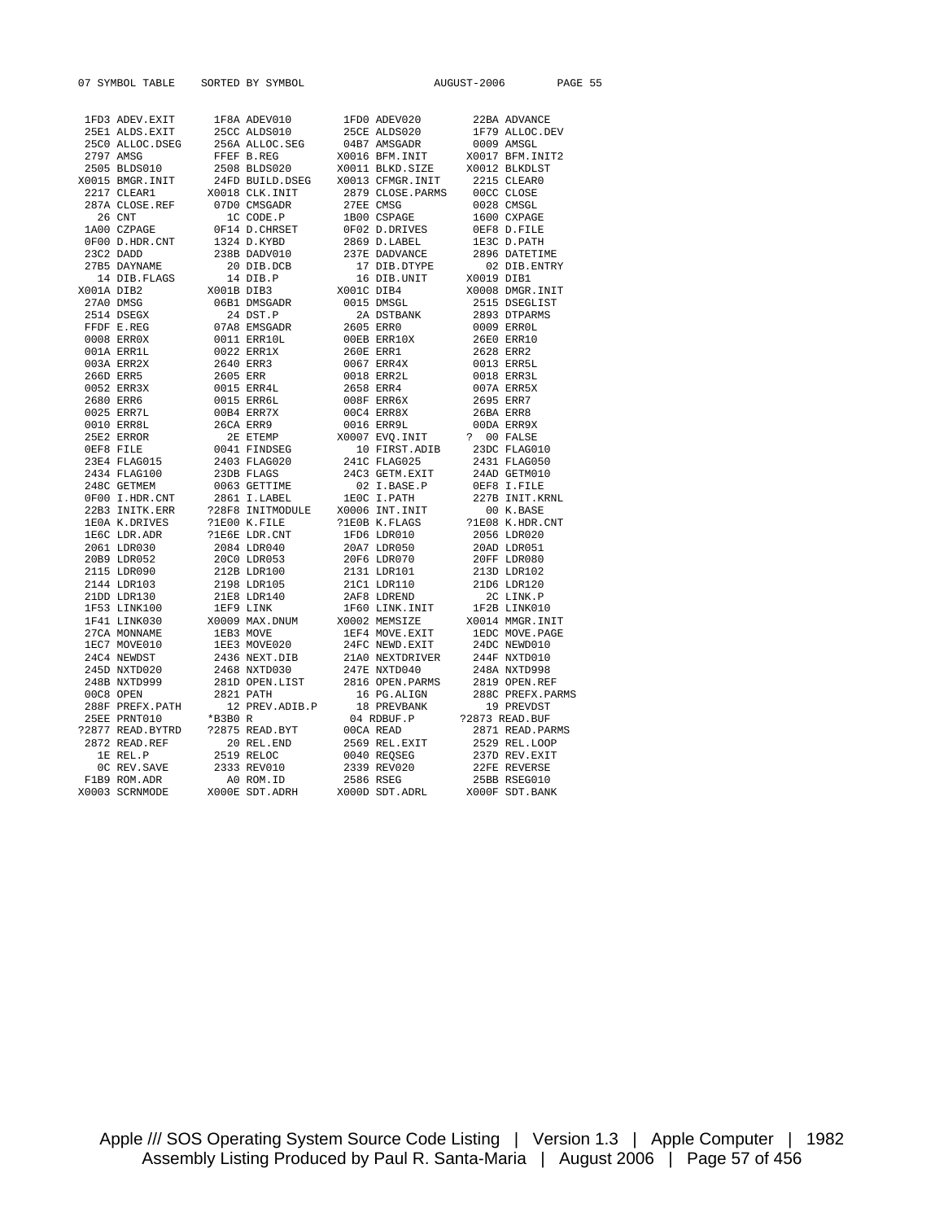```
07 SYMBOL TABLE    SORTED BY SYMBOL                   AUGUST-2006       PAGE 55

  1FD3 ADEV.EXIT      1F8A ADEV010       1FD0 ADEV020       22BA ADVANCE
  25E1 ALDS.EXIT      25CC ALDS010       25CE ALDS020       1F79 ALLOC.DEV
  25C0 ALLOC.DSEG     256A ALLOC.SEG     04B7 AMSGADR       0009 AMSGL
  2797 AMSG           FFEF B.REG        X0016 BFM.INIT     X0017 BFM.INIT2
  2505 BLDS010        2508 BLDS020      X0011 BLKD.SIZE    X0012 BLKDLST
 X0015 BMGR.INIT      24FD BUILD.DSEG   X0013 CFMGR.INIT    2215 CLEAR0
  2217 CLEAR1        X0018 CLK.INIT      2879 CLOSE.PARMS   00CC CLOSE
  287A CLOSE.REF      07D0 CMSGADR       27EE CMSG          0028 CMSGL
    26 CNT              1C CODE.P        1B00 CSPAGE        1600 CXPAGE
  1A00 CZPAGE         0F14 D.CHRSET      0F02 D.DRIVES      0EF8 D.FILE
  0F00 D.HDR.CNT      1324 D.KYBD        2869 D.LABEL       1E3C D.PATH
  23C2 DADD           238B DADV010       237E DADVANCE      2896 DATETIME
  27B5 DAYNAME          20 DIB.DCB         17 DIB.DTYPE       02 DIB.ENTRY
    14 DIB.FLAGS        14 DIB.P           16 DIB.UNIT     X0019 DIB1
 X001A DIB2          X001B DIB3         X001C DIB4         X0008 DMGR.INIT
  27A0 DMSG           06B1 DMSGADR       0015 DMSGL         2515 DSEGLIST
  2514 DSEGX            24 DST.P           2A DSTBANK       2893 DTPARMS
  FFDF E.REG          07A8 EMSGADR       2605 ERR0          0009 ERR0L
  0008 ERR0X          0011 ERR10L        00EB ERR10X        26E0 ERR10
  001A ERR1L          0022 ERR1X         260E ERR1          2628 ERR2
  003A ERR2X          2640 ERR3          0067 ERR4X         0013 ERR5L
  266D ERR5           2605 ERR           0018 ERR2L         0018 ERR3L
  0052 ERR3X          0015 ERR4L         2658 ERR4          007A ERR5X
  2680 ERR6           0015 ERR6L         008F ERR6X         2695 ERR7
  0025 ERR7L          00B4 ERR7X         00C4 ERR8X         26BA ERR8
  0010 ERR8L          26CA ERR9          0016 ERR9L         00DA ERR9X
  25E2 ERROR            2E ETEMP        X0007 EVQ.INIT     ?  00 FALSE
  0EF8 FILE           0041 FINDSEG         10 FIRST.ADIB    23DC FLAG010
  23E4 FLAG015        2403 FLAG020       241C FLAG025       2431 FLAG050
  2434 FLAG100        23DB FLAGS         24C3 GETM.EXIT     24AD GETM010
  248C GETMEM         0063 GETTIME         02 I.BASE.P      0EF8 I.FILE
  0F00 I.HDR.CNT      2861 I.LABEL       1E0C I.PATH        227B INIT.KRNL
  22B3 INITK.ERR     ?28F8 INITMODULE   X0006 INT.INIT        00 K.BASE
  1E0A K.DRIVES      ?1E00 K.FILE       ?1E0B K.FLAGS      ?1E08 K.HDR.CNT
  1E6C LDR.ADR       ?1E6E LDR.CNT       1FD6 LDR010        2056 LDR020
  2061 LDR030         2084 LDR040        20A7 LDR050        20AD LDR051
  20B9 LDR052         20C0 LDR053        20F6 LDR070        20FF LDR080
  2115 LDR090         212B LDR100        2131 LDR101        213D LDR102
  2144 LDR103         2198 LDR105        21C1 LDR110        21D6 LDR120
  21DD LDR130         21E8 LDR140        2AF8 LDREND          2C LINK.P
  1F53 LINK100        1EF9 LINK          1F60 LINK.INIT     1F2B LINK010
  1F41 LINK030       X0009 MAX.DNUM     X0002 MEMSIZE      X0014 MMGR.INIT
  27CA MONNAME        1EB3 MOVE          1EF4 MOVE.EXIT     1EDC MOVE.PAGE
  1EC7 MOVE010        1EE3 MOVE020       24FC NEWD.EXIT     24DC NEWD010
  24C4 NEWDST         2436 NEXT.DIB      21A0 NEXTDRIVER    244F NXTD010
  245D NXTD020        2468 NXTD030       247E NXTD040       248A NXTD998
  248B NXTD999        281D OPEN.LIST     2816 OPEN.PARMS    2819 OPEN.REF
  00C8 OPEN           2821 PATH            16 PG.ALIGN      288C PREFX.PARMS
  288F PREFX.PATH       12 PREV.ADIB.P     18 PREVBANK        19 PREVDST
  25EE PRNT010       *B3B0 R               04 RDBUF.P      ?2873 READ.BUF
 ?2877 READ.BYTRD    ?2875 READ.BYT      00CA READ          2871 READ.PARMS
  2872 READ.REF         20 REL.END       2569 REL.EXIT      2529 REL.LOOP
    1E REL.P          2519 RELOC         0040 REQSEG        237D REV.EXIT
    0C REV.SAVE       2333 REV010        2339 REV020        22FE REVERSE
  F1B9 ROM.ADR          A0 ROM.ID        2586 RSEG          25BB RSEG010
 X0003 SCRNMODE      X000E SDT.ADRH     X000D SDT.ADRL     X000F SDT.BANK
```

Apple /// SOS Operating System Source Code Listing | Version 1.3 | Apple Computer | 1982
Assembly Listing Produced by Paul R. Santa-Maria | August 2006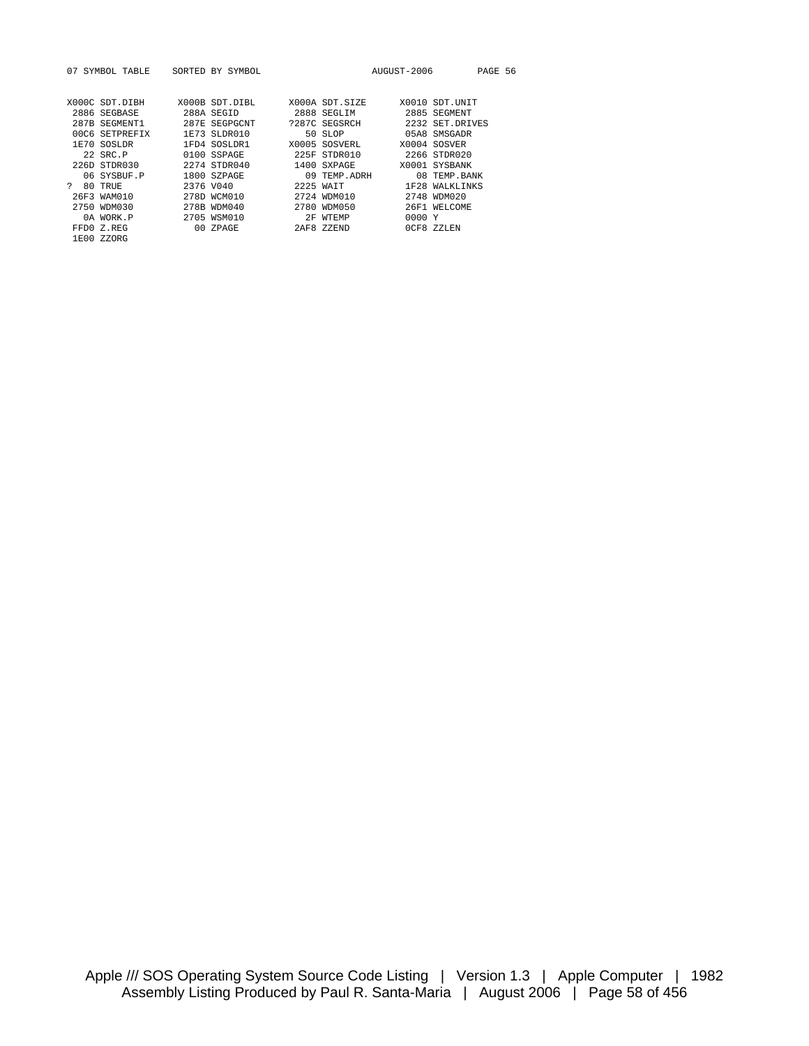```
07 SYMBOL TABLE    SORTED BY SYMBOL                    AUGUST-2006        PAGE 56


X000C SDT.DIBH       X000B SDT.DIBL       X000A SDT.SIZE       X0010 SDT.UNIT
 2886 SEGBASE         288A SEGID           2888 SEGLIM          2885 SEGMENT
 287B SEGMENT1        287E SEGPGCNT       ?287C SEGSRCH         2232 SET.DRIVES
 00C6 SETPREFIX       1E73 SLDR010           50 SLOP            05A8 SMSGADR
 1E70 SOSLDR          1FD4 SOSLDR1        X0005 SOSVERL        X0004 SOSVER
   22 SRC.P           0100 SSPAGE          225F STDR010         2266 STDR020
 226D STDR030         2274 STDR040         1400 SXPAGE         X0001 SYSBANK
   06 SYSBUF.P        1800 SZPAGE            09 TEMP.ADRH         08 TEMP.BANK
?  80 TRUE            2376 V040            2225 WAIT            1F28 WALKLINKS
 26F3 WAM010          278D WCM010          2724 WDM010          2748 WDM020
 2750 WDM030          278B WDM040          2780 WDM050          26F1 WELCOME
   0A WORK.P          2705 WSM010            2F WTEMP          0000 Y
 FFD0 Z.REG             00 ZPAGE           2AF8 ZZEND           0CF8 ZZLEN
 1E00 ZZORG
```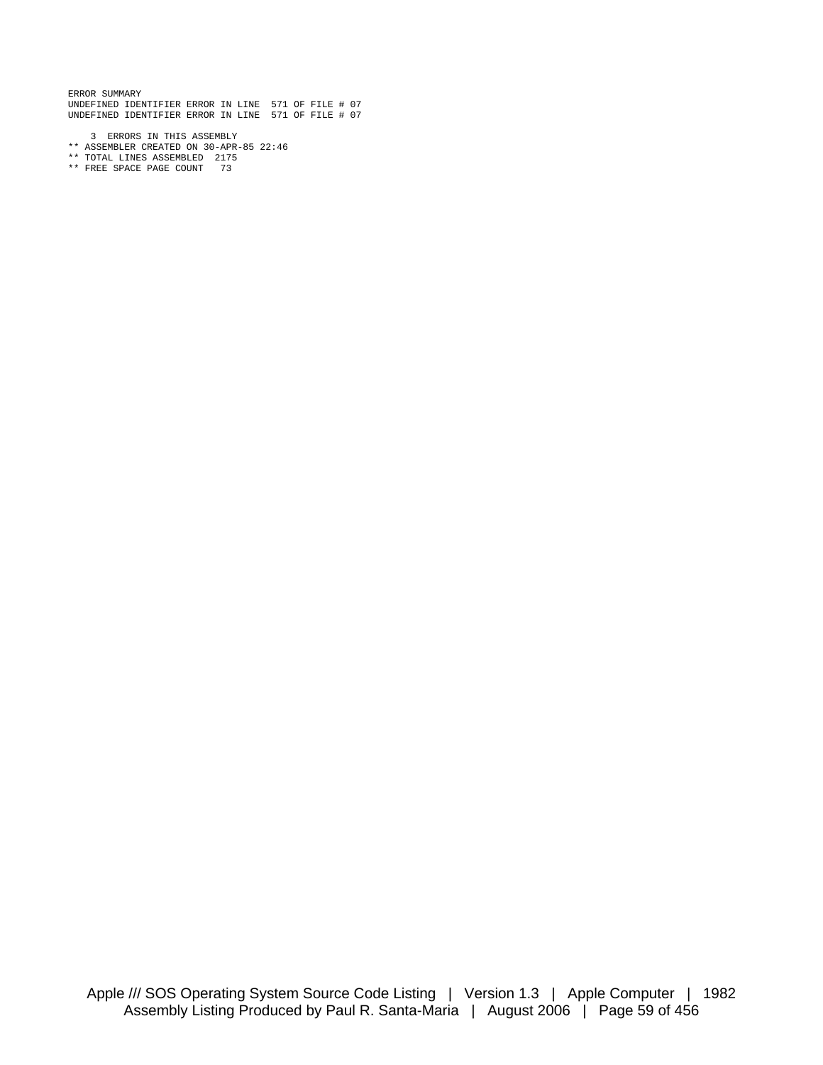```
ERROR SUMMARY
UNDEFINED IDENTIFIER ERROR IN LINE  571 OF FILE # 07
UNDEFINED IDENTIFIER ERROR IN LINE  571 OF FILE # 07

    3  ERRORS IN THIS ASSEMBLY
** ASSEMBLER CREATED ON 30-APR-85 22:46
** TOTAL LINES ASSEMBLED  2175
** FREE SPACE PAGE COUNT   73
```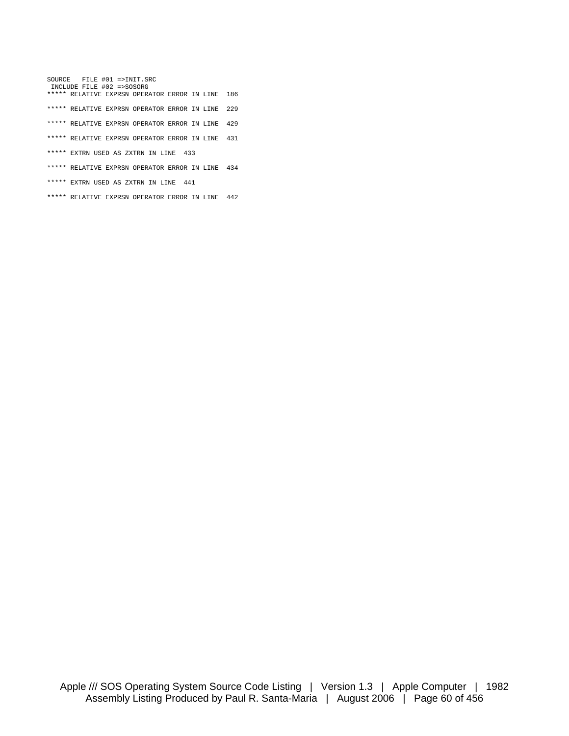```
SOURCE   FILE #01 =>INIT.SRC
 INCLUDE FILE #02 =>SOSORG
***** RELATIVE EXPRSN OPERATOR ERROR IN LINE  186

***** RELATIVE EXPRSN OPERATOR ERROR IN LINE  229

***** RELATIVE EXPRSN OPERATOR ERROR IN LINE  429

***** RELATIVE EXPRSN OPERATOR ERROR IN LINE  431

***** EXTRN USED AS ZXTRN IN LINE  433

***** RELATIVE EXPRSN OPERATOR ERROR IN LINE  434

***** EXTRN USED AS ZXTRN IN LINE  441

***** RELATIVE EXPRSN OPERATOR ERROR IN LINE  442
```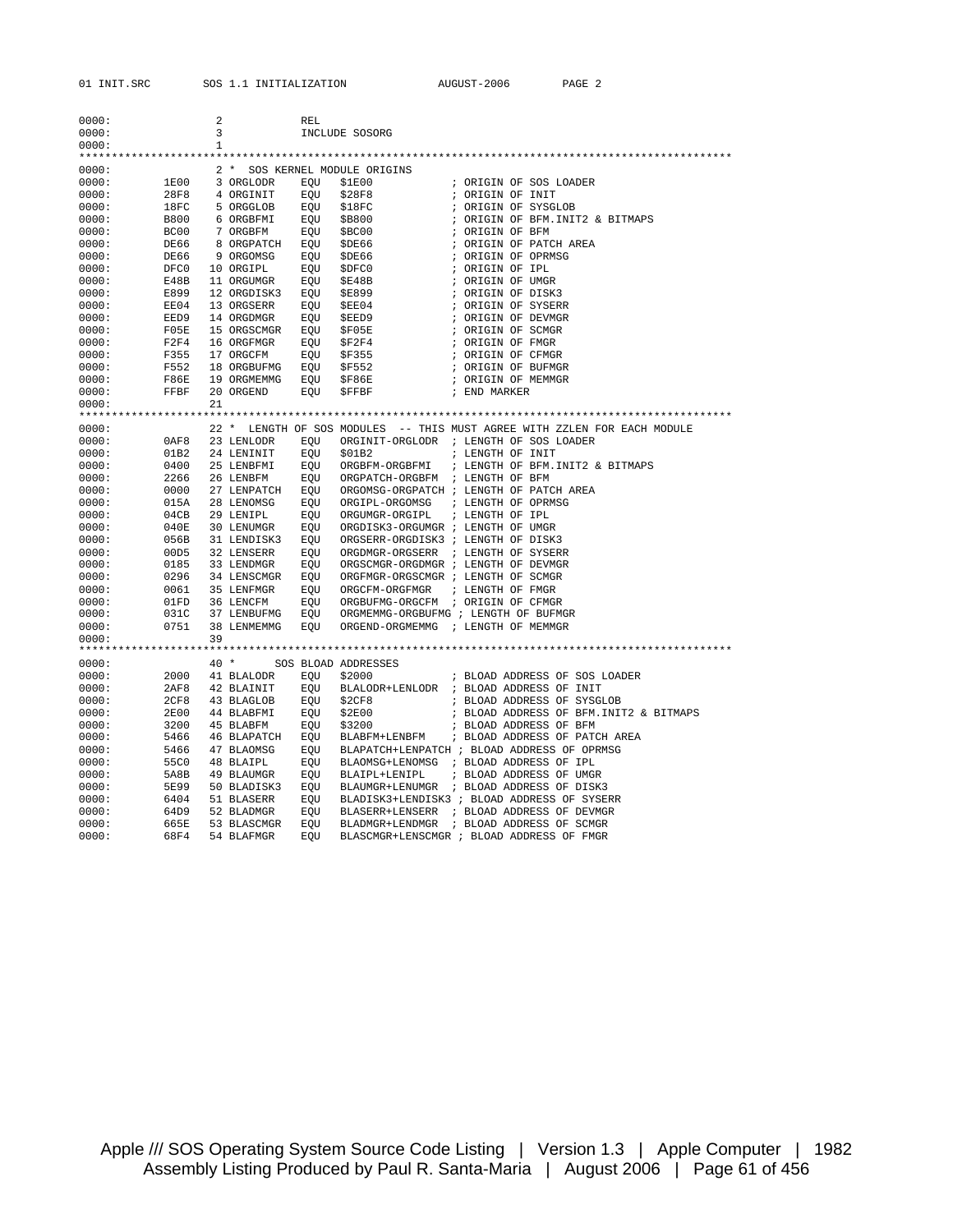```
0000:              2          REL
0000:              3          INCLUDE SOSORG
0000:              1
****************************************************************************************************
0000:              2 *  SOS KERNEL MODULE ORIGINS
0000:       1E00   3 ORGLODR   EQU   $1E00            ; ORIGIN OF SOS LOADER
0000:       28F8   4 ORGINIT   EQU   $28F8            ; ORIGIN OF INIT
0000:       18FC   5 ORGGLOB   EQU   $18FC            ; ORIGIN OF SYSGLOB
0000:       B800   6 ORGBFMI   EQU   $B800            ; ORIGIN OF BFM.INIT2 & BITMAPS
0000:       BC00   7 ORGBFM    EQU   $BC00            ; ORIGIN OF BFM
0000:       DE66   8 ORGPATCH  EQU   $DE66            ; ORIGIN OF PATCH AREA
0000:       DE66   9 ORGOMSG   EQU   $DE66            ; ORIGIN OF OPRMSG
0000:       DFC0  10 ORGIPL    EQU   $DFC0            ; ORIGIN OF IPL
0000:       E48B  11 ORGUMGR   EQU   $E48B            ; ORIGIN OF UMGR
0000:       E899  12 ORGDISK3  EQU   $E899            ; ORIGIN OF DISK3
0000:       EE04  13 ORGSERR   EQU   $EE04            ; ORIGIN OF SYSERR
0000:       EED9  14 ORGDMGR   EQU   $EED9            ; ORIGIN OF DEVMGR
0000:       F05E  15 ORGSCMGR  EQU   $F05E            ; ORIGIN OF SCMGR
0000:       F2F4  16 ORGFMGR   EQU   $F2F4            ; ORIGIN OF FMGR
0000:       F355  17 ORGCFM    EQU   $F355            ; ORIGIN OF CFMGR
0000:       F552  18 ORGBUFMG  EQU   $F552            ; ORIGIN OF BUFMGR
0000:       F86E  19 ORGMEMMG  EQU   $F86E            ; ORIGIN OF MEMMGR
0000:       FFBF  20 ORGEND    EQU   $FFBF            ; END MARKER
0000:             21
****************************************************************************************************
0000:             22 *  LENGTH OF SOS MODULES  -- THIS MUST AGREE WITH ZZLEN FOR EACH MODULE
0000:       0AF8  23 LENLODR   EQU   ORGINIT-ORGLODR  ; LENGTH OF SOS LOADER
0000:       01B2  24 LENINIT   EQU   $01B2            ; LENGTH OF INIT
0000:       0400  25 LENBFMI   EQU   ORGBFM-ORGBFMI   ; LENGTH OF BFM.INIT2 & BITMAPS
0000:       2266  26 LENBFM    EQU   ORGPATCH-ORGBFM  ; LENGTH OF BFM
0000:       0000  27 LENPATCH  EQU   ORGOMSG-ORGPATCH ; LENGTH OF PATCH AREA
0000:       015A  28 LENOMSG   EQU   ORGIPL-ORGOMSG   ; LENGTH OF OPRMSG
0000:       04CB  29 LENIPL    EQU   ORGUMGR-ORGIPL   ; LENGTH OF IPL
0000:       040E  30 LENUMGR   EQU   ORGDISK3-ORGUMGR ; LENGTH OF UMGR
0000:       056B  31 LENDISK3  EQU   ORGSERR-ORGDISK3 ; LENGTH OF DISK3
0000:       00D5  32 LENSERR   EQU   ORGDMGR-ORGSERR  ; LENGTH OF SYSERR
0000:       0185  33 LENDMGR   EQU   ORGSCMGR-ORGDMGR ; LENGTH OF DEVMGR
0000:       0296  34 LENSCMGR  EQU   ORGFMGR-ORGSCMGR ; LENGTH OF SCMGR
0000:       0061  35 LENFMGR   EQU   ORGCFM-ORGFMGR   ; LENGTH OF FMGR
0000:       01FD  36 LENCFM    EQU   ORGBUFMG-ORGCFM  ; ORIGIN OF CFMGR
0000:       031C  37 LENBUFMG  EQU   ORGMEMMG-ORGBUFMG ; LENGTH OF BUFMGR
0000:       0751  38 LENMEMMG  EQU   ORGEND-ORGMEMMG  ; LENGTH OF MEMMGR
0000:             39
****************************************************************************************************
0000:             40 *       SOS BLOAD ADDRESSES
0000:       2000  41 BLALODR   EQU   $2000            ; BLOAD ADDRESS OF SOS LOADER
0000:       2AF8  42 BLAINIT   EQU   BLALODR+LENLODR  ; BLOAD ADDRESS OF INIT
0000:       2CF8  43 BLAGLOB   EQU   $2CF8            ; BLOAD ADDRESS OF SYSGLOB
0000:       2E00  44 BLABFMI   EQU   $2E00            ; BLOAD ADDRESS OF BFM.INIT2 & BITMAPS
0000:       3200  45 BLABFM    EQU   $3200            ; BLOAD ADDRESS OF BFM
0000:       5466  46 BLAPATCH  EQU   BLABFM+LENBFM    ; BLOAD ADDRESS OF PATCH AREA
0000:       5466  47 BLAOMSG   EQU   BLAPATCH+LENPATCH ; BLOAD ADDRESS OF OPRMSG
0000:       55C0  48 BLAIPL    EQU   BLAOMSG+LENOMSG  ; BLOAD ADDRESS OF IPL
0000:       5A8B  49 BLAUMGR   EQU   BLAIPL+LENIPL    ; BLOAD ADDRESS OF UMGR
0000:       5E99  50 BLADISK3  EQU   BLAUMGR+LENUMGR  ; BLOAD ADDRESS OF DISK3
0000:       6404  51 BLASERR   EQU   BLADISK3+LENDISK3 ; BLOAD ADDRESS OF SYSERR
0000:       64D9  52 BLADMGR   EQU   BLASERR+LENSERR  ; BLOAD ADDRESS OF DEVMGR
0000:       665E  53 BLASCMGR  EQU   BLADMGR+LENDMGR  ; BLOAD ADDRESS OF SCMGR
0000:       68F4  54 BLAFMGR   EQU   BLASCMGR+LENSCMGR ; BLOAD ADDRESS OF FMGR
```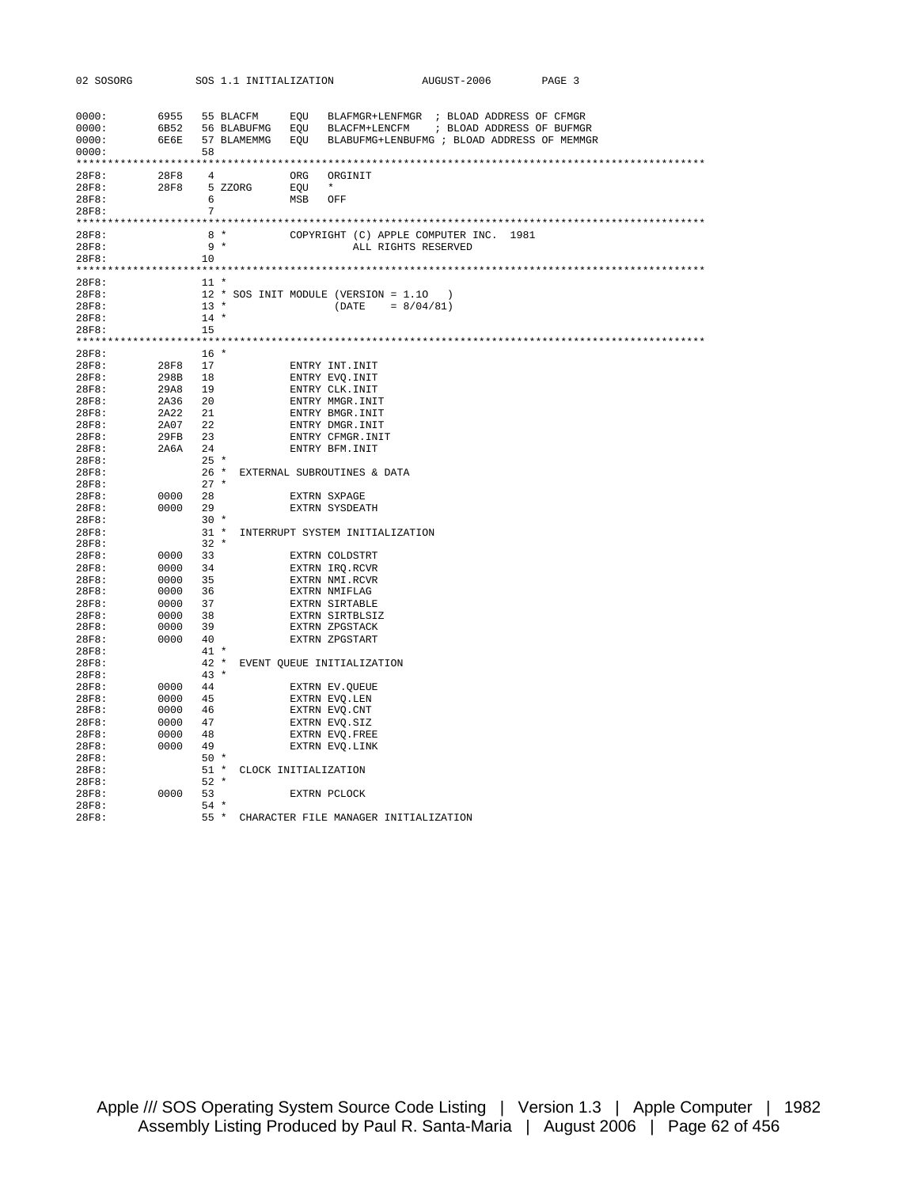```
0000:        6955   55 BLACFM     EQU   BLAFMGR+LENFMGR  ; BLOAD ADDRESS OF CFMGR
0000:        6B52   56 BLABUFMG   EQU   BLACFM+LENCFM    ; BLOAD ADDRESS OF BUFMGR
0000:        6E6E   57 BLAMEMMG   EQU   BLABUFMG+LENBUFMG ; BLOAD ADDRESS OF MEMMGR
0000:               58
*******************************************************************************************
28F8:        28F8    4            ORG   ORGINIT
28F8:        28F8    5 ZZORG      EQU   *
28F8:                6            MSB   OFF
28F8:                7
*******************************************************************************************
28F8:                8 *          COPYRIGHT (C) APPLE COMPUTER INC.  1981
28F8:                9 *                 ALL RIGHTS RESERVED
28F8:               10
*******************************************************************************************
28F8:               11 *
28F8:               12 * SOS INIT MODULE (VERSION = 1.1O   )
28F8:               13 *                  (DATE    = 8/04/81)
28F8:               14 *
28F8:               15
*******************************************************************************************
28F8:               16 *
28F8:        28F8   17            ENTRY INT.INIT
28F8:        298B   18            ENTRY EVQ.INIT
28F8:        29A8   19            ENTRY CLK.INIT
28F8:        2A36   20            ENTRY MMGR.INIT
28F8:        2A22   21            ENTRY BMGR.INIT
28F8:        2A07   22            ENTRY DMGR.INIT
28F8:        29FB   23            ENTRY CFMGR.INIT
28F8:        2A6A   24            ENTRY BFM.INIT
28F8:               25 *
28F8:               26 *  EXTERNAL SUBROUTINES & DATA
28F8:               27 *
28F8:        0000   28            EXTRN SXPAGE
28F8:        0000   29            EXTRN SYSDEATH
28F8:               30 *
28F8:               31 *  INTERRUPT SYSTEM INITIALIZATION
28F8:               32 *
28F8:        0000   33            EXTRN COLDSTRT
28F8:        0000   34            EXTRN IRQ.RCVR
28F8:        0000   35            EXTRN NMI.RCVR
28F8:        0000   36            EXTRN NMIFLAG
28F8:        0000   37            EXTRN SIRTABLE
28F8:        0000   38            EXTRN SIRTBLSIZ
28F8:        0000   39            EXTRN ZPGSTACK
28F8:        0000   40            EXTRN ZPGSTART
28F8:               41 *
28F8:               42 *  EVENT QUEUE INITIALIZATION
28F8:               43 *
28F8:        0000   44            EXTRN EV.QUEUE
28F8:        0000   45            EXTRN EVQ.LEN
28F8:        0000   46            EXTRN EVQ.CNT
28F8:        0000   47            EXTRN EVQ.SIZ
28F8:        0000   48            EXTRN EVQ.FREE
28F8:        0000   49            EXTRN EVQ.LINK
28F8:               50 *
28F8:               51 *  CLOCK INITIALIZATION
28F8:               52 *
28F8:        0000   53            EXTRN PCLOCK
28F8:               54 *
28F8:               55 *  CHARACTER FILE MANAGER INITIALIZATION
```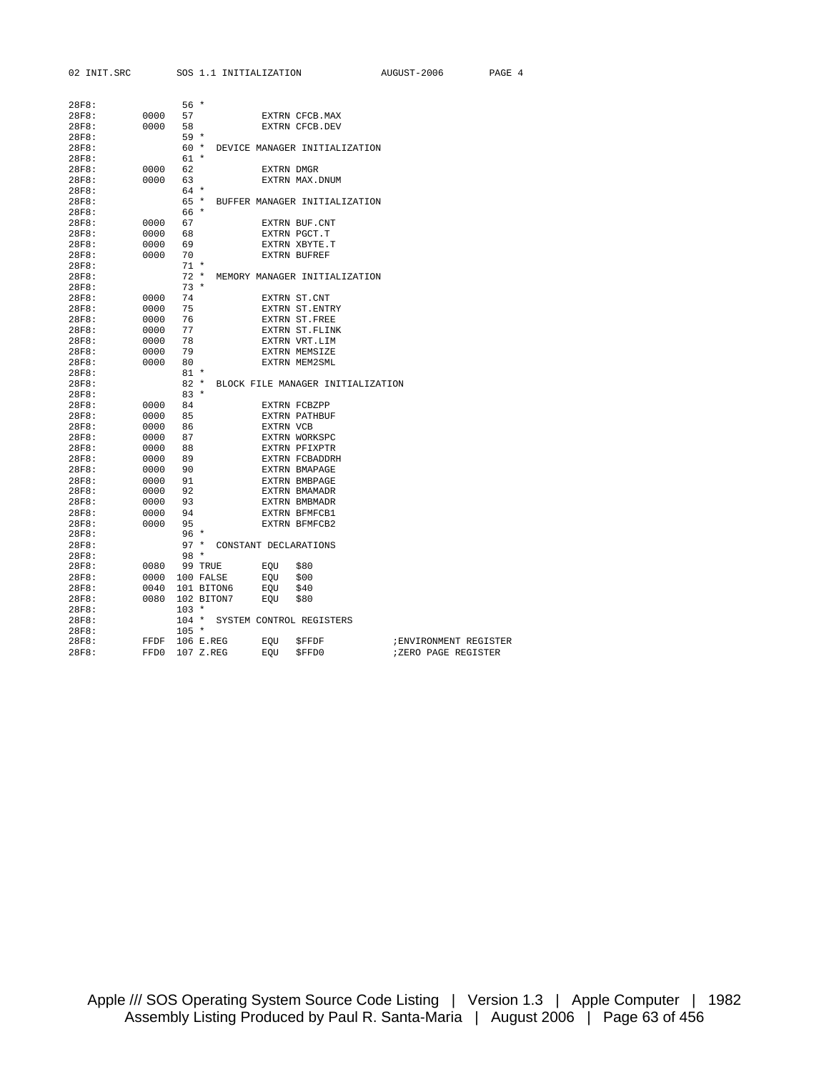```
28F8:              56 *
28F8:        0000  57            EXTRN CFCB.MAX
28F8:        0000  58            EXTRN CFCB.DEV
28F8:              59 *
28F8:              60 *  DEVICE MANAGER INITIALIZATION
28F8:              61 *
28F8:        0000  62            EXTRN DMGR
28F8:        0000  63            EXTRN MAX.DNUM
28F8:              64 *
28F8:              65 *  BUFFER MANAGER INITIALIZATION
28F8:              66 *
28F8:        0000  67            EXTRN BUF.CNT
28F8:        0000  68            EXTRN PGCT.T
28F8:        0000  69            EXTRN XBYTE.T
28F8:        0000  70            EXTRN BUFREF
28F8:              71 *
28F8:              72 *  MEMORY MANAGER INITIALIZATION
28F8:              73 *
28F8:        0000  74            EXTRN ST.CNT
28F8:        0000  75            EXTRN ST.ENTRY
28F8:        0000  76            EXTRN ST.FREE
28F8:        0000  77            EXTRN ST.FLINK
28F8:        0000  78            EXTRN VRT.LIM
28F8:        0000  79            EXTRN MEMSIZE
28F8:        0000  80            EXTRN MEM2SML
28F8:              81 *
28F8:              82 *  BLOCK FILE MANAGER INITIALIZATION
28F8:              83 *
28F8:        0000  84            EXTRN FCBZPP
28F8:        0000  85            EXTRN PATHBUF
28F8:        0000  86            EXTRN VCB
28F8:        0000  87            EXTRN WORKSPC
28F8:        0000  88            EXTRN PFIXPTR
28F8:        0000  89            EXTRN FCBADDRH
28F8:        0000  90            EXTRN BMAPAGE
28F8:        0000  91            EXTRN BMBPAGE
28F8:        0000  92            EXTRN BMAMADR
28F8:        0000  93            EXTRN BMBMADR
28F8:        0000  94            EXTRN BFMFCB1
28F8:        0000  95            EXTRN BFMFCB2
28F8:              96 *
28F8:              97 *  CONSTANT DECLARATIONS
28F8:              98 *
28F8:        0080  99 TRUE       EQU   $80
28F8:        0000 100 FALSE      EQU   $00
28F8:        0040 101 BITON6     EQU   $40
28F8:        0080 102 BITON7     EQU   $80
28F8:             103 *
28F8:             104 *  SYSTEM CONTROL REGISTERS
28F8:             105 *
28F8:        FFDF 106 E.REG      EQU   $FFDF              ;ENVIRONMENT REGISTER
28F8:        FFD0 107 Z.REG      EQU   $FFD0              ;ZERO PAGE REGISTER
```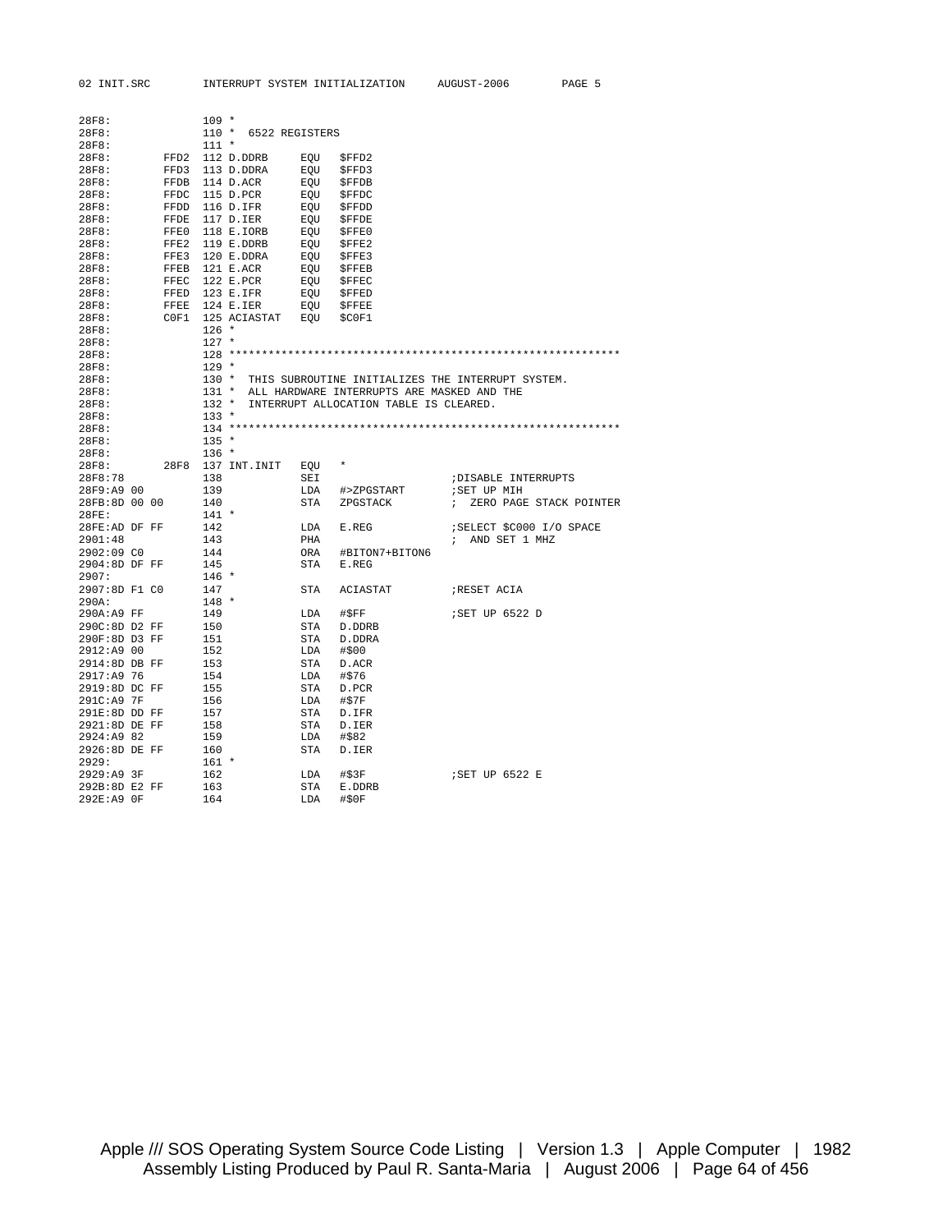```
28F8:              109 *
28F8:              110 *  6522 REGISTERS
28F8:              111 *
28F8:         FFD2 112 D.DDRB     EQU   $FFD2
28F8:         FFD3 113 D.DDRA     EQU   $FFD3
28F8:         FFDB 114 D.ACR      EQU   $FFDB
28F8:         FFDC 115 D.PCR      EQU   $FFDC
28F8:         FFDD 116 D.IFR      EQU   $FFDD
28F8:         FFDE 117 D.IER      EQU   $FFDE
28F8:         FFE0 118 E.IORB     EQU   $FFE0
28F8:         FFE2 119 E.DDRB     EQU   $FFE2
28F8:         FFE3 120 E.DDRA     EQU   $FFE3
28F8:         FFEB 121 E.ACR      EQU   $FFEB
28F8:         FFEC 122 E.PCR      EQU   $FFEC
28F8:         FFED 123 E.IFR      EQU   $FFED
28F8:         FFEE 124 E.IER      EQU   $FFEE
28F8:         C0F1 125 ACIASTAT   EQU   $C0F1
28F8:              126 *
28F8:              127 *
28F8:              128 ************************************************************
28F8:              129 *
28F8:              130 *  THIS SUBROUTINE INITIALIZES THE INTERRUPT SYSTEM.
28F8:              131 *  ALL HARDWARE INTERRUPTS ARE MASKED AND THE
28F8:              132 *  INTERRUPT ALLOCATION TABLE IS CLEARED.
28F8:              133 *
28F8:              134 ************************************************************
28F8:              135 *
28F8:              136 *
28F8:         28F8 137 INT.INIT   EQU   *
28F8:78            138            SEI                     ;DISABLE INTERRUPTS
28F9:A9 00         139            LDA   #>ZPGSTART        ;SET UP MIH
28FB:8D 00 00      140            STA   ZPGSTACK          ;  ZERO PAGE STACK POINTER
28FE:              141 *
28FE:AD DF FF      142            LDA   E.REG             ;SELECT $C000 I/O SPACE
2901:48            143            PHA                     ;  AND SET 1 MHZ
2902:09 C0         144            ORA   #BITON7+BITON6
2904:8D DF FF      145            STA   E.REG
2907:              146 *
2907:8D F1 C0      147            STA   ACIASTAT          ;RESET ACIA
290A:              148 *
290A:A9 FF         149            LDA   #$FF              ;SET UP 6522 D
290C:8D D2 FF      150            STA   D.DDRB
290F:8D D3 FF      151            STA   D.DDRA
2912:A9 00         152            LDA   #$00
2914:8D DB FF      153            STA   D.ACR
2917:A9 76         154            LDA   #$76
2919:8D DC FF      155            STA   D.PCR
291C:A9 7F         156            LDA   #$7F
291E:8D DD FF      157            STA   D.IFR
2921:8D DE FF      158            STA   D.IER
2924:A9 82         159            LDA   #$82
2926:8D DE FF      160            STA   D.IER
2929:              161 *
2929:A9 3F         162            LDA   #$3F              ;SET UP 6522 E
292B:8D E2 FF      163            STA   E.DDRB
292E:A9 0F         164            LDA   #$0F
```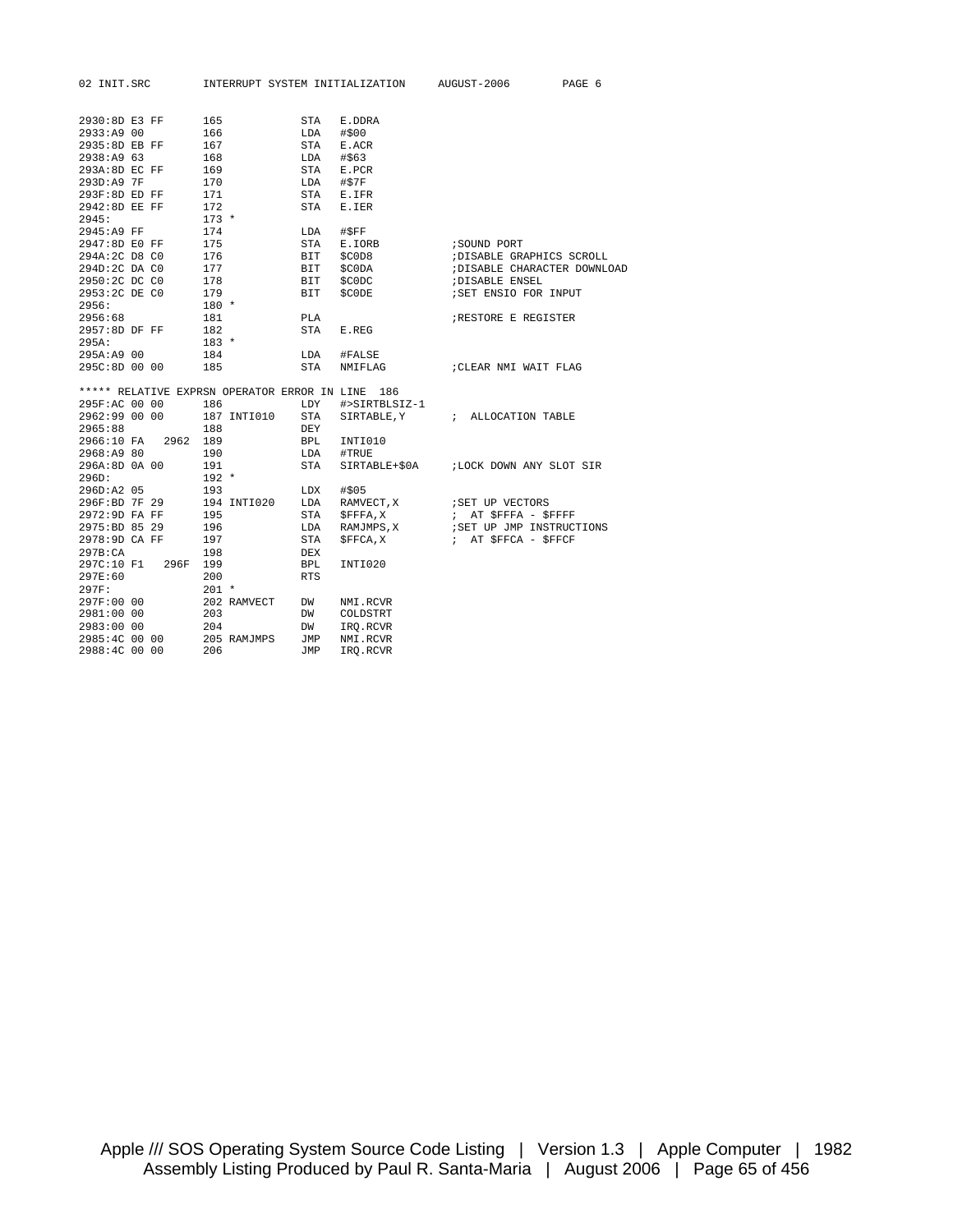```
2930:8D E3 FF       165            STA   E.DDRA
2933:A9 00          166            LDA   #$00
2935:8D EB FF       167            STA   E.ACR
2938:A9 63          168            LDA   #$63
293A:8D EC FF       169            STA   E.PCR
293D:A9 7F          170            LDA   #$7F
293F:8D ED FF       171            STA   E.IFR
2942:8D EE FF       172            STA   E.IER
2945:               173 *
2945:A9 FF          174            LDA   #$FF
2947:8D E0 FF       175            STA   E.IORB          ;SOUND PORT
294A:2C D8 C0       176            BIT   $C0D8           ;DISABLE GRAPHICS SCROLL
294D:2C DA C0       177            BIT   $C0DA           ;DISABLE CHARACTER DOWNLOAD
2950:2C DC C0       178            BIT   $C0DC           ;DISABLE ENSEL
2953:2C DE C0       179            BIT   $C0DE           ;SET ENSIO FOR INPUT
2956:               180 *
2956:68             181            PLA                   ;RESTORE E REGISTER
2957:8D DF FF       182            STA   E.REG
295A:               183 *
295A:A9 00          184            LDA   #FALSE
295C:8D 00 00       185            STA   NMIFLAG         ;CLEAR NMI WAIT FLAG

***** RELATIVE EXPRSN OPERATOR ERROR IN LINE  186
295F:AC 00 00       186            LDY   #>SIRTBLSIZ-1
2962:99 00 00       187 INTI010    STA   SIRTABLE,Y      ;  ALLOCATION TABLE
2965:88             188            DEY
2966:10 FA   2962   189            BPL   INTI010
2968:A9 80          190            LDA   #TRUE
296A:8D 0A 00       191            STA   SIRTABLE+$0A    ;LOCK DOWN ANY SLOT SIR
296D:               192 *
296D:A2 05          193            LDX   #$05
296F:BD 7F 29       194 INTI020    LDA   RAMVECT,X       ;SET UP VECTORS
2972:9D FA FF       195            STA   $FFFA,X         ;  AT $FFFA - $FFFF
2975:BD 85 29       196            LDA   RAMJMPS,X       ;SET UP JMP INSTRUCTIONS
2978:9D CA FF       197            STA   $FFCA,X         ;  AT $FFCA - $FFCF
297B:CA             198            DEX
297C:10 F1   296F   199            BPL   INTI020
297E:60             200            RTS
297F:               201 *
297F:00 00          202 RAMVECT    DW    NMI.RCVR
2981:00 00          203            DW    COLDSTRT
2983:00 00          204            DW    IRQ.RCVR
2985:4C 00 00       205 RAMJMPS    JMP   NMI.RCVR
2988:4C 00 00       206            JMP   IRQ.RCVR
```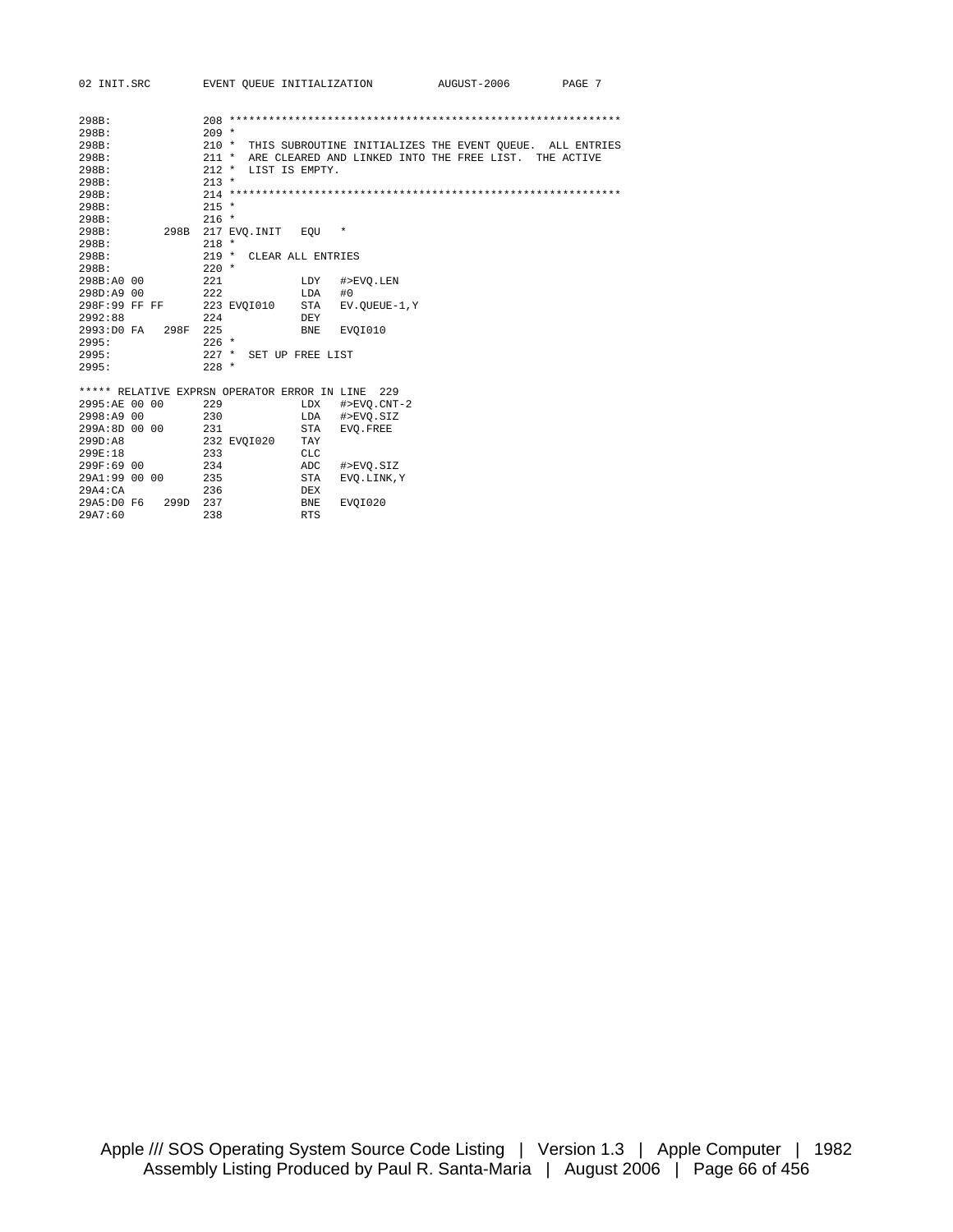```
298B:              208 ************************************************************
298B:              209 *
298B:              210 *  THIS SUBROUTINE INITIALIZES THE EVENT QUEUE.  ALL ENTRIES
298B:              211 *  ARE CLEARED AND LINKED INTO THE FREE LIST.  THE ACTIVE
298B:              212 *  LIST IS EMPTY.
298B:              213 *
298B:              214 ************************************************************
298B:              215 *
298B:              216 *
298B:         298B 217 EVQ.INIT   EQU   *
298B:              218 *
298B:              219 *  CLEAR ALL ENTRIES
298B:              220 *
298B:A0 00         221            LDY   #>EVQ.LEN
298D:A9 00         222            LDA   #0
298F:99 FF FF      223 EVQI010    STA   EV.QUEUE-1,Y
2992:88            224            DEY
2993:D0 FA    298F 225            BNE   EVQI010
2995:              226 *
2995:              227 *  SET UP FREE LIST
2995:              228 *

***** RELATIVE EXPRSN OPERATOR ERROR IN LINE  229
2995:AE 00 00      229            LDX   #>EVQ.CNT-2
2998:A9 00         230            LDA   #>EVQ.SIZ
299A:8D 00 00      231            STA   EVQ.FREE
299D:A8            232 EVQI020    TAY
299E:18            233            CLC
299F:69 00         234            ADC   #>EVQ.SIZ
29A1:99 00 00      235            STA   EVQ.LINK,Y
29A4:CA            236            DEX
29A5:D0 F6    299D 237            BNE   EVQI020
29A7:60            238            RTS
```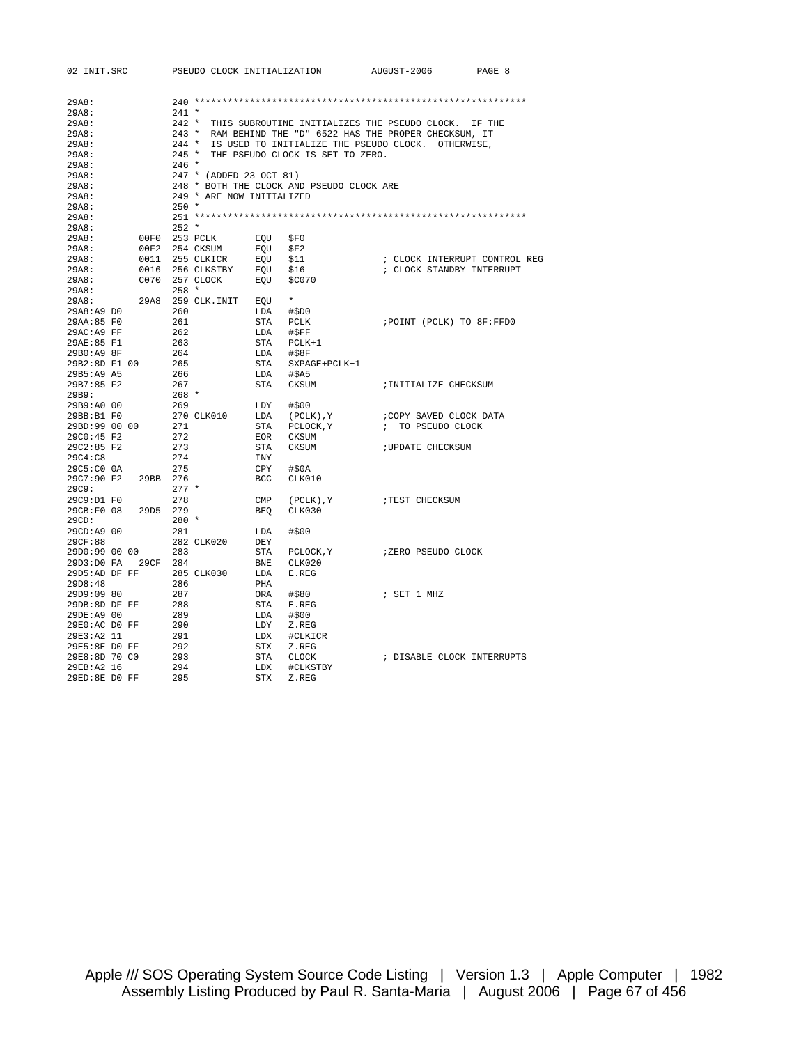```
29A8:                240 ************************************************************
29A8:                241 *
29A8:                242 *  THIS SUBROUTINE INITIALIZES THE PSEUDO CLOCK.  IF THE
29A8:                243 *  RAM BEHIND THE "D" 6522 HAS THE PROPER CHECKSUM, IT
29A8:                244 *  IS USED TO INITIALIZE THE PSEUDO CLOCK.  OTHERWISE,
29A8:                245 *  THE PSEUDO CLOCK IS SET TO ZERO.
29A8:                246 *
29A8:                247 * (ADDED 23 OCT 81)
29A8:                248 * BOTH THE CLOCK AND PSEUDO CLOCK ARE
29A8:                249 * ARE NOW INITIALIZED
29A8:                250 *
29A8:                251 ************************************************************
29A8:                252 *
29A8:           00F0 253 PCLK       EQU   $F0
29A8:           00F2 254 CKSUM      EQU   $F2
29A8:           0011 255 CLKICR     EQU   $11                ; CLOCK INTERRUPT CONTROL REG
29A8:           0016 256 CLKSTBY    EQU   $16                ; CLOCK STANDBY INTERRUPT
29A8:           C070 257 CLOCK      EQU   $C070
29A8:                258 *
29A8:           29A8 259 CLK.INIT   EQU   *
29A8:A9 D0           260            LDA   #$D0
29AA:85 F0           261            STA   PCLK               ;POINT (PCLK) TO 8F:FFD0
29AC:A9 FF           262            LDA   #$FF
29AE:85 F1           263            STA   PCLK+1
29B0:A9 8F           264            LDA   #$8F
29B2:8D F1 00        265            STA   SXPAGE+PCLK+1
29B5:A9 A5           266            LDA   #$A5
29B7:85 F2           267            STA   CKSUM              ;INITIALIZE CHECKSUM
29B9:                268 *
29B9:A0 00           269            LDY   #$00
29BB:B1 F0           270 CLK010     LDA   (PCLK),Y           ;COPY SAVED CLOCK DATA
29BD:99 00 00        271            STA   PCLOCK,Y           ;  TO PSEUDO CLOCK
29C0:45 F2           272            EOR   CKSUM
29C2:85 F2           273            STA   CKSUM              ;UPDATE CHECKSUM
29C4:C8              274            INY
29C5:C0 0A           275            CPY   #$0A
29C7:90 F2      29BB 276            BCC   CLK010
29C9:                277 *
29C9:D1 F0           278            CMP   (PCLK),Y           ;TEST CHECKSUM
29CB:F0 08      29D5 279            BEQ   CLK030
29CD:                280 *
29CD:A9 00           281            LDA   #$00
29CF:88              282 CLK020     DEY
29D0:99 00 00        283            STA   PCLOCK,Y           ;ZERO PSEUDO CLOCK
29D3:D0 FA      29CF 284            BNE   CLK020
29D5:AD DF FF        285 CLK030     LDA   E.REG
29D8:48              286            PHA
29D9:09 80           287            ORA   #$80               ; SET 1 MHZ
29DB:8D DF FF        288            STA   E.REG
29DE:A9 00           289            LDA   #$00
29E0:AC D0 FF        290            LDY   Z.REG
29E3:A2 11           291            LDX   #CLKICR
29E5:8E D0 FF        292            STX   Z.REG
29E8:8D 70 C0        293            STA   CLOCK              ; DISABLE CLOCK INTERRUPTS
29EB:A2 16           294            LDX   #CLKSTBY
29ED:8E D0 FF        295            STX   Z.REG
```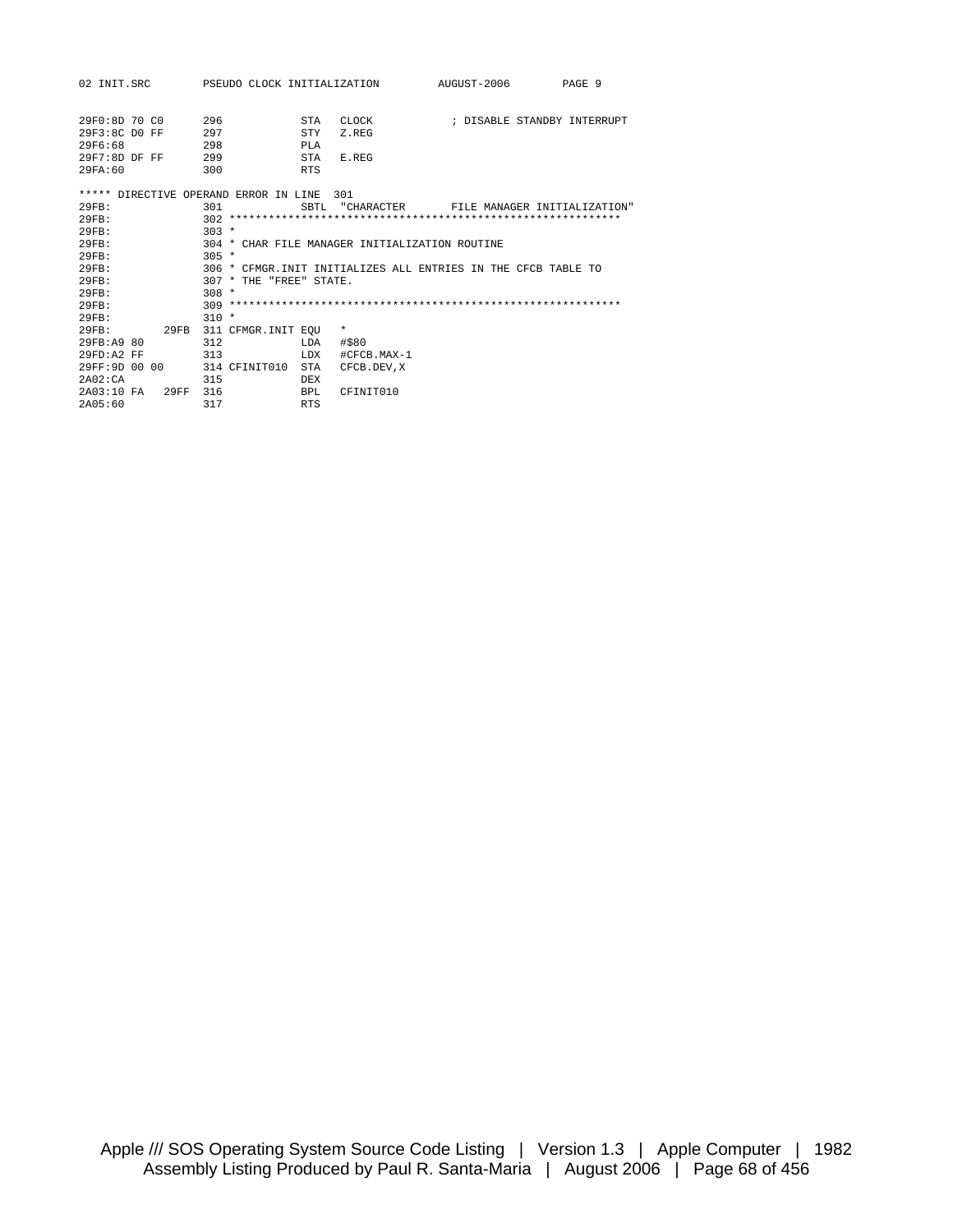```
29F0:8D 70 C0      296            STA   CLOCK           ; DISABLE STANDBY INTERRUPT
29F3:8C D0 FF      297            STY   Z.REG
29F6:68            298            PLA
29F7:8D DF FF      299            STA   E.REG
29FA:60            300            RTS

***** DIRECTIVE OPERAND ERROR IN LINE  301
29FB:              301            SBTL  "CHARACTER       FILE MANAGER INITIALIZATION"
29FB:              302 ************************************************************
29FB:              303 *
29FB:              304 * CHAR FILE MANAGER INITIALIZATION ROUTINE
29FB:              305 *
29FB:              306 * CFMGR.INIT INITIALIZES ALL ENTRIES IN THE CFCB TABLE TO
29FB:              307 * THE "FREE" STATE.
29FB:              308 *
29FB:              309 ************************************************************
29FB:              310 *
29FB:         29FB 311 CFMGR.INIT EQU   *
29FB:A9 80         312            LDA   #$80
29FD:A2 FF         313            LDX   #CFCB.MAX-1
29FF:9D 00 00      314 CFINIT010  STA   CFCB.DEV,X
2A02:CA            315            DEX
2A03:10 FA    29FF 316            BPL   CFINIT010
2A05:60            317            RTS
```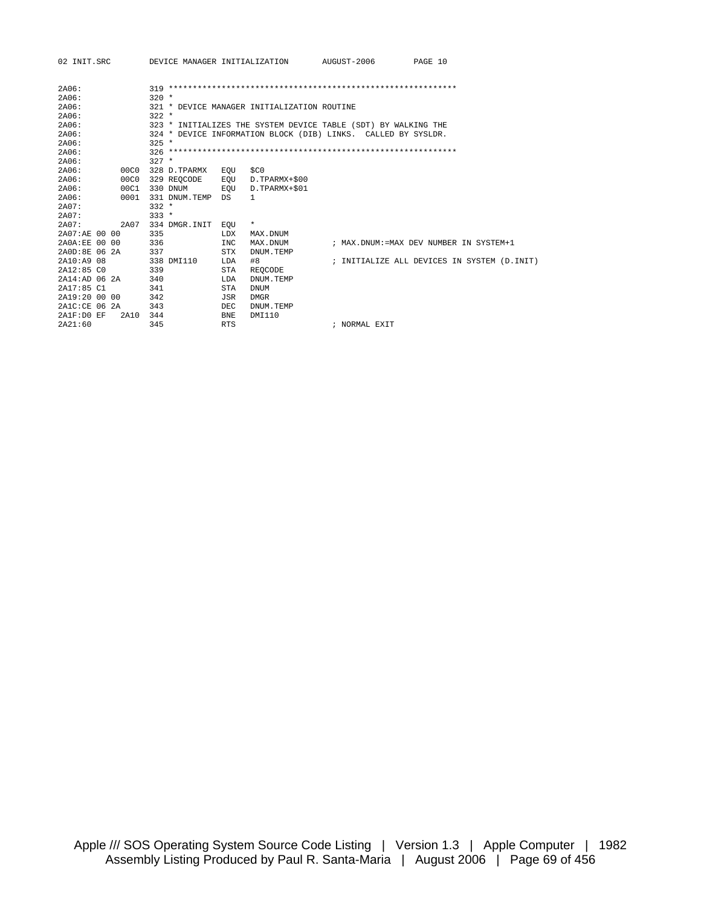```
2A06:               319 ************************************************************
2A06:               320 *
2A06:               321 * DEVICE MANAGER INITIALIZATION ROUTINE
2A06:               322 *
2A06:               323 * INITIALIZES THE SYSTEM DEVICE TABLE (SDT) BY WALKING THE
2A06:               324 * DEVICE INFORMATION BLOCK (DIB) LINKS.  CALLED BY SYSLDR.
2A06:               325 *
2A06:               326 ************************************************************
2A06:               327 *
2A06:          00C0 328 D.TPARMX    EQU  $C0
2A06:          00C0 329 REQCODE     EQU  D.TPARMX+$00
2A06:          00C1 330 DNUM        EQU  D.TPARMX+$01
2A06:          0001 331 DNUM.TEMP   DS   1
2A07:               332 *
2A07:               333 *
2A07:          2A07 334 DMGR.INIT   EQU  *
2A07:AE 00 00       335             LDX  MAX.DNUM
2A0A:EE 00 00       336             INC  MAX.DNUM        ; MAX.DNUM:=MAX DEV NUMBER IN SYSTEM+1
2A0D:8E 06 2A       337             STX  DNUM.TEMP
2A10:A9 08          338 DMI110      LDA  #8              ; INITIALIZE ALL DEVICES IN SYSTEM (D.INIT)
2A12:85 C0          339             STA  REQCODE
2A14:AD 06 2A       340             LDA  DNUM.TEMP
2A17:85 C1          341             STA  DNUM
2A19:20 00 00       342             JSR  DMGR
2A1C:CE 06 2A       343             DEC  DNUM.TEMP
2A1F:D0 EF     2A10 344             BNE  DMI110
2A21:60             345             RTS                  ; NORMAL EXIT
```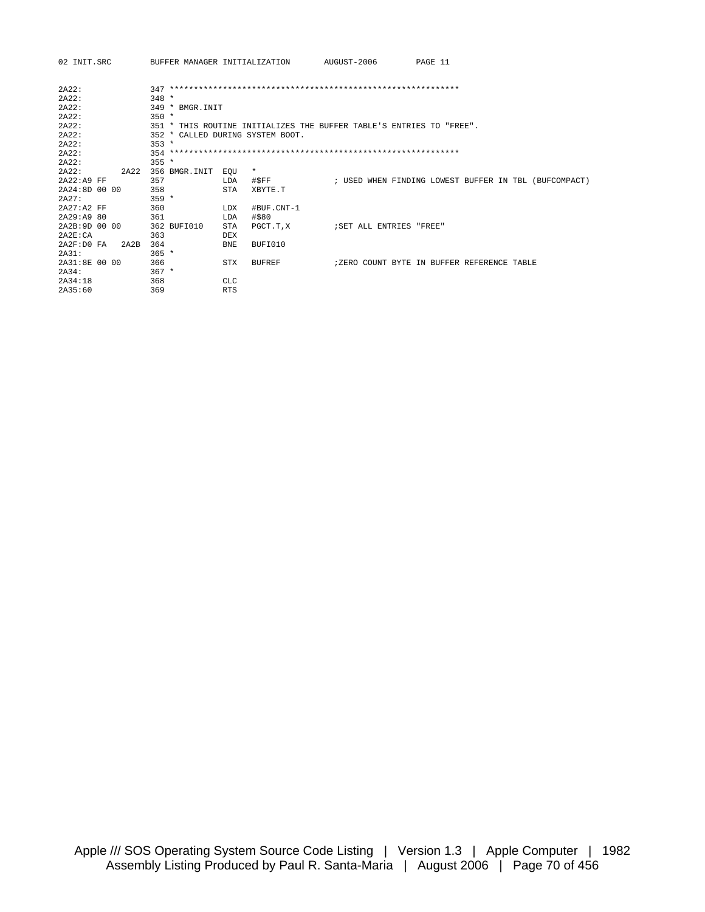```
2A22:              347 ************************************************************
2A22:              348 *
2A22:              349 * BMGR.INIT
2A22:              350 *
2A22:              351 * THIS ROUTINE INITIALIZES THE BUFFER TABLE'S ENTRIES TO "FREE".
2A22:              352 * CALLED DURING SYSTEM BOOT.
2A22:              353 *
2A22:              354 ************************************************************
2A22:              355 *
2A22:         2A22 356 BMGR.INIT  EQU   *
2A22:A9 FF         357            LDA   #$FF              ; USED WHEN FINDING LOWEST BUFFER IN TBL (BUFCOMPACT)
2A24:8D 00 00      358            STA   XBYTE.T
2A27:              359 *
2A27:A2 FF         360            LDX   #BUF.CNT-1
2A29:A9 80         361            LDA   #$80
2A2B:9D 00 00      362 BUFI010    STA   PGCT.T,X          ;SET ALL ENTRIES "FREE"
2A2E:CA            363            DEX
2A2F:D0 FA    2A2B 364            BNE   BUFI010
2A31:              365 *
2A31:8E 00 00      366            STX   BUFREF            ;ZERO COUNT BYTE IN BUFFER REFERENCE TABLE
2A34:              367 *
2A34:18            368            CLC
2A35:60            369            RTS
```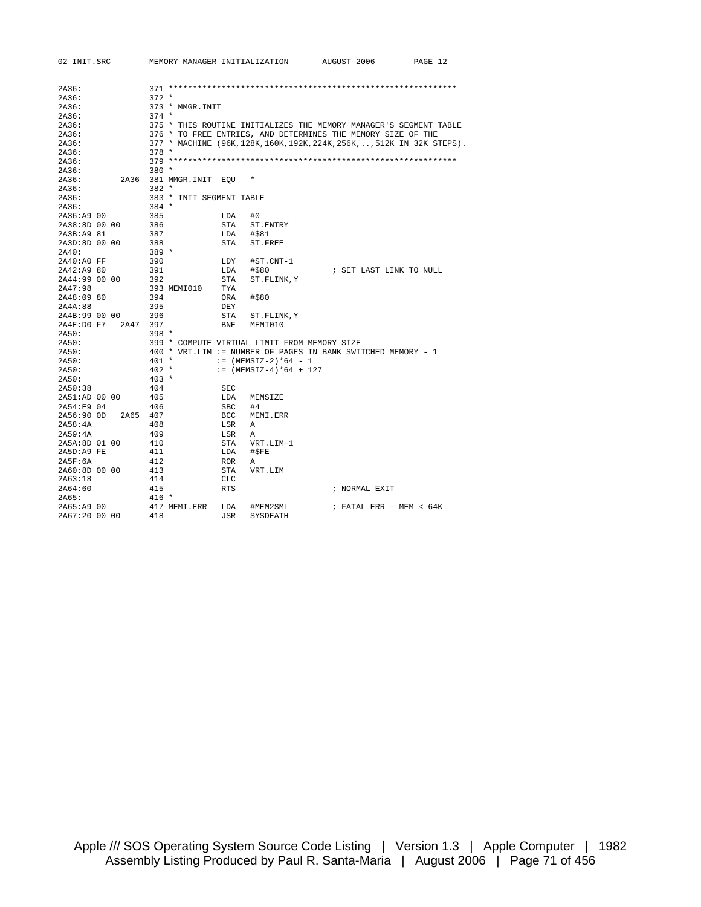```
2A36:              371 ************************************************************
2A36:              372 *
2A36:              373 * MMGR.INIT
2A36:              374 *
2A36:              375 * THIS ROUTINE INITIALIZES THE MEMORY MANAGER'S SEGMENT TABLE
2A36:              376 * TO FREE ENTRIES, AND DETERMINES THE MEMORY SIZE OF THE
2A36:              377 * MACHINE (96K,128K,160K,192K,224K,256K,..,512K IN 32K STEPS).
2A36:              378 *
2A36:              379 ************************************************************
2A36:              380 *
2A36:         2A36 381 MMGR.INIT  EQU   *
2A36:              382 *
2A36:              383 * INIT SEGMENT TABLE
2A36:              384 *
2A36:A9 00         385            LDA   #0
2A38:8D 00 00      386            STA   ST.ENTRY
2A3B:A9 81         387            LDA   #$81
2A3D:8D 00 00      388            STA   ST.FREE
2A40:              389 *
2A40:A0 FF         390            LDY   #ST.CNT-1
2A42:A9 80         391            LDA   #$80           ; SET LAST LINK TO NULL
2A44:99 00 00      392            STA   ST.FLINK,Y
2A47:98            393 MEMI010    TYA
2A48:09 80         394            ORA   #$80
2A4A:88            395            DEY
2A4B:99 00 00      396            STA   ST.FLINK,Y
2A4E:D0 F7    2A47 397            BNE   MEMI010
2A50:              398 *
2A50:              399 * COMPUTE VIRTUAL LIMIT FROM MEMORY SIZE
2A50:              400 * VRT.LIM := NUMBER OF PAGES IN BANK SWITCHED MEMORY - 1
2A50:              401 *          := (MEMSIZ-2)*64 - 1
2A50:              402 *          := (MEMSIZ-4)*64 + 127
2A50:              403 *
2A50:38            404            SEC
2A51:AD 00 00      405            LDA   MEMSIZE
2A54:E9 04         406            SBC   #4
2A56:90 0D    2A65 407            BCC   MEMI.ERR
2A58:4A            408            LSR   A
2A59:4A            409            LSR   A
2A5A:8D 01 00      410            STA   VRT.LIM+1
2A5D:A9 FE         411            LDA   #$FE
2A5F:6A            412            ROR   A
2A60:8D 00 00      413            STA   VRT.LIM
2A63:18            414            CLC
2A64:60            415            RTS                  ; NORMAL EXIT
2A65:              416 *
2A65:A9 00         417 MEMI.ERR   LDA   #MEM2SML       ; FATAL ERR - MEM < 64K
2A67:20 00 00      418            JSR   SYSDEATH
```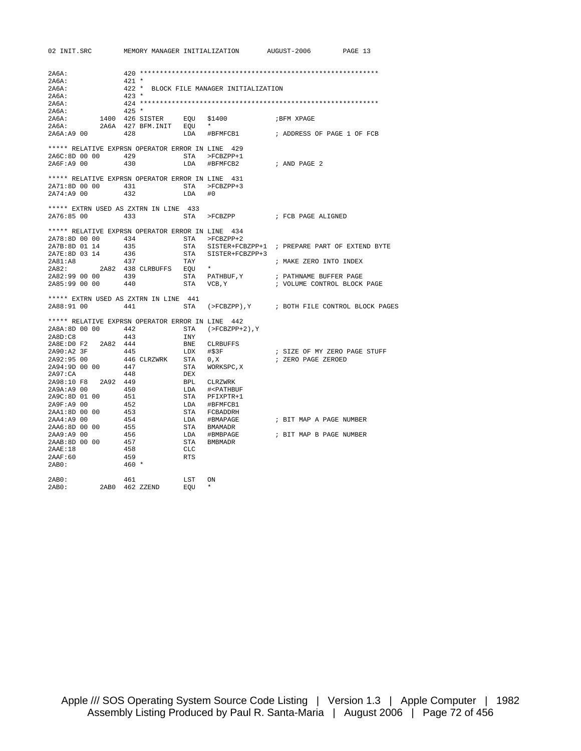```
2A6A:              420 ************************************************************
2A6A:              421 *
2A6A:              422 *  BLOCK FILE MANAGER INITIALIZATION
2A6A:              423 *
2A6A:              424 ************************************************************
2A6A:              425 *
2A6A:         1400 426 SISTER     EQU   $1400            ;BFM XPAGE
2A6A:         2A6A 427 BFM.INIT   EQU   *
2A6A:A9 00         428            LDA   #BFMFCB1         ; ADDRESS OF PAGE 1 OF FCB

***** RELATIVE EXPRSN OPERATOR ERROR IN LINE  429
2A6C:8D 00 00      429            STA   >FCBZPP+1
2A6F:A9 00         430            LDA   #BFMFCB2         ; AND PAGE 2

***** RELATIVE EXPRSN OPERATOR ERROR IN LINE  431
2A71:8D 00 00      431            STA   >FCBZPP+3
2A74:A9 00         432            LDA   #0

***** EXTRN USED AS ZXTRN IN LINE  433
2A76:85 00         433            STA   >FCBZPP          ; FCB PAGE ALIGNED

***** RELATIVE EXPRSN OPERATOR ERROR IN LINE  434
2A78:8D 00 00      434            STA   >FCBZPP+2
2A7B:8D 01 14      435            STA   SISTER+FCBZPP+1  ; PREPARE PART OF EXTEND BYTE
2A7E:8D 03 14      436            STA   SISTER+FCBZPP+3
2A81:A8            437            TAY                    ; MAKE ZERO INTO INDEX
2A82:         2A82 438 CLRBUFFS   EQU   *
2A82:99 00 00      439            STA   PATHBUF,Y        ; PATHNAME BUFFER PAGE
2A85:99 00 00      440            STA   VCB,Y            ; VOLUME CONTROL BLOCK PAGE

***** EXTRN USED AS ZXTRN IN LINE  441
2A88:91 00         441            STA   (>FCBZPP),Y      ; BOTH FILE CONTROL BLOCK PAGES

***** RELATIVE EXPRSN OPERATOR ERROR IN LINE  442
2A8A:8D 00 00      442            STA   (>FCBZPP+2),Y
2A8D:C8            443            INY
2A8E:D0 F2   2A82  444            BNE   CLRBUFFS
2A90:A2 3F         445            LDX   #$3F             ; SIZE OF MY ZERO PAGE STUFF
2A92:95 00         446 CLRZWRK    STA   0,X              ; ZERO PAGE ZEROED
2A94:9D 00 00      447            STA   WORKSPC,X
2A97:CA            448            DEX
2A98:10 F8   2A92  449            BPL   CLRZWRK
2A9A:A9 00         450            LDA   #<PATHBUF
2A9C:8D 01 00      451            STA   PFIXPTR+1
2A9F:A9 00         452            LDA   #BFMFCB1
2AA1:8D 00 00      453            STA   FCBADDRH
2AA4:A9 00         454            LDA   #BMAPAGE         ; BIT MAP A PAGE NUMBER
2AA6:8D 00 00      455            STA   BMAMADR
2AA9:A9 00         456            LDA   #BMBPAGE         ; BIT MAP B PAGE NUMBER
2AAB:8D 00 00      457            STA   BMBMADR
2AAE:18            458            CLC
2AAF:60            459            RTS
2AB0:              460 *

2AB0:              461            LST   ON
2AB0:         2AB0 462 ZZEND      EQU   *
```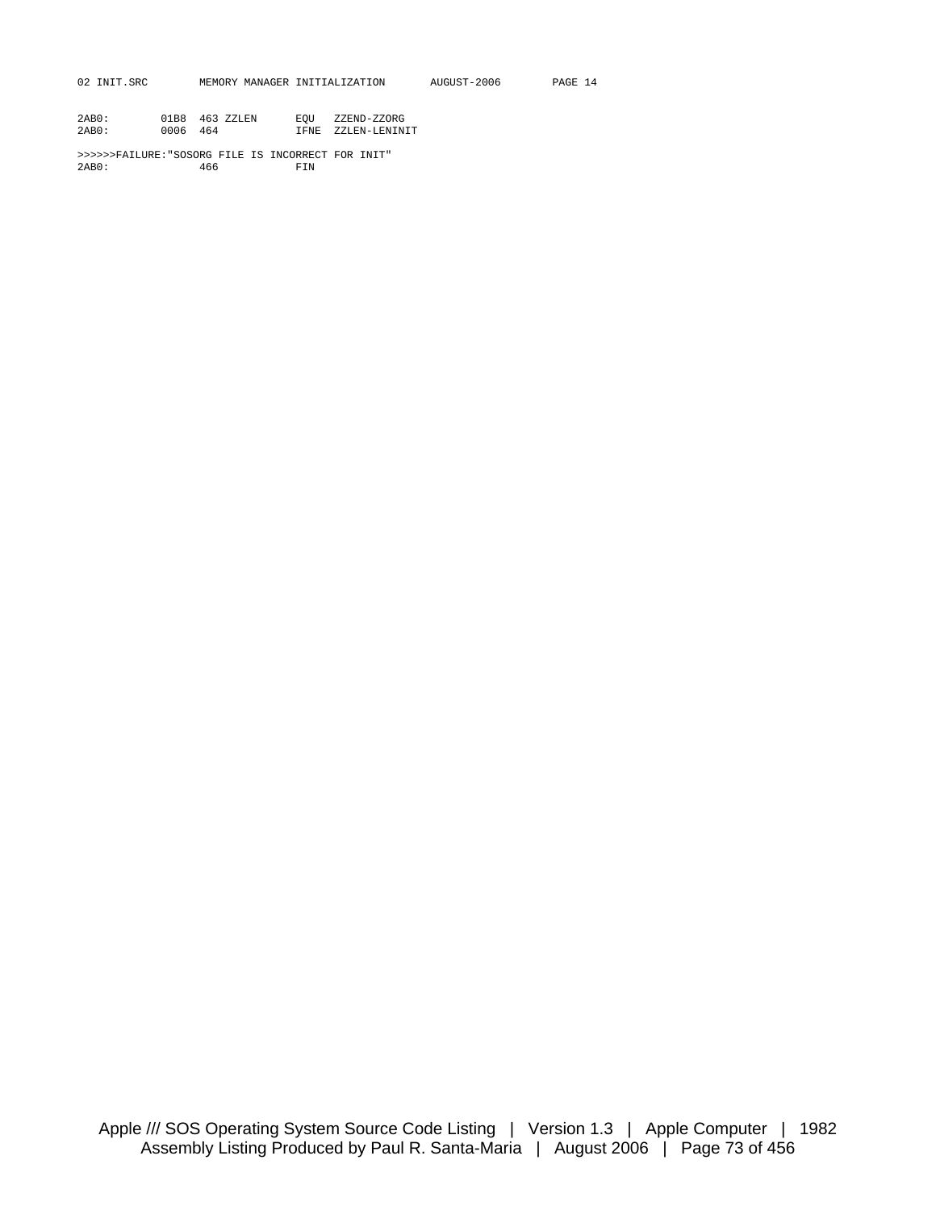```
2AB0:        01B8  463 ZZLEN      EQU   ZZEND-ZZORG
2AB0:        0006  464            IFNE  ZZLEN-LENINIT

>>>>>>FAILURE:"SOSORG FILE IS INCORRECT FOR INIT"
2AB0:              466            FIN
```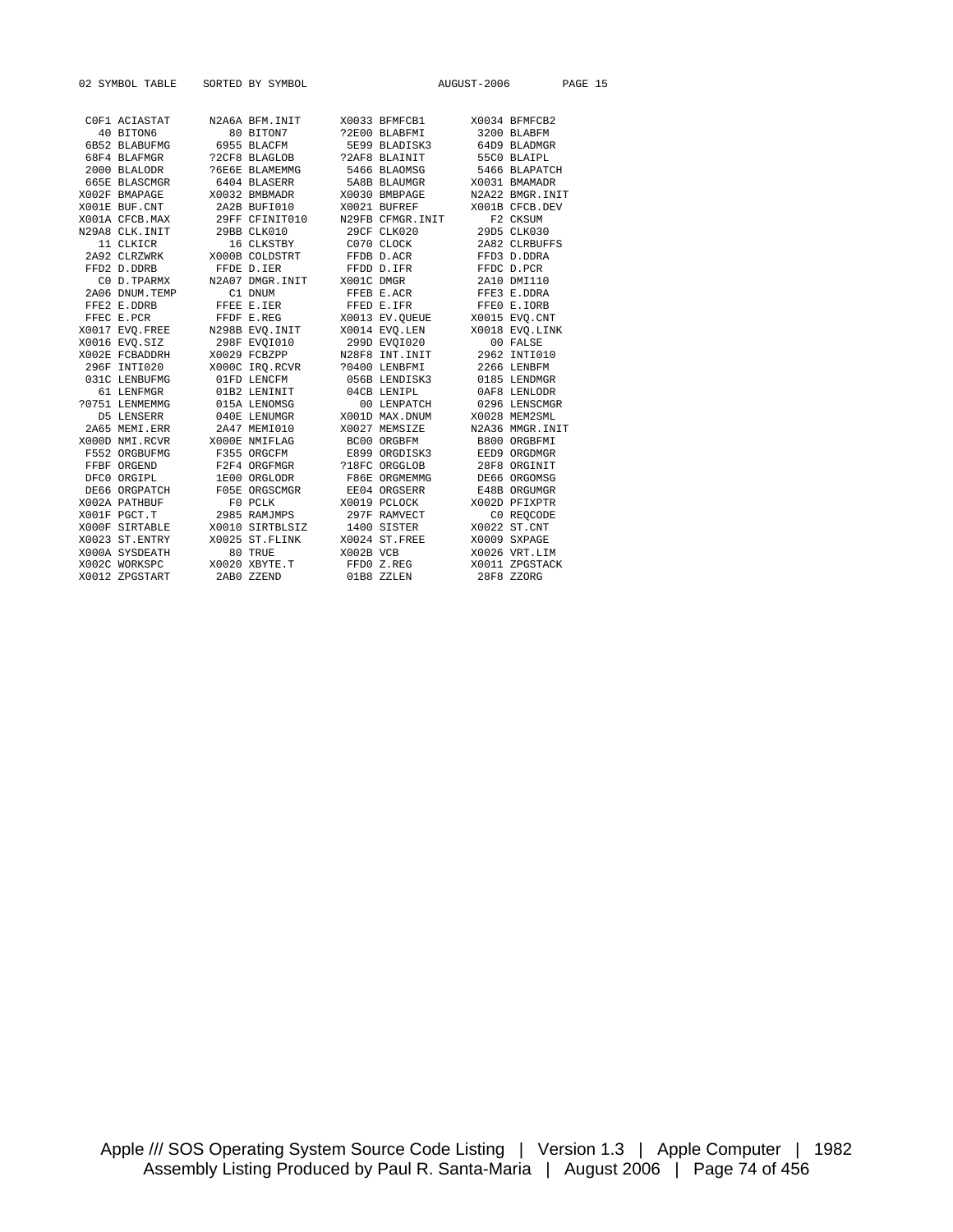```
02 SYMBOL TABLE    SORTED BY SYMBOL                          AUGUST-2006        PAGE 15


  C0F1 ACIASTAT      N2A6A BFM.INIT      X0033 BFMFCB1       X0034 BFMFCB2
    40 BITON6           80 BITON7        ?2E00 BLABFMI        3200 BLABFM
  6B52 BLABUFMG       6955 BLACFM         5E99 BLADISK3       64D9 BLADMGR
  68F4 BLAFMGR       ?2CF8 BLAGLOB       ?2AF8 BLAINIT        55C0 BLAIPL
  2000 BLALODR       ?6E6E BLAMEMMG       5466 BLAOMSG        5466 BLAPATCH
  665E BLASCMGR       6404 BLASERR        5A8B BLAUMGR       X0031 BMAMADR
 X002F BMAPAGE       X0032 BMBMADR       X0030 BMBPAGE       N2A22 BMGR.INIT
 X001E BUF.CNT        2A2B BUFI010       X0021 BUFREF        X001B CFCB.DEV
 X001A CFCB.MAX       29FF CFINIT010     N29FB CFMGR.INIT       F2 CKSUM
 N29A8 CLK.INIT       29BB CLK010         29CF CLK020         29D5 CLK030
    11 CLKICR           16 CLKSTBY        C070 CLOCK          2A82 CLRBUFFS
  2A92 CLRZWRK       X000B COLDSTRT       FFDB D.ACR          FFD3 D.DDRA
  FFD2 D.DDRB         FFDE D.IER          FFDD D.IFR          FFDC D.PCR
    C0 D.TPARMX      N2A07 DMGR.INIT     X001C DMGR           2A10 DMI110
  2A06 DNUM.TEMP        C1 DNUM           FFEB E.ACR          FFE3 E.DDRA
  FFE2 E.DDRB         FFEE E.IER          FFED E.IFR          FFE0 E.IORB
  FFEC E.PCR          FFDF E.REG         X0013 EV.QUEUE      X0015 EVQ.CNT
 X0017 EVQ.FREE      N298B EVQ.INIT      X0014 EVQ.LEN       X0018 EVQ.LINK
 X0016 EVQ.SIZ        298F EVQI010        299D EVQI020          00 FALSE
 X002E FCBADDRH      X0029 FCBZPP        N28F8 INT.INIT       2962 INTI010
  296F INTI020       X000C IRQ.RCVR      ?0400 LENBFMI        2266 LENBFM
  031C LENBUFMG       01FD LENCFM         056B LENDISK3       0185 LENDMGR
    61 LENFMGR        01B2 LENINIT        04CB LENIPL         0AF8 LENLODR
 ?0751 LENMEMMG       015A LENOMSG          00 LENPATCH       0296 LENSCMGR
    D5 LENSERR        040E LENUMGR       X001D MAX.DNUM      X0028 MEM2SML
  2A65 MEMI.ERR       2A47 MEMI010       X0027 MEMSIZE       N2A36 MMGR.INIT
 X000D NMI.RCVR      X000E NMIFLAG        BC00 ORGBFM         B800 ORGBFMI
  F552 ORGBUFMG       F355 ORGCFM         E899 ORGDISK3       EED9 ORGDMGR
  FFBF ORGEND         F2F4 ORGFMGR       ?18FC ORGGLOB        28F8 ORGINIT
  DFC0 ORGIPL         1E00 ORGLODR        F86E ORGMEMMG       DE66 ORGOMSG
  DE66 ORGPATCH       F05E ORGSCMGR       EE04 ORGSERR        E48B ORGUMGR
 X002A PATHBUF          F0 PCLK          X0019 PCLOCK        X002D PFIXPTR
 X001F PGCT.T         2985 RAMJMPS        297F RAMVECT          C0 REQCODE
 X000F SIRTABLE      X0010 SIRTBLSIZ      1400 SISTER        X0022 ST.CNT
 X0023 ST.ENTRY      X0025 ST.FLINK      X0024 ST.FREE       X0009 SXPAGE
 X000A SYSDEATH         80 TRUE          X002B VCB           X0026 VRT.LIM
 X002C WORKSPC       X0020 XBYTE.T        FFD0 Z.REG         X0011 ZPGSTACK
 X0012 ZPGSTART       2AB0 ZZEND          01B8 ZZLEN          28F8 ZZORG
```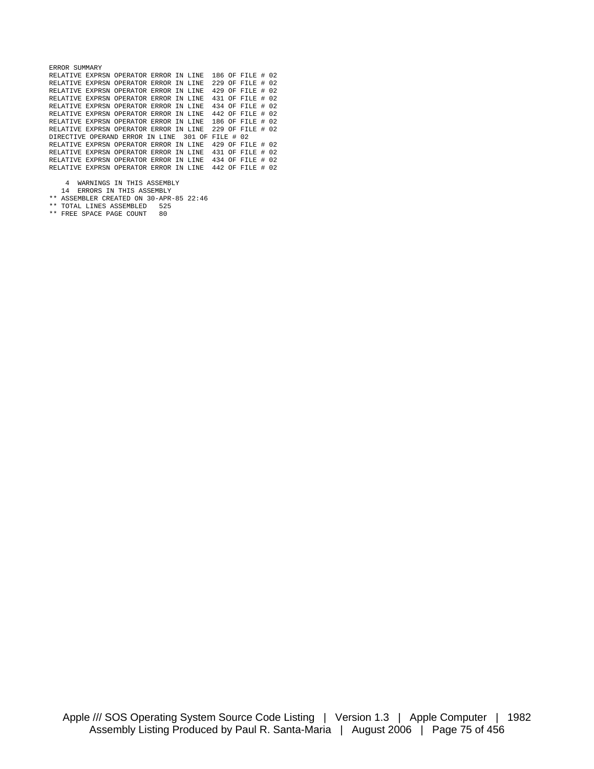```
ERROR SUMMARY
RELATIVE EXPRSN OPERATOR ERROR IN LINE  186 OF FILE # 02
RELATIVE EXPRSN OPERATOR ERROR IN LINE  229 OF FILE # 02
RELATIVE EXPRSN OPERATOR ERROR IN LINE  429 OF FILE # 02
RELATIVE EXPRSN OPERATOR ERROR IN LINE  431 OF FILE # 02
RELATIVE EXPRSN OPERATOR ERROR IN LINE  434 OF FILE # 02
RELATIVE EXPRSN OPERATOR ERROR IN LINE  442 OF FILE # 02
RELATIVE EXPRSN OPERATOR ERROR IN LINE  186 OF FILE # 02
RELATIVE EXPRSN OPERATOR ERROR IN LINE  229 OF FILE # 02
DIRECTIVE OPERAND ERROR IN LINE  301 OF FILE # 02
RELATIVE EXPRSN OPERATOR ERROR IN LINE  429 OF FILE # 02
RELATIVE EXPRSN OPERATOR ERROR IN LINE  431 OF FILE # 02
RELATIVE EXPRSN OPERATOR ERROR IN LINE  434 OF FILE # 02
RELATIVE EXPRSN OPERATOR ERROR IN LINE  442 OF FILE # 02

    4  WARNINGS IN THIS ASSEMBLY
   14  ERRORS IN THIS ASSEMBLY
** ASSEMBLER CREATED ON 30-APR-85 22:46
** TOTAL LINES ASSEMBLED   525
** FREE SPACE PAGE COUNT   80
```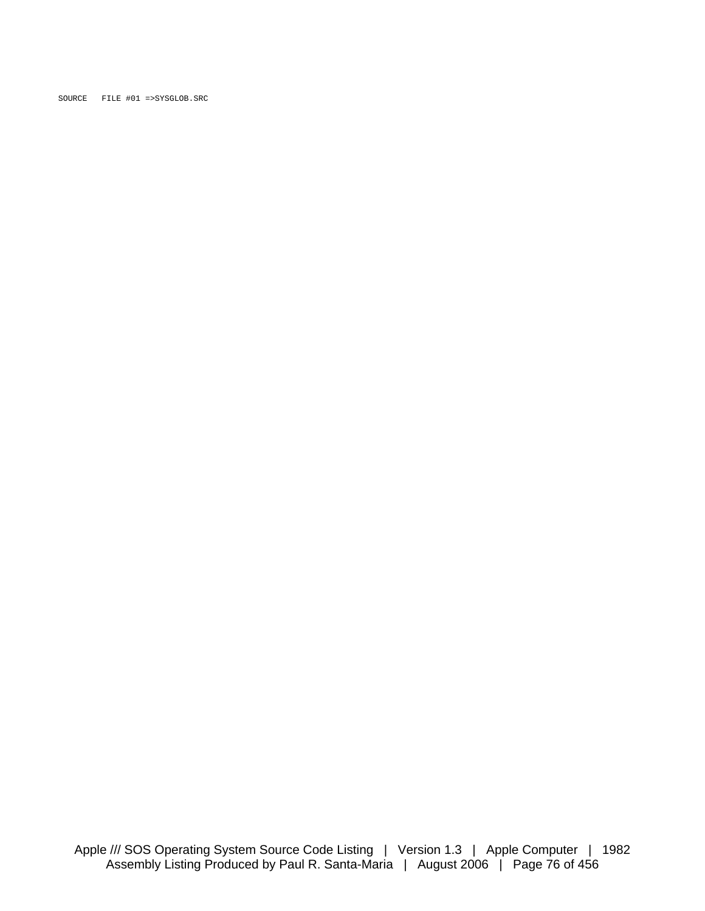```
SOURCE   FILE #01 =>SYSGLOB.SRC
```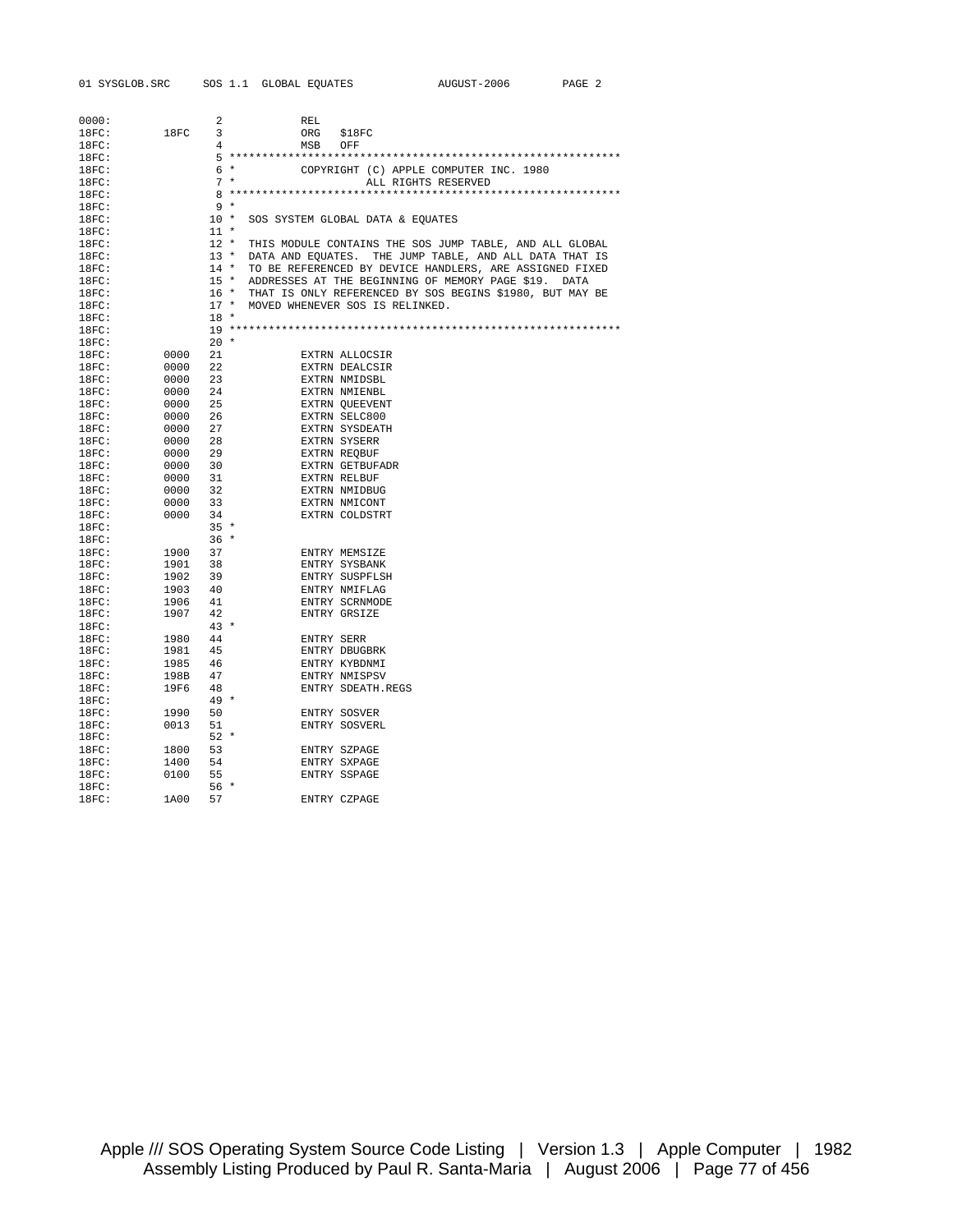```
0000:                2            REL
18FC:       18FC     3            ORG   $18FC
18FC:                4            MSB   OFF
18FC:                5 ************************************************************
18FC:                6 *          COPYRIGHT (C) APPLE COMPUTER INC. 1980
18FC:                7 *                    ALL RIGHTS RESERVED
18FC:                8 ************************************************************
18FC:                9 *
18FC:               10 *  SOS SYSTEM GLOBAL DATA & EQUATES
18FC:               11 *
18FC:               12 *  THIS MODULE CONTAINS THE SOS JUMP TABLE, AND ALL GLOBAL
18FC:               13 *  DATA AND EQUATES.  THE JUMP TABLE, AND ALL DATA THAT IS
18FC:               14 *  TO BE REFERENCED BY DEVICE HANDLERS, ARE ASSIGNED FIXED
18FC:               15 *  ADDRESSES AT THE BEGINNING OF MEMORY PAGE $19.  DATA
18FC:               16 *  THAT IS ONLY REFERENCED BY SOS BEGINS $1980, BUT MAY BE
18FC:               17 *  MOVED WHENEVER SOS IS RELINKED.
18FC:               18 *
18FC:               19 ************************************************************
18FC:               20 *
18FC:       0000    21            EXTRN ALLOCSIR
18FC:       0000    22            EXTRN DEALCSIR
18FC:       0000    23            EXTRN NMIDSBL
18FC:       0000    24            EXTRN NMIENBL
18FC:       0000    25            EXTRN QUEEVENT
18FC:       0000    26            EXTRN SELC800
18FC:       0000    27            EXTRN SYSDEATH
18FC:       0000    28            EXTRN SYSERR
18FC:       0000    29            EXTRN REQBUF
18FC:       0000    30            EXTRN GETBUFADR
18FC:       0000    31            EXTRN RELBUF
18FC:       0000    32            EXTRN NMIDBUG
18FC:       0000    33            EXTRN NMICONT
18FC:       0000    34            EXTRN COLDSTRT
18FC:               35 *
18FC:               36 *
18FC:       1900    37            ENTRY MEMSIZE
18FC:       1901    38            ENTRY SYSBANK
18FC:       1902    39            ENTRY SUSPFLSH
18FC:       1903    40            ENTRY NMIFLAG
18FC:       1906    41            ENTRY SCRNMODE
18FC:       1907    42            ENTRY GRSIZE
18FC:               43 *
18FC:       1980    44            ENTRY SERR
18FC:       1981    45            ENTRY DBUGBRK
18FC:       1985    46            ENTRY KYBDNMI
18FC:       198B    47            ENTRY NMISPSV
18FC:       19F6    48            ENTRY SDEATH.REGS
18FC:               49 *
18FC:       1990    50            ENTRY SOSVER
18FC:       0013    51            ENTRY SOSVERL
18FC:               52 *
18FC:       1800    53            ENTRY SZPAGE
18FC:       1400    54            ENTRY SXPAGE
18FC:       0100    55            ENTRY SSPAGE
18FC:               56 *
18FC:       1A00    57            ENTRY CZPAGE
```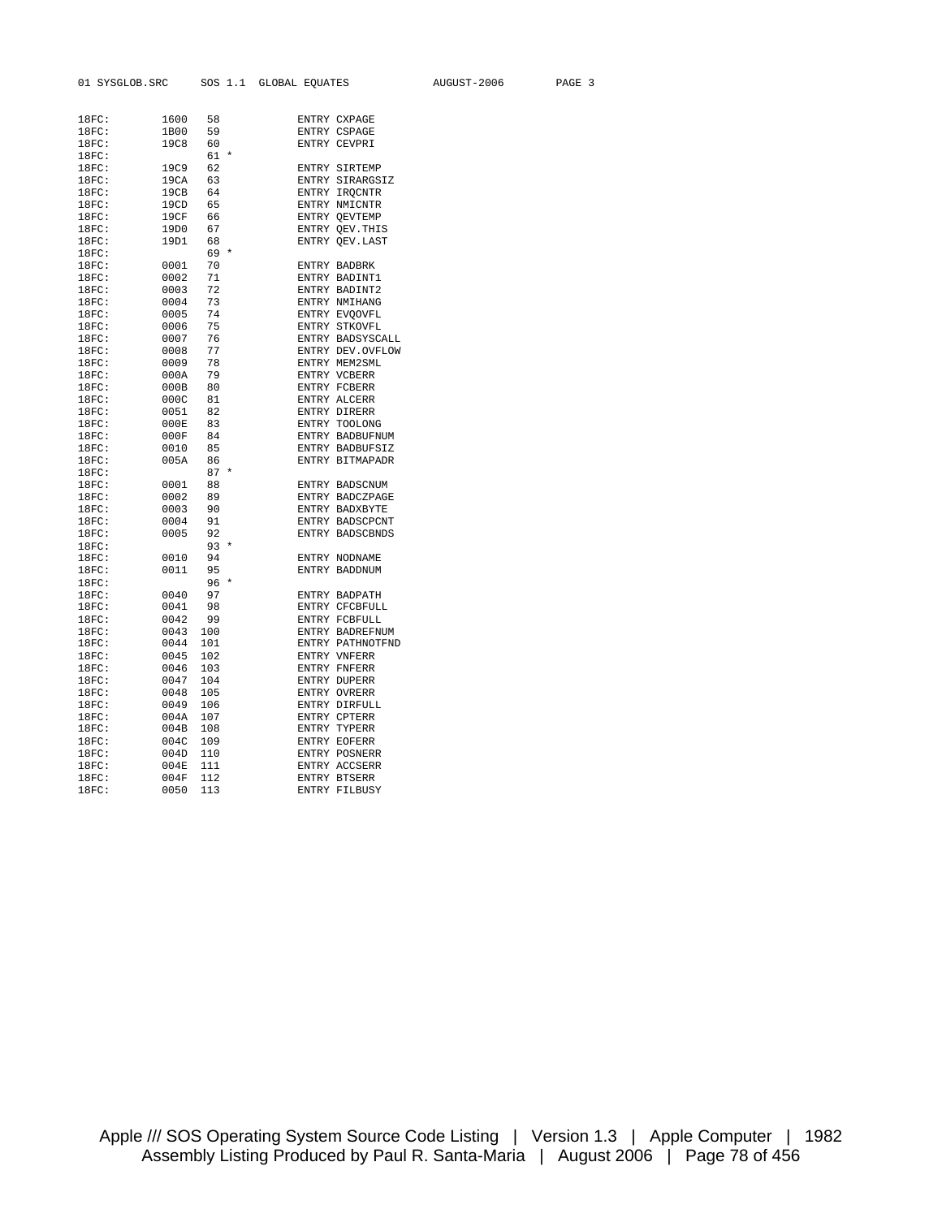```
18FC:         1600   58            ENTRY CXPAGE
18FC:         1B00   59            ENTRY CSPAGE
18FC:         19C8   60            ENTRY CEVPRI
18FC:                61 *
18FC:         19C9   62            ENTRY SIRTEMP
18FC:         19CA   63            ENTRY SIRARGSIZ
18FC:         19CB   64            ENTRY IRQCNTR
18FC:         19CD   65            ENTRY NMICNTR
18FC:         19CF   66            ENTRY QEVTEMP
18FC:         19D0   67            ENTRY QEV.THIS
18FC:         19D1   68            ENTRY QEV.LAST
18FC:                69 *
18FC:         0001   70            ENTRY BADBRK
18FC:         0002   71            ENTRY BADINT1
18FC:         0003   72            ENTRY BADINT2
18FC:         0004   73            ENTRY NMIHANG
18FC:         0005   74            ENTRY EVQOVFL
18FC:         0006   75            ENTRY STKOVFL
18FC:         0007   76            ENTRY BADSYSCALL
18FC:         0008   77            ENTRY DEV.OVFLOW
18FC:         0009   78            ENTRY MEM2SML
18FC:         000A   79            ENTRY VCBERR
18FC:         000B   80            ENTRY FCBERR
18FC:         000C   81            ENTRY ALCERR
18FC:         0051   82            ENTRY DIRERR
18FC:         000E   83            ENTRY TOOLONG
18FC:         000F   84            ENTRY BADBUFNUM
18FC:         0010   85            ENTRY BADBUFSIZ
18FC:         005A   86            ENTRY BITMAPADR
18FC:                87 *
18FC:         0001   88            ENTRY BADSCNUM
18FC:         0002   89            ENTRY BADCZPAGE
18FC:         0003   90            ENTRY BADXBYTE
18FC:         0004   91            ENTRY BADSCPCNT
18FC:         0005   92            ENTRY BADSCBNDS
18FC:                93 *
18FC:         0010   94            ENTRY NODNAME
18FC:         0011   95            ENTRY BADDNUM
18FC:                96 *
18FC:         0040   97            ENTRY BADPATH
18FC:         0041   98            ENTRY CFCBFULL
18FC:         0042   99            ENTRY FCBFULL
18FC:         0043  100            ENTRY BADREFNUM
18FC:         0044  101            ENTRY PATHNOTFND
18FC:         0045  102            ENTRY VNFERR
18FC:         0046  103            ENTRY FNFERR
18FC:         0047  104            ENTRY DUPERR
18FC:         0048  105            ENTRY OVRERR
18FC:         0049  106            ENTRY DIRFULL
18FC:         004A  107            ENTRY CPTERR
18FC:         004B  108            ENTRY TYPERR
18FC:         004C  109            ENTRY EOFERR
18FC:         004D  110            ENTRY POSNERR
18FC:         004E  111            ENTRY ACCSERR
18FC:         004F  112            ENTRY BTSERR
18FC:         0050  113            ENTRY FILBUSY
```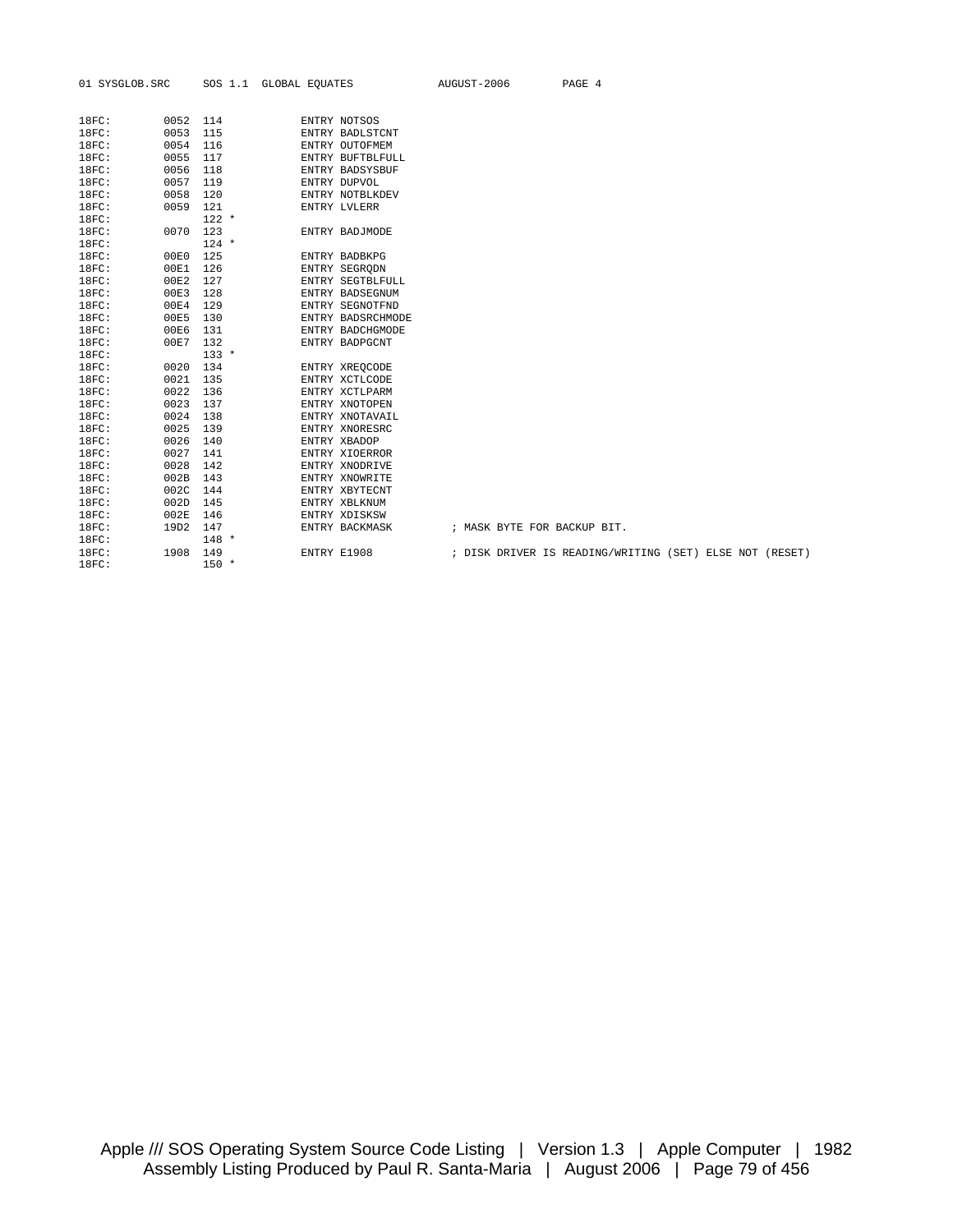```
18FC:        0052  114           ENTRY NOTSOS
18FC:        0053  115           ENTRY BADLSTCNT
18FC:        0054  116           ENTRY OUTOFMEM
18FC:        0055  117           ENTRY BUFTBLFULL
18FC:        0056  118           ENTRY BADSYSBUF
18FC:        0057  119           ENTRY DUPVOL
18FC:        0058  120           ENTRY NOTBLKDEV
18FC:        0059  121           ENTRY LVLERR
18FC:              122 *
18FC:        0070  123           ENTRY BADJMODE
18FC:              124 *
18FC:        00E0  125           ENTRY BADBKPG
18FC:        00E1  126           ENTRY SEGRQDN
18FC:        00E2  127           ENTRY SEGTBLFULL
18FC:        00E3  128           ENTRY BADSEGNUM
18FC:        00E4  129           ENTRY SEGNOTFND
18FC:        00E5  130           ENTRY BADSRCHMODE
18FC:        00E6  131           ENTRY BADCHGMODE
18FC:        00E7  132           ENTRY BADPGCNT
18FC:              133 *
18FC:        0020  134           ENTRY XREQCODE
18FC:        0021  135           ENTRY XCTLCODE
18FC:        0022  136           ENTRY XCTLPARM
18FC:        0023  137           ENTRY XNOTOPEN
18FC:        0024  138           ENTRY XNOTAVAIL
18FC:        0025  139           ENTRY XNORESRC
18FC:        0026  140           ENTRY XBADOP
18FC:        0027  141           ENTRY XIOERROR
18FC:        0028  142           ENTRY XNODRIVE
18FC:        002B  143           ENTRY XNOWRITE
18FC:        002C  144           ENTRY XBYTECNT
18FC:        002D  145           ENTRY XBLKNUM
18FC:        002E  146           ENTRY XDISKSW
18FC:        19D2  147           ENTRY BACKMASK         ; MASK BYTE FOR BACKUP BIT.
18FC:              148 *
18FC:        1908  149           ENTRY E1908            ; DISK DRIVER IS READING/WRITING (SET) ELSE NOT (RESET)
18FC:              150 *
```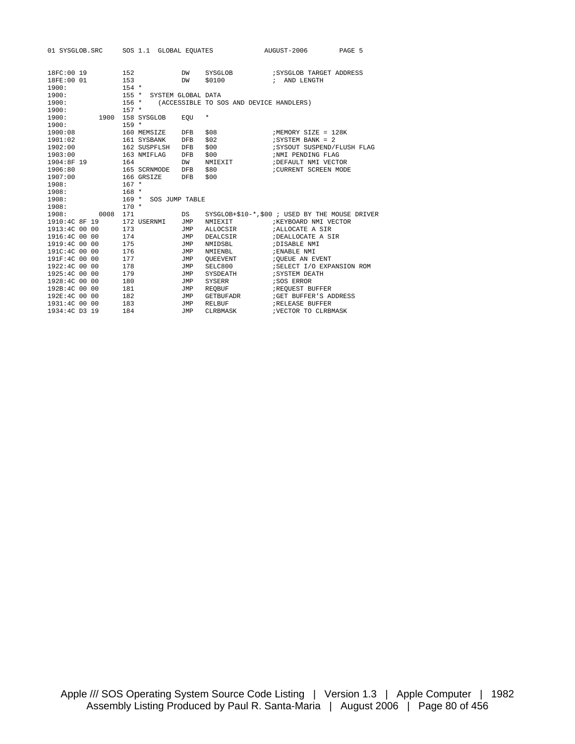```
18FC:00 19          152             DW    SYSGLOB          ;SYSGLOB TARGET ADDRESS
18FE:00 01          153             DW    $0100            ;  AND LENGTH
1900:               154 *
1900:               155 *  SYSTEM GLOBAL DATA
1900:               156 *    (ACCESSIBLE TO SOS AND DEVICE HANDLERS)
1900:               157 *
1900:          1900 158 SYSGLOB    EQU   *
1900:               159 *
1900:08             160 MEMSIZE    DFB   $08              ;MEMORY SIZE = 128K
1901:02             161 SYSBANK    DFB   $02              ;SYSTEM BANK = 2
1902:00             162 SUSPFLSH   DFB   $00              ;SYSOUT SUSPEND/FLUSH FLAG
1903:00             163 NMIFLAG    DFB   $00              ;NMI PENDING FLAG
1904:8F 19          164            DW    NMIEXIT          ;DEFAULT NMI VECTOR
1906:80             165 SCRNMODE   DFB   $80              ;CURRENT SCREEN MODE
1907:00             166 GRSIZE     DFB   $00
1908:               167 *
1908:               168 *
1908:               169 *  SOS JUMP TABLE
1908:               170 *
1908:          0008 171            DS    SYSGLOB+$10-*,$00 ; USED BY THE MOUSE DRIVER
1910:4C 8F 19       172 USERNMI    JMP   NMIEXIT          ;KEYBOARD NMI VECTOR
1913:4C 00 00       173            JMP   ALLOCSIR         ;ALLOCATE A SIR
1916:4C 00 00       174            JMP   DEALCSIR         ;DEALLOCATE A SIR
1919:4C 00 00       175            JMP   NMIDSBL          ;DISABLE NMI
191C:4C 00 00       176            JMP   NMIENBL          ;ENABLE NMI
191F:4C 00 00       177            JMP   QUEEVENT         ;QUEUE AN EVENT
1922:4C 00 00       178            JMP   SELC800          ;SELECT I/O EXPANSION ROM
1925:4C 00 00       179            JMP   SYSDEATH         ;SYSTEM DEATH
1928:4C 00 00       180            JMP   SYSERR           ;SOS ERROR
192B:4C 00 00       181            JMP   REQBUF           ;REQUEST BUFFER
192E:4C 00 00       182            JMP   GETBUFADR        ;GET BUFFER'S ADDRESS
1931:4C 00 00       183            JMP   RELBUF           ;RELEASE BUFFER
1934:4C D3 19       184            JMP   CLRBMASK         ;VECTOR TO CLRBMASK
```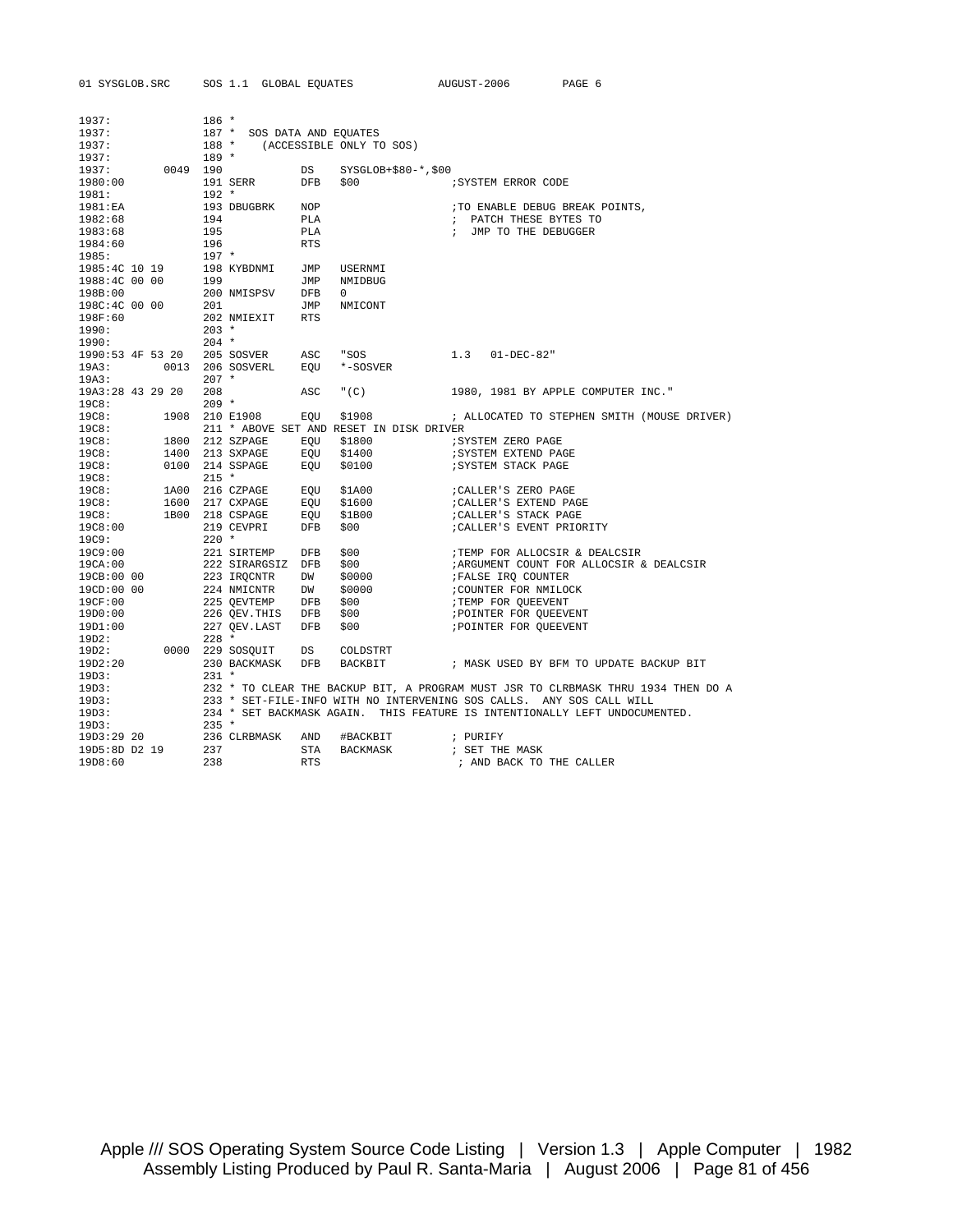```
1937:              186 *
1937:              187 *  SOS DATA AND EQUATES
1937:              188 *    (ACCESSIBLE ONLY TO SOS)
1937:              189 *
1937:         0049 190             DS   SYSGLOB+$80-*,$00
1980:00            191 SERR        DFB  $00               ;SYSTEM ERROR CODE
1981:              192 *
1981:EA            193 DBUGBRK     NOP                    ;TO ENABLE DEBUG BREAK POINTS,
1982:68            194             PLA                    ;  PATCH THESE BYTES TO
1983:68            195             PLA                    ;  JMP TO THE DEBUGGER
1984:60            196             RTS
1985:              197 *
1985:4C 10 19      198 KYBDNMI     JMP  USERNMI
1988:4C 00 00      199             JMP  NMIDBUG
198B:00            200 NMISPSV     DFB  0
198C:4C 00 00      201             JMP  NMICONT
198F:60            202 NMIEXIT     RTS
1990:              203 *
1990:              204 *
1990:53 4F 53 20   205 SOSVER      ASC  "SOS              1.3   01-DEC-82"
19A3:         0013 206 SOSVERL     EQU  *-SOSVER
19A3:              207 *
19A3:28 43 29 20   208             ASC  "(C)              1980, 1981 BY APPLE COMPUTER INC."
19C8:              209 *
19C8:         1908 210 E1908       EQU  $1908             ; ALLOCATED TO STEPHEN SMITH (MOUSE DRIVER)
19C8:              211 * ABOVE SET AND RESET IN DISK DRIVER
19C8:         1800 212 SZPAGE      EQU  $1800             ;SYSTEM ZERO PAGE
19C8:         1400 213 SXPAGE      EQU  $1400             ;SYSTEM EXTEND PAGE
19C8:         0100 214 SSPAGE      EQU  $0100             ;SYSTEM STACK PAGE
19C8:              215 *
19C8:         1A00 216 CZPAGE      EQU  $1A00             ;CALLER'S ZERO PAGE
19C8:         1600 217 CXPAGE      EQU  $1600             ;CALLER'S EXTEND PAGE
19C8:         1B00 218 CSPAGE      EQU  $1B00             ;CALLER'S STACK PAGE
19C8:00            219 CEVPRI      DFB  $00               ;CALLER'S EVENT PRIORITY
19C9:              220 *
19C9:00            221 SIRTEMP     DFB  $00               ;TEMP FOR ALLOCSIR & DEALCSIR
19CA:00            222 SIRARGSIZ   DFB  $00               ;ARGUMENT COUNT FOR ALLOCSIR & DEALCSIR
19CB:00 00         223 IRQCNTR     DW   $0000             ;FALSE IRQ COUNTER
19CD:00 00         224 NMICNTR     DW   $0000             ;COUNTER FOR NMILOCK
19CF:00            225 QEVTEMP     DFB  $00               ;TEMP FOR QUEEVENT
19D0:00            226 QEV.THIS    DFB  $00               ;POINTER FOR QUEEVENT
19D1:00            227 QEV.LAST    DFB  $00               ;POINTER FOR QUEEVENT
19D2:              228 *
19D2:         0000 229 SOSQUIT     DS   COLDSTRT
19D2:20            230 BACKMASK    DFB  BACKBIT           ; MASK USED BY BFM TO UPDATE BACKUP BIT
19D3:              231 *
19D3:              232 * TO CLEAR THE BACKUP BIT, A PROGRAM MUST JSR TO CLRBMASK THRU 1934 THEN DO A
19D3:              233 * SET-FILE-INFO WITH NO INTERVENING SOS CALLS.  ANY SOS CALL WILL
19D3:              234 * SET BACKMASK AGAIN.  THIS FEATURE IS INTENTIONALLY LEFT UNDOCUMENTED.
19D3:              235 *
19D3:29 20         236 CLRBMASK    AND  #BACKBIT          ; PURIFY
19D5:8D D2 19      237             STA  BACKMASK          ; SET THE MASK
19D8:60            238             RTS                     ; AND BACK TO THE CALLER
```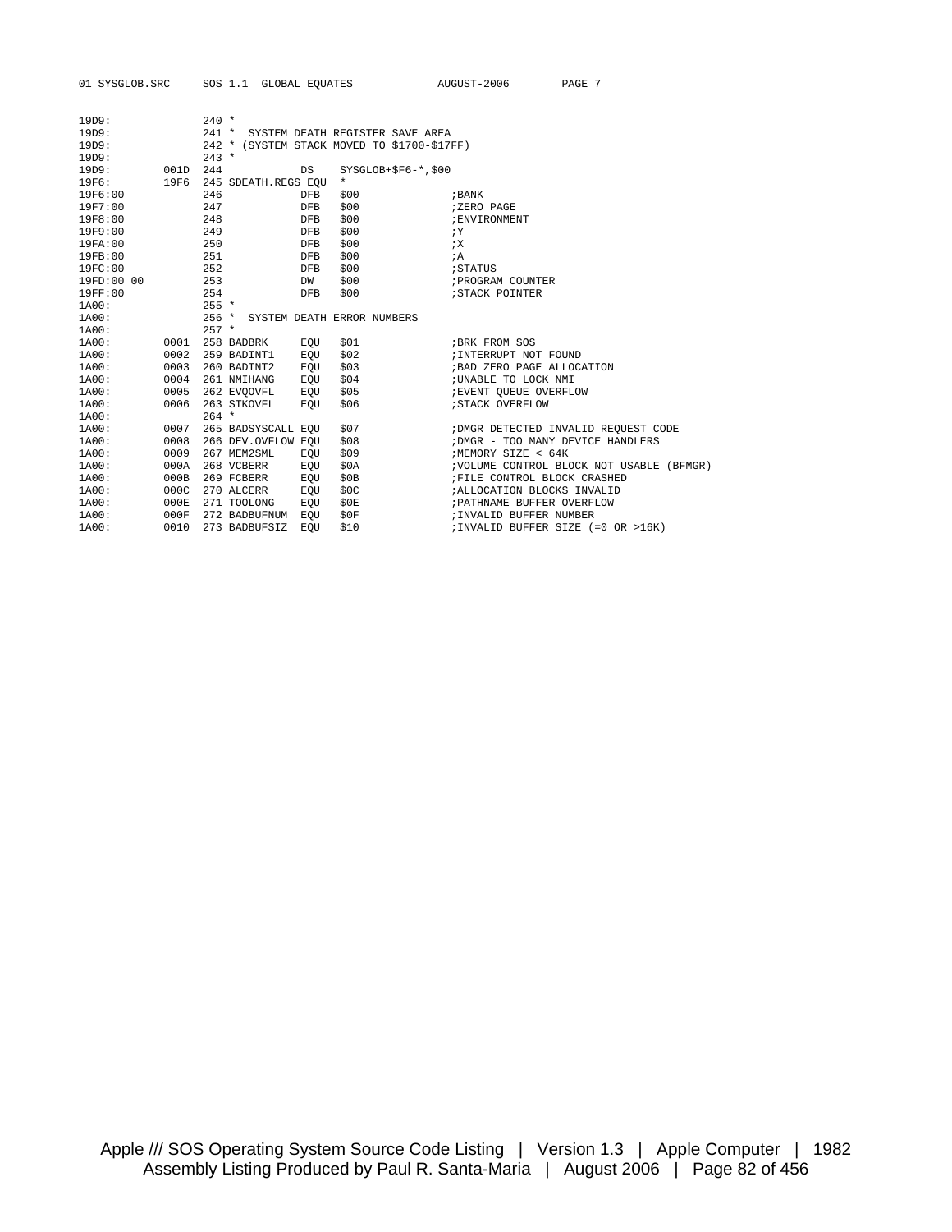```
19D9:               240 *
19D9:               241 *  SYSTEM DEATH REGISTER SAVE AREA
19D9:               242 * (SYSTEM STACK MOVED TO $1700-$17FF)
19D9:               243 *
19D9:         001D  244            DS    SYSGLOB+$F6-*,$00
19F6:         19F6  245 SDEATH.REGS EQU  *
19F6:00             246            DFB   $00              ;BANK
19F7:00             247            DFB   $00              ;ZERO PAGE
19F8:00             248            DFB   $00              ;ENVIRONMENT
19F9:00             249            DFB   $00              ;Y
19FA:00             250            DFB   $00              ;X
19FB:00             251            DFB   $00              ;A
19FC:00             252            DFB   $00              ;STATUS
19FD:00 00          253            DW    $00              ;PROGRAM COUNTER
19FF:00             254            DFB   $00              ;STACK POINTER
1A00:               255 *
1A00:               256 *  SYSTEM DEATH ERROR NUMBERS
1A00:               257 *
1A00:         0001  258 BADBRK     EQU   $01              ;BRK FROM SOS
1A00:         0002  259 BADINT1    EQU   $02              ;INTERRUPT NOT FOUND
1A00:         0003  260 BADINT2    EQU   $03              ;BAD ZERO PAGE ALLOCATION
1A00:         0004  261 NMIHANG    EQU   $04              ;UNABLE TO LOCK NMI
1A00:         0005  262 EVQOVFL    EQU   $05              ;EVENT QUEUE OVERFLOW
1A00:         0006  263 STKOVFL    EQU   $06              ;STACK OVERFLOW
1A00:               264 *
1A00:         0007  265 BADSYSCALL EQU   $07              ;DMGR DETECTED INVALID REQUEST CODE
1A00:         0008  266 DEV.OVFLOW EQU   $08              ;DMGR - TOO MANY DEVICE HANDLERS
1A00:         0009  267 MEM2SML    EQU   $09              ;MEMORY SIZE < 64K
1A00:         000A  268 VCBERR     EQU   $0A              ;VOLUME CONTROL BLOCK NOT USABLE (BFMGR)
1A00:         000B  269 FCBERR     EQU   $0B              ;FILE CONTROL BLOCK CRASHED
1A00:         000C  270 ALCERR     EQU   $0C              ;ALLOCATION BLOCKS INVALID
1A00:         000E  271 TOOLONG    EQU   $0E              ;PATHNAME BUFFER OVERFLOW
1A00:         000F  272 BADBUFNUM  EQU   $0F              ;INVALID BUFFER NUMBER
1A00:         0010  273 BADBUFSIZ  EQU   $10              ;INVALID BUFFER SIZE (=0 OR >16K)
```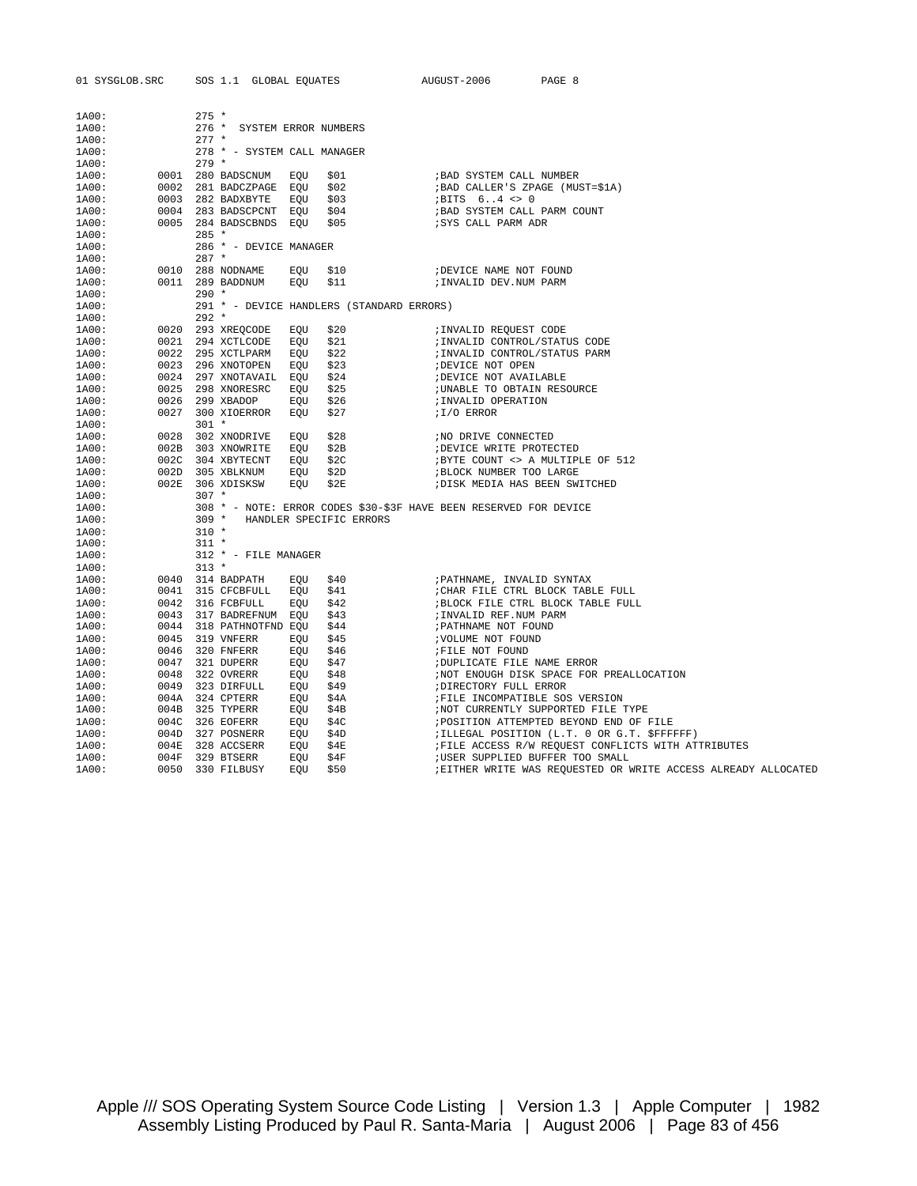```
1A00:              275 *
1A00:              276 *  SYSTEM ERROR NUMBERS
1A00:              277 *
1A00:              278 * - SYSTEM CALL MANAGER
1A00:              279 *
1A00:         0001 280 BADSCNUM   EQU   $01              ;BAD SYSTEM CALL NUMBER
1A00:         0002 281 BADCZPAGE  EQU   $02              ;BAD CALLER'S ZPAGE (MUST=$1A)
1A00:         0003 282 BADXBYTE   EQU   $03              ;BITS  6..4 <> 0
1A00:         0004 283 BADSCPCNT  EQU   $04              ;BAD SYSTEM CALL PARM COUNT
1A00:         0005 284 BADSCBNDS  EQU   $05              ;SYS CALL PARM ADR
1A00:              285 *
1A00:              286 * - DEVICE MANAGER
1A00:              287 *
1A00:         0010 288 NODNAME    EQU   $10              ;DEVICE NAME NOT FOUND
1A00:         0011 289 BADDNUM    EQU   $11              ;INVALID DEV.NUM PARM
1A00:              290 *
1A00:              291 * - DEVICE HANDLERS (STANDARD ERRORS)
1A00:              292 *
1A00:         0020 293 XREQCODE   EQU   $20              ;INVALID REQUEST CODE
1A00:         0021 294 XCTLCODE   EQU   $21              ;INVALID CONTROL/STATUS CODE
1A00:         0022 295 XCTLPARM   EQU   $22              ;INVALID CONTROL/STATUS PARM
1A00:         0023 296 XNOTOPEN   EQU   $23              ;DEVICE NOT OPEN
1A00:         0024 297 XNOTAVAIL  EQU   $24              ;DEVICE NOT AVAILABLE
1A00:         0025 298 XNORESRC   EQU   $25              ;UNABLE TO OBTAIN RESOURCE
1A00:         0026 299 XBADOP     EQU   $26              ;INVALID OPERATION
1A00:         0027 300 XIOERROR   EQU   $27              ;I/O ERROR
1A00:              301 *
1A00:         0028 302 XNODRIVE   EQU   $28              ;NO DRIVE CONNECTED
1A00:         002B 303 XNOWRITE   EQU   $2B              ;DEVICE WRITE PROTECTED
1A00:         002C 304 XBYTECNT   EQU   $2C              ;BYTE COUNT <> A MULTIPLE OF 512
1A00:         002D 305 XBLKNUM    EQU   $2D              ;BLOCK NUMBER TOO LARGE
1A00:         002E 306 XDISKSW    EQU   $2E              ;DISK MEDIA HAS BEEN SWITCHED
1A00:              307 *
1A00:              308 * - NOTE: ERROR CODES $30-$3F HAVE BEEN RESERVED FOR DEVICE
1A00:              309 *    HANDLER SPECIFIC ERRORS
1A00:              310 *
1A00:              311 *
1A00:              312 * - FILE MANAGER
1A00:              313 *
1A00:         0040 314 BADPATH    EQU   $40              ;PATHNAME, INVALID SYNTAX
1A00:         0041 315 CFCBFULL   EQU   $41              ;CHAR FILE CTRL BLOCK TABLE FULL
1A00:         0042 316 FCBFULL    EQU   $42              ;BLOCK FILE CTRL BLOCK TABLE FULL
1A00:         0043 317 BADREFNUM  EQU   $43              ;INVALID REF.NUM PARM
1A00:         0044 318 PATHNOTFND EQU   $44              ;PATHNAME NOT FOUND
1A00:         0045 319 VNFERR     EQU   $45              ;VOLUME NOT FOUND
1A00:         0046 320 FNFERR     EQU   $46              ;FILE NOT FOUND
1A00:         0047 321 DUPERR     EQU   $47              ;DUPLICATE FILE NAME ERROR
1A00:         0048 322 OVRERR     EQU   $48              ;NOT ENOUGH DISK SPACE FOR PREALLOCATION
1A00:         0049 323 DIRFULL    EQU   $49              ;DIRECTORY FULL ERROR
1A00:         004A 324 CPTERR     EQU   $4A              ;FILE INCOMPATIBLE SOS VERSION
1A00:         004B 325 TYPERR     EQU   $4B              ;NOT CURRENTLY SUPPORTED FILE TYPE
1A00:         004C 326 EOFERR     EQU   $4C              ;POSITION ATTEMPTED BEYOND END OF FILE
1A00:         004D 327 POSNERR    EQU   $4D              ;ILLEGAL POSITION (L.T. 0 OR G.T. $FFFFFF)
1A00:         004E 328 ACCSERR    EQU   $4E              ;FILE ACCESS R/W REQUEST CONFLICTS WITH ATTRIBUTES
1A00:         004F 329 BTSERR     EQU   $4F              ;USER SUPPLIED BUFFER TOO SMALL
1A00:         0050 330 FILBUSY    EQU   $50              ;EITHER WRITE WAS REQUESTED OR WRITE ACCESS ALREADY ALLOCATED
```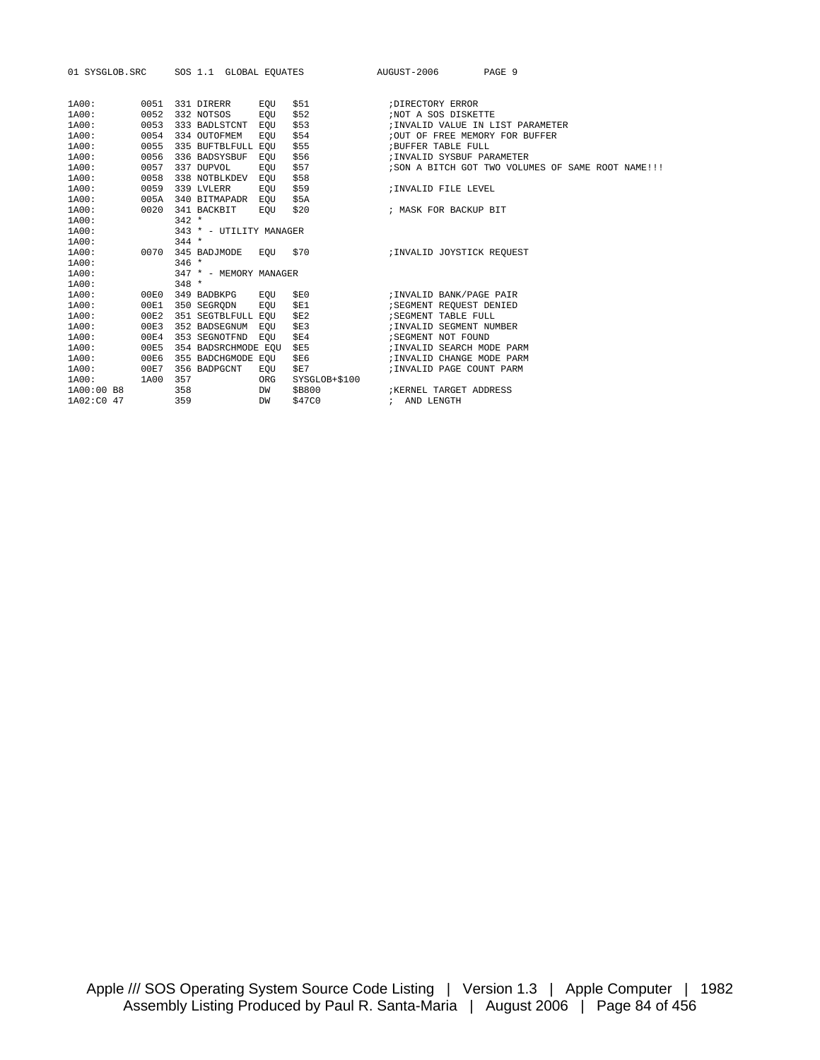```
1A00:        0051  331 DIRERR      EQU   $51              ;DIRECTORY ERROR
1A00:        0052  332 NOTSOS      EQU   $52              ;NOT A SOS DISKETTE
1A00:        0053  333 BADLSTCNT   EQU   $53              ;INVALID VALUE IN LIST PARAMETER
1A00:        0054  334 OUTOFMEM    EQU   $54              ;OUT OF FREE MEMORY FOR BUFFER
1A00:        0055  335 BUFTBLFULL EQU    $55              ;BUFFER TABLE FULL
1A00:        0056  336 BADSYSBUF   EQU   $56              ;INVALID SYSBUF PARAMETER
1A00:        0057  337 DUPVOL      EQU   $57              ;SON A BITCH GOT TWO VOLUMES OF SAME ROOT NAME!!!
1A00:        0058  338 NOTBLKDEV   EQU   $58
1A00:        0059  339 LVLERR      EQU   $59              ;INVALID FILE LEVEL
1A00:        005A  340 BITMAPADR   EQU   $5A
1A00:        0020  341 BACKBIT     EQU   $20              ; MASK FOR BACKUP BIT
1A00:              342 *
1A00:              343 * - UTILITY MANAGER
1A00:              344 *
1A00:        0070  345 BADJMODE    EQU   $70              ;INVALID JOYSTICK REQUEST
1A00:              346 *
1A00:              347 * - MEMORY MANAGER
1A00:              348 *
1A00:        00E0  349 BADBKPG     EQU   $E0              ;INVALID BANK/PAGE PAIR
1A00:        00E1  350 SEGRQDN     EQU   $E1              ;SEGMENT REQUEST DENIED
1A00:        00E2  351 SEGTBLFULL EQU    $E2              ;SEGMENT TABLE FULL
1A00:        00E3  352 BADSEGNUM   EQU   $E3              ;INVALID SEGMENT NUMBER
1A00:        00E4  353 SEGNOTFND   EQU   $E4              ;SEGMENT NOT FOUND
1A00:        00E5  354 BADSRCHMODE EQU   $E5              ;INVALID SEARCH MODE PARM
1A00:        00E6  355 BADCHGMODE EQU    $E6              ;INVALID CHANGE MODE PARM
1A00:        00E7  356 BADPGCNT    EQU   $E7              ;INVALID PAGE COUNT PARM
1A00:        1A00  357             ORG   SYSGLOB+$100
1A00:00 B8         358             DW    $B800            ;KERNEL TARGET ADDRESS
1A02:C0 47         359             DW    $47C0            ;  AND LENGTH
```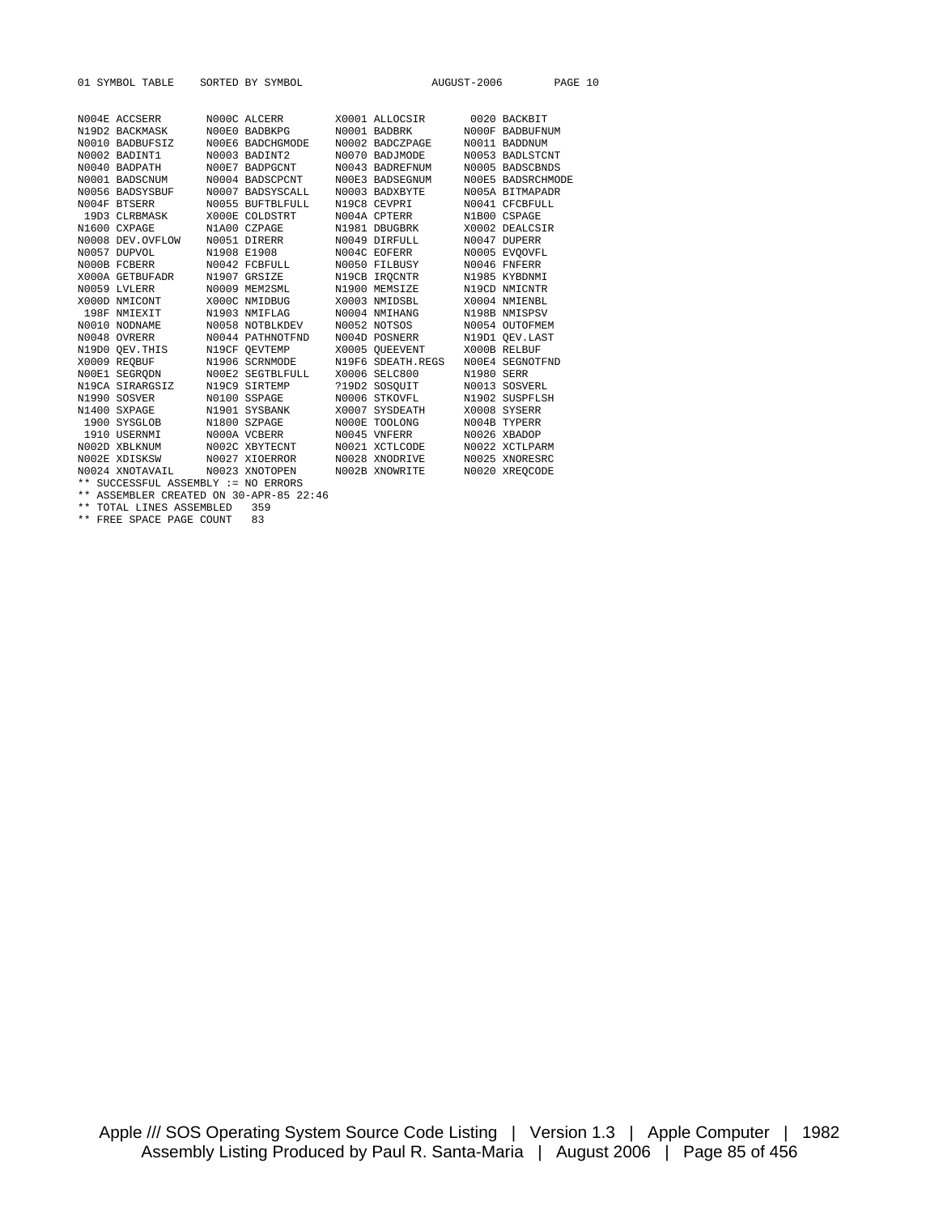```
01 SYMBOL TABLE    SORTED BY SYMBOL                    AUGUST-2006        PAGE 10


N004E ACCSERR       N000C ALCERR        X0001 ALLOCSIR       0020 BACKBIT
N19D2 BACKMASK      N00E0 BADBKPG       N0001 BADBRK        N000F BADBUFNUM
N0010 BADBUFSIZ     N00E6 BADCHGMODE    N0002 BADCZPAGE     N0011 BADDNUM
N0002 BADINT1       N0003 BADINT2       N0070 BADJMODE      N0053 BADLSTCNT
N0040 BADPATH       N00E7 BADPGCNT      N0043 BADREFNUM     N0005 BADSCBNDS
N0001 BADSCNUM      N0004 BADSCPCNT     N00E3 BADSEGNUM     N00E5 BADSRCHMODE
N0056 BADSYSBUF     N0007 BADSYSCALL    N0003 BADXBYTE      N005A BITMAPADR
N004F BTSERR        N0055 BUFTBLFULL    N19C8 CEVPRI        N0041 CFCBFULL
 19D3 CLRBMASK      X000E COLDSTRT      N004A CPTERR        N1B00 CSPAGE
N1600 CXPAGE        N1A00 CZPAGE        N1981 DBUGBRK       X0002 DEALCSIR
N0008 DEV.OVFLOW    N0051 DIRERR        N0049 DIRFULL       N0047 DUPERR
N0057 DUPVOL        N1908 E1908         N004C EOFERR        N0005 EVQOVFL
N000B FCBERR        N0042 FCBFULL       N0050 FILBUSY       N0046 FNFERR
X000A GETBUFADR     N1907 GRSIZE        N19CB IRQCNTR       N1985 KYBDNMI
N0059 LVLERR        N0009 MEM2SML       N1900 MEMSIZE       N19CD NMICNTR
X000D NMICONT       X000C NMIDBUG       X0003 NMIDSBL       X0004 NMIENBL
 198F NMIEXIT       N1903 NMIFLAG       N0004 NMIHANG       N198B NMISPSV
N0010 NODNAME       N0058 NOTBLKDEV     N0052 NOTSOS        N0054 OUTOFMEM
N0048 OVRERR        N0044 PATHNOTFND    N004D POSNERR       N19D1 QEV.LAST
N19D0 QEV.THIS      N19CF QEVTEMP       X0005 QUEEVENT      X000B RELBUF
X0009 REQBUF        N1906 SCRNMODE      N19F6 SDEATH.REGS   N00E4 SEGNOTFND
N00E1 SEGRQDN       N00E2 SEGTBLFULL    X0006 SELC800       N1980 SERR
N19CA SIRARGSIZ     N19C9 SIRTEMP       ?19D2 SOSQUIT       N0013 SOSVERL
N1990 SOSVER        N0100 SSPAGE        N0006 STKOVFL       N1902 SUSPFLSH
N1400 SXPAGE        N1901 SYSBANK       X0007 SYSDEATH      X0008 SYSERR
 1900 SYSGLOB       N1800 SZPAGE        N000E TOOLONG       N004B TYPERR
 1910 USERNMI       N000A VCBERR        N0045 VNFERR        N0026 XBADOP
N002D XBLKNUM       N002C XBYTECNT      N0021 XCTLCODE      N0022 XCTLPARM
N002E XDISKSW       N0027 XIOERROR      N0028 XNODRIVE      N0025 XNORESRC
N0024 XNOTAVAIL     N0023 XNOTOPEN      N002B XNOWRITE      N0020 XREQCODE
** SUCCESSFUL ASSEMBLY := NO ERRORS
** ASSEMBLER CREATED ON 30-APR-85 22:46
** TOTAL LINES ASSEMBLED   359
** FREE SPACE PAGE COUNT   83
```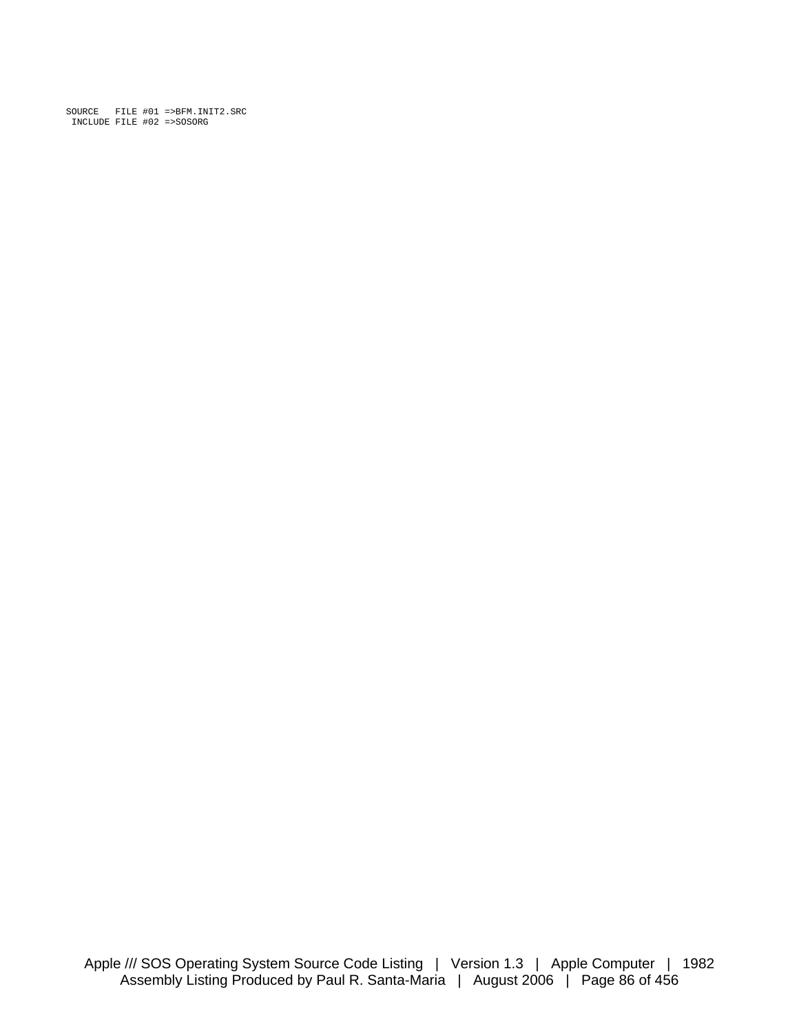```
SOURCE   FILE #01 =>BFM.INIT2.SRC
 INCLUDE FILE #02 =>SOSORG
```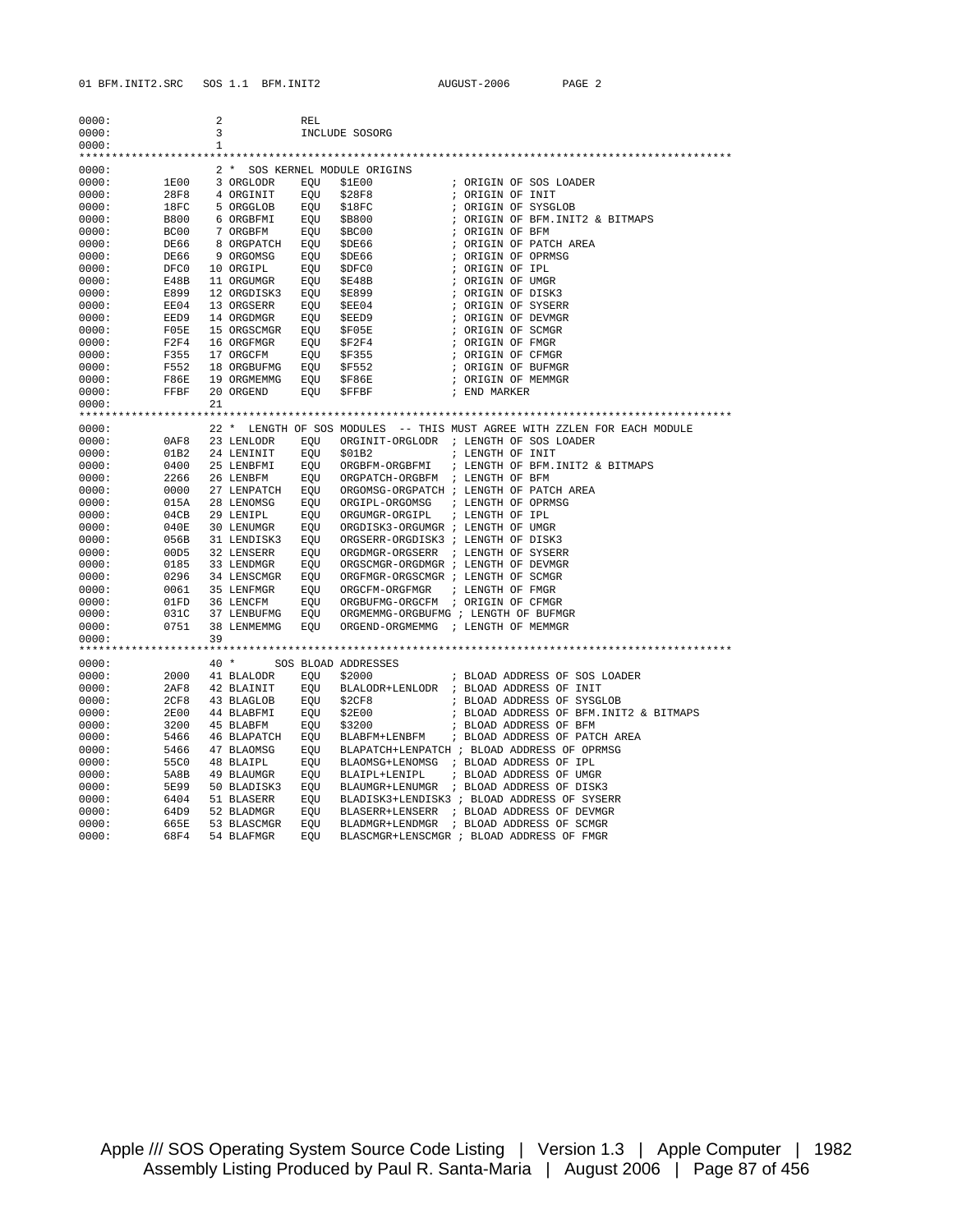```
0000:              2            REL
0000:              3            INCLUDE SOSORG
0000:              1
****************************************************************************************************
0000:              2 *  SOS KERNEL MODULE ORIGINS
0000:       1E00   3 ORGLODR   EQU   $1E00            ; ORIGIN OF SOS LOADER
0000:       28F8   4 ORGINIT   EQU   $28F8            ; ORIGIN OF INIT
0000:       18FC   5 ORGGLOB   EQU   $18FC            ; ORIGIN OF SYSGLOB
0000:       B800   6 ORGBFMI   EQU   $B800            ; ORIGIN OF BFM.INIT2 & BITMAPS
0000:       BC00   7 ORGBFM    EQU   $BC00            ; ORIGIN OF BFM
0000:       DE66   8 ORGPATCH  EQU   $DE66            ; ORIGIN OF PATCH AREA
0000:       DE66   9 ORGOMSG   EQU   $DE66            ; ORIGIN OF OPRMSG
0000:       DFC0  10 ORGIPL    EQU   $DFC0            ; ORIGIN OF IPL
0000:       E48B  11 ORGUMGR   EQU   $E48B            ; ORIGIN OF UMGR
0000:       E899  12 ORGDISK3  EQU   $E899            ; ORIGIN OF DISK3
0000:       EE04  13 ORGSERR   EQU   $EE04            ; ORIGIN OF SYSERR
0000:       EED9  14 ORGDMGR   EQU   $EED9            ; ORIGIN OF DEVMGR
0000:       F05E  15 ORGSCMGR  EQU   $F05E            ; ORIGIN OF SCMGR
0000:       F2F4  16 ORGFMGR   EQU   $F2F4            ; ORIGIN OF FMGR
0000:       F355  17 ORGCFM    EQU   $F355            ; ORIGIN OF CFMGR
0000:       F552  18 ORGBUFMG  EQU   $F552            ; ORIGIN OF BUFMGR
0000:       F86E  19 ORGMEMMG  EQU   $F86E            ; ORIGIN OF MEMMGR
0000:       FFBF  20 ORGEND    EQU   $FFBF            ; END MARKER
0000:             21
****************************************************************************************************
0000:             22 *  LENGTH OF SOS MODULES  -- THIS MUST AGREE WITH ZZLEN FOR EACH MODULE
0000:       0AF8  23 LENLODR   EQU   ORGINIT-ORGLODR  ; LENGTH OF SOS LOADER
0000:       01B2  24 LENINIT   EQU   $01B2            ; LENGTH OF INIT
0000:       0400  25 LENBFMI   EQU   ORGBFM-ORGBFMI   ; LENGTH OF BFM.INIT2 & BITMAPS
0000:       2266  26 LENBFM    EQU   ORGPATCH-ORGBFM  ; LENGTH OF BFM
0000:       0000  27 LENPATCH  EQU   ORGOMSG-ORGPATCH ; LENGTH OF PATCH AREA
0000:       015A  28 LENOMSG   EQU   ORGIPL-ORGOMSG   ; LENGTH OF OPRMSG
0000:       04CB  29 LENIPL    EQU   ORGUMGR-ORGIPL   ; LENGTH OF IPL
0000:       040E  30 LENUMGR   EQU   ORGDISK3-ORGUMGR ; LENGTH OF UMGR
0000:       056B  31 LENDISK3  EQU   ORGSERR-ORGDISK3 ; LENGTH OF DISK3
0000:       00D5  32 LENSERR   EQU   ORGDMGR-ORGSERR  ; LENGTH OF SYSERR
0000:       0185  33 LENDMGR   EQU   ORGSCMGR-ORGDMGR ; LENGTH OF DEVMGR
0000:       0296  34 LENSCMGR  EQU   ORGFMGR-ORGSCMGR ; LENGTH OF SCMGR
0000:       0061  35 LENFMGR   EQU   ORGCFM-ORGFMGR   ; LENGTH OF FMGR
0000:       01FD  36 LENCFM    EQU   ORGBUFMG-ORGCFM  ; ORIGIN OF CFMGR
0000:       031C  37 LENBUFMG  EQU   ORGMEMMG-ORGBUFMG ; LENGTH OF BUFMGR
0000:       0751  38 LENMEMMG  EQU   ORGEND-ORGMEMMG  ; LENGTH OF MEMMGR
0000:             39
****************************************************************************************************
0000:             40 *      SOS BLOAD ADDRESSES
0000:       2000  41 BLALODR   EQU   $2000            ; BLOAD ADDRESS OF SOS LOADER
0000:       2AF8  42 BLAINIT   EQU   BLALODR+LENLODR  ; BLOAD ADDRESS OF INIT
0000:       2CF8  43 BLAGLOB   EQU   $2CF8            ; BLOAD ADDRESS OF SYSGLOB
0000:       2E00  44 BLABFMI   EQU   $2E00            ; BLOAD ADDRESS OF BFM.INIT2 & BITMAPS
0000:       3200  45 BLABFM    EQU   $3200            ; BLOAD ADDRESS OF BFM
0000:       5466  46 BLAPATCH  EQU   BLABFM+LENBFM    ; BLOAD ADDRESS OF PATCH AREA
0000:       5466  47 BLAOMSG   EQU   BLAPATCH+LENPATCH ; BLOAD ADDRESS OF OPRMSG
0000:       55C0  48 BLAIPL    EQU   BLAOMSG+LENOMSG  ; BLOAD ADDRESS OF IPL
0000:       5A8B  49 BLAUMGR   EQU   BLAIPL+LENIPL    ; BLOAD ADDRESS OF UMGR
0000:       5E99  50 BLADISK3  EQU   BLAUMGR+LENUMGR  ; BLOAD ADDRESS OF DISK3
0000:       6404  51 BLASERR   EQU   BLADISK3+LENDISK3 ; BLOAD ADDRESS OF SYSERR
0000:       64D9  52 BLADMGR   EQU   BLASERR+LENSERR  ; BLOAD ADDRESS OF DEVMGR
0000:       665E  53 BLASCMGR  EQU   BLADMGR+LENDMGR  ; BLOAD ADDRESS OF SCMGR
0000:       68F4  54 BLAFMGR   EQU   BLASCMGR+LENSCMGR ; BLOAD ADDRESS OF FMGR
```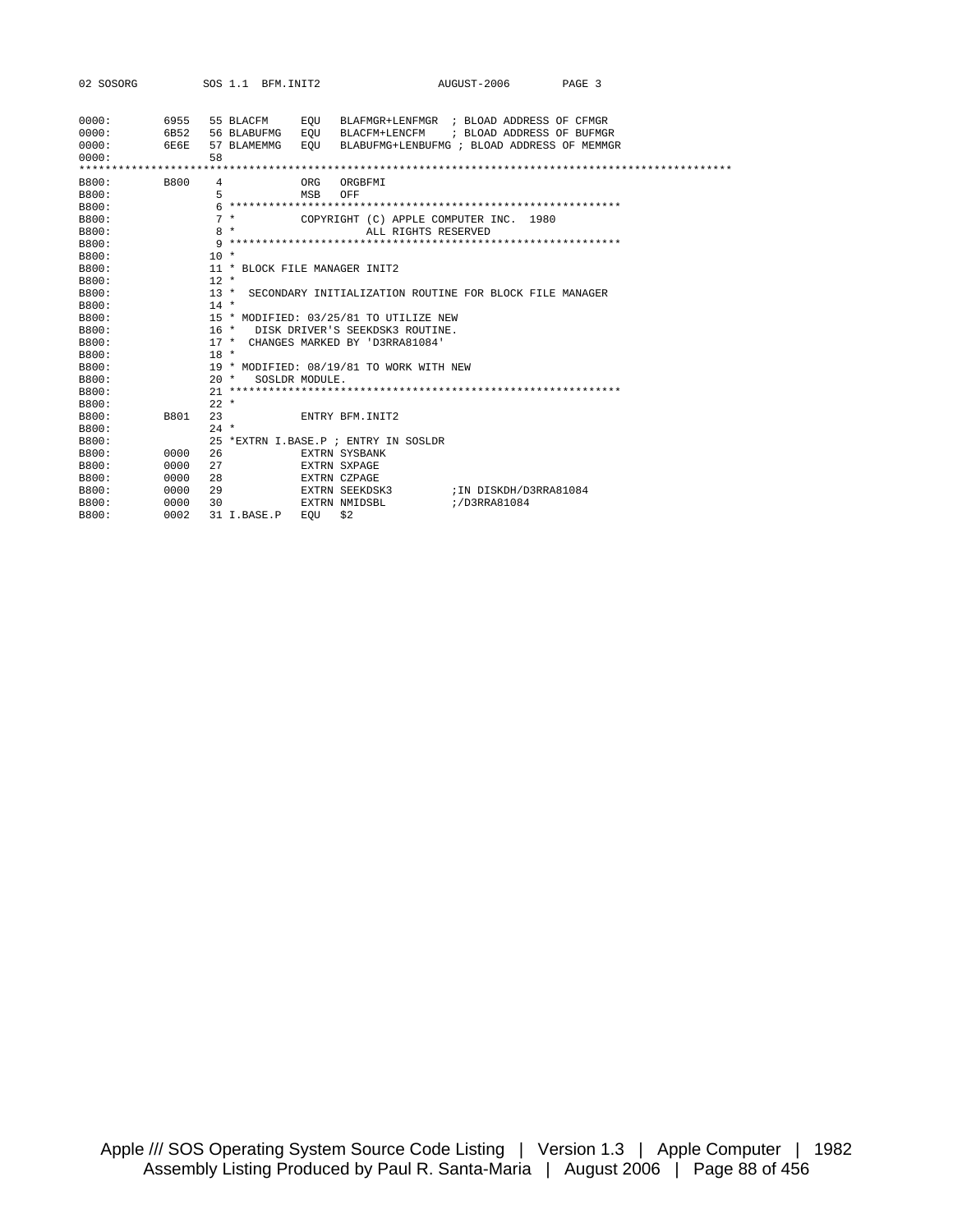```
0000:        6955   55 BLACFM     EQU   BLAFMGR+LENFMGR  ; BLOAD ADDRESS OF CFMGR
0000:        6B52   56 BLABUFMG   EQU   BLACFM+LENCFM    ; BLOAD ADDRESS OF BUFMGR
0000:        6E6E   57 BLAMEMMG   EQU   BLABUFMG+LENBUFMG ; BLOAD ADDRESS OF MEMMGR
0000:               58
***************************************************************************************************
B800:        B800    4            ORG   ORGBFMI
B800:                5            MSB   OFF
B800:                6 ************************************************************
B800:                7 *          COPYRIGHT (C) APPLE COMPUTER INC.  1980
B800:                8 *                    ALL RIGHTS RESERVED
B800:                9 ************************************************************
B800:               10 *
B800:               11 * BLOCK FILE MANAGER INIT2
B800:               12 *
B800:               13 *  SECONDARY INITIALIZATION ROUTINE FOR BLOCK FILE MANAGER
B800:               14 *
B800:               15 * MODIFIED: 03/25/81 TO UTILIZE NEW
B800:               16 *   DISK DRIVER'S SEEKDSK3 ROUTINE.
B800:               17 *  CHANGES MARKED BY 'D3RRA81084'
B800:               18 *
B800:               19 * MODIFIED: 08/19/81 TO WORK WITH NEW
B800:               20 *   SOSLDR MODULE.
B800:               21 ************************************************************
B800:               22 *
B800:        B801   23            ENTRY BFM.INIT2
B800:               24 *
B800:               25 *EXTRN I.BASE.P ; ENTRY IN SOSLDR
B800:        0000   26            EXTRN SYSBANK
B800:        0000   27            EXTRN SXPAGE
B800:        0000   28            EXTRN CZPAGE
B800:        0000   29            EXTRN SEEKDSK3         ;IN DISKDH/D3RRA81084
B800:        0000   30            EXTRN NMIDSBL          ;/D3RRA81084
B800:        0002   31 I.BASE.P   EQU   $2
```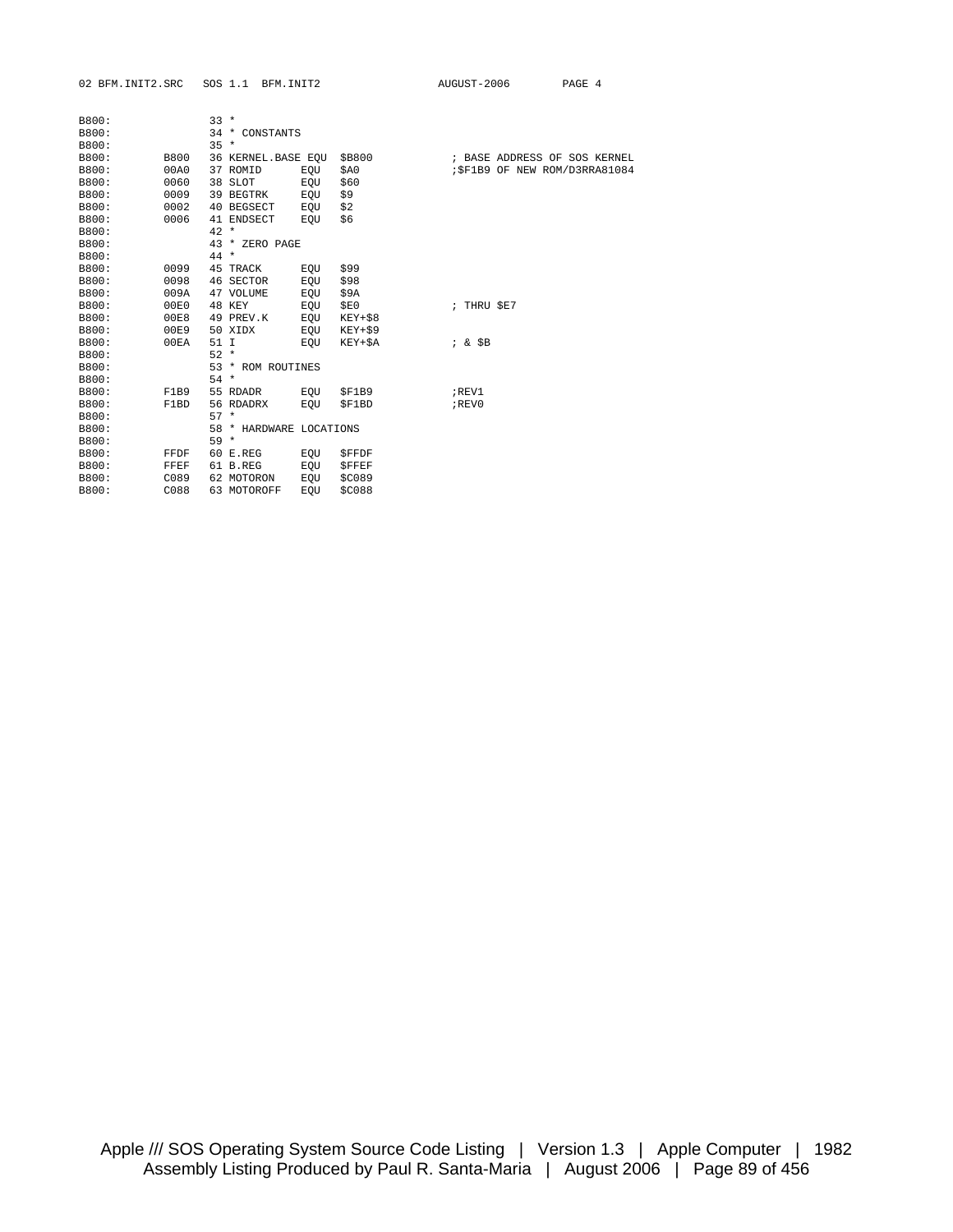```
B800:              33 *
B800:              34 * CONSTANTS
B800:              35 *
B800:       B800   36 KERNEL.BASE EQU  $B800          ; BASE ADDRESS OF SOS KERNEL
B800:       00A0   37 ROMID       EQU  $A0            ;$F1B9 OF NEW ROM/D3RRA81084
B800:       0060   38 SLOT        EQU  $60
B800:       0009   39 BEGTRK      EQU  $9
B800:       0002   40 BEGSECT     EQU  $2
B800:       0006   41 ENDSECT     EQU  $6
B800:              42 *
B800:              43 * ZERO PAGE
B800:              44 *
B800:       0099   45 TRACK       EQU  $99
B800:       0098   46 SECTOR      EQU  $98
B800:       009A   47 VOLUME      EQU  $9A
B800:       00E0   48 KEY         EQU  $E0            ; THRU $E7
B800:       00E8   49 PREV.K      EQU  KEY+$8
B800:       00E9   50 XIDX        EQU  KEY+$9
B800:       00EA   51 I           EQU  KEY+$A         ; & $B
B800:              52 *
B800:              53 * ROM ROUTINES
B800:              54 *
B800:       F1B9   55 RDADR       EQU  $F1B9          ;REV1
B800:       F1BD   56 RDADRX      EQU  $F1BD          ;REV0
B800:              57 *
B800:              58 * HARDWARE LOCATIONS
B800:              59 *
B800:       FFDF   60 E.REG       EQU  $FFDF
B800:       FFEF   61 B.REG       EQU  $FFEF
B800:       C089   62 MOTORON     EQU  $C089
B800:       C088   63 MOTOROFF    EQU  $C088
```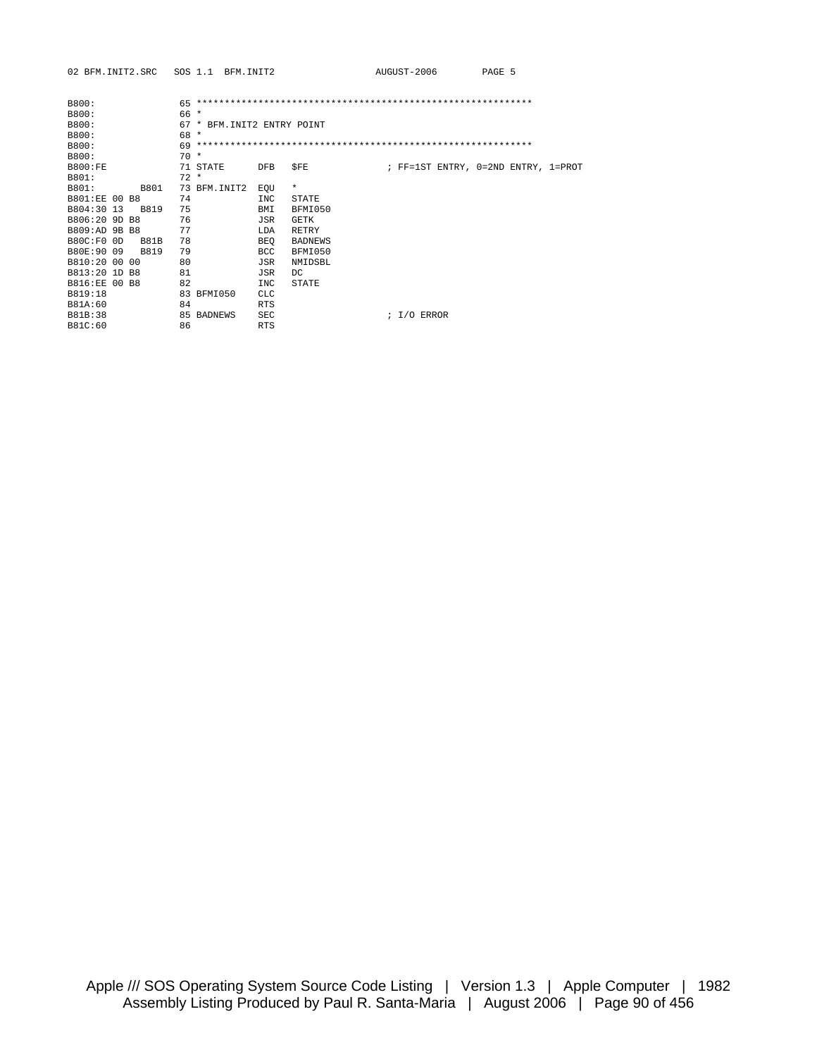```
B800:                65 ************************************************************
B800:                66 *
B800:                67 * BFM.INIT2 ENTRY POINT
B800:                68 *
B800:                69 ************************************************************
B800:                70 *
B800:FE              71 STATE      DFB   $FE              ; FF=1ST ENTRY, 0=2ND ENTRY, 1=PROT
B801:                72 *
B801:         B801   73 BFM.INIT2  EQU   *
B801:EE 00 B8        74            INC   STATE
B804:30 13    B819   75            BMI   BFMI050
B806:20 9D B8        76            JSR   GETK
B809:AD 9B B8        77            LDA   RETRY
B80C:F0 0D    B81B   78            BEQ   BADNEWS
B80E:90 09    B819   79            BCC   BFMI050
B810:20 00 00        80            JSR   NMIDSBL
B813:20 1D B8        81            JSR   DC
B816:EE 00 B8        82            INC   STATE
B819:18              83 BFMI050    CLC
B81A:60              84            RTS
B81B:38              85 BADNEWS    SEC                    ; I/O ERROR
B81C:60              86            RTS
```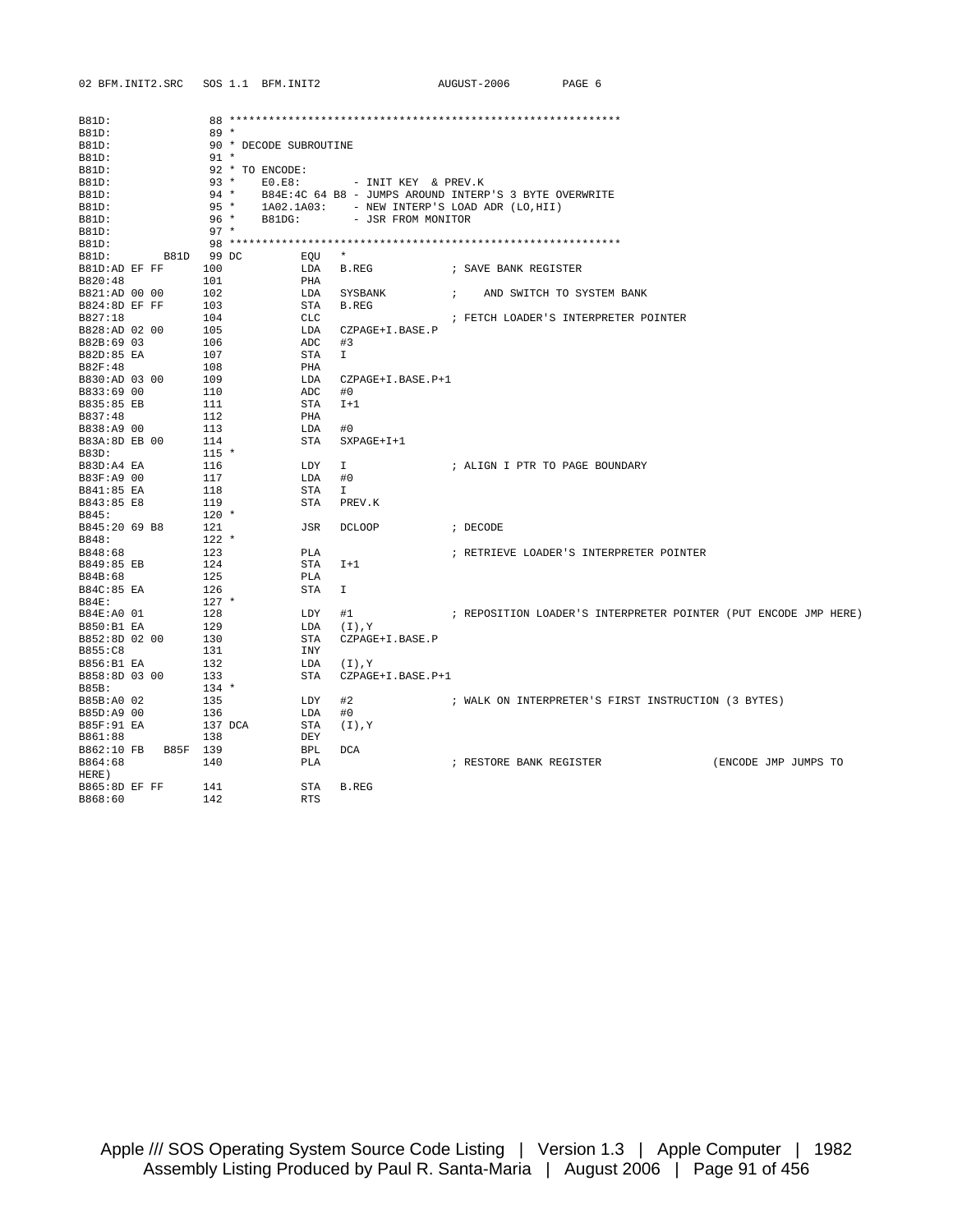```
B81D:               88 ************************************************************
B81D:               89 *
B81D:               90 * DECODE SUBROUTINE
B81D:               91 *
B81D:               92 * TO ENCODE:
B81D:               93 *    E0.E8:        - INIT KEY  & PREV.K
B81D:               94 *    B84E:4C 64 B8 - JUMPS AROUND INTERP'S 3 BYTE OVERWRITE
B81D:               95 *    1A02.1A03:    - NEW INTERP'S LOAD ADR (LO,HII)
B81D:               96 *    B81DG:        - JSR FROM MONITOR
B81D:               97 *
B81D:               98 ************************************************************
B81D:        B81D   99 DC         EQU   *
B81D:AD EF FF      100            LDA   B.REG            ; SAVE BANK REGISTER
B820:48            101            PHA
B821:AD 00 00      102            LDA   SYSBANK          ;    AND SWITCH TO SYSTEM BANK
B824:8D EF FF      103            STA   B.REG
B827:18            104            CLC                    ; FETCH LOADER'S INTERPRETER POINTER
B828:AD 02 00      105            LDA   CZPAGE+I.BASE.P
B82B:69 03         106            ADC   #3
B82D:85 EA         107            STA   I
B82F:48            108            PHA
B830:AD 03 00      109            LDA   CZPAGE+I.BASE.P+1
B833:69 00         110            ADC   #0
B835:85 EB         111            STA   I+1
B837:48            112            PHA
B838:A9 00         113            LDA   #0
B83A:8D EB 00      114            STA   SXPAGE+I+1
B83D:              115 *
B83D:A4 EA         116            LDY   I                ; ALIGN I PTR TO PAGE BOUNDARY
B83F:A9 00         117            LDA   #0
B841:85 EA         118            STA   I
B843:85 E8         119            STA   PREV.K
B845:              120 *
B845:20 69 B8      121            JSR   DCLOOP           ; DECODE
B848:              122 *
B848:68            123            PLA                    ; RETRIEVE LOADER'S INTERPRETER POINTER
B849:85 EB         124            STA   I+1
B84B:68            125            PLA
B84C:85 EA         126            STA   I
B84E:              127 *
B84E:A0 01         128            LDY   #1               ; REPOSITION LOADER'S INTERPRETER POINTER (PUT ENCODE JMP HERE)
B850:B1 EA         129            LDA   (I),Y
B852:8D 02 00      130            STA   CZPAGE+I.BASE.P
B855:C8            131            INY
B856:B1 EA         132            LDA   (I),Y
B858:8D 03 00      133            STA   CZPAGE+I.BASE.P+1
B85B:              134 *
B85B:A0 02         135            LDY   #2               ; WALK ON INTERPRETER'S FIRST INSTRUCTION (3 BYTES)
B85D:A9 00         136            LDA   #0
B85F:91 EA         137 DCA        STA   (I),Y
B861:88            138            DEY
B862:10 FB    B85F 139            BPL   DCA
B864:68            140            PLA                    ; RESTORE BANK REGISTER                (ENCODE JMP JUMPS TO
HERE)
B865:8D EF FF      141            STA   B.REG
B868:60            142            RTS
```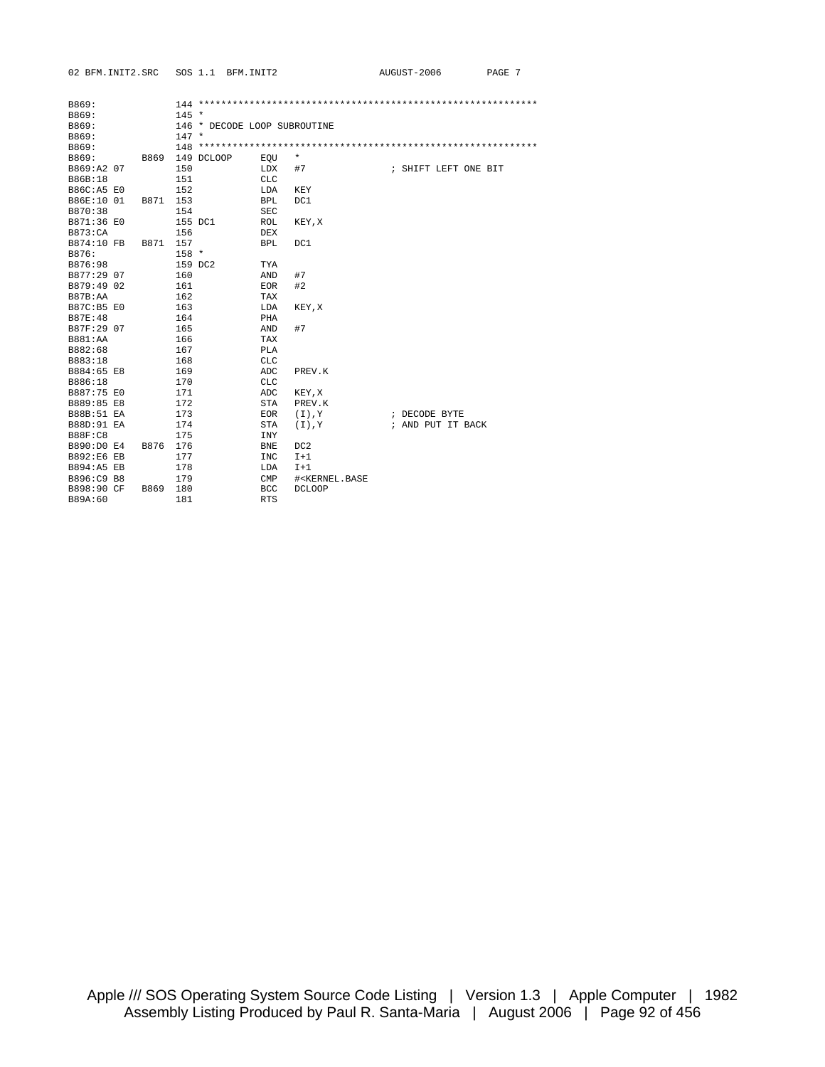```
B869:                144 ************************************************************
B869:                145 *
B869:                146 * DECODE LOOP SUBROUTINE
B869:                147 *
B869:                148 ************************************************************
B869:           B869 149 DCLOOP     EQU   *
B869:A2 07           150            LDX   #7                  ; SHIFT LEFT ONE BIT
B86B:18              151            CLC
B86C:A5 E0           152            LDA   KEY
B86E:10 01      B871 153            BPL   DC1
B870:38              154            SEC
B871:36 E0           155 DC1        ROL   KEY,X
B873:CA              156            DEX
B874:10 FB      B871 157            BPL   DC1
B876:                158 *
B876:98              159 DC2        TYA
B877:29 07           160            AND   #7
B879:49 02           161            EOR   #2
B87B:AA              162            TAX
B87C:B5 E0           163            LDA   KEY,X
B87E:48              164            PHA
B87F:29 07           165            AND   #7
B881:AA              166            TAX
B882:68              167            PLA
B883:18              168            CLC
B884:65 E8           169            ADC   PREV.K
B886:18              170            CLC
B887:75 E0           171            ADC   KEY,X
B889:85 E8           172            STA   PREV.K
B88B:51 EA           173            EOR   (I),Y               ; DECODE BYTE
B88D:91 EA           174            STA   (I),Y               ; AND PUT IT BACK
B88F:C8              175            INY
B890:D0 E4      B876 176            BNE   DC2
B892:E6 EB           177            INC   I+1
B894:A5 EB           178            LDA   I+1
B896:C9 B8           179            CMP   #<KERNEL.BASE
B898:90 CF      B869 180            BCC   DCLOOP
B89A:60              181            RTS
```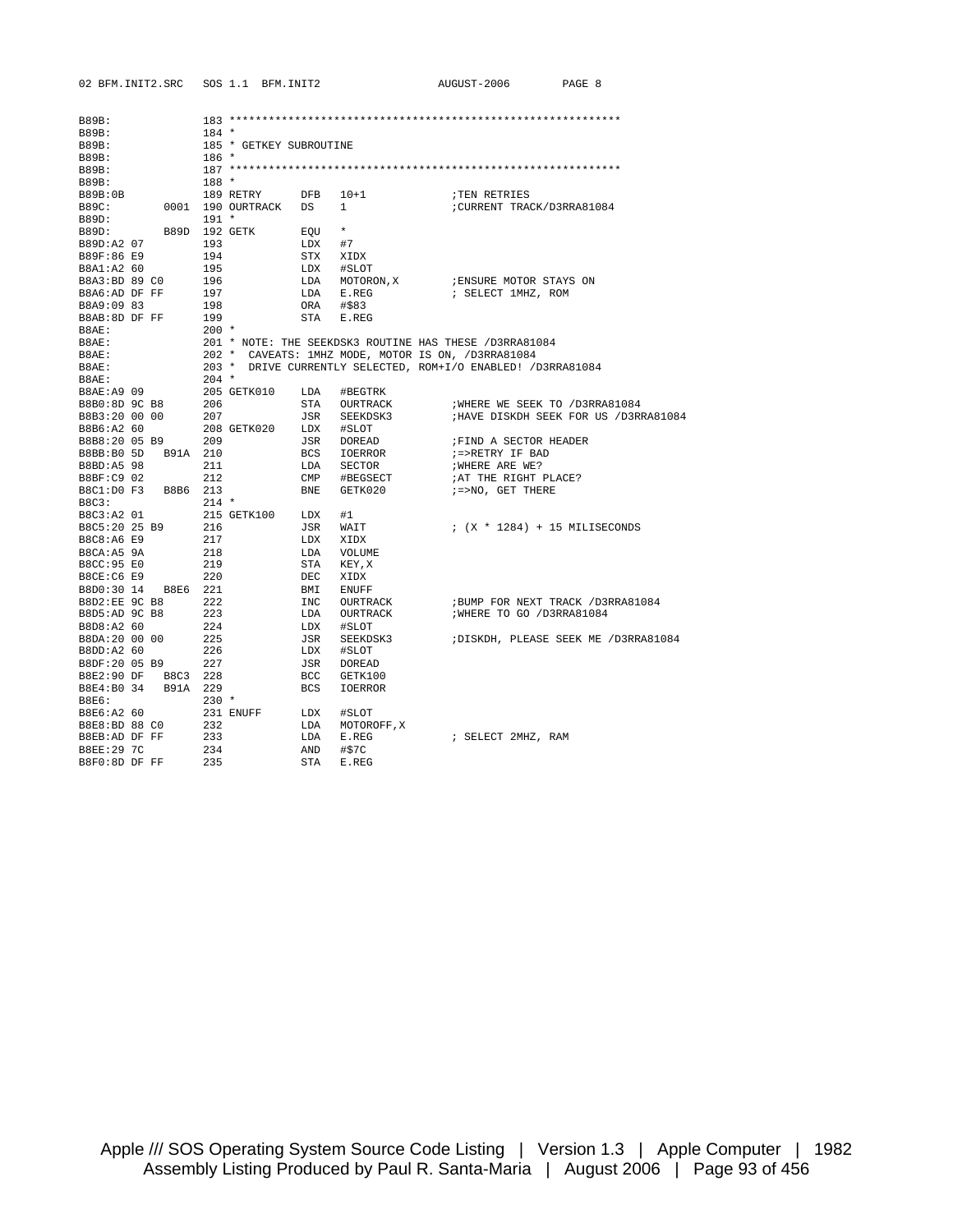```
B89B:              183 ************************************************************
B89B:              184 *
B89B:              185 * GETKEY SUBROUTINE
B89B:              186 *
B89B:              187 ************************************************************
B89B:              188 *
B89B:0B            189 RETRY      DFB   10+1              ;TEN RETRIES
B89C:         0001 190 OURTRACK   DS    1                 ;CURRENT TRACK/D3RRA81084
B89D:              191 *
B89D:         B89D 192 GETK       EQU   *
B89D:A2 07         193            LDX   #7
B89F:86 E9         194            STX   XIDX
B8A1:A2 60         195            LDX   #SLOT
B8A3:BD 89 C0      196            LDA   MOTORON,X         ;ENSURE MOTOR STAYS ON
B8A6:AD DF FF      197            LDA   E.REG             ; SELECT 1MHZ, ROM
B8A9:09 83         198            ORA   #$83
B8AB:8D DF FF      199            STA   E.REG
B8AE:              200 *
B8AE:              201 * NOTE: THE SEEKDSK3 ROUTINE HAS THESE /D3RRA81084
B8AE:              202 *  CAVEATS: 1MHZ MODE, MOTOR IS ON, /D3RRA81084
B8AE:              203 *  DRIVE CURRENTLY SELECTED, ROM+I/O ENABLED! /D3RRA81084
B8AE:              204 *
B8AE:A9 09         205 GETK010    LDA   #BEGTRK
B8B0:8D 9C B8      206            STA   OURTRACK          ;WHERE WE SEEK TO /D3RRA81084
B8B3:20 00 00      207            JSR   SEEKDSK3          ;HAVE DISKDH SEEK FOR US /D3RRA81084
B8B6:A2 60         208 GETK020    LDX   #SLOT
B8B8:20 05 B9      209            JSR   DOREAD            ;FIND A SECTOR HEADER
B8BB:B0 5D   B91A  210            BCS   IOERROR           ;=>RETRY IF BAD
B8BD:A5 98         211            LDA   SECTOR            ;WHERE ARE WE?
B8BF:C9 02         212            CMP   #BEGSECT          ;AT THE RIGHT PLACE?
B8C1:D0 F3   B8B6  213            BNE   GETK020           ;=>NO, GET THERE
B8C3:              214 *
B8C3:A2 01         215 GETK100    LDX   #1
B8C5:20 25 B9      216            JSR   WAIT              ; (X * 1284) + 15 MILISECONDS
B8C8:A6 E9         217            LDX   XIDX
B8CA:A5 9A         218            LDA   VOLUME
B8CC:95 E0         219            STA   KEY,X
B8CE:C6 E9         220            DEC   XIDX
B8D0:30 14   B8E6  221            BMI   ENUFF
B8D2:EE 9C B8      222            INC   OURTRACK          ;BUMP FOR NEXT TRACK /D3RRA81084
B8D5:AD 9C B8      223            LDA   OURTRACK          ;WHERE TO GO /D3RRA81084
B8D8:A2 60         224            LDX   #SLOT
B8DA:20 00 00      225            JSR   SEEKDSK3          ;DISKDH, PLEASE SEEK ME /D3RRA81084
B8DD:A2 60         226            LDX   #SLOT
B8DF:20 05 B9      227            JSR   DOREAD
B8E2:90 DF   B8C3  228            BCC   GETK100
B8E4:B0 34   B91A  229            BCS   IOERROR
B8E6:              230 *
B8E6:A2 60         231 ENUFF      LDX   #SLOT
B8E8:BD 88 C0      232            LDA   MOTOROFF,X
B8EB:AD DF FF      233            LDA   E.REG             ; SELECT 2MHZ, RAM
B8EE:29 7C         234            AND   #$7C
B8F0:8D DF FF      235            STA   E.REG
```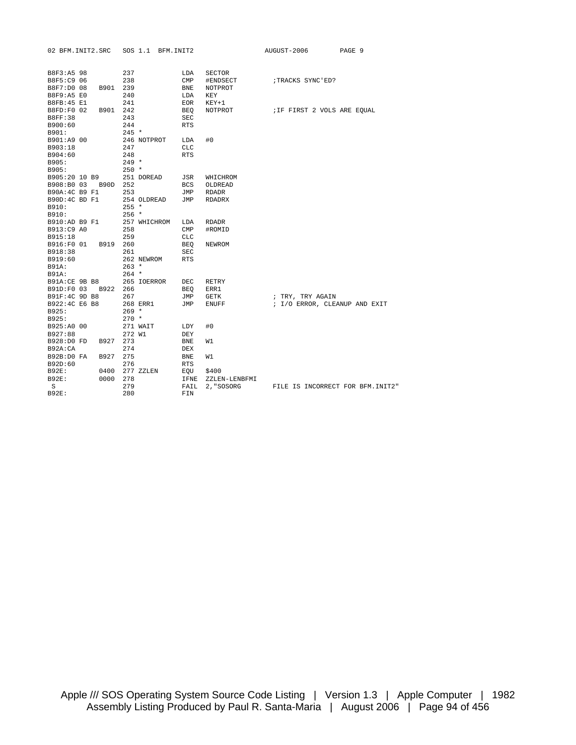```
B8F3:A5 98          237             LDA   SECTOR
B8F5:C9 06          238             CMP   #ENDSECT         ;TRACKS SYNC'ED?
B8F7:D0 08    B901  239             BNE   NOTPROT
B8F9:A5 E0          240             LDA   KEY
B8FB:45 E1          241             EOR   KEY+1
B8FD:F0 02    B901  242             BEQ   NOTPROT          ;IF FIRST 2 VOLS ARE EQUAL
B8FF:38             243             SEC
B900:60             244             RTS
B901:               245 *
B901:A9 00          246 NOTPROT     LDA   #0
B903:18             247             CLC
B904:60             248             RTS
B905:               249 *
B905:               250 *
B905:20 10 B9       251 DOREAD      JSR   WHICHROM
B908:B0 03    B90D  252             BCS   OLDREAD
B90A:4C B9 F1       253             JMP   RDADR
B90D:4C BD F1       254 OLDREAD     JMP   RDADRX
B910:               255 *
B910:               256 *
B910:AD B9 F1       257 WHICHROM    LDA   RDADR
B913:C9 A0          258             CMP   #ROMID
B915:18             259             CLC
B916:F0 01    B919  260             BEQ   NEWROM
B918:38             261             SEC
B919:60             262 NEWROM      RTS
B91A:               263 *
B91A:               264 *
B91A:CE 9B B8       265 IOERROR     DEC   RETRY
B91D:F0 03    B922  266             BEQ   ERR1
B91F:4C 9D B8       267             JMP   GETK             ; TRY, TRY AGAIN
B922:4C E6 B8       268 ERR1        JMP   ENUFF            ; I/O ERROR, CLEANUP AND EXIT
B925:               269 *
B925:               270 *
B925:A0 00          271 WAIT        LDY   #0
B927:88             272 W1          DEY
B928:D0 FD    B927  273             BNE   W1
B92A:CA             274             DEX
B92B:D0 FA    B927  275             BNE   W1
B92D:60             276             RTS
B92E:         0400  277 ZZLEN       EQU   $400
B92E:         0000  278             IFNE  ZZLEN-LENBFMI
 S                  279             FAIL  2,"SOSORG        FILE IS INCORRECT FOR BFM.INIT2"
B92E:               280             FIN
```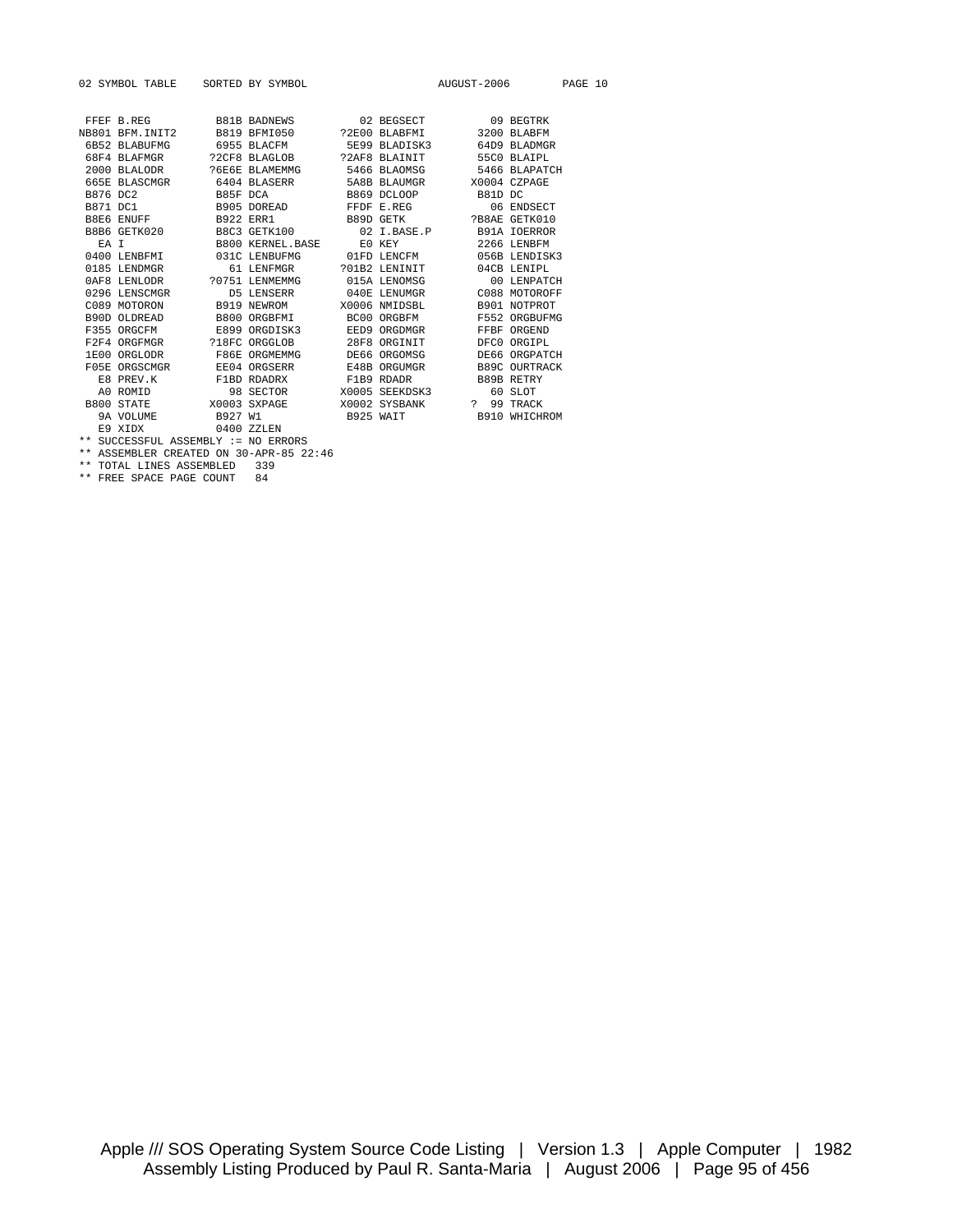```
02 SYMBOL TABLE    SORTED BY SYMBOL                    AUGUST-2006       PAGE 10


 FFEF B.REG          B81B BADNEWS          02 BEGSECT          09 BEGTRK
NB801 BFM.INIT2      B819 BFMI050       ?2E00 BLABFMI        3200 BLABFM
 6B52 BLABUFMG       6955 BLACFM         5E99 BLADISK3       64D9 BLADMGR
 68F4 BLAFMGR       ?2CF8 BLAGLOB       ?2AF8 BLAINIT        55C0 BLAIPL
 2000 BLALODR       ?6E6E BLAMEMMG       5466 BLAOMSG        5466 BLAPATCH
 665E BLASCMGR       6404 BLASERR        5A8B BLAUMGR       X0004 CZPAGE
 B876 DC2            B85F DCA            B869 DCLOOP         B81D DC
 B871 DC1            B905 DOREAD         FFDF E.REG            06 ENDSECT
 B8E6 ENUFF          B922 ERR1           B89D GETK          ?B8AE GETK010
 B8B6 GETK020        B8C3 GETK100          02 I.BASE.P       B91A IOERROR
   EA I              B800 KERNEL.BASE      E0 KEY            2266 LENBFM
 0400 LENBFMI        031C LENBUFMG       01FD LENCFM         056B LENDISK3
 0185 LENDMGR          61 LENFMGR       ?01B2 LENINIT        04CB LENIPL
 0AF8 LENLODR       ?0751 LENMEMMG       015A LENOMSG          00 LENPATCH
 0296 LENSCMGR         D5 LENSERR        040E LENUMGR        C088 MOTOROFF
 C089 MOTORON        B919 NEWROM        X0006 NMIDSBL        B901 NOTPROT
 B90D OLDREAD        B800 ORGBFMI        BC00 ORGBFM         F552 ORGBUFMG
 F355 ORGCFM         E899 ORGDISK3       EED9 ORGDMGR        FFBF ORGEND
 F2F4 ORGFMGR       ?18FC ORGGLOB        28F8 ORGINIT        DFC0 ORGIPL
 1E00 ORGLODR        F86E ORGMEMMG       DE66 ORGOMSG        DE66 ORGPATCH
 F05E ORGSCMGR       EE04 ORGSERR        E48B ORGUMGR        B89C OURTRACK
   E8 PREV.K         F1BD RDADRX         F1B9 RDADR          B89B RETRY
   A0 ROMID            98 SECTOR        X0005 SEEKDSK3         60 SLOT
 B800 STATE         X0003 SXPAGE        X0002 SYSBANK      ?   99 TRACK
   9A VOLUME         B927 W1             B925 WAIT           B910 WHICHROM
   E9 XIDX           0400 ZZLEN
** SUCCESSFUL ASSEMBLY := NO ERRORS
** ASSEMBLER CREATED ON 30-APR-85 22:46
** TOTAL LINES ASSEMBLED   339
** FREE SPACE PAGE COUNT   84
```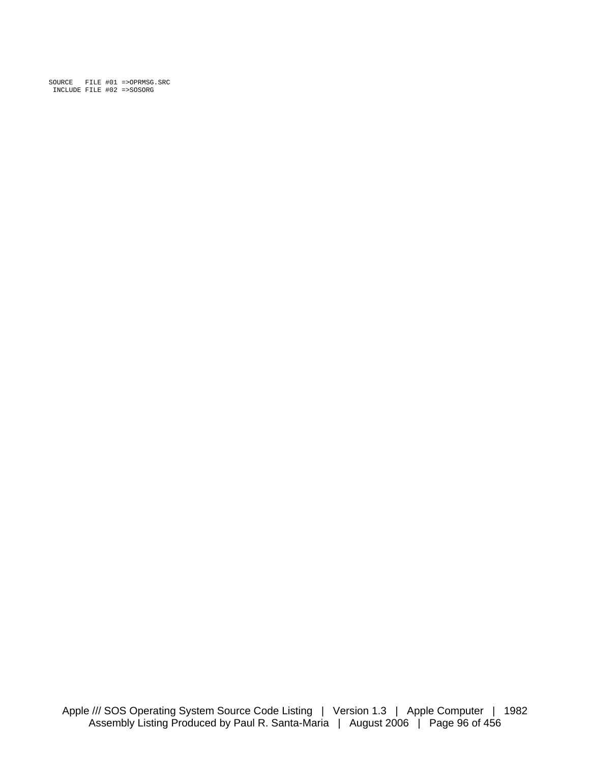```
SOURCE   FILE #01 =>OPRMSG.SRC
 INCLUDE FILE #02 =>SOSORG
```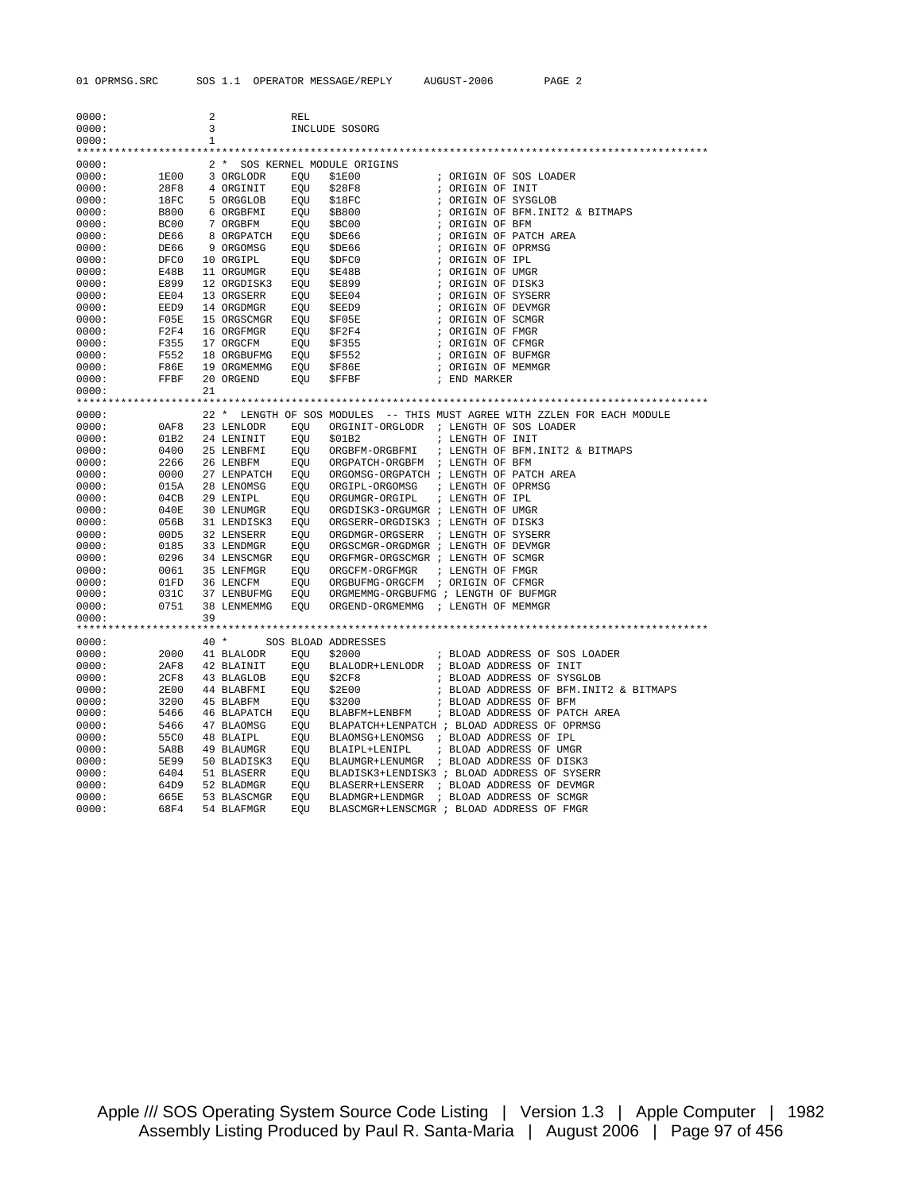```
0000:              2            REL
0000:              3            INCLUDE SOSORG
0000:              1
****************************************************************************************************
0000:              2 *  SOS KERNEL MODULE ORIGINS
0000:       1E00   3 ORGLODR    EQU   $1E00            ; ORIGIN OF SOS LOADER
0000:       28F8   4 ORGINIT    EQU   $28F8            ; ORIGIN OF INIT
0000:       18FC   5 ORGGLOB    EQU   $18FC            ; ORIGIN OF SYSGLOB
0000:       B800   6 ORGBFMI    EQU   $B800            ; ORIGIN OF BFM.INIT2 & BITMAPS
0000:       BC00   7 ORGBFM     EQU   $BC00            ; ORIGIN OF BFM
0000:       DE66   8 ORGPATCH   EQU   $DE66            ; ORIGIN OF PATCH AREA
0000:       DE66   9 ORGOMSG    EQU   $DE66            ; ORIGIN OF OPRMSG
0000:       DFC0  10 ORGIPL     EQU   $DFC0            ; ORIGIN OF IPL
0000:       E48B  11 ORGUMGR    EQU   $E48B            ; ORIGIN OF UMGR
0000:       E899  12 ORGDISK3   EQU   $E899            ; ORIGIN OF DISK3
0000:       EE04  13 ORGSERR    EQU   $EE04            ; ORIGIN OF SYSERR
0000:       EED9  14 ORGDMGR    EQU   $EED9            ; ORIGIN OF DEVMGR
0000:       F05E  15 ORGSCMGR   EQU   $F05E            ; ORIGIN OF SCMGR
0000:       F2F4  16 ORGFMGR    EQU   $F2F4            ; ORIGIN OF FMGR
0000:       F355  17 ORGCFM     EQU   $F355            ; ORIGIN OF CFMGR
0000:       F552  18 ORGBUFMG   EQU   $F552            ; ORIGIN OF BUFMGR
0000:       F86E  19 ORGMEMMG   EQU   $F86E            ; ORIGIN OF MEMMGR
0000:       FFBF  20 ORGEND     EQU   $FFBF            ; END MARKER
0000:             21
****************************************************************************************************
0000:             22 *  LENGTH OF SOS MODULES  -- THIS MUST AGREE WITH ZZLEN FOR EACH MODULE
0000:       0AF8  23 LENLODR    EQU   ORGINIT-ORGLODR  ; LENGTH OF SOS LOADER
0000:       01B2  24 LENINIT    EQU   $01B2            ; LENGTH OF INIT
0000:       0400  25 LENBFMI    EQU   ORGBFM-ORGBFMI   ; LENGTH OF BFM.INIT2 & BITMAPS
0000:       2266  26 LENBFM     EQU   ORGPATCH-ORGBFM  ; LENGTH OF BFM
0000:       0000  27 LENPATCH   EQU   ORGOMSG-ORGPATCH ; LENGTH OF PATCH AREA
0000:       015A  28 LENOMSG    EQU   ORGIPL-ORGOMSG   ; LENGTH OF OPRMSG
0000:       04CB  29 LENIPL     EQU   ORGUMGR-ORGIPL   ; LENGTH OF IPL
0000:       040E  30 LENUMGR    EQU   ORGDISK3-ORGUMGR ; LENGTH OF UMGR
0000:       056B  31 LENDISK3   EQU   ORGSERR-ORGDISK3 ; LENGTH OF DISK3
0000:       00D5  32 LENSERR    EQU   ORGDMGR-ORGSERR  ; LENGTH OF SYSERR
0000:       0185  33 LENDMGR    EQU   ORGSCMGR-ORGDMGR ; LENGTH OF DEVMGR
0000:       0296  34 LENSCMGR   EQU   ORGFMGR-ORGSCMGR ; LENGTH OF SCMGR
0000:       0061  35 LENFMGR    EQU   ORGCFM-ORGFMGR   ; LENGTH OF FMGR
0000:       01FD  36 LENCFM     EQU   ORGBUFMG-ORGCFM  ; ORIGIN OF CFMGR
0000:       031C  37 LENBUFMG   EQU   ORGMEMMG-ORGBUFMG ; LENGTH OF BUFMGR
0000:       0751  38 LENMEMMG   EQU   ORGEND-ORGMEMMG  ; LENGTH OF MEMMGR
0000:             39
****************************************************************************************************
0000:             40 *      SOS BLOAD ADDRESSES
0000:       2000  41 BLALODR    EQU   $2000            ; BLOAD ADDRESS OF SOS LOADER
0000:       2AF8  42 BLAINIT    EQU   BLALODR+LENLODR  ; BLOAD ADDRESS OF INIT
0000:       2CF8  43 BLAGLOB    EQU   $2CF8            ; BLOAD ADDRESS OF SYSGLOB
0000:       2E00  44 BLABFMI    EQU   $2E00            ; BLOAD ADDRESS OF BFM.INIT2 & BITMAPS
0000:       3200  45 BLABFM     EQU   $3200            ; BLOAD ADDRESS OF BFM
0000:       5466  46 BLAPATCH   EQU   BLABFM+LENBFM    ; BLOAD ADDRESS OF PATCH AREA
0000:       5466  47 BLAOMSG    EQU   BLAPATCH+LENPATCH ; BLOAD ADDRESS OF OPRMSG
0000:       55C0  48 BLAIPL     EQU   BLAOMSG+LENOMSG  ; BLOAD ADDRESS OF IPL
0000:       5A8B  49 BLAUMGR    EQU   BLAIPL+LENIPL    ; BLOAD ADDRESS OF UMGR
0000:       5E99  50 BLADISK3   EQU   BLAUMGR+LENUMGR  ; BLOAD ADDRESS OF DISK3
0000:       6404  51 BLASERR    EQU   BLADISK3+LENDISK3 ; BLOAD ADDRESS OF SYSERR
0000:       64D9  52 BLADMGR    EQU   BLASERR+LENSERR  ; BLOAD ADDRESS OF DEVMGR
0000:       665E  53 BLASCMGR   EQU   BLADMGR+LENDMGR  ; BLOAD ADDRESS OF SCMGR
0000:       68F4  54 BLAFMGR    EQU   BLASCMGR+LENSCMGR ; BLOAD ADDRESS OF FMGR
```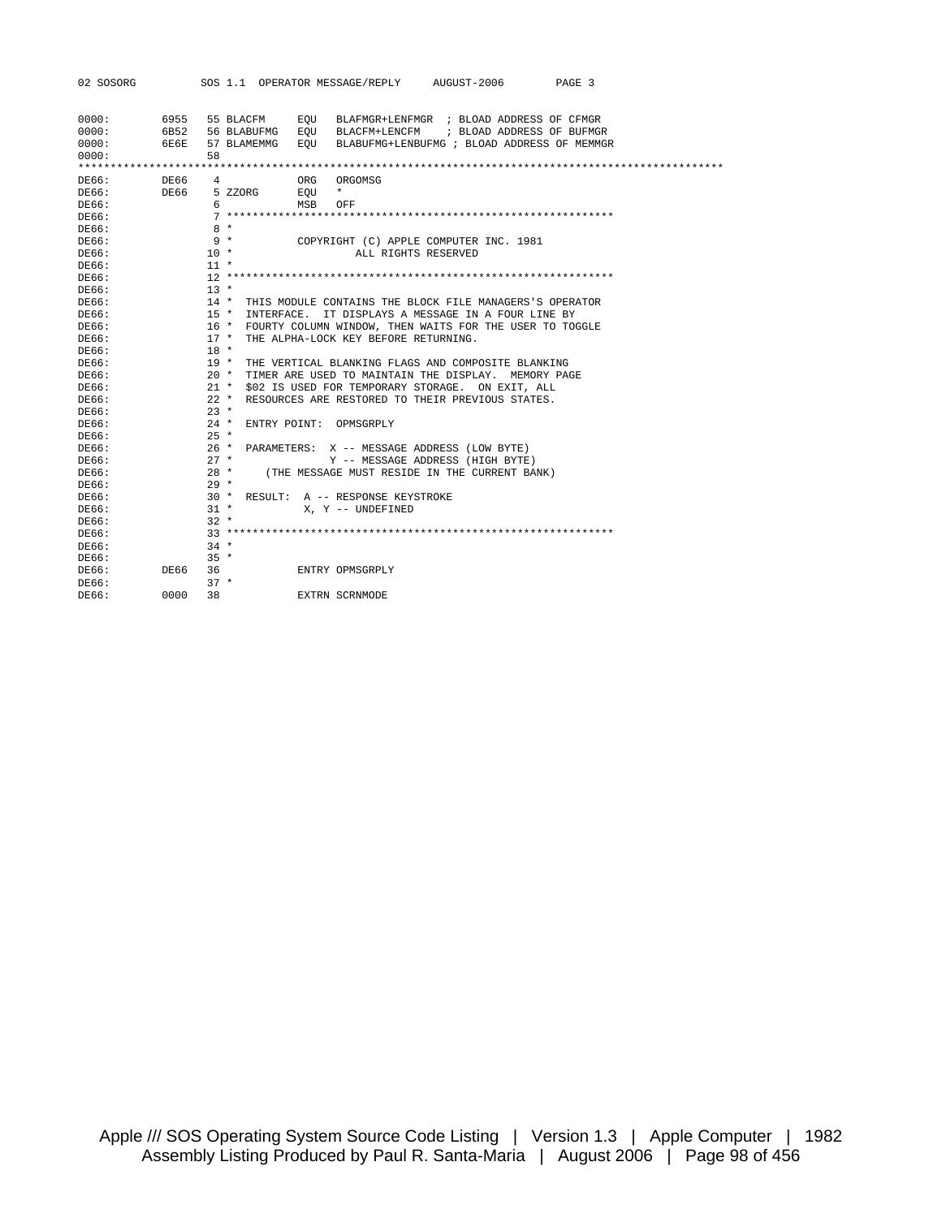```
0000:        6955   55 BLACFM     EQU   BLAFMGR+LENFMGR  ; BLOAD ADDRESS OF CFMGR
0000:        6B52   56 BLABUFMG   EQU   BLACFM+LENCFM    ; BLOAD ADDRESS OF BUFMGR
0000:        6E6E   57 BLAMEMMG   EQU   BLABUFMG+LENBUFMG ; BLOAD ADDRESS OF MEMMGR
0000:               58
***************************************************************************************************
DE66:        DE66    4            ORG   ORGOMSG
DE66:        DE66    5 ZZORG      EQU   *
DE66:                6            MSB   OFF
DE66:                7 ************************************************************
DE66:                8 *
DE66:                9 *          COPYRIGHT (C) APPLE COMPUTER INC. 1981
DE66:               10 *                    ALL RIGHTS RESERVED
DE66:               11 *
DE66:               12 ************************************************************
DE66:               13 *
DE66:               14 *  THIS MODULE CONTAINS THE BLOCK FILE MANAGERS'S OPERATOR
DE66:               15 *  INTERFACE.  IT DISPLAYS A MESSAGE IN A FOUR LINE BY
DE66:               16 *  FOURTY COLUMN WINDOW, THEN WAITS FOR THE USER TO TOGGLE
DE66:               17 *  THE ALPHA-LOCK KEY BEFORE RETURNING.
DE66:               18 *
DE66:               19 *  THE VERTICAL BLANKING FLAGS AND COMPOSITE BLANKING
DE66:               20 *  TIMER ARE USED TO MAINTAIN THE DISPLAY.  MEMORY PAGE
DE66:               21 *  $02 IS USED FOR TEMPORARY STORAGE.  ON EXIT, ALL
DE66:               22 *  RESOURCES ARE RESTORED TO THEIR PREVIOUS STATES.
DE66:               23 *
DE66:               24 *  ENTRY POINT:  OPMSGRPLY
DE66:               25 *
DE66:               26 *  PARAMETERS:  X -- MESSAGE ADDRESS (LOW BYTE)
DE66:               27 *               Y -- MESSAGE ADDRESS (HIGH BYTE)
DE66:               28 *     (THE MESSAGE MUST RESIDE IN THE CURRENT BANK)
DE66:               29 *
DE66:               30 *  RESULT:  A -- RESPONSE KEYSTROKE
DE66:               31 *           X, Y -- UNDEFINED
DE66:               32 *
DE66:               33 ************************************************************
DE66:               34 *
DE66:               35 *
DE66:        DE66   36            ENTRY OPMSGRPLY
DE66:               37 *
DE66:        0000   38            EXTRN SCRNMODE
```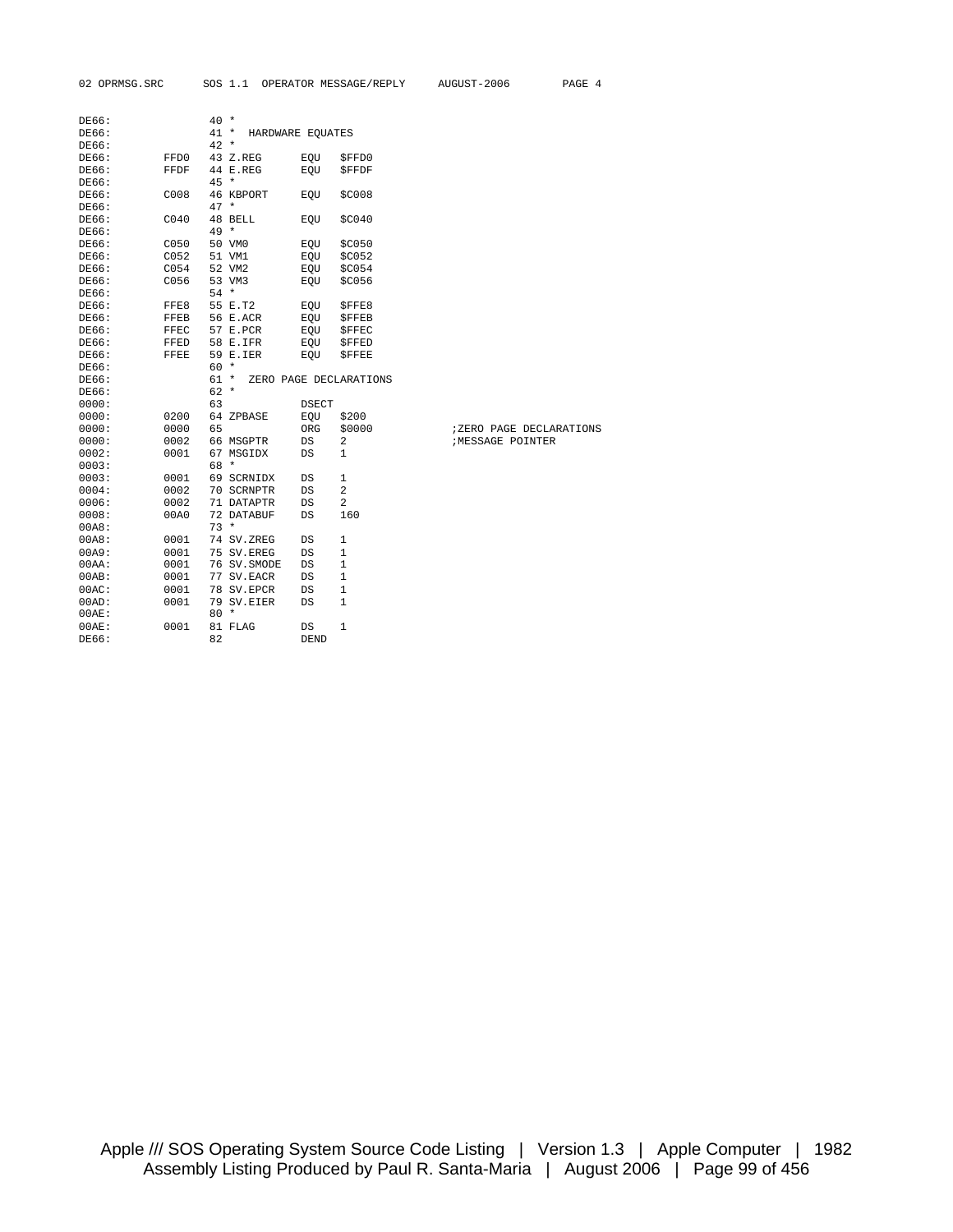```
DE66:                40 *
DE66:                41 *  HARDWARE EQUATES
DE66:                42 *
DE66:         FFD0   43 Z.REG       EQU    $FFD0
DE66:         FFDF   44 E.REG       EQU    $FFDF
DE66:                45 *
DE66:         C008   46 KBPORT      EQU    $C008
DE66:                47 *
DE66:         C040   48 BELL        EQU    $C040
DE66:                49 *
DE66:         C050   50 VM0         EQU    $C050
DE66:         C052   51 VM1         EQU    $C052
DE66:         C054   52 VM2         EQU    $C054
DE66:         C056   53 VM3         EQU    $C056
DE66:                54 *
DE66:         FFE8   55 E.T2        EQU    $FFE8
DE66:         FFEB   56 E.ACR       EQU    $FFEB
DE66:         FFEC   57 E.PCR       EQU    $FFEC
DE66:         FFED   58 E.IFR       EQU    $FFED
DE66:         FFEE   59 E.IER       EQU    $FFEE
DE66:                60 *
DE66:                61 *  ZERO PAGE DECLARATIONS
DE66:                62 *
0000:                63             DSECT
0000:         0200   64 ZPBASE      EQU    $200
0000:         0000   65             ORG    $0000            ;ZERO PAGE DECLARATIONS
0000:         0002   66 MSGPTR      DS     2                ;MESSAGE POINTER
0002:         0001   67 MSGIDX      DS     1
0003:                68 *
0003:         0001   69 SCRNIDX     DS     1
0004:         0002   70 SCRNPTR     DS     2
0006:         0002   71 DATAPTR     DS     2
0008:         00A0   72 DATABUF     DS     160
00A8:                73 *
00A8:         0001   74 SV.ZREG     DS     1
00A9:         0001   75 SV.EREG     DS     1
00AA:         0001   76 SV.SMODE    DS     1
00AB:         0001   77 SV.EACR     DS     1
00AC:         0001   78 SV.EPCR     DS     1
00AD:         0001   79 SV.EIER     DS     1
00AE:                80 *
00AE:         0001   81 FLAG        DS     1
DE66:                82             DEND
```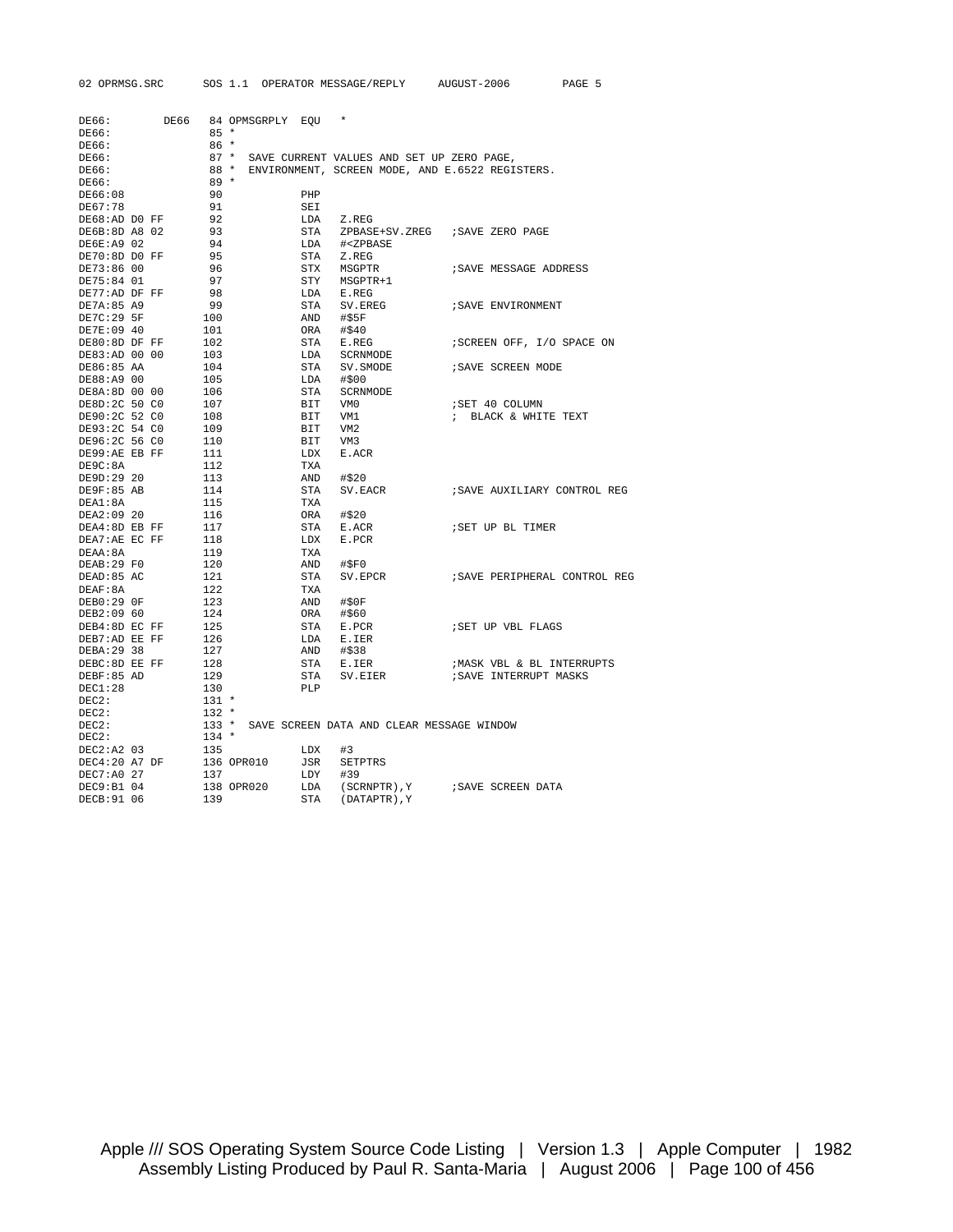```
DE66:        DE66   84 OPMSGRPLY  EQU   *
DE66:               85 *
DE66:               86 *
DE66:               87 *  SAVE CURRENT VALUES AND SET UP ZERO PAGE,
DE66:               88 *  ENVIRONMENT, SCREEN MODE, AND E.6522 REGISTERS.
DE66:               89 *
DE66:08             90            PHP
DE67:78             91            SEI
DE68:AD D0 FF       92            LDA   Z.REG
DE6B:8D A8 02       93            STA   ZPBASE+SV.ZREG   ;SAVE ZERO PAGE
DE6E:A9 02          94            LDA   #<ZPBASE
DE70:8D D0 FF       95            STA   Z.REG
DE73:86 00          96            STX   MSGPTR           ;SAVE MESSAGE ADDRESS
DE75:84 01          97            STY   MSGPTR+1
DE77:AD DF FF       98            LDA   E.REG
DE7A:85 A9          99            STA   SV.EREG          ;SAVE ENVIRONMENT
DE7C:29 5F         100            AND   #$5F
DE7E:09 40         101            ORA   #$40
DE80:8D DF FF      102            STA   E.REG            ;SCREEN OFF, I/O SPACE ON
DE83:AD 00 00      103            LDA   SCRNMODE
DE86:85 AA         104            STA   SV.SMODE         ;SAVE SCREEN MODE
DE88:A9 00         105            LDA   #$00
DE8A:8D 00 00      106            STA   SCRNMODE
DE8D:2C 50 C0      107            BIT   VM0              ;SET 40 COLUMN
DE90:2C 52 C0      108            BIT   VM1              ;  BLACK & WHITE TEXT
DE93:2C 54 C0      109            BIT   VM2
DE96:2C 56 C0      110            BIT   VM3
DE99:AE EB FF      111            LDX   E.ACR
DE9C:8A            112            TXA
DE9D:29 20         113            AND   #$20
DE9F:85 AB         114            STA   SV.EACR          ;SAVE AUXILIARY CONTROL REG
DEA1:8A            115            TXA
DEA2:09 20         116            ORA   #$20
DEA4:8D EB FF      117            STA   E.ACR            ;SET UP BL TIMER
DEA7:AE EC FF      118            LDX   E.PCR
DEAA:8A            119            TXA
DEAB:29 F0         120            AND   #$F0
DEAD:85 AC         121            STA   SV.EPCR          ;SAVE PERIPHERAL CONTROL REG
DEAF:8A            122            TXA
DEB0:29 0F         123            AND   #$0F
DEB2:09 60         124            ORA   #$60
DEB4:8D EC FF      125            STA   E.PCR            ;SET UP VBL FLAGS
DEB7:AD EE FF      126            LDA   E.IER
DEBA:29 38         127            AND   #$38
DEBC:8D EE FF      128            STA   E.IER            ;MASK VBL & BL INTERRUPTS
DEBF:85 AD         129            STA   SV.EIER          ;SAVE INTERRUPT MASKS
DEC1:28            130            PLP
DEC2:              131 *
DEC2:              132 *
DEC2:              133 *  SAVE SCREEN DATA AND CLEAR MESSAGE WINDOW
DEC2:              134 *
DEC2:A2 03         135            LDX   #3
DEC4:20 A7 DF      136 OPR010     JSR   SETPTRS
DEC7:A0 27         137            LDY   #39
DEC9:B1 04         138 OPR020     LDA   (SCRNPTR),Y      ;SAVE SCREEN DATA
DECB:91 06         139            STA   (DATAPTR),Y
```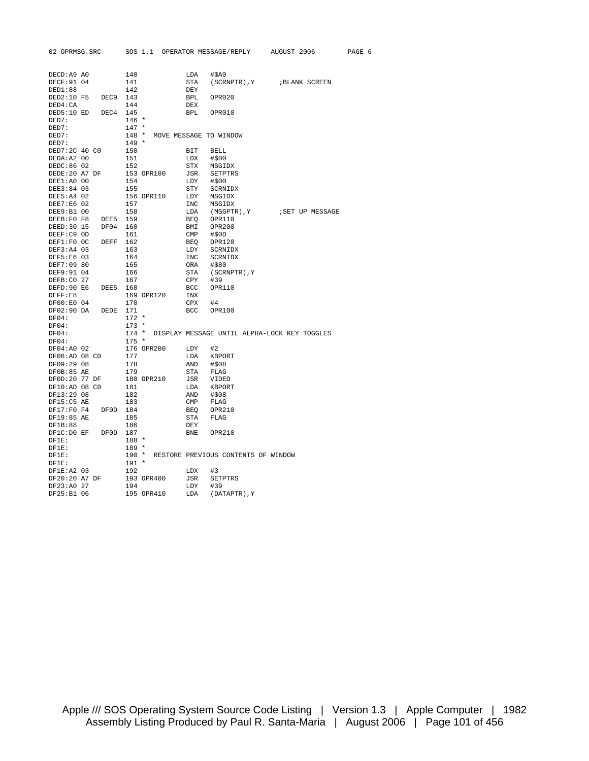```
DECD:A9 A0          140             LDA    #$A0
DECF:91 04          141             STA    (SCRNPTR),Y      ;BLANK SCREEN
DED1:88             142             DEY
DED2:10 F5   DEC9   143             BPL    OPR020
DED4:CA             144             DEX
DED5:10 ED   DEC4   145             BPL    OPR010
DED7:               146 *
DED7:               147 *
DED7:               148 *  MOVE MESSAGE TO WINDOW
DED7:               149 *
DED7:2C 40 C0       150             BIT    BELL
DEDA:A2 00          151             LDX    #$00
DEDC:86 02          152             STX    MSGIDX
DEDE:20 A7 DF       153 OPR100      JSR    SETPTRS
DEE1:A0 00          154             LDY    #$00
DEE3:84 03          155             STY    SCRNIDX
DEE5:A4 02          156 OPR110      LDY    MSGIDX
DEE7:E6 02          157             INC    MSGIDX
DEE9:B1 00          158             LDA    (MSGPTR),Y       ;SET UP MESSAGE
DEEB:F0 F8   DEE5   159             BEQ    OPR110
DEED:30 15   DF04   160             BMI    OPR200
DEEF:C9 0D          161             CMP    #$0D
DEF1:F0 0C   DEFF   162             BEQ    OPR120
DEF3:A4 03          163             LDY    SCRNIDX
DEF5:E6 03          164             INC    SCRNIDX
DEF7:09 80          165             ORA    #$80
DEF9:91 04          166             STA    (SCRNPTR),Y
DEFB:C0 27          167             CPY    #39
DEFD:90 E6   DEE5   168             BCC    OPR110
DEFF:E8             169 OPR120      INX
DF00:E0 04          170             CPX    #4
DF02:90 DA   DEDE   171             BCC    OPR100
DF04:               172 *
DF04:               173 *
DF04:               174 *  DISPLAY MESSAGE UNTIL ALPHA-LOCK KEY TOGGLES
DF04:               175 *
DF04:A0 02          176 OPR200      LDY    #2
DF06:AD 08 C0       177             LDA    KBPORT
DF09:29 08          178             AND    #$08
DF0B:85 AE          179             STA    FLAG
DF0D:20 77 DF       180 OPR210      JSR    VIDEO
DF10:AD 08 C0       181             LDA    KBPORT
DF13:29 08          182             AND    #$08
DF15:C5 AE          183             CMP    FLAG
DF17:F0 F4   DF0D   184             BEQ    OPR210
DF19:85 AE          185             STA    FLAG
DF1B:88             186             DEY
DF1C:D0 EF   DF0D   187             BNE    OPR210
DF1E:               188 *
DF1E:               189 *
DF1E:               190 *  RESTORE PREVIOUS CONTENTS OF WINDOW
DF1E:               191 *
DF1E:A2 03          192             LDX    #3
DF20:20 A7 DF       193 OPR400      JSR    SETPTRS
DF23:A0 27          194             LDY    #39
DF25:B1 06          195 OPR410      LDA    (DATAPTR),Y
```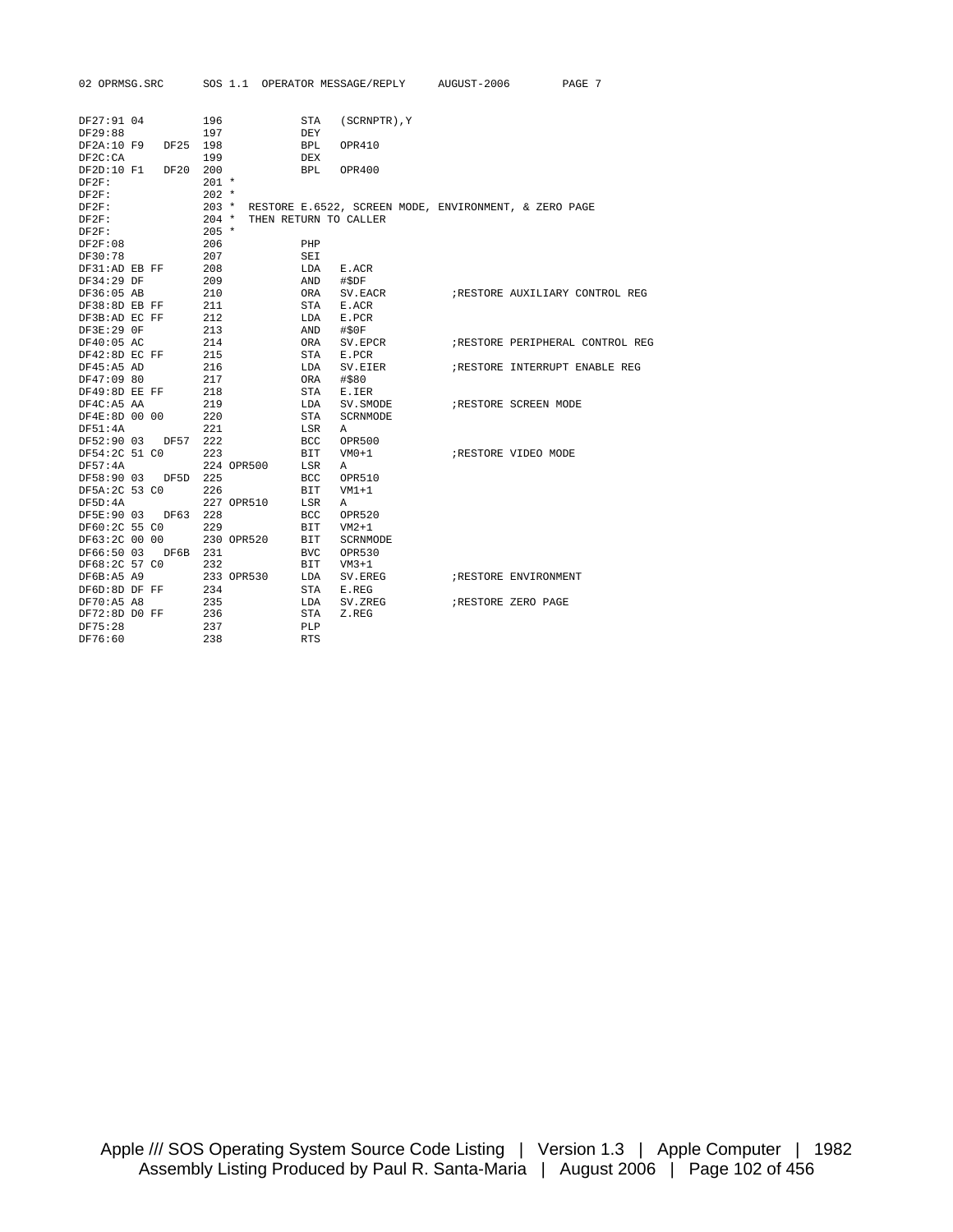```
DF27:91 04          196             STA   (SCRNPTR),Y
DF29:88             197             DEY
DF2A:10 F9    DF25  198             BPL   OPR410
DF2C:CA             199             DEX
DF2D:10 F1    DF20  200             BPL   OPR400
DF2F:               201 *
DF2F:               202 *
DF2F:               203 *  RESTORE E.6522, SCREEN MODE, ENVIRONMENT, & ZERO PAGE
DF2F:               204 *  THEN RETURN TO CALLER
DF2F:               205 *
DF2F:08             206             PHP
DF30:78             207             SEI
DF31:AD EB FF       208             LDA   E.ACR
DF34:29 DF          209             AND   #$DF
DF36:05 AB          210             ORA   SV.EACR           ;RESTORE AUXILIARY CONTROL REG
DF38:8D EB FF       211             STA   E.ACR
DF3B:AD EC FF       212             LDA   E.PCR
DF3E:29 0F          213             AND   #$0F
DF40:05 AC          214             ORA   SV.EPCR           ;RESTORE PERIPHERAL CONTROL REG
DF42:8D EC FF       215             STA   E.PCR
DF45:A5 AD          216             LDA   SV.EIER           ;RESTORE INTERRUPT ENABLE REG
DF47:09 80          217             ORA   #$80
DF49:8D EE FF       218             STA   E.IER
DF4C:A5 AA          219             LDA   SV.SMODE          ;RESTORE SCREEN MODE
DF4E:8D 00 00       220             STA   SCRNMODE
DF51:4A             221             LSR   A
DF52:90 03    DF57  222             BCC   OPR500
DF54:2C 51 C0       223             BIT   VM0+1             ;RESTORE VIDEO MODE
DF57:4A             224 OPR500      LSR   A
DF58:90 03    DF5D  225             BCC   OPR510
DF5A:2C 53 C0       226             BIT   VM1+1
DF5D:4A             227 OPR510      LSR   A
DF5E:90 03    DF63  228             BCC   OPR520
DF60:2C 55 C0       229             BIT   VM2+1
DF63:2C 00 00       230 OPR520      BIT   SCRNMODE
DF66:50 03    DF6B  231             BVC   OPR530
DF68:2C 57 C0       232             BIT   VM3+1
DF6B:A5 A9          233 OPR530      LDA   SV.EREG           ;RESTORE ENVIRONMENT
DF6D:8D DF FF       234             STA   E.REG
DF70:A5 A8          235             LDA   SV.ZREG           ;RESTORE ZERO PAGE
DF72:8D D0 FF       236             STA   Z.REG
DF75:28             237             PLP
DF76:60             238             RTS
```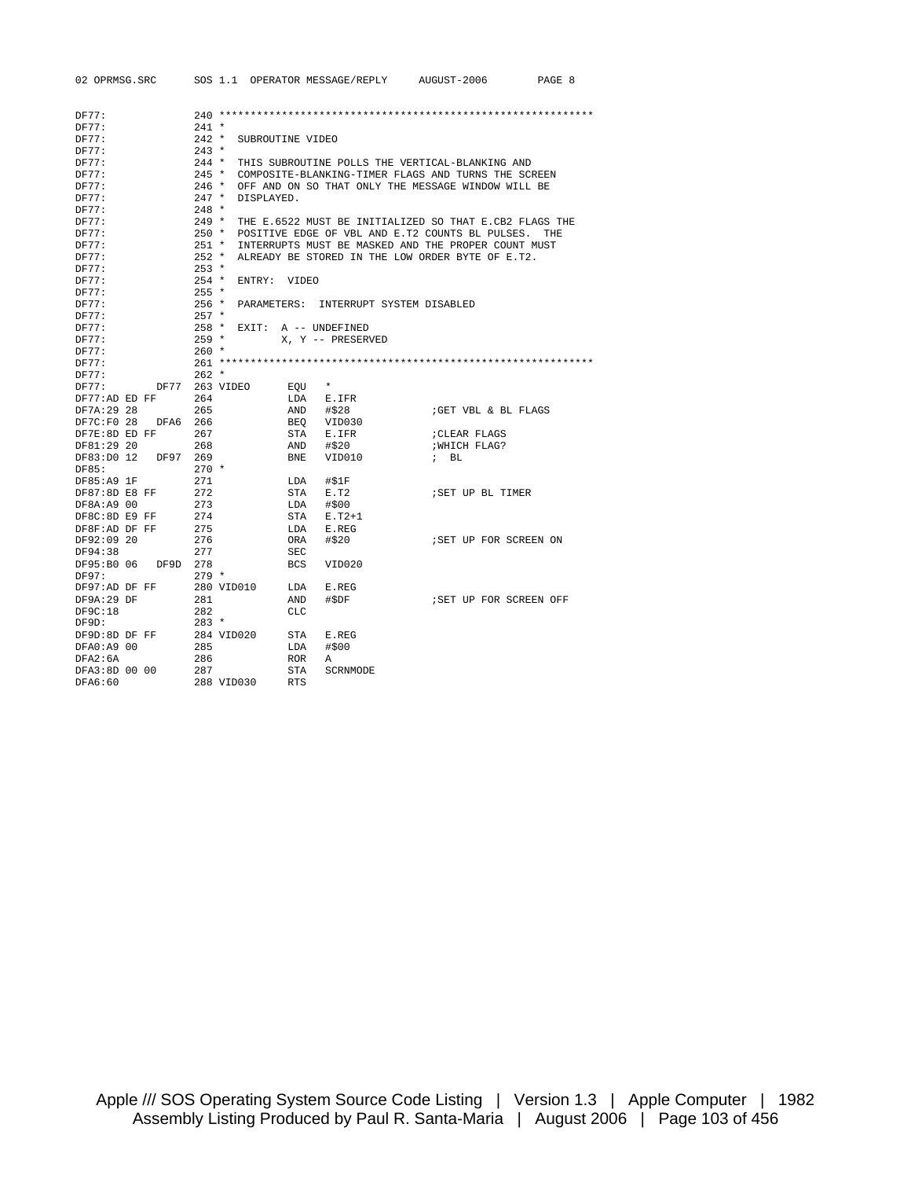```
DF77:               240 ************************************************************
DF77:               241 *
DF77:               242 *  SUBROUTINE VIDEO
DF77:               243 *
DF77:               244 *  THIS SUBROUTINE POLLS THE VERTICAL-BLANKING AND
DF77:               245 *  COMPOSITE-BLANKING-TIMER FLAGS AND TURNS THE SCREEN
DF77:               246 *  OFF AND ON SO THAT ONLY THE MESSAGE WINDOW WILL BE
DF77:               247 *  DISPLAYED.
DF77:               248 *
DF77:               249 *  THE E.6522 MUST BE INITIALIZED SO THAT E.CB2 FLAGS THE
DF77:               250 *  POSITIVE EDGE OF VBL AND E.T2 COUNTS BL PULSES.  THE
DF77:               251 *  INTERRUPTS MUST BE MASKED AND THE PROPER COUNT MUST
DF77:               252 *  ALREADY BE STORED IN THE LOW ORDER BYTE OF E.T2.
DF77:               253 *
DF77:               254 *  ENTRY:  VIDEO
DF77:               255 *
DF77:               256 *  PARAMETERS:  INTERRUPT SYSTEM DISABLED
DF77:               257 *
DF77:               258 *  EXIT:  A -- UNDEFINED
DF77:               259 *         X, Y -- PRESERVED
DF77:               260 *
DF77:               261 ************************************************************
DF77:               262 *
DF77:         DF77  263 VIDEO      EQU   *
DF77:AD ED FF       264            LDA   E.IFR
DF7A:29 28          265            AND   #$28            ;GET VBL & BL FLAGS
DF7C:F0 28   DFA6   266            BEQ   VID030
DF7E:8D ED FF       267            STA   E.IFR           ;CLEAR FLAGS
DF81:29 20          268            AND   #$20            ;WHICH FLAG?
DF83:D0 12   DF97   269            BNE   VID010          ;  BL
DF85:               270 *
DF85:A9 1F          271            LDA   #$1F
DF87:8D E8 FF       272            STA   E.T2            ;SET UP BL TIMER
DF8A:A9 00          273            LDA   #$00
DF8C:8D E9 FF       274            STA   E.T2+1
DF8F:AD DF FF       275            LDA   E.REG
DF92:09 20          276            ORA   #$20            ;SET UP FOR SCREEN ON
DF94:38             277            SEC
DF95:B0 06   DF9D   278            BCS   VID020
DF97:               279 *
DF97:AD DF FF       280 VID010     LDA   E.REG
DF9A:29 DF          281            AND   #$DF            ;SET UP FOR SCREEN OFF
DF9C:18             282            CLC
DF9D:               283 *
DF9D:8D DF FF       284 VID020     STA   E.REG
DFA0:A9 00          285            LDA   #$00
DFA2:6A             286            ROR   A
DFA3:8D 00 00       287            STA   SCRNMODE
DFA6:60             288 VID030     RTS
```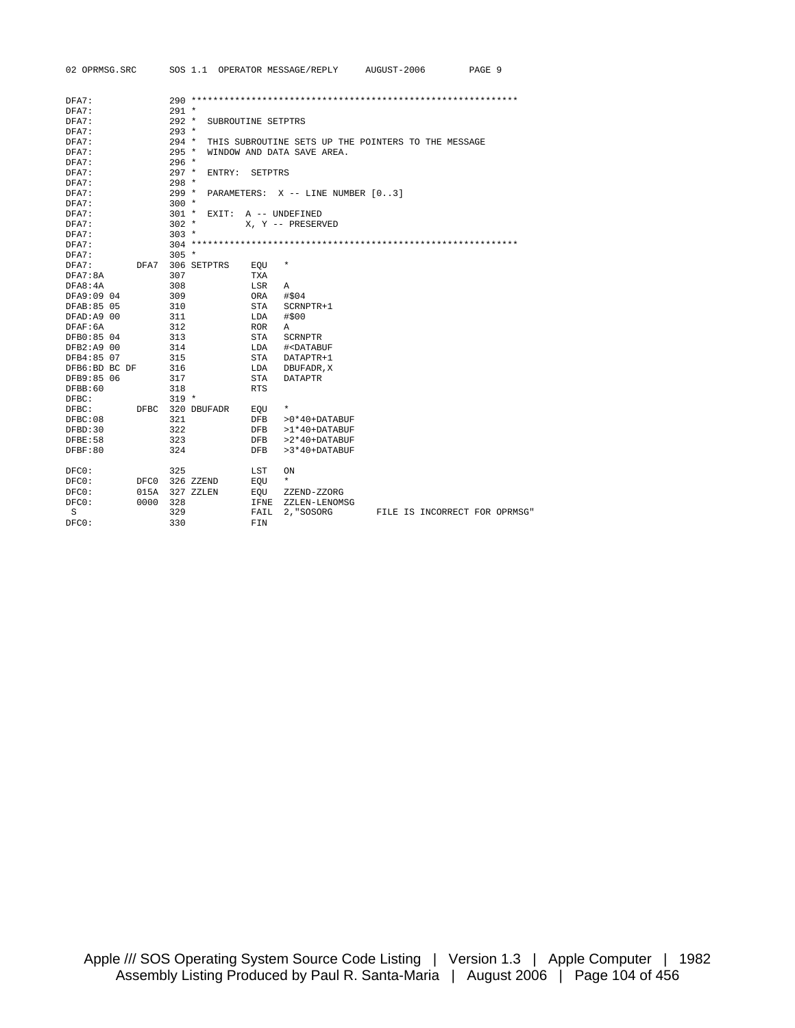```
DFA7:                290 *************************************************************
DFA7:                291 *
DFA7:                292 *  SUBROUTINE SETPTRS
DFA7:                293 *
DFA7:                294 *  THIS SUBROUTINE SETS UP THE POINTERS TO THE MESSAGE
DFA7:                295 *  WINDOW AND DATA SAVE AREA.
DFA7:                296 *
DFA7:                297 *  ENTRY:  SETPTRS
DFA7:                298 *
DFA7:                299 *  PARAMETERS:  X -- LINE NUMBER [0..3]
DFA7:                300 *
DFA7:                301 *  EXIT:  A -- UNDEFINED
DFA7:                302 *         X, Y -- PRESERVED
DFA7:                303 *
DFA7:                304 *************************************************************
DFA7:                305 *
DFA7:         DFA7   306 SETPTRS    EQU    *
DFA7:8A              307            TXA
DFA8:4A              308            LSR    A
DFA9:09 04           309            ORA    #$04
DFAB:85 05           310            STA    SCRNPTR+1
DFAD:A9 00           311            LDA    #$00
DFAF:6A              312            ROR    A
DFB0:85 04           313            STA    SCRNPTR
DFB2:A9 00           314            LDA    #<DATABUF
DFB4:85 07           315            STA    DATAPTR+1
DFB6:BD BC DF        316            LDA    DBUFADR,X
DFB9:85 06           317            STA    DATAPTR
DFBB:60              318            RTS
DFBC:                319 *
DFBC:         DFBC   320 DBUFADR    EQU    *
DFBC:08              321            DFB    >0*40+DATABUF
DFBD:30              322            DFB    >1*40+DATABUF
DFBE:58              323            DFB    >2*40+DATABUF
DFBF:80              324            DFB    >3*40+DATABUF

DFC0:                325            LST    ON
DFC0:         DFC0   326 ZZEND      EQU    *
DFC0:         015A   327 ZZLEN      EQU    ZZEND-ZZORG
DFC0:         0000   328            IFNE   ZZLEN-LENOMSG
 S                   329            FAIL   2,"SOSORG        FILE IS INCORRECT FOR OPRMSG"
DFC0:                330            FIN
```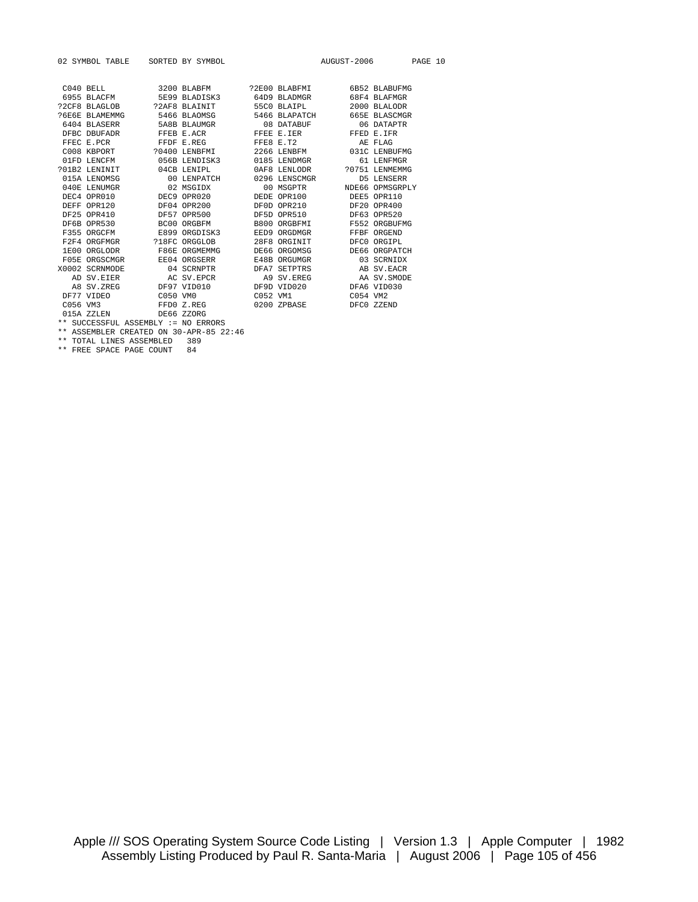```
02 SYMBOL TABLE    SORTED BY SYMBOL                    AUGUST-2006        PAGE 10


 C040 BELL          3200 BLABFM        ?2E00 BLABFMI        6B52 BLABUFMG
 6955 BLACFM        5E99 BLADISK3       64D9 BLADMGR        68F4 BLAFMGR
?2CF8 BLAGLOB      ?2AF8 BLAINIT        55C0 BLAIPL         2000 BLALODR
?6E6E BLAMEMMG      5466 BLAOMSG        5466 BLAPATCH       665E BLASCMGR
 6404 BLASERR       5A8B BLAUMGR          08 DATABUF          06 DATAPTR
 DFBC DBUFADR       FFEB E.ACR          FFEE E.IER          FFED E.IFR
 FFEC E.PCR         FFDF E.REG          FFE8 E.T2             AE FLAG
 C008 KBPORT       ?0400 LENBFMI        2266 LENBFM         031C LENBUFMG
 01FD LENCFM        056B LENDISK3       0185 LENDMGR          61 LENFMGR
?01B2 LENINIT       04CB LENIPL         0AF8 LENLODR       ?0751 LENMEMMG
 015A LENOMSG         00 LENPATCH       0296 LENSCMGR         D5 LENSERR
 040E LENUMGR         02 MSGIDX           00 MSGPTR       NDE66 OPMSGRPLY
 DEC4 OPR010        DEC9 OPR020         DEDE OPR100         DEE5 OPR110
 DEFF OPR120        DF04 OPR200         DF0D OPR210         DF20 OPR400
 DF25 OPR410        DF57 OPR500         DF5D OPR510         DF63 OPR520
 DF6B OPR530        BC00 ORGBFM         B800 ORGBFMI        F552 ORGBUFMG
 F355 ORGCFM        E899 ORGDISK3       EED9 ORGDMGR        FFBF ORGEND
 F2F4 ORGFMGR      ?18FC ORGGLOB        28F8 ORGINIT        DFC0 ORGIPL
 1E00 ORGLODR       F86E ORGMEMMG       DE66 ORGOMSG        DE66 ORGPATCH
 F05E ORGSCMGR      EE04 ORGSERR        E48B ORGUMGR          03 SCRNIDX
X0002 SCRNMODE        04 SCRNPTR        DFA7 SETPTRS          AB SV.EACR
   AD SV.EIER         AC SV.EPCR          A9 SV.EREG          AA SV.SMODE
   A8 SV.ZREG       DF97 VID010         DF9D VID020         DFA6 VID030
 DF77 VIDEO         C050 VM0            C052 VM1            C054 VM2
 C056 VM3           FFD0 Z.REG          0200 ZPBASE         DFC0 ZZEND
 015A ZZLEN         DE66 ZZORG
** SUCCESSFUL ASSEMBLY := NO ERRORS
** ASSEMBLER CREATED ON 30-APR-85 22:46
** TOTAL LINES ASSEMBLED   389
** FREE SPACE PAGE COUNT   84
```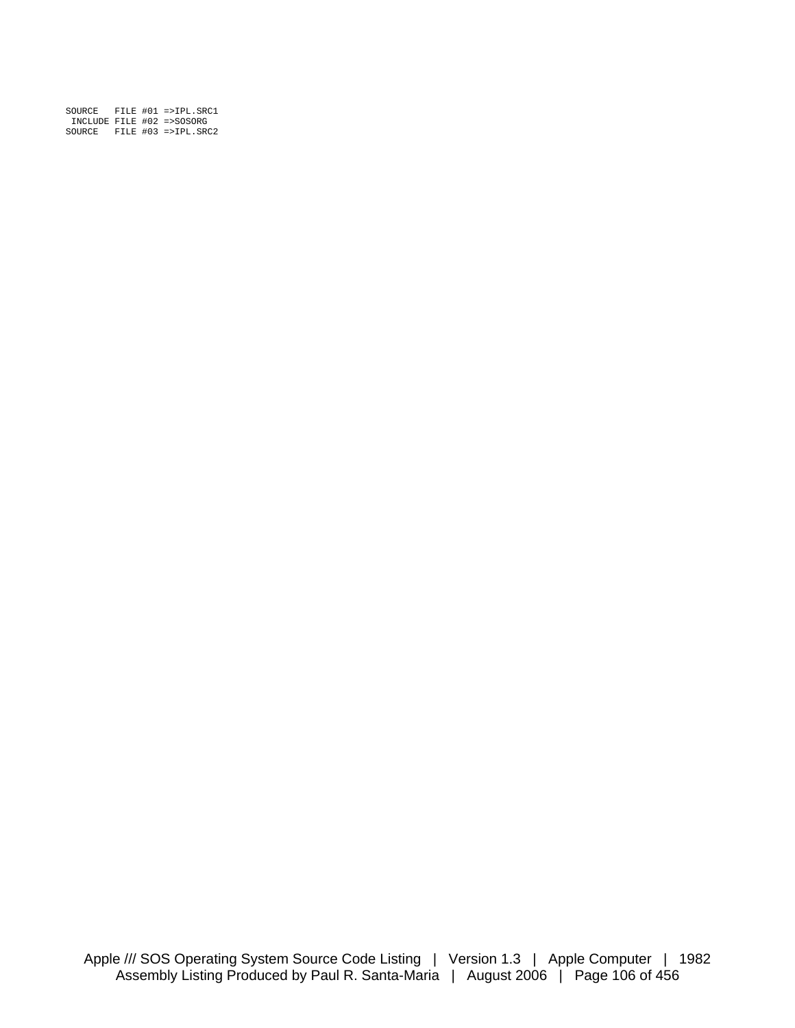```
SOURCE   FILE #01 =>IPL.SRC1
 INCLUDE FILE #02 =>SOSORG
SOURCE   FILE #03 =>IPL.SRC2
```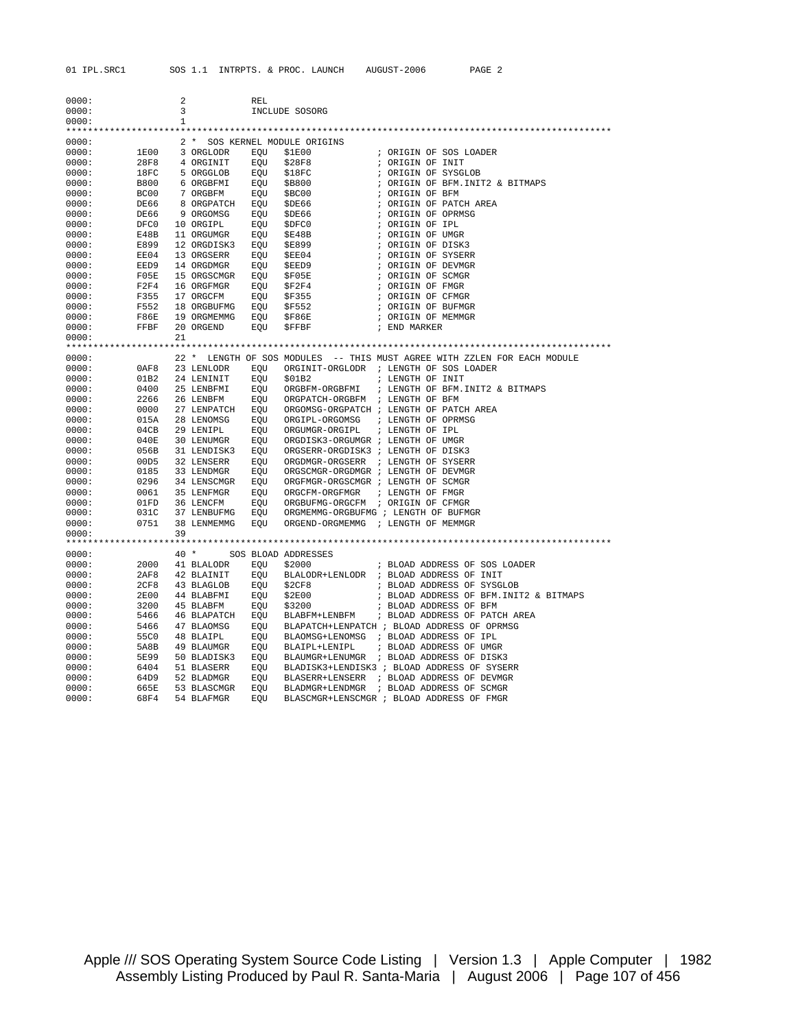```
0000:               2           REL
0000:               3           INCLUDE SOSORG
0000:               1
****************************************************************************************************
0000:               2 *  SOS KERNEL MODULE ORIGINS
0000:        1E00   3 ORGLODR   EQU   $1E00             ; ORIGIN OF SOS LOADER
0000:        28F8   4 ORGINIT   EQU   $28F8             ; ORIGIN OF INIT
0000:        18FC   5 ORGGLOB   EQU   $18FC             ; ORIGIN OF SYSGLOB
0000:        B800   6 ORGBFMI   EQU   $B800             ; ORIGIN OF BFM.INIT2 & BITMAPS
0000:        BC00   7 ORGBFM    EQU   $BC00             ; ORIGIN OF BFM
0000:        DE66   8 ORGPATCH  EQU   $DE66             ; ORIGIN OF PATCH AREA
0000:        DE66   9 ORGOMSG   EQU   $DE66             ; ORIGIN OF OPRMSG
0000:        DFC0  10 ORGIPL    EQU   $DFC0             ; ORIGIN OF IPL
0000:        E48B  11 ORGUMGR   EQU   $E48B             ; ORIGIN OF UMGR
0000:        E899  12 ORGDISK3  EQU   $E899             ; ORIGIN OF DISK3
0000:        EE04  13 ORGSERR   EQU   $EE04             ; ORIGIN OF SYSERR
0000:        EED9  14 ORGDMGR   EQU   $EED9             ; ORIGIN OF DEVMGR
0000:        F05E  15 ORGSCMGR  EQU   $F05E             ; ORIGIN OF SCMGR
0000:        F2F4  16 ORGFMGR   EQU   $F2F4             ; ORIGIN OF FMGR
0000:        F355  17 ORGCFM    EQU   $F355             ; ORIGIN OF CFMGR
0000:        F552  18 ORGBUFMG  EQU   $F552             ; ORIGIN OF BUFMGR
0000:        F86E  19 ORGMEMMG  EQU   $F86E             ; ORIGIN OF MEMMGR
0000:        FFBF  20 ORGEND    EQU   $FFBF             ; END MARKER
0000:              21
****************************************************************************************************
0000:              22 *  LENGTH OF SOS MODULES  -- THIS MUST AGREE WITH ZZLEN FOR EACH MODULE
0000:        0AF8  23 LENLODR   EQU   ORGINIT-ORGLODR  ; LENGTH OF SOS LOADER
0000:        01B2  24 LENINIT   EQU   $01B2             ; LENGTH OF INIT
0000:        0400  25 LENBFMI   EQU   ORGBFM-ORGBFMI   ; LENGTH OF BFM.INIT2 & BITMAPS
0000:        2266  26 LENBFM    EQU   ORGPATCH-ORGBFM  ; LENGTH OF BFM
0000:        0000  27 LENPATCH  EQU   ORGOMSG-ORGPATCH ; LENGTH OF PATCH AREA
0000:        015A  28 LENOMSG   EQU   ORGIPL-ORGOMSG   ; LENGTH OF OPRMSG
0000:        04CB  29 LENIPL    EQU   ORGUMGR-ORGIPL   ; LENGTH OF IPL
0000:        040E  30 LENUMGR   EQU   ORGDISK3-ORGUMGR ; LENGTH OF UMGR
0000:        056B  31 LENDISK3  EQU   ORGSERR-ORGDISK3 ; LENGTH OF DISK3
0000:        00D5  32 LENSERR   EQU   ORGDMGR-ORGSERR  ; LENGTH OF SYSERR
0000:        0185  33 LENDMGR   EQU   ORGSCMGR-ORGDMGR ; LENGTH OF DEVMGR
0000:        0296  34 LENSCMGR  EQU   ORGFMGR-ORGSCMGR ; LENGTH OF SCMGR
0000:        0061  35 LENFMGR   EQU   ORGCFM-ORGFMGR   ; LENGTH OF FMGR
0000:        01FD  36 LENCFM    EQU   ORGBUFMG-ORGCFM  ; ORIGIN OF CFMGR
0000:        031C  37 LENBUFMG  EQU   ORGMEMMG-ORGBUFMG ; LENGTH OF BUFMGR
0000:        0751  38 LENMEMMG  EQU   ORGEND-ORGMEMMG  ; LENGTH OF MEMMGR
0000:              39
****************************************************************************************************
0000:              40 *      SOS BLOAD ADDRESSES
0000:        2000  41 BLALODR   EQU   $2000             ; BLOAD ADDRESS OF SOS LOADER
0000:        2AF8  42 BLAINIT   EQU   BLALODR+LENLODR  ; BLOAD ADDRESS OF INIT
0000:        2CF8  43 BLAGLOB   EQU   $2CF8             ; BLOAD ADDRESS OF SYSGLOB
0000:        2E00  44 BLABFMI   EQU   $2E00             ; BLOAD ADDRESS OF BFM.INIT2 & BITMAPS
0000:        3200  45 BLABFM    EQU   $3200             ; BLOAD ADDRESS OF BFM
0000:        5466  46 BLAPATCH  EQU   BLABFM+LENBFM    ; BLOAD ADDRESS OF PATCH AREA
0000:        5466  47 BLAOMSG   EQU   BLAPATCH+LENPATCH ; BLOAD ADDRESS OF OPRMSG
0000:        55C0  48 BLAIPL    EQU   BLAOMSG+LENOMSG  ; BLOAD ADDRESS OF IPL
0000:        5A8B  49 BLAUMGR   EQU   BLAIPL+LENIPL    ; BLOAD ADDRESS OF UMGR
0000:        5E99  50 BLADISK3  EQU   BLAUMGR+LENUMGR  ; BLOAD ADDRESS OF DISK3
0000:        6404  51 BLASERR   EQU   BLADISK3+LENDISK3 ; BLOAD ADDRESS OF SYSERR
0000:        64D9  52 BLADMGR   EQU   BLASERR+LENSERR  ; BLOAD ADDRESS OF DEVMGR
0000:        665E  53 BLASCMGR  EQU   BLADMGR+LENDMGR  ; BLOAD ADDRESS OF SCMGR
0000:        68F4  54 BLAFMGR   EQU   BLASCMGR+LENSCMGR ; BLOAD ADDRESS OF FMGR
```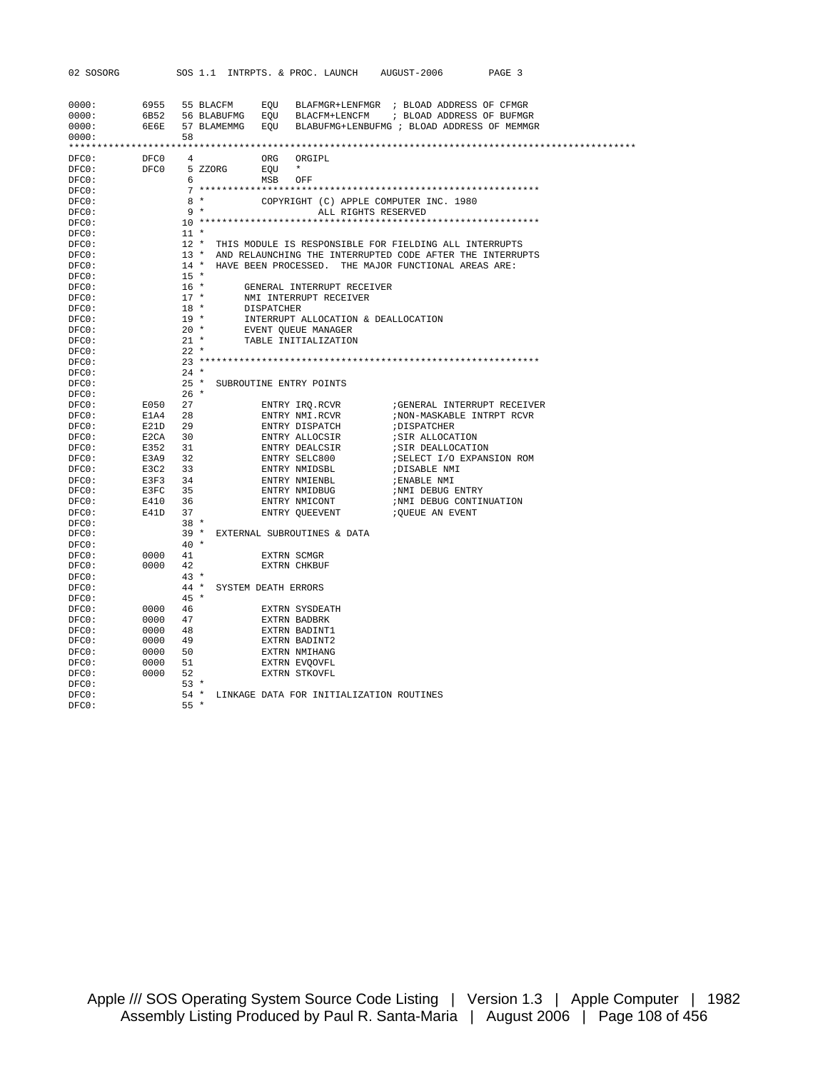```
0000:        6955   55 BLACFM     EQU   BLAFMGR+LENFMGR  ; BLOAD ADDRESS OF CFMGR
0000:        6B52   56 BLABUFMG   EQU   BLACFM+LENCFM    ; BLOAD ADDRESS OF BUFMGR
0000:        6E6E   57 BLAMEMMG   EQU   BLABUFMG+LENBUFMG ; BLOAD ADDRESS OF MEMMGR
0000:               58
*************************************************************************************************
DFC0:        DFC0    4            ORG   ORGIPL
DFC0:        DFC0    5 ZZORG      EQU   *
DFC0:                6            MSB   OFF
DFC0:                7 ***********************************************************
DFC0:                8 *          COPYRIGHT (C) APPLE COMPUTER INC. 1980
DFC0:                9 *                    ALL RIGHTS RESERVED
DFC0:               10 ***********************************************************
DFC0:               11 *
DFC0:               12 *  THIS MODULE IS RESPONSIBLE FOR FIELDING ALL INTERRUPTS
DFC0:               13 *  AND RELAUNCHING THE INTERRUPTED CODE AFTER THE INTERRUPTS
DFC0:               14 *  HAVE BEEN PROCESSED.  THE MAJOR FUNCTIONAL AREAS ARE:
DFC0:               15 *
DFC0:               16 *       GENERAL INTERRUPT RECEIVER
DFC0:               17 *       NMI INTERRUPT RECEIVER
DFC0:               18 *       DISPATCHER
DFC0:               19 *       INTERRUPT ALLOCATION & DEALLOCATION
DFC0:               20 *       EVENT QUEUE MANAGER
DFC0:               21 *       TABLE INITIALIZATION
DFC0:               22 *
DFC0:               23 ***********************************************************
DFC0:               24 *
DFC0:               25 *  SUBROUTINE ENTRY POINTS
DFC0:               26 *
DFC0:        E050   27            ENTRY IRQ.RCVR          ;GENERAL INTERRUPT RECEIVER
DFC0:        E1A4   28            ENTRY NMI.RCVR          ;NON-MASKABLE INTRPT RCVR
DFC0:        E21D   29            ENTRY DISPATCH          ;DISPATCHER
DFC0:        E2CA   30            ENTRY ALLOCSIR          ;SIR ALLOCATION
DFC0:        E352   31            ENTRY DEALCSIR          ;SIR DEALLOCATION
DFC0:        E3A9   32            ENTRY SELC800           ;SELECT I/O EXPANSION ROM
DFC0:        E3C2   33            ENTRY NMIDSBL           ;DISABLE NMI
DFC0:        E3F3   34            ENTRY NMIENBL           ;ENABLE NMI
DFC0:        E3FC   35            ENTRY NMIDBUG           ;NMI DEBUG ENTRY
DFC0:        E410   36            ENTRY NMICONT           ;NMI DEBUG CONTINUATION
DFC0:        E41D   37            ENTRY QUEEVENT          ;QUEUE AN EVENT
DFC0:               38 *
DFC0:               39 *  EXTERNAL SUBROUTINES & DATA
DFC0:               40 *
DFC0:        0000   41            EXTRN SCMGR
DFC0:        0000   42            EXTRN CHKBUF
DFC0:               43 *
DFC0:               44 *  SYSTEM DEATH ERRORS
DFC0:               45 *
DFC0:        0000   46            EXTRN SYSDEATH
DFC0:        0000   47            EXTRN BADBRK
DFC0:        0000   48            EXTRN BADINT1
DFC0:        0000   49            EXTRN BADINT2
DFC0:        0000   50            EXTRN NMIHANG
DFC0:        0000   51            EXTRN EVQOVFL
DFC0:        0000   52            EXTRN STKOVFL
DFC0:               53 *
DFC0:               54 *  LINKAGE DATA FOR INITIALIZATION ROUTINES
DFC0:               55 *
```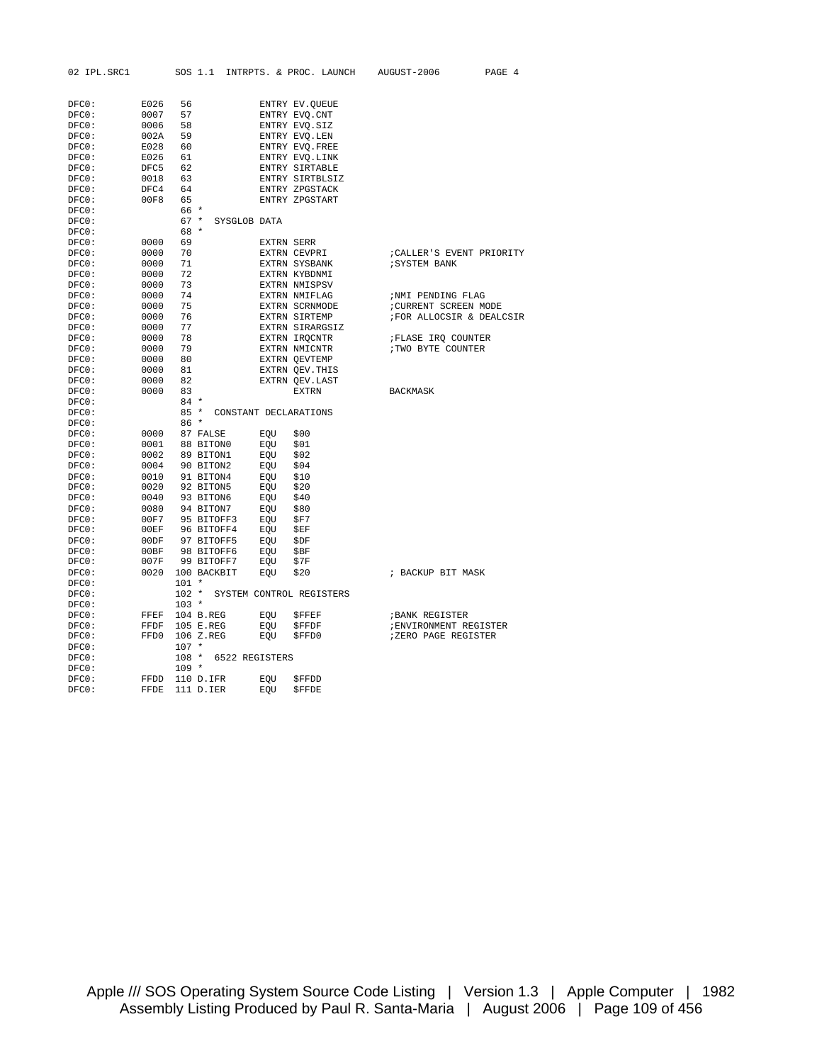```
DFC0:        E026   56            ENTRY EV.QUEUE
DFC0:        0007   57            ENTRY EVQ.CNT
DFC0:        0006   58            ENTRY EVQ.SIZ
DFC0:        002A   59            ENTRY EVQ.LEN
DFC0:        E028   60            ENTRY EVQ.FREE
DFC0:        E026   61            ENTRY EVQ.LINK
DFC0:        DFC5   62            ENTRY SIRTABLE
DFC0:        0018   63            ENTRY SIRTBLSIZ
DFC0:        DFC4   64            ENTRY ZPGSTACK
DFC0:        00F8   65            ENTRY ZPGSTART
DFC0:               66 *
DFC0:               67 *  SYSGLOB DATA
DFC0:               68 *
DFC0:        0000   69            EXTRN SERR
DFC0:        0000   70            EXTRN CEVPRI            ;CALLER'S EVENT PRIORITY
DFC0:        0000   71            EXTRN SYSBANK           ;SYSTEM BANK
DFC0:        0000   72            EXTRN KYBDNMI
DFC0:        0000   73            EXTRN NMISPSV
DFC0:        0000   74            EXTRN NMIFLAG           ;NMI PENDING FLAG
DFC0:        0000   75            EXTRN SCRNMODE          ;CURRENT SCREEN MODE
DFC0:        0000   76            EXTRN SIRTEMP           ;FOR ALLOCSIR & DEALCSIR
DFC0:        0000   77            EXTRN SIRARGSIZ
DFC0:        0000   78            EXTRN IRQCNTR           ;FLASE IRQ COUNTER
DFC0:        0000   79            EXTRN NMICNTR           ;TWO BYTE COUNTER
DFC0:        0000   80            EXTRN QEVTEMP
DFC0:        0000   81            EXTRN QEV.THIS
DFC0:        0000   82            EXTRN QEV.LAST
DFC0:        0000   83                  EXTRN           BACKMASK
DFC0:               84 *
DFC0:               85 *  CONSTANT DECLARATIONS
DFC0:               86 *
DFC0:        0000   87 FALSE      EQU   $00
DFC0:        0001   88 BITON0     EQU   $01
DFC0:        0002   89 BITON1     EQU   $02
DFC0:        0004   90 BITON2     EQU   $04
DFC0:        0010   91 BITON4     EQU   $10
DFC0:        0020   92 BITON5     EQU   $20
DFC0:        0040   93 BITON6     EQU   $40
DFC0:        0080   94 BITON7     EQU   $80
DFC0:        00F7   95 BITOFF3    EQU   $F7
DFC0:        00EF   96 BITOFF4    EQU   $EF
DFC0:        00DF   97 BITOFF5    EQU   $DF
DFC0:        00BF   98 BITOFF6    EQU   $BF
DFC0:        007F   99 BITOFF7    EQU   $7F
DFC0:        0020  100 BACKBIT    EQU   $20             ; BACKUP BIT MASK
DFC0:              101 *
DFC0:              102 *  SYSTEM CONTROL REGISTERS
DFC0:              103 *
DFC0:        FFEF  104 B.REG      EQU   $FFEF           ;BANK REGISTER
DFC0:        FFDF  105 E.REG      EQU   $FFDF           ;ENVIRONMENT REGISTER
DFC0:        FFD0  106 Z.REG      EQU   $FFD0           ;ZERO PAGE REGISTER
DFC0:              107 *
DFC0:              108 *  6522 REGISTERS
DFC0:              109 *
DFC0:        FFDD  110 D.IFR      EQU   $FFDD
DFC0:        FFDE  111 D.IER      EQU   $FFDE
```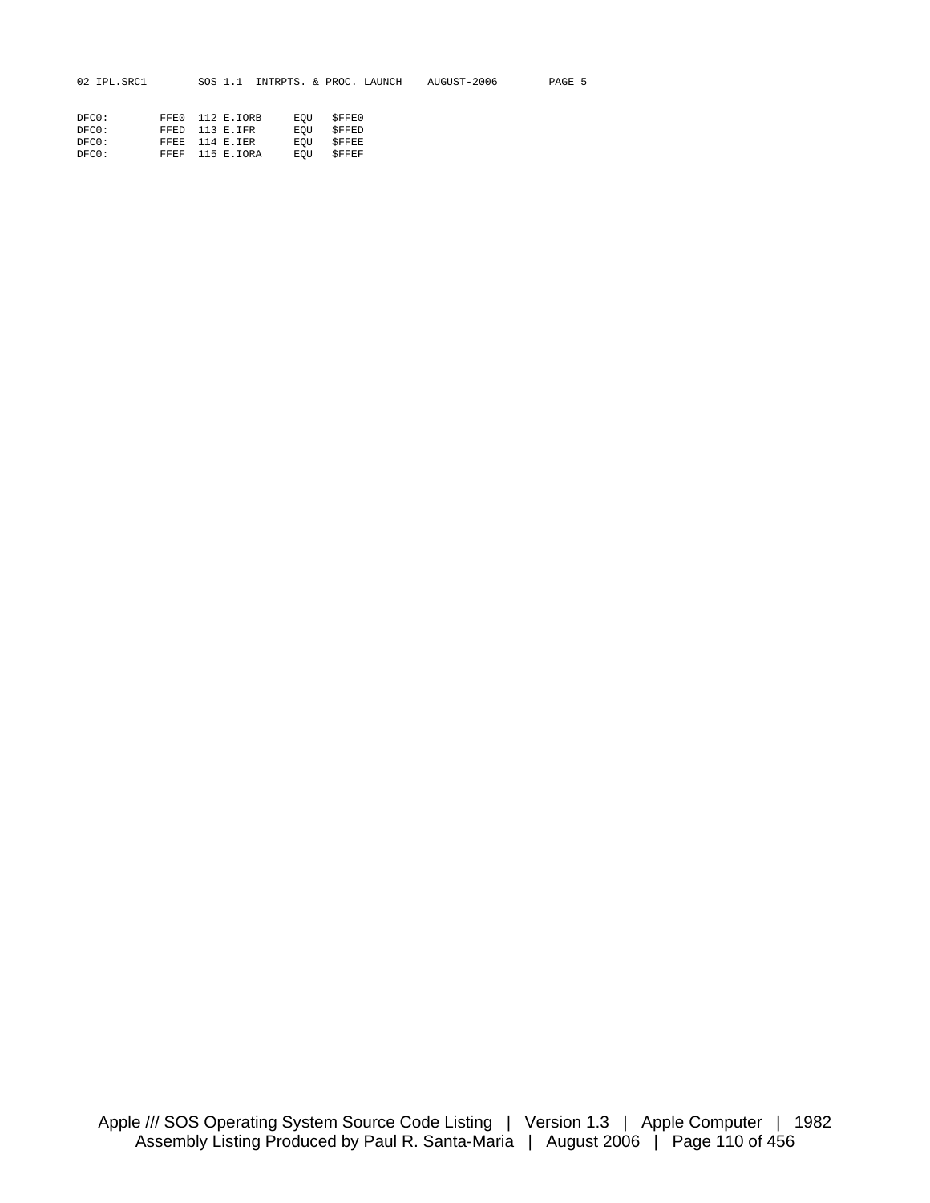```
DFC0:        FFE0  112 E.IORB     EQU   $FFE0
DFC0:        FFED  113 E.IFR      EQU   $FFED
DFC0:        FFEE  114 E.IER      EQU   $FFEE
DFC0:        FFEF  115 E.IORA     EQU   $FFEF
```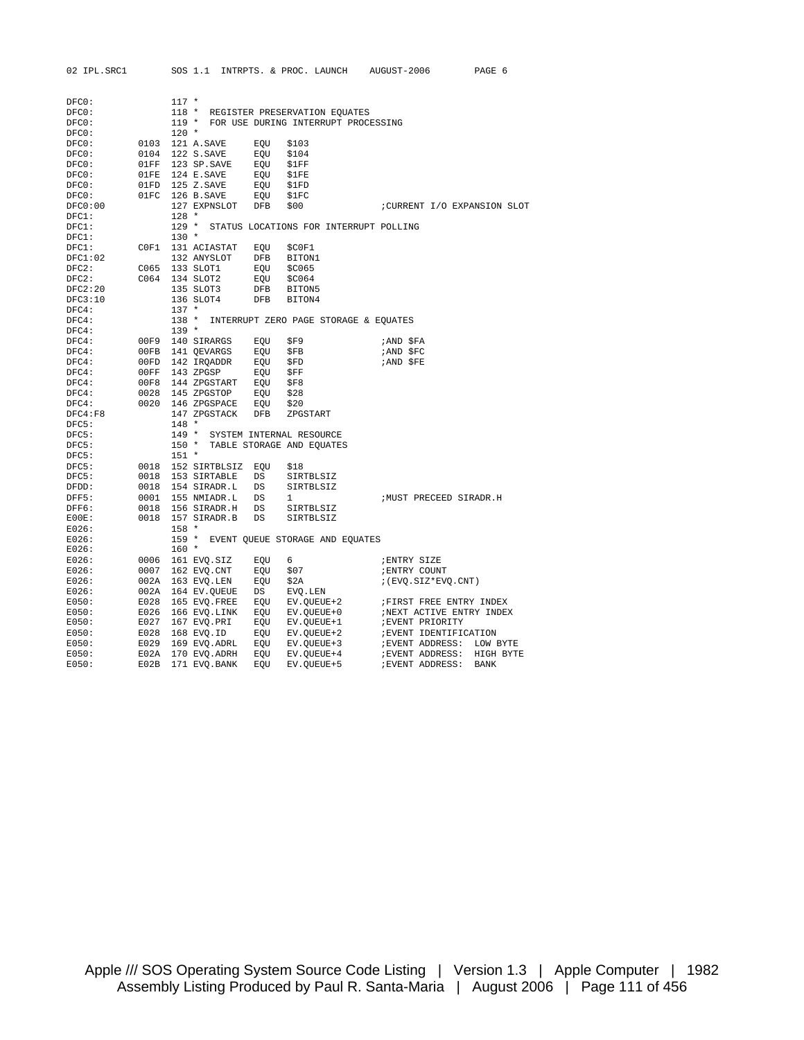```
DFC0:              117 *
DFC0:              118 *  REGISTER PRESERVATION EQUATES
DFC0:              119 *  FOR USE DURING INTERRUPT PROCESSING
DFC0:              120 *
DFC0:         0103 121 A.SAVE     EQU   $103
DFC0:         0104 122 S.SAVE     EQU   $104
DFC0:         01FF 123 SP.SAVE    EQU   $1FF
DFC0:         01FE 124 E.SAVE     EQU   $1FE
DFC0:         01FD 125 Z.SAVE     EQU   $1FD
DFC0:         01FC 126 B.SAVE     EQU   $1FC
DFC0:00            127 EXPNSLOT   DFB   $00               ;CURRENT I/O EXPANSION SLOT
DFC1:              128 *
DFC1:              129 *  STATUS LOCATIONS FOR INTERRUPT POLLING
DFC1:              130 *
DFC1:         C0F1 131 ACIASTAT   EQU   $C0F1
DFC1:02            132 ANYSLOT    DFB   BITON1
DFC2:         C065 133 SLOT1      EQU   $C065
DFC2:         C064 134 SLOT2      EQU   $C064
DFC2:20            135 SLOT3      DFB   BITON5
DFC3:10            136 SLOT4      DFB   BITON4
DFC4:              137 *
DFC4:              138 *  INTERRUPT ZERO PAGE STORAGE & EQUATES
DFC4:              139 *
DFC4:         00F9 140 SIRARGS    EQU   $F9               ;AND $FA
DFC4:         00FB 141 QEVARGS    EQU   $FB               ;AND $FC
DFC4:         00FD 142 IRQADDR    EQU   $FD               ;AND $FE
DFC4:         00FF 143 ZPGSP      EQU   $FF
DFC4:         00F8 144 ZPGSTART   EQU   $F8
DFC4:         0028 145 ZPGSTOP    EQU   $28
DFC4:         0020 146 ZPGSPACE   EQU   $20
DFC4:F8            147 ZPGSTACK   DFB   ZPGSTART
DFC5:              148 *
DFC5:              149 *  SYSTEM INTERNAL RESOURCE
DFC5:              150 *  TABLE STORAGE AND EQUATES
DFC5:              151 *
DFC5:         0018 152 SIRTBLSIZ  EQU   $18
DFC5:         0018 153 SIRTABLE   DS    SIRTBLSIZ
DFDD:         0018 154 SIRADR.L   DS    SIRTBLSIZ
DFF5:         0001 155 NMIADR.L   DS    1                 ;MUST PRECEED SIRADR.H
DFF6:         0018 156 SIRADR.H   DS    SIRTBLSIZ
E00E:         0018 157 SIRADR.B   DS    SIRTBLSIZ
E026:              158 *
E026:              159 *  EVENT QUEUE STORAGE AND EQUATES
E026:              160 *
E026:         0006 161 EVQ.SIZ    EQU   6                 ;ENTRY SIZE
E026:         0007 162 EVQ.CNT    EQU   $07               ;ENTRY COUNT
E026:         002A 163 EVQ.LEN    EQU   $2A               ;(EVQ.SIZ*EVQ.CNT)
E026:         002A 164 EV.QUEUE   DS    EVQ.LEN
E050:         E028 165 EVQ.FREE   EQU   EV.QUEUE+2        ;FIRST FREE ENTRY INDEX
E050:         E026 166 EVQ.LINK   EQU   EV.QUEUE+0        ;NEXT ACTIVE ENTRY INDEX
E050:         E027 167 EVQ.PRI    EQU   EV.QUEUE+1        ;EVENT PRIORITY
E050:         E028 168 EVQ.ID     EQU   EV.QUEUE+2        ;EVENT IDENTIFICATION
E050:         E029 169 EVQ.ADRL   EQU   EV.QUEUE+3        ;EVENT ADDRESS:  LOW BYTE
E050:         E02A 170 EVQ.ADRH   EQU   EV.QUEUE+4        ;EVENT ADDRESS:  HIGH BYTE
E050:         E02B 171 EVQ.BANK   EQU   EV.QUEUE+5        ;EVENT ADDRESS:  BANK
```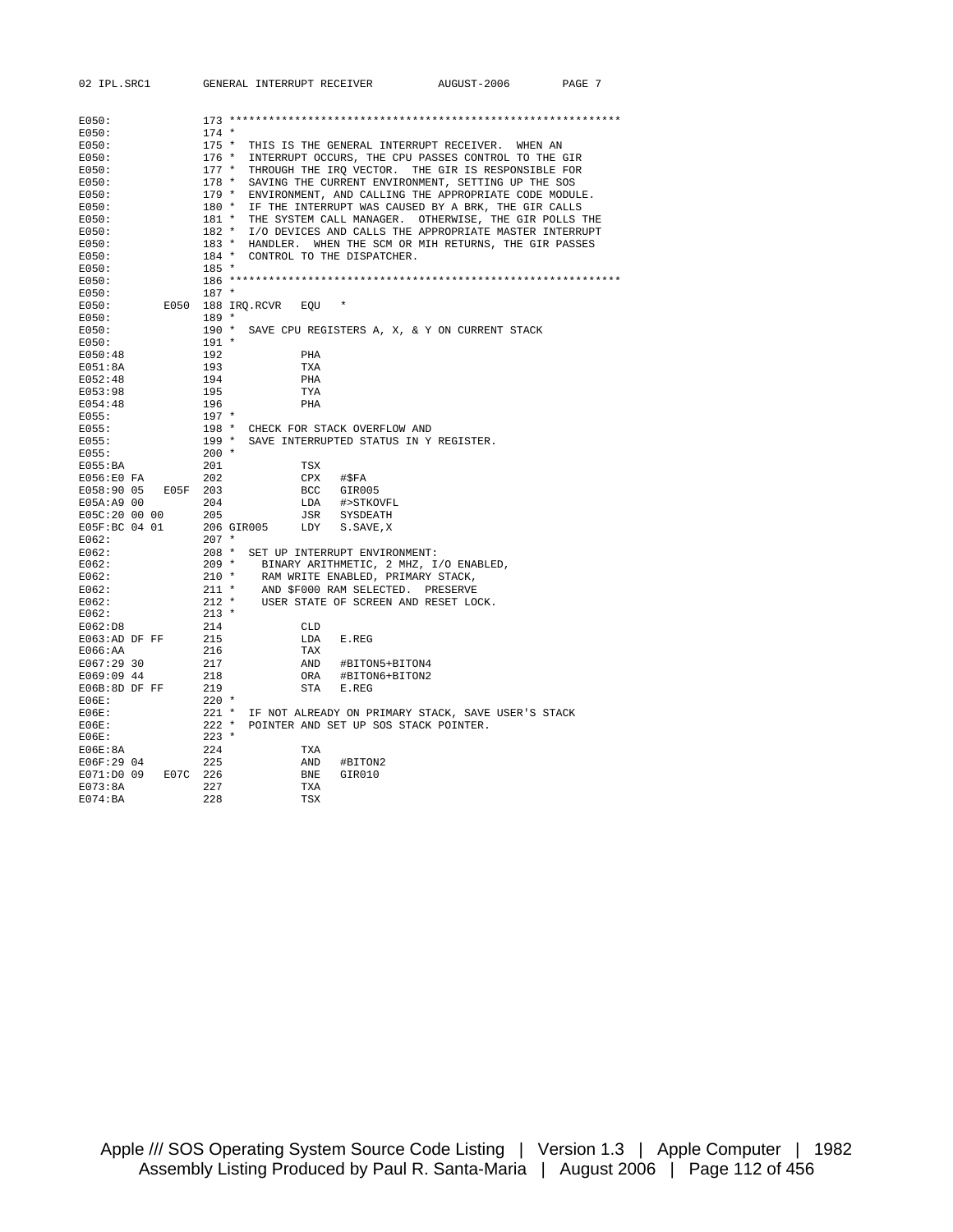```
E050:              173 ***********************************************************
E050:              174 *
E050:              175 *  THIS IS THE GENERAL INTERRUPT RECEIVER.  WHEN AN
E050:              176 *  INTERRUPT OCCURS, THE CPU PASSES CONTROL TO THE GIR
E050:              177 *  THROUGH THE IRQ VECTOR.  THE GIR IS RESPONSIBLE FOR
E050:              178 *  SAVING THE CURRENT ENVIRONMENT, SETTING UP THE SOS
E050:              179 *  ENVIRONMENT, AND CALLING THE APPROPRIATE CODE MODULE.
E050:              180 *  IF THE INTERRUPT WAS CAUSED BY A BRK, THE GIR CALLS
E050:              181 *  THE SYSTEM CALL MANAGER.  OTHERWISE, THE GIR POLLS THE
E050:              182 *  I/O DEVICES AND CALLS THE APPROPRIATE MASTER INTERRUPT
E050:              183 *  HANDLER.  WHEN THE SCM OR MIH RETURNS, THE GIR PASSES
E050:              184 *  CONTROL TO THE DISPATCHER.
E050:              185 *
E050:              186 ***********************************************************
E050:              187 *
E050:         E050 188 IRQ.RCVR   EQU   *
E050:              189 *
E050:              190 *  SAVE CPU REGISTERS A, X, & Y ON CURRENT STACK
E050:              191 *
E050:48            192            PHA
E051:8A            193            TXA
E052:48            194            PHA
E053:98            195            TYA
E054:48            196            PHA
E055:              197 *
E055:              198 *  CHECK FOR STACK OVERFLOW AND
E055:              199 *  SAVE INTERRUPTED STATUS IN Y REGISTER.
E055:              200 *
E055:BA            201            TSX
E056:E0 FA         202            CPX   #$FA
E058:90 05    E05F 203            BCC   GIR005
E05A:A9 00         204            LDA   #>STKOVFL
E05C:20 00 00      205            JSR   SYSDEATH
E05F:BC 04 01      206 GIR005     LDY   S.SAVE,X
E062:              207 *
E062:              208 *  SET UP INTERRUPT ENVIRONMENT:
E062:              209 *    BINARY ARITHMETIC, 2 MHZ, I/O ENABLED,
E062:              210 *    RAM WRITE ENABLED, PRIMARY STACK,
E062:              211 *    AND $F000 RAM SELECTED.  PRESERVE
E062:              212 *    USER STATE OF SCREEN AND RESET LOCK.
E062:              213 *
E062:D8            214            CLD
E063:AD DF FF      215            LDA   E.REG
E066:AA            216            TAX
E067:29 30         217            AND   #BITON5+BITON4
E069:09 44         218            ORA   #BITON6+BITON2
E06B:8D DF FF      219            STA   E.REG
E06E:              220 *
E06E:              221 *  IF NOT ALREADY ON PRIMARY STACK, SAVE USER'S STACK
E06E:              222 *  POINTER AND SET UP SOS STACK POINTER.
E06E:              223 *
E06E:8A            224            TXA
E06F:29 04         225            AND   #BITON2
E071:D0 09    E07C 226            BNE   GIR010
E073:8A            227            TXA
E074:BA            228            TSX
```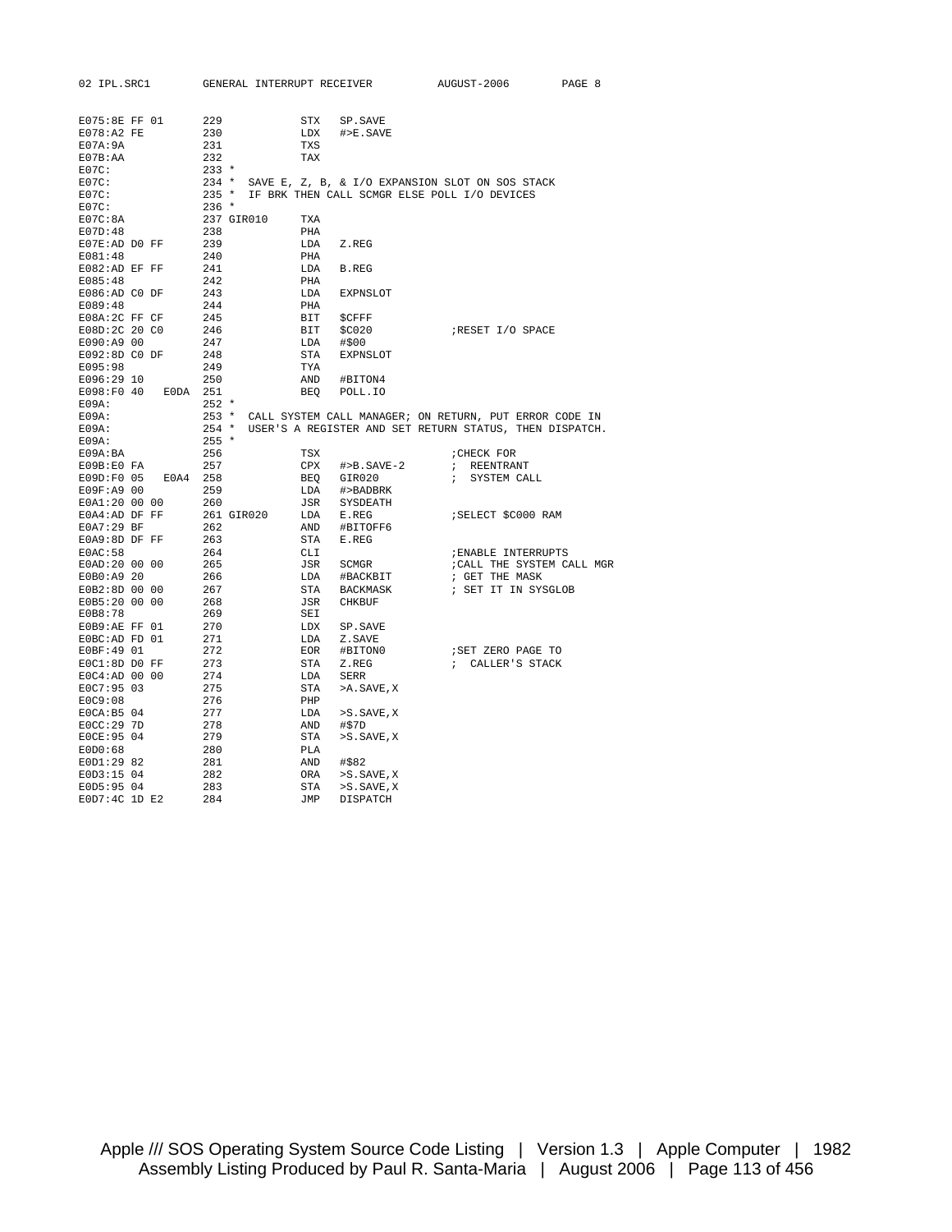```
E075:8E FF 01       229            STX   SP.SAVE
E078:A2 FE          230            LDX   #>E.SAVE
E07A:9A             231            TXS
E07B:AA             232            TAX
E07C:               233 *
E07C:               234 *  SAVE E, Z, B, & I/O EXPANSION SLOT ON SOS STACK
E07C:               235 *  IF BRK THEN CALL SCMGR ELSE POLL I/O DEVICES
E07C:               236 *
E07C:8A             237 GIR010     TXA
E07D:48             238            PHA
E07E:AD D0 FF       239            LDA   Z.REG
E081:48             240            PHA
E082:AD EF FF       241            LDA   B.REG
E085:48             242            PHA
E086:AD C0 DF       243            LDA   EXPNSLOT
E089:48             244            PHA
E08A:2C FF CF       245            BIT   $CFFF
E08D:2C 20 C0       246            BIT   $C020            ;RESET I/O SPACE
E090:A9 00          247            LDA   #$00
E092:8D C0 DF       248            STA   EXPNSLOT
E095:98             249            TYA
E096:29 10          250            AND   #BITON4
E098:F0 40    E0DA  251            BEQ   POLL.IO
E09A:               252 *
E09A:               253 *  CALL SYSTEM CALL MANAGER; ON RETURN, PUT ERROR CODE IN
E09A:               254 *  USER'S A REGISTER AND SET RETURN STATUS, THEN DISPATCH.
E09A:               255 *
E09A:BA             256            TSX                    ;CHECK FOR
E09B:E0 FA          257            CPX   #>B.SAVE-2       ;  REENTRANT
E09D:F0 05    E0A4  258            BEQ   GIR020           ;  SYSTEM CALL
E09F:A9 00          259            LDA   #>BADBRK
E0A1:20 00 00       260            JSR   SYSDEATH
E0A4:AD DF FF       261 GIR020     LDA   E.REG            ;SELECT $C000 RAM
E0A7:29 BF          262            AND   #BITOFF6
E0A9:8D DF FF       263            STA   E.REG
E0AC:58             264            CLI                    ;ENABLE INTERRUPTS
E0AD:20 00 00       265            JSR   SCMGR            ;CALL THE SYSTEM CALL MGR
E0B0:A9 20          266            LDA   #BACKBIT         ; GET THE MASK
E0B2:8D 00 00       267            STA   BACKMASK         ; SET IT IN SYSGLOB
E0B5:20 00 00       268            JSR   CHKBUF
E0B8:78             269            SEI
E0B9:AE FF 01       270            LDX   SP.SAVE
E0BC:AD FD 01       271            LDA   Z.SAVE
E0BF:49 01          272            EOR   #BITON0          ;SET ZERO PAGE TO
E0C1:8D D0 FF       273            STA   Z.REG            ;  CALLER'S STACK
E0C4:AD 00 00       274            LDA   SERR
E0C7:95 03          275            STA   >A.SAVE,X
E0C9:08             276            PHP
E0CA:B5 04          277            LDA   >S.SAVE,X
E0CC:29 7D          278            AND   #$7D
E0CE:95 04          279            STA   >S.SAVE,X
E0D0:68             280            PLA
E0D1:29 82          281            AND   #$82
E0D3:15 04          282            ORA   >S.SAVE,X
E0D5:95 04          283            STA   >S.SAVE,X
E0D7:4C 1D E2       284            JMP   DISPATCH
```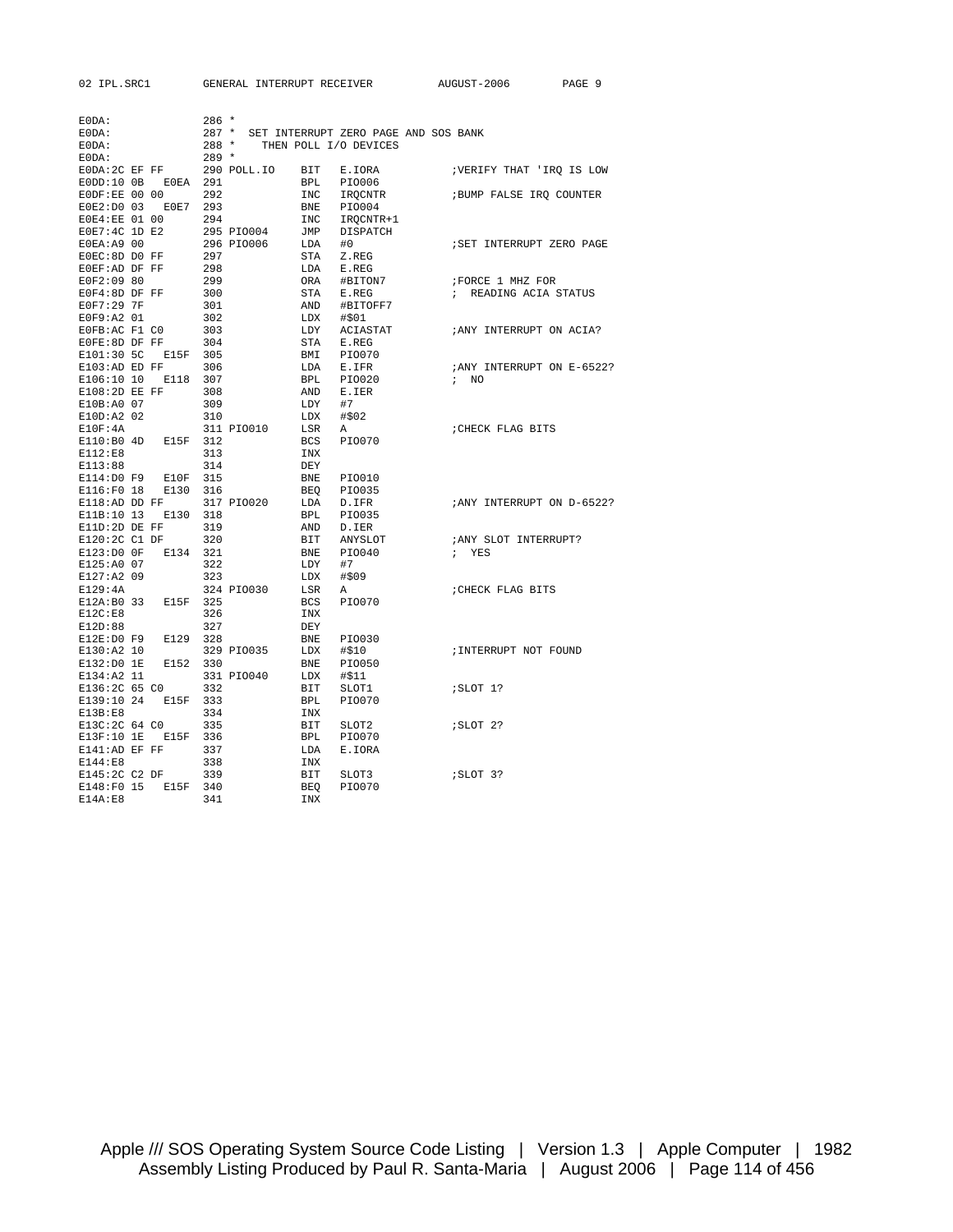```
E0DA:               286 *
E0DA:               287 *  SET INTERRUPT ZERO PAGE AND SOS BANK
E0DA:               288 *     THEN POLL I/O DEVICES
E0DA:               289 *
E0DA:2C EF FF       290 POLL.IO     BIT   E.IORA          ;VERIFY THAT 'IRQ IS LOW
E0DD:10 0B   E0EA   291             BPL   PIO006
E0DF:EE 00 00       292             INC   IRQCNTR         ;BUMP FALSE IRQ COUNTER
E0E2:D0 03   E0E7   293             BNE   PIO004
E0E4:EE 01 00       294             INC   IRQCNTR+1
E0E7:4C 1D E2       295 PIO004      JMP   DISPATCH
E0EA:A9 00          296 PIO006      LDA   #0              ;SET INTERRUPT ZERO PAGE
E0EC:8D D0 FF       297             STA   Z.REG
E0EF:AD DF FF       298             LDA   E.REG
E0F2:09 80          299             ORA   #BITON7         ;FORCE 1 MHZ FOR
E0F4:8D DF FF       300             STA   E.REG           ;  READING ACIA STATUS
E0F7:29 7F          301             AND   #BITOFF7
E0F9:A2 01          302             LDX   #$01
E0FB:AC F1 C0       303             LDY   ACIASTAT        ;ANY INTERRUPT ON ACIA?
E0FE:8D DF FF       304             STA   E.REG
E101:30 5C   E15F   305             BMI   PIO070
E103:AD ED FF       306             LDA   E.IFR           ;ANY INTERRUPT ON E-6522?
E106:10 10   E118   307             BPL   PIO020          ;  NO
E108:2D EE FF       308             AND   E.IER
E10B:A0 07          309             LDY   #7
E10D:A2 02          310             LDX   #$02
E10F:4A             311 PIO010      LSR   A               ;CHECK FLAG BITS
E110:B0 4D   E15F   312             BCS   PIO070
E112:E8             313             INX
E113:88             314             DEY
E114:D0 F9   E10F   315             BNE   PIO010
E116:F0 18   E130   316             BEQ   PIO035
E118:AD DD FF       317 PIO020      LDA   D.IFR           ;ANY INTERRUPT ON D-6522?
E11B:10 13   E130   318             BPL   PIO035
E11D:2D DE FF       319             AND   D.IER
E120:2C C1 DF       320             BIT   ANYSLOT         ;ANY SLOT INTERRUPT?
E123:D0 0F   E134   321             BNE   PIO040          ;  YES
E125:A0 07          322             LDY   #7
E127:A2 09          323             LDX   #$09
E129:4A             324 PIO030      LSR   A               ;CHECK FLAG BITS
E12A:B0 33   E15F   325             BCS   PIO070
E12C:E8             326             INX
E12D:88             327             DEY
E12E:D0 F9   E129   328             BNE   PIO030
E130:A2 10          329 PIO035      LDX   #$10            ;INTERRUPT NOT FOUND
E132:D0 1E   E152   330             BNE   PIO050
E134:A2 11          331 PIO040      LDX   #$11
E136:2C 65 C0       332             BIT   SLOT1           ;SLOT 1?
E139:10 24   E15F   333             BPL   PIO070
E13B:E8             334             INX
E13C:2C 64 C0       335             BIT   SLOT2           ;SLOT 2?
E13F:10 1E   E15F   336             BPL   PIO070
E141:AD EF FF       337             LDA   E.IORA
E144:E8             338             INX
E145:2C C2 DF       339             BIT   SLOT3           ;SLOT 3?
E148:F0 15   E15F   340             BEQ   PIO070
E14A:E8             341             INX
```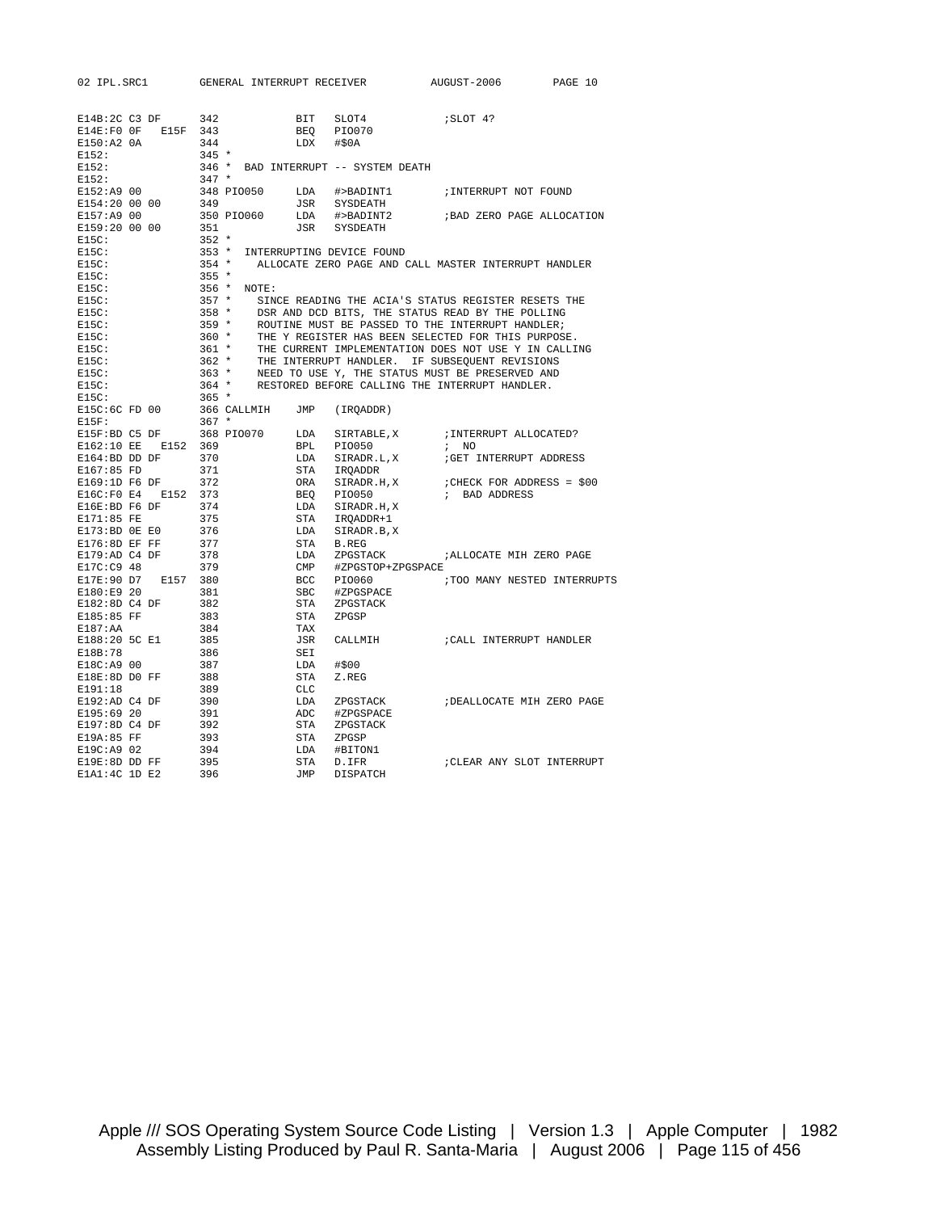```
E14B:2C C3 DF      342            BIT   SLOT4            ;SLOT 4?
E14E:F0 0F   E15F  343            BEQ   PIO070
E150:A2 0A         344            LDX   #$0A
E152:              345 *
E152:              346 *  BAD INTERRUPT -- SYSTEM DEATH
E152:              347 *
E152:A9 00         348 PIO050     LDA   #>BADINT1        ;INTERRUPT NOT FOUND
E154:20 00 00      349            JSR   SYSDEATH
E157:A9 00         350 PIO060     LDA   #>BADINT2        ;BAD ZERO PAGE ALLOCATION
E159:20 00 00      351            JSR   SYSDEATH
E15C:              352 *
E15C:              353 *  INTERRUPTING DEVICE FOUND
E15C:              354 *    ALLOCATE ZERO PAGE AND CALL MASTER INTERRUPT HANDLER
E15C:              355 *
E15C:              356 *  NOTE:
E15C:              357 *    SINCE READING THE ACIA'S STATUS REGISTER RESETS THE
E15C:              358 *    DSR AND DCD BITS, THE STATUS READ BY THE POLLING
E15C:              359 *    ROUTINE MUST BE PASSED TO THE INTERRUPT HANDLER;
E15C:              360 *    THE Y REGISTER HAS BEEN SELECTED FOR THIS PURPOSE.
E15C:              361 *    THE CURRENT IMPLEMENTATION DOES NOT USE Y IN CALLING
E15C:              362 *    THE INTERRUPT HANDLER.  IF SUBSEQUENT REVISIONS
E15C:              363 *    NEED TO USE Y, THE STATUS MUST BE PRESERVED AND
E15C:              364 *    RESTORED BEFORE CALLING THE INTERRUPT HANDLER.
E15C:              365 *
E15C:6C FD 00      366 CALLMIH    JMP   (IRQADDR)
E15F:              367 *
E15F:BD C5 DF      368 PIO070     LDA   SIRTABLE,X       ;INTERRUPT ALLOCATED?
E162:10 EE   E152  369            BPL   PIO050           ; NO
E164:BD DD DF      370            LDA   SIRADR.L,X       ;GET INTERRUPT ADDRESS
E167:85 FD         371            STA   IRQADDR
E169:1D F6 DF      372            ORA   SIRADR.H,X       ;CHECK FOR ADDRESS = $00
E16C:F0 E4   E152  373            BEQ   PIO050           ; BAD ADDRESS
E16E:BD F6 DF      374            LDA   SIRADR.H,X
E171:85 FE         375            STA   IRQADDR+1
E173:BD 0E E0      376            LDA   SIRADR.B,X
E176:8D EF FF      377            STA   B.REG
E179:AD C4 DF      378            LDA   ZPGSTACK         ;ALLOCATE MIH ZERO PAGE
E17C:C9 48         379            CMP   #ZPGSTOP+ZPGSPACE
E17E:90 D7   E157  380            BCC   PIO060           ;TOO MANY NESTED INTERRUPTS
E180:E9 20         381            SBC   #ZPGSPACE
E182:8D C4 DF      382            STA   ZPGSTACK
E185:85 FF         383            STA   ZPGSP
E187:AA            384            TAX
E188:20 5C E1      385            JSR   CALLMIH          ;CALL INTERRUPT HANDLER
E18B:78            386            SEI
E18C:A9 00         387            LDA   #$00
E18E:8D D0 FF      388            STA   Z.REG
E191:18            389            CLC
E192:AD C4 DF      390            LDA   ZPGSTACK         ;DEALLOCATE MIH ZERO PAGE
E195:69 20         391            ADC   #ZPGSPACE
E197:8D C4 DF      392            STA   ZPGSTACK
E19A:85 FF         393            STA   ZPGSP
E19C:A9 02         394            LDA   #BITON1
E19E:8D DD FF      395            STA   D.IFR            ;CLEAR ANY SLOT INTERRUPT
E1A1:4C 1D E2      396            JMP   DISPATCH
```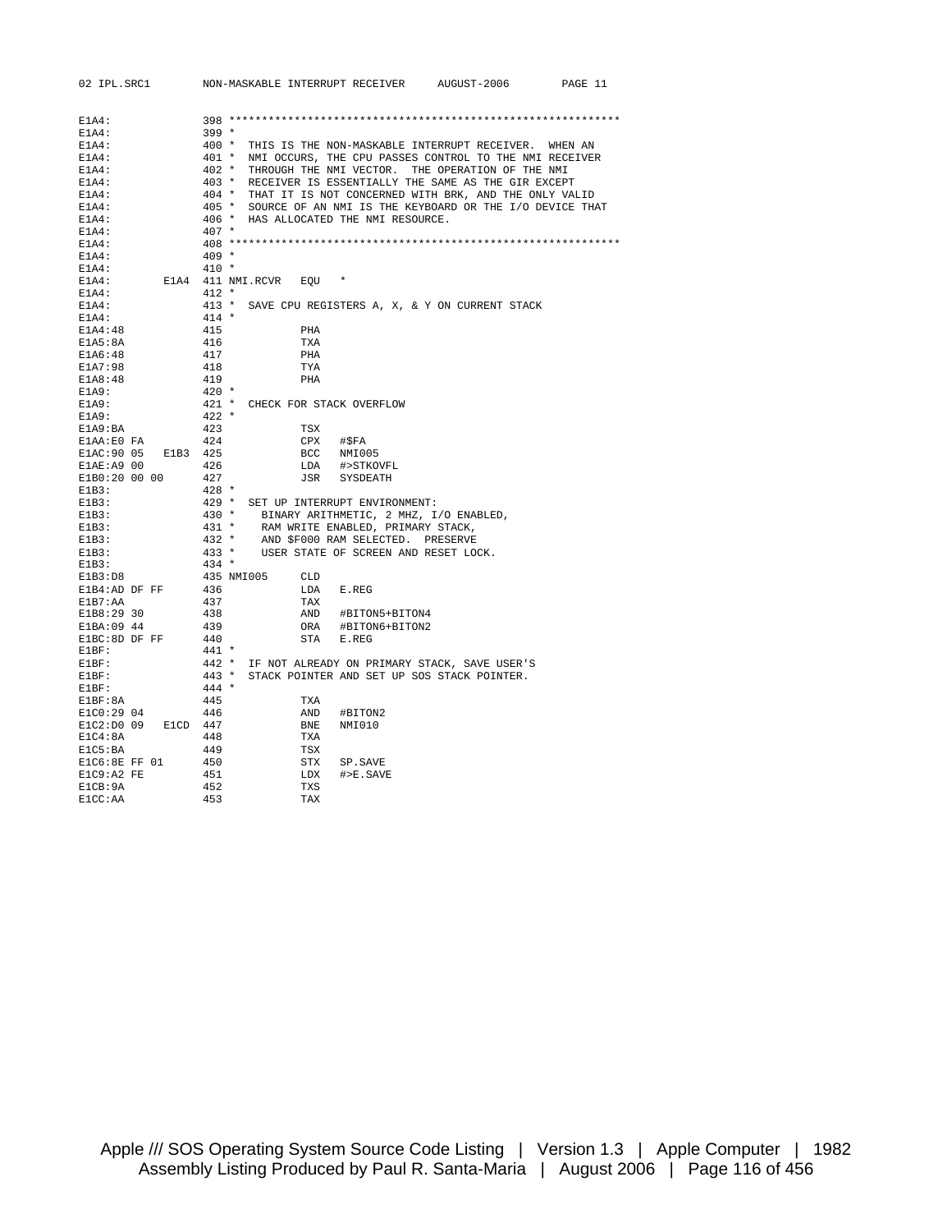```
E1A4:                398 ************************************************************
E1A4:                399 *
E1A4:                400 *  THIS IS THE NON-MASKABLE INTERRUPT RECEIVER.  WHEN AN
E1A4:                401 *  NMI OCCURS, THE CPU PASSES CONTROL TO THE NMI RECEIVER
E1A4:                402 *  THROUGH THE NMI VECTOR.  THE OPERATION OF THE NMI
E1A4:                403 *  RECEIVER IS ESSENTIALLY THE SAME AS THE GIR EXCEPT
E1A4:                404 *  THAT IT IS NOT CONCERNED WITH BRK, AND THE ONLY VALID
E1A4:                405 *  SOURCE OF AN NMI IS THE KEYBOARD OR THE I/O DEVICE THAT
E1A4:                406 *  HAS ALLOCATED THE NMI RESOURCE.
E1A4:                407 *
E1A4:                408 ************************************************************
E1A4:                409 *
E1A4:                410 *
E1A4:          E1A4  411 NMI.RCVR   EQU   *
E1A4:                412 *
E1A4:                413 *  SAVE CPU REGISTERS A, X, & Y ON CURRENT STACK
E1A4:                414 *
E1A4:48              415            PHA
E1A5:8A              416            TXA
E1A6:48              417            PHA
E1A7:98              418            TYA
E1A8:48              419            PHA
E1A9:                420 *
E1A9:                421 *  CHECK FOR STACK OVERFLOW
E1A9:                422 *
E1A9:BA              423            TSX
E1AA:E0 FA           424            CPX   #$FA
E1AC:90 05    E1B3   425            BCC   NMI005
E1AE:A9 00           426            LDA   #>STKOVFL
E1B0:20 00 00        427            JSR   SYSDEATH
E1B3:                428 *
E1B3:                429 *  SET UP INTERRUPT ENVIRONMENT:
E1B3:                430 *    BINARY ARITHMETIC, 2 MHZ, I/O ENABLED,
E1B3:                431 *    RAM WRITE ENABLED, PRIMARY STACK,
E1B3:                432 *    AND $F000 RAM SELECTED.  PRESERVE
E1B3:                433 *    USER STATE OF SCREEN AND RESET LOCK.
E1B3:                434 *
E1B3:D8              435 NMI005     CLD
E1B4:AD DF FF        436            LDA   E.REG
E1B7:AA              437            TAX
E1B8:29 30           438            AND   #BITON5+BITON4
E1BA:09 44           439            ORA   #BITON6+BITON2
E1BC:8D DF FF        440            STA   E.REG
E1BF:                441 *
E1BF:                442 *  IF NOT ALREADY ON PRIMARY STACK, SAVE USER'S
E1BF:                443 *  STACK POINTER AND SET UP SOS STACK POINTER.
E1BF:                444 *
E1BF:8A              445            TXA
E1C0:29 04           446            AND   #BITON2
E1C2:D0 09    E1CD   447            BNE   NMI010
E1C4:8A              448            TXA
E1C5:BA              449            TSX
E1C6:8E FF 01        450            STX   SP.SAVE
E1C9:A2 FE           451            LDX   #>E.SAVE
E1CB:9A              452            TXS
E1CC:AA              453            TAX
```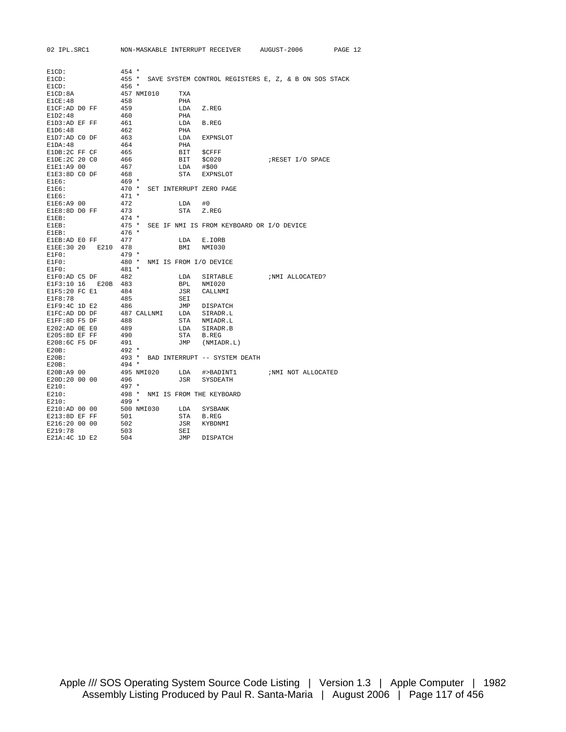```
E1CD:              454 *
E1CD:              455 *  SAVE SYSTEM CONTROL REGISTERS E, Z, & B ON SOS STACK
E1CD:              456 *
E1CD:8A            457 NMI010     TXA
E1CE:48            458            PHA
E1CF:AD D0 FF      459            LDA   Z.REG
E1D2:48            460            PHA
E1D3:AD EF FF      461            LDA   B.REG
E1D6:48            462            PHA
E1D7:AD C0 DF      463            LDA   EXPNSLOT
E1DA:48            464            PHA
E1DB:2C FF CF      465            BIT   $CFFF
E1DE:2C 20 C0      466            BIT   $C020            ;RESET I/O SPACE
E1E1:A9 00         467            LDA   #$00
E1E3:8D C0 DF      468            STA   EXPNSLOT
E1E6:              469 *
E1E6:              470 *  SET INTERRUPT ZERO PAGE
E1E6:              471 *
E1E6:A9 00         472            LDA   #0
E1E8:8D D0 FF      473            STA   Z.REG
E1EB:              474 *
E1EB:              475 *  SEE IF NMI IS FROM KEYBOARD OR I/O DEVICE
E1EB:              476 *
E1EB:AD E0 FF      477            LDA   E.IORB
E1EE:30 20   E210  478            BMI   NMI030
E1F0:              479 *
E1F0:              480 *  NMI IS FROM I/O DEVICE
E1F0:              481 *
E1F0:AD C5 DF      482            LDA   SIRTABLE         ;NMI ALLOCATED?
E1F3:10 16   E20B  483            BPL   NMI020
E1F5:20 FC E1      484            JSR   CALLNMI
E1F8:78            485            SEI
E1F9:4C 1D E2      486            JMP   DISPATCH
E1FC:AD DD DF      487 CALLNMI    LDA   SIRADR.L
E1FF:8D F5 DF      488            STA   NMIADR.L
E202:AD 0E E0      489            LDA   SIRADR.B
E205:8D EF FF      490            STA   B.REG
E208:6C F5 DF      491            JMP   (NMIADR.L)
E20B:              492 *
E20B:              493 *  BAD INTERRUPT -- SYSTEM DEATH
E20B:              494 *
E20B:A9 00         495 NMI020     LDA   #>BADINT1        ;NMI NOT ALLOCATED
E20D:20 00 00      496            JSR   SYSDEATH
E210:              497 *
E210:              498 *  NMI IS FROM THE KEYBOARD
E210:              499 *
E210:AD 00 00      500 NMI030     LDA   SYSBANK
E213:8D EF FF      501            STA   B.REG
E216:20 00 00      502            JSR   KYBDNMI
E219:78            503            SEI
E21A:4C 1D E2      504            JMP   DISPATCH
```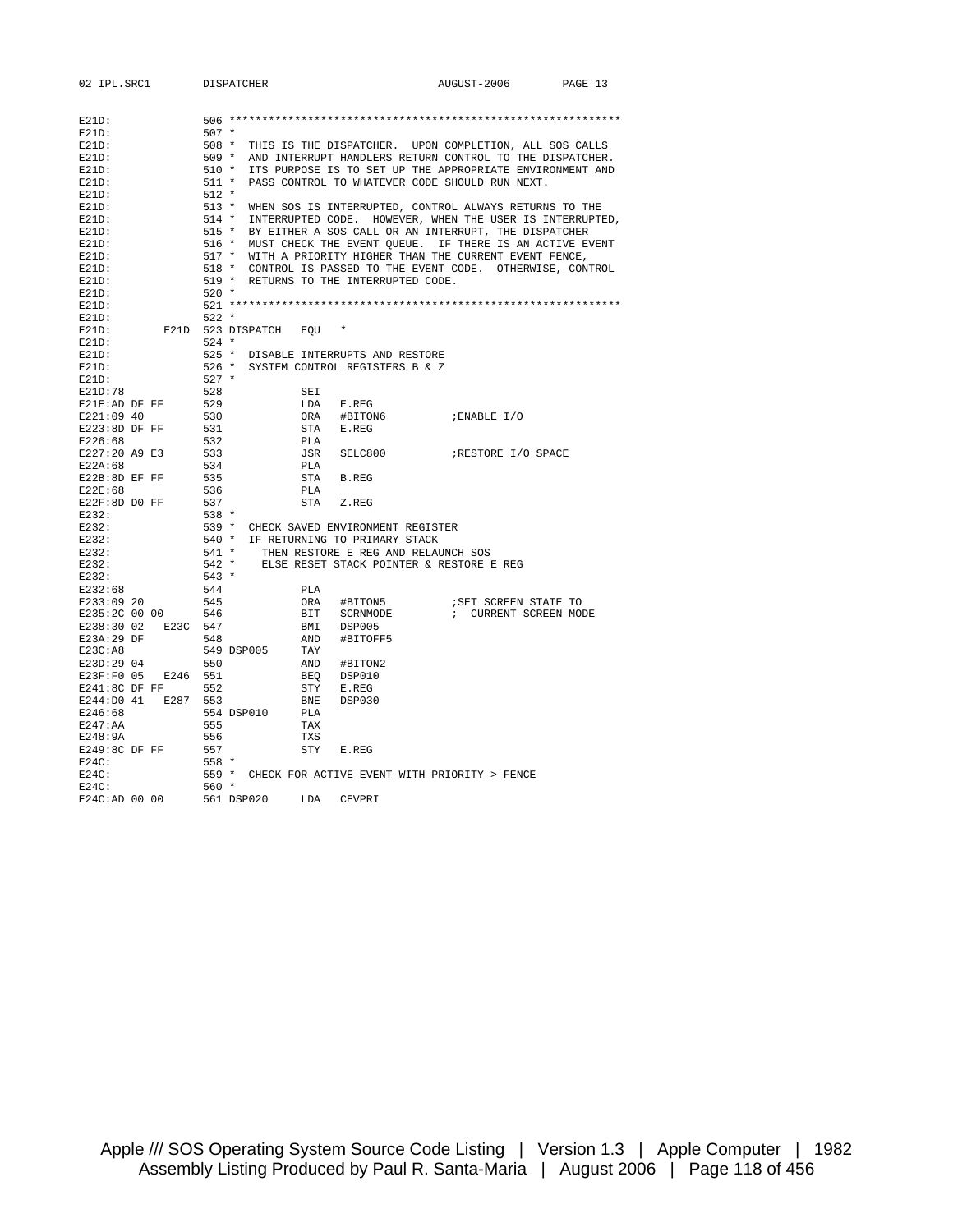```
E21D:              506 ************************************************************
E21D:              507 *
E21D:              508 *  THIS IS THE DISPATCHER.  UPON COMPLETION, ALL SOS CALLS
E21D:              509 *  AND INTERRUPT HANDLERS RETURN CONTROL TO THE DISPATCHER.
E21D:              510 *  ITS PURPOSE IS TO SET UP THE APPROPRIATE ENVIRONMENT AND
E21D:              511 *  PASS CONTROL TO WHATEVER CODE SHOULD RUN NEXT.
E21D:              512 *
E21D:              513 *  WHEN SOS IS INTERRUPTED, CONTROL ALWAYS RETURNS TO THE
E21D:              514 *  INTERRUPTED CODE.  HOWEVER, WHEN THE USER IS INTERRUPTED,
E21D:              515 *  BY EITHER A SOS CALL OR AN INTERRUPT, THE DISPATCHER
E21D:              516 *  MUST CHECK THE EVENT QUEUE.  IF THERE IS AN ACTIVE EVENT
E21D:              517 *  WITH A PRIORITY HIGHER THAN THE CURRENT EVENT FENCE,
E21D:              518 *  CONTROL IS PASSED TO THE EVENT CODE.  OTHERWISE, CONTROL
E21D:              519 *  RETURNS TO THE INTERRUPTED CODE.
E21D:              520 *
E21D:              521 ************************************************************
E21D:              522 *
E21D:         E21D 523 DISPATCH   EQU   *
E21D:              524 *
E21D:              525 *  DISABLE INTERRUPTS AND RESTORE
E21D:              526 *  SYSTEM CONTROL REGISTERS B & Z
E21D:              527 *
E21D:78            528            SEI
E21E:AD DF FF      529            LDA   E.REG
E221:09 40         530            ORA   #BITON6           ;ENABLE I/O
E223:8D DF FF      531            STA   E.REG
E226:68            532            PLA
E227:20 A9 E3      533            JSR   SELC800           ;RESTORE I/O SPACE
E22A:68            534            PLA
E22B:8D EF FF      535            STA   B.REG
E22E:68            536            PLA
E22F:8D D0 FF      537            STA   Z.REG
E232:              538 *
E232:              539 *  CHECK SAVED ENVIRONMENT REGISTER
E232:              540 *  IF RETURNING TO PRIMARY STACK
E232:              541 *     THEN RESTORE E REG AND RELAUNCH SOS
E232:              542 *     ELSE RESET STACK POINTER & RESTORE E REG
E232:              543 *
E232:68            544            PLA
E233:09 20         545            ORA   #BITON5           ;SET SCREEN STATE TO
E235:2C 00 00      546            BIT   SCRNMODE          ;  CURRENT SCREEN MODE
E238:30 02   E23C  547            BMI   DSP005
E23A:29 DF         548            AND   #BITOFF5
E23C:A8            549 DSP005     TAY
E23D:29 04         550            AND   #BITON2
E23F:F0 05   E246  551            BEQ   DSP010
E241:8C DF FF      552            STY   E.REG
E244:D0 41   E287  553            BNE   DSP030
E246:68            554 DSP010     PLA
E247:AA            555            TAX
E248:9A            556            TXS
E249:8C DF FF      557            STY   E.REG
E24C:              558 *
E24C:              559 *  CHECK FOR ACTIVE EVENT WITH PRIORITY > FENCE
E24C:              560 *
E24C:AD 00 00      561 DSP020     LDA   CEVPRI
```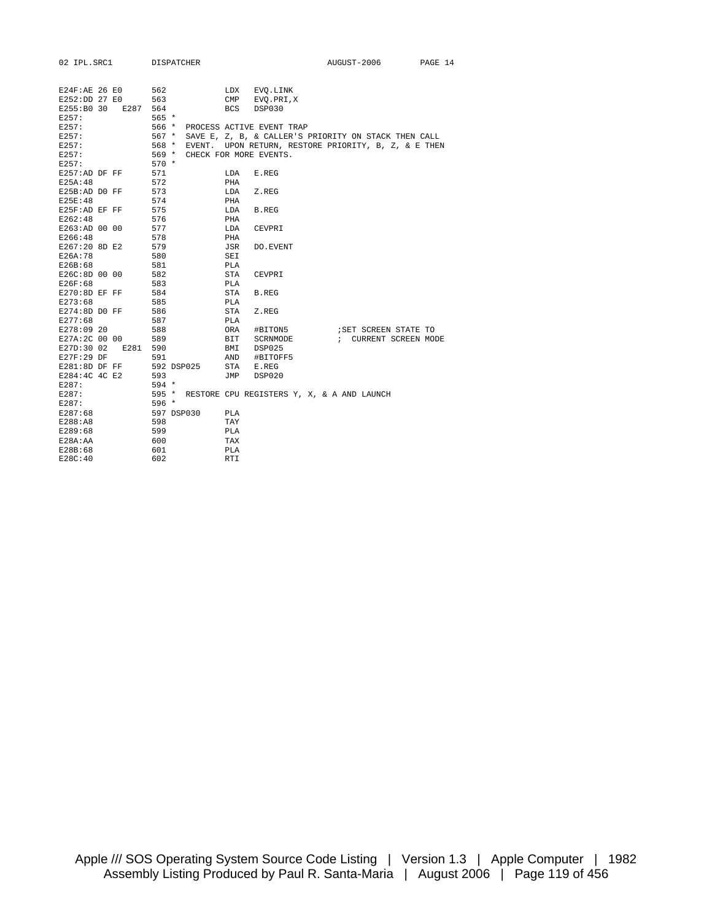```
E24F:AE 26 E0      562            LDX   EVQ.LINK
E252:DD 27 E0      563            CMP   EVQ.PRI,X
E255:B0 30   E287  564            BCS   DSP030
E257:              565 *
E257:              566 *  PROCESS ACTIVE EVENT TRAP
E257:              567 *  SAVE E, Z, B, & CALLER'S PRIORITY ON STACK THEN CALL
E257:              568 *  EVENT.  UPON RETURN, RESTORE PRIORITY, B, Z, & E THEN
E257:              569 *  CHECK FOR MORE EVENTS.
E257:              570 *
E257:AD DF FF      571            LDA   E.REG
E25A:48            572            PHA
E25B:AD D0 FF      573            LDA   Z.REG
E25E:48            574            PHA
E25F:AD EF FF      575            LDA   B.REG
E262:48            576            PHA
E263:AD 00 00      577            LDA   CEVPRI
E266:48            578            PHA
E267:20 8D E2      579            JSR   DO.EVENT
E26A:78            580            SEI
E26B:68            581            PLA
E26C:8D 00 00      582            STA   CEVPRI
E26F:68            583            PLA
E270:8D EF FF      584            STA   B.REG
E273:68            585            PLA
E274:8D D0 FF      586            STA   Z.REG
E277:68            587            PLA
E278:09 20         588            ORA   #BITON5           ;SET SCREEN STATE TO
E27A:2C 00 00      589            BIT   SCRNMODE          ;  CURRENT SCREEN MODE
E27D:30 02   E281  590            BMI   DSP025
E27F:29 DF         591            AND   #BITOFF5
E281:8D DF FF      592 DSP025     STA   E.REG
E284:4C 4C E2      593            JMP   DSP020
E287:              594 *
E287:              595 *  RESTORE CPU REGISTERS Y, X, & A AND LAUNCH
E287:              596 *
E287:68            597 DSP030     PLA
E288:A8            598            TAY
E289:68            599            PLA
E28A:AA            600            TAX
E28B:68            601            PLA
E28C:40            602            RTI
```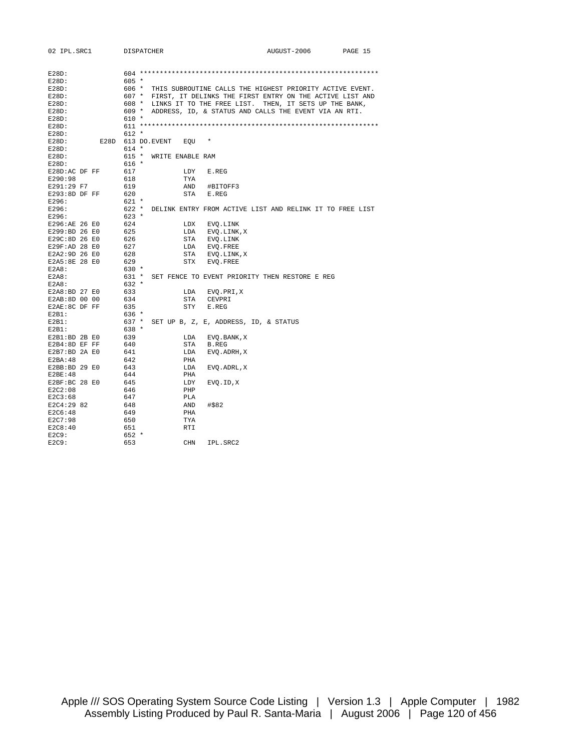```
E28D:               604 ************************************************************
E28D:               605 *
E28D:               606 *  THIS SUBROUTINE CALLS THE HIGHEST PRIORITY ACTIVE EVENT.
E28D:               607 *  FIRST, IT DELINKS THE FIRST ENTRY ON THE ACTIVE LIST AND
E28D:               608 *  LINKS IT TO THE FREE LIST.  THEN, IT SETS UP THE BANK,
E28D:               609 *  ADDRESS, ID, & STATUS AND CALLS THE EVENT VIA AN RTI.
E28D:               610 *
E28D:               611 ************************************************************
E28D:               612 *
E28D:          E28D 613 DO.EVENT   EQU   *
E28D:               614 *
E28D:               615 *  WRITE ENABLE RAM
E28D:               616 *
E28D:AC DF FF       617            LDY   E.REG
E290:98             618            TYA
E291:29 F7          619            AND   #BITOFF3
E293:8D DF FF       620            STA   E.REG
E296:               621 *
E296:               622 *  DELINK ENTRY FROM ACTIVE LIST AND RELINK IT TO FREE LIST
E296:               623 *
E296:AE 26 E0       624            LDX   EVQ.LINK
E299:BD 26 E0       625            LDA   EVQ.LINK,X
E29C:8D 26 E0       626            STA   EVQ.LINK
E29F:AD 28 E0       627            LDA   EVQ.FREE
E2A2:9D 26 E0       628            STA   EVQ.LINK,X
E2A5:8E 28 E0       629            STX   EVQ.FREE
E2A8:               630 *
E2A8:               631 *  SET FENCE TO EVENT PRIORITY THEN RESTORE E REG
E2A8:               632 *
E2A8:BD 27 E0       633            LDA   EVQ.PRI,X
E2AB:8D 00 00       634            STA   CEVPRI
E2AE:8C DF FF       635            STY   E.REG
E2B1:               636 *
E2B1:               637 *  SET UP B, Z, E, ADDRESS, ID, & STATUS
E2B1:               638 *
E2B1:BD 2B E0       639            LDA   EVQ.BANK,X
E2B4:8D EF FF       640            STA   B.REG
E2B7:BD 2A E0       641            LDA   EVQ.ADRH,X
E2BA:48             642            PHA
E2BB:BD 29 E0       643            LDA   EVQ.ADRL,X
E2BE:48             644            PHA
E2BF:BC 28 E0       645            LDY   EVQ.ID,X
E2C2:08             646            PHP
E2C3:68             647            PLA
E2C4:29 82          648            AND   #$82
E2C6:48             649            PHA
E2C7:98             650            TYA
E2C8:40             651            RTI
E2C9:               652 *
E2C9:               653            CHN   IPL.SRC2
```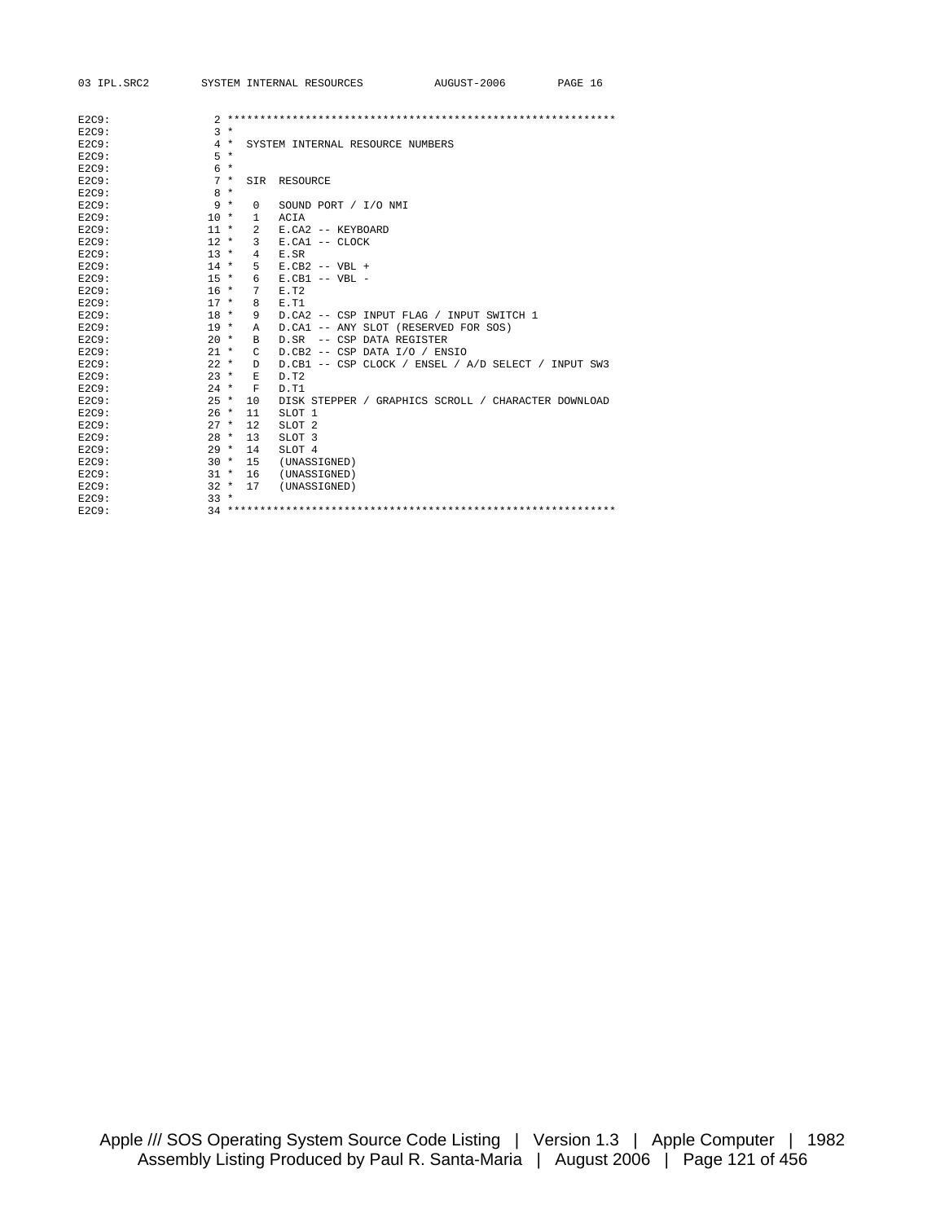```
E2C9:              2 ************************************************************
E2C9:              3 *
E2C9:              4 *  SYSTEM INTERNAL RESOURCE NUMBERS
E2C9:              5 *
E2C9:              6 *
E2C9:              7 *  SIR  RESOURCE
E2C9:              8 *
E2C9:              9 *   0   SOUND PORT / I/O NMI
E2C9:             10 *   1   ACIA
E2C9:             11 *   2   E.CA2 -- KEYBOARD
E2C9:             12 *   3   E.CA1 -- CLOCK
E2C9:             13 *   4   E.SR
E2C9:             14 *   5   E.CB2 -- VBL +
E2C9:             15 *   6   E.CB1 -- VBL -
E2C9:             16 *   7   E.T2
E2C9:             17 *   8   E.T1
E2C9:             18 *   9   D.CA2 -- CSP INPUT FLAG / INPUT SWITCH 1
E2C9:             19 *   A   D.CA1 -- ANY SLOT (RESERVED FOR SOS)
E2C9:             20 *   B   D.SR  -- CSP DATA REGISTER
E2C9:             21 *   C   D.CB2 -- CSP DATA I/O / ENSIO
E2C9:             22 *   D   D.CB1 -- CSP CLOCK / ENSEL / A/D SELECT / INPUT SW3
E2C9:             23 *   E   D.T2
E2C9:             24 *   F   D.T1
E2C9:             25 *  10   DISK STEPPER / GRAPHICS SCROLL / CHARACTER DOWNLOAD
E2C9:             26 *  11   SLOT 1
E2C9:             27 *  12   SLOT 2
E2C9:             28 *  13   SLOT 3
E2C9:             29 *  14   SLOT 4
E2C9:             30 *  15   (UNASSIGNED)
E2C9:             31 *  16   (UNASSIGNED)
E2C9:             32 *  17   (UNASSIGNED)
E2C9:             33 *
E2C9:             34 ************************************************************
```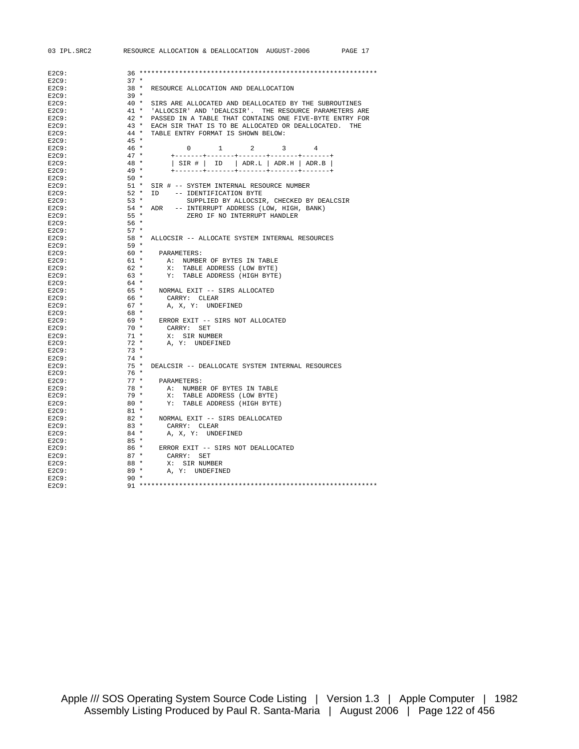```
E2C9:              36 ************************************************************
E2C9:              37 *
E2C9:              38 *  RESOURCE ALLOCATION AND DEALLOCATION
E2C9:              39 *
E2C9:              40 *  SIRS ARE ALLOCATED AND DEALLOCATED BY THE SUBROUTINES
E2C9:              41 *  'ALLOCSIR' AND 'DEALCSIR'.  THE RESOURCE PARAMETERS ARE
E2C9:              42 *  PASSED IN A TABLE THAT CONTAINS ONE FIVE-BYTE ENTRY FOR
E2C9:              43 *  EACH SIR THAT IS TO BE ALLOCATED OR DEALLOCATED.  THE
E2C9:              44 *  TABLE ENTRY FORMAT IS SHOWN BELOW:
E2C9:              45 *
E2C9:              46 *          0       1       2       3       4
E2C9:              47 *      +-------+-------+-------+-------+-------+
E2C9:              48 *      | SIR # |  ID   | ADR.L | ADR.H | ADR.B |
E2C9:              49 *      +-------+-------+-------+-------+-------+
E2C9:              50 *
E2C9:              51 *  SIR # -- SYSTEM INTERNAL RESOURCE NUMBER
E2C9:              52 *  ID    -- IDENTIFICATION BYTE
E2C9:              53 *           SUPPLIED BY ALLOCSIR, CHECKED BY DEALCSIR
E2C9:              54 *  ADR   -- INTERRUPT ADDRESS (LOW, HIGH, BANK)
E2C9:              55 *           ZERO IF NO INTERRUPT HANDLER
E2C9:              56 *
E2C9:              57 *
E2C9:              58 *  ALLOCSIR -- ALLOCATE SYSTEM INTERNAL RESOURCES
E2C9:              59 *
E2C9:              60 *    PARAMETERS:
E2C9:              61 *      A:  NUMBER OF BYTES IN TABLE
E2C9:              62 *      X:  TABLE ADDRESS (LOW BYTE)
E2C9:              63 *      Y:  TABLE ADDRESS (HIGH BYTE)
E2C9:              64 *
E2C9:              65 *    NORMAL EXIT -- SIRS ALLOCATED
E2C9:              66 *      CARRY:  CLEAR
E2C9:              67 *      A, X, Y:  UNDEFINED
E2C9:              68 *
E2C9:              69 *    ERROR EXIT -- SIRS NOT ALLOCATED
E2C9:              70 *      CARRY:  SET
E2C9:              71 *      X:  SIR NUMBER
E2C9:              72 *      A, Y:  UNDEFINED
E2C9:              73 *
E2C9:              74 *
E2C9:              75 *  DEALCSIR -- DEALLOCATE SYSTEM INTERNAL RESOURCES
E2C9:              76 *
E2C9:              77 *    PARAMETERS:
E2C9:              78 *      A:  NUMBER OF BYTES IN TABLE
E2C9:              79 *      X:  TABLE ADDRESS (LOW BYTE)
E2C9:              80 *      Y:  TABLE ADDRESS (HIGH BYTE)
E2C9:              81 *
E2C9:              82 *    NORMAL EXIT -- SIRS DEALLOCATED
E2C9:              83 *      CARRY:  CLEAR
E2C9:              84 *      A, X, Y:  UNDEFINED
E2C9:              85 *
E2C9:              86 *    ERROR EXIT -- SIRS NOT DEALLOCATED
E2C9:              87 *      CARRY:  SET
E2C9:              88 *      X:  SIR NUMBER
E2C9:              89 *      A, Y:  UNDEFINED
E2C9:              90 *
E2C9:              91 ************************************************************
```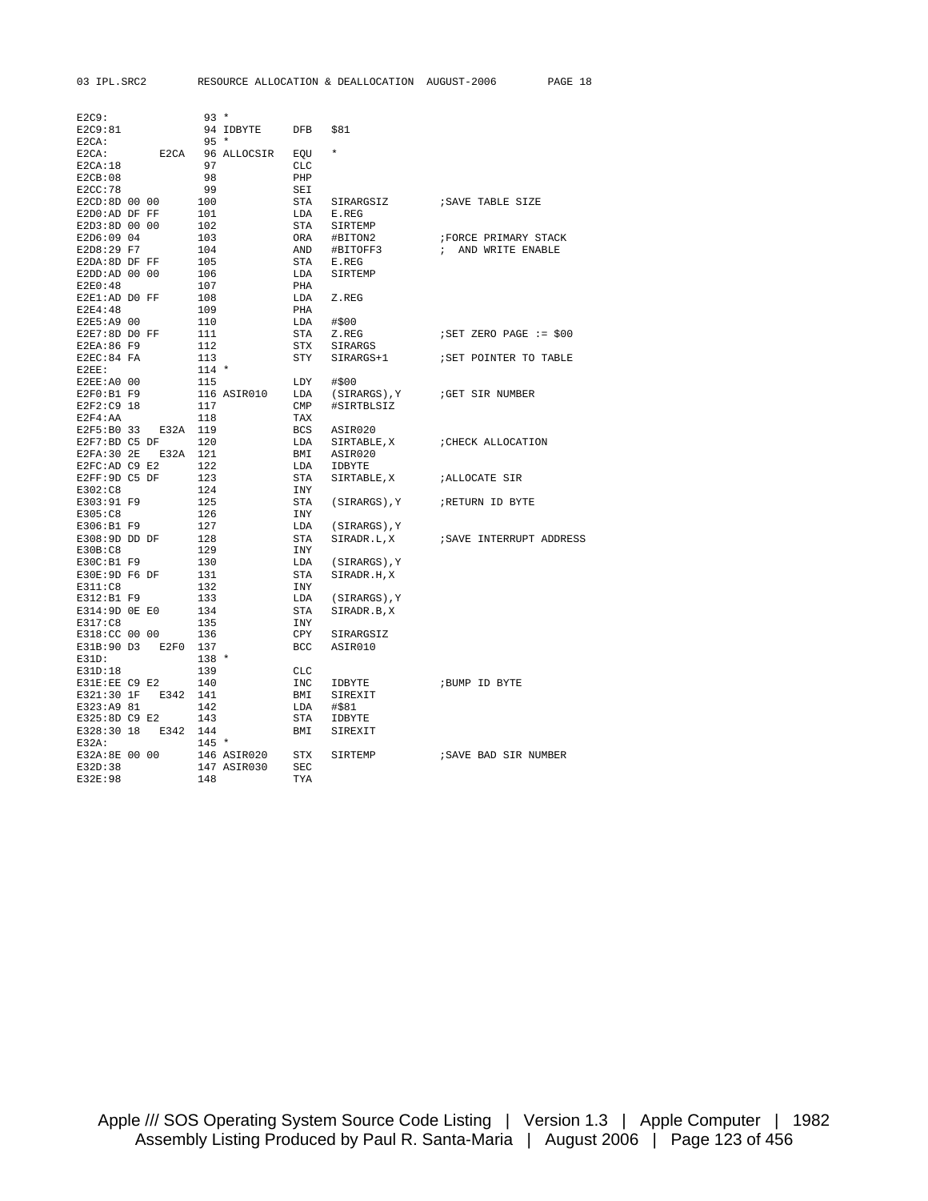```
E2C9:                93 *
E2C9:81              94 IDBYTE     DFB   $81
E2CA:                95 *
E2CA:        E2CA    96 ALLOCSIR   EQU   *
E2CA:18              97            CLC
E2CB:08              98            PHP
E2CC:78              99            SEI
E2CD:8D 00 00       100            STA   SIRARGSIZ        ;SAVE TABLE SIZE
E2D0:AD DF FF       101            LDA   E.REG
E2D3:8D 00 00       102            STA   SIRTEMP
E2D6:09 04          103            ORA   #BITON2          ;FORCE PRIMARY STACK
E2D8:29 F7          104            AND   #BITOFF3         ;  AND WRITE ENABLE
E2DA:8D DF FF       105            STA   E.REG
E2DD:AD 00 00       106            LDA   SIRTEMP
E2E0:48             107            PHA
E2E1:AD D0 FF       108            LDA   Z.REG
E2E4:48             109            PHA
E2E5:A9 00          110            LDA   #$00
E2E7:8D D0 FF       111            STA   Z.REG            ;SET ZERO PAGE := $00
E2EA:86 F9          112            STX   SIRARGS
E2EC:84 FA          113            STY   SIRARGS+1        ;SET POINTER TO TABLE
E2EE:               114 *
E2EE:A0 00          115            LDY   #$00
E2F0:B1 F9          116 ASIR010    LDA   (SIRARGS),Y      ;GET SIR NUMBER
E2F2:C9 18          117            CMP   #SIRTBLSIZ
E2F4:AA             118            TAX
E2F5:B0 33   E32A   119            BCS   ASIR020
E2F7:BD C5 DF       120            LDA   SIRTABLE,X       ;CHECK ALLOCATION
E2FA:30 2E   E32A   121            BMI   ASIR020
E2FC:AD C9 E2       122            LDA   IDBYTE
E2FF:9D C5 DF       123            STA   SIRTABLE,X       ;ALLOCATE SIR
E302:C8             124            INY
E303:91 F9          125            STA   (SIRARGS),Y      ;RETURN ID BYTE
E305:C8             126            INY
E306:B1 F9          127            LDA   (SIRARGS),Y
E308:9D DD DF       128            STA   SIRADR.L,X       ;SAVE INTERRUPT ADDRESS
E30B:C8             129            INY
E30C:B1 F9          130            LDA   (SIRARGS),Y
E30E:9D F6 DF       131            STA   SIRADR.H,X
E311:C8             132            INY
E312:B1 F9          133            LDA   (SIRARGS),Y
E314:9D 0E E0       134            STA   SIRADR.B,X
E317:C8             135            INY
E318:CC 00 00       136            CPY   SIRARGSIZ
E31B:90 D3   E2F0   137            BCC   ASIR010
E31D:               138 *
E31D:18             139            CLC
E31E:EE C9 E2       140            INC   IDBYTE           ;BUMP ID BYTE
E321:30 1F   E342   141            BMI   SIREXIT
E323:A9 81          142            LDA   #$81
E325:8D C9 E2       143            STA   IDBYTE
E328:30 18   E342   144            BMI   SIREXIT
E32A:               145 *
E32A:8E 00 00       146 ASIR020    STX   SIRTEMP          ;SAVE BAD SIR NUMBER
E32D:38             147 ASIR030    SEC
E32E:98             148            TYA
```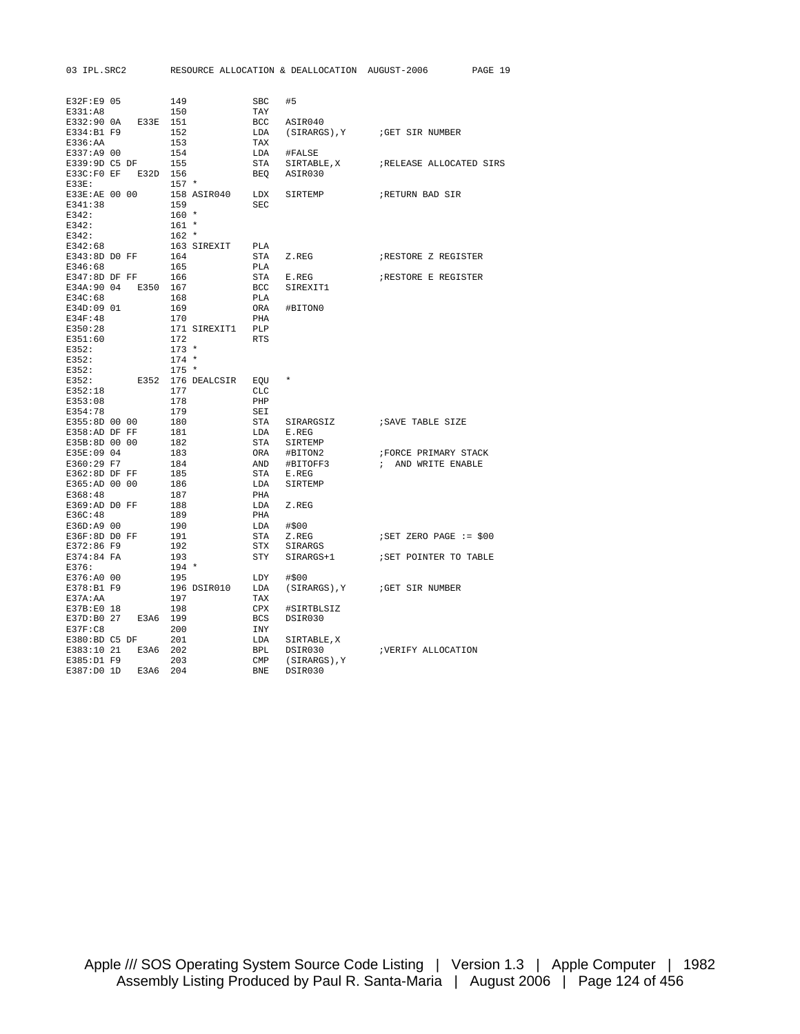```
E32F:E9 05          149             SBC   #5
E331:A8             150             TAY
E332:90 0A   E33E   151             BCC   ASIR040
E334:B1 F9          152             LDA   (SIRARGS),Y      ;GET SIR NUMBER
E336:AA             153             TAX
E337:A9 00          154             LDA   #FALSE
E339:9D C5 DF       155             STA   SIRTABLE,X       ;RELEASE ALLOCATED SIRS
E33C:F0 EF   E32D   156             BEQ   ASIR030
E33E:               157 *
E33E:AE 00 00       158 ASIR040     LDX   SIRTEMP          ;RETURN BAD SIR
E341:38             159             SEC
E342:               160 *
E342:               161 *
E342:               162 *
E342:68             163 SIREXIT     PLA
E343:8D D0 FF       164             STA   Z.REG            ;RESTORE Z REGISTER
E346:68             165             PLA
E347:8D DF FF       166             STA   E.REG            ;RESTORE E REGISTER
E34A:90 04   E350   167             BCC   SIREXIT1
E34C:68             168             PLA
E34D:09 01          169             ORA   #BITON0
E34F:48             170             PHA
E350:28             171 SIREXIT1    PLP
E351:60             172             RTS
E352:               173 *
E352:               174 *
E352:               175 *
E352:        E352   176 DEALCSIR    EQU   *
E352:18             177             CLC
E353:08             178             PHP
E354:78             179             SEI
E355:8D 00 00       180             STA   SIRARGSIZ        ;SAVE TABLE SIZE
E358:AD DF FF       181             LDA   E.REG
E35B:8D 00 00       182             STA   SIRTEMP
E35E:09 04          183             ORA   #BITON2          ;FORCE PRIMARY STACK
E360:29 F7          184             AND   #BITOFF3         ;  AND WRITE ENABLE
E362:8D DF FF       185             STA   E.REG
E365:AD 00 00       186             LDA   SIRTEMP
E368:48             187             PHA
E369:AD D0 FF       188             LDA   Z.REG
E36C:48             189             PHA
E36D:A9 00          190             LDA   #$00
E36F:8D D0 FF       191             STA   Z.REG            ;SET ZERO PAGE := $00
E372:86 F9          192             STX   SIRARGS
E374:84 FA          193             STY   SIRARGS+1        ;SET POINTER TO TABLE
E376:               194 *
E376:A0 00          195             LDY   #$00
E378:B1 F9          196 DSIR010     LDA   (SIRARGS),Y      ;GET SIR NUMBER
E37A:AA             197             TAX
E37B:E0 18          198             CPX   #SIRTBLSIZ
E37D:B0 27   E3A6   199             BCS   DSIR030
E37F:C8             200             INY
E380:BD C5 DF       201             LDA   SIRTABLE,X
E383:10 21   E3A6   202             BPL   DSIR030          ;VERIFY ALLOCATION
E385:D1 F9          203             CMP   (SIRARGS),Y
E387:D0 1D   E3A6   204             BNE   DSIR030
```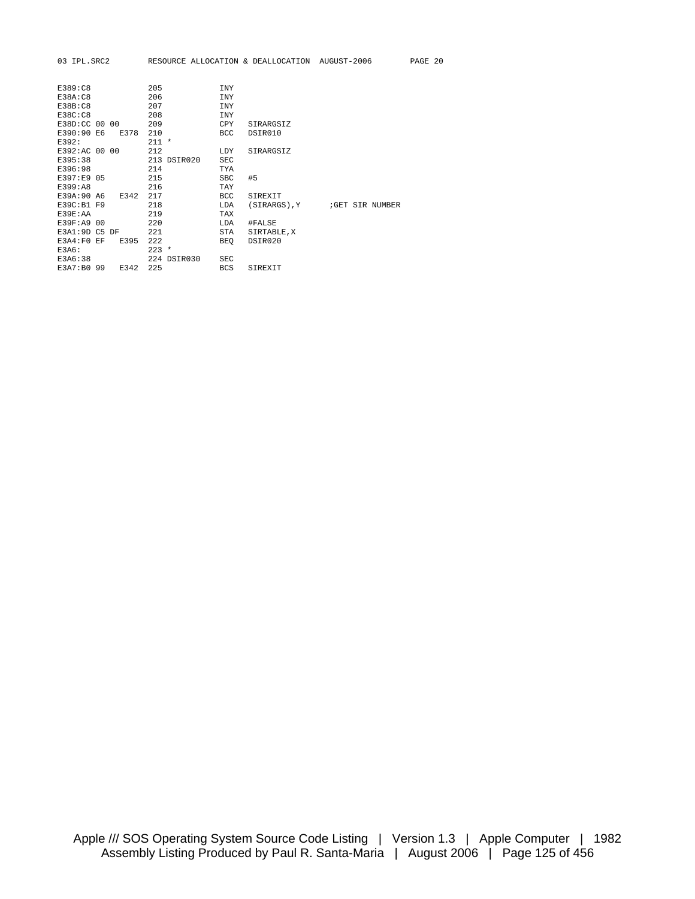```
E389:C8              205              INY
E38A:C8              206              INY
E38B:C8              207              INY
E38C:C8              208              INY
E38D:CC 00 00        209              CPY   SIRARGSIZ
E390:90 E6    E378   210              BCC   DSIR010
E392:                211 *
E392:AC 00 00        212              LDY   SIRARGSIZ
E395:38              213 DSIR020      SEC
E396:98              214              TYA
E397:E9 05           215              SBC   #5
E399:A8              216              TAY
E39A:90 A6    E342   217              BCC   SIREXIT
E39C:B1 F9           218              LDA   (SIRARGS),Y      ;GET SIR NUMBER
E39E:AA              219              TAX
E39F:A9 00           220              LDA   #FALSE
E3A1:9D C5 DF        221              STA   SIRTABLE,X
E3A4:F0 EF    E395   222              BEQ   DSIR020
E3A6:                223 *
E3A6:38              224 DSIR030      SEC
E3A7:B0 99    E342   225              BCS   SIREXIT
```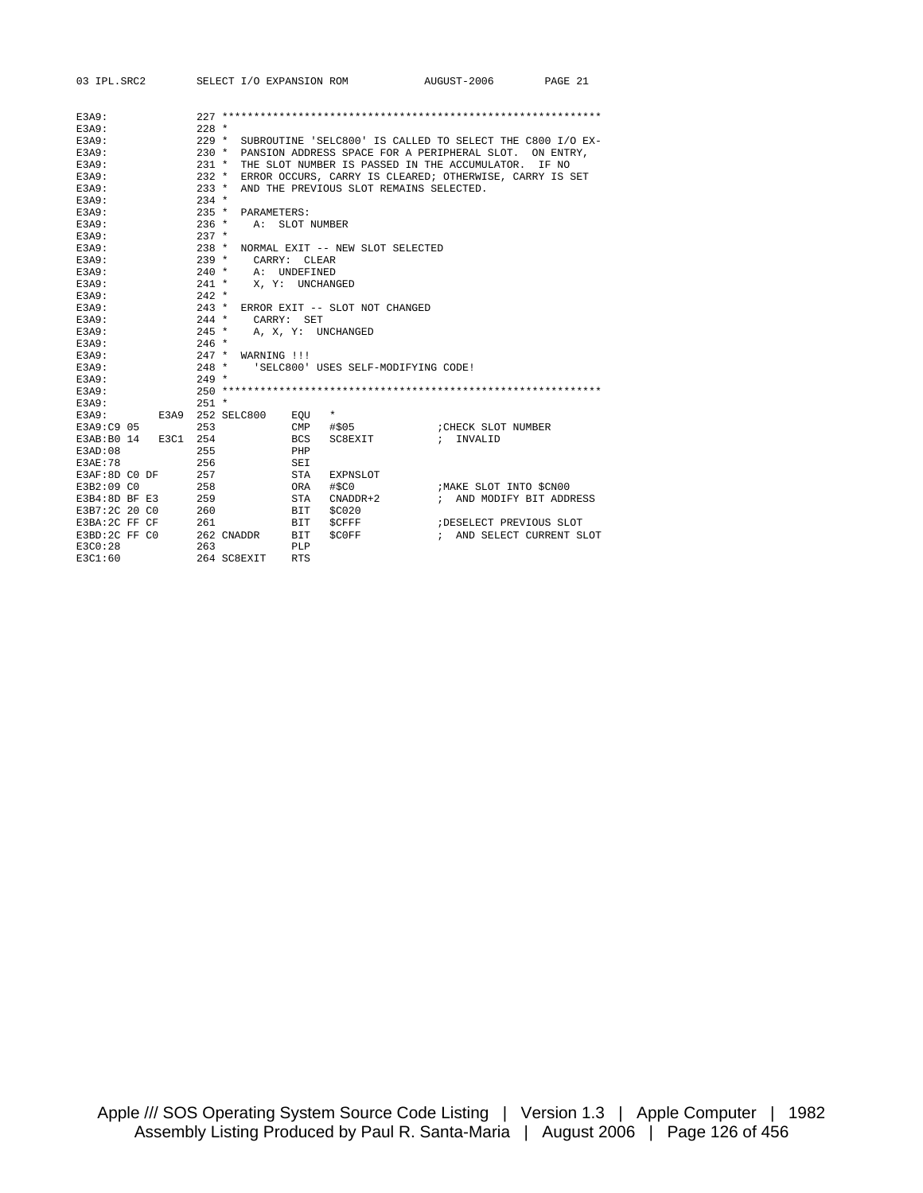```
E3A9:              227 ************************************************************
E3A9:              228 *
E3A9:              229 *  SUBROUTINE 'SELC800' IS CALLED TO SELECT THE C800 I/O EX-
E3A9:              230 *  PANSION ADDRESS SPACE FOR A PERIPHERAL SLOT.  ON ENTRY,
E3A9:              231 *  THE SLOT NUMBER IS PASSED IN THE ACCUMULATOR.  IF NO
E3A9:              232 *  ERROR OCCURS, CARRY IS CLEARED; OTHERWISE, CARRY IS SET
E3A9:              233 *  AND THE PREVIOUS SLOT REMAINS SELECTED.
E3A9:              234 *
E3A9:              235 *  PARAMETERS:
E3A9:              236 *    A:  SLOT NUMBER
E3A9:              237 *
E3A9:              238 *  NORMAL EXIT -- NEW SLOT SELECTED
E3A9:              239 *    CARRY:  CLEAR
E3A9:              240 *    A:  UNDEFINED
E3A9:              241 *    X, Y:  UNCHANGED
E3A9:              242 *
E3A9:              243 *  ERROR EXIT -- SLOT NOT CHANGED
E3A9:              244 *    CARRY:  SET
E3A9:              245 *    A, X, Y:  UNCHANGED
E3A9:              246 *
E3A9:              247 *  WARNING !!!
E3A9:              248 *    'SELC800' USES SELF-MODIFYING CODE!
E3A9:              249 *
E3A9:              250 ************************************************************
E3A9:              251 *
E3A9:         E3A9 252 SELC800    EQU   *
E3A9:C9 05         253            CMP   #$05              ;CHECK SLOT NUMBER
E3AB:B0 14    E3C1 254            BCS   SC8EXIT           ; INVALID
E3AD:08            255            PHP
E3AE:78            256            SEI
E3AF:8D C0 DF      257            STA   EXPNSLOT
E3B2:09 C0         258            ORA   #$C0              ;MAKE SLOT INTO $CN00
E3B4:8D BF E3      259            STA   CNADDR+2          ; AND MODIFY BIT ADDRESS
E3B7:2C 20 C0      260            BIT   $C020
E3BA:2C FF CF      261            BIT   $CFFF             ;DESELECT PREVIOUS SLOT
E3BD:2C FF C0      262 CNADDR     BIT   $C0FF             ; AND SELECT CURRENT SLOT
E3C0:28            263            PLP
E3C1:60            264 SC8EXIT    RTS
```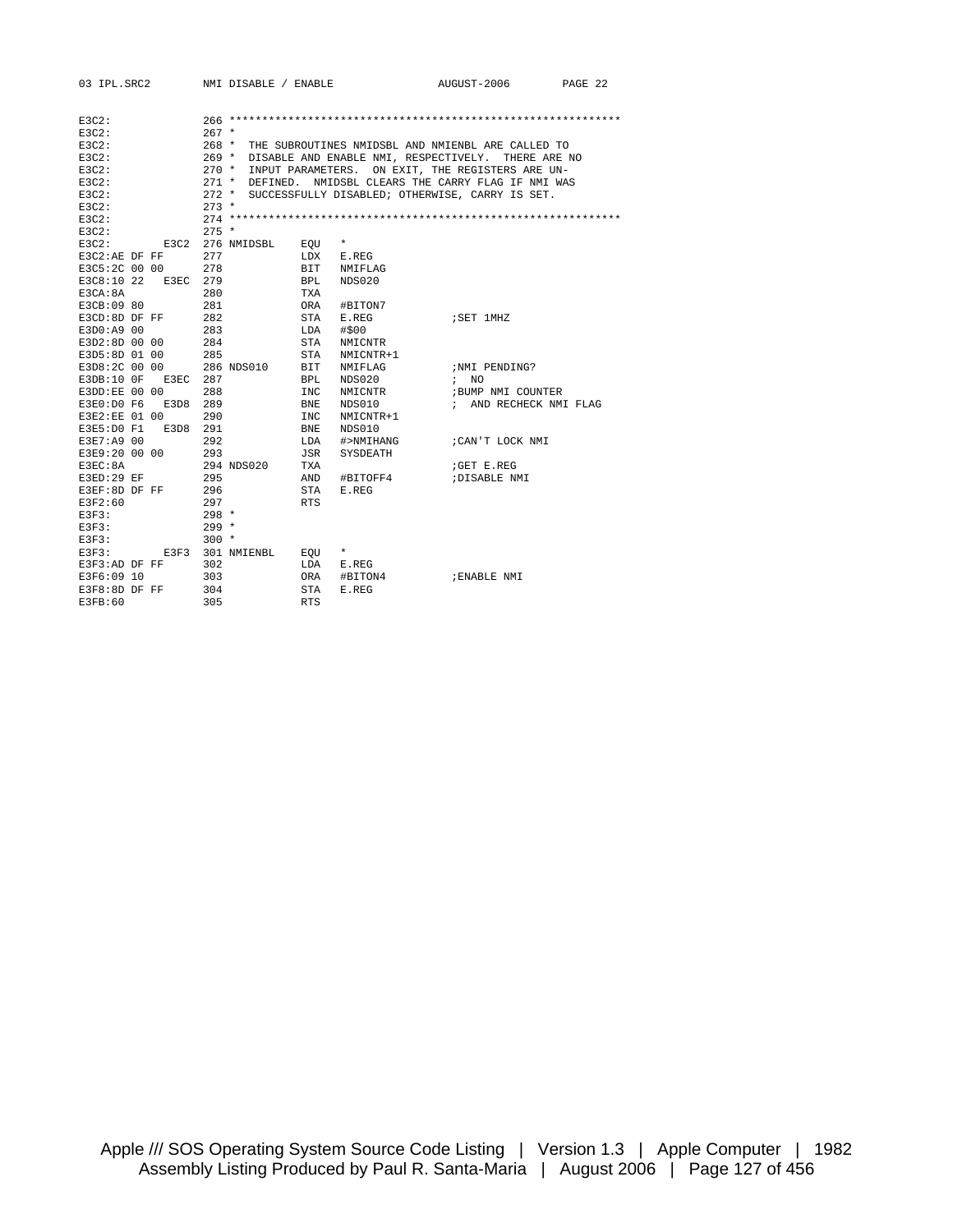```
E3C2:                266 ************************************************************
E3C2:                267 *
E3C2:                268 *  THE SUBROUTINES NMIDSBL AND NMIENBL ARE CALLED TO
E3C2:                269 *  DISABLE AND ENABLE NMI, RESPECTIVELY.  THERE ARE NO
E3C2:                270 *  INPUT PARAMETERS.  ON EXIT, THE REGISTERS ARE UN-
E3C2:                271 *  DEFINED.  NMIDSBL CLEARS THE CARRY FLAG IF NMI WAS
E3C2:                272 *  SUCCESSFULLY DISABLED; OTHERWISE, CARRY IS SET.
E3C2:                273 *
E3C2:                274 ************************************************************
E3C2:                275 *
E3C2:         E3C2   276 NMIDSBL    EQU   *
E3C2:AE DF FF        277            LDX   E.REG
E3C5:2C 00 00        278            BIT   NMIFLAG
E3C8:10 22    E3EC   279            BPL   NDS020
E3CA:8A              280            TXA
E3CB:09 80           281            ORA   #BITON7
E3CD:8D DF FF        282            STA   E.REG          ;SET 1MHZ
E3D0:A9 00           283            LDA   #$00
E3D2:8D 00 00        284            STA   NMICNTR
E3D5:8D 01 00        285            STA   NMICNTR+1
E3D8:2C 00 00        286 NDS010     BIT   NMIFLAG        ;NMI PENDING?
E3DB:10 0F    E3EC   287            BPL   NDS020         ;  NO
E3DD:EE 00 00        288            INC   NMICNTR        ;BUMP NMI COUNTER
E3E0:D0 F6    E3D8   289            BNE   NDS010         ;  AND RECHECK NMI FLAG
E3E2:EE 01 00        290            INC   NMICNTR+1
E3E5:D0 F1    E3D8   291            BNE   NDS010
E3E7:A9 00           292            LDA   #>NMIHANG      ;CAN'T LOCK NMI
E3E9:20 00 00        293            JSR   SYSDEATH
E3EC:8A              294 NDS020     TXA                  ;GET E.REG
E3ED:29 EF           295            AND   #BITOFF4       ;DISABLE NMI
E3EF:8D DF FF        296            STA   E.REG
E3F2:60              297            RTS
E3F3:                298 *
E3F3:                299 *
E3F3:                300 *
E3F3:         E3F3   301 NMIENBL    EQU   *
E3F3:AD DF FF        302            LDA   E.REG
E3F6:09 10           303            ORA   #BITON4        ;ENABLE NMI
E3F8:8D DF FF        304            STA   E.REG
E3FB:60              305            RTS
```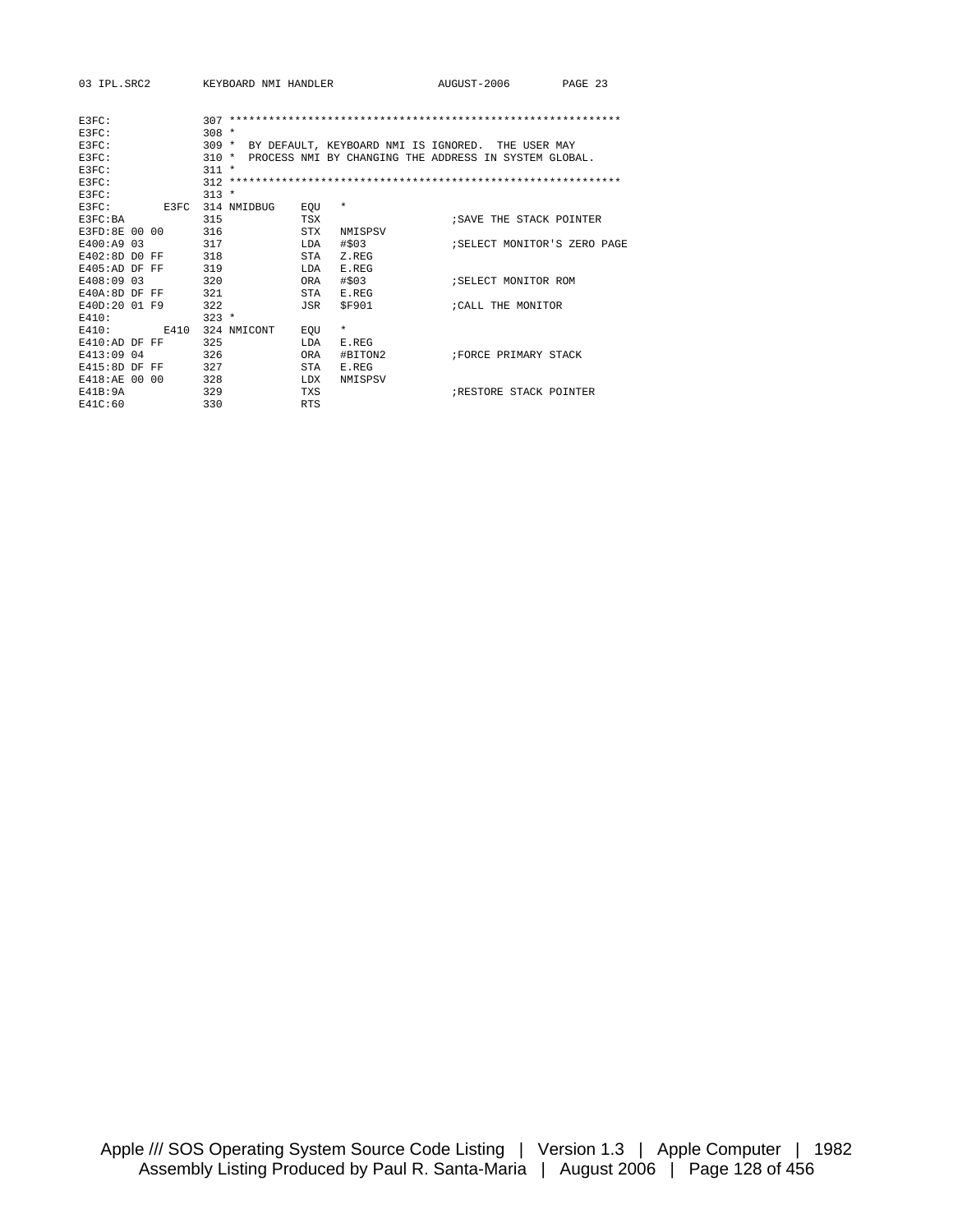```
E3FC:              307 ************************************************************
E3FC:              308 *
E3FC:              309 *  BY DEFAULT, KEYBOARD NMI IS IGNORED.  THE USER MAY
E3FC:              310 *  PROCESS NMI BY CHANGING THE ADDRESS IN SYSTEM GLOBAL.
E3FC:              311 *
E3FC:              312 ************************************************************
E3FC:              313 *
E3FC:         E3FC 314 NMIDBUG    EQU   *
E3FC:BA            315            TSX                       ;SAVE THE STACK POINTER
E3FD:8E 00 00      316            STX   NMISPSV
E400:A9 03         317            LDA   #$03                ;SELECT MONITOR'S ZERO PAGE
E402:8D D0 FF      318            STA   Z.REG
E405:AD DF FF      319            LDA   E.REG
E408:09 03         320            ORA   #$03                ;SELECT MONITOR ROM
E40A:8D DF FF      321            STA   E.REG
E40D:20 01 F9      322            JSR   $F901               ;CALL THE MONITOR
E410:              323 *
E410:         E410 324 NMICONT    EQU   *
E410:AD DF FF      325            LDA   E.REG
E413:09 04         326            ORA   #BITON2             ;FORCE PRIMARY STACK
E415:8D DF FF      327            STA   E.REG
E418:AE 00 00      328            LDX   NMISPSV
E41B:9A            329            TXS                       ;RESTORE STACK POINTER
E41C:60            330            RTS
```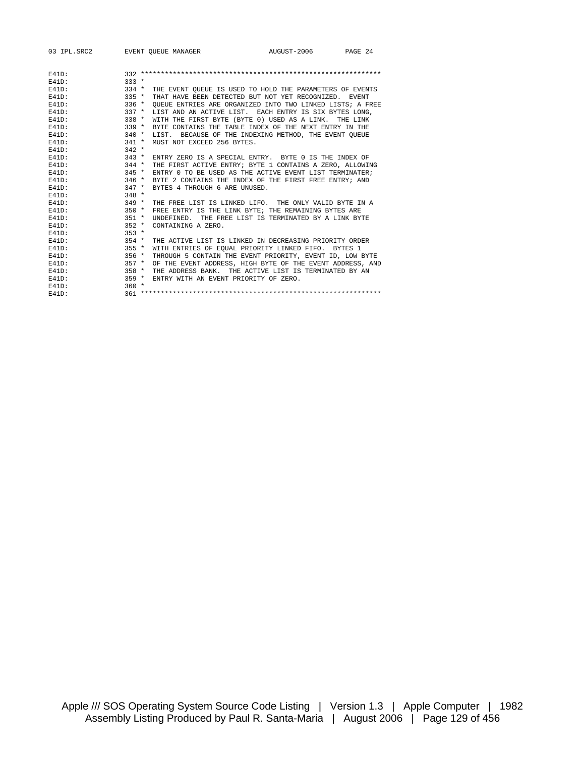```
E41D:           332 ************************************************************
E41D:           333 *
E41D:           334 *  THE EVENT QUEUE IS USED TO HOLD THE PARAMETERS OF EVENTS
E41D:           335 *  THAT HAVE BEEN DETECTED BUT NOT YET RECOGNIZED.  EVENT
E41D:           336 *  QUEUE ENTRIES ARE ORGANIZED INTO TWO LINKED LISTS; A FREE
E41D:           337 *  LIST AND AN ACTIVE LIST.  EACH ENTRY IS SIX BYTES LONG,
E41D:           338 *  WITH THE FIRST BYTE (BYTE 0) USED AS A LINK.  THE LINK
E41D:           339 *  BYTE CONTAINS THE TABLE INDEX OF THE NEXT ENTRY IN THE
E41D:           340 *  LIST.  BECAUSE OF THE INDEXING METHOD, THE EVENT QUEUE
E41D:           341 *  MUST NOT EXCEED 256 BYTES.
E41D:           342 *
E41D:           343 *  ENTRY ZERO IS A SPECIAL ENTRY.  BYTE 0 IS THE INDEX OF
E41D:           344 *  THE FIRST ACTIVE ENTRY; BYTE 1 CONTAINS A ZERO, ALLOWING
E41D:           345 *  ENTRY 0 TO BE USED AS THE ACTIVE EVENT LIST TERMINATER;
E41D:           346 *  BYTE 2 CONTAINS THE INDEX OF THE FIRST FREE ENTRY; AND
E41D:           347 *  BYTES 4 THROUGH 6 ARE UNUSED.
E41D:           348 *
E41D:           349 *  THE FREE LIST IS LINKED LIFO.  THE ONLY VALID BYTE IN A
E41D:           350 *  FREE ENTRY IS THE LINK BYTE; THE REMAINING BYTES ARE
E41D:           351 *  UNDEFINED.  THE FREE LIST IS TERMINATED BY A LINK BYTE
E41D:           352 *  CONTAINING A ZERO.
E41D:           353 *
E41D:           354 *  THE ACTIVE LIST IS LINKED IN DECREASING PRIORITY ORDER
E41D:           355 *  WITH ENTRIES OF EQUAL PRIORITY LINKED FIFO.  BYTES 1
E41D:           356 *  THROUGH 5 CONTAIN THE EVENT PRIORITY, EVENT ID, LOW BYTE
E41D:           357 *  OF THE EVENT ADDRESS, HIGH BYTE OF THE EVENT ADDRESS, AND
E41D:           358 *  THE ADDRESS BANK.  THE ACTIVE LIST IS TERMINATED BY AN
E41D:           359 *  ENTRY WITH AN EVENT PRIORITY OF ZERO.
E41D:           360 *
E41D:           361 ************************************************************
```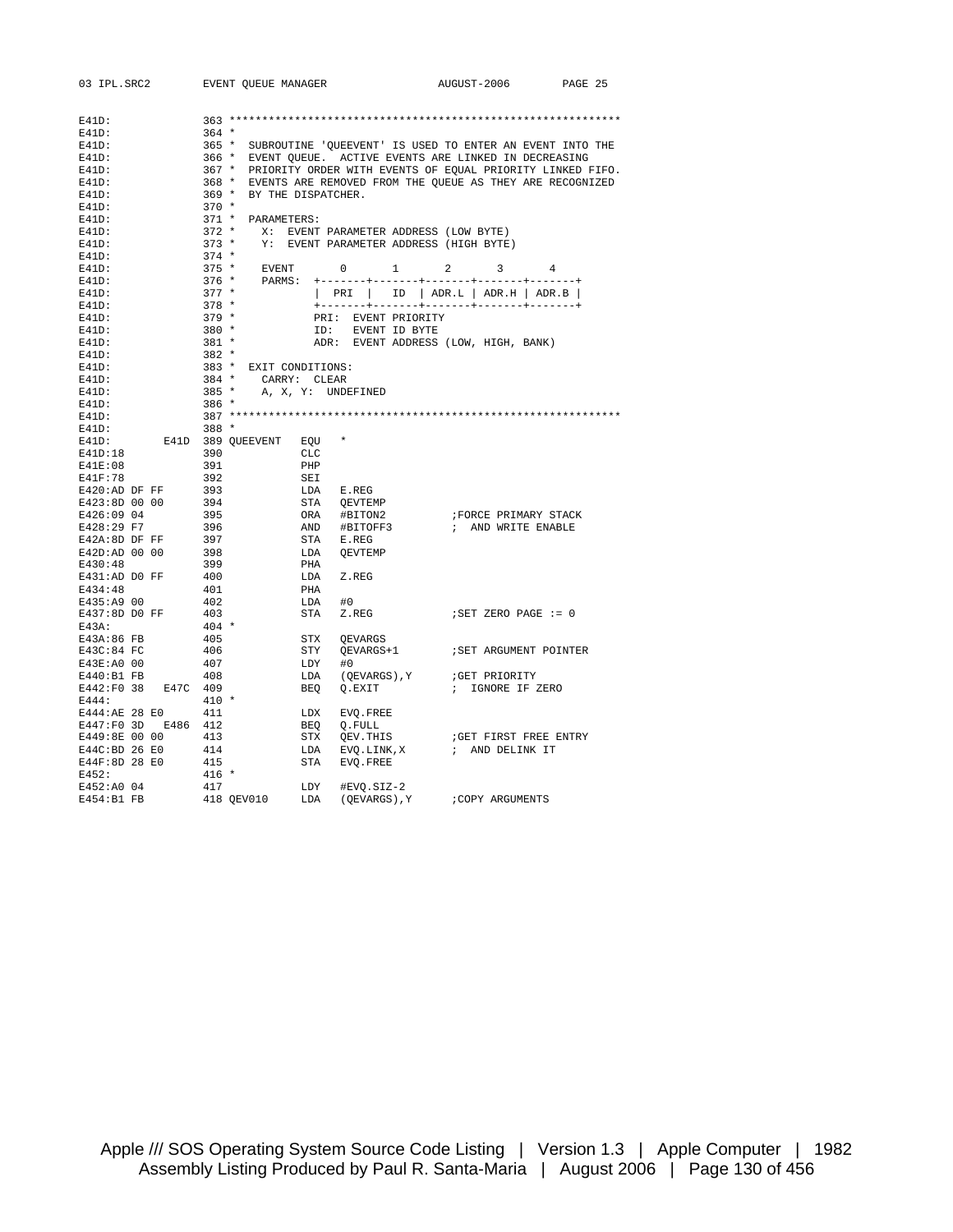```
E41D:                363 ************************************************************
E41D:                364 *
E41D:                365 *  SUBROUTINE 'QUEEVENT' IS USED TO ENTER AN EVENT INTO THE
E41D:                366 *  EVENT QUEUE.  ACTIVE EVENTS ARE LINKED IN DECREASING
E41D:                367 *  PRIORITY ORDER WITH EVENTS OF EQUAL PRIORITY LINKED FIFO.
E41D:                368 *  EVENTS ARE REMOVED FROM THE QUEUE AS THEY ARE RECOGNIZED
E41D:                369 *  BY THE DISPATCHER.
E41D:                370 *
E41D:                371 *  PARAMETERS:
E41D:                372 *     X:  EVENT PARAMETER ADDRESS (LOW BYTE)
E41D:                373 *     Y:  EVENT PARAMETER ADDRESS (HIGH BYTE)
E41D:                374 *
E41D:                375 *    EVENT       0       1       2       3       4
E41D:                376 *    PARMS:  +-------+-------+-------+-------+-------+
E41D:                377 *            |  PRI  |  ID   | ADR.L | ADR.H | ADR.B |
E41D:                378 *            +-------+-------+-------+-------+-------+
E41D:                379 *            PRI:  EVENT PRIORITY
E41D:                380 *            ID:   EVENT ID BYTE
E41D:                381 *            ADR:  EVENT ADDRESS (LOW, HIGH, BANK)
E41D:                382 *
E41D:                383 *  EXIT CONDITIONS:
E41D:                384 *     CARRY:  CLEAR
E41D:                385 *     A, X, Y:  UNDEFINED
E41D:                386 *
E41D:                387 ************************************************************
E41D:                388 *
E41D:           E41D 389 QUEEVENT   EQU   *
E41D:18              390            CLC
E41E:08              391            PHP
E41F:78              392            SEI
E420:AD DF FF        393            LDA   E.REG
E423:8D 00 00        394            STA   QEVTEMP
E426:09 04           395            ORA   #BITON2          ;FORCE PRIMARY STACK
E428:29 F7           396            AND   #BITOFF3         ; AND WRITE ENABLE
E42A:8D DF FF        397            STA   E.REG
E42D:AD 00 00        398            LDA   QEVTEMP
E430:48              399            PHA
E431:AD D0 FF        400            LDA   Z.REG
E434:48              401            PHA
E435:A9 00           402            LDA   #0
E437:8D D0 FF        403            STA   Z.REG            ;SET ZERO PAGE := 0
E43A:                404 *
E43A:86 FB           405            STX   QEVARGS
E43C:84 FC           406            STY   QEVARGS+1        ;SET ARGUMENT POINTER
E43E:A0 00           407            LDY   #0
E440:B1 FB           408            LDA   (QEVARGS),Y      ;GET PRIORITY
E442:F0 38      E47C 409            BEQ   Q.EXIT           ; IGNORE IF ZERO
E444:                410 *
E444:AE 28 E0        411            LDX   EVQ.FREE
E447:F0 3D      E486 412            BEQ   Q.FULL
E449:8E 00 00        413            STX   QEV.THIS         ;GET FIRST FREE ENTRY
E44C:BD 26 E0        414            LDA   EVQ.LINK,X       ; AND DELINK IT
E44F:8D 28 E0        415            STA   EVQ.FREE
E452:                416 *
E452:A0 04           417            LDY   #EVQ.SIZ-2
E454:B1 FB           418 QEV010     LDA   (QEVARGS),Y      ;COPY ARGUMENTS
```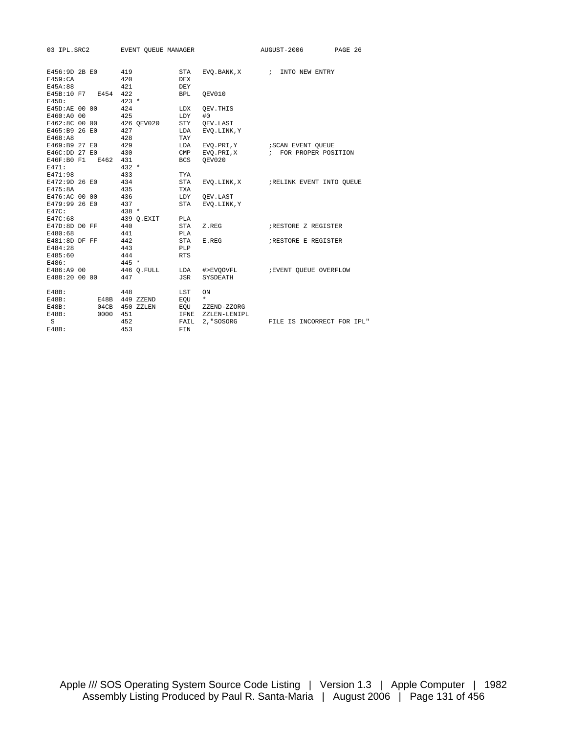```
E456:9D 2B E0      419            STA   EVQ.BANK,X       ;  INTO NEW ENTRY
E459:CA            420            DEX
E45A:88            421            DEY
E45B:10 F7   E454  422            BPL   QEV010
E45D:              423 *
E45D:AE 00 00      424            LDX   QEV.THIS
E460:A0 00         425            LDY   #0
E462:8C 00 00      426 QEV020     STY   QEV.LAST
E465:B9 26 E0      427            LDA   EVQ.LINK,Y
E468:A8            428            TAY
E469:B9 27 E0      429            LDA   EVQ.PRI,Y        ;SCAN EVENT QUEUE
E46C:DD 27 E0      430            CMP   EVQ.PRI,X        ;  FOR PROPER POSITION
E46F:B0 F1   E462  431            BCS   QEV020
E471:              432 *
E471:98            433            TYA
E472:9D 26 E0      434            STA   EVQ.LINK,X       ;RELINK EVENT INTO QUEUE
E475:8A            435            TXA
E476:AC 00 00      436            LDY   QEV.LAST
E479:99 26 E0      437            STA   EVQ.LINK,Y
E47C:              438 *
E47C:68            439 Q.EXIT     PLA
E47D:8D D0 FF      440            STA   Z.REG            ;RESTORE Z REGISTER
E480:68            441            PLA
E481:8D DF FF      442            STA   E.REG            ;RESTORE E REGISTER
E484:28            443            PLP
E485:60            444            RTS
E486:              445 *
E486:A9 00         446 Q.FULL     LDA   #>EVQOVFL        ;EVENT QUEUE OVERFLOW
E488:20 00 00      447            JSR   SYSDEATH

E48B:              448            LST   ON
E48B:        E48B  449 ZZEND      EQU   *
E48B:        04CB  450 ZZLEN      EQU   ZZEND-ZZORG
E48B:        0000  451            IFNE  ZZLEN-LENIPL
 S                 452            FAIL  2,"SOSORG       FILE IS INCORRECT FOR IPL"
E48B:              453            FIN
```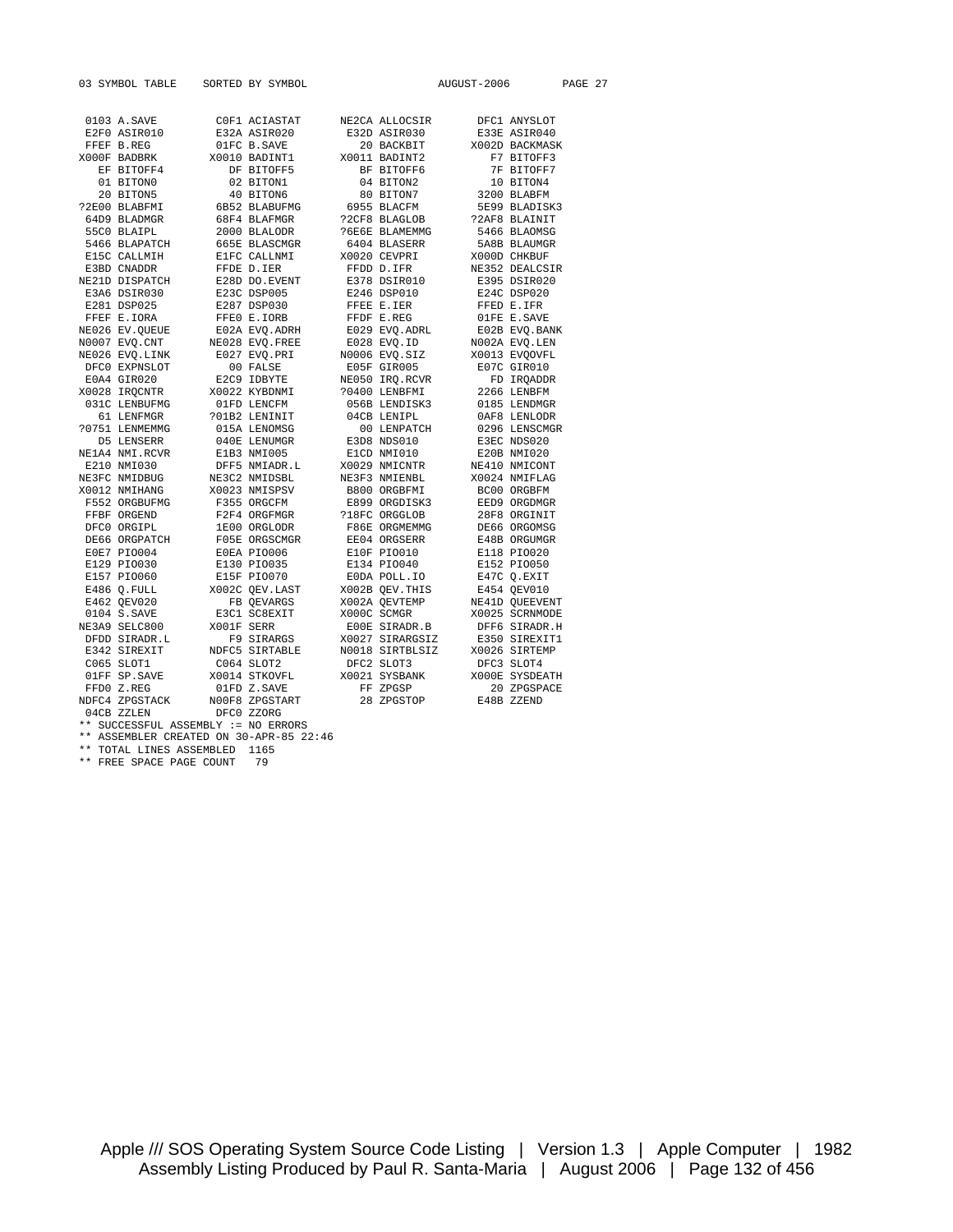```
03 SYMBOL TABLE    SORTED BY SYMBOL                    AUGUST-2006       PAGE 27


 0103 A.SAVE        C0F1 ACIASTAT      NE2CA ALLOCSIR       DFC1 ANYSLOT
 E2F0 ASIR010       E32A ASIR020        E32D ASIR030        E33E ASIR040
 FFEF B.REG         01FC B.SAVE           20 BACKBIT       X002D BACKMASK
X000F BADBRK       X0010 BADINT1       X0011 BADINT2          F7 BITOFF3
   EF BITOFF4         DF BITOFF5          BF BITOFF6          7F BITOFF7
   01 BITON0          02 BITON1           04 BITON2           10 BITON4
   20 BITON5          40 BITON6           80 BITON7         3200 BLABFM
?2E00 BLABFMI       6B52 BLABUFMG       6955 BLACFM         5E99 BLADISK3
 64D9 BLADMGR       68F4 BLAFMGR       ?2CF8 BLAGLOB       ?2AF8 BLAINIT
 55C0 BLAIPL        2000 BLALODR       ?6E6E BLAMEMMG       5466 BLAOMSG
 5466 BLAPATCH      665E BLASCMGR       6404 BLASERR        5A8B BLAUMGR
 E15C CALLMIH       E1FC CALLNMI       X0020 CEVPRI        X000D CHKBUF
 E3BD CNADDR        FFDE D.IER          FFDD D.IFR         NE352 DEALCSIR
NE21D DISPATCH      E28D DO.EVENT       E378 DSIR010        E395 DSIR020
 E3A6 DSIR030       E23C DSP005         E246 DSP010         E24C DSP020
 E281 DSP025        E287 DSP030         FFEE E.IER          FFED E.IFR
 FFEF E.IORA        FFE0 E.IORB         FFDF E.REG          01FE E.SAVE
NE026 EV.QUEUE      E02A EVQ.ADRH       E029 EVQ.ADRL       E02B EVQ.BANK
N0007 EVQ.CNT      NE028 EVQ.FREE       E028 EVQ.ID        N002A EVQ.LEN
NE026 EVQ.LINK      E027 EVQ.PRI       N0006 EVQ.SIZ       X0013 EVQOVFL
 DFC0 EXPNSLOT        00 FALSE          E05F GIR005         E07C GIR010
 E0A4 GIR020        E2C9 IDBYTE        NE050 IRQ.RCVR          FD IRQADDR
X0028 IRQCNTR      X0022 KYBDNMI       ?0400 LENBFMI        2266 LENBFM
 031C LENBUFMG      01FD LENCFM         056B LENDISK3       0185 LENDMGR
   61 LENFMGR      ?01B2 LENINIT        04CB LENIPL         0AF8 LENLODR
?0751 LENMEMMG      015A LENOMSG          00 LENPATCH       0296 LENSCMGR
   D5 LENSERR       040E LENUMGR        E3D8 NDS010         E3EC NDS020
NE1A4 NMI.RCVR      E1B3 NMI005         E1CD NMI010         E20B NMI020
 E210 NMI030        DFF5 NMIADR.L      X0029 NMICNTR       NE410 NMICONT
NE3FC NMIDBUG      NE3C2 NMIDSBL       NE3F3 NMIENBL       X0024 NMIFLAG
X0012 NMIHANG      X0023 NMISPSV        B800 ORGBFMI        BC00 ORGBFM
 F552 ORGBUFMG      F355 ORGCFM         E899 ORGDISK3       EED9 ORGDMGR
 FFBF ORGEND        F2F4 ORGFMGR       ?18FC ORGGLOB        28F8 ORGINIT
 DFC0 ORGIPL        1E00 ORGLODR        F86E ORGMEMMG       DE66 ORGOMSG
 DE66 ORGPATCH      F05E ORGSCMGR       EE04 ORGSERR        E48B ORGUMGR
 E0E7 PIO004        E0EA PIO006         E10F PIO010         E118 PIO020
 E129 PIO030        E130 PIO035         E134 PIO040         E152 PIO050
 E157 PIO060        E15F PIO070         E0DA POLL.IO        E47C Q.EXIT
 E486 Q.FULL       X002C QEV.LAST      X002B QEV.THIS       E454 QEV010
 E462 QEV020          FB QEVARGS       X002A QEVTEMP       NE41D QUEEVENT
 0104 S.SAVE        E3C1 SC8EXIT       X000C SCMGR         X0025 SCRNMODE
NE3A9 SELC800      X001F SERR           E00E SIRADR.B       DFF6 SIRADR.H
 DFDD SIRADR.L        F9 SIRARGS       X0027 SIRARGSIZ      E350 SIREXIT1
 E342 SIREXIT      NDFC5 SIRTABLE      N0018 SIRTBLSIZ     X0026 SIRTEMP
 C065 SLOT1         C064 SLOT2          DFC2 SLOT3          DFC3 SLOT4
 01FF SP.SAVE      X0014 STKOVFL       X0021 SYSBANK       X000E SYSDEATH
 FFD0 Z.REG         01FD Z.SAVE           FF ZPGSP            20 ZPGSPACE
NDFC4 ZPGSTACK     N00F8 ZPGSTART         28 ZPGSTOP        E48B ZZEND
 04CB ZZLEN         DFC0 ZZORG
** SUCCESSFUL ASSEMBLY := NO ERRORS
** ASSEMBLER CREATED ON 30-APR-85 22:46
** TOTAL LINES ASSEMBLED  1165
** FREE SPACE PAGE COUNT   79
```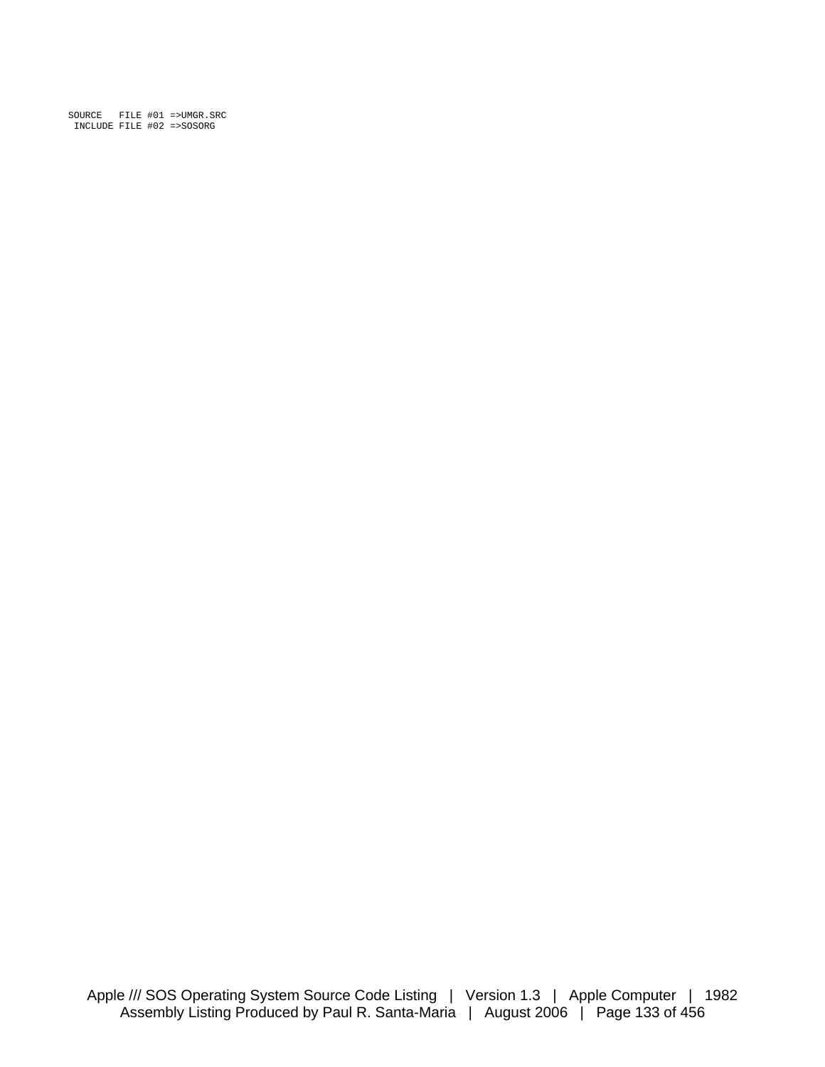```
SOURCE   FILE #01 =>UMGR.SRC
 INCLUDE FILE #02 =>SOSORG
```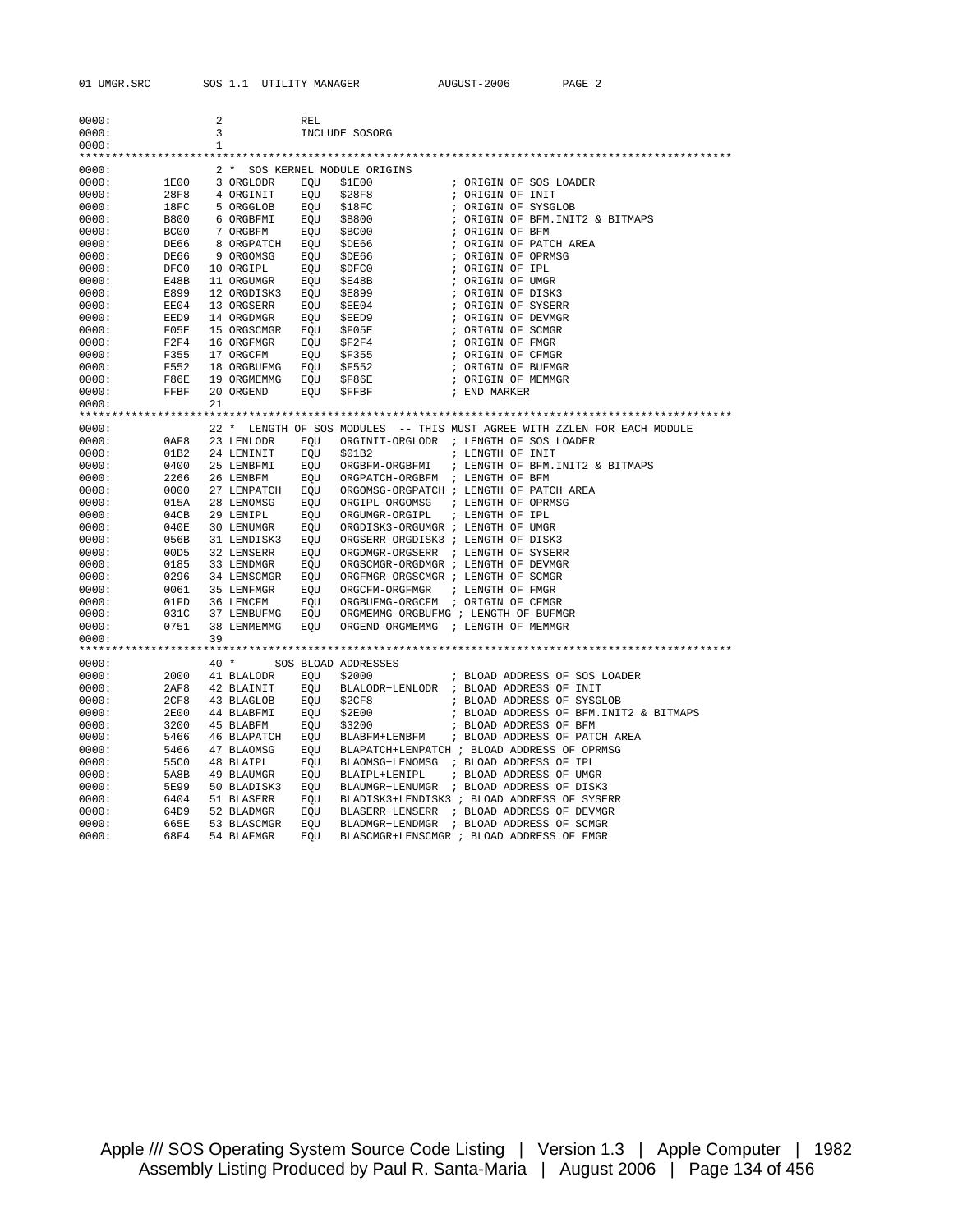```
0000:               2          REL
0000:               3          INCLUDE SOSORG
0000:               1
**************************************************************************************************
0000:               2 *  SOS KERNEL MODULE ORIGINS
0000:        1E00   3 ORGLODR   EQU   $1E00           ; ORIGIN OF SOS LOADER
0000:        28F8   4 ORGINIT   EQU   $28F8           ; ORIGIN OF INIT
0000:        18FC   5 ORGGLOB   EQU   $18FC           ; ORIGIN OF SYSGLOB
0000:        B800   6 ORGBFMI   EQU   $B800           ; ORIGIN OF BFM.INIT2 & BITMAPS
0000:        BC00   7 ORGBFM    EQU   $BC00           ; ORIGIN OF BFM
0000:        DE66   8 ORGPATCH  EQU   $DE66           ; ORIGIN OF PATCH AREA
0000:        DE66   9 ORGOMSG   EQU   $DE66           ; ORIGIN OF OPRMSG
0000:        DFC0  10 ORGIPL    EQU   $DFC0           ; ORIGIN OF IPL
0000:        E48B  11 ORGUMGR   EQU   $E48B           ; ORIGIN OF UMGR
0000:        E899  12 ORGDISK3  EQU   $E899           ; ORIGIN OF DISK3
0000:        EE04  13 ORGSERR   EQU   $EE04           ; ORIGIN OF SYSERR
0000:        EED9  14 ORGDMGR   EQU   $EED9           ; ORIGIN OF DEVMGR
0000:        F05E  15 ORGSCMGR  EQU   $F05E           ; ORIGIN OF SCMGR
0000:        F2F4  16 ORGFMGR   EQU   $F2F4           ; ORIGIN OF FMGR
0000:        F355  17 ORGCFM    EQU   $F355           ; ORIGIN OF CFMGR
0000:        F552  18 ORGBUFMG  EQU   $F552           ; ORIGIN OF BUFMGR
0000:        F86E  19 ORGMEMMG  EQU   $F86E           ; ORIGIN OF MEMMGR
0000:        FFBF  20 ORGEND    EQU   $FFBF           ; END MARKER
0000:              21
**************************************************************************************************
0000:              22 *  LENGTH OF SOS MODULES  -- THIS MUST AGREE WITH ZZLEN FOR EACH MODULE
0000:        0AF8  23 LENLODR   EQU   ORGINIT-ORGLODR  ; LENGTH OF SOS LOADER
0000:        01B2  24 LENINIT   EQU   $01B2            ; LENGTH OF INIT
0000:        0400  25 LENBFMI   EQU   ORGBFM-ORGBFMI   ; LENGTH OF BFM.INIT2 & BITMAPS
0000:        2266  26 LENBFM    EQU   ORGPATCH-ORGBFM  ; LENGTH OF BFM
0000:        0000  27 LENPATCH  EQU   ORGOMSG-ORGPATCH ; LENGTH OF PATCH AREA
0000:        015A  28 LENOMSG   EQU   ORGIPL-ORGOMSG   ; LENGTH OF OPRMSG
0000:        04CB  29 LENIPL    EQU   ORGUMGR-ORGIPL   ; LENGTH OF IPL
0000:        040E  30 LENUMGR   EQU   ORGDISK3-ORGUMGR ; LENGTH OF UMGR
0000:        056B  31 LENDISK3  EQU   ORGSERR-ORGDISK3 ; LENGTH OF DISK3
0000:        00D5  32 LENSERR   EQU   ORGDMGR-ORGSERR  ; LENGTH OF SYSERR
0000:        0185  33 LENDMGR   EQU   ORGSCMGR-ORGDMGR ; LENGTH OF DEVMGR
0000:        0296  34 LENSCMGR  EQU   ORGFMGR-ORGSCMGR ; LENGTH OF SCMGR
0000:        0061  35 LENFMGR   EQU   ORGCFM-ORGFMGR   ; LENGTH OF FMGR
0000:        01FD  36 LENCFM    EQU   ORGBUFMG-ORGCFM  ; ORIGIN OF CFMGR
0000:        031C  37 LENBUFMG  EQU   ORGMEMMG-ORGBUFMG ; LENGTH OF BUFMGR
0000:        0751  38 LENMEMMG  EQU   ORGEND-ORGMEMMG  ; LENGTH OF MEMMGR
0000:              39
**************************************************************************************************
0000:              40 *      SOS BLOAD ADDRESSES
0000:        2000  41 BLALODR   EQU   $2000             ; BLOAD ADDRESS OF SOS LOADER
0000:        2AF8  42 BLAINIT   EQU   BLALODR+LENLODR   ; BLOAD ADDRESS OF INIT
0000:        2CF8  43 BLAGLOB   EQU   $2CF8             ; BLOAD ADDRESS OF SYSGLOB
0000:        2E00  44 BLABFMI   EQU   $2E00             ; BLOAD ADDRESS OF BFM.INIT2 & BITMAPS
0000:        3200  45 BLABFM    EQU   $3200             ; BLOAD ADDRESS OF BFM
0000:        5466  46 BLAPATCH  EQU   BLABFM+LENBFM     ; BLOAD ADDRESS OF PATCH AREA
0000:        5466  47 BLAOMSG   EQU   BLAPATCH+LENPATCH ; BLOAD ADDRESS OF OPRMSG
0000:        55C0  48 BLAIPL    EQU   BLAOMSG+LENOMSG   ; BLOAD ADDRESS OF IPL
0000:        5A8B  49 BLAUMGR   EQU   BLAIPL+LENIPL     ; BLOAD ADDRESS OF UMGR
0000:        5E99  50 BLADISK3  EQU   BLAUMGR+LENUMGR   ; BLOAD ADDRESS OF DISK3
0000:        6404  51 BLASERR   EQU   BLADISK3+LENDISK3 ; BLOAD ADDRESS OF SYSERR
0000:        64D9  52 BLADMGR   EQU   BLASERR+LENSERR   ; BLOAD ADDRESS OF DEVMGR
0000:        665E  53 BLASCMGR  EQU   BLADMGR+LENDMGR   ; BLOAD ADDRESS OF SCMGR
0000:        68F4  54 BLAFMGR   EQU   BLASCMGR+LENSCMGR ; BLOAD ADDRESS OF FMGR
```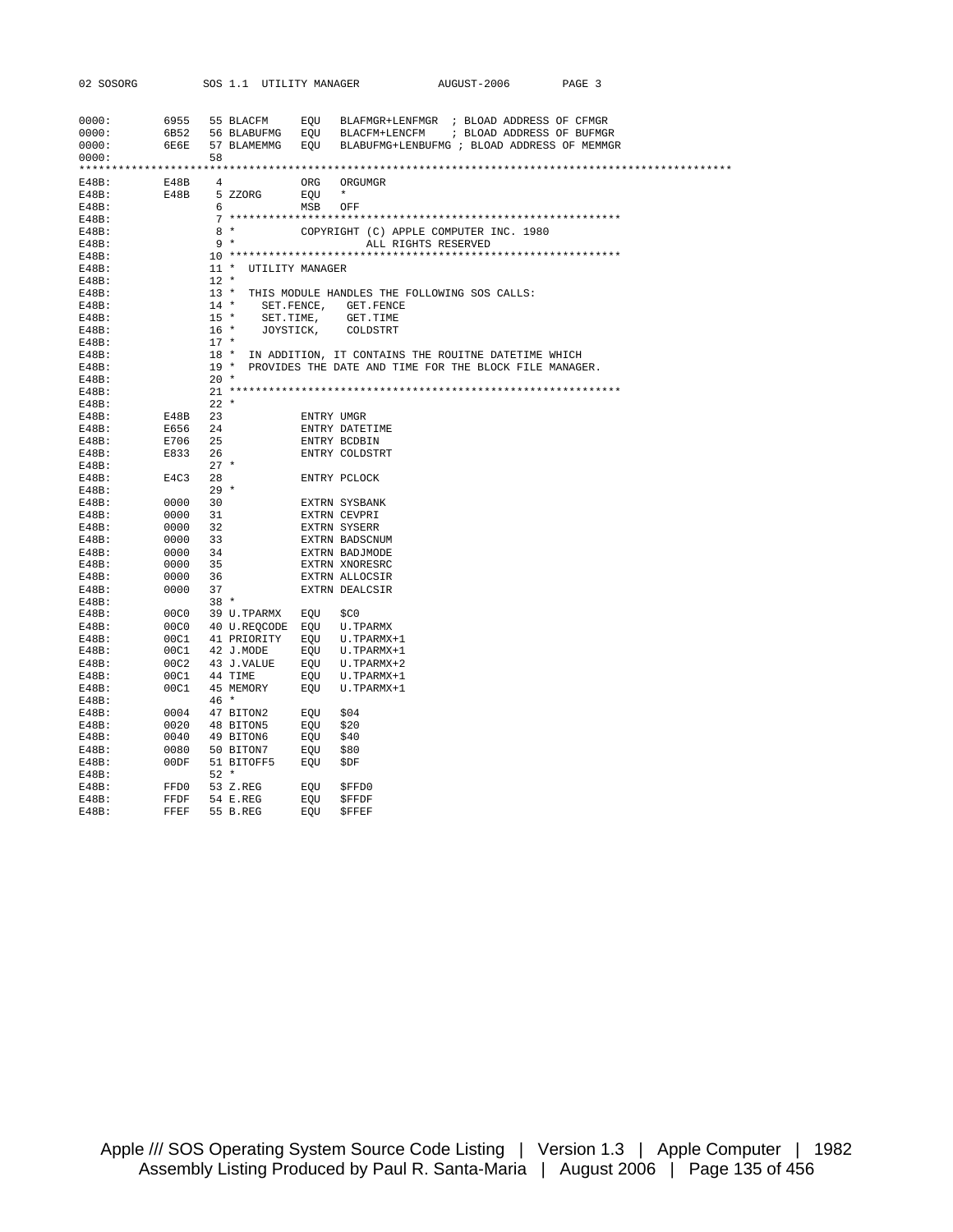```
0000:         6955   55 BLACFM      EQU   BLAFMGR+LENFMGR  ; BLOAD ADDRESS OF CFMGR
0000:         6B52   56 BLABUFMG    EQU   BLACFM+LENCFM    ; BLOAD ADDRESS OF BUFMGR
0000:         6E6E   57 BLAMEMMG    EQU   BLABUFMG+LENBUFMG ; BLOAD ADDRESS OF MEMMGR
0000:                58
*************************************************************************************************
E48B:         E48B    4             ORG   ORGUMGR
E48B:         E48B    5 ZZORG       EQU   *
E48B:                 6             MSB   OFF
E48B:                 7 ************************************************************
E48B:                 8 *           COPYRIGHT (C) APPLE COMPUTER INC. 1980
E48B:                 9 *                   ALL RIGHTS RESERVED
E48B:                10 ************************************************************
E48B:                11 *  UTILITY MANAGER
E48B:                12 *
E48B:                13 *  THIS MODULE HANDLES THE FOLLOWING SOS CALLS:
E48B:                14 *     SET.FENCE,   GET.FENCE
E48B:                15 *     SET.TIME,    GET.TIME
E48B:                16 *     JOYSTICK,    COLDSTRT
E48B:                17 *
E48B:                18 *  IN ADDITION, IT CONTAINS THE ROUITNE DATETIME WHICH
E48B:                19 *  PROVIDES THE DATE AND TIME FOR THE BLOCK FILE MANAGER.
E48B:                20 *
E48B:                21 ************************************************************
E48B:                22 *
E48B:         E48B   23             ENTRY UMGR
E48B:         E656   24             ENTRY DATETIME
E48B:         E706   25             ENTRY BCDBIN
E48B:         E833   26             ENTRY COLDSTRT
E48B:                27 *
E48B:         E4C3   28             ENTRY PCLOCK
E48B:                29 *
E48B:         0000   30             EXTRN SYSBANK
E48B:         0000   31             EXTRN CEVPRI
E48B:         0000   32             EXTRN SYSERR
E48B:         0000   33             EXTRN BADSCNUM
E48B:         0000   34             EXTRN BADJMODE
E48B:         0000   35             EXTRN XNORESRC
E48B:         0000   36             EXTRN ALLOCSIR
E48B:         0000   37             EXTRN DEALCSIR
E48B:                38 *
E48B:         00C0   39 U.TPARMX    EQU   $C0
E48B:         00C0   40 U.REQCODE   EQU   U.TPARMX
E48B:         00C1   41 PRIORITY    EQU   U.TPARMX+1
E48B:         00C1   42 J.MODE      EQU   U.TPARMX+1
E48B:         00C2   43 J.VALUE     EQU   U.TPARMX+2
E48B:         00C1   44 TIME        EQU   U.TPARMX+1
E48B:         00C1   45 MEMORY      EQU   U.TPARMX+1
E48B:                46 *
E48B:         0004   47 BITON2      EQU   $04
E48B:         0020   48 BITON5      EQU   $20
E48B:         0040   49 BITON6      EQU   $40
E48B:         0080   50 BITON7      EQU   $80
E48B:         00DF   51 BITOFF5     EQU   $DF
E48B:                52 *
E48B:         FFD0   53 Z.REG       EQU   $FFD0
E48B:         FFDF   54 E.REG       EQU   $FFDF
E48B:         FFEF   55 B.REG       EQU   $FFEF
```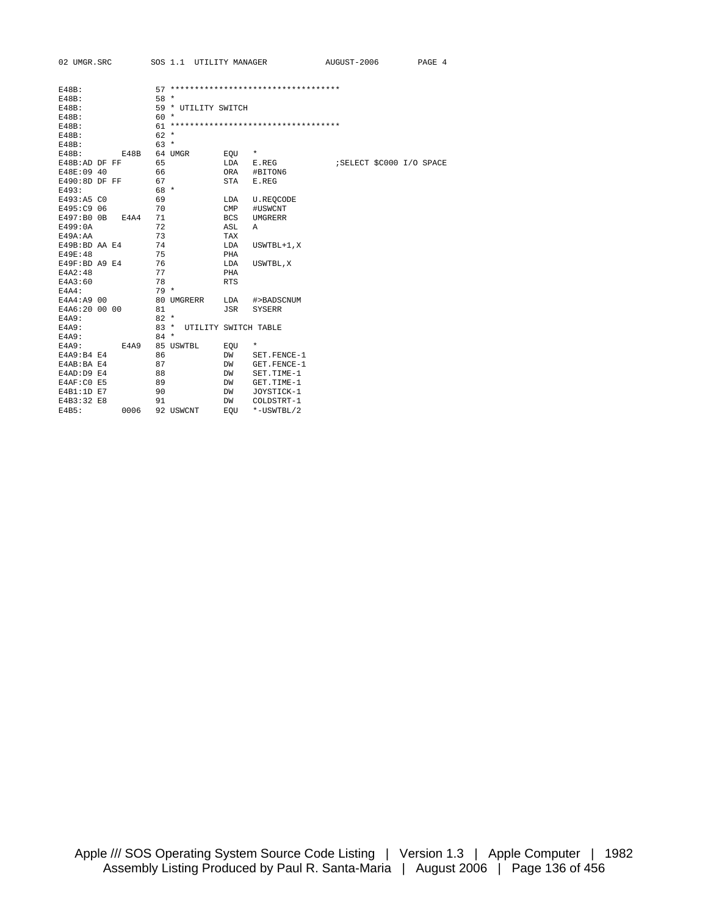```
E48B:                57 **********************************
E48B:                58 *
E48B:                59 * UTILITY SWITCH
E48B:                60 *
E48B:                61 **********************************
E48B:                62 *
E48B:                63 *
E48B:         E48B   64 UMGR        EQU   *
E48B:AD DF FF        65             LDA   E.REG            ;SELECT $C000 I/O SPACE
E48E:09 40           66             ORA   #BITON6
E490:8D DF FF        67             STA   E.REG
E493:                68 *
E493:A5 C0           69             LDA   U.REQCODE
E495:C9 06           70             CMP   #USWCNT
E497:B0 0B    E4A4   71             BCS   UMGRERR
E499:0A              72             ASL   A
E49A:AA              73             TAX
E49B:BD AA E4        74             LDA   USWTBL+1,X
E49E:48              75             PHA
E49F:BD A9 E4        76             LDA   USWTBL,X
E4A2:48              77             PHA
E4A3:60              78             RTS
E4A4:                79 *
E4A4:A9 00           80 UMGRERR     LDA   #>BADSCNUM
E4A6:20 00 00        81             JSR   SYSERR
E4A9:                82 *
E4A9:                83 *  UTILITY SWITCH TABLE
E4A9:                84 *
E4A9:         E4A9   85 USWTBL      EQU   *
E4A9:B4 E4           86             DW    SET.FENCE-1
E4AB:BA E4           87             DW    GET.FENCE-1
E4AD:D9 E4           88             DW    SET.TIME-1
E4AF:C0 E5           89             DW    GET.TIME-1
E4B1:1D E7           90             DW    JOYSTICK-1
E4B3:32 E8           91             DW    COLDSTRT-1
E4B5:         0006   92 USWCNT      EQU   *-USWTBL/2
```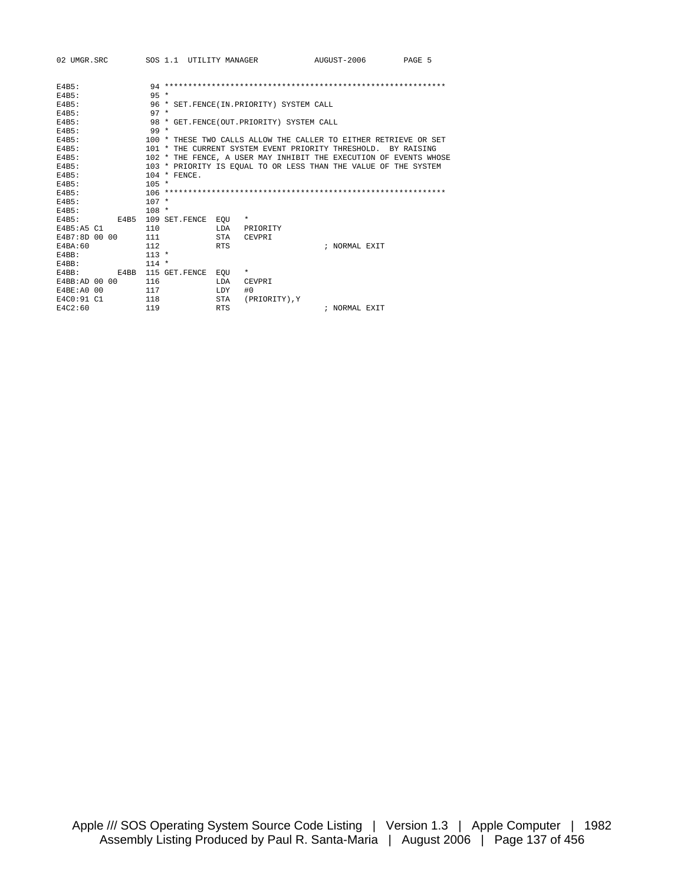```
E4B5:               94 ************************************************************
E4B5:               95 *
E4B5:               96 * SET.FENCE(IN.PRIORITY) SYSTEM CALL
E4B5:               97 *
E4B5:               98 * GET.FENCE(OUT.PRIORITY) SYSTEM CALL
E4B5:               99 *
E4B5:              100 * THESE TWO CALLS ALLOW THE CALLER TO EITHER RETRIEVE OR SET
E4B5:              101 * THE CURRENT SYSTEM EVENT PRIORITY THRESHOLD.  BY RAISING
E4B5:              102 * THE FENCE, A USER MAY INHIBIT THE EXECUTION OF EVENTS WHOSE
E4B5:              103 * PRIORITY IS EQUAL TO OR LESS THAN THE VALUE OF THE SYSTEM
E4B5:              104 * FENCE.
E4B5:              105 *
E4B5:              106 ************************************************************
E4B5:              107 *
E4B5:              108 *
E4B5:         E4B5 109 SET.FENCE  EQU   *
E4B5:A5 C1         110            LDA   PRIORITY
E4B7:8D 00 00      111            STA   CEVPRI
E4BA:60            112            RTS                     ; NORMAL EXIT
E4BB:              113 *
E4BB:              114 *
E4BB:         E4BB 115 GET.FENCE  EQU   *
E4BB:AD 00 00      116            LDA   CEVPRI
E4BE:A0 00         117            LDY   #0
E4C0:91 C1         118            STA   (PRIORITY),Y
E4C2:60            119            RTS                     ; NORMAL EXIT
```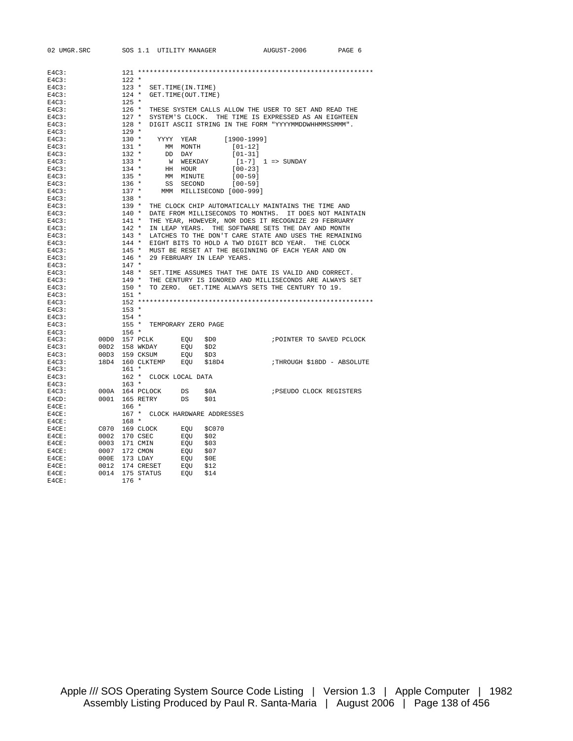```
E4C3:              121 ************************************************************
E4C3:              122 *
E4C3:              123 *  SET.TIME(IN.TIME)
E4C3:              124 *  GET.TIME(OUT.TIME)
E4C3:              125 *
E4C3:              126 *  THESE SYSTEM CALLS ALLOW THE USER TO SET AND READ THE
E4C3:              127 *  SYSTEM'S CLOCK.  THE TIME IS EXPRESSED AS AN EIGHTEEN
E4C3:              128 *  DIGIT ASCII STRING IN THE FORM "YYYYMMDDWHHMMSSMMM".
E4C3:              129 *
E4C3:              130 *    YYYY  YEAR        [1900-1999]
E4C3:              131 *      MM  MONTH         [01-12]
E4C3:              132 *      DD  DAY           [01-31]
E4C3:              133 *       W  WEEKDAY        [1-7]  1 => SUNDAY
E4C3:              134 *      HH  HOUR          [00-23]
E4C3:              135 *      MM  MINUTE        [00-59]
E4C3:              136 *      SS  SECOND        [00-59]
E4C3:              137 *     MMM  MILLISECOND [000-999]
E4C3:              138 *
E4C3:              139 *  THE CLOCK CHIP AUTOMATICALLY MAINTAINS THE TIME AND
E4C3:              140 *  DATE FROM MILLISECONDS TO MONTHS.  IT DOES NOT MAINTAIN
E4C3:              141 *  THE YEAR, HOWEVER, NOR DOES IT RECOGNIZE 29 FEBRUARY
E4C3:              142 *  IN LEAP YEARS.  THE SOFTWARE SETS THE DAY AND MONTH
E4C3:              143 *  LATCHES TO THE DON'T CARE STATE AND USES THE REMAINING
E4C3:              144 *  EIGHT BITS TO HOLD A TWO DIGIT BCD YEAR.  THE CLOCK
E4C3:              145 *  MUST BE RESET AT THE BEGINNING OF EACH YEAR AND ON
E4C3:              146 *  29 FEBRUARY IN LEAP YEARS.
E4C3:              147 *
E4C3:              148 *  SET.TIME ASSUMES THAT THE DATE IS VALID AND CORRECT.
E4C3:              149 *  THE CENTURY IS IGNORED AND MILLISECONDS ARE ALWAYS SET
E4C3:              150 *  TO ZERO.  GET.TIME ALWAYS SETS THE CENTURY TO 19.
E4C3:              151 *
E4C3:              152 ************************************************************
E4C3:              153 *
E4C3:              154 *
E4C3:              155 *  TEMPORARY ZERO PAGE
E4C3:              156 *
E4C3:         00D0 157 PCLK       EQU   $D0              ;POINTER TO SAVED PCLOCK
E4C3:         00D2 158 WKDAY      EQU   $D2
E4C3:         00D3 159 CKSUM      EQU   $D3
E4C3:         18D4 160 CLKTEMP    EQU   $18D4            ;THROUGH $18DD - ABSOLUTE
E4C3:              161 *
E4C3:              162 *  CLOCK LOCAL DATA
E4C3:              163 *
E4C3:         000A 164 PCLOCK     DS    $0A              ;PSEUDO CLOCK REGISTERS
E4CD:         0001 165 RETRY      DS    $01
E4CE:              166 *
E4CE:              167 *  CLOCK HARDWARE ADDRESSES
E4CE:              168 *
E4CE:         C070 169 CLOCK      EQU   $C070
E4CE:         0002 170 CSEC       EQU   $02
E4CE:         0003 171 CMIN       EQU   $03
E4CE:         0007 172 CMON       EQU   $07
E4CE:         000E 173 LDAY       EQU   $0E
E4CE:         0012 174 CRESET     EQU   $12
E4CE:         0014 175 STATUS     EQU   $14
E4CE:              176 *
```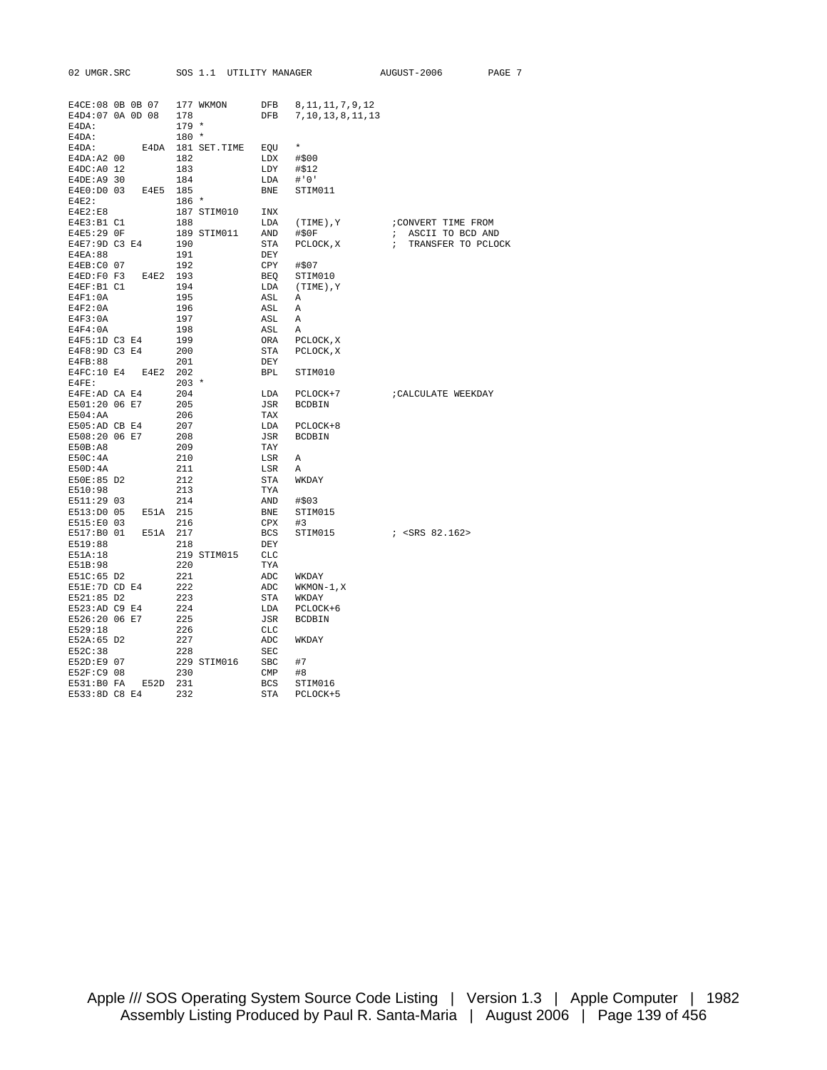```
E4CE:08 0B 0B 07    177 WKMON      DFB   8,11,11,7,9,12
E4D4:07 0A 0D 08    178            DFB   7,10,13,8,11,13
E4DA:               179 *
E4DA:               180 *
E4DA:          E4DA 181 SET.TIME   EQU   *
E4DA:A2 00          182            LDX   #$00
E4DC:A0 12          183            LDY   #$12
E4DE:A9 30          184            LDA   #'0'
E4E0:D0 03     E4E5 185            BNE   STIM011
E4E2:               186 *
E4E2:E8             187 STIM010    INX
E4E3:B1 C1          188            LDA   (TIME),Y          ;CONVERT TIME FROM
E4E5:29 0F          189 STIM011    AND   #$0F              ;  ASCII TO BCD AND
E4E7:9D C3 E4       190            STA   PCLOCK,X          ;  TRANSFER TO PCLOCK
E4EA:88             191            DEY
E4EB:C0 07          192            CPY   #$07
E4ED:F0 F3     E4E2 193            BEQ   STIM010
E4EF:B1 C1          194            LDA   (TIME),Y
E4F1:0A             195            ASL   A
E4F2:0A             196            ASL   A
E4F3:0A             197            ASL   A
E4F4:0A             198            ASL   A
E4F5:1D C3 E4       199            ORA   PCLOCK,X
E4F8:9D C3 E4       200            STA   PCLOCK,X
E4FB:88             201            DEY
E4FC:10 E4     E4E2 202            BPL   STIM010
E4FE:               203 *
E4FE:AD CA E4       204            LDA   PCLOCK+7          ;CALCULATE WEEKDAY
E501:20 06 E7       205            JSR   BCDBIN
E504:AA             206            TAX
E505:AD CB E4       207            LDA   PCLOCK+8
E508:20 06 E7       208            JSR   BCDBIN
E50B:A8             209            TAY
E50C:4A             210            LSR   A
E50D:4A             211            LSR   A
E50E:85 D2          212            STA   WKDAY
E510:98             213            TYA
E511:29 03          214            AND   #$03
E513:D0 05     E51A 215            BNE   STIM015
E515:E0 03          216            CPX   #3
E517:B0 01     E51A 217            BCS   STIM015           ; <SRS 82.162>
E519:88             218            DEY
E51A:18             219 STIM015    CLC
E51B:98             220            TYA
E51C:65 D2          221            ADC   WKDAY
E51E:7D CD E4       222            ADC   WKMON-1,X
E521:85 D2          223            STA   WKDAY
E523:AD C9 E4       224            LDA   PCLOCK+6
E526:20 06 E7       225            JSR   BCDBIN
E529:18             226            CLC
E52A:65 D2          227            ADC   WKDAY
E52C:38             228            SEC
E52D:E9 07          229 STIM016    SBC   #7
E52F:C9 08          230            CMP   #8
E531:B0 FA     E52D 231            BCS   STIM016
E533:8D C8 E4       232            STA   PCLOCK+5
```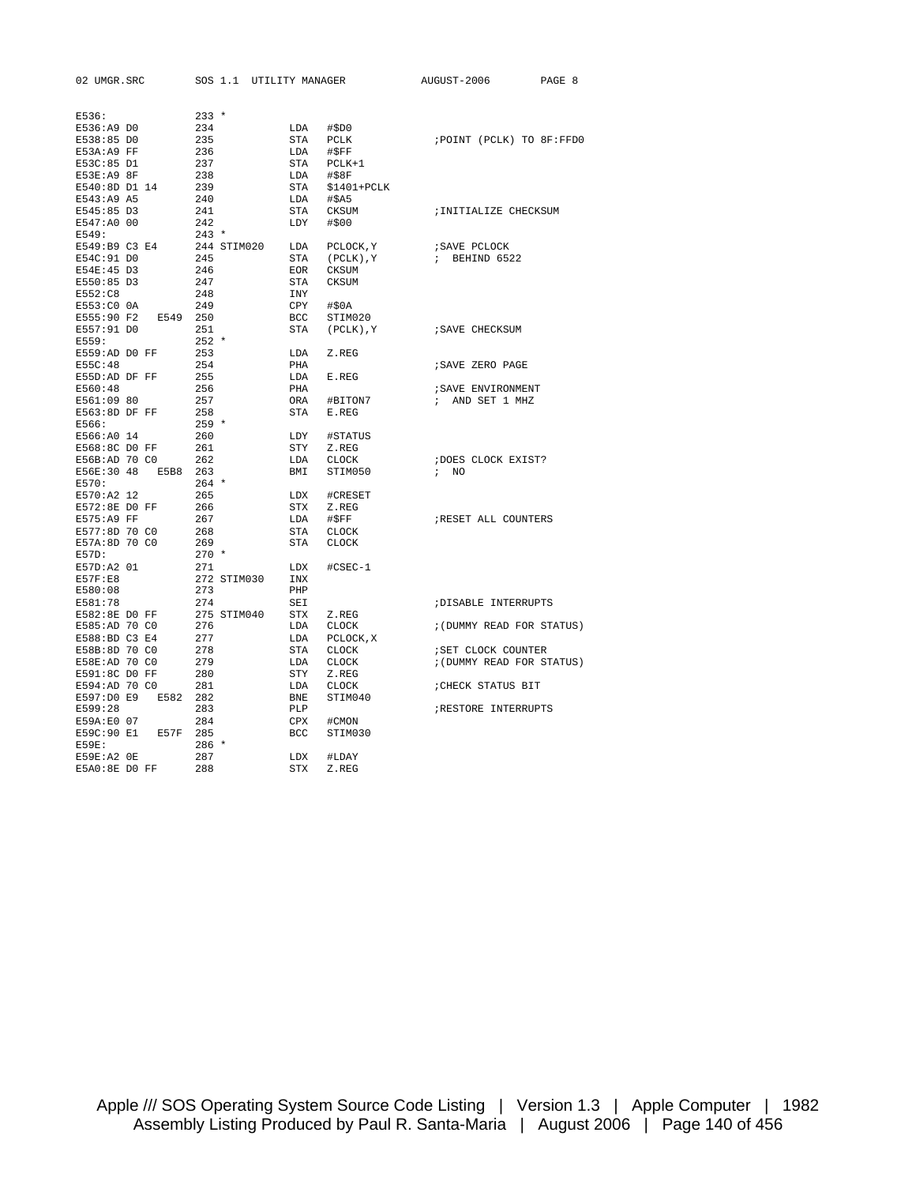```
E536:              233 *
E536:A9 D0         234              LDA   #$D0
E538:85 D0         235              STA   PCLK              ;POINT (PCLK) TO 8F:FFD0
E53A:A9 FF         236              LDA   #$FF
E53C:85 D1         237              STA   PCLK+1
E53E:A9 8F         238              LDA   #$8F
E540:8D D1 14      239              STA   $1401+PCLK
E543:A9 A5         240              LDA   #$A5
E545:85 D3         241              STA   CKSUM             ;INITIALIZE CHECKSUM
E547:A0 00         242              LDY   #$00
E549:              243 *
E549:B9 C3 E4      244 STIM020      LDA   PCLOCK,Y          ;SAVE PCLOCK
E54C:91 D0         245              STA   (PCLK),Y          ;  BEHIND 6522
E54E:45 D3         246              EOR   CKSUM
E550:85 D3         247              STA   CKSUM
E552:C8            248              INY
E553:C0 0A         249              CPY   #$0A
E555:90 F2   E549  250              BCC   STIM020
E557:91 D0         251              STA   (PCLK),Y          ;SAVE CHECKSUM
E559:              252 *
E559:AD D0 FF      253              LDA   Z.REG
E55C:48            254              PHA                     ;SAVE ZERO PAGE
E55D:AD DF FF      255              LDA   E.REG
E560:48            256              PHA                     ;SAVE ENVIRONMENT
E561:09 80         257              ORA   #BITON7           ;  AND SET 1 MHZ
E563:8D DF FF      258              STA   E.REG
E566:              259 *
E566:A0 14         260              LDY   #STATUS
E568:8C D0 FF      261              STY   Z.REG
E56B:AD 70 C0      262              LDA   CLOCK             ;DOES CLOCK EXIST?
E56E:30 48   E5B8  263              BMI   STIM050           ;  NO
E570:              264 *
E570:A2 12         265              LDX   #CRESET
E572:8E D0 FF      266              STX   Z.REG
E575:A9 FF         267              LDA   #$FF              ;RESET ALL COUNTERS
E577:8D 70 C0      268              STA   CLOCK
E57A:8D 70 C0      269              STA   CLOCK
E57D:              270 *
E57D:A2 01         271              LDX   #CSEC-1
E57F:E8            272 STIM030      INX
E580:08            273              PHP
E581:78            274              SEI                     ;DISABLE INTERRUPTS
E582:8E D0 FF      275 STIM040      STX   Z.REG
E585:AD 70 C0      276              LDA   CLOCK             ;(DUMMY READ FOR STATUS)
E588:BD C3 E4      277              LDA   PCLOCK,X
E58B:8D 70 C0      278              STA   CLOCK             ;SET CLOCK COUNTER
E58E:AD 70 C0      279              LDA   CLOCK             ;(DUMMY READ FOR STATUS)
E591:8C D0 FF      280              STY   Z.REG
E594:AD 70 C0      281              LDA   CLOCK             ;CHECK STATUS BIT
E597:D0 E9   E582  282              BNE   STIM040
E599:28            283              PLP                     ;RESTORE INTERRUPTS
E59A:E0 07         284              CPX   #CMON
E59C:90 E1   E57F  285              BCC   STIM030
E59E:              286 *
E59E:A2 0E         287              LDX   #LDAY
E5A0:8E D0 FF      288              STX   Z.REG
```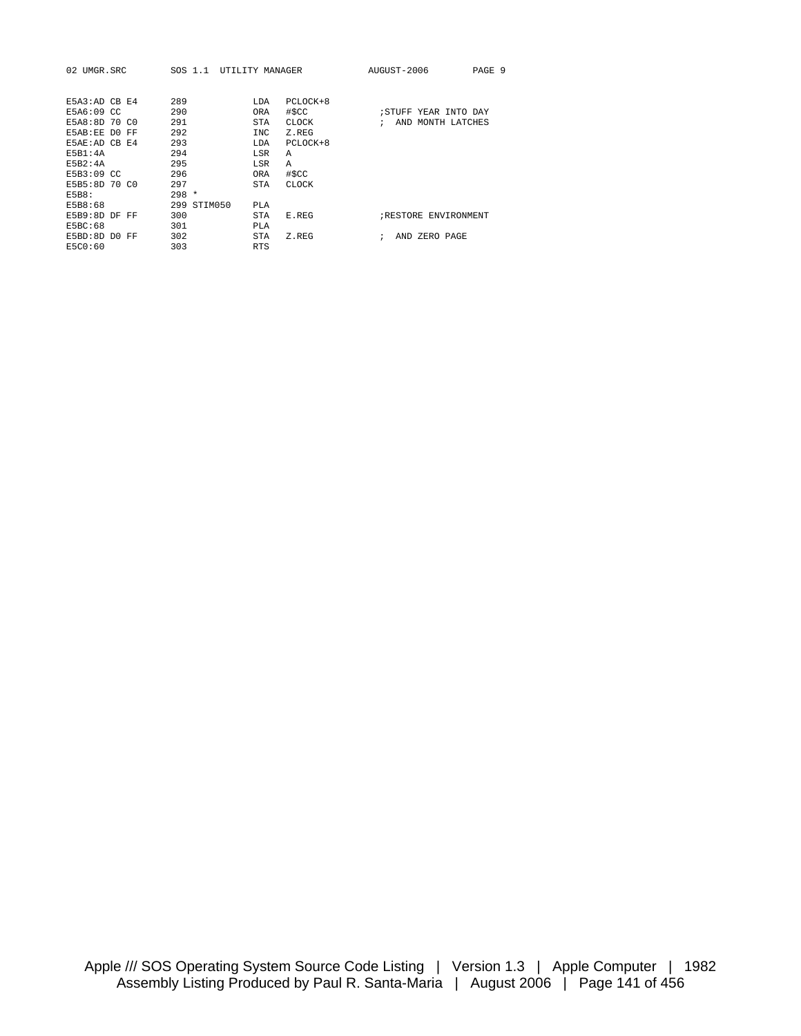```
E5A3:AD CB E4     289              LDA   PCLOCK+8
E5A6:09 CC        290              ORA   #$CC            ;STUFF YEAR INTO DAY
E5A8:8D 70 C0     291              STA   CLOCK           ;  AND MONTH LATCHES
E5AB:EE D0 FF     292              INC   Z.REG
E5AE:AD CB E4     293              LDA   PCLOCK+8
E5B1:4A           294              LSR   A
E5B2:4A           295              LSR   A
E5B3:09 CC        296              ORA   #$CC
E5B5:8D 70 C0     297              STA   CLOCK
E5B8:             298 *
E5B8:68           299 STIM050      PLA
E5B9:8D DF FF     300              STA   E.REG           ;RESTORE ENVIRONMENT
E5BC:68           301              PLA
E5BD:8D D0 FF     302              STA   Z.REG           ;  AND ZERO PAGE
E5C0:60           303              RTS
```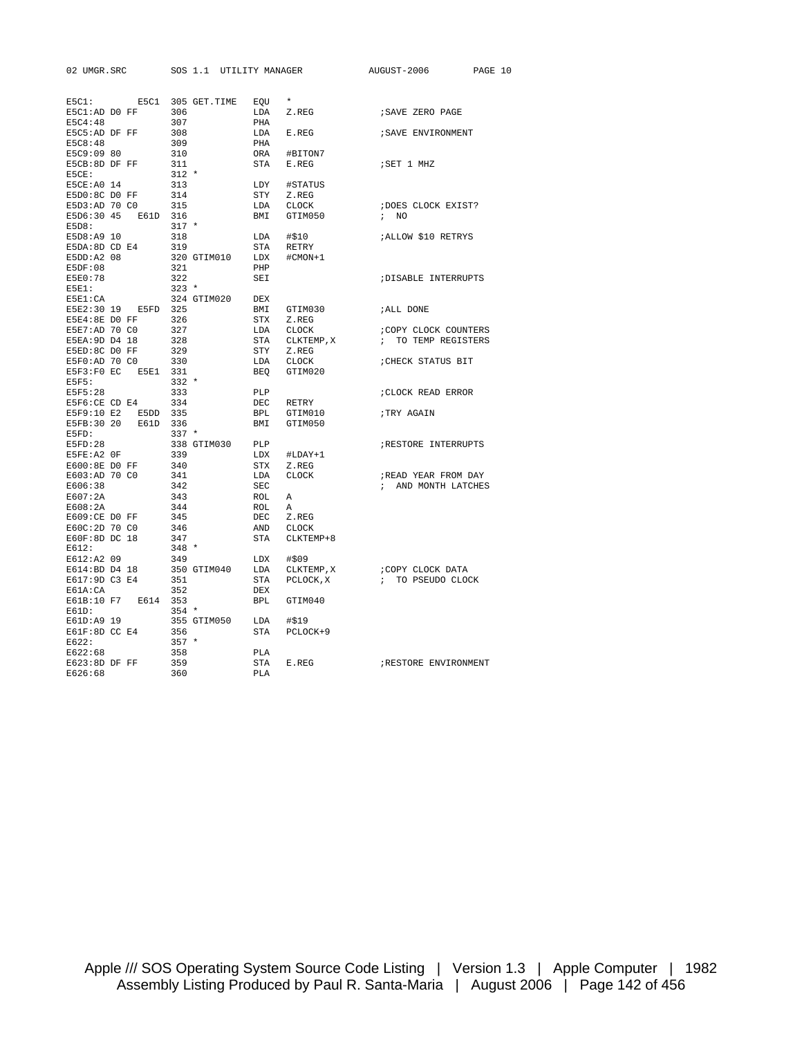```
E5C1:        E5C1  305 GET.TIME   EQU   *
E5C1:AD D0 FF      306            LDA   Z.REG            ;SAVE ZERO PAGE
E5C4:48            307            PHA
E5C5:AD DF FF      308            LDA   E.REG            ;SAVE ENVIRONMENT
E5C8:48            309            PHA
E5C9:09 80         310            ORA   #BITON7
E5CB:8D DF FF      311            STA   E.REG            ;SET 1 MHZ
E5CE:              312 *
E5CE:A0 14         313            LDY   #STATUS
E5D0:8C D0 FF      314            STY   Z.REG
E5D3:AD 70 C0      315            LDA   CLOCK            ;DOES CLOCK EXIST?
E5D6:30 45   E61D  316            BMI   GTIM050          ; NO
E5D8:              317 *
E5D8:A9 10         318            LDA   #$10             ;ALLOW $10 RETRYS
E5DA:8D CD E4      319            STA   RETRY
E5DD:A2 08         320 GTIM010    LDX   #CMON+1
E5DF:08            321            PHP
E5E0:78            322            SEI                    ;DISABLE INTERRUPTS
E5E1:              323 *
E5E1:CA            324 GTIM020    DEX
E5E2:30 19   E5FD  325            BMI   GTIM030          ;ALL DONE
E5E4:8E D0 FF      326            STX   Z.REG
E5E7:AD 70 C0      327            LDA   CLOCK            ;COPY CLOCK COUNTERS
E5EA:9D D4 18      328            STA   CLKTEMP,X        ; TO TEMP REGISTERS
E5ED:8C D0 FF      329            STY   Z.REG
E5F0:AD 70 C0      330            LDA   CLOCK            ;CHECK STATUS BIT
E5F3:F0 EC   E5E1  331            BEQ   GTIM020
E5F5:              332 *
E5F5:28            333            PLP                    ;CLOCK READ ERROR
E5F6:CE CD E4      334            DEC   RETRY
E5F9:10 E2   E5DD  335            BPL   GTIM010          ;TRY AGAIN
E5FB:30 20   E61D  336            BMI   GTIM050
E5FD:              337 *
E5FD:28            338 GTIM030    PLP                    ;RESTORE INTERRUPTS
E5FE:A2 0F         339            LDX   #LDAY+1
E600:8E D0 FF      340            STX   Z.REG
E603:AD 70 C0      341            LDA   CLOCK            ;READ YEAR FROM DAY
E606:38            342            SEC                    ; AND MONTH LATCHES
E607:2A            343            ROL   A
E608:2A            344            ROL   A
E609:CE D0 FF      345            DEC   Z.REG
E60C:2D 70 C0      346            AND   CLOCK
E60F:8D DC 18      347            STA   CLKTEMP+8
E612:              348 *
E612:A2 09         349            LDX   #$09
E614:BD D4 18      350 GTIM040    LDA   CLKTEMP,X        ;COPY CLOCK DATA
E617:9D C3 E4      351            STA   PCLOCK,X         ; TO PSEUDO CLOCK
E61A:CA            352            DEX
E61B:10 F7   E614  353            BPL   GTIM040
E61D:              354 *
E61D:A9 19         355 GTIM050    LDA   #$19
E61F:8D CC E4      356            STA   PCLOCK+9
E622:              357 *
E622:68            358            PLA
E623:8D DF FF      359            STA   E.REG            ;RESTORE ENVIRONMENT
E626:68            360            PLA
```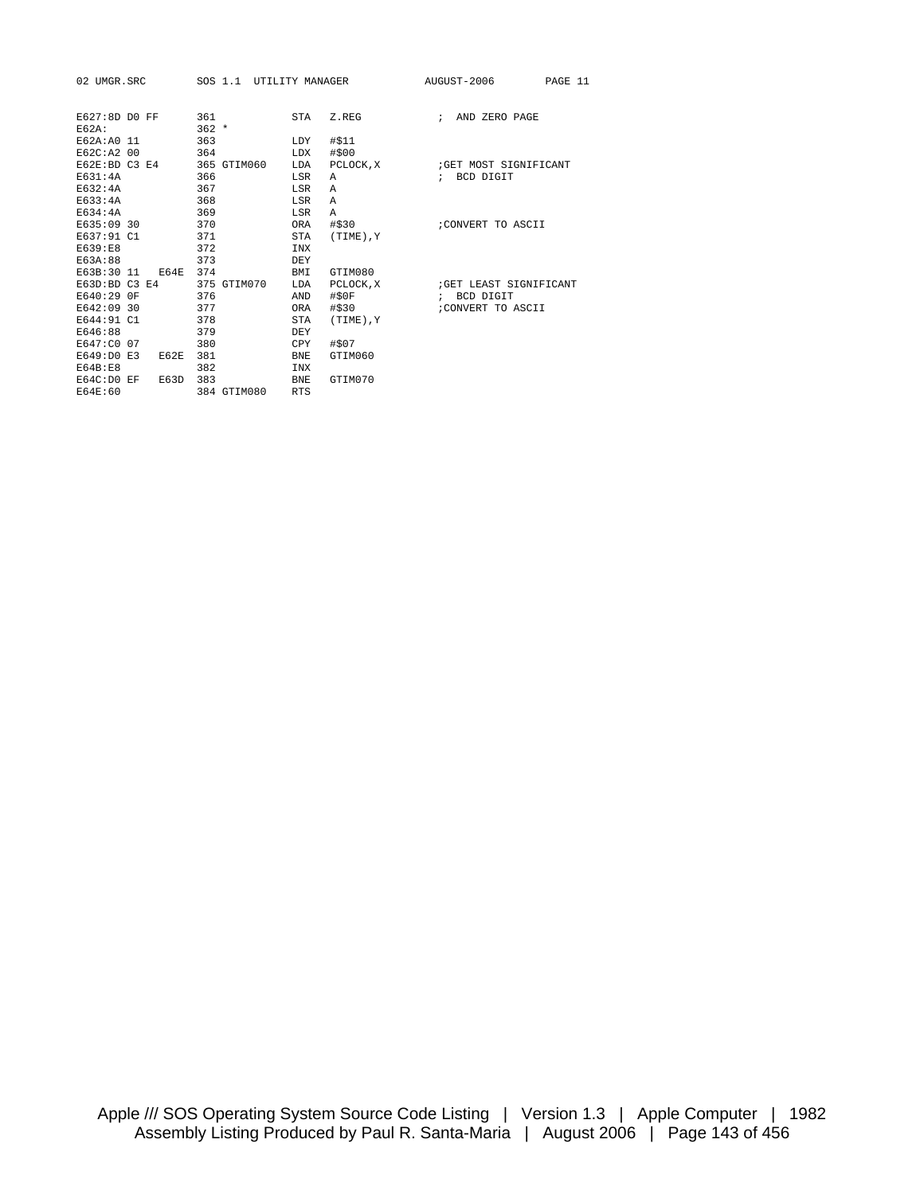```
E627:8D D0 FF       361            STA   Z.REG           ;  AND ZERO PAGE
E62A:               362 *
E62A:A0 11          363            LDY   #$11
E62C:A2 00          364            LDX   #$00
E62E:BD C3 E4       365 GTIM060    LDA   PCLOCK,X        ;GET MOST SIGNIFICANT
E631:4A             366            LSR   A               ;  BCD DIGIT
E632:4A             367            LSR   A
E633:4A             368            LSR   A
E634:4A             369            LSR   A
E635:09 30          370            ORA   #$30            ;CONVERT TO ASCII
E637:91 C1          371            STA   (TIME),Y
E639:E8             372            INX
E63A:88             373            DEY
E63B:30 11   E64E   374            BMI   GTIM080
E63D:BD C3 E4       375 GTIM070    LDA   PCLOCK,X        ;GET LEAST SIGNIFICANT
E640:29 0F          376            AND   #$0F            ;  BCD DIGIT
E642:09 30          377            ORA   #$30            ;CONVERT TO ASCII
E644:91 C1          378            STA   (TIME),Y
E646:88             379            DEY
E647:C0 07          380            CPY   #$07
E649:D0 E3   E62E   381            BNE   GTIM060
E64B:E8             382            INX
E64C:D0 EF   E63D   383            BNE   GTIM070
E64E:60             384 GTIM080    RTS
```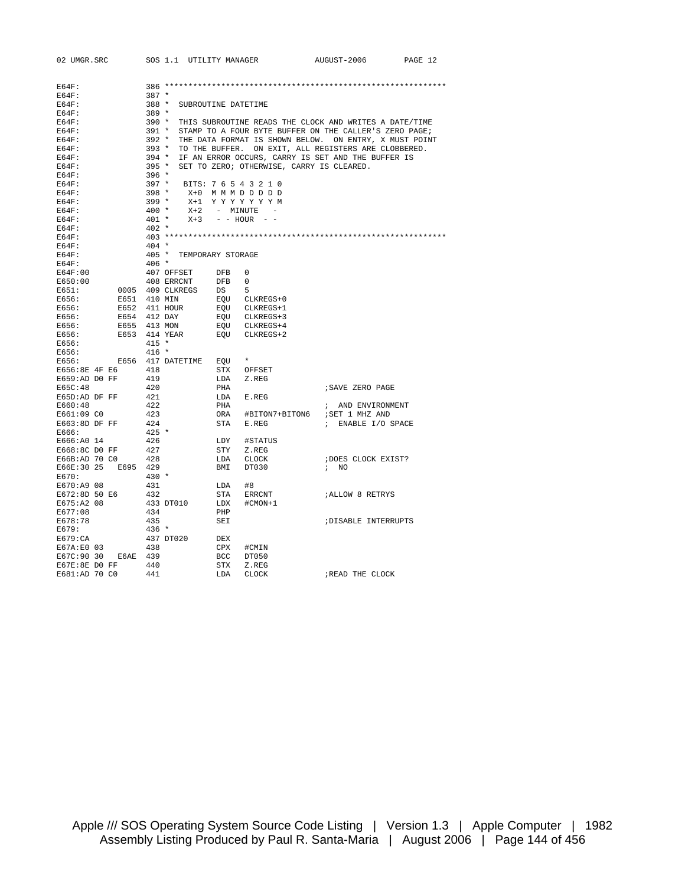```
E64F:              386 ************************************************************
E64F:              387 *
E64F:              388 *  SUBROUTINE DATETIME
E64F:              389 *
E64F:              390 *  THIS SUBROUTINE READS THE CLOCK AND WRITES A DATE/TIME
E64F:              391 *  STAMP TO A FOUR BYTE BUFFER ON THE CALLER'S ZERO PAGE;
E64F:              392 *  THE DATA FORMAT IS SHOWN BELOW.  ON ENTRY, X MUST POINT
E64F:              393 *  TO THE BUFFER.  ON EXIT, ALL REGISTERS ARE CLOBBERED.
E64F:              394 *  IF AN ERROR OCCURS, CARRY IS SET AND THE BUFFER IS
E64F:              395 *  SET TO ZERO; OTHERWISE, CARRY IS CLEARED.
E64F:              396 *
E64F:              397 *   BITS: 7 6 5 4 3 2 1 0
E64F:              398 *     X+0  M M M D D D D D
E64F:              399 *     X+1  Y Y Y Y Y Y Y M
E64F:              400 *     X+2   -  MINUTE   -
E64F:              401 *     X+3   - - HOUR  - -
E64F:              402 *
E64F:              403 ************************************************************
E64F:              404 *
E64F:              405 *  TEMPORARY STORAGE
E64F:              406 *
E64F:00            407 OFFSET      DFB   0
E650:00            408 ERRCNT      DFB   0
E651:         0005 409 CLKREGS     DS    5
E656:         E651 410 MIN         EQU   CLKREGS+0
E656:         E652 411 HOUR        EQU   CLKREGS+1
E656:         E654 412 DAY         EQU   CLKREGS+3
E656:         E655 413 MON         EQU   CLKREGS+4
E656:         E653 414 YEAR        EQU   CLKREGS+2
E656:              415 *
E656:              416 *
E656:         E656 417 DATETIME    EQU   *
E656:8E 4F E6      418             STX   OFFSET
E659:AD D0 FF      419             LDA   Z.REG
E65C:48            420             PHA                      ;SAVE ZERO PAGE
E65D:AD DF FF      421             LDA   E.REG
E660:48            422             PHA                      ;  AND ENVIRONMENT
E661:09 C0         423             ORA   #BITON7+BITON6     ;SET 1 MHZ AND
E663:8D DF FF      424             STA   E.REG              ;  ENABLE I/O SPACE
E666:              425 *
E666:A0 14         426             LDY   #STATUS
E668:8C D0 FF      427             STY   Z.REG
E66B:AD 70 C0      428             LDA   CLOCK              ;DOES CLOCK EXIST?
E66E:30 25    E695 429             BMI   DT030              ;  NO
E670:              430 *
E670:A9 08         431             LDA   #8
E672:8D 50 E6      432             STA   ERRCNT             ;ALLOW 8 RETRYS
E675:A2 08         433 DT010       LDX   #CMON+1
E677:08            434             PHP
E678:78            435             SEI                      ;DISABLE INTERRUPTS
E679:              436 *
E679:CA            437 DT020       DEX
E67A:E0 03         438             CPX   #CMIN
E67C:90 30    E6AE 439             BCC   DT050
E67E:8E D0 FF      440             STX   Z.REG
E681:AD 70 C0      441             LDA   CLOCK              ;READ THE CLOCK
```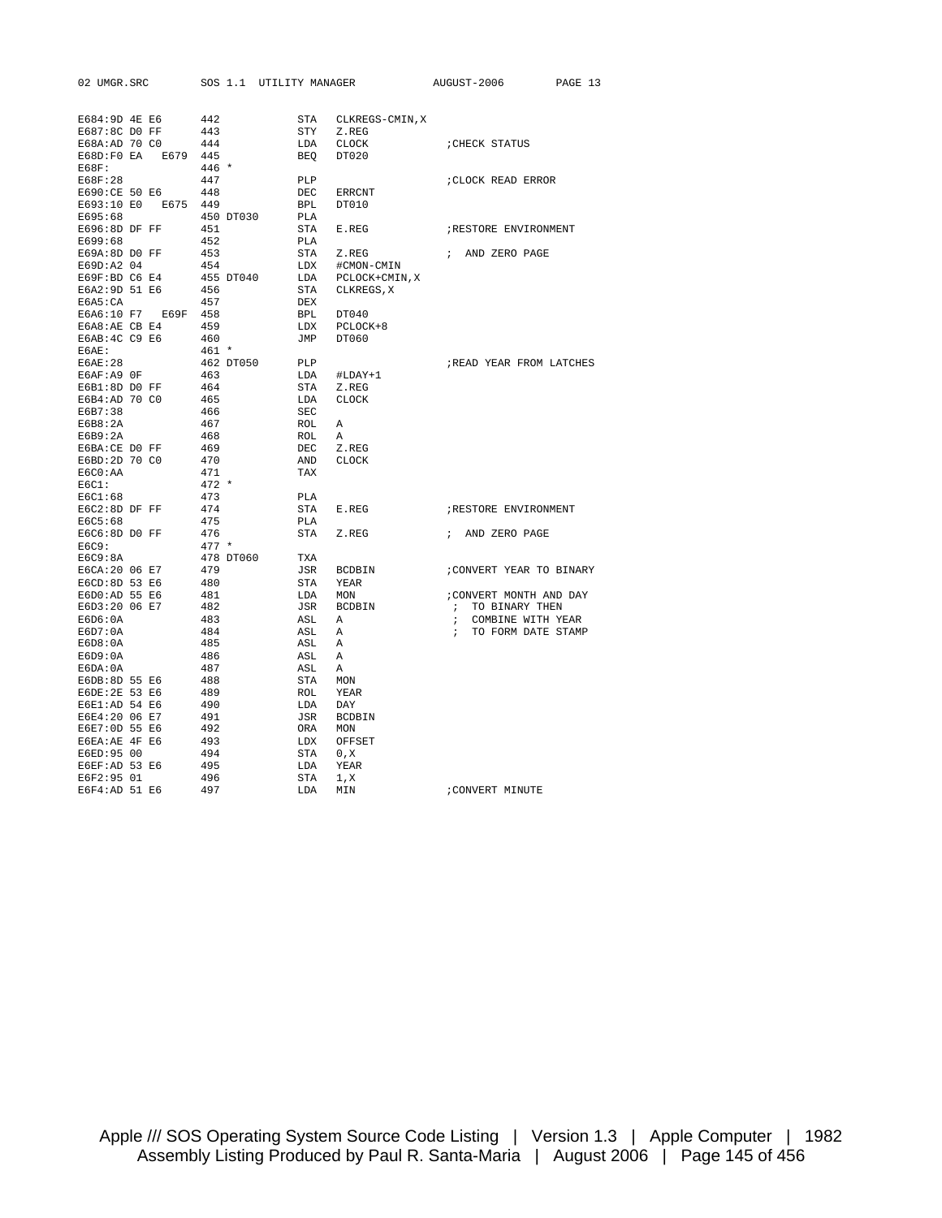```
E684:9D 4E E6      442            STA   CLKREGS-CMIN,X
E687:8C D0 FF      443            STY   Z.REG
E68A:AD 70 C0      444            LDA   CLOCK              ;CHECK STATUS
E68D:F0 EA   E679  445            BEQ   DT020
E68F:              446 *
E68F:28            447            PLP                      ;CLOCK READ ERROR
E690:CE 50 E6      448            DEC   ERRCNT
E693:10 E0   E675  449            BPL   DT010
E695:68            450 DT030      PLA
E696:8D DF FF      451            STA   E.REG              ;RESTORE ENVIRONMENT
E699:68            452            PLA
E69A:8D D0 FF      453            STA   Z.REG              ;  AND ZERO PAGE
E69D:A2 04         454            LDX   #CMON-CMIN
E69F:BD C6 E4      455 DT040      LDA   PCLOCK+CMIN,X
E6A2:9D 51 E6      456            STA   CLKREGS,X
E6A5:CA            457            DEX
E6A6:10 F7   E69F  458            BPL   DT040
E6A8:AE CB E4      459            LDX   PCLOCK+8
E6AB:4C C9 E6      460            JMP   DT060
E6AE:              461 *
E6AE:28            462 DT050      PLP                      ;READ YEAR FROM LATCHES
E6AF:A9 0F         463            LDA   #LDAY+1
E6B1:8D D0 FF      464            STA   Z.REG
E6B4:AD 70 C0      465            LDA   CLOCK
E6B7:38            466            SEC
E6B8:2A            467            ROL   A
E6B9:2A            468            ROL   A
E6BA:CE D0 FF      469            DEC   Z.REG
E6BD:2D 70 C0      470            AND   CLOCK
E6C0:AA            471            TAX
E6C1:              472 *
E6C1:68            473            PLA
E6C2:8D DF FF      474            STA   E.REG              ;RESTORE ENVIRONMENT
E6C5:68            475            PLA
E6C6:8D D0 FF      476            STA   Z.REG              ;  AND ZERO PAGE
E6C9:              477 *
E6C9:8A            478 DT060      TXA
E6CA:20 06 E7      479            JSR   BCDBIN             ;CONVERT YEAR TO BINARY
E6CD:8D 53 E6      480            STA   YEAR
E6D0:AD 55 E6      481            LDA   MON                ;CONVERT MONTH AND DAY
E6D3:20 06 E7      482            JSR   BCDBIN             ;  TO BINARY THEN
E6D6:0A            483            ASL   A                  ;  COMBINE WITH YEAR
E6D7:0A            484            ASL   A                  ;  TO FORM DATE STAMP
E6D8:0A            485            ASL   A
E6D9:0A            486            ASL   A
E6DA:0A            487            ASL   A
E6DB:8D 55 E6      488            STA   MON
E6DE:2E 53 E6      489            ROL   YEAR
E6E1:AD 54 E6      490            LDA   DAY
E6E4:20 06 E7      491            JSR   BCDBIN
E6E7:0D 55 E6      492            ORA   MON
E6EA:AE 4F E6      493            LDX   OFFSET
E6ED:95 00         494            STA   0,X
E6EF:AD 53 E6      495            LDA   YEAR
E6F2:95 01         496            STA   1,X
E6F4:AD 51 E6      497            LDA   MIN                ;CONVERT MINUTE
```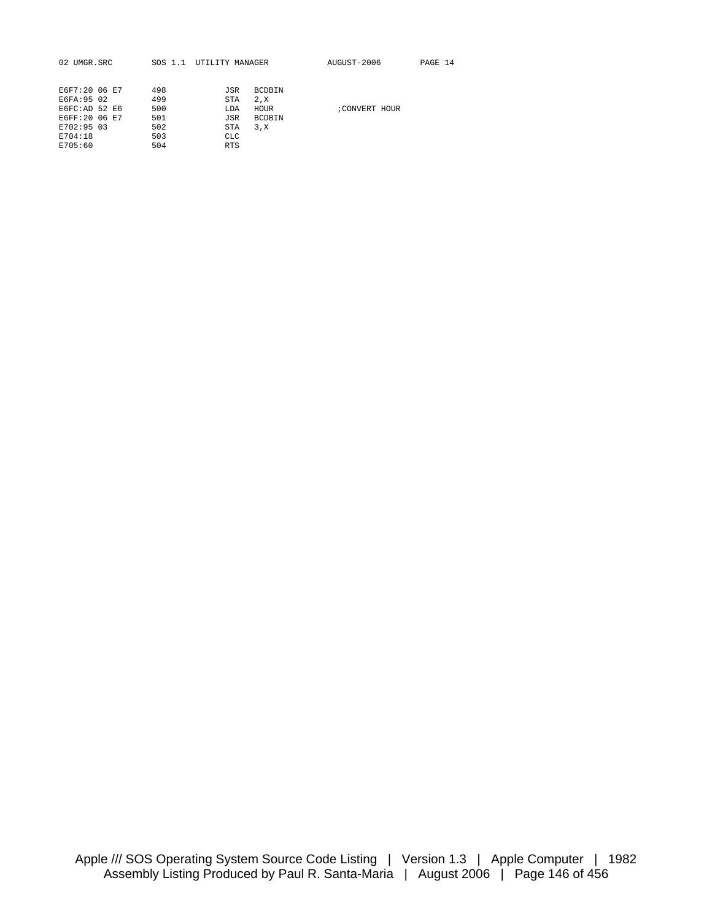```
E6F7:20 06 E7      498          JSR   BCDBIN
E6FA:95 02         499          STA   2,X
E6FC:AD 52 E6      500          LDA   HOUR             ;CONVERT HOUR
E6FF:20 06 E7      501          JSR   BCDBIN
E702:95 03         502          STA   3,X
E704:18            503          CLC
E705:60            504          RTS
```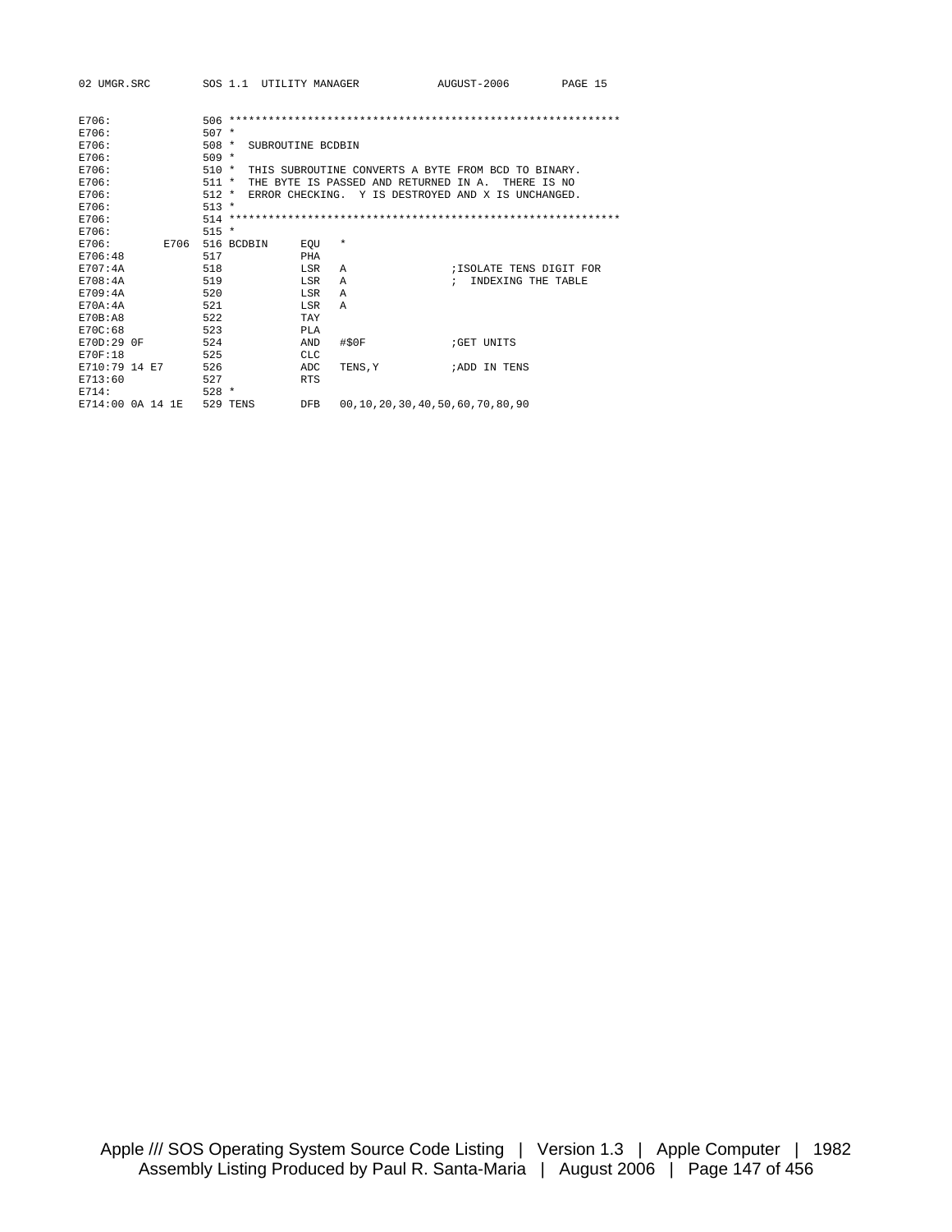```
E706:            506 ************************************************************
E706:            507 *
E706:            508 *  SUBROUTINE BCDBIN
E706:            509 *
E706:            510 *  THIS SUBROUTINE CONVERTS A BYTE FROM BCD TO BINARY.
E706:            511 *  THE BYTE IS PASSED AND RETURNED IN A.  THERE IS NO
E706:            512 *  ERROR CHECKING.  Y IS DESTROYED AND X IS UNCHANGED.
E706:            513 *
E706:            514 ************************************************************
E706:            515 *
E706:       E706 516 BCDBIN     EQU   *
E706:48          517            PHA
E707:4A          518            LSR   A                 ;ISOLATE TENS DIGIT FOR
E708:4A          519            LSR   A                 ;  INDEXING THE TABLE
E709:4A          520            LSR   A
E70A:4A          521            LSR   A
E70B:A8          522            TAY
E70C:68          523            PLA
E70D:29 0F       524            AND   #$0F              ;GET UNITS
E70F:18          525            CLC
E710:79 14 E7    526            ADC   TENS,Y            ;ADD IN TENS
E713:60          527            RTS
E714:            528 *
E714:00 0A 14 1E 529 TENS       DFB   00,10,20,30,40,50,60,70,80,90
```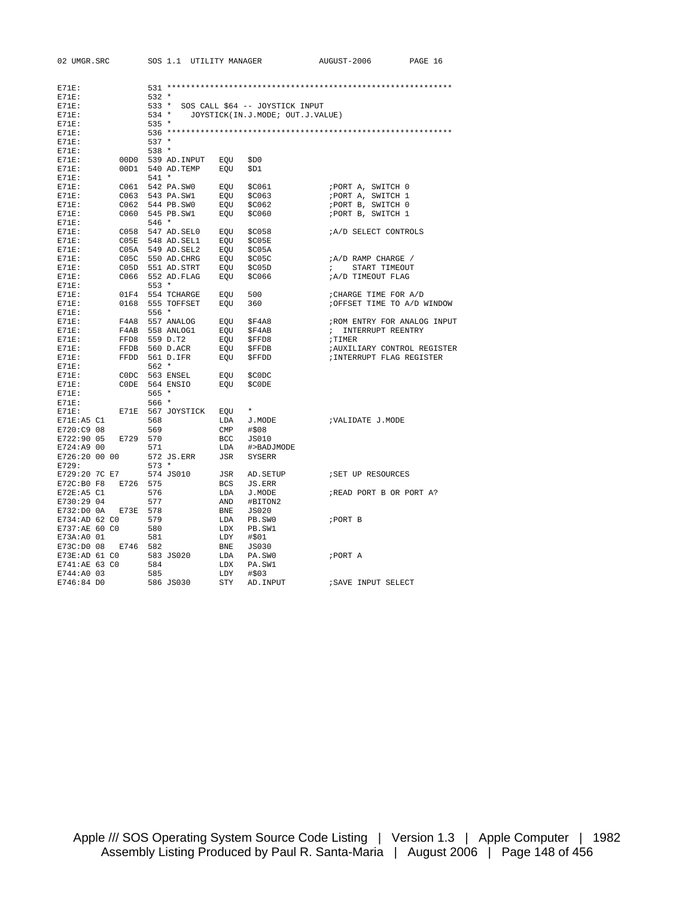```
E71E:              531 ************************************************************
E71E:              532 *
E71E:              533 *  SOS CALL $64 -- JOYSTICK INPUT
E71E:              534 *     JOYSTICK(IN.J.MODE; OUT.J.VALUE)
E71E:              535 *
E71E:              536 ************************************************************
E71E:              537 *
E71E:              538 *
E71E:         00D0 539 AD.INPUT    EQU   $D0
E71E:         00D1 540 AD.TEMP     EQU   $D1
E71E:              541 *
E71E:         C061 542 PA.SW0      EQU   $C061             ;PORT A, SWITCH 0
E71E:         C063 543 PA.SW1      EQU   $C063             ;PORT A, SWITCH 1
E71E:         C062 544 PB.SW0      EQU   $C062             ;PORT B, SWITCH 0
E71E:         C060 545 PB.SW1      EQU   $C060             ;PORT B, SWITCH 1
E71E:              546 *
E71E:         C058 547 AD.SEL0     EQU   $C058             ;A/D SELECT CONTROLS
E71E:         C05E 548 AD.SEL1     EQU   $C05E
E71E:         C05A 549 AD.SEL2     EQU   $C05A
E71E:         C05C 550 AD.CHRG     EQU   $C05C             ;A/D RAMP CHARGE /
E71E:         C05D 551 AD.STRT     EQU   $C05D             ;    START TIMEOUT
E71E:         C066 552 AD.FLAG     EQU   $C066             ;A/D TIMEOUT FLAG
E71E:              553 *
E71E:         01F4 554 TCHARGE     EQU   500               ;CHARGE TIME FOR A/D
E71E:         0168 555 TOFFSET     EQU   360               ;OFFSET TIME TO A/D WINDOW
E71E:              556 *
E71E:         F4A8 557 ANALOG      EQU   $F4A8             ;ROM ENTRY FOR ANALOG INPUT
E71E:         F4AB 558 ANLOG1      EQU   $F4AB             ;  INTERRUPT REENTRY
E71E:         FFD8 559 D.T2        EQU   $FFD8             ;TIMER
E71E:         FFDB 560 D.ACR       EQU   $FFDB             ;AUXILIARY CONTROL REGISTER
E71E:         FFDD 561 D.IFR       EQU   $FFDD             ;INTERRUPT FLAG REGISTER
E71E:              562 *
E71E:         C0DC 563 ENSEL       EQU   $C0DC
E71E:         C0DE 564 ENSIO       EQU   $C0DE
E71E:              565 *
E71E:              566 *
E71E:         E71E 567 JOYSTICK    EQU   *
E71E:A5 C1         568             LDA   J.MODE            ;VALIDATE J.MODE
E720:C9 08         569             CMP   #$08
E722:90 05    E729 570             BCC   JS010
E724:A9 00         571             LDA   #>BADJMODE
E726:20 00 00      572 JS.ERR      JSR   SYSERR
E729:              573 *
E729:20 7C E7      574 JS010       JSR   AD.SETUP          ;SET UP RESOURCES
E72C:B0 F8    E726 575             BCS   JS.ERR
E72E:A5 C1         576             LDA   J.MODE            ;READ PORT B OR PORT A?
E730:29 04         577             AND   #BITON2
E732:D0 0A    E73E 578             BNE   JS020
E734:AD 62 C0      579             LDA   PB.SW0            ;PORT B
E737:AE 60 C0      580             LDX   PB.SW1
E73A:A0 01         581             LDY   #$01
E73C:D0 08    E746 582             BNE   JS030
E73E:AD 61 C0      583 JS020       LDA   PA.SW0            ;PORT A
E741:AE 63 C0      584             LDX   PA.SW1
E744:A0 03         585             LDY   #$03
E746:84 D0         586 JS030       STY   AD.INPUT          ;SAVE INPUT SELECT
```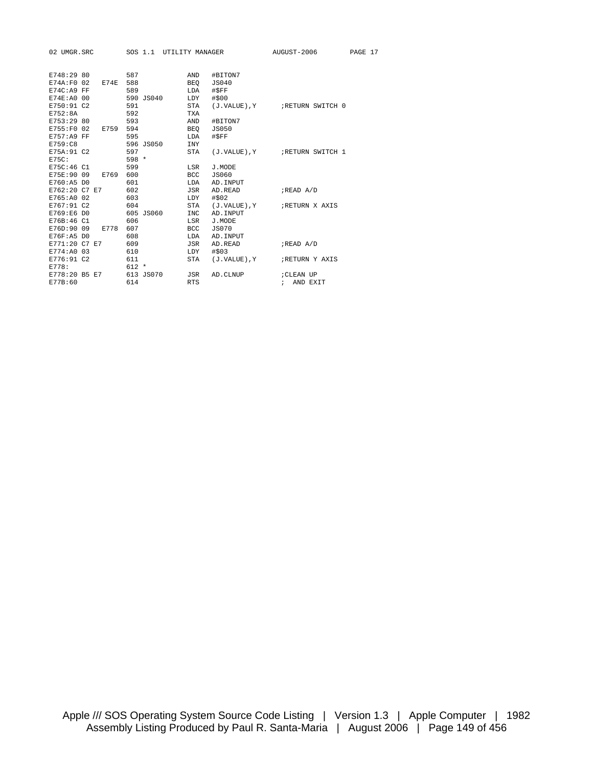```
E748:29 80           587             AND   #BITON7
E74A:F0 02    E74E   588             BEQ   JS040
E74C:A9 FF           589             LDA   #$FF
E74E:A0 00           590 JS040       LDY   #$00
E750:91 C2           591             STA   (J.VALUE),Y      ;RETURN SWITCH 0
E752:8A              592             TXA
E753:29 80           593             AND   #BITON7
E755:F0 02    E759   594             BEQ   JS050
E757:A9 FF           595             LDA   #$FF
E759:C8              596 JS050       INY
E75A:91 C2           597             STA   (J.VALUE),Y      ;RETURN SWITCH 1
E75C:                598 *
E75C:46 C1           599             LSR   J.MODE
E75E:90 09    E769   600             BCC   JS060
E760:A5 D0           601             LDA   AD.INPUT
E762:20 C7 E7        602             JSR   AD.READ          ;READ A/D
E765:A0 02           603             LDY   #$02
E767:91 C2           604             STA   (J.VALUE),Y      ;RETURN X AXIS
E769:E6 D0           605 JS060       INC   AD.INPUT
E76B:46 C1           606             LSR   J.MODE
E76D:90 09    E778   607             BCC   JS070
E76F:A5 D0           608             LDA   AD.INPUT
E771:20 C7 E7        609             JSR   AD.READ          ;READ A/D
E774:A0 03           610             LDY   #$03
E776:91 C2           611             STA   (J.VALUE),Y      ;RETURN Y AXIS
E778:                612 *
E778:20 B5 E7        613 JS070       JSR   AD.CLNUP         ;CLEAN UP
E77B:60              614             RTS                    ;  AND EXIT
```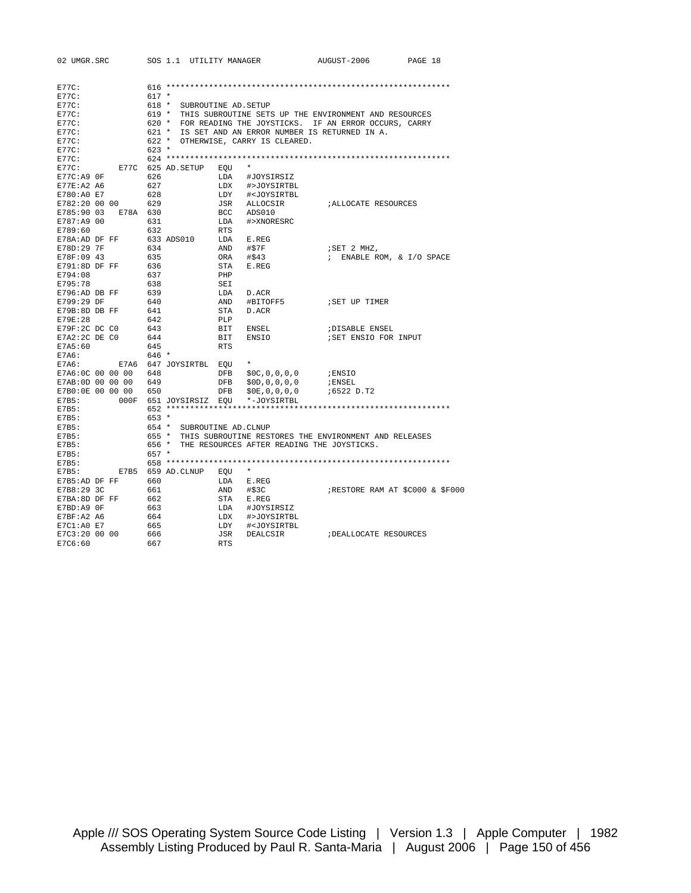```
E77C:              616 ************************************************************
E77C:              617 *
E77C:              618 *  SUBROUTINE AD.SETUP
E77C:              619 *  THIS SUBROUTINE SETS UP THE ENVIRONMENT AND RESOURCES
E77C:              620 *  FOR READING THE JOYSTICKS.  IF AN ERROR OCCURS, CARRY
E77C:              621 *  IS SET AND AN ERROR NUMBER IS RETURNED IN A.
E77C:              622 *  OTHERWISE, CARRY IS CLEARED.
E77C:              623 *
E77C:              624 ************************************************************
E77C:        E77C  625 AD.SETUP   EQU   *
E77C:A9 0F         626            LDA   #JOYSIRSIZ
E77E:A2 A6         627            LDX   #>JOYSIRTBL
E780:A0 E7         628            LDY   #<JOYSIRTBL
E782:20 00 00      629            JSR   ALLOCSIR         ;ALLOCATE RESOURCES
E785:90 03   E78A  630            BCC   ADS010
E787:A9 00         631            LDA   #>XNORESRC
E789:60            632            RTS
E78A:AD DF FF      633 ADS010     LDA   E.REG
E78D:29 7F         634            AND   #$7F             ;SET 2 MHZ,
E78F:09 43         635            ORA   #$43             ;  ENABLE ROM, & I/O SPACE
E791:8D DF FF      636            STA   E.REG
E794:08            637            PHP
E795:78            638            SEI
E796:AD DB FF      639            LDA   D.ACR
E799:29 DF         640            AND   #BITOFF5         ;SET UP TIMER
E79B:8D DB FF      641            STA   D.ACR
E79E:28            642            PLP
E79F:2C DC C0      643            BIT   ENSEL            ;DISABLE ENSEL
E7A2:2C DE C0      644            BIT   ENSIO            ;SET ENSIO FOR INPUT
E7A5:60            645            RTS
E7A6:              646 *
E7A6:        E7A6  647 JOYSIRTBL  EQU   *
E7A6:0C 00 00 00   648            DFB   $0C,0,0,0,0      ;ENSIO
E7AB:0D 00 00 00   649            DFB   $0D,0,0,0,0      ;ENSEL
E7B0:0E 00 00 00   650            DFB   $0E,0,0,0,0      ;6522 D.T2
E7B5:        000F  651 JOYSIRSIZ  EQU   *-JOYSIRTBL
E7B5:              652 ************************************************************
E7B5:              653 *
E7B5:              654 *  SUBROUTINE AD.CLNUP
E7B5:              655 *  THIS SUBROUTINE RESTORES THE ENVIRONMENT AND RELEASES
E7B5:              656 *  THE RESOURCES AFTER READING THE JOYSTICKS.
E7B5:              657 *
E7B5:              658 ************************************************************
E7B5:        E7B5  659 AD.CLNUP   EQU   *
E7B5:AD DF FF      660            LDA   E.REG
E7B8:29 3C         661            AND   #$3C             ;RESTORE RAM AT $C000 & $F000
E7BA:8D DF FF      662            STA   E.REG
E7BD:A9 0F         663            LDA   #JOYSIRSIZ
E7BF:A2 A6         664            LDX   #>JOYSIRTBL
E7C1:A0 E7         665            LDY   #<JOYSIRTBL
E7C3:20 00 00      666            JSR   DEALCSIR         ;DEALLOCATE RESOURCES
E7C6:60            667            RTS
```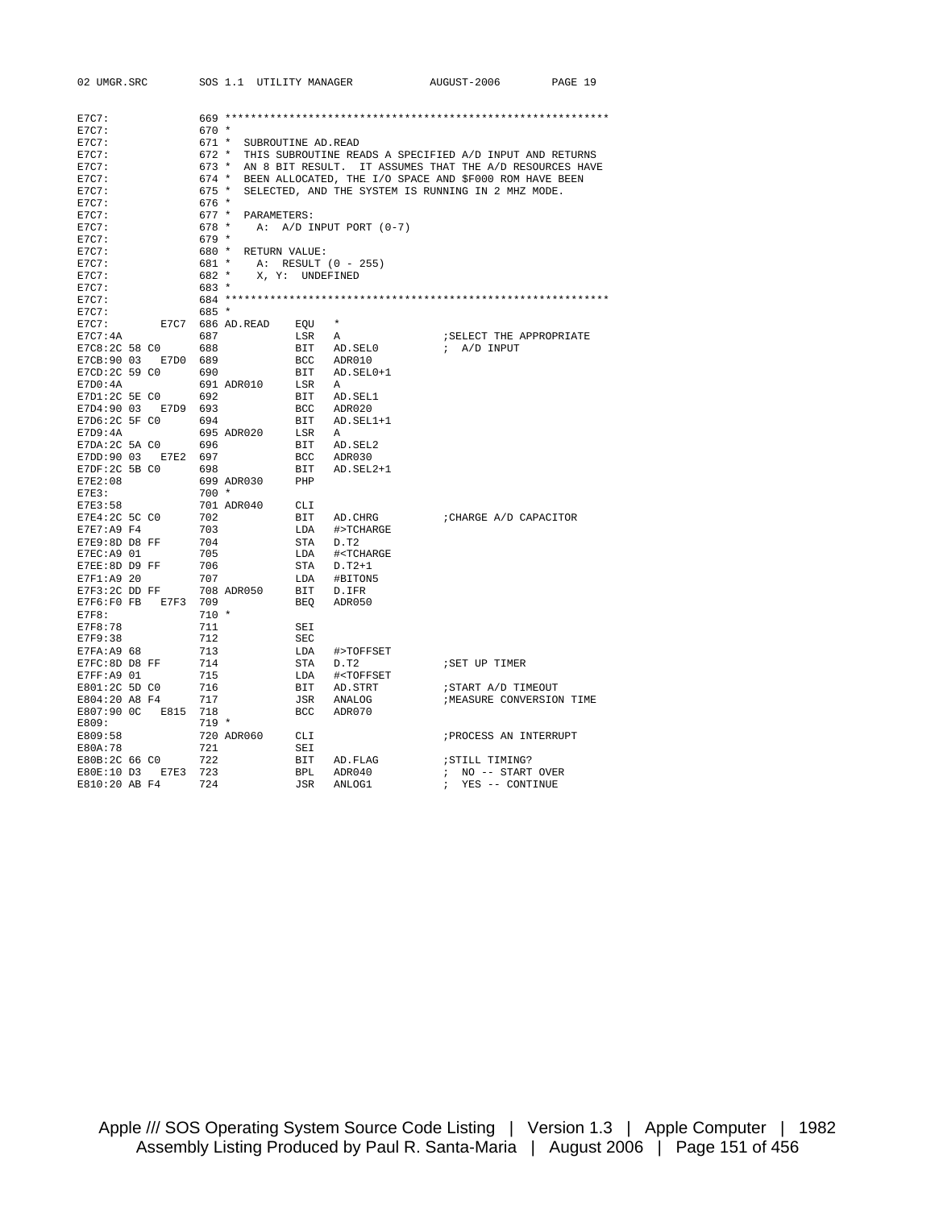```
E7C7:               669 ***********************************************************
E7C7:               670 *
E7C7:               671 *  SUBROUTINE AD.READ
E7C7:               672 *  THIS SUBROUTINE READS A SPECIFIED A/D INPUT AND RETURNS
E7C7:               673 *  AN 8 BIT RESULT.  IT ASSUMES THAT THE A/D RESOURCES HAVE
E7C7:               674 *  BEEN ALLOCATED, THE I/O SPACE AND $F000 ROM HAVE BEEN
E7C7:               675 *  SELECTED, AND THE SYSTEM IS RUNNING IN 2 MHZ MODE.
E7C7:               676 *
E7C7:               677 *  PARAMETERS:
E7C7:               678 *    A:  A/D INPUT PORT (0-7)
E7C7:               679 *
E7C7:               680 *  RETURN VALUE:
E7C7:               681 *    A:  RESULT (0 - 255)
E7C7:               682 *    X, Y:  UNDEFINED
E7C7:               683 *
E7C7:               684 ***********************************************************
E7C7:               685 *
E7C7:          E7C7 686 AD.READ     EQU   *
E7C7:4A             687             LSR   A                ;SELECT THE APPROPRIATE
E7C8:2C 58 C0       688             BIT   AD.SEL0          ; A/D INPUT
E7CB:90 03   E7D0   689             BCC   ADR010
E7CD:2C 59 C0       690             BIT   AD.SEL0+1
E7D0:4A             691 ADR010      LSR   A
E7D1:2C 5E C0       692             BIT   AD.SEL1
E7D4:90 03   E7D9   693             BCC   ADR020
E7D6:2C 5F C0       694             BIT   AD.SEL1+1
E7D9:4A             695 ADR020      LSR   A
E7DA:2C 5A C0       696             BIT   AD.SEL2
E7DD:90 03   E7E2   697             BCC   ADR030
E7DF:2C 5B C0       698             BIT   AD.SEL2+1
E7E2:08             699 ADR030      PHP
E7E3:               700 *
E7E3:58             701 ADR040      CLI
E7E4:2C 5C C0       702             BIT   AD.CHRG          ;CHARGE A/D CAPACITOR
E7E7:A9 F4          703             LDA   #>TCHARGE
E7E9:8D D8 FF       704             STA   D.T2
E7EC:A9 01          705             LDA   #<TCHARGE
E7EE:8D D9 FF       706             STA   D.T2+1
E7F1:A9 20          707             LDA   #BITON5
E7F3:2C DD FF       708 ADR050      BIT   D.IFR
E7F6:F0 FB   E7F3   709             BEQ   ADR050
E7F8:               710 *
E7F8:78             711             SEI
E7F9:38             712             SEC
E7FA:A9 68          713             LDA   #>TOFFSET
E7FC:8D D8 FF       714             STA   D.T2             ;SET UP TIMER
E7FF:A9 01          715             LDA   #<TOFFSET
E801:2C 5D C0       716             BIT   AD.STRT          ;START A/D TIMEOUT
E804:20 A8 F4       717             JSR   ANALOG           ;MEASURE CONVERSION TIME
E807:90 0C   E815   718             BCC   ADR070
E809:               719 *
E809:58             720 ADR060      CLI                    ;PROCESS AN INTERRUPT
E80A:78             721             SEI
E80B:2C 66 C0       722             BIT   AD.FLAG          ;STILL TIMING?
E80E:10 D3   E7E3   723             BPL   ADR040           ; NO -- START OVER
E810:20 AB F4       724             JSR   ANLOG1           ; YES -- CONTINUE
```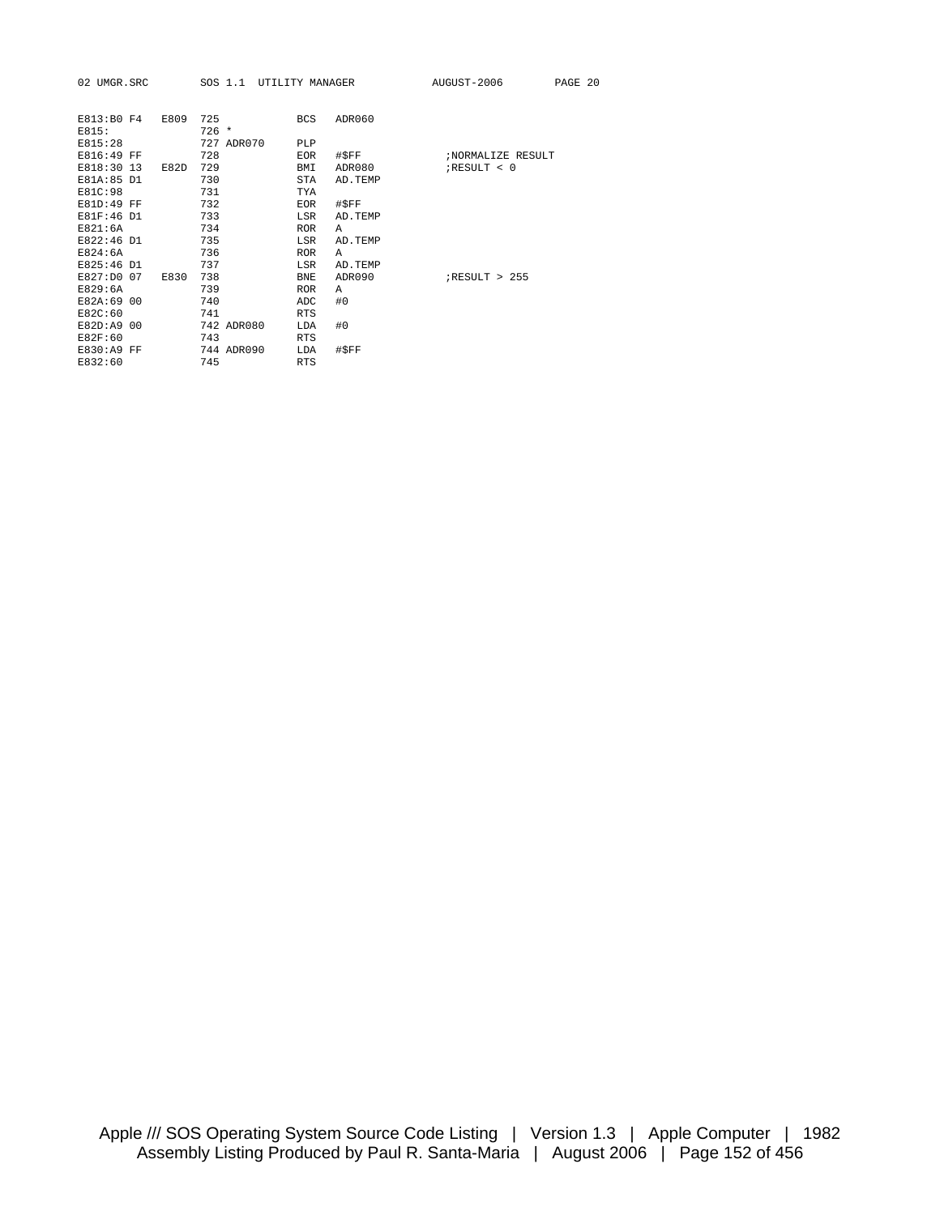```
E813:B0 F4   E809  725            BCS   ADR060
E815:              726 *
E815:28            727 ADR070     PLP
E816:49 FF         728            EOR   #$FF           ;NORMALIZE RESULT
E818:30 13   E82D  729            BMI   ADR080         ;RESULT < 0
E81A:85 D1         730            STA   AD.TEMP
E81C:98            731            TYA
E81D:49 FF         732            EOR   #$FF
E81F:46 D1         733            LSR   AD.TEMP
E821:6A            734            ROR   A
E822:46 D1         735            LSR   AD.TEMP
E824:6A            736            ROR   A
E825:46 D1         737            LSR   AD.TEMP
E827:D0 07   E830  738            BNE   ADR090         ;RESULT > 255
E829:6A            739            ROR   A
E82A:69 00         740            ADC   #0
E82C:60            741            RTS
E82D:A9 00         742 ADR080     LDA   #0
E82F:60            743            RTS
E830:A9 FF         744 ADR090     LDA   #$FF
E832:60            745            RTS
```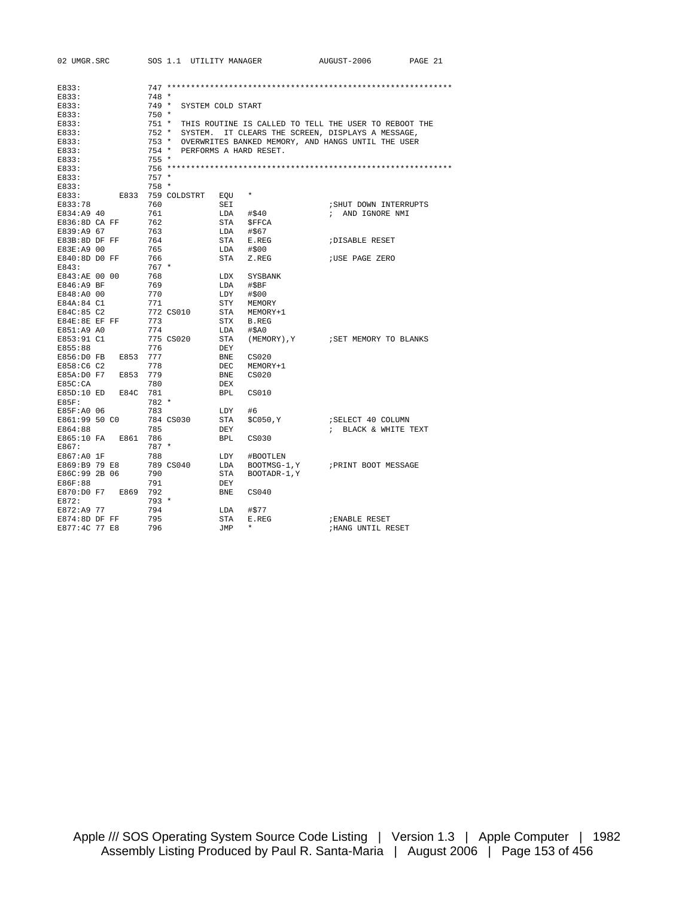```
E833:              747 ************************************************************
E833:              748 *
E833:              749 *  SYSTEM COLD START
E833:              750 *
E833:              751 *  THIS ROUTINE IS CALLED TO TELL THE USER TO REBOOT THE
E833:              752 *  SYSTEM.  IT CLEARS THE SCREEN, DISPLAYS A MESSAGE,
E833:              753 *  OVERWRITES BANKED MEMORY, AND HANGS UNTIL THE USER
E833:              754 *  PERFORMS A HARD RESET.
E833:              755 *
E833:              756 ************************************************************
E833:              757 *
E833:              758 *
E833:         E833 759 COLDSTRT   EQU   *
E833:78            760            SEI                     ;SHUT DOWN INTERRUPTS
E834:A9 40         761            LDA   #$40              ;  AND IGNORE NMI
E836:8D CA FF      762            STA   $FFCA
E839:A9 67         763            LDA   #$67
E83B:8D DF FF      764            STA   E.REG             ;DISABLE RESET
E83E:A9 00         765            LDA   #$00
E840:8D D0 FF      766            STA   Z.REG             ;USE PAGE ZERO
E843:              767 *
E843:AE 00 00      768            LDX   SYSBANK
E846:A9 BF         769            LDA   #$BF
E848:A0 00         770            LDY   #$00
E84A:84 C1         771            STY   MEMORY
E84C:85 C2         772 CS010      STA   MEMORY+1
E84E:8E EF FF      773            STX   B.REG
E851:A9 A0         774            LDA   #$A0
E853:91 C1         775 CS020      STA   (MEMORY),Y        ;SET MEMORY TO BLANKS
E855:88            776            DEY
E856:D0 FB   E853  777            BNE   CS020
E858:C6 C2         778            DEC   MEMORY+1
E85A:D0 F7   E853  779            BNE   CS020
E85C:CA            780            DEX
E85D:10 ED   E84C  781            BPL   CS010
E85F:              782 *
E85F:A0 06         783            LDY   #6
E861:99 50 C0      784 CS030      STA   $C050,Y           ;SELECT 40 COLUMN
E864:88            785            DEY                     ;  BLACK & WHITE TEXT
E865:10 FA   E861  786            BPL   CS030
E867:              787 *
E867:A0 1F         788            LDY   #BOOTLEN
E869:B9 79 E8      789 CS040      LDA   BOOTMSG-1,Y       ;PRINT BOOT MESSAGE
E86C:99 2B 06      790            STA   BOOTADR-1,Y
E86F:88            791            DEY
E870:D0 F7   E869  792            BNE   CS040
E872:              793 *
E872:A9 77         794            LDA   #$77
E874:8D DF FF      795            STA   E.REG             ;ENABLE RESET
E877:4C 77 E8      796            JMP   *                 ;HANG UNTIL RESET
```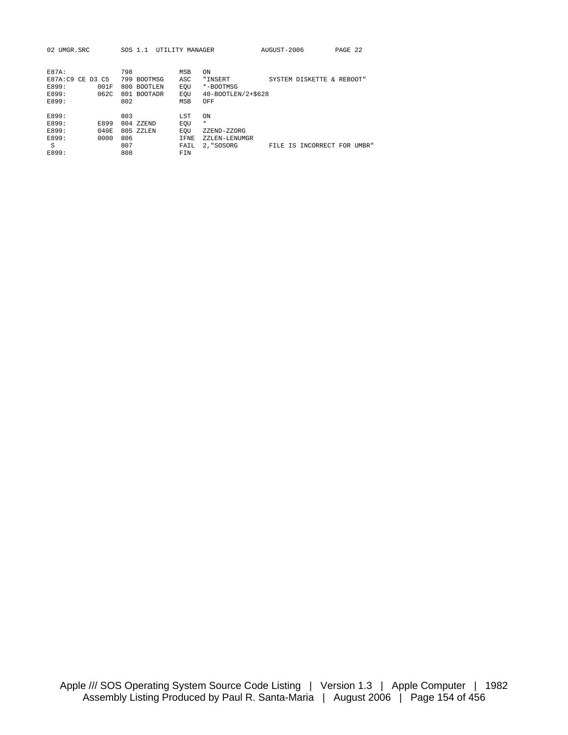```
E87A:                798              MSB   ON
E87A:C9 CE D3 C5     799 BOOTMSG      ASC   "INSERT          SYSTEM DISKETTE & REBOOT"
E899:         001F   800 BOOTLEN      EQU   *-BOOTMSG
E899:         062C   801 BOOTADR      EQU   40-BOOTLEN/2+$628
E899:                802              MSB   OFF

E899:                803              LST   ON
E899:         E899   804 ZZEND        EQU   *
E899:         040E   805 ZZLEN        EQU   ZZEND-ZZORG
E899:         0000   806              IFNE  ZZLEN-LENUMGR
 S                   807              FAIL  2,"SOSORG        FILE IS INCORRECT FOR UMBR"
E899:                808              FIN
```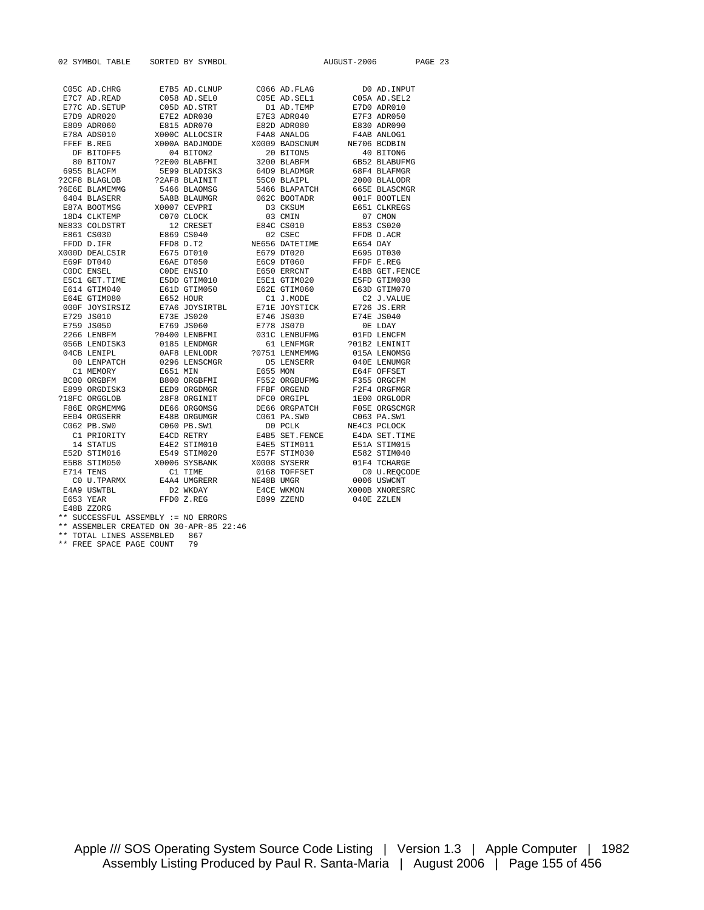```
02 SYMBOL TABLE    SORTED BY SYMBOL                    AUGUST-2006        PAGE 23

 C05C AD.CHRG       E7B5 AD.CLNUP      C066 AD.FLAG         D0 AD.INPUT
 E7C7 AD.READ       C058 AD.SEL0       C05E AD.SEL1       C05A AD.SEL2
 E77C AD.SETUP      C05D AD.STRT         D1 AD.TEMP       E7D0 ADR010
 E7D9 ADR020        E7E2 ADR030        E7E3 ADR040        E7F3 ADR050
 E809 ADR060        E815 ADR070        E82D ADR080        E830 ADR090
 E78A ADS010       X000C ALLOCSIR      F4A8 ANALOG        F4AB ANLOG1
 FFEF B.REG        X000A BADJMODE     X0009 BADSCNUM     NE706 BCDBIN
   DF BITOFF5         04 BITON2          20 BITON5          40 BITON6
   80 BITON7       ?2E00 BLABFMI       3200 BLABFM        6B52 BLABUFMG
 6955 BLACFM        5E99 BLADISK3      64D9 BLADMGR       68F4 BLAFMGR
?2CF8 BLAGLOB      ?2AF8 BLAINIT       55C0 BLAIPL        2000 BLALODR
?6E6E BLAMEMMG      5466 BLAOMSG       5466 BLAPATCH      665E BLASCMGR
 6404 BLASERR       5A8B BLAUMGR       062C BOOTADR       001F BOOTLEN
 E87A BOOTMSG      X0007 CEVPRI          D3 CKSUM         E651 CLKREGS
 18D4 CLKTEMP       C070 CLOCK           03 CMIN            07 CMON
NE833 COLDSTRT        12 CRESET        E84C CS010         E853 CS020
 E861 CS030         E869 CS040           02 CSEC          FFDB D.ACR
 FFDD D.IFR         FFD8 D.T2         NE656 DATETIME      E654 DAY
X000D DEALCSIR      E675 DT010         E679 DT020         E695 DT030
 E69F DT040         E6AE DT050         E6C9 DT060         FFDF E.REG
 C0DC ENSEL         C0DE ENSIO         E650 ERRCNT        E4BB GET.FENCE
 E5C1 GET.TIME      E5DD GTIM010       E5E1 GTIM020       E5FD GTIM030
 E614 GTIM040       E61D GTIM050       E62E GTIM060       E63D GTIM070
 E64E GTIM080       E652 HOUR            C1 J.MODE          C2 J.VALUE
 000F JOYSIRSIZ     E7A6 JOYSIRTBL     E71E JOYSTICK      E726 JS.ERR
 E729 JS010         E73E JS020         E746 JS030         E74E JS040
 E759 JS050         E769 JS060         E778 JS070           0E LDAY
 2266 LENBFM       ?0400 LENBFMI       031C LENBUFMG      01FD LENCFM
 056B LENDISK3      0185 LENDMGR         61 LENFMGR      ?01B2 LENINIT
 04CB LENIPL        0AF8 LENLODR      ?0751 LENMEMMG      015A LENOMSG
   00 LENPATCH      0296 LENSCMGR        D5 LENSERR       040E LENUMGR
   C1 MEMORY        E651 MIN           E655 MON           E64F OFFSET
 BC00 ORGBFM        B800 ORGBFMI       F552 ORGBUFMG      F355 ORGCFM
 E899 ORGDISK3      EED9 ORGDMGR       FFBF ORGEND        F2F4 ORGFMGR
?18FC ORGGLOB       28F8 ORGINIT       DFC0 ORGIPL        1E00 ORGLODR
 F86E ORGMEMMG      DE66 ORGOMSG       DE66 ORGPATCH      F05E ORGSCMGR
 EE04 ORGSERR       E48B ORGUMGR       C061 PA.SW0        C063 PA.SW1
 C062 PB.SW0        C060 PB.SW1          D0 PCLK         NE4C3 PCLOCK
   C1 PRIORITY      E4CD RETRY         E4B5 SET.FENCE     E4DA SET.TIME
   14 STATUS        E4E2 STIM010       E4E5 STIM011       E51A STIM015
 E52D STIM016       E549 STIM020       E57F STIM030       E582 STIM040
 E5B8 STIM050      X0006 SYSBANK      X0008 SYSERR        01F4 TCHARGE
 E714 TENS            C1 TIME          0168 TOFFSET         C0 U.REQCODE
   C0 U.TPARMX      E4A4 UMGRERR      NE48B UMGR          0006 USWCNT
 E4A9 USWTBL          D2 WKDAY         E4CE WKMON        X000B XNORESRC
 E653 YEAR          FFD0 Z.REG         E899 ZZEND         040E ZZLEN
 E48B ZZORG
** SUCCESSFUL ASSEMBLY := NO ERRORS
** ASSEMBLER CREATED ON 30-APR-85 22:46
** TOTAL LINES ASSEMBLED   867
** FREE SPACE PAGE COUNT   79
```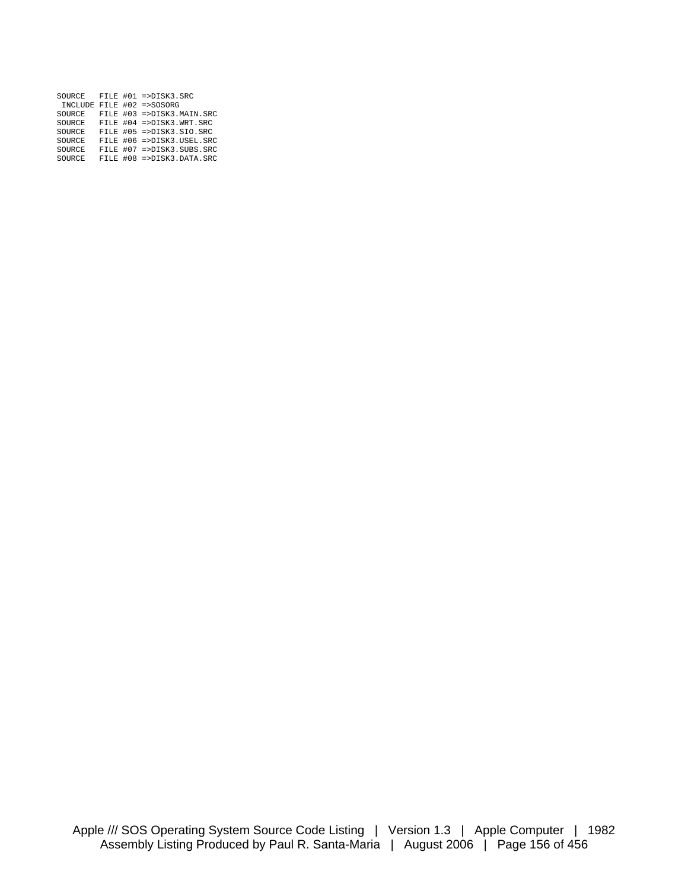```
SOURCE   FILE #01 =>DISK3.SRC
 INCLUDE FILE #02 =>SOSORG
SOURCE   FILE #03 =>DISK3.MAIN.SRC
SOURCE   FILE #04 =>DISK3.WRT.SRC
SOURCE   FILE #05 =>DISK3.SIO.SRC
SOURCE   FILE #06 =>DISK3.USEL.SRC
SOURCE   FILE #07 =>DISK3.SUBS.SRC
SOURCE   FILE #08 =>DISK3.DATA.SRC
```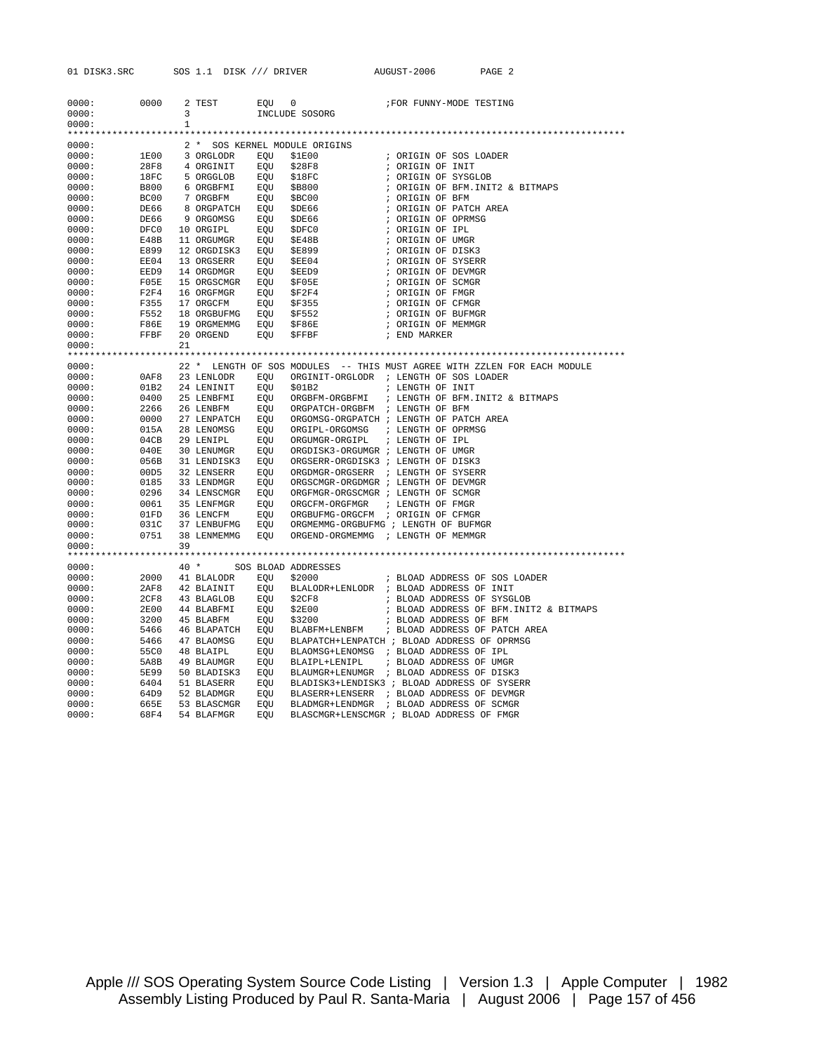```
0000:        0000     2 TEST       EQU   0                   ;FOR FUNNY-MODE TESTING
0000:                 3            INCLUDE SOSORG
0000:                 1
**************************************************************************************************
0000:                 2 *  SOS KERNEL MODULE ORIGINS
0000:        1E00     3 ORGLODR    EQU   $1E00              ; ORIGIN OF SOS LOADER
0000:        28F8     4 ORGINIT    EQU   $28F8              ; ORIGIN OF INIT
0000:        18FC     5 ORGGLOB    EQU   $18FC              ; ORIGIN OF SYSGLOB
0000:        B800     6 ORGBFMI    EQU   $B800              ; ORIGIN OF BFM.INIT2 & BITMAPS
0000:        BC00     7 ORGBFM     EQU   $BC00              ; ORIGIN OF BFM
0000:        DE66     8 ORGPATCH   EQU   $DE66              ; ORIGIN OF PATCH AREA
0000:        DE66     9 ORGOMSG    EQU   $DE66              ; ORIGIN OF OPRMSG
0000:        DFC0    10 ORGIPL     EQU   $DFC0              ; ORIGIN OF IPL
0000:        E48B    11 ORGUMGR    EQU   $E48B              ; ORIGIN OF UMGR
0000:        E899    12 ORGDISK3   EQU   $E899              ; ORIGIN OF DISK3
0000:        EE04    13 ORGSERR    EQU   $EE04              ; ORIGIN OF SYSERR
0000:        EED9    14 ORGDMGR    EQU   $EED9              ; ORIGIN OF DEVMGR
0000:        F05E    15 ORGSCMGR   EQU   $F05E              ; ORIGIN OF SCMGR
0000:        F2F4    16 ORGFMGR    EQU   $F2F4              ; ORIGIN OF FMGR
0000:        F355    17 ORGCFM     EQU   $F355              ; ORIGIN OF CFMGR
0000:        F552    18 ORGBUFMG   EQU   $F552              ; ORIGIN OF BUFMGR
0000:        F86E    19 ORGMEMMG   EQU   $F86E              ; ORIGIN OF MEMMGR
0000:        FFBF    20 ORGEND     EQU   $FFBF              ; END MARKER
0000:                21
**************************************************************************************************
0000:                22 *  LENGTH OF SOS MODULES  -- THIS MUST AGREE WITH ZZLEN FOR EACH MODULE
0000:        0AF8    23 LENLODR    EQU   ORGINIT-ORGLODR  ; LENGTH OF SOS LOADER
0000:        01B2    24 LENINIT    EQU   $01B2            ; LENGTH OF INIT
0000:        0400    25 LENBFMI    EQU   ORGBFM-ORGBFMI   ; LENGTH OF BFM.INIT2 & BITMAPS
0000:        2266    26 LENBFM     EQU   ORGPATCH-ORGBFM  ; LENGTH OF BFM
0000:        0000    27 LENPATCH   EQU   ORGOMSG-ORGPATCH ; LENGTH OF PATCH AREA
0000:        015A    28 LENOMSG    EQU   ORGIPL-ORGOMSG   ; LENGTH OF OPRMSG
0000:        04CB    29 LENIPL     EQU   ORGUMGR-ORGIPL   ; LENGTH OF IPL
0000:        040E    30 LENUMGR    EQU   ORGDISK3-ORGUMGR ; LENGTH OF UMGR
0000:        056B    31 LENDISK3   EQU   ORGSERR-ORGDISK3 ; LENGTH OF DISK3
0000:        00D5    32 LENSERR    EQU   ORGDMGR-ORGSERR  ; LENGTH OF SYSERR
0000:        0185    33 LENDMGR    EQU   ORGSCMGR-ORGDMGR ; LENGTH OF DEVMGR
0000:        0296    34 LENSCMGR   EQU   ORGFMGR-ORGSCMGR ; LENGTH OF SCMGR
0000:        0061    35 LENFMGR    EQU   ORGCFM-ORGFMGR   ; LENGTH OF FMGR
0000:        01FD    36 LENCFM     EQU   ORGBUFMG-ORGCFM  ; ORIGIN OF CFMGR
0000:        031C    37 LENBUFMG   EQU   ORGMEMMG-ORGBUFMG ; LENGTH OF BUFMGR
0000:        0751    38 LENMEMMG   EQU   ORGEND-ORGMEMMG  ; LENGTH OF MEMMGR
0000:                39
**************************************************************************************************
0000:                40 *      SOS BLOAD ADDRESSES
0000:        2000    41 BLALODR    EQU   $2000              ; BLOAD ADDRESS OF SOS LOADER
0000:        2AF8    42 BLAINIT    EQU   BLALODR+LENLODR  ; BLOAD ADDRESS OF INIT
0000:        2CF8    43 BLAGLOB    EQU   $2CF8              ; BLOAD ADDRESS OF SYSGLOB
0000:        2E00    44 BLABFMI    EQU   $2E00              ; BLOAD ADDRESS OF BFM.INIT2 & BITMAPS
0000:        3200    45 BLABFM     EQU   $3200              ; BLOAD ADDRESS OF BFM
0000:        5466    46 BLAPATCH   EQU   BLABFM+LENBFM      ; BLOAD ADDRESS OF PATCH AREA
0000:        5466    47 BLAOMSG    EQU   BLAPATCH+LENPATCH ; BLOAD ADDRESS OF OPRMSG
0000:        55C0    48 BLAIPL     EQU   BLAOMSG+LENOMSG  ; BLOAD ADDRESS OF IPL
0000:        5A8B    49 BLAUMGR    EQU   BLAIPL+LENIPL    ; BLOAD ADDRESS OF UMGR
0000:        5E99    50 BLADISK3   EQU   BLAUMGR+LENUMGR  ; BLOAD ADDRESS OF DISK3
0000:        6404    51 BLASERR    EQU   BLADISK3+LENDISK3 ; BLOAD ADDRESS OF SYSERR
0000:        64D9    52 BLADMGR    EQU   BLASERR+LENSERR  ; BLOAD ADDRESS OF DEVMGR
0000:        665E    53 BLASCMGR   EQU   BLADMGR+LENDMGR  ; BLOAD ADDRESS OF SCMGR
0000:        68F4    54 BLAFMGR    EQU   BLASCMGR+LENSCMGR ; BLOAD ADDRESS OF FMGR
```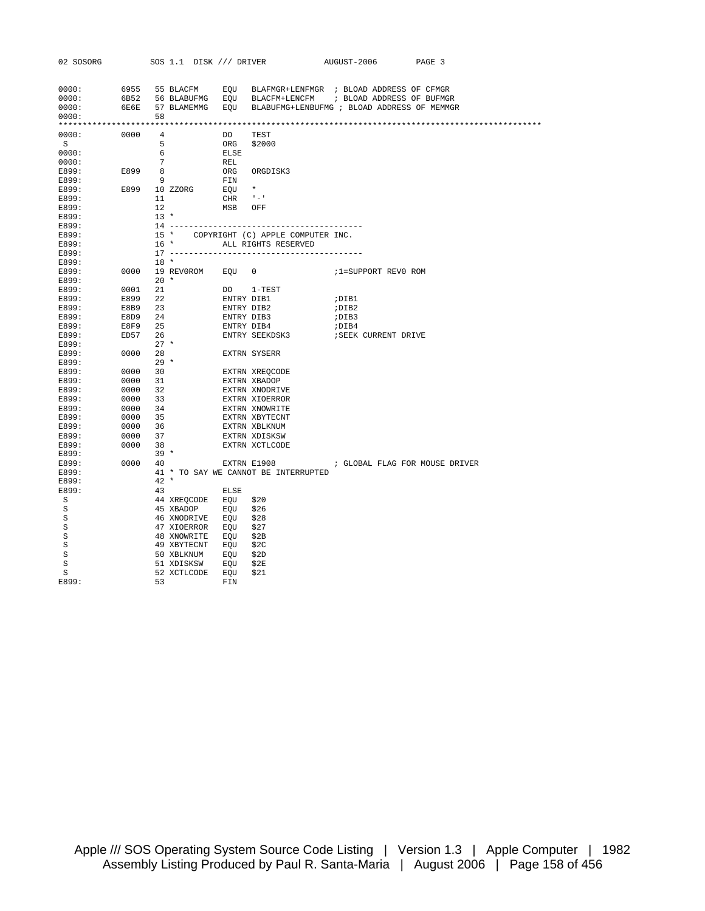```
0000:        6955   55 BLACFM      EQU   BLAFMGR+LENFMGR  ; BLOAD ADDRESS OF CFMGR
0000:        6B52   56 BLABUFMG    EQU   BLACFM+LENCFM    ; BLOAD ADDRESS OF BUFMGR
0000:        6E6E   57 BLAMEMMG    EQU   BLABUFMG+LENBUFMG ; BLOAD ADDRESS OF MEMMGR
0000:               58
*************************************************************************************************
0000:        0000    4             DO    TEST
 S                   5             ORG   $2000
0000:                6             ELSE
0000:                7             REL
E899:        E899    8             ORG   ORGDISK3
E899:                9             FIN
E899:        E899   10 ZZORG       EQU   *
E899:               11             CHR   '-'
E899:               12             MSB   OFF
E899:               13 *
E899:               14 ----------------------------------------
E899:               15 *    COPYRIGHT (C) APPLE COMPUTER INC.
E899:               16 *          ALL RIGHTS RESERVED
E899:               17 ----------------------------------------
E899:               18 *
E899:        0000   19 REV0ROM     EQU   0                 ;1=SUPPORT REV0 ROM
E899:               20 *
E899:        0001   21             DO    1-TEST
E899:        E899   22             ENTRY DIB1              ;DIB1
E899:        E8B9   23             ENTRY DIB2              ;DIB2
E899:        E8D9   24             ENTRY DIB3              ;DIB3
E899:        E8F9   25             ENTRY DIB4              ;DIB4
E899:        ED57   26             ENTRY SEEKDSK3          ;SEEK CURRENT DRIVE
E899:               27 *
E899:        0000   28             EXTRN SYSERR
E899:               29 *
E899:        0000   30             EXTRN XREQCODE
E899:        0000   31             EXTRN XBADOP
E899:        0000   32             EXTRN XNODRIVE
E899:        0000   33             EXTRN XIOERROR
E899:        0000   34             EXTRN XNOWRITE
E899:        0000   35             EXTRN XBYTECNT
E899:        0000   36             EXTRN XBLKNUM
E899:        0000   37             EXTRN XDISKSW
E899:        0000   38             EXTRN XCTLCODE
E899:               39 *
E899:        0000   40             EXTRN E1908             ; GLOBAL FLAG FOR MOUSE DRIVER
E899:               41 * TO SAY WE CANNOT BE INTERRUPTED
E899:               42 *
E899:               43             ELSE
 S                  44 XREQCODE    EQU   $20
 S                  45 XBADOP      EQU   $26
 S                  46 XNODRIVE    EQU   $28
 S                  47 XIOERROR    EQU   $27
 S                  48 XNOWRITE    EQU   $2B
 S                  49 XBYTECNT    EQU   $2C
 S                  50 XBLKNUM     EQU   $2D
 S                  51 XDISKSW     EQU   $2E
 S                  52 XCTLCODE    EQU   $21
E899:               53             FIN
```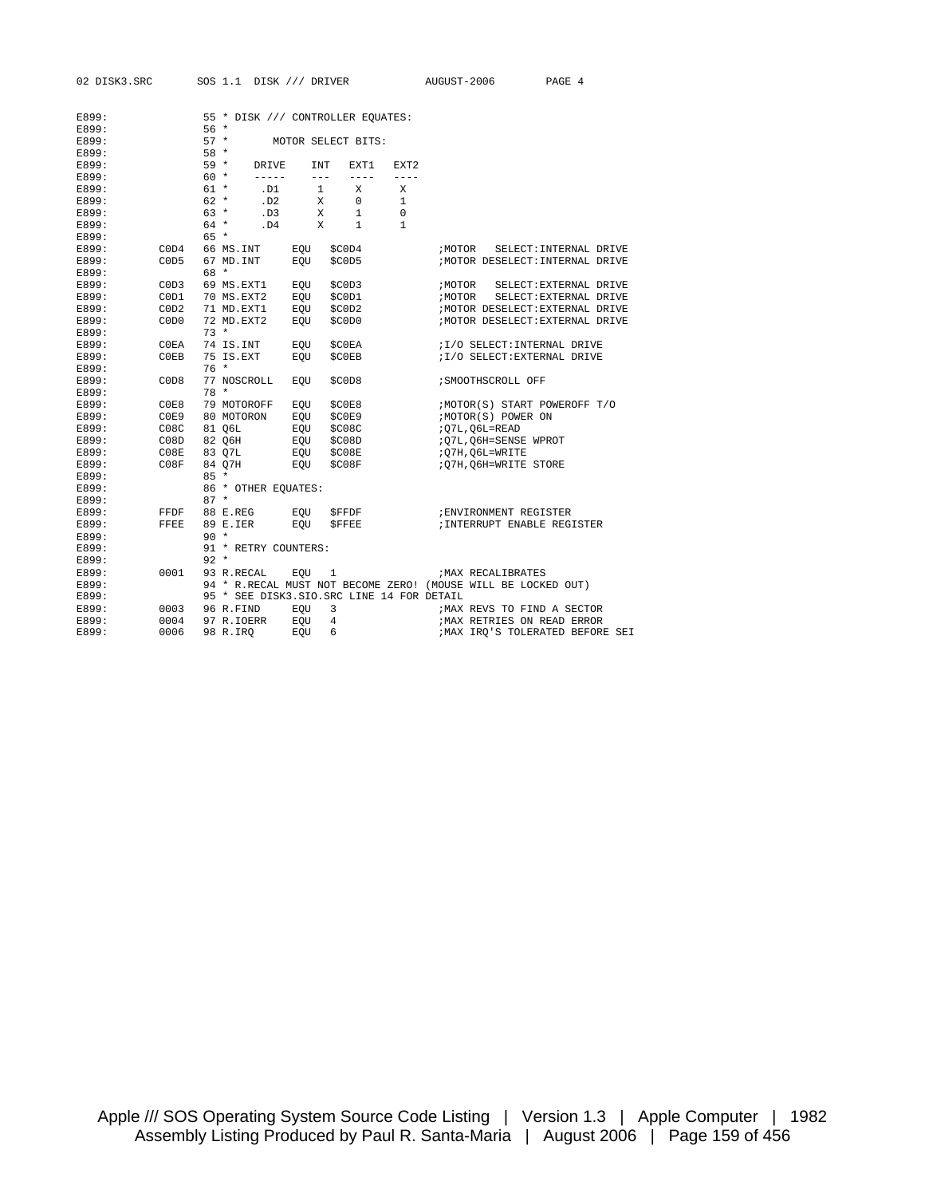```
E899:               55 * DISK /// CONTROLLER EQUATES:
E899:               56 *
E899:               57 *       MOTOR SELECT BITS:
E899:               58 *
E899:               59 *    DRIVE    INT   EXT1   EXT2
E899:               60 *    -----    ---   ----   ----
E899:               61 *     .D1      1     X      X
E899:               62 *     .D2      X     0      1
E899:               63 *     .D3      X     1      0
E899:               64 *     .D4      X     1      1
E899:               65 *
E899:        C0D4   66 MS.INT     EQU   $C0D4            ;MOTOR   SELECT:INTERNAL DRIVE
E899:        C0D5   67 MD.INT     EQU   $C0D5            ;MOTOR DESELECT:INTERNAL DRIVE
E899:               68 *
E899:        C0D3   69 MS.EXT1    EQU   $C0D3            ;MOTOR   SELECT:EXTERNAL DRIVE
E899:        C0D1   70 MS.EXT2    EQU   $C0D1            ;MOTOR   SELECT:EXTERNAL DRIVE
E899:        C0D2   71 MD.EXT1    EQU   $C0D2            ;MOTOR DESELECT:EXTERNAL DRIVE
E899:        C0D0   72 MD.EXT2    EQU   $C0D0            ;MOTOR DESELECT:EXTERNAL DRIVE
E899:               73 *
E899:        C0EA   74 IS.INT     EQU   $C0EA            ;I/O SELECT:INTERNAL DRIVE
E899:        C0EB   75 IS.EXT     EQU   $C0EB            ;I/O SELECT:EXTERNAL DRIVE
E899:               76 *
E899:        C0D8   77 NOSCROLL   EQU   $C0D8            ;SMOOTHSCROLL OFF
E899:               78 *
E899:        C0E8   79 MOTOROFF   EQU   $C0E8            ;MOTOR(S) START POWEROFF T/O
E899:        C0E9   80 MOTORON    EQU   $C0E9            ;MOTOR(S) POWER ON
E899:        C08C   81 Q6L        EQU   $C08C            ;Q7L,Q6L=READ
E899:        C08D   82 Q6H        EQU   $C08D            ;Q7L,Q6H=SENSE WPROT
E899:        C08E   83 Q7L        EQU   $C08E            ;Q7H,Q6L=WRITE
E899:        C08F   84 Q7H        EQU   $C08F            ;Q7H,Q6H=WRITE STORE
E899:               85 *
E899:               86 * OTHER EQUATES:
E899:               87 *
E899:        FFDF   88 E.REG      EQU   $FFDF            ;ENVIRONMENT REGISTER
E899:        FFEE   89 E.IER      EQU   $FFEE            ;INTERRUPT ENABLE REGISTER
E899:               90 *
E899:               91 * RETRY COUNTERS:
E899:               92 *
E899:        0001   93 R.RECAL    EQU   1                ;MAX RECALIBRATES
E899:               94 * R.RECAL MUST NOT BECOME ZERO! (MOUSE WILL BE LOCKED OUT)
E899:               95 * SEE DISK3.SIO.SRC LINE 14 FOR DETAIL
E899:        0003   96 R.FIND     EQU   3                ;MAX REVS TO FIND A SECTOR
E899:        0004   97 R.IOERR    EQU   4                ;MAX RETRIES ON READ ERROR
E899:        0006   98 R.IRQ      EQU   6                ;MAX IRQ'S TOLERATED BEFORE SEI
```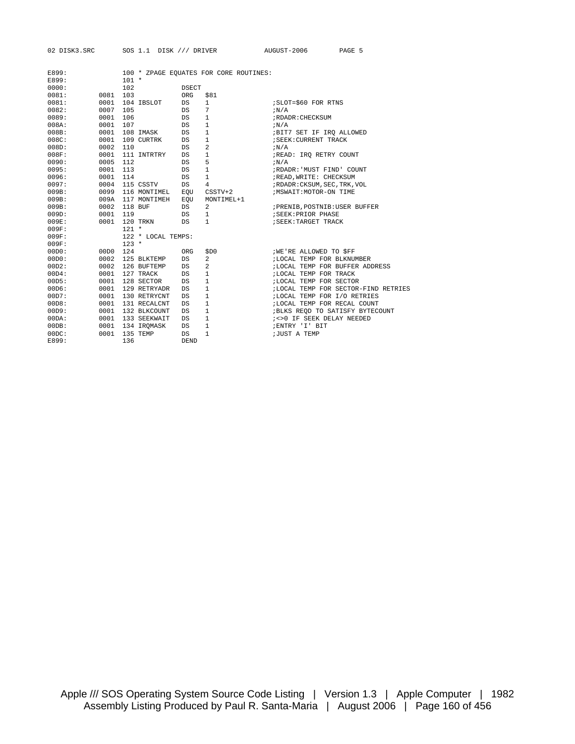```
E899:              100 * ZPAGE EQUATES FOR CORE ROUTINES:
E899:              101 *
0000:              102            DSECT
0081:       0081   103            ORG    $81
0081:       0001   104 IBSLOT     DS     1              ;SLOT=$60 FOR RTNS
0082:       0007   105            DS     7              ;N/A
0089:       0001   106            DS     1              ;RDADR:CHECKSUM
008A:       0001   107            DS     1              ;N/A
008B:       0001   108 IMASK      DS     1              ;BIT7 SET IF IRQ ALLOWED
008C:       0001   109 CURTRK     DS     1              ;SEEK:CURRENT TRACK
008D:       0002   110            DS     2              ;N/A
008F:       0001   111 INTRTRY    DS     1              ;READ: IRQ RETRY COUNT
0090:       0005   112            DS     5              ;N/A
0095:       0001   113            DS     1              ;RDADR:'MUST FIND' COUNT
0096:       0001   114            DS     1              ;READ,WRITE: CHECKSUM
0097:       0004   115 CSSTV      DS     4              ;RDADR:CKSUM,SEC,TRK,VOL
009B:       0099   116 MONTIMEL   EQU    CSSTV+2        ;MSWAIT:MOTOR-ON TIME
009B:       009A   117 MONTIMEH   EQU    MONTIMEL+1
009B:       0002   118 BUF        DS     2              ;PRENIB,POSTNIB:USER BUFFER
009D:       0001   119            DS     1              ;SEEK:PRIOR PHASE
009E:       0001   120 TRKN       DS     1              ;SEEK:TARGET TRACK
009F:              121 *
009F:              122 * LOCAL TEMPS:
009F:              123 *
00D0:       00D0   124            ORG    $D0            ;WE'RE ALLOWED TO $FF
00D0:       0002   125 BLKTEMP    DS     2              ;LOCAL TEMP FOR BLKNUMBER
00D2:       0002   126 BUFTEMP    DS     2              ;LOCAL TEMP FOR BUFFER ADDRESS
00D4:       0001   127 TRACK      DS     1              ;LOCAL TEMP FOR TRACK
00D5:       0001   128 SECTOR     DS     1              ;LOCAL TEMP FOR SECTOR
00D6:       0001   129 RETRYADR   DS     1              ;LOCAL TEMP FOR SECTOR-FIND RETRIES
00D7:       0001   130 RETRYCNT   DS     1              ;LOCAL TEMP FOR I/O RETRIES
00D8:       0001   131 RECALCNT   DS     1              ;LOCAL TEMP FOR RECAL COUNT
00D9:       0001   132 BLKCOUNT   DS     1              ;BLKS REQD TO SATISFY BYTECOUNT
00DA:       0001   133 SEEKWAIT   DS     1              ;<>0 IF SEEK DELAY NEEDED
00DB:       0001   134 IRQMASK    DS     1              ;ENTRY 'I' BIT
00DC:       0001   135 TEMP       DS     1              ;JUST A TEMP
E899:              136            DEND
```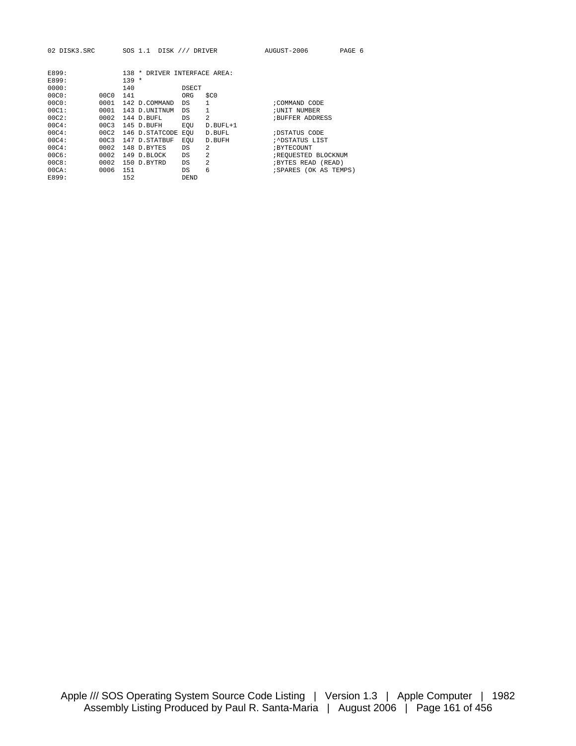```
E899:             138 * DRIVER INTERFACE AREA:
E899:             139 *
0000:             140            DSECT
00C0:        00C0 141            ORG   $C0
00C0:        0001 142 D.COMMAND  DS    1                 ;COMMAND CODE
00C1:        0001 143 D.UNITNUM  DS    1                 ;UNIT NUMBER
00C2:        0002 144 D.BUFL     DS    2                 ;BUFFER ADDRESS
00C4:        00C3 145 D.BUFH     EQU   D.BUFL+1
00C4:        00C2 146 D.STATCODE EQU   D.BUFL            ;DSTATUS CODE
00C4:        00C3 147 D.STATBUF  EQU   D.BUFH            ;^DSTATUS LIST
00C4:        0002 148 D.BYTES    DS    2                 ;BYTECOUNT
00C6:        0002 149 D.BLOCK    DS    2                 ;REQUESTED BLOCKNUM
00C8:        0002 150 D.BYTRD    DS    2                 ;BYTES READ (READ)
00CA:        0006 151            DS    6                 ;SPARES (OK AS TEMPS)
E899:             152            DEND
```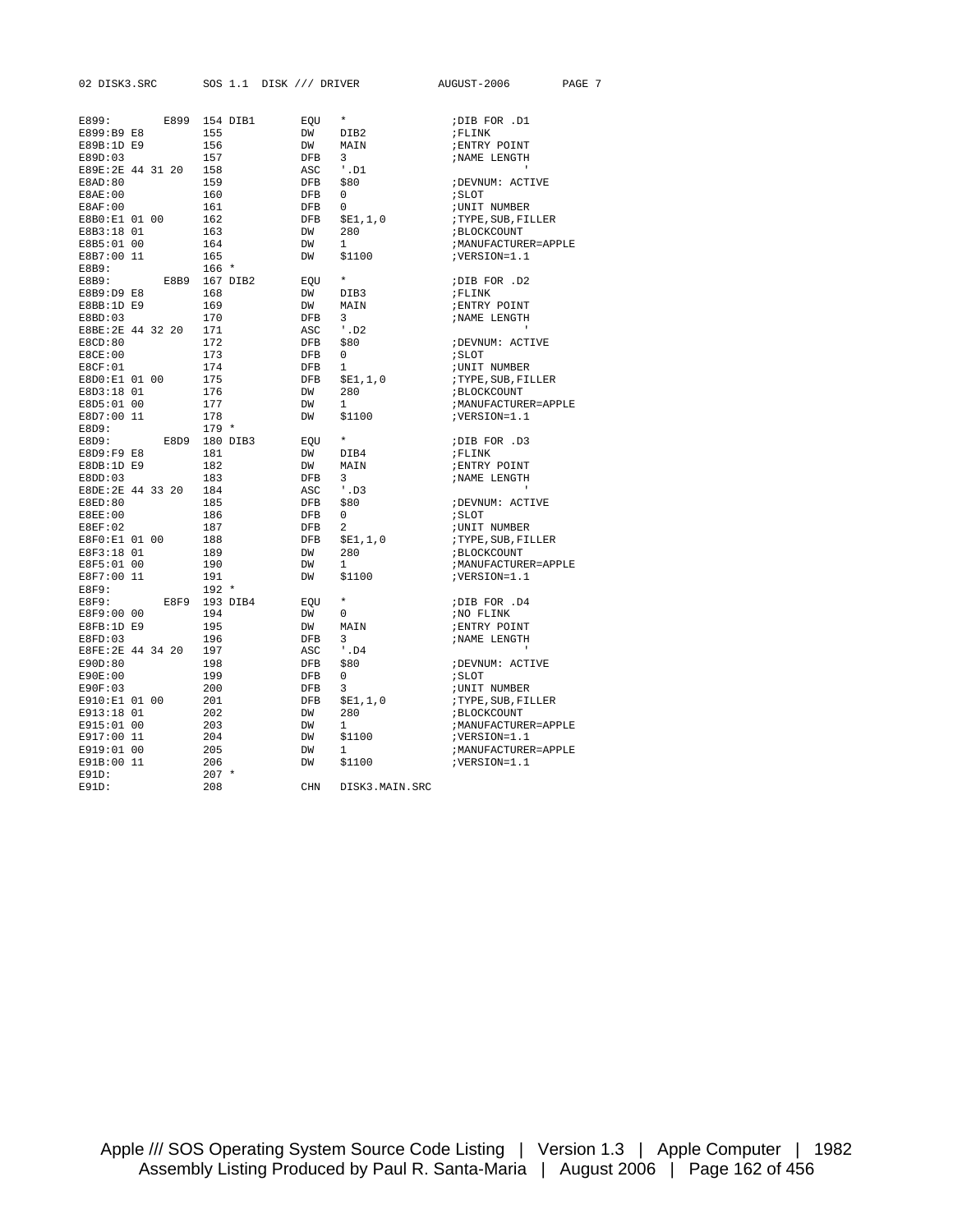```
E899:        E899  154 DIB1        EQU   *                 ;DIB FOR .D1
E899:B9 E8         155             DW    DIB2              ;FLINK
E89B:1D E9         156             DW    MAIN              ;ENTRY POINT
E89D:03            157             DFB   3                 ;NAME LENGTH
E89E:2E 44 31 20   158             ASC   '.D1                     '
E8AD:80            159             DFB   $80               ;DEVNUM: ACTIVE
E8AE:00            160             DFB   0                 ;SLOT
E8AF:00            161             DFB   0                 ;UNIT NUMBER
E8B0:E1 01 00      162             DFB   $E1,1,0           ;TYPE,SUB,FILLER
E8B3:18 01         163             DW    280               ;BLOCKCOUNT
E8B5:01 00         164             DW    1                 ;MANUFACTURER=APPLE
E8B7:00 11         165             DW    $1100             ;VERSION=1.1
E8B9:              166 *
E8B9:        E8B9  167 DIB2        EQU   *                 ;DIB FOR .D2
E8B9:D9 E8         168             DW    DIB3              ;FLINK
E8BB:1D E9         169             DW    MAIN              ;ENTRY POINT
E8BD:03            170             DFB   3                 ;NAME LENGTH
E8BE:2E 44 32 20   171             ASC   '.D2                     '
E8CD:80            172             DFB   $80               ;DEVNUM: ACTIVE
E8CE:00            173             DFB   0                 ;SLOT
E8CF:01            174             DFB   1                 ;UNIT NUMBER
E8D0:E1 01 00      175             DFB   $E1,1,0           ;TYPE,SUB,FILLER
E8D3:18 01         176             DW    280               ;BLOCKCOUNT
E8D5:01 00         177             DW    1                 ;MANUFACTURER=APPLE
E8D7:00 11         178             DW    $1100             ;VERSION=1.1
E8D9:              179 *
E8D9:        E8D9  180 DIB3        EQU   *                 ;DIB FOR .D3
E8D9:F9 E8         181             DW    DIB4              ;FLINK
E8DB:1D E9         182             DW    MAIN              ;ENTRY POINT
E8DD:03            183             DFB   3                 ;NAME LENGTH
E8DE:2E 44 33 20   184             ASC   '.D3                     '
E8ED:80            185             DFB   $80               ;DEVNUM: ACTIVE
E8EE:00            186             DFB   0                 ;SLOT
E8EF:02            187             DFB   2                 ;UNIT NUMBER
E8F0:E1 01 00      188             DFB   $E1,1,0           ;TYPE,SUB,FILLER
E8F3:18 01         189             DW    280               ;BLOCKCOUNT
E8F5:01 00         190             DW    1                 ;MANUFACTURER=APPLE
E8F7:00 11         191             DW    $1100             ;VERSION=1.1
E8F9:              192 *
E8F9:        E8F9  193 DIB4        EQU   *                 ;DIB FOR .D4
E8F9:00 00         194             DW    0                 ;NO FLINK
E8FB:1D E9         195             DW    MAIN              ;ENTRY POINT
E8FD:03            196             DFB   3                 ;NAME LENGTH
E8FE:2E 44 34 20   197             ASC   '.D4                     '
E90D:80            198             DFB   $80               ;DEVNUM: ACTIVE
E90E:00            199             DFB   0                 ;SLOT
E90F:03            200             DFB   3                 ;UNIT NUMBER
E910:E1 01 00      201             DFB   $E1,1,0           ;TYPE,SUB,FILLER
E913:18 01         202             DW    280               ;BLOCKCOUNT
E915:01 00         203             DW    1                 ;MANUFACTURER=APPLE
E917:00 11         204             DW    $1100             ;VERSION=1.1
E919:01 00         205             DW    1                 ;MANUFACTURER=APPLE
E91B:00 11         206             DW    $1100             ;VERSION=1.1
E91D:              207 *
E91D:              208             CHN   DISK3.MAIN.SRC
```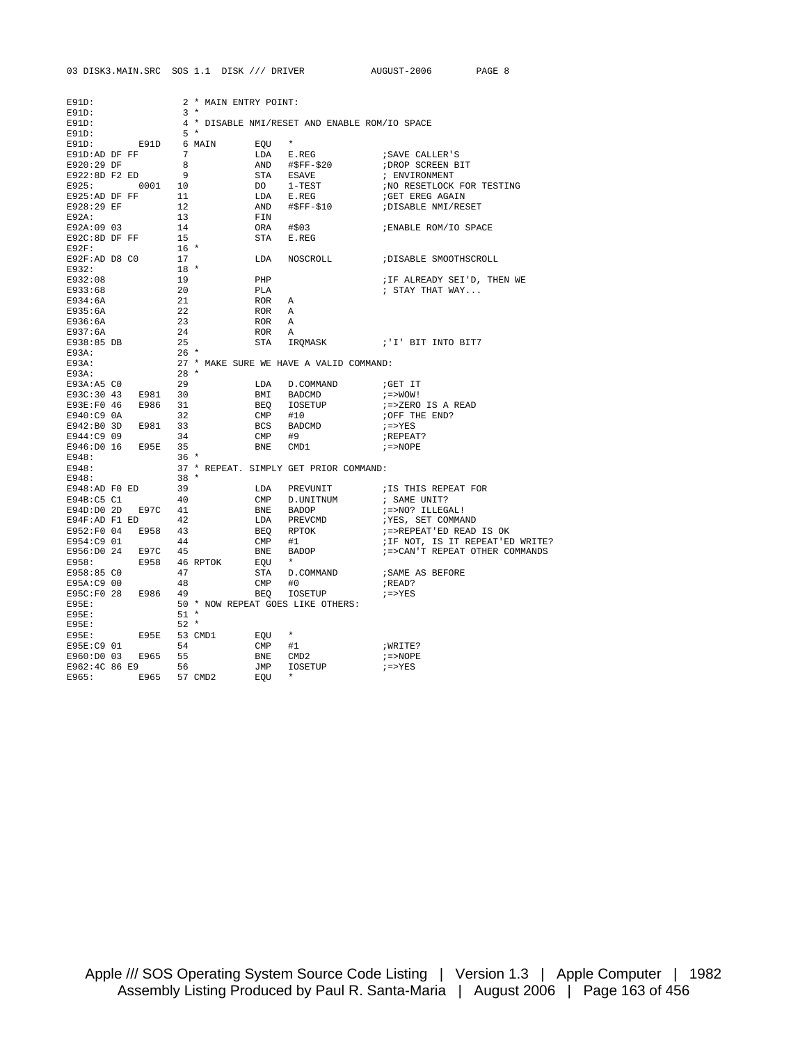```
E91D:                2 * MAIN ENTRY POINT:
E91D:                3 *
E91D:                4 * DISABLE NMI/RESET AND ENABLE ROM/IO SPACE
E91D:                5 *
E91D:        E91D    6 MAIN       EQU   *
E91D:AD DF FF        7            LDA   E.REG            ;SAVE CALLER'S
E920:29 DF           8            AND   #$FF-$20         ;DROP SCREEN BIT
E922:8D F2 ED        9            STA   ESAVE            ; ENVIRONMENT
E925:        0001   10            DO    1-TEST           ;NO RESETLOCK FOR TESTING
E925:AD DF FF       11            LDA   E.REG            ;GET EREG AGAIN
E928:29 EF          12            AND   #$FF-$10         ;DISABLE NMI/RESET
E92A:               13            FIN
E92A:09 03          14            ORA   #$03             ;ENABLE ROM/IO SPACE
E92C:8D DF FF       15            STA   E.REG
E92F:               16 *
E92F:AD D8 C0       17            LDA   NOSCROLL         ;DISABLE SMOOTHSCROLL
E932:               18 *
E932:08             19            PHP                    ;IF ALREADY SEI'D, THEN WE
E933:68             20            PLA                    ; STAY THAT WAY...
E934:6A             21            ROR   A
E935:6A             22            ROR   A
E936:6A             23            ROR   A
E937:6A             24            ROR   A
E938:85 DB          25            STA   IRQMASK          ;'I' BIT INTO BIT7
E93A:               26 *
E93A:               27 * MAKE SURE WE HAVE A VALID COMMAND:
E93A:               28 *
E93A:A5 C0          29            LDA   D.COMMAND        ;GET IT
E93C:30 43   E981   30            BMI   BADCMD           ;=>WOW!
E93E:F0 46   E986   31            BEQ   IOSETUP          ;=>ZERO IS A READ
E940:C9 0A          32            CMP   #10              ;OFF THE END?
E942:B0 3D   E981   33            BCS   BADCMD           ;=>YES
E944:C9 09          34            CMP   #9               ;REPEAT?
E946:D0 16   E95E   35            BNE   CMD1             ;=>NOPE
E948:               36 *
E948:               37 * REPEAT. SIMPLY GET PRIOR COMMAND:
E948:               38 *
E948:AD F0 ED       39            LDA   PREVUNIT         ;IS THIS REPEAT FOR
E94B:C5 C1          40            CMP   D.UNITNUM        ; SAME UNIT?
E94D:D0 2D   E97C   41            BNE   BADOP            ;=>NO? ILLEGAL!
E94F:AD F1 ED       42            LDA   PREVCMD          ;YES, SET COMMAND
E952:F0 04   E958   43            BEQ   RPTOK            ;=>REPEAT'ED READ IS OK
E954:C9 01          44            CMP   #1               ;IF NOT, IS IT REPEAT'ED WRITE?
E956:D0 24   E97C   45            BNE   BADOP            ;=>CAN'T REPEAT OTHER COMMANDS
E958:        E958   46 RPTOK      EQU   *
E958:85 C0          47            STA   D.COMMAND        ;SAME AS BEFORE
E95A:C9 00          48            CMP   #0               ;READ?
E95C:F0 28   E986   49            BEQ   IOSETUP          ;=>YES
E95E:               50 * NOW REPEAT GOES LIKE OTHERS:
E95E:               51 *
E95E:               52 *
E95E:        E95E   53 CMD1       EQU   *
E95E:C9 01          54            CMP   #1               ;WRITE?
E960:D0 03   E965   55            BNE   CMD2             ;=>NOPE
E962:4C 86 E9       56            JMP   IOSETUP          ;=>YES
E965:        E965   57 CMD2       EQU   *
```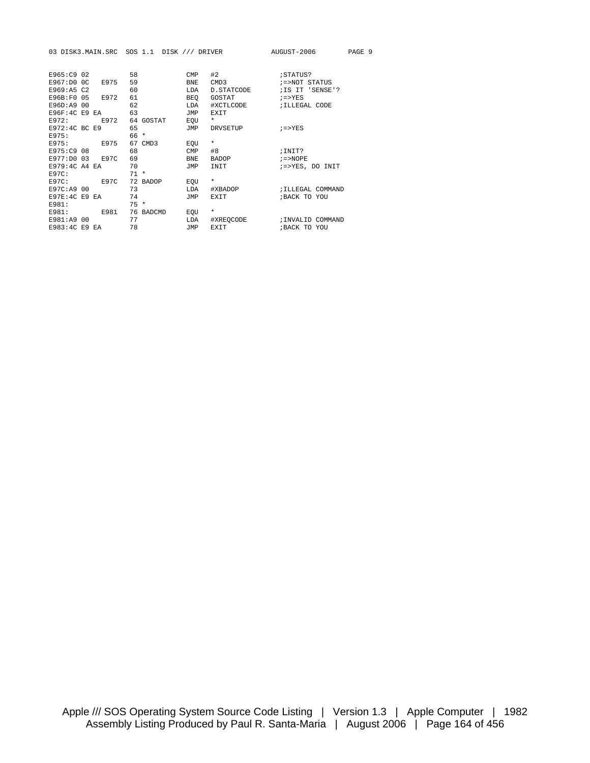```
E965:C9 02          58            CMP   #2              ;STATUS?
E967:D0 0C   E975   59            BNE   CMD3            ;=>NOT STATUS
E969:A5 C2          60            LDA   D.STATCODE      ;IS IT 'SENSE'?
E96B:F0 05   E972   61            BEQ   GOSTAT          ;=>YES
E96D:A9 00          62            LDA   #XCTLCODE       ;ILLEGAL CODE
E96F:4C E9 EA       63            JMP   EXIT
E972:        E972   64 GOSTAT     EQU   *
E972:4C BC E9       65            JMP   DRVSETUP        ;=>YES
E975:               66 *
E975:        E975   67 CMD3       EQU   *
E975:C9 08          68            CMP   #8              ;INIT?
E977:D0 03   E97C   69            BNE   BADOP           ;=>NOPE
E979:4C A4 EA       70            JMP   INIT            ;=>YES, DO INIT
E97C:               71 *
E97C:        E97C   72 BADOP      EQU   *
E97C:A9 00          73            LDA   #XBADOP         ;ILLEGAL COMMAND
E97E:4C E9 EA       74            JMP   EXIT            ;BACK TO YOU
E981:               75 *
E981:        E981   76 BADCMD     EQU   *
E981:A9 00          77            LDA   #XREQCODE       ;INVALID COMMAND
E983:4C E9 EA       78            JMP   EXIT            ;BACK TO YOU
```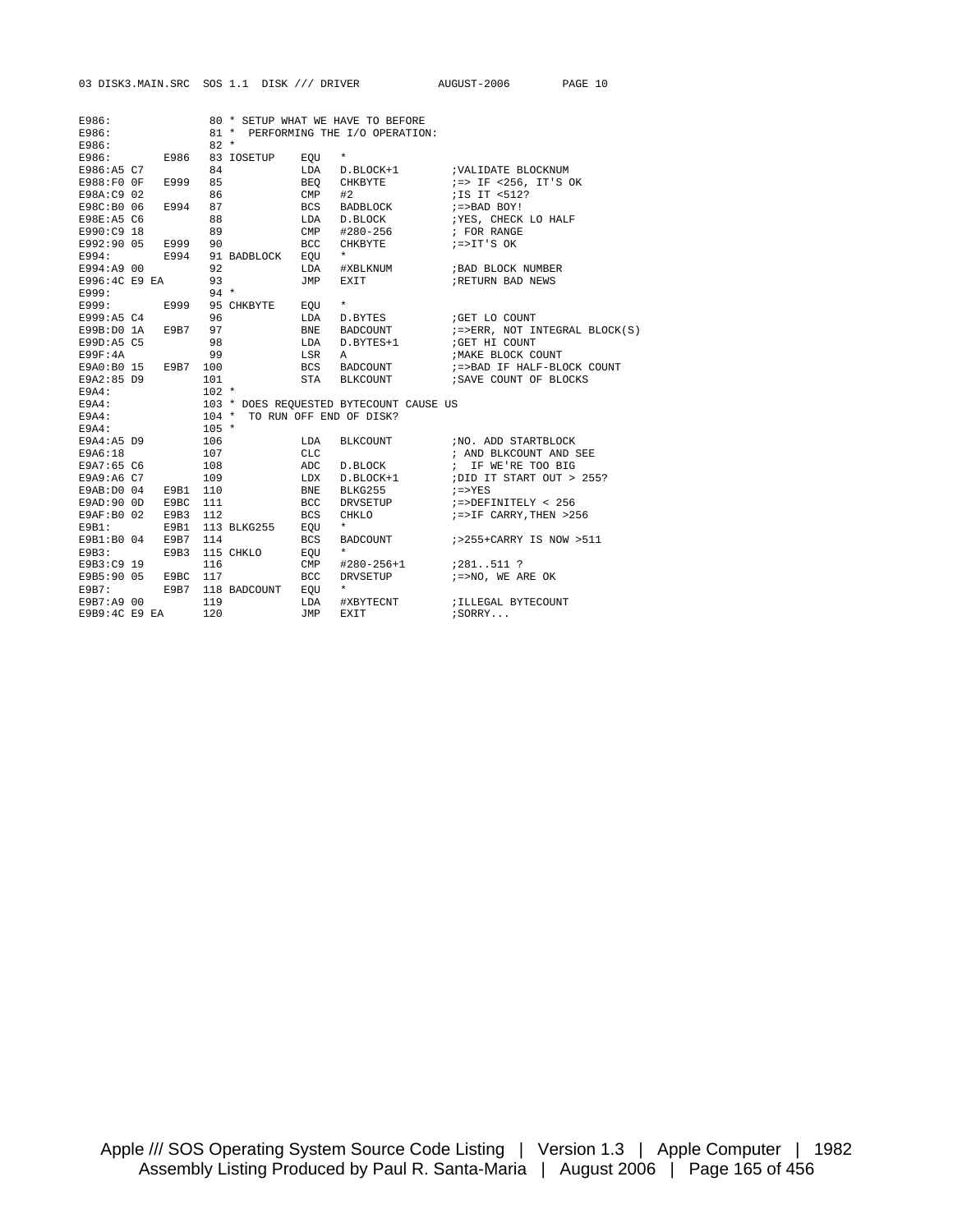```
E986:               80 * SETUP WHAT WE HAVE TO BEFORE
E986:               81 *  PERFORMING THE I/O OPERATION:
E986:               82 *
E986:        E986   83 IOSETUP    EQU   *
E986:A5 C7          84            LDA   D.BLOCK+1        ;VALIDATE BLOCKNUM
E988:F0 0F   E999   85            BEQ   CHKBYTE          ;=> IF <256, IT'S OK
E98A:C9 02          86            CMP   #2               ;IS IT <512?
E98C:B0 06   E994   87            BCS   BADBLOCK         ;=>BAD BOY!
E98E:A5 C6          88            LDA   D.BLOCK          ;YES, CHECK LO HALF
E990:C9 18          89            CMP   #280-256         ; FOR RANGE
E992:90 05   E999   90            BCC   CHKBYTE          ;=>IT'S OK
E994:        E994   91 BADBLOCK   EQU   *
E994:A9 00          92            LDA   #XBLKNUM         ;BAD BLOCK NUMBER
E996:4C E9 EA       93            JMP   EXIT             ;RETURN BAD NEWS
E999:               94 *
E999:        E999   95 CHKBYTE    EQU   *
E999:A5 C4          96            LDA   D.BYTES          ;GET LO COUNT
E99B:D0 1A   E9B7   97            BNE   BADCOUNT         ;=>ERR, NOT INTEGRAL BLOCK(S)
E99D:A5 C5          98            LDA   D.BYTES+1        ;GET HI COUNT
E99F:4A             99            LSR   A                ;MAKE BLOCK COUNT
E9A0:B0 15   E9B7  100            BCS   BADCOUNT         ;=>BAD IF HALF-BLOCK COUNT
E9A2:85 D9         101            STA   BLKCOUNT         ;SAVE COUNT OF BLOCKS
E9A4:              102 *
E9A4:              103 * DOES REQUESTED BYTECOUNT CAUSE US
E9A4:              104 *  TO RUN OFF END OF DISK?
E9A4:              105 *
E9A4:A5 D9         106            LDA   BLKCOUNT         ;NO. ADD STARTBLOCK
E9A6:18            107            CLC                    ; AND BLKCOUNT AND SEE
E9A7:65 C6         108            ADC   D.BLOCK          ;  IF WE'RE TOO BIG
E9A9:A6 C7         109            LDX   D.BLOCK+1        ;DID IT START OUT > 255?
E9AB:D0 04   E9B1  110            BNE   BLKG255          ;=>YES
E9AD:90 0D   E9BC  111            BCC   DRVSETUP         ;=>DEFINITELY < 256
E9AF:B0 02   E9B3  112            BCS   CHKLO            ;=>IF CARRY,THEN >256
E9B1:        E9B1  113 BLKG255    EQU   *
E9B1:B0 04   E9B7  114            BCS   BADCOUNT         ;>255+CARRY IS NOW >511
E9B3:        E9B3  115 CHKLO      EQU   *
E9B3:C9 19         116            CMP   #280-256+1       ;281..511 ?
E9B5:90 05   E9BC  117            BCC   DRVSETUP         ;=>NO, WE ARE OK
E9B7:        E9B7  118 BADCOUNT   EQU   *
E9B7:A9 00         119            LDA   #XBYTECNT        ;ILLEGAL BYTECOUNT
E9B9:4C E9 EA      120            JMP   EXIT             ;SORRY...
```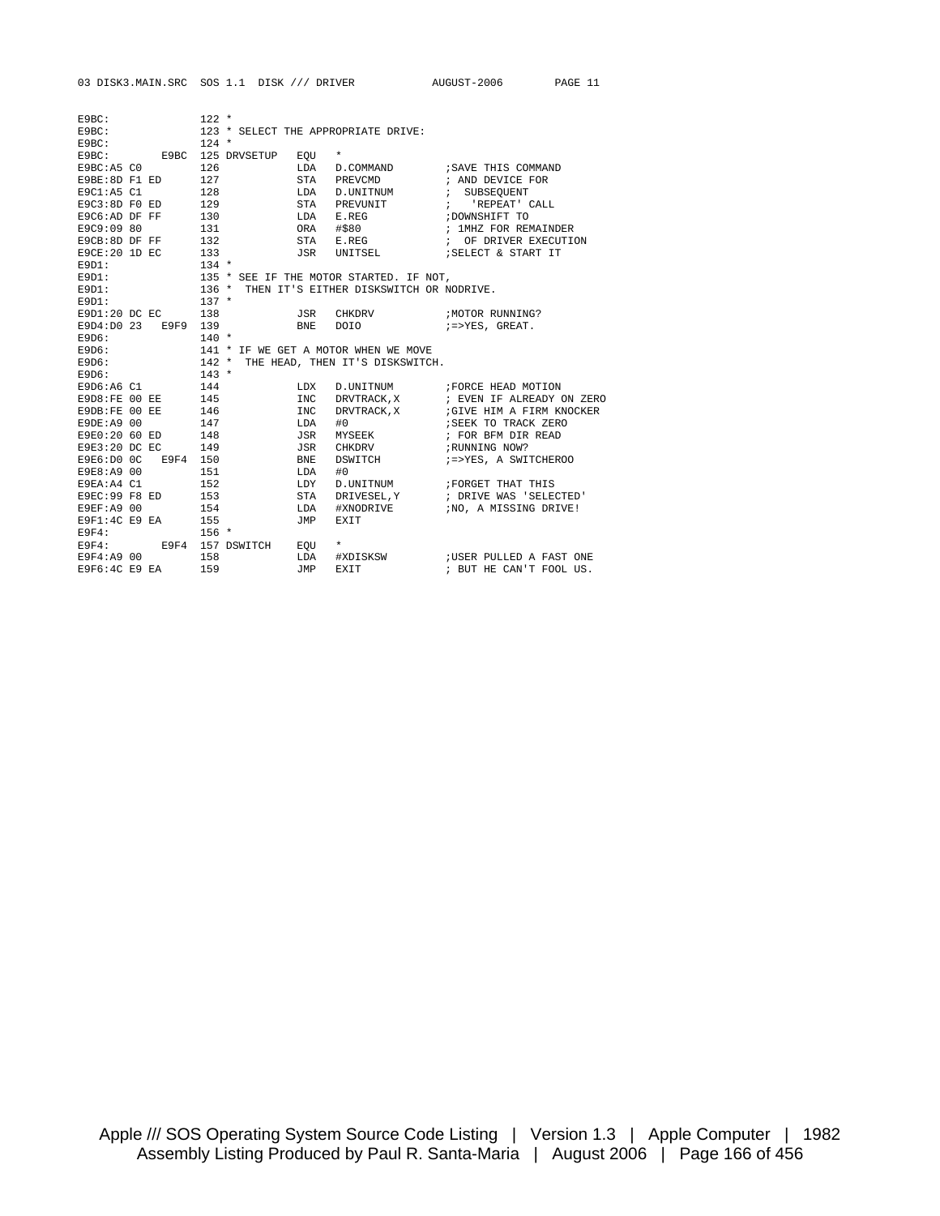```
E9BC:              122 *
E9BC:              123 * SELECT THE APPROPRIATE DRIVE:
E9BC:              124 *
E9BC:         E9BC 125 DRVSETUP   EQU   *
E9BC:A5 C0         126            LDA   D.COMMAND        ;SAVE THIS COMMAND
E9BE:8D F1 ED      127            STA   PREVCMD          ; AND DEVICE FOR
E9C1:A5 C1         128            LDA   D.UNITNUM        ;  SUBSEQUENT
E9C3:8D F0 ED      129            STA   PREVUNIT         ;   'REPEAT' CALL
E9C6:AD DF FF      130            LDA   E.REG            ;DOWNSHIFT TO
E9C9:09 80         131            ORA   #$80             ; 1MHZ FOR REMAINDER
E9CB:8D DF FF      132            STA   E.REG            ;  OF DRIVER EXECUTION
E9CE:20 1D EC      133            JSR   UNITSEL          ;SELECT & START IT
E9D1:              134 *
E9D1:              135 * SEE IF THE MOTOR STARTED. IF NOT,
E9D1:              136 *  THEN IT'S EITHER DISKSWITCH OR NODRIVE.
E9D1:              137 *
E9D1:20 DC EC      138            JSR   CHKDRV           ;MOTOR RUNNING?
E9D4:D0 23   E9F9  139            BNE   DOIO             ;=>YES, GREAT.
E9D6:              140 *
E9D6:              141 * IF WE GET A MOTOR WHEN WE MOVE
E9D6:              142 *  THE HEAD, THEN IT'S DISKSWITCH.
E9D6:              143 *
E9D6:A6 C1         144            LDX   D.UNITNUM        ;FORCE HEAD MOTION
E9D8:FE 00 EE      145            INC   DRVTRACK,X       ; EVEN IF ALREADY ON ZERO
E9DB:FE 00 EE      146            INC   DRVTRACK,X       ;GIVE HIM A FIRM KNOCKER
E9DE:A9 00         147            LDA   #0               ;SEEK TO TRACK ZERO
E9E0:20 60 ED      148            JSR   MYSEEK           ; FOR BFM DIR READ
E9E3:20 DC EC      149            JSR   CHKDRV           ;RUNNING NOW?
E9E6:D0 0C   E9F4  150            BNE   DSWITCH          ;=>YES, A SWITCHEROO
E9E8:A9 00         151            LDA   #0
E9EA:A4 C1         152            LDY   D.UNITNUM        ;FORGET THAT THIS
E9EC:99 F8 ED      153            STA   DRIVESEL,Y       ; DRIVE WAS 'SELECTED'
E9EF:A9 00         154            LDA   #XNODRIVE        ;NO, A MISSING DRIVE!
E9F1:4C E9 EA      155            JMP   EXIT
E9F4:              156 *
E9F4:         E9F4 157 DSWITCH    EQU   *
E9F4:A9 00         158            LDA   #XDISKSW         ;USER PULLED A FAST ONE
E9F6:4C E9 EA      159            JMP   EXIT             ; BUT HE CAN'T FOOL US.
```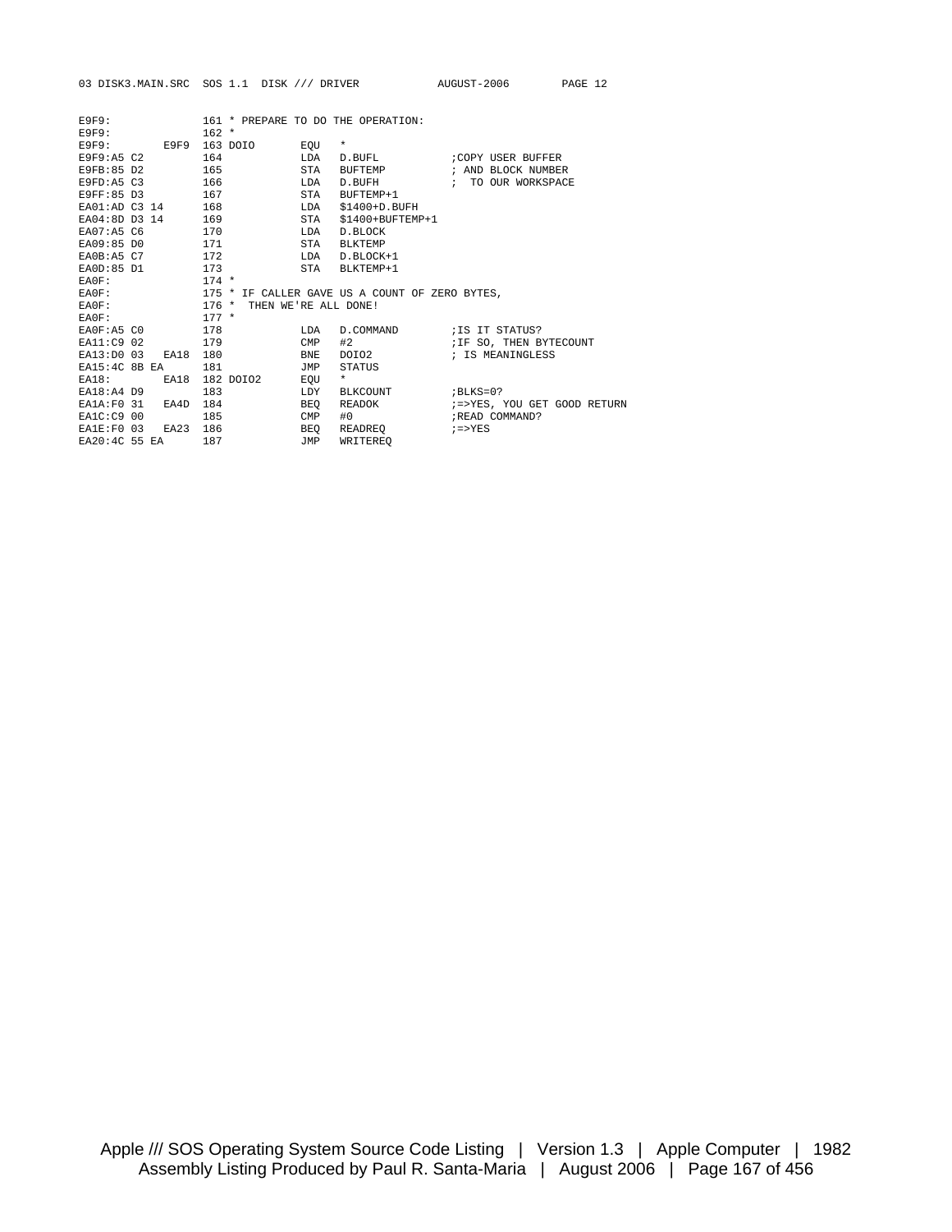```
E9F9:              161 * PREPARE TO DO THE OPERATION:
E9F9:              162 *
E9F9:        E9F9  163 DOIO       EQU   *
E9F9:A5 C2         164            LDA   D.BUFL          ;COPY USER BUFFER
E9FB:85 D2         165            STA   BUFTEMP         ; AND BLOCK NUMBER
E9FD:A5 C3         166            LDA   D.BUFH          ;  TO OUR WORKSPACE
E9FF:85 D3         167            STA   BUFTEMP+1
EA01:AD C3 14      168            LDA   $1400+D.BUFH
EA04:8D D3 14      169            STA   $1400+BUFTEMP+1
EA07:A5 C6         170            LDA   D.BLOCK
EA09:85 D0         171            STA   BLKTEMP
EA0B:A5 C7         172            LDA   D.BLOCK+1
EA0D:85 D1         173            STA   BLKTEMP+1
EA0F:              174 *
EA0F:              175 * IF CALLER GAVE US A COUNT OF ZERO BYTES,
EA0F:              176 *  THEN WE'RE ALL DONE!
EA0F:              177 *
EA0F:A5 C0         178            LDA   D.COMMAND       ;IS IT STATUS?
EA11:C9 02         179            CMP   #2              ;IF SO, THEN BYTECOUNT
EA13:D0 03   EA18  180            BNE   DOIO2           ; IS MEANINGLESS
EA15:4C 8B EA      181            JMP   STATUS
EA18:        EA18  182 DOIO2      EQU   *
EA18:A4 D9         183            LDY   BLKCOUNT        ;BLKS=0?
EA1A:F0 31   EA4D  184            BEQ   READOK          ;=>YES, YOU GET GOOD RETURN
EA1C:C9 00         185            CMP   #0              ;READ COMMAND?
EA1E:F0 03   EA23  186            BEQ   READREQ         ;=>YES
EA20:4C 55 EA      187            JMP   WRITEREQ
```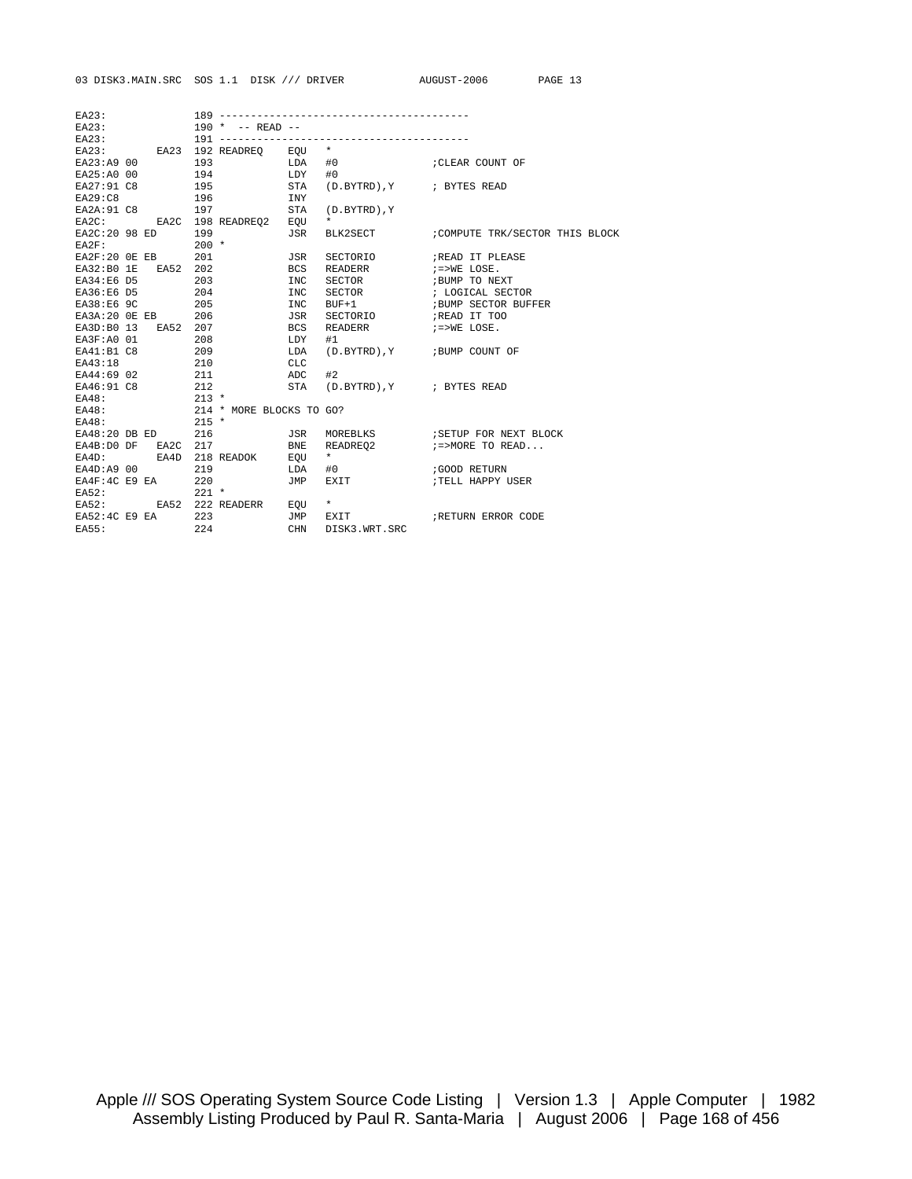```
EA23:                189 ----------------------------------------
EA23:                190 *  -- READ --
EA23:                191 ----------------------------------------
EA23:          EA23  192 READREQ    EQU   *
EA23:A9 00           193            LDA   #0                ;CLEAR COUNT OF
EA25:A0 00           194            LDY   #0
EA27:91 C8           195            STA   (D.BYTRD),Y       ; BYTES READ
EA29:C8              196            INY
EA2A:91 C8           197            STA   (D.BYTRD),Y
EA2C:          EA2C  198 READREQ2   EQU   *
EA2C:20 98 ED        199            JSR   BLK2SECT          ;COMPUTE TRK/SECTOR THIS BLOCK
EA2F:                200 *
EA2F:20 0E EB        201            JSR   SECTORIO          ;READ IT PLEASE
EA32:B0 1E     EA52  202            BCS   READERR           ;=>WE LOSE.
EA34:E6 D5           203            INC   SECTOR            ;BUMP TO NEXT
EA36:E6 D5           204            INC   SECTOR            ; LOGICAL SECTOR
EA38:E6 9C           205            INC   BUF+1             ;BUMP SECTOR BUFFER
EA3A:20 0E EB        206            JSR   SECTORIO          ;READ IT TOO
EA3D:B0 13     EA52  207            BCS   READERR           ;=>WE LOSE.
EA3F:A0 01           208            LDY   #1
EA41:B1 C8           209            LDA   (D.BYTRD),Y       ;BUMP COUNT OF
EA43:18              210            CLC
EA44:69 02           211            ADC   #2
EA46:91 C8           212            STA   (D.BYTRD),Y       ; BYTES READ
EA48:                213 *
EA48:                214 * MORE BLOCKS TO GO?
EA48:                215 *
EA48:20 DB ED        216            JSR   MOREBLKS          ;SETUP FOR NEXT BLOCK
EA4B:D0 DF     EA2C  217            BNE   READREQ2          ;=>MORE TO READ...
EA4D:          EA4D  218 READOK     EQU   *
EA4D:A9 00           219            LDA   #0                ;GOOD RETURN
EA4F:4C E9 EA        220            JMP   EXIT              ;TELL HAPPY USER
EA52:                221 *
EA52:          EA52  222 READERR    EQU   *
EA52:4C E9 EA        223            JMP   EXIT              ;RETURN ERROR CODE
EA55:                224            CHN   DISK3.WRT.SRC
```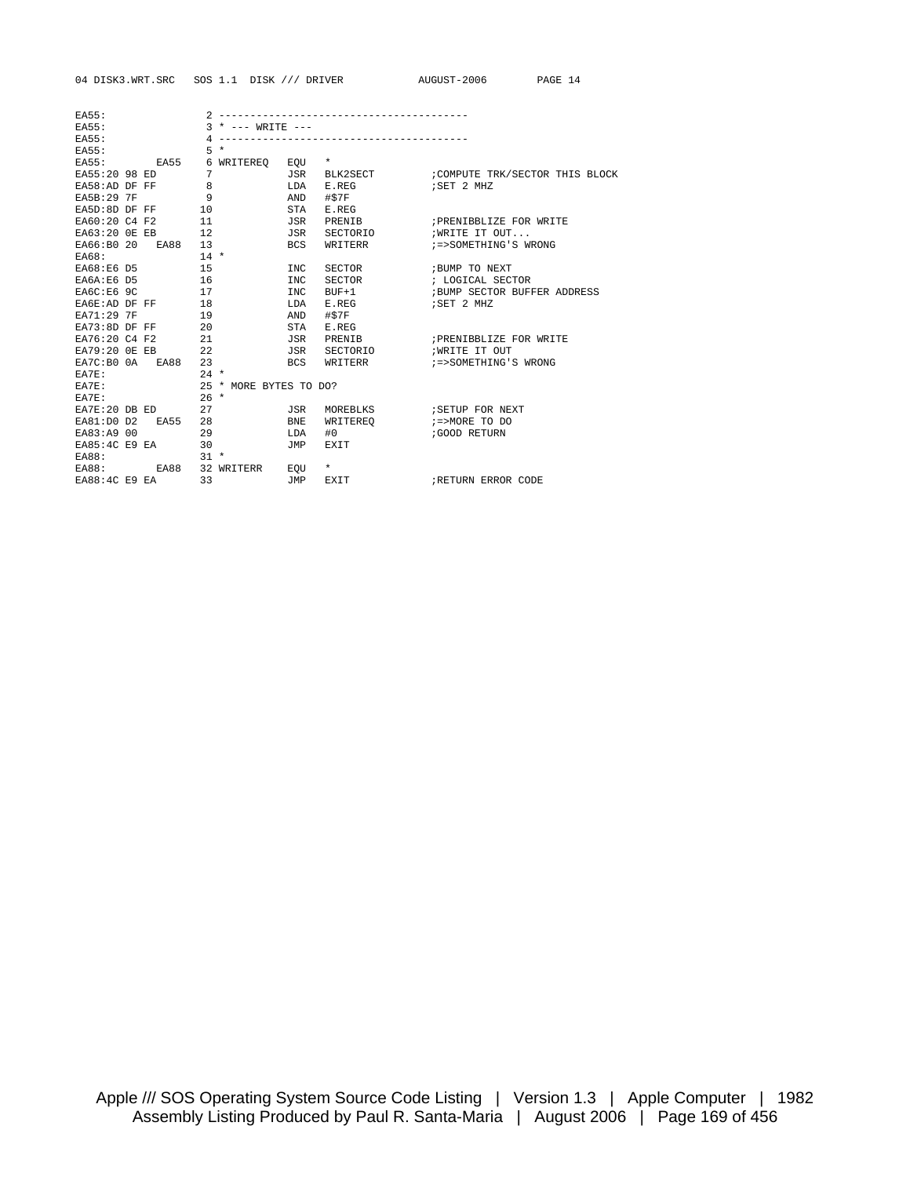```
EA55:                2 ----------------------------------------
EA55:                3 * --- WRITE ---
EA55:                4 ----------------------------------------
EA55:                5 *
EA55:         EA55   6 WRITEREQ   EQU   *
EA55:20 98 ED        7            JSR   BLK2SECT         ;COMPUTE TRK/SECTOR THIS BLOCK
EA58:AD DF FF        8            LDA   E.REG            ;SET 2 MHZ
EA5B:29 7F           9            AND   #$7F
EA5D:8D DF FF       10            STA   E.REG
EA60:20 C4 F2       11            JSR   PRENIB           ;PRENIBBLIZE FOR WRITE
EA63:20 0E EB       12            JSR   SECTORIO         ;WRITE IT OUT...
EA66:B0 20   EA88   13            BCS   WRITERR          ;=>SOMETHING'S WRONG
EA68:               14 *
EA68:E6 D5          15            INC   SECTOR           ;BUMP TO NEXT
EA6A:E6 D5          16            INC   SECTOR           ; LOGICAL SECTOR
EA6C:E6 9C          17            INC   BUF+1            ;BUMP SECTOR BUFFER ADDRESS
EA6E:AD DF FF       18            LDA   E.REG            ;SET 2 MHZ
EA71:29 7F          19            AND   #$7F
EA73:8D DF FF       20            STA   E.REG
EA76:20 C4 F2       21            JSR   PRENIB           ;PRENIBBLIZE FOR WRITE
EA79:20 0E EB       22            JSR   SECTORIO         ;WRITE IT OUT
EA7C:B0 0A   EA88   23            BCS   WRITERR          ;=>SOMETHING'S WRONG
EA7E:               24 *
EA7E:               25 * MORE BYTES TO DO?
EA7E:               26 *
EA7E:20 DB ED       27            JSR   MOREBLKS         ;SETUP FOR NEXT
EA81:D0 D2   EA55   28            BNE   WRITEREQ         ;=>MORE TO DO
EA83:A9 00          29            LDA   #0               ;GOOD RETURN
EA85:4C E9 EA       30            JMP   EXIT
EA88:               31 *
EA88:         EA88  32 WRITERR    EQU   *
EA88:4C E9 EA       33            JMP   EXIT             ;RETURN ERROR CODE
```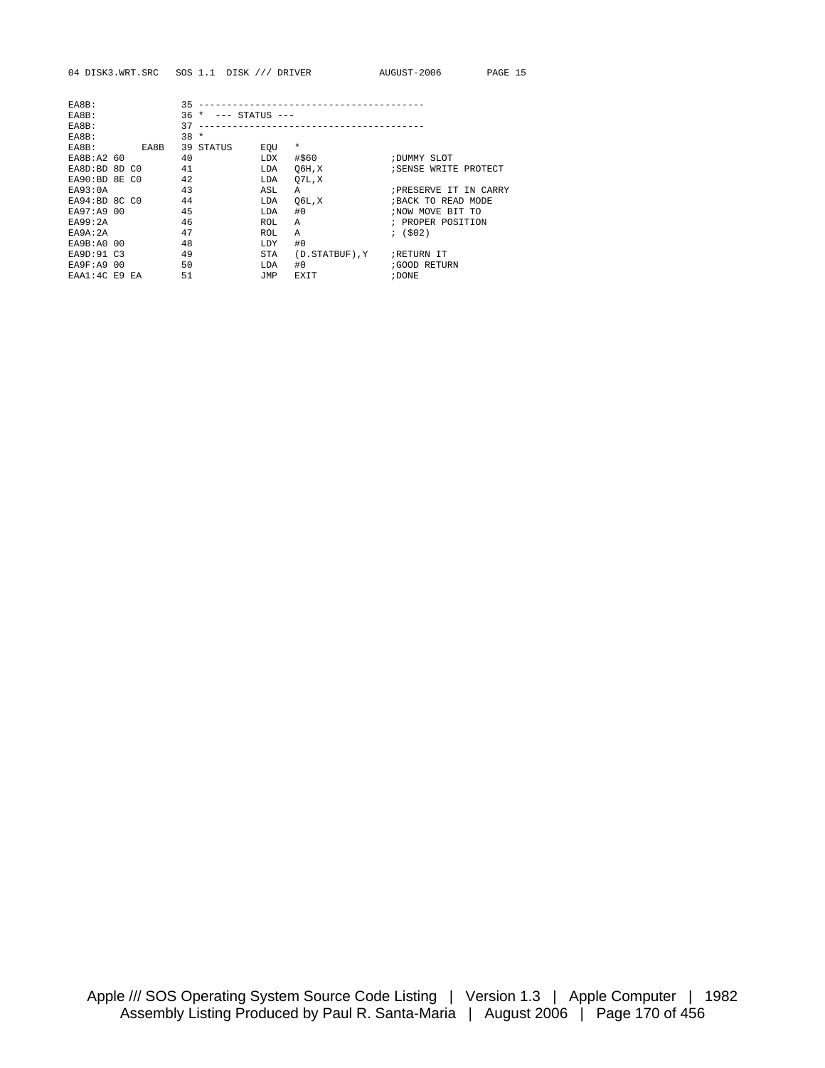```
EA8B:               35 ----------------------------------------
EA8B:               36 *  --- STATUS ---
EA8B:               37 ----------------------------------------
EA8B:               38 *
EA8B:         EA8B  39 STATUS     EQU   *
EA8B:A2 60          40            LDX   #$60            ;DUMMY SLOT
EA8D:BD 8D C0       41            LDA   Q6H,X           ;SENSE WRITE PROTECT
EA90:BD 8E C0       42            LDA   Q7L,X
EA93:0A             43            ASL   A               ;PRESERVE IT IN CARRY
EA94:BD 8C C0       44            LDA   Q6L,X           ;BACK TO READ MODE
EA97:A9 00          45            LDA   #0              ;NOW MOVE BIT TO
EA99:2A             46            ROL   A               ; PROPER POSITION
EA9A:2A             47            ROL   A               ; ($02)
EA9B:A0 00          48            LDY   #0
EA9D:91 C3          49            STA   (D.STATBUF),Y   ;RETURN IT
EA9F:A9 00          50            LDA   #0              ;GOOD RETURN
EAA1:4C E9 EA       51            JMP   EXIT            ;DONE
```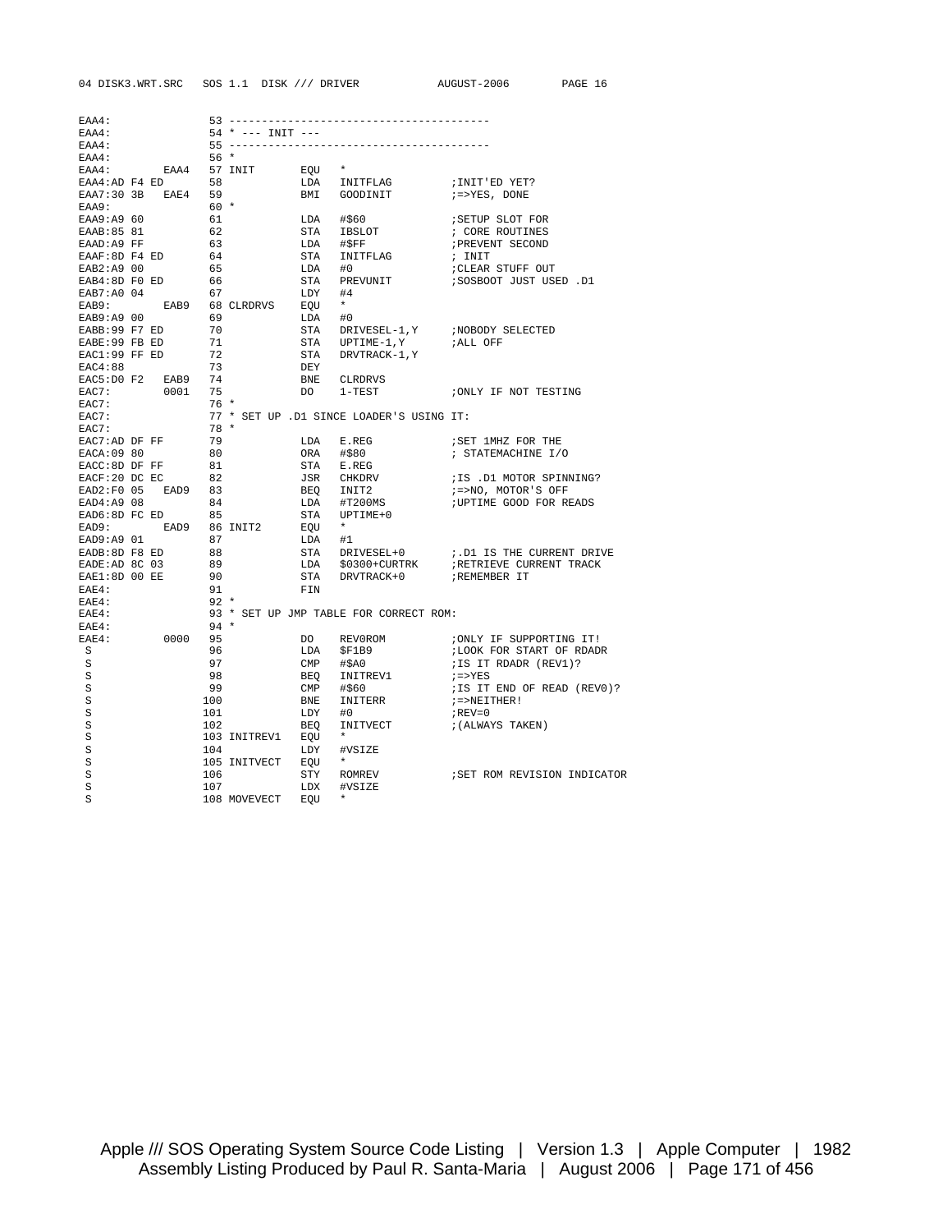```
EAA4:                53 ----------------------------------------
EAA4:                54 * --- INIT ---
EAA4:                55 ----------------------------------------
EAA4:                56 *
EAA4:         EAA4   57 INIT       EQU   *
EAA4:AD F4 ED        58            LDA   INITFLAG         ;INIT'ED YET?
EAA7:30 3B   EAE4    59            BMI   GOODINIT         ;=>YES, DONE
EAA9:                60 *
EAA9:A9 60           61            LDA   #$60             ;SETUP SLOT FOR
EAAB:85 81           62            STA   IBSLOT           ; CORE ROUTINES
EAAD:A9 FF           63            LDA   #$FF             ;PREVENT SECOND
EAAF:8D F4 ED        64            STA   INITFLAG         ; INIT
EAB2:A9 00           65            LDA   #0               ;CLEAR STUFF OUT
EAB4:8D F0 ED        66            STA   PREVUNIT         ;SOSBOOT JUST USED .D1
EAB7:A0 04           67            LDY   #4
EAB9:         EAB9   68 CLRDRVS    EQU   *
EAB9:A9 00           69            LDA   #0
EABB:99 F7 ED        70            STA   DRIVESEL-1,Y     ;NOBODY SELECTED
EABE:99 FB ED        71            STA   UPTIME-1,Y       ;ALL OFF
EAC1:99 FF ED        72            STA   DRVTRACK-1,Y
EAC4:88              73            DEY
EAC5:D0 F2   EAB9    74            BNE   CLRDRVS
EAC7:         0001   75            DO    1-TEST           ;ONLY IF NOT TESTING
EAC7:                76 *
EAC7:                77 * SET UP .D1 SINCE LOADER'S USING IT:
EAC7:                78 *
EAC7:AD DF FF        79            LDA   E.REG            ;SET 1MHZ FOR THE
EACA:09 80           80            ORA   #$80             ; STATEMACHINE I/O
EACC:8D DF FF        81            STA   E.REG
EACF:20 DC EC        82            JSR   CHKDRV           ;IS .D1 MOTOR SPINNING?
EAD2:F0 05   EAD9    83            BEQ   INIT2            ;=>NO, MOTOR'S OFF
EAD4:A9 08           84            LDA   #T200MS          ;UPTIME GOOD FOR READS
EAD6:8D FC ED        85            STA   UPTIME+0
EAD9:         EAD9   86 INIT2      EQU   *
EAD9:A9 01           87            LDA   #1
EADB:8D F8 ED        88            STA   DRIVESEL+0       ;.D1 IS THE CURRENT DRIVE
EADE:AD 8C 03        89            LDA   $0300+CURTRK     ;RETRIEVE CURRENT TRACK
EAE1:8D 00 EE        90            STA   DRVTRACK+0       ;REMEMBER IT
EAE4:                91            FIN
EAE4:                92 *
EAE4:                93 * SET UP JMP TABLE FOR CORRECT ROM:
EAE4:                94 *
EAE4:         0000   95            DO    REV0ROM          ;ONLY IF SUPPORTING IT!
 S                   96            LDA   $F1B9            ;LOOK FOR START OF RDADR
 S                   97            CMP   #$A0             ;IS IT RDADR (REV1)?
 S                   98            BEQ   INITREV1         ;=>YES
 S                   99            CMP   #$60             ;IS IT END OF READ (REV0)?
 S                  100            BNE   INITERR          ;=>NEITHER!
 S                  101            LDY   #0               ;REV=0
 S                  102            BEQ   INITVECT         ;(ALWAYS TAKEN)
 S                  103 INITREV1   EQU   *
 S                  104            LDY   #VSIZE
 S                  105 INITVECT   EQU   *
 S                  106            STY   ROMREV           ;SET ROM REVISION INDICATOR
 S                  107            LDX   #VSIZE
 S                  108 MOVEVECT   EQU   *
```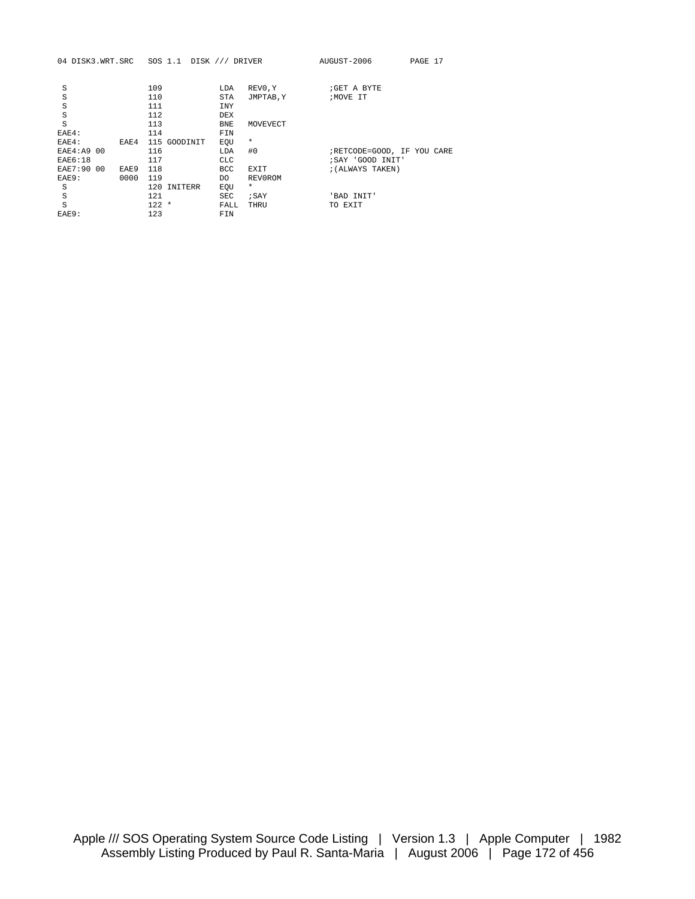```
S                109            LDA    REV0,Y          ;GET A BYTE
S                110            STA    JMPTAB,Y        ;MOVE IT
S                111            INY
S                112            DEX
S                113            BNE    MOVEVECT
EAE4:            114            FIN
EAE4:      EAE4  115 GOODINIT   EQU    *
EAE4:A9 00       116            LDA    #0              ;RETCODE=GOOD, IF YOU CARE
EAE6:18          117            CLC                    ;SAY 'GOOD INIT'
EAE7:90 00 EAE9  118            BCC    EXIT            ;(ALWAYS TAKEN)
EAE9:      0000  119            DO     REV0ROM
S                120 INITERR    EQU    *
S                121            SEC    ;SAY            'BAD INIT'
S                122 *          FALL   THRU            TO EXIT
EAE9:            123            FIN
```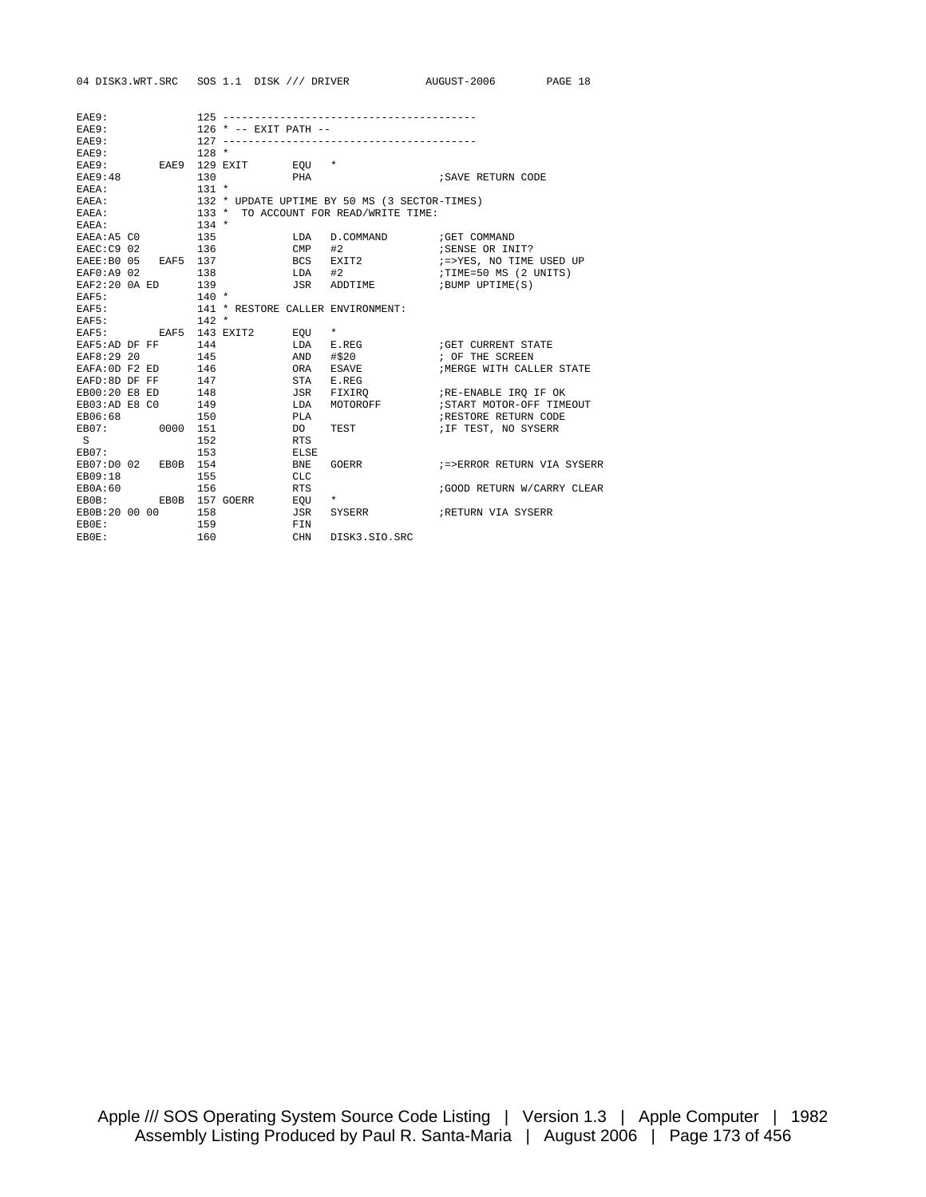```
EAE9:               125 ----------------------------------------
EAE9:               126 * -- EXIT PATH --
EAE9:               127 ----------------------------------------
EAE9:               128 *
EAE9:          EAE9 129 EXIT       EQU   *
EAE9:48             130            PHA                    ;SAVE RETURN CODE
EAEA:               131 *
EAEA:               132 * UPDATE UPTIME BY 50 MS (3 SECTOR-TIMES)
EAEA:               133 *  TO ACCOUNT FOR READ/WRITE TIME:
EAEA:               134 *
EAEA:A5 C0          135            LDA   D.COMMAND        ;GET COMMAND
EAEC:C9 02          136            CMP   #2               ;SENSE OR INIT?
EAEE:B0 05     EAF5 137            BCS   EXIT2            ;=>YES, NO TIME USED UP
EAF0:A9 02          138            LDA   #2               ;TIME=50 MS (2 UNITS)
EAF2:20 0A ED       139            JSR   ADDTIME          ;BUMP UPTIME(S)
EAF5:               140 *
EAF5:               141 * RESTORE CALLER ENVIRONMENT:
EAF5:               142 *
EAF5:          EAF5 143 EXIT2      EQU   *
EAF5:AD DF FF       144            LDA   E.REG            ;GET CURRENT STATE
EAF8:29 20          145            AND   #$20             ; OF THE SCREEN
EAFA:0D F2 ED       146            ORA   ESAVE            ;MERGE WITH CALLER STATE
EAFD:8D DF FF       147            STA   E.REG
EB00:20 E8 ED       148            JSR   FIXIRQ           ;RE-ENABLE IRQ IF OK
EB03:AD E8 C0       149            LDA   MOTOROFF         ;START MOTOR-OFF TIMEOUT
EB06:68             150            PLA                    ;RESTORE RETURN CODE
EB07:          0000 151            DO    TEST             ;IF TEST, NO SYSERR
 S                  152            RTS
EB07:               153            ELSE
EB07:D0 02     EB0B 154            BNE   GOERR            ;=>ERROR RETURN VIA SYSERR
EB09:18             155            CLC
EB0A:60             156            RTS                    ;GOOD RETURN W/CARRY CLEAR
EB0B:          EB0B 157 GOERR      EQU   *
EB0B:20 00 00       158            JSR   SYSERR           ;RETURN VIA SYSERR
EB0E:               159            FIN
EB0E:               160            CHN   DISK3.SIO.SRC
```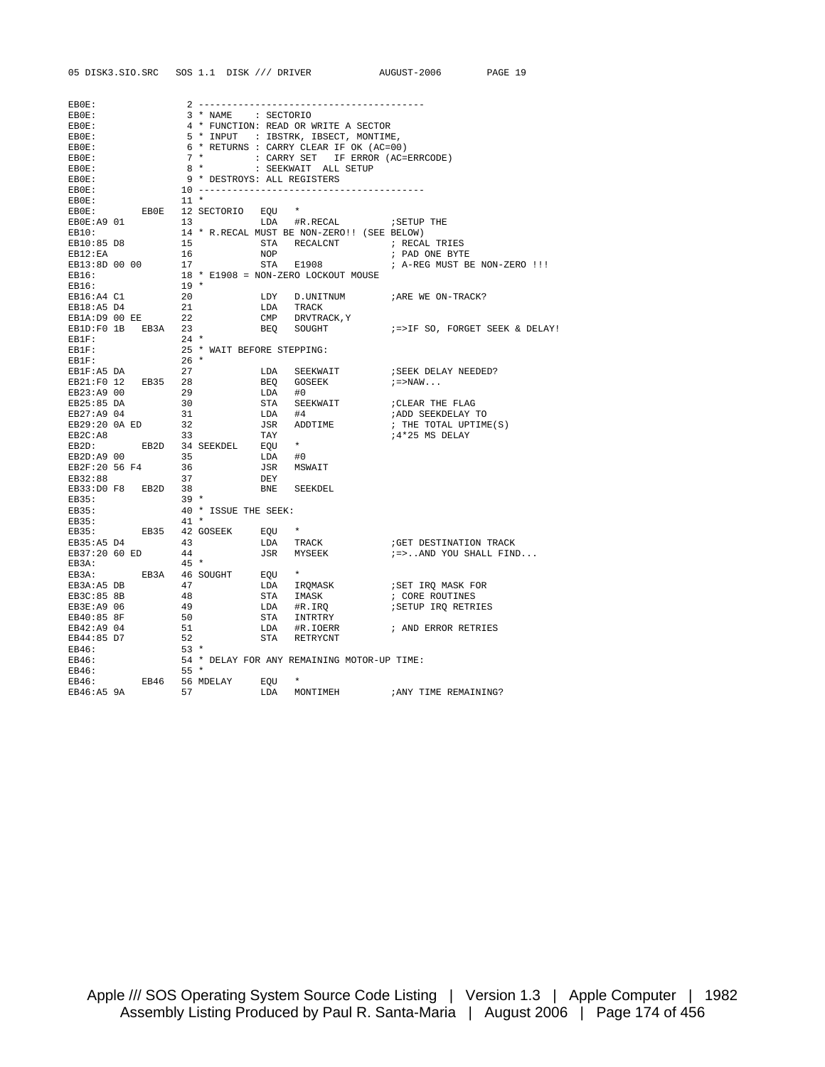```
EB0E:                2 ----------------------------------------
EB0E:                3 * NAME    : SECTORIO
EB0E:                4 * FUNCTION: READ OR WRITE A SECTOR
EB0E:                5 * INPUT   : IBSTRK, IBSECT, MONTIME,
EB0E:                6 * RETURNS : CARRY CLEAR IF OK (AC=00)
EB0E:                7 *         : CARRY SET   IF ERROR (AC=ERRCODE)
EB0E:                8 *         : SEEKWAIT  ALL SETUP
EB0E:                9 * DESTROYS: ALL REGISTERS
EB0E:               10 ----------------------------------------
EB0E:               11 *
EB0E:        EB0E   12 SECTORIO   EQU   *
EB0E:A9 01          13            LDA   #R.RECAL         ;SETUP THE
EB10:               14 * R.RECAL MUST BE NON-ZERO!! (SEE BELOW)
EB10:85 D8          15            STA   RECALCNT         ; RECAL TRIES
EB12:EA             16            NOP                    ; PAD ONE BYTE
EB13:8D 00 00       17            STA   E1908            ; A-REG MUST BE NON-ZERO !!!
EB16:               18 * E1908 = NON-ZERO LOCKOUT MOUSE
EB16:               19 *
EB16:A4 C1          20            LDY   D.UNITNUM        ;ARE WE ON-TRACK?
EB18:A5 D4          21            LDA   TRACK
EB1A:D9 00 EE       22            CMP   DRVTRACK,Y
EB1D:F0 1B   EB3A   23            BEQ   SOUGHT           ;=>IF SO, FORGET SEEK & DELAY!
EB1F:               24 *
EB1F:               25 * WAIT BEFORE STEPPING:
EB1F:               26 *
EB1F:A5 DA          27            LDA   SEEKWAIT         ;SEEK DELAY NEEDED?
EB21:F0 12   EB35   28            BEQ   GOSEEK           ;=>NAW...
EB23:A9 00          29            LDA   #0
EB25:85 DA          30            STA   SEEKWAIT         ;CLEAR THE FLAG
EB27:A9 04          31            LDA   #4               ;ADD SEEKDELAY TO
EB29:20 0A ED       32            JSR   ADDTIME          ; THE TOTAL UPTIME(S)
EB2C:A8             33            TAY                    ;4*25 MS DELAY
EB2D:        EB2D   34 SEEKDEL    EQU   *
EB2D:A9 00          35            LDA   #0
EB2F:20 56 F4       36            JSR   MSWAIT
EB32:88             37            DEY
EB33:D0 F8   EB2D   38            BNE   SEEKDEL
EB35:               39 *
EB35:               40 * ISSUE THE SEEK:
EB35:               41 *
EB35:        EB35   42 GOSEEK     EQU   *
EB35:A5 D4          43            LDA   TRACK            ;GET DESTINATION TRACK
EB37:20 60 ED       44            JSR   MYSEEK           ;=>..AND YOU SHALL FIND...
EB3A:               45 *
EB3A:        EB3A   46 SOUGHT     EQU   *
EB3A:A5 DB          47            LDA   IRQMASK          ;SET IRQ MASK FOR
EB3C:85 8B          48            STA   IMASK            ; CORE ROUTINES
EB3E:A9 06          49            LDA   #R.IRQ           ;SETUP IRQ RETRIES
EB40:85 8F          50            STA   INTRTRY
EB42:A9 04          51            LDA   #R.IOERR         ; AND ERROR RETRIES
EB44:85 D7          52            STA   RETRYCNT
EB46:               53 *
EB46:               54 * DELAY FOR ANY REMAINING MOTOR-UP TIME:
EB46:               55 *
EB46:        EB46   56 MDELAY     EQU   *
EB46:A5 9A          57            LDA   MONTIMEH         ;ANY TIME REMAINING?
```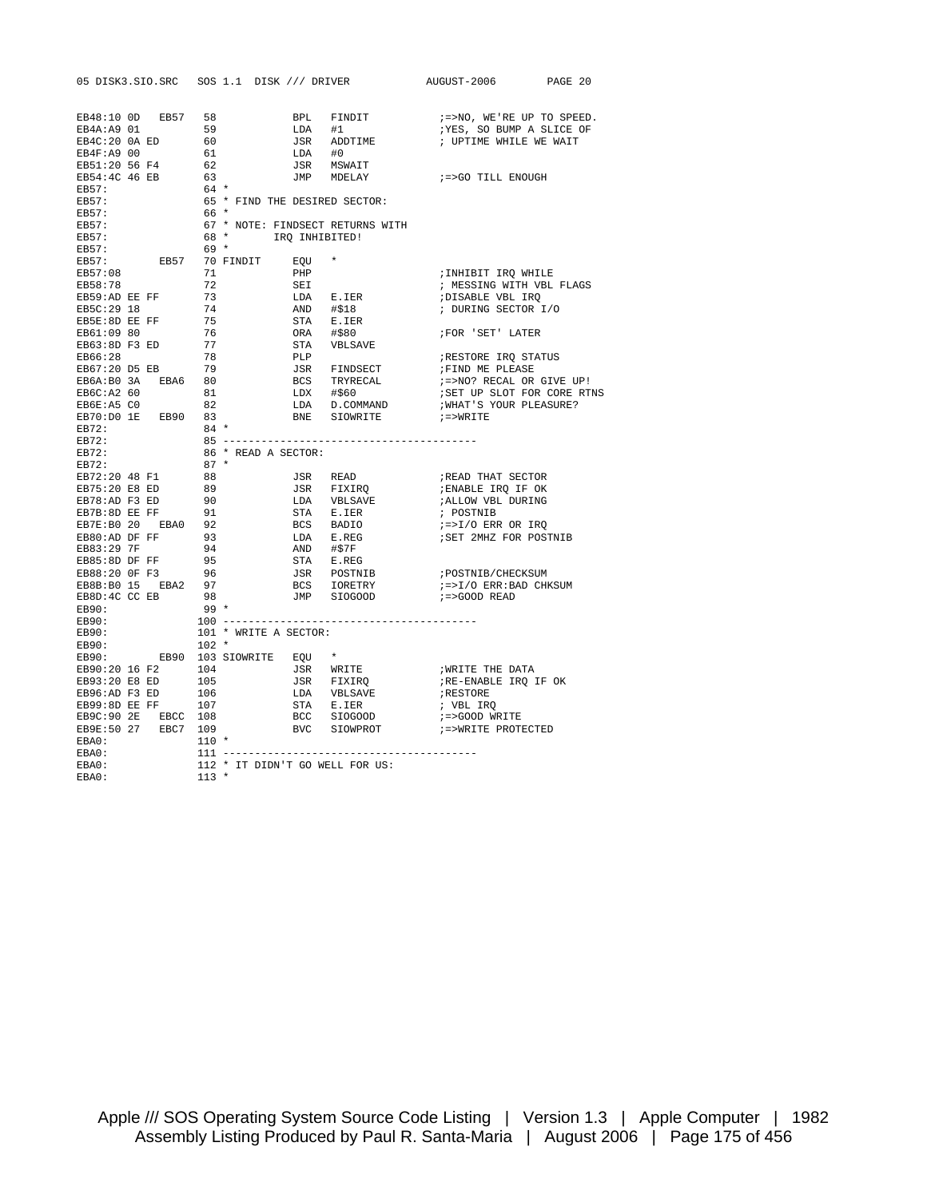```
EB48:10 0D   EB57   58            BPL   FINDIT            ;=>NO, WE'RE UP TO SPEED.
EB4A:A9 01          59            LDA   #1                ;YES, SO BUMP A SLICE OF
EB4C:20 0A ED       60            JSR   ADDTIME           ; UPTIME WHILE WE WAIT
EB4F:A9 00          61            LDA   #0
EB51:20 56 F4       62            JSR   MSWAIT
EB54:4C 46 EB       63            JMP   MDELAY            ;=>GO TILL ENOUGH
EB57:               64 *
EB57:               65 * FIND THE DESIRED SECTOR:
EB57:               66 *
EB57:               67 * NOTE: FINDSECT RETURNS WITH
EB57:               68 *       IRQ INHIBITED!
EB57:               69 *
EB57:        EB57   70 FINDIT     EQU   *
EB57:08             71            PHP                     ;INHIBIT IRQ WHILE
EB58:78             72            SEI                     ; MESSING WITH VBL FLAGS
EB59:AD EE FF       73            LDA   E.IER             ;DISABLE VBL IRQ
EB5C:29 18          74            AND   #$18              ; DURING SECTOR I/O
EB5E:8D EE FF       75            STA   E.IER
EB61:09 80          76            ORA   #$80              ;FOR 'SET' LATER
EB63:8D F3 ED       77            STA   VBLSAVE
EB66:28             78            PLP                     ;RESTORE IRQ STATUS
EB67:20 D5 EB       79            JSR   FINDSECT          ;FIND ME PLEASE
EB6A:B0 3A   EBA6   80            BCS   TRYRECAL          ;=>NO? RECAL OR GIVE UP!
EB6C:A2 60          81            LDX   #$60              ;SET UP SLOT FOR CORE RTNS
EB6E:A5 C0          82            LDA   D.COMMAND         ;WHAT'S YOUR PLEASURE?
EB70:D0 1E   EB90   83            BNE   SIOWRITE          ;=>WRITE
EB72:               84 *
EB72:               85 ---------------------------------------
EB72:               86 * READ A SECTOR:
EB72:               87 *
EB72:20 48 F1       88            JSR   READ              ;READ THAT SECTOR
EB75:20 E8 ED       89            JSR   FIXIRQ            ;ENABLE IRQ IF OK
EB78:AD F3 ED       90            LDA   VBLSAVE           ;ALLOW VBL DURING
EB7B:8D EE FF       91            STA   E.IER             ; POSTNIB
EB7E:B0 20   EBA0   92            BCS   BADIO             ;=>I/O ERR OR IRQ
EB80:AD DF FF       93            LDA   E.REG             ;SET 2MHZ FOR POSTNIB
EB83:29 7F          94            AND   #$7F
EB85:8D DF FF       95            STA   E.REG
EB88:20 0F F3       96            JSR   POSTNIB           ;POSTNIB/CHECKSUM
EB8B:B0 15   EBA2   97            BCS   IORETRY           ;=>I/O ERR:BAD CHKSUM
EB8D:4C CC EB       98            JMP   SIOGOOD           ;=>GOOD READ
EB90:               99 *
EB90:              100 ---------------------------------------
EB90:              101 * WRITE A SECTOR:
EB90:              102 *
EB90:        EB90  103 SIOWRITE   EQU   *
EB90:20 16 F2      104            JSR   WRITE             ;WRITE THE DATA
EB93:20 E8 ED      105            JSR   FIXIRQ            ;RE-ENABLE IRQ IF OK
EB96:AD F3 ED      106            LDA   VBLSAVE           ;RESTORE
EB99:8D EE FF      107            STA   E.IER             ; VBL IRQ
EB9C:90 2E   EBCC  108            BCC   SIOGOOD           ;=>GOOD WRITE
EB9E:50 27   EBC7  109            BVC   SIOWPROT          ;=>WRITE PROTECTED
EBA0:              110 *
EBA0:              111 ---------------------------------------
EBA0:              112 * IT DIDN'T GO WELL FOR US:
EBA0:              113 *
```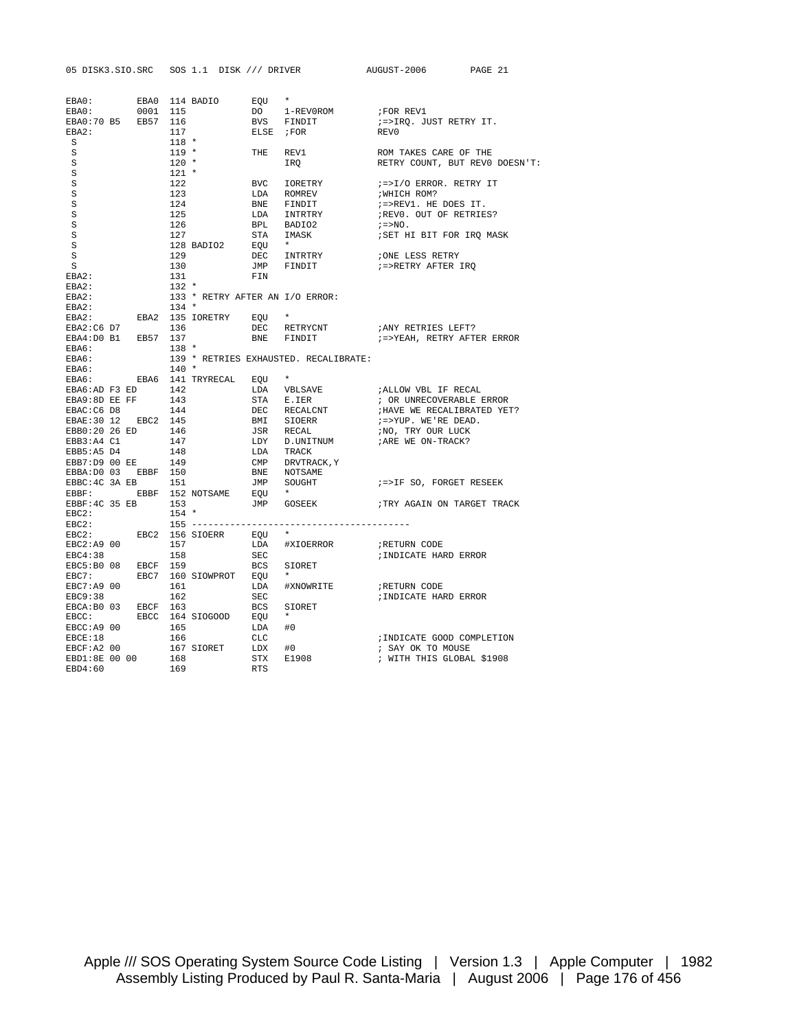```
EBA0:          EBA0  114 BADIO      EQU   *
EBA0:          0001  115            DO    1-REV0ROM          ;FOR REV1
EBA0:70 B5     EB57  116            BVS   FINDIT             ;=>IRQ. JUST RETRY IT.
EBA2:                117            ELSE  ;FOR               REV0
 S                   118 *
 S                   119 *          THE   REV1               ROM TAKES CARE OF THE
 S                   120 *                IRQ                RETRY COUNT, BUT REV0 DOESN'T:
 S                   121 *
 S                   122            BVC   IORETRY            ;=>I/O ERROR. RETRY IT
 S                   123            LDA   ROMREV             ;WHICH ROM?
 S                   124            BNE   FINDIT             ;=>REV1. HE DOES IT.
 S                   125            LDA   INTRTRY            ;REV0. OUT OF RETRIES?
 S                   126            BPL   BADIO2             ;=>NO.
 S                   127            STA   IMASK              ;SET HI BIT FOR IRQ MASK
 S                   128 BADIO2     EQU   *
 S                   129            DEC   INTRTRY            ;ONE LESS RETRY
 S                   130            JMP   FINDIT             ;=>RETRY AFTER IRQ
EBA2:                131            FIN
EBA2:                132 *
EBA2:                133 * RETRY AFTER AN I/O ERROR:
EBA2:                134 *
EBA2:          EBA2  135 IORETRY    EQU   *
EBA2:C6 D7           136            DEC   RETRYCNT           ;ANY RETRIES LEFT?
EBA4:D0 B1     EB57  137            BNE   FINDIT             ;=>YEAH, RETRY AFTER ERROR
EBA6:                138 *
EBA6:                139 * RETRIES EXHAUSTED. RECALIBRATE:
EBA6:                140 *
EBA6:          EBA6  141 TRYRECAL   EQU   *
EBA6:AD F3 ED        142            LDA   VBLSAVE            ;ALLOW VBL IF RECAL
EBA9:8D EE FF        143            STA   E.IER              ; OR UNRECOVERABLE ERROR
EBAC:C6 D8           144            DEC   RECALCNT           ;HAVE WE RECALIBRATED YET?
EBAE:30 12     EBC2  145            BMI   SIOERR             ;=>YUP. WE'RE DEAD.
EBB0:20 26 ED        146            JSR   RECAL              ;NO, TRY OUR LUCK
EBB3:A4 C1           147            LDY   D.UNITNUM          ;ARE WE ON-TRACK?
EBB5:A5 D4           148            LDA   TRACK
EBB7:D9 00 EE        149            CMP   DRVTRACK,Y
EBBA:D0 03     EBBF  150            BNE   NOTSAME
EBBC:4C 3A EB        151            JMP   SOUGHT             ;=>IF SO, FORGET RESEEK
EBBF:          EBBF  152 NOTSAME    EQU   *
EBBF:4C 35 EB        153            JMP   GOSEEK             ;TRY AGAIN ON TARGET TRACK
EBC2:                154 *
EBC2:                155 ----------------------------------------
EBC2:          EBC2  156 SIOERR     EQU   *
EBC2:A9 00           157            LDA   #XIOERROR          ;RETURN CODE
EBC4:38              158            SEC                      ;INDICATE HARD ERROR
EBC5:B0 08     EBCF  159            BCS   SIORET
EBC7:          EBC7  160 SIOWPROT   EQU   *
EBC7:A9 00           161            LDA   #XNOWRITE          ;RETURN CODE
EBC9:38              162            SEC                      ;INDICATE HARD ERROR
EBCA:B0 03     EBCF  163            BCS   SIORET
EBCC:          EBCC  164 SIOGOOD    EQU   *
EBCC:A9 00           165            LDA   #0
EBCE:18              166            CLC                      ;INDICATE GOOD COMPLETION
EBCF:A2 00           167 SIORET     LDX   #0                 ; SAY OK TO MOUSE
EBD1:8E 00 00        168            STX   E1908              ; WITH THIS GLOBAL $1908
EBD4:60              169            RTS
```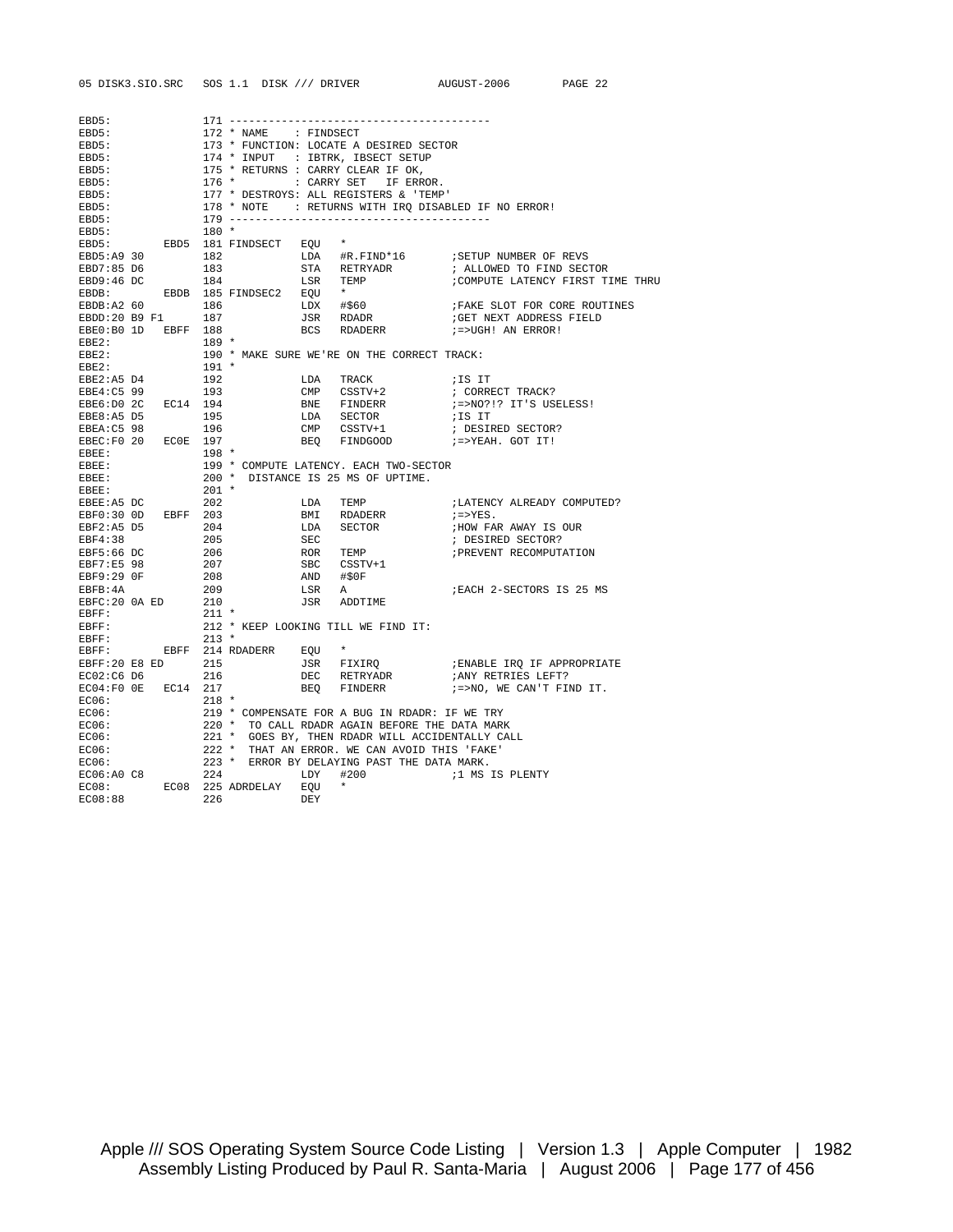```
EBD5:              171 ----------------------------------------
EBD5:              172 * NAME    : FINDSECT
EBD5:              173 * FUNCTION: LOCATE A DESIRED SECTOR
EBD5:              174 * INPUT   : IBTRK, IBSECT SETUP
EBD5:              175 * RETURNS : CARRY CLEAR IF OK,
EBD5:              176 *         : CARRY SET   IF ERROR.
EBD5:              177 * DESTROYS: ALL REGISTERS & 'TEMP'
EBD5:              178 * NOTE    : RETURNS WITH IRQ DISABLED IF NO ERROR!
EBD5:              179 ----------------------------------------
EBD5:              180 *
EBD5:         EBD5 181 FINDSECT   EQU   *
EBD5:A9 30         182            LDA   #R.FIND*16       ;SETUP NUMBER OF REVS
EBD7:85 D6         183            STA   RETRYADR         ; ALLOWED TO FIND SECTOR
EBD9:46 DC         184            LSR   TEMP             ;COMPUTE LATENCY FIRST TIME THRU
EBDB:         EBDB 185 FINDSEC2   EQU   *
EBDB:A2 60         186            LDX   #$60             ;FAKE SLOT FOR CORE ROUTINES
EBDD:20 B9 F1      187            JSR   RDADR            ;GET NEXT ADDRESS FIELD
EBE0:B0 1D    EBFF 188            BCS   RDADERR          ;=>UGH! AN ERROR!
EBE2:              189 *
EBE2:              190 * MAKE SURE WE'RE ON THE CORRECT TRACK:
EBE2:              191 *
EBE2:A5 D4         192            LDA   TRACK            ;IS IT
EBE4:C5 99         193            CMP   CSSTV+2          ; CORRECT TRACK?
EBE6:D0 2C    EC14 194            BNE   FINDERR          ;=>NO?!? IT'S USELESS!
EBE8:A5 D5         195            LDA   SECTOR           ;IS IT
EBEA:C5 98         196            CMP   CSSTV+1          ; DESIRED SECTOR?
EBEC:F0 20    EC0E 197            BEQ   FINDGOOD         ;=>YEAH. GOT IT!
EBEE:              198 *
EBEE:              199 * COMPUTE LATENCY. EACH TWO-SECTOR
EBEE:              200 *  DISTANCE IS 25 MS OF UPTIME.
EBEE:              201 *
EBEE:A5 DC         202            LDA   TEMP             ;LATENCY ALREADY COMPUTED?
EBF0:30 0D    EBFF 203            BMI   RDADERR          ;=>YES.
EBF2:A5 D5         204            LDA   SECTOR           ;HOW FAR AWAY IS OUR
EBF4:38            205            SEC                    ; DESIRED SECTOR?
EBF5:66 DC         206            ROR   TEMP             ;PREVENT RECOMPUTATION
EBF7:E5 98         207            SBC   CSSTV+1
EBF9:29 0F         208            AND   #$0F
EBFB:4A            209            LSR   A                ;EACH 2-SECTORS IS 25 MS
EBFC:20 0A ED      210            JSR   ADDTIME
EBFF:              211 *
EBFF:              212 * KEEP LOOKING TILL WE FIND IT:
EBFF:              213 *
EBFF:         EBFF 214 RDADERR    EQU   *
EBFF:20 E8 ED      215            JSR   FIXIRQ           ;ENABLE IRQ IF APPROPRIATE
EC02:C6 D6         216            DEC   RETRYADR         ;ANY RETRIES LEFT?
EC04:F0 0E    EC14 217            BEQ   FINDERR          ;=>NO, WE CAN'T FIND IT.
EC06:              218 *
EC06:              219 * COMPENSATE FOR A BUG IN RDADR: IF WE TRY
EC06:              220 *  TO CALL RDADR AGAIN BEFORE THE DATA MARK
EC06:              221 *  GOES BY, THEN RDADR WILL ACCIDENTALLY CALL
EC06:              222 *  THAT AN ERROR. WE CAN AVOID THIS 'FAKE'
EC06:              223 *  ERROR BY DELAYING PAST THE DATA MARK.
EC06:A0 C8         224            LDY   #200             ;1 MS IS PLENTY
EC08:         EC08 225 ADRDELAY   EQU   *
EC08:88            226            DEY
```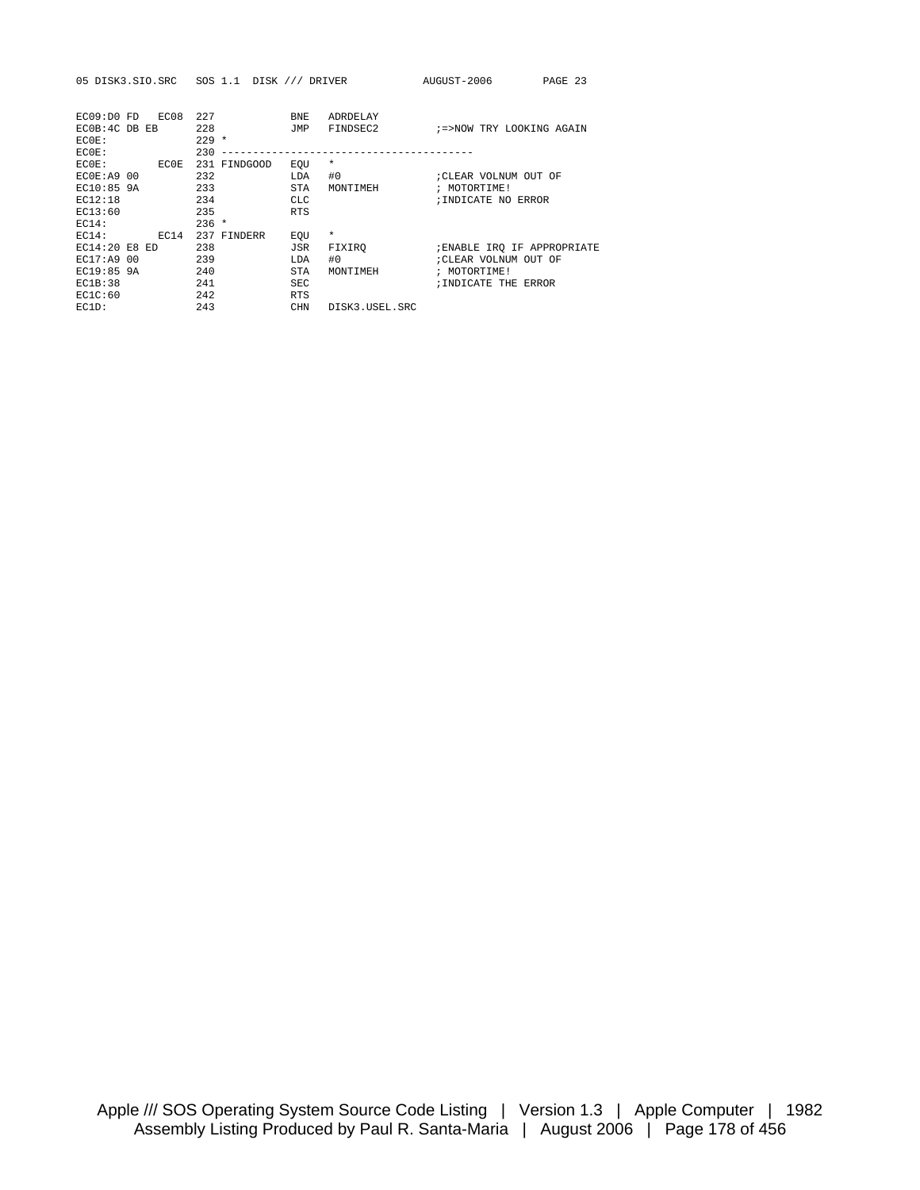```
EC09:D0 FD   EC08  227             BNE   ADRDELAY
EC0B:4C DB EB      228             JMP   FINDSEC2         ;=>NOW TRY LOOKING AGAIN
EC0E:              229 *
EC0E:              230 ----------------------------------------
EC0E:        EC0E  231 FINDGOOD    EQU   *
EC0E:A9 00         232             LDA   #0               ;CLEAR VOLNUM OUT OF
EC10:85 9A         233             STA   MONTIMEH         ; MOTORTIME!
EC12:18            234             CLC                    ;INDICATE NO ERROR
EC13:60            235             RTS
EC14:              236 *
EC14:        EC14  237 FINDERR     EQU   *
EC14:20 E8 ED      238             JSR   FIXIRQ           ;ENABLE IRQ IF APPROPRIATE
EC17:A9 00         239             LDA   #0               ;CLEAR VOLNUM OUT OF
EC19:85 9A         240             STA   MONTIMEH         ; MOTORTIME!
EC1B:38            241             SEC                    ;INDICATE THE ERROR
EC1C:60            242             RTS
EC1D:              243             CHN   DISK3.USEL.SRC
```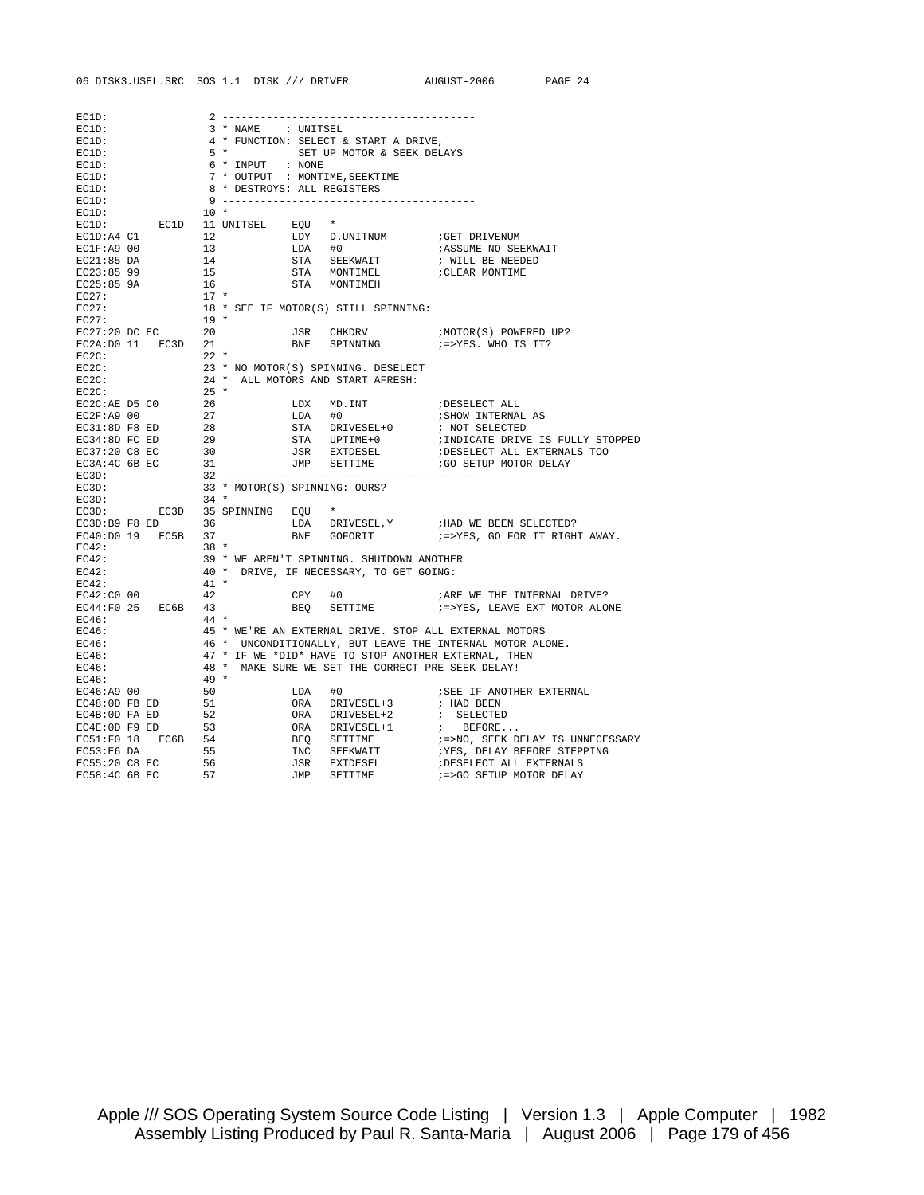```
EC1D:                2 ----------------------------------------
EC1D:                3 * NAME    : UNITSEL
EC1D:                4 * FUNCTION: SELECT & START A DRIVE,
EC1D:                5 *           SET UP MOTOR & SEEK DELAYS
EC1D:                6 * INPUT   : NONE
EC1D:                7 * OUTPUT  : MONTIME,SEEKTIME
EC1D:                8 * DESTROYS: ALL REGISTERS
EC1D:                9 ----------------------------------------
EC1D:               10 *
EC1D:         EC1D  11 UNITSEL    EQU   *
EC1D:A4 C1          12            LDY   D.UNITNUM        ;GET DRIVENUM
EC1F:A9 00          13            LDA   #0               ;ASSUME NO SEEKWAIT
EC21:85 DA          14            STA   SEEKWAIT         ; WILL BE NEEDED
EC23:85 99          15            STA   MONTIMEL         ;CLEAR MONTIME
EC25:85 9A          16            STA   MONTIMEH
EC27:               17 *
EC27:               18 * SEE IF MOTOR(S) STILL SPINNING:
EC27:               19 *
EC27:20 DC EC       20            JSR   CHKDRV           ;MOTOR(S) POWERED UP?
EC2A:D0 11   EC3D   21            BNE   SPINNING         ;=>YES. WHO IS IT?
EC2C:               22 *
EC2C:               23 * NO MOTOR(S) SPINNING. DESELECT
EC2C:               24 *  ALL MOTORS AND START AFRESH:
EC2C:               25 *
EC2C:AE D5 C0       26            LDX   MD.INT           ;DESELECT ALL
EC2F:A9 00          27            LDA   #0               ;SHOW INTERNAL AS
EC31:8D F8 ED       28            STA   DRIVESEL+0       ; NOT SELECTED
EC34:8D FC ED       29            STA   UPTIME+0         ;INDICATE DRIVE IS FULLY STOPPED
EC37:20 C8 EC       30            JSR   EXTDESEL         ;DESELECT ALL EXTERNALS TOO
EC3A:4C 6B EC       31            JMP   SETTIME          ;GO SETUP MOTOR DELAY
EC3D:               32 ----------------------------------------
EC3D:               33 * MOTOR(S) SPINNING: OURS?
EC3D:               34 *
EC3D:         EC3D  35 SPINNING   EQU   *
EC3D:B9 F8 ED       36            LDA   DRIVESEL,Y       ;HAD WE BEEN SELECTED?
EC40:D0 19   EC5B   37            BNE   GOFORIT          ;=>YES, GO FOR IT RIGHT AWAY.
EC42:               38 *
EC42:               39 * WE AREN'T SPINNING. SHUTDOWN ANOTHER
EC42:               40 *  DRIVE, IF NECESSARY, TO GET GOING:
EC42:               41 *
EC42:C0 00          42            CPY   #0               ;ARE WE THE INTERNAL DRIVE?
EC44:F0 25   EC6B   43            BEQ   SETTIME          ;=>YES, LEAVE EXT MOTOR ALONE
EC46:               44 *
EC46:               45 * WE'RE AN EXTERNAL DRIVE. STOP ALL EXTERNAL MOTORS
EC46:               46 *  UNCONDITIONALLY, BUT LEAVE THE INTERNAL MOTOR ALONE.
EC46:               47 * IF WE *DID* HAVE TO STOP ANOTHER EXTERNAL, THEN
EC46:               48 *  MAKE SURE WE SET THE CORRECT PRE-SEEK DELAY!
EC46:               49 *
EC46:A9 00          50            LDA   #0               ;SEE IF ANOTHER EXTERNAL
EC48:0D FB ED       51            ORA   DRIVESEL+3       ; HAD BEEN
EC4B:0D FA ED       52            ORA   DRIVESEL+2       ;  SELECTED
EC4E:0D F9 ED       53            ORA   DRIVESEL+1       ;   BEFORE...
EC51:F0 18   EC6B   54            BEQ   SETTIME          ;=>NO, SEEK DELAY IS UNNECESSARY
EC53:E6 DA          55            INC   SEEKWAIT         ;YES, DELAY BEFORE STEPPING
EC55:20 C8 EC       56            JSR   EXTDESEL         ;DESELECT ALL EXTERNALS
EC58:4C 6B EC       57            JMP   SETTIME          ;=>GO SETUP MOTOR DELAY
```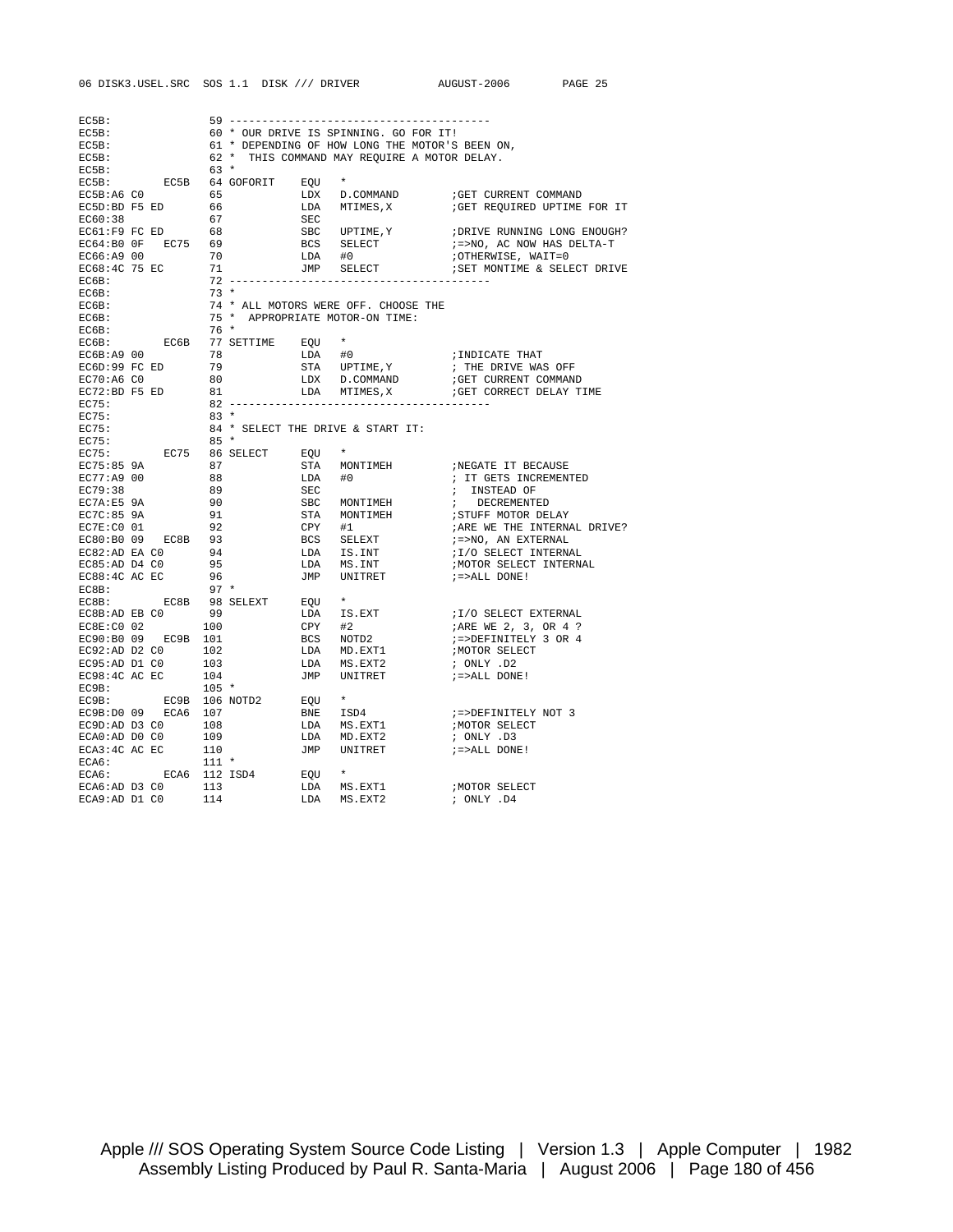```
EC5B:                59 ----------------------------------------
EC5B:                60 * OUR DRIVE IS SPINNING. GO FOR IT!
EC5B:                61 * DEPENDING OF HOW LONG THE MOTOR'S BEEN ON,
EC5B:                62 *  THIS COMMAND MAY REQUIRE A MOTOR DELAY.
EC5B:                63 *
EC5B:        EC5B    64 GOFORIT    EQU   *
EC5B:A6 C0           65            LDX   D.COMMAND        ;GET CURRENT COMMAND
EC5D:BD F5 ED        66            LDA   MTIMES,X         ;GET REQUIRED UPTIME FOR IT
EC60:38              67            SEC
EC61:F9 FC ED        68            SBC   UPTIME,Y         ;DRIVE RUNNING LONG ENOUGH?
EC64:B0 0F   EC75    69            BCS   SELECT           ;=>NO, AC NOW HAS DELTA-T
EC66:A9 00           70            LDA   #0               ;OTHERWISE, WAIT=0
EC68:4C 75 EC        71            JMP   SELECT           ;SET MONTIME & SELECT DRIVE
EC6B:                72 ----------------------------------------
EC6B:                73 *
EC6B:                74 * ALL MOTORS WERE OFF. CHOOSE THE
EC6B:                75 *  APPROPRIATE MOTOR-ON TIME:
EC6B:                76 *
EC6B:        EC6B    77 SETTIME    EQU   *
EC6B:A9 00           78            LDA   #0               ;INDICATE THAT
EC6D:99 FC ED        79            STA   UPTIME,Y         ; THE DRIVE WAS OFF
EC70:A6 C0           80            LDX   D.COMMAND        ;GET CURRENT COMMAND
EC72:BD F5 ED        81            LDA   MTIMES,X         ;GET CORRECT DELAY TIME
EC75:                82 ----------------------------------------
EC75:                83 *
EC75:                84 * SELECT THE DRIVE & START IT:
EC75:                85 *
EC75:        EC75    86 SELECT     EQU   *
EC75:85 9A           87            STA   MONTIMEH         ;NEGATE IT BECAUSE
EC77:A9 00           88            LDA   #0               ; IT GETS INCREMENTED
EC79:38              89            SEC                    ;  INSTEAD OF
EC7A:E5 9A           90            SBC   MONTIMEH         ;   DECREMENTED
EC7C:85 9A           91            STA   MONTIMEH         ;STUFF MOTOR DELAY
EC7E:C0 01           92            CPY   #1               ;ARE WE THE INTERNAL DRIVE?
EC80:B0 09   EC8B    93            BCS   SELEXT           ;=>NO, AN EXTERNAL
EC82:AD EA C0        94            LDA   IS.INT           ;I/O SELECT INTERNAL
EC85:AD D4 C0        95            LDA   MS.INT           ;MOTOR SELECT INTERNAL
EC88:4C AC EC        96            JMP   UNITRET          ;=>ALL DONE!
EC8B:                97 *
EC8B:        EC8B    98 SELEXT     EQU   *
EC8B:AD EB C0        99            LDA   IS.EXT           ;I/O SELECT EXTERNAL
EC8E:C0 02          100            CPY   #2               ;ARE WE 2, 3, OR 4 ?
EC90:B0 09   EC9B   101            BCS   NOTD2            ;=>DEFINITELY 3 OR 4
EC92:AD D2 C0       102            LDA   MD.EXT1          ;MOTOR SELECT
EC95:AD D1 C0       103            LDA   MS.EXT2          ; ONLY .D2
EC98:4C AC EC       104            JMP   UNITRET          ;=>ALL DONE!
EC9B:               105 *
EC9B:        EC9B   106 NOTD2      EQU   *
EC9B:D0 09   ECA6   107            BNE   ISD4             ;=>DEFINITELY NOT 3
EC9D:AD D3 C0       108            LDA   MS.EXT1          ;MOTOR SELECT
ECA0:AD D0 C0       109            LDA   MD.EXT2          ; ONLY .D3
ECA3:4C AC EC       110            JMP   UNITRET          ;=>ALL DONE!
ECA6:               111 *
ECA6:        ECA6   112 ISD4       EQU   *
ECA6:AD D3 C0       113            LDA   MS.EXT1          ;MOTOR SELECT
ECA9:AD D1 C0       114            LDA   MS.EXT2          ; ONLY .D4
```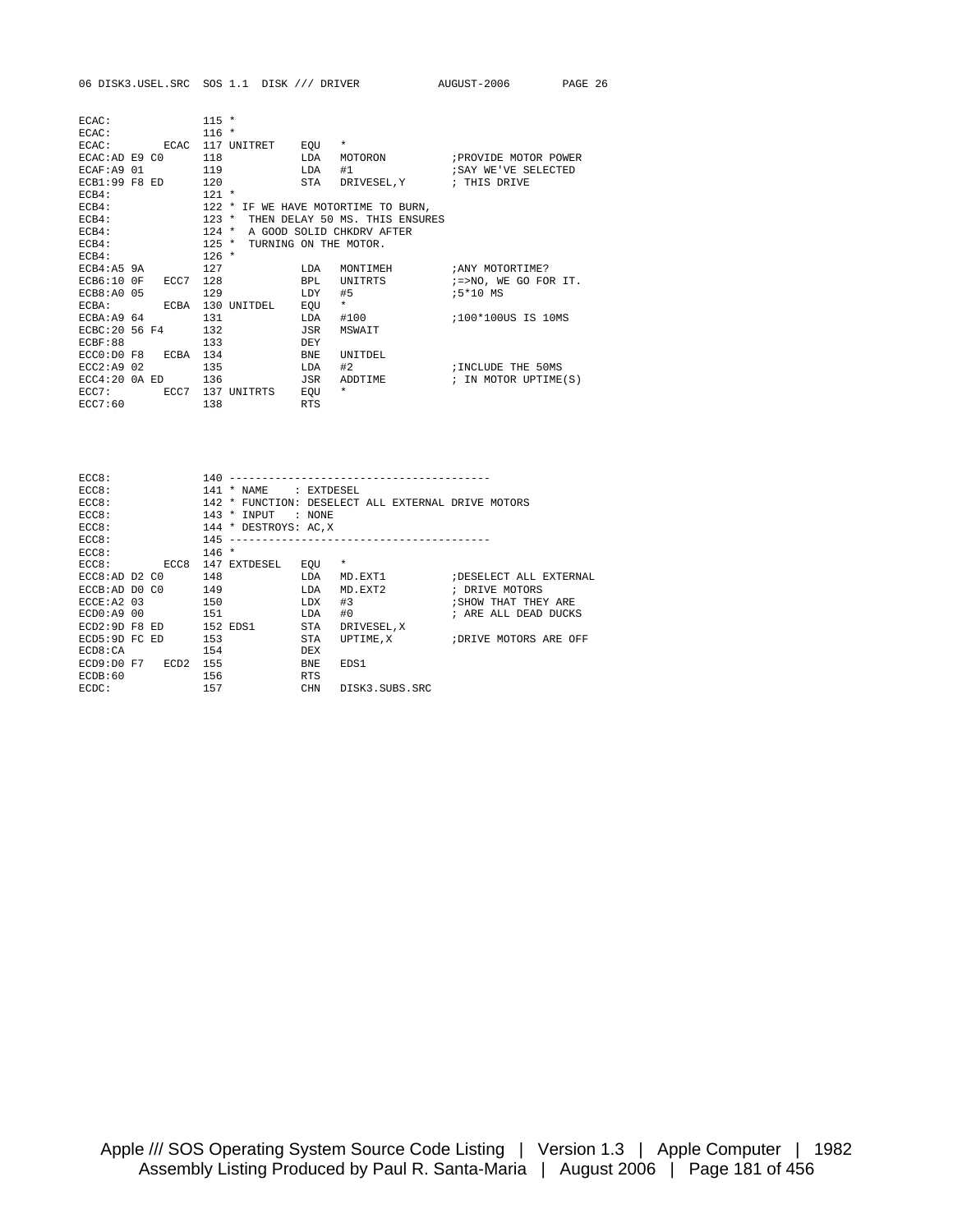```
ECAC:              115 *
ECAC:              116 *
ECAC:         ECAC 117 UNITRET    EQU   *
ECAC:AD E9 C0      118            LDA   MOTORON          ;PROVIDE MOTOR POWER
ECAF:A9 01         119            LDA   #1               ;SAY WE'VE SELECTED
ECB1:99 F8 ED      120            STA   DRIVESEL,Y       ; THIS DRIVE
ECB4:              121 *
ECB4:              122 * IF WE HAVE MOTORTIME TO BURN,
ECB4:              123 *  THEN DELAY 50 MS. THIS ENSURES
ECB4:              124 *  A GOOD SOLID CHKDRV AFTER
ECB4:              125 *  TURNING ON THE MOTOR.
ECB4:              126 *
ECB4:A5 9A         127            LDA   MONTIMEH         ;ANY MOTORTIME?
ECB6:10 0F   ECC7  128            BPL   UNITRTS          ;=>NO, WE GO FOR IT.
ECB8:A0 05         129            LDY   #5               ;5*10 MS
ECBA:         ECBA 130 UNITDEL    EQU   *
ECBA:A9 64         131            LDA   #100             ;100*100US IS 10MS
ECBC:20 56 F4      132            JSR   MSWAIT
ECBF:88            133            DEY
ECC0:D0 F8   ECBA  134            BNE   UNITDEL
ECC2:A9 02         135            LDA   #2               ;INCLUDE THE 50MS
ECC4:20 0A ED      136            JSR   ADDTIME          ; IN MOTOR UPTIME(S)
ECC7:         ECC7 137 UNITRTS    EQU   *
ECC7:60            138            RTS



ECC8:              140 ----------------------------------------
ECC8:              141 * NAME    : EXTDESEL
ECC8:              142 * FUNCTION: DESELECT ALL EXTERNAL DRIVE MOTORS
ECC8:              143 * INPUT   : NONE
ECC8:              144 * DESTROYS: AC,X
ECC8:              145 ----------------------------------------
ECC8:              146 *
ECC8:         ECC8 147 EXTDESEL   EQU   *
ECC8:AD D2 C0      148            LDA   MD.EXT1          ;DESELECT ALL EXTERNAL
ECCB:AD D0 C0      149            LDA   MD.EXT2          ; DRIVE MOTORS
ECCE:A2 03         150            LDX   #3               ;SHOW THAT THEY ARE
ECD0:A9 00         151            LDA   #0               ; ARE ALL DEAD DUCKS
ECD2:9D F8 ED      152 EDS1       STA   DRIVESEL,X
ECD5:9D FC ED      153            STA   UPTIME,X         ;DRIVE MOTORS ARE OFF
ECD8:CA            154            DEX
ECD9:D0 F7   ECD2  155            BNE   EDS1
ECDB:60            156            RTS
ECDC:              157            CHN   DISK3.SUBS.SRC
```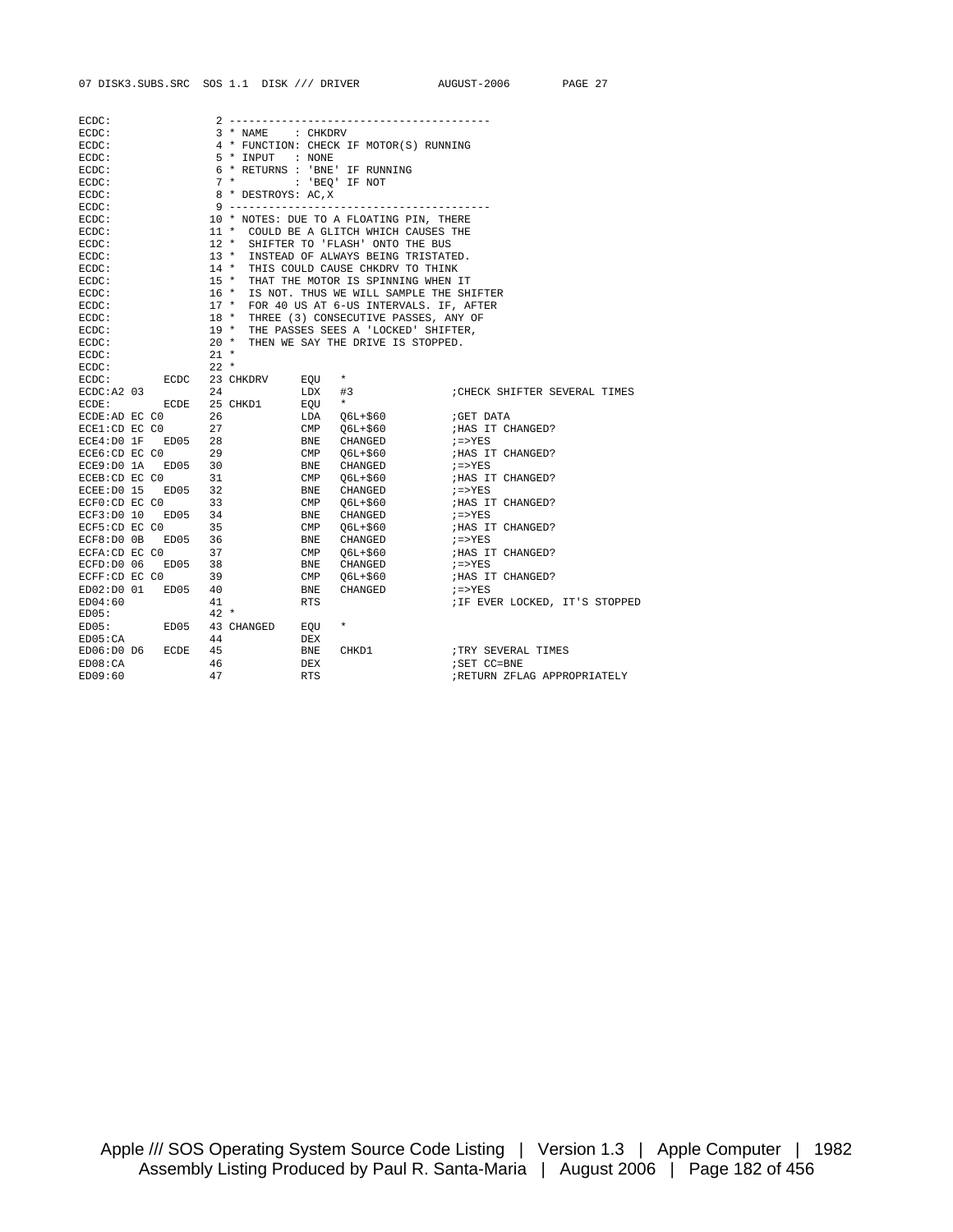```
ECDC:                2 ----------------------------------------
ECDC:                3 * NAME    : CHKDRV
ECDC:                4 * FUNCTION: CHECK IF MOTOR(S) RUNNING
ECDC:                5 * INPUT   : NONE
ECDC:                6 * RETURNS : 'BNE' IF RUNNING
ECDC:                7 *         : 'BEQ' IF NOT
ECDC:                8 * DESTROYS: AC,X
ECDC:                9 ----------------------------------------
ECDC:               10 * NOTES: DUE TO A FLOATING PIN, THERE
ECDC:               11 *  COULD BE A GLITCH WHICH CAUSES THE
ECDC:               12 *  SHIFTER TO 'FLASH' ONTO THE BUS
ECDC:               13 *  INSTEAD OF ALWAYS BEING TRISTATED.
ECDC:               14 *  THIS COULD CAUSE CHKDRV TO THINK
ECDC:               15 *  THAT THE MOTOR IS SPINNING WHEN IT
ECDC:               16 *  IS NOT. THUS WE WILL SAMPLE THE SHIFTER
ECDC:               17 *  FOR 40 US AT 6-US INTERVALS. IF, AFTER
ECDC:               18 *  THREE (3) CONSECUTIVE PASSES, ANY OF
ECDC:               19 *  THE PASSES SEES A 'LOCKED' SHIFTER,
ECDC:               20 *  THEN WE SAY THE DRIVE IS STOPPED.
ECDC:               21 *
ECDC:               22 *
ECDC:        ECDC   23 CHKDRV     EQU   *
ECDC:A2 03          24            LDX   #3               ;CHECK SHIFTER SEVERAL TIMES
ECDE:        ECDE   25 CHKD1      EQU   *
ECDE:AD EC C0       26            LDA   Q6L+$60          ;GET DATA
ECE1:CD EC C0       27            CMP   Q6L+$60          ;HAS IT CHANGED?
ECE4:D0 1F   ED05   28            BNE   CHANGED          ;=>YES
ECE6:CD EC C0       29            CMP   Q6L+$60          ;HAS IT CHANGED?
ECE9:D0 1A   ED05   30            BNE   CHANGED          ;=>YES
ECEB:CD EC C0       31            CMP   Q6L+$60          ;HAS IT CHANGED?
ECEE:D0 15   ED05   32            BNE   CHANGED          ;=>YES
ECF0:CD EC C0       33            CMP   Q6L+$60          ;HAS IT CHANGED?
ECF3:D0 10   ED05   34            BNE   CHANGED          ;=>YES
ECF5:CD EC C0       35            CMP   Q6L+$60          ;HAS IT CHANGED?
ECF8:D0 0B   ED05   36            BNE   CHANGED          ;=>YES
ECFA:CD EC C0       37            CMP   Q6L+$60          ;HAS IT CHANGED?
ECFD:D0 06   ED05   38            BNE   CHANGED          ;=>YES
ECFF:CD EC C0       39            CMP   Q6L+$60          ;HAS IT CHANGED?
ED02:D0 01   ED05   40            BNE   CHANGED          ;=>YES
ED04:60             41            RTS                    ;IF EVER LOCKED, IT'S STOPPED
ED05:               42 *
ED05:        ED05   43 CHANGED    EQU   *
ED05:CA             44            DEX
ED06:D0 D6   ECDE   45            BNE   CHKD1            ;TRY SEVERAL TIMES
ED08:CA             46            DEX                    ;SET CC=BNE
ED09:60             47            RTS                    ;RETURN ZFLAG APPROPRIATELY
```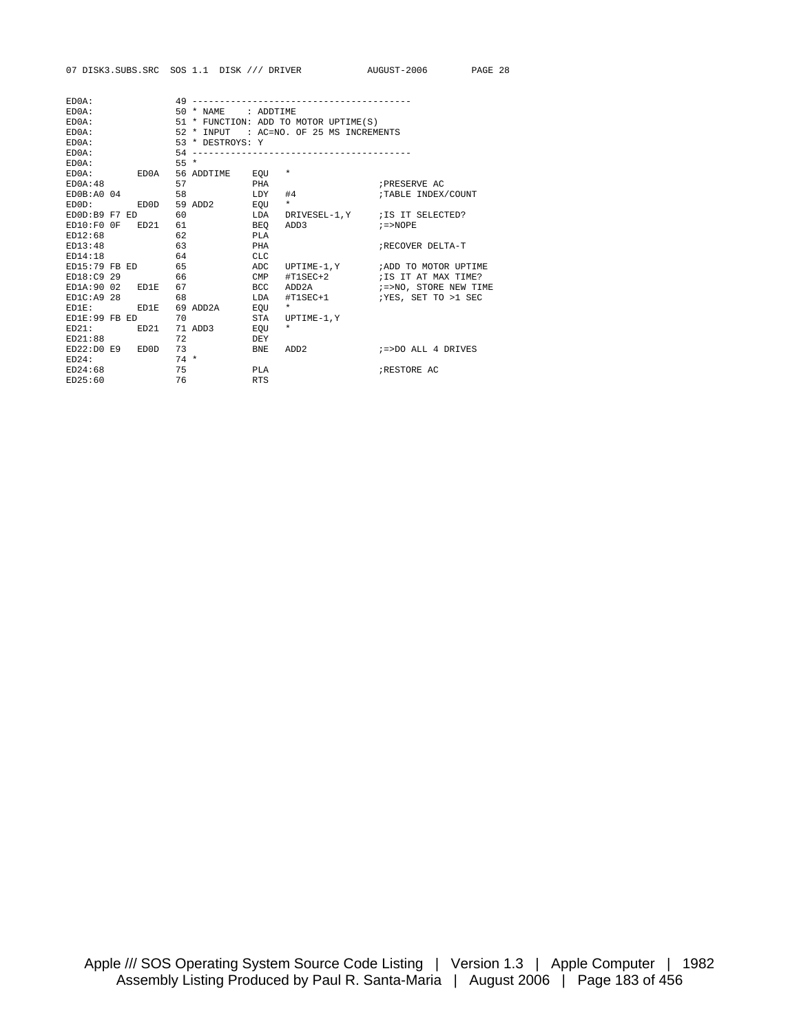```
ED0A:               49 ---------------------------------------
ED0A:               50 * NAME    : ADDTIME
ED0A:               51 * FUNCTION: ADD TO MOTOR UPTIME(S)
ED0A:               52 * INPUT   : AC=NO. OF 25 MS INCREMENTS
ED0A:               53 * DESTROYS: Y
ED0A:               54 ---------------------------------------
ED0A:               55 *
ED0A:         ED0A  56 ADDTIME    EQU   *
ED0A:48             57            PHA                      ;PRESERVE AC
ED0B:A0 04          58            LDY   #4                 ;TABLE INDEX/COUNT
ED0D:         ED0D  59 ADD2       EQU   *
ED0D:B9 F7 ED       60            LDA   DRIVESEL-1,Y       ;IS IT SELECTED?
ED10:F0 0F    ED21  61            BEQ   ADD3               ;=>NOPE
ED12:68             62            PLA
ED13:48             63            PHA                      ;RECOVER DELTA-T
ED14:18             64            CLC
ED15:79 FB ED       65            ADC   UPTIME-1,Y         ;ADD TO MOTOR UPTIME
ED18:C9 29          66            CMP   #T1SEC+2           ;IS IT AT MAX TIME?
ED1A:90 02    ED1E  67            BCC   ADD2A              ;=>NO, STORE NEW TIME
ED1C:A9 28          68            LDA   #T1SEC+1           ;YES, SET TO >1 SEC
ED1E:         ED1E  69 ADD2A      EQU   *
ED1E:99 FB ED       70            STA   UPTIME-1,Y
ED21:         ED21  71 ADD3       EQU   *
ED21:88             72            DEY
ED22:D0 E9    ED0D  73            BNE   ADD2               ;=>DO ALL 4 DRIVES
ED24:               74 *
ED24:68             75            PLA                      ;RESTORE AC
ED25:60             76            RTS
```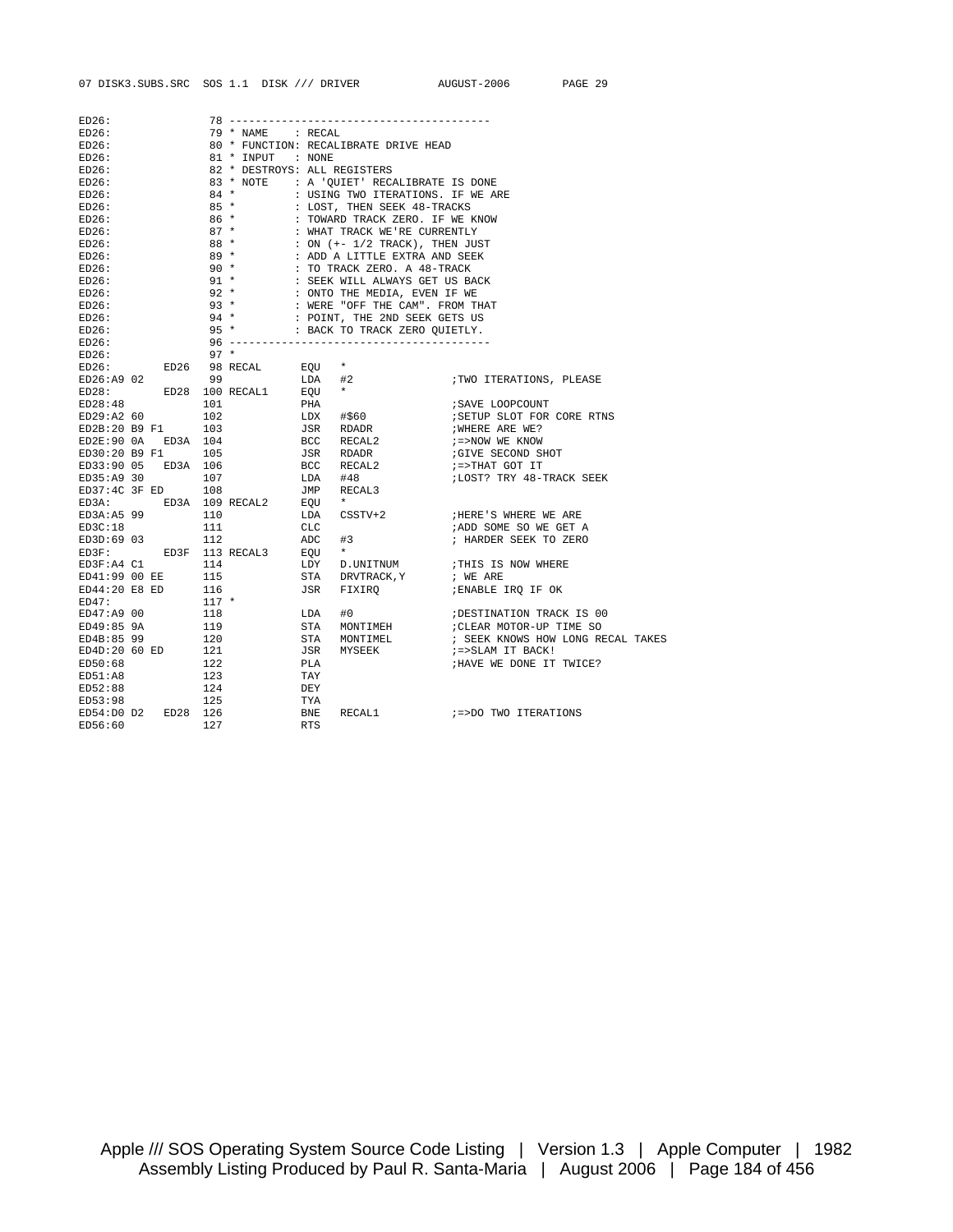```
ED26:               78 ----------------------------------------
ED26:               79 * NAME    : RECAL
ED26:               80 * FUNCTION: RECALIBRATE DRIVE HEAD
ED26:               81 * INPUT   : NONE
ED26:               82 * DESTROYS: ALL REGISTERS
ED26:               83 * NOTE    : A 'QUIET' RECALIBRATE IS DONE
ED26:               84 *         : USING TWO ITERATIONS. IF WE ARE
ED26:               85 *         : LOST, THEN SEEK 48-TRACKS
ED26:               86 *         : TOWARD TRACK ZERO. IF WE KNOW
ED26:               87 *         : WHAT TRACK WE'RE CURRENTLY
ED26:               88 *         : ON (+- 1/2 TRACK), THEN JUST
ED26:               89 *         : ADD A LITTLE EXTRA AND SEEK
ED26:               90 *         : TO TRACK ZERO. A 48-TRACK
ED26:               91 *         : SEEK WILL ALWAYS GET US BACK
ED26:               92 *         : ONTO THE MEDIA, EVEN IF WE
ED26:               93 *         : WERE "OFF THE CAM". FROM THAT
ED26:               94 *         : POINT, THE 2ND SEEK GETS US
ED26:               95 *         : BACK TO TRACK ZERO QUIETLY.
ED26:               96 ----------------------------------------
ED26:               97 *
ED26:         ED26  98 RECAL      EQU   *
ED26:A9 02          99            LDA   #2              ;TWO ITERATIONS, PLEASE
ED28:         ED28 100 RECAL1     EQU   *
ED28:48            101            PHA                   ;SAVE LOOPCOUNT
ED29:A2 60         102            LDX   #$60            ;SETUP SLOT FOR CORE RTNS
ED2B:20 B9 F1      103            JSR   RDADR           ;WHERE ARE WE?
ED2E:90 0A   ED3A  104            BCC   RECAL2          ;=>NOW WE KNOW
ED30:20 B9 F1      105            JSR   RDADR           ;GIVE SECOND SHOT
ED33:90 05   ED3A  106            BCC   RECAL2          ;=>THAT GOT IT
ED35:A9 30         107            LDA   #48             ;LOST? TRY 48-TRACK SEEK
ED37:4C 3F ED      108            JMP   RECAL3
ED3A:         ED3A 109 RECAL2     EQU   *
ED3A:A5 99         110            LDA   CSSTV+2         ;HERE'S WHERE WE ARE
ED3C:18            111            CLC                   ;ADD SOME SO WE GET A
ED3D:69 03         112            ADC   #3              ; HARDER SEEK TO ZERO
ED3F:         ED3F 113 RECAL3     EQU   *
ED3F:A4 C1         114            LDY   D.UNITNUM       ;THIS IS NOW WHERE
ED41:99 00 EE      115            STA   DRVTRACK,Y      ; WE ARE
ED44:20 E8 ED      116            JSR   FIXIRQ          ;ENABLE IRQ IF OK
ED47:              117 *
ED47:A9 00         118            LDA   #0              ;DESTINATION TRACK IS 00
ED49:85 9A         119            STA   MONTIMEH        ;CLEAR MOTOR-UP TIME SO
ED4B:85 99         120            STA   MONTIMEL        ; SEEK KNOWS HOW LONG RECAL TAKES
ED4D:20 60 ED      121            JSR   MYSEEK          ;=>SLAM IT BACK!
ED50:68            122            PLA                   ;HAVE WE DONE IT TWICE?
ED51:A8            123            TAY
ED52:88            124            DEY
ED53:98            125            TYA
ED54:D0 D2   ED28  126            BNE   RECAL1          ;=>DO TWO ITERATIONS
ED56:60            127            RTS
```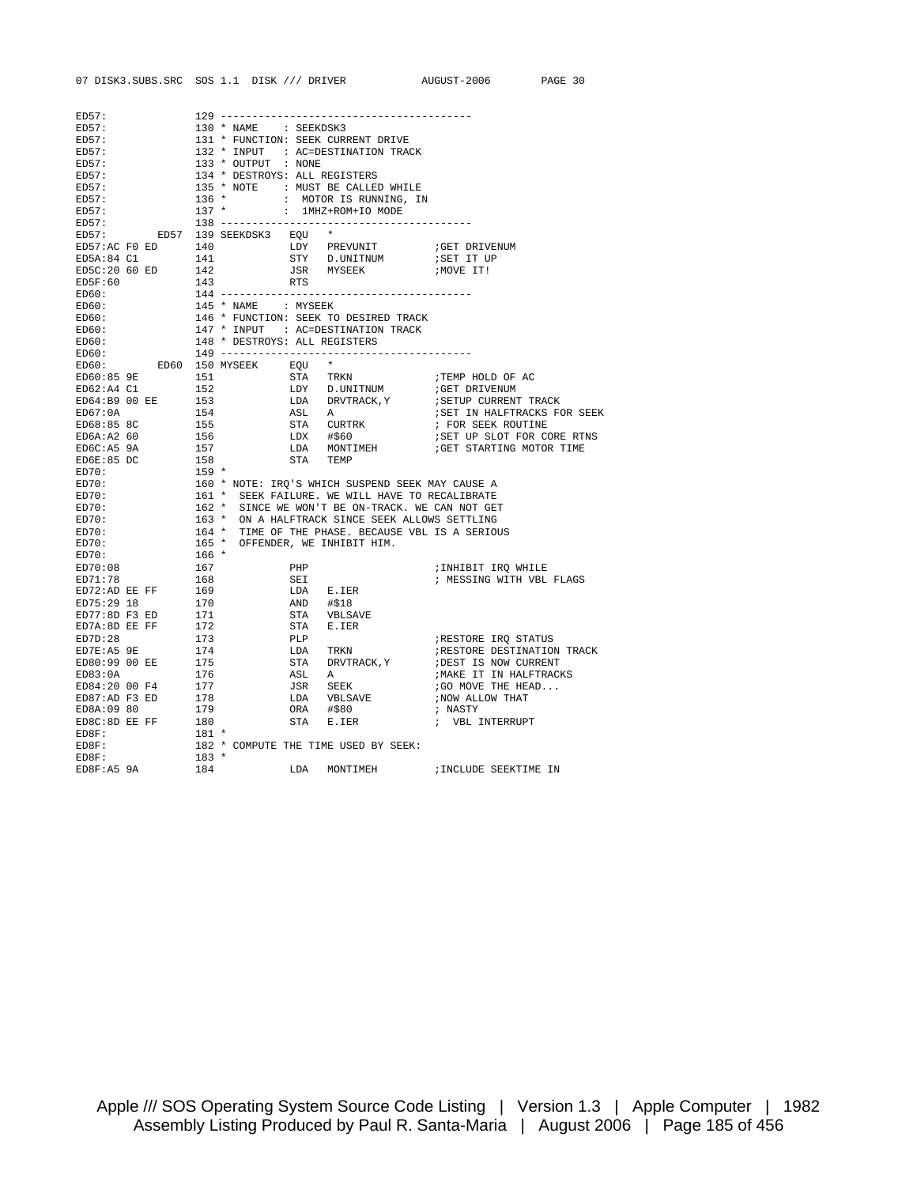```
ED57:              129 ----------------------------------------
ED57:              130 * NAME    : SEEKDSK3
ED57:              131 * FUNCTION: SEEK CURRENT DRIVE
ED57:              132 * INPUT   : AC=DESTINATION TRACK
ED57:              133 * OUTPUT  : NONE
ED57:              134 * DESTROYS: ALL REGISTERS
ED57:              135 * NOTE    : MUST BE CALLED WHILE
ED57:              136 *         :  MOTOR IS RUNNING, IN
ED57:              137 *         :  1MHZ+ROM+IO MODE
ED57:              138 ----------------------------------------
ED57:         ED57 139 SEEKDSK3   EQU   *
ED57:AC F0 ED      140            LDY   PREVUNIT         ;GET DRIVENUM
ED5A:84 C1         141            STY   D.UNITNUM        ;SET IT UP
ED5C:20 60 ED      142            JSR   MYSEEK           ;MOVE IT!
ED5F:60            143            RTS
ED60:              144 ----------------------------------------
ED60:              145 * NAME    : MYSEEK
ED60:              146 * FUNCTION: SEEK TO DESIRED TRACK
ED60:              147 * INPUT   : AC=DESTINATION TRACK
ED60:              148 * DESTROYS: ALL REGISTERS
ED60:              149 ----------------------------------------
ED60:         ED60 150 MYSEEK     EQU   *
ED60:85 9E         151            STA   TRKN             ;TEMP HOLD OF AC
ED62:A4 C1         152            LDY   D.UNITNUM        ;GET DRIVENUM
ED64:B9 00 EE      153            LDA   DRVTRACK,Y       ;SETUP CURRENT TRACK
ED67:0A            154            ASL   A                ;SET IN HALFTRACKS FOR SEEK
ED68:85 8C         155            STA   CURTRK           ; FOR SEEK ROUTINE
ED6A:A2 60         156            LDX   #$60             ;SET UP SLOT FOR CORE RTNS
ED6C:A5 9A         157            LDA   MONTIMEH         ;GET STARTING MOTOR TIME
ED6E:85 DC         158            STA   TEMP
ED70:              159 *
ED70:              160 * NOTE: IRQ'S WHICH SUSPEND SEEK MAY CAUSE A
ED70:              161 *  SEEK FAILURE. WE WILL HAVE TO RECALIBRATE
ED70:              162 *  SINCE WE WON'T BE ON-TRACK. WE CAN NOT GET
ED70:              163 *  ON A HALFTRACK SINCE SEEK ALLOWS SETTLING
ED70:              164 *  TIME OF THE PHASE. BECAUSE VBL IS A SERIOUS
ED70:              165 *  OFFENDER, WE INHIBIT HIM.
ED70:              166 *
ED70:08            167            PHP                    ;INHIBIT IRQ WHILE
ED71:78            168            SEI                    ; MESSING WITH VBL FLAGS
ED72:AD EE FF      169            LDA   E.IER
ED75:29 18         170            AND   #$18
ED77:8D F3 ED      171            STA   VBLSAVE
ED7A:8D EE FF      172            STA   E.IER
ED7D:28            173            PLP                    ;RESTORE IRQ STATUS
ED7E:A5 9E         174            LDA   TRKN             ;RESTORE DESTINATION TRACK
ED80:99 00 EE      175            STA   DRVTRACK,Y       ;DEST IS NOW CURRENT
ED83:0A            176            ASL   A                ;MAKE IT IN HALFTRACKS
ED84:20 00 F4      177            JSR   SEEK             ;GO MOVE THE HEAD...
ED87:AD F3 ED      178            LDA   VBLSAVE          ;NOW ALLOW THAT
ED8A:09 80         179            ORA   #$80             ; NASTY
ED8C:8D EE FF      180            STA   E.IER            ;  VBL INTERRUPT
ED8F:              181 *
ED8F:              182 * COMPUTE THE TIME USED BY SEEK:
ED8F:              183 *
ED8F:A5 9A         184            LDA   MONTIMEH         ;INCLUDE SEEKTIME IN
```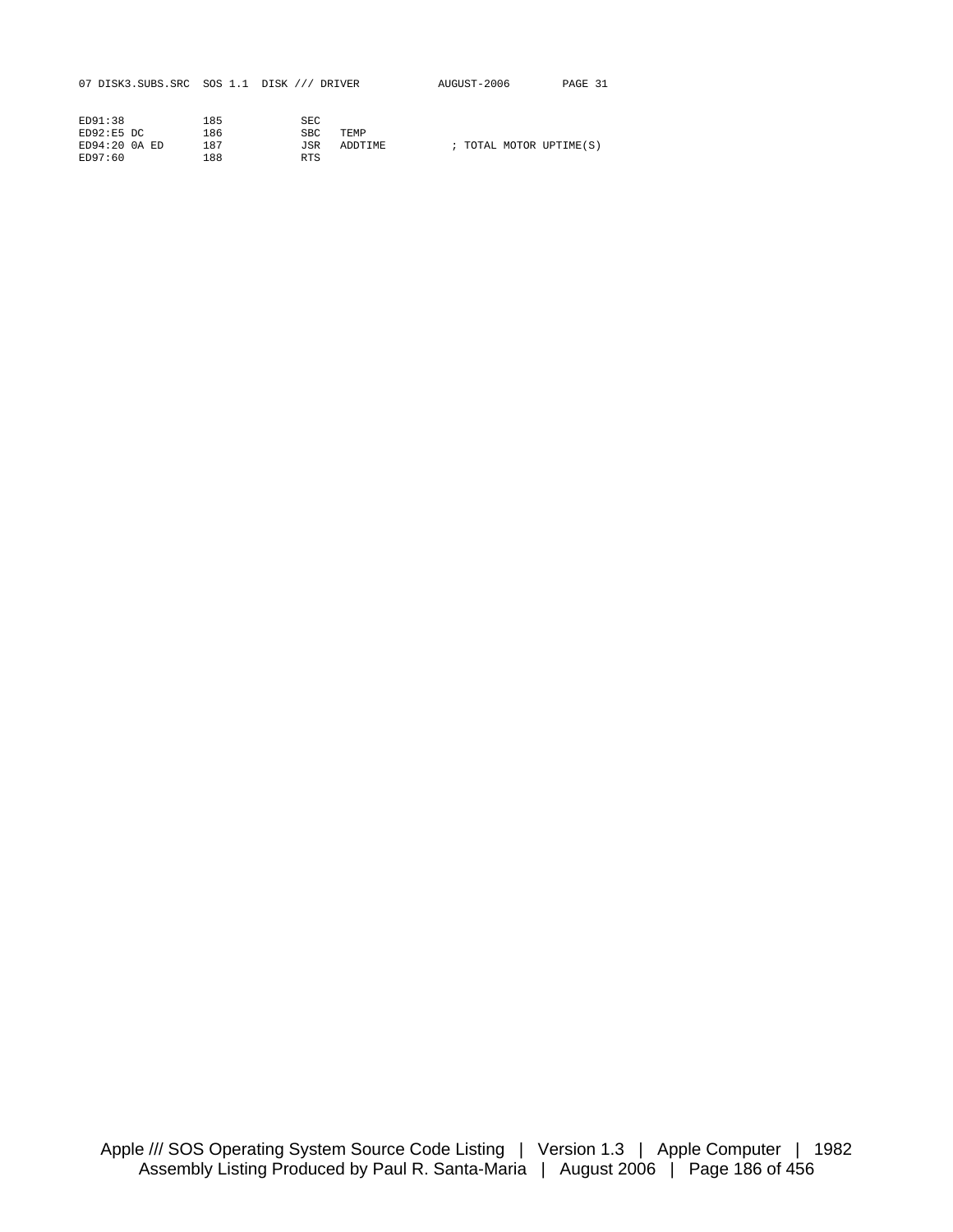```
ED91:38            185           SEC
ED92:E5 DC         186           SBC   TEMP
ED94:20 0A ED      187           JSR   ADDTIME          ; TOTAL MOTOR UPTIME(S)
ED97:60            188           RTS
```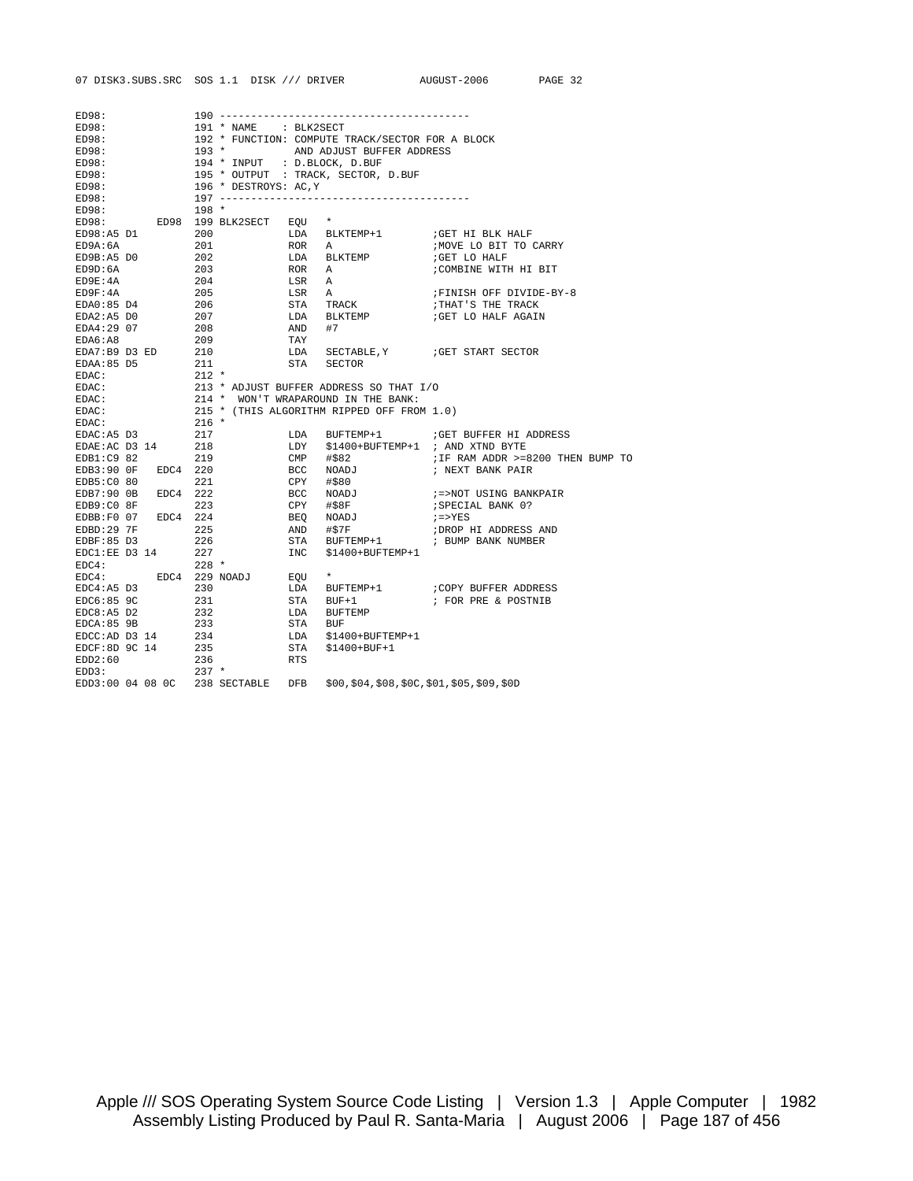```
ED98:                190 ----------------------------------------
ED98:                191 * NAME    : BLK2SECT
ED98:                192 * FUNCTION: COMPUTE TRACK/SECTOR FOR A BLOCK
ED98:                193 *           AND ADJUST BUFFER ADDRESS
ED98:                194 * INPUT   : D.BLOCK, D.BUF
ED98:                195 * OUTPUT  : TRACK, SECTOR, D.BUF
ED98:                196 * DESTROYS: AC,Y
ED98:                197 ----------------------------------------
ED98:                198 *
ED98:        ED98 199 BLK2SECT   EQU   *
ED98:A5 D1           200              LDA   BLKTEMP+1        ;GET HI BLK HALF
ED9A:6A              201              ROR   A                ;MOVE LO BIT TO CARRY
ED9B:A5 D0           202              LDA   BLKTEMP          ;GET LO HALF
ED9D:6A              203              ROR   A                ;COMBINE WITH HI BIT
ED9E:4A              204              LSR   A
ED9F:4A              205              LSR   A                ;FINISH OFF DIVIDE-BY-8
EDA0:85 D4           206              STA   TRACK            ;THAT'S THE TRACK
EDA2:A5 D0           207              LDA   BLKTEMP          ;GET LO HALF AGAIN
EDA4:29 07           208              AND   #7
EDA6:A8              209              TAY
EDA7:B9 D3 ED        210              LDA   SECTABLE,Y       ;GET START SECTOR
EDAA:85 D5           211              STA   SECTOR
EDAC:                212 *
EDAC:                213 * ADJUST BUFFER ADDRESS SO THAT I/O
EDAC:                214 *  WON'T WRAPAROUND IN THE BANK:
EDAC:                215 * (THIS ALGORITHM RIPPED OFF FROM 1.0)
EDAC:                216 *
EDAC:A5 D3           217              LDA   BUFTEMP+1        ;GET BUFFER HI ADDRESS
EDAE:AC D3 14        218              LDY   $1400+BUFTEMP+1  ; AND XTND BYTE
EDB1:C9 82           219              CMP   #$82             ;IF RAM ADDR >=8200 THEN BUMP TO
EDB3:90 0F   EDC4 220              BCC   NOADJ            ; NEXT BANK PAIR
EDB5:C0 80           221              CPY   #$80
EDB7:90 0B   EDC4 222              BCC   NOADJ            ;=>NOT USING BANKPAIR
EDB9:C0 8F           223              CPY   #$8F             ;SPECIAL BANK 0?
EDBB:F0 07   EDC4 224              BEQ   NOADJ            ;=>YES
EDBD:29 7F           225              AND   #$7F             ;DROP HI ADDRESS AND
EDBF:85 D3           226              STA   BUFTEMP+1        ; BUMP BANK NUMBER
EDC1:EE D3 14        227              INC   $1400+BUFTEMP+1
EDC4:                228 *
EDC4:        EDC4 229 NOADJ      EQU   *
EDC4:A5 D3           230              LDA   BUFTEMP+1        ;COPY BUFFER ADDRESS
EDC6:85 9C           231              STA   BUF+1            ; FOR PRE & POSTNIB
EDC8:A5 D2           232              LDA   BUFTEMP
EDCA:85 9B           233              STA   BUF
EDCC:AD D3 14        234              LDA   $1400+BUFTEMP+1
EDCF:8D 9C 14        235              STA   $1400+BUF+1
EDD2:60              236              RTS
EDD3:                237 *
EDD3:00 04 08 0C     238 SECTABLE   DFB   $00,$04,$08,$0C,$01,$05,$09,$0D
```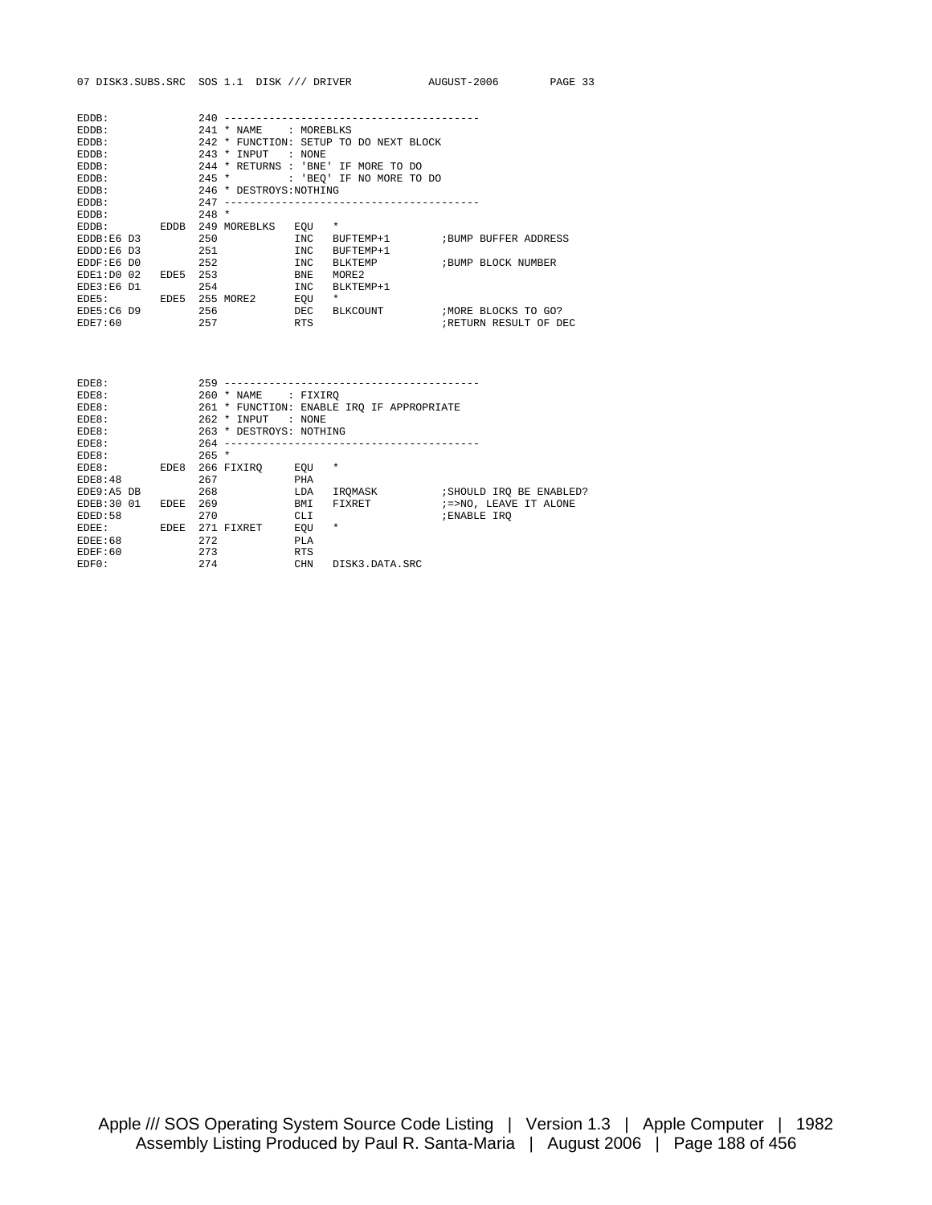```
EDDB:              240 ----------------------------------------
EDDB:              241 * NAME    : MOREBLKS
EDDB:              242 * FUNCTION: SETUP TO DO NEXT BLOCK
EDDB:              243 * INPUT   : NONE
EDDB:              244 * RETURNS : 'BNE' IF MORE TO DO
EDDB:              245 *         : 'BEQ' IF NO MORE TO DO
EDDB:              246 * DESTROYS:NOTHING
EDDB:              247 ----------------------------------------
EDDB:              248 *
EDDB:         EDDB 249 MOREBLKS   EQU   *
EDDB:E6 D3         250            INC   BUFTEMP+1        ;BUMP BUFFER ADDRESS
EDDD:E6 D3         251            INC   BUFTEMP+1
EDDF:E6 D0         252            INC   BLKTEMP          ;BUMP BLOCK NUMBER
EDE1:D0 02    EDE5 253            BNE   MORE2
EDE3:E6 D1         254            INC   BLKTEMP+1
EDE5:         EDE5 255 MORE2      EQU   *
EDE5:C6 D9         256            DEC   BLKCOUNT         ;MORE BLOCKS TO GO?
EDE7:60            257            RTS                    ;RETURN RESULT OF DEC


EDE8:              259 ----------------------------------------
EDE8:              260 * NAME    : FIXIRQ
EDE8:              261 * FUNCTION: ENABLE IRQ IF APPROPRIATE
EDE8:              262 * INPUT   : NONE
EDE8:              263 * DESTROYS: NOTHING
EDE8:              264 ----------------------------------------
EDE8:              265 *
EDE8:         EDE8 266 FIXIRQ     EQU   *
EDE8:48            267            PHA
EDE9:A5 DB         268            LDA   IRQMASK          ;SHOULD IRQ BE ENABLED?
EDEB:30 01    EDEE 269            BMI   FIXRET           ;=>NO, LEAVE IT ALONE
EDED:58            270            CLI                    ;ENABLE IRQ
EDEE:         EDEE 271 FIXRET     EQU   *
EDEE:68            272            PLA
EDEF:60            273            RTS
EDF0:              274            CHN   DISK3.DATA.SRC
```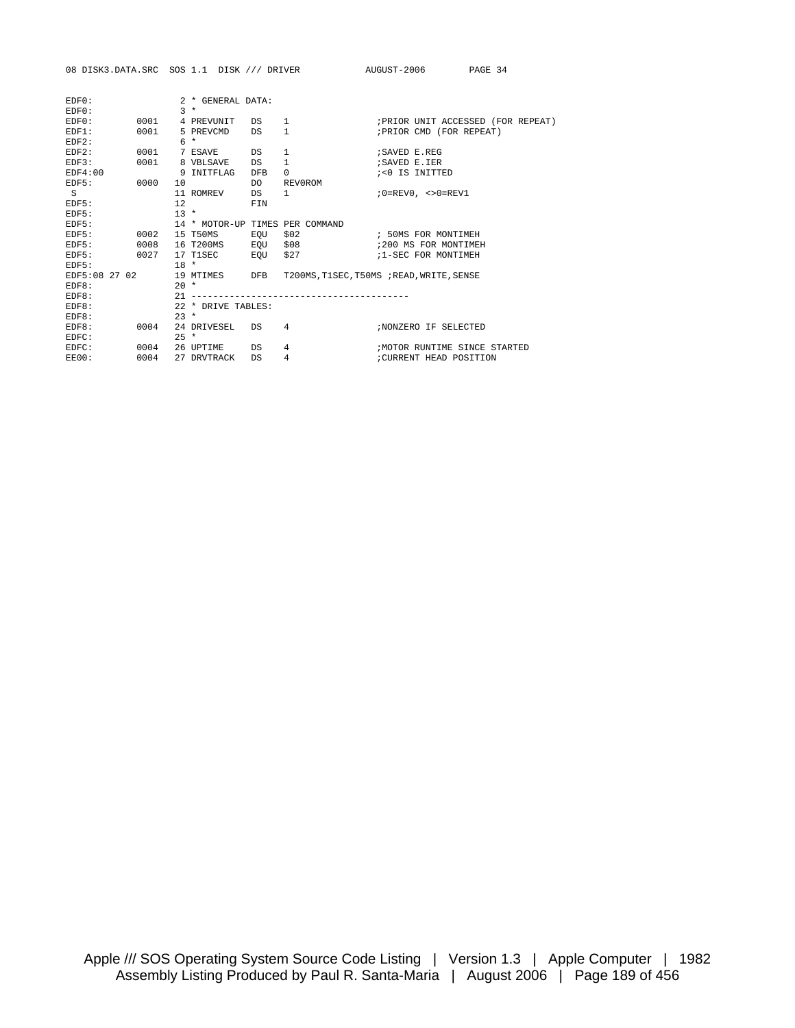```
08 DISK3.DATA.SRC  SOS 1.1  DISK /// DRIVER           AUGUST-2006       PAGE 34

EDF0:                2 * GENERAL DATA:
EDF0:                3 *
EDF0:         0001   4 PREVUNIT   DS    1               ;PRIOR UNIT ACCESSED (FOR REPEAT)
EDF1:         0001   5 PREVCMD    DS    1               ;PRIOR CMD (FOR REPEAT)
EDF2:                6 *
EDF2:         0001   7 ESAVE      DS    1               ;SAVED E.REG
EDF3:         0001   8 VBLSAVE    DS    1               ;SAVED E.IER
EDF4:00              9 INITFLAG   DFB   0               ;<0 IS INITTED
EDF5:         0000  10            DO    REV0ROM
 S                  11 ROMREV     DS    1               ;0=REV0, <>0=REV1
EDF5:               12            FIN
EDF5:               13 *
EDF5:               14 * MOTOR-UP TIMES PER COMMAND
EDF5:         0002  15 T50MS      EQU   $02             ; 50MS FOR MONTIMEH
EDF5:         0008  16 T200MS     EQU   $08             ;200 MS FOR MONTIMEH
EDF5:         0027  17 T1SEC      EQU   $27             ;1-SEC FOR MONTIMEH
EDF5:               18 *
EDF5:08 27 02       19 MTIMES     DFB   T200MS,T1SEC,T50MS ;READ,WRITE,SENSE
EDF8:               20 *
EDF8:               21 ----------------------------------------
EDF8:               22 * DRIVE TABLES:
EDF8:               23 *
EDF8:         0004  24 DRIVESEL   DS    4               ;NONZERO IF SELECTED
EDFC:               25 *
EDFC:         0004  26 UPTIME     DS    4               ;MOTOR RUNTIME SINCE STARTED
EE00:         0004  27 DRVTRACK   DS    4               ;CURRENT HEAD POSITION
```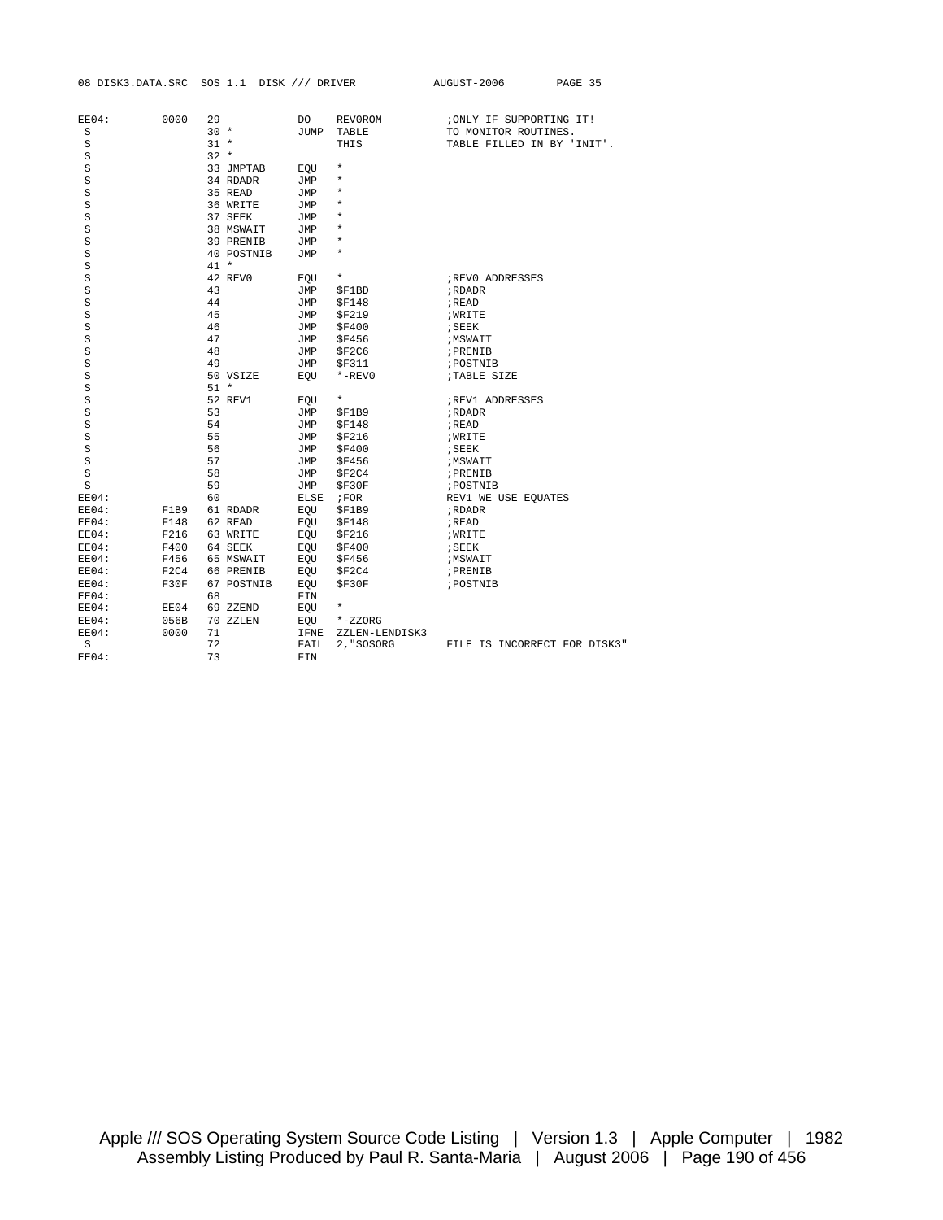```
08 DISK3.DATA.SRC  SOS 1.1  DISK /// DRIVER            AUGUST-2006        PAGE 35

EE04:       0000   29             DO    REV0ROM          ;ONLY IF SUPPORTING IT!
 S                 30 *           JUMP  TABLE            TO MONITOR ROUTINES.
 S                 31 *                 THIS             TABLE FILLED IN BY 'INIT'.
 S                 32 *
 S                 33 JMPTAB      EQU   *
 S                 34 RDADR       JMP   *
 S                 35 READ        JMP   *
 S                 36 WRITE       JMP   *
 S                 37 SEEK        JMP   *
 S                 38 MSWAIT      JMP   *
 S                 39 PRENIB      JMP   *
 S                 40 POSTNIB     JMP   *
 S                 41 *
 S                 42 REV0        EQU   *                ;REV0 ADDRESSES
 S                 43             JMP   $F1BD            ;RDADR
 S                 44             JMP   $F148            ;READ
 S                 45             JMP   $F219            ;WRITE
 S                 46             JMP   $F400            ;SEEK
 S                 47             JMP   $F456            ;MSWAIT
 S                 48             JMP   $F2C6            ;PRENIB
 S                 49             JMP   $F311            ;POSTNIB
 S                 50 VSIZE       EQU   *-REV0           ;TABLE SIZE
 S                 51 *
 S                 52 REV1        EQU   *                ;REV1 ADDRESSES
 S                 53             JMP   $F1B9            ;RDADR
 S                 54             JMP   $F148            ;READ
 S                 55             JMP   $F216            ;WRITE
 S                 56             JMP   $F400            ;SEEK
 S                 57             JMP   $F456            ;MSWAIT
 S                 58             JMP   $F2C4            ;PRENIB
 S                 59             JMP   $F30F            ;POSTNIB
EE04:              60             ELSE  ;FOR             REV1 WE USE EQUATES
EE04:       F1B9   61 RDADR       EQU   $F1B9            ;RDADR
EE04:       F148   62 READ        EQU   $F148            ;READ
EE04:       F216   63 WRITE       EQU   $F216            ;WRITE
EE04:       F400   64 SEEK        EQU   $F400            ;SEEK
EE04:       F456   65 MSWAIT      EQU   $F456            ;MSWAIT
EE04:       F2C4   66 PRENIB      EQU   $F2C4            ;PRENIB
EE04:       F30F   67 POSTNIB     EQU   $F30F            ;POSTNIB
EE04:              68             FIN
EE04:       EE04   69 ZZEND       EQU   *
EE04:       056B   70 ZZLEN       EQU   *-ZZORG
EE04:       0000   71             IFNE  ZZLEN-LENDISK3
 S                 72             FAIL  2,"SOSORG        FILE IS INCORRECT FOR DISK3"
EE04:              73             FIN
```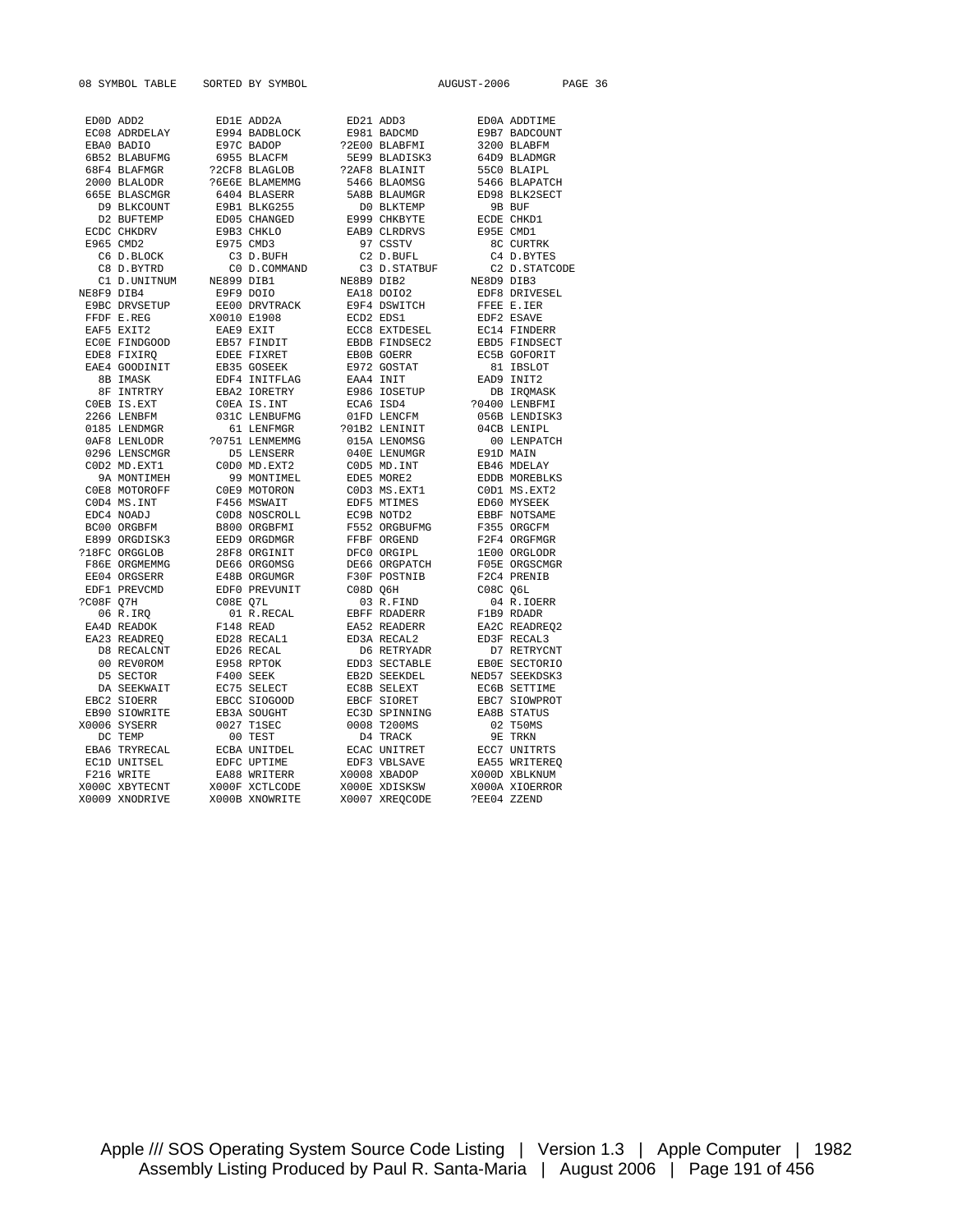```
08 SYMBOL TABLE    SORTED BY SYMBOL                    AUGUST-2006       PAGE 36

  ED0D ADD2          ED1E ADD2A         ED21 ADD3          ED0A ADDTIME
  EC08 ADRDELAY      E994 BADBLOCK      E981 BADCMD        E9B7 BADCOUNT
  EBA0 BADIO         E97C BADOP        ?2E00 BLABFMI       3200 BLABFM
  6B52 BLABUFMG      6955 BLACFM        5E99 BLADISK3      64D9 BLADMGR
  68F4 BLAFMGR      ?2CF8 BLAGLOB      ?2AF8 BLAINIT       55C0 BLAIPL
  2000 BLALODR      ?6E6E BLAMEMMG      5466 BLAOMSG       5466 BLAPATCH
  665E BLASCMGR      6404 BLASERR       5A8B BLAUMGR       ED98 BLK2SECT
    D9 BLKCOUNT      E9B1 BLKG255         D0 BLKTEMP         9B BUF
    D2 BUFTEMP       ED05 CHANGED       E999 CHKBYTE       ECDE CHKD1
  ECDC CHKDRV        E9B3 CHKLO         EAB9 CLRDRVS       E95E CMD1
  E965 CMD2          E975 CMD3            97 CSSTV           8C CURTRK
    C6 D.BLOCK         C3 D.BUFH          C2 D.BUFL          C4 D.BYTES
    C8 D.BYTRD         C0 D.COMMAND       C3 D.STATBUF       C2 D.STATCODE
    C1 D.UNITNUM    NE899 DIB1         NE8B9 DIB2         NE8D9 DIB3
NE8F9 DIB4           E9F9 DOIO          EA18 DOIO2         EDF8 DRIVESEL
  E9BC DRVSETUP      EE00 DRVTRACK      E9F4 DSWITCH       FFFE E.IER
  FFDF E.REG       X0010 E1908          ECD2 EDS1          EDF2 ESAVE
  EAF5 EXIT2         EAE9 EXIT          ECC8 EXTDESEL      EC14 FINDERR
  EC0E FINDGOOD      EB57 FINDIT        EBDB FINDSEC2      EBD5 FINDSECT
  EDE8 FIXIRQ        EDEE FIXRET        EB0B GOERR         EC5B GOFORIT
  EAE4 GOODINIT      EB35 GOSEEK        E972 GOSTAT          81 IBSLOT
    8B IMASK         EDF4 INITFLAG      EAA4 INIT          EAD9 INIT2
    8F INTRTRY       EBA2 IORETRY       E986 IOSETUP         DB IRQMASK
  C0EB IS.EXT        C0EA IS.INT        ECA6 ISD4         ?0400 LENBFMI
  2266 LENBFM        031C LENBUFMG      01FD LENCFM        056B LENDISK3
  0185 LENDMGR         61 LENFMGR      ?01B2 LENINIT       04CB LENIPL
  0AF8 LENLODR      ?0751 LENMEMMG      015A LENOMSG         00 LENPATCH
  0296 LENSCMGR        D5 LENSERR       040E LENUMGR       E91D MAIN
  C0D2 MD.EXT1       C0D0 MD.EXT2       C0D5 MD.INT        EB46 MDELAY
    9A MONTIMEH        99 MONTIMEL      EDE5 MORE2         EDDB MOREBLKS
  C0E8 MOTOROFF      C0E9 MOTORON       C0D3 MS.EXT1       C0D1 MS.EXT2
  C0D4 MS.INT        F456 MSWAIT        EDF5 MTIMES        ED60 MYSEEK
  EDC4 NOADJ         C0D8 NOSCROLL      EC9B NOTD2         EBBF NOTSAME
  BC00 ORGBFM        B800 ORGBFMI       F552 ORGBUFMG      F355 ORGCFM
  E899 ORGDISK3      EED9 ORGDMGR       FFBF ORGEND        F2F4 ORGFMGR
?18FC ORGGLOB        28F8 ORGINIT       DFC0 ORGIPL        1E00 ORGLODR
  F86E ORGMEMMG      DE66 ORGOMSG       DE66 ORGPATCH      F05E ORGSCMGR
  EE04 ORGSERR       E48B ORGUMGR       F30F POSTNIB       F2C4 PRENIB
  EDF1 PREVCMD       EDF0 PREVUNIT      C08D Q6H           C08C Q6L
?C08F Q7H            C08E Q7L             03 R.FIND          04 R.IOERR
    06 R.IRQ           01 R.RECAL       EBFF RDADERR       F1B9 RDADR
  EA4D READOK        F148 READ          EA52 READERR       EA2C READREQ2
  EA23 READREQ       ED28 RECAL1        ED3A RECAL2        ED3F RECAL3
    D8 RECALCNT      ED26 RECAL           D6 RETRYADR        D7 RETRYCNT
    00 REV0ROM       E958 RPTOK         EDD3 SECTABLE      EB0E SECTORIO
    D5 SECTOR        F400 SEEK          EB2D SEEKDEL      NED57 SEEKDSK3
    DA SEEKWAIT      EC75 SELECT        EC8B SELEXT        EC6B SETTIME
  EBC2 SIOERR        EBCC SIOGOOD       EBCF SIORET        EBC7 SIOWPROT
  EB90 SIOWRITE      EB3A SOUGHT        EC3D SPINNING      EA8B STATUS
X0006 SYSERR         0027 T1SEC         0008 T200MS          02 T50MS
    DC TEMP            00 TEST            D4 TRACK           9E TRKN
  EBA6 TRYRECAL      ECBA UNITDEL       ECAC UNITRET       ECC7 UNITRTS
  EC1D UNITSEL       EDFC UPTIME        EDF3 VBLSAVE       EA55 WRITEREQ
  F216 WRITE         EA88 WRITERR      X0008 XBADOP       X000D XBLKNUM
X000C XBYTECNT     X000F XCTLCODE     X000E XDISKSW      X000A XIOERROR
X0009 XNODRIVE     X000B XNOWRITE     X0007 XREQCODE     ?EE04 ZZEND
```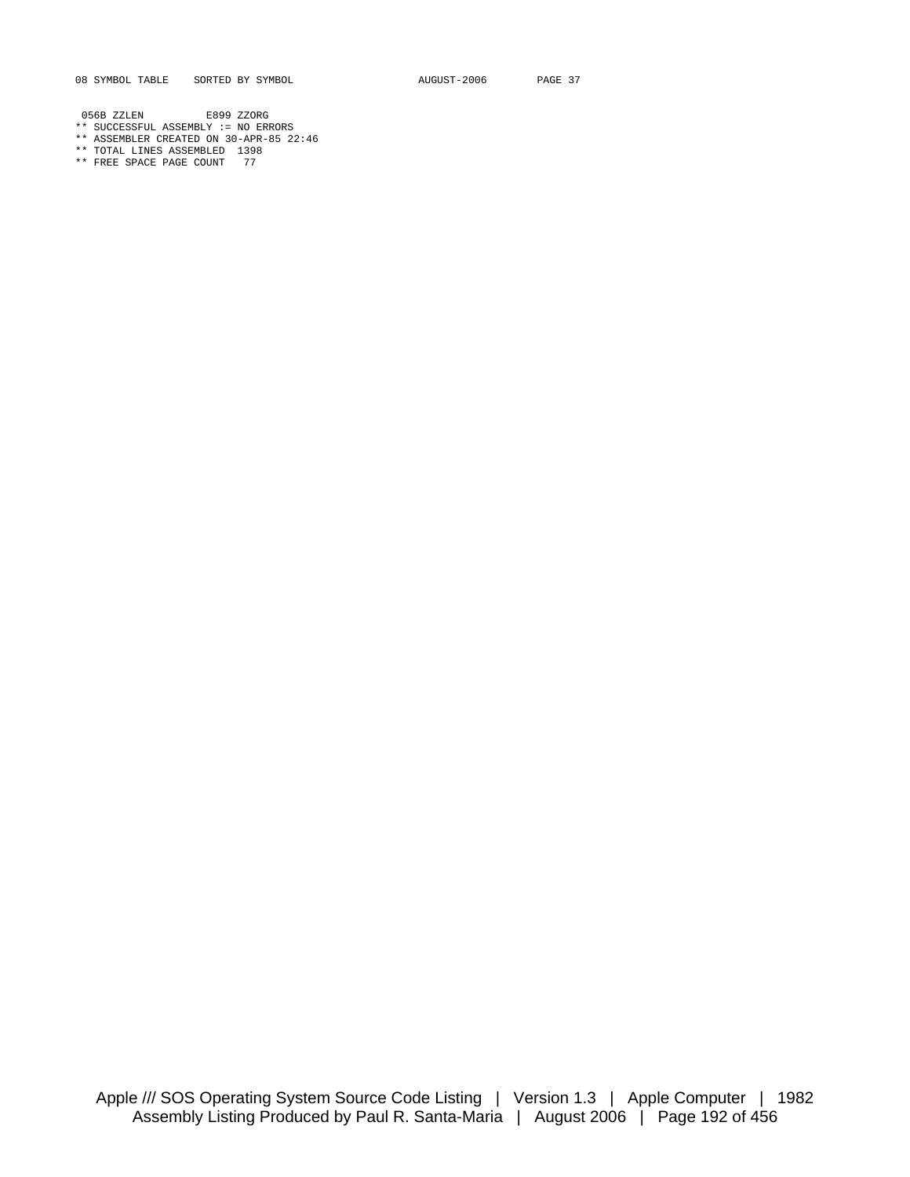```
 056B ZZLEN          E899 ZZORG
** SUCCESSFUL ASSEMBLY := NO ERRORS
** ASSEMBLER CREATED ON 30-APR-85 22:46
** TOTAL LINES ASSEMBLED  1398
** FREE SPACE PAGE COUNT   77
```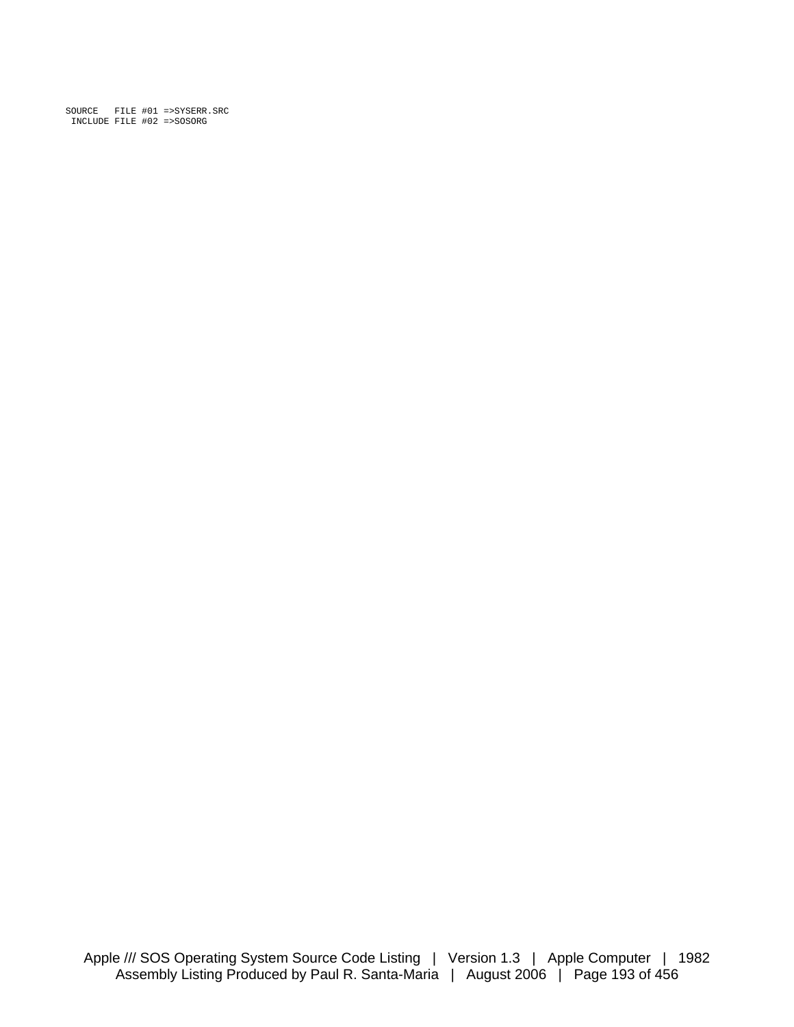```
SOURCE   FILE #01 =>SYSERR.SRC
 INCLUDE FILE #02 =>SOSORG
```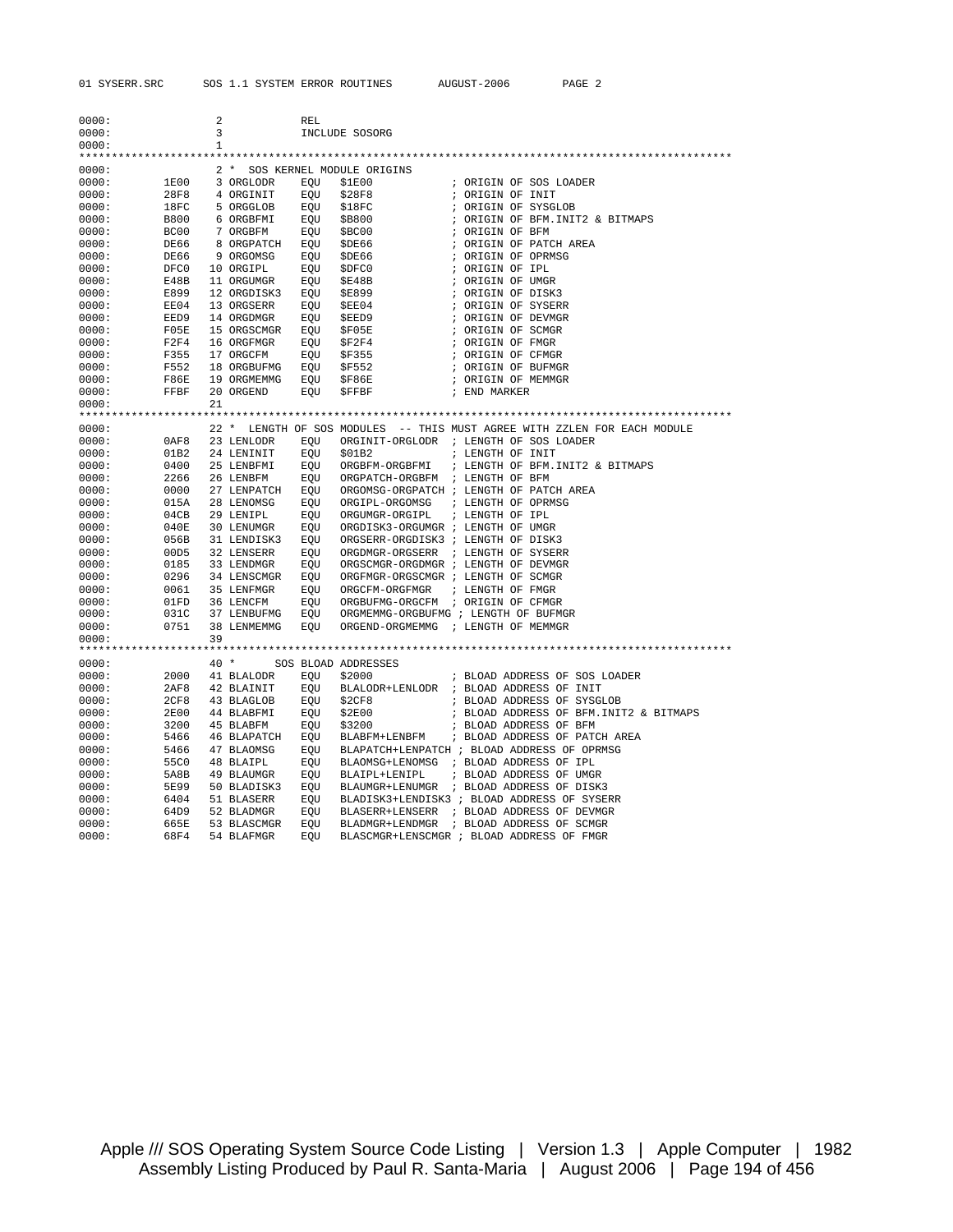```
0000:              2            REL
0000:              3            INCLUDE SOSORG
0000:              1
*************************************************************************************************
0000:              2 *  SOS KERNEL MODULE ORIGINS
0000:       1E00   3 ORGLODR   EQU   $1E00             ; ORIGIN OF SOS LOADER
0000:       28F8   4 ORGINIT   EQU   $28F8             ; ORIGIN OF INIT
0000:       18FC   5 ORGGLOB   EQU   $18FC             ; ORIGIN OF SYSGLOB
0000:       B800   6 ORGBFMI   EQU   $B800             ; ORIGIN OF BFM.INIT2 & BITMAPS
0000:       BC00   7 ORGBFM    EQU   $BC00             ; ORIGIN OF BFM
0000:       DE66   8 ORGPATCH  EQU   $DE66             ; ORIGIN OF PATCH AREA
0000:       DE66   9 ORGOMSG   EQU   $DE66             ; ORIGIN OF OPRMSG
0000:       DFC0  10 ORGIPL    EQU   $DFC0             ; ORIGIN OF IPL
0000:       E48B  11 ORGUMGR   EQU   $E48B             ; ORIGIN OF UMGR
0000:       E899  12 ORGDISK3  EQU   $E899             ; ORIGIN OF DISK3
0000:       EE04  13 ORGSERR   EQU   $EE04             ; ORIGIN OF SYSERR
0000:       EED9  14 ORGDMGR   EQU   $EED9             ; ORIGIN OF DEVMGR
0000:       F05E  15 ORGSCMGR  EQU   $F05E             ; ORIGIN OF SCMGR
0000:       F2F4  16 ORGFMGR   EQU   $F2F4             ; ORIGIN OF FMGR
0000:       F355  17 ORGCFM    EQU   $F355             ; ORIGIN OF CFMGR
0000:       F552  18 ORGBUFMG  EQU   $F552             ; ORIGIN OF BUFMGR
0000:       F86E  19 ORGMEMMG  EQU   $F86E             ; ORIGIN OF MEMMGR
0000:       FFBF  20 ORGEND    EQU   $FFBF             ; END MARKER
0000:             21
*************************************************************************************************
0000:             22 *  LENGTH OF SOS MODULES  -- THIS MUST AGREE WITH ZZLEN FOR EACH MODULE
0000:       0AF8  23 LENLODR   EQU   ORGINIT-ORGLODR  ; LENGTH OF SOS LOADER
0000:       01B2  24 LENINIT   EQU   $01B2             ; LENGTH OF INIT
0000:       0400  25 LENBFMI   EQU   ORGBFM-ORGBFMI   ; LENGTH OF BFM.INIT2 & BITMAPS
0000:       2266  26 LENBFM    EQU   ORGPATCH-ORGBFM  ; LENGTH OF BFM
0000:       0000  27 LENPATCH  EQU   ORGOMSG-ORGPATCH ; LENGTH OF PATCH AREA
0000:       015A  28 LENOMSG   EQU   ORGIPL-ORGOMSG   ; LENGTH OF OPRMSG
0000:       04CB  29 LENIPL    EQU   ORGUMGR-ORGIPL   ; LENGTH OF IPL
0000:       040E  30 LENUMGR   EQU   ORGDISK3-ORGUMGR ; LENGTH OF UMGR
0000:       056B  31 LENDISK3  EQU   ORGSERR-ORGDISK3 ; LENGTH OF DISK3
0000:       00D5  32 LENSERR   EQU   ORGDMGR-ORGSERR  ; LENGTH OF SYSERR
0000:       0185  33 LENDMGR   EQU   ORGSCMGR-ORGDMGR ; LENGTH OF DEVMGR
0000:       0296  34 LENSCMGR  EQU   ORGFMGR-ORGSCMGR ; LENGTH OF SCMGR
0000:       0061  35 LENFMGR   EQU   ORGCFM-ORGFMGR   ; LENGTH OF FMGR
0000:       01FD  36 LENCFM    EQU   ORGBUFMG-ORGCFM  ; ORIGIN OF CFMGR
0000:       031C  37 LENBUFMG  EQU   ORGMEMMG-ORGBUFMG ; LENGTH OF BUFMGR
0000:       0751  38 LENMEMMG  EQU   ORGEND-ORGMEMMG  ; LENGTH OF MEMMGR
0000:             39
*************************************************************************************************
0000:             40 *     SOS BLOAD ADDRESSES
0000:       2000  41 BLALODR   EQU   $2000             ; BLOAD ADDRESS OF SOS LOADER
0000:       2AF8  42 BLAINIT   EQU   BLALODR+LENLODR  ; BLOAD ADDRESS OF INIT
0000:       2CF8  43 BLAGLOB   EQU   $2CF8             ; BLOAD ADDRESS OF SYSGLOB
0000:       2E00  44 BLABFMI   EQU   $2E00             ; BLOAD ADDRESS OF BFM.INIT2 & BITMAPS
0000:       3200  45 BLABFM    EQU   $3200             ; BLOAD ADDRESS OF BFM
0000:       5466  46 BLAPATCH  EQU   BLABFM+LENBFM    ; BLOAD ADDRESS OF PATCH AREA
0000:       5466  47 BLAOMSG   EQU   BLAPATCH+LENPATCH ; BLOAD ADDRESS OF OPRMSG
0000:       55C0  48 BLAIPL    EQU   BLAOMSG+LENOMSG  ; BLOAD ADDRESS OF IPL
0000:       5A8B  49 BLAUMGR   EQU   BLAIPL+LENIPL    ; BLOAD ADDRESS OF UMGR
0000:       5E99  50 BLADISK3  EQU   BLAUMGR+LENUMGR  ; BLOAD ADDRESS OF DISK3
0000:       6404  51 BLASERR   EQU   BLADISK3+LENDISK3 ; BLOAD ADDRESS OF SYSERR
0000:       64D9  52 BLADMGR   EQU   BLASERR+LENSERR  ; BLOAD ADDRESS OF DEVMGR
0000:       665E  53 BLASCMGR  EQU   BLADMGR+LENDMGR  ; BLOAD ADDRESS OF SCMGR
0000:       68F4  54 BLAFMGR   EQU   BLASCMGR+LENSCMGR ; BLOAD ADDRESS OF FMGR
```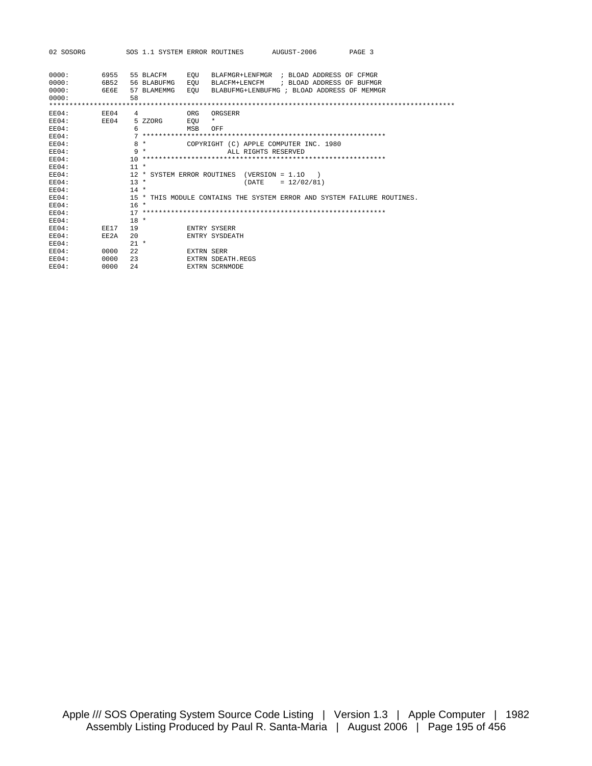```
0000:        6955   55 BLACFM     EQU   BLAFMGR+LENFMGR  ; BLOAD ADDRESS OF CFMGR
0000:        6B52   56 BLABUFMG   EQU   BLACFM+LENCFM    ; BLOAD ADDRESS OF BUFMGR
0000:        6E6E   57 BLAMEMMG   EQU   BLABUFMG+LENBUFMG ; BLOAD ADDRESS OF MEMMGR
0000:               58
***************************************************************************************************
EE04:        EE04    4            ORG   ORGSERR
EE04:        EE04    5 ZZORG      EQU   *
EE04:                6            MSB   OFF
EE04:                7 ************************************************************
EE04:                8 *          COPYRIGHT (C) APPLE COMPUTER INC. 1980
EE04:                9 *                    ALL RIGHTS RESERVED
EE04:               10 ************************************************************
EE04:               11 *
EE04:               12 * SYSTEM ERROR ROUTINES  (VERSION = 1.1O   )
EE04:               13 *                        (DATE    = 12/02/81)
EE04:               14 *
EE04:               15 * THIS MODULE CONTAINS THE SYSTEM ERROR AND SYSTEM FAILURE ROUTINES.
EE04:               16 *
EE04:               17 ************************************************************
EE04:               18 *
EE04:        EE17   19            ENTRY SYSERR
EE04:        EE2A   20            ENTRY SYSDEATH
EE04:               21 *
EE04:        0000   22            EXTRN SERR
EE04:        0000   23            EXTRN SDEATH.REGS
EE04:        0000   24            EXTRN SCRNMODE
```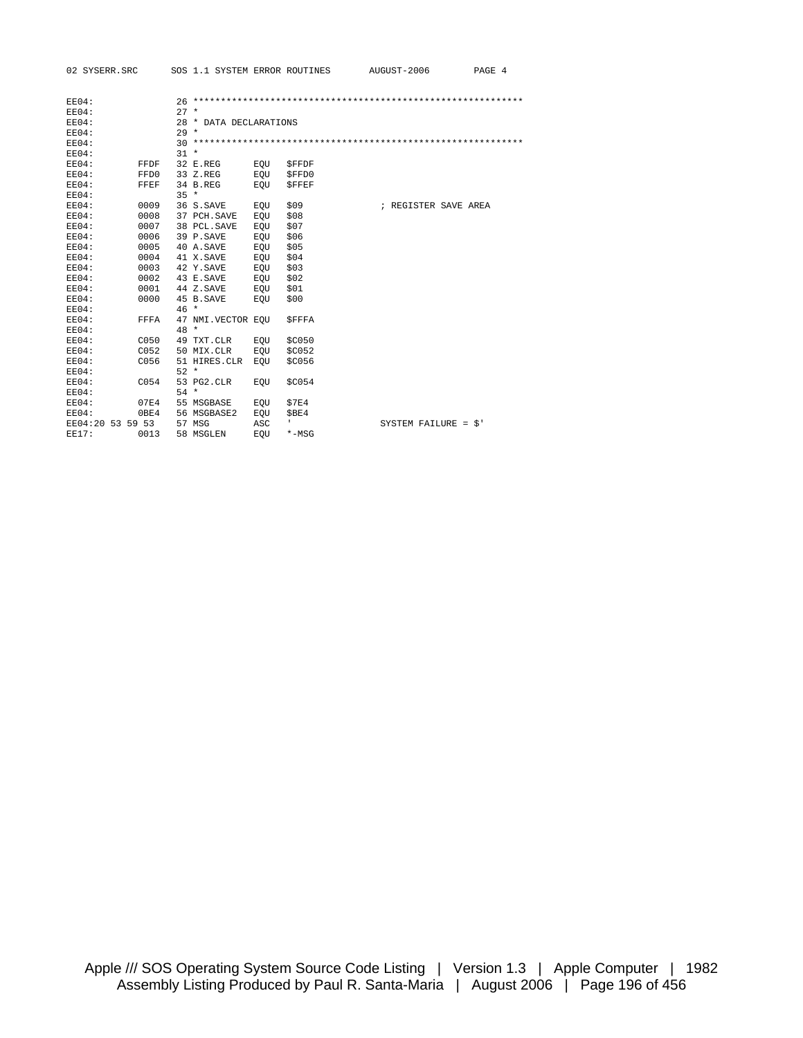```
EE04:              26 ************************************************************
EE04:              27 *
EE04:              28 * DATA DECLARATIONS
EE04:              29 *
EE04:              30 ************************************************************
EE04:              31 *
EE04:        FFDF  32 E.REG      EQU   $FFDF
EE04:        FFD0  33 Z.REG      EQU   $FFD0
EE04:        FFEF  34 B.REG      EQU   $FFEF
EE04:              35 *
EE04:        0009  36 S.SAVE     EQU   $09              ; REGISTER SAVE AREA
EE04:        0008  37 PCH.SAVE   EQU   $08
EE04:        0007  38 PCL.SAVE   EQU   $07
EE04:        0006  39 P.SAVE     EQU   $06
EE04:        0005  40 A.SAVE     EQU   $05
EE04:        0004  41 X.SAVE     EQU   $04
EE04:        0003  42 Y.SAVE     EQU   $03
EE04:        0002  43 E.SAVE     EQU   $02
EE04:        0001  44 Z.SAVE     EQU   $01
EE04:        0000  45 B.SAVE     EQU   $00
EE04:              46 *
EE04:        FFFA  47 NMI.VECTOR EQU   $FFFA
EE04:              48 *
EE04:        C050  49 TXT.CLR    EQU   $C050
EE04:        C052  50 MIX.CLR    EQU   $C052
EE04:        C056  51 HIRES.CLR  EQU   $C056
EE04:              52 *
EE04:        C054  53 PG2.CLR    EQU   $C054
EE04:              54 *
EE04:        07E4  55 MSGBASE    EQU   $7E4
EE04:        0BE4  56 MSGBASE2   EQU   $BE4
EE04:20 53 59 53   57 MSG        ASC   '                SYSTEM FAILURE = $'
EE17:        0013  58 MSGLEN     EQU   *-MSG
```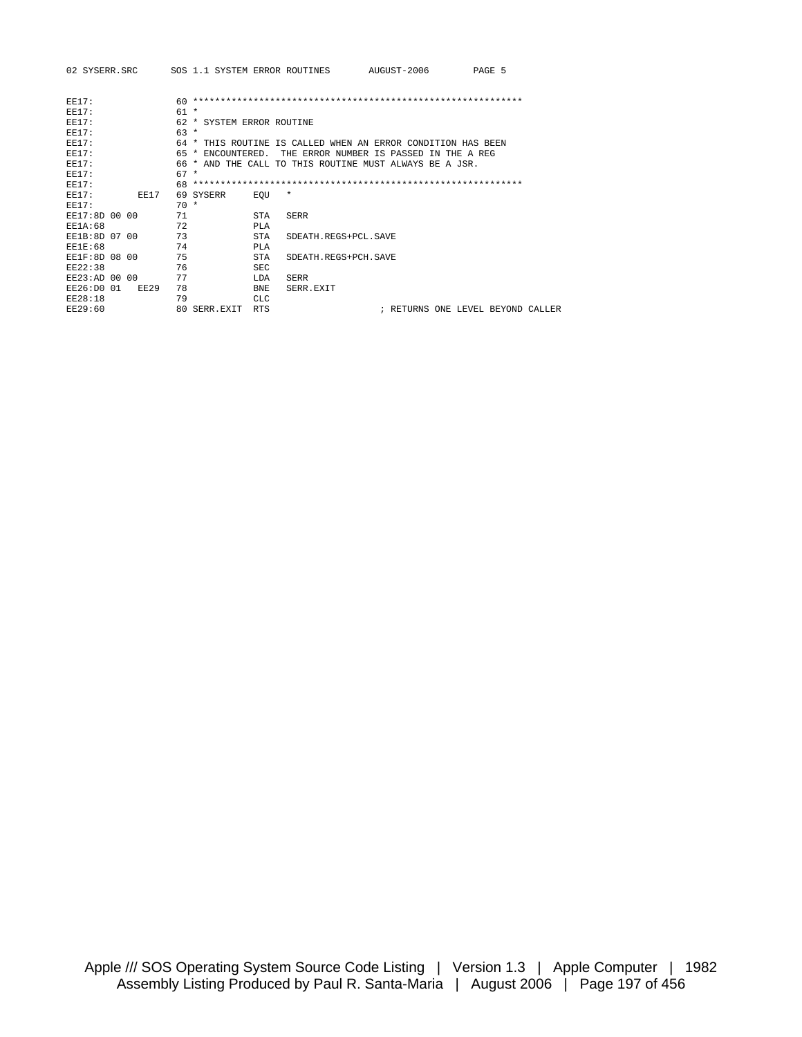```
EE17:                60 ************************************************************
EE17:                61 *
EE17:                62 * SYSTEM ERROR ROUTINE
EE17:                63 *
EE17:                64 * THIS ROUTINE IS CALLED WHEN AN ERROR CONDITION HAS BEEN
EE17:                65 * ENCOUNTERED.  THE ERROR NUMBER IS PASSED IN THE A REG
EE17:                66 * AND THE CALL TO THIS ROUTINE MUST ALWAYS BE A JSR.
EE17:                67 *
EE17:                68 ************************************************************
EE17:         EE17   69 SYSERR     EQU   *
EE17:                70 *
EE17:8D 00 00        71            STA   SERR
EE1A:68              72            PLA
EE1B:8D 07 00        73            STA   SDEATH.REGS+PCL.SAVE
EE1E:68              74            PLA
EE1F:8D 08 00        75            STA   SDEATH.REGS+PCH.SAVE
EE22:38              76            SEC
EE23:AD 00 00        77            LDA   SERR
EE26:D0 01    EE29   78            BNE   SERR.EXIT
EE28:18              79            CLC
EE29:60              80 SERR.EXIT  RTS                    ; RETURNS ONE LEVEL BEYOND CALLER
```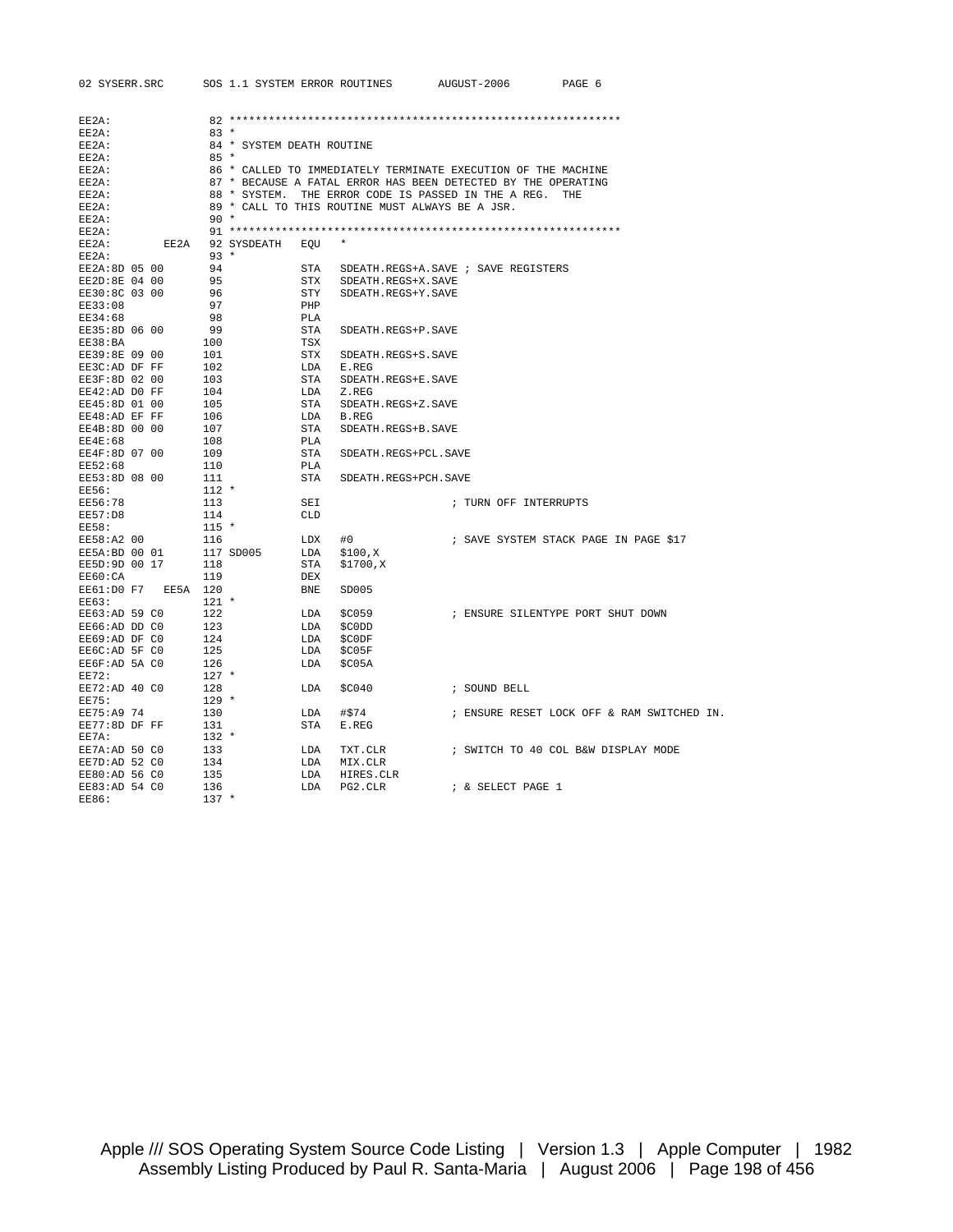```
EE2A:               82 ************************************************************
EE2A:               83 *
EE2A:               84 * SYSTEM DEATH ROUTINE
EE2A:               85 *
EE2A:               86 * CALLED TO IMMEDIATELY TERMINATE EXECUTION OF THE MACHINE
EE2A:               87 * BECAUSE A FATAL ERROR HAS BEEN DETECTED BY THE OPERATING
EE2A:               88 * SYSTEM.  THE ERROR CODE IS PASSED IN THE A REG.  THE
EE2A:               89 * CALL TO THIS ROUTINE MUST ALWAYS BE A JSR.
EE2A:               90 *
EE2A:               91 ************************************************************
EE2A:        EE2A   92 SYSDEATH   EQU   *
EE2A:               93 *
EE2A:8D 05 00       94            STA   SDEATH.REGS+A.SAVE ; SAVE REGISTERS
EE2D:8E 04 00       95            STX   SDEATH.REGS+X.SAVE
EE30:8C 03 00       96            STY   SDEATH.REGS+Y.SAVE
EE33:08             97            PHP
EE34:68             98            PLA
EE35:8D 06 00       99            STA   SDEATH.REGS+P.SAVE
EE38:BA            100            TSX
EE39:8E 09 00      101            STX   SDEATH.REGS+S.SAVE
EE3C:AD DF FF      102            LDA   E.REG
EE3F:8D 02 00      103            STA   SDEATH.REGS+E.SAVE
EE42:AD D0 FF      104            LDA   Z.REG
EE45:8D 01 00      105            STA   SDEATH.REGS+Z.SAVE
EE48:AD EF FF      106            LDA   B.REG
EE4B:8D 00 00      107            STA   SDEATH.REGS+B.SAVE
EE4E:68            108            PLA
EE4F:8D 07 00      109            STA   SDEATH.REGS+PCL.SAVE
EE52:68            110            PLA
EE53:8D 08 00      111            STA   SDEATH.REGS+PCH.SAVE
EE56:              112 *
EE56:78            113            SEI                   ; TURN OFF INTERRUPTS
EE57:D8            114            CLD
EE58:              115 *
EE58:A2 00         116            LDX   #0              ; SAVE SYSTEM STACK PAGE IN PAGE $17
EE5A:BD 00 01      117 SD005      LDA   $100,X
EE5D:9D 00 17      118            STA   $1700,X
EE60:CA            119            DEX
EE61:D0 F7   EE5A  120            BNE   SD005
EE63:              121 *
EE63:AD 59 C0      122            LDA   $C059           ; ENSURE SILENTYPE PORT SHUT DOWN
EE66:AD DD C0      123            LDA   $C0DD
EE69:AD DF C0      124            LDA   $C0DF
EE6C:AD 5F C0      125            LDA   $C05F
EE6F:AD 5A C0      126            LDA   $C05A
EE72:              127 *
EE72:AD 40 C0      128            LDA   $C040           ; SOUND BELL
EE75:              129 *
EE75:A9 74         130            LDA   #$74            ; ENSURE RESET LOCK OFF & RAM SWITCHED IN.
EE77:8D DF FF      131            STA   E.REG
EE7A:              132 *
EE7A:AD 50 C0      133            LDA   TXT.CLR         ; SWITCH TO 40 COL B&W DISPLAY MODE
EE7D:AD 52 C0      134            LDA   MIX.CLR
EE80:AD 56 C0      135            LDA   HIRES.CLR
EE83:AD 54 C0      136            LDA   PG2.CLR         ; & SELECT PAGE 1
EE86:              137 *
```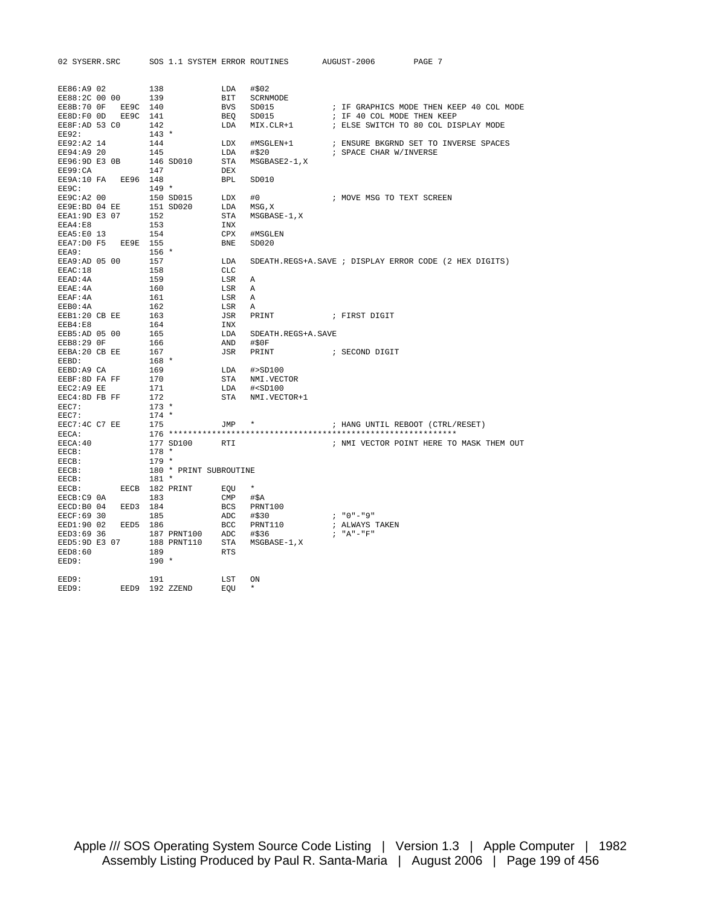```
EE86:A9 02          138            LDA   #$02
EE88:2C 00 00       139            BIT   SCRNMODE
EE8B:70 0F   EE9C   140            BVS   SD015           ; IF GRAPHICS MODE THEN KEEP 40 COL MODE
EE8D:F0 0D   EE9C   141            BEQ   SD015           ; IF 40 COL MODE THEN KEEP
EE8F:AD 53 C0       142            LDA   MIX.CLR+1       ; ELSE SWITCH TO 80 COL DISPLAY MODE
EE92:               143 *
EE92:A2 14          144            LDX   #MSGLEN+1       ; ENSURE BKGRND SET TO INVERSE SPACES
EE94:A9 20          145            LDA   #$20            ; SPACE CHAR W/INVERSE
EE96:9D E3 0B       146 SD010      STA   MSGBASE2-1,X
EE99:CA             147            DEX
EE9A:10 FA   EE96   148            BPL   SD010
EE9C:               149 *
EE9C:A2 00          150 SD015      LDX   #0              ; MOVE MSG TO TEXT SCREEN
EE9E:BD 04 EE       151 SD020      LDA   MSG,X
EEA1:9D E3 07       152            STA   MSGBASE-1,X
EEA4:E8             153            INX
EEA5:E0 13          154            CPX   #MSGLEN
EEA7:D0 F5   EE9E   155            BNE   SD020
EEA9:               156 *
EEA9:AD 05 00       157            LDA   SDEATH.REGS+A.SAVE ; DISPLAY ERROR CODE (2 HEX DIGITS)
EEAC:18             158            CLC
EEAD:4A             159            LSR   A
EEAE:4A             160            LSR   A
EEAF:4A             161            LSR   A
EEB0:4A             162            LSR   A
EEB1:20 CB EE       163            JSR   PRINT           ; FIRST DIGIT
EEB4:E8             164            INX
EEB5:AD 05 00       165            LDA   SDEATH.REGS+A.SAVE
EEB8:29 0F          166            AND   #$0F
EEBA:20 CB EE       167            JSR   PRINT           ; SECOND DIGIT
EEBD:               168 *
EEBD:A9 CA          169            LDA   #>SD100
EEBF:8D FA FF       170            STA   NMI.VECTOR
EEC2:A9 EE          171            LDA   #<SD100
EEC4:8D FB FF       172            STA   NMI.VECTOR+1
EEC7:               173 *
EEC7:               174 *
EEC7:4C C7 EE       175            JMP   *               ; HANG UNTIL REBOOT (CTRL/RESET)
EECA:               176 ************************************************************
EECA:40             177 SD100      RTI                   ; NMI VECTOR POINT HERE TO MASK THEM OUT
EECB:               178 *
EECB:               179 *
EECB:               180 * PRINT SUBROUTINE
EECB:               181 *
EECB:        EECB   182 PRINT      EQU   *
EECB:C9 0A          183            CMP   #$A
EECD:B0 04   EED3   184            BCS   PRNT100
EECF:69 30          185            ADC   #$30            ; "0"-"9"
EED1:90 02   EED5   186            BCC   PRNT110         ; ALWAYS TAKEN
EED3:69 36          187 PRNT100    ADC   #$36            ; "A"-"F"
EED5:9D E3 07       188 PRNT110    STA   MSGBASE-1,X
EED8:60             189            RTS
EED9:               190 *

EED9:               191            LST   ON
EED9:        EED9   192 ZZEND      EQU   *
```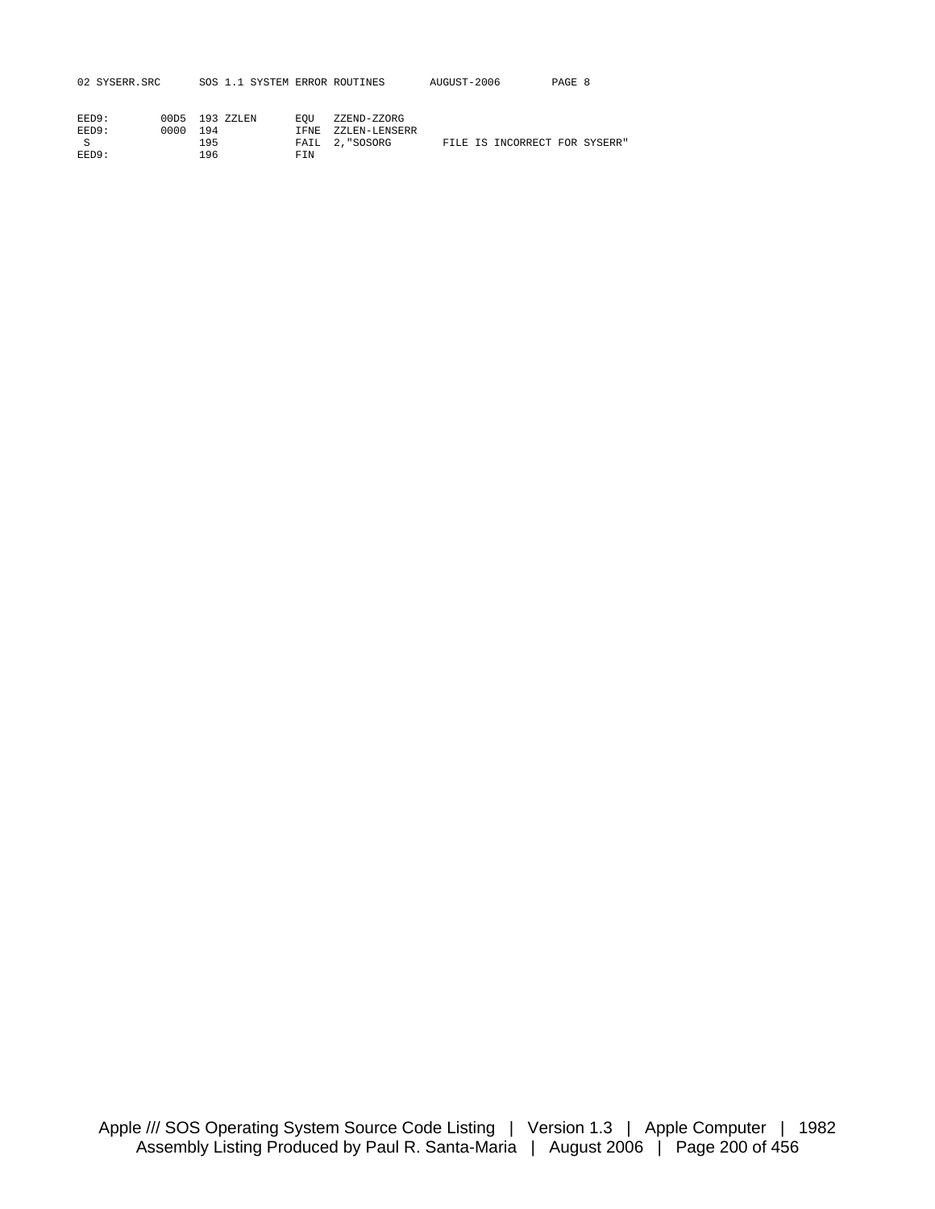```
EED9:        00D5  193 ZZLEN      EQU   ZZEND-ZZORG
EED9:        0000  194            IFNE  ZZLEN-LENSERR
 S                 195            FAIL  2,"SOSORG        FILE IS INCORRECT FOR SYSERR"
EED9:              196            FIN
```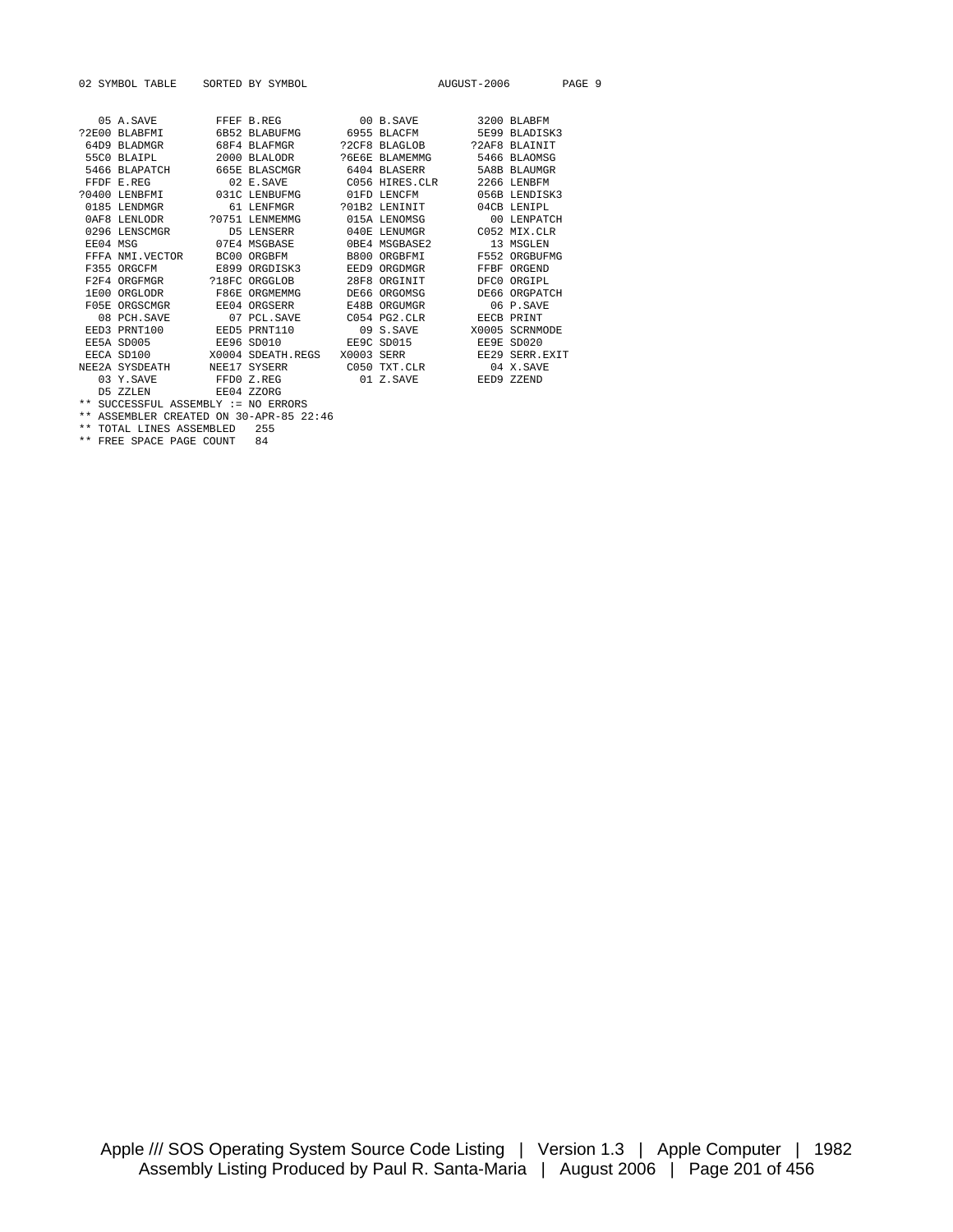```
02 SYMBOL TABLE    SORTED BY SYMBOL                    AUGUST-2006        PAGE 9


   05 A.SAVE         FFEF B.REG           00 B.SAVE         3200 BLABFM
?2E00 BLABFMI        6B52 BLABUFMG       6955 BLACFM        5E99 BLADISK3
 64D9 BLADMGR        68F4 BLAFMGR       ?2CF8 BLAGLOB      ?2AF8 BLAINIT
 55C0 BLAIPL         2000 BLALODR       ?6E6E BLAMEMMG      5466 BLAOMSG
 5466 BLAPATCH       665E BLASCMGR       6404 BLASERR       5A8B BLAUMGR
 FFDF E.REG            02 E.SAVE        C056 HIRES.CLR      2266 LENBFM
?0400 LENBFMI        031C LENBUFMG       01FD LENCFM        056B LENDISK3
 0185 LENDMGR          61 LENFMGR       ?01B2 LENINIT       04CB LENIPL
 0AF8 LENLODR       ?0751 LENMEMMG       015A LENOMSG         00 LENPATCH
 0296 LENSCMGR         D5 LENSERR        040E LENUMGR       C052 MIX.CLR
 EE04 MSG            07E4 MSGBASE        0BE4 MSGBASE2        13 MSGLEN
 FFFA NMI.VECTOR     BC00 ORGBFM         B800 ORGBFMI       F552 ORGBUFMG
 F355 ORGCFM         E899 ORGDISK3       EED9 ORGDMGR       FFBF ORGEND
 F2F4 ORGFMGR       ?18FC ORGGLOB        28F8 ORGINIT       DFC0 ORGIPL
 1E00 ORGLODR        F86E ORGMEMMG       DE66 ORGOMSG       DE66 ORGPATCH
 F05E ORGSCMGR       EE04 ORGSERR        E48B ORGUMGR         06 P.SAVE
   08 PCH.SAVE         07 PCL.SAVE       C054 PG2.CLR       EECB PRINT
 EED3 PRNT100        EED5 PRNT110          09 S.SAVE       X0005 SCRNMODE
 EE5A SD005          EE96 SD010          EE9C SD015         EE9E SD020
 EECA SD100         X0004 SDEATH.REGS   X0003 SERR          EE29 SERR.EXIT
NEE2A SYSDEATH      NEE17 SYSERR         C050 TXT.CLR         04 X.SAVE
   03 Y.SAVE         FFD0 Z.REG            01 Z.SAVE        EED9 ZZEND
   D5 ZZLEN          EE04 ZZORG
** SUCCESSFUL ASSEMBLY := NO ERRORS
** ASSEMBLER CREATED ON 30-APR-85 22:46
** TOTAL LINES ASSEMBLED   255
** FREE SPACE PAGE COUNT   84
```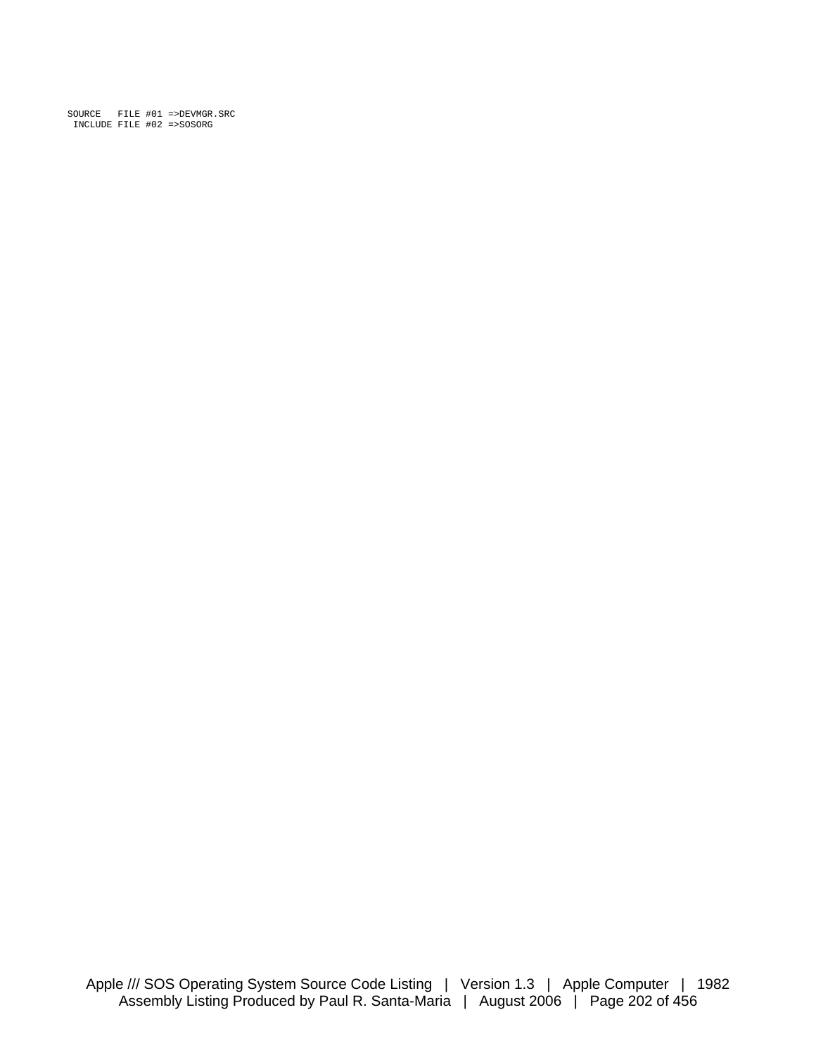```
SOURCE   FILE #01 =>DEVMGR.SRC
 INCLUDE FILE #02 =>SOSORG
```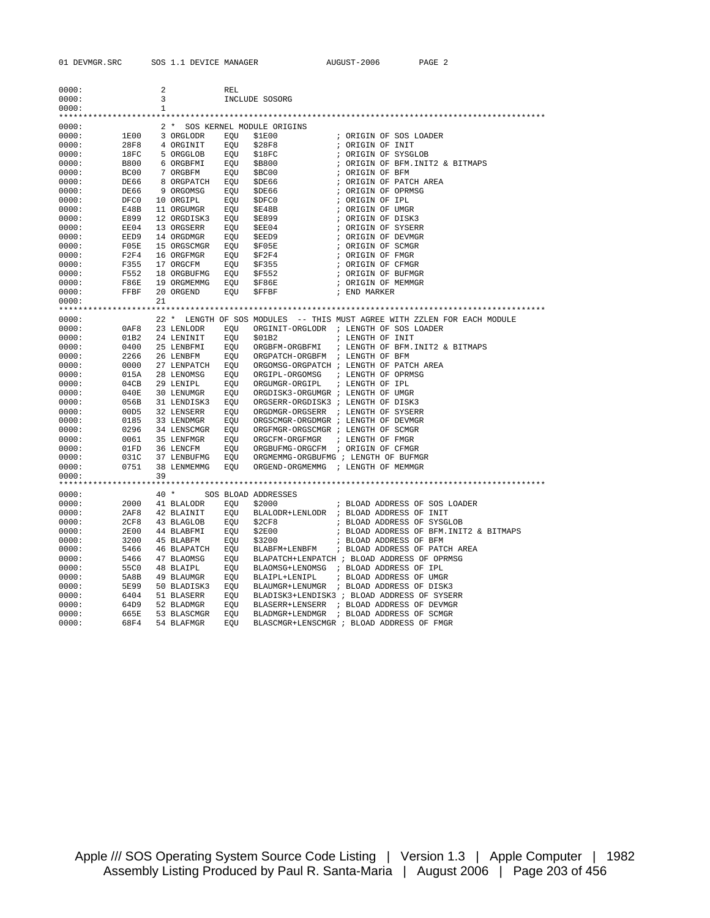```
0000:               2            REL
0000:               3            INCLUDE SOSORG
0000:               1
****************************************************************************************************
0000:               2 *  SOS KERNEL MODULE ORIGINS
0000:        1E00   3 ORGLODR   EQU   $1E00           ; ORIGIN OF SOS LOADER
0000:        28F8   4 ORGINIT   EQU   $28F8           ; ORIGIN OF INIT
0000:        18FC   5 ORGGLOB   EQU   $18FC           ; ORIGIN OF SYSGLOB
0000:        B800   6 ORGBFMI   EQU   $B800           ; ORIGIN OF BFM.INIT2 & BITMAPS
0000:        BC00   7 ORGBFM    EQU   $BC00           ; ORIGIN OF BFM
0000:        DE66   8 ORGPATCH  EQU   $DE66           ; ORIGIN OF PATCH AREA
0000:        DE66   9 ORGOMSG   EQU   $DE66           ; ORIGIN OF OPRMSG
0000:        DFC0  10 ORGIPL    EQU   $DFC0           ; ORIGIN OF IPL
0000:        E48B  11 ORGUMGR   EQU   $E48B           ; ORIGIN OF UMGR
0000:        E899  12 ORGDISK3  EQU   $E899           ; ORIGIN OF DISK3
0000:        EE04  13 ORGSERR   EQU   $EE04           ; ORIGIN OF SYSERR
0000:        EED9  14 ORGDMGR   EQU   $EED9           ; ORIGIN OF DEVMGR
0000:        F05E  15 ORGSCMGR  EQU   $F05E           ; ORIGIN OF SCMGR
0000:        F2F4  16 ORGFMGR   EQU   $F2F4           ; ORIGIN OF FMGR
0000:        F355  17 ORGCFM    EQU   $F355           ; ORIGIN OF CFMGR
0000:        F552  18 ORGBUFMG  EQU   $F552           ; ORIGIN OF BUFMGR
0000:        F86E  19 ORGMEMMG  EQU   $F86E           ; ORIGIN OF MEMMGR
0000:        FFBF  20 ORGEND    EQU   $FFBF           ; END MARKER
0000:              21
****************************************************************************************************
0000:              22 *  LENGTH OF SOS MODULES  -- THIS MUST AGREE WITH ZZLEN FOR EACH MODULE
0000:        0AF8  23 LENLODR   EQU   ORGINIT-ORGLODR  ; LENGTH OF SOS LOADER
0000:        01B2  24 LENINIT   EQU   $01B2            ; LENGTH OF INIT
0000:        0400  25 LENBFMI   EQU   ORGBFM-ORGBFMI   ; LENGTH OF BFM.INIT2 & BITMAPS
0000:        2266  26 LENBFM    EQU   ORGPATCH-ORGBFM  ; LENGTH OF BFM
0000:        0000  27 LENPATCH  EQU   ORGOMSG-ORGPATCH ; LENGTH OF PATCH AREA
0000:        015A  28 LENOMSG   EQU   ORGIPL-ORGOMSG   ; LENGTH OF OPRMSG
0000:        04CB  29 LENIPL    EQU   ORGUMGR-ORGIPL   ; LENGTH OF IPL
0000:        040E  30 LENUMGR   EQU   ORGDISK3-ORGUMGR ; LENGTH OF UMGR
0000:        056B  31 LENDISK3  EQU   ORGSERR-ORGDISK3 ; LENGTH OF DISK3
0000:        00D5  32 LENSERR   EQU   ORGDMGR-ORGSERR  ; LENGTH OF SYSERR
0000:        0185  33 LENDMGR   EQU   ORGSCMGR-ORGDMGR ; LENGTH OF DEVMGR
0000:        0296  34 LENSCMGR  EQU   ORGFMGR-ORGSCMGR ; LENGTH OF SCMGR
0000:        0061  35 LENFMGR   EQU   ORGCFM-ORGFMGR   ; LENGTH OF FMGR
0000:        01FD  36 LENCFM    EQU   ORGBUFMG-ORGCFM  ; ORIGIN OF CFMGR
0000:        031C  37 LENBUFMG  EQU   ORGMEMMG-ORGBUFMG ; LENGTH OF BUFMGR
0000:        0751  38 LENMEMMG  EQU   ORGEND-ORGMEMMG  ; LENGTH OF MEMMGR
0000:              39
****************************************************************************************************
0000:              40 *       SOS BLOAD ADDRESSES
0000:        2000  41 BLALODR   EQU   $2000            ; BLOAD ADDRESS OF SOS LOADER
0000:        2AF8  42 BLAINIT   EQU   BLALODR+LENLODR  ; BLOAD ADDRESS OF INIT
0000:        2CF8  43 BLAGLOB   EQU   $2CF8            ; BLOAD ADDRESS OF SYSGLOB
0000:        2E00  44 BLABFMI   EQU   $2E00            ; BLOAD ADDRESS OF BFM.INIT2 & BITMAPS
0000:        3200  45 BLABFM    EQU   $3200            ; BLOAD ADDRESS OF BFM
0000:        5466  46 BLAPATCH  EQU   BLABFM+LENBFM    ; BLOAD ADDRESS OF PATCH AREA
0000:        5466  47 BLAOMSG   EQU   BLAPATCH+LENPATCH ; BLOAD ADDRESS OF OPRMSG
0000:        55C0  48 BLAIPL    EQU   BLAOMSG+LENOMSG  ; BLOAD ADDRESS OF IPL
0000:        5A8B  49 BLAUMGR   EQU   BLAIPL+LENIPL    ; BLOAD ADDRESS OF UMGR
0000:        5E99  50 BLADISK3  EQU   BLAUMGR+LENUMGR  ; BLOAD ADDRESS OF DISK3
0000:        6404  51 BLASERR   EQU   BLADISK3+LENDISK3 ; BLOAD ADDRESS OF SYSERR
0000:        64D9  52 BLADMGR   EQU   BLASERR+LENSERR  ; BLOAD ADDRESS OF DEVMGR
0000:        665E  53 BLASCMGR  EQU   BLADMGR+LENDMGR  ; BLOAD ADDRESS OF SCMGR
0000:        68F4  54 BLAFMGR   EQU   BLASCMGR+LENSCMGR ; BLOAD ADDRESS OF FMGR
```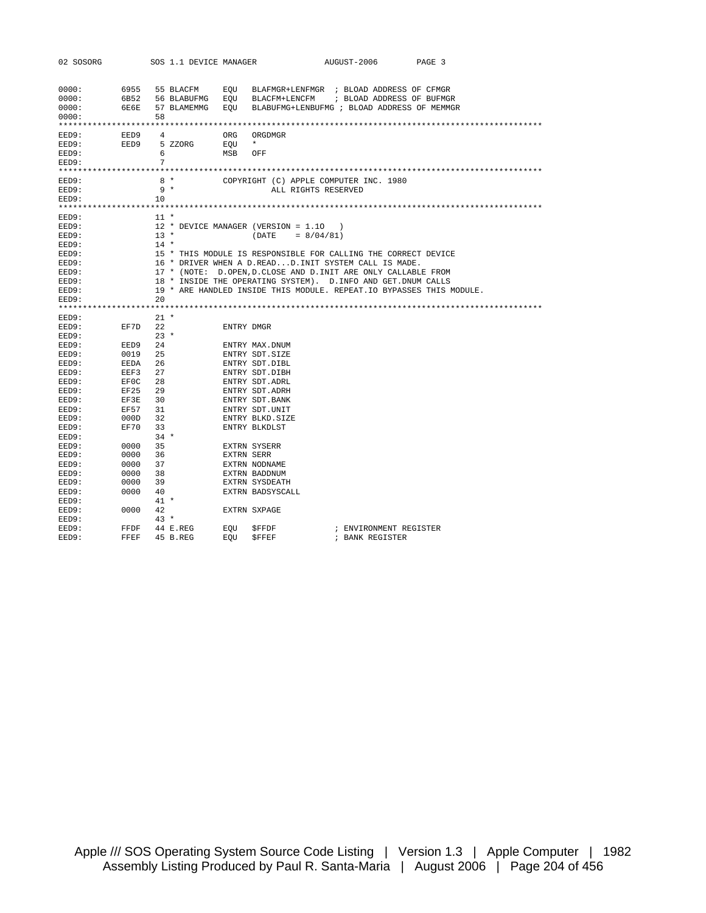```
0000:        6955   55 BLACFM      EQU   BLAFMGR+LENFMGR  ; BLOAD ADDRESS OF CFMGR
0000:        6B52   56 BLABUFMG    EQU   BLACFM+LENCFM    ; BLOAD ADDRESS OF BUFMGR
0000:        6E6E   57 BLAMEMMG    EQU   BLABUFMG+LENBUFMG ; BLOAD ADDRESS OF MEMMGR
0000:               58
*************************************************************************************************
EED9:        EED9    4             ORG   ORGDMGR
EED9:        EED9    5 ZZORG       EQU   *
EED9:                6             MSB   OFF
EED9:                7
*************************************************************************************************
EED9:                8 *           COPYRIGHT (C) APPLE COMPUTER INC. 1980
EED9:                9 *                   ALL RIGHTS RESERVED
EED9:               10
*************************************************************************************************
EED9:               11 *
EED9:               12 * DEVICE MANAGER (VERSION = 1.1O   )
EED9:               13 *                (DATE    = 8/04/81)
EED9:               14 *
EED9:               15 * THIS MODULE IS RESPONSIBLE FOR CALLING THE CORRECT DEVICE
EED9:               16 * DRIVER WHEN A D.READ...D.INIT SYSTEM CALL IS MADE.
EED9:               17 * (NOTE:  D.OPEN,D.CLOSE AND D.INIT ARE ONLY CALLABLE FROM
EED9:               18 * INSIDE THE OPERATING SYSTEM).  D.INFO AND GET.DNUM CALLS
EED9:               19 * ARE HANDLED INSIDE THIS MODULE. REPEAT.IO BYPASSES THIS MODULE.
EED9:               20
*************************************************************************************************
EED9:               21 *
EED9:        EF7D   22             ENTRY DMGR
EED9:               23 *
EED9:        EED9   24             ENTRY MAX.DNUM
EED9:        0019   25             ENTRY SDT.SIZE
EED9:        EEDA   26             ENTRY SDT.DIBL
EED9:        EEF3   27             ENTRY SDT.DIBH
EED9:        EF0C   28             ENTRY SDT.ADRL
EED9:        EF25   29             ENTRY SDT.ADRH
EED9:        EF3E   30             ENTRY SDT.BANK
EED9:        EF57   31             ENTRY SDT.UNIT
EED9:        000D   32             ENTRY BLKD.SIZE
EED9:        EF70   33             ENTRY BLKDLST
EED9:               34 *
EED9:        0000   35             EXTRN SYSERR
EED9:        0000   36             EXTRN SERR
EED9:        0000   37             EXTRN NODNAME
EED9:        0000   38             EXTRN BADDNUM
EED9:        0000   39             EXTRN SYSDEATH
EED9:        0000   40             EXTRN BADSYSCALL
EED9:               41 *
EED9:        0000   42             EXTRN SXPAGE
EED9:               43 *
EED9:        FFDF   44 E.REG       EQU   $FFDF            ; ENVIRONMENT REGISTER
EED9:        FFEF   45 B.REG       EQU   $FFEF            ; BANK REGISTER
```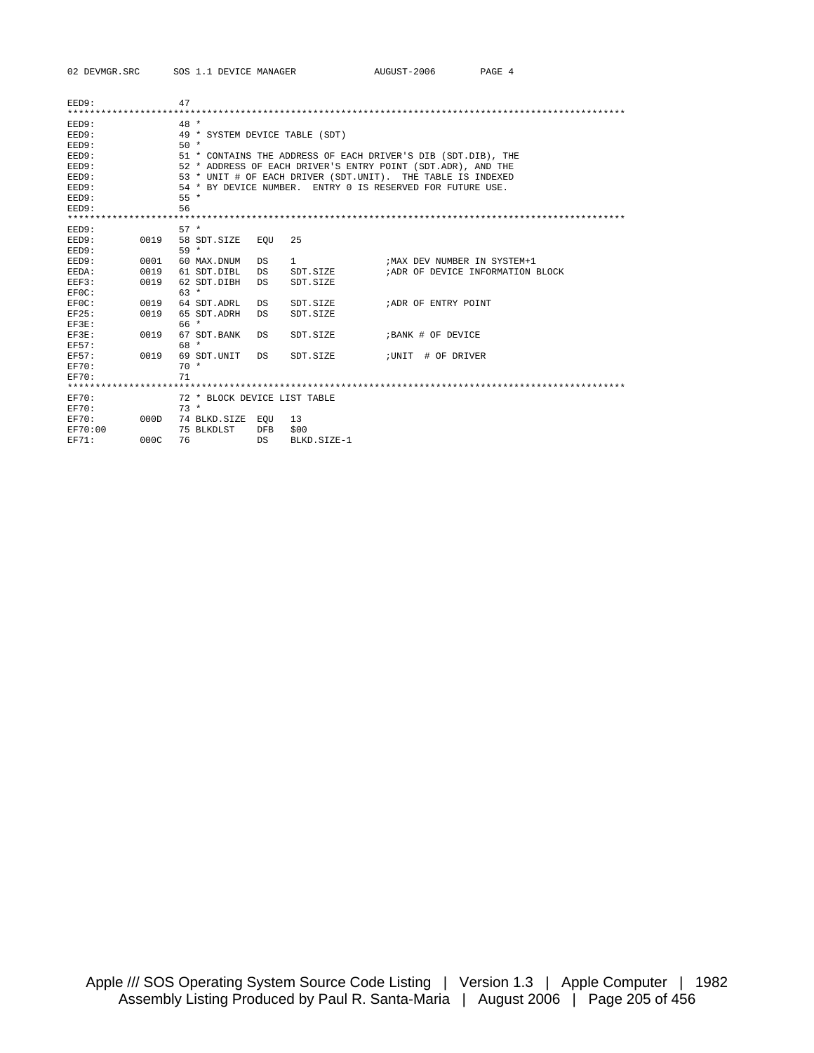```
EED9:               47
****************************************************************************************************
EED9:               48 *
EED9:               49 * SYSTEM DEVICE TABLE (SDT)
EED9:               50 *
EED9:               51 * CONTAINS THE ADDRESS OF EACH DRIVER'S DIB (SDT.DIB), THE
EED9:               52 * ADDRESS OF EACH DRIVER'S ENTRY POINT (SDT.ADR), AND THE
EED9:               53 * UNIT # OF EACH DRIVER (SDT.UNIT).  THE TABLE IS INDEXED
EED9:               54 * BY DEVICE NUMBER.  ENTRY 0 IS RESERVED FOR FUTURE USE.
EED9:               55 *
EED9:               56
****************************************************************************************************
EED9:               57 *
EED9:        0019   58 SDT.SIZE   EQU   25
EED9:               59 *
EED9:        0001   60 MAX.DNUM   DS    1                 ;MAX DEV NUMBER IN SYSTEM+1
EEDA:        0019   61 SDT.DIBL   DS    SDT.SIZE          ;ADR OF DEVICE INFORMATION BLOCK
EEF3:        0019   62 SDT.DIBH   DS    SDT.SIZE
EF0C:               63 *
EF0C:        0019   64 SDT.ADRL   DS    SDT.SIZE          ;ADR OF ENTRY POINT
EF25:        0019   65 SDT.ADRH   DS    SDT.SIZE
EF3E:               66 *
EF3E:        0019   67 SDT.BANK   DS    SDT.SIZE          ;BANK # OF DEVICE
EF57:               68 *
EF57:        0019   69 SDT.UNIT   DS    SDT.SIZE          ;UNIT  # OF DRIVER
EF70:               70 *
EF70:               71
****************************************************************************************************
EF70:               72 * BLOCK DEVICE LIST TABLE
EF70:               73 *
EF70:        000D   74 BLKD.SIZE  EQU   13
EF70:00             75 BLKDLST    DFB   $00
EF71:        000C   76            DS    BLKD.SIZE-1
```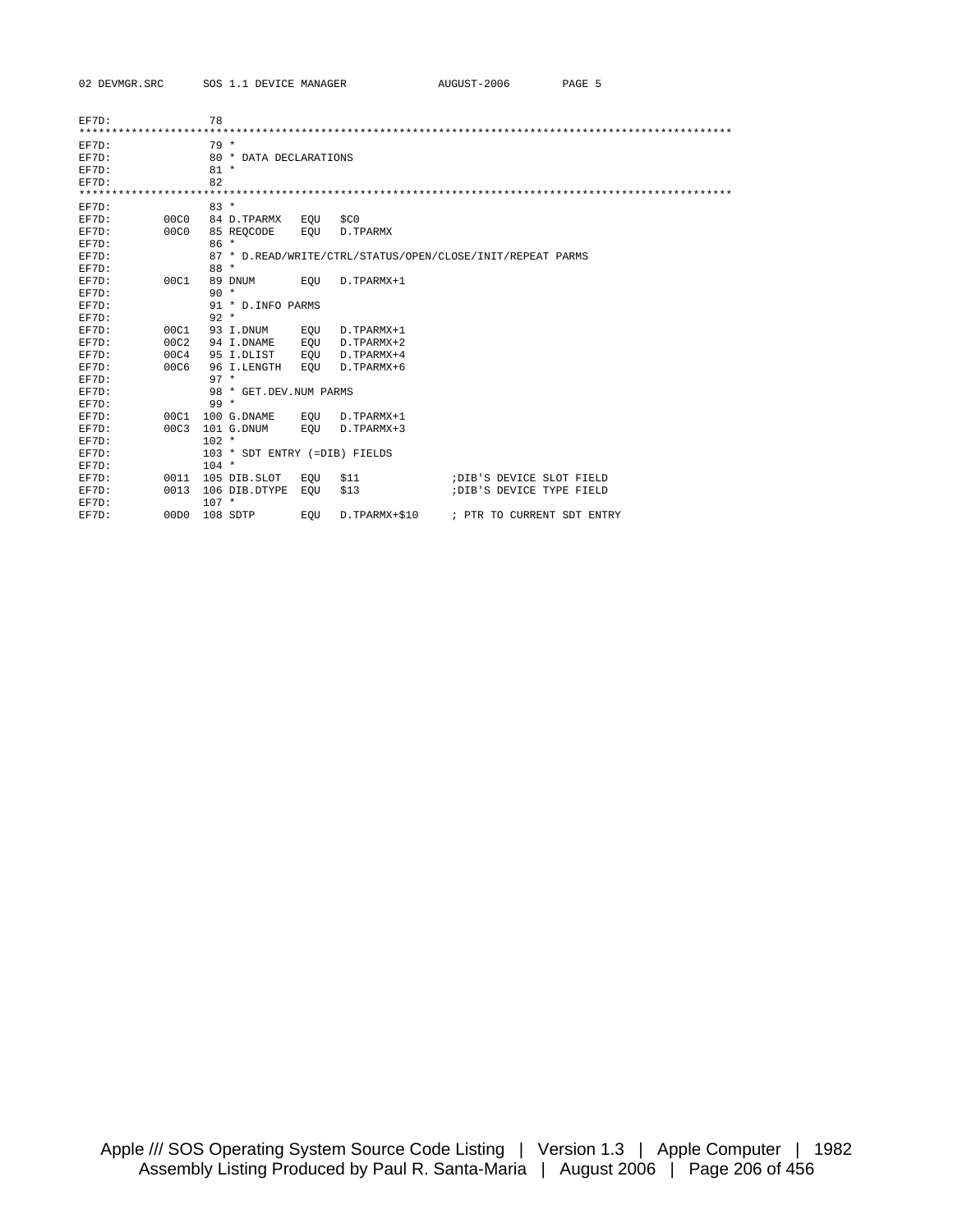```
EF7D:              78
****************************************************************************************************
EF7D:              79 *
EF7D:              80 * DATA DECLARATIONS
EF7D:              81 *
EF7D:              82
****************************************************************************************************
EF7D:              83 *
EF7D:        00C0  84 D.TPARMX   EQU   $C0
EF7D:        00C0  85 REQCODE    EQU   D.TPARMX
EF7D:              86 *
EF7D:              87 * D.READ/WRITE/CTRL/STATUS/OPEN/CLOSE/INIT/REPEAT PARMS
EF7D:              88 *
EF7D:        00C1  89 DNUM       EQU   D.TPARMX+1
EF7D:              90 *
EF7D:              91 * D.INFO PARMS
EF7D:              92 *
EF7D:        00C1  93 I.DNUM     EQU   D.TPARMX+1
EF7D:        00C2  94 I.DNAME    EQU   D.TPARMX+2
EF7D:        00C4  95 I.DLIST    EQU   D.TPARMX+4
EF7D:        00C6  96 I.LENGTH   EQU   D.TPARMX+6
EF7D:              97 *
EF7D:              98 * GET.DEV.NUM PARMS
EF7D:              99 *
EF7D:        00C1 100 G.DNAME    EQU   D.TPARMX+1
EF7D:        00C3 101 G.DNUM     EQU   D.TPARMX+3
EF7D:             102 *
EF7D:             103 * SDT ENTRY (=DIB) FIELDS
EF7D:             104 *
EF7D:        0011 105 DIB.SLOT   EQU   $11              ;DIB'S DEVICE SLOT FIELD
EF7D:        0013 106 DIB.DTYPE  EQU   $13              ;DIB'S DEVICE TYPE FIELD
EF7D:             107 *
EF7D:        00D0 108 SDTP       EQU   D.TPARMX+$10     ; PTR TO CURRENT SDT ENTRY
```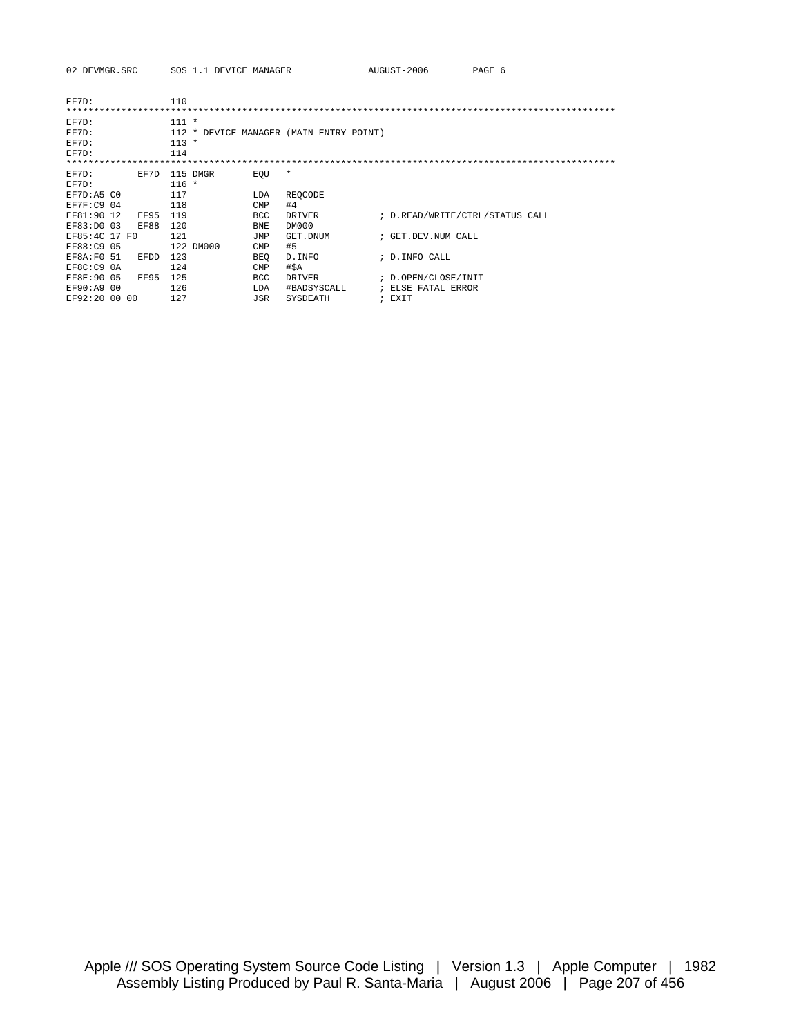```
EF7D:               110
****************************************************************************************************
EF7D:               111 *
EF7D:               112 * DEVICE MANAGER (MAIN ENTRY POINT)
EF7D:               113 *
EF7D:               114
****************************************************************************************************
EF7D:         EF7D  115 DMGR       EQU   *
EF7D:               116 *
EF7D:A5 C0          117            LDA   REQCODE
EF7F:C9 04          118            CMP   #4
EF81:90 12    EF95  119            BCC   DRIVER          ; D.READ/WRITE/CTRL/STATUS CALL
EF83:D0 03    EF88  120            BNE   DM000
EF85:4C 17 F0       121            JMP   GET.DNUM        ; GET.DEV.NUM CALL
EF88:C9 05          122 DM000      CMP   #5
EF8A:F0 51    EFDD  123            BEQ   D.INFO          ; D.INFO CALL
EF8C:C9 0A          124            CMP   #$A
EF8E:90 05    EF95  125            BCC   DRIVER          ; D.OPEN/CLOSE/INIT
EF90:A9 00          126            LDA   #BADSYSCALL     ; ELSE FATAL ERROR
EF92:20 00 00       127            JSR   SYSDEATH        ; EXIT
```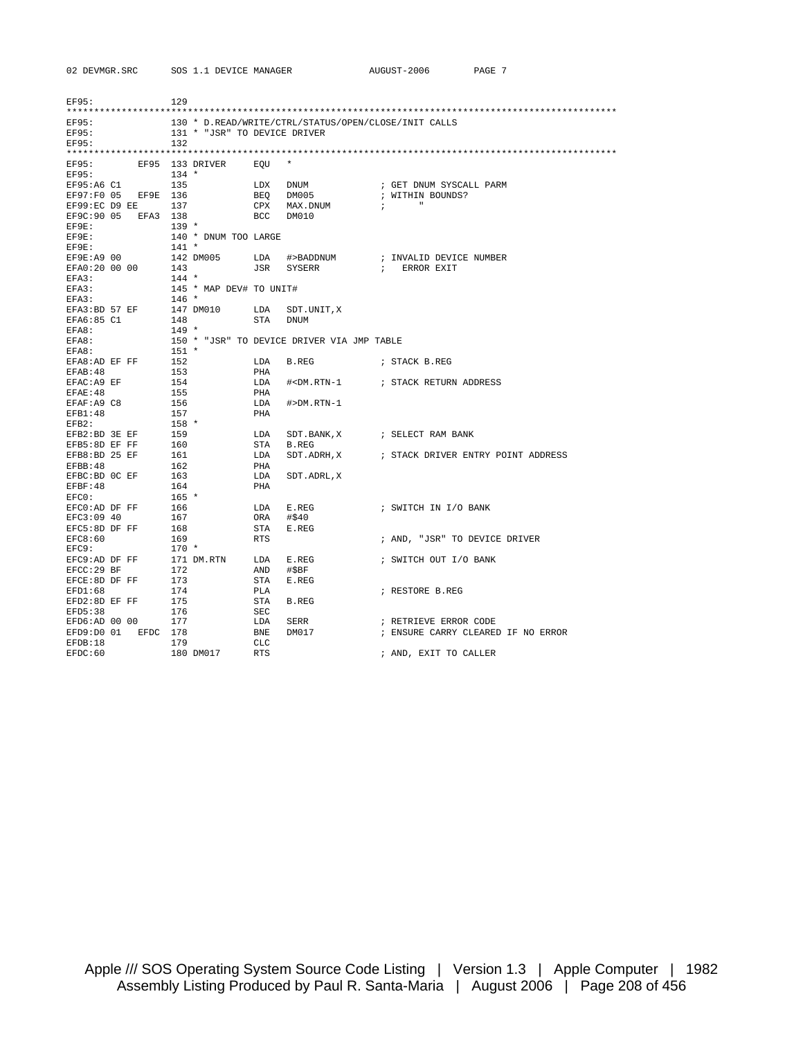```
EF95:               129
****************************************************************************************************
EF95:               130 * D.READ/WRITE/CTRL/STATUS/OPEN/CLOSE/INIT CALLS
EF95:               131 * "JSR" TO DEVICE DRIVER
EF95:               132
****************************************************************************************************
EF95:         EF95  133 DRIVER     EQU   *
EF95:               134 *
EF95:A6 C1          135            LDX   DNUM             ; GET DNUM SYSCALL PARM
EF97:F0 05   EF9E   136            BEQ   DM005            ; WITHIN BOUNDS?
EF99:EC D9 EE       137            CPX   MAX.DNUM         ;       "
EF9C:90 05   EFA3   138            BCC   DM010
EF9E:               139 *
EF9E:               140 * DNUM TOO LARGE
EF9E:               141 *
EF9E:A9 00          142 DM005      LDA   #>BADDNUM        ; INVALID DEVICE NUMBER
EFA0:20 00 00       143            JSR   SYSERR           ;   ERROR EXIT
EFA3:               144 *
EFA3:               145 * MAP DEV# TO UNIT#
EFA3:               146 *
EFA3:BD 57 EF       147 DM010      LDA   SDT.UNIT,X
EFA6:85 C1          148            STA   DNUM
EFA8:               149 *
EFA8:               150 * "JSR" TO DEVICE DRIVER VIA JMP TABLE
EFA8:               151 *
EFA8:AD EF FF       152            LDA   B.REG            ; STACK B.REG
EFAB:48             153            PHA
EFAC:A9 EF          154            LDA   #<DM.RTN-1       ; STACK RETURN ADDRESS
EFAE:48             155            PHA
EFAF:A9 C8          156            LDA   #>DM.RTN-1
EFB1:48             157            PHA
EFB2:               158 *
EFB2:BD 3E EF       159            LDA   SDT.BANK,X       ; SELECT RAM BANK
EFB5:8D EF FF       160            STA   B.REG
EFB8:BD 25 EF       161            LDA   SDT.ADRH,X       ; STACK DRIVER ENTRY POINT ADDRESS
EFBB:48             162            PHA
EFBC:BD 0C EF       163            LDA   SDT.ADRL,X
EFBF:48             164            PHA
EFC0:               165 *
EFC0:AD DF FF       166            LDA   E.REG            ; SWITCH IN I/O BANK
EFC3:09 40          167            ORA   #$40
EFC5:8D DF FF       168            STA   E.REG
EFC8:60             169            RTS                    ; AND, "JSR" TO DEVICE DRIVER
EFC9:               170 *
EFC9:AD DF FF       171 DM.RTN     LDA   E.REG            ; SWITCH OUT I/O BANK
EFCC:29 BF          172            AND   #$BF
EFCE:8D DF FF       173            STA   E.REG
EFD1:68             174            PLA                    ; RESTORE B.REG
EFD2:8D EF FF       175            STA   B.REG
EFD5:38             176            SEC
EFD6:AD 00 00       177            LDA   SERR             ; RETRIEVE ERROR CODE
EFD9:D0 01   EFDC   178            BNE   DM017            ; ENSURE CARRY CLEARED IF NO ERROR
EFDB:18             179            CLC
EFDC:60             180 DM017      RTS                    ; AND, EXIT TO CALLER
```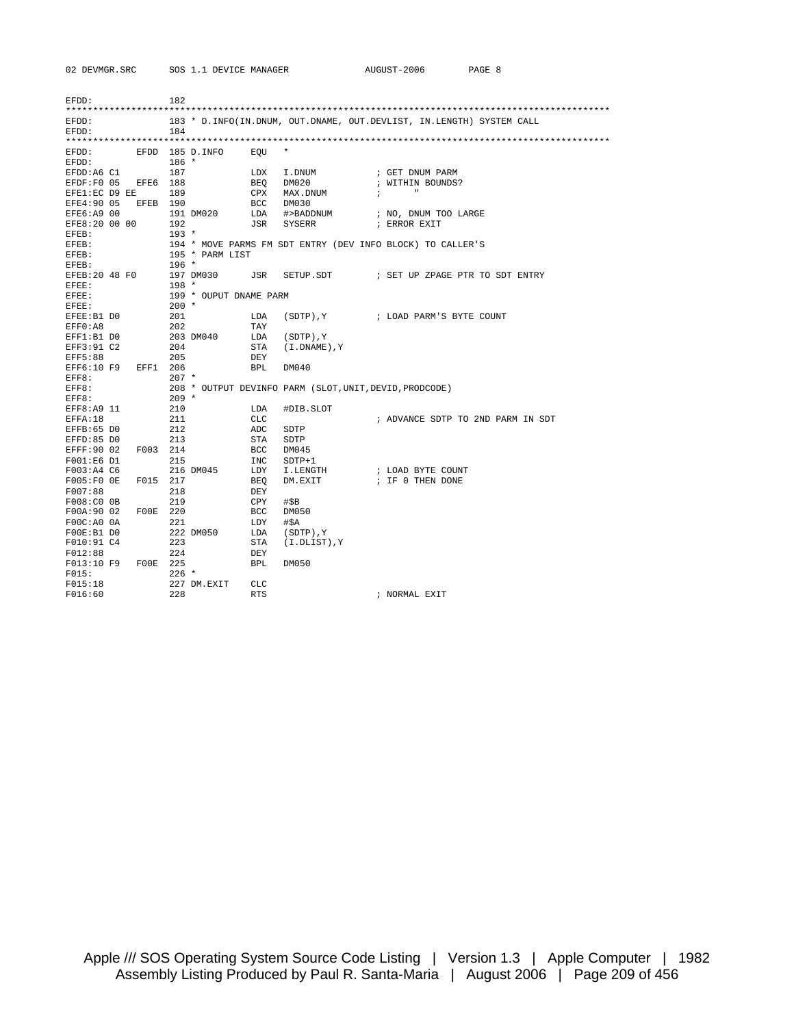```
EFDD:               182
**********************************************************************************************
EFDD:               183 * D.INFO(IN.DNUM, OUT.DNAME, OUT.DEVLIST, IN.LENGTH) SYSTEM CALL
EFDD:               184
**********************************************************************************************
EFDD:        EFDD 185 D.INFO     EQU   *
EFDD:               186 *
EFDD:A6 C1          187            LDX   I.DNUM          ; GET DNUM PARM
EFDF:F0 05   EFE6 188            BEQ   DM020           ; WITHIN BOUNDS?
EFE1:EC D9 EE       189            CPX   MAX.DNUM        ;      "
EFE4:90 05   EFEB 190            BCC   DM030
EFE6:A9 00          191 DM020      LDA   #>BADDNUM       ; NO, DNUM TOO LARGE
EFE8:20 00 00       192            JSR   SYSERR          ; ERROR EXIT
EFEB:               193 *
EFEB:               194 * MOVE PARMS FM SDT ENTRY (DEV INFO BLOCK) TO CALLER'S
EFEB:               195 * PARM LIST
EFEB:               196 *
EFEB:20 48 F0       197 DM030      JSR   SETUP.SDT       ; SET UP ZPAGE PTR TO SDT ENTRY
EFEE:               198 *
EFEE:               199 * OUPUT DNAME PARM
EFEE:               200 *
EFEE:B1 D0          201            LDA   (SDTP),Y        ; LOAD PARM'S BYTE COUNT
EFF0:A8             202            TAY
EFF1:B1 D0          203 DM040      LDA   (SDTP),Y
EFF3:91 C2          204            STA   (I.DNAME),Y
EFF5:88             205            DEY
EFF6:10 F9   EFF1 206            BPL   DM040
EFF8:               207 *
EFF8:               208 * OUTPUT DEVINFO PARM (SLOT,UNIT,DEVID,PRODCODE)
EFF8:               209 *
EFF8:A9 11          210            LDA   #DIB.SLOT
EFFA:18             211            CLC                   ; ADVANCE SDTP TO 2ND PARM IN SDT
EFFB:65 D0          212            ADC   SDTP
EFFD:85 D0          213            STA   SDTP
EFFF:90 02   F003 214            BCC   DM045
F001:E6 D1          215            INC   SDTP+1
F003:A4 C6          216 DM045      LDY   I.LENGTH        ; LOAD BYTE COUNT
F005:F0 0E   F015 217            BEQ   DM.EXIT         ; IF 0 THEN DONE
F007:88             218            DEY
F008:C0 0B          219            CPY   #$B
F00A:90 02   F00E 220            BCC   DM050
F00C:A0 0A          221            LDY   #$A
F00E:B1 D0          222 DM050      LDA   (SDTP),Y
F010:91 C4          223            STA   (I.DLIST),Y
F012:88             224            DEY
F013:10 F9   F00E 225            BPL   DM050
F015:               226 *
F015:18             227 DM.EXIT    CLC
F016:60             228            RTS                   ; NORMAL EXIT
```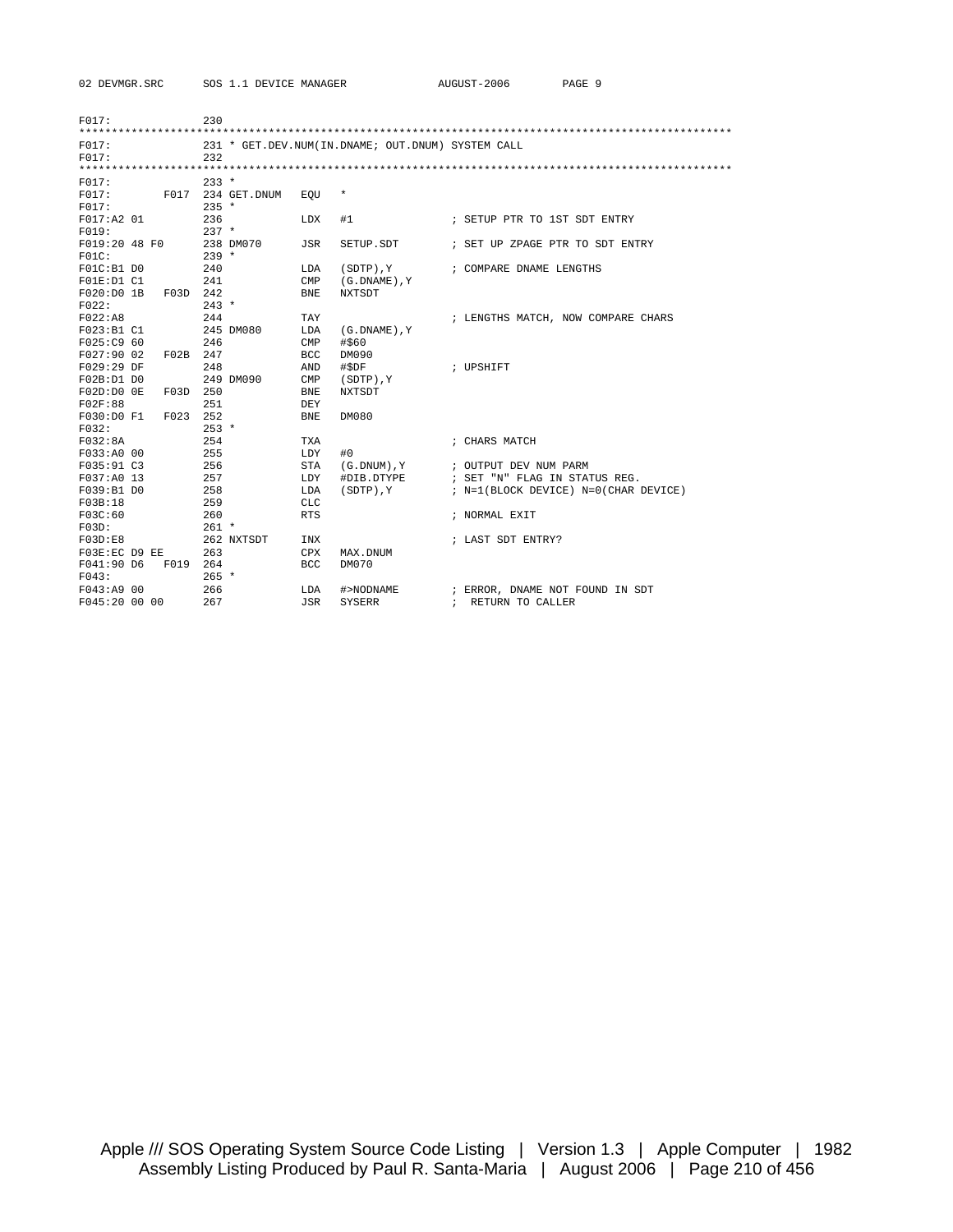```
F017:              230
****************************************************************************************************
F017:              231 * GET.DEV.NUM(IN.DNAME; OUT.DNUM) SYSTEM CALL
F017:              232
****************************************************************************************************
F017:              233 *
F017:         F017 234 GET.DNUM    EQU    *
F017:              235 *
F017:A2 01         236             LDX    #1               ; SETUP PTR TO 1ST SDT ENTRY
F019:              237 *
F019:20 48 F0      238 DM070       JSR    SETUP.SDT        ; SET UP ZPAGE PTR TO SDT ENTRY
F01C:              239 *
F01C:B1 D0         240             LDA    (SDTP),Y         ; COMPARE DNAME LENGTHS
F01E:D1 C1         241             CMP    (G.DNAME),Y
F020:D0 1B    F03D 242             BNE    NXTSDT
F022:              243 *
F022:A8            244             TAY                     ; LENGTHS MATCH, NOW COMPARE CHARS
F023:B1 C1         245 DM080       LDA    (G.DNAME),Y
F025:C9 60         246             CMP    #$60
F027:90 02    F02B 247             BCC    DM090
F029:29 DF         248             AND    #$DF             ; UPSHIFT
F02B:D1 D0         249 DM090       CMP    (SDTP),Y
F02D:D0 0E    F03D 250             BNE    NXTSDT
F02F:88            251             DEY
F030:D0 F1    F023 252             BNE    DM080
F032:              253 *
F032:8A            254             TXA                     ; CHARS MATCH
F033:A0 00         255             LDY    #0
F035:91 C3         256             STA    (G.DNUM),Y       ; OUTPUT DEV NUM PARM
F037:A0 13         257             LDY    #DIB.DTYPE       ; SET "N" FLAG IN STATUS REG.
F039:B1 D0         258             LDA    (SDTP),Y         ; N=1(BLOCK DEVICE) N=0(CHAR DEVICE)
F03B:18            259             CLC
F03C:60            260             RTS                     ; NORMAL EXIT
F03D:              261 *
F03D:E8            262 NXTSDT      INX                     ; LAST SDT ENTRY?
F03E:EC D9 EE      263             CPX    MAX.DNUM
F041:90 D6    F019 264             BCC    DM070
F043:              265 *
F043:A9 00         266             LDA    #>NODNAME        ; ERROR, DNAME NOT FOUND IN SDT
F045:20 00 00      267             JSR    SYSERR           ;  RETURN TO CALLER
```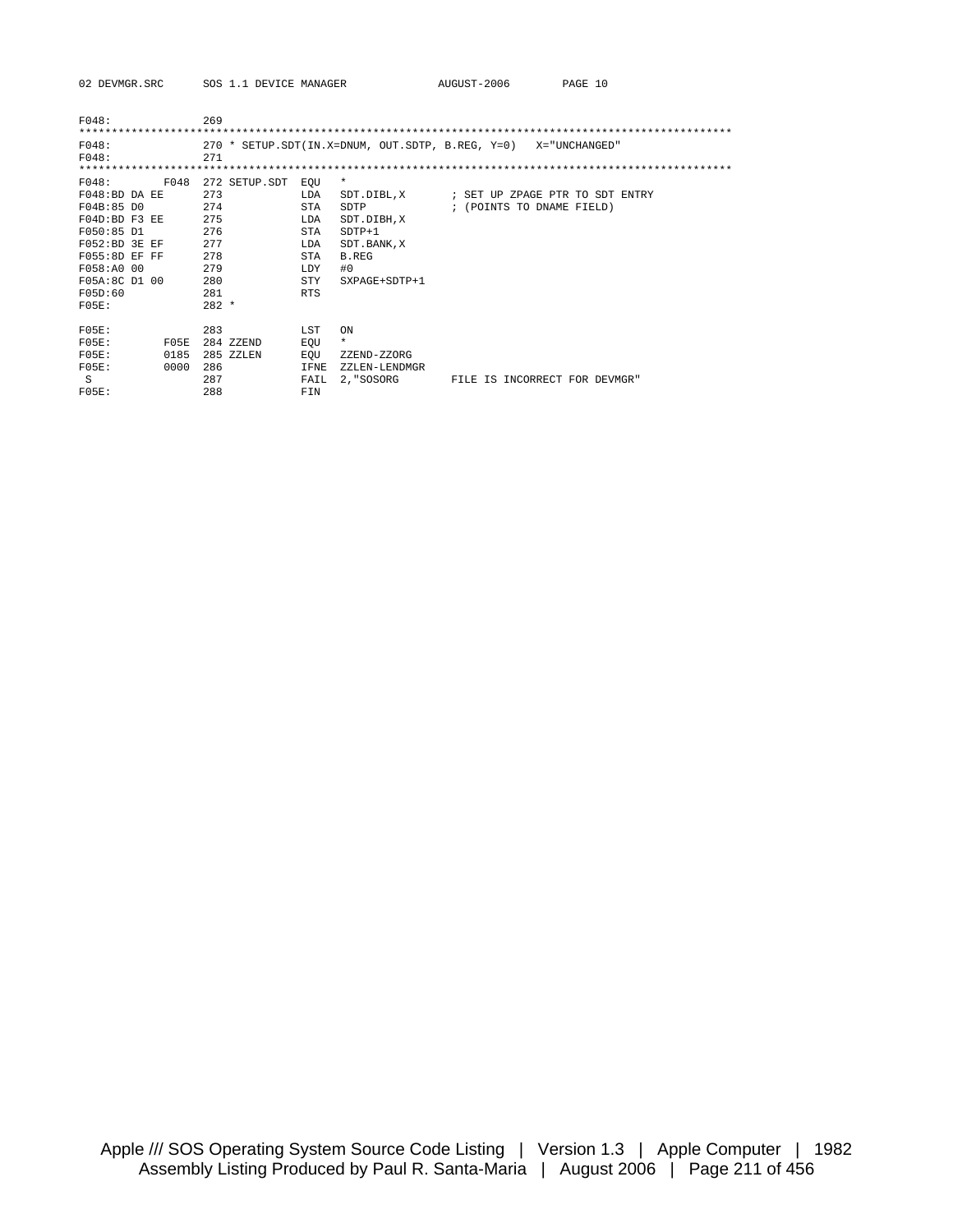```
F048:               269
****************************************************************************************************
F048:               270 * SETUP.SDT(IN.X=DNUM, OUT.SDTP, B.REG, Y=0)   X="UNCHANGED"
F048:               271
****************************************************************************************************
F048:         F048  272 SETUP.SDT  EQU   *
F048:BD DA EE       273            LDA   SDT.DIBL,X       ; SET UP ZPAGE PTR TO SDT ENTRY
F04B:85 D0          274            STA   SDTP             ; (POINTS TO DNAME FIELD)
F04D:BD F3 EE       275            LDA   SDT.DIBH,X
F050:85 D1          276            STA   SDTP+1
F052:BD 3E EF       277            LDA   SDT.BANK,X
F055:8D EF FF       278            STA   B.REG
F058:A0 00          279            LDY   #0
F05A:8C D1 00       280            STY   SXPAGE+SDTP+1
F05D:60             281            RTS
F05E:               282 *
                                                                                    
F05E:               283            LST   ON
F05E:         F05E  284 ZZEND      EQU   *
F05E:         0185  285 ZZLEN      EQU   ZZEND-ZZORG
F05E:         0000  286            IFNE  ZZLEN-LENDMGR
 S                  287            FAIL  2,"SOSORG        FILE IS INCORRECT FOR DEVMGR"
F05E:               288            FIN
```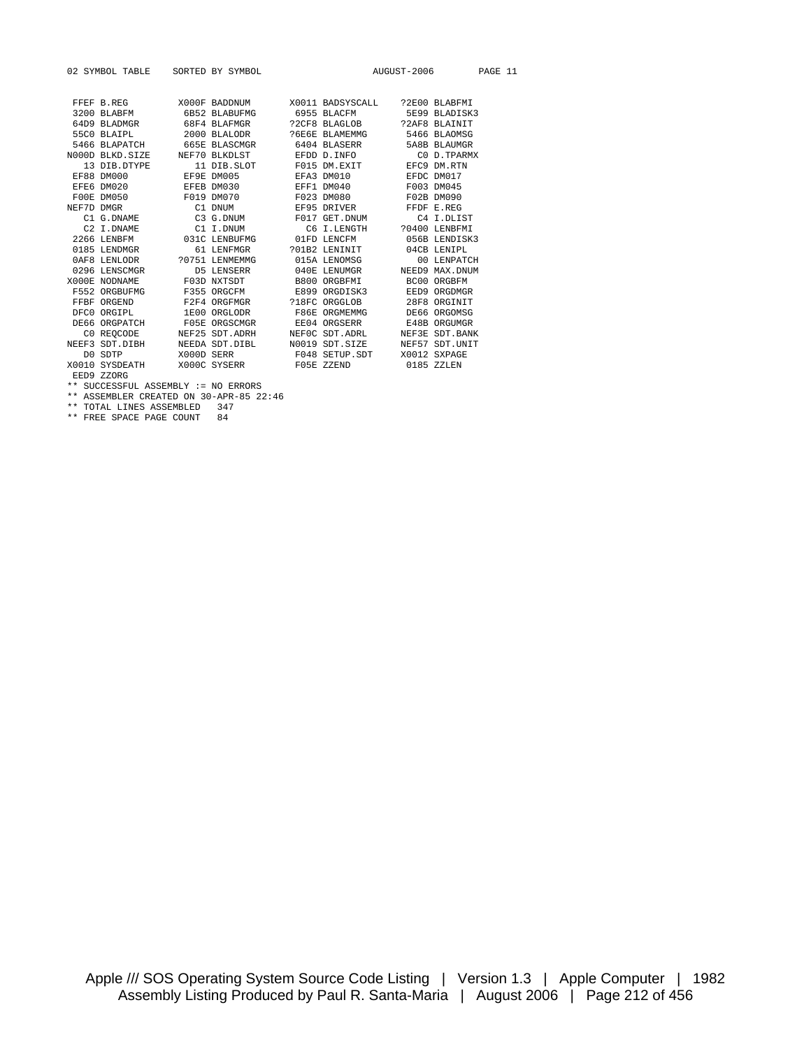```
02 SYMBOL TABLE    SORTED BY SYMBOL                    AUGUST-2006       PAGE 11


  FFEF B.REG         X000F BADDNUM       X0011 BADSYSCALL    ?2E00 BLABFMI
  3200 BLABFM         6B52 BLABUFMG       6955 BLACFM         5E99 BLADISK3
  64D9 BLADMGR        68F4 BLAFMGR       ?2CF8 BLAGLOB       ?2AF8 BLAINIT
  55C0 BLAIPL         2000 BLALODR       ?6E6E BLAMEMMG       5466 BLAOMSG
  5466 BLAPATCH       665E BLASCMGR       6404 BLASERR        5A8B BLAUMGR
N000D BLKD.SIZE      NEF70 BLKDLST        EFDD D.INFO           C0 D.TPARMX
    13 DIB.DTYPE        11 DIB.SLOT       F015 DM.EXIT        EFC9 DM.RTN
  EF88 DM000          EF9E DM005          EFA3 DM010          EFDC DM017
  EFE6 DM020          EFEB DM030          EFF1 DM040          F003 DM045
  F00E DM050          F019 DM070          F023 DM080          F02B DM090
NEF7D DMGR              C1 DNUM           EF95 DRIVER         FFDF E.REG
    C1 G.DNAME          C3 G.DNUM         F017 GET.DNUM         C4 I.DLIST
    C2 I.DNAME          C1 I.DNUM           C6 I.LENGTH      ?0400 LENBFMI
  2266 LENBFM         031C LENBUFMG       01FD LENCFM         056B LENDISK3
  0185 LENDMGR          61 LENFMGR       ?01B2 LENINIT        04CB LENIPL
  0AF8 LENLODR       ?0751 LENMEMMG       015A LENOMSG          00 LENPATCH
  0296 LENSCMGR         D5 LENSERR        040E LENUMGR       NEED9 MAX.DNUM
X000E NODNAME        F03D NXTSDT         B800 ORGBFMI        BC00 ORGBFM
  F552 ORGBUFMG       F355 ORGCFM         E899 ORGDISK3       EED9 ORGDMGR
  FFBF ORGEND         F2F4 ORGFMGR       ?18FC ORGGLOB        28F8 ORGINIT
  DFC0 ORGIPL         1E00 ORGLODR        F86E ORGMEMMG       DE66 ORGOMSG
  DE66 ORGPATCH       F05E ORGSCMGR       EE04 ORGSERR        E48B ORGUMGR
    C0 REQCODE       NEF25 SDT.ADRH      NEF0C SDT.ADRL      NEF3E SDT.BANK
NEEF3 SDT.DIBH       NEEDA SDT.DIBL      N0019 SDT.SIZE      NEF57 SDT.UNIT
    D0 SDTP          X000D SERR           F048 SETUP.SDT     X0012 SXPAGE
X0010 SYSDEATH       X000C SYSERR         F05E ZZEND          0185 ZZLEN
  EED9 ZZORG
** SUCCESSFUL ASSEMBLY := NO ERRORS
** ASSEMBLER CREATED ON 30-APR-85 22:46
** TOTAL LINES ASSEMBLED   347
** FREE SPACE PAGE COUNT   84
```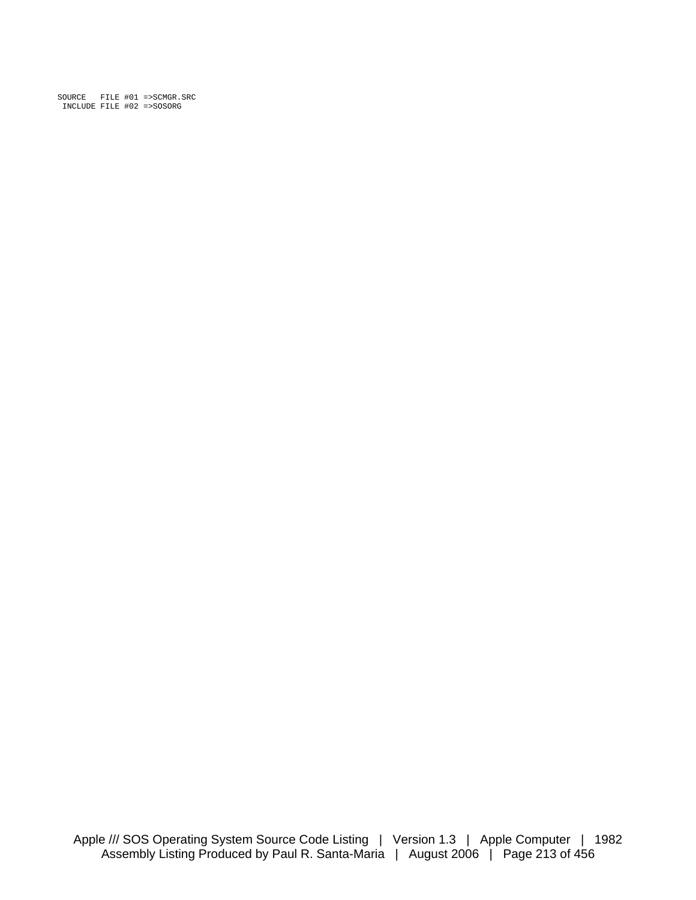```
SOURCE   FILE #01 =>SCMGR.SRC
 INCLUDE FILE #02 =>SOSORG
```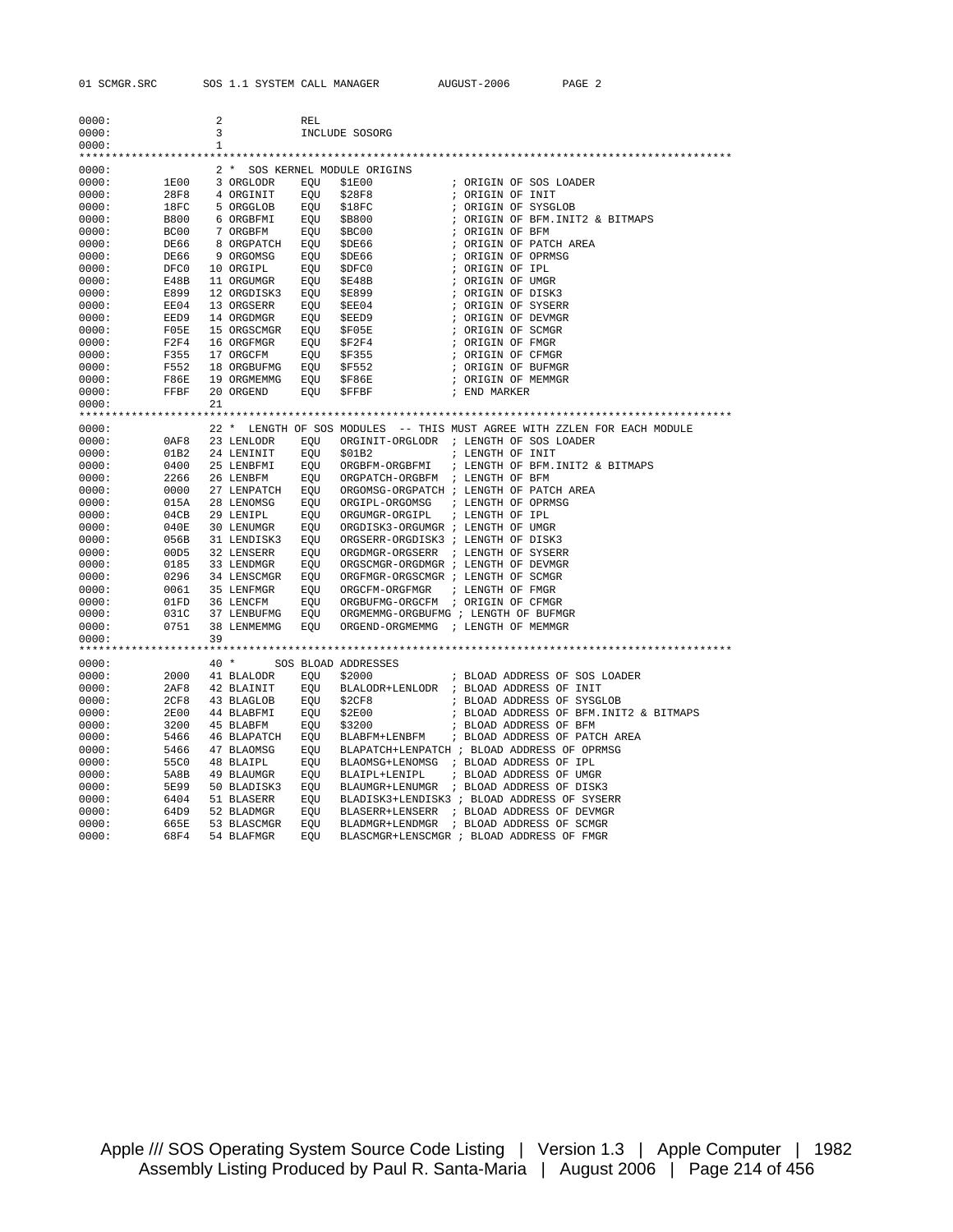```
0000:              2            REL
0000:              3            INCLUDE SOSORG
0000:              1
****************************************************************************************************
0000:              2 *  SOS KERNEL MODULE ORIGINS
0000:        1E00  3 ORGLODR    EQU   $1E00           ; ORIGIN OF SOS LOADER
0000:        28F8  4 ORGINIT    EQU   $28F8           ; ORIGIN OF INIT
0000:        18FC  5 ORGGLOB    EQU   $18FC           ; ORIGIN OF SYSGLOB
0000:        B800  6 ORGBFMI    EQU   $B800           ; ORIGIN OF BFM.INIT2 & BITMAPS
0000:        BC00  7 ORGBFM     EQU   $BC00           ; ORIGIN OF BFM
0000:        DE66  8 ORGPATCH   EQU   $DE66           ; ORIGIN OF PATCH AREA
0000:        DE66  9 ORGOMSG    EQU   $DE66           ; ORIGIN OF OPRMSG
0000:        DFC0 10 ORGIPL     EQU   $DFC0           ; ORIGIN OF IPL
0000:        E48B 11 ORGUMGR    EQU   $E48B           ; ORIGIN OF UMGR
0000:        E899 12 ORGDISK3   EQU   $E899           ; ORIGIN OF DISK3
0000:        EE04 13 ORGSERR    EQU   $EE04           ; ORIGIN OF SYSERR
0000:        EED9 14 ORGDMGR    EQU   $EED9           ; ORIGIN OF DEVMGR
0000:        F05E 15 ORGSCMGR   EQU   $F05E           ; ORIGIN OF SCMGR
0000:        F2F4 16 ORGFMGR    EQU   $F2F4           ; ORIGIN OF FMGR
0000:        F355 17 ORGCFM     EQU   $F355           ; ORIGIN OF CFMGR
0000:        F552 18 ORGBUFMG   EQU   $F552           ; ORIGIN OF BUFMGR
0000:        F86E 19 ORGMEMMG   EQU   $F86E           ; ORIGIN OF MEMMGR
0000:        FFBF 20 ORGEND     EQU   $FFBF           ; END MARKER
0000:             21
****************************************************************************************************
0000:             22 *  LENGTH OF SOS MODULES  -- THIS MUST AGREE WITH ZZLEN FOR EACH MODULE
0000:        0AF8 23 LENLODR    EQU   ORGINIT-ORGLODR  ; LENGTH OF SOS LOADER
0000:        01B2 24 LENINIT    EQU   $01B2            ; LENGTH OF INIT
0000:        0400 25 LENBFMI    EQU   ORGBFM-ORGBFMI   ; LENGTH OF BFM.INIT2 & BITMAPS
0000:        2266 26 LENBFM     EQU   ORGPATCH-ORGBFM  ; LENGTH OF BFM
0000:        0000 27 LENPATCH   EQU   ORGOMSG-ORGPATCH ; LENGTH OF PATCH AREA
0000:        015A 28 LENOMSG    EQU   ORGIPL-ORGOMSG   ; LENGTH OF OPRMSG
0000:        04CB 29 LENIPL     EQU   ORGUMGR-ORGIPL   ; LENGTH OF IPL
0000:        040E 30 LENUMGR    EQU   ORGDISK3-ORGUMGR ; LENGTH OF UMGR
0000:        056B 31 LENDISK3   EQU   ORGSERR-ORGDISK3 ; LENGTH OF DISK3
0000:        00D5 32 LENSERR    EQU   ORGDMGR-ORGSERR  ; LENGTH OF SYSERR
0000:        0185 33 LENDMGR    EQU   ORGSCMGR-ORGDMGR ; LENGTH OF DEVMGR
0000:        0296 34 LENSCMGR   EQU   ORGFMGR-ORGSCMGR ; LENGTH OF SCMGR
0000:        0061 35 LENFMGR    EQU   ORGCFM-ORGFMGR   ; LENGTH OF FMGR
0000:        01FD 36 LENCFM     EQU   ORGBUFMG-ORGCFM  ; ORIGIN OF CFMGR
0000:        031C 37 LENBUFMG   EQU   ORGMEMMG-ORGBUFMG ; LENGTH OF BUFMGR
0000:        0751 38 LENMEMMG   EQU   ORGEND-ORGMEMMG  ; LENGTH OF MEMMGR
0000:             39
****************************************************************************************************
0000:             40 *       SOS BLOAD ADDRESSES
0000:        2000 41 BLALODR    EQU   $2000            ; BLOAD ADDRESS OF SOS LOADER
0000:        2AF8 42 BLAINIT    EQU   BLALODR+LENLODR  ; BLOAD ADDRESS OF INIT
0000:        2CF8 43 BLAGLOB    EQU   $2CF8            ; BLOAD ADDRESS OF SYSGLOB
0000:        2E00 44 BLABFMI    EQU   $2E00            ; BLOAD ADDRESS OF BFM.INIT2 & BITMAPS
0000:        3200 45 BLABFM     EQU   $3200            ; BLOAD ADDRESS OF BFM
0000:        5466 46 BLAPATCH   EQU   BLABFM+LENBFM    ; BLOAD ADDRESS OF PATCH AREA
0000:        5466 47 BLAOMSG    EQU   BLAPATCH+LENPATCH ; BLOAD ADDRESS OF OPRMSG
0000:        55C0 48 BLAIPL     EQU   BLAOMSG+LENOMSG  ; BLOAD ADDRESS OF IPL
0000:        5A8B 49 BLAUMGR    EQU   BLAIPL+LENIPL    ; BLOAD ADDRESS OF UMGR
0000:        5E99 50 BLADISK3   EQU   BLAUMGR+LENUMGR  ; BLOAD ADDRESS OF DISK3
0000:        6404 51 BLASERR    EQU   BLADISK3+LENDISK3 ; BLOAD ADDRESS OF SYSERR
0000:        64D9 52 BLADMGR    EQU   BLASERR+LENSERR  ; BLOAD ADDRESS OF DEVMGR
0000:        665E 53 BLASCMGR   EQU   BLADMGR+LENDMGR  ; BLOAD ADDRESS OF SCMGR
0000:        68F4 54 BLAFMGR    EQU   BLASCMGR+LENSCMGR ; BLOAD ADDRESS OF FMGR
```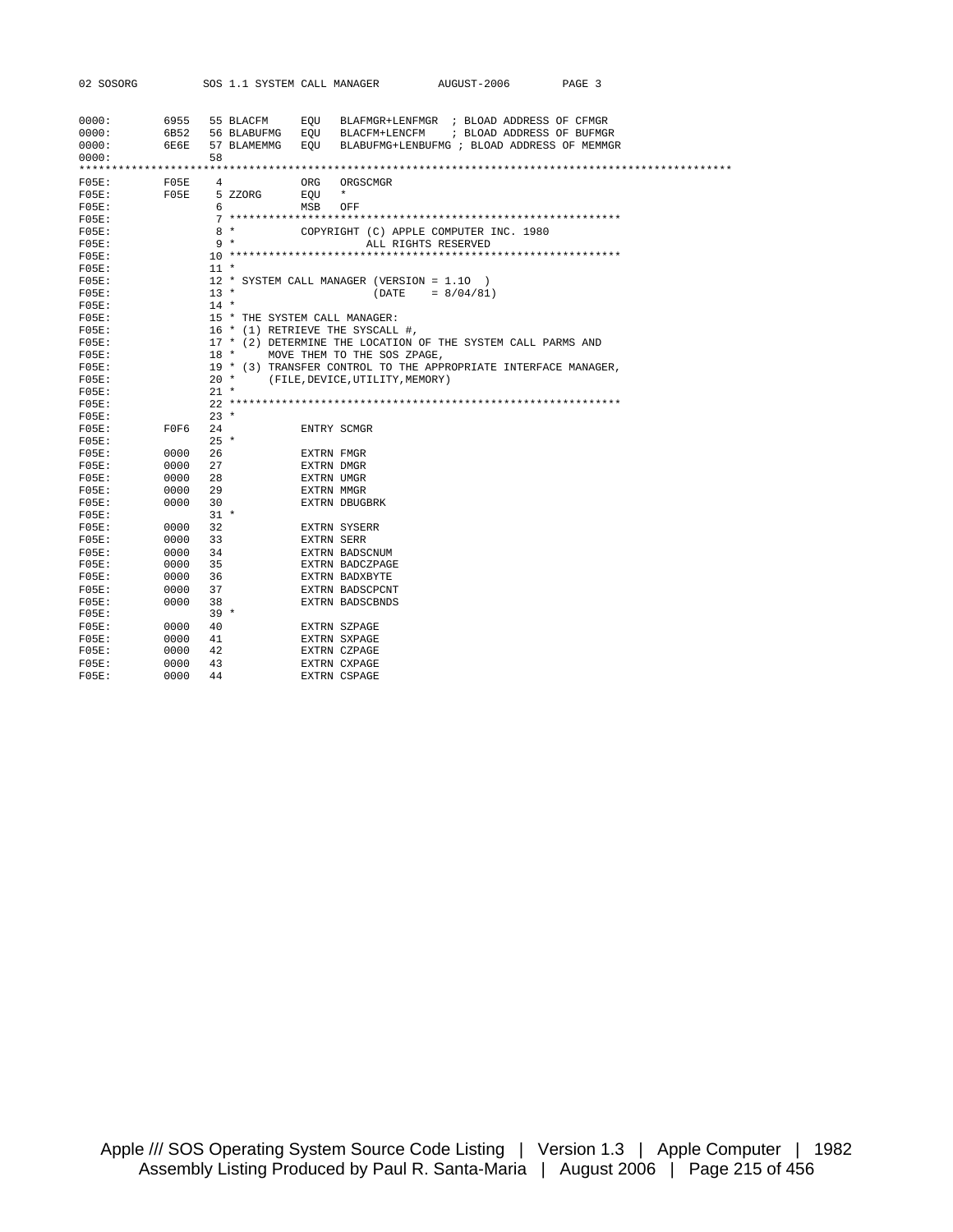```
0000:        6955   55 BLACFM     EQU   BLAFMGR+LENFMGR  ; BLOAD ADDRESS OF CFMGR
0000:        6B52   56 BLABUFMG   EQU   BLACFM+LENCFM    ; BLOAD ADDRESS OF BUFMGR
0000:        6E6E   57 BLAMEMMG   EQU   BLABUFMG+LENBUFMG ; BLOAD ADDRESS OF MEMMGR
0000:               58
***************************************************************************************************
F05E:        F05E    4            ORG   ORGSCMGR
F05E:        F05E    5 ZZORG      EQU   *
F05E:                6            MSB   OFF
F05E:                7 ************************************************************
F05E:                8 *          COPYRIGHT (C) APPLE COMPUTER INC. 1980
F05E:                9 *                    ALL RIGHTS RESERVED
F05E:               10 ************************************************************
F05E:               11 *
F05E:               12 * SYSTEM CALL MANAGER (VERSION = 1.1O  )
F05E:               13 *                      (DATE    = 8/04/81)
F05E:               14 *
F05E:               15 * THE SYSTEM CALL MANAGER:
F05E:               16 * (1) RETRIEVE THE SYSCALL #,
F05E:               17 * (2) DETERMINE THE LOCATION OF THE SYSTEM CALL PARMS AND
F05E:               18 *     MOVE THEM TO THE SOS ZPAGE,
F05E:               19 * (3) TRANSFER CONTROL TO THE APPROPRIATE INTERFACE MANAGER,
F05E:               20 *     (FILE,DEVICE,UTILITY,MEMORY)
F05E:               21 *
F05E:               22 ************************************************************
F05E:               23 *
F05E:        F0F6   24            ENTRY SCMGR
F05E:               25 *
F05E:        0000   26            EXTRN FMGR
F05E:        0000   27            EXTRN DMGR
F05E:        0000   28            EXTRN UMGR
F05E:        0000   29            EXTRN MMGR
F05E:        0000   30            EXTRN DBUGBRK
F05E:               31 *
F05E:        0000   32            EXTRN SYSERR
F05E:        0000   33            EXTRN SERR
F05E:        0000   34            EXTRN BADSCNUM
F05E:        0000   35            EXTRN BADCZPAGE
F05E:        0000   36            EXTRN BADXBYTE
F05E:        0000   37            EXTRN BADSCPCNT
F05E:        0000   38            EXTRN BADSCBNDS
F05E:               39 *
F05E:        0000   40            EXTRN SZPAGE
F05E:        0000   41            EXTRN SXPAGE
F05E:        0000   42            EXTRN CZPAGE
F05E:        0000   43            EXTRN CXPAGE
F05E:        0000   44            EXTRN CSPAGE
```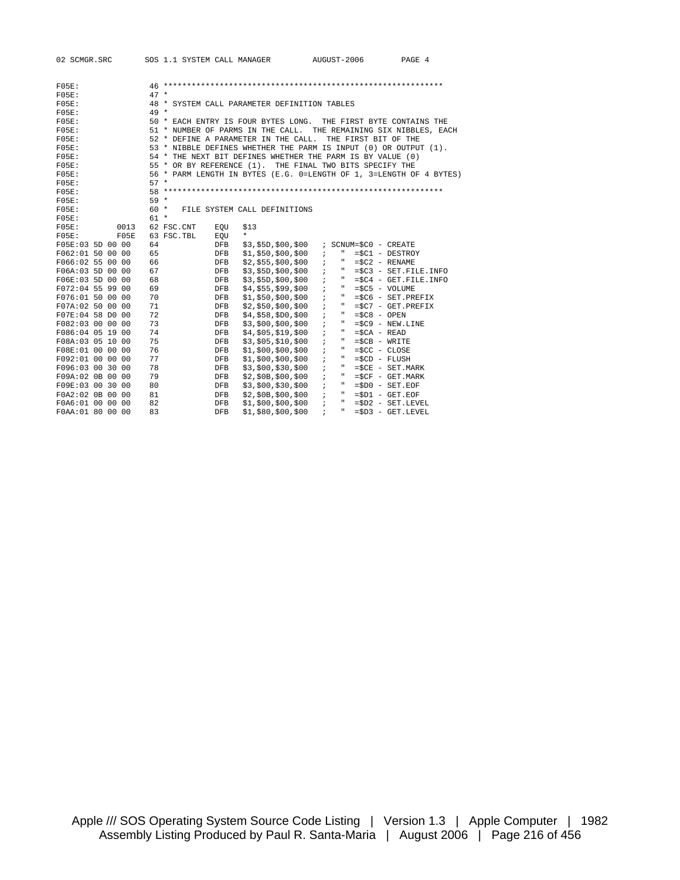```
F05E:               46 ************************************************************
F05E:               47 *
F05E:               48 * SYSTEM CALL PARAMETER DEFINITION TABLES
F05E:               49 *
F05E:               50 * EACH ENTRY IS FOUR BYTES LONG.  THE FIRST BYTE CONTAINS THE
F05E:               51 * NUMBER OF PARMS IN THE CALL.  THE REMAINING SIX NIBBLES, EACH
F05E:               52 * DEFINE A PARAMETER IN THE CALL.  THE FIRST BIT OF THE
F05E:               53 * NIBBLE DEFINES WHETHER THE PARM IS INPUT (0) OR OUTPUT (1).
F05E:               54 * THE NEXT BIT DEFINES WHETHER THE PARM IS BY VALUE (0)
F05E:               55 * OR BY REFERENCE (1).  THE FINAL TWO BITS SPECIFY THE
F05E:               56 * PARM LENGTH IN BYTES (E.G. 0=LENGTH OF 1, 3=LENGTH OF 4 BYTES)
F05E:               57 *
F05E:               58 ************************************************************
F05E:               59 *
F05E:               60 *   FILE SYSTEM CALL DEFINITIONS
F05E:               61 *
F05E:        0013   62 FSC.CNT    EQU   $13
F05E:        F05E   63 FSC.TBL    EQU   *
F05E:03 5D 00 00    64            DFB   $3,$5D,$00,$00    ; SCNUM=$C0 - CREATE
F062:01 50 00 00    65            DFB   $1,$50,$00,$00    ;   "  =$C1 - DESTROY
F066:02 55 00 00    66            DFB   $2,$55,$00,$00    ;   "  =$C2 - RENAME
F06A:03 5D 00 00    67            DFB   $3,$5D,$00,$00    ;   "  =$C3 - SET.FILE.INFO
F06E:03 5D 00 00    68            DFB   $3,$5D,$00,$00    ;   "  =$C4 - GET.FILE.INFO
F072:04 55 99 00    69            DFB   $4,$55,$99,$00    ;   "  =$C5 - VOLUME
F076:01 50 00 00    70            DFB   $1,$50,$00,$00    ;   "  =$C6 - SET.PREFIX
F07A:02 50 00 00    71            DFB   $2,$50,$00,$00    ;   "  =$C7 - GET.PREFIX
F07E:04 58 D0 00    72            DFB   $4,$58,$D0,$00    ;   "  =$C8 - OPEN
F082:03 00 00 00    73            DFB   $3,$00,$00,$00    ;   "  =$C9 - NEW.LINE
F086:04 05 19 00    74            DFB   $4,$05,$19,$00    ;   "  =$CA - READ
F08A:03 05 10 00    75            DFB   $3,$05,$10,$00    ;   "  =$CB - WRITE
F08E:01 00 00 00    76            DFB   $1,$00,$00,$00    ;   "  =$CC - CLOSE
F092:01 00 00 00    77            DFB   $1,$00,$00,$00    ;   "  =$CD - FLUSH
F096:03 00 30 00    78            DFB   $3,$00,$30,$00    ;   "  =$CE - SET.MARK
F09A:02 0B 00 00    79            DFB   $2,$0B,$00,$00    ;   "  =$CF - GET.MARK
F09E:03 00 30 00    80            DFB   $3,$00,$30,$00    ;   "  =$D0 - SET.EOF
F0A2:02 0B 00 00    81            DFB   $2,$0B,$00,$00    ;   "  =$D1 - GET.EOF
F0A6:01 00 00 00    82            DFB   $1,$00,$00,$00    ;   "  =$D2 - SET.LEVEL
F0AA:01 80 00 00    83            DFB   $1,$80,$00,$00    ;   "  =$D3 - GET.LEVEL
```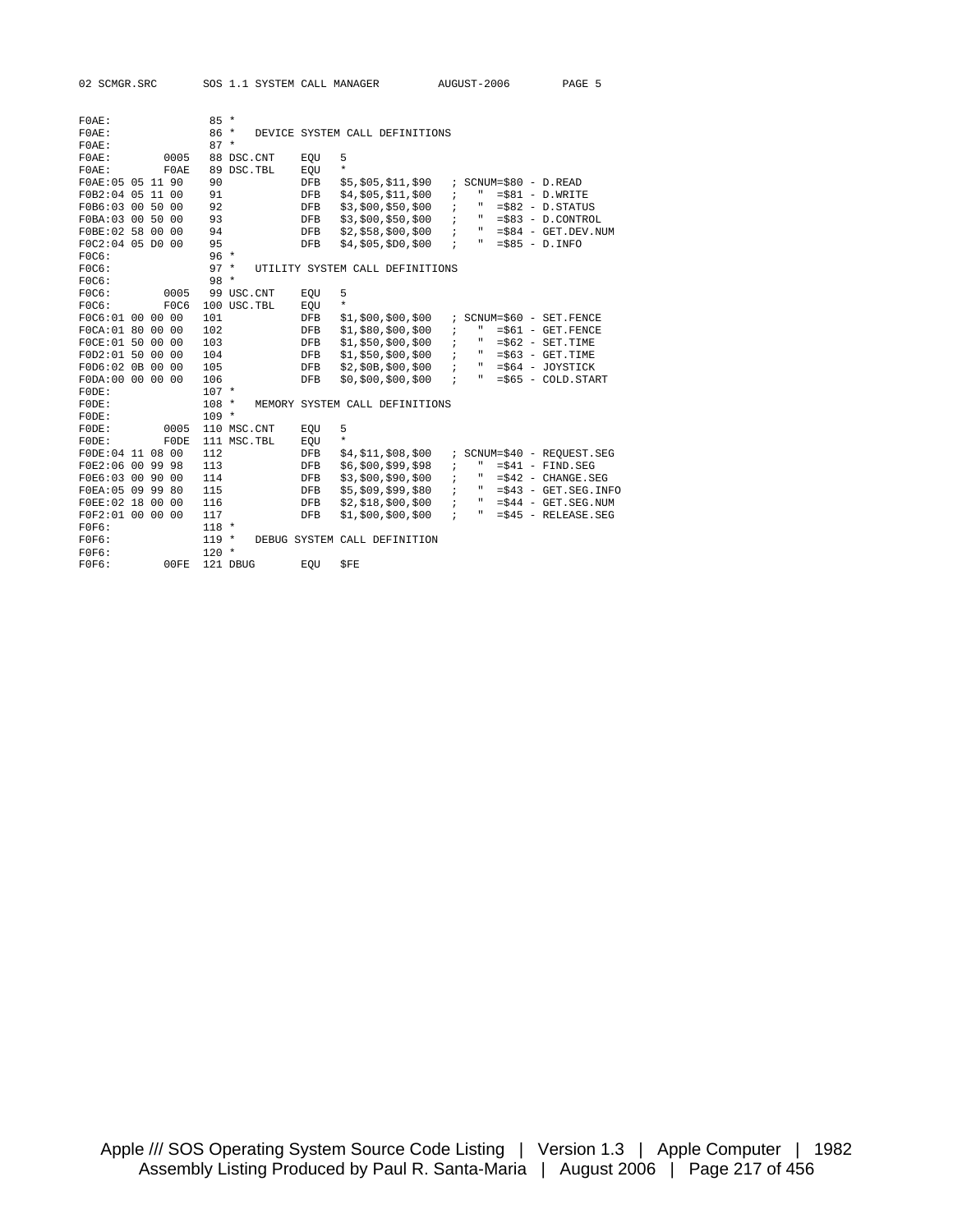```
F0AE:                 85 *
F0AE:                 86 *   DEVICE SYSTEM CALL DEFINITIONS
F0AE:                 87 *
F0AE:          0005   88 DSC.CNT    EQU   5
F0AE:          F0AE   89 DSC.TBL    EQU   *
F0AE:05 05 11 90      90            DFB   $5,$05,$11,$90   ; SCNUM=$80 - D.READ
F0B2:04 05 11 00      91            DFB   $4,$05,$11,$00   ;   "  =$81 - D.WRITE
F0B6:03 00 50 00      92            DFB   $3,$00,$50,$00   ;   "  =$82 - D.STATUS
F0BA:03 00 50 00      93            DFB   $3,$00,$50,$00   ;   "  =$83 - D.CONTROL
F0BE:02 58 00 00      94            DFB   $2,$58,$00,$00   ;   "  =$84 - GET.DEV.NUM
F0C2:04 05 D0 00      95            DFB   $4,$05,$D0,$00   ;   "  =$85 - D.INFO
F0C6:                 96 *
F0C6:                 97 *   UTILITY SYSTEM CALL DEFINITIONS
F0C6:                 98 *
F0C6:          0005   99 USC.CNT    EQU   5
F0C6:          F0C6  100 USC.TBL    EQU   *
F0C6:01 00 00 00     101            DFB   $1,$00,$00,$00   ; SCNUM=$60 - SET.FENCE
F0CA:01 80 00 00     102            DFB   $1,$80,$00,$00   ;   "  =$61 - GET.FENCE
F0CE:01 50 00 00     103            DFB   $1,$50,$00,$00   ;   "  =$62 - SET.TIME
F0D2:01 50 00 00     104            DFB   $1,$50,$00,$00   ;   "  =$63 - GET.TIME
F0D6:02 0B 00 00     105            DFB   $2,$0B,$00,$00   ;   "  =$64 - JOYSTICK
F0DA:00 00 00 00     106            DFB   $0,$00,$00,$00   ;   "  =$65 - COLD.START
F0DE:                107 *
F0DE:                108 *   MEMORY SYSTEM CALL DEFINITIONS
F0DE:                109 *
F0DE:          0005  110 MSC.CNT    EQU   5
F0DE:          F0DE  111 MSC.TBL    EQU   *
F0DE:04 11 08 00     112            DFB   $4,$11,$08,$00   ; SCNUM=$40 - REQUEST.SEG
F0E2:06 00 99 98     113            DFB   $6,$00,$99,$98   ;   "  =$41 - FIND.SEG
F0E6:03 00 90 00     114            DFB   $3,$00,$90,$00   ;   "  =$42 - CHANGE.SEG
F0EA:05 09 99 80     115            DFB   $5,$09,$99,$80   ;   "  =$43 - GET.SEG.INFO
F0EE:02 18 00 00     116            DFB   $2,$18,$00,$00   ;   "  =$44 - GET.SEG.NUM
F0F2:01 00 00 00     117            DFB   $1,$00,$00,$00   ;   "  =$45 - RELEASE.SEG
F0F6:                118 *
F0F6:                119 *   DEBUG SYSTEM CALL DEFINITION
F0F6:                120 *
F0F6:          00FE  121 DBUG       EQU   $FE
```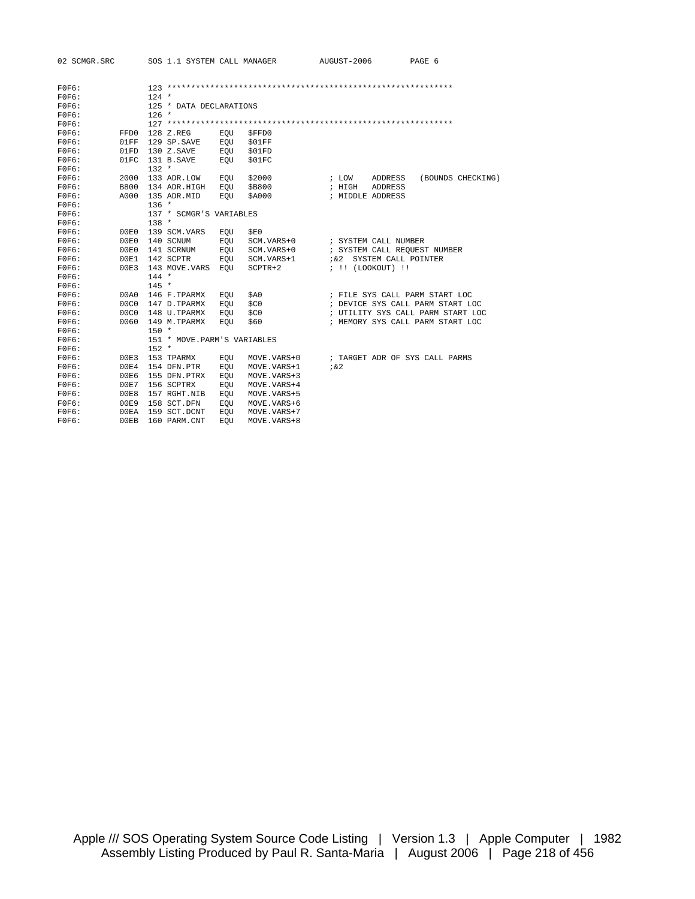```
F0F6:              123 ************************************************************
F0F6:              124 *
F0F6:              125 * DATA DECLARATIONS
F0F6:              126 *
F0F6:              127 ************************************************************
F0F6:         FFD0 128 Z.REG       EQU    $FFD0
F0F6:         01FF 129 SP.SAVE     EQU    $01FF
F0F6:         01FD 130 Z.SAVE      EQU    $01FD
F0F6:         01FC 131 B.SAVE      EQU    $01FC
F0F6:              132 *
F0F6:         2000 133 ADR.LOW     EQU    $2000            ; LOW    ADDRESS   (BOUNDS CHECKING)
F0F6:         B800 134 ADR.HIGH    EQU    $B800            ; HIGH   ADDRESS
F0F6:         A000 135 ADR.MID     EQU    $A000            ; MIDDLE ADDRESS
F0F6:              136 *
F0F6:              137 * SCMGR'S VARIABLES
F0F6:              138 *
F0F6:         00E0 139 SCM.VARS    EQU    $E0
F0F6:         00E0 140 SCNUM       EQU    SCM.VARS+0       ; SYSTEM CALL NUMBER
F0F6:         00E0 141 SCRNUM      EQU    SCM.VARS+0       ; SYSTEM CALL REQUEST NUMBER
F0F6:         00E1 142 SCPTR       EQU    SCM.VARS+1       ;&2  SYSTEM CALL POINTER
F0F6:         00E3 143 MOVE.VARS   EQU    SCPTR+2          ; !! (LOOKOUT) !!
F0F6:              144 *
F0F6:              145 *
F0F6:         00A0 146 F.TPARMX    EQU    $A0              ; FILE SYS CALL PARM START LOC
F0F6:         00C0 147 D.TPARMX    EQU    $C0              ; DEVICE SYS CALL PARM START LOC
F0F6:         00C0 148 U.TPARMX    EQU    $C0              ; UTILITY SYS CALL PARM START LOC
F0F6:         0060 149 M.TPARMX    EQU    $60              ; MEMORY SYS CALL PARM START LOC
F0F6:              150 *
F0F6:              151 * MOVE.PARM'S VARIABLES
F0F6:              152 *
F0F6:         00E3 153 TPARMX      EQU    MOVE.VARS+0      ; TARGET ADR OF SYS CALL PARMS
F0F6:         00E4 154 DFN.PTR     EQU    MOVE.VARS+1      ;&2
F0F6:         00E6 155 DFN.PTRX    EQU    MOVE.VARS+3
F0F6:         00E7 156 SCPTRX      EQU    MOVE.VARS+4
F0F6:         00E8 157 RGHT.NIB    EQU    MOVE.VARS+5
F0F6:         00E9 158 SCT.DFN     EQU    MOVE.VARS+6
F0F6:         00EA 159 SCT.DCNT    EQU    MOVE.VARS+7
F0F6:         00EB 160 PARM.CNT    EQU    MOVE.VARS+8
```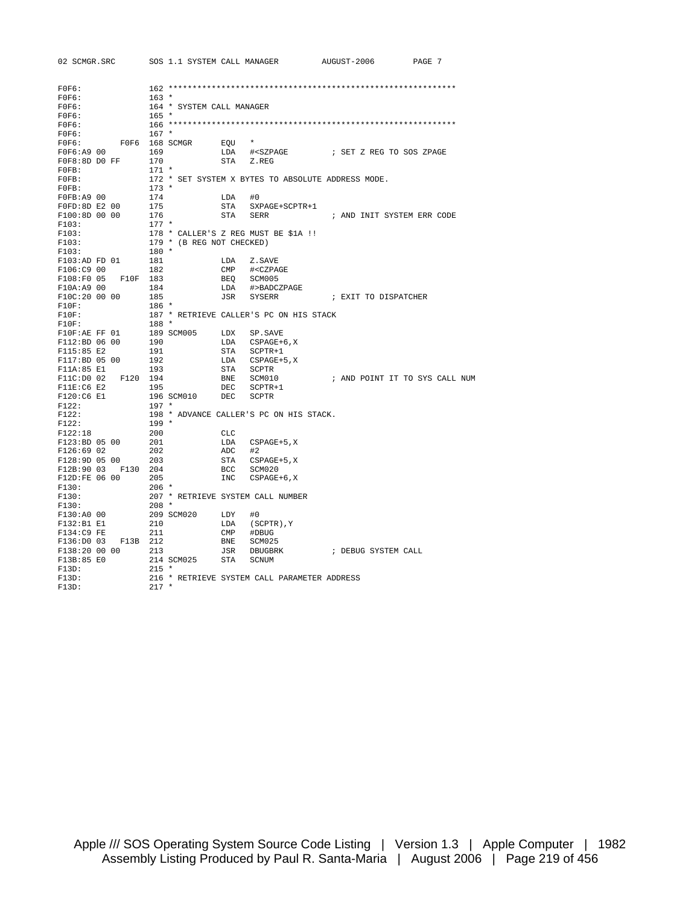```
F0F6:               162 ************************************************************
F0F6:               163 *
F0F6:               164 * SYSTEM CALL MANAGER
F0F6:               165 *
F0F6:               166 ************************************************************
F0F6:               167 *
F0F6:         F0F6  168 SCMGR      EQU   *
F0F6:A9 00          169            LDA   #<SZPAGE         ; SET Z REG TO SOS ZPAGE
F0F8:8D D0 FF       170            STA   Z.REG
F0FB:               171 *
F0FB:               172 * SET SYSTEM X BYTES TO ABSOLUTE ADDRESS MODE.
F0FB:               173 *
F0FB:A9 00          174            LDA   #0
F0FD:8D E2 00       175            STA   SXPAGE+SCPTR+1
F100:8D 00 00       176            STA   SERR             ; AND INIT SYSTEM ERR CODE
F103:               177 *
F103:               178 * CALLER'S Z REG MUST BE $1A !!
F103:               179 * (B REG NOT CHECKED)
F103:               180 *
F103:AD FD 01       181            LDA   Z.SAVE
F106:C9 00          182            CMP   #<CZPAGE
F108:F0 05   F10F   183            BEQ   SCM005
F10A:A9 00          184            LDA   #>BADCZPAGE
F10C:20 00 00       185            JSR   SYSERR           ; EXIT TO DISPATCHER
F10F:               186 *
F10F:               187 * RETRIEVE CALLER'S PC ON HIS STACK
F10F:               188 *
F10F:AE FF 01       189 SCM005     LDX   SP.SAVE
F112:BD 06 00       190            LDA   CSPAGE+6,X
F115:85 E2          191            STA   SCPTR+1
F117:BD 05 00       192            LDA   CSPAGE+5,X
F11A:85 E1          193            STA   SCPTR
F11C:D0 02   F120   194            BNE   SCM010           ; AND POINT IT TO SYS CALL NUM
F11E:C6 E2          195            DEC   SCPTR+1
F120:C6 E1          196 SCM010     DEC   SCPTR
F122:               197 *
F122:               198 * ADVANCE CALLER'S PC ON HIS STACK.
F122:               199 *
F122:18             200            CLC
F123:BD 05 00       201            LDA   CSPAGE+5,X
F126:69 02          202            ADC   #2
F128:9D 05 00       203            STA   CSPAGE+5,X
F12B:90 03   F130   204            BCC   SCM020
F12D:FE 06 00       205            INC   CSPAGE+6,X
F130:               206 *
F130:               207 * RETRIEVE SYSTEM CALL NUMBER
F130:               208 *
F130:A0 00          209 SCM020     LDY   #0
F132:B1 E1          210            LDA   (SCPTR),Y
F134:C9 FE          211            CMP   #DBUG
F136:D0 03   F13B   212            BNE   SCM025
F138:20 00 00       213            JSR   DBUGBRK          ; DEBUG SYSTEM CALL
F13B:85 E0          214 SCM025     STA   SCNUM
F13D:               215 *
F13D:               216 * RETRIEVE SYSTEM CALL PARAMETER ADDRESS
F13D:               217 *
```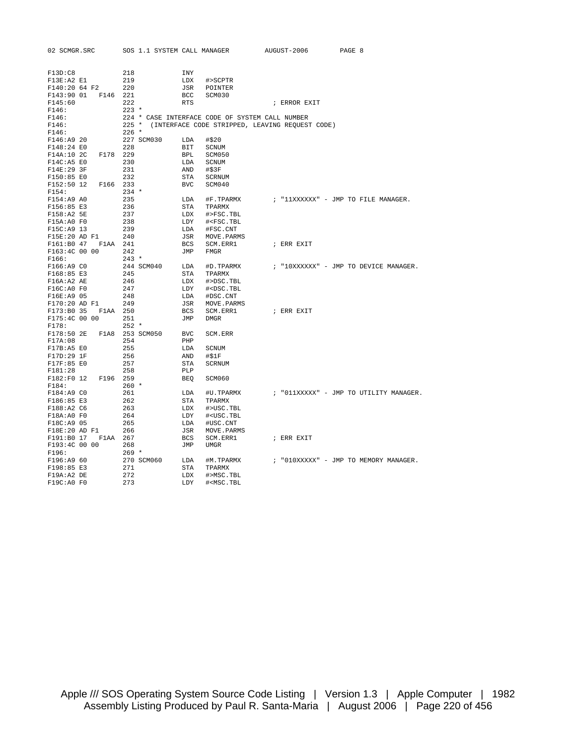```
F13D:C8              218             INY
F13E:A2 E1           219             LDX   #>SCPTR
F140:20 64 F2        220             JSR   POINTER
F143:90 01   F146    221             BCC   SCM030
F145:60              222             RTS                        ; ERROR EXIT
F146:                223 *
F146:                224 * CASE INTERFACE CODE OF SYSTEM CALL NUMBER
F146:                225 *  (INTERFACE CODE STRIPPED, LEAVING REQUEST CODE)
F146:                226 *
F146:A9 20           227 SCM030      LDA   #$20
F148:24 E0           228             BIT   SCNUM
F14A:10 2C   F178    229             BPL   SCM050
F14C:A5 E0           230             LDA   SCNUM
F14E:29 3F           231             AND   #$3F
F150:85 E0           232             STA   SCRNUM
F152:50 12   F166    233             BVC   SCM040
F154:                234 *
F154:A9 A0           235             LDA   #F.TPARMX        ; "11XXXXXX" - JMP TO FILE MANAGER.
F156:85 E3           236             STA   TPARMX
F158:A2 5E           237             LDX   #>FSC.TBL
F15A:A0 F0           238             LDY   #<FSC.TBL
F15C:A9 13           239             LDA   #FSC.CNT
F15E:20 AD F1        240             JSR   MOVE.PARMS
F161:B0 47   F1AA    241             BCS   SCM.ERR1         ; ERR EXIT
F163:4C 00 00        242             JMP   FMGR
F166:                243 *
F166:A9 C0           244 SCM040      LDA   #D.TPARMX        ; "10XXXXXX" - JMP TO DEVICE MANAGER.
F168:85 E3           245             STA   TPARMX
F16A:A2 AE           246             LDX   #>DSC.TBL
F16C:A0 F0           247             LDY   #<DSC.TBL
F16E:A9 05           248             LDA   #DSC.CNT
F170:20 AD F1        249             JSR   MOVE.PARMS
F173:B0 35   F1AA    250             BCS   SCM.ERR1         ; ERR EXIT
F175:4C 00 00        251             JMP   DMGR
F178:                252 *
F178:50 2E   F1A8    253 SCM050      BVC   SCM.ERR
F17A:08              254             PHP
F17B:A5 E0           255             LDA   SCNUM
F17D:29 1F           256             AND   #$1F
F17F:85 E0           257             STA   SCRNUM
F181:28              258             PLP
F182:F0 12   F196    259             BEQ   SCM060
F184:                260 *
F184:A9 C0           261             LDA   #U.TPARMX        ; "011XXXXX" - JMP TO UTILITY MANAGER.
F186:85 E3           262             STA   TPARMX
F188:A2 C6           263             LDX   #>USC.TBL
F18A:A0 F0           264             LDY   #<USC.TBL
F18C:A9 05           265             LDA   #USC.CNT
F18E:20 AD F1        266             JSR   MOVE.PARMS
F191:B0 17   F1AA    267             BCS   SCM.ERR1         ; ERR EXIT
F193:4C 00 00        268             JMP   UMGR
F196:                269 *
F196:A9 60           270 SCM060      LDA   #M.TPARMX        ; "010XXXXX" - JMP TO MEMORY MANAGER.
F198:85 E3           271             STA   TPARMX
F19A:A2 DE           272             LDX   #>MSC.TBL
F19C:A0 F0           273             LDY   #<MSC.TBL
```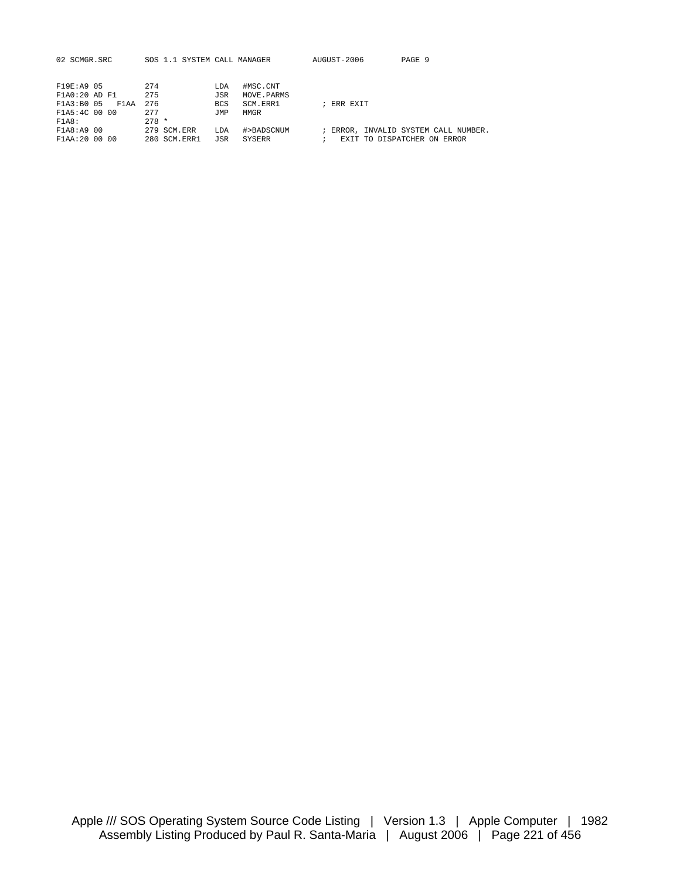```
F19E:A9 05          274            LDA   #MSC.CNT
F1A0:20 AD F1       275            JSR   MOVE.PARMS
F1A3:B0 05   F1AA   276            BCS   SCM.ERR1        ; ERR EXIT
F1A5:4C 00 00       277            JMP   MMGR
F1A8:               278 *
F1A8:A9 00          279 SCM.ERR    LDA   #>BADSCNUM      ; ERROR, INVALID SYSTEM CALL NUMBER.
F1AA:20 00 00       280 SCM.ERR1   JSR   SYSERR          ;   EXIT TO DISPATCHER ON ERROR
```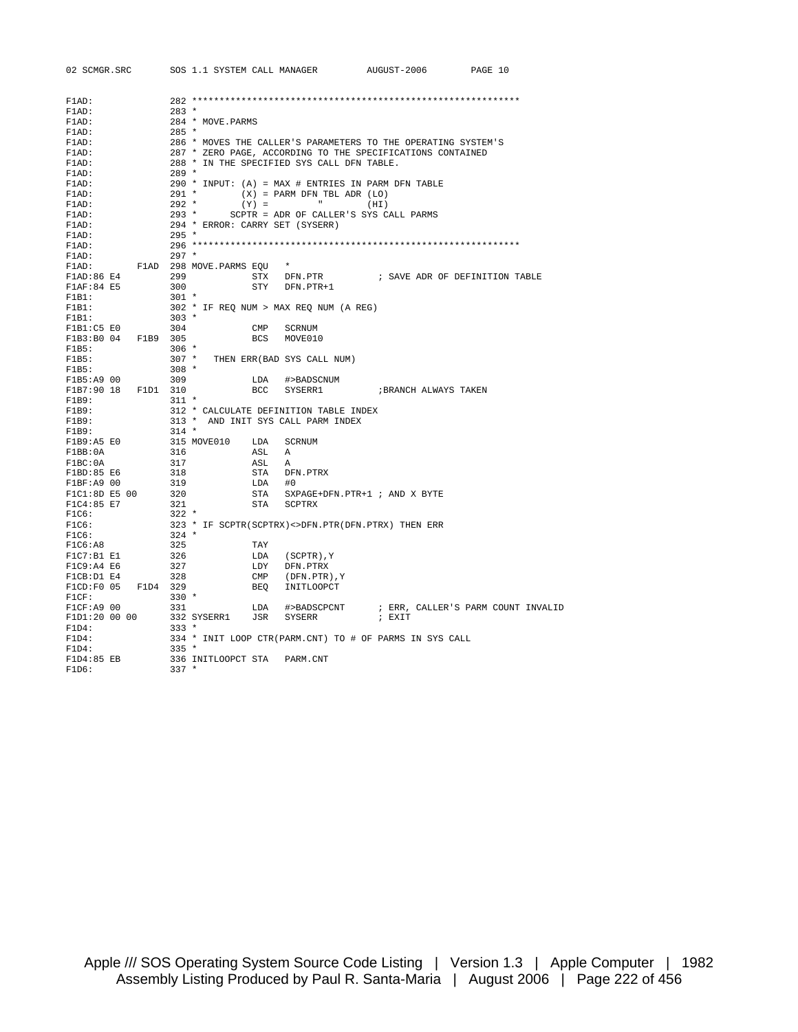```
F1AD:              282 ************************************************************
F1AD:              283 *
F1AD:              284 * MOVE.PARMS
F1AD:              285 *
F1AD:              286 * MOVES THE CALLER'S PARAMETERS TO THE OPERATING SYSTEM'S
F1AD:              287 * ZERO PAGE, ACCORDING TO THE SPECIFICATIONS CONTAINED
F1AD:              288 * IN THE SPECIFIED SYS CALL DFN TABLE.
F1AD:              289 *
F1AD:              290 * INPUT: (A) = MAX # ENTRIES IN PARM DFN TABLE
F1AD:              291 *        (X) = PARM DFN TBL ADR (LO)
F1AD:              292 *        (Y) =        "        (HI)
F1AD:              293 *      SCPTR = ADR OF CALLER'S SYS CALL PARMS
F1AD:              294 * ERROR: CARRY SET (SYSERR)
F1AD:              295 *
F1AD:              296 ************************************************************
F1AD:              297 *
F1AD:         F1AD 298 MOVE.PARMS EQU   *
F1AD:86 E4         299            STX   DFN.PTR          ; SAVE ADR OF DEFINITION TABLE
F1AF:84 E5         300            STY   DFN.PTR+1
F1B1:              301 *
F1B1:              302 * IF REQ NUM > MAX REQ NUM (A REG)
F1B1:              303 *
F1B1:C5 E0         304            CMP   SCRNUM
F1B3:B0 04   F1B9  305            BCS   MOVE010
F1B5:              306 *
F1B5:              307 *   THEN ERR(BAD SYS CALL NUM)
F1B5:              308 *
F1B5:A9 00         309            LDA   #>BADSCNUM
F1B7:90 18   F1D1  310            BCC   SYSERR1          ;BRANCH ALWAYS TAKEN
F1B9:              311 *
F1B9:              312 * CALCULATE DEFINITION TABLE INDEX
F1B9:              313 *  AND INIT SYS CALL PARM INDEX
F1B9:              314 *
F1B9:A5 E0         315 MOVE010    LDA   SCRNUM
F1BB:0A            316            ASL   A
F1BC:0A            317            ASL   A
F1BD:85 E6         318            STA   DFN.PTRX
F1BF:A9 00         319            LDA   #0
F1C1:8D E5 00      320            STA   SXPAGE+DFN.PTR+1 ; AND X BYTE
F1C4:85 E7         321            STA   SCPTRX
F1C6:              322 *
F1C6:              323 * IF SCPTR(SCPTRX)<>DFN.PTR(DFN.PTRX) THEN ERR
F1C6:              324 *
F1C6:A8            325            TAY
F1C7:B1 E1         326            LDA   (SCPTR),Y
F1C9:A4 E6         327            LDY   DFN.PTRX
F1CB:D1 E4         328            CMP   (DFN.PTR),Y
F1CD:F0 05   F1D4  329            BEQ   INITLOOPCT
F1CF:              330 *
F1CF:A9 00         331            LDA   #>BADSCPCNT      ; ERR, CALLER'S PARM COUNT INVALID
F1D1:20 00 00      332 SYSERR1    JSR   SYSERR           ; EXIT
F1D4:              333 *
F1D4:              334 * INIT LOOP CTR(PARM.CNT) TO # OF PARMS IN SYS CALL
F1D4:              335 *
F1D4:85 EB         336 INITLOOPCT STA   PARM.CNT
F1D6:              337 *
```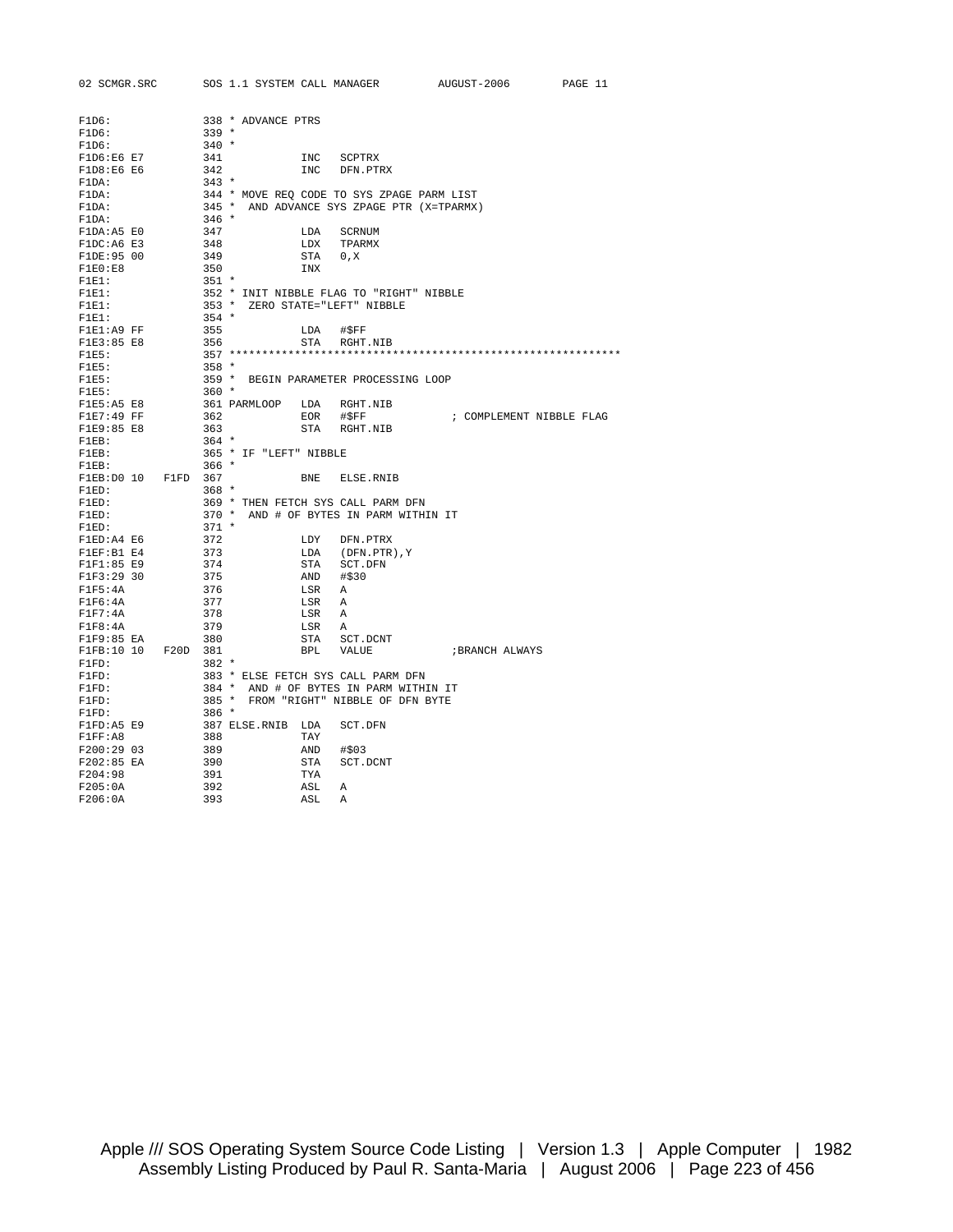```
F1D6:              338 * ADVANCE PTRS
F1D6:              339 *
F1D6:              340 *
F1D6:E6 E7         341           INC   SCPTRX
F1D8:E6 E6         342           INC   DFN.PTRX
F1DA:              343 *
F1DA:              344 * MOVE REQ CODE TO SYS ZPAGE PARM LIST
F1DA:              345 *  AND ADVANCE SYS ZPAGE PTR (X=TPARMX)
F1DA:              346 *
F1DA:A5 E0         347           LDA   SCRNUM
F1DC:A6 E3         348           LDX   TPARMX
F1DE:95 00         349           STA   0,X
F1E0:E8            350           INX
F1E1:              351 *
F1E1:              352 * INIT NIBBLE FLAG TO "RIGHT" NIBBLE
F1E1:              353 *  ZERO STATE="LEFT" NIBBLE
F1E1:              354 *
F1E1:A9 FF         355           LDA   #$FF
F1E3:85 E8         356           STA   RGHT.NIB
F1E5:              357 ************************************************************
F1E5:              358 *
F1E5:              359 *  BEGIN PARAMETER PROCESSING LOOP
F1E5:              360 *
F1E5:A5 E8         361 PARMLOOP   LDA   RGHT.NIB
F1E7:49 FF         362           EOR   #$FF              ; COMPLEMENT NIBBLE FLAG
F1E9:85 E8         363           STA   RGHT.NIB
F1EB:              364 *
F1EB:              365 * IF "LEFT" NIBBLE
F1EB:              366 *
F1EB:D0 10   F1FD  367           BNE   ELSE.RNIB
F1ED:              368 *
F1ED:              369 * THEN FETCH SYS CALL PARM DFN
F1ED:              370 *  AND # OF BYTES IN PARM WITHIN IT
F1ED:              371 *
F1ED:A4 E6         372           LDY   DFN.PTRX
F1EF:B1 E4         373           LDA   (DFN.PTR),Y
F1F1:85 E9         374           STA   SCT.DFN
F1F3:29 30         375           AND   #$30
F1F5:4A            376           LSR   A
F1F6:4A            377           LSR   A
F1F7:4A            378           LSR   A
F1F8:4A            379           LSR   A
F1F9:85 EA         380           STA   SCT.DCNT
F1FB:10 10   F20D  381           BPL   VALUE             ;BRANCH ALWAYS
F1FD:              382 *
F1FD:              383 * ELSE FETCH SYS CALL PARM DFN
F1FD:              384 *  AND # OF BYTES IN PARM WITHIN IT
F1FD:              385 *  FROM "RIGHT" NIBBLE OF DFN BYTE
F1FD:              386 *
F1FD:A5 E9         387 ELSE.RNIB  LDA   SCT.DFN
F1FF:A8            388           TAY
F200:29 03         389           AND   #$03
F202:85 EA         390           STA   SCT.DCNT
F204:98            391           TYA
F205:0A            392           ASL   A
F206:0A            393           ASL   A
```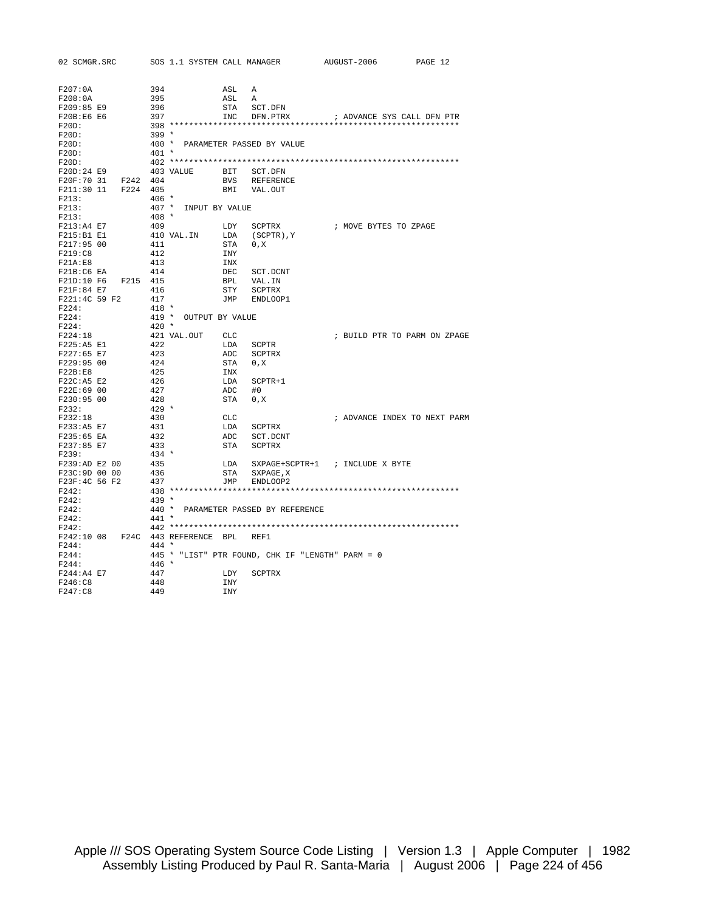```
F207:0A             394              ASL   A
F208:0A             395              ASL   A
F209:85 E9          396              STA   SCT.DFN
F20B:E6 E6          397              INC   DFN.PTRX          ; ADVANCE SYS CALL DFN PTR
F20D:               398 *************************************************************
F20D:               399 *
F20D:               400 *  PARAMETER PASSED BY VALUE
F20D:               401 *
F20D:               402 *************************************************************
F20D:24 E9          403 VALUE        BIT   SCT.DFN
F20F:70 31   F242   404              BVS   REFERENCE
F211:30 11   F224   405              BMI   VAL.OUT
F213:               406 *
F213:               407 *  INPUT BY VALUE
F213:               408 *
F213:A4 E7          409              LDY   SCPTRX            ; MOVE BYTES TO ZPAGE
F215:B1 E1          410 VAL.IN       LDA   (SCPTR),Y
F217:95 00          411              STA   0,X
F219:C8             412              INY
F21A:E8             413              INX
F21B:C6 EA          414              DEC   SCT.DCNT
F21D:10 F6   F215   415              BPL   VAL.IN
F21F:84 E7          416              STY   SCPTRX
F221:4C 59 F2       417              JMP   ENDLOOP1
F224:               418 *
F224:               419 *  OUTPUT BY VALUE
F224:               420 *
F224:18             421 VAL.OUT      CLC                     ; BUILD PTR TO PARM ON ZPAGE
F225:A5 E1          422              LDA   SCPTR
F227:65 E7          423              ADC   SCPTRX
F229:95 00          424              STA   0,X
F22B:E8             425              INX
F22C:A5 E2          426              LDA   SCPTR+1
F22E:69 00          427              ADC   #0
F230:95 00          428              STA   0,X
F232:               429 *
F232:18             430              CLC                     ; ADVANCE INDEX TO NEXT PARM
F233:A5 E7          431              LDA   SCPTRX
F235:65 EA          432              ADC   SCT.DCNT
F237:85 E7          433              STA   SCPTRX
F239:               434 *
F239:AD E2 00       435              LDA   SXPAGE+SCPTR+1    ; INCLUDE X BYTE
F23C:9D 00 00       436              STA   SXPAGE,X
F23F:4C 56 F2       437              JMP   ENDLOOP2
F242:               438 *************************************************************
F242:               439 *
F242:               440 *  PARAMETER PASSED BY REFERENCE
F242:               441 *
F242:               442 *************************************************************
F242:10 08   F24C   443 REFERENCE    BPL   REF1
F244:               444 *
F244:               445 * "LIST" PTR FOUND, CHK IF "LENGTH" PARM = 0
F244:               446 *
F244:A4 E7          447              LDY   SCPTRX
F246:C8             448              INY
F247:C8             449              INY
```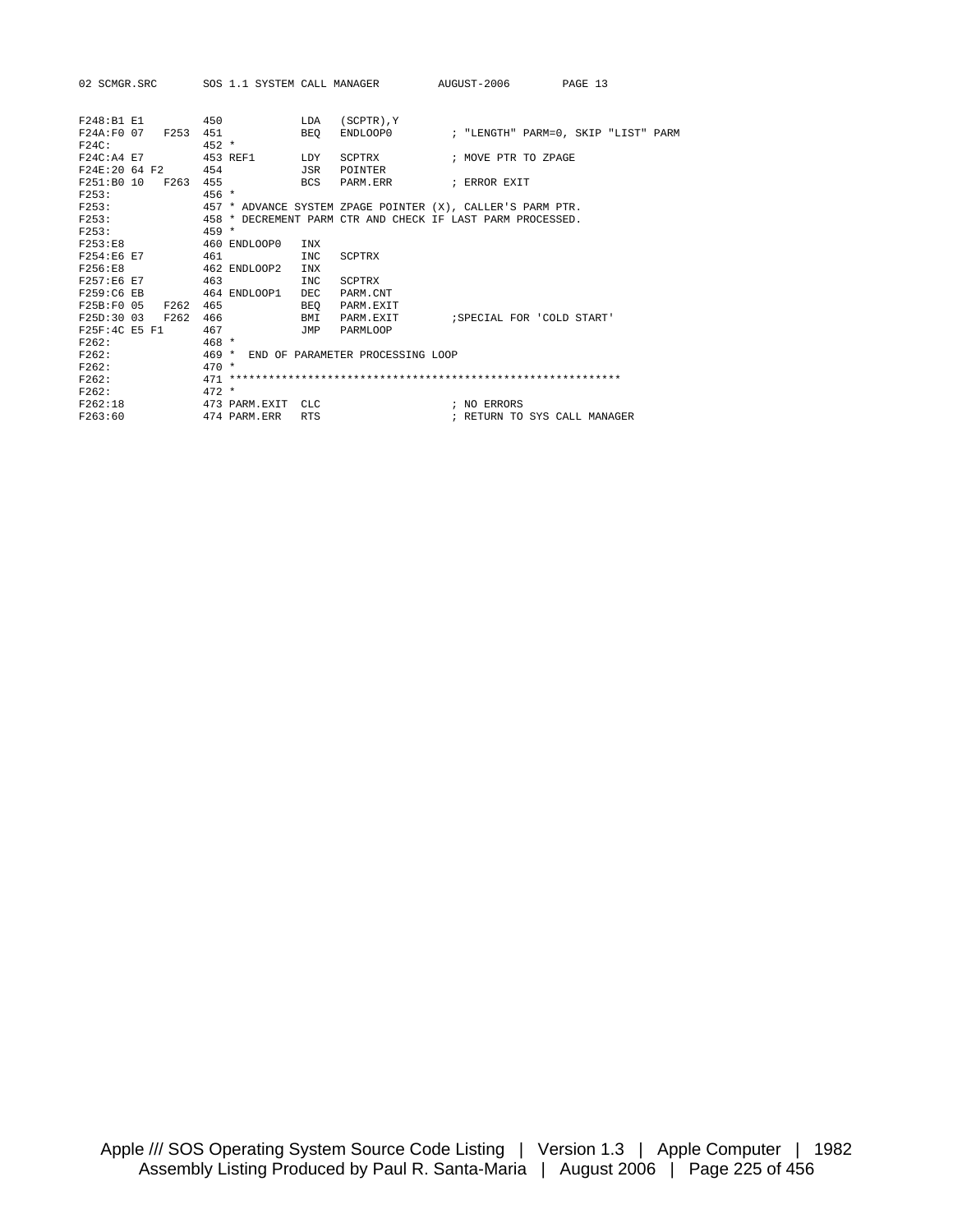```
F248:B1 E1         450            LDA   (SCPTR),Y
F24A:F0 07   F253  451            BEQ   ENDLOOP0         ; "LENGTH" PARM=0, SKIP "LIST" PARM
F24C:              452 *
F24C:A4 E7         453 REF1       LDY   SCPTRX           ; MOVE PTR TO ZPAGE
F24E:20 64 F2      454            JSR   POINTER
F251:B0 10   F263  455            BCS   PARM.ERR         ; ERROR EXIT
F253:              456 *
F253:              457 * ADVANCE SYSTEM ZPAGE POINTER (X), CALLER'S PARM PTR.
F253:              458 * DECREMENT PARM CTR AND CHECK IF LAST PARM PROCESSED.
F253:              459 *
F253:E8            460 ENDLOOP0   INX
F254:E6 E7         461            INC   SCPTRX
F256:E8            462 ENDLOOP2   INX
F257:E6 E7         463            INC   SCPTRX
F259:C6 EB         464 ENDLOOP1   DEC   PARM.CNT
F25B:F0 05   F262  465            BEQ   PARM.EXIT
F25D:30 03   F262  466            BMI   PARM.EXIT        ;SPECIAL FOR 'COLD START'
F25F:4C E5 F1      467            JMP   PARMLOOP
F262:              468 *
F262:              469 *  END OF PARAMETER PROCESSING LOOP
F262:              470 *
F262:              471 ************************************************************
F262:              472 *
F262:18            473 PARM.EXIT  CLC                    ; NO ERRORS
F263:60            474 PARM.ERR   RTS                    ; RETURN TO SYS CALL MANAGER
```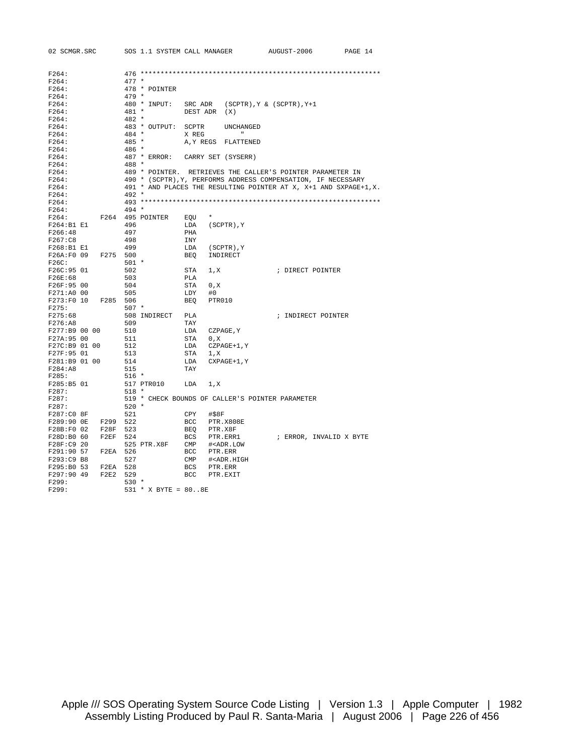```
F264:               476 ************************************************************
F264:               477 *
F264:               478 * POINTER
F264:               479 *
F264:               480 * INPUT:   SRC ADR   (SCPTR),Y & (SCPTR),Y+1
F264:               481 *          DEST ADR  (X)
F264:               482 *
F264:               483 * OUTPUT:  SCPTR     UNCHANGED
F264:               484 *          X REG         "
F264:               485 *          A,Y REGS  FLATTENED
F264:               486 *
F264:               487 * ERROR:   CARRY SET (SYSERR)
F264:               488 *
F264:               489 * POINTER.  RETRIEVES THE CALLER'S POINTER PARAMETER IN
F264:               490 * (SCPTR),Y, PERFORMS ADDRESS COMPENSATION, IF NECESSARY
F264:               491 * AND PLACES THE RESULTING POINTER AT X, X+1 AND SXPAGE+1,X.
F264:               492 *
F264:               493 ************************************************************
F264:               494 *
F264:          F264 495 POINTER    EQU   *
F264:B1 E1          496            LDA   (SCPTR),Y
F266:48             497            PHA
F267:C8             498            INY
F268:B1 E1          499            LDA   (SCPTR),Y
F26A:F0 09     F275 500            BEQ   INDIRECT
F26C:               501 *
F26C:95 01          502            STA   1,X               ; DIRECT POINTER
F26E:68             503            PLA
F26F:95 00          504            STA   0,X
F271:A0 00          505            LDY   #0
F273:F0 10     F285 506            BEQ   PTR010
F275:               507 *
F275:68             508 INDIRECT   PLA                     ; INDIRECT POINTER
F276:A8             509            TAY
F277:B9 00 00       510            LDA   CZPAGE,Y
F27A:95 00          511            STA   0,X
F27C:B9 01 00       512            LDA   CZPAGE+1,Y
F27F:95 01          513            STA   1,X
F281:B9 01 00       514            LDA   CXPAGE+1,Y
F284:A8             515            TAY
F285:               516 *
F285:B5 01          517 PTR010     LDA   1,X
F287:               518 *
F287:               519 * CHECK BOUNDS OF CALLER'S POINTER PARAMETER
F287:               520 *
F287:C0 8F          521            CPY   #$8F
F289:90 0E     F299 522            BCC   PTR.X808E
F28B:F0 02     F28F 523            BEQ   PTR.X8F
F28D:B0 60     F2EF 524            BCS   PTR.ERR1          ; ERROR, INVALID X BYTE
F28F:C9 20          525 PTR.X8F    CMP   #<ADR.LOW
F291:90 57     F2EA 526            BCC   PTR.ERR
F293:C9 B8          527            CMP   #<ADR.HIGH
F295:B0 53     F2EA 528            BCS   PTR.ERR
F297:90 49     F2E2 529            BCC   PTR.EXIT
F299:               530 *
F299:               531 * X BYTE = 80..8E
```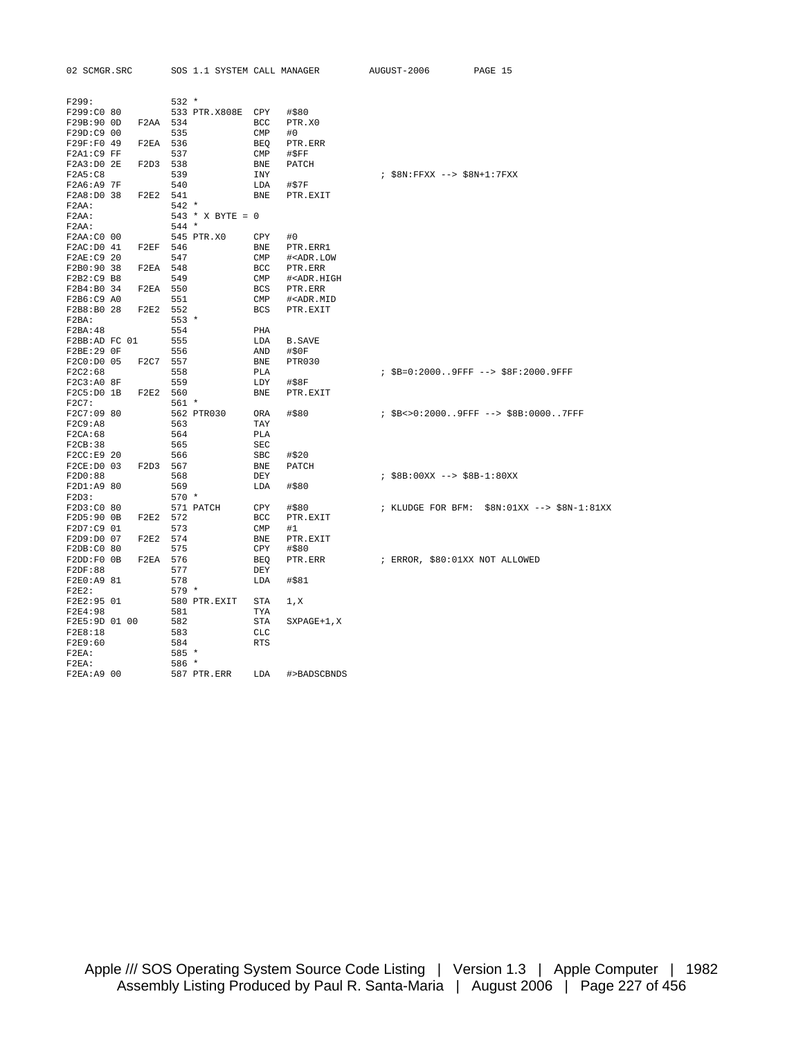```
F299:                532 *
F299:C0 80           533 PTR.X808E  CPY   #$80
F29B:90 0D    F2AA   534            BCC   PTR.X0
F29D:C9 00           535            CMP   #0
F29F:F0 49    F2EA   536            BEQ   PTR.ERR
F2A1:C9 FF           537            CMP   #$FF
F2A3:D0 2E    F2D3   538            BNE   PATCH
F2A5:C8              539            INY                     ; $8N:FFXX --> $8N+1:7FXX
F2A6:A9 7F           540            LDA   #$7F
F2A8:D0 38    F2E2   541            BNE   PTR.EXIT
F2AA:                542 *
F2AA:                543 * X BYTE = 0
F2AA:                544 *
F2AA:C0 00           545 PTR.X0     CPY   #0
F2AC:D0 41    F2EF   546            BNE   PTR.ERR1
F2AE:C9 20           547            CMP   #<ADR.LOW
F2B0:90 38    F2EA   548            BCC   PTR.ERR
F2B2:C9 B8           549            CMP   #<ADR.HIGH
F2B4:B0 34    F2EA   550            BCS   PTR.ERR
F2B6:C9 A0           551            CMP   #<ADR.MID
F2B8:B0 28    F2E2   552            BCS   PTR.EXIT
F2BA:                553 *
F2BA:48              554            PHA
F2BB:AD FC 01        555            LDA   B.SAVE
F2BE:29 0F           556            AND   #$0F
F2C0:D0 05    F2C7   557            BNE   PTR030
F2C2:68              558            PLA                     ; $B=0:2000..9FFF --> $8F:2000.9FFF
F2C3:A0 8F           559            LDY   #$8F
F2C5:D0 1B    F2E2   560            BNE   PTR.EXIT
F2C7:                561 *
F2C7:09 80           562 PTR030     ORA   #$80              ; $B<>0:2000..9FFF --> $8B:0000..7FFF
F2C9:A8              563            TAY
F2CA:68              564            PLA
F2CB:38              565            SEC
F2CC:E9 20           566            SBC   #$20
F2CE:D0 03    F2D3   567            BNE   PATCH
F2D0:88              568            DEY                     ; $8B:00XX --> $8B-1:80XX
F2D1:A9 80           569            LDA   #$80
F2D3:                570 *
F2D3:C0 80           571 PATCH      CPY   #$80              ; KLUDGE FOR BFM:  $8N:01XX --> $8N-1:81XX
F2D5:90 0B    F2E2   572            BCC   PTR.EXIT
F2D7:C9 01           573            CMP   #1
F2D9:D0 07    F2E2   574            BNE   PTR.EXIT
F2DB:C0 80           575            CPY   #$80
F2DD:F0 0B    F2EA   576            BEQ   PTR.ERR           ; ERROR, $80:01XX NOT ALLOWED
F2DF:88              577            DEY
F2E0:A9 81           578            LDA   #$81
F2E2:                579 *
F2E2:95 01           580 PTR.EXIT   STA   1,X
F2E4:98              581            TYA
F2E5:9D 01 00        582            STA   SXPAGE+1,X
F2E8:18              583            CLC
F2E9:60              584            RTS
F2EA:                585 *
F2EA:                586 *
F2EA:A9 00           587 PTR.ERR    LDA   #>BADSCBNDS
```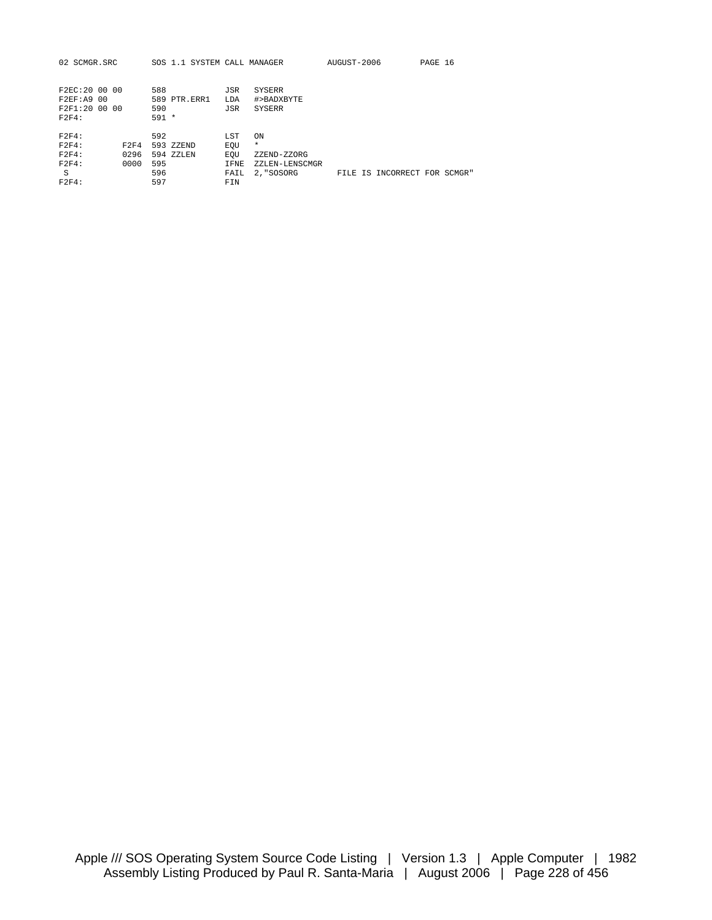```
F2EC:20 00 00      588              JSR    SYSERR
F2EF:A9 00         589 PTR.ERR1     LDA    #>BADXBYTE
F2F1:20 00 00      590              JSR    SYSERR
F2F4:              591 *

F2F4:              592              LST    ON
F2F4:         F2F4 593 ZZEND        EQU    *
F2F4:         0296 594 ZZLEN        EQU    ZZEND-ZZORG
F2F4:         0000 595              IFNE   ZZLEN-LENSCMGR
 S                 596              FAIL   2,"SOSORG          FILE IS INCORRECT FOR SCMGR"
F2F4:              597              FIN
```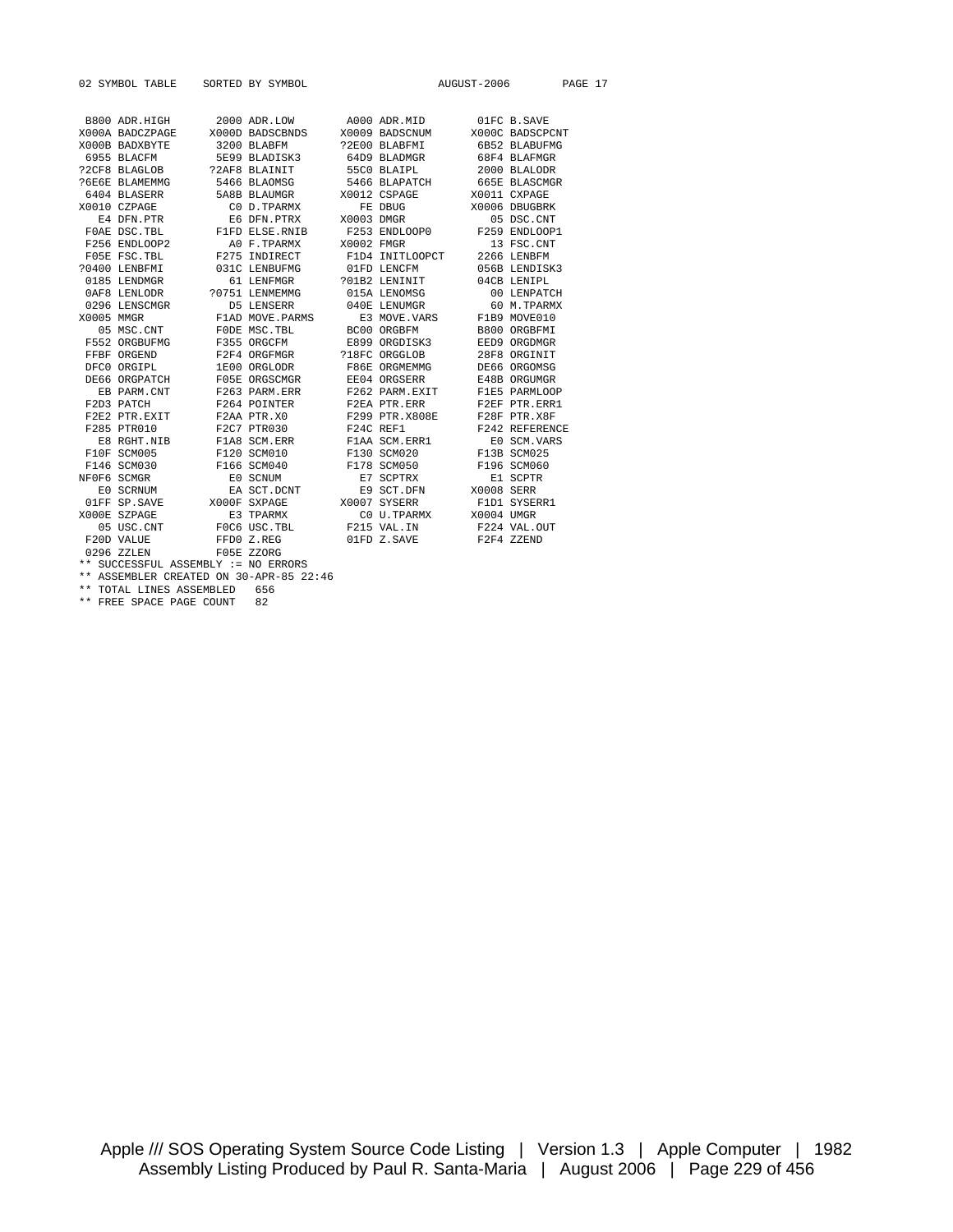```
02 SYMBOL TABLE    SORTED BY SYMBOL                       AUGUST-2006       PAGE 17


 B800 ADR.HIGH       2000 ADR.LOW        A000 ADR.MID        01FC B.SAVE
X000A BADCZPAGE     X000D BADSCBNDS     X0009 BADSCNUM      X000C BADSCPCNT
X000B BADXBYTE       3200 BLABFM        ?2E00 BLABFMI        6B52 BLABUFMG
 6955 BLACFM         5E99 BLADISK3       64D9 BLADMGR        68F4 BLAFMGR
?2CF8 BLAGLOB       ?2AF8 BLAINIT        55C0 BLAIPL         2000 BLALODR
?6E6E BLAMEMMG       5466 BLAOMSG        5466 BLAPATCH       665E BLASCMGR
 6404 BLASERR        5A8B BLAUMGR       X0012 CSPAGE        X0011 CXPAGE
X0010 CZPAGE           C0 D.TPARMX         FE DBUG          X0006 DBUGBRK
   E4 DFN.PTR          E6 DFN.PTRX      X0003 DMGR            05 DSC.CNT
 F0AE DSC.TBL        F1FD ELSE.RNIB      F253 ENDLOOP0       F259 ENDLOOP1
 F256 ENDLOOP2         A0 F.TPARMX      X0002 FMGR            13 FSC.CNT
 F05E FSC.TBL        F275 INDIRECT       F1D4 INITLOOPCT     2266 LENBFM
?0400 LENBFMI        031C LENBUFMG       01FD LENCFM         056B LENDISK3
 0185 LENDMGR          61 LENFMGR       ?01B2 LENINIT        04CB LENIPL
 0AF8 LENLODR       ?0751 LENMEMMG       015A LENOMSG          00 LENPATCH
 0296 LENSCMGR         D5 LENSERR        040E LENUMGR          60 M.TPARMX
X0005 MMGR           F1AD MOVE.PARMS       E3 MOVE.VARS      F1B9 MOVE010
   05 MSC.CNT        F0DE MSC.TBL        BC00 ORGBFM         B800 ORGBFMI
 F552 ORGBUFMG       F355 ORGCFM         E899 ORGDISK3       EED9 ORGDMGR
 FFBF ORGEND         F2F4 ORGFMGR       ?18FC ORGGLOB        28F8 ORGINIT
 DFC0 ORGIPL         1E00 ORGLODR        F86E ORGMEMMG       DE66 ORGOMSG
 DE66 ORGPATCH       F05E ORGSCMGR       EE04 ORGSERR        E48B ORGUMGR
   EB PARM.CNT       F263 PARM.ERR       F262 PARM.EXIT      F1E5 PARMLOOP
 F2D3 PATCH          F264 POINTER        F2EA PTR.ERR        F2EF PTR.ERR1
 F2E2 PTR.EXIT       F2AA PTR.X0         F299 PTR.X808E      F28F PTR.X8F
 F285 PTR010         F2C7 PTR030         F24C REF1           F242 REFERENCE
   E8 RGHT.NIB       F1A8 SCM.ERR        F1AA SCM.ERR1         E0 SCM.VARS
 F10F SCM005         F120 SCM010         F130 SCM020         F13B SCM025
 F146 SCM030         F166 SCM040         F178 SCM050         F196 SCM060
NF0F6 SCMGR            E0 SCNUM            E7 SCPTRX           E1 SCPTR
   E0 SCRNUM           EA SCT.DCNT         E9 SCT.DFN       X0008 SERR
 01FF SP.SAVE       X000F SXPAGE        X0007 SYSERR         F1D1 SYSERR1
X000E SZPAGE           E3 TPARMX           C0 U.TPARMX      X0004 UMGR
   05 USC.CNT        F0C6 USC.TBL        F215 VAL.IN         F224 VAL.OUT
 F20D VALUE          FFD0 Z.REG          01FD Z.SAVE         F2F4 ZZEND
 0296 ZZLEN          F05E ZZORG
** SUCCESSFUL ASSEMBLY := NO ERRORS
** ASSEMBLER CREATED ON 30-APR-85 22:46
** TOTAL LINES ASSEMBLED   656
** FREE SPACE PAGE COUNT   82
```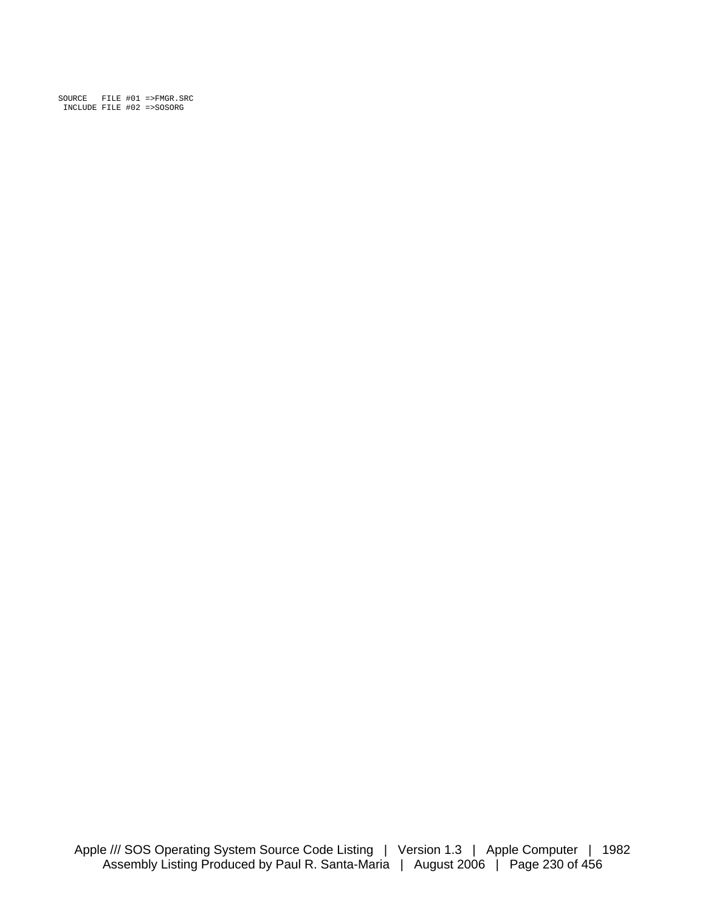```
SOURCE   FILE #01 =>FMGR.SRC
 INCLUDE FILE #02 =>SOSORG
```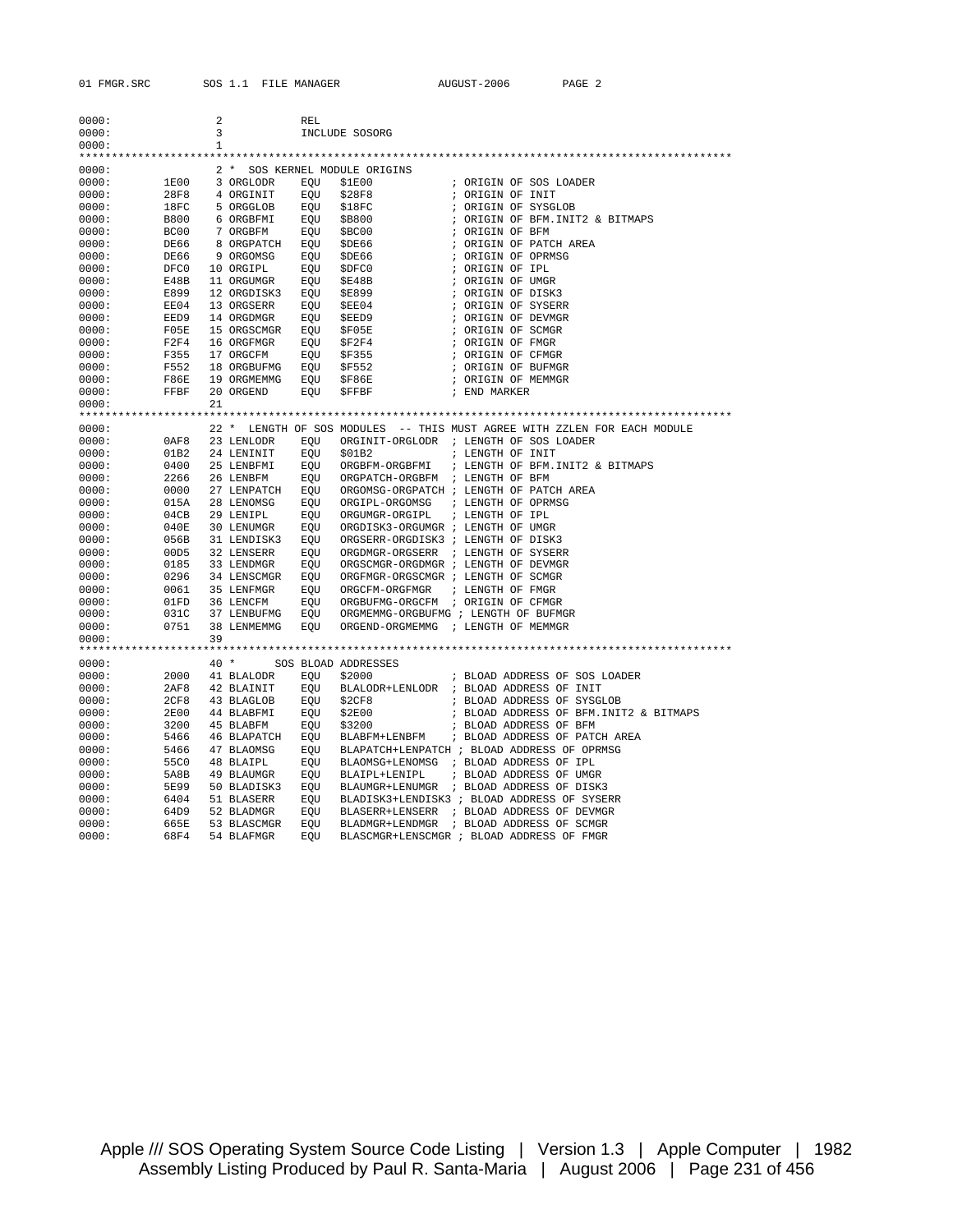```
0000:               2            REL
0000:               3            INCLUDE SOSORG
0000:               1
*****************************************************************************************************
0000:               2 *  SOS KERNEL MODULE ORIGINS
0000:        1E00   3 ORGLODR    EQU   $1E00            ; ORIGIN OF SOS LOADER
0000:        28F8   4 ORGINIT    EQU   $28F8            ; ORIGIN OF INIT
0000:        18FC   5 ORGGLOB    EQU   $18FC            ; ORIGIN OF SYSGLOB
0000:        B800   6 ORGBFMI    EQU   $B800            ; ORIGIN OF BFM.INIT2 & BITMAPS
0000:        BC00   7 ORGBFM     EQU   $BC00            ; ORIGIN OF BFM
0000:        DE66   8 ORGPATCH   EQU   $DE66            ; ORIGIN OF PATCH AREA
0000:        DE66   9 ORGOMSG    EQU   $DE66            ; ORIGIN OF OPRMSG
0000:        DFC0  10 ORGIPL     EQU   $DFC0            ; ORIGIN OF IPL
0000:        E48B  11 ORGUMGR    EQU   $E48B            ; ORIGIN OF UMGR
0000:        E899  12 ORGDISK3   EQU   $E899            ; ORIGIN OF DISK3
0000:        EE04  13 ORGSERR    EQU   $EE04            ; ORIGIN OF SYSERR
0000:        EED9  14 ORGDMGR    EQU   $EED9            ; ORIGIN OF DEVMGR
0000:        F05E  15 ORGSCMGR   EQU   $F05E            ; ORIGIN OF SCMGR
0000:        F2F4  16 ORGFMGR    EQU   $F2F4            ; ORIGIN OF FMGR
0000:        F355  17 ORGCFM     EQU   $F355            ; ORIGIN OF CFMGR
0000:        F552  18 ORGBUFMG   EQU   $F552            ; ORIGIN OF BUFMGR
0000:        F86E  19 ORGMEMMG   EQU   $F86E            ; ORIGIN OF MEMMGR
0000:        FFBF  20 ORGEND     EQU   $FFBF            ; END MARKER
0000:              21
*****************************************************************************************************
0000:              22 *  LENGTH OF SOS MODULES  -- THIS MUST AGREE WITH ZZLEN FOR EACH MODULE
0000:        0AF8  23 LENLODR    EQU   ORGINIT-ORGLODR  ; LENGTH OF SOS LOADER
0000:        01B2  24 LENINIT    EQU   $01B2            ; LENGTH OF INIT
0000:        0400  25 LENBFMI    EQU   ORGBFM-ORGBFMI   ; LENGTH OF BFM.INIT2 & BITMAPS
0000:        2266  26 LENBFM     EQU   ORGPATCH-ORGBFM  ; LENGTH OF BFM
0000:        0000  27 LENPATCH   EQU   ORGOMSG-ORGPATCH ; LENGTH OF PATCH AREA
0000:        015A  28 LENOMSG    EQU   ORGIPL-ORGOMSG   ; LENGTH OF OPRMSG
0000:        04CB  29 LENIPL     EQU   ORGUMGR-ORGIPL   ; LENGTH OF IPL
0000:        040E  30 LENUMGR    EQU   ORGDISK3-ORGUMGR ; LENGTH OF UMGR
0000:        056B  31 LENDISK3   EQU   ORGSERR-ORGDISK3 ; LENGTH OF DISK3
0000:        00D5  32 LENSERR    EQU   ORGDMGR-ORGSERR  ; LENGTH OF SYSERR
0000:        0185  33 LENDMGR    EQU   ORGSCMGR-ORGDMGR ; LENGTH OF DEVMGR
0000:        0296  34 LENSCMGR   EQU   ORGFMGR-ORGSCMGR ; LENGTH OF SCMGR
0000:        0061  35 LENFMGR    EQU   ORGCFM-ORGFMGR   ; LENGTH OF FMGR
0000:        01FD  36 LENCFM     EQU   ORGBUFMG-ORGCFM  ; ORIGIN OF CFMGR
0000:        031C  37 LENBUFMG   EQU   ORGMEMMG-ORGBUFMG ; LENGTH OF BUFMGR
0000:        0751  38 LENMEMMG   EQU   ORGEND-ORGMEMMG  ; LENGTH OF MEMMGR
0000:              39
*****************************************************************************************************
0000:              40 *      SOS BLOAD ADDRESSES
0000:        2000  41 BLALODR    EQU   $2000            ; BLOAD ADDRESS OF SOS LOADER
0000:        2AF8  42 BLAINIT    EQU   BLALODR+LENLODR  ; BLOAD ADDRESS OF INIT
0000:        2CF8  43 BLAGLOB    EQU   $2CF8            ; BLOAD ADDRESS OF SYSGLOB
0000:        2E00  44 BLABFMI    EQU   $2E00            ; BLOAD ADDRESS OF BFM.INIT2 & BITMAPS
0000:        3200  45 BLABFM     EQU   $3200            ; BLOAD ADDRESS OF BFM
0000:        5466  46 BLAPATCH   EQU   BLABFM+LENBFM    ; BLOAD ADDRESS OF PATCH AREA
0000:        5466  47 BLAOMSG    EQU   BLAPATCH+LENPATCH ; BLOAD ADDRESS OF OPRMSG
0000:        55C0  48 BLAIPL     EQU   BLAOMSG+LENOMSG  ; BLOAD ADDRESS OF IPL
0000:        5A8B  49 BLAUMGR    EQU   BLAIPL+LENIPL    ; BLOAD ADDRESS OF UMGR
0000:        5E99  50 BLADISK3   EQU   BLAUMGR+LENUMGR  ; BLOAD ADDRESS OF DISK3
0000:        6404  51 BLASERR    EQU   BLADISK3+LENDISK3 ; BLOAD ADDRESS OF SYSERR
0000:        64D9  52 BLADMGR    EQU   BLASERR+LENSERR  ; BLOAD ADDRESS OF DEVMGR
0000:        665E  53 BLASCMGR   EQU   BLADMGR+LENDMGR  ; BLOAD ADDRESS OF SCMGR
0000:        68F4  54 BLAFMGR    EQU   BLASCMGR+LENSCMGR ; BLOAD ADDRESS OF FMGR
```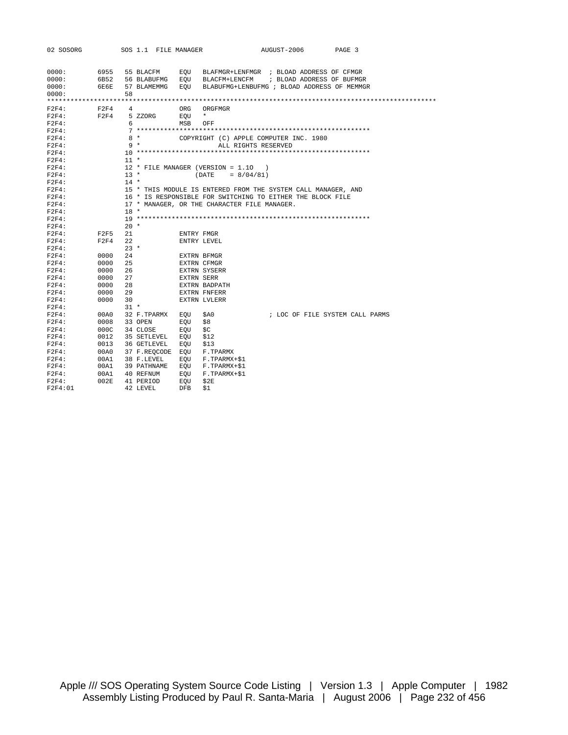```
0000:        6955   55 BLACFM      EQU   BLAFMGR+LENFMGR  ; BLOAD ADDRESS OF CFMGR
0000:        6B52   56 BLABUFMG    EQU   BLACFM+LENCFM    ; BLOAD ADDRESS OF BUFMGR
0000:        6E6E   57 BLAMEMMG    EQU   BLABUFMG+LENBUFMG ; BLOAD ADDRESS OF MEMMGR
0000:               58
****************************************************************************************************
F2F4:        F2F4   4              ORG   ORGFMGR
F2F4:        F2F4   5 ZZORG        EQU   *
F2F4:               6              MSB   OFF
F2F4:               7 *************************************************************
F2F4:               8 *            COPYRIGHT (C) APPLE COMPUTER INC. 1980
F2F4:               9 *                      ALL RIGHTS RESERVED
F2F4:              10 *************************************************************
F2F4:              11 *
F2F4:              12 * FILE MANAGER (VERSION = 1.1O   )
F2F4:              13 *                 (DATE    = 8/04/81)
F2F4:              14 *
F2F4:              15 * THIS MODULE IS ENTERED FROM THE SYSTEM CALL MANAGER, AND
F2F4:              16 * IS RESPONSIBLE FOR SWITCHING TO EITHER THE BLOCK FILE
F2F4:              17 * MANAGER, OR THE CHARACTER FILE MANAGER.
F2F4:              18 *
F2F4:              19 *************************************************************
F2F4:              20 *
F2F4:        F2F5  21              ENTRY FMGR
F2F4:        F2F4  22              ENTRY LEVEL
F2F4:              23 *
F2F4:        0000  24              EXTRN BFMGR
F2F4:        0000  25              EXTRN CFMGR
F2F4:        0000  26              EXTRN SYSERR
F2F4:        0000  27              EXTRN SERR
F2F4:        0000  28              EXTRN BADPATH
F2F4:        0000  29              EXTRN FNFERR
F2F4:        0000  30              EXTRN LVLERR
F2F4:              31 *
F2F4:        00A0  32 F.TPARMX     EQU   $A0              ; LOC OF FILE SYSTEM CALL PARMS
F2F4:        0008  33 OPEN         EQU   $8
F2F4:        000C  34 CLOSE        EQU   $C
F2F4:        0012  35 SETLEVEL     EQU   $12
F2F4:        0013  36 GETLEVEL     EQU   $13
F2F4:        00A0  37 F.REQCODE    EQU   F.TPARMX
F2F4:        00A1  38 F.LEVEL      EQU   F.TPARMX+$1
F2F4:        00A1  39 PATHNAME     EQU   F.TPARMX+$1
F2F4:        00A1  40 REFNUM       EQU   F.TPARMX+$1
F2F4:        002E  41 PERIOD       EQU   $2E
F2F4:01            42 LEVEL        DFB   $1
```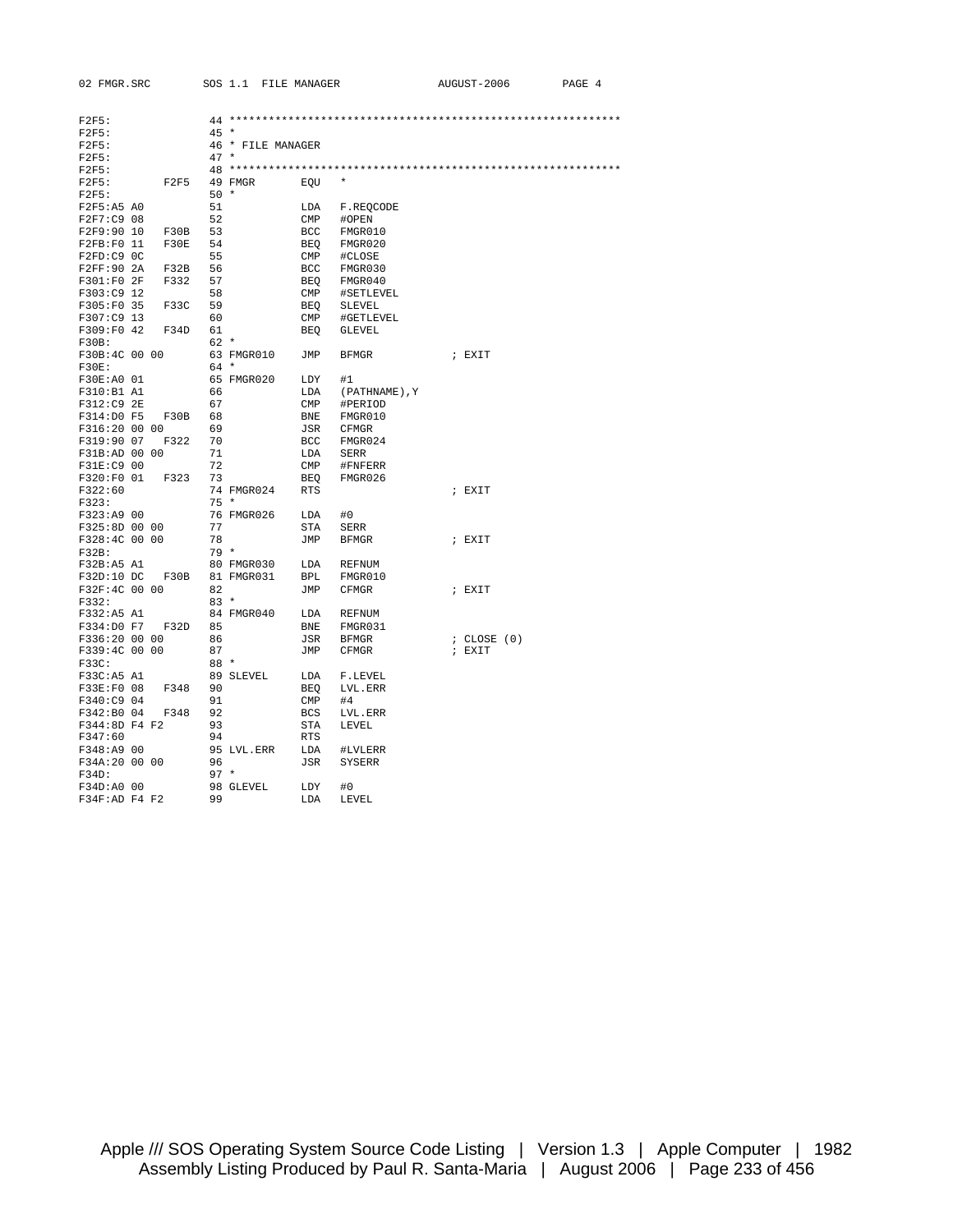```
F2F5:                44 ************************************************************
F2F5:                45 *
F2F5:                46 * FILE MANAGER
F2F5:                47 *
F2F5:                48 ************************************************************
F2F5:        F2F5    49 FMGR       EQU   *
F2F5:                50 *
F2F5:A5 A0           51            LDA   F.REQCODE
F2F7:C9 08           52            CMP   #OPEN
F2F9:90 10   F30B    53            BCC   FMGR010
F2FB:F0 11   F30E    54            BEQ   FMGR020
F2FD:C9 0C           55            CMP   #CLOSE
F2FF:90 2A   F32B    56            BCC   FMGR030
F301:F0 2F   F332    57            BEQ   FMGR040
F303:C9 12           58            CMP   #SETLEVEL
F305:F0 35   F33C    59            BEQ   SLEVEL
F307:C9 13           60            CMP   #GETLEVEL
F309:F0 42   F34D    61            BEQ   GLEVEL
F30B:                62 *
F30B:4C 00 00        63 FMGR010    JMP   BFMGR            ; EXIT
F30E:                64 *
F30E:A0 01           65 FMGR020    LDY   #1
F310:B1 A1           66            LDA   (PATHNAME),Y
F312:C9 2E           67            CMP   #PERIOD
F314:D0 F5   F30B    68            BNE   FMGR010
F316:20 00 00        69            JSR   CFMGR
F319:90 07   F322    70            BCC   FMGR024
F31B:AD 00 00        71            LDA   SERR
F31E:C9 00           72            CMP   #FNFERR
F320:F0 01   F323    73            BEQ   FMGR026
F322:60              74 FMGR024    RTS                    ; EXIT
F323:                75 *
F323:A9 00           76 FMGR026    LDA   #0
F325:8D 00 00        77            STA   SERR
F328:4C 00 00        78            JMP   BFMGR            ; EXIT
F32B:                79 *
F32B:A5 A1           80 FMGR030    LDA   REFNUM
F32D:10 DC   F30B    81 FMGR031    BPL   FMGR010
F32F:4C 00 00        82            JMP   CFMGR            ; EXIT
F332:                83 *
F332:A5 A1           84 FMGR040    LDA   REFNUM
F334:D0 F7   F32D    85            BNE   FMGR031
F336:20 00 00        86            JSR   BFMGR            ; CLOSE (0)
F339:4C 00 00        87            JMP   CFMGR            ; EXIT
F33C:                88 *
F33C:A5 A1           89 SLEVEL     LDA   F.LEVEL
F33E:F0 08   F348    90            BEQ   LVL.ERR
F340:C9 04           91            CMP   #4
F342:B0 04   F348    92            BCS   LVL.ERR
F344:8D F4 F2        93            STA   LEVEL
F347:60              94            RTS
F348:A9 00           95 LVL.ERR    LDA   #LVLERR
F34A:20 00 00        96            JSR   SYSERR
F34D:                97 *
F34D:A0 00           98 GLEVEL     LDY   #0
F34F:AD F4 F2        99            LDA   LEVEL
```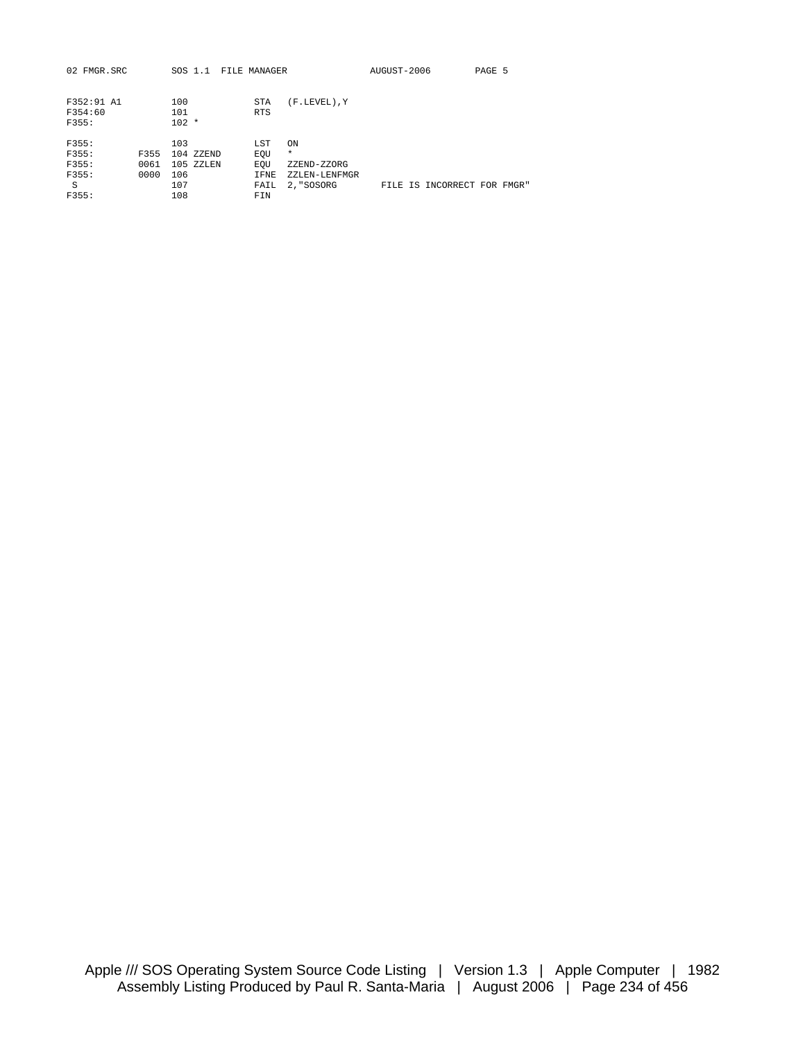```
F352:91 A1          100            STA   (F.LEVEL),Y
F354:60             101            RTS
F355:               102 *

F355:               103            LST   ON
F355:         F355  104 ZZEND      EQU   *
F355:         0061  105 ZZLEN      EQU   ZZEND-ZZORG
F355:         0000  106            IFNE  ZZLEN-LENFMGR
 S                  107            FAIL  2,"SOSORG        FILE IS INCORRECT FOR FMGR"
F355:               108            FIN
```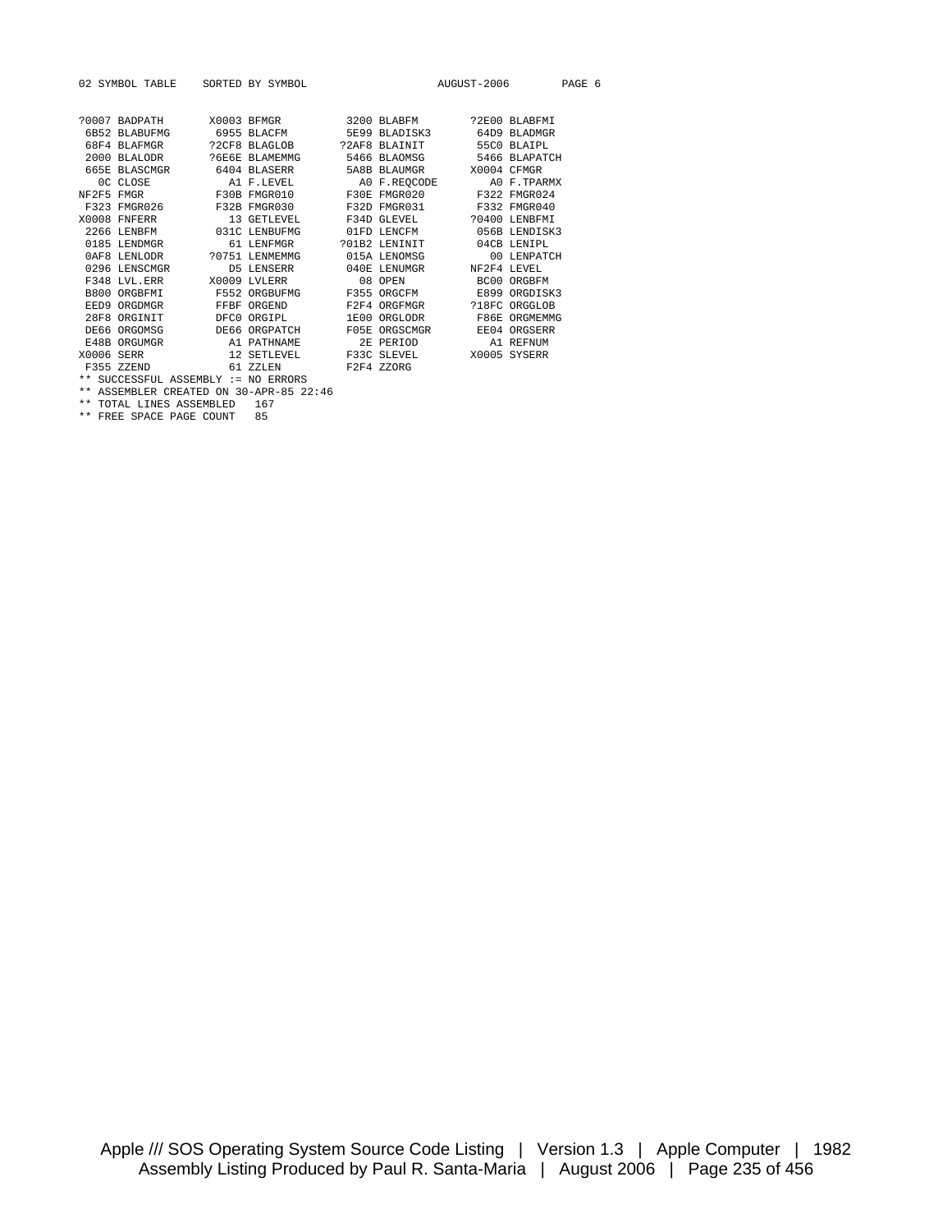```
02 SYMBOL TABLE    SORTED BY SYMBOL                    AUGUST-2006        PAGE 6


?0007 BADPATH       X0003 BFMGR          3200 BLABFM        ?2E00 BLABFMI
 6B52 BLABUFMG       6955 BLACFM         5E99 BLADISK3       64D9 BLADMGR
 68F4 BLAFMGR       ?2CF8 BLAGLOB       ?2AF8 BLAINIT        55C0 BLAIPL
 2000 BLALODR       ?6E6E BLAMEMMG       5466 BLAOMSG        5466 BLAPATCH
 665E BLASCMGR       6404 BLASERR        5A8B BLAUMGR       X0004 CFMGR
   0C CLOSE            A1 F.LEVEL          A0 F.REQCODE        A0 F.TPARMX
NF2F5 FMGR           F30B FMGR010        F30E FMGR020        F322 FMGR024
 F323 FMGR026        F32B FMGR030        F32D FMGR031        F332 FMGR040
X0008 FNFERR           13 GETLEVEL       F34D GLEVEL        ?0400 LENBFMI
 2266 LENBFM         031C LENBUFMG       01FD LENCFM         056B LENDISK3
 0185 LENDMGR          61 LENFMGR       ?01B2 LENINIT        04CB LENIPL
 0AF8 LENLODR       ?0751 LENMEMMG       015A LENOMSG          00 LENPATCH
 0296 LENSCMGR         D5 LENSERR        040E LENUMGR       NF2F4 LEVEL
 F348 LVL.ERR       X0009 LVLERR           08 OPEN           BC00 ORGBFM
 B800 ORGBFMI        F552 ORGBUFMG       F355 ORGCFM         E899 ORGDISK3
 EED9 ORGDMGR        FFBF ORGEND         F2F4 ORGFMGR       ?18FC ORGGLOB
 28F8 ORGINIT        DFC0 ORGIPL         1E00 ORGLODR        F86E ORGMEMMG
 DE66 ORGOMSG        DE66 ORGPATCH       F05E ORGSCMGR       EE04 ORGSERR
 E48B ORGUMGR          A1 PATHNAME         2E PERIOD           A1 REFNUM
X0006 SERR             12 SETLEVEL       F33C SLEVEL        X0005 SYSERR
 F355 ZZEND            61 ZZLEN          F2F4 ZZORG
** SUCCESSFUL ASSEMBLY := NO ERRORS
** ASSEMBLER CREATED ON 30-APR-85 22:46
** TOTAL LINES ASSEMBLED   167
** FREE SPACE PAGE COUNT   85
```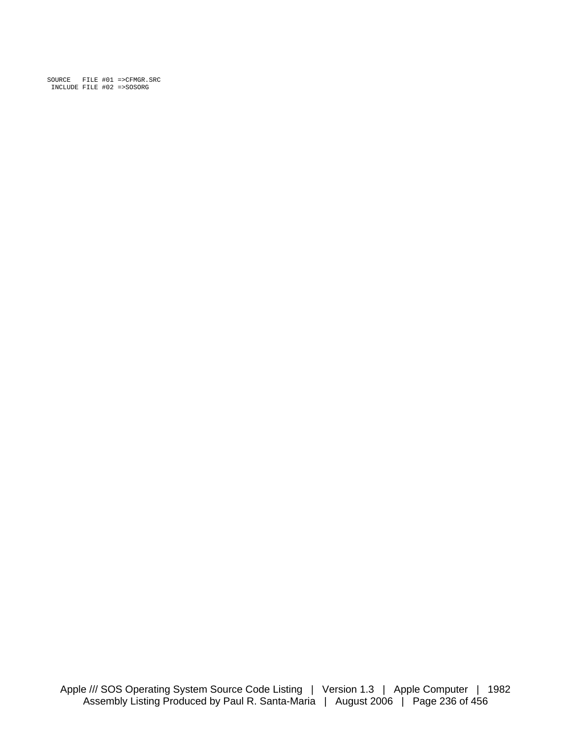```
SOURCE   FILE #01 =>CFMGR.SRC
 INCLUDE FILE #02 =>SOSORG
```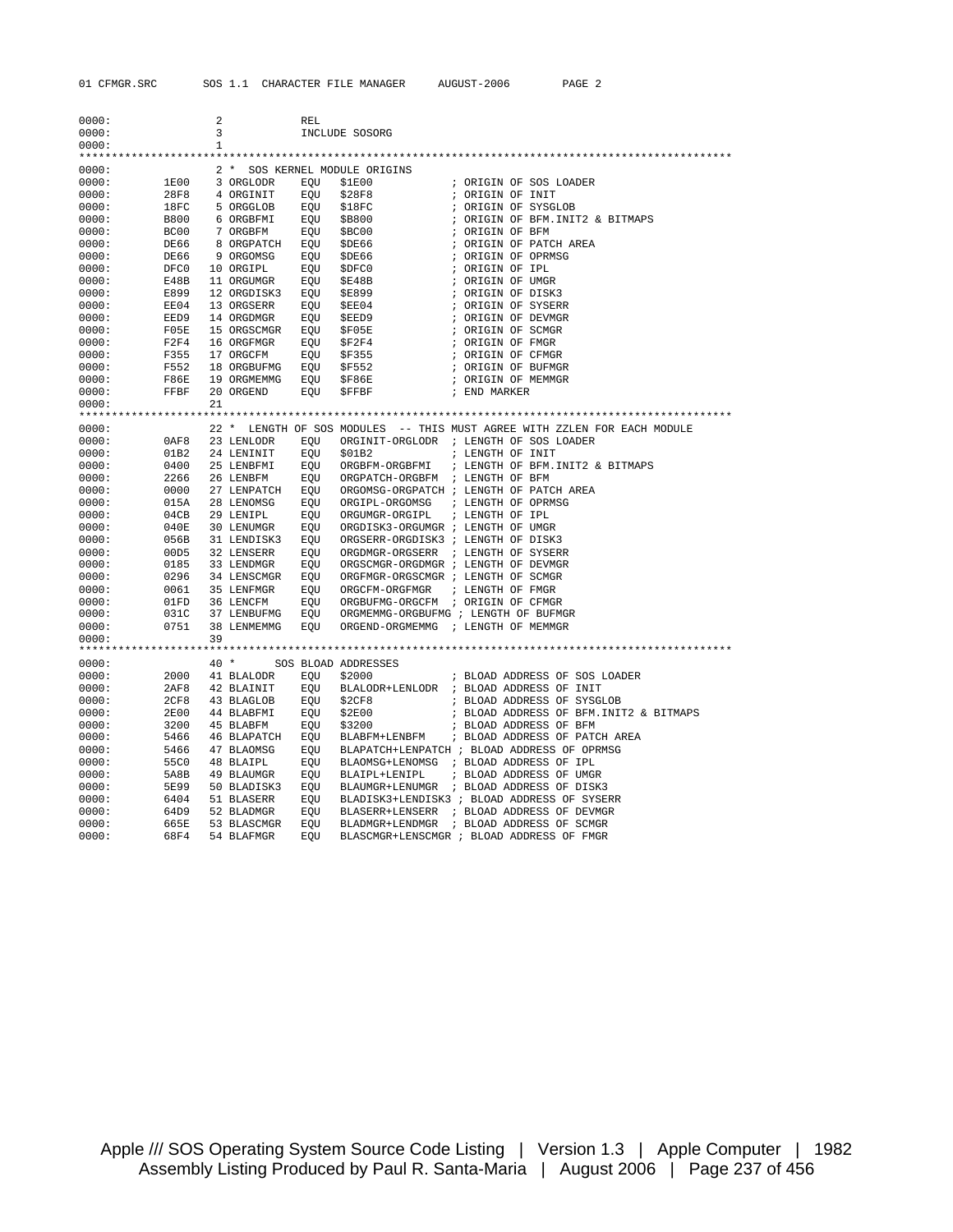```
0000:              2            REL
0000:              3            INCLUDE SOSORG
0000:              1
*************************************************************************************************
0000:              2 *  SOS KERNEL MODULE ORIGINS
0000:        1E00  3 ORGLODR    EQU   $1E00              ; ORIGIN OF SOS LOADER
0000:        28F8  4 ORGINIT    EQU   $28F8              ; ORIGIN OF INIT
0000:        18FC  5 ORGGLOB    EQU   $18FC              ; ORIGIN OF SYSGLOB
0000:        B800  6 ORGBFMI    EQU   $B800              ; ORIGIN OF BFM.INIT2 & BITMAPS
0000:        BC00  7 ORGBFM     EQU   $BC00              ; ORIGIN OF BFM
0000:        DE66  8 ORGPATCH   EQU   $DE66              ; ORIGIN OF PATCH AREA
0000:        DE66  9 ORGOMSG    EQU   $DE66              ; ORIGIN OF OPRMSG
0000:        DFC0 10 ORGIPL     EQU   $DFC0              ; ORIGIN OF IPL
0000:        E48B 11 ORGUMGR    EQU   $E48B              ; ORIGIN OF UMGR
0000:        E899 12 ORGDISK3   EQU   $E899              ; ORIGIN OF DISK3
0000:        EE04 13 ORGSERR    EQU   $EE04              ; ORIGIN OF SYSERR
0000:        EED9 14 ORGDMGR    EQU   $EED9              ; ORIGIN OF DEVMGR
0000:        F05E 15 ORGSCMGR   EQU   $F05E              ; ORIGIN OF SCMGR
0000:        F2F4 16 ORGFMGR    EQU   $F2F4              ; ORIGIN OF FMGR
0000:        F355 17 ORGCFM     EQU   $F355              ; ORIGIN OF CFMGR
0000:        F552 18 ORGBUFMG   EQU   $F552              ; ORIGIN OF BUFMGR
0000:        F86E 19 ORGMEMMG   EQU   $F86E              ; ORIGIN OF MEMMGR
0000:        FFBF 20 ORGEND     EQU   $FFBF              ; END MARKER
0000:             21
*************************************************************************************************
0000:             22 *  LENGTH OF SOS MODULES  -- THIS MUST AGREE WITH ZZLEN FOR EACH MODULE
0000:        0AF8 23 LENLODR    EQU   ORGINIT-ORGLODR  ; LENGTH OF SOS LOADER
0000:        01B2 24 LENINIT    EQU   $01B2            ; LENGTH OF INIT
0000:        0400 25 LENBFMI    EQU   ORGBFM-ORGBFMI   ; LENGTH OF BFM.INIT2 & BITMAPS
0000:        2266 26 LENBFM     EQU   ORGPATCH-ORGBFM  ; LENGTH OF BFM
0000:        0000 27 LENPATCH   EQU   ORGOMSG-ORGPATCH ; LENGTH OF PATCH AREA
0000:        015A 28 LENOMSG    EQU   ORGIPL-ORGOMSG   ; LENGTH OF OPRMSG
0000:        04CB 29 LENIPL     EQU   ORGUMGR-ORGIPL   ; LENGTH OF IPL
0000:        040E 30 LENUMGR    EQU   ORGDISK3-ORGUMGR ; LENGTH OF UMGR
0000:        056B 31 LENDISK3   EQU   ORGSERR-ORGDISK3 ; LENGTH OF DISK3
0000:        00D5 32 LENSERR    EQU   ORGDMGR-ORGSERR  ; LENGTH OF SYSERR
0000:        0185 33 LENDMGR    EQU   ORGSCMGR-ORGDMGR ; LENGTH OF DEVMGR
0000:        0296 34 LENSCMGR   EQU   ORGFMGR-ORGSCMGR ; LENGTH OF SCMGR
0000:        0061 35 LENFMGR    EQU   ORGCFM-ORGFMGR   ; LENGTH OF FMGR
0000:        01FD 36 LENCFM     EQU   ORGBUFMG-ORGCFM  ; ORIGIN OF CFMGR
0000:        031C 37 LENBUFMG   EQU   ORGMEMMG-ORGBUFMG ; LENGTH OF BUFMGR
0000:        0751 38 LENMEMMG   EQU   ORGEND-ORGMEMMG  ; LENGTH OF MEMMGR
0000:             39
*************************************************************************************************
0000:             40 *       SOS BLOAD ADDRESSES
0000:        2000 41 BLALODR    EQU   $2000              ; BLOAD ADDRESS OF SOS LOADER
0000:        2AF8 42 BLAINIT    EQU   BLALODR+LENLODR  ; BLOAD ADDRESS OF INIT
0000:        2CF8 43 BLAGLOB    EQU   $2CF8              ; BLOAD ADDRESS OF SYSGLOB
0000:        2E00 44 BLABFMI    EQU   $2E00              ; BLOAD ADDRESS OF BFM.INIT2 & BITMAPS
0000:        3200 45 BLABFM     EQU   $3200              ; BLOAD ADDRESS OF BFM
0000:        5466 46 BLAPATCH   EQU   BLABFM+LENBFM    ; BLOAD ADDRESS OF PATCH AREA
0000:        5466 47 BLAOMSG    EQU   BLAPATCH+LENPATCH ; BLOAD ADDRESS OF OPRMSG
0000:        55C0 48 BLAIPL     EQU   BLAOMSG+LENOMSG  ; BLOAD ADDRESS OF IPL
0000:        5A8B 49 BLAUMGR    EQU   BLAIPL+LENIPL    ; BLOAD ADDRESS OF UMGR
0000:        5E99 50 BLADISK3   EQU   BLAUMGR+LENUMGR  ; BLOAD ADDRESS OF DISK3
0000:        6404 51 BLASERR    EQU   BLADISK3+LENDISK3 ; BLOAD ADDRESS OF SYSERR
0000:        64D9 52 BLADMGR    EQU   BLASERR+LENSERR  ; BLOAD ADDRESS OF DEVMGR
0000:        665E 53 BLASCMGR   EQU   BLADMGR+LENDMGR  ; BLOAD ADDRESS OF SCMGR
0000:        68F4 54 BLAFMGR    EQU   BLASCMGR+LENSCMGR ; BLOAD ADDRESS OF FMGR
```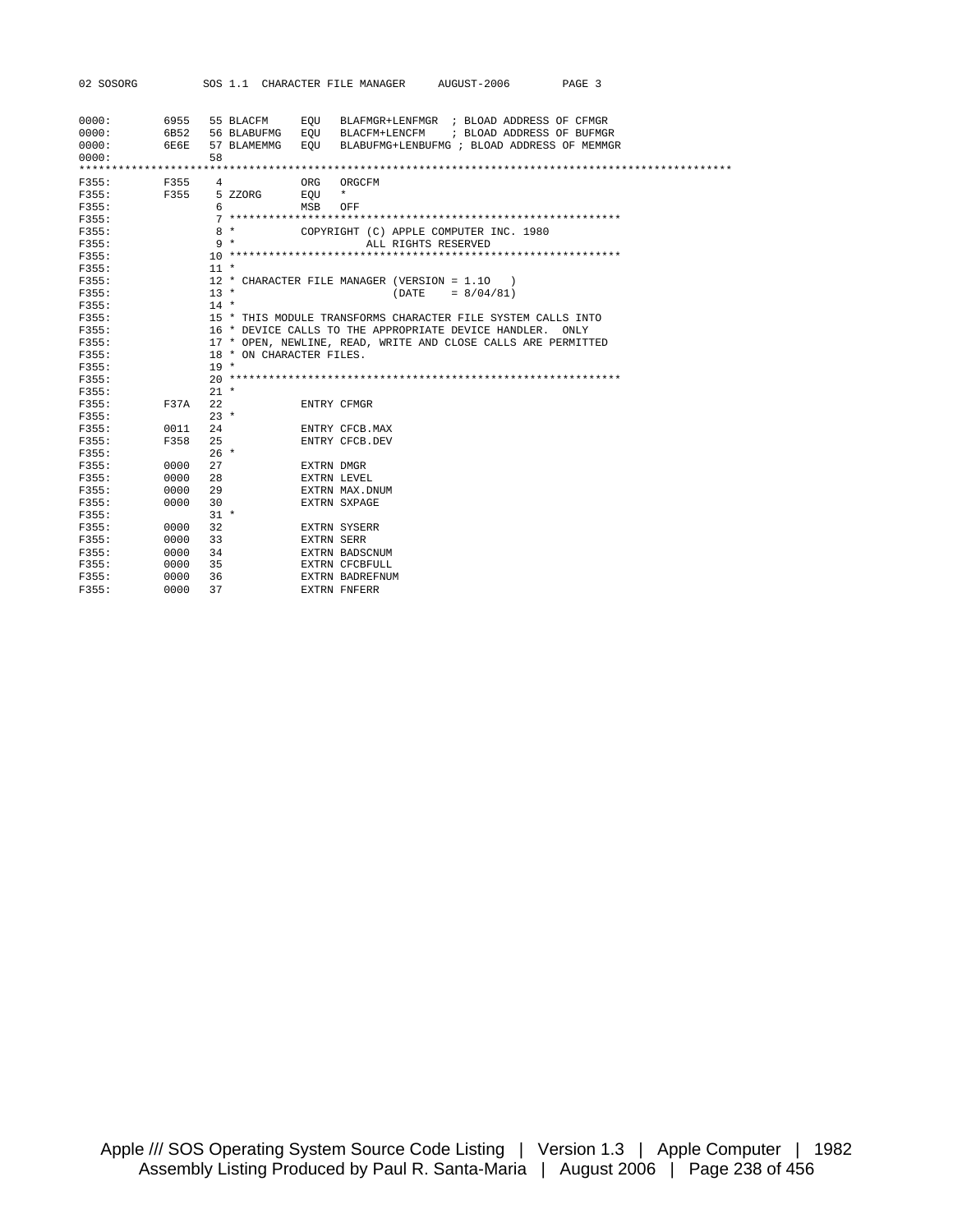```
02 SOSORG          SOS 1.1  CHARACTER FILE MANAGER     AUGUST-2006        PAGE 3

0000:        6955   55 BLACFM     EQU   BLAFMGR+LENFMGR  ; BLOAD ADDRESS OF CFMGR
0000:        6B52   56 BLABUFMG   EQU   BLACFM+LENCFM    ; BLOAD ADDRESS OF BUFMGR
0000:        6E6E   57 BLAMEMMG   EQU   BLABUFMG+LENBUFMG ; BLOAD ADDRESS OF MEMMGR
0000:               58
***************************************************************************************************
F355:        F355    4            ORG   ORGCFM
F355:        F355    5 ZZORG      EQU   *
F355:                6            MSB   OFF
F355:                7 ************************************************************
F355:                8 *          COPYRIGHT (C) APPLE COMPUTER INC. 1980
F355:                9 *                   ALL RIGHTS RESERVED
F355:               10 ************************************************************
F355:               11 *
F355:               12 * CHARACTER FILE MANAGER (VERSION = 1.1O   )
F355:               13 *                        (DATE    = 8/04/81)
F355:               14 *
F355:               15 * THIS MODULE TRANSFORMS CHARACTER FILE SYSTEM CALLS INTO
F355:               16 * DEVICE CALLS TO THE APPROPRIATE DEVICE HANDLER.  ONLY
F355:               17 * OPEN, NEWLINE, READ, WRITE AND CLOSE CALLS ARE PERMITTED
F355:               18 * ON CHARACTER FILES.
F355:               19 *
F355:               20 ************************************************************
F355:               21 *
F355:        F37A   22            ENTRY CFMGR
F355:               23 *
F355:        0011   24            ENTRY CFCB.MAX
F355:        F358   25            ENTRY CFCB.DEV
F355:               26 *
F355:        0000   27            EXTRN DMGR
F355:        0000   28            EXTRN LEVEL
F355:        0000   29            EXTRN MAX.DNUM
F355:        0000   30            EXTRN SXPAGE
F355:               31 *
F355:        0000   32            EXTRN SYSERR
F355:        0000   33            EXTRN SERR
F355:        0000   34            EXTRN BADSCNUM
F355:        0000   35            EXTRN CFCBFULL
F355:        0000   36            EXTRN BADREFNUM
F355:        0000   37            EXTRN FNFERR
```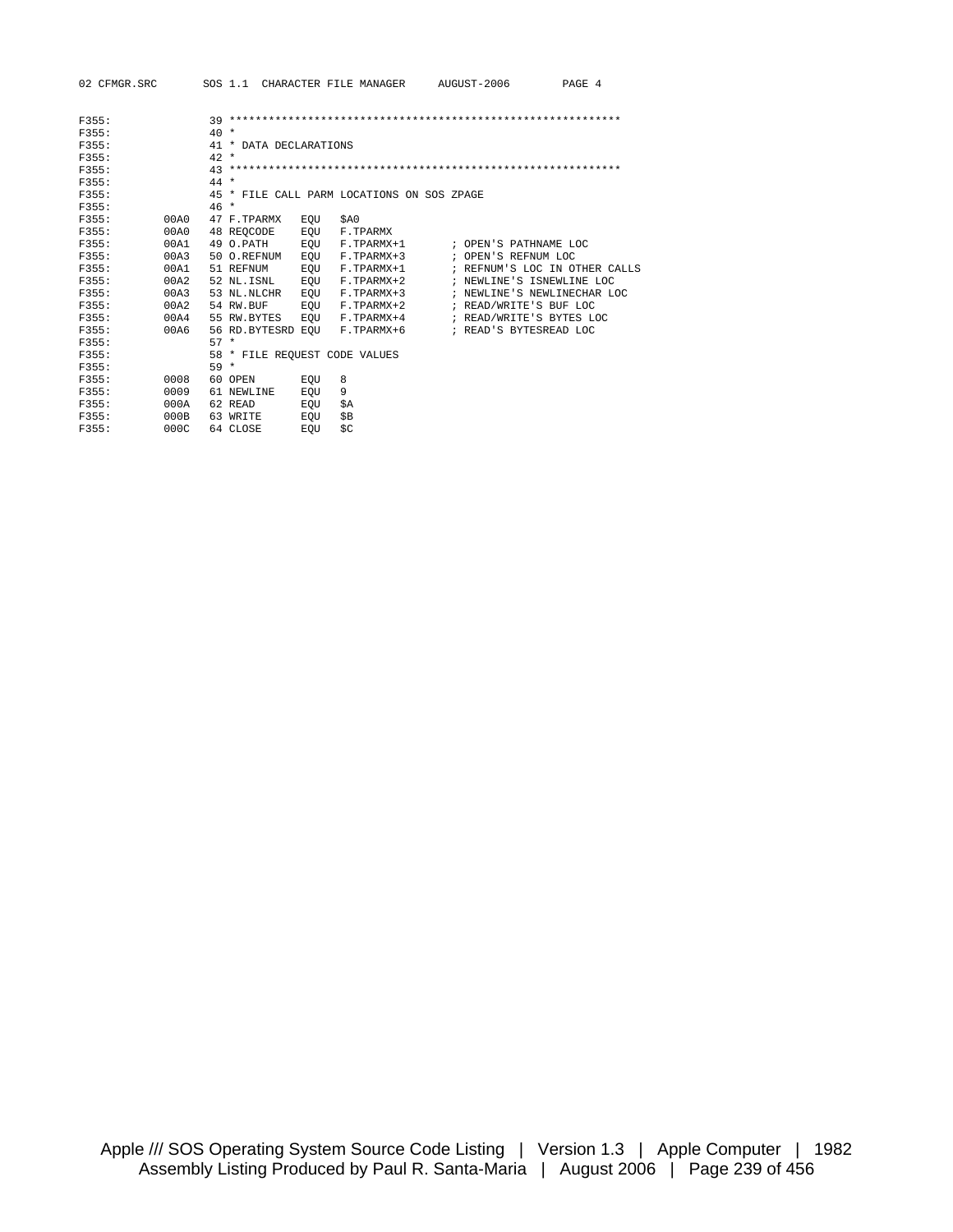```
F355:              39 ************************************************************
F355:              40 *
F355:              41 * DATA DECLARATIONS
F355:              42 *
F355:              43 ************************************************************
F355:              44 *
F355:              45 * FILE CALL PARM LOCATIONS ON SOS ZPAGE
F355:              46 *
F355:       00A0   47 F.TPARMX    EQU   $A0
F355:       00A0   48 REQCODE     EQU   F.TPARMX
F355:       00A1   49 O.PATH      EQU   F.TPARMX+1      ; OPEN'S PATHNAME LOC
F355:       00A3   50 O.REFNUM    EQU   F.TPARMX+3      ; OPEN'S REFNUM LOC
F355:       00A1   51 REFNUM      EQU   F.TPARMX+1      ; REFNUM'S LOC IN OTHER CALLS
F355:       00A2   52 NL.ISNL     EQU   F.TPARMX+2      ; NEWLINE'S ISNEWLINE LOC
F355:       00A3   53 NL.NLCHR    EQU   F.TPARMX+3      ; NEWLINE'S NEWLINECHAR LOC
F355:       00A2   54 RW.BUF      EQU   F.TPARMX+2      ; READ/WRITE'S BUF LOC
F355:       00A4   55 RW.BYTES    EQU   F.TPARMX+4      ; READ/WRITE'S BYTES LOC
F355:       00A6   56 RD.BYTESRD EQU    F.TPARMX+6      ; READ'S BYTESREAD LOC
F355:              57 *
F355:              58 * FILE REQUEST CODE VALUES
F355:              59 *
F355:       0008   60 OPEN        EQU   8
F355:       0009   61 NEWLINE     EQU   9
F355:       000A   62 READ        EQU   $A
F355:       000B   63 WRITE       EQU   $B
F355:       000C   64 CLOSE       EQU   $C
```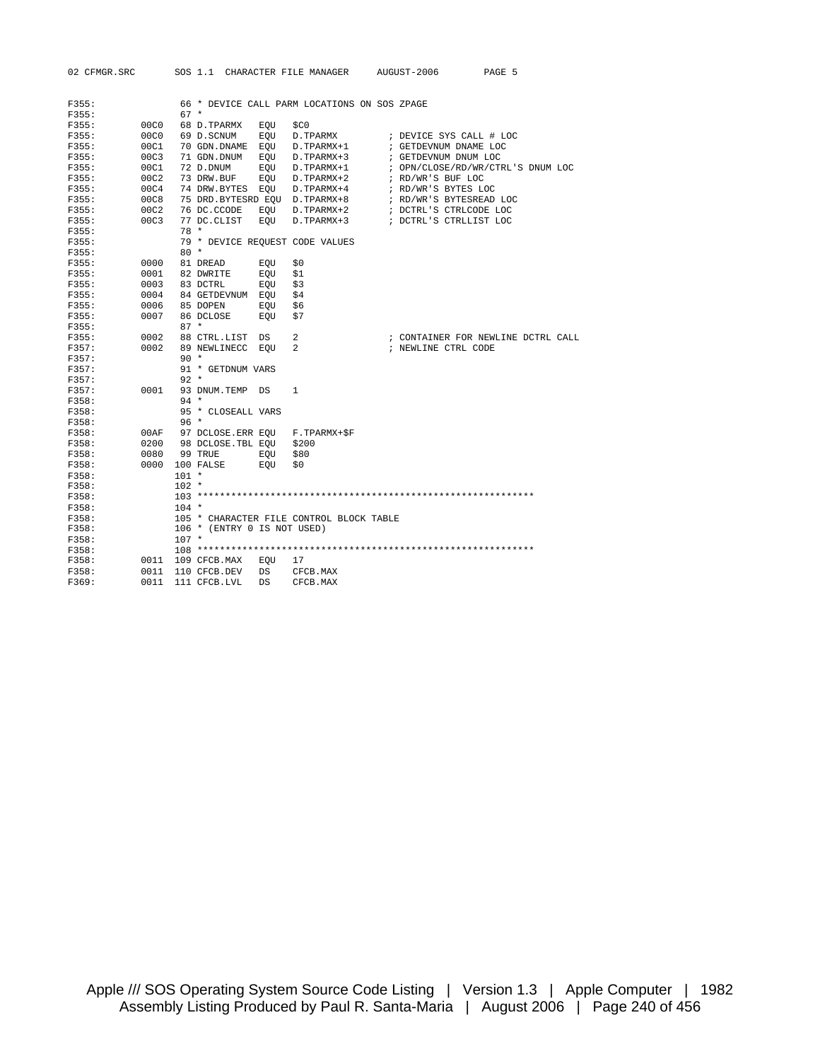```
F355:              66 * DEVICE CALL PARM LOCATIONS ON SOS ZPAGE
F355:              67 *
F355:        00C0  68 D.TPARMX   EQU   $C0
F355:        00C0  69 D.SCNUM    EQU   D.TPARMX         ; DEVICE SYS CALL # LOC
F355:        00C1  70 GDN.DNAME  EQU   D.TPARMX+1       ; GETDEVNUM DNAME LOC
F355:        00C3  71 GDN.DNUM   EQU   D.TPARMX+3       ; GETDEVNUM DNUM LOC
F355:        00C1  72 D.DNUM     EQU   D.TPARMX+1       ; OPN/CLOSE/RD/WR/CTRL'S DNUM LOC
F355:        00C2  73 DRW.BUF    EQU   D.TPARMX+2       ; RD/WR'S BUF LOC
F355:        00C4  74 DRW.BYTES  EQU   D.TPARMX+4       ; RD/WR'S BYTES LOC
F355:        00C8  75 DRD.BYTESRD EQU  D.TPARMX+8       ; RD/WR'S BYTESREAD LOC
F355:        00C2  76 DC.CCODE   EQU   D.TPARMX+2       ; DCTRL'S CTRLCODE LOC
F355:        00C3  77 DC.CLIST   EQU   D.TPARMX+3       ; DCTRL'S CTRLLIST LOC
F355:              78 *
F355:              79 * DEVICE REQUEST CODE VALUES
F355:              80 *
F355:        0000  81 DREAD      EQU   $0
F355:        0001  82 DWRITE     EQU   $1
F355:        0003  83 DCTRL      EQU   $3
F355:        0004  84 GETDEVNUM  EQU   $4
F355:        0006  85 DOPEN      EQU   $6
F355:        0007  86 DCLOSE     EQU   $7
F355:              87 *
F355:        0002  88 CTRL.LIST  DS    2                ; CONTAINER FOR NEWLINE DCTRL CALL
F357:        0002  89 NEWLINECC  EQU   2                ; NEWLINE CTRL CODE
F357:              90 *
F357:              91 * GETDNUM VARS
F357:              92 *
F357:        0001  93 DNUM.TEMP  DS    1
F358:              94 *
F358:              95 * CLOSEALL VARS
F358:              96 *
F358:        00AF  97 DCLOSE.ERR EQU   F.TPARMX+$F
F358:        0200  98 DCLOSE.TBL EQU   $200
F358:        0080  99 TRUE       EQU   $80
F358:        0000 100 FALSE      EQU   $0
F358:             101 *
F358:             102 *
F358:             103 ************************************************************
F358:             104 *
F358:             105 * CHARACTER FILE CONTROL BLOCK TABLE
F358:             106 * (ENTRY 0 IS NOT USED)
F358:             107 *
F358:             108 ************************************************************
F358:        0011 109 CFCB.MAX   EQU   17
F358:        0011 110 CFCB.DEV   DS    CFCB.MAX
F369:        0011 111 CFCB.LVL   DS    CFCB.MAX
```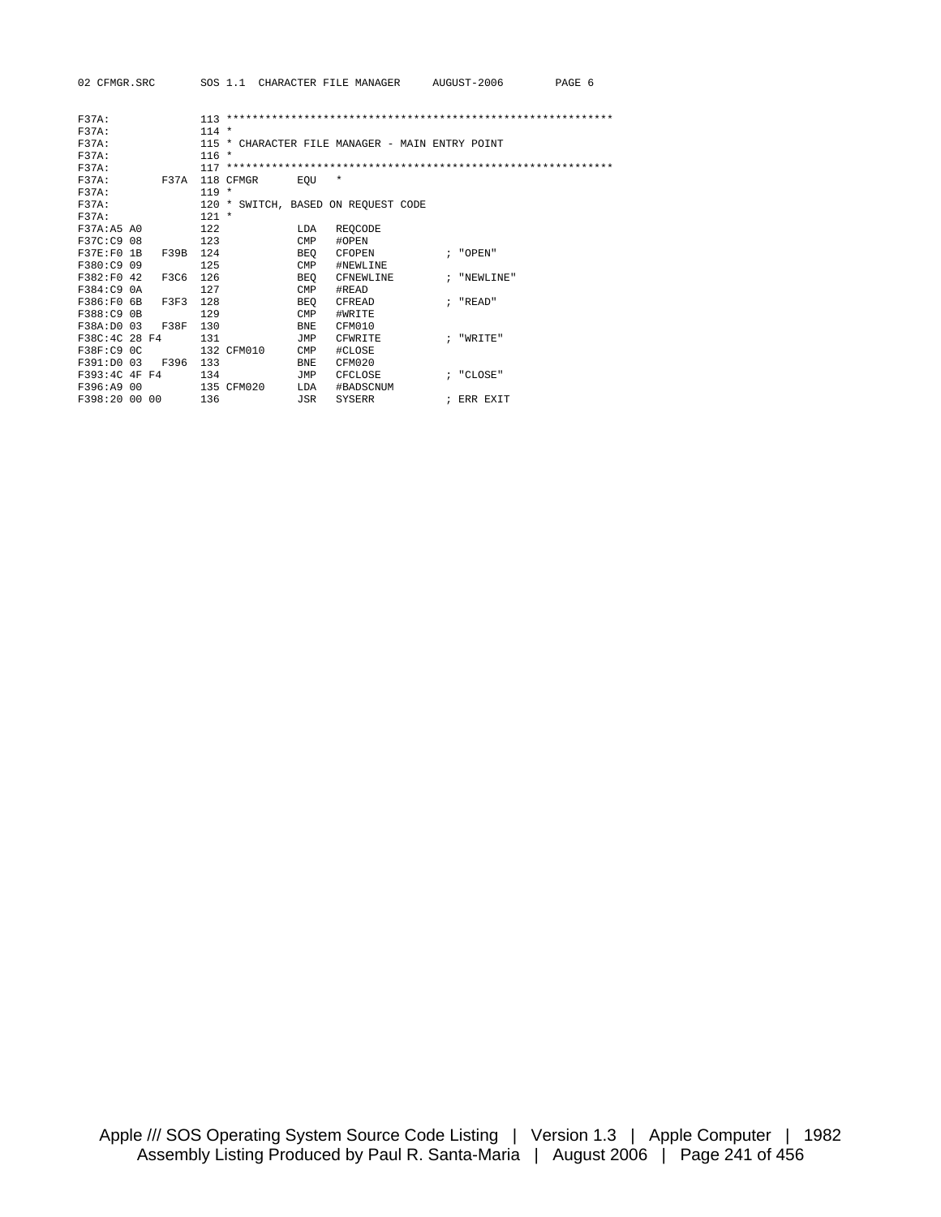```
F37A:                113 ************************************************************
F37A:                114 *
F37A:                115 * CHARACTER FILE MANAGER - MAIN ENTRY POINT
F37A:                116 *
F37A:                117 ************************************************************
F37A:          F37A  118 CFMGR      EQU    *
F37A:                119 *
F37A:                120 * SWITCH, BASED ON REQUEST CODE
F37A:                121 *
F37A:A5 A0           122            LDA    REQCODE
F37C:C9 08           123            CMP    #OPEN
F37E:F0 1B     F39B  124            BEQ    CFOPEN          ; "OPEN"
F380:C9 09           125            CMP    #NEWLINE
F382:F0 42     F3C6  126            BEQ    CFNEWLINE       ; "NEWLINE"
F384:C9 0A           127            CMP    #READ
F386:F0 6B     F3F3  128            BEQ    CFREAD          ; "READ"
F388:C9 0B           129            CMP    #WRITE
F38A:D0 03     F38F  130            BNE    CFM010
F38C:4C 28 F4        131            JMP    CFWRITE         ; "WRITE"
F38F:C9 0C           132 CFM010     CMP    #CLOSE
F391:D0 03     F396  133            BNE    CFM020
F393:4C 4F F4        134            JMP    CFCLOSE         ; "CLOSE"
F396:A9 00           135 CFM020     LDA    #BADSCNUM
F398:20 00 00        136            JSR    SYSERR          ; ERR EXIT
```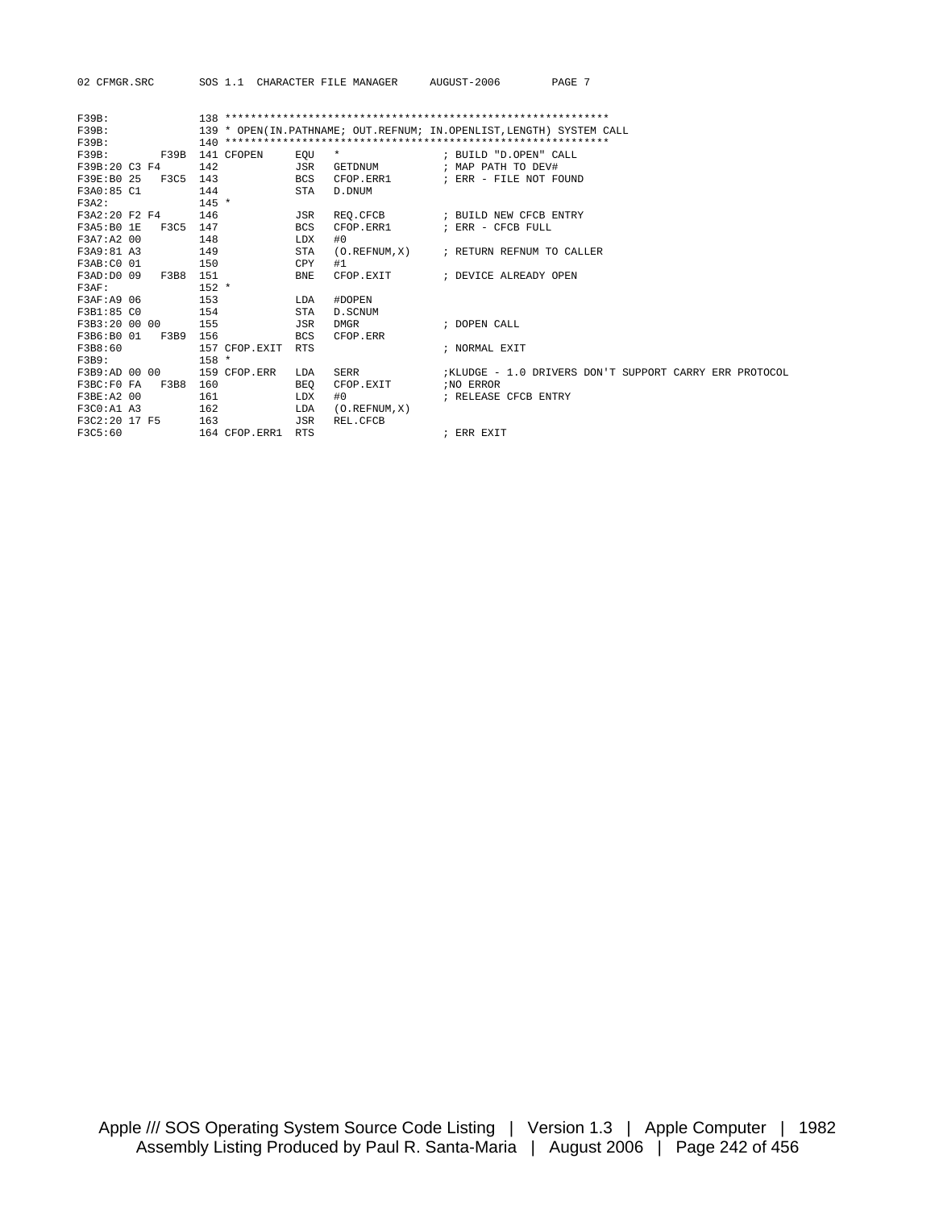```
F39B:              138 ************************************************************
F39B:              139 * OPEN(IN.PATHNAME; OUT.REFNUM; IN.OPENLIST,LENGTH) SYSTEM CALL
F39B:              140 ************************************************************
F39B:         F39B 141 CFOPEN     EQU   *               ; BUILD "D.OPEN" CALL
F39B:20 C3 F4      142            JSR   GETDNUM         ; MAP PATH TO DEV#
F39E:B0 25   F3C5  143            BCS   CFOP.ERR1       ; ERR - FILE NOT FOUND
F3A0:85 C1         144            STA   D.DNUM
F3A2:              145 *
F3A2:20 F2 F4      146            JSR   REQ.CFCB        ; BUILD NEW CFCB ENTRY
F3A5:B0 1E   F3C5  147            BCS   CFOP.ERR1       ; ERR - CFCB FULL
F3A7:A2 00         148            LDX   #0
F3A9:81 A3         149            STA   (O.REFNUM,X)    ; RETURN REFNUM TO CALLER
F3AB:C0 01         150            CPY   #1
F3AD:D0 09   F3B8  151            BNE   CFOP.EXIT       ; DEVICE ALREADY OPEN
F3AF:              152 *
F3AF:A9 06         153            LDA   #DOPEN
F3B1:85 C0         154            STA   D.SCNUM
F3B3:20 00 00      155            JSR   DMGR            ; DOPEN CALL
F3B6:B0 01   F3B9  156            BCS   CFOP.ERR
F3B8:60            157 CFOP.EXIT  RTS                   ; NORMAL EXIT
F3B9:              158 *
F3B9:AD 00 00      159 CFOP.ERR   LDA   SERR            ;KLUDGE - 1.0 DRIVERS DON'T SUPPORT CARRY ERR PROTOCOL
F3BC:F0 FA   F3B8  160            BEQ   CFOP.EXIT       ;NO ERROR
F3BE:A2 00         161            LDX   #0              ; RELEASE CFCB ENTRY
F3C0:A1 A3         162            LDA   (O.REFNUM,X)
F3C2:20 17 F5      163            JSR   REL.CFCB
F3C5:60            164 CFOP.ERR1  RTS                   ; ERR EXIT
```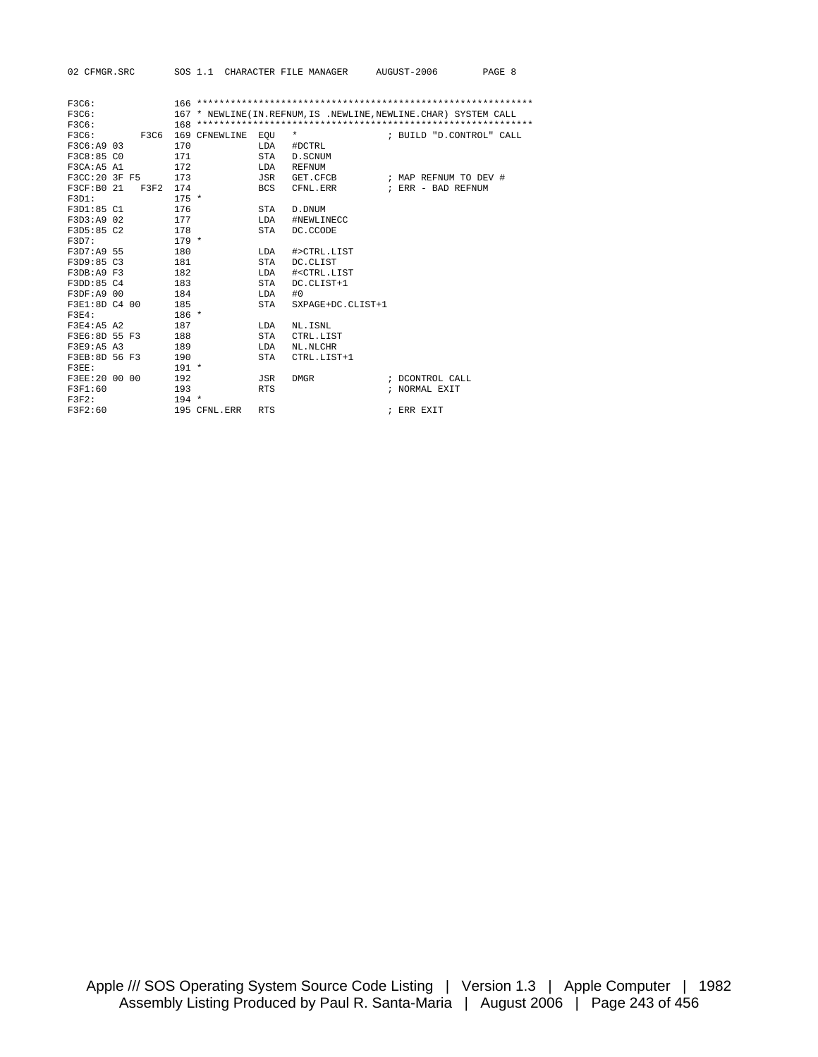```
F3C6:                166 ************************************************************
F3C6:                167 * NEWLINE(IN.REFNUM,IS .NEWLINE,NEWLINE.CHAR) SYSTEM CALL
F3C6:                168 ************************************************************
F3C6:          F3C6  169 CFNEWLINE  EQU   *                 ; BUILD "D.CONTROL" CALL
F3C6:A9 03           170            LDA   #DCTRL
F3C8:85 C0           171            STA   D.SCNUM
F3CA:A5 A1           172            LDA   REFNUM
F3CC:20 3F F5        173            JSR   GET.CFCB          ; MAP REFNUM TO DEV #
F3CF:B0 21   F3F2    174            BCS   CFNL.ERR          ; ERR - BAD REFNUM
F3D1:                175 *
F3D1:85 C1           176            STA   D.DNUM
F3D3:A9 02           177            LDA   #NEWLINECC
F3D5:85 C2           178            STA   DC.CCODE
F3D7:                179 *
F3D7:A9 55           180            LDA   #>CTRL.LIST
F3D9:85 C3           181            STA   DC.CLIST
F3DB:A9 F3           182            LDA   #<CTRL.LIST
F3DD:85 C4           183            STA   DC.CLIST+1
F3DF:A9 00           184            LDA   #0
F3E1:8D C4 00        185            STA   SXPAGE+DC.CLIST+1
F3E4:                186 *
F3E4:A5 A2           187            LDA   NL.ISNL
F3E6:8D 55 F3        188            STA   CTRL.LIST
F3E9:A5 A3           189            LDA   NL.NLCHR
F3EB:8D 56 F3        190            STA   CTRL.LIST+1
F3EE:                191 *
F3EE:20 00 00        192            JSR   DMGR              ; DCONTROL CALL
F3F1:60              193            RTS                     ; NORMAL EXIT
F3F2:                194 *
F3F2:60              195 CFNL.ERR   RTS                     ; ERR EXIT
```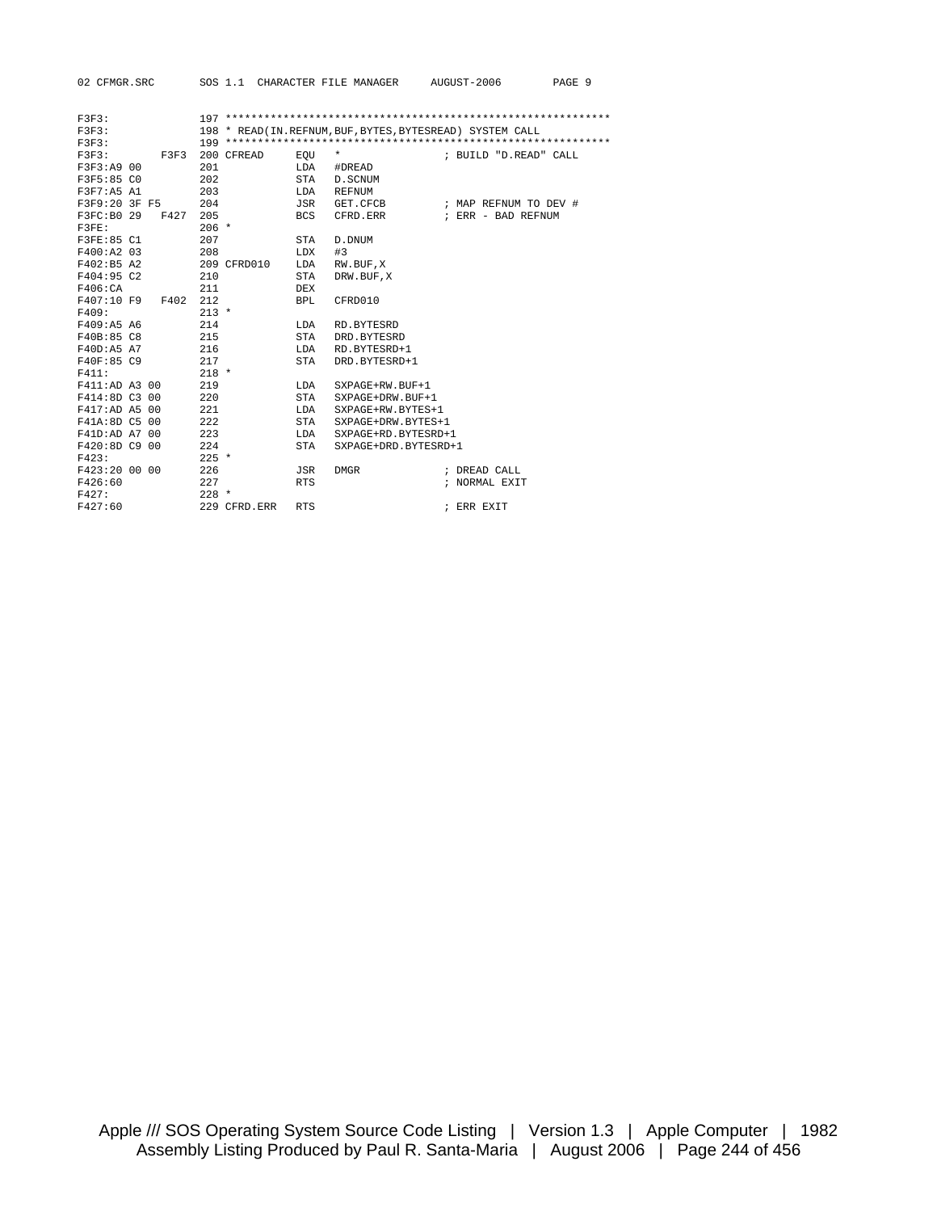```
F3F3:                197 ************************************************************
F3F3:                198 * READ(IN.REFNUM,BUF,BYTES,BYTESREAD) SYSTEM CALL
F3F3:                199 ************************************************************
F3F3:           F3F3 200 CFREAD     EQU   *                 ; BUILD "D.READ" CALL
F3F3:A9 00           201            LDA   #DREAD
F3F5:85 C0           202            STA   D.SCNUM
F3F7:A5 A1           203            LDA   REFNUM
F3F9:20 3F F5        204            JSR   GET.CFCB          ; MAP REFNUM TO DEV #
F3FC:B0 29      F427 205            BCS   CFRD.ERR          ; ERR - BAD REFNUM
F3FE:                206 *
F3FE:85 C1           207            STA   D.DNUM
F400:A2 03           208            LDX   #3
F402:B5 A2           209 CFRD010    LDA   RW.BUF,X
F404:95 C2           210            STA   DRW.BUF,X
F406:CA              211            DEX
F407:10 F9      F402 212            BPL   CFRD010
F409:                213 *
F409:A5 A6           214            LDA   RD.BYTESRD
F40B:85 C8           215            STA   DRD.BYTESRD
F40D:A5 A7           216            LDA   RD.BYTESRD+1
F40F:85 C9           217            STA   DRD.BYTESRD+1
F411:                218 *
F411:AD A3 00        219            LDA   SXPAGE+RW.BUF+1
F414:8D C3 00        220            STA   SXPAGE+DRW.BUF+1
F417:AD A5 00        221            LDA   SXPAGE+RW.BYTES+1
F41A:8D C5 00        222            STA   SXPAGE+DRW.BYTES+1
F41D:AD A7 00        223            LDA   SXPAGE+RD.BYTESRD+1
F420:8D C9 00        224            STA   SXPAGE+DRD.BYTESRD+1
F423:                225 *
F423:20 00 00        226            JSR   DMGR              ; DREAD CALL
F426:60              227            RTS                     ; NORMAL EXIT
F427:                228 *
F427:60              229 CFRD.ERR   RTS                     ; ERR EXIT
```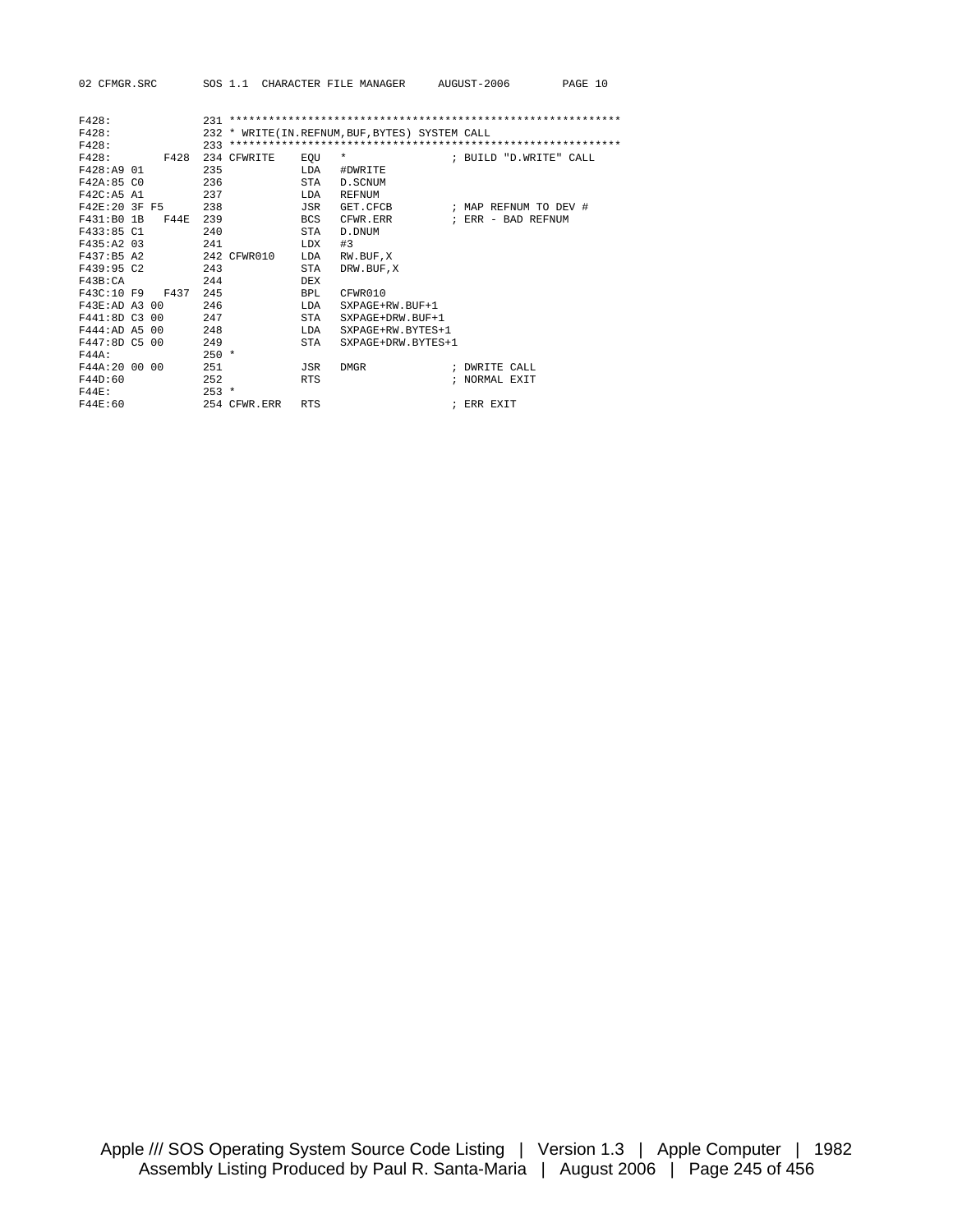```
F428:               231 ************************************************************
F428:               232 * WRITE(IN.REFNUM,BUF,BYTES) SYSTEM CALL
F428:               233 ************************************************************
F428:          F428 234 CFWRITE    EQU   *                  ; BUILD "D.WRITE" CALL
F428:A9 01          235            LDA   #DWRITE
F42A:85 C0          236            STA   D.SCNUM
F42C:A5 A1          237            LDA   REFNUM
F42E:20 3F F5       238            JSR   GET.CFCB           ; MAP REFNUM TO DEV #
F431:B0 1B    F44E  239            BCS   CFWR.ERR           ; ERR - BAD REFNUM
F433:85 C1          240            STA   D.DNUM
F435:A2 03          241            LDX   #3
F437:B5 A2          242 CFWR010    LDA   RW.BUF,X
F439:95 C2          243            STA   DRW.BUF,X
F43B:CA             244            DEX
F43C:10 F9    F437  245            BPL   CFWR010
F43E:AD A3 00       246            LDA   SXPAGE+RW.BUF+1
F441:8D C3 00       247            STA   SXPAGE+DRW.BUF+1
F444:AD A5 00       248            LDA   SXPAGE+RW.BYTES+1
F447:8D C5 00       249            STA   SXPAGE+DRW.BYTES+1
F44A:               250 *
F44A:20 00 00       251            JSR   DMGR               ; DWRITE CALL
F44D:60             252            RTS                      ; NORMAL EXIT
F44E:               253 *
F44E:60             254 CFWR.ERR   RTS                      ; ERR EXIT
```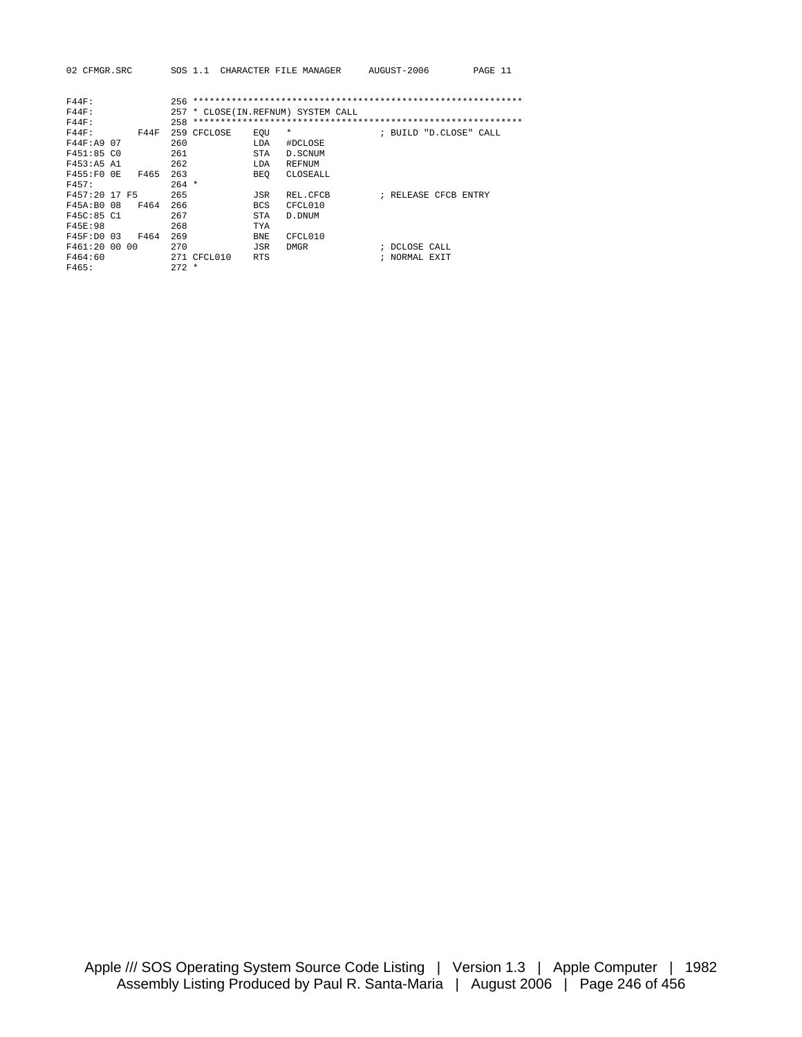```
F44F:               256 ************************************************************
F44F:               257 * CLOSE(IN.REFNUM) SYSTEM CALL
F44F:               258 ************************************************************
F44F:         F44F  259 CFCLOSE    EQU   *                  ; BUILD "D.CLOSE" CALL
F44F:A9 07          260            LDA   #DCLOSE
F451:85 C0          261            STA   D.SCNUM
F453:A5 A1          262            LDA   REFNUM
F455:F0 0E    F465  263            BEQ   CLOSEALL
F457:               264 *
F457:20 17 F5       265            JSR   REL.CFCB           ; RELEASE CFCB ENTRY
F45A:B0 08    F464  266            BCS   CFCL010
F45C:85 C1          267            STA   D.DNUM
F45E:98             268            TYA
F45F:D0 03    F464  269            BNE   CFCL010
F461:20 00 00       270            JSR   DMGR               ; DCLOSE CALL
F464:60             271 CFCL010    RTS                      ; NORMAL EXIT
F465:               272 *
```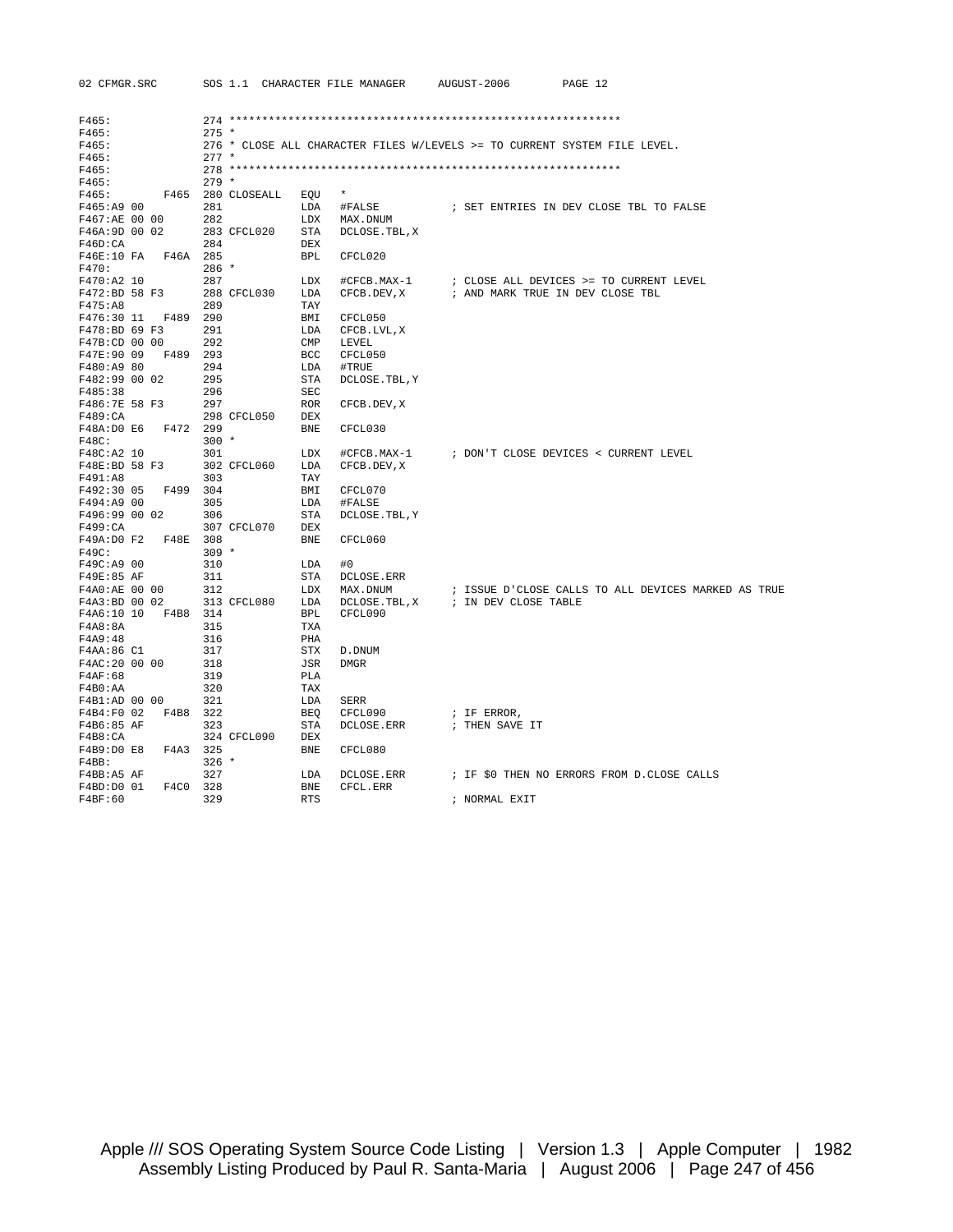```
F465:                274 ************************************************************
F465:                275 *
F465:                276 * CLOSE ALL CHARACTER FILES W/LEVELS >= TO CURRENT SYSTEM FILE LEVEL.
F465:                277 *
F465:                278 ************************************************************
F465:                279 *
F465:          F465  280 CLOSEALL    EQU   *
F465:A9 00           281             LDA   #FALSE           ; SET ENTRIES IN DEV CLOSE TBL TO FALSE
F467:AE 00 00        282             LDX   MAX.DNUM
F46A:9D 00 02        283 CFCL020     STA   DCLOSE.TBL,X
F46D:CA              284             DEX
F46E:10 FA    F46A   285             BPL   CFCL020
F470:                286 *
F470:A2 10           287             LDX   #CFCB.MAX-1      ; CLOSE ALL DEVICES >= TO CURRENT LEVEL
F472:BD 58 F3        288 CFCL030     LDA   CFCB.DEV,X       ; AND MARK TRUE IN DEV CLOSE TBL
F475:A8              289             TAY
F476:30 11    F489   290             BMI   CFCL050
F478:BD 69 F3        291             LDA   CFCB.LVL,X
F47B:CD 00 00        292             CMP   LEVEL
F47E:90 09    F489   293             BCC   CFCL050
F480:A9 80           294             LDA   #TRUE
F482:99 00 02        295             STA   DCLOSE.TBL,Y
F485:38              296             SEC
F486:7E 58 F3        297             ROR   CFCB.DEV,X
F489:CA              298 CFCL050     DEX
F48A:D0 E6    F472   299             BNE   CFCL030
F48C:                300 *
F48C:A2 10           301             LDX   #CFCB.MAX-1      ; DON'T CLOSE DEVICES < CURRENT LEVEL
F48E:BD 58 F3        302 CFCL060     LDA   CFCB.DEV,X
F491:A8              303             TAY
F492:30 05    F499   304             BMI   CFCL070
F494:A9 00           305             LDA   #FALSE
F496:99 00 02        306             STA   DCLOSE.TBL,Y
F499:CA              307 CFCL070     DEX
F49A:D0 F2    F48E   308             BNE   CFCL060
F49C:                309 *
F49C:A9 00           310             LDA   #0
F49E:85 AF           311             STA   DCLOSE.ERR
F4A0:AE 00 00        312             LDX   MAX.DNUM         ; ISSUE D'CLOSE CALLS TO ALL DEVICES MARKED AS TRUE
F4A3:BD 00 02        313 CFCL080     LDA   DCLOSE.TBL,X     ; IN DEV CLOSE TABLE
F4A6:10 10    F4B8   314             BPL   CFCL090
F4A8:8A              315             TXA
F4A9:48              316             PHA
F4AA:86 C1           317             STX   D.DNUM
F4AC:20 00 00        318             JSR   DMGR
F4AF:68              319             PLA
F4B0:AA              320             TAX
F4B1:AD 00 00        321             LDA   SERR
F4B4:F0 02    F4B8   322             BEQ   CFCL090          ; IF ERROR,
F4B6:85 AF           323             STA   DCLOSE.ERR       ; THEN SAVE IT
F4B8:CA              324 CFCL090     DEX
F4B9:D0 E8    F4A3   325             BNE   CFCL080
F4BB:                326 *
F4BB:A5 AF           327             LDA   DCLOSE.ERR       ; IF $0 THEN NO ERRORS FROM D.CLOSE CALLS
F4BD:D0 01    F4C0   328             BNE   CFCL.ERR
F4BF:60              329             RTS                    ; NORMAL EXIT
```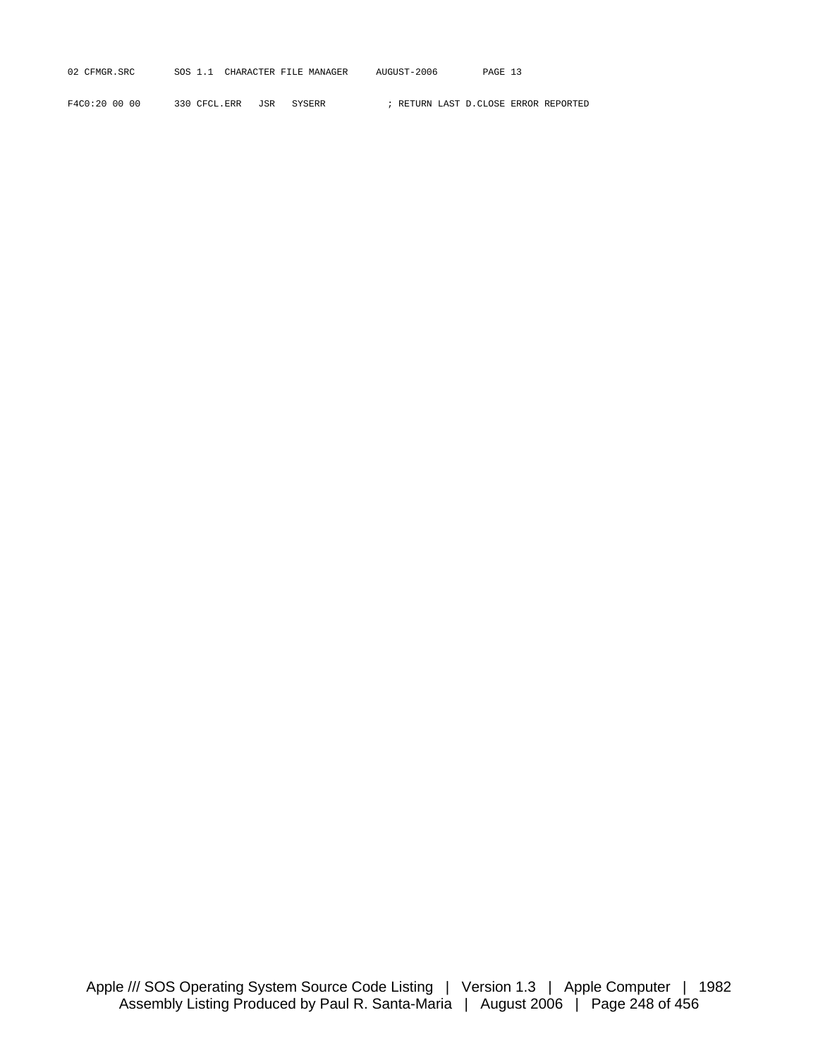```
F4C0:20 00 00      330 CFCL.ERR   JSR   SYSERR           ; RETURN LAST D.CLOSE ERROR REPORTED
```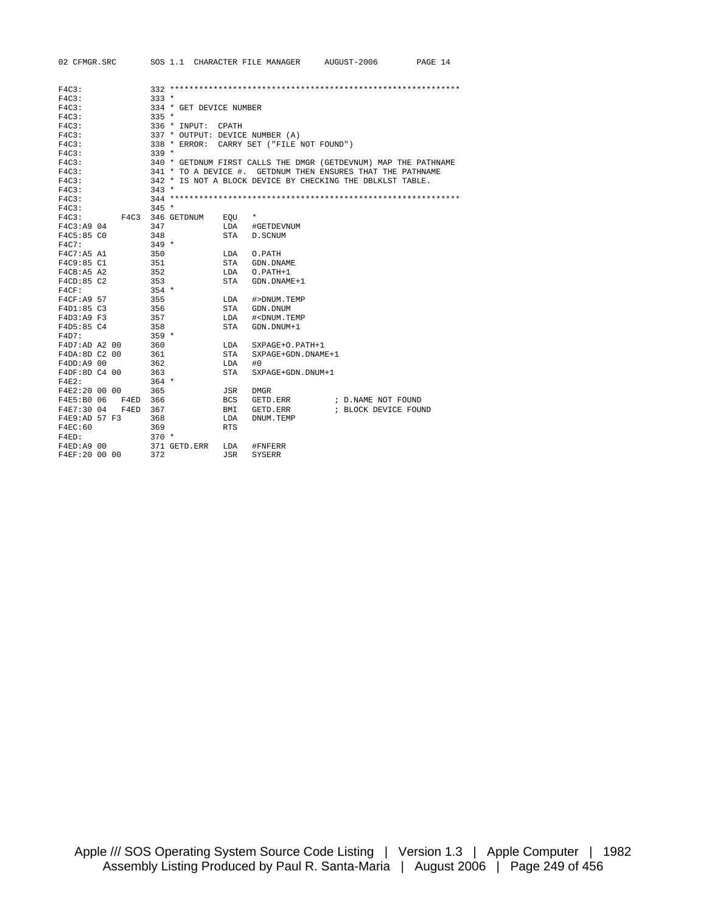```
F4C3:               332 ************************************************************
F4C3:               333 *
F4C3:               334 * GET DEVICE NUMBER
F4C3:               335 *
F4C3:               336 * INPUT:  CPATH
F4C3:               337 * OUTPUT: DEVICE NUMBER (A)
F4C3:               338 * ERROR:  CARRY SET ("FILE NOT FOUND")
F4C3:               339 *
F4C3:               340 * GETDNUM FIRST CALLS THE DMGR (GETDEVNUM) MAP THE PATHNAME
F4C3:               341 * TO A DEVICE #.  GETDNUM THEN ENSURES THAT THE PATHNAME
F4C3:               342 * IS NOT A BLOCK DEVICE BY CHECKING THE DBLKLST TABLE.
F4C3:               343 *
F4C3:               344 ************************************************************
F4C3:               345 *
F4C3:          F4C3 346 GETDNUM    EQU   *
F4C3:A9 04          347            LDA   #GETDEVNUM
F4C5:85 C0          348            STA   D.SCNUM
F4C7:               349 *
F4C7:A5 A1          350            LDA   O.PATH
F4C9:85 C1          351            STA   GDN.DNAME
F4CB:A5 A2          352            LDA   O.PATH+1
F4CD:85 C2          353            STA   GDN.DNAME+1
F4CF:               354 *
F4CF:A9 57          355            LDA   #>DNUM.TEMP
F4D1:85 C3          356            STA   GDN.DNUM
F4D3:A9 F3          357            LDA   #<DNUM.TEMP
F4D5:85 C4          358            STA   GDN.DNUM+1
F4D7:               359 *
F4D7:AD A2 00       360            LDA   SXPAGE+O.PATH+1
F4DA:8D C2 00       361            STA   SXPAGE+GDN.DNAME+1
F4DD:A9 00          362            LDA   #0
F4DF:8D C4 00       363            STA   SXPAGE+GDN.DNUM+1
F4E2:               364 *
F4E2:20 00 00       365            JSR   DMGR
F4E5:B0 06   F4ED   366            BCS   GETD.ERR        ; D.NAME NOT FOUND
F4E7:30 04   F4ED   367            BMI   GETD.ERR        ; BLOCK DEVICE FOUND
F4E9:AD 57 F3       368            LDA   DNUM.TEMP
F4EC:60             369            RTS
F4ED:               370 *
F4ED:A9 00          371 GETD.ERR   LDA   #FNFERR
F4EF:20 00 00       372            JSR   SYSERR
```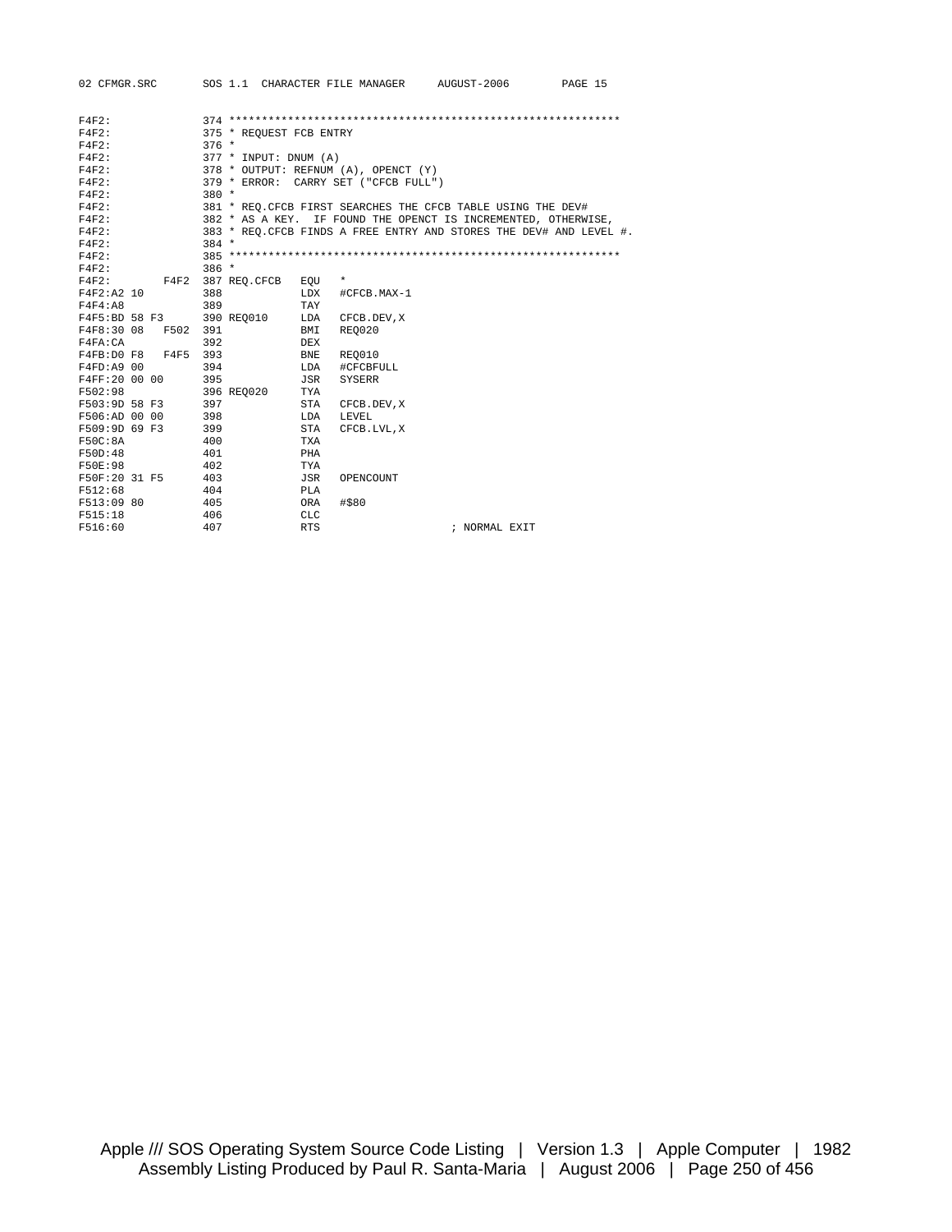```
F4F2:              374 *************************************************************
F4F2:              375 * REQUEST FCB ENTRY
F4F2:              376 *
F4F2:              377 * INPUT: DNUM (A)
F4F2:              378 * OUTPUT: REFNUM (A), OPENCT (Y)
F4F2:              379 * ERROR:  CARRY SET ("CFCB FULL")
F4F2:              380 *
F4F2:              381 * REQ.CFCB FIRST SEARCHES THE CFCB TABLE USING THE DEV#
F4F2:              382 * AS A KEY.  IF FOUND THE OPENCT IS INCREMENTED, OTHERWISE,
F4F2:              383 * REQ.CFCB FINDS A FREE ENTRY AND STORES THE DEV# AND LEVEL #.
F4F2:              384 *
F4F2:              385 *************************************************************
F4F2:              386 *
F4F2:         F4F2 387 REQ.CFCB   EQU   *
F4F2:A2 10         388            LDX   #CFCB.MAX-1
F4F4:A8            389            TAY
F4F5:BD 58 F3      390 REQ010     LDA   CFCB.DEV,X
F4F8:30 08   F502  391            BMI   REQ020
F4FA:CA            392            DEX
F4FB:D0 F8   F4F5  393            BNE   REQ010
F4FD:A9 00         394            LDA   #CFCBFULL
F4FF:20 00 00      395            JSR   SYSERR
F502:98            396 REQ020     TYA
F503:9D 58 F3      397            STA   CFCB.DEV,X
F506:AD 00 00      398            LDA   LEVEL
F509:9D 69 F3      399            STA   CFCB.LVL,X
F50C:8A            400            TXA
F50D:48            401            PHA
F50E:98            402            TYA
F50F:20 31 F5      403            JSR   OPENCOUNT
F512:68            404            PLA
F513:09 80         405            ORA   #$80
F515:18            406            CLC
F516:60            407            RTS                    ; NORMAL EXIT
```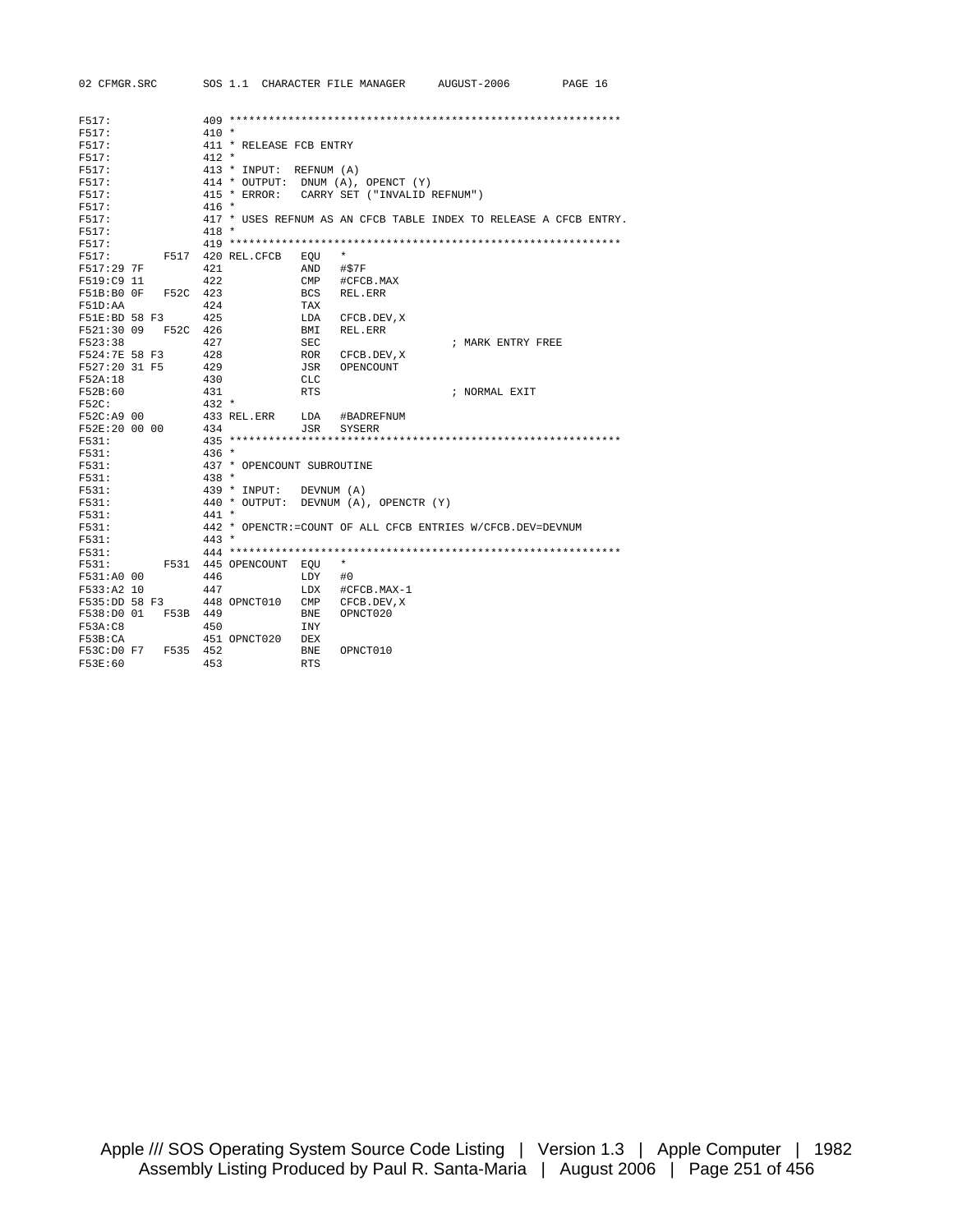```
F517:               409 ************************************************************
F517:               410 *
F517:               411 * RELEASE FCB ENTRY
F517:               412 *
F517:               413 * INPUT:  REFNUM (A)
F517:               414 * OUTPUT:  DNUM (A), OPENCT (Y)
F517:               415 * ERROR:   CARRY SET ("INVALID REFNUM")
F517:               416 *
F517:               417 * USES REFNUM AS AN CFCB TABLE INDEX TO RELEASE A CFCB ENTRY.
F517:               418 *
F517:               419 ************************************************************
F517:        F517  420 REL.CFCB   EQU   *
F517:29 7F          421            AND   #$7F
F519:C9 11          422            CMP   #CFCB.MAX
F51B:B0 0F   F52C  423            BCS   REL.ERR
F51D:AA             424            TAX
F51E:BD 58 F3       425            LDA   CFCB.DEV,X
F521:30 09   F52C  426            BMI   REL.ERR
F523:38             427            SEC                       ; MARK ENTRY FREE
F524:7E 58 F3       428            ROR   CFCB.DEV,X
F527:20 31 F5       429            JSR   OPENCOUNT
F52A:18             430            CLC
F52B:60             431            RTS                       ; NORMAL EXIT
F52C:               432 *
F52C:A9 00          433 REL.ERR    LDA   #BADREFNUM
F52E:20 00 00       434            JSR   SYSERR
F531:               435 ************************************************************
F531:               436 *
F531:               437 * OPENCOUNT SUBROUTINE
F531:               438 *
F531:               439 * INPUT:   DEVNUM (A)
F531:               440 * OUTPUT:  DEVNUM (A), OPENCTR (Y)
F531:               441 *
F531:               442 * OPENCTR:=COUNT OF ALL CFCB ENTRIES W/CFCB.DEV=DEVNUM
F531:               443 *
F531:               444 ************************************************************
F531:        F531  445 OPENCOUNT  EQU   *
F531:A0 00          446            LDY   #0
F533:A2 10          447            LDX   #CFCB.MAX-1
F535:DD 58 F3       448 OPNCT010   CMP   CFCB.DEV,X
F538:D0 01   F53B  449            BNE   OPNCT020
F53A:C8             450            INY
F53B:CA             451 OPNCT020   DEX
F53C:D0 F7   F535  452            BNE   OPNCT010
F53E:60             453            RTS
```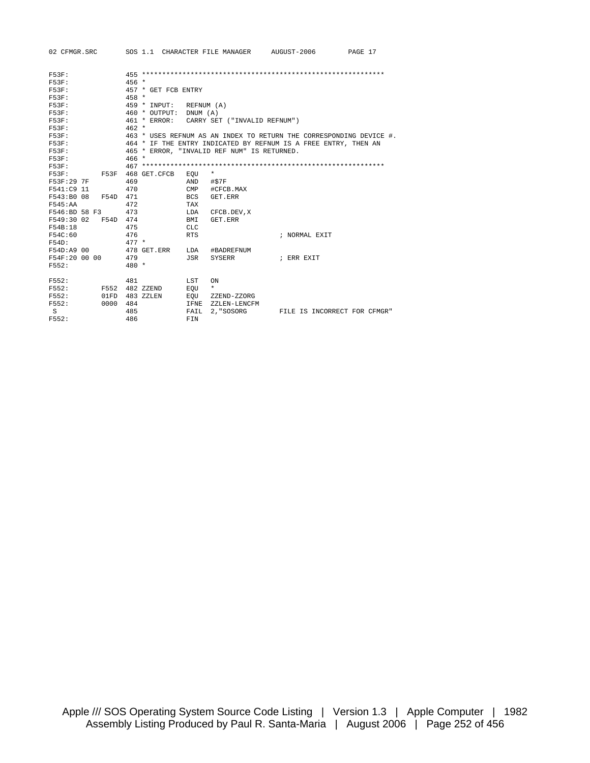```
F53F:                455 ************************************************************
F53F:                456 *
F53F:                457 * GET FCB ENTRY
F53F:                458 *
F53F:                459 * INPUT:   REFNUM (A)
F53F:                460 * OUTPUT:  DNUM (A)
F53F:                461 * ERROR:   CARRY SET ("INVALID REFNUM")
F53F:                462 *
F53F:                463 * USES REFNUM AS AN INDEX TO RETURN THE CORRESPONDING DEVICE #.
F53F:                464 * IF THE ENTRY INDICATED BY REFNUM IS A FREE ENTRY, THEN AN
F53F:                465 * ERROR, "INVALID REF NUM" IS RETURNED.
F53F:                466 *
F53F:                467 ************************************************************
F53F:          F53F  468 GET.CFCB   EQU   *
F53F:29 7F           469            AND   #$7F
F541:C9 11           470            CMP   #CFCB.MAX
F543:B0 08    F54D   471            BCS   GET.ERR
F545:AA              472            TAX
F546:BD 58 F3        473            LDA   CFCB.DEV,X
F549:30 02    F54D   474            BMI   GET.ERR
F54B:18              475            CLC
F54C:60              476            RTS                    ; NORMAL EXIT
F54D:                477 *
F54D:A9 00           478 GET.ERR    LDA   #BADREFNUM
F54F:20 00 00        479            JSR   SYSERR           ; ERR EXIT
F552:                480 *

F552:                481            LST   ON
F552:          F552  482 ZZEND      EQU   *
F552:          01FD  483 ZZLEN      EQU   ZZEND-ZZORG
F552:          0000  484            IFNE  ZZLEN-LENCFM
 S                   485            FAIL  2,"SOSORG      FILE IS INCORRECT FOR CFMGR"
F552:                486            FIN
```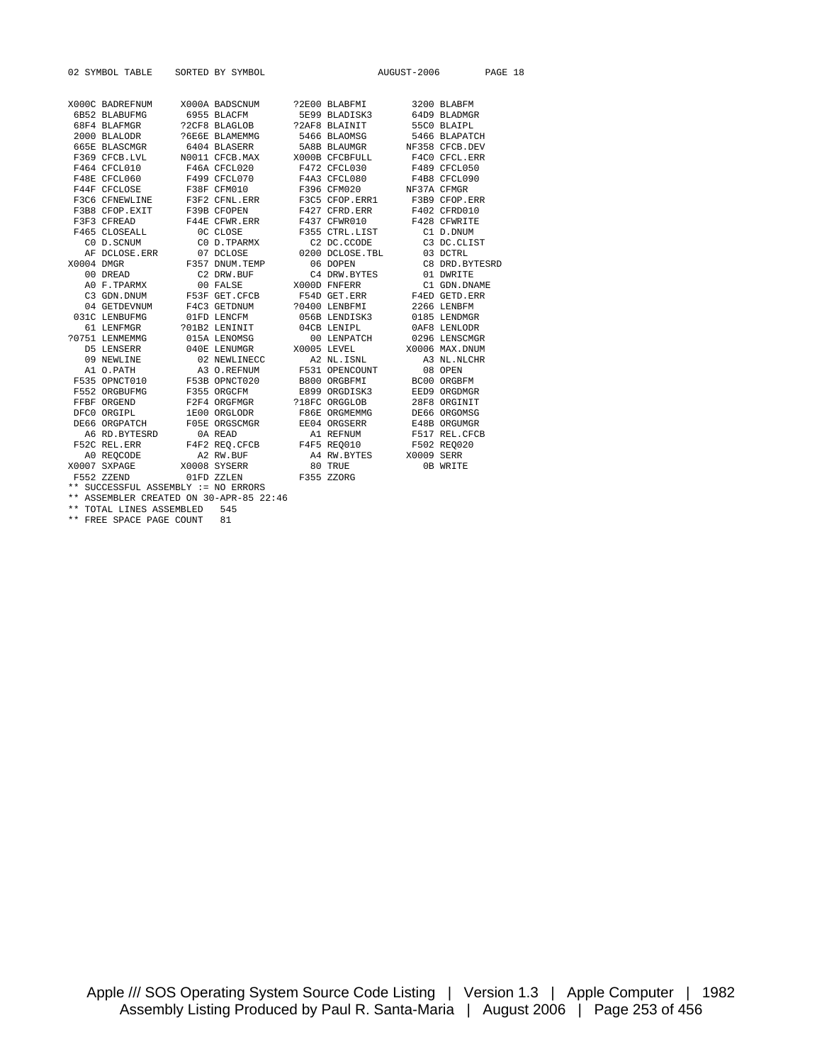```
02 SYMBOL TABLE    SORTED BY SYMBOL                     AUGUST-2006       PAGE 18


X000C BADREFNUM     X000A BADSCNUM      ?2E00 BLABFMI        3200 BLABFM
 6B52 BLABUFMG       6955 BLACFM         5E99 BLADISK3       64D9 BLADMGR
 68F4 BLAFMGR       ?2CF8 BLAGLOB       ?2AF8 BLAINIT        55C0 BLAIPL
 2000 BLALODR       ?6E6E BLAMEMMG       5466 BLAOMSG        5466 BLAPATCH
 665E BLASCMGR       6404 BLASERR        5A8B BLAUMGR       NF358 CFCB.DEV
 F369 CFCB.LVL      N0011 CFCB.MAX      X000B CFCBFULL       F4C0 CFCL.ERR
 F464 CFCL010        F46A CFCL020        F472 CFCL030        F489 CFCL050
 F48E CFCL060        F499 CFCL070        F4A3 CFCL080        F4B8 CFCL090
 F44F CFCLOSE        F38F CFM010         F396 CFM020        NF37A CFMGR
 F3C6 CFNEWLINE      F3F2 CFNL.ERR       F3C5 CFOP.ERR1      F3B9 CFOP.ERR
 F3B8 CFOP.EXIT      F39B CFOPEN         F427 CFRD.ERR       F402 CFRD010
 F3F3 CFREAD         F44E CFWR.ERR       F437 CFWR010        F428 CFWRITE
 F465 CLOSEALL         0C CLOSE          F355 CTRL.LIST        C1 D.DNUM
   C0 D.SCNUM          C0 D.TPARMX         C2 DC.CCODE         C3 DC.CLIST
   AF DCLOSE.ERR       07 DCLOSE         0200 DCLOSE.TBL       03 DCTRL
X0004 DMGR           F357 DNUM.TEMP        06 DOPEN            C8 DRD.BYTESRD
   00 DREAD            C2 DRW.BUF          C4 DRW.BYTES        01 DWRITE
   A0 F.TPARMX         00 FALSE         X000D FNFERR           C1 GDN.DNAME
   C3 GDN.DNUM       F53F GET.CFCB       F54D GET.ERR        F4ED GETD.ERR
   04 GETDEVNUM      F4C3 GETDNUM       ?0400 LENBFMI        2266 LENBFM
 031C LENBUFMG       01FD LENCFM         056B LENDISK3       0185 LENDMGR
   61 LENFMGR       ?01B2 LENINIT        04CB LENIPL         0AF8 LENLODR
?0751 LENMEMMG       015A LENOMSG          00 LENPATCH       0296 LENSCMGR
   D5 LENSERR        040E LENUMGR       X0005 LEVEL         X0006 MAX.DNUM
   09 NEWLINE          02 NEWLINECC        A2 NL.ISNL          A3 NL.NLCHR
   A1 O.PATH           A3 O.REFNUM       F531 OPENCOUNT        08 OPEN
 F535 OPNCT010       F53B OPNCT020       B800 ORGBFMI        BC00 ORGBFM
 F552 ORGBUFMG       F355 ORGCFM         E899 ORGDISK3       EED9 ORGDMGR
 FFBF ORGEND         F2F4 ORGFMGR       ?18FC ORGGLOB        28F8 ORGINIT
 DFC0 ORGIPL         1E00 ORGLODR        F86E ORGMEMMG       DE66 ORGOMSG
 DE66 ORGPATCH       F05E ORGSCMGR       EE04 ORGSERR        E48B ORGUMGR
   A6 RD.BYTESRD       0A READ             A1 REFNUM         F517 REL.CFCB
 F52C REL.ERR        F4F2 REQ.CFCB       F4F5 REQ010         F502 REQ020
   A0 REQCODE          A2 RW.BUF           A4 RW.BYTES      X0009 SERR
X0007 SXPAGE        X0008 SYSERR           80 TRUE             0B WRITE
 F552 ZZEND          01FD ZZLEN          F355 ZZORG
** SUCCESSFUL ASSEMBLY := NO ERRORS
** ASSEMBLER CREATED ON 30-APR-85 22:46
** TOTAL LINES ASSEMBLED   545
** FREE SPACE PAGE COUNT   81
```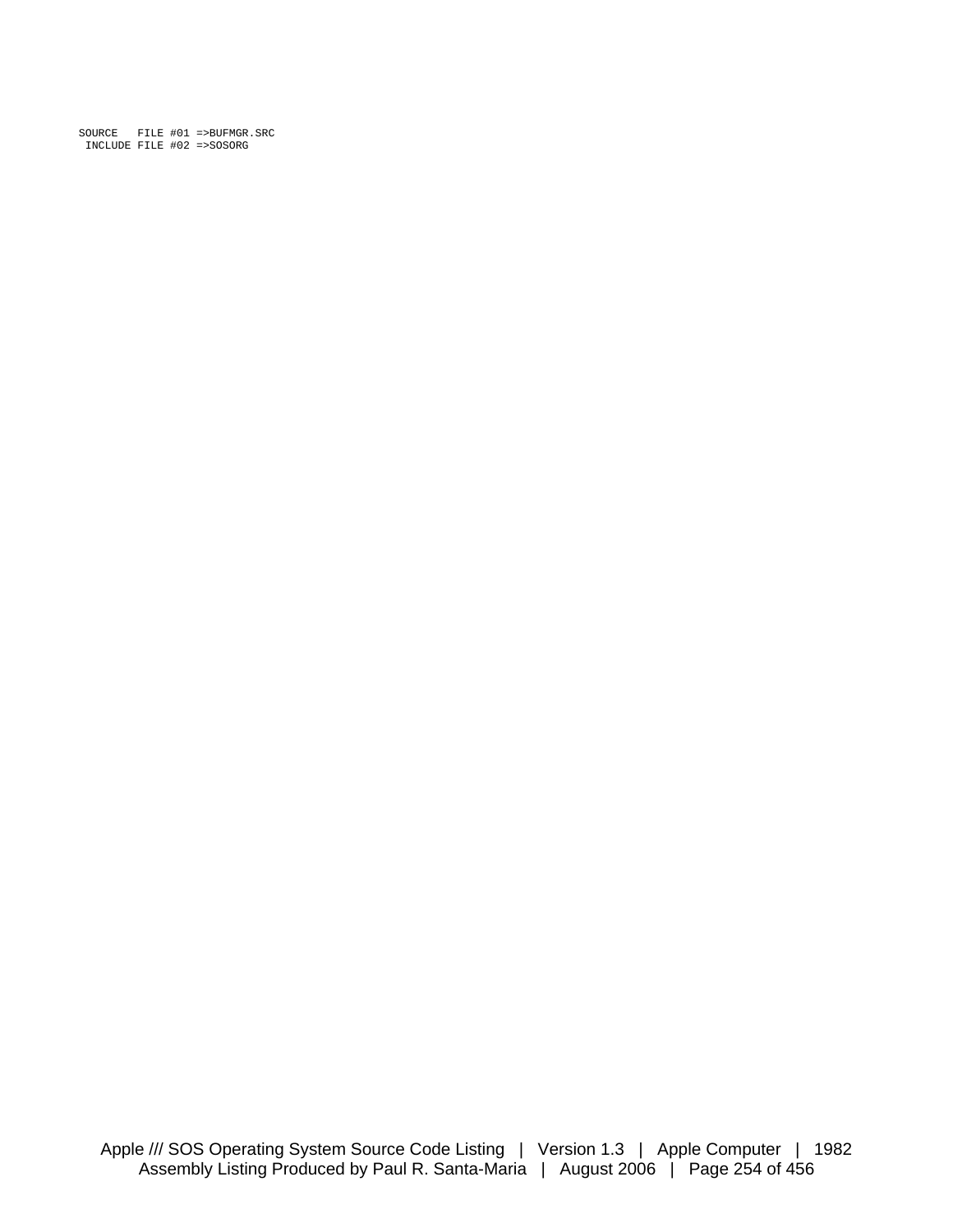```
SOURCE   FILE #01 =>BUFMGR.SRC
 INCLUDE FILE #02 =>SOSORG
```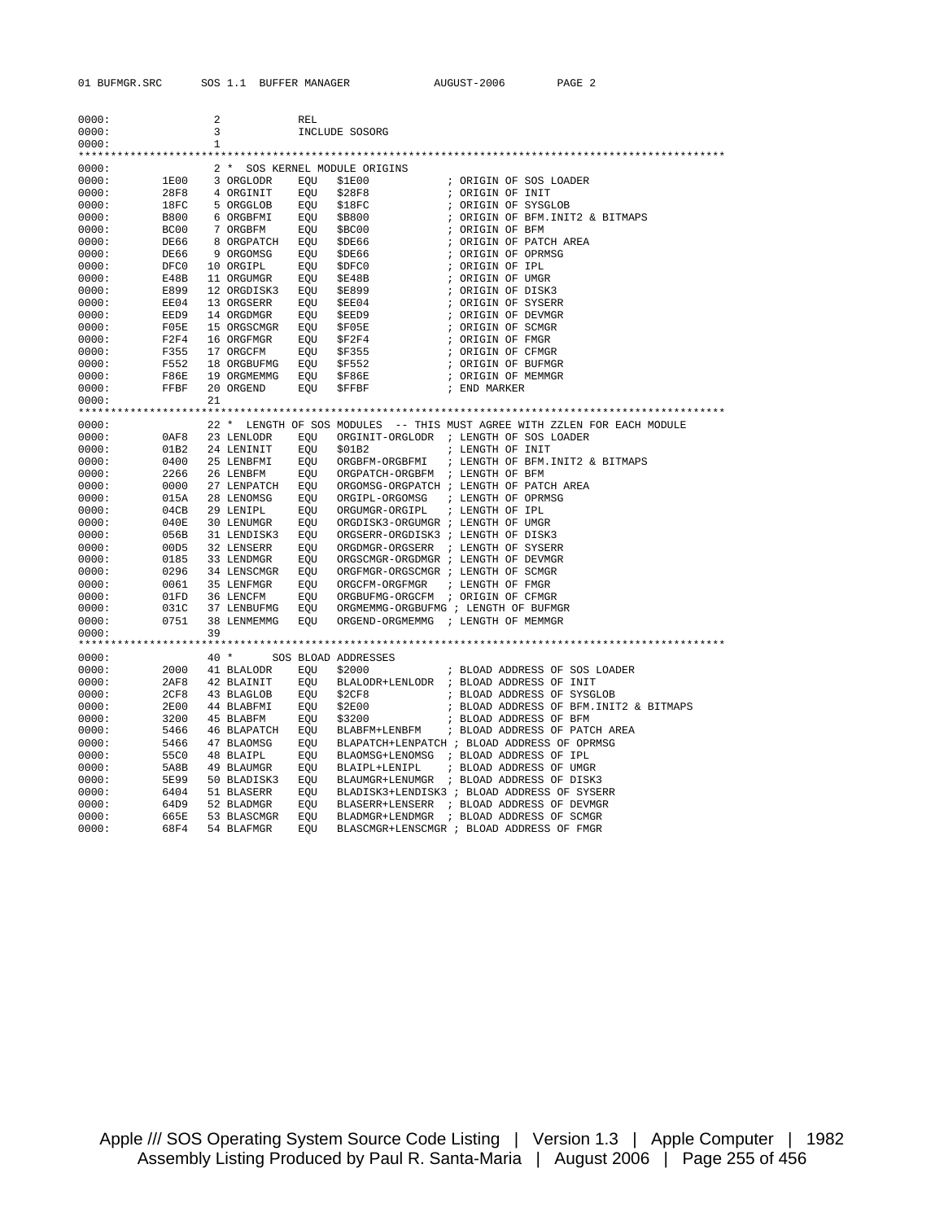```
0000:               2            REL
0000:               3            INCLUDE SOSORG
0000:               1
*****************************************************************************************************
0000:               2 *  SOS KERNEL MODULE ORIGINS
0000:        1E00   3 ORGLODR    EQU    $1E00             ; ORIGIN OF SOS LOADER
0000:        28F8   4 ORGINIT    EQU    $28F8             ; ORIGIN OF INIT
0000:        18FC   5 ORGGLOB    EQU    $18FC             ; ORIGIN OF SYSGLOB
0000:        B800   6 ORGBFMI    EQU    $B800             ; ORIGIN OF BFM.INIT2 & BITMAPS
0000:        BC00   7 ORGBFM     EQU    $BC00             ; ORIGIN OF BFM
0000:        DE66   8 ORGPATCH   EQU    $DE66             ; ORIGIN OF PATCH AREA
0000:        DE66   9 ORGOMSG    EQU    $DE66             ; ORIGIN OF OPRMSG
0000:        DFC0  10 ORGIPL     EQU    $DFC0             ; ORIGIN OF IPL
0000:        E48B  11 ORGUMGR    EQU    $E48B             ; ORIGIN OF UMGR
0000:        E899  12 ORGDISK3   EQU    $E899             ; ORIGIN OF DISK3
0000:        EE04  13 ORGSERR    EQU    $EE04             ; ORIGIN OF SYSERR
0000:        EED9  14 ORGDMGR    EQU    $EED9             ; ORIGIN OF DEVMGR
0000:        F05E  15 ORGSCMGR   EQU    $F05E             ; ORIGIN OF SCMGR
0000:        F2F4  16 ORGFMGR    EQU    $F2F4             ; ORIGIN OF FMGR
0000:        F355  17 ORGCFM     EQU    $F355             ; ORIGIN OF CFMGR
0000:        F552  18 ORGBUFMG   EQU    $F552             ; ORIGIN OF BUFMGR
0000:        F86E  19 ORGMEMMG   EQU    $F86E             ; ORIGIN OF MEMMGR
0000:        FFBF  20 ORGEND     EQU    $FFBF             ; END MARKER
0000:              21
*****************************************************************************************************
0000:              22 *  LENGTH OF SOS MODULES  -- THIS MUST AGREE WITH ZZLEN FOR EACH MODULE
0000:        0AF8  23 LENLODR    EQU    ORGINIT-ORGLODR  ; LENGTH OF SOS LOADER
0000:        01B2  24 LENINIT    EQU    $01B2             ; LENGTH OF INIT
0000:        0400  25 LENBFMI    EQU    ORGBFM-ORGBFMI   ; LENGTH OF BFM.INIT2 & BITMAPS
0000:        2266  26 LENBFM     EQU    ORGPATCH-ORGBFM  ; LENGTH OF BFM
0000:        0000  27 LENPATCH   EQU    ORGOMSG-ORGPATCH ; LENGTH OF PATCH AREA
0000:        015A  28 LENOMSG    EQU    ORGIPL-ORGOMSG   ; LENGTH OF OPRMSG
0000:        04CB  29 LENIPL     EQU    ORGUMGR-ORGIPL   ; LENGTH OF IPL
0000:        040E  30 LENUMGR    EQU    ORGDISK3-ORGUMGR ; LENGTH OF UMGR
0000:        056B  31 LENDISK3   EQU    ORGSERR-ORGDISK3 ; LENGTH OF DISK3
0000:        00D5  32 LENSERR    EQU    ORGDMGR-ORGSERR  ; LENGTH OF SYSERR
0000:        0185  33 LENDMGR    EQU    ORGSCMGR-ORGDMGR ; LENGTH OF DEVMGR
0000:        0296  34 LENSCMGR   EQU    ORGFMGR-ORGSCMGR ; LENGTH OF SCMGR
0000:        0061  35 LENFMGR    EQU    ORGCFM-ORGFMGR   ; LENGTH OF FMGR
0000:        01FD  36 LENCFM     EQU    ORGBUFMG-ORGCFM  ; ORIGIN OF CFMGR
0000:        031C  37 LENBUFMG   EQU    ORGMEMMG-ORGBUFMG ; LENGTH OF BUFMGR
0000:        0751  38 LENMEMMG   EQU    ORGEND-ORGMEMMG  ; LENGTH OF MEMMGR
0000:              39
*****************************************************************************************************
0000:              40 *      SOS BLOAD ADDRESSES
0000:        2000  41 BLALODR    EQU    $2000             ; BLOAD ADDRESS OF SOS LOADER
0000:        2AF8  42 BLAINIT    EQU    BLALODR+LENLODR  ; BLOAD ADDRESS OF INIT
0000:        2CF8  43 BLAGLOB    EQU    $2CF8             ; BLOAD ADDRESS OF SYSGLOB
0000:        2E00  44 BLABFMI    EQU    $2E00             ; BLOAD ADDRESS OF BFM.INIT2 & BITMAPS
0000:        3200  45 BLABFM     EQU    $3200             ; BLOAD ADDRESS OF BFM
0000:        5466  46 BLAPATCH   EQU    BLABFM+LENBFM    ; BLOAD ADDRESS OF PATCH AREA
0000:        5466  47 BLAOMSG    EQU    BLAPATCH+LENPATCH ; BLOAD ADDRESS OF OPRMSG
0000:        55C0  48 BLAIPL     EQU    BLAOMSG+LENOMSG  ; BLOAD ADDRESS OF IPL
0000:        5A8B  49 BLAUMGR    EQU    BLAIPL+LENIPL    ; BLOAD ADDRESS OF UMGR
0000:        5E99  50 BLADISK3   EQU    BLAUMGR+LENUMGR  ; BLOAD ADDRESS OF DISK3
0000:        6404  51 BLASERR    EQU    BLADISK3+LENDISK3 ; BLOAD ADDRESS OF SYSERR
0000:        64D9  52 BLADMGR    EQU    BLASERR+LENSERR  ; BLOAD ADDRESS OF DEVMGR
0000:        665E  53 BLASCMGR   EQU    BLADMGR+LENDMGR  ; BLOAD ADDRESS OF SCMGR
0000:        68F4  54 BLAFMGR    EQU    BLASCMGR+LENSCMGR ; BLOAD ADDRESS OF FMGR
```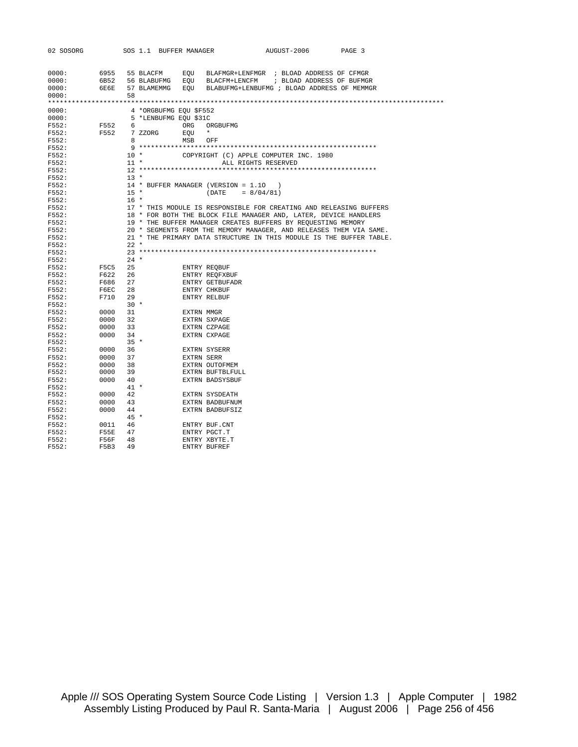```
0000:        6955   55 BLACFM     EQU   BLAFMGR+LENFMGR  ; BLOAD ADDRESS OF CFMGR
0000:        6B52   56 BLABUFMG   EQU   BLACFM+LENCFM    ; BLOAD ADDRESS OF BUFMGR
0000:        6E6E   57 BLAMEMMG   EQU   BLABUFMG+LENBUFMG ; BLOAD ADDRESS OF MEMMGR
0000:               58
*************************************************************************************************
0000:                4 *ORGBUFMG EQU $F552
0000:                5 *LENBUFMG EQU $31C
F552:        F552    6            ORG   ORGBUFMG
F552:        F552    7 ZZORG      EQU   *
F552:                8            MSB   OFF
F552:                9 ************************************************************
F552:               10 *          COPYRIGHT (C) APPLE COMPUTER INC. 1980
F552:               11 *                    ALL RIGHTS RESERVED
F552:               12 ************************************************************
F552:               13 *
F552:               14 * BUFFER MANAGER (VERSION = 1.1O   )
F552:               15 *                (DATE    = 8/04/81)
F552:               16 *
F552:               17 * THIS MODULE IS RESPONSIBLE FOR CREATING AND RELEASING BUFFERS
F552:               18 * FOR BOTH THE BLOCK FILE MANAGER AND, LATER, DEVICE HANDLERS
F552:               19 * THE BUFFER MANAGER CREATES BUFFERS BY REQUESTING MEMORY
F552:               20 * SEGMENTS FROM THE MEMORY MANAGER, AND RELEASES THEM VIA SAME.
F552:               21 * THE PRIMARY DATA STRUCTURE IN THIS MODULE IS THE BUFFER TABLE.
F552:               22 *
F552:               23 ************************************************************
F552:               24 *
F552:        F5C5   25            ENTRY REQBUF
F552:        F622   26            ENTRY REQFXBUF
F552:        F686   27            ENTRY GETBUFADR
F552:        F6EC   28            ENTRY CHKBUF
F552:        F710   29            ENTRY RELBUF
F552:               30 *
F552:        0000   31            EXTRN MMGR
F552:        0000   32            EXTRN SXPAGE
F552:        0000   33            EXTRN CZPAGE
F552:        0000   34            EXTRN CXPAGE
F552:               35 *
F552:        0000   36            EXTRN SYSERR
F552:        0000   37            EXTRN SERR
F552:        0000   38            EXTRN OUTOFMEM
F552:        0000   39            EXTRN BUFTBLFULL
F552:        0000   40            EXTRN BADSYSBUF
F552:               41 *
F552:        0000   42            EXTRN SYSDEATH
F552:        0000   43            EXTRN BADBUFNUM
F552:        0000   44            EXTRN BADBUFSIZ
F552:               45 *
F552:        0011   46            ENTRY BUF.CNT
F552:        F55E   47            ENTRY PGCT.T
F552:        F56F   48            ENTRY XBYTE.T
F552:        F5B3   49            ENTRY BUFREF
```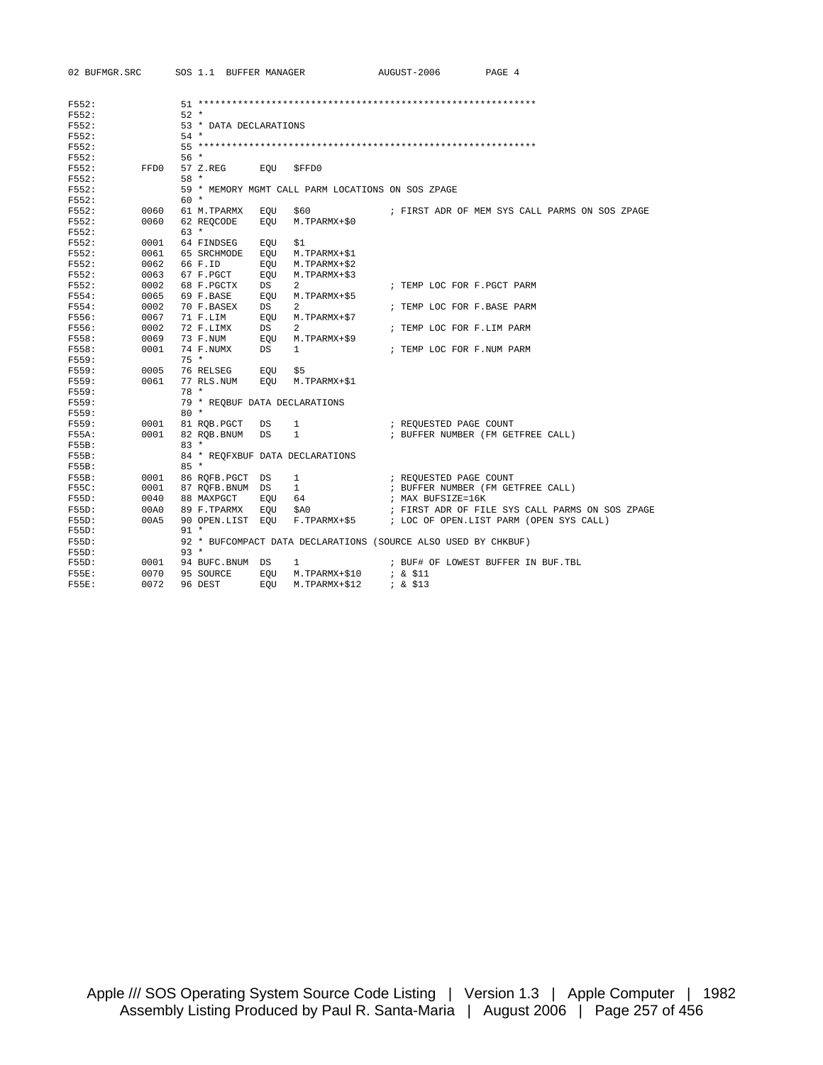```
F552:              51 ************************************************************
F552:              52 *
F552:              53 * DATA DECLARATIONS
F552:              54 *
F552:              55 ************************************************************
F552:              56 *
F552:        FFD0  57 Z.REG       EQU   $FFD0
F552:              58 *
F552:              59 * MEMORY MGMT CALL PARM LOCATIONS ON SOS ZPAGE
F552:              60 *
F552:        0060  61 M.TPARMX    EQU   $60              ; FIRST ADR OF MEM SYS CALL PARMS ON SOS ZPAGE
F552:        0060  62 REQCODE     EQU   M.TPARMX+$0
F552:              63 *
F552:        0001  64 FINDSEG     EQU   $1
F552:        0061  65 SRCHMODE    EQU   M.TPARMX+$1
F552:        0062  66 F.ID        EQU   M.TPARMX+$2
F552:        0063  67 F.PGCT      EQU   M.TPARMX+$3
F552:        0002  68 F.PGCTX     DS    2                ; TEMP LOC FOR F.PGCT PARM
F554:        0065  69 F.BASE      EQU   M.TPARMX+$5
F554:        0002  70 F.BASEX     DS    2                ; TEMP LOC FOR F.BASE PARM
F556:        0067  71 F.LIM       EQU   M.TPARMX+$7
F556:        0002  72 F.LIMX      DS    2                ; TEMP LOC FOR F.LIM PARM
F558:        0069  73 F.NUM       EQU   M.TPARMX+$9
F558:        0001  74 F.NUMX      DS    1                ; TEMP LOC FOR F.NUM PARM
F559:              75 *
F559:        0005  76 RELSEG      EQU   $5
F559:        0061  77 RLS.NUM     EQU   M.TPARMX+$1
F559:              78 *
F559:              79 * REQBUF DATA DECLARATIONS
F559:              80 *
F559:        0001  81 RQB.PGCT    DS    1                ; REQUESTED PAGE COUNT
F55A:        0001  82 RQB.BNUM    DS    1                ; BUFFER NUMBER (FM GETFREE CALL)
F55B:              83 *
F55B:              84 * REQFXBUF DATA DECLARATIONS
F55B:              85 *
F55B:        0001  86 RQFB.PGCT   DS    1                ; REQUESTED PAGE COUNT
F55C:        0001  87 RQFB.BNUM   DS    1                ; BUFFER NUMBER (FM GETFREE CALL)
F55D:        0040  88 MAXPGCT     EQU   64               ; MAX BUFSIZE=16K
F55D:        00A0  89 F.TPARMX    EQU   $A0              ; FIRST ADR OF FILE SYS CALL PARMS ON SOS ZPAGE
F55D:        00A5  90 OPEN.LIST   EQU   F.TPARMX+$5      ; LOC OF OPEN.LIST PARM (OPEN SYS CALL)
F55D:              91 *
F55D:              92 * BUFCOMPACT DATA DECLARATIONS (SOURCE ALSO USED BY CHKBUF)
F55D:              93 *
F55D:        0001  94 BUFC.BNUM   DS    1                ; BUF# OF LOWEST BUFFER IN BUF.TBL
F55E:        0070  95 SOURCE      EQU   M.TPARMX+$10     ; & $11
F55E:        0072  96 DEST        EQU   M.TPARMX+$12     ; & $13
```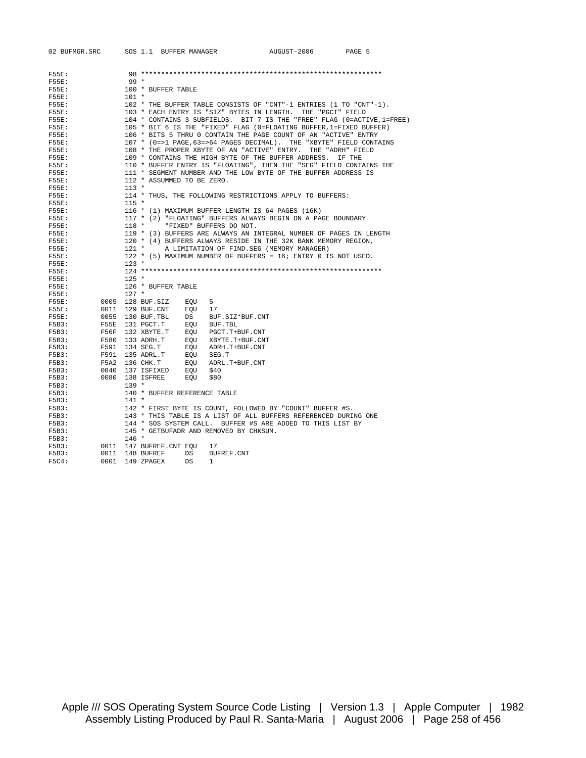```
F55E:              98 ************************************************************
F55E:              99 *
F55E:             100 * BUFFER TABLE
F55E:             101 *
F55E:             102 * THE BUFFER TABLE CONSISTS OF "CNT"-1 ENTRIES (1 TO "CNT"-1).
F55E:             103 * EACH ENTRY IS "SIZ" BYTES IN LENGTH.  THE "PGCT" FIELD
F55E:             104 * CONTAINS 3 SUBFIELDS.  BIT 7 IS THE "FREE" FLAG (0=ACTIVE,1=FREE)
F55E:             105 * BIT 6 IS THE "FIXED" FLAG (0=FLOATING BUFFER,1=FIXED BUFFER)
F55E:             106 * BITS 5 THRU 0 CONTAIN THE PAGE COUNT OF AN "ACTIVE" ENTRY
F55E:             107 * (0=>1 PAGE,63=>64 PAGES DECIMAL).  THE "XBYTE" FIELD CONTAINS
F55E:             108 * THE PROPER XBYTE OF AN "ACTIVE" ENTRY.  THE "ADRH" FIELD
F55E:             109 * CONTAINS THE HIGH BYTE OF THE BUFFER ADDRESS.  IF THE
F55E:             110 * BUFFER ENTRY IS "FLOATING", THEN THE "SEG" FIELD CONTAINS THE
F55E:             111 * SEGMENT NUMBER AND THE LOW BYTE OF THE BUFFER ADDRESS IS
F55E:             112 * ASSUMMED TO BE ZERO.
F55E:             113 *
F55E:             114 * THUS, THE FOLLOWING RESTRICTIONS APPLY TO BUFFERS:
F55E:             115 *
F55E:             116 * (1) MAXIMUM BUFFER LENGTH IS 64 PAGES (16K)
F55E:             117 * (2) "FLOATING" BUFFERS ALWAYS BEGIN ON A PAGE BOUNDARY
F55E:             118 *     "FIXED" BUFFERS DO NOT.
F55E:             119 * (3) BUFFERS ARE ALWAYS AN INTEGRAL NUMBER OF PAGES IN LENGTH
F55E:             120 * (4) BUFFERS ALWAYS RESIDE IN THE 32K BANK MEMORY REGION,
F55E:             121 *     A LIMITATION OF FIND.SEG (MEMORY MANAGER)
F55E:             122 * (5) MAXIMUM NUMBER OF BUFFERS = 16; ENTRY 0 IS NOT USED.
F55E:             123 *
F55E:             124 ************************************************************
F55E:             125 *
F55E:             126 * BUFFER TABLE
F55E:             127 *
F55E:        0005 128 BUF.SIZ    EQU   5
F55E:        0011 129 BUF.CNT    EQU   17
F55E:        0055 130 BUF.TBL    DS    BUF.SIZ*BUF.CNT
F5B3:        F55E 131 PGCT.T     EQU   BUF.TBL
F5B3:        F56F 132 XBYTE.T    EQU   PGCT.T+BUF.CNT
F5B3:        F580 133 ADRH.T     EQU   XBYTE.T+BUF.CNT
F5B3:        F591 134 SEG.T      EQU   ADRH.T+BUF.CNT
F5B3:        F591 135 ADRL.T     EQU   SEG.T
F5B3:        F5A2 136 CHK.T      EQU   ADRL.T+BUF.CNT
F5B3:        0040 137 ISFIXED    EQU   $40
F5B3:        0080 138 ISFREE     EQU   $80
F5B3:             139 *
F5B3:             140 * BUFFER REFERENCE TABLE
F5B3:             141 *
F5B3:             142 * FIRST BYTE IS COUNT, FOLLOWED BY "COUNT" BUFFER #S.
F5B3:             143 * THIS TABLE IS A LIST OF ALL BUFFERS REFERENCED DURING ONE
F5B3:             144 * SOS SYSTEM CALL.  BUFFER #S ARE ADDED TO THIS LIST BY
F5B3:             145 * GETBUFADR AND REMOVED BY CHKSUM.
F5B3:             146 *
F5B3:        0011 147 BUFREF.CNT EQU   17
F5B3:        0011 148 BUFREF     DS    BUFREF.CNT
F5C4:        0001 149 ZPAGEX     DS    1
```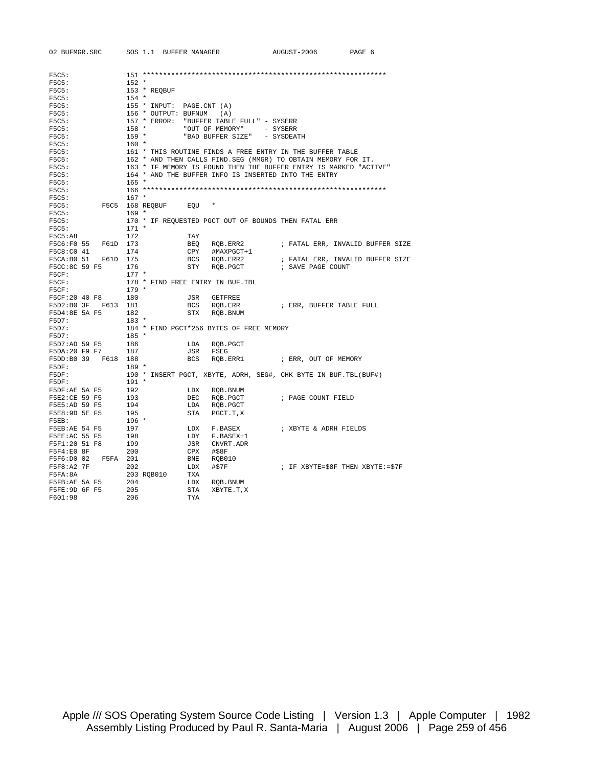```
F5C5:                151 ************************************************************
F5C5:                152 *
F5C5:                153 * REQBUF
F5C5:                154 *
F5C5:                155 * INPUT:  PAGE.CNT (A)
F5C5:                156 * OUTPUT: BUFNUM   (A)
F5C5:                157 * ERROR:  "BUFFER TABLE FULL" - SYSERR
F5C5:                158 *         "OUT OF MEMORY"     - SYSERR
F5C5:                159 *         "BAD BUFFER SIZE"   - SYSDEATH
F5C5:                160 *
F5C5:                161 * THIS ROUTINE FINDS A FREE ENTRY IN THE BUFFER TABLE
F5C5:                162 * AND THEN CALLS FIND.SEG (MMGR) TO OBTAIN MEMORY FOR IT.
F5C5:                163 * IF MEMORY IS FOUND THEN THE BUFFER ENTRY IS MARKED "ACTIVE"
F5C5:                164 * AND THE BUFFER INFO IS INSERTED INTO THE ENTRY
F5C5:                165 *
F5C5:                166 ************************************************************
F5C5:                167 *
F5C5:          F5C5  168 REQBUF     EQU   *
F5C5:                169 *
F5C5:                170 * IF REQUESTED PGCT OUT OF BOUNDS THEN FATAL ERR
F5C5:                171 *
F5C5:A8              172            TAY
F5C6:F0 55    F61D   173            BEQ   RQB.ERR2         ; FATAL ERR, INVALID BUFFER SIZE
F5C8:C0 41           174            CPY   #MAXPGCT+1
F5CA:B0 51    F61D   175            BCS   RQB.ERR2         ; FATAL ERR, INVALID BUFFER SIZE
F5CC:8C 59 F5        176            STY   RQB.PGCT         ; SAVE PAGE COUNT
F5CF:                177 *
F5CF:                178 * FIND FREE ENTRY IN BUF.TBL
F5CF:                179 *
F5CF:20 40 F8        180            JSR   GETFREE
F5D2:B0 3F    F613   181            BCS   RQB.ERR          ; ERR, BUFFER TABLE FULL
F5D4:8E 5A F5        182            STX   RQB.BNUM
F5D7:                183 *
F5D7:                184 * FIND PGCT*256 BYTES OF FREE MEMORY
F5D7:                185 *
F5D7:AD 59 F5        186            LDA   RQB.PGCT
F5DA:20 F9 F7        187            JSR   FSEG
F5DD:B0 39    F618   188            BCS   RQB.ERR1         ; ERR, OUT OF MEMORY
F5DF:                189 *
F5DF:                190 * INSERT PGCT, XBYTE, ADRH, SEG#, CHK BYTE IN BUF.TBL(BUF#)
F5DF:                191 *
F5DF:AE 5A F5        192            LDX   RQB.BNUM
F5E2:CE 59 F5        193            DEC   RQB.PGCT         ; PAGE COUNT FIELD
F5E5:AD 59 F5        194            LDA   RQB.PGCT
F5E8:9D 5E F5        195            STA   PGCT.T,X
F5EB:                196 *
F5EB:AE 54 F5        197            LDX   F.BASEX          ; XBYTE & ADRH FIELDS
F5EE:AC 55 F5        198            LDY   F.BASEX+1
F5F1:20 51 F8        199            JSR   CNVRT.ADR
F5F4:E0 8F           200            CPX   #$8F
F5F6:D0 02    F5FA   201            BNE   RQB010
F5F8:A2 7F           202            LDX   #$7F             ; IF XBYTE=$8F THEN XBYTE:=$7F
F5FA:8A              203 RQB010     TXA
F5FB:AE 5A F5        204            LDX   RQB.BNUM
F5FE:9D 6F F5        205            STA   XBYTE.T,X
F601:98              206            TYA
```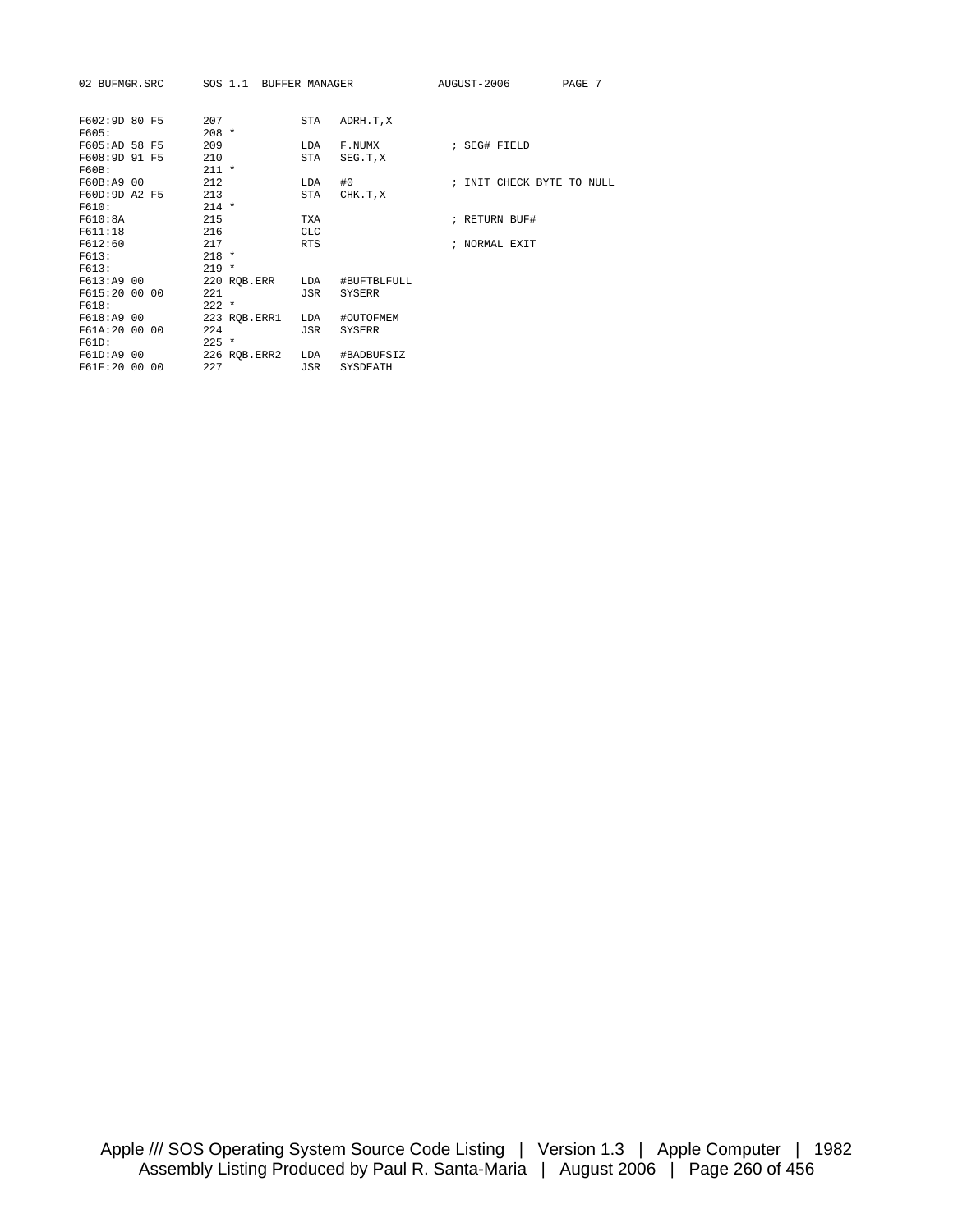```
F602:9D 80 F5      207             STA   ADRH.T,X
F605:              208 *
F605:AD 58 F5      209             LDA   F.NUMX          ; SEG# FIELD
F608:9D 91 F5      210             STA   SEG.T,X
F60B:              211 *
F60B:A9 00         212             LDA   #0              ; INIT CHECK BYTE TO NULL
F60D:9D A2 F5      213             STA   CHK.T,X
F610:              214 *
F610:8A            215             TXA                   ; RETURN BUF#
F611:18            216             CLC
F612:60            217             RTS                   ; NORMAL EXIT
F613:              218 *
F613:              219 *
F613:A9 00         220 RQB.ERR     LDA   #BUFTBLFULL
F615:20 00 00      221             JSR   SYSERR
F618:              222 *
F618:A9 00         223 RQB.ERR1    LDA   #OUTOFMEM
F61A:20 00 00      224             JSR   SYSERR
F61D:              225 *
F61D:A9 00         226 RQB.ERR2    LDA   #BADBUFSIZ
F61F:20 00 00      227             JSR   SYSDEATH
```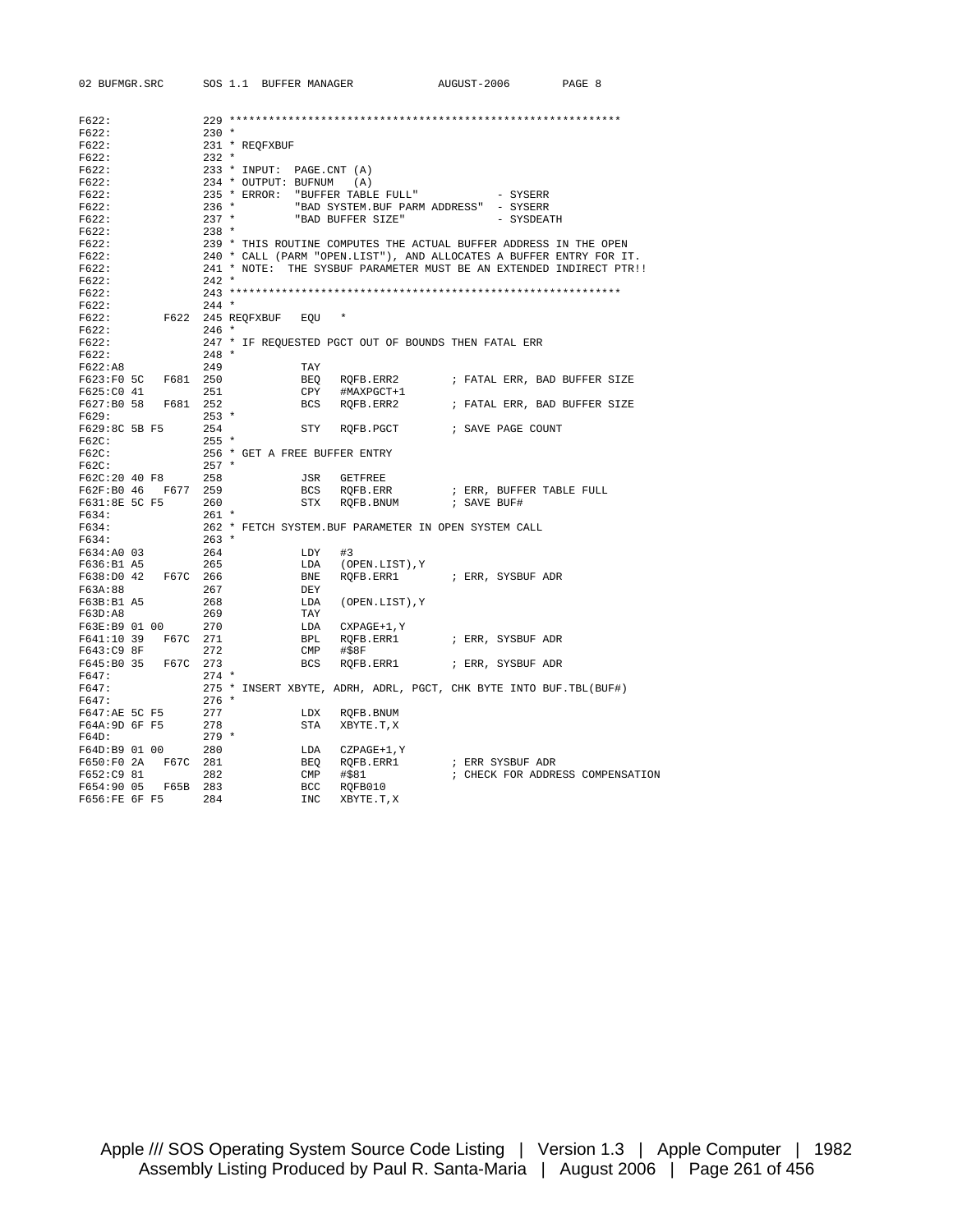```
F622:               229 ************************************************************
F622:               230 *
F622:               231 * REQFXBUF
F622:               232 *
F622:               233 * INPUT:  PAGE.CNT (A)
F622:               234 * OUTPUT: BUFNUM   (A)
F622:               235 * ERROR:  "BUFFER TABLE FULL"            - SYSERR
F622:               236 *         "BAD SYSTEM.BUF PARM ADDRESS"  - SYSERR
F622:               237 *         "BAD BUFFER SIZE"              - SYSDEATH
F622:               238 *
F622:               239 * THIS ROUTINE COMPUTES THE ACTUAL BUFFER ADDRESS IN THE OPEN
F622:               240 * CALL (PARM "OPEN.LIST"), AND ALLOCATES A BUFFER ENTRY FOR IT.
F622:               241 * NOTE:  THE SYSBUF PARAMETER MUST BE AN EXTENDED INDIRECT PTR!!
F622:               242 *
F622:               243 ************************************************************
F622:               244 *
F622:        F622   245 REQFXBUF   EQU   *
F622:               246 *
F622:               247 * IF REQUESTED PGCT OUT OF BOUNDS THEN FATAL ERR
F622:               248 *
F622:A8             249            TAY
F623:F0 5C   F681   250            BEQ   RQFB.ERR2        ; FATAL ERR, BAD BUFFER SIZE
F625:C0 41          251            CPY   #MAXPGCT+1
F627:B0 58   F681   252            BCS   RQFB.ERR2        ; FATAL ERR, BAD BUFFER SIZE
F629:               253 *
F629:8C 5B F5       254            STY   RQFB.PGCT        ; SAVE PAGE COUNT
F62C:               255 *
F62C:               256 * GET A FREE BUFFER ENTRY
F62C:               257 *
F62C:20 40 F8       258            JSR   GETFREE
F62F:B0 46   F677   259            BCS   RQFB.ERR         ; ERR, BUFFER TABLE FULL
F631:8E 5C F5       260            STX   RQFB.BNUM        ; SAVE BUF#
F634:               261 *
F634:               262 * FETCH SYSTEM.BUF PARAMETER IN OPEN SYSTEM CALL
F634:               263 *
F634:A0 03          264            LDY   #3
F636:B1 A5          265            LDA   (OPEN.LIST),Y
F638:D0 42   F67C   266            BNE   RQFB.ERR1        ; ERR, SYSBUF ADR
F63A:88             267            DEY
F63B:B1 A5          268            LDA   (OPEN.LIST),Y
F63D:A8             269            TAY
F63E:B9 01 00       270            LDA   CXPAGE+1,Y
F641:10 39   F67C   271            BPL   RQFB.ERR1        ; ERR, SYSBUF ADR
F643:C9 8F          272            CMP   #$8F
F645:B0 35   F67C   273            BCS   RQFB.ERR1        ; ERR, SYSBUF ADR
F647:               274 *
F647:               275 * INSERT XBYTE, ADRH, ADRL, PGCT, CHK BYTE INTO BUF.TBL(BUF#)
F647:               276 *
F647:AE 5C F5       277            LDX   RQFB.BNUM
F64A:9D 6F F5       278            STA   XBYTE.T,X
F64D:               279 *
F64D:B9 01 00       280            LDA   CZPAGE+1,Y
F650:F0 2A   F67C   281            BEQ   RQFB.ERR1        ; ERR SYSBUF ADR
F652:C9 81          282            CMP   #$81             ; CHECK FOR ADDRESS COMPENSATION
F654:90 05   F65B   283            BCC   RQFB010
F656:FE 6F F5       284            INC   XBYTE.T,X
```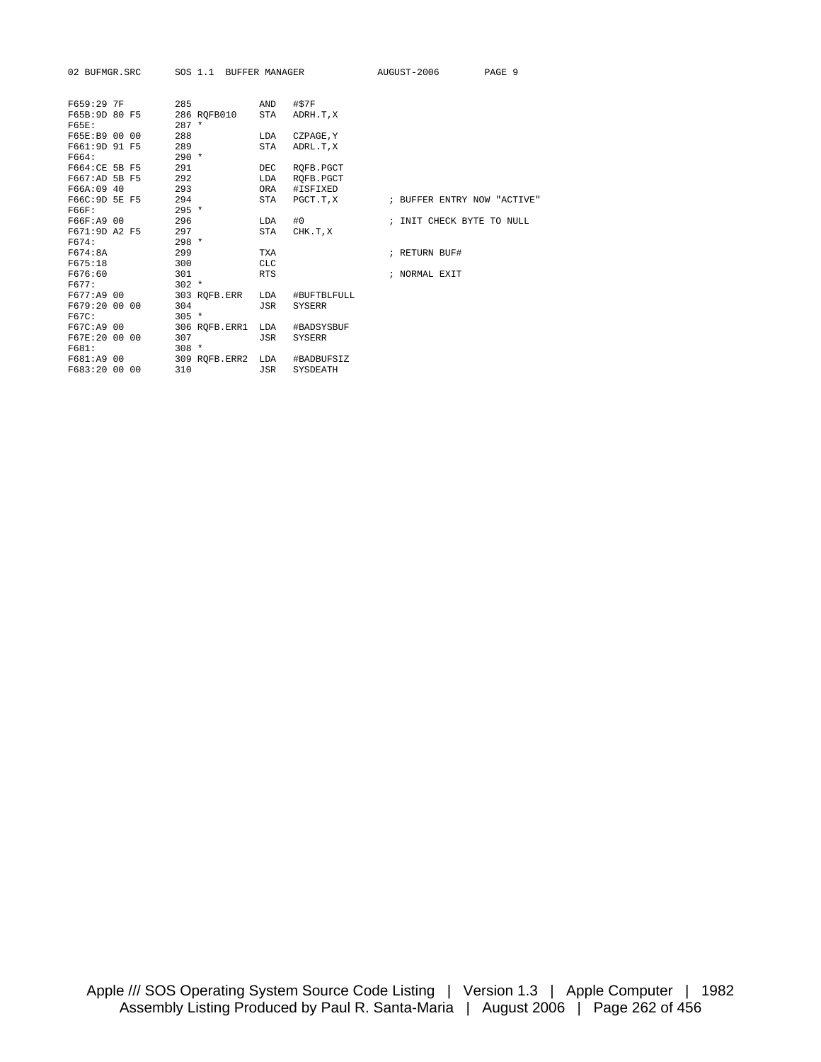```
F659:29 7F         285               AND   #$7F
F65B:9D 80 F5      286 RQFB010      STA   ADRH.T,X
F65E:              287 *
F65E:B9 00 00      288               LDA   CZPAGE,Y
F661:9D 91 F5      289               STA   ADRL.T,X
F664:              290 *
F664:CE 5B F5      291               DEC   RQFB.PGCT
F667:AD 5B F5      292               LDA   RQFB.PGCT
F66A:09 40         293               ORA   #ISFIXED
F66C:9D 5E F5      294               STA   PGCT.T,X         ; BUFFER ENTRY NOW "ACTIVE"
F66F:              295 *
F66F:A9 00         296               LDA   #0               ; INIT CHECK BYTE TO NULL
F671:9D A2 F5      297               STA   CHK.T,X
F674:              298 *
F674:8A            299               TXA                    ; RETURN BUF#
F675:18            300               CLC
F676:60            301               RTS                    ; NORMAL EXIT
F677:              302 *
F677:A9 00         303 RQFB.ERR     LDA   #BUFTBLFULL
F679:20 00 00      304               JSR   SYSERR
F67C:              305 *
F67C:A9 00         306 RQFB.ERR1    LDA   #BADSYSBUF
F67E:20 00 00      307               JSR   SYSERR
F681:              308 *
F681:A9 00         309 RQFB.ERR2    LDA   #BADBUFSIZ
F683:20 00 00      310               JSR   SYSDEATH
```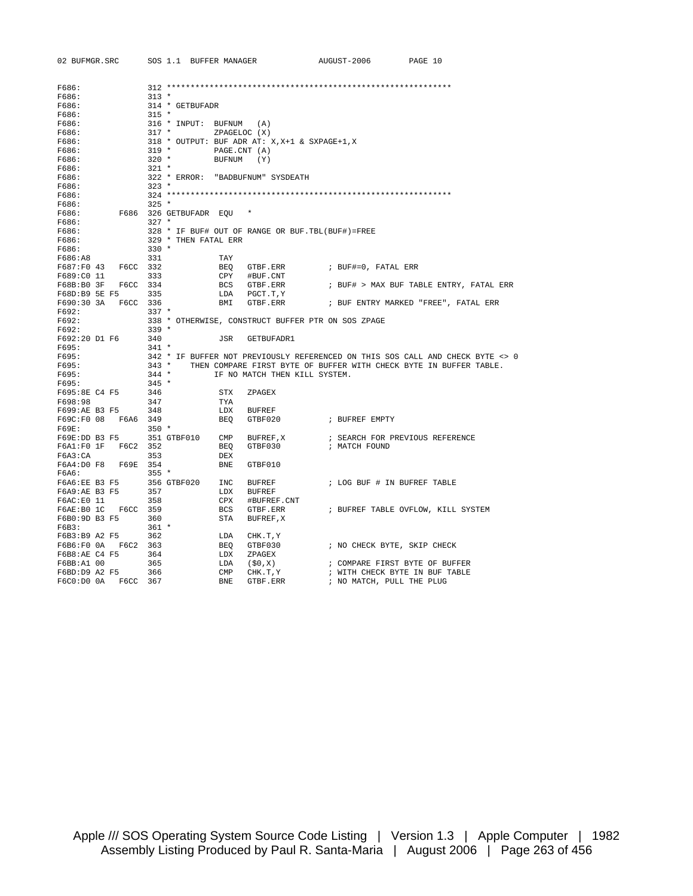```
F686:              312 ************************************************************
F686:              313 *
F686:              314 * GETBUFADR
F686:              315 *
F686:              316 * INPUT:  BUFNUM   (A)
F686:              317 *         ZPAGELOC (X)
F686:              318 * OUTPUT: BUF ADR AT: X,X+1 & SXPAGE+1,X
F686:              319 *         PAGE.CNT (A)
F686:              320 *         BUFNUM   (Y)
F686:              321 *
F686:              322 * ERROR:  "BADBUFNUM" SYSDEATH
F686:              323 *
F686:              324 ************************************************************
F686:              325 *
F686:         F686 326 GETBUFADR  EQU   *
F686:              327 *
F686:              328 * IF BUF# OUT OF RANGE OR BUF.TBL(BUF#)=FREE
F686:              329 * THEN FATAL ERR
F686:              330 *
F686:A8            331            TAY
F687:F0 43   F6CC  332            BEQ   GTBF.ERR         ; BUF#=0, FATAL ERR
F689:C0 11         333            CPY   #BUF.CNT
F68B:B0 3F   F6CC  334            BCS   GTBF.ERR         ; BUF# > MAX BUF TABLE ENTRY, FATAL ERR
F68D:B9 5E F5      335            LDA   PGCT.T,Y
F690:30 3A   F6CC  336            BMI   GTBF.ERR         ; BUF ENTRY MARKED "FREE", FATAL ERR
F692:              337 *
F692:              338 * OTHERWISE, CONSTRUCT BUFFER PTR ON SOS ZPAGE
F692:              339 *
F692:20 D1 F6      340            JSR   GETBUFADR1
F695:              341 *
F695:              342 * IF BUFFER NOT PREVIOUSLY REFERENCED ON THIS SOS CALL AND CHECK BYTE <> 0
F695:              343 *    THEN COMPARE FIRST BYTE OF BUFFER WITH CHECK BYTE IN BUFFER TABLE.
F695:              344 *         IF NO MATCH THEN KILL SYSTEM.
F695:              345 *
F695:8E C4 F5      346            STX   ZPAGEX
F698:98            347            TYA
F699:AE B3 F5      348            LDX   BUFREF
F69C:F0 08   F6A6  349            BEQ   GTBF020          ; BUFREF EMPTY
F69E:              350 *
F69E:DD B3 F5      351 GTBF010    CMP   BUFREF,X         ; SEARCH FOR PREVIOUS REFERENCE
F6A1:F0 1F   F6C2  352            BEQ   GTBF030          ; MATCH FOUND
F6A3:CA            353            DEX
F6A4:D0 F8   F69E  354            BNE   GTBF010
F6A6:              355 *
F6A6:EE B3 F5      356 GTBF020    INC   BUFREF           ; LOG BUF # IN BUFREF TABLE
F6A9:AE B3 F5      357            LDX   BUFREF
F6AC:E0 11         358            CPX   #BUFREF.CNT
F6AE:B0 1C   F6CC  359            BCS   GTBF.ERR         ; BUFREF TABLE OVFLOW, KILL SYSTEM
F6B0:9D B3 F5      360            STA   BUFREF,X
F6B3:              361 *
F6B3:B9 A2 F5      362            LDA   CHK.T,Y
F6B6:F0 0A   F6C2  363            BEQ   GTBF030          ; NO CHECK BYTE, SKIP CHECK
F6B8:AE C4 F5      364            LDX   ZPAGEX
F6BB:A1 00         365            LDA   ($0,X)           ; COMPARE FIRST BYTE OF BUFFER
F6BD:D9 A2 F5      366            CMP   CHK.T,Y          ; WITH CHECK BYTE IN BUF TABLE
F6C0:D0 0A   F6CC  367            BNE   GTBF.ERR         ; NO MATCH, PULL THE PLUG
```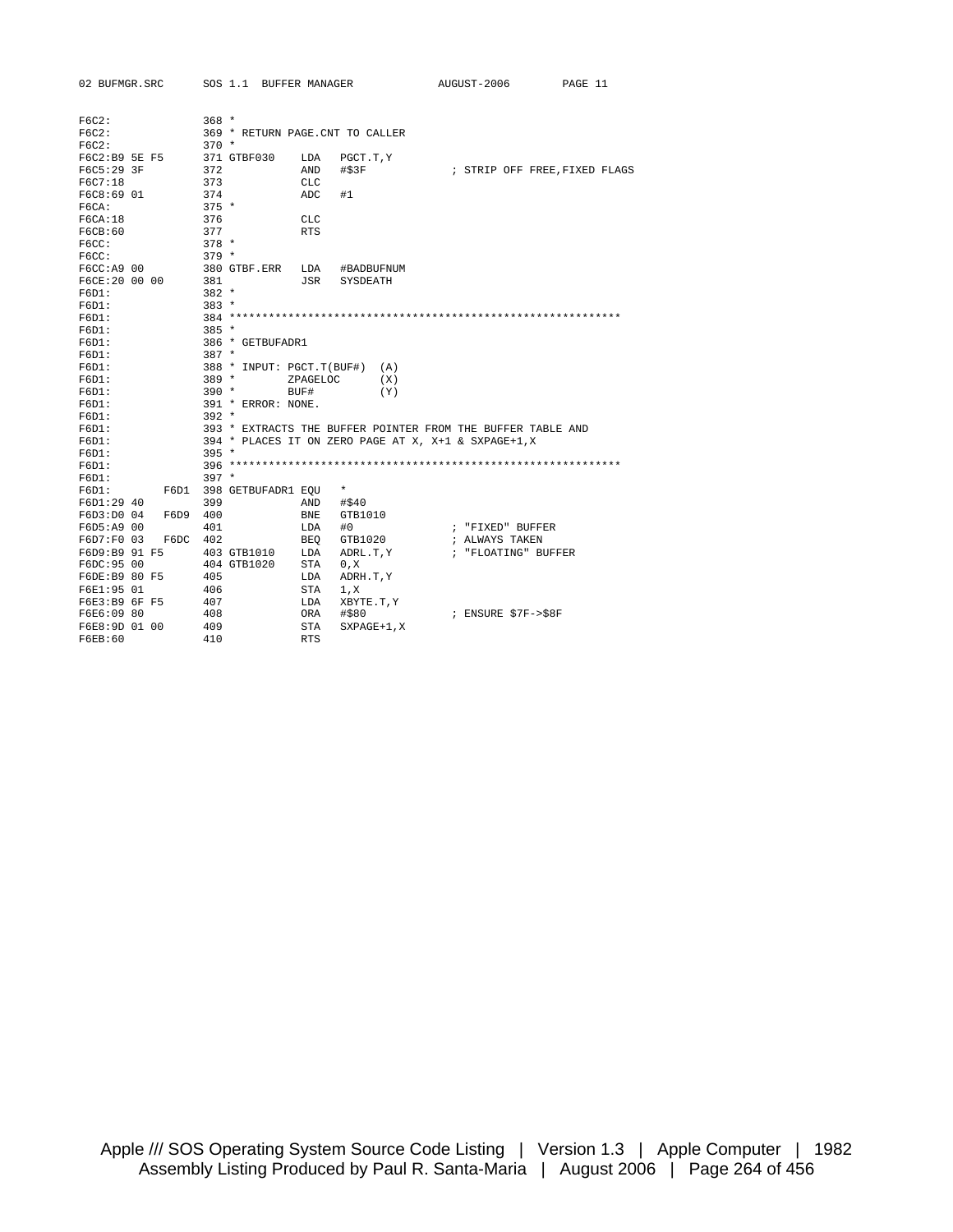```
F6C2:              368 *
F6C2:              369 * RETURN PAGE.CNT TO CALLER
F6C2:              370 *
F6C2:B9 5E F5      371 GTBF030    LDA   PGCT.T,Y
F6C5:29 3F         372            AND   #$3F              ; STRIP OFF FREE,FIXED FLAGS
F6C7:18            373            CLC
F6C8:69 01         374            ADC   #1
F6CA:              375 *
F6CA:18            376            CLC
F6CB:60            377            RTS
F6CC:              378 *
F6CC:              379 *
F6CC:A9 00         380 GTBF.ERR   LDA   #BADBUFNUM
F6CE:20 00 00      381            JSR   SYSDEATH
F6D1:              382 *
F6D1:              383 *
F6D1:              384 ************************************************************
F6D1:              385 *
F6D1:              386 * GETBUFADR1
F6D1:              387 *
F6D1:              388 * INPUT: PGCT.T(BUF#)  (A)
F6D1:              389 *        ZPAGELOC      (X)
F6D1:              390 *        BUF#          (Y)
F6D1:              391 * ERROR: NONE.
F6D1:              392 *
F6D1:              393 * EXTRACTS THE BUFFER POINTER FROM THE BUFFER TABLE AND
F6D1:              394 * PLACES IT ON ZERO PAGE AT X, X+1 & SXPAGE+1,X
F6D1:              395 *
F6D1:              396 ************************************************************
F6D1:              397 *
F6D1:        F6D1  398 GETBUFADR1 EQU   *
F6D1:29 40         399            AND   #$40
F6D3:D0 04   F6D9  400            BNE   GTB1010
F6D5:A9 00         401            LDA   #0                ; "FIXED" BUFFER
F6D7:F0 03   F6DC  402            BEQ   GTB1020           ; ALWAYS TAKEN
F6D9:B9 91 F5      403 GTB1010    LDA   ADRL.T,Y          ; "FLOATING" BUFFER
F6DC:95 00         404 GTB1020    STA   0,X
F6DE:B9 80 F5      405            LDA   ADRH.T,Y
F6E1:95 01         406            STA   1,X
F6E3:B9 6F F5      407            LDA   XBYTE.T,Y
F6E6:09 80         408            ORA   #$80              ; ENSURE $7F->$8F
F6E8:9D 01 00      409            STA   SXPAGE+1,X
F6EB:60            410            RTS
```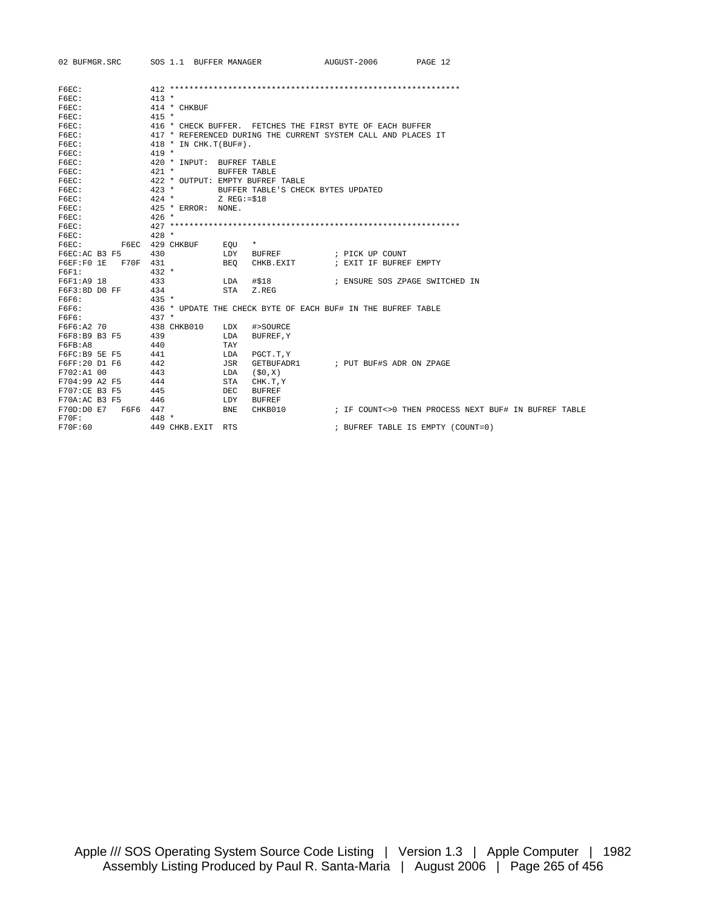```
F6EC:               412 ************************************************************
F6EC:               413 *
F6EC:               414 * CHKBUF
F6EC:               415 *
F6EC:               416 * CHECK BUFFER.  FETCHES THE FIRST BYTE OF EACH BUFFER
F6EC:               417 * REFERENCED DURING THE CURRENT SYSTEM CALL AND PLACES IT
F6EC:               418 * IN CHK.T(BUF#).
F6EC:               419 *
F6EC:               420 * INPUT:  BUFREF TABLE
F6EC:               421 *         BUFFER TABLE
F6EC:               422 * OUTPUT: EMPTY BUFREF TABLE
F6EC:               423 *         BUFFER TABLE'S CHECK BYTES UPDATED
F6EC:               424 *         Z REG:=$18
F6EC:               425 * ERROR:  NONE.
F6EC:               426 *
F6EC:               427 ************************************************************
F6EC:               428 *
F6EC:          F6EC 429 CHKBUF     EQU   *
F6EC:AC B3 F5       430            LDY   BUFREF           ; PICK UP COUNT
F6EF:F0 1E     F70F 431            BEQ   CHKB.EXIT        ; EXIT IF BUFREF EMPTY
F6F1:               432 *
F6F1:A9 18          433            LDA   #$18             ; ENSURE SOS ZPAGE SWITCHED IN
F6F3:8D D0 FF       434            STA   Z.REG
F6F6:               435 *
F6F6:               436 * UPDATE THE CHECK BYTE OF EACH BUF# IN THE BUFREF TABLE
F6F6:               437 *
F6F6:A2 70          438 CHKB010    LDX   #>SOURCE
F6F8:B9 B3 F5       439            LDA   BUFREF,Y
F6FB:A8             440            TAY
F6FC:B9 5E F5       441            LDA   PGCT.T,Y
F6FF:20 D1 F6       442            JSR   GETBUFADR1       ; PUT BUF#S ADR ON ZPAGE
F702:A1 00          443            LDA   ($0,X)
F704:99 A2 F5       444            STA   CHK.T,Y
F707:CE B3 F5       445            DEC   BUFREF
F70A:AC B3 F5       446            LDY   BUFREF
F70D:D0 E7     F6F6 447            BNE   CHKB010          ; IF COUNT<>0 THEN PROCESS NEXT BUF# IN BUFREF TABLE
F70F:               448 *
F70F:60             449 CHKB.EXIT  RTS                    ; BUFREF TABLE IS EMPTY (COUNT=0)
```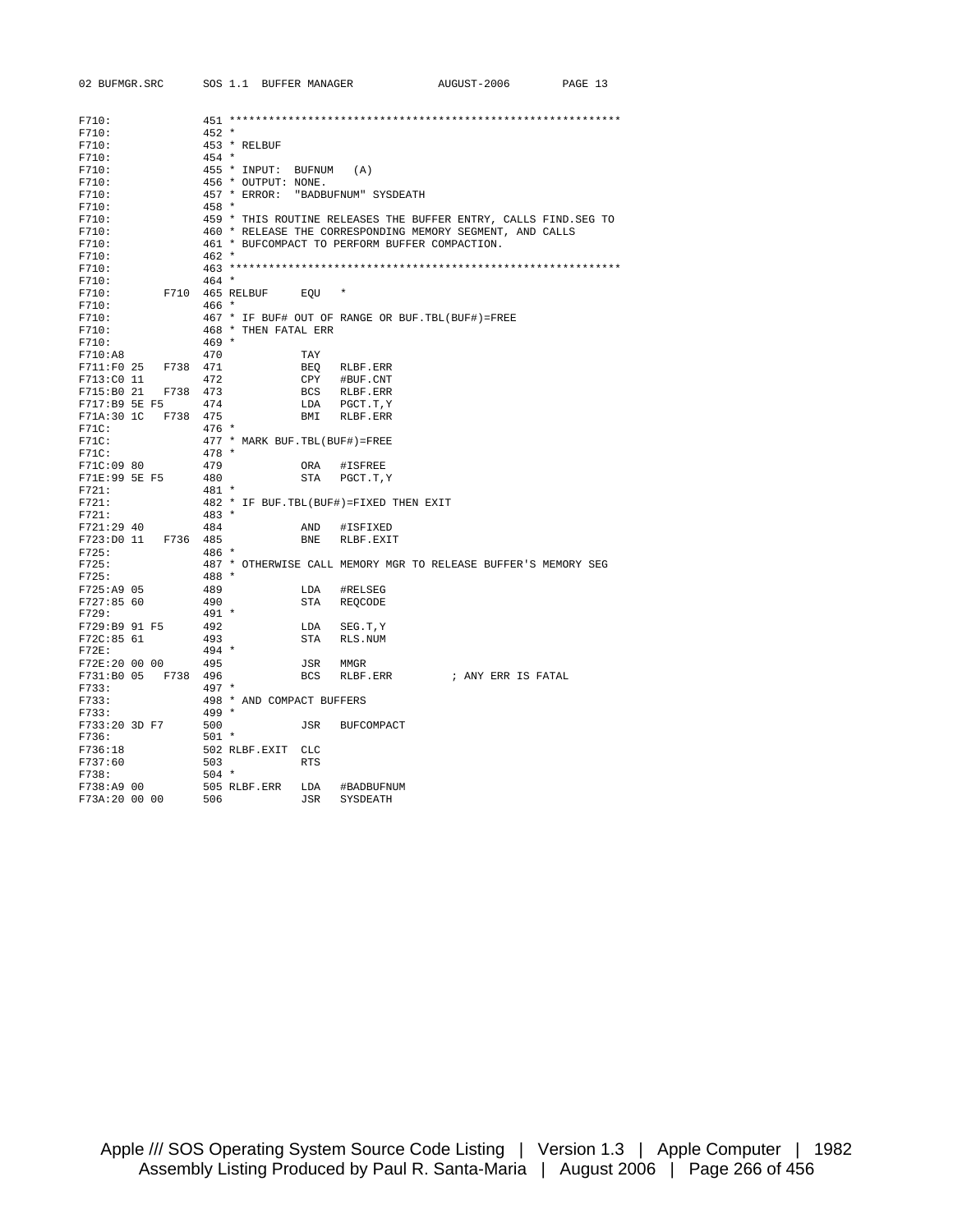```
F710:               451 ************************************************************
F710:               452 *
F710:               453 * RELBUF
F710:               454 *
F710:               455 * INPUT:  BUFNUM   (A)
F710:               456 * OUTPUT: NONE.
F710:               457 * ERROR:  "BADBUFNUM" SYSDEATH
F710:               458 *
F710:               459 * THIS ROUTINE RELEASES THE BUFFER ENTRY, CALLS FIND.SEG TO
F710:               460 * RELEASE THE CORRESPONDING MEMORY SEGMENT, AND CALLS
F710:               461 * BUFCOMPACT TO PERFORM BUFFER COMPACTION.
F710:               462 *
F710:               463 ************************************************************
F710:               464 *
F710:         F710  465 RELBUF     EQU   *
F710:               466 *
F710:               467 * IF BUF# OUT OF RANGE OR BUF.TBL(BUF#)=FREE
F710:               468 * THEN FATAL ERR
F710:               469 *
F710:A8             470            TAY
F711:F0 25   F738   471            BEQ   RLBF.ERR
F713:C0 11          472            CPY   #BUF.CNT
F715:B0 21   F738   473            BCS   RLBF.ERR
F717:B9 5E F5       474            LDA   PGCT.T,Y
F71A:30 1C   F738   475            BMI   RLBF.ERR
F71C:               476 *
F71C:               477 * MARK BUF.TBL(BUF#)=FREE
F71C:               478 *
F71C:09 80          479            ORA   #ISFREE
F71E:99 5E F5       480            STA   PGCT.T,Y
F721:               481 *
F721:               482 * IF BUF.TBL(BUF#)=FIXED THEN EXIT
F721:               483 *
F721:29 40          484            AND   #ISFIXED
F723:D0 11   F736   485            BNE   RLBF.EXIT
F725:               486 *
F725:               487 * OTHERWISE CALL MEMORY MGR TO RELEASE BUFFER'S MEMORY SEG
F725:               488 *
F725:A9 05          489            LDA   #RELSEG
F727:85 60          490            STA   REQCODE
F729:               491 *
F729:B9 91 F5       492            LDA   SEG.T,Y
F72C:85 61          493            STA   RLS.NUM
F72E:               494 *
F72E:20 00 00       495            JSR   MMGR
F731:B0 05   F738   496            BCS   RLBF.ERR        ; ANY ERR IS FATAL
F733:               497 *
F733:               498 * AND COMPACT BUFFERS
F733:               499 *
F733:20 3D F7       500            JSR   BUFCOMPACT
F736:               501 *
F736:18             502 RLBF.EXIT  CLC
F737:60             503            RTS
F738:               504 *
F738:A9 00          505 RLBF.ERR   LDA   #BADBUFNUM
F73A:20 00 00       506            JSR   SYSDEATH
```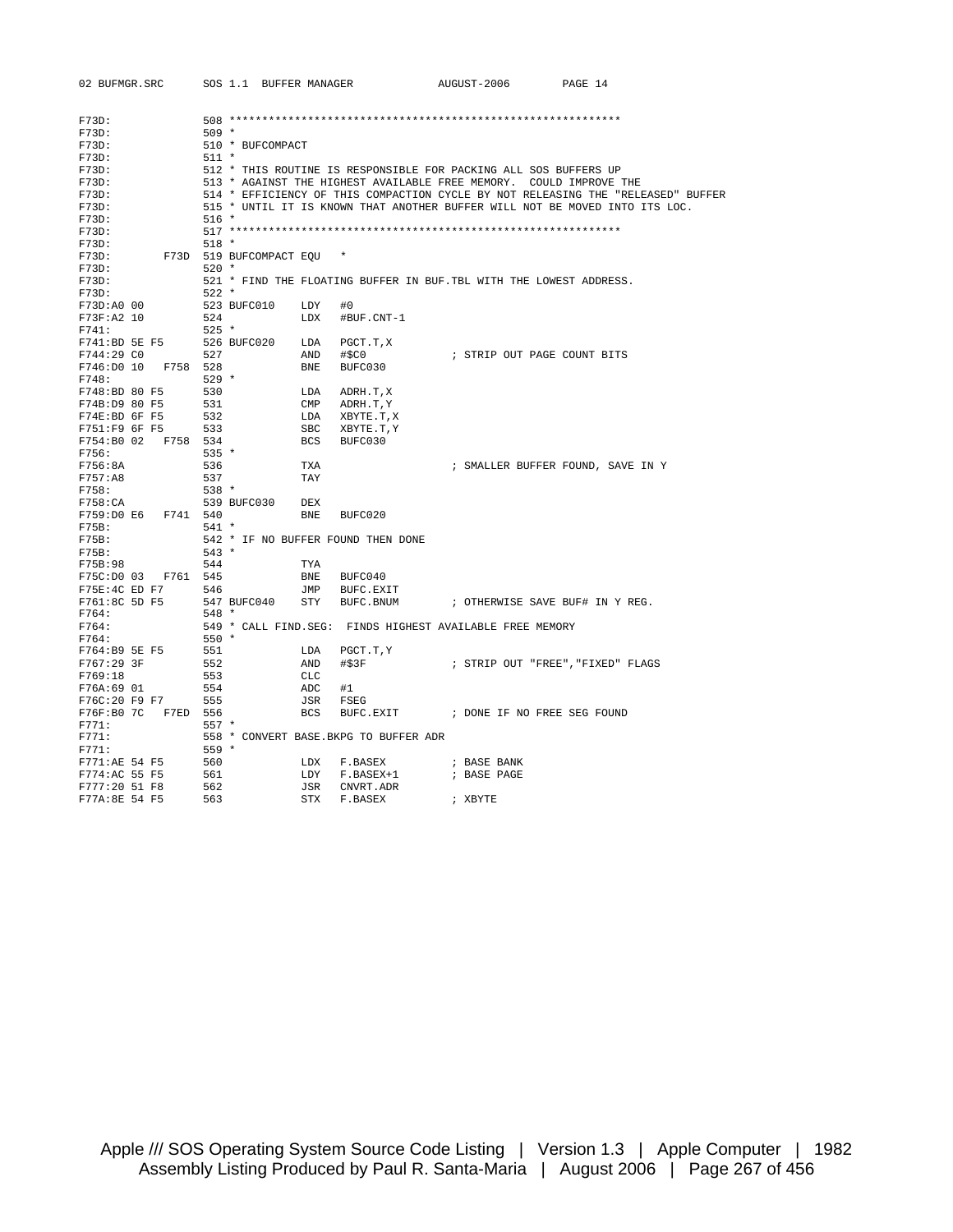```
F73D:               508 *************************************************************
F73D:               509 *
F73D:               510 * BUFCOMPACT
F73D:               511 *
F73D:               512 * THIS ROUTINE IS RESPONSIBLE FOR PACKING ALL SOS BUFFERS UP
F73D:               513 * AGAINST THE HIGHEST AVAILABLE FREE MEMORY.  COULD IMPROVE THE
F73D:               514 * EFFICIENCY OF THIS COMPACTION CYCLE BY NOT RELEASING THE "RELEASED" BUFFER
F73D:               515 * UNTIL IT IS KNOWN THAT ANOTHER BUFFER WILL NOT BE MOVED INTO ITS LOC.
F73D:               516 *
F73D:               517 *************************************************************
F73D:               518 *
F73D:          F73D 519 BUFCOMPACT EQU   *
F73D:               520 *
F73D:               521 * FIND THE FLOATING BUFFER IN BUF.TBL WITH THE LOWEST ADDRESS.
F73D:               522 *
F73D:A0 00          523 BUFC010    LDY   #0
F73F:A2 10          524            LDX   #BUF.CNT-1
F741:               525 *
F741:BD 5E F5       526 BUFC020    LDA   PGCT.T,X
F744:29 C0          527            AND   #$C0             ; STRIP OUT PAGE COUNT BITS
F746:D0 10   F758   528            BNE   BUFC030
F748:               529 *
F748:BD 80 F5       530            LDA   ADRH.T,X
F74B:D9 80 F5       531            CMP   ADRH.T,Y
F74E:BD 6F F5       532            LDA   XBYTE.T,X
F751:F9 6F F5       533            SBC   XBYTE.T,Y
F754:B0 02   F758   534            BCS   BUFC030
F756:               535 *
F756:8A             536            TXA                    ; SMALLER BUFFER FOUND, SAVE IN Y
F757:A8             537            TAY
F758:               538 *
F758:CA             539 BUFC030    DEX
F759:D0 E6   F741   540            BNE   BUFC020
F75B:               541 *
F75B:               542 * IF NO BUFFER FOUND THEN DONE
F75B:               543 *
F75B:98             544            TYA
F75C:D0 03   F761   545            BNE   BUFC040
F75E:4C ED F7       546            JMP   BUFC.EXIT
F761:8C 5D F5       547 BUFC040    STY   BUFC.BNUM        ; OTHERWISE SAVE BUF# IN Y REG.
F764:               548 *
F764:               549 * CALL FIND.SEG:  FINDS HIGHEST AVAILABLE FREE MEMORY
F764:               550 *
F764:B9 5E F5       551            LDA   PGCT.T,Y
F767:29 3F          552            AND   #$3F             ; STRIP OUT "FREE","FIXED" FLAGS
F769:18             553            CLC
F76A:69 01          554            ADC   #1
F76C:20 F9 F7       555            JSR   FSEG
F76F:B0 7C   F7ED   556            BCS   BUFC.EXIT        ; DONE IF NO FREE SEG FOUND
F771:               557 *
F771:               558 * CONVERT BASE.BKPG TO BUFFER ADR
F771:               559 *
F771:AE 54 F5       560            LDX   F.BASEX          ; BASE BANK
F774:AC 55 F5       561            LDY   F.BASEX+1        ; BASE PAGE
F777:20 51 F8       562            JSR   CNVRT.ADR
F77A:8E 54 F5       563            STX   F.BASEX          ; XBYTE
```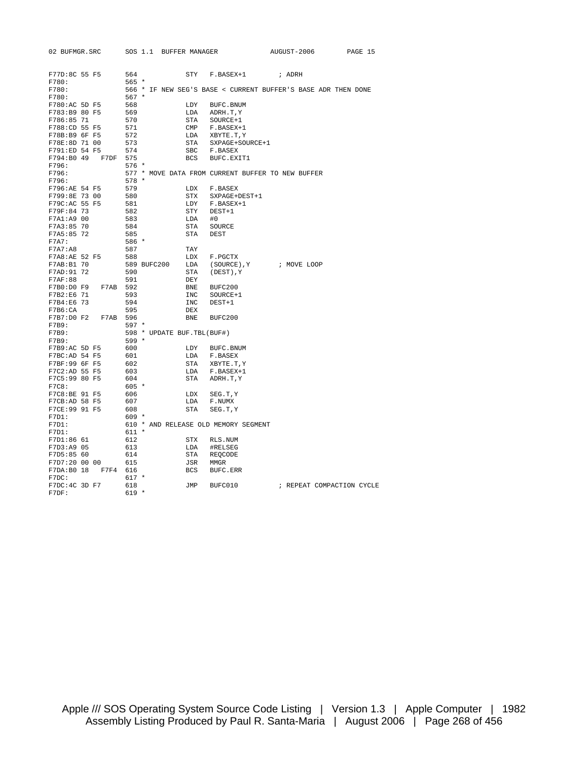```
F77D:8C 55 F5       564            STY   F.BASEX+1        ; ADRH
F780:               565 *
F780:               566 * IF NEW SEG'S BASE < CURRENT BUFFER'S BASE ADR THEN DONE
F780:               567 *
F780:AC 5D F5       568            LDY   BUFC.BNUM
F783:B9 80 F5       569            LDA   ADRH.T,Y
F786:85 71          570            STA   SOURCE+1
F788:CD 55 F5       571            CMP   F.BASEX+1
F78B:B9 6F F5       572            LDA   XBYTE.T,Y
F78E:8D 71 00       573            STA   SXPAGE+SOURCE+1
F791:ED 54 F5       574            SBC   F.BASEX
F794:B0 49    F7DF  575            BCS   BUFC.EXIT1
F796:               576 *
F796:               577 * MOVE DATA FROM CURRENT BUFFER TO NEW BUFFER
F796:               578 *
F796:AE 54 F5       579            LDX   F.BASEX
F799:8E 73 00       580            STX   SXPAGE+DEST+1
F79C:AC 55 F5       581            LDY   F.BASEX+1
F79F:84 73          582            STY   DEST+1
F7A1:A9 00          583            LDA   #0
F7A3:85 70          584            STA   SOURCE
F7A5:85 72          585            STA   DEST
F7A7:               586 *
F7A7:A8             587            TAY
F7A8:AE 52 F5       588            LDX   F.PGCTX
F7AB:B1 70          589 BUFC200    LDA   (SOURCE),Y       ; MOVE LOOP
F7AD:91 72          590            STA   (DEST),Y
F7AF:88             591            DEY
F7B0:D0 F9    F7AB  592            BNE   BUFC200
F7B2:E6 71          593            INC   SOURCE+1
F7B4:E6 73          594            INC   DEST+1
F7B6:CA             595            DEX
F7B7:D0 F2    F7AB  596            BNE   BUFC200
F7B9:               597 *
F7B9:               598 * UPDATE BUF.TBL(BUF#)
F7B9:               599 *
F7B9:AC 5D F5       600            LDY   BUFC.BNUM
F7BC:AD 54 F5       601            LDA   F.BASEX
F7BF:99 6F F5       602            STA   XBYTE.T,Y
F7C2:AD 55 F5       603            LDA   F.BASEX+1
F7C5:99 80 F5       604            STA   ADRH.T,Y
F7C8:               605 *
F7C8:BE 91 F5       606            LDX   SEG.T,Y
F7CB:AD 58 F5       607            LDA   F.NUMX
F7CE:99 91 F5       608            STA   SEG.T,Y
F7D1:               609 *
F7D1:               610 * AND RELEASE OLD MEMORY SEGMENT
F7D1:               611 *
F7D1:86 61          612            STX   RLS.NUM
F7D3:A9 05          613            LDA   #RELSEG
F7D5:85 60          614            STA   REQCODE
F7D7:20 00 00       615            JSR   MMGR
F7DA:B0 18    F7F4  616            BCS   BUFC.ERR
F7DC:               617 *
F7DC:4C 3D F7       618            JMP   BUFC010          ; REPEAT COMPACTION CYCLE
F7DF:               619 *
```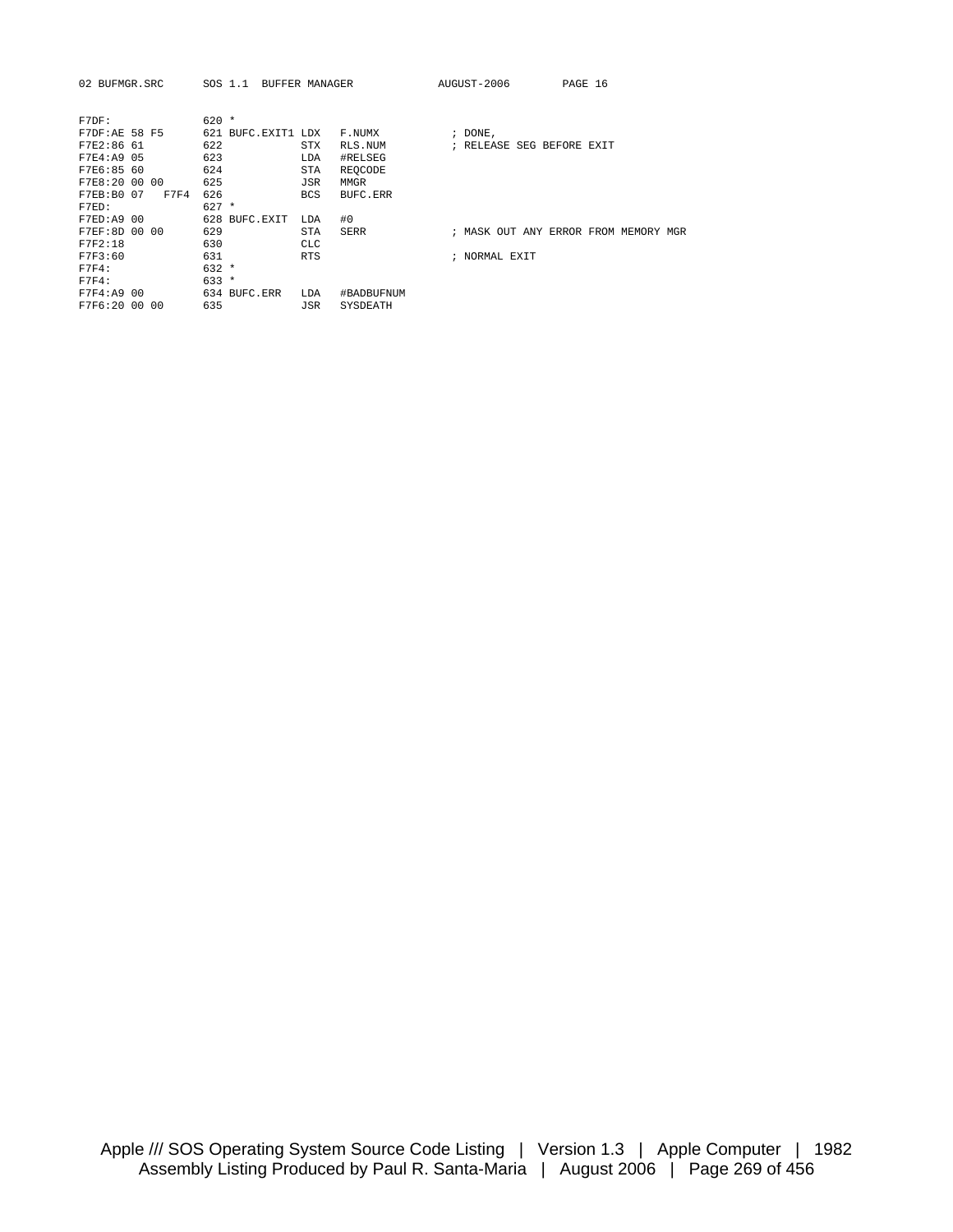```
F7DF:              620 *
F7DF:AE 58 F5      621 BUFC.EXIT1 LDX   F.NUMX           ; DONE,
F7E2:86 61         622            STX   RLS.NUM          ; RELEASE SEG BEFORE EXIT
F7E4:A9 05         623            LDA   #RELSEG
F7E6:85 60         624            STA   REQCODE
F7E8:20 00 00      625            JSR   MMGR
F7EB:B0 07    F7F4 626            BCS   BUFC.ERR
F7ED:              627 *
F7ED:A9 00         628 BUFC.EXIT  LDA   #0
F7EF:8D 00 00      629            STA   SERR             ; MASK OUT ANY ERROR FROM MEMORY MGR
F7F2:18            630            CLC
F7F3:60            631            RTS                    ; NORMAL EXIT
F7F4:              632 *
F7F4:              633 *
F7F4:A9 00         634 BUFC.ERR   LDA   #BADBUFNUM
F7F6:20 00 00      635            JSR   SYSDEATH
```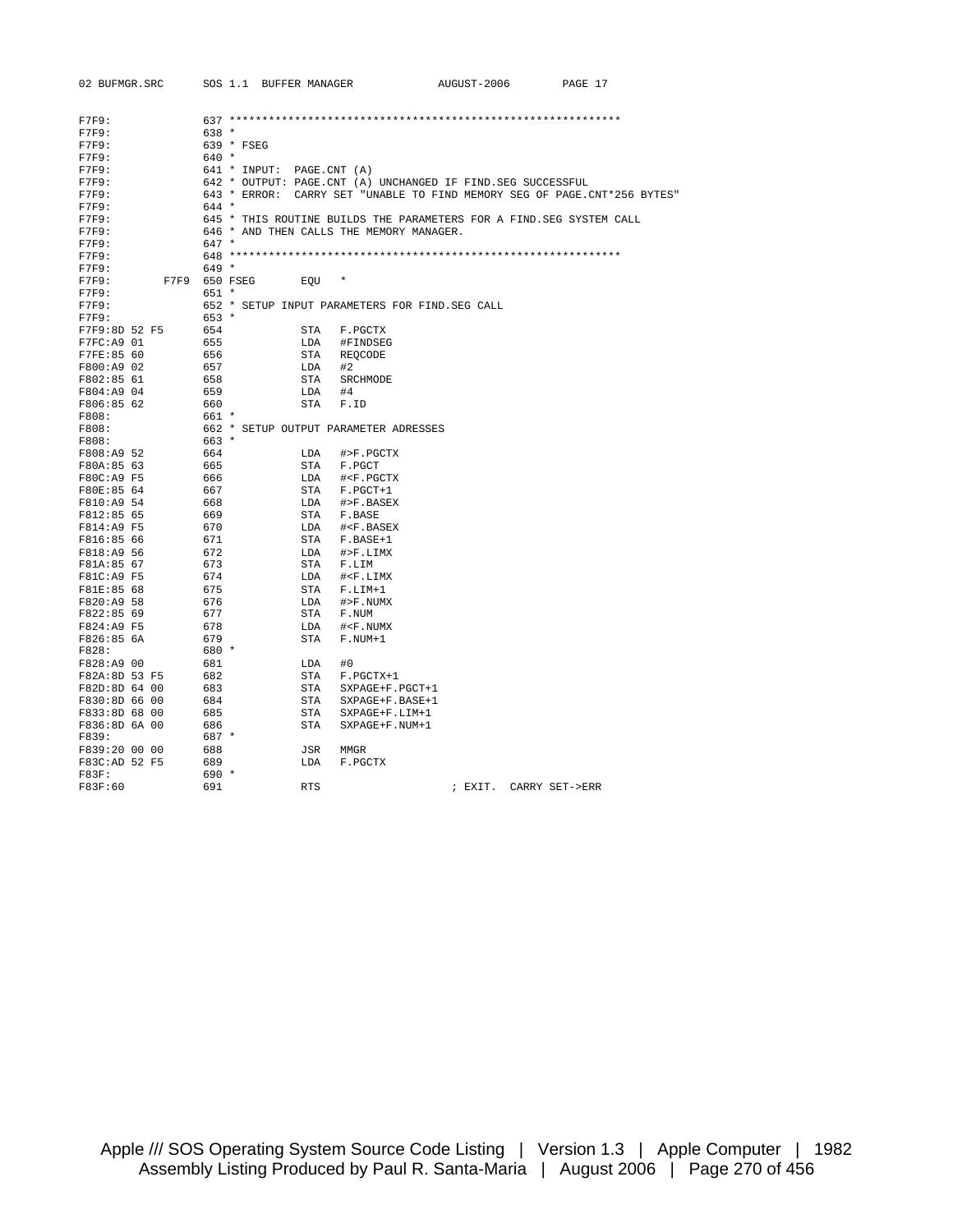```
F7F9:               637 ************************************************************
F7F9:               638 *
F7F9:               639 * FSEG
F7F9:               640 *
F7F9:               641 * INPUT:  PAGE.CNT (A)
F7F9:               642 * OUTPUT: PAGE.CNT (A) UNCHANGED IF FIND.SEG SUCCESSFUL
F7F9:               643 * ERROR:  CARRY SET "UNABLE TO FIND MEMORY SEG OF PAGE.CNT*256 BYTES"
F7F9:               644 *
F7F9:               645 * THIS ROUTINE BUILDS THE PARAMETERS FOR A FIND.SEG SYSTEM CALL
F7F9:               646 * AND THEN CALLS THE MEMORY MANAGER.
F7F9:               647 *
F7F9:               648 ************************************************************
F7F9:               649 *
F7F9:          F7F9 650 FSEG       EQU   *
F7F9:               651 *
F7F9:               652 * SETUP INPUT PARAMETERS FOR FIND.SEG CALL
F7F9:               653 *
F7F9:8D 52 F5       654            STA   F.PGCTX
F7FC:A9 01          655            LDA   #FINDSEG
F7FE:85 60          656            STA   REQCODE
F800:A9 02          657            LDA   #2
F802:85 61          658            STA   SRCHMODE
F804:A9 04          659            LDA   #4
F806:85 62          660            STA   F.ID
F808:               661 *
F808:               662 * SETUP OUTPUT PARAMETER ADRESSES
F808:               663 *
F808:A9 52          664            LDA   #>F.PGCTX
F80A:85 63          665            STA   F.PGCT
F80C:A9 F5          666            LDA   #<F.PGCTX
F80E:85 64          667            STA   F.PGCT+1
F810:A9 54          668            LDA   #>F.BASEX
F812:85 65          669            STA   F.BASE
F814:A9 F5          670            LDA   #<F.BASEX
F816:85 66          671            STA   F.BASE+1
F818:A9 56          672            LDA   #>F.LIMX
F81A:85 67          673            STA   F.LIM
F81C:A9 F5          674            LDA   #<F.LIMX
F81E:85 68          675            STA   F.LIM+1
F820:A9 58          676            LDA   #>F.NUMX
F822:85 69          677            STA   F.NUM
F824:A9 F5          678            LDA   #<F.NUMX
F826:85 6A          679            STA   F.NUM+1
F828:               680 *
F828:A9 00          681            LDA   #0
F82A:8D 53 F5       682            STA   F.PGCTX+1
F82D:8D 64 00       683            STA   SXPAGE+F.PGCT+1
F830:8D 66 00       684            STA   SXPAGE+F.BASE+1
F833:8D 68 00       685            STA   SXPAGE+F.LIM+1
F836:8D 6A 00       686            STA   SXPAGE+F.NUM+1
F839:               687 *
F839:20 00 00       688            JSR   MMGR
F83C:AD 52 F5       689            LDA   F.PGCTX
F83F:               690 *
F83F:60             691            RTS                   ; EXIT.  CARRY SET->ERR
```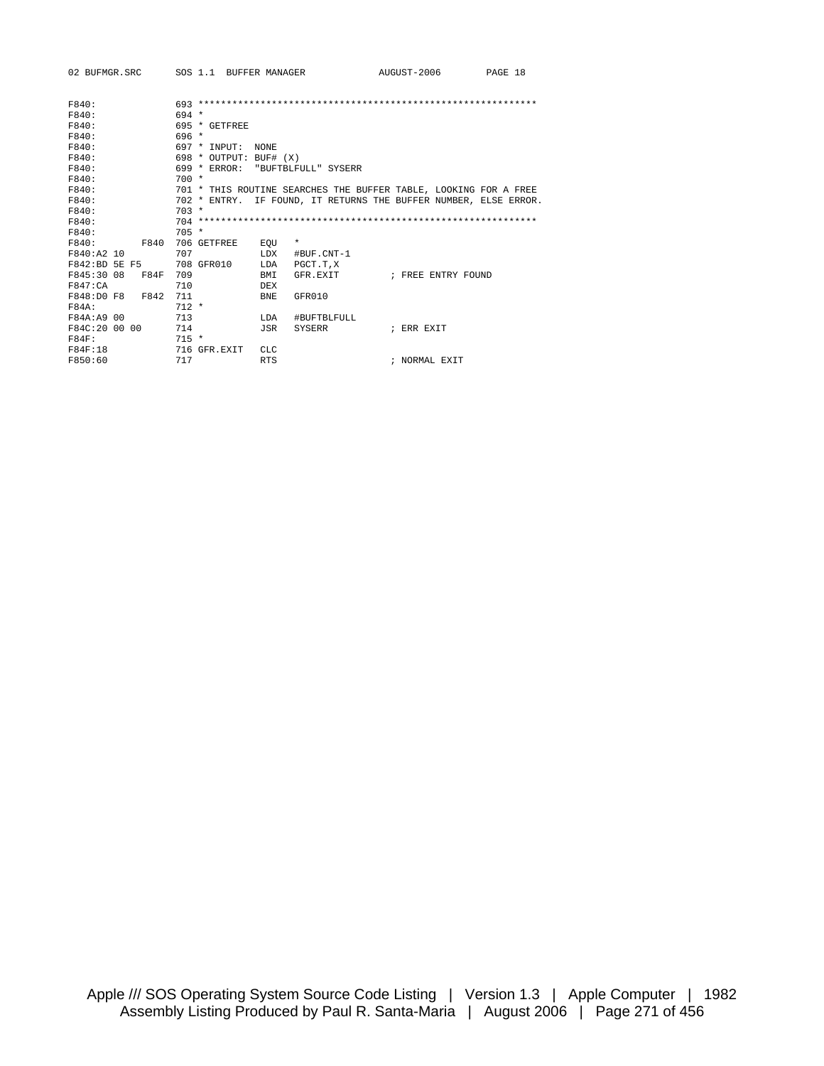```
F840:               693 *************************************************************
F840:               694 *
F840:               695 * GETFREE
F840:               696 *
F840:               697 * INPUT:  NONE
F840:               698 * OUTPUT: BUF# (X)
F840:               699 * ERROR:  "BUFTBLFULL" SYSERR
F840:               700 *
F840:               701 * THIS ROUTINE SEARCHES THE BUFFER TABLE, LOOKING FOR A FREE
F840:               702 * ENTRY.  IF FOUND, IT RETURNS THE BUFFER NUMBER, ELSE ERROR.
F840:               703 *
F840:               704 *************************************************************
F840:               705 *
F840:          F840 706 GETFREE    EQU   *
F840:A2 10          707            LDX   #BUF.CNT-1
F842:BD 5E F5       708 GFR010     LDA   PGCT.T,X
F845:30 08     F84F 709            BMI   GFR.EXIT         ; FREE ENTRY FOUND
F847:CA             710            DEX
F848:D0 F8     F842 711            BNE   GFR010
F84A:               712 *
F84A:A9 00          713            LDA   #BUFTBLFULL
F84C:20 00 00       714            JSR   SYSERR           ; ERR EXIT
F84F:               715 *
F84F:18             716 GFR.EXIT   CLC
F850:60             717            RTS                    ; NORMAL EXIT
```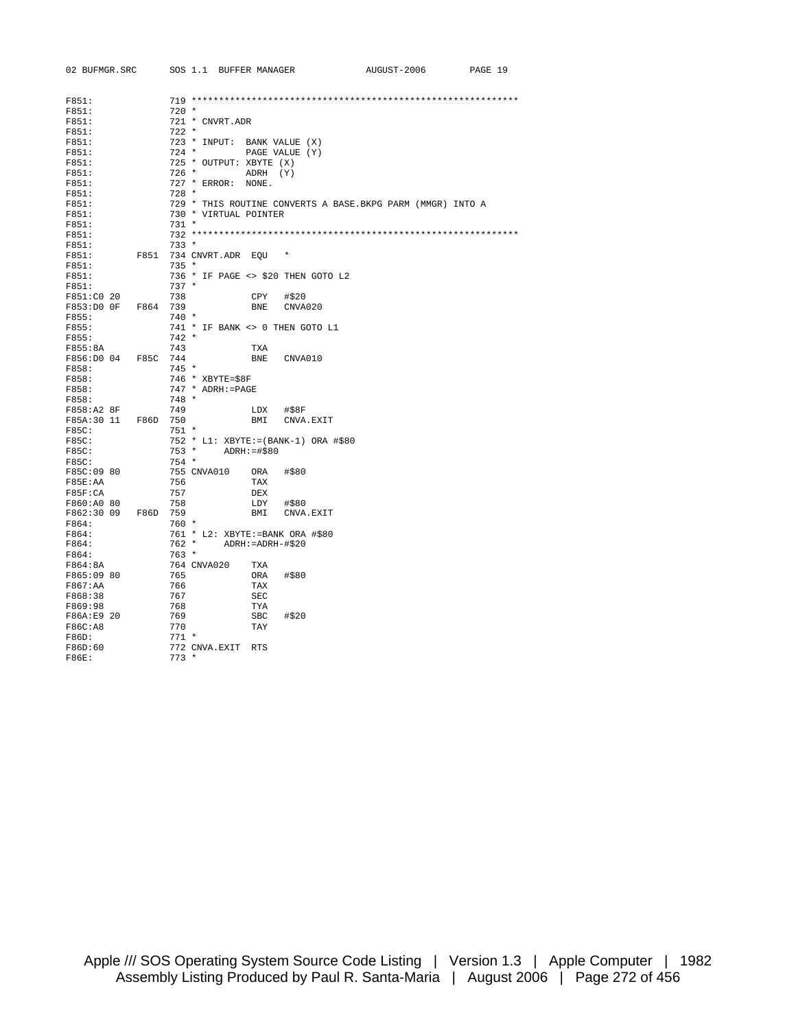```
F851:              719 ************************************************************
F851:              720 *
F851:              721 * CNVRT.ADR
F851:              722 *
F851:              723 * INPUT:  BANK VALUE (X)
F851:              724 *         PAGE VALUE (Y)
F851:              725 * OUTPUT: XBYTE (X)
F851:              726 *         ADRH  (Y)
F851:              727 * ERROR:  NONE.
F851:              728 *
F851:              729 * THIS ROUTINE CONVERTS A BASE.BKPG PARM (MMGR) INTO A
F851:              730 * VIRTUAL POINTER
F851:              731 *
F851:              732 ************************************************************
F851:              733 *
F851:         F851 734 CNVRT.ADR  EQU   *
F851:              735 *
F851:              736 * IF PAGE <> $20 THEN GOTO L2
F851:              737 *
F851:C0 20         738            CPY   #$20
F853:D0 0F    F864 739            BNE   CNVA020
F855:              740 *
F855:              741 * IF BANK <> 0 THEN GOTO L1
F855:              742 *
F855:8A            743            TXA
F856:D0 04    F85C 744            BNE   CNVA010
F858:              745 *
F858:              746 * XBYTE=$8F
F858:              747 * ADRH:=PAGE
F858:              748 *
F858:A2 8F         749            LDX   #$8F
F85A:30 11    F86D 750            BMI   CNVA.EXIT
F85C:              751 *
F85C:              752 * L1: XBYTE:=(BANK-1) ORA #$80
F85C:              753 *     ADRH:=#$80
F85C:              754 *
F85C:09 80         755 CNVA010    ORA   #$80
F85E:AA            756            TAX
F85F:CA            757            DEX
F860:A0 80         758            LDY   #$80
F862:30 09    F86D 759            BMI   CNVA.EXIT
F864:              760 *
F864:              761 * L2: XBYTE:=BANK ORA #$80
F864:              762 *     ADRH:=ADRH-#$20
F864:              763 *
F864:8A            764 CNVA020    TXA
F865:09 80         765            ORA   #$80
F867:AA            766            TAX
F868:38            767            SEC
F869:98            768            TYA
F86A:E9 20         769            SBC   #$20
F86C:A8            770            TAY
F86D:              771 *
F86D:60            772 CNVA.EXIT  RTS
F86E:              773 *
```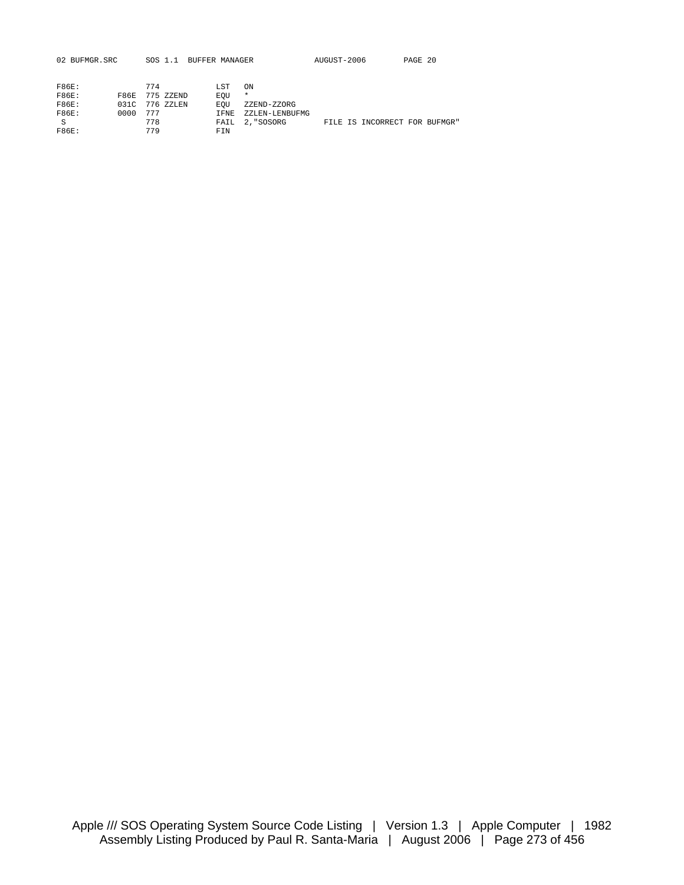```
F86E:              774            LST   ON
F86E:         F86E 775 ZZEND      EQU   *
F86E:         031C 776 ZZLEN      EQU   ZZEND-ZZORG
F86E:         0000 777            IFNE  ZZLEN-LENBUFMG
 S                 778            FAIL  2,"SOSORG        FILE IS INCORRECT FOR BUFMGR"
F86E:              779            FIN
```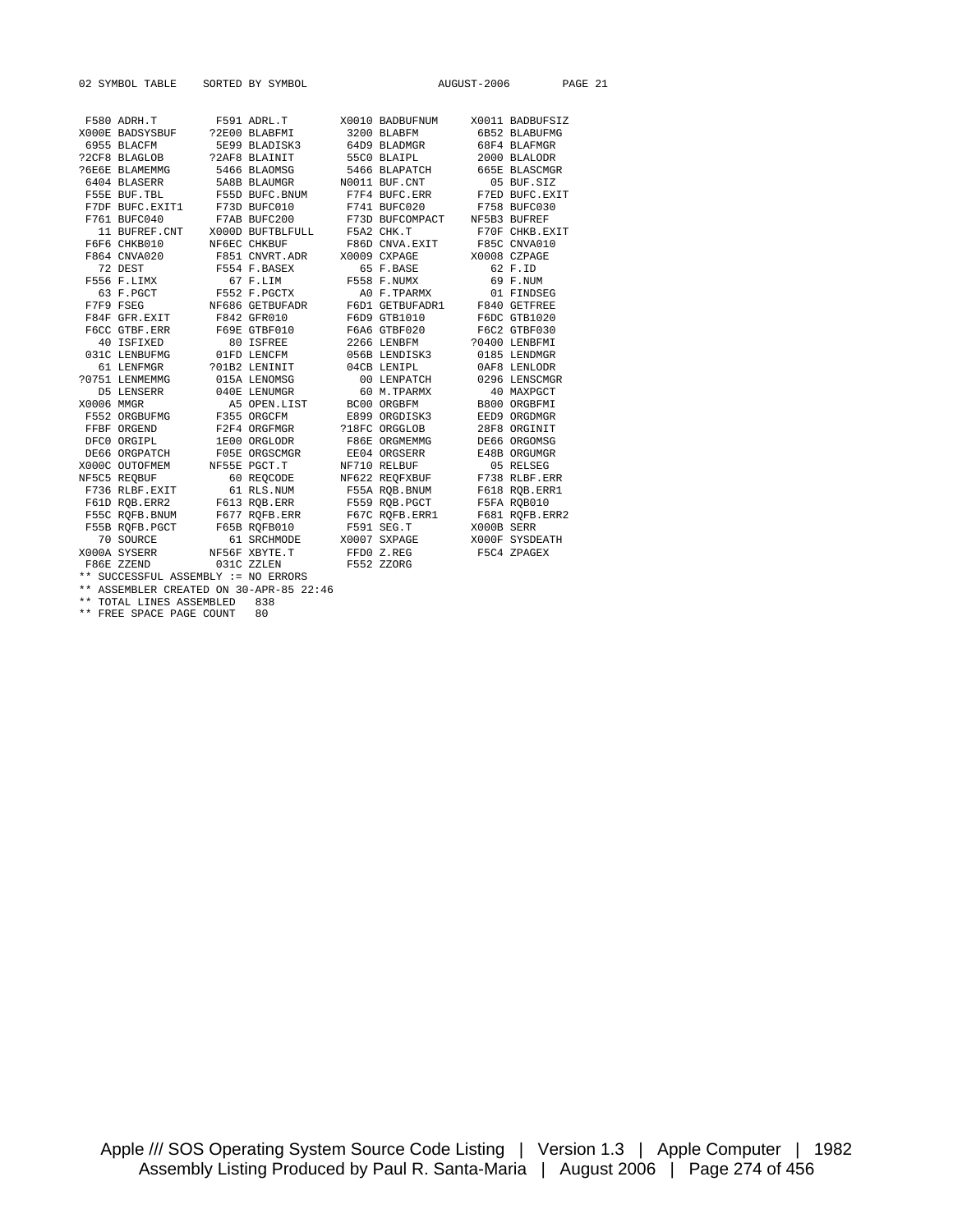```
02 SYMBOL TABLE    SORTED BY SYMBOL                    AUGUST-2006       PAGE 21

 F580 ADRH.T        F591 ADRL.T       X0010 BADBUFNUM     X0011 BADBUFSIZ
X000E BADSYSBUF    ?2E00 BLABFMI       3200 BLABFM         6B52 BLABUFMG
 6955 BLACFM        5E99 BLADISK3      64D9 BLADMGR        68F4 BLAFMGR
?2CF8 BLAGLOB      ?2AF8 BLAINIT       55C0 BLAIPL         2000 BLALODR
?6E6E BLAMEMMG      5466 BLAOMSG       5466 BLAPATCH       665E BLASCMGR
 6404 BLASERR       5A8B BLAUMGR      N0011 BUF.CNT          05 BUF.SIZ
 F55E BUF.TBL       F55D BUFC.BNUM     F7F4 BUFC.ERR       F7ED BUFC.EXIT
 F7DF BUFC.EXIT1    F73D BUFC010       F741 BUFC020        F758 BUFC030
 F761 BUFC040       F7AB BUFC200       F73D BUFCOMPACT    NF5B3 BUFREF
   11 BUFREF.CNT   X000D BUFTBLFULL    F5A2 CHK.T          F70F CHKB.EXIT
 F6F6 CHKB010      NF6EC CHKBUF        F86D CNVA.EXIT      F85C CNVA010
 F864 CNVA020       F851 CNVRT.ADR    X0009 CXPAGE        X0008 CZPAGE
   72 DEST          F554 F.BASEX         65 F.BASE           62 F.ID
 F556 F.LIMX          67 F.LIM         F558 F.NUMX           69 F.NUM
   63 F.PGCT        F552 F.PGCTX         A0 F.TPARMX         01 FINDSEG
 F7F9 FSEG         NF686 GETBUFADR     F6D1 GETBUFADR1     F840 GETFREE
 F84F GFR.EXIT      F842 GFR010        F6D9 GTB1010        F6DC GTB1020
 F6CC GTBF.ERR      F69E GTBF010       F6A6 GTBF020        F6C2 GTBF030
   40 ISFIXED         80 ISFREE        2266 LENBFM        ?0400 LENBFMI
 031C LENBUFMG      01FD LENCFM        056B LENDISK3       0185 LENDMGR
   61 LENFMGR      ?01B2 LENINIT       04CB LENIPL         0AF8 LENLODR
?0751 LENMEMMG      015A LENOMSG         00 LENPATCH       0296 LENSCMGR
   D5 LENSERR       040E LENUMGR         60 M.TPARMX         40 MAXPGCT
X0006 MMGR            A5 OPEN.LIST     BC00 ORGBFM         B800 ORGBFMI
 F552 ORGBUFMG      F355 ORGCFM        E899 ORGDISK3       EED9 ORGDMGR
 FFBF ORGEND        F2F4 ORGFMGR      ?18FC ORGGLOB        28F8 ORGINIT
 DFC0 ORGIPL        1E00 ORGLODR       F86E ORGMEMMG       DE66 ORGOMSG
 DE66 ORGPATCH      F05E ORGSCMGR      EE04 ORGSERR        E48B ORGUMGR
X000C OUTOFMEM     NF55E PGCT.T       NF710 RELBUF           05 RELSEG
NF5C5 REQBUF          60 REQCODE      NF622 REQFXBUF       F738 RLBF.ERR
 F736 RLBF.EXIT       61 RLS.NUM       F55A RQB.BNUM       F618 RQB.ERR1
 F61D RQB.ERR2      F613 RQB.ERR       F559 RQB.PGCT       F5FA RQB010
 F55C RQFB.BNUM     F677 RQFB.ERR      F67C RQFB.ERR1      F681 RQFB.ERR2
 F55B RQFB.PGCT     F65B RQFB010       F591 SEG.T         X000B SERR
   70 SOURCE          61 SRCHMODE     X0007 SXPAGE        X000F SYSDEATH
X000A SYSERR       NF56F XBYTE.T       FFD0 Z.REG          F5C4 ZPAGEX
 F86E ZZEND         031C ZZLEN         F552 ZZORG
** SUCCESSFUL ASSEMBLY := NO ERRORS
** ASSEMBLER CREATED ON 30-APR-85 22:46
** TOTAL LINES ASSEMBLED   838
** FREE SPACE PAGE COUNT   80
```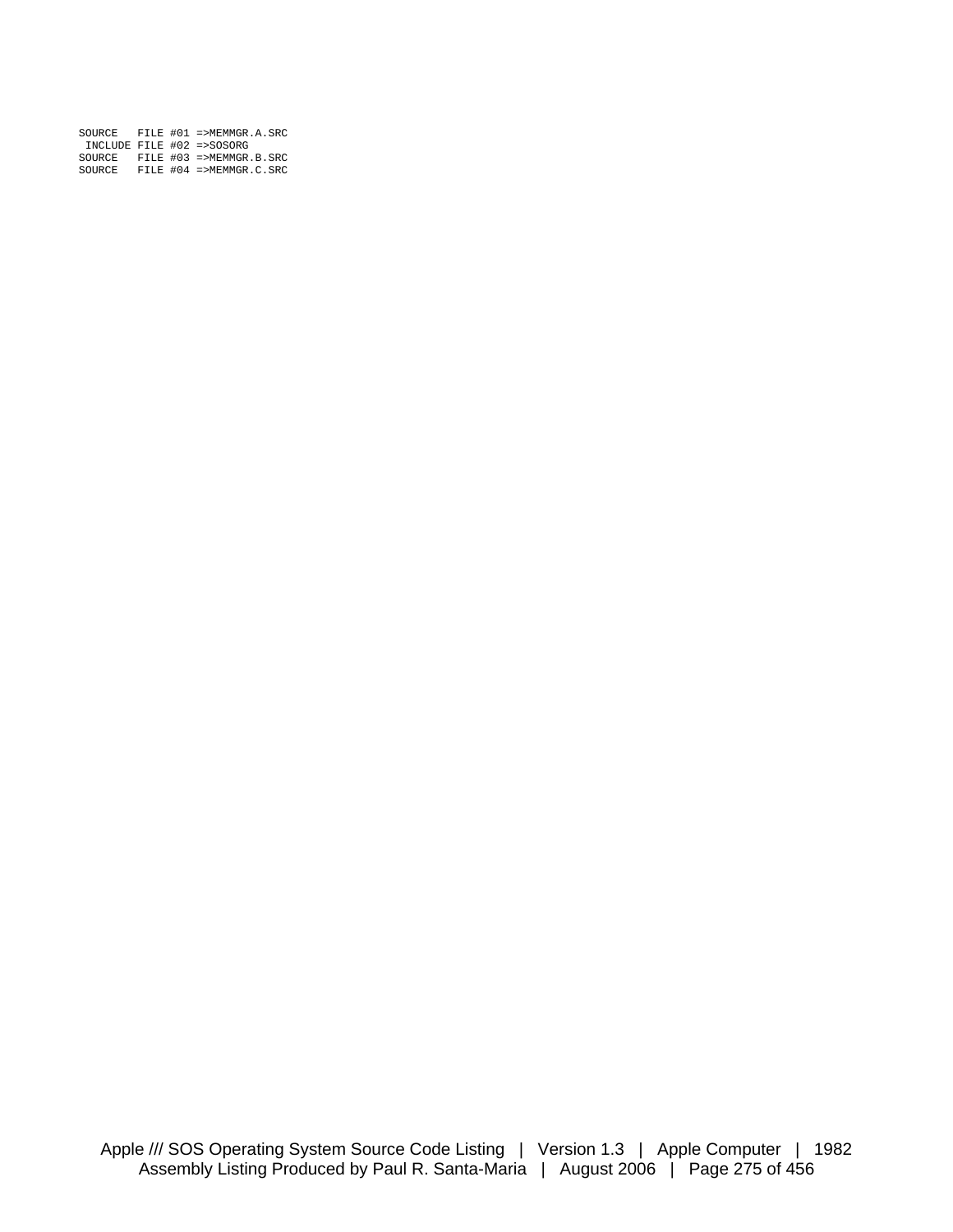```
SOURCE   FILE #01 =>MEMMGR.A.SRC
 INCLUDE FILE #02 =>SOSORG
SOURCE   FILE #03 =>MEMMGR.B.SRC
SOURCE   FILE #04 =>MEMMGR.C.SRC
```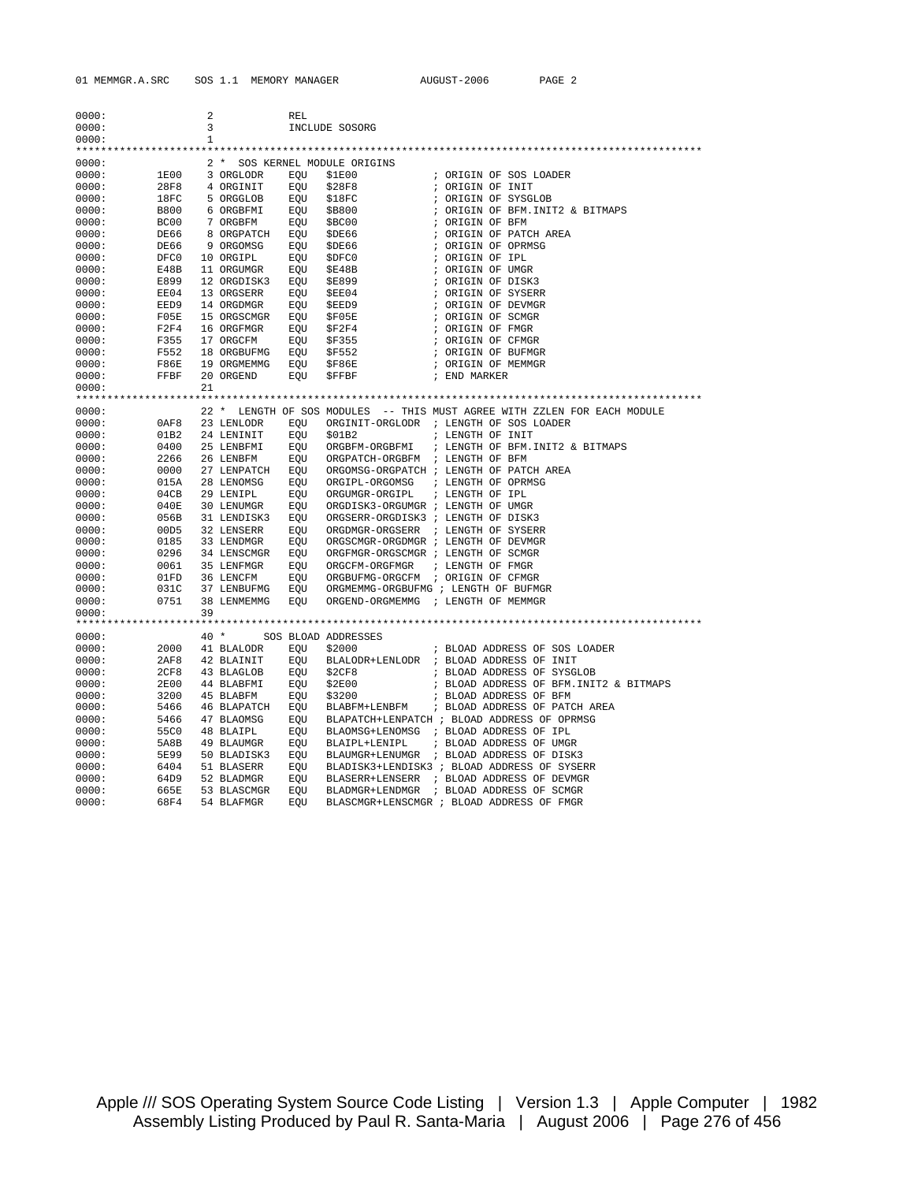```
0000:              2           REL
0000:              3           INCLUDE SOSORG
0000:              1
****************************************************************************************************
0000:              2 *  SOS KERNEL MODULE ORIGINS
0000:        1E00  3 ORGLODR   EQU   $1E00             ; ORIGIN OF SOS LOADER
0000:        28F8  4 ORGINIT   EQU   $28F8             ; ORIGIN OF INIT
0000:        18FC  5 ORGGLOB   EQU   $18FC             ; ORIGIN OF SYSGLOB
0000:        B800  6 ORGBFMI   EQU   $B800             ; ORIGIN OF BFM.INIT2 & BITMAPS
0000:        BC00  7 ORGBFM    EQU   $BC00             ; ORIGIN OF BFM
0000:        DE66  8 ORGPATCH  EQU   $DE66             ; ORIGIN OF PATCH AREA
0000:        DE66  9 ORGOMSG   EQU   $DE66             ; ORIGIN OF OPRMSG
0000:        DFC0 10 ORGIPL    EQU   $DFC0             ; ORIGIN OF IPL
0000:        E48B 11 ORGUMGR   EQU   $E48B             ; ORIGIN OF UMGR
0000:        E899 12 ORGDISK3  EQU   $E899             ; ORIGIN OF DISK3
0000:        EE04 13 ORGSERR   EQU   $EE04             ; ORIGIN OF SYSERR
0000:        EED9 14 ORGDMGR   EQU   $EED9             ; ORIGIN OF DEVMGR
0000:        F05E 15 ORGSCMGR  EQU   $F05E             ; ORIGIN OF SCMGR
0000:        F2F4 16 ORGFMGR   EQU   $F2F4             ; ORIGIN OF FMGR
0000:        F355 17 ORGCFM    EQU   $F355             ; ORIGIN OF CFMGR
0000:        F552 18 ORGBUFMG  EQU   $F552             ; ORIGIN OF BUFMGR
0000:        F86E 19 ORGMEMMG  EQU   $F86E             ; ORIGIN OF MEMMGR
0000:        FFBF 20 ORGEND    EQU   $FFBF             ; END MARKER
0000:             21
****************************************************************************************************
0000:             22 *  LENGTH OF SOS MODULES  -- THIS MUST AGREE WITH ZZLEN FOR EACH MODULE
0000:        0AF8 23 LENLODR   EQU   ORGINIT-ORGLODR  ; LENGTH OF SOS LOADER
0000:        01B2 24 LENINIT   EQU   $01B2             ; LENGTH OF INIT
0000:        0400 25 LENBFMI   EQU   ORGBFM-ORGBFMI   ; LENGTH OF BFM.INIT2 & BITMAPS
0000:        2266 26 LENBFM    EQU   ORGPATCH-ORGBFM  ; LENGTH OF BFM
0000:        0000 27 LENPATCH  EQU   ORGOMSG-ORGPATCH ; LENGTH OF PATCH AREA
0000:        015A 28 LENOMSG   EQU   ORGIPL-ORGOMSG   ; LENGTH OF OPRMSG
0000:        04CB 29 LENIPL    EQU   ORGUMGR-ORGIPL   ; LENGTH OF IPL
0000:        040E 30 LENUMGR   EQU   ORGDISK3-ORGUMGR ; LENGTH OF UMGR
0000:        056B 31 LENDISK3  EQU   ORGSERR-ORGDISK3 ; LENGTH OF DISK3
0000:        00D5 32 LENSERR   EQU   ORGDMGR-ORGSERR  ; LENGTH OF SYSERR
0000:        0185 33 LENDMGR   EQU   ORGSCMGR-ORGDMGR ; LENGTH OF DEVMGR
0000:        0296 34 LENSCMGR  EQU   ORGFMGR-ORGSCMGR ; LENGTH OF SCMGR
0000:        0061 35 LENFMGR   EQU   ORGCFM-ORGFMGR   ; LENGTH OF FMGR
0000:        01FD 36 LENCFM    EQU   ORGBUFMG-ORGCFM  ; ORIGIN OF CFMGR
0000:        031C 37 LENBUFMG  EQU   ORGMEMMG-ORGBUFMG ; LENGTH OF BUFMGR
0000:        0751 38 LENMEMMG  EQU   ORGEND-ORGMEMMG  ; LENGTH OF MEMMGR
0000:             39
****************************************************************************************************
0000:             40 *      SOS BLOAD ADDRESSES
0000:        2000 41 BLALODR   EQU   $2000             ; BLOAD ADDRESS OF SOS LOADER
0000:        2AF8 42 BLAINIT   EQU   BLALODR+LENLODR  ; BLOAD ADDRESS OF INIT
0000:        2CF8 43 BLAGLOB   EQU   $2CF8             ; BLOAD ADDRESS OF SYSGLOB
0000:        2E00 44 BLABFMI   EQU   $2E00             ; BLOAD ADDRESS OF BFM.INIT2 & BITMAPS
0000:        3200 45 BLABFM    EQU   $3200             ; BLOAD ADDRESS OF BFM
0000:        5466 46 BLAPATCH  EQU   BLABFM+LENBFM    ; BLOAD ADDRESS OF PATCH AREA
0000:        5466 47 BLAOMSG   EQU   BLAPATCH+LENPATCH ; BLOAD ADDRESS OF OPRMSG
0000:        55C0 48 BLAIPL    EQU   BLAOMSG+LENOMSG  ; BLOAD ADDRESS OF IPL
0000:        5A8B 49 BLAUMGR   EQU   BLAIPL+LENIPL    ; BLOAD ADDRESS OF UMGR
0000:        5E99 50 BLADISK3  EQU   BLAUMGR+LENUMGR  ; BLOAD ADDRESS OF DISK3
0000:        6404 51 BLASERR   EQU   BLADISK3+LENDISK3 ; BLOAD ADDRESS OF SYSERR
0000:        64D9 52 BLADMGR   EQU   BLASERR+LENSERR  ; BLOAD ADDRESS OF DEVMGR
0000:        665E 53 BLASCMGR  EQU   BLADMGR+LENDMGR  ; BLOAD ADDRESS OF SCMGR
0000:        68F4 54 BLAFMGR   EQU   BLASCMGR+LENSCMGR ; BLOAD ADDRESS OF FMGR
```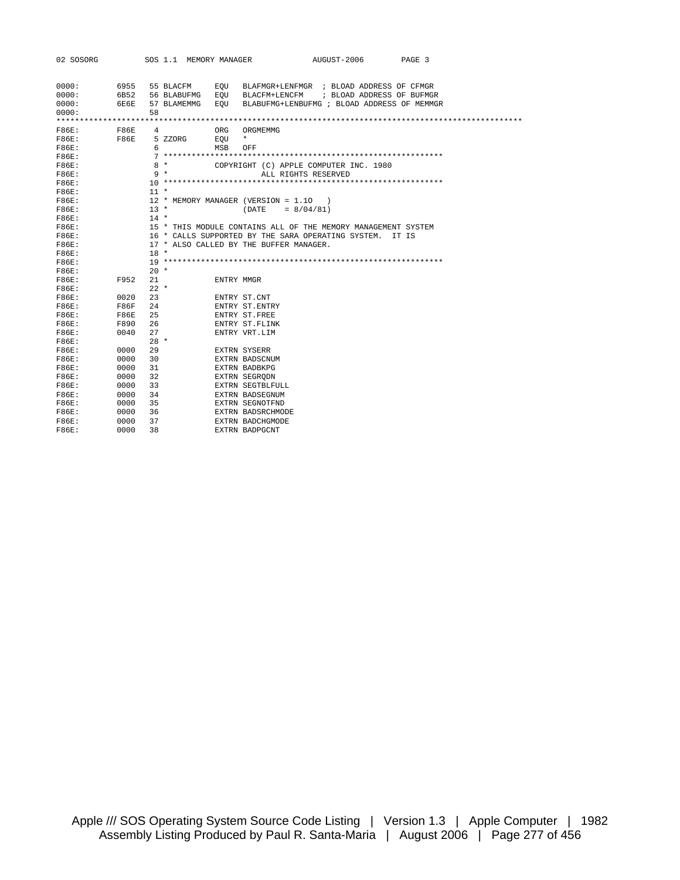```
0000:        6955   55 BLACFM     EQU   BLAFMGR+LENFMGR  ; BLOAD ADDRESS OF CFMGR
0000:        6B52   56 BLABUFMG   EQU   BLACFM+LENCFM    ; BLOAD ADDRESS OF BUFMGR
0000:        6E6E   57 BLAMEMMG   EQU   BLABUFMG+LENBUFMG ; BLOAD ADDRESS OF MEMMGR
0000:               58
**************************************************************************************************
F86E:        F86E    4            ORG   ORGMEMMG
F86E:        F86E    5 ZZORG      EQU   *
F86E:                6            MSB   OFF
F86E:                7 ***********************************************************
F86E:                8 *          COPYRIGHT (C) APPLE COMPUTER INC. 1980
F86E:                9 *                    ALL RIGHTS RESERVED
F86E:               10 ***********************************************************
F86E:               11 *
F86E:               12 * MEMORY MANAGER (VERSION = 1.1O   )
F86E:               13 *                 (DATE    = 8/04/81)
F86E:               14 *
F86E:               15 * THIS MODULE CONTAINS ALL OF THE MEMORY MANAGEMENT SYSTEM
F86E:               16 * CALLS SUPPORTED BY THE SARA OPERATING SYSTEM.  IT IS
F86E:               17 * ALSO CALLED BY THE BUFFER MANAGER.
F86E:               18 *
F86E:               19 ***********************************************************
F86E:               20 *
F86E:        F952   21            ENTRY MMGR
F86E:               22 *
F86E:        0020   23            ENTRY ST.CNT
F86E:        F86F   24            ENTRY ST.ENTRY
F86E:        F86E   25            ENTRY ST.FREE
F86E:        F890   26            ENTRY ST.FLINK
F86E:        0040   27            ENTRY VRT.LIM
F86E:               28 *
F86E:        0000   29            EXTRN SYSERR
F86E:        0000   30            EXTRN BADSCNUM
F86E:        0000   31            EXTRN BADBKPG
F86E:        0000   32            EXTRN SEGRQDN
F86E:        0000   33            EXTRN SEGTBLFULL
F86E:        0000   34            EXTRN BADSEGNUM
F86E:        0000   35            EXTRN SEGNOTFND
F86E:        0000   36            EXTRN BADSRCHMODE
F86E:        0000   37            EXTRN BADCHGMODE
F86E:        0000   38            EXTRN BADPGCNT
```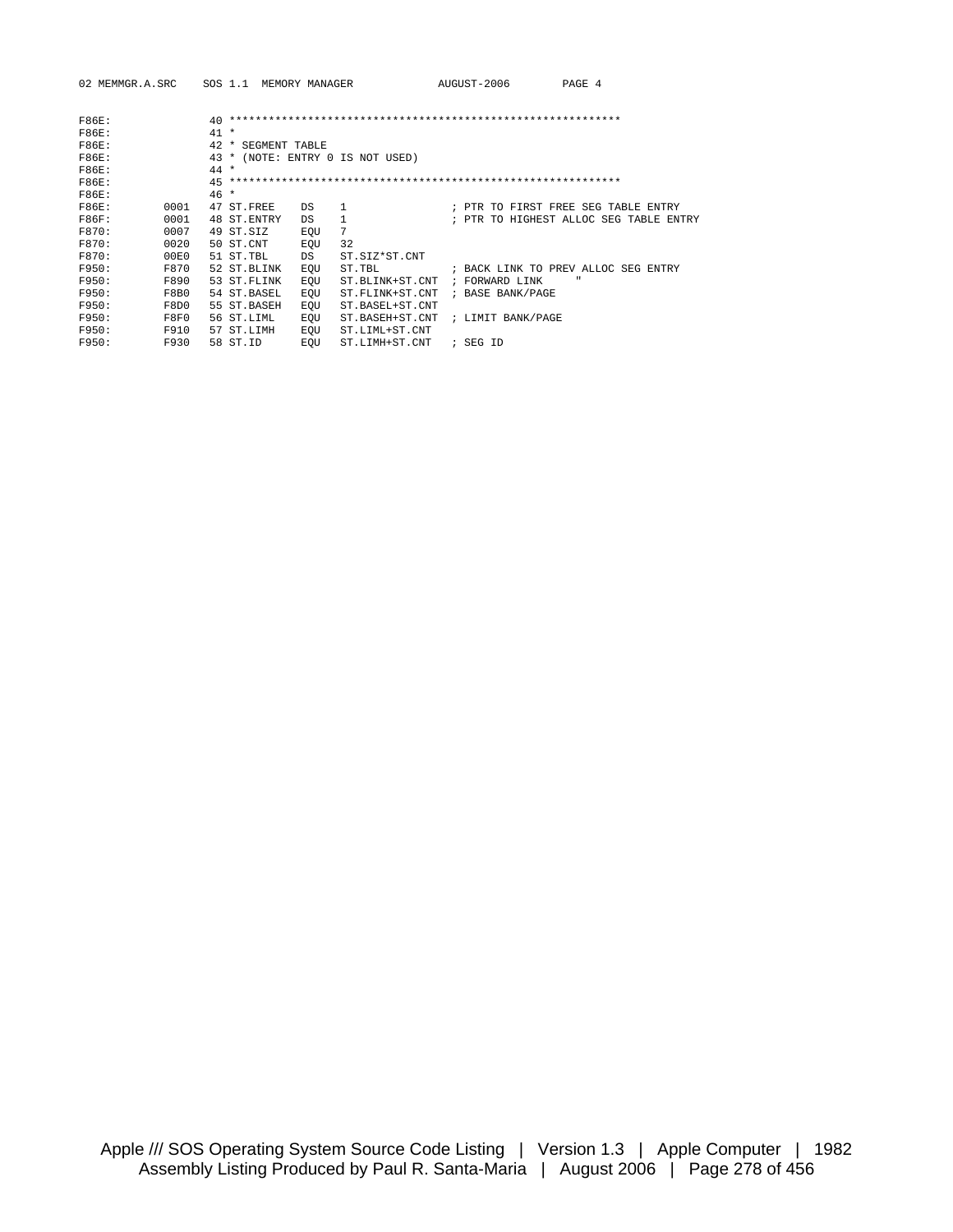```
02 MEMMGR.A.SRC     SOS 1.1  MEMORY MANAGER             AUGUST-2006       PAGE 4

F86E:               40 ************************************************************
F86E:               41 *
F86E:               42 * SEGMENT TABLE
F86E:               43 * (NOTE: ENTRY 0 IS NOT USED)
F86E:               44 *
F86E:               45 ************************************************************
F86E:               46 *
F86E:        0001   47 ST.FREE    DS    1                ; PTR TO FIRST FREE SEG TABLE ENTRY
F86F:        0001   48 ST.ENTRY   DS    1                ; PTR TO HIGHEST ALLOC SEG TABLE ENTRY
F870:        0007   49 ST.SIZ     EQU   7
F870:        0020   50 ST.CNT     EQU   32
F870:        00E0   51 ST.TBL     DS    ST.SIZ*ST.CNT
F950:        F870   52 ST.BLINK   EQU   ST.TBL           ; BACK LINK TO PREV ALLOC SEG ENTRY
F950:        F890   53 ST.FLINK   EQU   ST.BLINK+ST.CNT  ; FORWARD LINK     "
F950:        F8B0   54 ST.BASEL   EQU   ST.FLINK+ST.CNT  ; BASE BANK/PAGE
F950:        F8D0   55 ST.BASEH   EQU   ST.BASEL+ST.CNT
F950:        F8F0   56 ST.LIML    EQU   ST.BASEH+ST.CNT  ; LIMIT BANK/PAGE
F950:        F910   57 ST.LIMH    EQU   ST.LIML+ST.CNT
F950:        F930   58 ST.ID      EQU   ST.LIMH+ST.CNT   ; SEG ID
```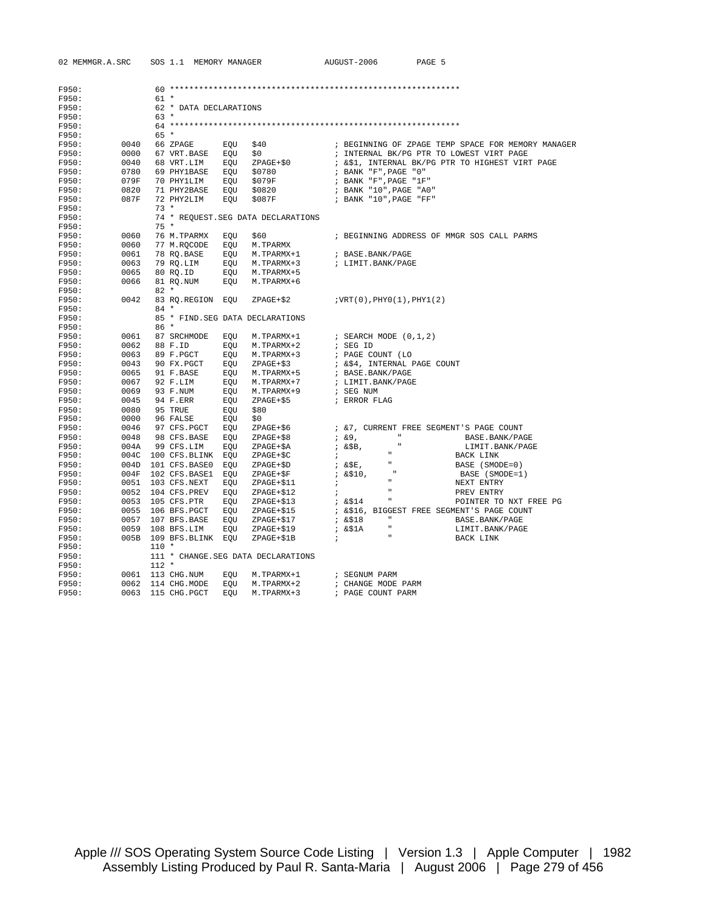```
F950:              60 ************************************************************
F950:              61 *
F950:              62 * DATA DECLARATIONS
F950:              63 *
F950:              64 ************************************************************
F950:              65 *
F950:        0040  66 ZPAGE       EQU   $40              ; BEGINNING OF ZPAGE TEMP SPACE FOR MEMORY MANAGER
F950:        0000  67 VRT.BASE    EQU   $0               ; INTERNAL BK/PG PTR TO LOWEST VIRT PAGE
F950:        0040  68 VRT.LIM     EQU   ZPAGE+$0         ; &$1, INTERNAL BK/PG PTR TO HIGHEST VIRT PAGE
F950:        0780  69 PHY1BASE    EQU   $0780            ; BANK "F",PAGE "0"
F950:        079F  70 PHY1LIM     EQU   $079F            ; BANK "F",PAGE "1F"
F950:        0820  71 PHY2BASE    EQU   $0820            ; BANK "10",PAGE "A0"
F950:        087F  72 PHY2LIM     EQU   $087F            ; BANK "10",PAGE "FF"
F950:              73 *
F950:              74 * REQUEST.SEG DATA DECLARATIONS
F950:              75 *
F950:        0060  76 M.TPARMX    EQU   $60              ; BEGINNING ADDRESS OF MMGR SOS CALL PARMS
F950:        0060  77 M.RQCODE    EQU   M.TPARMX
F950:        0061  78 RQ.BASE     EQU   M.TPARMX+1       ; BASE.BANK/PAGE
F950:        0063  79 RQ.LIM      EQU   M.TPARMX+3       ; LIMIT.BANK/PAGE
F950:        0065  80 RQ.ID       EQU   M.TPARMX+5
F950:        0066  81 RQ.NUM      EQU   M.TPARMX+6
F950:              82 *
F950:        0042  83 RQ.REGION   EQU   ZPAGE+$2         ;VRT(0),PHY0(1),PHY1(2)
F950:              84 *
F950:              85 * FIND.SEG DATA DECLARATIONS
F950:              86 *
F950:        0061  87 SRCHMODE    EQU   M.TPARMX+1       ; SEARCH MODE (0,1,2)
F950:        0062  88 F.ID        EQU   M.TPARMX+2       ; SEG ID
F950:        0063  89 F.PGCT      EQU   M.TPARMX+3       ; PAGE COUNT (LO
F950:        0043  90 FX.PGCT     EQU   ZPAGE+$3         ; &$4, INTERNAL PAGE COUNT
F950:        0065  91 F.BASE      EQU   M.TPARMX+5       ; BASE.BANK/PAGE
F950:        0067  92 F.LIM       EQU   M.TPARMX+7       ; LIMIT.BANK/PAGE
F950:        0069  93 F.NUM       EQU   M.TPARMX+9       ; SEG NUM
F950:        0045  94 F.ERR       EQU   ZPAGE+$5         ; ERROR FLAG
F950:        0080  95 TRUE        EQU   $80
F950:        0000  96 FALSE       EQU   $0
F950:        0046  97 CFS.PGCT    EQU   ZPAGE+$6         ; &7, CURRENT FREE SEGMENT'S PAGE COUNT
F950:        0048  98 CFS.BASE    EQU   ZPAGE+$8         ; &9,        "              BASE.BANK/PAGE
F950:        004A  99 CFS.LIM     EQU   ZPAGE+$A         ; &$B,       "              LIMIT.BANK/PAGE
F950:        004C 100 CFS.BLINK   EQU   ZPAGE+$C         ;            "             BACK LINK
F950:        004D 101 CFS.BASE0   EQU   ZPAGE+$D         ; &$E,       "             BASE (SMODE=0)
F950:        004F 102 CFS.BASE1   EQU   ZPAGE+$F         ; &$10,      "              BASE (SMODE=1)
F950:        0051 103 CFS.NEXT    EQU   ZPAGE+$11        ;            "             NEXT ENTRY
F950:        0052 104 CFS.PREV    EQU   ZPAGE+$12        ;            "             PREV ENTRY
F950:        0053 105 CFS.PTR     EQU   ZPAGE+$13        ; &$14       "             POINTER TO NXT FREE PG
F950:        0055 106 BFS.PGCT    EQU   ZPAGE+$15        ; &$16, BIGGEST FREE SEGMENT'S PAGE COUNT
F950:        0057 107 BFS.BASE    EQU   ZPAGE+$17        ; &$18       "             BASE.BANK/PAGE
F950:        0059 108 BFS.LIM     EQU   ZPAGE+$19        ; &$1A       "             LIMIT.BANK/PAGE
F950:        005B 109 BFS.BLINK   EQU   ZPAGE+$1B        ;            "             BACK LINK
F950:             110 *
F950:             111 * CHANGE.SEG DATA DECLARATIONS
F950:             112 *
F950:        0061 113 CHG.NUM     EQU   M.TPARMX+1       ; SEGNUM PARM
F950:        0062 114 CHG.MODE    EQU   M.TPARMX+2       ; CHANGE MODE PARM
F950:        0063 115 CHG.PGCT    EQU   M.TPARMX+3       ; PAGE COUNT PARM
```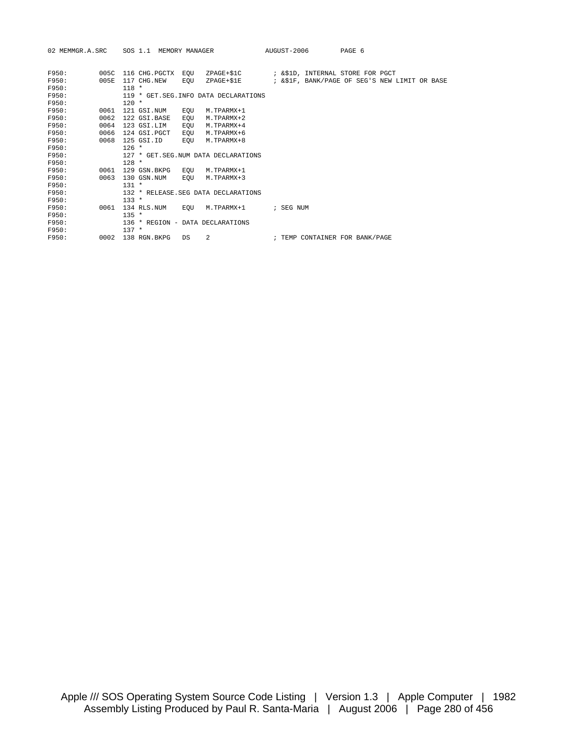```
F950:        005C  116 CHG.PGCTX  EQU   ZPAGE+$1C        ; &$1D, INTERNAL STORE FOR PGCT
F950:        005E  117 CHG.NEW    EQU   ZPAGE+$1E        ; &$1F, BANK/PAGE OF SEG'S NEW LIMIT OR BASE
F950:              118 *
F950:              119 * GET.SEG.INFO DATA DECLARATIONS
F950:              120 *
F950:        0061  121 GSI.NUM    EQU   M.TPARMX+1
F950:        0062  122 GSI.BASE   EQU   M.TPARMX+2
F950:        0064  123 GSI.LIM    EQU   M.TPARMX+4
F950:        0066  124 GSI.PGCT   EQU   M.TPARMX+6
F950:        0068  125 GSI.ID     EQU   M.TPARMX+8
F950:              126 *
F950:              127 * GET.SEG.NUM DATA DECLARATIONS
F950:              128 *
F950:        0061  129 GSN.BKPG   EQU   M.TPARMX+1
F950:        0063  130 GSN.NUM    EQU   M.TPARMX+3
F950:              131 *
F950:              132 * RELEASE.SEG DATA DECLARATIONS
F950:              133 *
F950:        0061  134 RLS.NUM    EQU   M.TPARMX+1       ; SEG NUM
F950:              135 *
F950:              136 * REGION - DATA DECLARATIONS
F950:              137 *
F950:        0002  138 RGN.BKPG   DS    2                ; TEMP CONTAINER FOR BANK/PAGE
```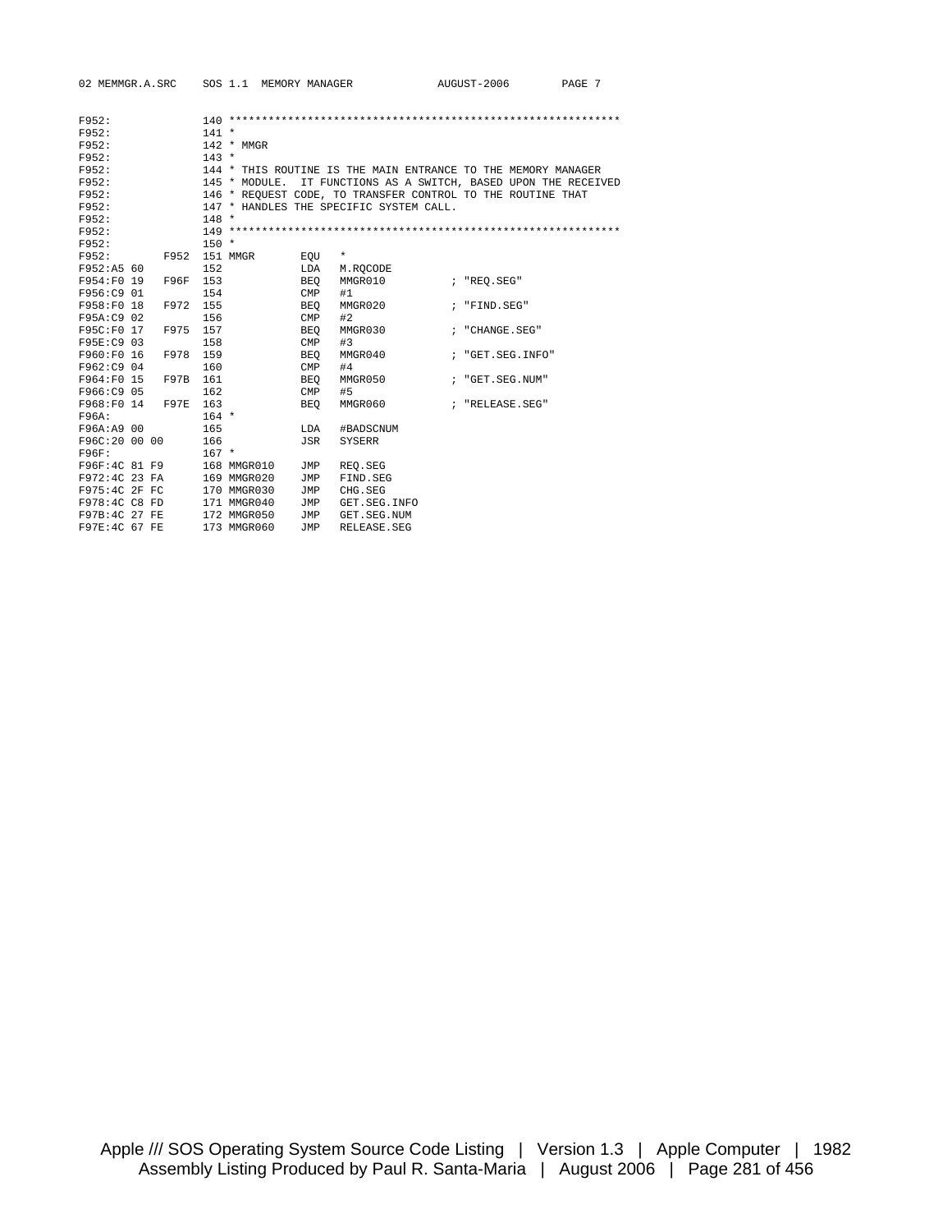```
F952:               140 *************************************************************
F952:               141 *
F952:               142 * MMGR
F952:               143 *
F952:               144 * THIS ROUTINE IS THE MAIN ENTRANCE TO THE MEMORY MANAGER
F952:               145 * MODULE.  IT FUNCTIONS AS A SWITCH, BASED UPON THE RECEIVED
F952:               146 * REQUEST CODE, TO TRANSFER CONTROL TO THE ROUTINE THAT
F952:               147 * HANDLES THE SPECIFIC SYSTEM CALL.
F952:               148 *
F952:               149 *************************************************************
F952:               150 *
F952:         F952  151 MMGR       EQU   *
F952:A5 60          152            LDA   M.RQCODE
F954:F0 19    F96F  153            BEQ   MMGR010          ; "REQ.SEG"
F956:C9 01          154            CMP   #1
F958:F0 18    F972  155            BEQ   MMGR020          ; "FIND.SEG"
F95A:C9 02          156            CMP   #2
F95C:F0 17    F975  157            BEQ   MMGR030          ; "CHANGE.SEG"
F95E:C9 03          158            CMP   #3
F960:F0 16    F978  159            BEQ   MMGR040          ; "GET.SEG.INFO"
F962:C9 04          160            CMP   #4
F964:F0 15    F97B  161            BEQ   MMGR050          ; "GET.SEG.NUM"
F966:C9 05          162            CMP   #5
F968:F0 14    F97E  163            BEQ   MMGR060          ; "RELEASE.SEG"
F96A:               164 *
F96A:A9 00          165            LDA   #BADSCNUM
F96C:20 00 00       166            JSR   SYSERR
F96F:               167 *
F96F:4C 81 F9       168 MMGR010    JMP   REQ.SEG
F972:4C 23 FA       169 MMGR020    JMP   FIND.SEG
F975:4C 2F FC       170 MMGR030    JMP   CHG.SEG
F978:4C C8 FD       171 MMGR040    JMP   GET.SEG.INFO
F97B:4C 27 FE       172 MMGR050    JMP   GET.SEG.NUM
F97E:4C 67 FE       173 MMGR060    JMP   RELEASE.SEG
```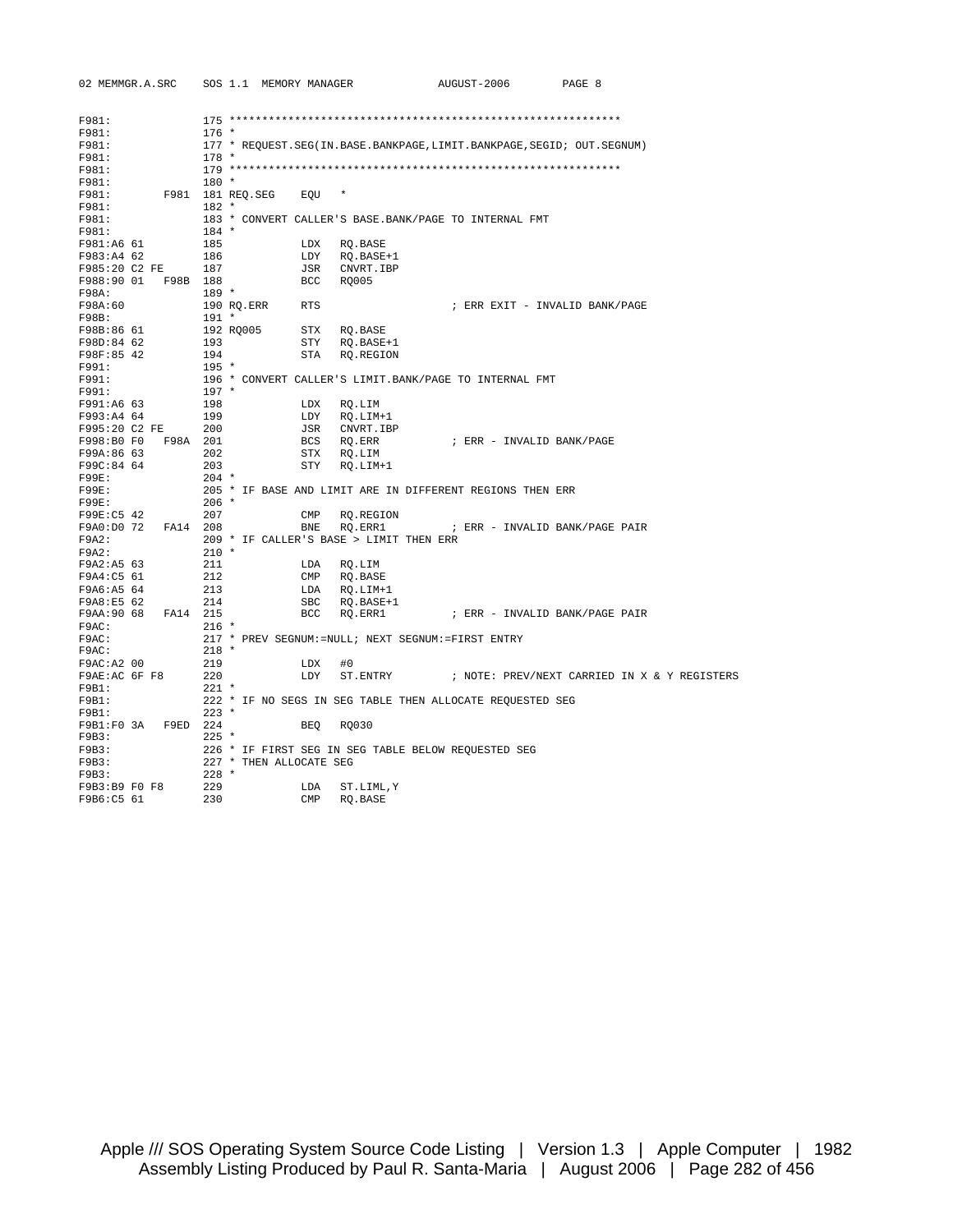```
F981:              175 ************************************************************
F981:              176 *
F981:              177 * REQUEST.SEG(IN.BASE.BANKPAGE,LIMIT.BANKPAGE,SEGID; OUT.SEGNUM)
F981:              178 *
F981:              179 ************************************************************
F981:              180 *
F981:         F981 181 REQ.SEG    EQU   *
F981:              182 *
F981:              183 * CONVERT CALLER'S BASE.BANK/PAGE TO INTERNAL FMT
F981:              184 *
F981:A6 61         185            LDX   RQ.BASE
F983:A4 62         186            LDY   RQ.BASE+1
F985:20 C2 FE      187            JSR   CNVRT.IBP
F988:90 01   F98B  188            BCC   RQ005
F98A:              189 *
F98A:60            190 RQ.ERR     RTS                    ; ERR EXIT - INVALID BANK/PAGE
F98B:              191 *
F98B:86 61         192 RQ005      STX   RQ.BASE
F98D:84 62         193            STY   RQ.BASE+1
F98F:85 42         194            STA   RQ.REGION
F991:              195 *
F991:              196 * CONVERT CALLER'S LIMIT.BANK/PAGE TO INTERNAL FMT
F991:              197 *
F991:A6 63         198            LDX   RQ.LIM
F993:A4 64         199            LDY   RQ.LIM+1
F995:20 C2 FE      200            JSR   CNVRT.IBP
F998:B0 F0   F98A  201            BCS   RQ.ERR          ; ERR - INVALID BANK/PAGE
F99A:86 63         202            STX   RQ.LIM
F99C:84 64         203            STY   RQ.LIM+1
F99E:              204 *
F99E:              205 * IF BASE AND LIMIT ARE IN DIFFERENT REGIONS THEN ERR
F99E:              206 *
F99E:C5 42         207            CMP   RQ.REGION
F9A0:D0 72   FA14  208            BNE   RQ.ERR1         ; ERR - INVALID BANK/PAGE PAIR
F9A2:              209 * IF CALLER'S BASE > LIMIT THEN ERR
F9A2:              210 *
F9A2:A5 63         211            LDA   RQ.LIM
F9A4:C5 61         212            CMP   RQ.BASE
F9A6:A5 64         213            LDA   RQ.LIM+1
F9A8:E5 62         214            SBC   RQ.BASE+1
F9AA:90 68   FA14  215            BCC   RQ.ERR1         ; ERR - INVALID BANK/PAGE PAIR
F9AC:              216 *
F9AC:              217 * PREV SEGNUM:=NULL; NEXT SEGNUM:=FIRST ENTRY
F9AC:              218 *
F9AC:A2 00         219            LDX   #0
F9AE:AC 6F F8      220            LDY   ST.ENTRY        ; NOTE: PREV/NEXT CARRIED IN X & Y REGISTERS
F9B1:              221 *
F9B1:              222 * IF NO SEGS IN SEG TABLE THEN ALLOCATE REQUESTED SEG
F9B1:              223 *
F9B1:F0 3A   F9ED  224            BEQ   RQ030
F9B3:              225 *
F9B3:              226 * IF FIRST SEG IN SEG TABLE BELOW REQUESTED SEG
F9B3:              227 * THEN ALLOCATE SEG
F9B3:              228 *
F9B3:B9 F0 F8      229            LDA   ST.LIML,Y
F9B6:C5 61         230            CMP   RQ.BASE
```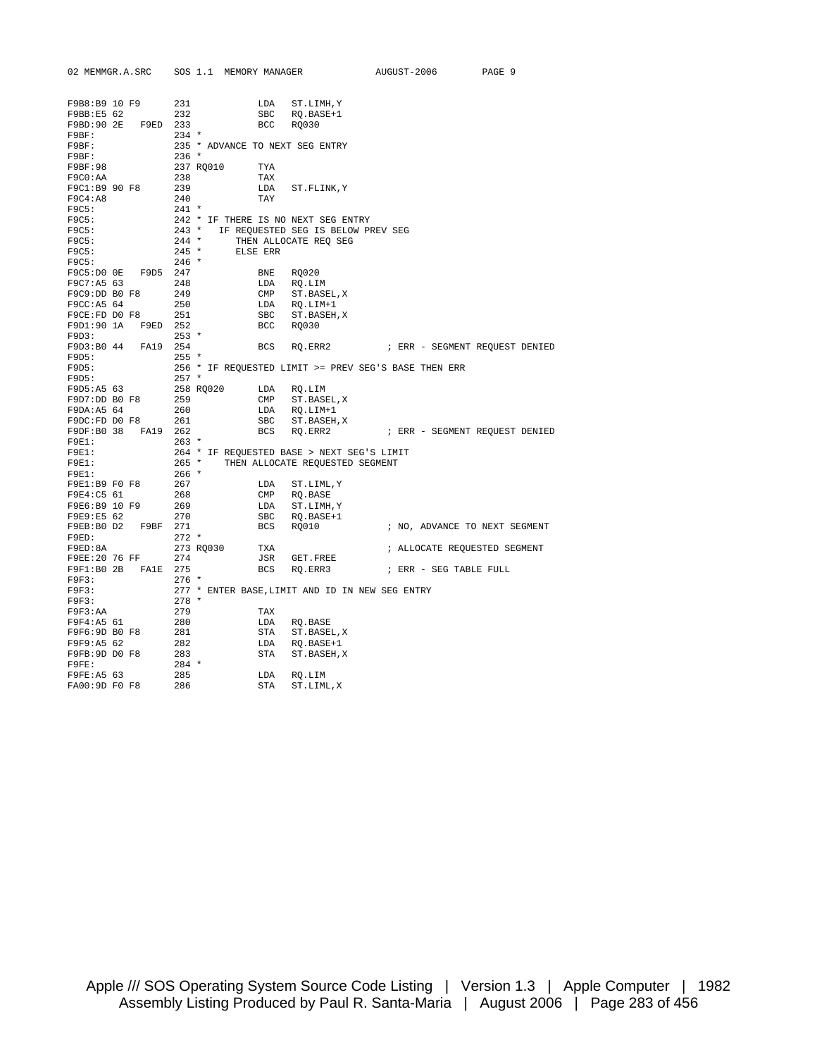```
F9B8:B9 10 F9       231            LDA   ST.LIMH,Y
F9BB:E5 62          232            SBC   RQ.BASE+1
F9BD:90 2E   F9ED   233            BCC   RQ030
F9BF:               234 *
F9BF:               235 * ADVANCE TO NEXT SEG ENTRY
F9BF:               236 *
F9BF:98             237 RQ010      TYA
F9C0:AA             238            TAX
F9C1:B9 90 F8       239            LDA   ST.FLINK,Y
F9C4:A8             240            TAY
F9C5:               241 *
F9C5:               242 * IF THERE IS NO NEXT SEG ENTRY
F9C5:               243 *   IF REQUESTED SEG IS BELOW PREV SEG
F9C5:               244 *      THEN ALLOCATE REQ SEG
F9C5:               245 *      ELSE ERR
F9C5:               246 *
F9C5:D0 0E   F9D5   247            BNE   RQ020
F9C7:A5 63          248            LDA   RQ.LIM
F9C9:DD B0 F8       249            CMP   ST.BASEL,X
F9CC:A5 64          250            LDA   RQ.LIM+1
F9CE:FD D0 F8       251            SBC   ST.BASEH,X
F9D1:90 1A   F9ED   252            BCC   RQ030
F9D3:               253 *
F9D3:B0 44   FA19   254            BCS   RQ.ERR2          ; ERR - SEGMENT REQUEST DENIED
F9D5:               255 *
F9D5:               256 * IF REQUESTED LIMIT >= PREV SEG'S BASE THEN ERR
F9D5:               257 *
F9D5:A5 63          258 RQ020      LDA   RQ.LIM
F9D7:DD B0 F8       259            CMP   ST.BASEL,X
F9DA:A5 64          260            LDA   RQ.LIM+1
F9DC:FD D0 F8       261            SBC   ST.BASEH,X
F9DF:B0 38   FA19   262            BCS   RQ.ERR2          ; ERR - SEGMENT REQUEST DENIED
F9E1:               263 *
F9E1:               264 * IF REQUESTED BASE > NEXT SEG'S LIMIT
F9E1:               265 *    THEN ALLOCATE REQUESTED SEGMENT
F9E1:               266 *
F9E1:B9 F0 F8       267            LDA   ST.LIML,Y
F9E4:C5 61          268            CMP   RQ.BASE
F9E6:B9 10 F9       269            LDA   ST.LIMH,Y
F9E9:E5 62          270            SBC   RQ.BASE+1
F9EB:B0 D2   F9BF   271            BCS   RQ010            ; NO, ADVANCE TO NEXT SEGMENT
F9ED:               272 *
F9ED:8A             273 RQ030      TXA                    ; ALLOCATE REQUESTED SEGMENT
F9EE:20 76 FF       274            JSR   GET.FREE
F9F1:B0 2B   FA1E   275            BCS   RQ.ERR3          ; ERR - SEG TABLE FULL
F9F3:               276 *
F9F3:               277 * ENTER BASE,LIMIT AND ID IN NEW SEG ENTRY
F9F3:               278 *
F9F3:AA             279            TAX
F9F4:A5 61          280            LDA   RQ.BASE
F9F6:9D B0 F8       281            STA   ST.BASEL,X
F9F9:A5 62          282            LDA   RQ.BASE+1
F9FB:9D D0 F8       283            STA   ST.BASEH,X
F9FE:               284 *
F9FE:A5 63          285            LDA   RQ.LIM
FA00:9D F0 F8       286            STA   ST.LIML,X
```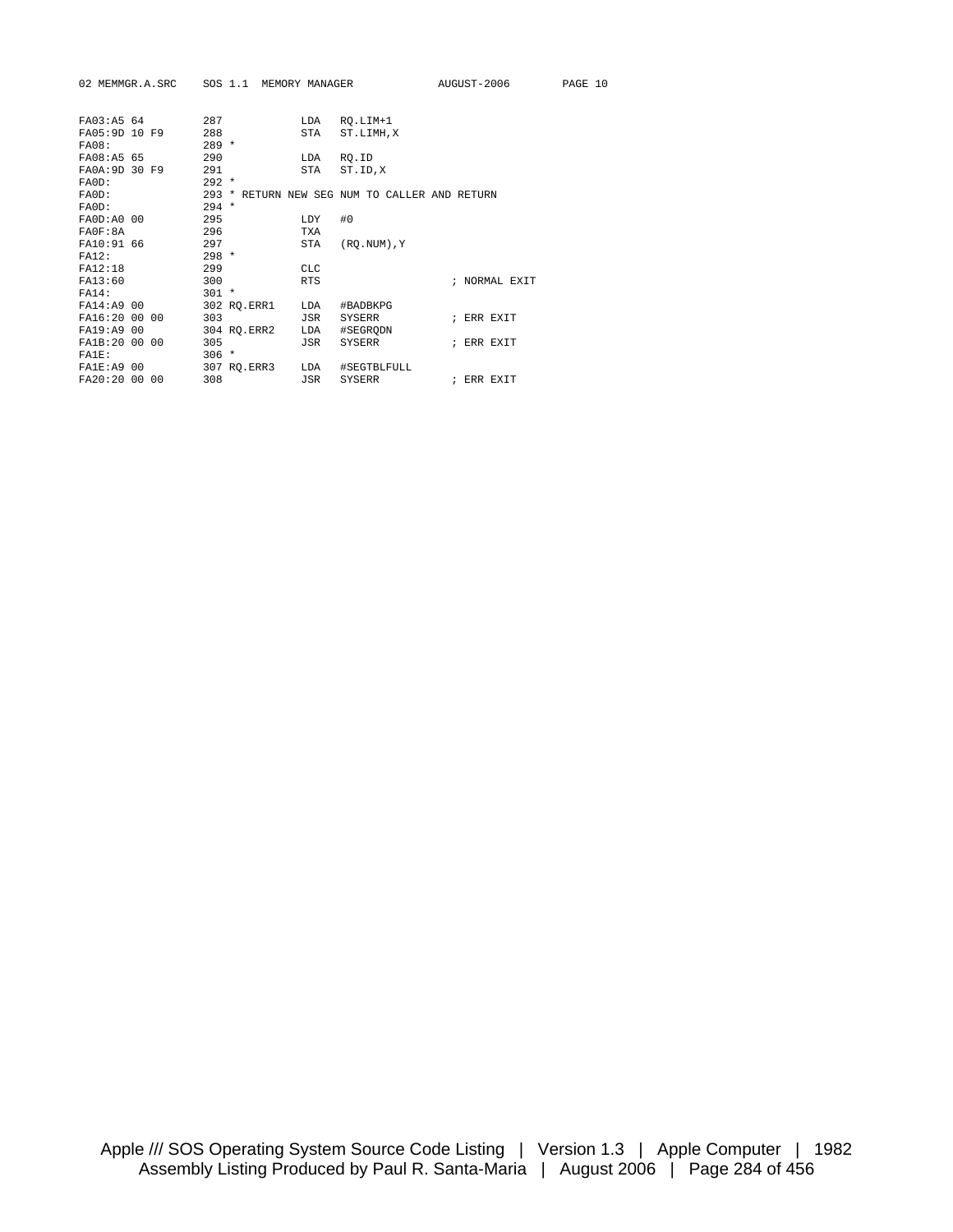```
FA03:A5 64          287            LDA   RQ.LIM+1
FA05:9D 10 F9       288            STA   ST.LIMH,X
FA08:               289 *
FA08:A5 65          290            LDA   RQ.ID
FA0A:9D 30 F9       291            STA   ST.ID,X
FA0D:               292 *
FA0D:               293 * RETURN NEW SEG NUM TO CALLER AND RETURN
FA0D:               294 *
FA0D:A0 00          295            LDY   #0
FA0F:8A             296            TXA
FA10:91 66          297            STA   (RQ.NUM),Y
FA12:               298 *
FA12:18             299            CLC
FA13:60             300            RTS                    ; NORMAL EXIT
FA14:               301 *
FA14:A9 00          302 RQ.ERR1    LDA   #BADBKPG
FA16:20 00 00       303            JSR   SYSERR           ; ERR EXIT
FA19:A9 00          304 RQ.ERR2    LDA   #SEGRQDN
FA1B:20 00 00       305            JSR   SYSERR           ; ERR EXIT
FA1E:               306 *
FA1E:A9 00          307 RQ.ERR3    LDA   #SEGTBLFULL
FA20:20 00 00       308            JSR   SYSERR           ; ERR EXIT
```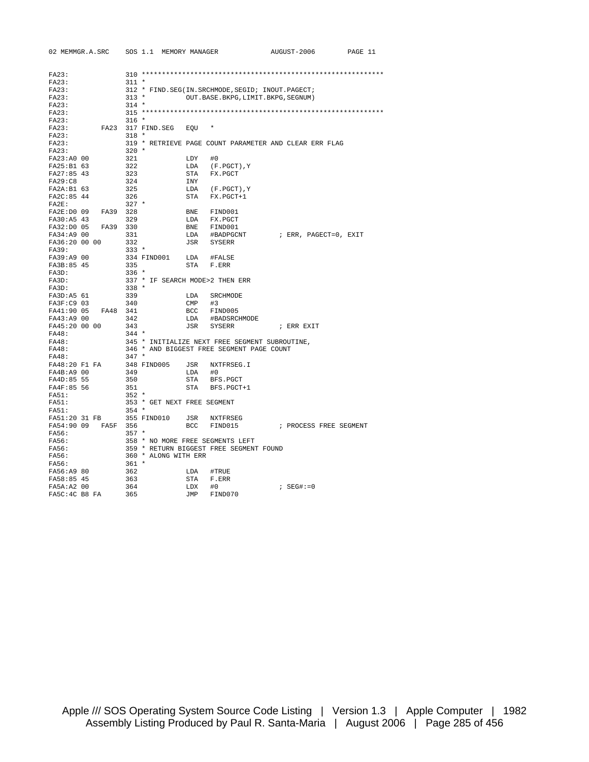```
FA23:               310 ************************************************************
FA23:               311 *
FA23:               312 * FIND.SEG(IN.SRCHMODE,SEGID; INOUT.PAGECT;
FA23:               313 *          OUT.BASE.BKPG,LIMIT.BKPG,SEGNUM)
FA23:               314 *
FA23:               315 ************************************************************
FA23:               316 *
FA23:          FA23 317 FIND.SEG   EQU   *
FA23:               318 *
FA23:               319 * RETRIEVE PAGE COUNT PARAMETER AND CLEAR ERR FLAG
FA23:               320 *
FA23:A0 00          321            LDY   #0
FA25:B1 63          322            LDA   (F.PGCT),Y
FA27:85 43          323            STA   FX.PGCT
FA29:C8             324            INY
FA2A:B1 63          325            LDA   (F.PGCT),Y
FA2C:85 44          326            STA   FX.PGCT+1
FA2E:               327 *
FA2E:D0 09   FA39   328            BNE   FIND001
FA30:A5 43          329            LDA   FX.PGCT
FA32:D0 05   FA39   330            BNE   FIND001
FA34:A9 00          331            LDA   #BADPGCNT        ; ERR, PAGECT=0, EXIT
FA36:20 00 00       332            JSR   SYSERR
FA39:               333 *
FA39:A9 00          334 FIND001    LDA   #FALSE
FA3B:85 45          335            STA   F.ERR
FA3D:               336 *
FA3D:               337 * IF SEARCH MODE>2 THEN ERR
FA3D:               338 *
FA3D:A5 61          339            LDA   SRCHMODE
FA3F:C9 03          340            CMP   #3
FA41:90 05   FA48   341            BCC   FIND005
FA43:A9 00          342            LDA   #BADSRCHMODE
FA45:20 00 00       343            JSR   SYSERR           ; ERR EXIT
FA48:               344 *
FA48:               345 * INITIALIZE NEXT FREE SEGMENT SUBROUTINE,
FA48:               346 * AND BIGGEST FREE SEGMENT PAGE COUNT
FA48:               347 *
FA48:20 F1 FA       348 FIND005    JSR   NXTFRSEG.I
FA4B:A9 00          349            LDA   #0
FA4D:85 55          350            STA   BFS.PGCT
FA4F:85 56          351            STA   BFS.PGCT+1
FA51:               352 *
FA51:               353 * GET NEXT FREE SEGMENT
FA51:               354 *
FA51:20 31 FB       355 FIND010    JSR   NXTFRSEG
FA54:90 09   FA5F   356            BCC   FIND015          ; PROCESS FREE SEGMENT
FA56:               357 *
FA56:               358 * NO MORE FREE SEGMENTS LEFT
FA56:               359 * RETURN BIGGEST FREE SEGMENT FOUND
FA56:               360 * ALONG WITH ERR
FA56:               361 *
FA56:A9 80          362            LDA   #TRUE
FA58:85 45          363            STA   F.ERR
FA5A:A2 00          364            LDX   #0               ; SEG#:=0
FA5C:4C B8 FA       365            JMP   FIND070
```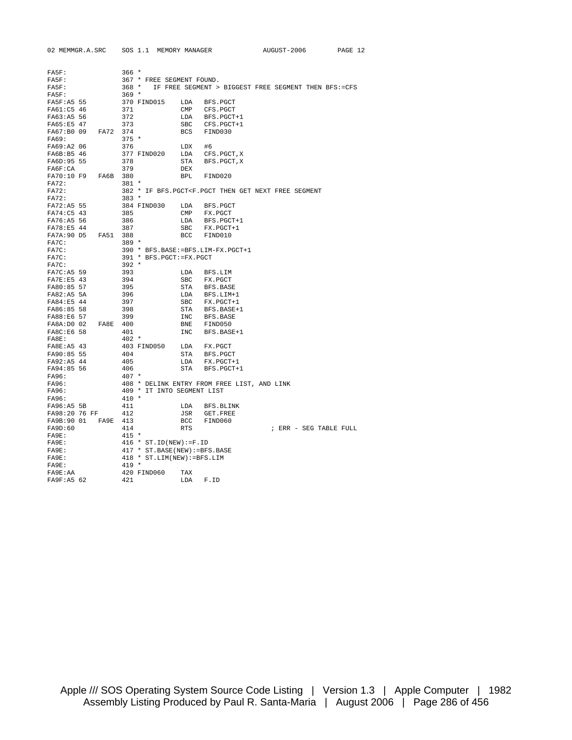```
FA5F:               366 *
FA5F:               367 * FREE SEGMENT FOUND.
FA5F:               368 *   IF FREE SEGMENT > BIGGEST FREE SEGMENT THEN BFS:=CFS
FA5F:               369 *
FA5F:A5 55          370 FIND015    LDA   BFS.PGCT
FA61:C5 46          371            CMP   CFS.PGCT
FA63:A5 56          372            LDA   BFS.PGCT+1
FA65:E5 47          373            SBC   CFS.PGCT+1
FA67:B0 09   FA72   374            BCS   FIND030
FA69:               375 *
FA69:A2 06          376            LDX   #6
FA6B:B5 46          377 FIND020    LDA   CFS.PGCT,X
FA6D:95 55          378            STA   BFS.PGCT,X
FA6F:CA             379            DEX
FA70:10 F9   FA6B   380            BPL   FIND020
FA72:               381 *
FA72:               382 * IF BFS.PGCT<F.PGCT THEN GET NEXT FREE SEGMENT
FA72:               383 *
FA72:A5 55          384 FIND030    LDA   BFS.PGCT
FA74:C5 43          385            CMP   FX.PGCT
FA76:A5 56          386            LDA   BFS.PGCT+1
FA78:E5 44          387            SBC   FX.PGCT+1
FA7A:90 D5   FA51   388            BCC   FIND010
FA7C:               389 *
FA7C:               390 * BFS.BASE:=BFS.LIM-FX.PGCT+1
FA7C:               391 * BFS.PGCT:=FX.PGCT
FA7C:               392 *
FA7C:A5 59          393            LDA   BFS.LIM
FA7E:E5 43          394            SBC   FX.PGCT
FA80:85 57          395            STA   BFS.BASE
FA82:A5 5A          396            LDA   BFS.LIM+1
FA84:E5 44          397            SBC   FX.PGCT+1
FA86:85 58          398            STA   BFS.BASE+1
FA88:E6 57          399            INC   BFS.BASE
FA8A:D0 02   FA8E   400            BNE   FIND050
FA8C:E6 58          401            INC   BFS.BASE+1
FA8E:               402 *
FA8E:A5 43          403 FIND050    LDA   FX.PGCT
FA90:85 55          404            STA   BFS.PGCT
FA92:A5 44          405            LDA   FX.PGCT+1
FA94:85 56          406            STA   BFS.PGCT+1
FA96:               407 *
FA96:               408 * DELINK ENTRY FROM FREE LIST, AND LINK
FA96:               409 * IT INTO SEGMENT LIST
FA96:               410 *
FA96:A5 5B          411            LDA   BFS.BLINK
FA98:20 76 FF       412            JSR   GET.FREE
FA9B:90 01   FA9E   413            BCC   FIND060
FA9D:60             414            RTS                    ; ERR - SEG TABLE FULL
FA9E:               415 *
FA9E:               416 * ST.ID(NEW):=F.ID
FA9E:               417 * ST.BASE(NEW):=BFS.BASE
FA9E:               418 * ST.LIM(NEW):=BFS.LIM
FA9E:               419 *
FA9E:AA             420 FIND060    TAX
FA9F:A5 62          421            LDA   F.ID
```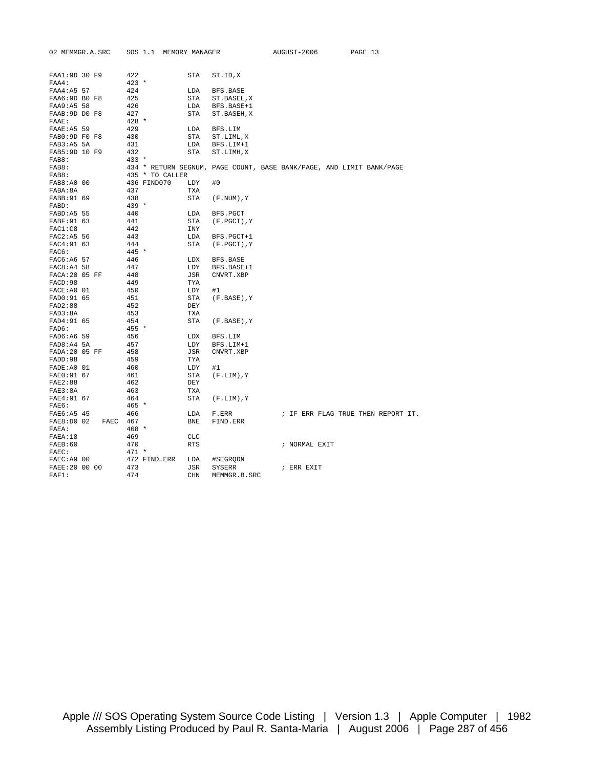```
FAA1:9D 30 F9      422            STA   ST.ID,X
FAA4:              423 *
FAA4:A5 57         424            LDA   BFS.BASE
FAA6:9D B0 F8      425            STA   ST.BASEL,X
FAA9:A5 58         426            LDA   BFS.BASE+1
FAAB:9D D0 F8      427            STA   ST.BASEH,X
FAAE:              428 *
FAAE:A5 59         429            LDA   BFS.LIM
FAB0:9D F0 F8      430            STA   ST.LIML,X
FAB3:A5 5A         431            LDA   BFS.LIM+1
FAB5:9D 10 F9      432            STA   ST.LIMH,X
FAB8:              433 *
FAB8:              434 * RETURN SEGNUM, PAGE COUNT, BASE BANK/PAGE, AND LIMIT BANK/PAGE
FAB8:              435 * TO CALLER
FAB8:A0 00         436 FIND070    LDY   #0
FABA:8A            437            TXA
FABB:91 69         438            STA   (F.NUM),Y
FABD:              439 *
FABD:A5 55         440            LDA   BFS.PGCT
FABF:91 63         441            STA   (F.PGCT),Y
FAC1:C8            442            INY
FAC2:A5 56         443            LDA   BFS.PGCT+1
FAC4:91 63         444            STA   (F.PGCT),Y
FAC6:              445 *
FAC6:A6 57         446            LDX   BFS.BASE
FAC8:A4 58         447            LDY   BFS.BASE+1
FACA:20 05 FF      448            JSR   CNVRT.XBP
FACD:98            449            TYA
FACE:A0 01         450            LDY   #1
FAD0:91 65         451            STA   (F.BASE),Y
FAD2:88            452            DEY
FAD3:8A            453            TXA
FAD4:91 65         454            STA   (F.BASE),Y
FAD6:              455 *
FAD6:A6 59         456            LDX   BFS.LIM
FAD8:A4 5A         457            LDY   BFS.LIM+1
FADA:20 05 FF      458            JSR   CNVRT.XBP
FADD:98            459            TYA
FADE:A0 01         460            LDY   #1
FAE0:91 67         461            STA   (F.LIM),Y
FAE2:88            462            DEY
FAE3:8A            463            TXA
FAE4:91 67         464            STA   (F.LIM),Y
FAE6:              465 *
FAE6:A5 45         466            LDA   F.ERR            ; IF ERR FLAG TRUE THEN REPORT IT.
FAE8:D0 02    FAEC 467            BNE   FIND.ERR
FAEA:              468 *
FAEA:18            469            CLC
FAEB:60            470            RTS                    ; NORMAL EXIT
FAEC:              471 *
FAEC:A9 00         472 FIND.ERR   LDA   #SEGRQDN
FAEE:20 00 00      473            JSR   SYSERR           ; ERR EXIT
FAF1:              474            CHN   MEMMGR.B.SRC
```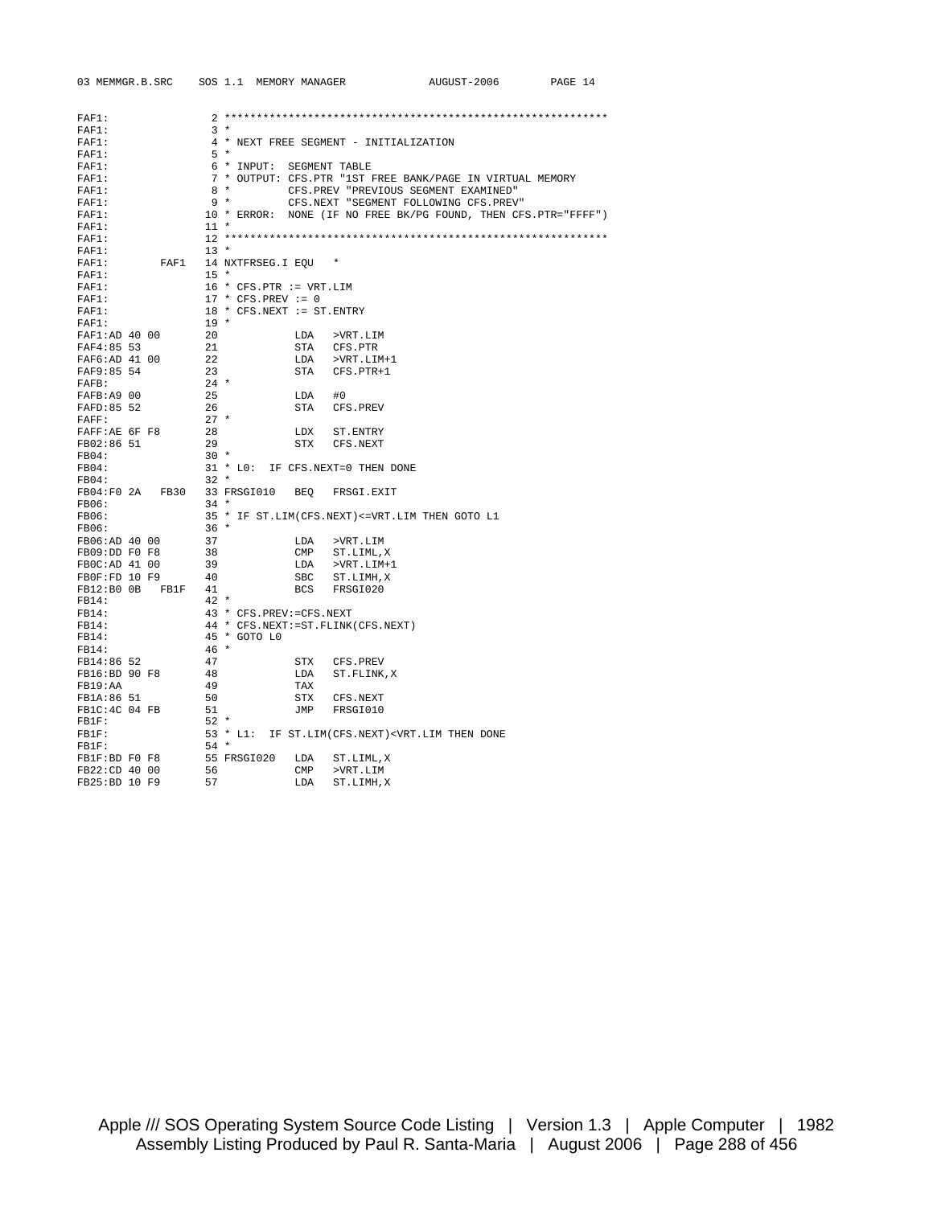```
FAF1:                2 ************************************************************
FAF1:                3 *
FAF1:                4 * NEXT FREE SEGMENT - INITIALIZATION
FAF1:                5 *
FAF1:                6 * INPUT:  SEGMENT TABLE
FAF1:                7 * OUTPUT: CFS.PTR "1ST FREE BANK/PAGE IN VIRTUAL MEMORY
FAF1:                8 *         CFS.PREV "PREVIOUS SEGMENT EXAMINED"
FAF1:                9 *         CFS.NEXT "SEGMENT FOLLOWING CFS.PREV"
FAF1:               10 * ERROR:  NONE (IF NO FREE BK/PG FOUND, THEN CFS.PTR="FFFF")
FAF1:               11 *
FAF1:               12 ************************************************************
FAF1:               13 *
FAF1:        FAF1   14 NXTFRSEG.I EQU   *
FAF1:               15 *
FAF1:               16 * CFS.PTR := VRT.LIM
FAF1:               17 * CFS.PREV := 0
FAF1:               18 * CFS.NEXT := ST.ENTRY
FAF1:               19 *
FAF1:AD 40 00       20            LDA   >VRT.LIM
FAF4:85 53          21            STA   CFS.PTR
FAF6:AD 41 00       22            LDA   >VRT.LIM+1
FAF9:85 54          23            STA   CFS.PTR+1
FAFB:               24 *
FAFB:A9 00          25            LDA   #0
FAFD:85 52          26            STA   CFS.PREV
FAFF:               27 *
FAFF:AE 6F F8       28            LDX   ST.ENTRY
FB02:86 51          29            STX   CFS.NEXT
FB04:               30 *
FB04:               31 * L0:  IF CFS.NEXT=0 THEN DONE
FB04:               32 *
FB04:F0 2A   FB30   33 FRSGI010   BEQ   FRSGI.EXIT
FB06:               34 *
FB06:               35 * IF ST.LIM(CFS.NEXT)<=VRT.LIM THEN GOTO L1
FB06:               36 *
FB06:AD 40 00       37            LDA   >VRT.LIM
FB09:DD F0 F8       38            CMP   ST.LIML,X
FB0C:AD 41 00       39            LDA   >VRT.LIM+1
FB0F:FD 10 F9       40            SBC   ST.LIMH,X
FB12:B0 0B   FB1F   41            BCS   FRSGI020
FB14:               42 *
FB14:               43 * CFS.PREV:=CFS.NEXT
FB14:               44 * CFS.NEXT:=ST.FLINK(CFS.NEXT)
FB14:               45 * GOTO L0
FB14:               46 *
FB14:86 52          47            STX   CFS.PREV
FB16:BD 90 F8       48            LDA   ST.FLINK,X
FB19:AA             49            TAX
FB1A:86 51          50            STX   CFS.NEXT
FB1C:4C 04 FB       51            JMP   FRSGI010
FB1F:               52 *
FB1F:               53 * L1:  IF ST.LIM(CFS.NEXT)<VRT.LIM THEN DONE
FB1F:               54 *
FB1F:BD F0 F8       55 FRSGI020   LDA   ST.LIML,X
FB22:CD 40 00       56            CMP   >VRT.LIM
FB25:BD 10 F9       57            LDA   ST.LIMH,X
```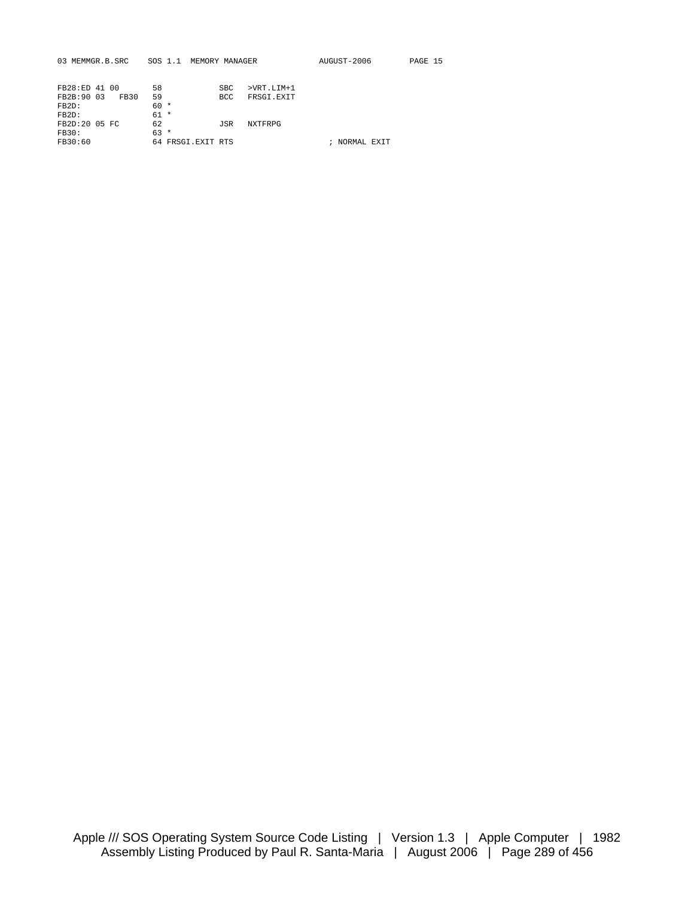```
FB28:ED 41 00       58            SBC   >VRT.LIM+1
FB2B:90 03   FB30   59            BCC   FRSGI.EXIT
FB2D:               60 *
FB2D:               61 *
FB2D:20 05 FC       62            JSR   NXTFRPG
FB30:               63 *
FB30:60             64 FRSGI.EXIT RTS                    ; NORMAL EXIT
```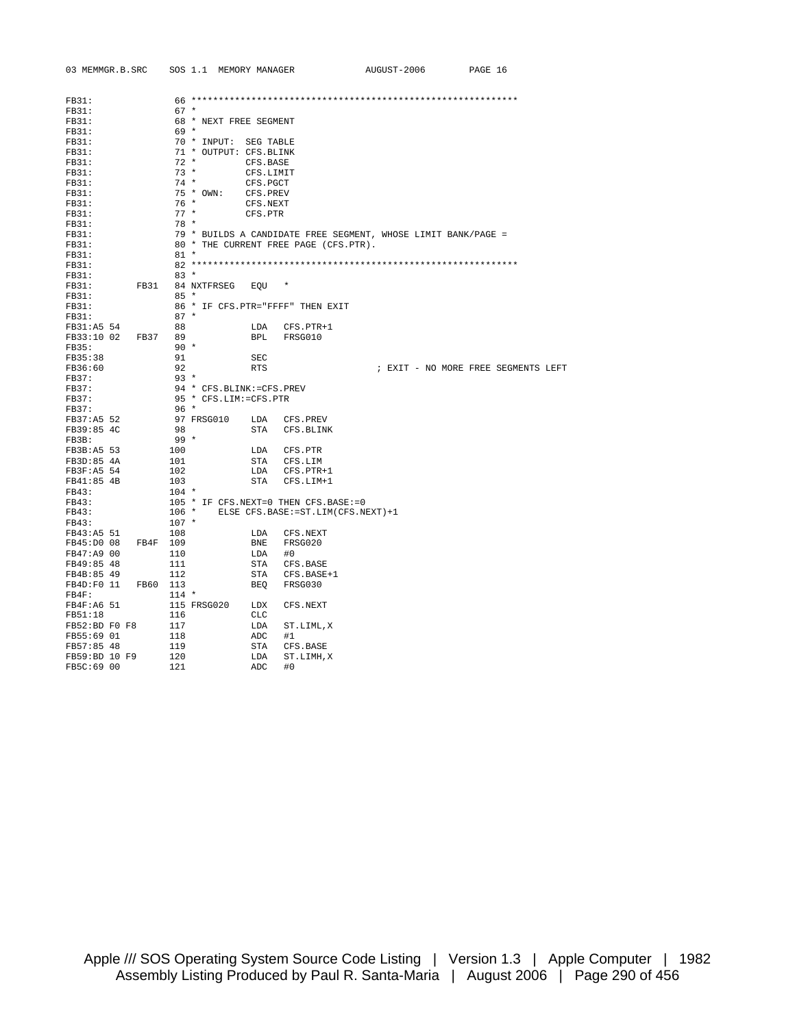```
FB31:                66 ************************************************************
FB31:                67 *
FB31:                68 * NEXT FREE SEGMENT
FB31:                69 *
FB31:                70 * INPUT:  SEG TABLE
FB31:                71 * OUTPUT: CFS.BLINK
FB31:                72 *         CFS.BASE
FB31:                73 *         CFS.LIMIT
FB31:                74 *         CFS.PGCT
FB31:                75 * OWN:    CFS.PREV
FB31:                76 *         CFS.NEXT
FB31:                77 *         CFS.PTR
FB31:                78 *
FB31:                79 * BUILDS A CANDIDATE FREE SEGMENT, WHOSE LIMIT BANK/PAGE =
FB31:                80 * THE CURRENT FREE PAGE (CFS.PTR).
FB31:                81 *
FB31:                82 ************************************************************
FB31:                83 *
FB31:         FB31   84 NXTFRSEG   EQU   *
FB31:                85 *
FB31:                86 * IF CFS.PTR="FFFF" THEN EXIT
FB31:                87 *
FB31:A5 54           88            LDA   CFS.PTR+1
FB33:10 02    FB37   89            BPL   FRSG010
FB35:                90 *
FB35:38              91            SEC
FB36:60              92            RTS                    ; EXIT - NO MORE FREE SEGMENTS LEFT
FB37:                93 *
FB37:                94 * CFS.BLINK:=CFS.PREV
FB37:                95 * CFS.LIM:=CFS.PTR
FB37:                96 *
FB37:A5 52           97 FRSG010    LDA   CFS.PREV
FB39:85 4C           98            STA   CFS.BLINK
FB3B:                99 *
FB3B:A5 53          100            LDA   CFS.PTR
FB3D:85 4A          101            STA   CFS.LIM
FB3F:A5 54          102            LDA   CFS.PTR+1
FB41:85 4B          103            STA   CFS.LIM+1
FB43:               104 *
FB43:               105 * IF CFS.NEXT=0 THEN CFS.BASE:=0
FB43:               106 *    ELSE CFS.BASE:=ST.LIM(CFS.NEXT)+1
FB43:               107 *
FB43:A5 51          108            LDA   CFS.NEXT
FB45:D0 08    FB4F  109            BNE   FRSG020
FB47:A9 00          110            LDA   #0
FB49:85 48          111            STA   CFS.BASE
FB4B:85 49          112            STA   CFS.BASE+1
FB4D:F0 11    FB60  113            BEQ   FRSG030
FB4F:               114 *
FB4F:A6 51          115 FRSG020    LDX   CFS.NEXT
FB51:18             116            CLC
FB52:BD F0 F8       117            LDA   ST.LIML,X
FB55:69 01          118            ADC   #1
FB57:85 48          119            STA   CFS.BASE
FB59:BD 10 F9       120            LDA   ST.LIMH,X
FB5C:69 00          121            ADC   #0
```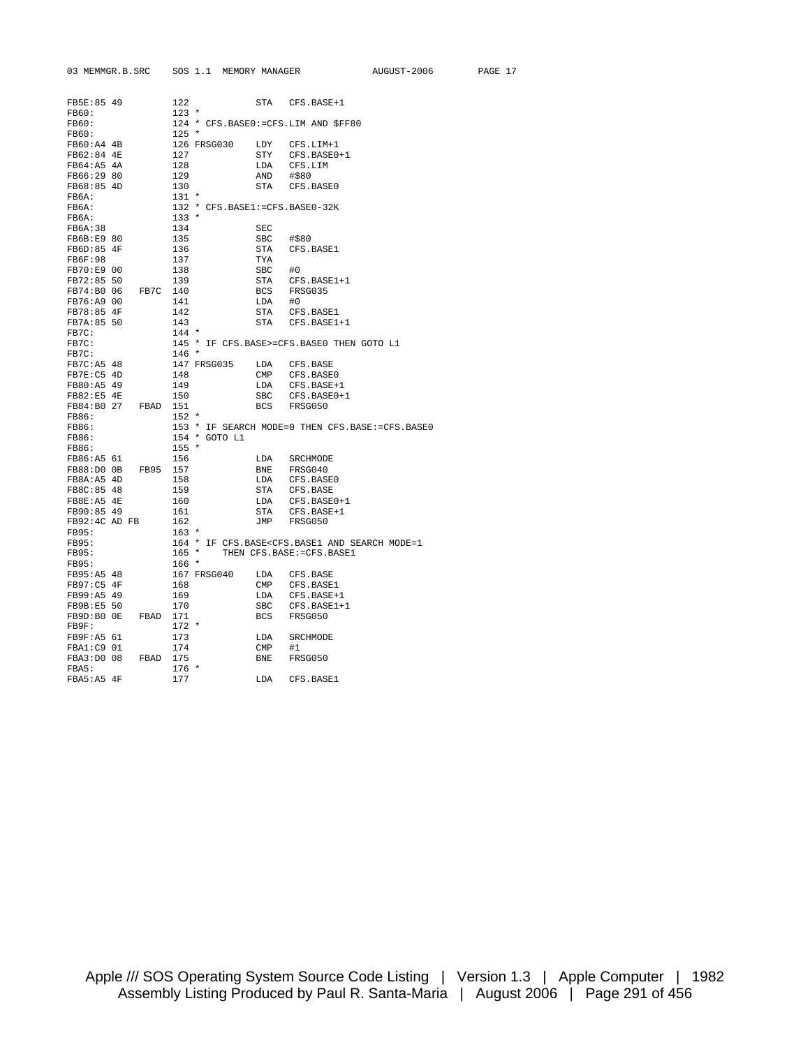```
FB5E:85 49          122            STA   CFS.BASE+1
FB60:               123 *
FB60:               124 * CFS.BASE0:=CFS.LIM AND $FF80
FB60:               125 *
FB60:A4 4B          126 FRSG030    LDY   CFS.LIM+1
FB62:84 4E          127            STY   CFS.BASE0+1
FB64:A5 4A          128            LDA   CFS.LIM
FB66:29 80          129            AND   #$80
FB68:85 4D          130            STA   CFS.BASE0
FB6A:               131 *
FB6A:               132 * CFS.BASE1:=CFS.BASE0-32K
FB6A:               133 *
FB6A:38             134            SEC
FB6B:E9 80          135            SBC   #$80
FB6D:85 4F          136            STA   CFS.BASE1
FB6F:98             137            TYA
FB70:E9 00          138            SBC   #0
FB72:85 50          139            STA   CFS.BASE1+1
FB74:B0 06   FB7C   140            BCS   FRSG035
FB76:A9 00          141            LDA   #0
FB78:85 4F          142            STA   CFS.BASE1
FB7A:85 50          143            STA   CFS.BASE1+1
FB7C:               144 *
FB7C:               145 * IF CFS.BASE>=CFS.BASE0 THEN GOTO L1
FB7C:               146 *
FB7C:A5 48          147 FRSG035    LDA   CFS.BASE
FB7E:C5 4D          148            CMP   CFS.BASE0
FB80:A5 49          149            LDA   CFS.BASE+1
FB82:E5 4E          150            SBC   CFS.BASE0+1
FB84:B0 27   FBAD   151            BCS   FRSG050
FB86:               152 *
FB86:               153 * IF SEARCH MODE=0 THEN CFS.BASE:=CFS.BASE0
FB86:               154 * GOTO L1
FB86:               155 *
FB86:A5 61          156            LDA   SRCHMODE
FB88:D0 0B   FB95   157            BNE   FRSG040
FB8A:A5 4D          158            LDA   CFS.BASE0
FB8C:85 48          159            STA   CFS.BASE
FB8E:A5 4E          160            LDA   CFS.BASE0+1
FB90:85 49          161            STA   CFS.BASE+1
FB92:4C AD FB       162            JMP   FRSG050
FB95:               163 *
FB95:               164 * IF CFS.BASE<CFS.BASE1 AND SEARCH MODE=1
FB95:               165 *    THEN CFS.BASE:=CFS.BASE1
FB95:               166 *
FB95:A5 48          167 FRSG040    LDA   CFS.BASE
FB97:C5 4F          168            CMP   CFS.BASE1
FB99:A5 49          169            LDA   CFS.BASE+1
FB9B:E5 50          170            SBC   CFS.BASE1+1
FB9D:B0 0E   FBAD   171            BCS   FRSG050
FB9F:               172 *
FB9F:A5 61          173            LDA   SRCHMODE
FBA1:C9 01          174            CMP   #1
FBA3:D0 08   FBAD   175            BNE   FRSG050
FBA5:               176 *
FBA5:A5 4F          177            LDA   CFS.BASE1
```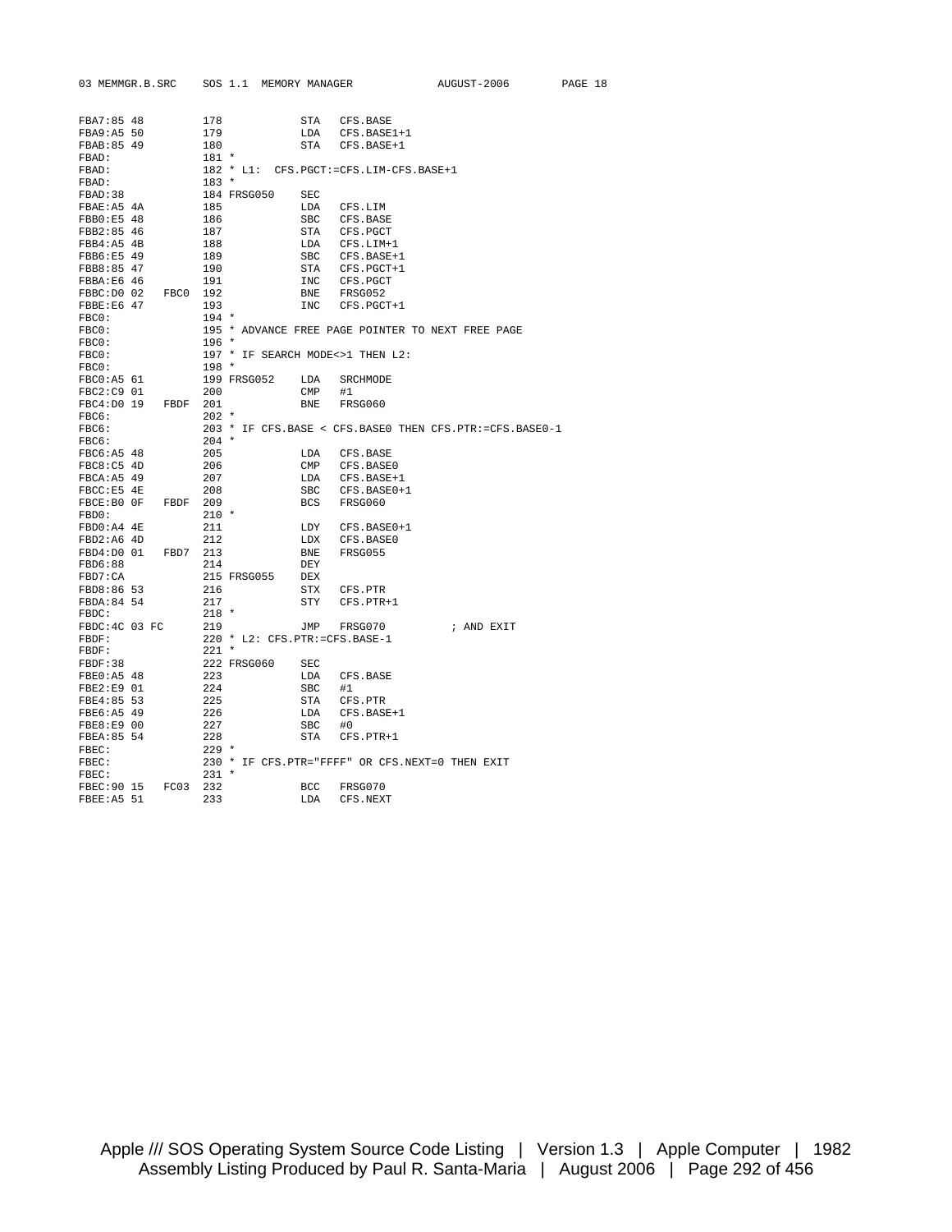```
FBA7:85 48          178            STA   CFS.BASE
FBA9:A5 50          179            LDA   CFS.BASE1+1
FBAB:85 49          180            STA   CFS.BASE+1
FBAD:               181 *
FBAD:               182 * L1:  CFS.PGCT:=CFS.LIM-CFS.BASE+1
FBAD:               183 *
FBAD:38             184 FRSG050    SEC
FBAE:A5 4A          185            LDA   CFS.LIM
FBB0:E5 48          186            SBC   CFS.BASE
FBB2:85 46          187            STA   CFS.PGCT
FBB4:A5 4B          188            LDA   CFS.LIM+1
FBB6:E5 49          189            SBC   CFS.BASE+1
FBB8:85 47          190            STA   CFS.PGCT+1
FBBA:E6 46          191            INC   CFS.PGCT
FBBC:D0 02   FBC0   192            BNE   FRSG052
FBBE:E6 47          193            INC   CFS.PGCT+1
FBC0:               194 *
FBC0:               195 * ADVANCE FREE PAGE POINTER TO NEXT FREE PAGE
FBC0:               196 *
FBC0:               197 * IF SEARCH MODE<>1 THEN L2:
FBC0:               198 *
FBC0:A5 61          199 FRSG052    LDA   SRCHMODE
FBC2:C9 01          200            CMP   #1
FBC4:D0 19   FBDF   201            BNE   FRSG060
FBC6:               202 *
FBC6:               203 * IF CFS.BASE < CFS.BASE0 THEN CFS.PTR:=CFS.BASE0-1
FBC6:               204 *
FBC6:A5 48          205            LDA   CFS.BASE
FBC8:C5 4D          206            CMP   CFS.BASE0
FBCA:A5 49          207            LDA   CFS.BASE+1
FBCC:E5 4E          208            SBC   CFS.BASE0+1
FBCE:B0 0F   FBDF   209            BCS   FRSG060
FBD0:               210 *
FBD0:A4 4E          211            LDY   CFS.BASE0+1
FBD2:A6 4D          212            LDX   CFS.BASE0
FBD4:D0 01   FBD7   213            BNE   FRSG055
FBD6:88             214            DEY
FBD7:CA             215 FRSG055    DEX
FBD8:86 53          216            STX   CFS.PTR
FBDA:84 54          217            STY   CFS.PTR+1
FBDC:               218 *
FBDC:4C 03 FC       219            JMP   FRSG070          ; AND EXIT
FBDF:               220 * L2: CFS.PTR:=CFS.BASE-1
FBDF:               221 *
FBDF:38             222 FRSG060    SEC
FBE0:A5 48          223            LDA   CFS.BASE
FBE2:E9 01          224            SBC   #1
FBE4:85 53          225            STA   CFS.PTR
FBE6:A5 49          226            LDA   CFS.BASE+1
FBE8:E9 00          227            SBC   #0
FBEA:85 54          228            STA   CFS.PTR+1
FBEC:               229 *
FBEC:               230 * IF CFS.PTR="FFFF" OR CFS.NEXT=0 THEN EXIT
FBEC:               231 *
FBEC:90 15   FC03   232            BCC   FRSG070
FBEE:A5 51          233            LDA   CFS.NEXT
```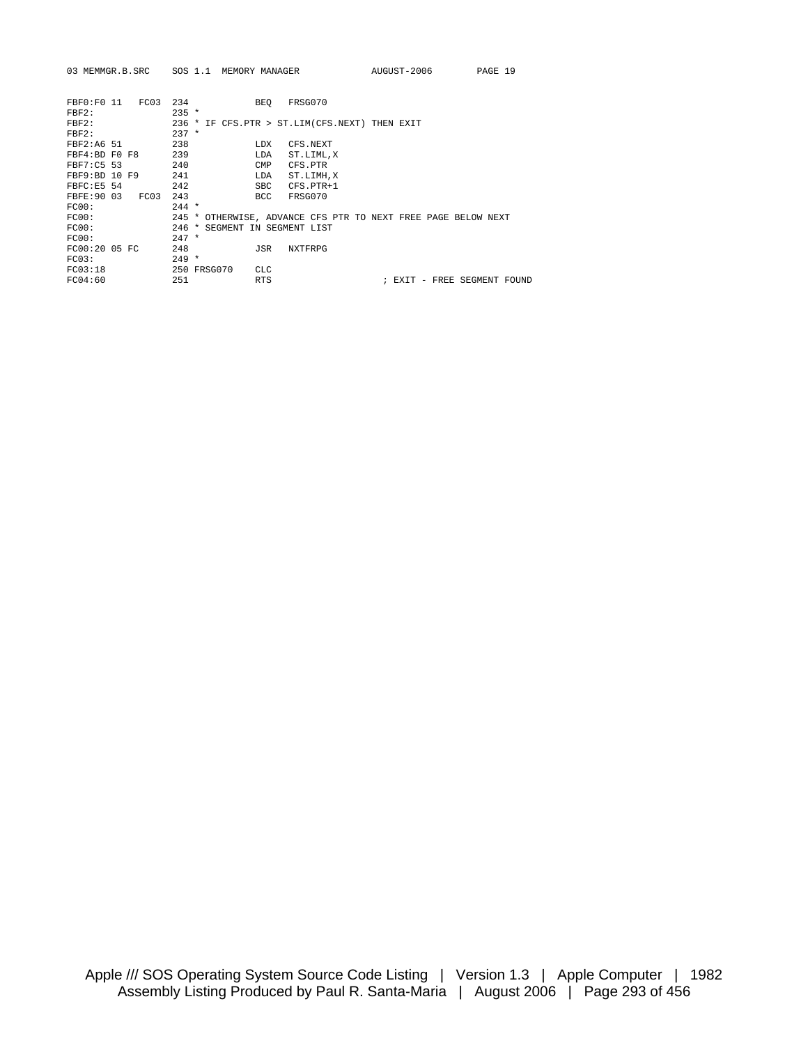```
FBF0:F0 11   FC03  234            BEQ   FRSG070
FBF2:              235 *
FBF2:              236 * IF CFS.PTR > ST.LIM(CFS.NEXT) THEN EXIT
FBF2:              237 *
FBF2:A6 51         238            LDX   CFS.NEXT
FBF4:BD F0 F8      239            LDA   ST.LIML,X
FBF7:C5 53         240            CMP   CFS.PTR
FBF9:BD 10 F9      241            LDA   ST.LIMH,X
FBFC:E5 54         242            SBC   CFS.PTR+1
FBFE:90 03   FC03  243            BCC   FRSG070
FC00:              244 *
FC00:              245 * OTHERWISE, ADVANCE CFS PTR TO NEXT FREE PAGE BELOW NEXT
FC00:              246 * SEGMENT IN SEGMENT LIST
FC00:              247 *
FC00:20 05 FC      248            JSR   NXTFRPG
FC03:              249 *
FC03:18            250 FRSG070    CLC
FC04:60            251            RTS                     ; EXIT - FREE SEGMENT FOUND
```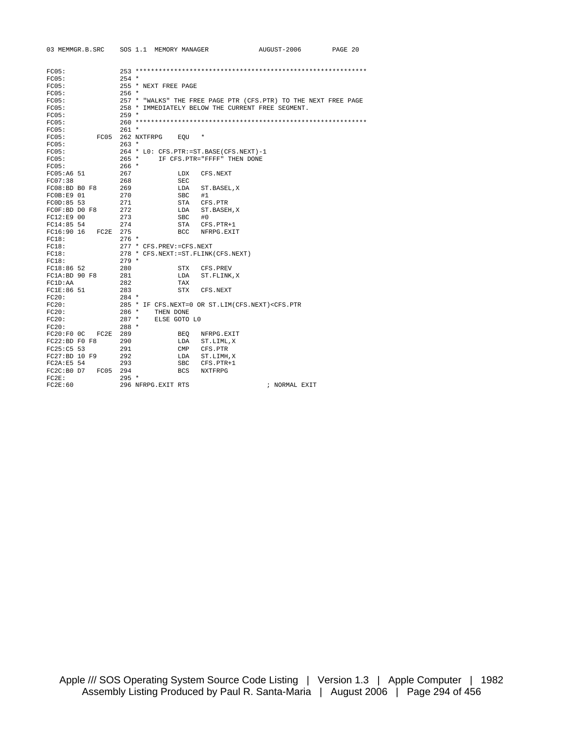```
FC05:               253 ************************************************************
FC05:               254 *
FC05:               255 * NEXT FREE PAGE
FC05:               256 *
FC05:               257 * "WALKS" THE FREE PAGE PTR (CFS.PTR) TO THE NEXT FREE PAGE
FC05:               258 * IMMEDIATELY BELOW THE CURRENT FREE SEGMENT.
FC05:               259 *
FC05:               260 ************************************************************
FC05:               261 *
FC05:          FC05 262 NXTFRPG    EQU   *
FC05:               263 *
FC05:               264 * L0: CFS.PTR:=ST.BASE(CFS.NEXT)-1
FC05:               265 *     IF CFS.PTR="FFFF" THEN DONE
FC05:               266 *
FC05:A6 51          267            LDX   CFS.NEXT
FC07:38             268            SEC
FC08:BD B0 F8       269            LDA   ST.BASEL,X
FC0B:E9 01          270            SBC   #1
FC0D:85 53          271            STA   CFS.PTR
FC0F:BD D0 F8       272            LDA   ST.BASEH,X
FC12:E9 00          273            SBC   #0
FC14:85 54          274            STA   CFS.PTR+1
FC16:90 16     FC2E 275            BCC   NFRPG.EXIT
FC18:               276 *
FC18:               277 * CFS.PREV:=CFS.NEXT
FC18:               278 * CFS.NEXT:=ST.FLINK(CFS.NEXT)
FC18:               279 *
FC18:86 52          280            STX   CFS.PREV
FC1A:BD 90 F8       281            LDA   ST.FLINK,X
FC1D:AA             282            TAX
FC1E:86 51          283            STX   CFS.NEXT
FC20:               284 *
FC20:               285 * IF CFS.NEXT=0 OR ST.LIM(CFS.NEXT)<CFS.PTR
FC20:               286 *    THEN DONE
FC20:               287 *    ELSE GOTO L0
FC20:               288 *
FC20:F0 0C     FC2E 289            BEQ   NFRPG.EXIT
FC22:BD F0 F8       290            LDA   ST.LIML,X
FC25:C5 53          291            CMP   CFS.PTR
FC27:BD 10 F9       292            LDA   ST.LIMH,X
FC2A:E5 54          293            SBC   CFS.PTR+1
FC2C:B0 D7     FC05 294            BCS   NXTFRPG
FC2E:               295 *
FC2E:60             296 NFRPG.EXIT RTS                     ; NORMAL EXIT
```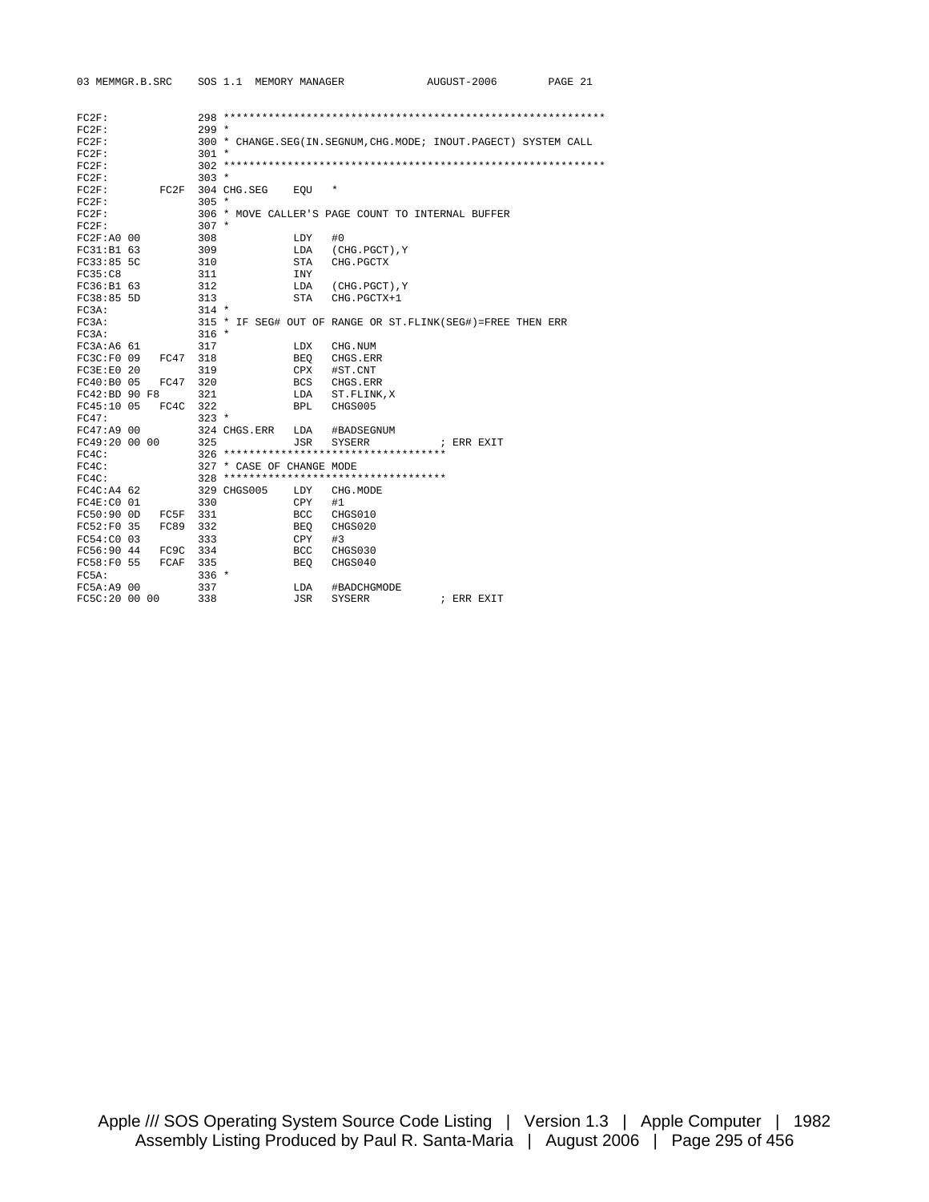```
FC2F:              298 ************************************************************
FC2F:              299 *
FC2F:              300 * CHANGE.SEG(IN.SEGNUM,CHG.MODE; INOUT.PAGECT) SYSTEM CALL
FC2F:              301 *
FC2F:              302 ************************************************************
FC2F:              303 *
FC2F:         FC2F 304 CHG.SEG    EQU   *
FC2F:              305 *
FC2F:              306 * MOVE CALLER'S PAGE COUNT TO INTERNAL BUFFER
FC2F:              307 *
FC2F:A0 00         308            LDY   #0
FC31:B1 63         309            LDA   (CHG.PGCT),Y
FC33:85 5C         310            STA   CHG.PGCTX
FC35:C8            311            INY
FC36:B1 63         312            LDA   (CHG.PGCT),Y
FC38:85 5D         313            STA   CHG.PGCTX+1
FC3A:              314 *
FC3A:              315 * IF SEG# OUT OF RANGE OR ST.FLINK(SEG#)=FREE THEN ERR
FC3A:              316 *
FC3A:A6 61         317            LDX   CHG.NUM
FC3C:F0 09    FC47 318            BEQ   CHGS.ERR
FC3E:E0 20         319            CPX   #ST.CNT
FC40:B0 05    FC47 320            BCS   CHGS.ERR
FC42:BD 90 F8      321            LDA   ST.FLINK,X
FC45:10 05    FC4C 322            BPL   CHGS005
FC47:              323 *
FC47:A9 00         324 CHGS.ERR   LDA   #BADSEGNUM
FC49:20 00 00      325            JSR   SYSERR          ; ERR EXIT
FC4C:              326 **********************************
FC4C:              327 * CASE OF CHANGE MODE
FC4C:              328 **********************************
FC4C:A4 62         329 CHGS005    LDY   CHG.MODE
FC4E:C0 01         330            CPY   #1
FC50:90 0D    FC5F 331            BCC   CHGS010
FC52:F0 35    FC89 332            BEQ   CHGS020
FC54:C0 03         333            CPY   #3
FC56:90 44    FC9C 334            BCC   CHGS030
FC58:F0 55    FCAF 335            BEQ   CHGS040
FC5A:              336 *
FC5A:A9 00         337            LDA   #BADCHGMODE
FC5C:20 00 00      338            JSR   SYSERR          ; ERR EXIT
```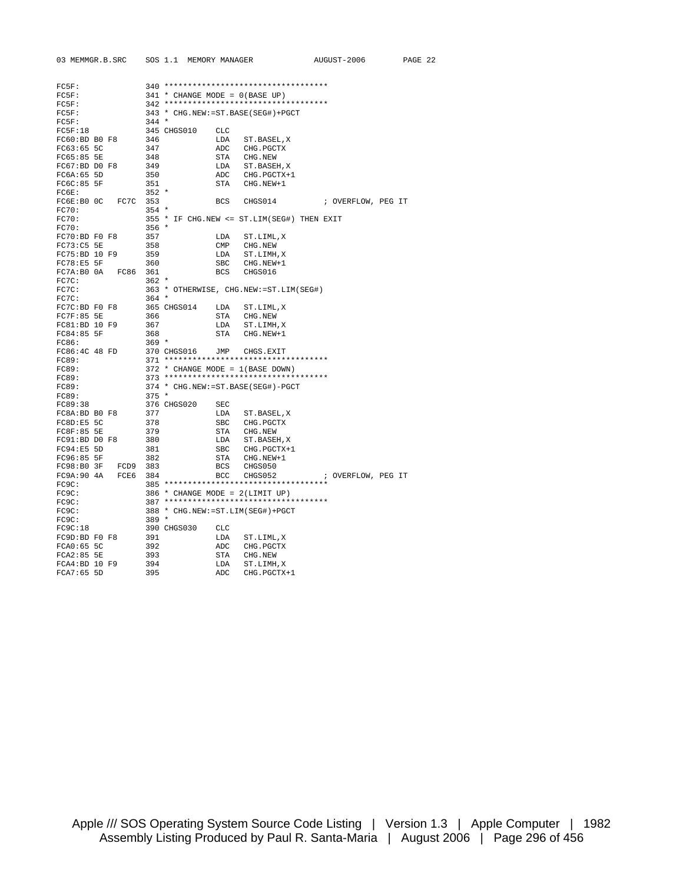```
FC5F:               340 ***********************************
FC5F:               341 * CHANGE MODE = 0(BASE UP)
FC5F:               342 ***********************************
FC5F:               343 * CHG.NEW:=ST.BASE(SEG#)+PGCT
FC5F:               344 *
FC5F:18             345 CHGS010    CLC
FC60:BD B0 F8       346            LDA   ST.BASEL,X
FC63:65 5C          347            ADC   CHG.PGCTX
FC65:85 5E          348            STA   CHG.NEW
FC67:BD D0 F8       349            LDA   ST.BASEH,X
FC6A:65 5D          350            ADC   CHG.PGCTX+1
FC6C:85 5F          351            STA   CHG.NEW+1
FC6E:               352 *
FC6E:B0 0C   FC7C   353            BCS   CHGS014          ; OVERFLOW, PEG IT
FC70:               354 *
FC70:               355 * IF CHG.NEW <= ST.LIM(SEG#) THEN EXIT
FC70:               356 *
FC70:BD F0 F8       357            LDA   ST.LIML,X
FC73:C5 5E          358            CMP   CHG.NEW
FC75:BD 10 F9       359            LDA   ST.LIMH,X
FC78:E5 5F          360            SBC   CHG.NEW+1
FC7A:B0 0A   FC86   361            BCS   CHGS016
FC7C:               362 *
FC7C:               363 * OTHERWISE, CHG.NEW:=ST.LIM(SEG#)
FC7C:               364 *
FC7C:BD F0 F8       365 CHGS014    LDA   ST.LIML,X
FC7F:85 5E          366            STA   CHG.NEW
FC81:BD 10 F9       367            LDA   ST.LIMH,X
FC84:85 5F          368            STA   CHG.NEW+1
FC86:               369 *
FC86:4C 48 FD       370 CHGS016    JMP   CHGS.EXIT
FC89:               371 ***********************************
FC89:               372 * CHANGE MODE = 1(BASE DOWN)
FC89:               373 ***********************************
FC89:               374 * CHG.NEW:=ST.BASE(SEG#)-PGCT
FC89:               375 *
FC89:38             376 CHGS020    SEC
FC8A:BD B0 F8       377            LDA   ST.BASEL,X
FC8D:E5 5C          378            SBC   CHG.PGCTX
FC8F:85 5E          379            STA   CHG.NEW
FC91:BD D0 F8       380            LDA   ST.BASEH,X
FC94:E5 5D          381            SBC   CHG.PGCTX+1
FC96:85 5F          382            STA   CHG.NEW+1
FC98:B0 3F   FCD9   383            BCS   CHGS050
FC9A:90 4A   FCE6   384            BCC   CHGS052          ; OVERFLOW, PEG IT
FC9C:               385 ***********************************
FC9C:               386 * CHANGE MODE = 2(LIMIT UP)
FC9C:               387 ***********************************
FC9C:               388 * CHG.NEW:=ST.LIM(SEG#)+PGCT
FC9C:               389 *
FC9C:18             390 CHGS030    CLC
FC9D:BD F0 F8       391            LDA   ST.LIML,X
FCA0:65 5C          392            ADC   CHG.PGCTX
FCA2:85 5E          393            STA   CHG.NEW
FCA4:BD 10 F9       394            LDA   ST.LIMH,X
FCA7:65 5D          395            ADC   CHG.PGCTX+1
```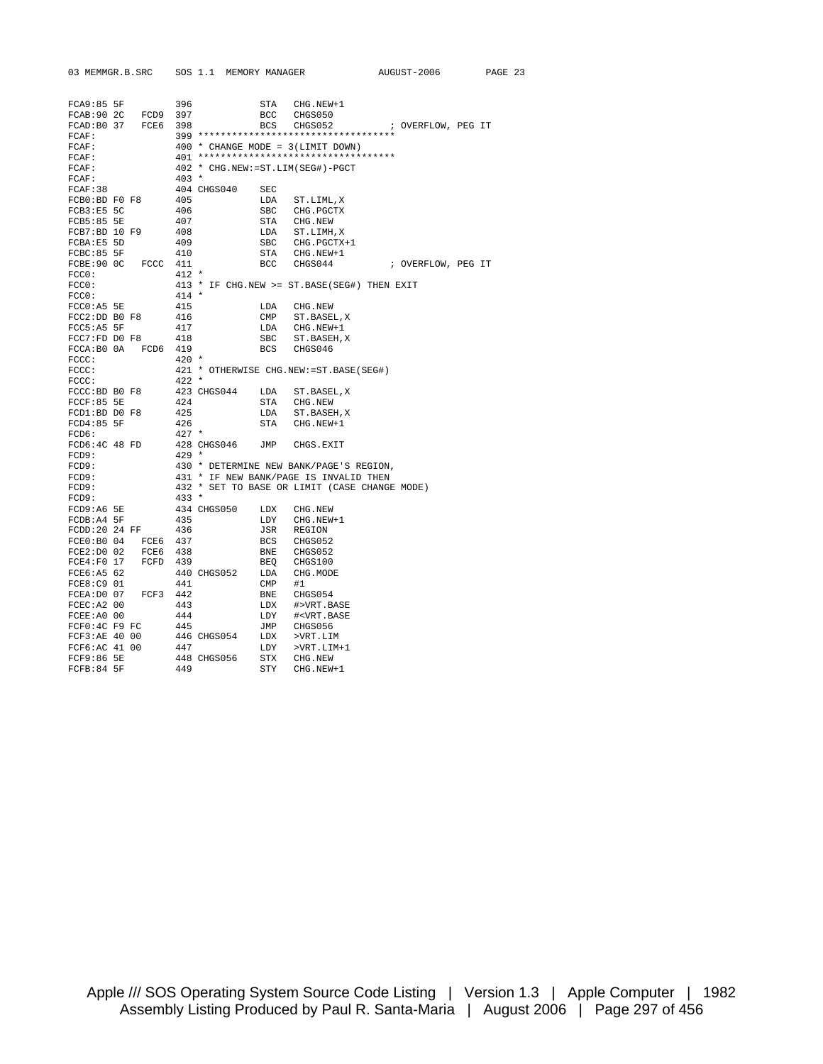```
FCA9:85 5F          396            STA   CHG.NEW+1
FCAB:90 2C   FCD9   397            BCC   CHGS050
FCAD:B0 37   FCE6   398            BCS   CHGS052          ; OVERFLOW, PEG IT
FCAF:               399 **********************************
FCAF:               400 * CHANGE MODE = 3(LIMIT DOWN)
FCAF:               401 **********************************
FCAF:               402 * CHG.NEW:=ST.LIM(SEG#)-PGCT
FCAF:               403 *
FCAF:38             404 CHGS040    SEC
FCB0:BD F0 F8       405            LDA   ST.LIML,X
FCB3:E5 5C          406            SBC   CHG.PGCTX
FCB5:85 5E          407            STA   CHG.NEW
FCB7:BD 10 F9       408            LDA   ST.LIMH,X
FCBA:E5 5D          409            SBC   CHG.PGCTX+1
FCBC:85 5F          410            STA   CHG.NEW+1
FCBE:90 0C   FCCC   411            BCC   CHGS044          ; OVERFLOW, PEG IT
FCC0:               412 *
FCC0:               413 * IF CHG.NEW >= ST.BASE(SEG#) THEN EXIT
FCC0:               414 *
FCC0:A5 5E          415            LDA   CHG.NEW
FCC2:DD B0 F8       416            CMP   ST.BASEL,X
FCC5:A5 5F          417            LDA   CHG.NEW+1
FCC7:FD D0 F8       418            SBC   ST.BASEH,X
FCCA:B0 0A   FCD6   419            BCS   CHGS046
FCCC:               420 *
FCCC:               421 * OTHERWISE CHG.NEW:=ST.BASE(SEG#)
FCCC:               422 *
FCCC:BD B0 F8       423 CHGS044    LDA   ST.BASEL,X
FCCF:85 5E          424            STA   CHG.NEW
FCD1:BD D0 F8       425            LDA   ST.BASEH,X
FCD4:85 5F          426            STA   CHG.NEW+1
FCD6:               427 *
FCD6:4C 48 FD       428 CHGS046    JMP   CHGS.EXIT
FCD9:               429 *
FCD9:               430 * DETERMINE NEW BANK/PAGE'S REGION,
FCD9:               431 * IF NEW BANK/PAGE IS INVALID THEN
FCD9:               432 * SET TO BASE OR LIMIT (CASE CHANGE MODE)
FCD9:               433 *
FCD9:A6 5E          434 CHGS050    LDX   CHG.NEW
FCDB:A4 5F          435            LDY   CHG.NEW+1
FCDD:20 24 FF       436            JSR   REGION
FCE0:B0 04   FCE6   437            BCS   CHGS052
FCE2:D0 02   FCE6   438            BNE   CHGS052
FCE4:F0 17   FCFD   439            BEQ   CHGS100
FCE6:A5 62          440 CHGS052    LDA   CHG.MODE
FCE8:C9 01          441            CMP   #1
FCEA:D0 07   FCF3   442            BNE   CHGS054
FCEC:A2 00          443            LDX   #>VRT.BASE
FCEE:A0 00          444            LDY   #<VRT.BASE
FCF0:4C F9 FC       445            JMP   CHGS056
FCF3:AE 40 00       446 CHGS054    LDX   >VRT.LIM
FCF6:AC 41 00       447            LDY   >VRT.LIM+1
FCF9:86 5E          448 CHGS056    STX   CHG.NEW
FCFB:84 5F          449            STY   CHG.NEW+1
```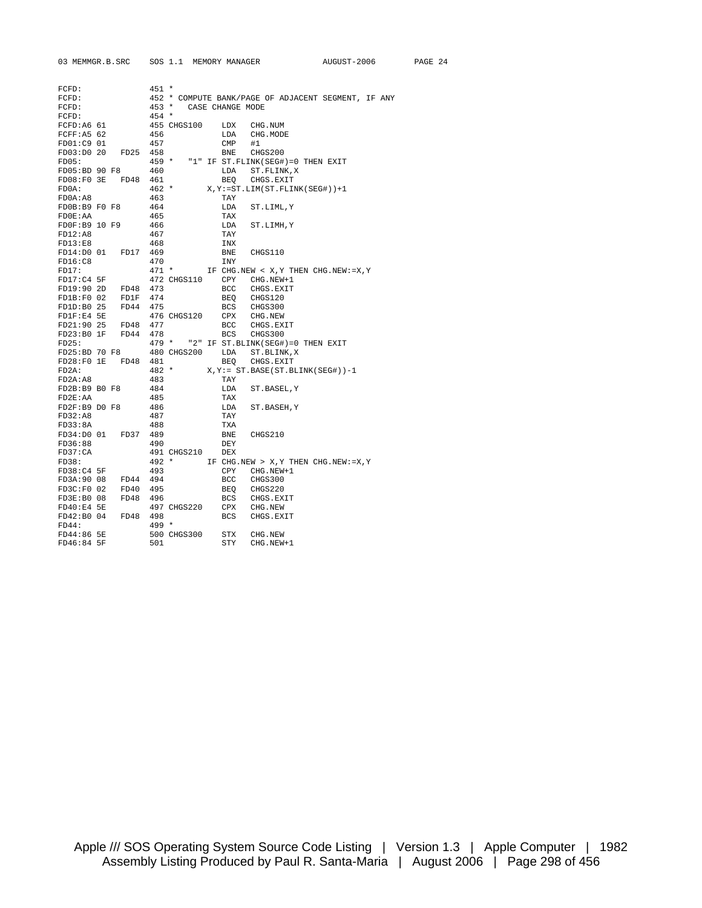```
FCFD:                451 *
FCFD:                452 * COMPUTE BANK/PAGE OF ADJACENT SEGMENT, IF ANY
FCFD:                453 *   CASE CHANGE MODE
FCFD:                454 *
FCFD:A6 61           455 CHGS100    LDX   CHG.NUM
FCFF:A5 62           456            LDA   CHG.MODE
FD01:C9 01           457            CMP   #1
FD03:D0 20    FD25   458            BNE   CHGS200
FD05:                459 *   "1" IF ST.FLINK(SEG#)=0 THEN EXIT
FD05:BD 90 F8        460            LDA   ST.FLINK,X
FD08:F0 3E    FD48   461            BEQ   CHGS.EXIT
FD0A:                462 *       X,Y:=ST.LIM(ST.FLINK(SEG#))+1
FD0A:A8              463            TAY
FD0B:B9 F0 F8        464            LDA   ST.LIML,Y
FD0E:AA              465            TAX
FD0F:B9 10 F9        466            LDA   ST.LIMH,Y
FD12:A8              467            TAY
FD13:E8              468            INX
FD14:D0 01    FD17   469            BNE   CHGS110
FD16:C8              470            INY
FD17:                471 *       IF CHG.NEW < X,Y THEN CHG.NEW:=X,Y
FD17:C4 5F           472 CHGS110    CPY   CHG.NEW+1
FD19:90 2D    FD48   473            BCC   CHGS.EXIT
FD1B:F0 02    FD1F   474            BEQ   CHGS120
FD1D:B0 25    FD44   475            BCS   CHGS300
FD1F:E4 5E           476 CHGS120    CPX   CHG.NEW
FD21:90 25    FD48   477            BCC   CHGS.EXIT
FD23:B0 1F    FD44   478            BCS   CHGS300
FD25:                479 *   "2" IF ST.BLINK(SEG#)=0 THEN EXIT
FD25:BD 70 F8        480 CHGS200    LDA   ST.BLINK,X
FD28:F0 1E    FD48   481            BEQ   CHGS.EXIT
FD2A:                482 *       X,Y:= ST.BASE(ST.BLINK(SEG#))-1
FD2A:A8              483            TAY
FD2B:B9 B0 F8        484            LDA   ST.BASEL,Y
FD2E:AA              485            TAX
FD2F:B9 D0 F8        486            LDA   ST.BASEH,Y
FD32:A8              487            TAY
FD33:8A              488            TXA
FD34:D0 01    FD37   489            BNE   CHGS210
FD36:88              490            DEY
FD37:CA              491 CHGS210    DEX
FD38:                492 *       IF CHG.NEW > X,Y THEN CHG.NEW:=X,Y
FD38:C4 5F           493            CPY   CHG.NEW+1
FD3A:90 08    FD44   494            BCC   CHGS300
FD3C:F0 02    FD40   495            BEQ   CHGS220
FD3E:B0 08    FD48   496            BCS   CHGS.EXIT
FD40:E4 5E           497 CHGS220    CPX   CHG.NEW
FD42:B0 04    FD48   498            BCS   CHGS.EXIT
FD44:                499 *
FD44:86 5E           500 CHGS300    STX   CHG.NEW
FD46:84 5F           501            STY   CHG.NEW+1
```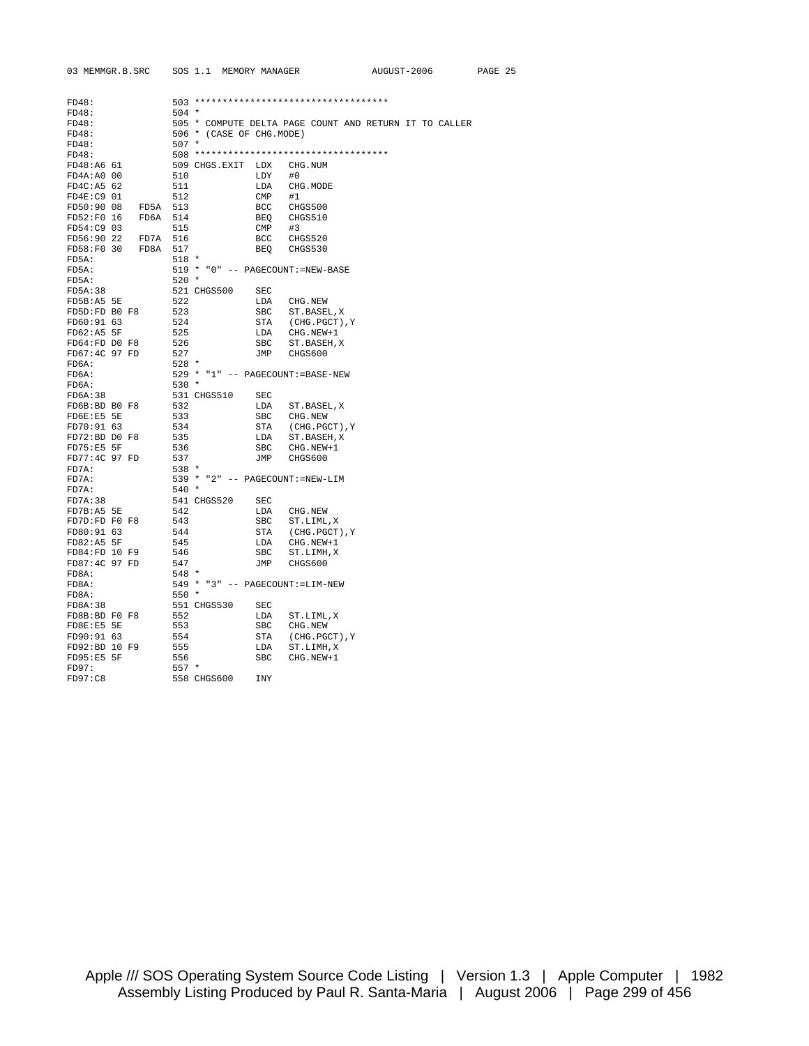```
FD48:               503 **********************************
FD48:               504 *
FD48:               505 * COMPUTE DELTA PAGE COUNT AND RETURN IT TO CALLER
FD48:               506 * (CASE OF CHG.MODE)
FD48:               507 *
FD48:               508 **********************************
FD48:A6 61          509 CHGS.EXIT  LDX   CHG.NUM
FD4A:A0 00          510            LDY   #0
FD4C:A5 62          511            LDA   CHG.MODE
FD4E:C9 01          512            CMP   #1
FD50:90 08   FD5A   513            BCC   CHGS500
FD52:F0 16   FD6A   514            BEQ   CHGS510
FD54:C9 03          515            CMP   #3
FD56:90 22   FD7A   516            BCC   CHGS520
FD58:F0 30   FD8A   517            BEQ   CHGS530
FD5A:               518 *
FD5A:               519 * "0" -- PAGECOUNT:=NEW-BASE
FD5A:               520 *
FD5A:38             521 CHGS500    SEC
FD5B:A5 5E          522            LDA   CHG.NEW
FD5D:FD B0 F8       523            SBC   ST.BASEL,X
FD60:91 63          524            STA   (CHG.PGCT),Y
FD62:A5 5F          525            LDA   CHG.NEW+1
FD64:FD D0 F8       526            SBC   ST.BASEH,X
FD67:4C 97 FD       527            JMP   CHGS600
FD6A:               528 *
FD6A:               529 * "1" -- PAGECOUNT:=BASE-NEW
FD6A:               530 *
FD6A:38             531 CHGS510    SEC
FD6B:BD B0 F8       532            LDA   ST.BASEL,X
FD6E:E5 5E          533            SBC   CHG.NEW
FD70:91 63          534            STA   (CHG.PGCT),Y
FD72:BD D0 F8       535            LDA   ST.BASEH,X
FD75:E5 5F          536            SBC   CHG.NEW+1
FD77:4C 97 FD       537            JMP   CHGS600
FD7A:               538 *
FD7A:               539 * "2" -- PAGECOUNT:=NEW-LIM
FD7A:               540 *
FD7A:38             541 CHGS520    SEC
FD7B:A5 5E          542            LDA   CHG.NEW
FD7D:FD F0 F8       543            SBC   ST.LIML,X
FD80:91 63          544            STA   (CHG.PGCT),Y
FD82:A5 5F          545            LDA   CHG.NEW+1
FD84:FD 10 F9       546            SBC   ST.LIMH,X
FD87:4C 97 FD       547            JMP   CHGS600
FD8A:               548 *
FD8A:               549 * "3" -- PAGECOUNT:=LIM-NEW
FD8A:               550 *
FD8A:38             551 CHGS530    SEC
FD8B:BD F0 F8       552            LDA   ST.LIML,X
FD8E:E5 5E          553            SBC   CHG.NEW
FD90:91 63          554            STA   (CHG.PGCT),Y
FD92:BD 10 F9       555            LDA   ST.LIMH,X
FD95:E5 5F          556            SBC   CHG.NEW+1
FD97:               557 *
FD97:C8             558 CHGS600    INY
```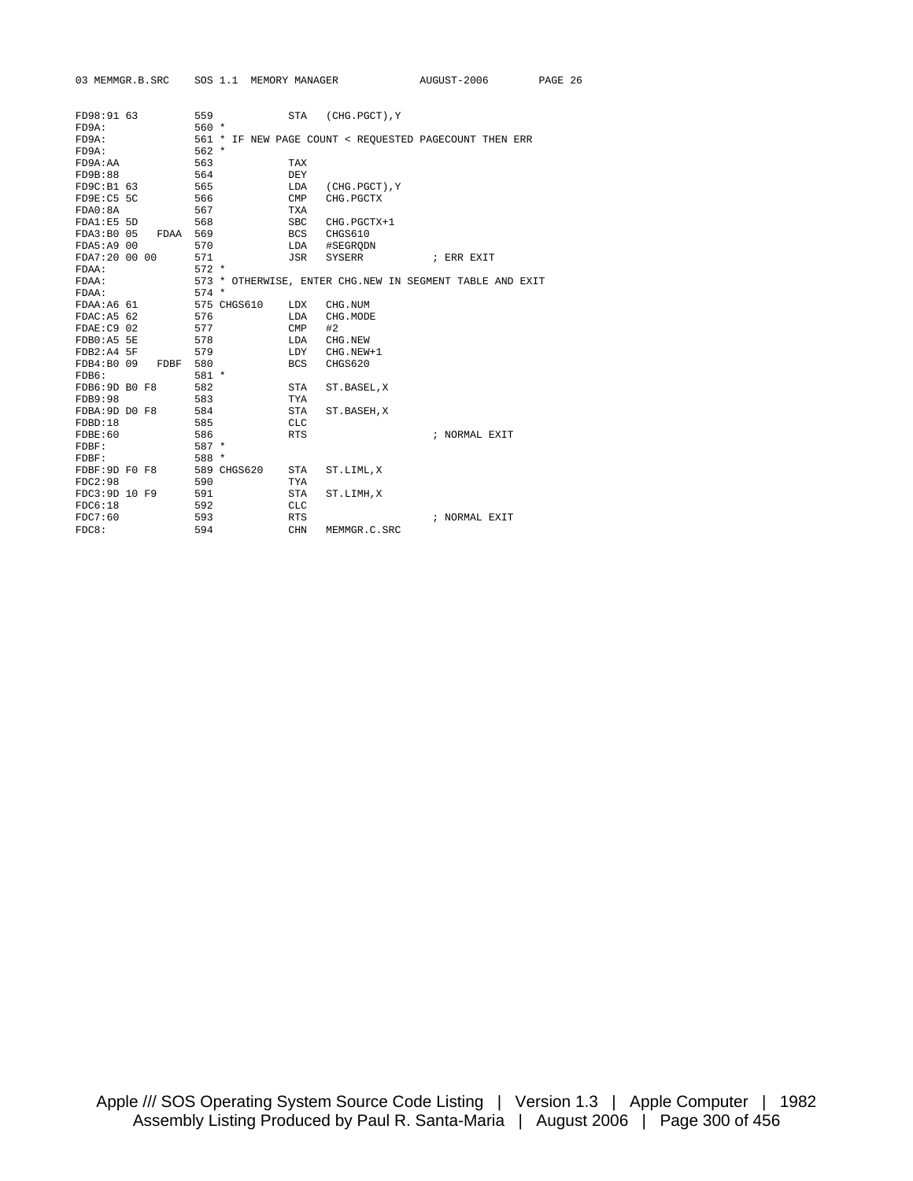```
FD98:91 63          559            STA   (CHG.PGCT),Y
FD9A:               560 *
FD9A:               561 * IF NEW PAGE COUNT < REQUESTED PAGECOUNT THEN ERR
FD9A:               562 *
FD9A:AA             563            TAX
FD9B:88             564            DEY
FD9C:B1 63          565            LDA   (CHG.PGCT),Y
FD9E:C5 5C          566            CMP   CHG.PGCTX
FDA0:8A             567            TXA
FDA1:E5 5D          568            SBC   CHG.PGCTX+1
FDA3:B0 05   FDAA   569            BCS   CHGS610
FDA5:A9 00          570            LDA   #SEGRQDN
FDA7:20 00 00       571            JSR   SYSERR          ; ERR EXIT
FDAA:               572 *
FDAA:               573 * OTHERWISE, ENTER CHG.NEW IN SEGMENT TABLE AND EXIT
FDAA:               574 *
FDAA:A6 61          575 CHGS610    LDX   CHG.NUM
FDAC:A5 62          576            LDA   CHG.MODE
FDAE:C9 02          577            CMP   #2
FDB0:A5 5E          578            LDA   CHG.NEW
FDB2:A4 5F          579            LDY   CHG.NEW+1
FDB4:B0 09   FDBF   580            BCS   CHGS620
FDB6:               581 *
FDB6:9D B0 F8       582            STA   ST.BASEL,X
FDB9:98             583            TYA
FDBA:9D D0 F8       584            STA   ST.BASEH,X
FDBD:18             585            CLC
FDBE:60             586            RTS                   ; NORMAL EXIT
FDBF:               587 *
FDBF:               588 *
FDBF:9D F0 F8       589 CHGS620    STA   ST.LIML,X
FDC2:98             590            TYA
FDC3:9D 10 F9       591            STA   ST.LIMH,X
FDC6:18             592            CLC
FDC7:60             593            RTS                   ; NORMAL EXIT
FDC8:               594            CHN   MEMMGR.C.SRC
```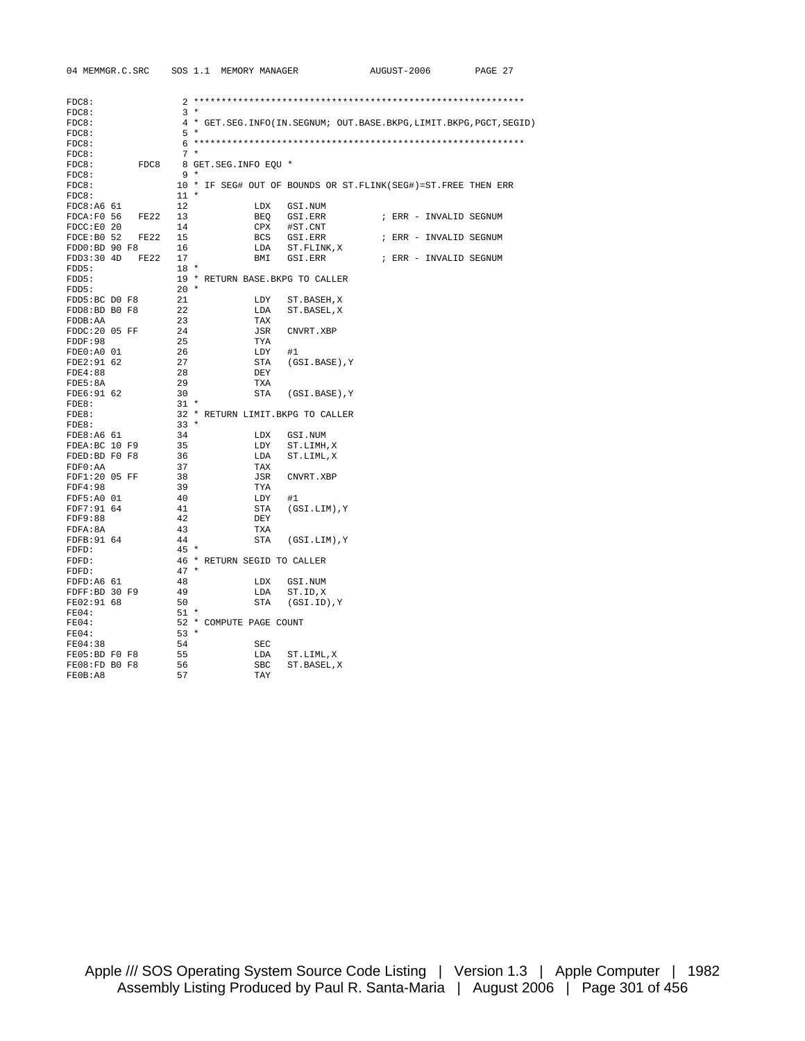```
FDC8:                2 ************************************************************
FDC8:                3 *
FDC8:                4 * GET.SEG.INFO(IN.SEGNUM; OUT.BASE.BKPG,LIMIT.BKPG,PGCT,SEGID)
FDC8:                5 *
FDC8:                6 ************************************************************
FDC8:                7 *
FDC8:         FDC8   8 GET.SEG.INFO EQU *
FDC8:                9 *
FDC8:               10 * IF SEG# OUT OF BOUNDS OR ST.FLINK(SEG#)=ST.FREE THEN ERR
FDC8:               11 *
FDC8:A6 61          12          LDX   GSI.NUM
FDCA:F0 56   FE22   13          BEQ   GSI.ERR          ; ERR - INVALID SEGNUM
FDCC:E0 20          14          CPX   #ST.CNT
FDCE:B0 52   FE22   15          BCS   GSI.ERR          ; ERR - INVALID SEGNUM
FDD0:BD 90 F8       16          LDA   ST.FLINK,X
FDD3:30 4D   FE22   17          BMI   GSI.ERR          ; ERR - INVALID SEGNUM
FDD5:               18 *
FDD5:               19 * RETURN BASE.BKPG TO CALLER
FDD5:               20 *
FDD5:BC D0 F8       21          LDY   ST.BASEH,X
FDD8:BD B0 F8       22          LDA   ST.BASEL,X
FDDB:AA             23          TAX
FDDC:20 05 FF       24          JSR   CNVRT.XBP
FDDF:98             25          TYA
FDE0:A0 01          26          LDY   #1
FDE2:91 62          27          STA   (GSI.BASE),Y
FDE4:88             28          DEY
FDE5:8A             29          TXA
FDE6:91 62          30          STA   (GSI.BASE),Y
FDE8:               31 *
FDE8:               32 * RETURN LIMIT.BKPG TO CALLER
FDE8:               33 *
FDE8:A6 61          34          LDX   GSI.NUM
FDEA:BC 10 F9       35          LDY   ST.LIMH,X
FDED:BD F0 F8       36          LDA   ST.LIML,X
FDF0:AA             37          TAX
FDF1:20 05 FF       38          JSR   CNVRT.XBP
FDF4:98             39          TYA
FDF5:A0 01          40          LDY   #1
FDF7:91 64          41          STA   (GSI.LIM),Y
FDF9:88             42          DEY
FDFA:8A             43          TXA
FDFB:91 64          44          STA   (GSI.LIM),Y
FDFD:               45 *
FDFD:               46 * RETURN SEGID TO CALLER
FDFD:               47 *
FDFD:A6 61          48          LDX   GSI.NUM
FDFF:BD 30 F9       49          LDA   ST.ID,X
FE02:91 68          50          STA   (GSI.ID),Y
FE04:               51 *
FE04:               52 * COMPUTE PAGE COUNT
FE04:               53 *
FE04:38             54          SEC
FE05:BD F0 F8       55          LDA   ST.LIML,X
FE08:FD B0 F8       56          SBC   ST.BASEL,X
FE0B:A8             57          TAY
```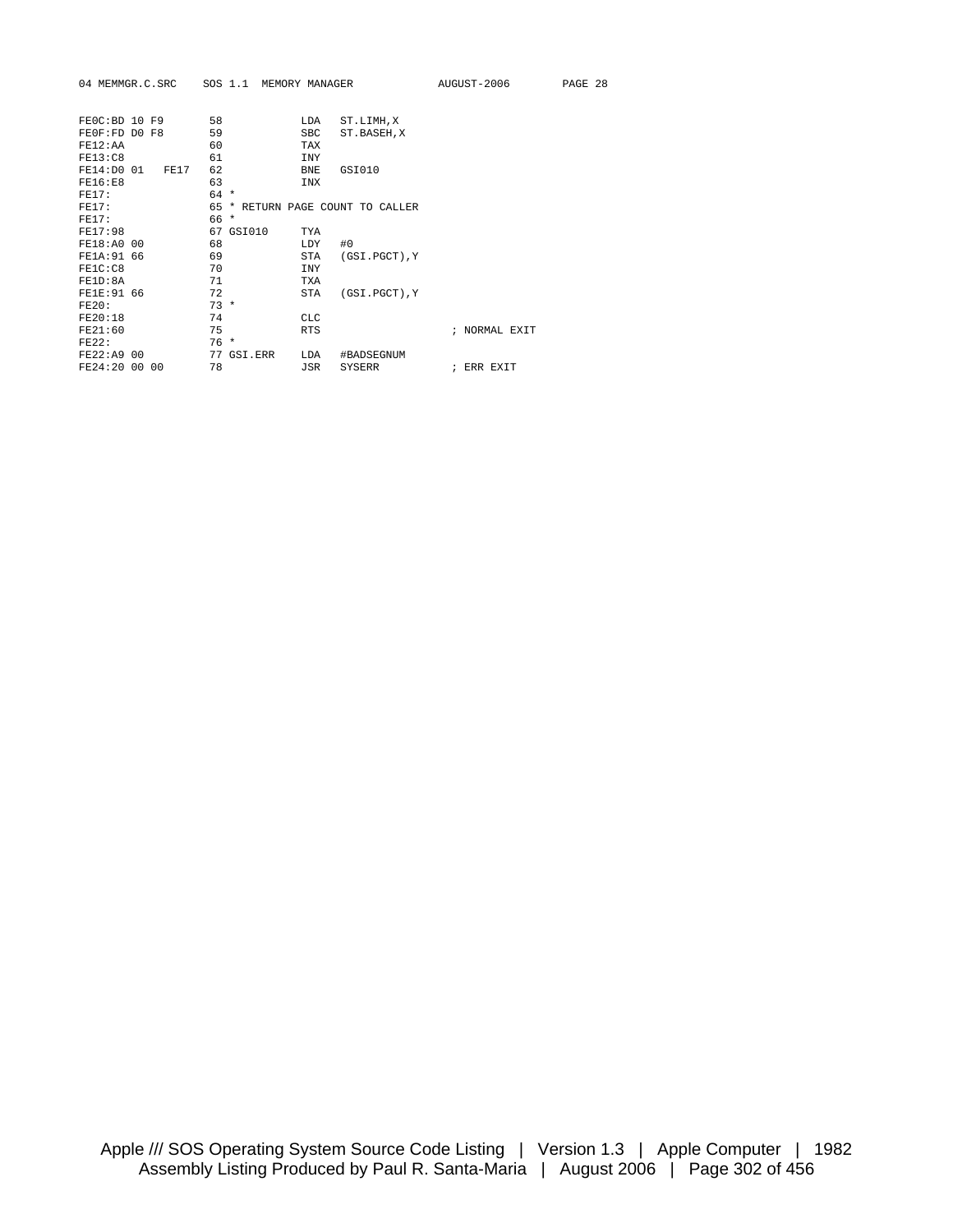```
FE0C:BD 10 F9       58            LDA   ST.LIMH,X
FE0F:FD D0 F8       59            SBC   ST.BASEH,X
FE12:AA             60            TAX
FE13:C8             61            INY
FE14:D0 01   FE17   62            BNE   GSI010
FE16:E8             63            INX
FE17:               64 *
FE17:               65 * RETURN PAGE COUNT TO CALLER
FE17:               66 *
FE17:98             67 GSI010     TYA
FE18:A0 00          68            LDY   #0
FE1A:91 66          69            STA   (GSI.PGCT),Y
FE1C:C8             70            INY
FE1D:8A             71            TXA
FE1E:91 66          72            STA   (GSI.PGCT),Y
FE20:               73 *
FE20:18             74            CLC
FE21:60             75            RTS                    ; NORMAL EXIT
FE22:               76 *
FE22:A9 00          77 GSI.ERR    LDA   #BADSEGNUM
FE24:20 00 00       78            JSR   SYSERR           ; ERR EXIT
```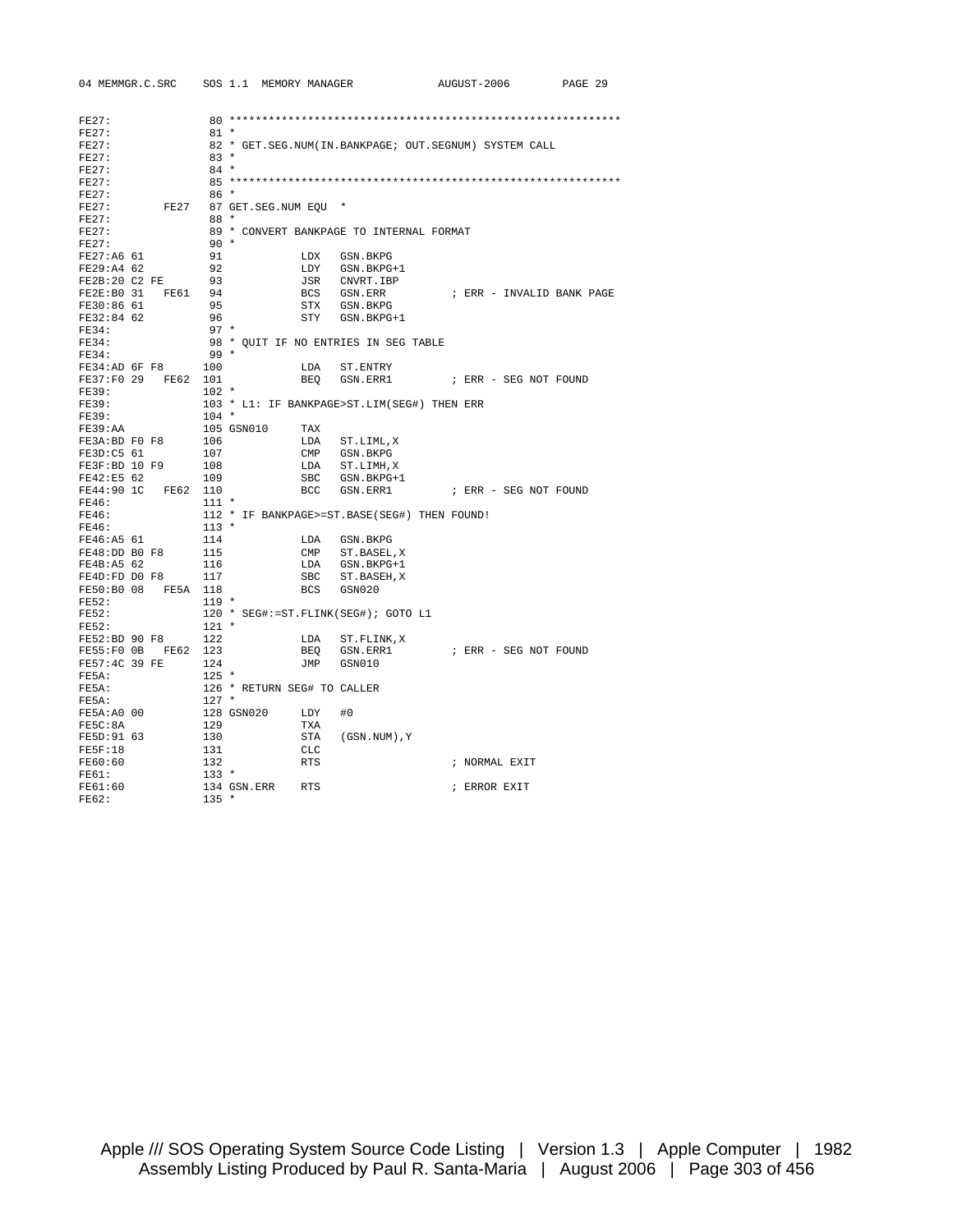```
FE27:              80 ************************************************************
FE27:              81 *
FE27:              82 * GET.SEG.NUM(IN.BANKPAGE; OUT.SEGNUM) SYSTEM CALL
FE27:              83 *
FE27:              84 *
FE27:              85 ************************************************************
FE27:              86 *
FE27:        FE27  87 GET.SEG.NUM EQU  *
FE27:              88 *
FE27:              89 * CONVERT BANKPAGE TO INTERNAL FORMAT
FE27:              90 *
FE27:A6 61         91           LDX   GSN.BKPG
FE29:A4 62         92           LDY   GSN.BKPG+1
FE2B:20 C2 FE      93           JSR   CNVRT.IBP
FE2E:B0 31   FE61  94           BCS   GSN.ERR          ; ERR - INVALID BANK PAGE
FE30:86 61         95           STX   GSN.BKPG
FE32:84 62         96           STY   GSN.BKPG+1
FE34:              97 *
FE34:              98 * QUIT IF NO ENTRIES IN SEG TABLE
FE34:              99 *
FE34:AD 6F F8      100          LDA   ST.ENTRY
FE37:F0 29   FE62  101          BEQ   GSN.ERR1         ; ERR - SEG NOT FOUND
FE39:              102 *
FE39:              103 * L1: IF BANKPAGE>ST.LIM(SEG#) THEN ERR
FE39:              104 *
FE39:AA            105 GSN010     TAX
FE3A:BD F0 F8      106          LDA   ST.LIML,X
FE3D:C5 61         107          CMP   GSN.BKPG
FE3F:BD 10 F9      108          LDA   ST.LIMH,X
FE42:E5 62         109          SBC   GSN.BKPG+1
FE44:90 1C   FE62  110          BCC   GSN.ERR1         ; ERR - SEG NOT FOUND
FE46:              111 *
FE46:              112 * IF BANKPAGE>=ST.BASE(SEG#) THEN FOUND!
FE46:              113 *
FE46:A5 61         114          LDA   GSN.BKPG
FE48:DD B0 F8      115          CMP   ST.BASEL,X
FE4B:A5 62         116          LDA   GSN.BKPG+1
FE4D:FD D0 F8      117          SBC   ST.BASEH,X
FE50:B0 08   FE5A  118          BCS   GSN020
FE52:              119 *
FE52:              120 * SEG#:=ST.FLINK(SEG#); GOTO L1
FE52:              121 *
FE52:BD 90 F8      122          LDA   ST.FLINK,X
FE55:F0 0B   FE62  123          BEQ   GSN.ERR1         ; ERR - SEG NOT FOUND
FE57:4C 39 FE      124          JMP   GSN010
FE5A:              125 *
FE5A:              126 * RETURN SEG# TO CALLER
FE5A:              127 *
FE5A:A0 00         128 GSN020     LDY   #0
FE5C:8A            129          TXA
FE5D:91 63         130          STA   (GSN.NUM),Y
FE5F:18            131          CLC
FE60:60            132          RTS                    ; NORMAL EXIT
FE61:              133 *
FE61:60            134 GSN.ERR    RTS                    ; ERROR EXIT
FE62:              135 *
```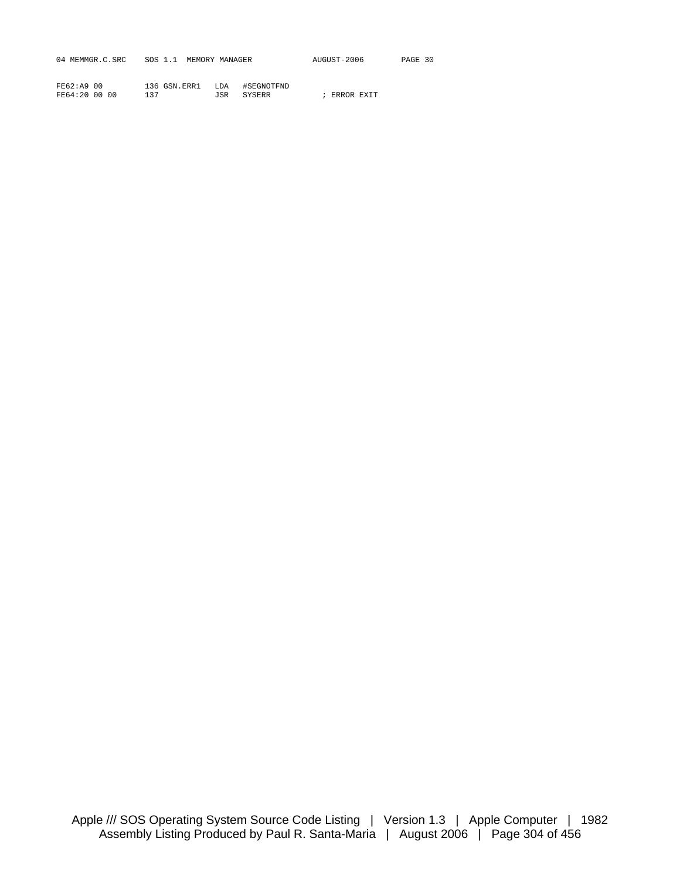```
FE62:A9 00         136 GSN.ERR1   LDA   #SEGNOTFND
FE64:20 00 00      137            JSR   SYSERR          ; ERROR EXIT
```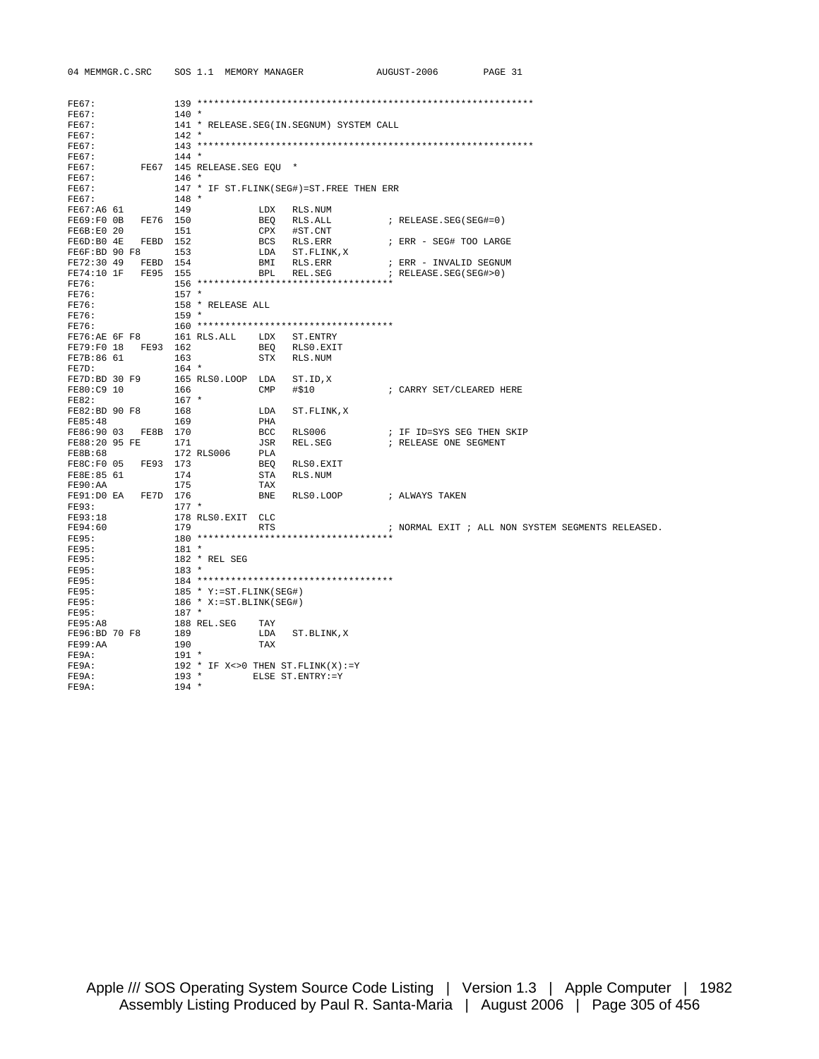```
FE67:              139 ************************************************************
FE67:              140 *
FE67:              141 * RELEASE.SEG(IN.SEGNUM) SYSTEM CALL
FE67:              142 *
FE67:              143 ************************************************************
FE67:              144 *
FE67:         FE67 145 RELEASE.SEG EQU  *
FE67:              146 *
FE67:              147 * IF ST.FLINK(SEG#)=ST.FREE THEN ERR
FE67:              148 *
FE67:A6 61         149            LDX   RLS.NUM
FE69:F0 0B   FE76  150            BEQ   RLS.ALL          ; RELEASE.SEG(SEG#=0)
FE6B:E0 20         151            CPX   #ST.CNT
FE6D:B0 4E   FEBD  152            BCS   RLS.ERR          ; ERR - SEG# TOO LARGE
FE6F:BD 90 F8      153            LDA   ST.FLINK,X
FE72:30 49   FEBD  154            BMI   RLS.ERR          ; ERR - INVALID SEGNUM
FE74:10 1F   FE95  155            BPL   REL.SEG          ; RELEASE.SEG(SEG#>0)
FE76:              156 **********************************
FE76:              157 *
FE76:              158 * RELEASE ALL
FE76:              159 *
FE76:              160 **********************************
FE76:AE 6F F8      161 RLS.ALL    LDX   ST.ENTRY
FE79:F0 18   FE93  162            BEQ   RLS0.EXIT
FE7B:86 61         163            STX   RLS.NUM
FE7D:              164 *
FE7D:BD 30 F9      165 RLS0.LOOP  LDA   ST.ID,X
FE80:C9 10         166            CMP   #$10             ; CARRY SET/CLEARED HERE
FE82:              167 *
FE82:BD 90 F8      168            LDA   ST.FLINK,X
FE85:48            169            PHA
FE86:90 03   FE8B  170            BCC   RLS006           ; IF ID=SYS SEG THEN SKIP
FE88:20 95 FE      171            JSR   REL.SEG          ; RELEASE ONE SEGMENT
FE8B:68            172 RLS006     PLA
FE8C:F0 05   FE93  173            BEQ   RLS0.EXIT
FE8E:85 61         174            STA   RLS.NUM
FE90:AA            175            TAX
FE91:D0 EA   FE7D  176            BNE   RLS0.LOOP        ; ALWAYS TAKEN
FE93:              177 *
FE93:18            178 RLS0.EXIT  CLC
FE94:60            179            RTS                    ; NORMAL EXIT ; ALL NON SYSTEM SEGMENTS RELEASED.
FE95:              180 **********************************
FE95:              181 *
FE95:              182 * REL SEG
FE95:              183 *
FE95:              184 **********************************
FE95:              185 * Y:=ST.FLINK(SEG#)
FE95:              186 * X:=ST.BLINK(SEG#)
FE95:              187 *
FE95:A8            188 REL.SEG    TAY
FE96:BD 70 F8      189            LDA   ST.BLINK,X
FE99:AA            190            TAX
FE9A:              191 *
FE9A:              192 * IF X<>0 THEN ST.FLINK(X):=Y
FE9A:              193 *        ELSE ST.ENTRY:=Y
FE9A:              194 *
```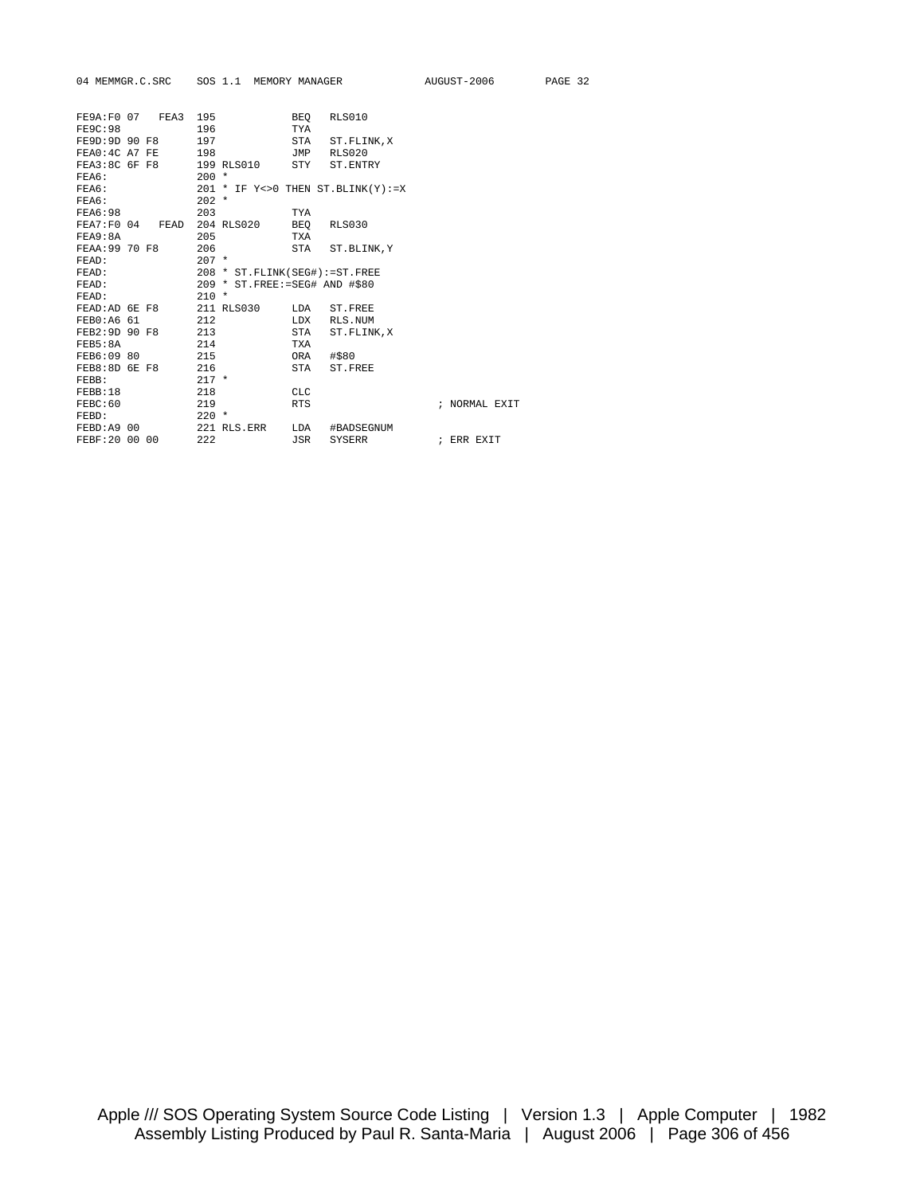```
FE9A:F0 07   FEA3  195            BEQ   RLS010
FE9C:98            196            TYA
FE9D:9D 90 F8      197            STA   ST.FLINK,X
FEA0:4C A7 FE      198            JMP   RLS020
FEA3:8C 6F F8      199 RLS010     STY   ST.ENTRY
FEA6:              200 *
FEA6:              201 * IF Y<>0 THEN ST.BLINK(Y):=X
FEA6:              202 *
FEA6:98            203            TYA
FEA7:F0 04   FEAD  204 RLS020     BEQ   RLS030
FEA9:8A            205            TXA
FEAA:99 70 F8      206            STA   ST.BLINK,Y
FEAD:              207 *
FEAD:              208 * ST.FLINK(SEG#):=ST.FREE
FEAD:              209 * ST.FREE:=SEG# AND #$80
FEAD:              210 *
FEAD:AD 6E F8      211 RLS030     LDA   ST.FREE
FEB0:A6 61         212            LDX   RLS.NUM
FEB2:9D 90 F8      213            STA   ST.FLINK,X
FEB5:8A            214            TXA
FEB6:09 80         215            ORA   #$80
FEB8:8D 6E F8      216            STA   ST.FREE
FEBB:              217 *
FEBB:18            218            CLC
FEBC:60            219            RTS                   ; NORMAL EXIT
FEBD:              220 *
FEBD:A9 00         221 RLS.ERR    LDA   #BADSEGNUM
FEBF:20 00 00      222            JSR   SYSERR          ; ERR EXIT
```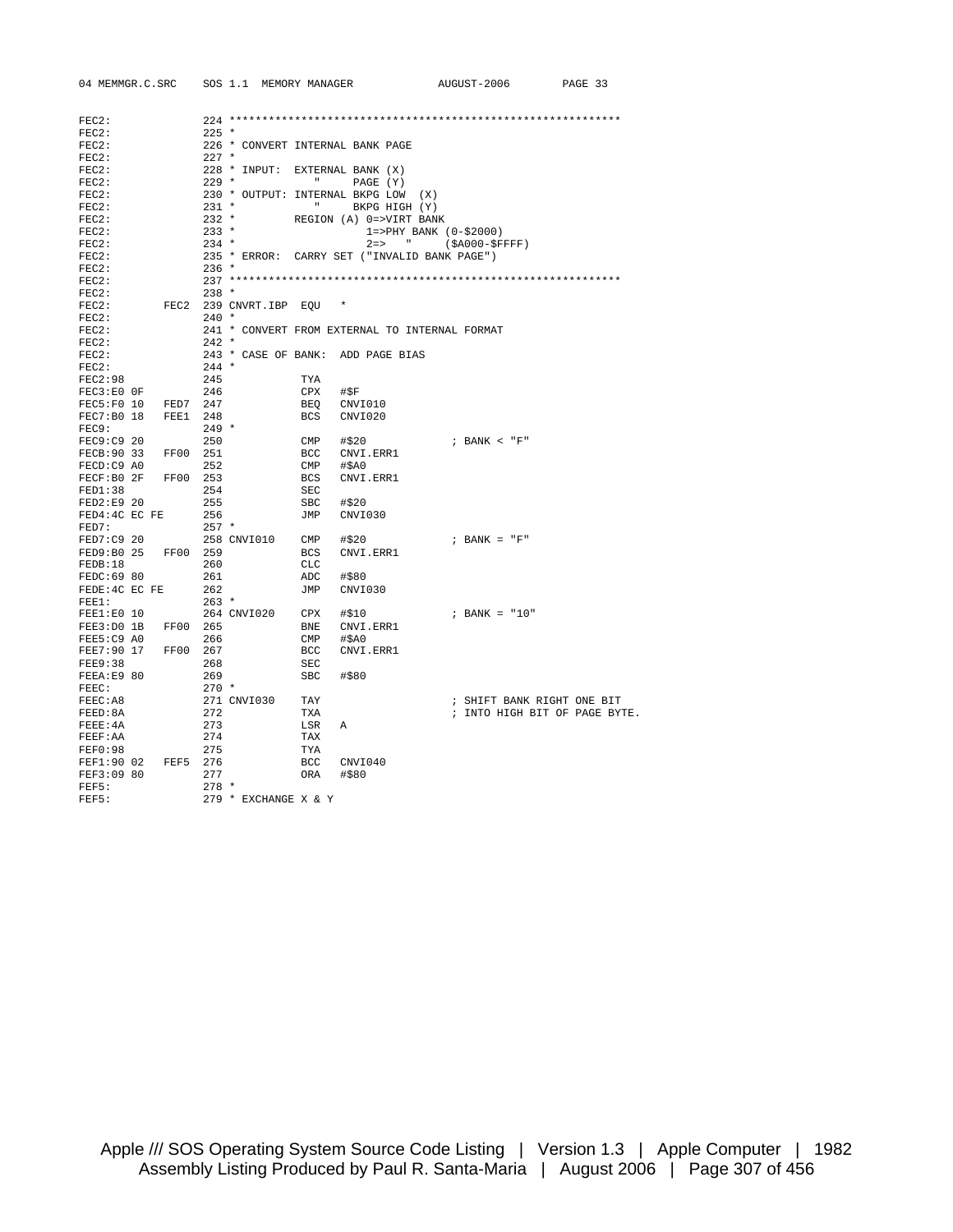```
FEC2:                224 ************************************************************
FEC2:                225 *
FEC2:                226 * CONVERT INTERNAL BANK PAGE
FEC2:                227 *
FEC2:                228 * INPUT:  EXTERNAL BANK (X)
FEC2:                229 *            "     PAGE (Y)
FEC2:                230 * OUTPUT: INTERNAL BKPG LOW  (X)
FEC2:                231 *            "     BKPG HIGH (Y)
FEC2:                232 *         REGION (A) 0=>VIRT BANK
FEC2:                233 *                    1=>PHY BANK (0-$2000)
FEC2:                234 *                    2=>   "     ($A000-$FFFF)
FEC2:                235 * ERROR:  CARRY SET ("INVALID BANK PAGE")
FEC2:                236 *
FEC2:                237 ************************************************************
FEC2:                238 *
FEC2:         FEC2   239 CNVRT.IBP  EQU   *
FEC2:                240 *
FEC2:                241 * CONVERT FROM EXTERNAL TO INTERNAL FORMAT
FEC2:                242 *
FEC2:                243 * CASE OF BANK:  ADD PAGE BIAS
FEC2:                244 *
FEC2:98              245            TYA
FEC3:E0 0F           246            CPX   #$F
FEC5:F0 10    FED7   247            BEQ   CNVI010
FEC7:B0 18    FEE1   248            BCS   CNVI020
FEC9:                249 *
FEC9:C9 20           250            CMP   #$20             ; BANK < "F"
FECB:90 33    FF00   251            BCC   CNVI.ERR1
FECD:C9 A0           252            CMP   #$A0
FECF:B0 2F    FF00   253            BCS   CNVI.ERR1
FED1:38              254            SEC
FED2:E9 20           255            SBC   #$20
FED4:4C EC FE        256            JMP   CNVI030
FED7:                257 *
FED7:C9 20           258 CNVI010    CMP   #$20             ; BANK = "F"
FED9:B0 25    FF00   259            BCS   CNVI.ERR1
FEDB:18              260            CLC
FEDC:69 80           261            ADC   #$80
FEDE:4C EC FE        262            JMP   CNVI030
FEE1:                263 *
FEE1:E0 10           264 CNVI020    CPX   #$10             ; BANK = "10"
FEE3:D0 1B    FF00   265            BNE   CNVI.ERR1
FEE5:C9 A0           266            CMP   #$A0
FEE7:90 17    FF00   267            BCC   CNVI.ERR1
FEE9:38              268            SEC
FEEA:E9 80           269            SBC   #$80
FEEC:                270 *
FEEC:A8              271 CNVI030    TAY                    ; SHIFT BANK RIGHT ONE BIT
FEED:8A              272            TXA                    ; INTO HIGH BIT OF PAGE BYTE.
FEEE:4A              273            LSR   A
FEEF:AA              274            TAX
FEF0:98              275            TYA
FEF1:90 02    FEF5   276            BCC   CNVI040
FEF3:09 80           277            ORA   #$80
FEF5:                278 *
FEF5:                279 * EXCHANGE X & Y
```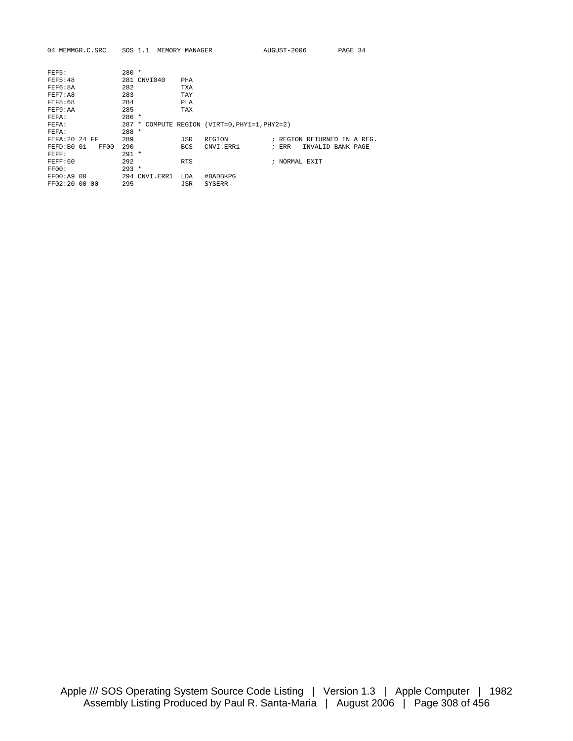```
FEF5:            280 *
FEF5:48          281 CNVI040    PHA
FEF6:8A          282            TXA
FEF7:A8          283            TAY
FEF8:68          284            PLA
FEF9:AA          285            TAX
FEFA:            286 *
FEFA:            287 * COMPUTE REGION (VIRT=0,PHY1=1,PHY2=2)
FEFA:            288 *
FEFA:20 24 FF    289            JSR    REGION          ; REGION RETURNED IN A REG.
FEFD:B0 01  FF00 290            BCS    CNVI.ERR1       ; ERR - INVALID BANK PAGE
FEFF:            291 *
FEFF:60          292            RTS                    ; NORMAL EXIT
FF00:            293 *
FF00:A9 00       294 CNVI.ERR1  LDA    #BADBKPG
FF02:20 00 00    295            JSR    SYSERR
```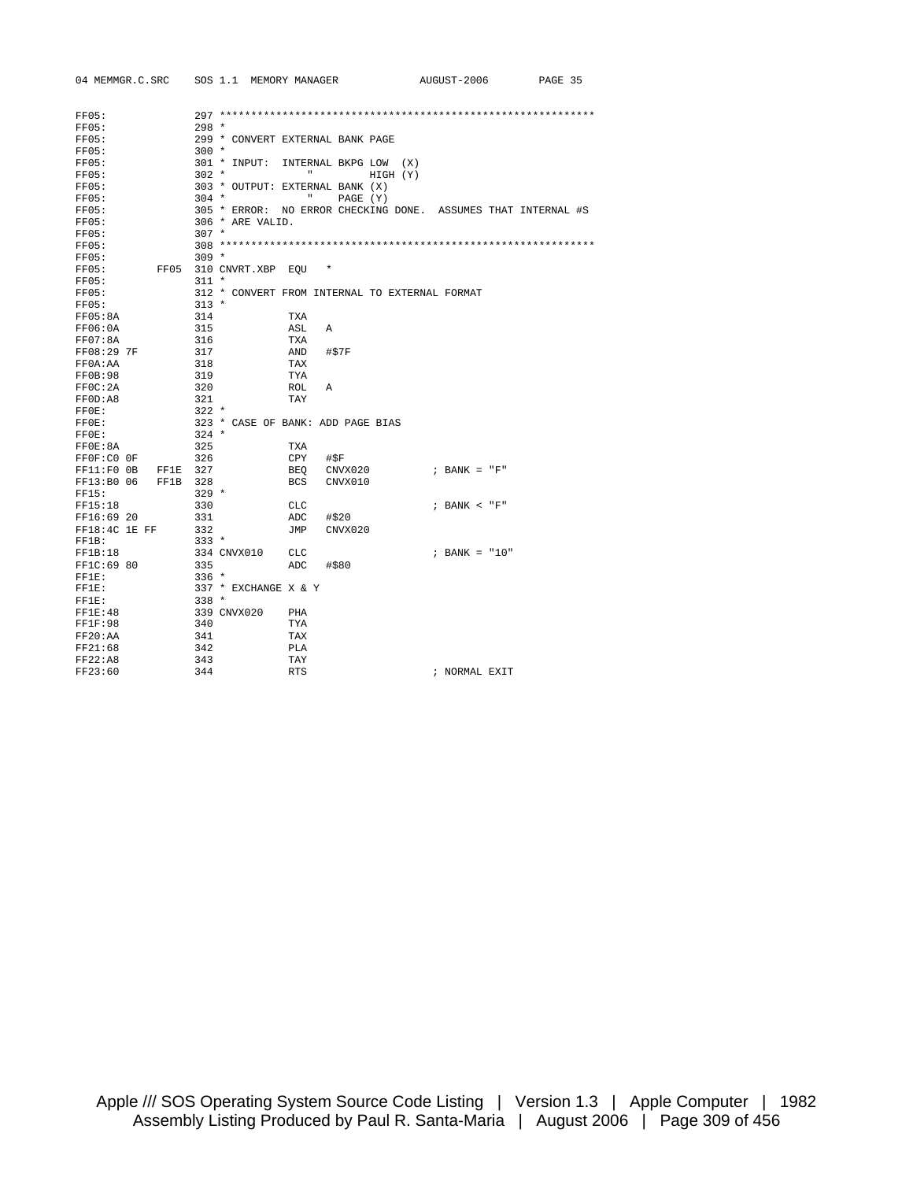```
FF05:               297 ****************************************************************
FF05:               298 *
FF05:               299 * CONVERT EXTERNAL BANK PAGE
FF05:               300 *
FF05:               301 * INPUT:  INTERNAL BKPG LOW  (X)
FF05:               302 *            "         HIGH (Y)
FF05:               303 * OUTPUT: EXTERNAL BANK (X)
FF05:               304 *            "    PAGE (Y)
FF05:               305 * ERROR:  NO ERROR CHECKING DONE.  ASSUMES THAT INTERNAL #S
FF05:               306 * ARE VALID.
FF05:               307 *
FF05:               308 ****************************************************************
FF05:               309 *
FF05:          FF05 310 CNVRT.XBP  EQU   *
FF05:               311 *
FF05:               312 * CONVERT FROM INTERNAL TO EXTERNAL FORMAT
FF05:               313 *
FF05:8A             314            TXA
FF06:0A             315            ASL   A
FF07:8A             316            TXA
FF08:29 7F          317            AND   #$7F
FF0A:AA             318            TAX
FF0B:98             319            TYA
FF0C:2A             320            ROL   A
FF0D:A8             321            TAY
FF0E:               322 *
FF0E:               323 * CASE OF BANK: ADD PAGE BIAS
FF0E:               324 *
FF0E:8A             325            TXA
FF0F:C0 0F          326            CPY   #$F
FF11:F0 0B    FF1E  327            BEQ   CNVX020          ; BANK = "F"
FF13:B0 06    FF1B  328            BCS   CNVX010
FF15:               329 *
FF15:18             330            CLC                    ; BANK < "F"
FF16:69 20          331            ADC   #$20
FF18:4C 1E FF       332            JMP   CNVX020
FF1B:               333 *
FF1B:18             334 CNVX010    CLC                    ; BANK = "10"
FF1C:69 80          335            ADC   #$80
FF1E:               336 *
FF1E:               337 * EXCHANGE X & Y
FF1E:               338 *
FF1E:48             339 CNVX020    PHA
FF1F:98             340            TYA
FF20:AA             341            TAX
FF21:68             342            PLA
FF22:A8             343            TAY
FF23:60             344            RTS                    ; NORMAL EXIT
```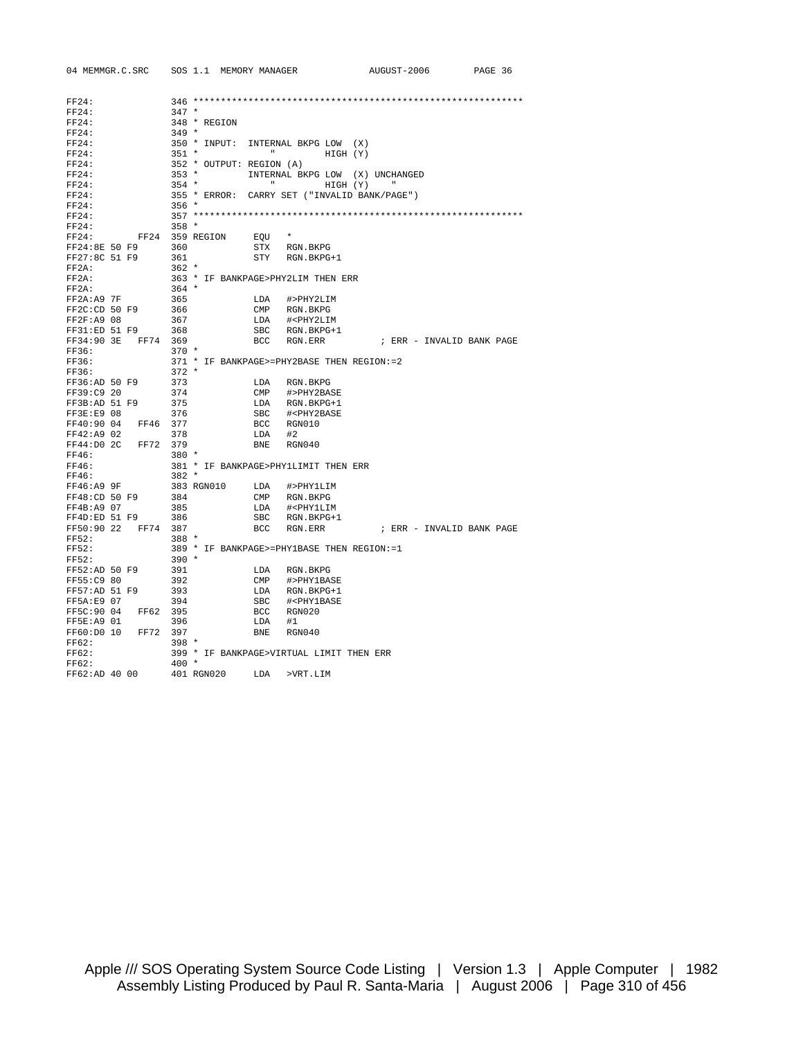```
FF24:              346 ************************************************************
FF24:              347 *
FF24:              348 * REGION
FF24:              349 *
FF24:              350 * INPUT:  INTERNAL BKPG LOW  (X)
FF24:              351 *            "         HIGH (Y)
FF24:              352 * OUTPUT: REGION (A)
FF24:              353 *         INTERNAL BKPG LOW  (X) UNCHANGED
FF24:              354 *            "         HIGH (Y)     "
FF24:              355 * ERROR:  CARRY SET ("INVALID BANK/PAGE")
FF24:              356 *
FF24:              357 ************************************************************
FF24:              358 *
FF24:         FF24 359 REGION     EQU   *
FF24:8E 50 F9      360            STX   RGN.BKPG
FF27:8C 51 F9      361            STY   RGN.BKPG+1
FF2A:              362 *
FF2A:              363 * IF BANKPAGE>PHY2LIM THEN ERR
FF2A:              364 *
FF2A:A9 7F         365            LDA   #>PHY2LIM
FF2C:CD 50 F9      366            CMP   RGN.BKPG
FF2F:A9 08         367            LDA   #<PHY2LIM
FF31:ED 51 F9      368            SBC   RGN.BKPG+1
FF34:90 3E   FF74  369            BCC   RGN.ERR         ; ERR - INVALID BANK PAGE
FF36:              370 *
FF36:              371 * IF BANKPAGE>=PHY2BASE THEN REGION:=2
FF36:              372 *
FF36:AD 50 F9      373            LDA   RGN.BKPG
FF39:C9 20         374            CMP   #>PHY2BASE
FF3B:AD 51 F9      375            LDA   RGN.BKPG+1
FF3E:E9 08         376            SBC   #<PHY2BASE
FF40:90 04   FF46  377            BCC   RGN010
FF42:A9 02         378            LDA   #2
FF44:D0 2C   FF72  379            BNE   RGN040
FF46:              380 *
FF46:              381 * IF BANKPAGE>PHY1LIMIT THEN ERR
FF46:              382 *
FF46:A9 9F         383 RGN010     LDA   #>PHY1LIM
FF48:CD 50 F9      384            CMP   RGN.BKPG
FF4B:A9 07         385            LDA   #<PHY1LIM
FF4D:ED 51 F9      386            SBC   RGN.BKPG+1
FF50:90 22   FF74  387            BCC   RGN.ERR         ; ERR - INVALID BANK PAGE
FF52:              388 *
FF52:              389 * IF BANKPAGE>=PHY1BASE THEN REGION:=1
FF52:              390 *
FF52:AD 50 F9      391            LDA   RGN.BKPG
FF55:C9 80         392            CMP   #>PHY1BASE
FF57:AD 51 F9      393            LDA   RGN.BKPG+1
FF5A:E9 07         394            SBC   #<PHY1BASE
FF5C:90 04   FF62  395            BCC   RGN020
FF5E:A9 01         396            LDA   #1
FF60:D0 10   FF72  397            BNE   RGN040
FF62:              398 *
FF62:              399 * IF BANKPAGE>VIRTUAL LIMIT THEN ERR
FF62:              400 *
FF62:AD 40 00      401 RGN020     LDA   >VRT.LIM
```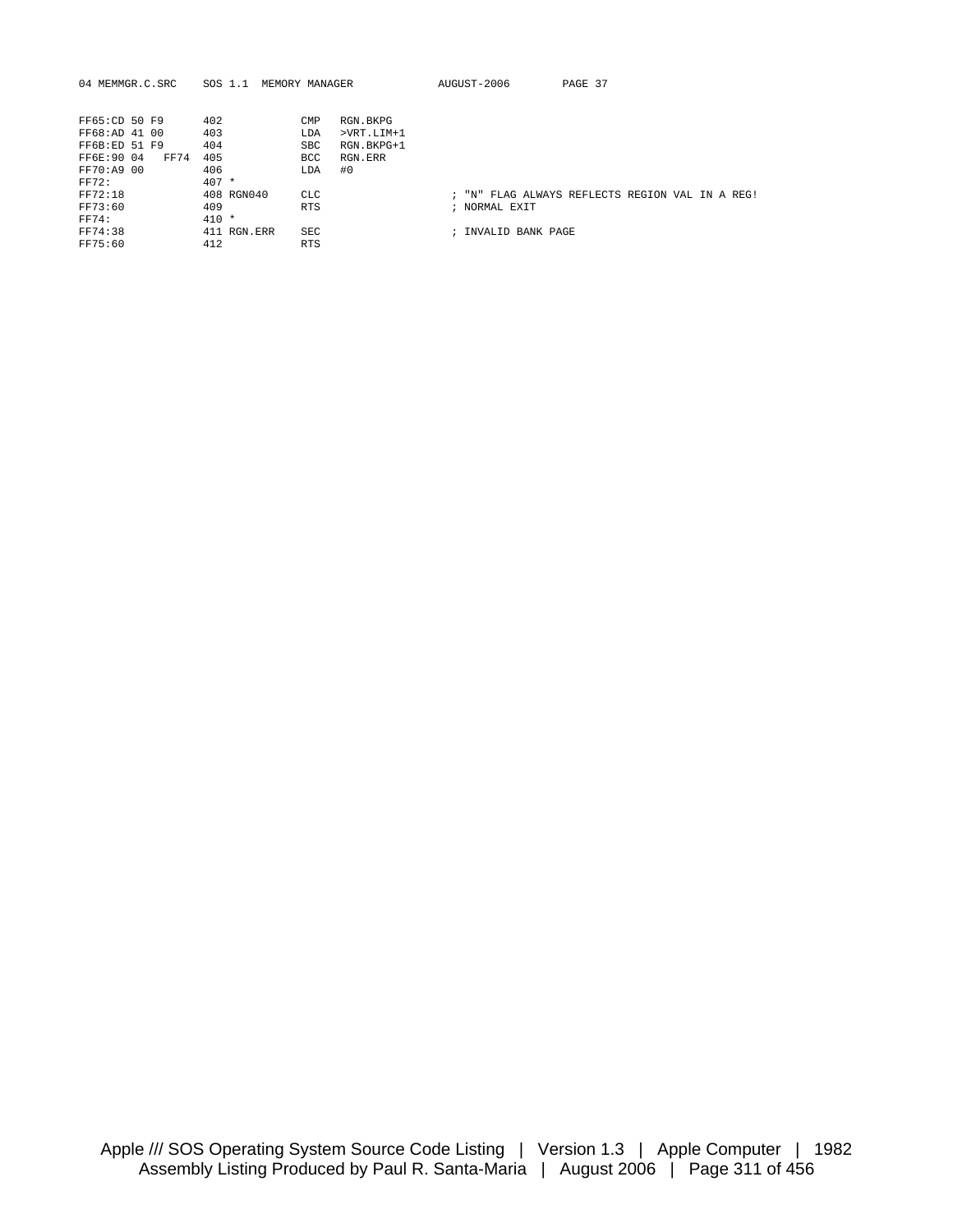```
FF65:CD 50 F9      402            CMP   RGN.BKPG
FF68:AD 41 00      403            LDA   >VRT.LIM+1
FF6B:ED 51 F9      404            SBC   RGN.BKPG+1
FF6E:90 04   FF74  405            BCC   RGN.ERR
FF70:A9 00         406            LDA   #0
FF72:              407 *
FF72:18            408 RGN040     CLC                       ; "N" FLAG ALWAYS REFLECTS REGION VAL IN A REG!
FF73:60            409            RTS                       ; NORMAL EXIT
FF74:              410 *
FF74:38            411 RGN.ERR    SEC                       ; INVALID BANK PAGE
FF75:60            412            RTS
```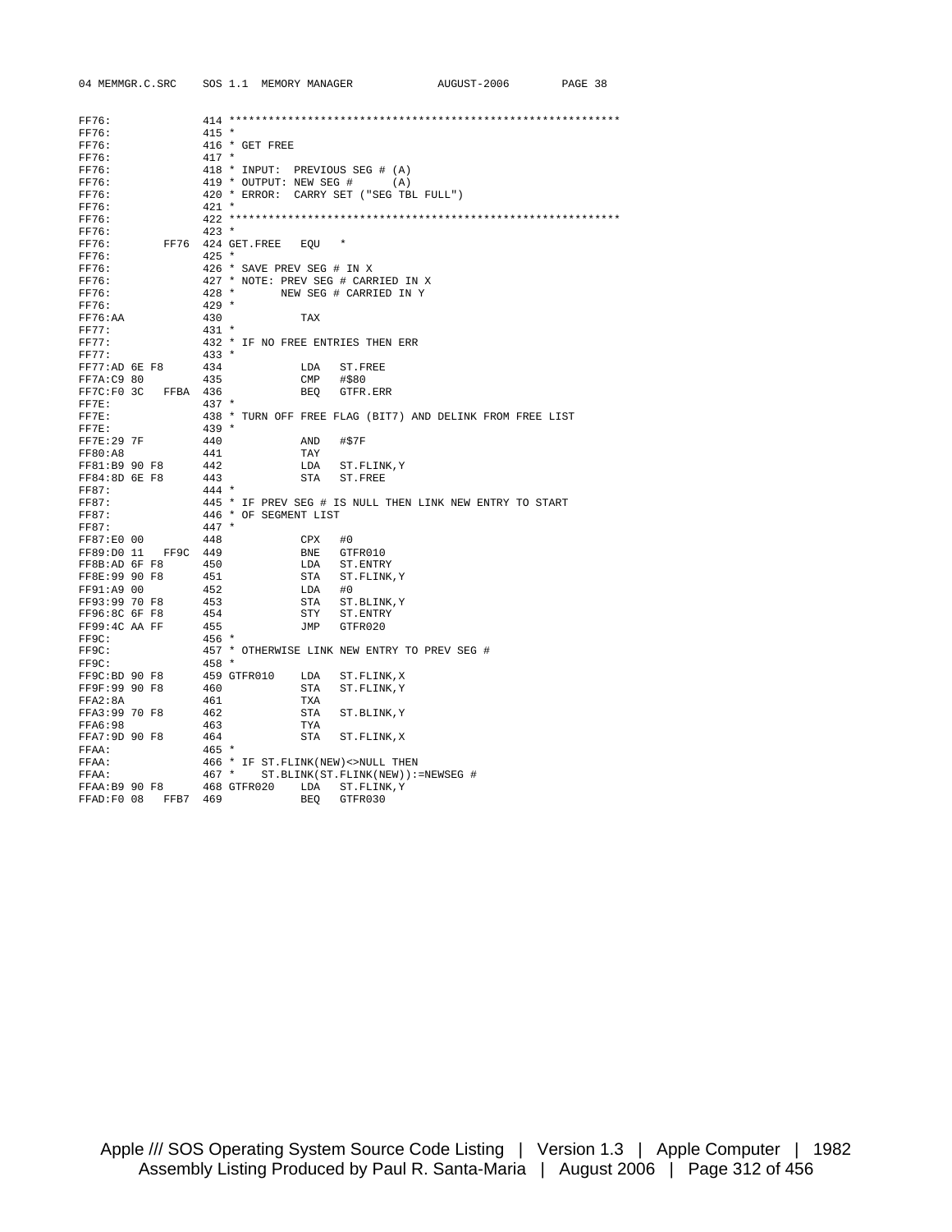```
FF76:              414 ************************************************************
FF76:              415 *
FF76:              416 * GET FREE
FF76:              417 *
FF76:              418 * INPUT:  PREVIOUS SEG # (A)
FF76:              419 * OUTPUT: NEW SEG #      (A)
FF76:              420 * ERROR:  CARRY SET ("SEG TBL FULL")
FF76:              421 *
FF76:              422 ************************************************************
FF76:              423 *
FF76:         FF76 424 GET.FREE   EQU   *
FF76:              425 *
FF76:              426 * SAVE PREV SEG # IN X
FF76:              427 * NOTE: PREV SEG # CARRIED IN X
FF76:              428 *       NEW SEG # CARRIED IN Y
FF76:              429 *
FF76:AA            430            TAX
FF77:              431 *
FF77:              432 * IF NO FREE ENTRIES THEN ERR
FF77:              433 *
FF77:AD 6E F8      434            LDA   ST.FREE
FF7A:C9 80         435            CMP   #$80
FF7C:F0 3C   FFBA  436            BEQ   GTFR.ERR
FF7E:              437 *
FF7E:              438 * TURN OFF FREE FLAG (BIT7) AND DELINK FROM FREE LIST
FF7E:              439 *
FF7E:29 7F         440            AND   #$7F
FF80:A8            441            TAY
FF81:B9 90 F8      442            LDA   ST.FLINK,Y
FF84:8D 6E F8      443            STA   ST.FREE
FF87:              444 *
FF87:              445 * IF PREV SEG # IS NULL THEN LINK NEW ENTRY TO START
FF87:              446 * OF SEGMENT LIST
FF87:              447 *
FF87:E0 00         448            CPX   #0
FF89:D0 11   FF9C  449            BNE   GTFR010
FF8B:AD 6F F8      450            LDA   ST.ENTRY
FF8E:99 90 F8      451            STA   ST.FLINK,Y
FF91:A9 00         452            LDA   #0
FF93:99 70 F8      453            STA   ST.BLINK,Y
FF96:8C 6F F8      454            STY   ST.ENTRY
FF99:4C AA FF      455            JMP   GTFR020
FF9C:              456 *
FF9C:              457 * OTHERWISE LINK NEW ENTRY TO PREV SEG #
FF9C:              458 *
FF9C:BD 90 F8      459 GTFR010    LDA   ST.FLINK,X
FF9F:99 90 F8      460            STA   ST.FLINK,Y
FFA2:8A            461            TXA
FFA3:99 70 F8      462            STA   ST.BLINK,Y
FFA6:98            463            TYA
FFA7:9D 90 F8      464            STA   ST.FLINK,X
FFAA:              465 *
FFAA:              466 * IF ST.FLINK(NEW)<>NULL THEN
FFAA:              467 *    ST.BLINK(ST.FLINK(NEW)):=NEWSEG #
FFAA:B9 90 F8      468 GTFR020    LDA   ST.FLINK,Y
FFAD:F0 08   FFB7  469            BEQ   GTFR030
```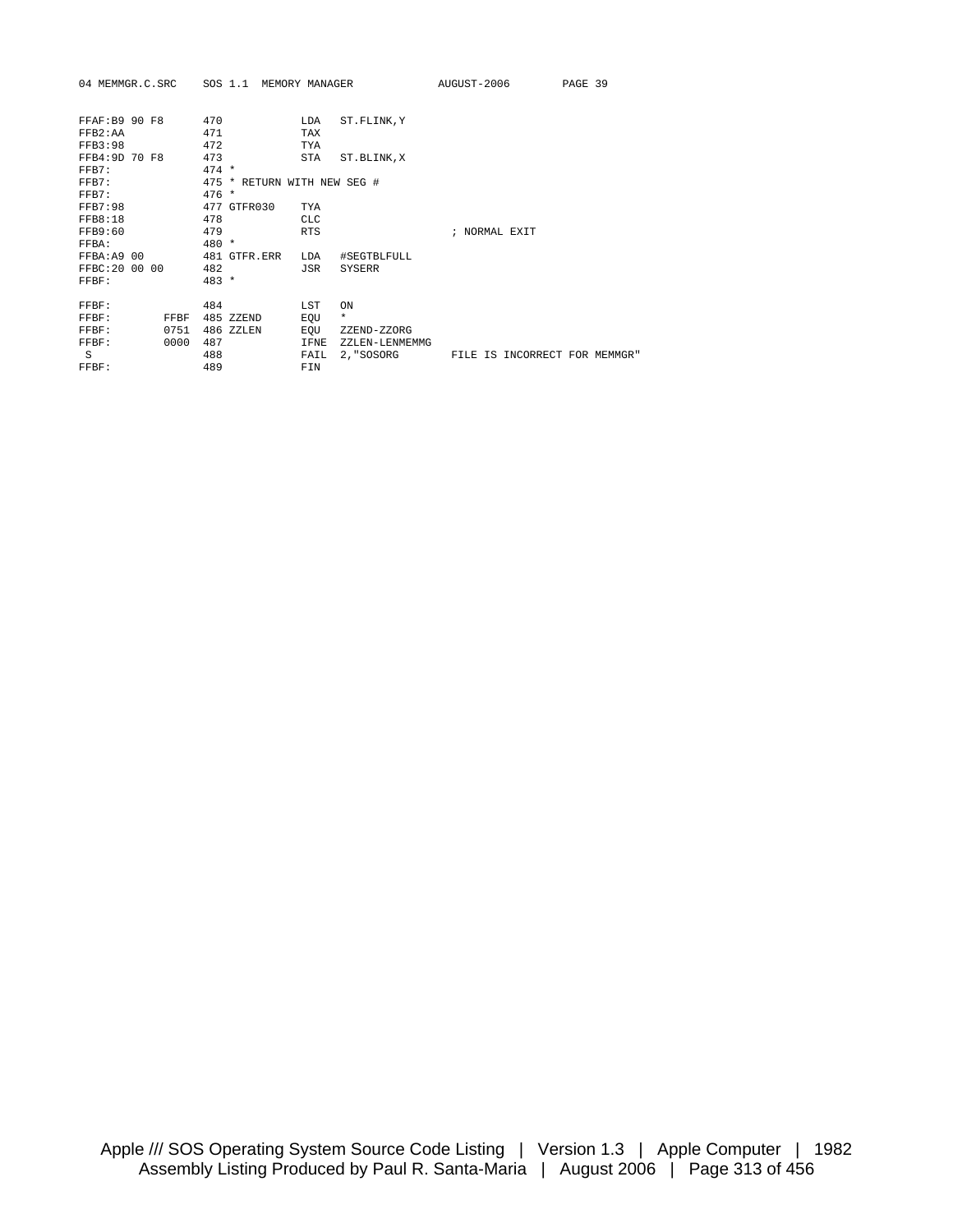```
FFAF:B9 90 F8      470            LDA   ST.FLINK,Y
FFB2:AA            471            TAX
FFB3:98            472            TYA
FFB4:9D 70 F8      473            STA   ST.BLINK,X
FFB7:              474 *
FFB7:              475 * RETURN WITH NEW SEG #
FFB7:              476 *
FFB7:98            477 GTFR030    TYA
FFB8:18            478            CLC
FFB9:60            479            RTS                     ; NORMAL EXIT
FFBA:              480 *
FFBA:A9 00         481 GTFR.ERR   LDA   #SEGTBLFULL
FFBC:20 00 00      482            JSR   SYSERR
FFBF:              483 *

FFBF:              484            LST   ON
FFBF:         FFBF 485 ZZEND      EQU   *
FFBF:         0751 486 ZZLEN      EQU   ZZEND-ZZORG
FFBF:         0000 487            IFNE  ZZLEN-LENMEMMG
 S                 488            FAIL  2,"SOSORG        FILE IS INCORRECT FOR MEMMGR"
FFBF:              489            FIN
```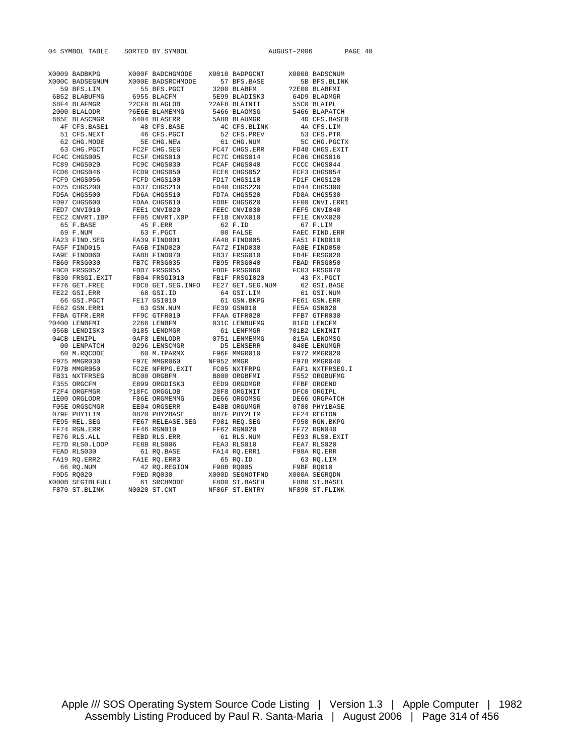```
04 SYMBOL TABLE    SORTED BY SYMBOL                    AUGUST-2006       PAGE 40


X0009 BADBKPG       X000F BADCHGMODE    X0010 BADPGCNT      X0008 BADSCNUM
X000C BADSEGNUM     X000E BADSRCHMODE      57 BFS.BASE         5B BFS.BLINK
   59 BFS.LIM          55 BFS.PGCT      3200 BLABFM        ?2E00 BLABFMI
 6B52 BLABUFMG       6955 BLACFM        5E99 BLADISK3       64D9 BLADMGR
 68F4 BLAFMGR       ?2CF8 BLAGLOB      ?2AF8 BLAINIT        55C0 BLAIPL
 2000 BLALODR       ?6E6E BLAMEMMG      5466 BLAOMSG        5466 BLAPATCH
 665E BLASCMGR       6404 BLASERR       5A8B BLAUMGR          4D CFS.BASE0
   4F CFS.BASE1        48 CFS.BASE        4C CFS.BLINK        4A CFS.LIM
   51 CFS.NEXT         46 CFS.PGCT        52 CFS.PREV         53 CFS.PTR
   62 CHG.MODE         5E CHG.NEW         61 CHG.NUM          5C CHG.PGCTX
   63 CHG.PGCT       FC2F CHG.SEG       FC47 CHGS.ERR       FD48 CHGS.EXIT
 FC4C CHGS005        FC5F CHGS010       FC7C CHGS014        FC86 CHGS016
 FC89 CHGS020        FC9C CHGS030       FCAF CHGS040        FCCC CHGS044
 FCD6 CHGS046        FCD9 CHGS050       FCE6 CHGS052        FCF3 CHGS054
 FCF9 CHGS056        FCFD CHGS100       FD17 CHGS110        FD1F CHGS120
 FD25 CHGS200        FD37 CHGS210       FD40 CHGS220        FD44 CHGS300
 FD5A CHGS500        FD6A CHGS510       FD7A CHGS520        FD8A CHGS530
 FD97 CHGS600        FDAA CHGS610       FDBF CHGS620        FF00 CNVI.ERR1
 FED7 CNVI010        FEE1 CNVI020       FEEC CNVI030        FEF5 CNVI040
 FEC2 CNVRT.IBP      FF05 CNVRT.XBP     FF1B CNVX010        FF1E CNVX020
   65 F.BASE           45 F.ERR           62 F.ID             67 F.LIM
   69 F.NUM            63 F.PGCT          00 FALSE          FAEC FIND.ERR
 FA23 FIND.SEG       FA39 FIND001       FA48 FIND005        FA51 FIND010
 FA5F FIND015        FA6B FIND020       FA72 FIND030        FA8E FIND050
 FA9E FIND060        FAB8 FIND070       FB37 FRSG010        FB4F FRSG020
 FB60 FRSG030        FB7C FRSG035       FB95 FRSG040        FBAD FRSG050
 FBC0 FRSG052        FBD7 FRSG055       FBDF FRSG060        FC03 FRSG070
 FB30 FRSGI.EXIT     FB04 FRSGI010      FB1F FRSGI020         43 FX.PGCT
 FF76 GET.FREE       FDC8 GET.SEG.INFO  FE27 GET.SEG.NUM      62 GSI.BASE
 FE22 GSI.ERR          68 GSI.ID          64 GSI.LIM          61 GSI.NUM
   66 GSI.PGCT       FE17 GSI010          61 GSN.BKPG       FE61 GSN.ERR
 FE62 GSN.ERR1         63 GSN.NUM       FE39 GSN010         FE5A GSN020
 FFBA GTFR.ERR       FF9C GTFR010       FFAA GTFR020        FFB7 GTFR030
?0400 LENBFMI        2266 LENBFM        031C LENBUFMG       01FD LENCFM
 056B LENDISK3       0185 LENDMGR         61 LENFMGR       ?01B2 LENINIT
 04CB LENIPL         0AF8 LENLODR       0751 LENMEMMG       015A LENOMSG
   00 LENPATCH       0296 LENSCMGR        D5 LENSERR        040E LENUMGR
   60 M.RQCODE         60 M.TPARMX      F96F MMGR010        F972 MMGR020
 F975 MMGR030        F97E MMGR060      NF952 MMGR           F978 MMGR040
 F97B MMGR050        FC2E NFRPG.EXIT    FC05 NXTFRPG        FAF1 NXTFRSEG.I
 FB31 NXTFRSEG       BC00 ORGBFM        B800 ORGBFMI        F552 ORGBUFMG
 F355 ORGCFM         E899 ORGDISK3      EED9 ORGDMGR        FFBF ORGEND
 F2F4 ORGFMGR       ?18FC ORGGLOB       28F8 ORGINIT        DFC0 ORGIPL
 1E00 ORGLODR        F86E ORGMEMMG      DE66 ORGOMSG        DE66 ORGPATCH
 F05E ORGSCMGR       EE04 ORGSERR       E48B ORGUMGR        0780 PHY1BASE
 079F PHY1LIM        0820 PHY2BASE      087F PHY2LIM        FF24 REGION
 FE95 REL.SEG        FE67 RELEASE.SEG   F981 REQ.SEG        F950 RGN.BKPG
 FF74 RGN.ERR        FF46 RGN010        FF62 RGN020         FF72 RGN040
 FE76 RLS.ALL        FEBD RLS.ERR         61 RLS.NUM        FE93 RLS0.EXIT
 FE7D RLS0.LOOP      FE8B RLS006        FEA3 RLS010         FEA7 RLS020
 FEAD RLS030           61 RQ.BASE       FA14 RQ.ERR1        F98A RQ.ERR
 FA19 RQ.ERR2        FA1E RQ.ERR3         65 RQ.ID            63 RQ.LIM
   66 RQ.NUM           42 RQ.REGION     F98B RQ005          F9BF RQ010
 F9D5 RQ020          F9ED RQ030        X000D SEGNOTFND     X000A SEGRQDN
X000B SEGTBLFULL       61 SRCHMODE      F8D0 ST.BASEH       F8B0 ST.BASEL
 F870 ST.BLINK      N0020 ST.CNT       NF86F ST.ENTRY      NF890 ST.FLINK
```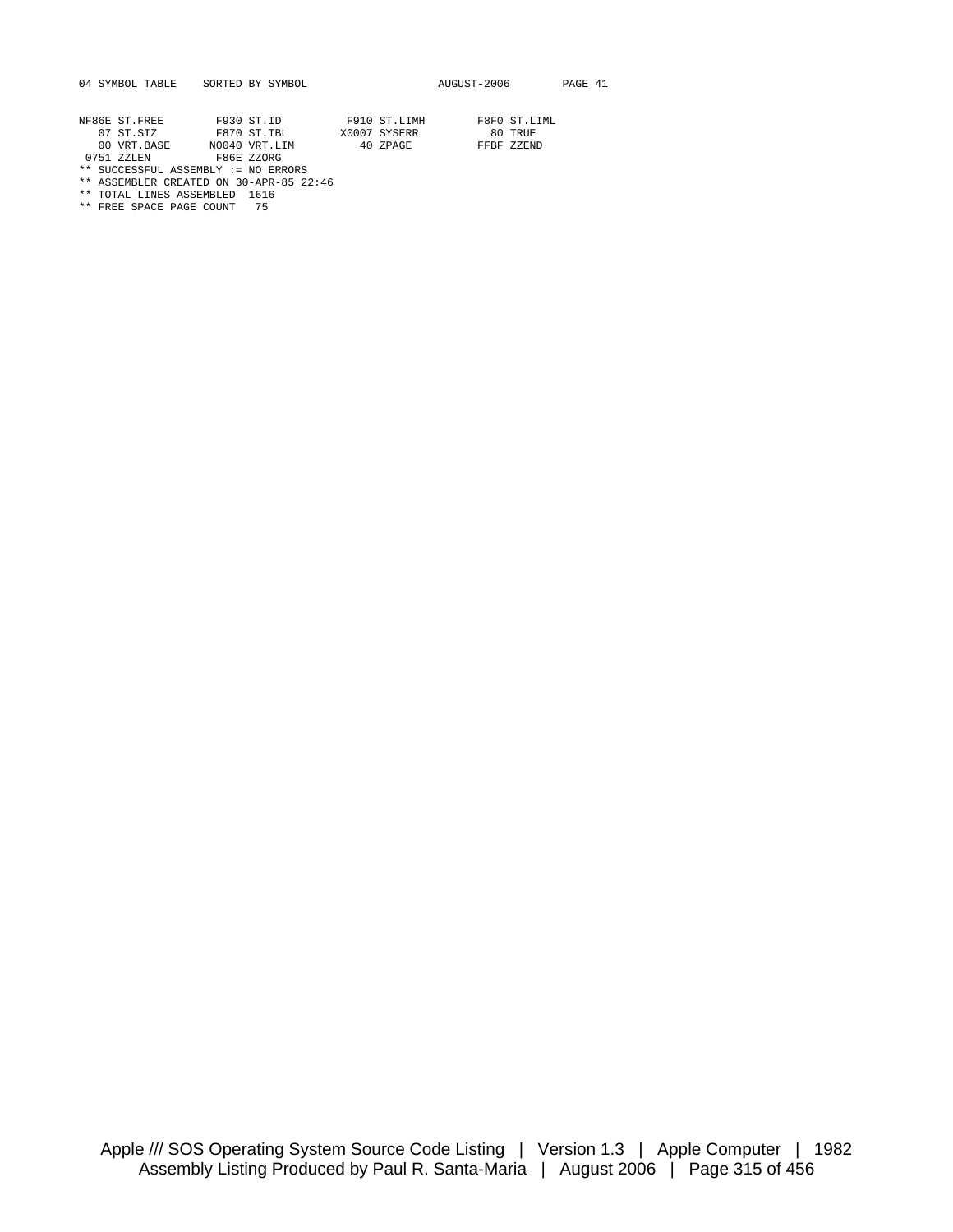```
04 SYMBOL TABLE    SORTED BY SYMBOL                    AUGUST-2006        PAGE 41


NF86E ST.FREE        F930 ST.ID          F910 ST.LIMH        F8F0 ST.LIML
   07 ST.SIZ         F870 ST.TBL        X0007 SYSERR           80 TRUE
   00 VRT.BASE      N0040 VRT.LIM          40 ZPAGE          FFBF ZZEND
 0751 ZZLEN          F86E ZZORG
** SUCCESSFUL ASSEMBLY := NO ERRORS
** ASSEMBLER CREATED ON 30-APR-85 22:46
** TOTAL LINES ASSEMBLED  1616
** FREE SPACE PAGE COUNT   75
```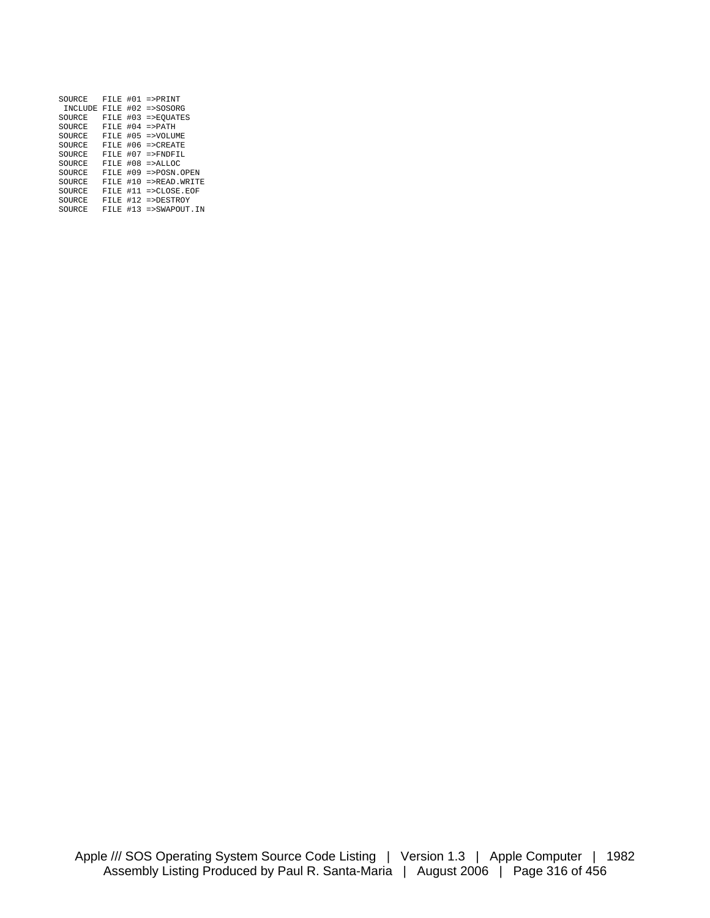```
SOURCE   FILE #01 =>PRINT
 INCLUDE FILE #02 =>SOSORG
SOURCE   FILE #03 =>EQUATES
SOURCE   FILE #04 =>PATH
SOURCE   FILE #05 =>VOLUME
SOURCE   FILE #06 =>CREATE
SOURCE   FILE #07 =>FNDFIL
SOURCE   FILE #08 =>ALLOC
SOURCE   FILE #09 =>POSN.OPEN
SOURCE   FILE #10 =>READ.WRITE
SOURCE   FILE #11 =>CLOSE.EOF
SOURCE   FILE #12 =>DESTROY
SOURCE   FILE #13 =>SWAPOUT.IN
```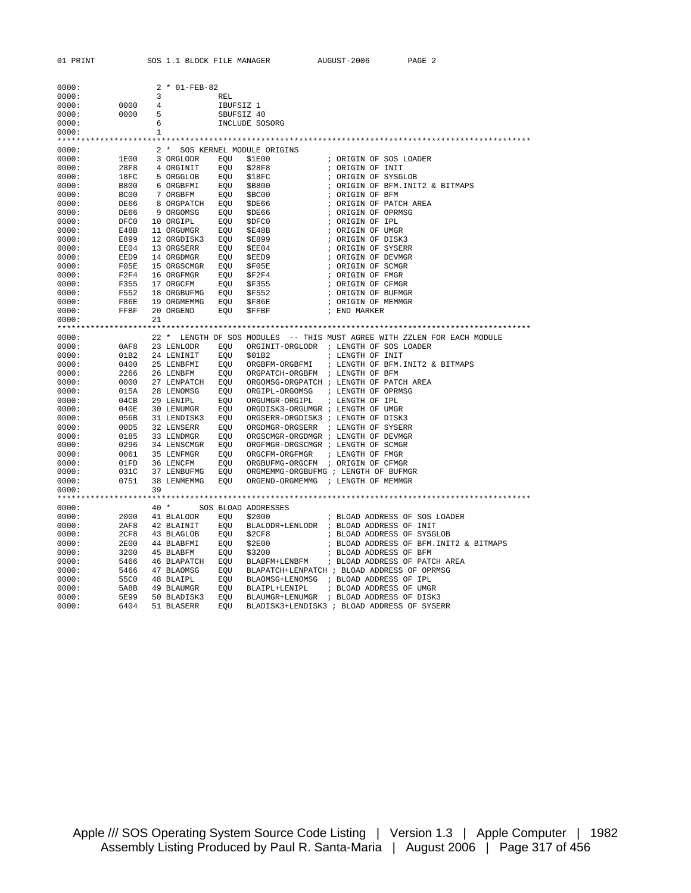```
0000:                2 * 01-FEB-82
0000:                3            REL
0000:         0000   4            IBUFSIZ 1
0000:         0000   5            SBUFSIZ 40
0000:                6            INCLUDE SOSORG
0000:                1
*****************************************************************************************
0000:                2 *  SOS KERNEL MODULE ORIGINS
0000:         1E00   3 ORGLODR    EQU    $1E00             ; ORIGIN OF SOS LOADER
0000:         28F8   4 ORGINIT    EQU    $28F8             ; ORIGIN OF INIT
0000:         18FC   5 ORGGLOB    EQU    $18FC             ; ORIGIN OF SYSGLOB
0000:         B800   6 ORGBFMI    EQU    $B800             ; ORIGIN OF BFM.INIT2 & BITMAPS
0000:         BC00   7 ORGBFM     EQU    $BC00             ; ORIGIN OF BFM
0000:         DE66   8 ORGPATCH   EQU    $DE66             ; ORIGIN OF PATCH AREA
0000:         DE66   9 ORGOMSG    EQU    $DE66             ; ORIGIN OF OPRMSG
0000:         DFC0  10 ORGIPL     EQU    $DFC0             ; ORIGIN OF IPL
0000:         E48B  11 ORGUMGR    EQU    $E48B             ; ORIGIN OF UMGR
0000:         E899  12 ORGDISK3   EQU    $E899             ; ORIGIN OF DISK3
0000:         EE04  13 ORGSERR    EQU    $EE04             ; ORIGIN OF SYSERR
0000:         EED9  14 ORGDMGR    EQU    $EED9             ; ORIGIN OF DEVMGR
0000:         F05E  15 ORGSCMGR   EQU    $F05E             ; ORIGIN OF SCMGR
0000:         F2F4  16 ORGFMGR    EQU    $F2F4             ; ORIGIN OF FMGR
0000:         F355  17 ORGCFM     EQU    $F355             ; ORIGIN OF CFMGR
0000:         F552  18 ORGBUFMG   EQU    $F552             ; ORIGIN OF BUFMGR
0000:         F86E  19 ORGMEMMG   EQU    $F86E             ; ORIGIN OF MEMMGR
0000:         FFBF  20 ORGEND     EQU    $FFBF             ; END MARKER
0000:               21
*****************************************************************************************
0000:               22 *  LENGTH OF SOS MODULES  -- THIS MUST AGREE WITH ZZLEN FOR EACH MODULE
0000:         0AF8  23 LENLODR    EQU    ORGINIT-ORGLODR  ; LENGTH OF SOS LOADER
0000:         01B2  24 LENINIT    EQU    $01B2             ; LENGTH OF INIT
0000:         0400  25 LENBFMI    EQU    ORGBFM-ORGBFMI   ; LENGTH OF BFM.INIT2 & BITMAPS
0000:         2266  26 LENBFM     EQU    ORGPATCH-ORGBFM  ; LENGTH OF BFM
0000:         0000  27 LENPATCH   EQU    ORGOMSG-ORGPATCH ; LENGTH OF PATCH AREA
0000:         015A  28 LENOMSG    EQU    ORGIPL-ORGOMSG   ; LENGTH OF OPRMSG
0000:         04CB  29 LENIPL     EQU    ORGUMGR-ORGIPL   ; LENGTH OF IPL
0000:         040E  30 LENUMGR    EQU    ORGDISK3-ORGUMGR ; LENGTH OF UMGR
0000:         056B  31 LENDISK3   EQU    ORGSERR-ORGDISK3 ; LENGTH OF DISK3
0000:         00D5  32 LENSERR    EQU    ORGDMGR-ORGSERR  ; LENGTH OF SYSERR
0000:         0185  33 LENDMGR    EQU    ORGSCMGR-ORGDMGR ; LENGTH OF DEVMGR
0000:         0296  34 LENSCMGR   EQU    ORGFMGR-ORGSCMGR ; LENGTH OF SCMGR
0000:         0061  35 LENFMGR    EQU    ORGCFM-ORGFMGR   ; LENGTH OF FMGR
0000:         01FD  36 LENCFM     EQU    ORGBUFMG-ORGCFM  ; ORIGIN OF CFMGR
0000:         031C  37 LENBUFMG   EQU    ORGMEMMG-ORGBUFMG ; LENGTH OF BUFMGR
0000:         0751  38 LENMEMMG   EQU    ORGEND-ORGMEMMG  ; LENGTH OF MEMMGR
0000:               39
*****************************************************************************************
0000:               40 *      SOS BLOAD ADDRESSES
0000:         2000  41 BLALODR    EQU    $2000             ; BLOAD ADDRESS OF SOS LOADER
0000:         2AF8  42 BLAINIT    EQU    BLALODR+LENLODR  ; BLOAD ADDRESS OF INIT
0000:         2CF8  43 BLAGLOB    EQU    $2CF8             ; BLOAD ADDRESS OF SYSGLOB
0000:         2E00  44 BLABFMI    EQU    $2E00             ; BLOAD ADDRESS OF BFM.INIT2 & BITMAPS
0000:         3200  45 BLABFM     EQU    $3200             ; BLOAD ADDRESS OF BFM
0000:         5466  46 BLAPATCH   EQU    BLABFM+LENBFM    ; BLOAD ADDRESS OF PATCH AREA
0000:         5466  47 BLAOMSG    EQU    BLAPATCH+LENPATCH ; BLOAD ADDRESS OF OPRMSG
0000:         55C0  48 BLAIPL     EQU    BLAOMSG+LENOMSG  ; BLOAD ADDRESS OF IPL
0000:         5A8B  49 BLAUMGR    EQU    BLAIPL+LENIPL    ; BLOAD ADDRESS OF UMGR
0000:         5E99  50 BLADISK3   EQU    BLAUMGR+LENUMGR  ; BLOAD ADDRESS OF DISK3
0000:         6404  51 BLASERR    EQU    BLADISK3+LENDISK3 ; BLOAD ADDRESS OF SYSERR
```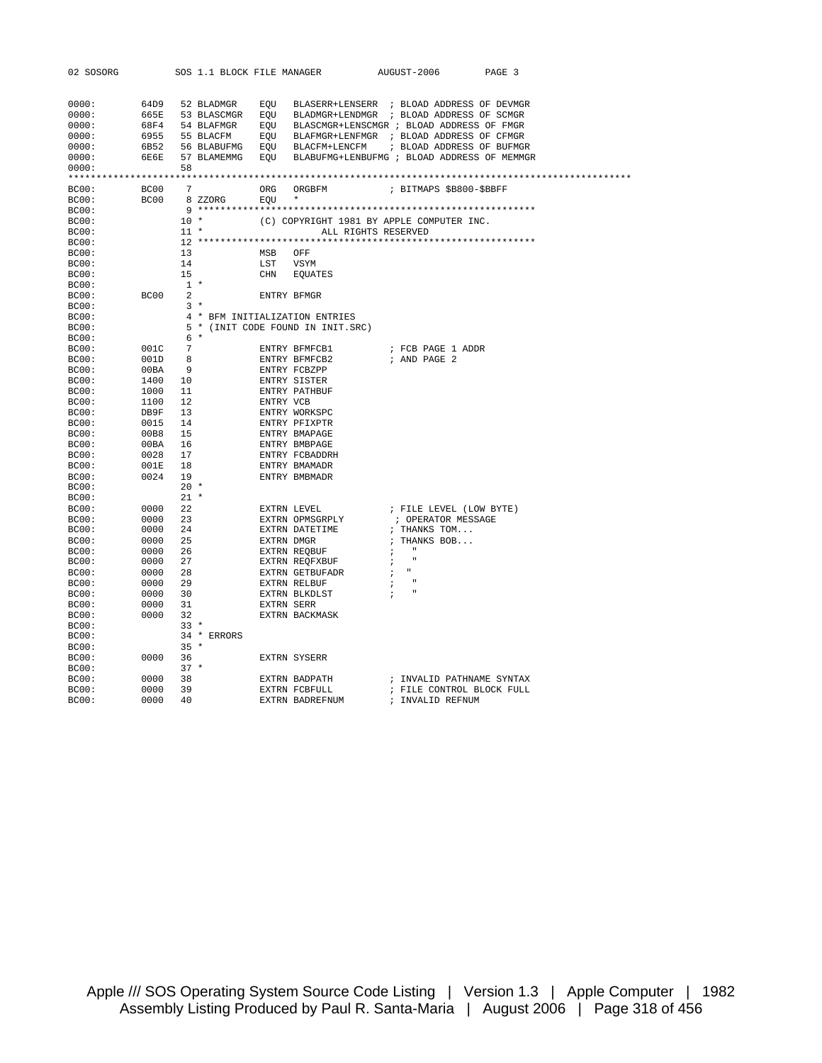```
0000:        64D9   52 BLADMGR    EQU   BLASERR+LENSERR  ; BLOAD ADDRESS OF DEVMGR
0000:        665E   53 BLASCMGR   EQU   BLADMGR+LENDMGR  ; BLOAD ADDRESS OF SCMGR
0000:        68F4   54 BLAFMGR    EQU   BLASCMGR+LENSCMGR ; BLOAD ADDRESS OF FMGR
0000:        6955   55 BLACFM     EQU   BLAFMGR+LENFMGR  ; BLOAD ADDRESS OF CFMGR
0000:        6B52   56 BLABUFMG   EQU   BLACFM+LENCFM    ; BLOAD ADDRESS OF BUFMGR
0000:        6E6E   57 BLAMEMMG   EQU   BLABUFMG+LENBUFMG ; BLOAD ADDRESS OF MEMMGR
0000:               58
*************************************************************************************************
BC00:        BC00    7            ORG   ORGBFM           ; BITMAPS $B800-$BBFF
BC00:        BC00    8 ZZORG      EQU   *
BC00:                9 ************************************************************
BC00:               10 *          (C) COPYRIGHT 1981 BY APPLE COMPUTER INC.
BC00:               11 *                    ALL RIGHTS RESERVED
BC00:               12 ************************************************************
BC00:               13            MSB   OFF
BC00:               14            LST   VSYM
BC00:               15            CHN   EQUATES
BC00:                1 *
BC00:        BC00    2            ENTRY BFMGR
BC00:                3 *
BC00:                4 * BFM INITIALIZATION ENTRIES
BC00:                5 * (INIT CODE FOUND IN INIT.SRC)
BC00:                6 *
BC00:        001C    7            ENTRY BFMFCB1          ; FCB PAGE 1 ADDR
BC00:        001D    8            ENTRY BFMFCB2          ; AND PAGE 2
BC00:        00BA    9            ENTRY FCBZPP
BC00:        1400   10            ENTRY SISTER
BC00:        1000   11            ENTRY PATHBUF
BC00:        1100   12            ENTRY VCB
BC00:        DB9F   13            ENTRY WORKSPC
BC00:        0015   14            ENTRY PFIXPTR
BC00:        00B8   15            ENTRY BMAPAGE
BC00:        00BA   16            ENTRY BMBPAGE
BC00:        0028   17            ENTRY FCBADDRH
BC00:        001E   18            ENTRY BMAMADR
BC00:        0024   19            ENTRY BMBMADR
BC00:               20 *
BC00:               21 *
BC00:        0000   22            EXTRN LEVEL            ; FILE LEVEL (LOW BYTE)
BC00:        0000   23            EXTRN OPMSGRPLY         ; OPERATOR MESSAGE
BC00:        0000   24            EXTRN DATETIME         ; THANKS TOM...
BC00:        0000   25            EXTRN DMGR             ; THANKS BOB...
BC00:        0000   26            EXTRN REQBUF           ;   "
BC00:        0000   27            EXTRN REQFXBUF         ;   "
BC00:        0000   28            EXTRN GETBUFADR        ;  "
BC00:        0000   29            EXTRN RELBUF           ;   "
BC00:        0000   30            EXTRN BLKDLST          ;   "
BC00:        0000   31            EXTRN SERR
BC00:        0000   32            EXTRN BACKMASK
BC00:               33 *
BC00:               34 * ERRORS
BC00:               35 *
BC00:        0000   36            EXTRN SYSERR
BC00:               37 *
BC00:        0000   38            EXTRN BADPATH          ; INVALID PATHNAME SYNTAX
BC00:        0000   39            EXTRN FCBFULL          ; FILE CONTROL BLOCK FULL
BC00:        0000   40            EXTRN BADREFNUM        ; INVALID REFNUM
```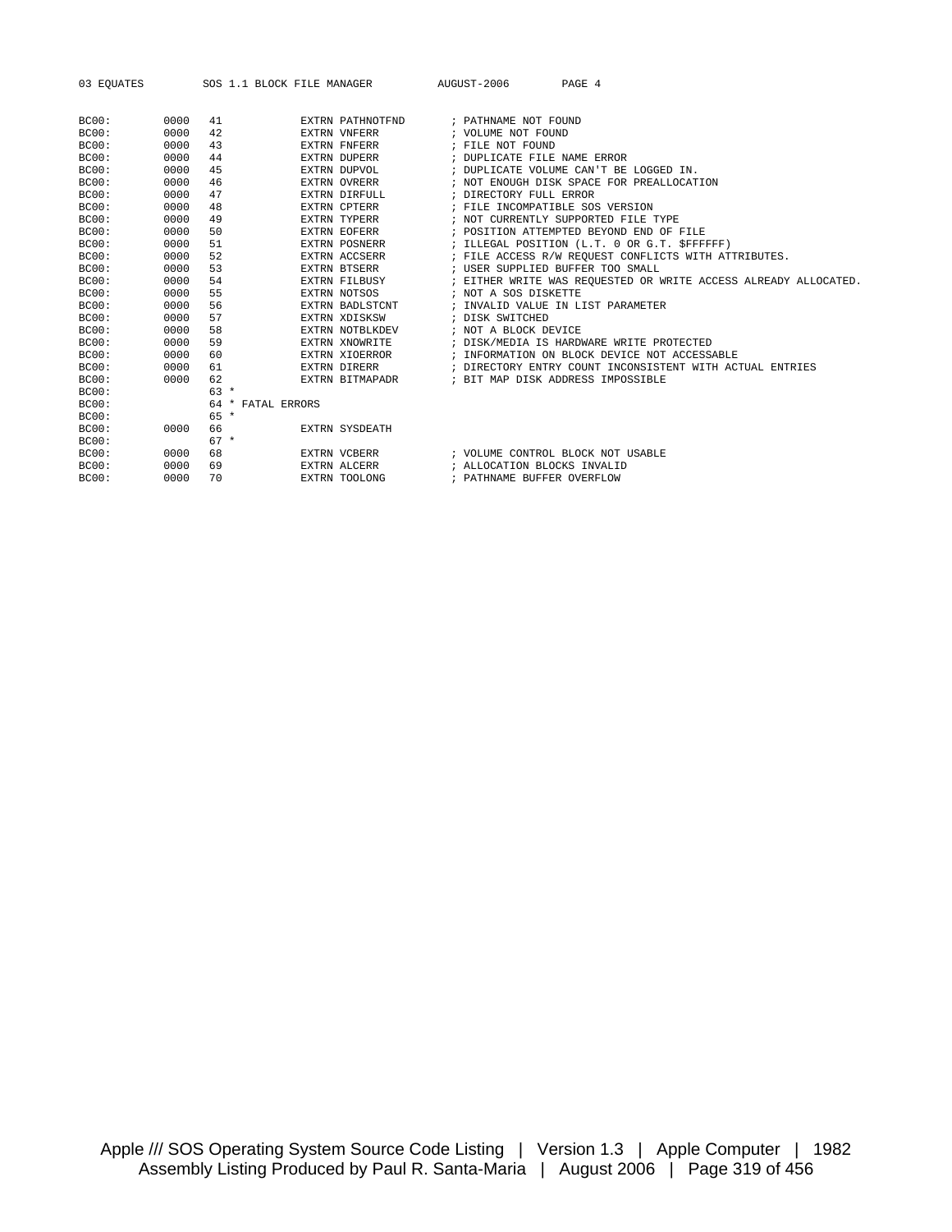```
BC00:       0000   41            EXTRN PATHNOTFND       ; PATHNAME NOT FOUND
BC00:       0000   42            EXTRN VNFERR           ; VOLUME NOT FOUND
BC00:       0000   43            EXTRN FNFERR           ; FILE NOT FOUND
BC00:       0000   44            EXTRN DUPERR           ; DUPLICATE FILE NAME ERROR
BC00:       0000   45            EXTRN DUPVOL           ; DUPLICATE VOLUME CAN'T BE LOGGED IN.
BC00:       0000   46            EXTRN OVRERR           ; NOT ENOUGH DISK SPACE FOR PREALLOCATION
BC00:       0000   47            EXTRN DIRFULL          ; DIRECTORY FULL ERROR
BC00:       0000   48            EXTRN CPTERR           ; FILE INCOMPATIBLE SOS VERSION
BC00:       0000   49            EXTRN TYPERR           ; NOT CURRENTLY SUPPORTED FILE TYPE
BC00:       0000   50            EXTRN EOFERR           ; POSITION ATTEMPTED BEYOND END OF FILE
BC00:       0000   51            EXTRN POSNERR          ; ILLEGAL POSITION (L.T. 0 OR G.T. $FFFFFF)
BC00:       0000   52            EXTRN ACCSERR          ; FILE ACCESS R/W REQUEST CONFLICTS WITH ATTRIBUTES.
BC00:       0000   53            EXTRN BTSERR           ; USER SUPPLIED BUFFER TOO SMALL
BC00:       0000   54            EXTRN FILBUSY          ; EITHER WRITE WAS REQUESTED OR WRITE ACCESS ALREADY ALLOCATED.
BC00:       0000   55            EXTRN NOTSOS           ; NOT A SOS DISKETTE
BC00:       0000   56            EXTRN BADLSTCNT        ; INVALID VALUE IN LIST PARAMETER
BC00:       0000   57            EXTRN XDISKSW          ; DISK SWITCHED
BC00:       0000   58            EXTRN NOTBLKDEV        ; NOT A BLOCK DEVICE
BC00:       0000   59            EXTRN XNOWRITE         ; DISK/MEDIA IS HARDWARE WRITE PROTECTED
BC00:       0000   60            EXTRN XIOERROR         ; INFORMATION ON BLOCK DEVICE NOT ACCESSABLE
BC00:       0000   61            EXTRN DIRERR           ; DIRECTORY ENTRY COUNT INCONSISTENT WITH ACTUAL ENTRIES
BC00:       0000   62            EXTRN BITMAPADR        ; BIT MAP DISK ADDRESS IMPOSSIBLE
BC00:              63 *
BC00:              64 * FATAL ERRORS
BC00:              65 *
BC00:       0000   66            EXTRN SYSDEATH
BC00:              67 *
BC00:       0000   68            EXTRN VCBERR           ; VOLUME CONTROL BLOCK NOT USABLE
BC00:       0000   69            EXTRN ALCERR           ; ALLOCATION BLOCKS INVALID
BC00:       0000   70            EXTRN TOOLONG          ; PATHNAME BUFFER OVERFLOW
```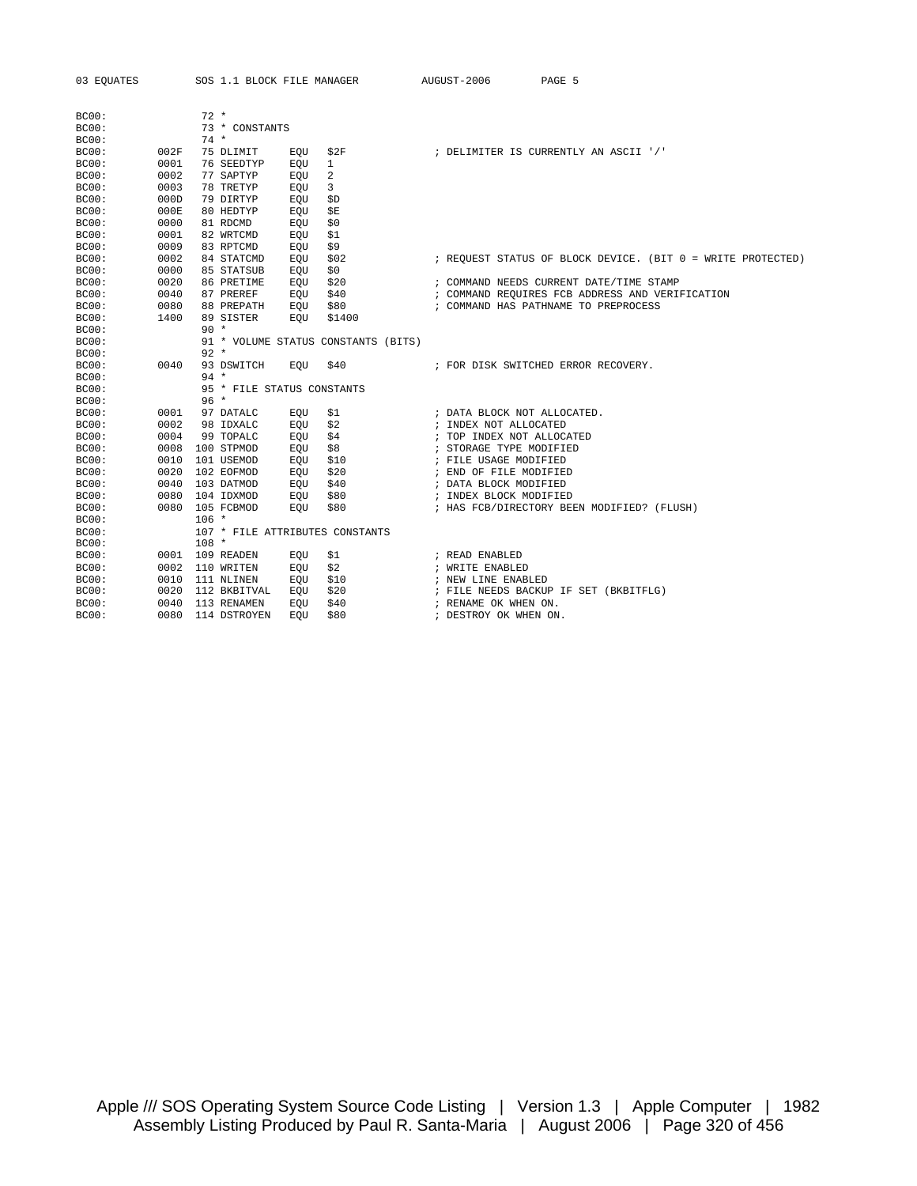```
BC00:              72 *
BC00:              73 * CONSTANTS
BC00:              74 *
BC00:       002F   75 DLIMIT     EQU   $2F              ; DELIMITER IS CURRENTLY AN ASCII '/'
BC00:       0001   76 SEEDTYP    EQU   1
BC00:       0002   77 SAPTYP     EQU   2
BC00:       0003   78 TRETYP     EQU   3
BC00:       000D   79 DIRTYP     EQU   $D
BC00:       000E   80 HEDTYP     EQU   $E
BC00:       0000   81 RDCMD      EQU   $0
BC00:       0001   82 WRTCMD     EQU   $1
BC00:       0009   83 RPTCMD     EQU   $9
BC00:       0002   84 STATCMD    EQU   $02              ; REQUEST STATUS OF BLOCK DEVICE. (BIT 0 = WRITE PROTECTED)
BC00:       0000   85 STATSUB    EQU   $0
BC00:       0020   86 PRETIME    EQU   $20              ; COMMAND NEEDS CURRENT DATE/TIME STAMP
BC00:       0040   87 PREREF     EQU   $40              ; COMMAND REQUIRES FCB ADDRESS AND VERIFICATION
BC00:       0080   88 PREPATH    EQU   $80              ; COMMAND HAS PATHNAME TO PREPROCESS
BC00:       1400   89 SISTER     EQU   $1400
BC00:              90 *
BC00:              91 * VOLUME STATUS CONSTANTS (BITS)
BC00:              92 *
BC00:       0040   93 DSWITCH    EQU   $40              ; FOR DISK SWITCHED ERROR RECOVERY.
BC00:              94 *
BC00:              95 * FILE STATUS CONSTANTS
BC00:              96 *
BC00:       0001   97 DATALC     EQU   $1               ; DATA BLOCK NOT ALLOCATED.
BC00:       0002   98 IDXALC     EQU   $2               ; INDEX NOT ALLOCATED
BC00:       0004   99 TOPALC     EQU   $4               ; TOP INDEX NOT ALLOCATED
BC00:       0008  100 STPMOD     EQU   $8               ; STORAGE TYPE MODIFIED
BC00:       0010  101 USEMOD     EQU   $10              ; FILE USAGE MODIFIED
BC00:       0020  102 EOFMOD     EQU   $20              ; END OF FILE MODIFIED
BC00:       0040  103 DATMOD     EQU   $40              ; DATA BLOCK MODIFIED
BC00:       0080  104 IDXMOD     EQU   $80              ; INDEX BLOCK MODIFIED
BC00:       0080  105 FCBMOD     EQU   $80              ; HAS FCB/DIRECTORY BEEN MODIFIED? (FLUSH)
BC00:             106 *
BC00:             107 * FILE ATTRIBUTES CONSTANTS
BC00:             108 *
BC00:       0001  109 READEN     EQU   $1               ; READ ENABLED
BC00:       0002  110 WRITEN     EQU   $2               ; WRITE ENABLED
BC00:       0010  111 NLINEN     EQU   $10              ; NEW LINE ENABLED
BC00:       0020  112 BKBITVAL   EQU   $20              ; FILE NEEDS BACKUP IF SET (BKBITFLG)
BC00:       0040  113 RENAMEN    EQU   $40              ; RENAME OK WHEN ON.
BC00:       0080  114 DSTROYEN   EQU   $80              ; DESTROY OK WHEN ON.
```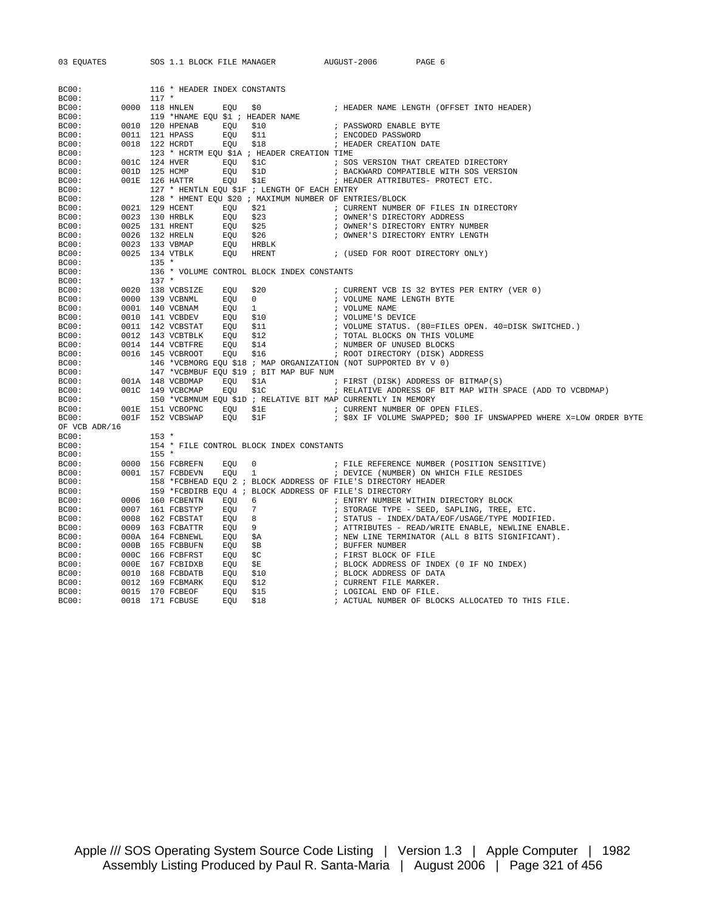```
BC00:              116 * HEADER INDEX CONSTANTS
BC00:              117 *
BC00:         0000 118 HNLEN      EQU   $0              ; HEADER NAME LENGTH (OFFSET INTO HEADER)
BC00:              119 *HNAME EQU $1 ; HEADER NAME
BC00:         0010 120 HPENAB     EQU   $10             ; PASSWORD ENABLE BYTE
BC00:         0011 121 HPASS      EQU   $11             ; ENCODED PASSWORD
BC00:         0018 122 HCRDT      EQU   $18             ; HEADER CREATION DATE
BC00:              123 * HCRTM EQU $1A ; HEADER CREATION TIME
BC00:         001C 124 HVER       EQU   $1C             ; SOS VERSION THAT CREATED DIRECTORY
BC00:         001D 125 HCMP       EQU   $1D             ; BACKWARD COMPATIBLE WITH SOS VERSION
BC00:         001E 126 HATTR      EQU   $1E             ; HEADER ATTRIBUTES- PROTECT ETC.
BC00:              127 * HENTLN EQU $1F ; LENGTH OF EACH ENTRY
BC00:              128 * HMENT EQU $20 ; MAXIMUM NUMBER OF ENTRIES/BLOCK
BC00:         0021 129 HCENT      EQU   $21             ; CURRENT NUMBER OF FILES IN DIRECTORY
BC00:         0023 130 HRBLK      EQU   $23             ; OWNER'S DIRECTORY ADDRESS
BC00:         0025 131 HRENT      EQU   $25             ; OWNER'S DIRECTORY ENTRY NUMBER
BC00:         0026 132 HRELN      EQU   $26             ; OWNER'S DIRECTORY ENTRY LENGTH
BC00:         0023 133 VBMAP      EQU   HRBLK
BC00:         0025 134 VTBLK      EQU   HRENT           ; (USED FOR ROOT DIRECTORY ONLY)
BC00:              135 *
BC00:              136 * VOLUME CONTROL BLOCK INDEX CONSTANTS
BC00:              137 *
BC00:         0020 138 VCBSIZE    EQU   $20             ; CURRENT VCB IS 32 BYTES PER ENTRY (VER 0)
BC00:         0000 139 VCBNML     EQU   0               ; VOLUME NAME LENGTH BYTE
BC00:         0001 140 VCBNAM     EQU   1               ; VOLUME NAME
BC00:         0010 141 VCBDEV     EQU   $10             ; VOLUME'S DEVICE
BC00:         0011 142 VCBSTAT    EQU   $11             ; VOLUME STATUS. (80=FILES OPEN. 40=DISK SWITCHED.)
BC00:         0012 143 VCBTBLK    EQU   $12             ; TOTAL BLOCKS ON THIS VOLUME
BC00:         0014 144 VCBTFRE    EQU   $14             ; NUMBER OF UNUSED BLOCKS
BC00:         0016 145 VCBROOT    EQU   $16             ; ROOT DIRECTORY (DISK) ADDRESS
BC00:              146 *VCBMORG EQU $18 ; MAP ORGANIZATION (NOT SUPPORTED BY V 0)
BC00:              147 *VCBMBUF EQU $19 ; BIT MAP BUF NUM
BC00:         001A 148 VCBDMAP    EQU   $1A             ; FIRST (DISK) ADDRESS OF BITMAP(S)
BC00:         001C 149 VCBCMAP    EQU   $1C             ; RELATIVE ADDRESS OF BIT MAP WITH SPACE (ADD TO VCBDMAP)
BC00:              150 *VCBMNUM EQU $1D ; RELATIVE BIT MAP CURRENTLY IN MEMORY
BC00:         001E 151 VCBOPNC    EQU   $1E             ; CURRENT NUMBER OF OPEN FILES.
BC00:         001F 152 VCBSWAP    EQU   $1F             ; $8X IF VOLUME SWAPPED; $00 IF UNSWAPPED WHERE X=LOW ORDER BYTE
OF VCB ADR/16
BC00:              153 *
BC00:              154 * FILE CONTROL BLOCK INDEX CONSTANTS
BC00:              155 *
BC00:         0000 156 FCBREFN    EQU   0               ; FILE REFERENCE NUMBER (POSITION SENSITIVE)
BC00:         0001 157 FCBDEVN    EQU   1               ; DEVICE (NUMBER) ON WHICH FILE RESIDES
BC00:              158 *FCBHEAD EQU 2 ; BLOCK ADDRESS OF FILE'S DIRECTORY HEADER
BC00:              159 *FCBDIRB EQU 4 ; BLOCK ADDRESS OF FILE'S DIRECTORY
BC00:         0006 160 FCBENTN    EQU   6               ; ENTRY NUMBER WITHIN DIRECTORY BLOCK
BC00:         0007 161 FCBSTYP    EQU   7               ; STORAGE TYPE - SEED, SAPLING, TREE, ETC.
BC00:         0008 162 FCBSTAT    EQU   8               ; STATUS - INDEX/DATA/EOF/USAGE/TYPE MODIFIED.
BC00:         0009 163 FCBATTR    EQU   9               ; ATTRIBUTES - READ/WRITE ENABLE, NEWLINE ENABLE.
BC00:         000A 164 FCBNEWL    EQU   $A              ; NEW LINE TERMINATOR (ALL 8 BITS SIGNIFICANT).
BC00:         000B 165 FCBBUFN    EQU   $B              ; BUFFER NUMBER
BC00:         000C 166 FCBFRST    EQU   $C              ; FIRST BLOCK OF FILE
BC00:         000E 167 FCBIDXB    EQU   $E              ; BLOCK ADDRESS OF INDEX (0 IF NO INDEX)
BC00:         0010 168 FCBDATB    EQU   $10             ; BLOCK ADDRESS OF DATA
BC00:         0012 169 FCBMARK    EQU   $12             ; CURRENT FILE MARKER.
BC00:         0015 170 FCBEOF     EQU   $15             ; LOGICAL END OF FILE.
BC00:         0018 171 FCBUSE     EQU   $18             ; ACTUAL NUMBER OF BLOCKS ALLOCATED TO THIS FILE.
```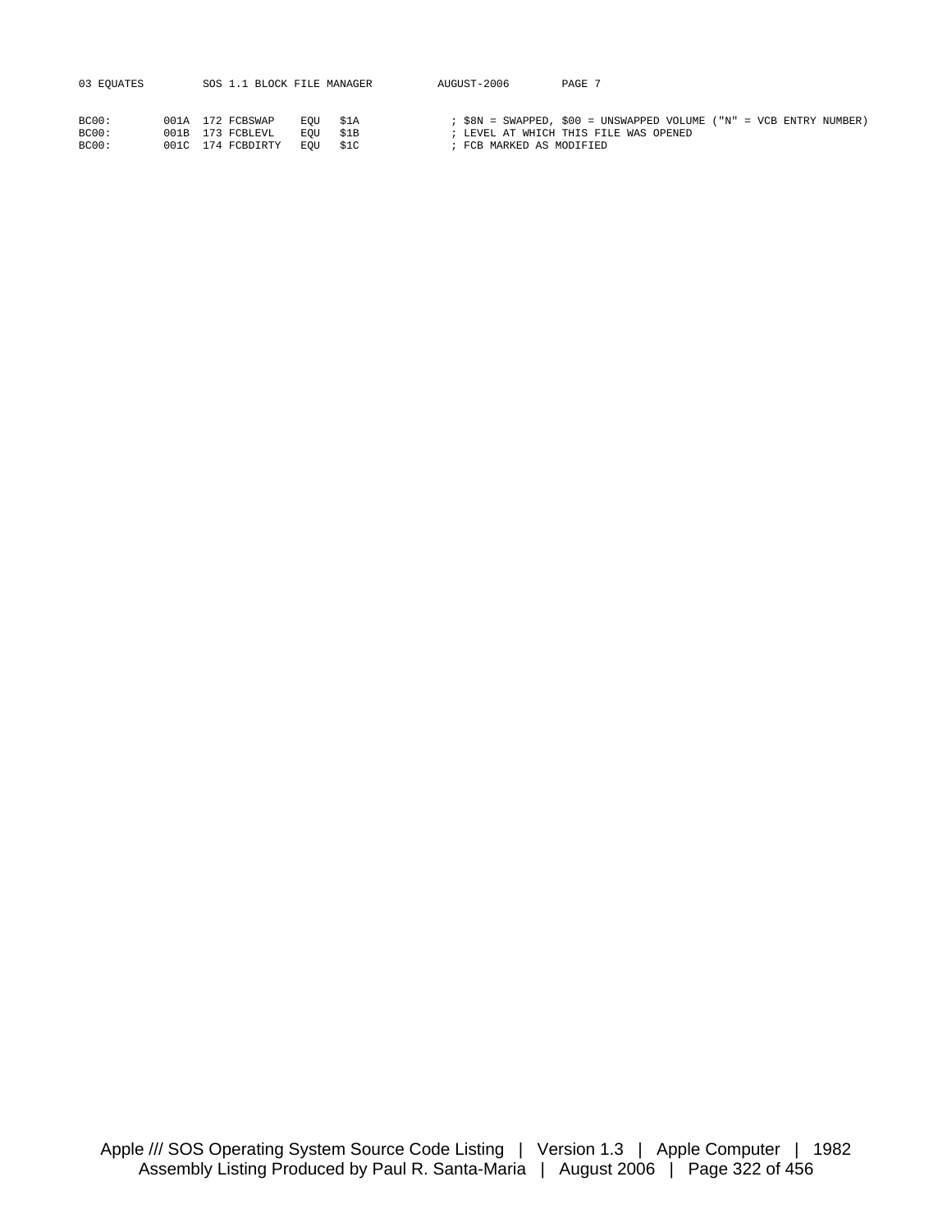```
BC00:        001A  172 FCBSWAP    EQU   $1A          ; $8N = SWAPPED, $00 = UNSWAPPED VOLUME ("N" = VCB ENTRY NUMBER)
BC00:        001B  173 FCBLEVL    EQU   $1B          ; LEVEL AT WHICH THIS FILE WAS OPENED
BC00:        001C  174 FCBDIRTY   EQU   $1C          ; FCB MARKED AS MODIFIED
```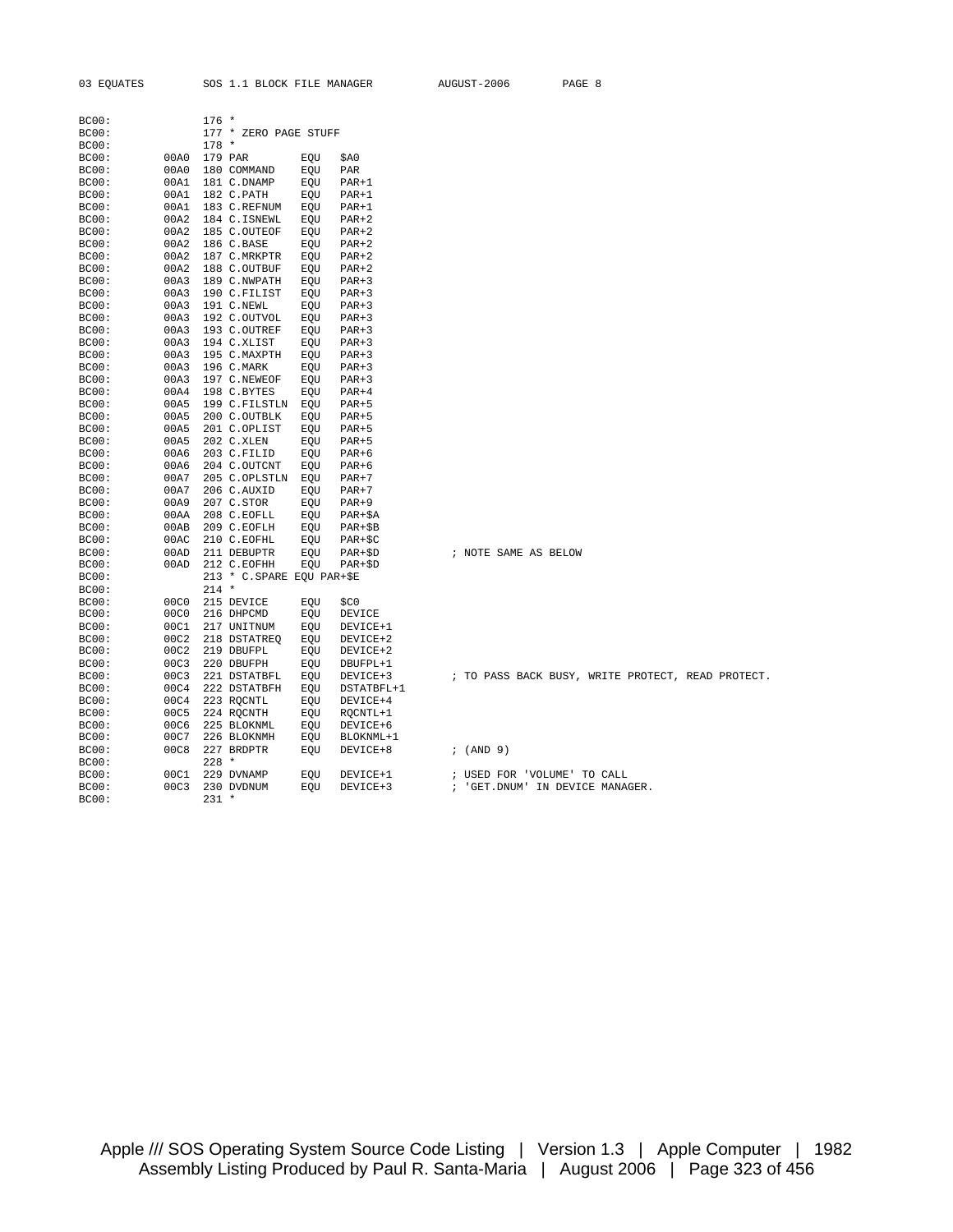```
BC00:              176 *
BC00:              177 * ZERO PAGE STUFF
BC00:              178 *
BC00:       00A0   179 PAR          EQU   $A0
BC00:       00A0   180 COMMAND      EQU   PAR
BC00:       00A1   181 C.DNAMP      EQU   PAR+1
BC00:       00A1   182 C.PATH       EQU   PAR+1
BC00:       00A1   183 C.REFNUM     EQU   PAR+1
BC00:       00A2   184 C.ISNEWL     EQU   PAR+2
BC00:       00A2   185 C.OUTEOF     EQU   PAR+2
BC00:       00A2   186 C.BASE       EQU   PAR+2
BC00:       00A2   187 C.MRKPTR     EQU   PAR+2
BC00:       00A2   188 C.OUTBUF     EQU   PAR+2
BC00:       00A3   189 C.NWPATH     EQU   PAR+3
BC00:       00A3   190 C.FILIST     EQU   PAR+3
BC00:       00A3   191 C.NEWL       EQU   PAR+3
BC00:       00A3   192 C.OUTVOL     EQU   PAR+3
BC00:       00A3   193 C.OUTREF     EQU   PAR+3
BC00:       00A3   194 C.XLIST      EQU   PAR+3
BC00:       00A3   195 C.MAXPTH     EQU   PAR+3
BC00:       00A3   196 C.MARK       EQU   PAR+3
BC00:       00A3   197 C.NEWEOF     EQU   PAR+3
BC00:       00A4   198 C.BYTES      EQU   PAR+4
BC00:       00A5   199 C.FILSTLN    EQU   PAR+5
BC00:       00A5   200 C.OUTBLK     EQU   PAR+5
BC00:       00A5   201 C.OPLIST     EQU   PAR+5
BC00:       00A5   202 C.XLEN       EQU   PAR+5
BC00:       00A6   203 C.FILID      EQU   PAR+6
BC00:       00A6   204 C.OUTCNT     EQU   PAR+6
BC00:       00A7   205 C.OPLSTLN    EQU   PAR+7
BC00:       00A7   206 C.AUXID      EQU   PAR+7
BC00:       00A9   207 C.STOR       EQU   PAR+9
BC00:       00AA   208 C.EOFLL      EQU   PAR+$A
BC00:       00AB   209 C.EOFLH      EQU   PAR+$B
BC00:       00AC   210 C.EOFHL      EQU   PAR+$C
BC00:       00AD   211 DEBUPTR      EQU   PAR+$D           ; NOTE SAME AS BELOW
BC00:       00AD   212 C.EOFHH      EQU   PAR+$D
BC00:              213 * C.SPARE EQU PAR+$E
BC00:              214 *
BC00:       00C0   215 DEVICE       EQU   $C0
BC00:       00C0   216 DHPCMD       EQU   DEVICE
BC00:       00C1   217 UNITNUM      EQU   DEVICE+1
BC00:       00C2   218 DSTATREQ     EQU   DEVICE+2
BC00:       00C2   219 DBUFPL       EQU   DEVICE+2
BC00:       00C3   220 DBUFPH       EQU   DBUFPL+1
BC00:       00C3   221 DSTATBFL     EQU   DEVICE+3         ; TO PASS BACK BUSY, WRITE PROTECT, READ PROTECT.
BC00:       00C4   222 DSTATBFH     EQU   DSTATBFL+1
BC00:       00C4   223 RQCNTL       EQU   DEVICE+4
BC00:       00C5   224 RQCNTH       EQU   RQCNTL+1
BC00:       00C6   225 BLOKNML      EQU   DEVICE+6
BC00:       00C7   226 BLOKNMH      EQU   BLOKNML+1
BC00:       00C8   227 BRDPTR       EQU   DEVICE+8         ; (AND 9)
BC00:              228 *
BC00:       00C1   229 DVNAMP       EQU   DEVICE+1         ; USED FOR 'VOLUME' TO CALL
BC00:       00C3   230 DVDNUM       EQU   DEVICE+3         ; 'GET.DNUM' IN DEVICE MANAGER.
BC00:              231 *
```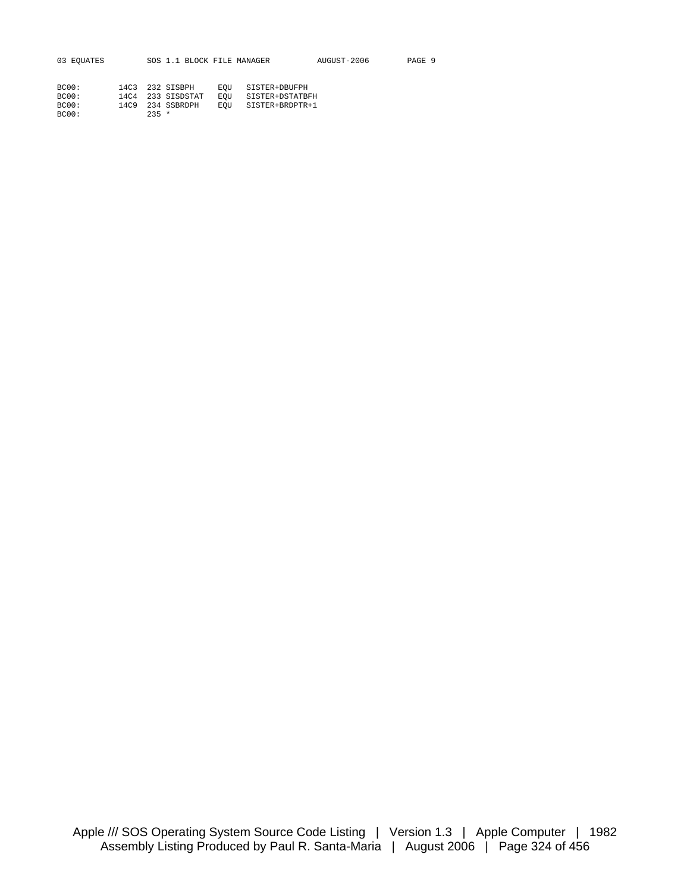```
BC00:        14C3  232 SISBPH     EQU   SISTER+DBUFPH
BC00:        14C4  233 SISDSTAT   EQU   SISTER+DSTATBFH
BC00:        14C9  234 SSBRDPH    EQU   SISTER+BRDPTR+1
BC00:              235 *
```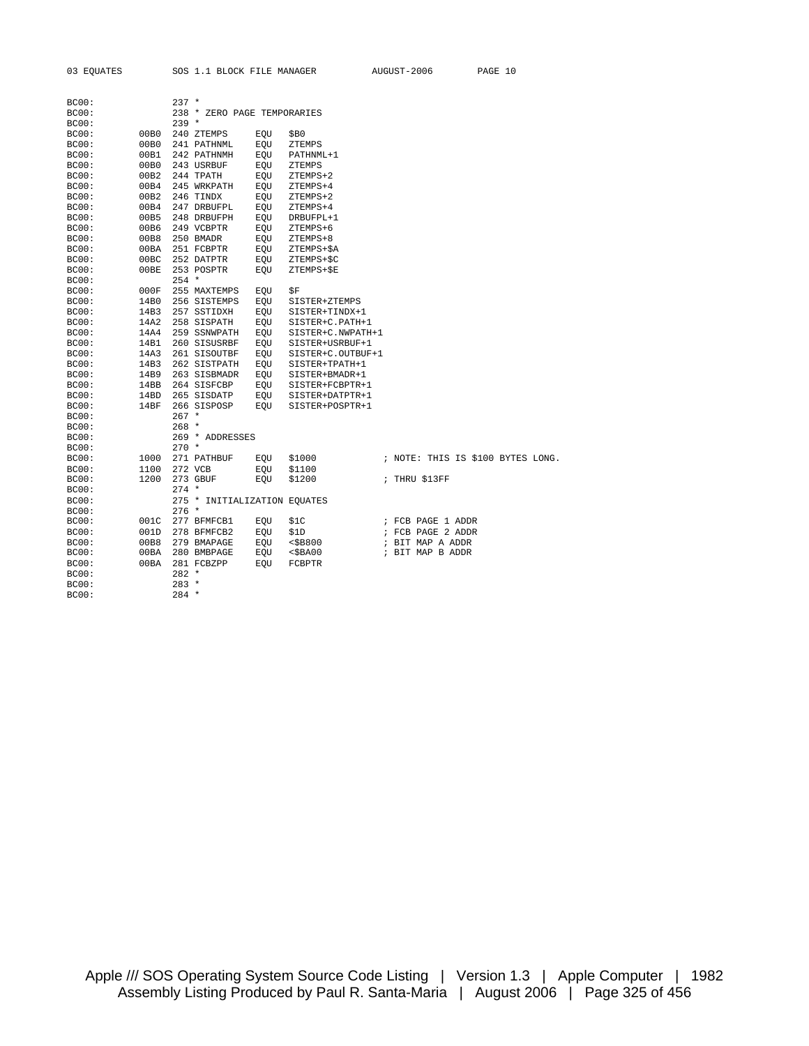```
BC00:              237 *
BC00:              238 * ZERO PAGE TEMPORARIES
BC00:              239 *
BC00:        00B0  240 ZTEMPS      EQU   $B0
BC00:        00B0  241 PATHNML     EQU   ZTEMPS
BC00:        00B1  242 PATHNMH     EQU   PATHNML+1
BC00:        00B0  243 USRBUF      EQU   ZTEMPS
BC00:        00B2  244 TPATH       EQU   ZTEMPS+2
BC00:        00B4  245 WRKPATH     EQU   ZTEMPS+4
BC00:        00B2  246 TINDX       EQU   ZTEMPS+2
BC00:        00B4  247 DRBUFPL     EQU   ZTEMPS+4
BC00:        00B5  248 DRBUFPH     EQU   DRBUFPL+1
BC00:        00B6  249 VCBPTR      EQU   ZTEMPS+6
BC00:        00B8  250 BMADR       EQU   ZTEMPS+8
BC00:        00BA  251 FCBPTR      EQU   ZTEMPS+$A
BC00:        00BC  252 DATPTR      EQU   ZTEMPS+$C
BC00:        00BE  253 POSPTR      EQU   ZTEMPS+$E
BC00:              254 *
BC00:        000F  255 MAXTEMPS    EQU   $F
BC00:        14B0  256 SISTEMPS    EQU   SISTER+ZTEMPS
BC00:        14B3  257 SSTIDXH     EQU   SISTER+TINDX+1
BC00:        14A2  258 SISPATH     EQU   SISTER+C.PATH+1
BC00:        14A4  259 SSNWPATH    EQU   SISTER+C.NWPATH+1
BC00:        14B1  260 SISUSRBF    EQU   SISTER+USRBUF+1
BC00:        14A3  261 SISOUTBF    EQU   SISTER+C.OUTBUF+1
BC00:        14B3  262 SISTPATH    EQU   SISTER+TPATH+1
BC00:        14B9  263 SISBMADR    EQU   SISTER+BMADR+1
BC00:        14BB  264 SISFCBP     EQU   SISTER+FCBPTR+1
BC00:        14BD  265 SISDATP     EQU   SISTER+DATPTR+1
BC00:        14BF  266 SISPOSP     EQU   SISTER+POSPTR+1
BC00:              267 *
BC00:              268 *
BC00:              269 * ADDRESSES
BC00:              270 *
BC00:        1000  271 PATHBUF     EQU   $1000              ; NOTE: THIS IS $100 BYTES LONG.
BC00:        1100  272 VCB         EQU   $1100
BC00:        1200  273 GBUF        EQU   $1200              ; THRU $13FF
BC00:              274 *
BC00:              275 * INITIALIZATION EQUATES
BC00:              276 *
BC00:        001C  277 BFMFCB1     EQU   $1C                ; FCB PAGE 1 ADDR
BC00:        001D  278 BFMFCB2     EQU   $1D                ; FCB PAGE 2 ADDR
BC00:        00B8  279 BMAPAGE     EQU   <$B800             ; BIT MAP A ADDR
BC00:        00BA  280 BMBPAGE     EQU   <$BA00             ; BIT MAP B ADDR
BC00:        00BA  281 FCBZPP      EQU   FCBPTR
BC00:              282 *
BC00:              283 *
BC00:              284 *
```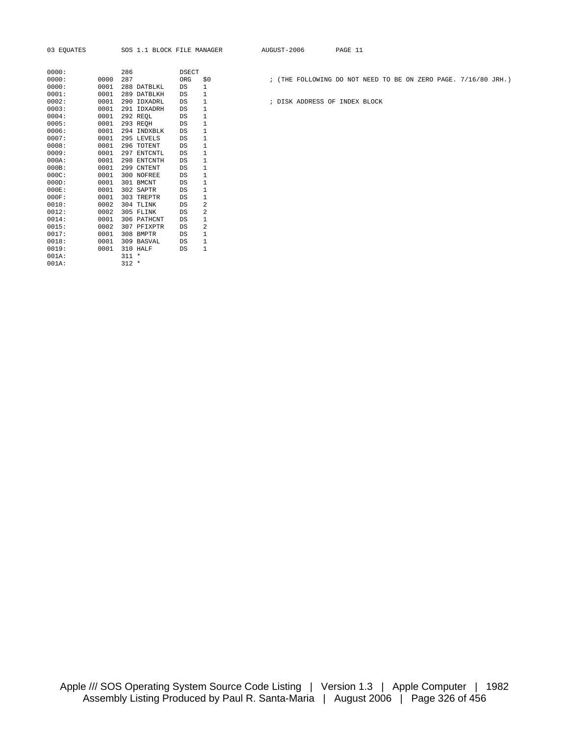```
0000:              286            DSECT
0000:        0000  287            ORG   $0              ; (THE FOLLOWING DO NOT NEED TO BE ON ZERO PAGE. 7/16/80 JRH.)
0000:        0001  288 DATBLKL    DS    1
0001:        0001  289 DATBLKH    DS    1
0002:        0001  290 IDXADRL    DS    1               ; DISK ADDRESS OF INDEX BLOCK
0003:        0001  291 IDXADRH    DS    1
0004:        0001  292 REQL       DS    1
0005:        0001  293 REQH       DS    1
0006:        0001  294 INDXBLK    DS    1
0007:        0001  295 LEVELS     DS    1
0008:        0001  296 TOTENT     DS    1
0009:        0001  297 ENTCNTL    DS    1
000A:        0001  298 ENTCNTH    DS    1
000B:        0001  299 CNTENT     DS    1
000C:        0001  300 NOFREE     DS    1
000D:        0001  301 BMCNT      DS    1
000E:        0001  302 SAPTR      DS    1
000F:        0001  303 TREPTR     DS    1
0010:        0002  304 TLINK      DS    2
0012:        0002  305 FLINK      DS    2
0014:        0001  306 PATHCNT    DS    1
0015:        0002  307 PFIXPTR    DS    2
0017:        0001  308 BMPTR      DS    1
0018:        0001  309 BASVAL     DS    1
0019:        0001  310 HALF       DS    1
001A:              311 *
001A:              312 *
```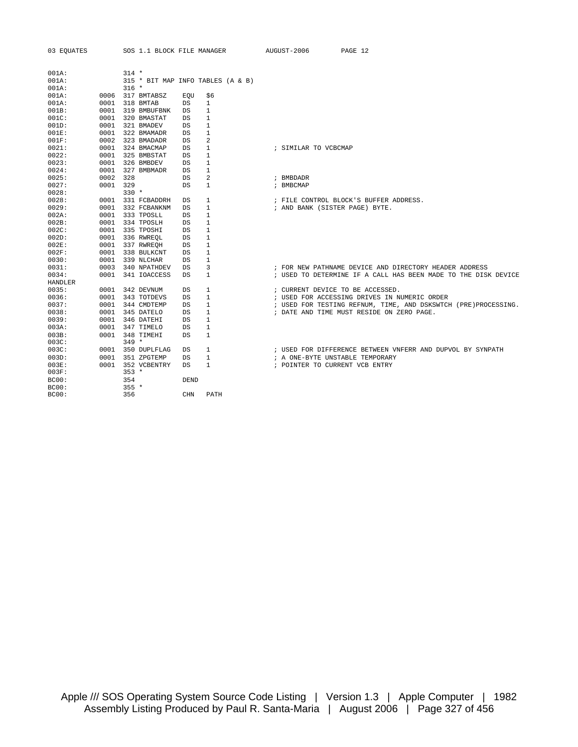```
001A:            314 *
001A:            315 * BIT MAP INFO TABLES (A & B)
001A:            316 *
001A:      0006  317 BMTABSZ    EQU   $6
001A:      0001  318 BMTAB      DS    1
001B:      0001  319 BMBUFBNK   DS    1
001C:      0001  320 BMASTAT    DS    1
001D:      0001  321 BMADEV     DS    1
001E:      0001  322 BMAMADR    DS    1
001F:      0002  323 BMADADR    DS    2
0021:      0001  324 BMACMAP    DS    1              ; SIMILAR TO VCBCMAP
0022:      0001  325 BMBSTAT    DS    1
0023:      0001  326 BMBDEV     DS    1
0024:      0001  327 BMBMADR    DS    1
0025:      0002  328            DS    2              ; BMBDADR
0027:      0001  329            DS    1              ; BMBCMAP
0028:            330 *
0028:      0001  331 FCBADDRH   DS    1              ; FILE CONTROL BLOCK'S BUFFER ADDRESS.
0029:      0001  332 FCBANKNM   DS    1              ; AND BANK (SISTER PAGE) BYTE.
002A:      0001  333 TPOSLL     DS    1
002B:      0001  334 TPOSLH     DS    1
002C:      0001  335 TPOSHI     DS    1
002D:      0001  336 RWREQL     DS    1
002E:      0001  337 RWREQH     DS    1
002F:      0001  338 BULKCNT    DS    1
0030:      0001  339 NLCHAR     DS    1
0031:      0003  340 NPATHDEV   DS    3              ; FOR NEW PATHNAME DEVICE AND DIRECTORY HEADER ADDRESS
0034:      0001  341 IOACCESS   DS    1              ; USED TO DETERMINE IF A CALL HAS BEEN MADE TO THE DISK DEVICE
HANDLER
0035:      0001  342 DEVNUM     DS    1              ; CURRENT DEVICE TO BE ACCESSED.
0036:      0001  343 TOTDEVS    DS    1              ; USED FOR ACCESSING DRIVES IN NUMERIC ORDER
0037:      0001  344 CMDTEMP    DS    1              ; USED FOR TESTING REFNUM, TIME, AND DSKSWTCH (PRE)PROCESSING.
0038:      0001  345 DATELO     DS    1              ; DATE AND TIME MUST RESIDE ON ZERO PAGE.
0039:      0001  346 DATEHI     DS    1
003A:      0001  347 TIMELO     DS    1
003B:      0001  348 TIMEHI     DS    1
003C:            349 *
003C:      0001  350 DUPLFLAG   DS    1              ; USED FOR DIFFERENCE BETWEEN VNFERR AND DUPVOL BY SYNPATH
003D:      0001  351 ZPGTEMP    DS    1              ; A ONE-BYTE UNSTABLE TEMPORARY
003E:      0001  352 VCBENTRY   DS    1              ; POINTER TO CURRENT VCB ENTRY
003F:            353 *
BC00:            354            DEND
BC00:            355 *
BC00:            356            CHN   PATH
```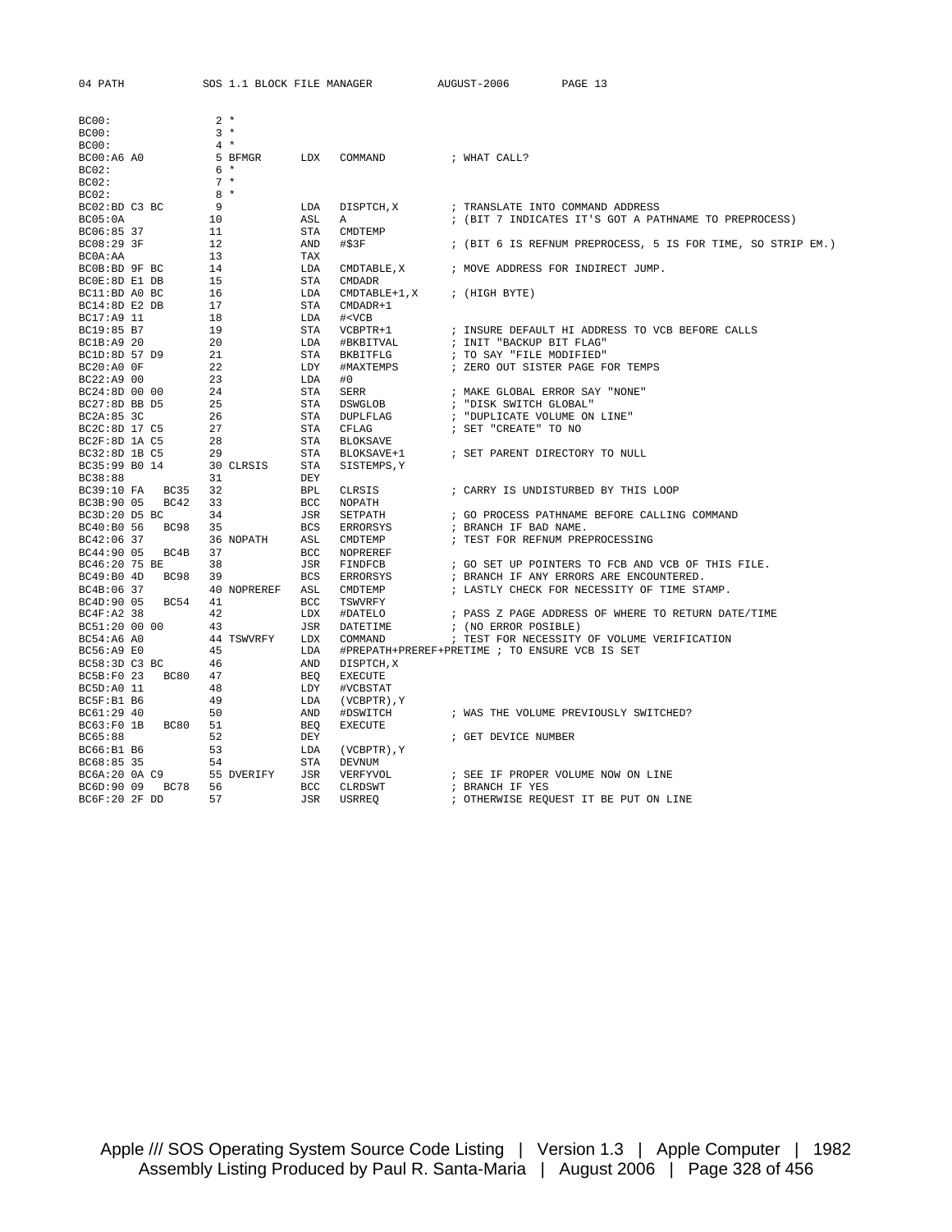```
BC00:                2 *
BC00:                3 *
BC00:                4 *
BC00:A6 A0           5 BFMGR      LDX   COMMAND          ; WHAT CALL?
BC02:                6 *
BC02:                7 *
BC02:                8 *
BC02:BD C3 BC        9            LDA   DISPTCH,X        ; TRANSLATE INTO COMMAND ADDRESS
BC05:0A             10            ASL   A                ; (BIT 7 INDICATES IT'S GOT A PATHNAME TO PREPROCESS)
BC06:85 37          11            STA   CMDTEMP
BC08:29 3F          12            AND   #$3F             ; (BIT 6 IS REFNUM PREPROCESS, 5 IS FOR TIME, SO STRIP EM.)
BC0A:AA             13            TAX
BC0B:BD 9F BC       14            LDA   CMDTABLE,X       ; MOVE ADDRESS FOR INDIRECT JUMP.
BC0E:8D E1 DB       15            STA   CMDADR
BC11:BD A0 BC       16            LDA   CMDTABLE+1,X     ; (HIGH BYTE)
BC14:8D E2 DB       17            STA   CMDADR+1
BC17:A9 11          18            LDA   #<VCB
BC19:85 B7          19            STA   VCBPTR+1         ; INSURE DEFAULT HI ADDRESS TO VCB BEFORE CALLS
BC1B:A9 20          20            LDA   #BKBITVAL        ; INIT "BACKUP BIT FLAG"
BC1D:8D 57 D9       21            STA   BKBITFLG         ; TO SAY "FILE MODIFIED"
BC20:A0 0F          22            LDY   #MAXTEMPS        ; ZERO OUT SISTER PAGE FOR TEMPS
BC22:A9 00          23            LDA   #0
BC24:8D 00 00       24            STA   SERR             ; MAKE GLOBAL ERROR SAY "NONE"
BC27:8D BB D5       25            STA   DSWGLOB          ; "DISK SWITCH GLOBAL"
BC2A:85 3C          26            STA   DUPLFLAG         ; "DUPLICATE VOLUME ON LINE"
BC2C:8D 17 C5       27            STA   CFLAG            ; SET "CREATE" TO NO
BC2F:8D 1A C5       28            STA   BLOKSAVE
BC32:8D 1B C5       29            STA   BLOKSAVE+1       ; SET PARENT DIRECTORY TO NULL
BC35:99 B0 14       30 CLRSIS     STA   SISTEMPS,Y
BC38:88             31            DEY
BC39:10 FA   BC35   32            BPL   CLRSIS           ; CARRY IS UNDISTURBED BY THIS LOOP
BC3B:90 05   BC42   33            BCC   NOPATH
BC3D:20 D5 BC       34            JSR   SETPATH          ; GO PROCESS PATHNAME BEFORE CALLING COMMAND
BC40:B0 56   BC98   35            BCS   ERRORSYS         ; BRANCH IF BAD NAME.
BC42:06 37          36 NOPATH     ASL   CMDTEMP          ; TEST FOR REFNUM PREPROCESSING
BC44:90 05   BC4B   37            BCC   NOPREREF
BC46:20 75 BE       38            JSR   FINDFCB          ; GO SET UP POINTERS TO FCB AND VCB OF THIS FILE.
BC49:B0 4D   BC98   39            BCS   ERRORSYS         ; BRANCH IF ANY ERRORS ARE ENCOUNTERED.
BC4B:06 37          40 NOPREREF   ASL   CMDTEMP          ; LASTLY CHECK FOR NECESSITY OF TIME STAMP.
BC4D:90 05   BC54   41            BCC   TSWVRFY
BC4F:A2 38          42            LDX   #DATELO          ; PASS Z PAGE ADDRESS OF WHERE TO RETURN DATE/TIME
BC51:20 00 00       43            JSR   DATETIME         ; (NO ERROR POSIBLE)
BC54:A6 A0          44 TSWVRFY    LDX   COMMAND          ; TEST FOR NECESSITY OF VOLUME VERIFICATION
BC56:A9 E0          45            LDA   #PREPATH+PREREF+PRETIME ; TO ENSURE VCB IS SET
BC58:3D C3 BC       46            AND   DISPTCH,X
BC5B:F0 23   BC80   47            BEQ   EXECUTE
BC5D:A0 11          48            LDY   #VCBSTAT
BC5F:B1 B6          49            LDA   (VCBPTR),Y
BC61:29 40          50            AND   #DSWITCH         ; WAS THE VOLUME PREVIOUSLY SWITCHED?
BC63:F0 1B   BC80   51            BEQ   EXECUTE
BC65:88             52            DEY                    ; GET DEVICE NUMBER
BC66:B1 B6          53            LDA   (VCBPTR),Y
BC68:85 35          54            STA   DEVNUM
BC6A:20 0A C9       55 DVERIFY    JSR   VERFYVOL         ; SEE IF PROPER VOLUME NOW ON LINE
BC6D:90 09   BC78   56            BCC   CLRDSWT          ; BRANCH IF YES
BC6F:20 2F DD       57            JSR   USRREQ           ; OTHERWISE REQUEST IT BE PUT ON LINE
```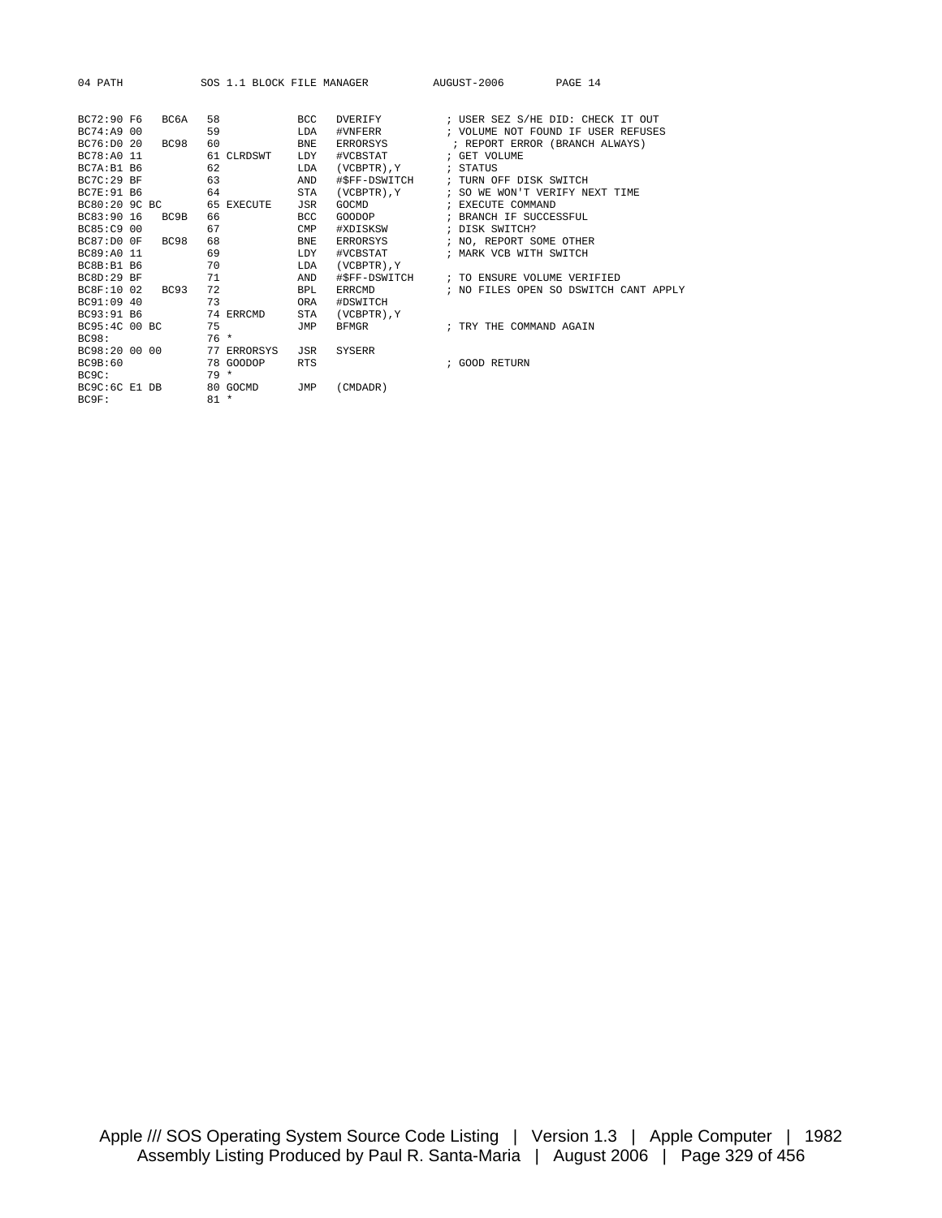```
BC72:90 F6   BC6A   58             BCC   DVERIFY          ; USER SEZ S/HE DID: CHECK IT OUT
BC74:A9 00          59             LDA   #VNFERR          ; VOLUME NOT FOUND IF USER REFUSES
BC76:D0 20   BC98   60             BNE   ERRORSYS          ; REPORT ERROR (BRANCH ALWAYS)
BC78:A0 11          61 CLRDSWT     LDY   #VCBSTAT         ; GET VOLUME
BC7A:B1 B6          62             LDA   (VCBPTR),Y       ; STATUS
BC7C:29 BF          63             AND   #$FF-DSWITCH     ; TURN OFF DISK SWITCH
BC7E:91 B6          64             STA   (VCBPTR),Y       ; SO WE WON'T VERIFY NEXT TIME
BC80:20 9C BC       65 EXECUTE     JSR   GOCMD            ; EXECUTE COMMAND
BC83:90 16   BC9B   66             BCC   GOODOP           ; BRANCH IF SUCCESSFUL
BC85:C9 00          67             CMP   #XDISKSW         ; DISK SWITCH?
BC87:D0 0F   BC98   68             BNE   ERRORSYS         ; NO, REPORT SOME OTHER
BC89:A0 11          69             LDY   #VCBSTAT         ; MARK VCB WITH SWITCH
BC8B:B1 B6          70             LDA   (VCBPTR),Y
BC8D:29 BF          71             AND   #$FF-DSWITCH     ; TO ENSURE VOLUME VERIFIED
BC8F:10 02   BC93   72             BPL   ERRCMD           ; NO FILES OPEN SO DSWITCH CANT APPLY
BC91:09 40          73             ORA   #DSWITCH
BC93:91 B6          74 ERRCMD      STA   (VCBPTR),Y
BC95:4C 00 BC       75             JMP   BFMGR            ; TRY THE COMMAND AGAIN
BC98:               76 *
BC98:20 00 00       77 ERRORSYS    JSR   SYSERR
BC9B:60             78 GOODOP      RTS                    ; GOOD RETURN
BC9C:               79 *
BC9C:6C E1 DB       80 GOCMD       JMP   (CMDADR)
BC9F:               81 *
```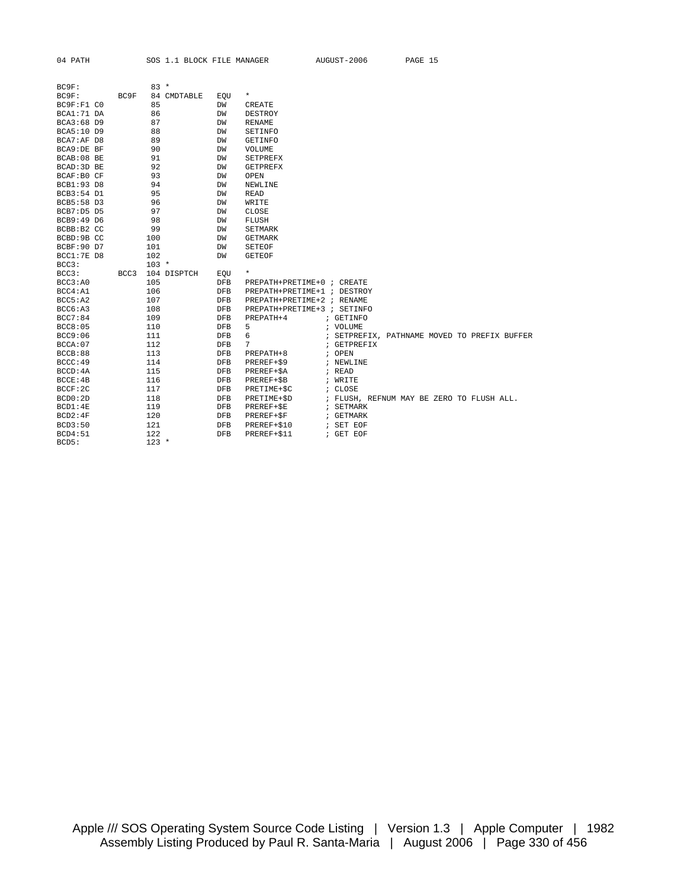```
BC9F:                83 *
BC9F:         BC9F   84 CMDTABLE   EQU   *
BC9F:F1 C0           85            DW    CREATE
BCA1:71 DA           86            DW    DESTROY
BCA3:68 D9           87            DW    RENAME
BCA5:10 D9           88            DW    SETINFO
BCA7:AF D8           89            DW    GETINFO
BCA9:DE BF           90            DW    VOLUME
BCAB:08 BE           91            DW    SETPREFX
BCAD:3D BE           92            DW    GETPREFX
BCAF:B0 CF           93            DW    OPEN
BCB1:93 D8           94            DW    NEWLINE
BCB3:54 D1           95            DW    READ
BCB5:58 D3           96            DW    WRITE
BCB7:D5 D5           97            DW    CLOSE
BCB9:49 D6           98            DW    FLUSH
BCBB:B2 CC           99            DW    SETMARK
BCBD:9B CC          100            DW    GETMARK
BCBF:90 D7          101            DW    SETEOF
BCC1:7E D8          102            DW    GETEOF
BCC3:               103 *
BCC3:         BCC3  104 DISPTCH    EQU   *
BCC3:A0             105            DFB   PREPATH+PRETIME+0 ; CREATE
BCC4:A1             106            DFB   PREPATH+PRETIME+1 ; DESTROY
BCC5:A2             107            DFB   PREPATH+PRETIME+2 ; RENAME
BCC6:A3             108            DFB   PREPATH+PRETIME+3 ; SETINFO
BCC7:84             109            DFB   PREPATH+4         ; GETINFO
BCC8:05             110            DFB   5                 ; VOLUME
BCC9:06             111            DFB   6                 ; SETPREFIX, PATHNAME MOVED TO PREFIX BUFFER
BCCA:07             112            DFB   7                 ; GETPREFIX
BCCB:88             113            DFB   PREPATH+8         ; OPEN
BCCC:49             114            DFB   PREREF+$9         ; NEWLINE
BCCD:4A             115            DFB   PREREF+$A         ; READ
BCCE:4B             116            DFB   PREREF+$B         ; WRITE
BCCF:2C             117            DFB   PRETIME+$C        ; CLOSE
BCD0:2D             118            DFB   PRETIME+$D        ; FLUSH, REFNUM MAY BE ZERO TO FLUSH ALL.
BCD1:4E             119            DFB   PREREF+$E         ; SETMARK
BCD2:4F             120            DFB   PREREF+$F         ; GETMARK
BCD3:50             121            DFB   PREREF+$10        ; SET EOF
BCD4:51             122            DFB   PREREF+$11        ; GET EOF
BCD5:               123 *
```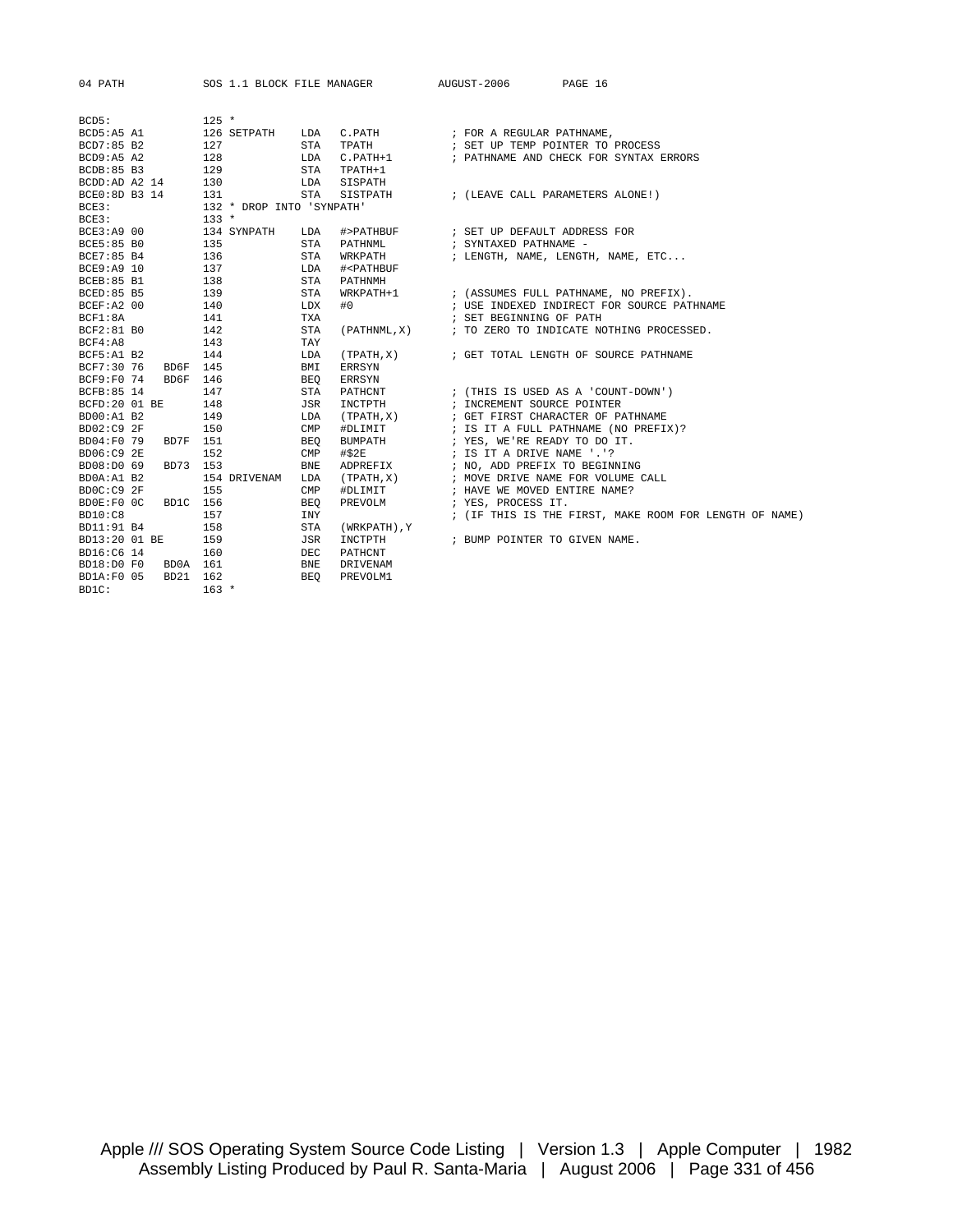```
BCD5:              125 *
BCD5:A5 A1         126 SETPATH    LDA   C.PATH            ; FOR A REGULAR PATHNAME,
BCD7:85 B2         127            STA   TPATH             ; SET UP TEMP POINTER TO PROCESS
BCD9:A5 A2         128            LDA   C.PATH+1          ; PATHNAME AND CHECK FOR SYNTAX ERRORS
BCDB:85 B3         129            STA   TPATH+1
BCDD:AD A2 14      130            LDA   SISPATH
BCE0:8D B3 14      131            STA   SISPATH           ; (LEAVE CALL PARAMETERS ALONE!)
BCE3:              132 * DROP INTO 'SYNPATH'
BCE3:              133 *
BCE3:A9 00         134 SYNPATH    LDA   #>PATHBUF         ; SET UP DEFAULT ADDRESS FOR
BCE5:85 B0         135            STA   PATHNML           ; SYNTAXED PATHNAME -
BCE7:85 B4         136            STA   WRKPATH           ; LENGTH, NAME, LENGTH, NAME, ETC...
BCE9:A9 10         137            LDA   #<PATHBUF
BCEB:85 B1         138            STA   PATHNMH
BCED:85 B5         139            STA   WRKPATH+1         ; (ASSUMES FULL PATHNAME, NO PREFIX).
BCEF:A2 00         140            LDX   #0                ; USE INDEXED INDIRECT FOR SOURCE PATHNAME
BCF1:8A            141            TXA                     ; SET BEGINNING OF PATH
BCF2:81 B0         142            STA   (PATHNML,X)       ; TO ZERO TO INDICATE NOTHING PROCESSED.
BCF4:A8            143            TAY
BCF5:A1 B2         144            LDA   (TPATH,X)         ; GET TOTAL LENGTH OF SOURCE PATHNAME
BCF7:30 76   BD6F  145            BMI   ERRSYN
BCF9:F0 74   BD6F  146            BEQ   ERRSYN
BCFB:85 14         147            STA   PATHCNT           ; (THIS IS USED AS A 'COUNT-DOWN')
BCFD:20 01 BE      148            JSR   INCTPTH           ; INCREMENT SOURCE POINTER
BD00:A1 B2         149            LDA   (TPATH,X)         ; GET FIRST CHARACTER OF PATHNAME
BD02:C9 2F         150            CMP   #DLIMIT           ; IS IT A FULL PATHNAME (NO PREFIX)?
BD04:F0 79   BD7F  151            BEQ   BUMPATH           ; YES, WE'RE READY TO DO IT.
BD06:C9 2E         152            CMP   #$2E              ; IS IT A DRIVE NAME '.'?
BD08:D0 69   BD73  153            BNE   ADPREFIX          ; NO, ADD PREFIX TO BEGINNING
BD0A:A1 B2         154 DRIVENAM   LDA   (TPATH,X)         ; MOVE DRIVE NAME FOR VOLUME CALL
BD0C:C9 2F         155            CMP   #DLIMIT           ; HAVE WE MOVED ENTIRE NAME?
BD0E:F0 0C   BD1C  156            BEQ   PREVOLM           ; YES, PROCESS IT.
BD10:C8            157            INY                     ; (IF THIS IS THE FIRST, MAKE ROOM FOR LENGTH OF NAME)
BD11:91 B4         158            STA   (WRKPATH),Y
BD13:20 01 BE      159            JSR   INCTPTH           ; BUMP POINTER TO GIVEN NAME.
BD16:C6 14         160            DEC   PATHCNT
BD18:D0 F0   BD0A  161            BNE   DRIVENAM
BD1A:F0 05   BD21  162            BEQ   PREVOLM1
BD1C:              163 *
```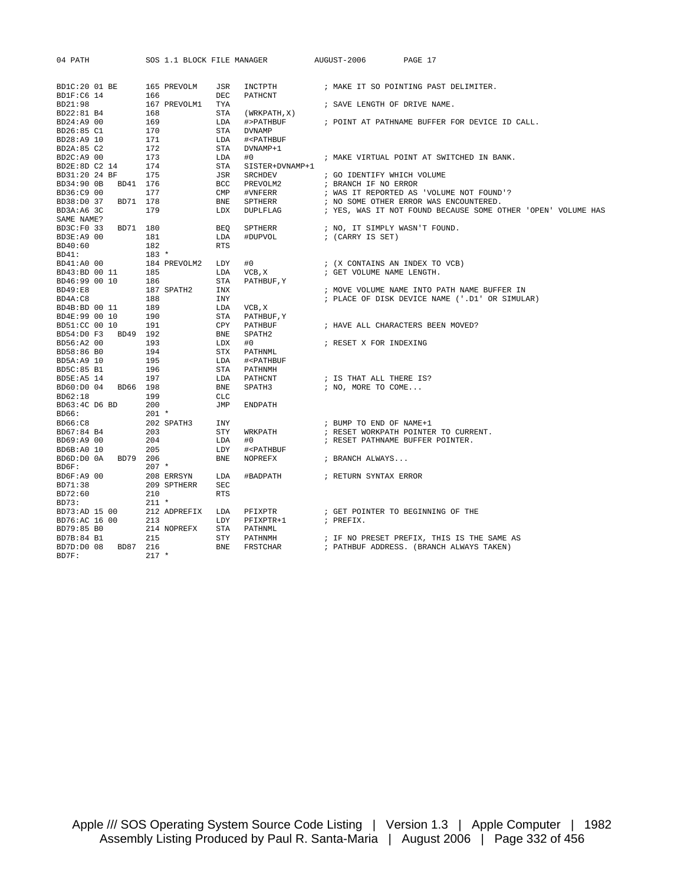```
BD1C:20 01 BE       165 PREVOLM    JSR   INCTPTH          ; MAKE IT SO POINTING PAST DELIMITER.
BD1F:C6 14          166            DEC   PATHCNT
BD21:98             167 PREVOLM1   TYA                    ; SAVE LENGTH OF DRIVE NAME.
BD22:81 B4          168            STA   (WRKPATH,X)
BD24:A9 00          169            LDA   #>PATHBUF        ; POINT AT PATHNAME BUFFER FOR DEVICE ID CALL.
BD26:85 C1          170            STA   DVNAMP
BD28:A9 10          171            LDA   #<PATHBUF
BD2A:85 C2          172            STA   DVNAMP+1
BD2C:A9 00          173            LDA   #0               ; MAKE VIRTUAL POINT AT SWITCHED IN BANK.
BD2E:8D C2 14       174            STA   SISTER+DVNAMP+1
BD31:20 24 BF       175            JSR   SRCHDEV          ; GO IDENTIFY WHICH VOLUME
BD34:90 0B   BD41   176            BCC   PREVOLM2         ; BRANCH IF NO ERROR
BD36:C9 00          177            CMP   #VNFERR          ; WAS IT REPORTED AS 'VOLUME NOT FOUND'?
BD38:D0 37   BD71   178            BNE   SPTHERR          ; NO SOME OTHER ERROR WAS ENCOUNTERED.
BD3A:A6 3C          179            LDX   DUPLFLAG         ; YES, WAS IT NOT FOUND BECAUSE SOME OTHER 'OPEN' VOLUME HAS
SAME NAME?
BD3C:F0 33   BD71   180            BEQ   SPTHERR          ; NO, IT SIMPLY WASN'T FOUND.
BD3E:A9 00          181            LDA   #DUPVOL          ; (CARRY IS SET)
BD40:60             182            RTS
BD41:               183 *
BD41:A0 00          184 PREVOLM2   LDY   #0               ; (X CONTAINS AN INDEX TO VCB)
BD43:BD 00 11       185            LDA   VCB,X            ; GET VOLUME NAME LENGTH.
BD46:99 00 10       186            STA   PATHBUF,Y
BD49:E8             187 SPATH2     INX                    ; MOVE VOLUME NAME INTO PATH NAME BUFFER IN
BD4A:C8             188            INY                    ; PLACE OF DISK DEVICE NAME ('.D1' OR SIMULAR)
BD4B:BD 00 11       189            LDA   VCB,X
BD4E:99 00 10       190            STA   PATHBUF,Y
BD51:CC 00 10       191            CPY   PATHBUF          ; HAVE ALL CHARACTERS BEEN MOVED?
BD54:D0 F3   BD49   192            BNE   SPATH2
BD56:A2 00          193            LDX   #0               ; RESET X FOR INDEXING
BD58:86 B0          194            STX   PATHNML
BD5A:A9 10          195            LDA   #<PATHBUF
BD5C:85 B1          196            STA   PATHNMH
BD5E:A5 14          197            LDA   PATHCNT          ; IS THAT ALL THERE IS?
BD60:D0 04   BD66   198            BNE   SPATH3           ; NO, MORE TO COME...
BD62:18             199            CLC
BD63:4C D6 BD       200            JMP   ENDPATH
BD66:               201 *
BD66:C8             202 SPATH3     INY                    ; BUMP TO END OF NAME+1
BD67:84 B4          203            STY   WRKPATH          ; RESET WORKPATH POINTER TO CURRENT.
BD69:A9 00          204            LDA   #0               ; RESET PATHNAME BUFFER POINTER.
BD6B:A0 10          205            LDY   #<PATHBUF
BD6D:D0 0A   BD79   206            BNE   NOPREFX          ; BRANCH ALWAYS...
BD6F:               207 *
BD6F:A9 00          208 ERRSYN     LDA   #BADPATH         ; RETURN SYNTAX ERROR
BD71:38             209 SPTHERR    SEC
BD72:60             210            RTS
BD73:               211 *
BD73:AD 15 00       212 ADPREFIX   LDA   PFIXPTR          ; GET POINTER TO BEGINNING OF THE
BD76:AC 16 00       213            LDY   PFIXPTR+1        ; PREFIX.
BD79:85 B0          214 NOPREFX    STA   PATHNML
BD7B:84 B1          215            STY   PATHNMH          ; IF NO PRESET PREFIX, THIS IS THE SAME AS
BD7D:D0 08   BD87   216            BNE   FRSTCHAR         ; PATHBUF ADDRESS. (BRANCH ALWAYS TAKEN)
BD7F:               217 *
```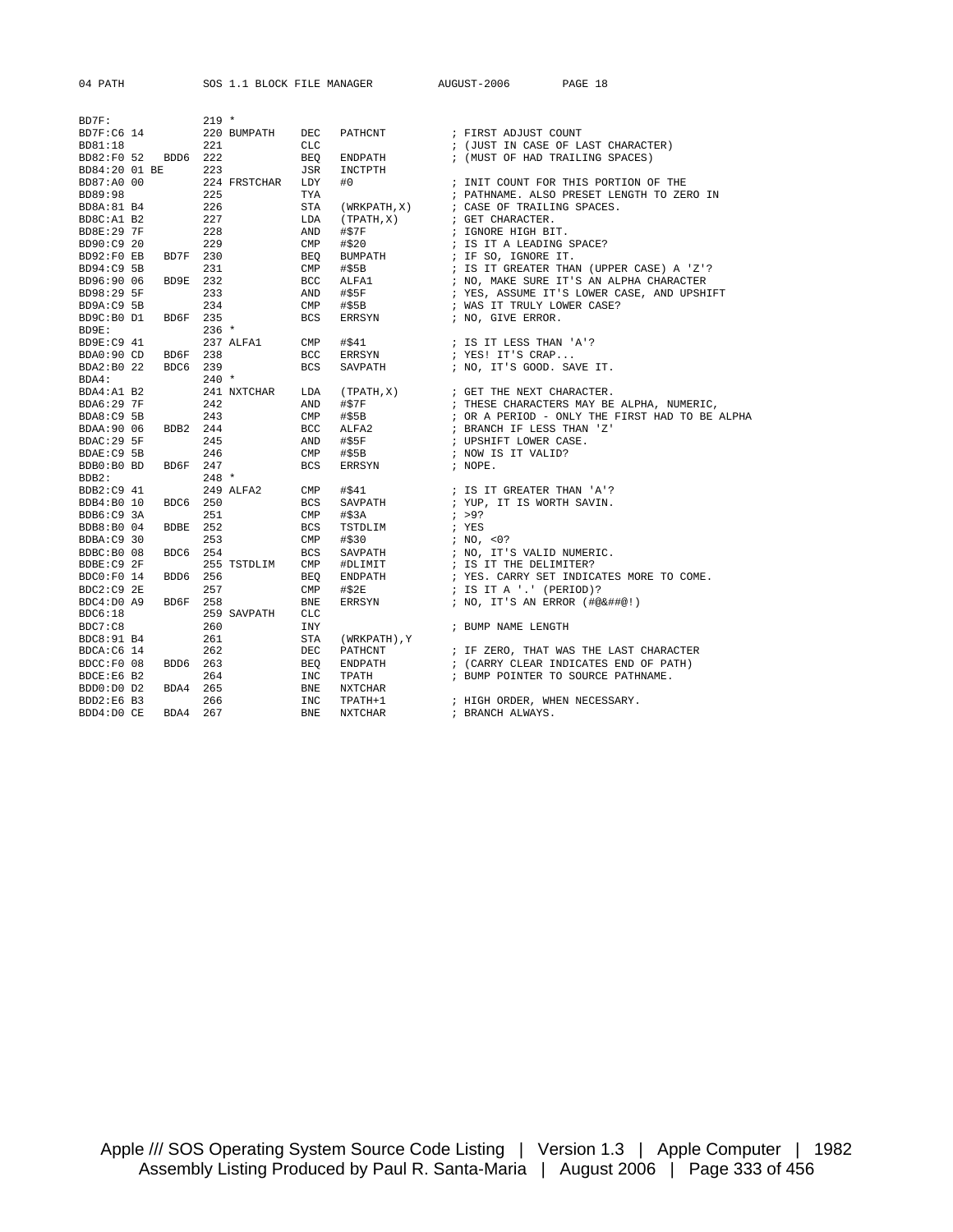```
BD7F:               219 *
BD7F:C6 14          220 BUMPATH    DEC    PATHCNT          ; FIRST ADJUST COUNT
BD81:18             221            CLC                     ; (JUST IN CASE OF LAST CHARACTER)
BD82:F0 52   BDD6   222            BEQ    ENDPATH          ; (MUST OF HAD TRAILING SPACES)
BD84:20 01 BE       223            JSR    INCTPTH
BD87:A0 00          224 FRSTCHAR   LDY    #0               ; INIT COUNT FOR THIS PORTION OF THE
BD89:98             225            TYA                     ; PATHNAME. ALSO PRESET LENGTH TO ZERO IN
BD8A:81 B4          226            STA    (WRKPATH,X)      ; CASE OF TRAILING SPACES.
BD8C:A1 B2          227            LDA    (TPATH,X)        ; GET CHARACTER.
BD8E:29 7F          228            AND    #$7F             ; IGNORE HIGH BIT.
BD90:C9 20          229            CMP    #$20             ; IS IT A LEADING SPACE?
BD92:F0 EB   BD7F   230            BEQ    BUMPATH          ; IF SO, IGNORE IT.
BD94:C9 5B          231            CMP    #$5B             ; IS IT GREATER THAN (UPPER CASE) A 'Z'?
BD96:90 06   BD9E   232            BCC    ALFA1            ; NO, MAKE SURE IT'S AN ALPHA CHARACTER
BD98:29 5F          233            AND    #$5F             ; YES, ASSUME IT'S LOWER CASE, AND UPSHIFT
BD9A:C9 5B          234            CMP    #$5B             ; WAS IT TRULY LOWER CASE?
BD9C:B0 D1   BD6F   235            BCS    ERRSYN           ; NO, GIVE ERROR.
BD9E:               236 *
BD9E:C9 41          237 ALFA1      CMP    #$41             ; IS IT LESS THAN 'A'?
BDA0:90 CD   BD6F   238            BCC    ERRSYN           ; YES! IT'S CRAP...
BDA2:B0 22   BDC6   239            BCS    SAVPATH          ; NO, IT'S GOOD. SAVE IT.
BDA4:               240 *
BDA4:A1 B2          241 NXTCHAR    LDA    (TPATH,X)        ; GET THE NEXT CHARACTER.
BDA6:29 7F          242            AND    #$7F             ; THESE CHARACTERS MAY BE ALPHA, NUMERIC,
BDA8:C9 5B          243            CMP    #$5B             ; OR A PERIOD - ONLY THE FIRST HAD TO BE ALPHA
BDAA:90 06   BDB2   244            BCC    ALFA2            ; BRANCH IF LESS THAN 'Z'
BDAC:29 5F          245            AND    #$5F             ; UPSHIFT LOWER CASE.
BDAE:C9 5B          246            CMP    #$5B             ; NOW IS IT VALID?
BDB0:B0 BD   BD6F   247            BCS    ERRSYN           ; NOPE.
BDB2:               248 *
BDB2:C9 41          249 ALFA2      CMP    #$41             ; IS IT GREATER THAN 'A'?
BDB4:B0 10   BDC6   250            BCS    SAVPATH          ; YUP, IT IS WORTH SAVIN.
BDB6:C9 3A          251            CMP    #$3A             ; >9?
BDB8:B0 04   BDBE   252            BCS    TSTDLIM          ; YES
BDBA:C9 30          253            CMP    #$30             ; NO, <0?
BDBC:B0 08   BDC6   254            BCS    SAVPATH          ; NO, IT'S VALID NUMERIC.
BDBE:C9 2F          255 TSTDLIM    CMP    #DLIMIT          ; IS IT THE DELIMITER?
BDC0:F0 14   BDD6   256            BEQ    ENDPATH          ; YES. CARRY SET INDICATES MORE TO COME.
BDC2:C9 2E          257            CMP    #$2E             ; IS IT A '.' (PERIOD)?
BDC4:D0 A9   BD6F   258            BNE    ERRSYN           ; NO, IT'S AN ERROR (#@&##@!)
BDC6:18             259 SAVPATH    CLC
BDC7:C8             260            INY                     ; BUMP NAME LENGTH
BDC8:91 B4          261            STA    (WRKPATH),Y
BDCA:C6 14          262            DEC    PATHCNT          ; IF ZERO, THAT WAS THE LAST CHARACTER
BDCC:F0 08   BDD6   263            BEQ    ENDPATH          ; (CARRY CLEAR INDICATES END OF PATH)
BDCE:E6 B2          264            INC    TPATH            ; BUMP POINTER TO SOURCE PATHNAME.
BDD0:D0 D2   BDA4   265            BNE    NXTCHAR
BDD2:E6 B3          266            INC    TPATH+1          ; HIGH ORDER, WHEN NECESSARY.
BDD4:D0 CE   BDA4   267            BNE    NXTCHAR          ; BRANCH ALWAYS.
```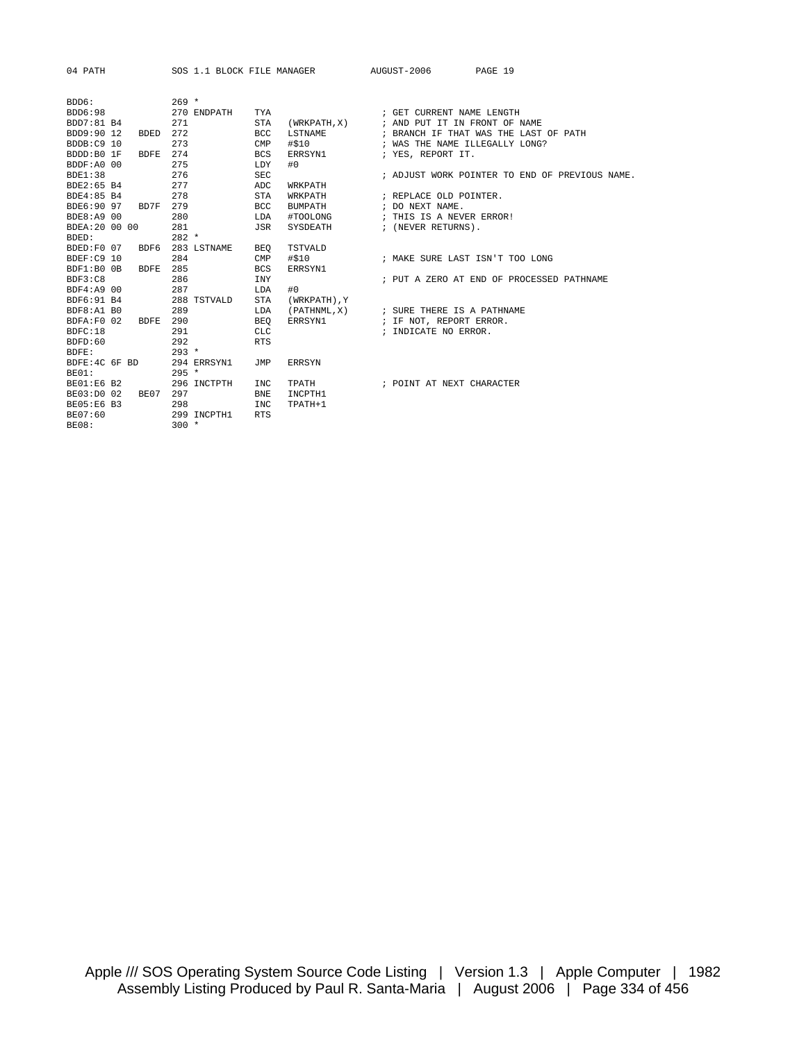```
BDD6:               269 *
BDD6:98             270 ENDPATH    TYA                    ; GET CURRENT NAME LENGTH
BDD7:81 B4          271            STA   (WRKPATH,X)      ; AND PUT IT IN FRONT OF NAME
BDD9:90 12   BDED   272            BCC   LSTNAME          ; BRANCH IF THAT WAS THE LAST OF PATH
BDDB:C9 10          273            CMP   #$10             ; WAS THE NAME ILLEGALLY LONG?
BDDD:B0 1F   BDFE   274            BCS   ERRSYN1          ; YES, REPORT IT.
BDDF:A0 00          275            LDY   #0
BDE1:38             276            SEC                    ; ADJUST WORK POINTER TO END OF PREVIOUS NAME.
BDE2:65 B4          277            ADC   WRKPATH
BDE4:85 B4          278            STA   WRKPATH          ; REPLACE OLD POINTER.
BDE6:90 97   BD7F   279            BCC   BUMPATH          ; DO NEXT NAME.
BDE8:A9 00          280            LDA   #TOOLONG         ; THIS IS A NEVER ERROR!
BDEA:20 00 00       281            JSR   SYSDEATH         ; (NEVER RETURNS).
BDED:               282 *
BDED:F0 07   BDF6   283 LSTNAME    BEQ   TSTVALD
BDEF:C9 10          284            CMP   #$10             ; MAKE SURE LAST ISN'T TOO LONG
BDF1:B0 0B   BDFE   285            BCS   ERRSYN1
BDF3:C8             286            INY                    ; PUT A ZERO AT END OF PROCESSED PATHNAME
BDF4:A9 00          287            LDA   #0
BDF6:91 B4          288 TSTVALD    STA   (WRKPATH),Y
BDF8:A1 B0          289            LDA   (PATHNML,X)      ; SURE THERE IS A PATHNAME
BDFA:F0 02   BDFE   290            BEQ   ERRSYN1          ; IF NOT, REPORT ERROR.
BDFC:18             291            CLC                    ; INDICATE NO ERROR.
BDFD:60             292            RTS
BDFE:               293 *
BDFE:4C 6F BD       294 ERRSYN1    JMP   ERRSYN
BE01:               295 *
BE01:E6 B2          296 INCTPTH    INC   TPATH            ; POINT AT NEXT CHARACTER
BE03:D0 02   BE07   297            BNE   INCPTH1
BE05:E6 B3          298            INC   TPATH+1
BE07:60             299 INCPTH1    RTS
BE08:               300 *
```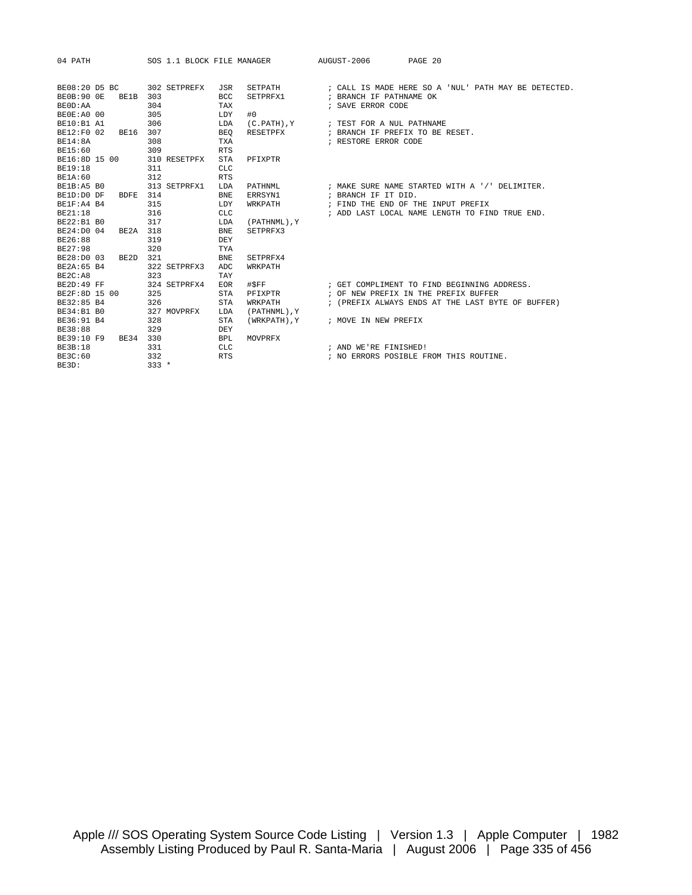```
BE08:20 D5 BC      302 SETPREFX   JSR   SETPATH          ; CALL IS MADE HERE SO A 'NUL' PATH MAY BE DETECTED.
BE0B:90 0E   BE1B  303            BCC   SETPRFX1         ; BRANCH IF PATHNAME OK
BE0D:AA            304            TAX                    ; SAVE ERROR CODE
BE0E:A0 00         305            LDY   #0
BE10:B1 A1         306            LDA   (C.PATH),Y       ; TEST FOR A NUL PATHNAME
BE12:F0 02   BE16  307            BEQ   RESETPFX         ; BRANCH IF PREFIX TO BE RESET.
BE14:8A            308            TXA                    ; RESTORE ERROR CODE
BE15:60            309            RTS
BE16:8D 15 00      310 RESETPFX   STA   PFIXPTR
BE19:18            311            CLC
BE1A:60            312            RTS
BE1B:A5 B0         313 SETPRFX1   LDA   PATHNML          ; MAKE SURE NAME STARTED WITH A '/' DELIMITER.
BE1D:D0 DF   BDFE  314            BNE   ERRSYN1          ; BRANCH IF IT DID.
BE1F:A4 B4         315            LDY   WRKPATH          ; FIND THE END OF THE INPUT PREFIX
BE21:18            316            CLC                    ; ADD LAST LOCAL NAME LENGTH TO FIND TRUE END.
BE22:B1 B0         317            LDA   (PATHNML),Y
BE24:D0 04   BE2A  318            BNE   SETPRFX3
BE26:88            319            DEY
BE27:98            320            TYA
BE28:D0 03   BE2D  321            BNE   SETPRFX4
BE2A:65 B4         322 SETPRFX3   ADC   WRKPATH
BE2C:A8            323            TAY
BE2D:49 FF         324 SETPRFX4   EOR   #$FF             ; GET COMPLIMENT TO FIND BEGINNING ADDRESS.
BE2F:8D 15 00      325            STA   PFIXPTR          ; OF NEW PREFIX IN THE PREFIX BUFFER
BE32:85 B4         326            STA   WRKPATH          ; (PREFIX ALWAYS ENDS AT THE LAST BYTE OF BUFFER)
BE34:B1 B0         327 MOVPRFX    LDA   (PATHNML),Y
BE36:91 B4         328            STA   (WRKPATH),Y      ; MOVE IN NEW PREFIX
BE38:88            329            DEY
BE39:10 F9   BE34  330            BPL   MOVPRFX
BE3B:18            331            CLC                    ; AND WE'RE FINISHED!
BE3C:60            332            RTS                    ; NO ERRORS POSIBLE FROM THIS ROUTINE.
BE3D:              333 *
```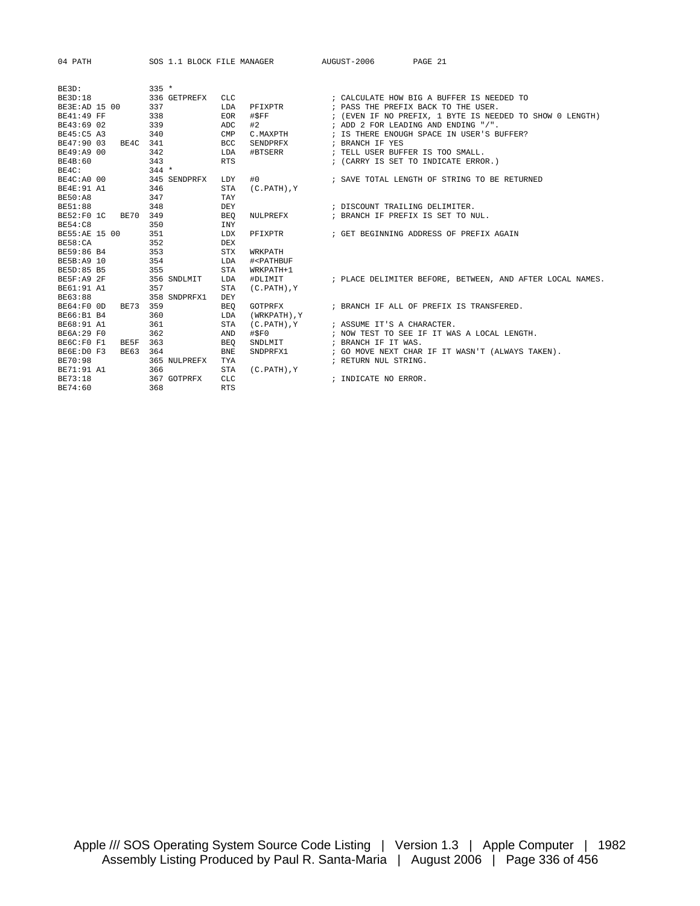```
BE3D:               335 *
BE3D:18             336 GETPREFX   CLC                     ; CALCULATE HOW BIG A BUFFER IS NEEDED TO
BE3E:AD 15 00       337            LDA   PFIXPTR           ; PASS THE PREFIX BACK TO THE USER.
BE41:49 FF          338            EOR   #$FF              ; (EVEN IF NO PREFIX, 1 BYTE IS NEEDED TO SHOW 0 LENGTH)
BE43:69 02          339            ADC   #2                ; ADD 2 FOR LEADING AND ENDING "/".
BE45:C5 A3          340            CMP   C.MAXPTH          ; IS THERE ENOUGH SPACE IN USER'S BUFFER?
BE47:90 03   BE4C   341            BCC   SENDPRFX          ; BRANCH IF YES
BE49:A9 00          342            LDA   #BTSERR           ; TELL USER BUFFER IS TOO SMALL.
BE4B:60             343            RTS                     ; (CARRY IS SET TO INDICATE ERROR.)
BE4C:               344 *
BE4C:A0 00          345 SENDPRFX   LDY   #0                ; SAVE TOTAL LENGTH OF STRING TO BE RETURNED
BE4E:91 A1          346            STA   (C.PATH),Y
BE50:A8             347            TAY
BE51:88             348            DEY                     ; DISCOUNT TRAILING DELIMITER.
BE52:F0 1C   BE70   349            BEQ   NULPREFX          ; BRANCH IF PREFIX IS SET TO NUL.
BE54:C8             350            INY
BE55:AE 15 00       351            LDX   PFIXPTR           ; GET BEGINNING ADDRESS OF PREFIX AGAIN
BE58:CA             352            DEX
BE59:86 B4          353            STX   WRKPATH
BE5B:A9 10          354            LDA   #<PATHBUF
BE5D:85 B5          355            STA   WRKPATH+1
BE5F:A9 2F          356 SNDLMIT    LDA   #DLIMIT           ; PLACE DELIMITER BEFORE, BETWEEN, AND AFTER LOCAL NAMES.
BE61:91 A1          357            STA   (C.PATH),Y
BE63:88             358 SNDPRFX1   DEY
BE64:F0 0D   BE73   359            BEQ   GOTPRFX           ; BRANCH IF ALL OF PREFIX IS TRANSFERED.
BE66:B1 B4          360            LDA   (WRKPATH),Y
BE68:91 A1          361            STA   (C.PATH),Y        ; ASSUME IT'S A CHARACTER.
BE6A:29 F0          362            AND   #$F0              ; NOW TEST TO SEE IF IT WAS A LOCAL LENGTH.
BE6C:F0 F1   BE5F   363            BEQ   SNDLMIT           ; BRANCH IF IT WAS.
BE6E:D0 F3   BE63   364            BNE   SNDPRFX1          ; GO MOVE NEXT CHAR IF IT WASN'T (ALWAYS TAKEN).
BE70:98             365 NULPREFX   TYA                     ; RETURN NUL STRING.
BE71:91 A1          366            STA   (C.PATH),Y
BE73:18             367 GOTPRFX    CLC                     ; INDICATE NO ERROR.
BE74:60             368            RTS
```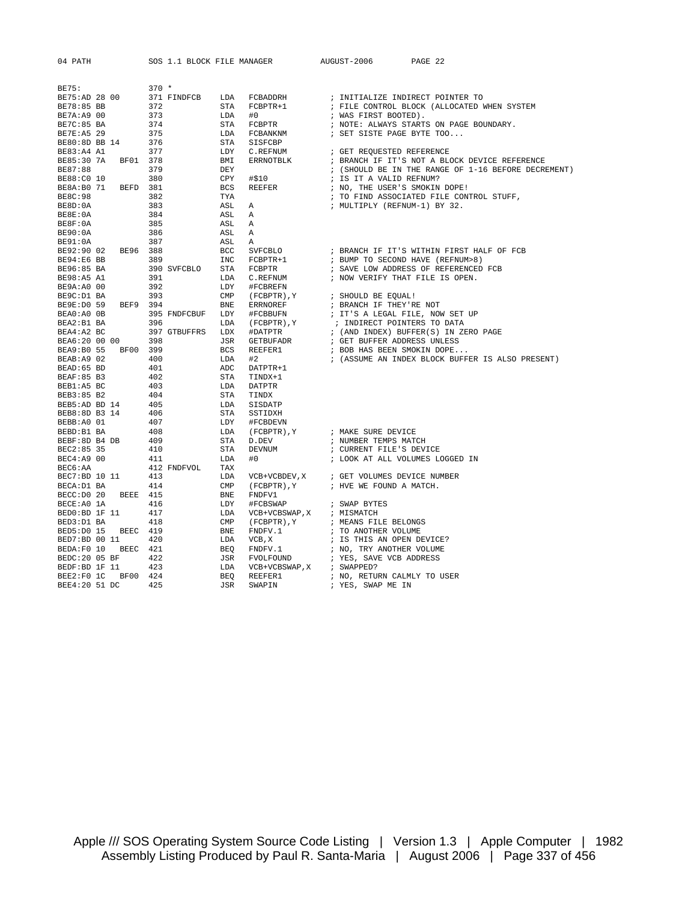```
BE75:              370 *
BE75:AD 28 00      371 FINDFCB    LDA   FCBADDRH        ; INITIALIZE INDIRECT POINTER TO
BE78:85 BB         372            STA   FCBPTR+1        ; FILE CONTROL BLOCK (ALLOCATED WHEN SYSTEM
BE7A:A9 00         373            LDA   #0              ; WAS FIRST BOOTED).
BE7C:85 BA         374            STA   FCBPTR          ; NOTE: ALWAYS STARTS ON PAGE BOUNDARY.
BE7E:A5 29         375            LDA   FCBANKNM        ; SET SISTE PAGE BYTE TOO...
BE80:8D BB 14      376            STA   SISFCBP
BE83:A4 A1         377            LDY   C.REFNUM        ; GET REQUESTED REFERENCE
BE85:30 7A   BF01  378            BMI   ERRNOTBLK       ; BRANCH IF IT'S NOT A BLOCK DEVICE REFERENCE
BE87:88            379            DEY                   ; (SHOULD BE IN THE RANGE OF 1-16 BEFORE DECREMENT)
BE88:C0 10         380            CPY   #$10            ; IS IT A VALID REFNUM?
BE8A:B0 71   BEFD  381            BCS   REEFER          ; NO, THE USER'S SMOKIN DOPE!
BE8C:98            382            TYA                   ; TO FIND ASSOCIATED FILE CONTROL STUFF,
BE8D:0A            383            ASL   A               ; MULTIPLY (REFNUM-1) BY 32.
BE8E:0A            384            ASL   A
BE8F:0A            385            ASL   A
BE90:0A            386            ASL   A
BE91:0A            387            ASL   A
BE92:90 02   BE96  388            BCC   SVFCBLO         ; BRANCH IF IT'S WITHIN FIRST HALF OF FCB
BE94:E6 BB         389            INC   FCBPTR+1        ; BUMP TO SECOND HAVE (REFNUM>8)
BE96:85 BA         390 SVFCBLO    STA   FCBPTR          ; SAVE LOW ADDRESS OF REFERENCED FCB
BE98:A5 A1         391            LDA   C.REFNUM        ; NOW VERIFY THAT FILE IS OPEN.
BE9A:A0 00         392            LDY   #FCBREFN
BE9C:D1 BA         393            CMP   (FCBPTR),Y      ; SHOULD BE EQUAL!
BE9E:D0 59   BEF9  394            BNE   ERRNOREF        ; BRANCH IF THEY'RE NOT
BEA0:A0 0B         395 FNDFCBUF   LDY   #FCBBUFN        ; IT'S A LEGAL FILE, NOW SET UP
BEA2:B1 BA         396            LDA   (FCBPTR),Y       ; INDIRECT POINTERS TO DATA
BEA4:A2 BC         397 GTBUFFRS   LDX   #DATPTR         ; (AND INDEX) BUFFER(S) IN ZERO PAGE
BEA6:20 00 00      398            JSR   GETBUFADR       ; GET BUFFER ADDRESS UNLESS
BEA9:B0 55   BF00  399            BCS   REEFER1         ; BOB HAS BEEN SMOKIN DOPE...
BEAB:A9 02         400            LDA   #2              ; (ASSUME AN INDEX BLOCK BUFFER IS ALSO PRESENT)
BEAD:65 BD         401            ADC   DATPTR+1
BEAF:85 B3         402            STA   TINDX+1
BEB1:A5 BC         403            LDA   DATPTR
BEB3:85 B2         404            STA   TINDX
BEB5:AD BD 14      405            LDA   SISDATP
BEB8:8D B3 14      406            STA   SSTIDXH
BEBB:A0 01         407            LDY   #FCBDEVN
BEBD:B1 BA         408            LDA   (FCBPTR),Y      ; MAKE SURE DEVICE
BEBF:8D B4 DB      409            STA   D.DEV           ; NUMBER TEMPS MATCH
BEC2:85 35         410            STA   DEVNUM          ; CURRENT FILE'S DEVICE
BEC4:A9 00         411            LDA   #0              ; LOOK AT ALL VOLUMES LOGGED IN
BEC6:AA            412 FNDFVOL    TAX
BEC7:BD 10 11      413            LDA   VCB+VCBDEV,X    ; GET VOLUMES DEVICE NUMBER
BECA:D1 BA         414            CMP   (FCBPTR),Y      ; HVE WE FOUND A MATCH.
BECC:D0 20   BEEE  415            BNE   FNDFV1
BECE:A0 1A         416            LDY   #FCBSWAP        ; SWAP BYTES
BED0:BD 1F 11      417            LDA   VCB+VCBSWAP,X   ; MISMATCH
BED3:D1 BA         418            CMP   (FCBPTR),Y      ; MEANS FILE BELONGS
BED5:D0 15   BEEC  419            BNE   FNDFV.1         ; TO ANOTHER VOLUME
BED7:BD 00 11      420            LDA   VCB,X           ; IS THIS AN OPEN DEVICE?
BEDA:F0 10   BEEC  421            BEQ   FNDFV.1         ; NO, TRY ANOTHER VOLUME
BEDC:20 05 BF      422            JSR   FVOLFOUND       ; YES, SAVE VCB ADDRESS
BEDF:BD 1F 11      423            LDA   VCB+VCBSWAP,X   ; SWAPPED?
BEE2:F0 1C   BF00  424            BEQ   REEFER1         ; NO, RETURN CALMLY TO USER
BEE4:20 51 DC      425            JSR   SWAPIN          ; YES, SWAP ME IN
```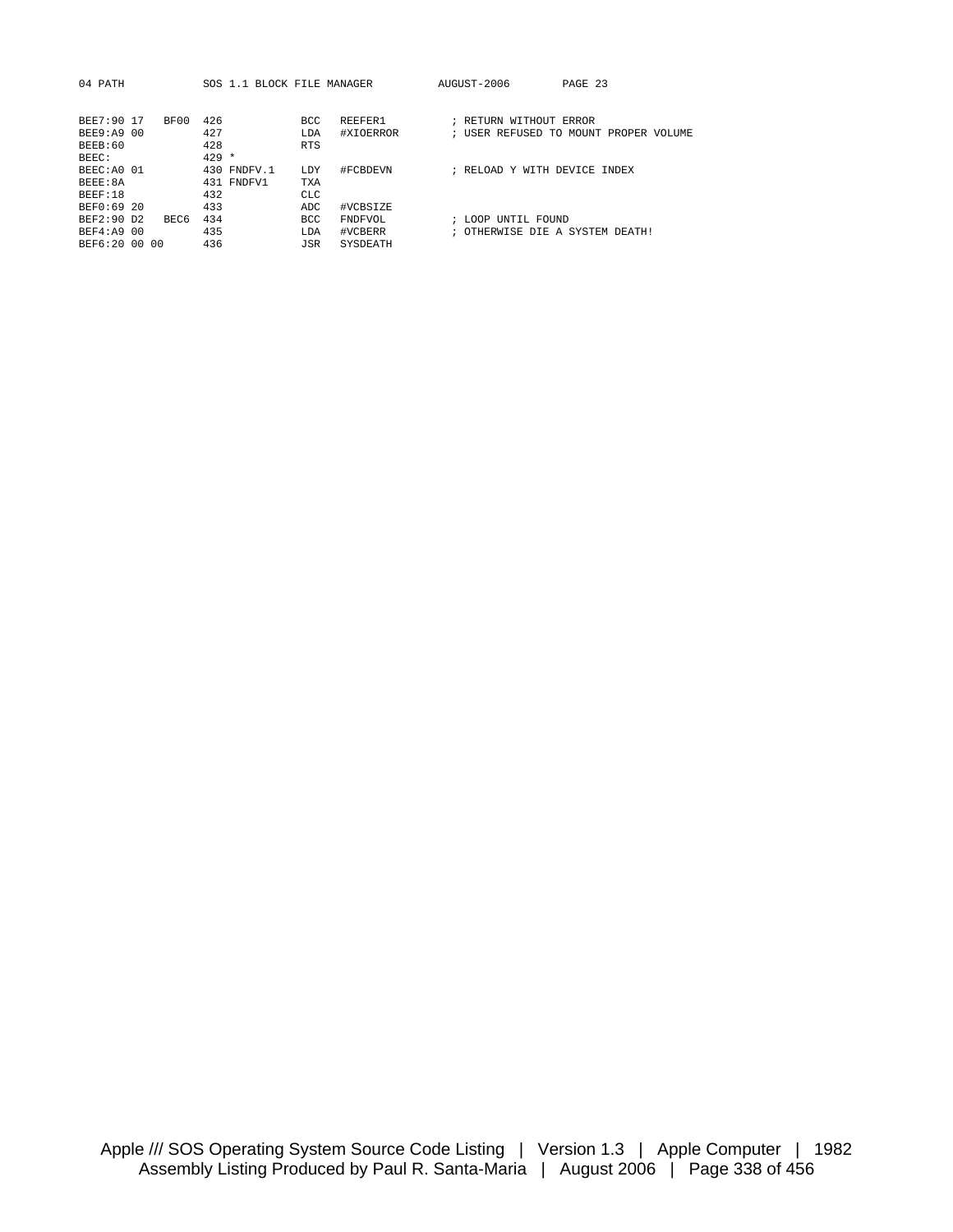```
BEE7:90 17   BF00  426            BCC   REEFER1         ; RETURN WITHOUT ERROR
BEE9:A9 00         427            LDA   #XIOERROR       ; USER REFUSED TO MOUNT PROPER VOLUME
BEEB:60            428            RTS
BEEC:              429 *
BEEC:A0 01         430 FNDFV.1    LDY   #FCBDEVN        ; RELOAD Y WITH DEVICE INDEX
BEEE:8A            431 FNDFV1     TXA
BEEF:18            432            CLC
BEF0:69 20         433            ADC   #VCBSIZE
BEF2:90 D2   BEC6  434            BCC   FNDFVOL         ; LOOP UNTIL FOUND
BEF4:A9 00         435            LDA   #VCBERR         ; OTHERWISE DIE A SYSTEM DEATH!
BEF6:20 00 00      436            JSR   SYSDEATH
```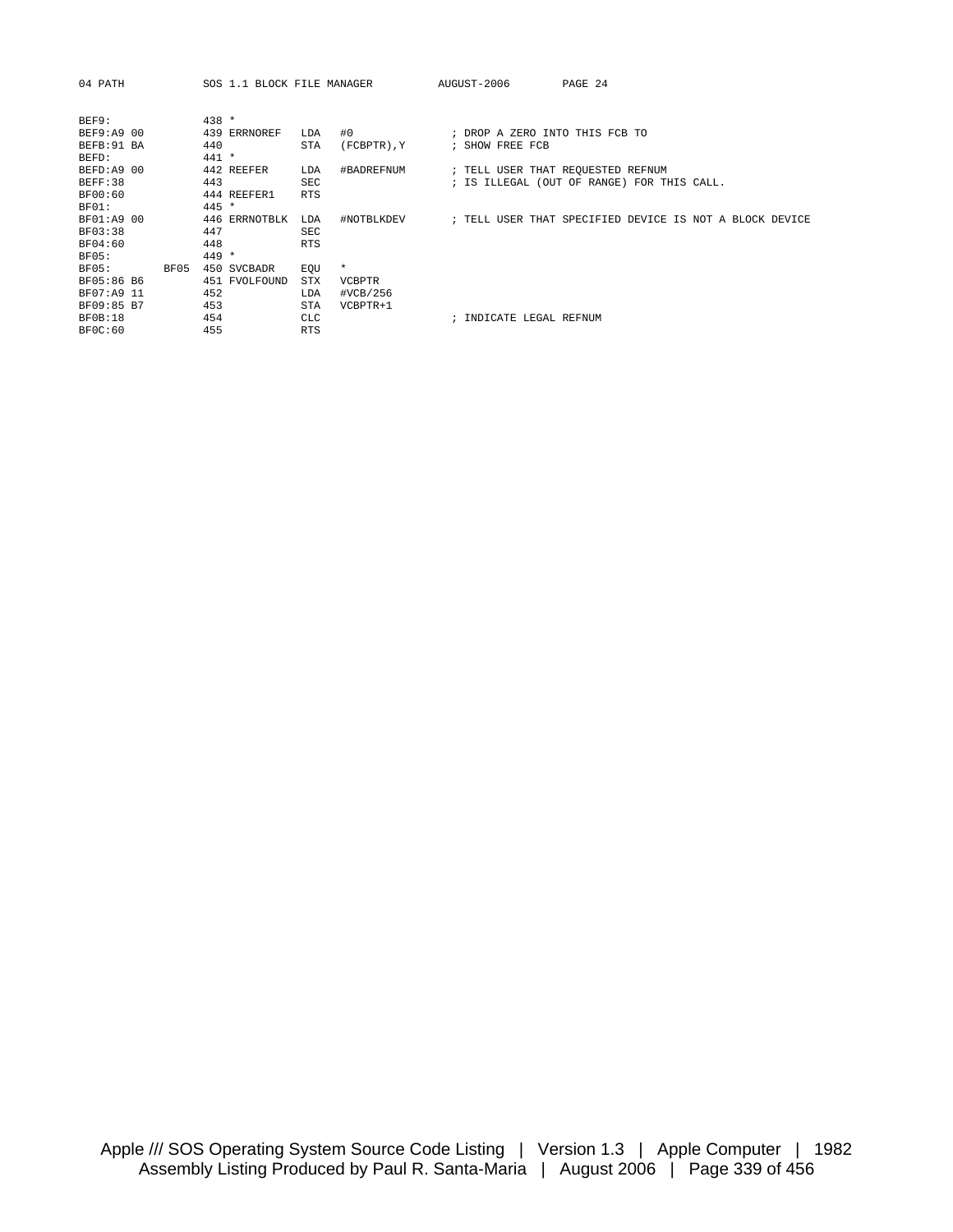```
BEF9:              438 *
BEF9:A9 00         439 ERRNOREF   LDA   #0              ; DROP A ZERO INTO THIS FCB TO
BEFB:91 BA         440            STA   (FCBPTR),Y      ; SHOW FREE FCB
BEFD:              441 *
BEFD:A9 00         442 REEFER     LDA   #BADREFNUM      ; TELL USER THAT REQUESTED REFNUM
BEFF:38            443            SEC                   ; IS ILLEGAL (OUT OF RANGE) FOR THIS CALL.
BF00:60            444 REEFER1    RTS
BF01:              445 *
BF01:A9 00         446 ERRNOTBLK  LDA   #NOTBLKDEV      ; TELL USER THAT SPECIFIED DEVICE IS NOT A BLOCK DEVICE
BF03:38            447            SEC
BF04:60            448            RTS
BF05:              449 *
BF05:        BF05  450 SVCBADR    EQU   *
BF05:86 B6         451 FVOLFOUND  STX   VCBPTR
BF07:A9 11         452            LDA   #VCB/256
BF09:85 B7         453            STA   VCBPTR+1
BF0B:18            454            CLC                   ; INDICATE LEGAL REFNUM
BF0C:60            455            RTS
```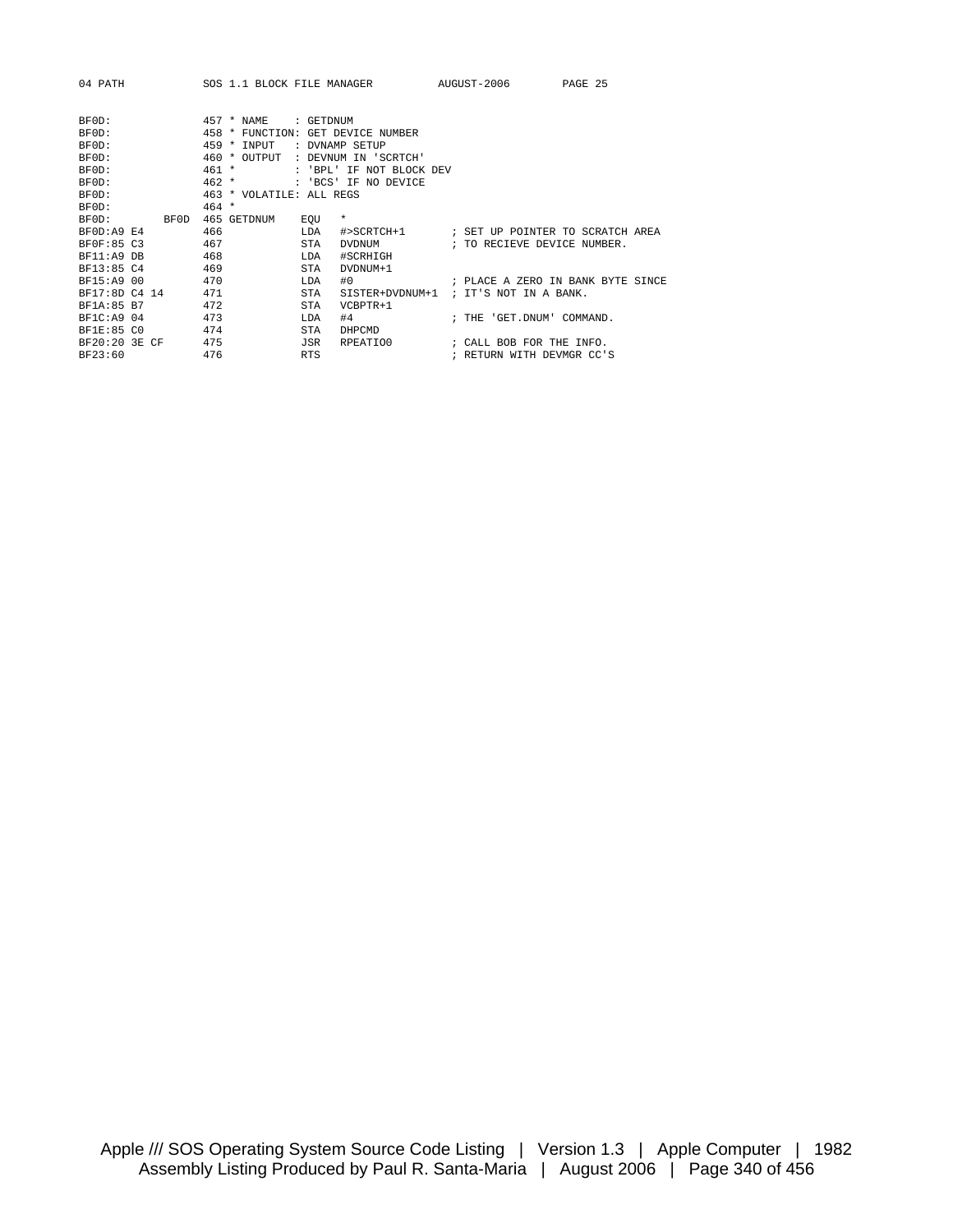```
BF0D:              457 * NAME    : GETDNUM
BF0D:              458 * FUNCTION: GET DEVICE NUMBER
BF0D:              459 * INPUT   : DVNAMP SETUP
BF0D:              460 * OUTPUT  : DEVNUM IN 'SCRTCH'
BF0D:              461 *         : 'BPL' IF NOT BLOCK DEV
BF0D:              462 *         : 'BCS' IF NO DEVICE
BF0D:              463 * VOLATILE: ALL REGS
BF0D:              464 *
BF0D:         BF0D 465 GETDNUM    EQU   *
BF0D:A9 E4         466            LDA   #>SCRTCH+1       ; SET UP POINTER TO SCRATCH AREA
BF0F:85 C3         467            STA   DVDNUM           ; TO RECIEVE DEVICE NUMBER.
BF11:A9 DB         468            LDA   #SCRHIGH
BF13:85 C4         469            STA   DVDNUM+1
BF15:A9 00         470            LDA   #0               ; PLACE A ZERO IN BANK BYTE SINCE
BF17:8D C4 14      471            STA   SISTER+DVDNUM+1  ; IT'S NOT IN A BANK.
BF1A:85 B7         472            STA   VCBPTR+1
BF1C:A9 04         473            LDA   #4               ; THE 'GET.DNUM' COMMAND.
BF1E:85 C0         474            STA   DHPCMD
BF20:20 3E CF      475            JSR   RPEATIO0         ; CALL BOB FOR THE INFO.
BF23:60            476            RTS                    ; RETURN WITH DEVMGR CC'S
```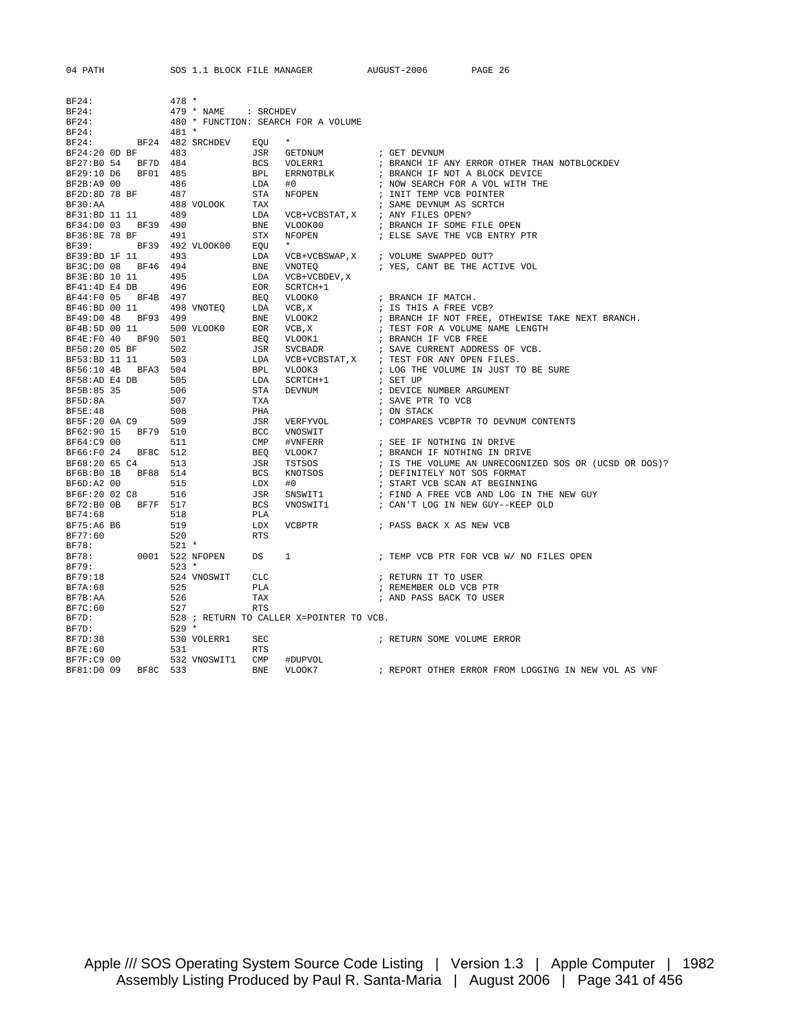```
BF24:               478 *
BF24:               479 * NAME    : SRCHDEV
BF24:               480 * FUNCTION: SEARCH FOR A VOLUME
BF24:               481 *
BF24:          BF24 482 SRCHDEV     EQU   *
BF24:20 0D BF       483             JSR   GETDNUM          ; GET DEVNUM
BF27:B0 54   BF7D  484             BCS   VOLERR1          ; BRANCH IF ANY ERROR OTHER THAN NOTBLOCKDEV
BF29:10 D6   BF01  485             BPL   ERRNOTBLK        ; BRANCH IF NOT A BLOCK DEVICE
BF2B:A9 00          486             LDA   #0               ; NOW SEARCH FOR A VOL WITH THE
BF2D:8D 78 BF       487             STA   NFOPEN           ; INIT TEMP VCB POINTER
BF30:AA             488 VOLOOK      TAX                    ; SAME DEVNUM AS SCRTCH
BF31:BD 11 11       489             LDA   VCB+VCBSTAT,X    ; ANY FILES OPEN?
BF34:D0 03   BF39  490             BNE   VLOOK00          ; BRANCH IF SOME FILE OPEN
BF36:8E 78 BF       491             STX   NFOPEN           ; ELSE SAVE THE VCB ENTRY PTR
BF39:          BF39 492 VLOOK00     EQU   *
BF39:BD 1F 11       493             LDA   VCB+VCBSWAP,X    ; VOLUME SWAPPED OUT?
BF3C:D0 08   BF46  494             BNE   VNOTEQ           ; YES, CANT BE THE ACTIVE VOL
BF3E:BD 10 11       495             LDA   VCB+VCBDEV,X
BF41:4D E4 DB       496             EOR   SCRTCH+1
BF44:F0 05   BF4B  497             BEQ   VLOOK0           ; BRANCH IF MATCH.
BF46:BD 00 11       498 VNOTEQ      LDA   VCB,X            ; IS THIS A FREE VCB?
BF49:D0 48   BF93  499             BNE   VLOOK2           ; BRANCH IF NOT FREE, OTHEWISE TAKE NEXT BRANCH.
BF4B:5D 00 11       500 VLOOK0      EOR   VCB,X            ; TEST FOR A VOLUME NAME LENGTH
BF4E:F0 40   BF90  501             BEQ   VLOOK1           ; BRANCH IF VCB FREE
BF50:20 05 BF       502             JSR   SVCBADR          ; SAVE CURRENT ADDRESS OF VCB.
BF53:BD 11 11       503             LDA   VCB+VCBSTAT,X    ; TEST FOR ANY OPEN FILES.
BF56:10 4B   BFA3  504             BPL   VLOOK3           ; LOG THE VOLUME IN JUST TO BE SURE
BF58:AD E4 DB       505             LDA   SCRTCH+1         ; SET UP
BF5B:85 35          506             STA   DEVNUM           ; DEVICE NUMBER ARGUMENT
BF5D:8A             507             TXA                    ; SAVE PTR TO VCB
BF5E:48             508             PHA                    ; ON STACK
BF5F:20 0A C9       509             JSR   VERFYVOL         ; COMPARES VCBPTR TO DEVNUM CONTENTS
BF62:90 15   BF79  510             BCC   VNOSWIT
BF64:C9 00          511             CMP   #VNFERR          ; SEE IF NOTHING IN DRIVE
BF66:F0 24   BF8C  512             BEQ   VLOOK7           ; BRANCH IF NOTHING IN DRIVE
BF68:20 65 C4       513             JSR   TSTSOS           ; IS THE VOLUME AN UNRECOGNIZED SOS (OR (UCSD OR DOS)?
BF6B:B0 1B   BF88  514             BCS   KNOTSOS          ; DEFINITELY NOT SOS FORMAT
BF6D:A2 00          515             LDX   #0               ; START VCB SCAN AT BEGINNING
BF6F:20 02 C8       516             JSR   SNSWIT1          ; FIND A FREE VCB AND LOG IN THE NEW GUY
BF72:B0 0B   BF7F  517             BCS   VNOSWIT1         ; CAN'T LOG IN NEW GUY--KEEP OLD
BF74:68             518             PLA
BF75:A6 B6          519             LDX   VCBPTR           ; PASS BACK X AS NEW VCB
BF77:60             520             RTS
BF78:               521 *
BF78:          0001 522 NFOPEN      DS    1                ; TEMP VCB PTR FOR VCB W/ NO FILES OPEN
BF79:               523 *
BF79:18             524 VNOSWIT     CLC                    ; RETURN IT TO USER
BF7A:68             525             PLA                    ; REMEMBER OLD VCB PTR
BF7B:AA             526             TAX                    ; AND PASS BACK TO USER
BF7C:60             527             RTS
BF7D:               528 ; RETURN TO CALLER X=POINTER TO VCB.
BF7D:               529 *
BF7D:38             530 VOLERR1     SEC                    ; RETURN SOME VOLUME ERROR
BF7E:60             531             RTS
BF7F:C9 00          532 VNOSWIT1    CMP   #DUPVOL
BF81:D0 09   BF8C  533             BNE   VLOOK7           ; REPORT OTHER ERROR FROM LOGGING IN NEW VOL AS VNF
```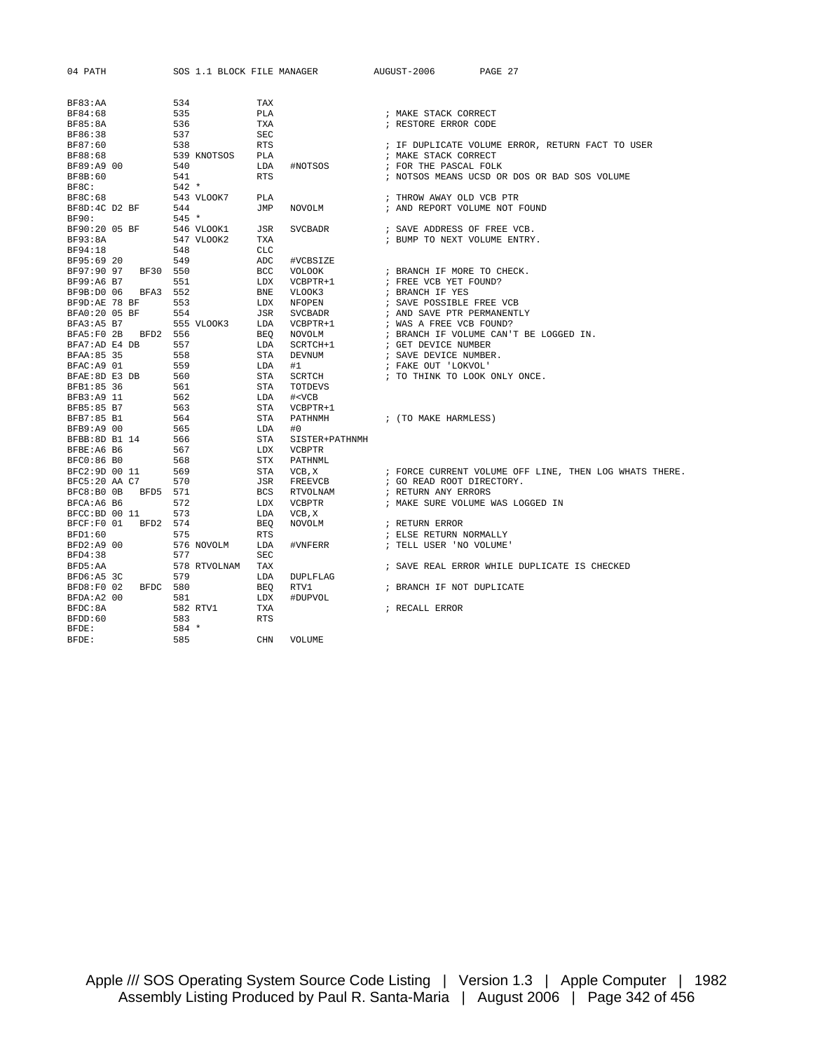```
BF83:AA             534             TAX
BF84:68             535             PLA                     ; MAKE STACK CORRECT
BF85:8A             536             TXA                     ; RESTORE ERROR CODE
BF86:38             537             SEC
BF87:60             538             RTS                     ; IF DUPLICATE VOLUME ERROR, RETURN FACT TO USER
BF88:68             539 KNOTSOS     PLA                     ; MAKE STACK CORRECT
BF89:A9 00          540             LDA   #NOTSOS           ; FOR THE PASCAL FOLK
BF8B:60             541             RTS                     ; NOTSOS MEANS UCSD OR DOS OR BAD SOS VOLUME
BF8C:               542 *
BF8C:68             543 VLOOK7      PLA                     ; THROW AWAY OLD VCB PTR
BF8D:4C D2 BF       544             JMP   NOVOLM            ; AND REPORT VOLUME NOT FOUND
BF90:               545 *
BF90:20 05 BF       546 VLOOK1      JSR   SVCBADR           ; SAVE ADDRESS OF FREE VCB.
BF93:8A             547 VLOOK2      TXA                     ; BUMP TO NEXT VOLUME ENTRY.
BF94:18             548             CLC
BF95:69 20          549             ADC   #VCBSIZE
BF97:90 97   BF30   550             BCC   VOLOOK            ; BRANCH IF MORE TO CHECK.
BF99:A6 B7          551             LDX   VCBPTR+1          ; FREE VCB YET FOUND?
BF9B:D0 06   BFA3   552             BNE   VLOOK3            ; BRANCH IF YES
BF9D:AE 78 BF       553             LDX   NFOPEN            ; SAVE POSSIBLE FREE VCB
BFA0:20 05 BF       554             JSR   SVCBADR           ; AND SAVE PTR PERMANENTLY
BFA3:A5 B7          555 VLOOK3      LDA   VCBPTR+1          ; WAS A FREE VCB FOUND?
BFA5:F0 2B   BFD2   556             BEQ   NOVOLM            ; BRANCH IF VOLUME CAN'T BE LOGGED IN.
BFA7:AD E4 DB       557             LDA   SCRTCH+1          ; GET DEVICE NUMBER
BFAA:85 35          558             STA   DEVNUM            ; SAVE DEVICE NUMBER.
BFAC:A9 01          559             LDA   #1                ; FAKE OUT 'LOKVOL'
BFAE:8D E3 DB       560             STA   SCRTCH            ; TO THINK TO LOOK ONLY ONCE.
BFB1:85 36          561             STA   TOTDEVS
BFB3:A9 11          562             LDA   #<VCB
BFB5:85 B7          563             STA   VCBPTR+1
BFB7:85 B1          564             STA   PATHNMH           ; (TO MAKE HARMLESS)
BFB9:A9 00          565             LDA   #0
BFBB:8D B1 14       566             STA   SISTER+PATHNMH
BFBE:A6 B6          567             LDX   VCBPTR
BFC0:86 B0          568             STX   PATHNML
BFC2:9D 00 11       569             STA   VCB,X             ; FORCE CURRENT VOLUME OFF LINE, THEN LOG WHATS THERE.
BFC5:20 AA C7       570             JSR   FREEVCB           ; GO READ ROOT DIRECTORY.
BFC8:B0 0B   BFD5   571             BCS   RTVOLNAM          ; RETURN ANY ERRORS
BFCA:A6 B6          572             LDX   VCBPTR            ; MAKE SURE VOLUME WAS LOGGED IN
BFCC:BD 00 11       573             LDA   VCB,X
BFCF:F0 01   BFD2   574             BEQ   NOVOLM            ; RETURN ERROR
BFD1:60             575             RTS                     ; ELSE RETURN NORMALLY
BFD2:A9 00          576 NOVOLM      LDA   #VNFERR           ; TELL USER 'NO VOLUME'
BFD4:38             577             SEC
BFD5:AA             578 RTVOLNAM    TAX                     ; SAVE REAL ERROR WHILE DUPLICATE IS CHECKED
BFD6:A5 3C          579             LDA   DUPLFLAG
BFD8:F0 02   BFDC   580             BEQ   RTV1              ; BRANCH IF NOT DUPLICATE
BFDA:A2 00          581             LDX   #DUPVOL
BFDC:8A             582 RTV1        TXA                     ; RECALL ERROR
BFDD:60             583             RTS
BFDE:               584 *
BFDE:               585             CHN   VOLUME
```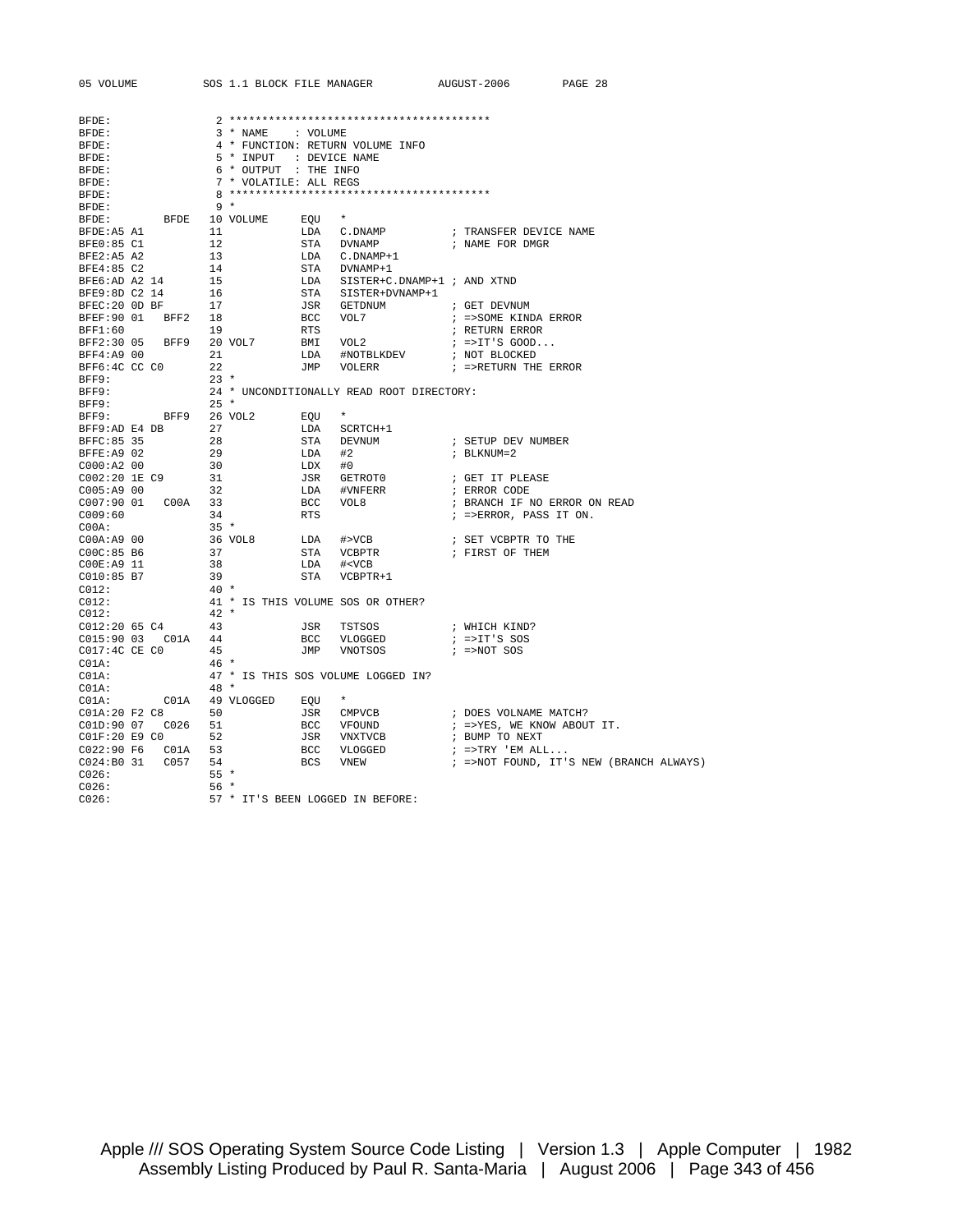```
BFDE:                 2 ****************************************
BFDE:                 3 * NAME    : VOLUME
BFDE:                 4 * FUNCTION: RETURN VOLUME INFO
BFDE:                 5 * INPUT   : DEVICE NAME
BFDE:                 6 * OUTPUT  : THE INFO
BFDE:                 7 * VOLATILE: ALL REGS
BFDE:                 8 ****************************************
BFDE:                 9 *
BFDE:          BFDE  10 VOLUME     EQU   *
BFDE:A5 A1           11            LDA   C.DNAMP          ; TRANSFER DEVICE NAME
BFE0:85 C1           12            STA   DVNAMP           ; NAME FOR DMGR
BFE2:A5 A2           13            LDA   C.DNAMP+1
BFE4:85 C2           14            STA   DVNAMP+1
BFE6:AD A2 14        15            LDA   SISTER+C.DNAMP+1 ; AND XTND
BFE9:8D C2 14        16            STA   SISTER+DVNAMP+1
BFEC:20 0D BF        17            JSR   GETDNUM          ; GET DEVNUM
BFEF:90 01   BFF2    18            BCC   VOL7             ; =>SOME KINDA ERROR
BFF1:60              19            RTS                    ; RETURN ERROR
BFF2:30 05   BFF9    20 VOL7       BMI   VOL2             ; =>IT'S GOOD...
BFF4:A9 00           21            LDA   #NOTBLKDEV       ; NOT BLOCKED
BFF6:4C CC C0        22            JMP   VOLERR           ; =>RETURN THE ERROR
BFF9:                23 *
BFF9:                24 * UNCONDITIONALLY READ ROOT DIRECTORY:
BFF9:                25 *
BFF9:          BFF9  26 VOL2       EQU   *
BFF9:AD E4 DB        27            LDA   SCRTCH+1
BFFC:85 35           28            STA   DEVNUM           ; SETUP DEV NUMBER
BFFE:A9 02           29            LDA   #2               ; BLKNUM=2
C000:A2 00           30            LDX   #0
C002:20 1E C9        31            JSR   GETROT0          ; GET IT PLEASE
C005:A9 00           32            LDA   #VNFERR          ; ERROR CODE
C007:90 01   C00A    33            BCC   VOL8             ; BRANCH IF NO ERROR ON READ
C009:60              34            RTS                    ; =>ERROR, PASS IT ON.
C00A:                35 *
C00A:A9 00           36 VOL8       LDA   #>VCB            ; SET VCBPTR TO THE
C00C:85 B6           37            STA   VCBPTR           ; FIRST OF THEM
C00E:A9 11           38            LDA   #<VCB
C010:85 B7           39            STA   VCBPTR+1
C012:                40 *
C012:                41 * IS THIS VOLUME SOS OR OTHER?
C012:                42 *
C012:20 65 C4        43            JSR   TSTSOS           ; WHICH KIND?
C015:90 03   C01A    44            BCC   VLOGGED          ; =>IT'S SOS
C017:4C CE C0        45            JMP   VNOTSOS          ; =>NOT SOS
C01A:                46 *
C01A:                47 * IS THIS SOS VOLUME LOGGED IN?
C01A:                48 *
C01A:          C01A  49 VLOGGED    EQU   *
C01A:20 F2 C8        50            JSR   CMPVCB           ; DOES VOLNAME MATCH?
C01D:90 07   C026    51            BCC   VFOUND           ; =>YES, WE KNOW ABOUT IT.
C01F:20 E9 C0        52            JSR   VNXTVCB          ; BUMP TO NEXT
C022:90 F6   C01A    53            BCC   VLOGGED          ; =>TRY 'EM ALL...
C024:B0 31   C057    54            BCS   VNEW             ; =>NOT FOUND, IT'S NEW (BRANCH ALWAYS)
C026:                55 *
C026:                56 *
C026:                57 * IT'S BEEN LOGGED IN BEFORE:
```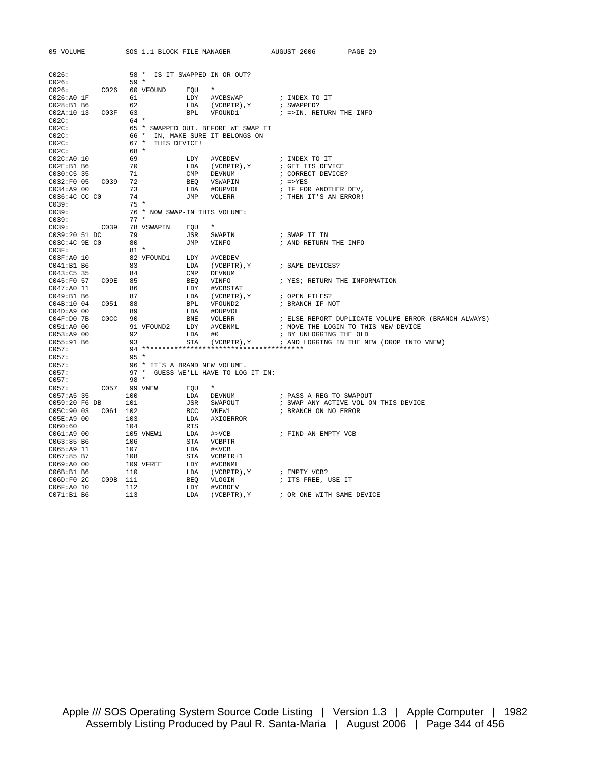```
C026:                58 *  IS IT SWAPPED IN OR OUT?
C026:                59 *
C026:         C026   60 VFOUND     EQU   *
C026:A0 1F           61            LDY   #VCBSWAP         ; INDEX TO IT
C028:B1 B6           62            LDA   (VCBPTR),Y       ; SWAPPED?
C02A:10 13   C03F    63            BPL   VFOUND1          ; =>IN. RETURN THE INFO
C02C:                64 *
C02C:                65 * SWAPPED OUT. BEFORE WE SWAP IT
C02C:                66 *  IN, MAKE SURE IT BELONGS ON
C02C:                67 *  THIS DEVICE!
C02C:                68 *
C02C:A0 10           69            LDY   #VCBDEV          ; INDEX TO IT
C02E:B1 B6           70            LDA   (VCBPTR),Y       ; GET ITS DEVICE
C030:C5 35           71            CMP   DEVNUM           ; CORRECT DEVICE?
C032:F0 05   C039    72            BEQ   VSWAPIN          ; =>YES
C034:A9 00           73            LDA   #DUPVOL          ; IF FOR ANOTHER DEV,
C036:4C CC C0        74            JMP   VOLERR           ; THEN IT'S AN ERROR!
C039:                75 *
C039:                76 * NOW SWAP-IN THIS VOLUME:
C039:                77 *
C039:         C039   78 VSWAPIN    EQU   *
C039:20 51 DC        79            JSR   SWAPIN           ; SWAP IT IN
C03C:4C 9E C0        80            JMP   VINFO            ; AND RETURN THE INFO
C03F:                81 *
C03F:A0 10           82 VFOUND1    LDY   #VCBDEV
C041:B1 B6           83            LDA   (VCBPTR),Y       ; SAME DEVICES?
C043:C5 35           84            CMP   DEVNUM
C045:F0 57   C09E    85            BEQ   VINFO            ; YES; RETURN THE INFORMATION
C047:A0 11           86            LDY   #VCBSTAT
C049:B1 B6           87            LDA   (VCBPTR),Y       ; OPEN FILES?
C04B:10 04   C051    88            BPL   VFOUND2          ; BRANCH IF NOT
C04D:A9 00           89            LDA   #DUPVOL
C04F:D0 7B   C0CC    90            BNE   VOLERR           ; ELSE REPORT DUPLICATE VOLUME ERROR (BRANCH ALWAYS)
C051:A0 00           91 VFOUND2    LDY   #VCBNML          ; MOVE THE LOGIN TO THIS NEW DEVICE
C053:A9 00           92            LDA   #0               ; BY UNLOGGING THE OLD
C055:91 B6           93            STA   (VCBPTR),Y       ; AND LOGGING IN THE NEW (DROP INTO VNEW)
C057:                94 ****************************************
C057:                95 *
C057:                96 * IT'S A BRAND NEW VOLUME.
C057:                97 *  GUESS WE'LL HAVE TO LOG IT IN:
C057:                98 *
C057:         C057   99 VNEW       EQU   *
C057:A5 35          100            LDA   DEVNUM           ; PASS A REG TO SWAPOUT
C059:20 F6 DB       101            JSR   SWAPOUT          ; SWAP ANY ACTIVE VOL ON THIS DEVICE
C05C:90 03   C061   102            BCC   VNEW1            ; BRANCH ON NO ERROR
C05E:A9 00          103            LDA   #XIOERROR
C060:60             104            RTS
C061:A9 00          105 VNEW1      LDA   #>VCB            ; FIND AN EMPTY VCB
C063:85 B6          106            STA   VCBPTR
C065:A9 11          107            LDA   #<VCB
C067:85 B7          108            STA   VCBPTR+1
C069:A0 00          109 VFREE      LDY   #VCBNML
C06B:B1 B6          110            LDA   (VCBPTR),Y       ; EMPTY VCB?
C06D:F0 2C   C09B   111            BEQ   VLOGIN           ; ITS FREE, USE IT
C06F:A0 10          112            LDY   #VCBDEV
C071:B1 B6          113            LDA   (VCBPTR),Y       ; OR ONE WITH SAME DEVICE
```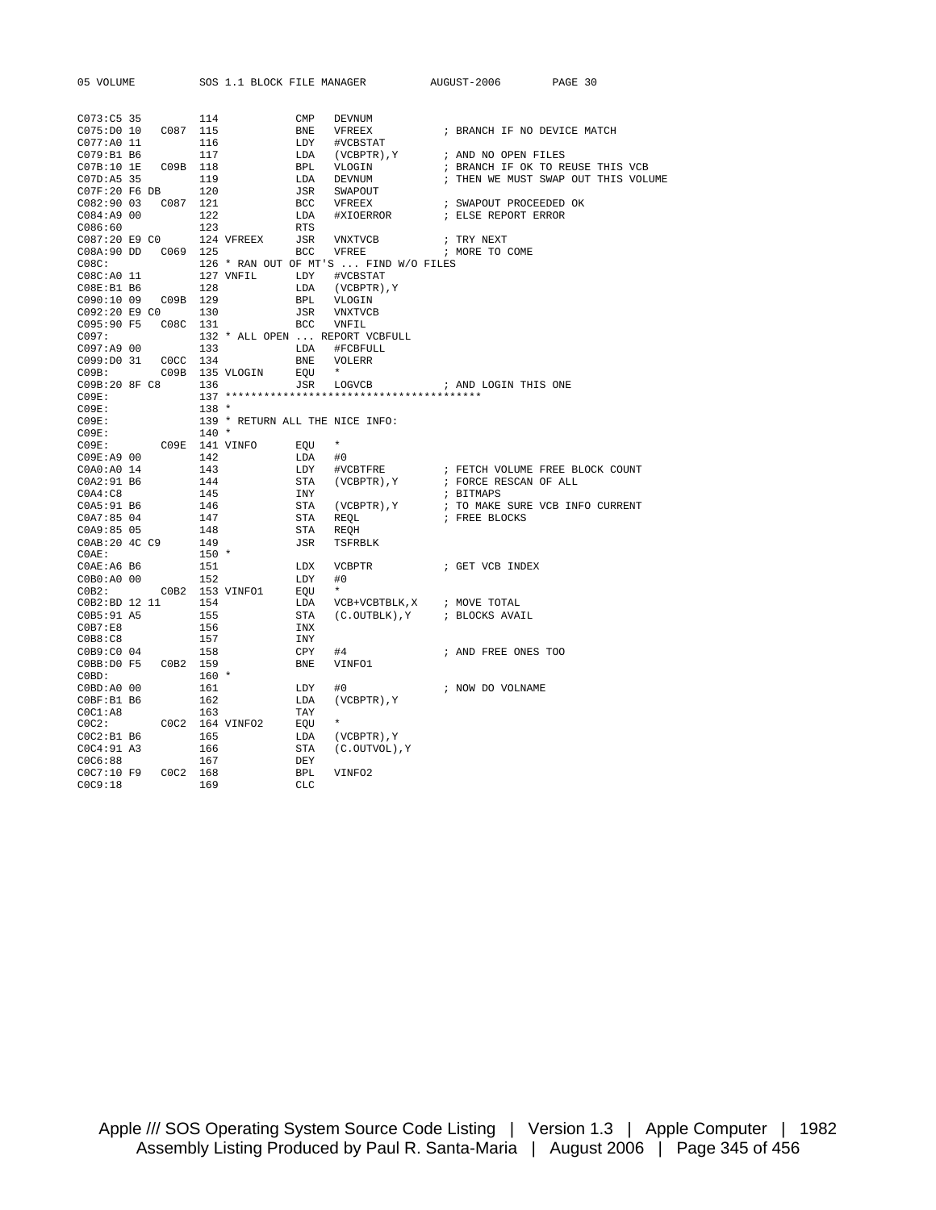```
C073:C5 35          114            CMP   DEVNUM
C075:D0 10   C087   115            BNE   VFREEX           ; BRANCH IF NO DEVICE MATCH
C077:A0 11          116            LDY   #VCBSTAT
C079:B1 B6          117            LDA   (VCBPTR),Y       ; AND NO OPEN FILES
C07B:10 1E   C09B   118            BPL   VLOGIN           ; BRANCH IF OK TO REUSE THIS VCB
C07D:A5 35          119            LDA   DEVNUM           ; THEN WE MUST SWAP OUT THIS VOLUME
C07F:20 F6 DB       120            JSR   SWAPOUT
C082:90 03   C087   121            BCC   VFREEX           ; SWAPOUT PROCEEDED OK
C084:A9 00          122            LDA   #XIOERROR        ; ELSE REPORT ERROR
C086:60             123            RTS
C087:20 E9 C0       124 VFREEX     JSR   VNXTVCB          ; TRY NEXT
C08A:90 DD   C069   125            BCC   VFREE            ; MORE TO COME
C08C:               126 * RAN OUT OF MT'S ... FIND W/O FILES
C08C:A0 11          127 VNFIL      LDY   #VCBSTAT
C08E:B1 B6          128            LDA   (VCBPTR),Y
C090:10 09   C09B   129            BPL   VLOGIN
C092:20 E9 C0       130            JSR   VNXTVCB
C095:90 F5   C08C   131            BCC   VNFIL
C097:               132 * ALL OPEN ... REPORT VCBFULL
C097:A9 00          133            LDA   #FCBFULL
C099:D0 31   C0CC   134            BNE   VOLERR
C09B:        C09B   135 VLOGIN     EQU   *
C09B:20 8F C8       136            JSR   LOGVCB           ; AND LOGIN THIS ONE
C09E:               137 ****************************************
C09E:               138 *
C09E:               139 * RETURN ALL THE NICE INFO:
C09E:               140 *
C09E:        C09E   141 VINFO      EQU   *
C09E:A9 00          142            LDA   #0
C0A0:A0 14          143            LDY   #VCBTFRE         ; FETCH VOLUME FREE BLOCK COUNT
C0A2:91 B6          144            STA   (VCBPTR),Y       ; FORCE RESCAN OF ALL
C0A4:C8             145            INY                    ; BITMAPS
C0A5:91 B6          146            STA   (VCBPTR),Y       ; TO MAKE SURE VCB INFO CURRENT
C0A7:85 04          147            STA   REQL             ; FREE BLOCKS
C0A9:85 05          148            STA   REQH
C0AB:20 4C C9       149            JSR   TSFRBLK
C0AE:               150 *
C0AE:A6 B6          151            LDX   VCBPTR           ; GET VCB INDEX
C0B0:A0 00          152            LDY   #0
C0B2:        C0B2   153 VINFO1     EQU   *
C0B2:BD 12 11       154            LDA   VCB+VCBTBLK,X    ; MOVE TOTAL
C0B5:91 A5          155            STA   (C.OUTBLK),Y     ; BLOCKS AVAIL
C0B7:E8             156            INX
C0B8:C8             157            INY
C0B9:C0 04          158            CPY   #4               ; AND FREE ONES TOO
C0BB:D0 F5   C0B2   159            BNE   VINFO1
C0BD:               160 *
C0BD:A0 00          161            LDY   #0               ; NOW DO VOLNAME
C0BF:B1 B6          162            LDA   (VCBPTR),Y
C0C1:A8             163            TAY
C0C2:        C0C2   164 VINFO2     EQU   *
C0C2:B1 B6          165            LDA   (VCBPTR),Y
C0C4:91 A3          166            STA   (C.OUTVOL),Y
C0C6:88             167            DEY
C0C7:10 F9   C0C2   168            BPL   VINFO2
C0C9:18             169            CLC
```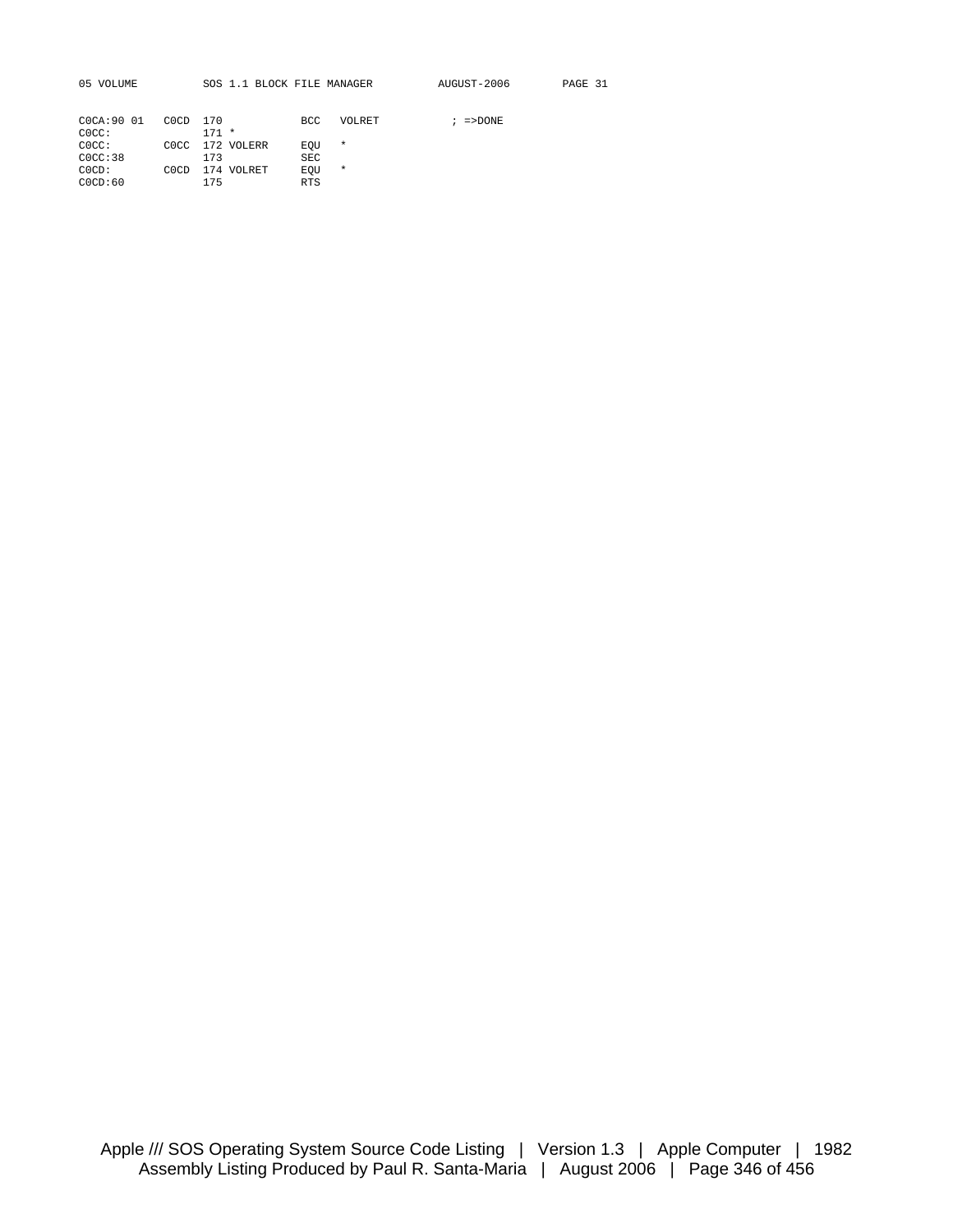```
C0CA:90 01   C0CD  170            BCC   VOLRET          ; =>DONE
C0CC:              171 *
C0CC:        C0CC  172 VOLERR     EQU   *
C0CC:38            173            SEC
C0CD:        C0CD  174 VOLRET     EQU   *
C0CD:60            175            RTS
```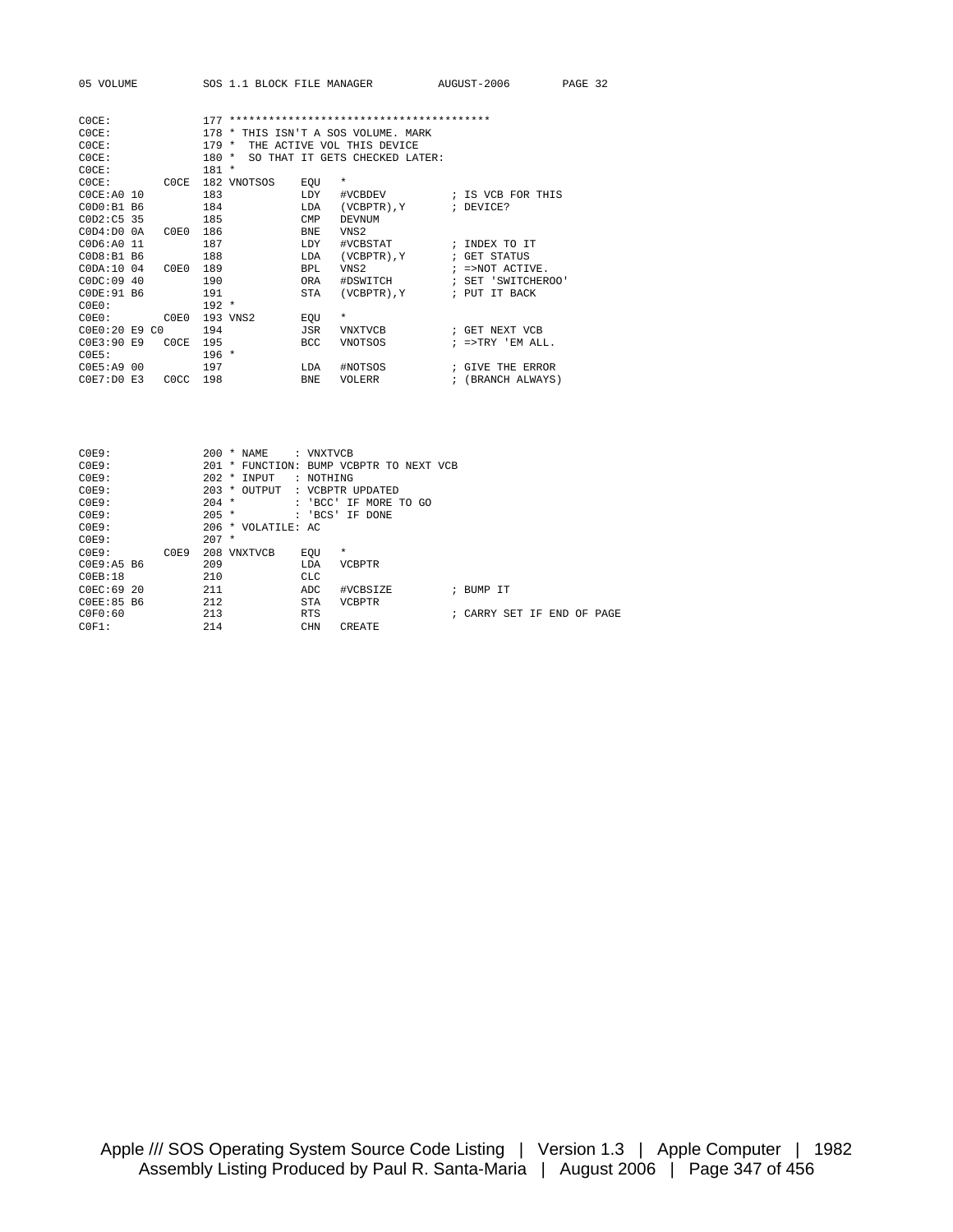```
C0CE:                177 ****************************************
C0CE:                178 * THIS ISN'T A SOS VOLUME. MARK
C0CE:                179 *  THE ACTIVE VOL THIS DEVICE
C0CE:                180 *  SO THAT IT GETS CHECKED LATER:
C0CE:                181 *
C0CE:         C0CE  182 VNOTSOS     EQU   *
C0CE:A0 10           183             LDY   #VCBDEV          ; IS VCB FOR THIS
C0D0:B1 B6           184             LDA   (VCBPTR),Y       ; DEVICE?
C0D2:C5 35           185             CMP   DEVNUM
C0D4:D0 0A    C0E0  186             BNE   VNS2
C0D6:A0 11           187             LDY   #VCBSTAT         ; INDEX TO IT
C0D8:B1 B6           188             LDA   (VCBPTR),Y       ; GET STATUS
C0DA:10 04    C0E0  189             BPL   VNS2             ; =>NOT ACTIVE.
C0DC:09 40           190             ORA   #DSWITCH         ; SET 'SWITCHEROO'
C0DE:91 B6           191             STA   (VCBPTR),Y       ; PUT IT BACK
C0E0:                192 *
C0E0:         C0E0  193 VNS2        EQU   *
C0E0:20 E9 C0        194             JSR   VNXTVCB          ; GET NEXT VCB
C0E3:90 E9    C0CE  195             BCC   VNOTSOS          ; =>TRY 'EM ALL.
C0E5:                196 *
C0E5:A9 00           197             LDA   #NOTSOS          ; GIVE THE ERROR
C0E7:D0 E3    C0CC  198             BNE   VOLERR           ; (BRANCH ALWAYS)



C0E9:                200 * NAME     : VNXTVCB
C0E9:                201 * FUNCTION: BUMP VCBPTR TO NEXT VCB
C0E9:                202 * INPUT   : NOTHING
C0E9:                203 * OUTPUT  : VCBPTR UPDATED
C0E9:                204 *         : 'BCC' IF MORE TO GO
C0E9:                205 *         : 'BCS' IF DONE
C0E9:                206 * VOLATILE: AC
C0E9:                207 *
C0E9:         C0E9  208 VNXTVCB     EQU   *
C0E9:A5 B6           209             LDA   VCBPTR
C0EB:18              210             CLC
C0EC:69 20           211             ADC   #VCBSIZE         ; BUMP IT
C0EE:85 B6           212             STA   VCBPTR
C0F0:60              213             RTS                    ; CARRY SET IF END OF PAGE
C0F1:                214             CHN   CREATE
```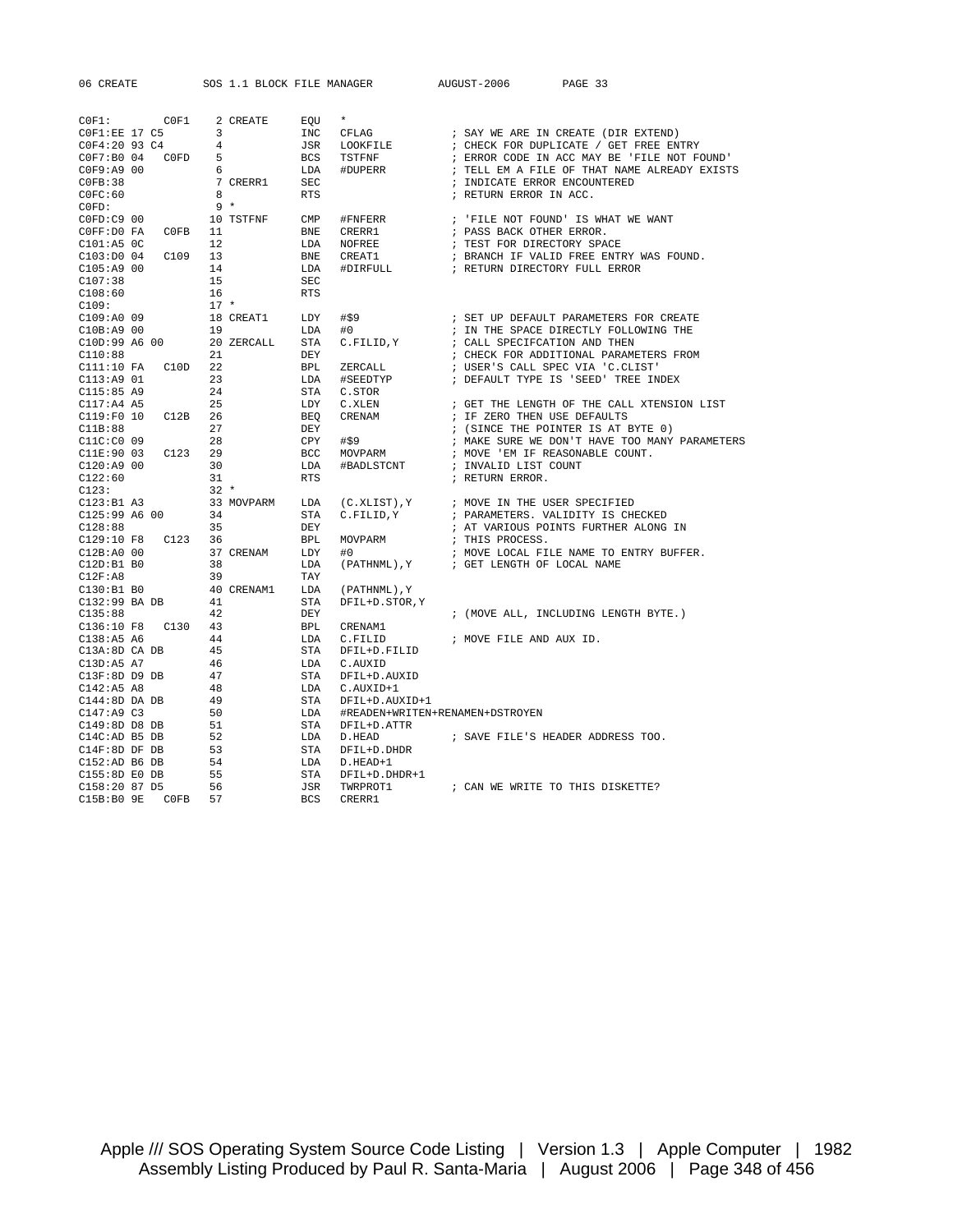```
C0F1:        C0F1    2 CREATE     EQU   *
C0F1:EE 17 C5        3            INC   CFLAG           ; SAY WE ARE IN CREATE (DIR EXTEND)
C0F4:20 93 C4        4            JSR   LOOKFILE        ; CHECK FOR DUPLICATE / GET FREE ENTRY
C0F7:B0 04   C0FD    5            BCS   TSTFNF          ; ERROR CODE IN ACC MAY BE 'FILE NOT FOUND'
C0F9:A9 00           6            LDA   #DUPERR         ; TELL EM A FILE OF THAT NAME ALREADY EXISTS
C0FB:38              7 CRERR1     SEC                   ; INDICATE ERROR ENCOUNTERED
C0FC:60              8            RTS                   ; RETURN ERROR IN ACC.
C0FD:                9 *
C0FD:C9 00          10 TSTFNF     CMP   #FNFERR         ; 'FILE NOT FOUND' IS WHAT WE WANT
C0FF:D0 FA   C0FB   11            BNE   CRERR1          ; PASS BACK OTHER ERROR.
C101:A5 0C          12            LDA   NOFREE          ; TEST FOR DIRECTORY SPACE
C103:D0 04   C109   13            BNE   CREAT1          ; BRANCH IF VALID FREE ENTRY WAS FOUND.
C105:A9 00          14            LDA   #DIRFULL        ; RETURN DIRECTORY FULL ERROR
C107:38             15            SEC
C108:60             16            RTS
C109:               17 *
C109:A0 09          18 CREAT1     LDY   #$9             ; SET UP DEFAULT PARAMETERS FOR CREATE
C10B:A9 00          19            LDA   #0              ; IN THE SPACE DIRECTLY FOLLOWING THE
C10D:99 A6 00       20 ZERCALL    STA   C.FILID,Y       ; CALL SPECIFCATION AND THEN
C110:88             21            DEY                   ; CHECK FOR ADDITIONAL PARAMETERS FROM
C111:10 FA   C10D   22            BPL   ZERCALL         ; USER'S CALL SPEC VIA 'C.CLIST'
C113:A9 01          23            LDA   #SEEDTYP        ; DEFAULT TYPE IS 'SEED' TREE INDEX
C115:85 A9          24            STA   C.STOR
C117:A4 A5          25            LDY   C.XLEN          ; GET THE LENGTH OF THE CALL XTENSION LIST
C119:F0 10   C12B   26            BEQ   CRENAM          ; IF ZERO THEN USE DEFAULTS
C11B:88             27            DEY                   ; (SINCE THE POINTER IS AT BYTE 0)
C11C:C0 09          28            CPY   #$9             ; MAKE SURE WE DON'T HAVE TOO MANY PARAMETERS
C11E:90 03   C123   29            BCC   MOVPARM         ; MOVE 'EM IF REASONABLE COUNT.
C120:A9 00          30            LDA   #BADLSTCNT      ; INVALID LIST COUNT
C122:60             31            RTS                   ; RETURN ERROR.
C123:               32 *
C123:B1 A3          33 MOVPARM    LDA   (C.XLIST),Y     ; MOVE IN THE USER SPECIFIED
C125:99 A6 00       34            STA   C.FILID,Y       ; PARAMETERS. VALIDITY IS CHECKED
C128:88             35            DEY                   ; AT VARIOUS POINTS FURTHER ALONG IN
C129:10 F8   C123   36            BPL   MOVPARM         ; THIS PROCESS.
C12B:A0 00          37 CRENAM     LDY   #0              ; MOVE LOCAL FILE NAME TO ENTRY BUFFER.
C12D:B1 B0          38            LDA   (PATHNML),Y     ; GET LENGTH OF LOCAL NAME
C12F:A8             39            TAY
C130:B1 B0          40 CRENAM1    LDA   (PATHNML),Y
C132:99 BA DB       41            STA   DFIL+D.STOR,Y
C135:88             42            DEY                   ; (MOVE ALL, INCLUDING LENGTH BYTE.)
C136:10 F8   C130   43            BPL   CRENAM1
C138:A5 A6          44            LDA   C.FILID         ; MOVE FILE AND AUX ID.
C13A:8D CA DB       45            STA   DFIL+D.FILID
C13D:A5 A7          46            LDA   C.AUXID
C13F:8D D9 DB       47            STA   DFIL+D.AUXID
C142:A5 A8          48            LDA   C.AUXID+1
C144:8D DA DB       49            STA   DFIL+D.AUXID+1
C147:A9 C3          50            LDA   #READEN+WRITEN+RENAMEN+DSTROYEN
C149:8D D8 DB       51            STA   DFIL+D.ATTR
C14C:AD B5 DB       52            LDA   D.HEAD          ; SAVE FILE'S HEADER ADDRESS TOO.
C14F:8D DF DB       53            STA   DFIL+D.DHDR
C152:AD B6 DB       54            LDA   D.HEAD+1
C155:8D E0 DB       55            STA   DFIL+D.DHDR+1
C158:20 87 D5       56            JSR   TWRPROT1        ; CAN WE WRITE TO THIS DISKETTE?
C15B:B0 9E   C0FB   57            BCS   CRERR1
```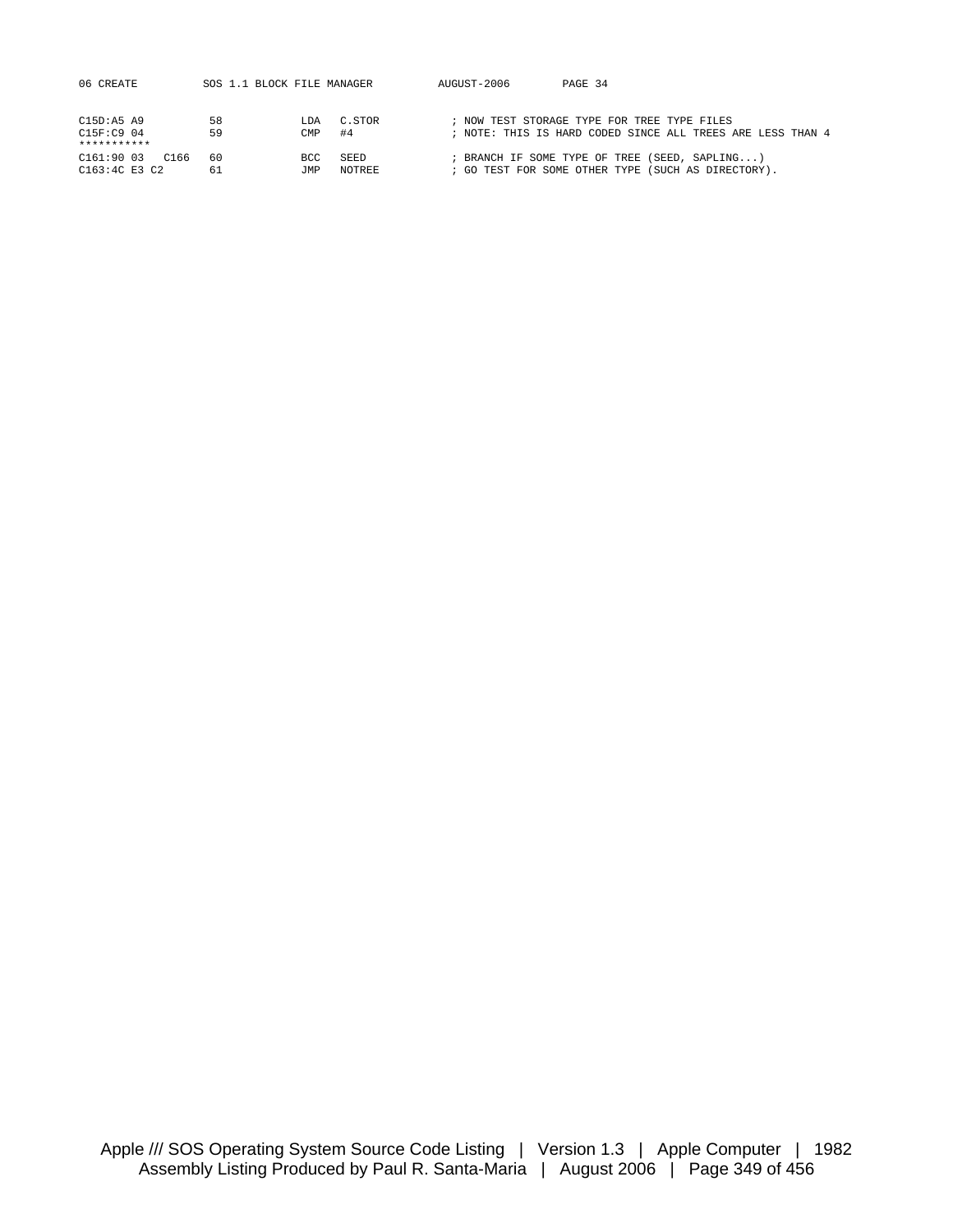```
C15D:A5 A9          58            LDA   C.STOR          ; NOW TEST STORAGE TYPE FOR TREE TYPE FILES
C15F:C9 04          59            CMP   #4              ; NOTE: THIS IS HARD CODED SINCE ALL TREES ARE LESS THAN 4
***********
C161:90 03   C166   60            BCC   SEED            ; BRANCH IF SOME TYPE OF TREE (SEED, SAPLING...)
C163:4C E3 C2       61            JMP   NOTREE          ; GO TEST FOR SOME OTHER TYPE (SUCH AS DIRECTORY).
```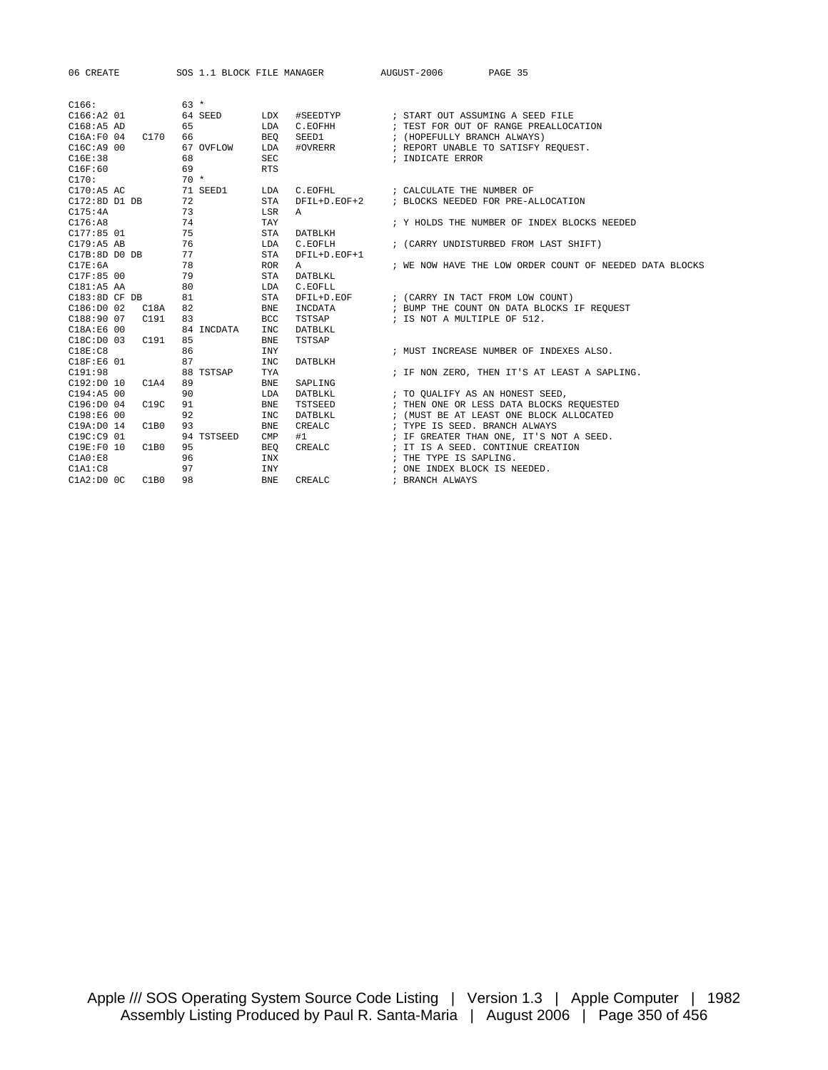```
C166:                63 *
C166:A2 01           64 SEED      LDX   #SEEDTYP        ; START OUT ASSUMING A SEED FILE
C168:A5 AD           65           LDA   C.EOFHH         ; TEST FOR OUT OF RANGE PREALLOCATION
C16A:F0 04   C170    66           BEQ   SEED1           ; (HOPEFULLY BRANCH ALWAYS)
C16C:A9 00           67 OVFLOW    LDA   #OVRERR         ; REPORT UNABLE TO SATISFY REQUEST.
C16E:38              68           SEC                   ; INDICATE ERROR
C16F:60              69           RTS
C170:                70 *
C170:A5 AC           71 SEED1     LDA   C.EOFHL         ; CALCULATE THE NUMBER OF
C172:8D D1 DB        72           STA   DFIL+D.EOF+2    ; BLOCKS NEEDED FOR PRE-ALLOCATION
C175:4A              73           LSR   A
C176:A8              74           TAY                   ; Y HOLDS THE NUMBER OF INDEX BLOCKS NEEDED
C177:85 01           75           STA   DATBLKH
C179:A5 AB           76           LDA   C.EOFLH         ; (CARRY UNDISTURBED FROM LAST SHIFT)
C17B:8D D0 DB        77           STA   DFIL+D.EOF+1
C17E:6A              78           ROR   A               ; WE NOW HAVE THE LOW ORDER COUNT OF NEEDED DATA BLOCKS
C17F:85 00           79           STA   DATBLKL
C181:A5 AA           80           LDA   C.EOFLL
C183:8D CF DB        81           STA   DFIL+D.EOF      ; (CARRY IN TACT FROM LOW COUNT)
C186:D0 02   C18A    82           BNE   INCDATA         ; BUMP THE COUNT ON DATA BLOCKS IF REQUEST
C188:90 07   C191    83           BCC   TSTSAP          ; IS NOT A MULTIPLE OF 512.
C18A:E6 00           84 INCDATA   INC   DATBLKL
C18C:D0 03   C191    85           BNE   TSTSAP
C18E:C8              86           INY                   ; MUST INCREASE NUMBER OF INDEXES ALSO.
C18F:E6 01           87           INC   DATBLKH
C191:98              88 TSTSAP    TYA                   ; IF NON ZERO, THEN IT'S AT LEAST A SAPLING.
C192:D0 10   C1A4    89           BNE   SAPLING
C194:A5 00           90           LDA   DATBLKL         ; TO QUALIFY AS AN HONEST SEED,
C196:D0 04   C19C    91           BNE   TSTSEED         ; THEN ONE OR LESS DATA BLOCKS REQUESTED
C198:E6 00           92           INC   DATBLKL         ; (MUST BE AT LEAST ONE BLOCK ALLOCATED
C19A:D0 14   C1B0    93           BNE   CREALC          ; TYPE IS SEED. BRANCH ALWAYS
C19C:C9 01           94 TSTSEED   CMP   #1              ; IF GREATER THAN ONE, IT'S NOT A SEED.
C19E:F0 10   C1B0    95           BEQ   CREALC          ; IT IS A SEED. CONTINUE CREATION
C1A0:E8              96           INX                   ; THE TYPE IS SAPLING.
C1A1:C8              97           INY                   ; ONE INDEX BLOCK IS NEEDED.
C1A2:D0 0C   C1B0    98           BNE   CREALC          ; BRANCH ALWAYS
```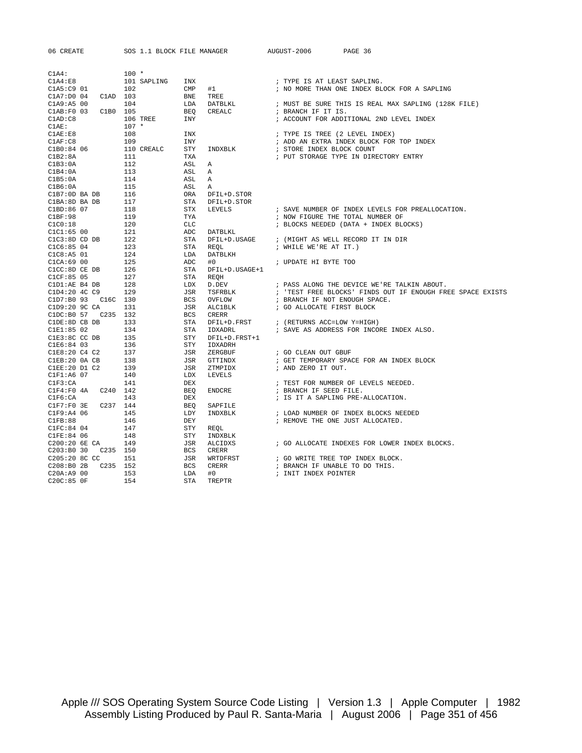```
C1A4:                100 *
C1A4:E8              101 SAPLING    INX                       ; TYPE IS AT LEAST SAPLING.
C1A5:C9 01           102            CMP   #1                  ; NO MORE THAN ONE INDEX BLOCK FOR A SAPLING
C1A7:D0 04    C1AD   103            BNE   TREE
C1A9:A5 00           104            LDA   DATBLKL             ; MUST BE SURE THIS IS REAL MAX SAPLING (128K FILE)
C1AB:F0 03    C1B0   105            BEQ   CREALC              ; BRANCH IF IT IS.
C1AD:C8              106 TREE       INY                       ; ACCOUNT FOR ADDITIONAL 2ND LEVEL INDEX
C1AE:                107 *
C1AE:E8              108            INX                       ; TYPE IS TREE (2 LEVEL INDEX)
C1AF:C8              109            INY                       ; ADD AN EXTRA INDEX BLOCK FOR TOP INDEX
C1B0:84 06           110 CREALC     STY   INDXBLK             ; STORE INDEX BLOCK COUNT
C1B2:8A              111            TXA                       ; PUT STORAGE TYPE IN DIRECTORY ENTRY
C1B3:0A              112            ASL   A
C1B4:0A              113            ASL   A
C1B5:0A              114            ASL   A
C1B6:0A              115            ASL   A
C1B7:0D BA DB        116            ORA   DFIL+D.STOR
C1BA:8D BA DB        117            STA   DFIL+D.STOR
C1BD:86 07           118            STX   LEVELS              ; SAVE NUMBER OF INDEX LEVELS FOR PREALLOCATION.
C1BF:98              119            TYA                       ; NOW FIGURE THE TOTAL NUMBER OF
C1C0:18              120            CLC                       ; BLOCKS NEEDED (DATA + INDEX BLOCKS)
C1C1:65 00           121            ADC   DATBLKL
C1C3:8D CD DB        122            STA   DFIL+D.USAGE        ; (MIGHT AS WELL RECORD IT IN DIR
C1C6:85 04           123            STA   REQL                ; WHILE WE'RE AT IT.)
C1C8:A5 01           124            LDA   DATBLKH
C1CA:69 00           125            ADC   #0                  ; UPDATE HI BYTE TOO
C1CC:8D CE DB        126            STA   DFIL+D.USAGE+1
C1CF:85 05           127            STA   REQH
C1D1:AE B4 DB        128            LDX   D.DEV               ; PASS ALONG THE DEVICE WE'RE TALKIN ABOUT.
C1D4:20 4C C9        129            JSR   TSFRBLK             ; 'TEST FREE BLOCKS' FINDS OUT IF ENOUGH FREE SPACE EXISTS
C1D7:B0 93    C16C   130            BCS   OVFLOW              ; BRANCH IF NOT ENOUGH SPACE.
C1D9:20 9C CA        131            JSR   ALC1BLK             ; GO ALLOCATE FIRST BLOCK
C1DC:B0 57    C235   132            BCS   CRERR
C1DE:8D CB DB        133            STA   DFIL+D.FRST         ; (RETURNS ACC=LOW Y=HIGH)
C1E1:85 02           134            STA   IDXADRL             ; SAVE AS ADDRESS FOR INCORE INDEX ALSO.
C1E3:8C CC DB        135            STY   DFIL+D.FRST+1
C1E6:84 03           136            STY   IDXADRH
C1E8:20 C4 C2        137            JSR   ZERGBUF             ; GO CLEAN OUT GBUF
C1EB:20 0A CB        138            JSR   GTTINDX             ; GET TEMPORARY SPACE FOR AN INDEX BLOCK
C1EE:20 D1 C2        139            JSR   ZTMPIDX             ; AND ZERO IT OUT.
C1F1:A6 07           140            LDX   LEVELS
C1F3:CA              141            DEX                       ; TEST FOR NUMBER OF LEVELS NEEDED.
C1F4:F0 4A    C240   142            BEQ   ENDCRE              ; BRANCH IF SEED FILE.
C1F6:CA              143            DEX                       ; IS IT A SAPLING PRE-ALLOCATION.
C1F7:F0 3E    C237   144            BEQ   SAPFILE
C1F9:A4 06           145            LDY   INDXBLK             ; LOAD NUMBER OF INDEX BLOCKS NEEDED
C1FB:88              146            DEY                       ; REMOVE THE ONE JUST ALLOCATED.
C1FC:84 04           147            STY   REQL
C1FE:84 06           148            STY   INDXBLK
C200:20 6E CA        149            JSR   ALCIDXS             ; GO ALLOCATE INDEXES FOR LOWER INDEX BLOCKS.
C203:B0 30    C235   150            BCS   CRERR
C205:20 8C CC        151            JSR   WRTDFRST            ; GO WRITE TREE TOP INDEX BLOCK.
C208:B0 2B    C235   152            BCS   CRERR               ; BRANCH IF UNABLE TO DO THIS.
C20A:A9 00           153            LDA   #0                  ; INIT INDEX POINTER
C20C:85 0F           154            STA   TREPTR
```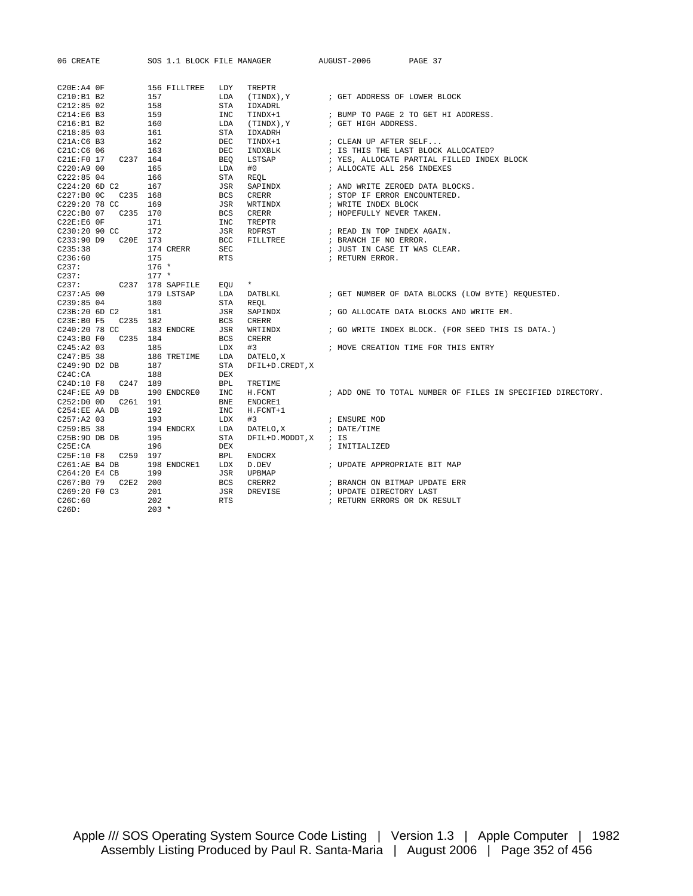```
C20E:A4 0F          156 FILLTREE   LDY   TREPTR
C210:B1 B2          157            LDA   (TINDX),Y        ; GET ADDRESS OF LOWER BLOCK
C212:85 02          158            STA   IDXADRL
C214:E6 B3          159            INC   TINDX+1          ; BUMP TO PAGE 2 TO GET HI ADDRESS.
C216:B1 B2          160            LDA   (TINDX),Y        ; GET HIGH ADDRESS.
C218:85 03          161            STA   IDXADRH
C21A:C6 B3          162            DEC   TINDX+1          ; CLEAN UP AFTER SELF...
C21C:C6 06          163            DEC   INDXBLK          ; IS THIS THE LAST BLOCK ALLOCATED?
C21E:F0 17   C237   164            BEQ   LSTSAP           ; YES, ALLOCATE PARTIAL FILLED INDEX BLOCK
C220:A9 00          165            LDA   #0               ; ALLOCATE ALL 256 INDEXES
C222:85 04          166            STA   REQL
C224:20 6D C2       167            JSR   SAPINDX          ; AND WRITE ZEROED DATA BLOCKS.
C227:B0 0C   C235   168            BCS   CRERR            ; STOP IF ERROR ENCOUNTERED.
C229:20 78 CC       169            JSR   WRTINDX          ; WRITE INDEX BLOCK
C22C:B0 07   C235   170            BCS   CRERR            ; HOPEFULLY NEVER TAKEN.
C22E:E6 0F          171            INC   TREPTR
C230:20 90 CC       172            JSR   RDFRST           ; READ IN TOP INDEX AGAIN.
C233:90 D9   C20E   173            BCC   FILLTREE         ; BRANCH IF NO ERROR.
C235:38             174 CRERR      SEC                    ; JUST IN CASE IT WAS CLEAR.
C236:60             175            RTS                    ; RETURN ERROR.
C237:               176 *
C237:               177 *
C237:        C237   178 SAPFILE    EQU   *
C237:A5 00          179 LSTSAP     LDA   DATBLKL          ; GET NUMBER OF DATA BLOCKS (LOW BYTE) REQUESTED.
C239:85 04          180            STA   REQL
C23B:20 6D C2       181            JSR   SAPINDX          ; GO ALLOCATE DATA BLOCKS AND WRITE EM.
C23E:B0 F5   C235   182            BCS   CRERR
C240:20 78 CC       183 ENDCRE     JSR   WRTINDX          ; GO WRITE INDEX BLOCK. (FOR SEED THIS IS DATA.)
C243:B0 F0   C235   184            BCS   CRERR
C245:A2 03          185            LDX   #3               ; MOVE CREATION TIME FOR THIS ENTRY
C247:B5 38          186 TRETIME    LDA   DATELO,X
C249:9D D2 DB       187            STA   DFIL+D.CREDT,X
C24C:CA             188            DEX
C24D:10 F8   C247   189            BPL   TRETIME
C24F:EE A9 DB       190 ENDCRE0    INC   H.FCNT           ; ADD ONE TO TOTAL NUMBER OF FILES IN SPECIFIED DIRECTORY.
C252:D0 0D   C261   191            BNE   ENDCRE1
C254:EE AA DB       192            INC   H.FCNT+1
C257:A2 03          193            LDX   #3               ; ENSURE MOD
C259:B5 38          194 ENDCRX     LDA   DATELO,X         ; DATE/TIME
C25B:9D DB DB       195            STA   DFIL+D.MODDT,X   ; IS
C25E:CA             196            DEX                    ; INITIALIZED
C25F:10 F8   C259   197            BPL   ENDCRX
C261:AE B4 DB       198 ENDCRE1    LDX   D.DEV            ; UPDATE APPROPRIATE BIT MAP
C264:20 E4 CB       199            JSR   UPBMAP
C267:B0 79   C2E2   200            BCS   CRERR2           ; BRANCH ON BITMAP UPDATE ERR
C269:20 F0 C3       201            JSR   DREVISE          ; UPDATE DIRECTORY LAST
C26C:60             202            RTS                    ; RETURN ERRORS OR OK RESULT
C26D:               203 *
```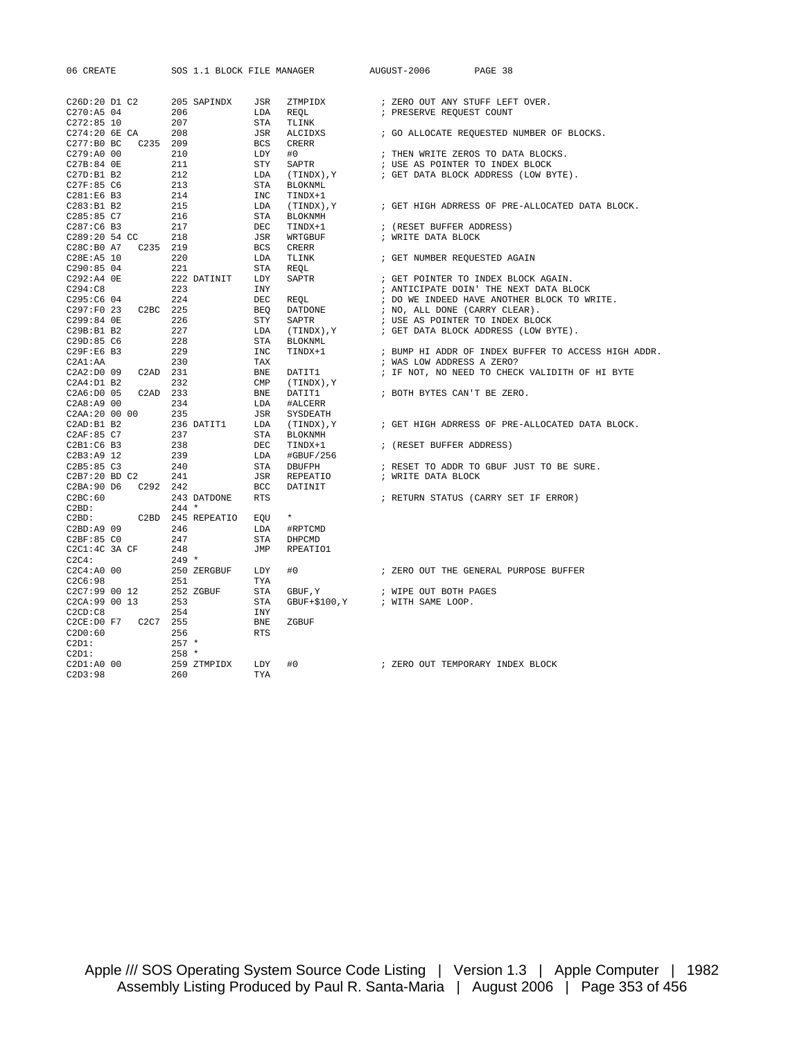```
C26D:20 D1 C2       205 SAPINDX    JSR   ZTMPIDX          ; ZERO OUT ANY STUFF LEFT OVER.
C270:A5 04          206            LDA   REQL             ; PRESERVE REQUEST COUNT
C272:85 10          207            STA   TLINK
C274:20 6E CA       208            JSR   ALCIDXS          ; GO ALLOCATE REQUESTED NUMBER OF BLOCKS.
C277:B0 BC   C235   209            BCS   CRERR
C279:A0 00          210            LDY   #0               ; THEN WRITE ZEROS TO DATA BLOCKS.
C27B:84 0E          211            STY   SAPTR            ; USE AS POINTER TO INDEX BLOCK
C27D:B1 B2          212            LDA   (TINDX),Y        ; GET DATA BLOCK ADDRESS (LOW BYTE).
C27F:85 C6          213            STA   BLOKNML
C281:E6 B3          214            INC   TINDX+1
C283:B1 B2          215            LDA   (TINDX),Y        ; GET HIGH ADRRESS OF PRE-ALLOCATED DATA BLOCK.
C285:85 C7          216            STA   BLOKNMH
C287:C6 B3          217            DEC   TINDX+1          ; (RESET BUFFER ADDRESS)
C289:20 54 CC       218            JSR   WRTGBUF          ; WRITE DATA BLOCK
C28C:B0 A7   C235   219            BCS   CRERR
C28E:A5 10          220            LDA   TLINK            ; GET NUMBER REQUESTED AGAIN
C290:85 04          221            STA   REQL
C292:A4 0E          222 DATINIT    LDY   SAPTR            ; GET POINTER TO INDEX BLOCK AGAIN.
C294:C8             223            INY                    ; ANTICIPATE DOIN' THE NEXT DATA BLOCK
C295:C6 04          224            DEC   REQL             ; DO WE INDEED HAVE ANOTHER BLOCK TO WRITE.
C297:F0 23   C2BC   225            BEQ   DATDONE          ; NO, ALL DONE (CARRY CLEAR).
C299:84 0E          226            STY   SAPTR            ; USE AS POINTER TO INDEX BLOCK
C29B:B1 B2          227            LDA   (TINDX),Y        ; GET DATA BLOCK ADDRESS (LOW BYTE).
C29D:85 C6          228            STA   BLOKNML
C29F:E6 B3          229            INC   TINDX+1          ; BUMP HI ADDR OF INDEX BUFFER TO ACCESS HIGH ADDR.
C2A1:AA             230            TAX                    ; WAS LOW ADDRESS A ZERO?
C2A2:D0 09   C2AD   231            BNE   DATIT1           ; IF NOT, NO NEED TO CHECK VALIDITH OF HI BYTE
C2A4:D1 B2          232            CMP   (TINDX),Y
C2A6:D0 05   C2AD   233            BNE   DATIT1           ; BOTH BYTES CAN'T BE ZERO.
C2A8:A9 00          234            LDA   #ALCERR
C2AA:20 00 00       235            JSR   SYSDEATH
C2AD:B1 B2          236 DATIT1     LDA   (TINDX),Y        ; GET HIGH ADRRESS OF PRE-ALLOCATED DATA BLOCK.
C2AF:85 C7          237            STA   BLOKNMH
C2B1:C6 B3          238            DEC   TINDX+1          ; (RESET BUFFER ADDRESS)
C2B3:A9 12          239            LDA   #GBUF/256
C2B5:85 C3          240            STA   DBUFPH           ; RESET TO ADDR TO GBUF JUST TO BE SURE.
C2B7:20 BD C2       241            JSR   REPEATIO         ; WRITE DATA BLOCK
C2BA:90 D6   C292   242            BCC   DATINIT
C2BC:60             243 DATDONE    RTS                    ; RETURN STATUS (CARRY SET IF ERROR)
C2BD:               244 *
C2BD:        C2BD   245 REPEATIO   EQU   *
C2BD:A9 09          246            LDA   #RPTCMD
C2BF:85 C0          247            STA   DHPCMD
C2C1:4C 3A CF       248            JMP   RPEATIO1
C2C4:               249 *
C2C4:A0 00          250 ZERGBUF    LDY   #0               ; ZERO OUT THE GENERAL PURPOSE BUFFER
C2C6:98             251            TYA
C2C7:99 00 12       252 ZGBUF      STA   GBUF,Y           ; WIPE OUT BOTH PAGES
C2CA:99 00 13       253            STA   GBUF+$100,Y      ; WITH SAME LOOP.
C2CD:C8             254            INY
C2CE:D0 F7   C2C7   255            BNE   ZGBUF
C2D0:60             256            RTS
C2D1:               257 *
C2D1:               258 *
C2D1:A0 00          259 ZTMPIDX    LDY   #0               ; ZERO OUT TEMPORARY INDEX BLOCK
C2D3:98             260            TYA
```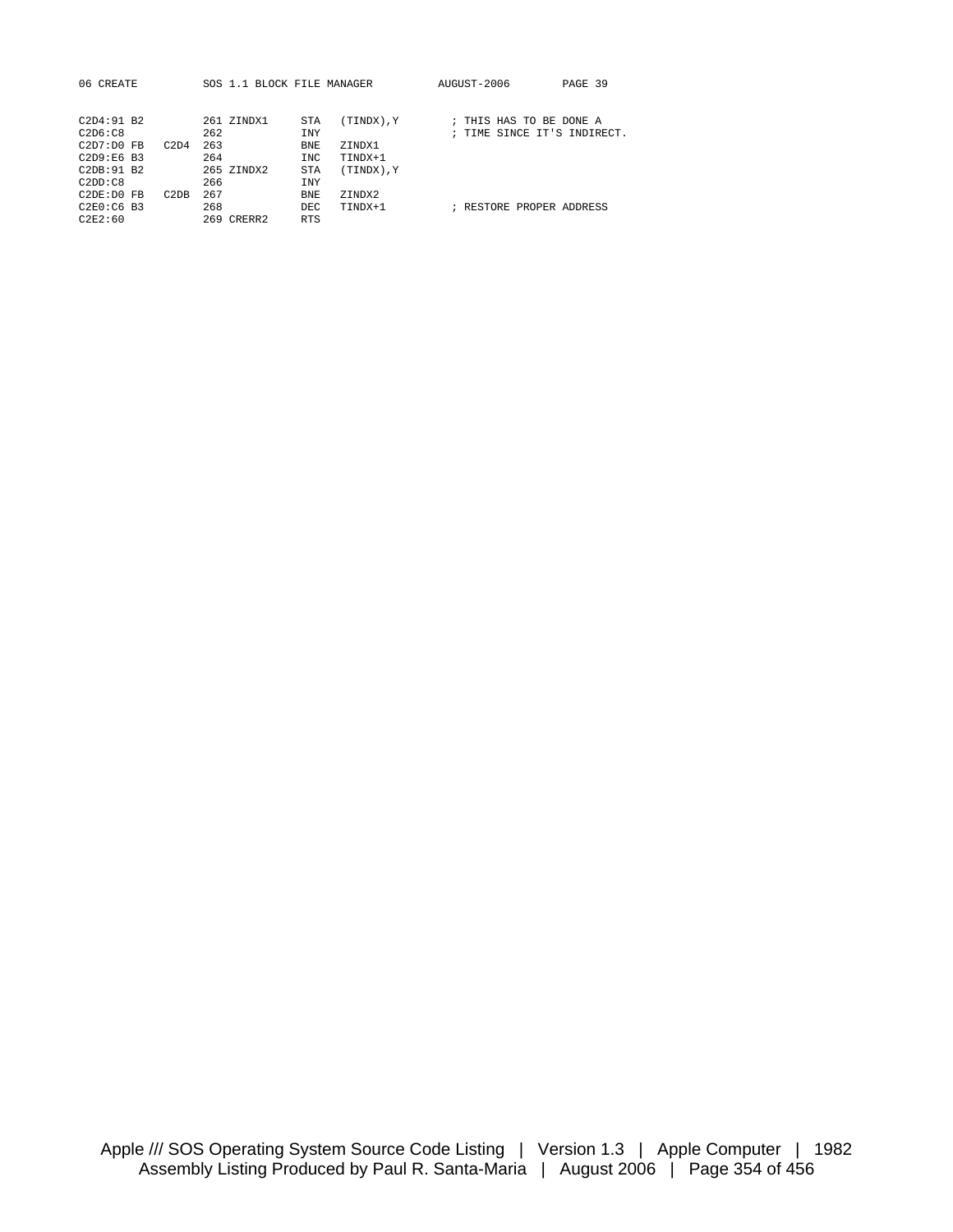```
C2D4:91 B2          261 ZINDX1     STA   (TINDX),Y        ; THIS HAS TO BE DONE A
C2D6:C8             262            INY                    ; TIME SINCE IT'S INDIRECT.
C2D7:D0 FB   C2D4   263            BNE   ZINDX1
C2D9:E6 B3          264            INC   TINDX+1
C2DB:91 B2          265 ZINDX2     STA   (TINDX),Y
C2DD:C8             266            INY
C2DE:D0 FB   C2DB   267            BNE   ZINDX2
C2E0:C6 B3          268            DEC   TINDX+1          ; RESTORE PROPER ADDRESS
C2E2:60             269 CRERR2     RTS
```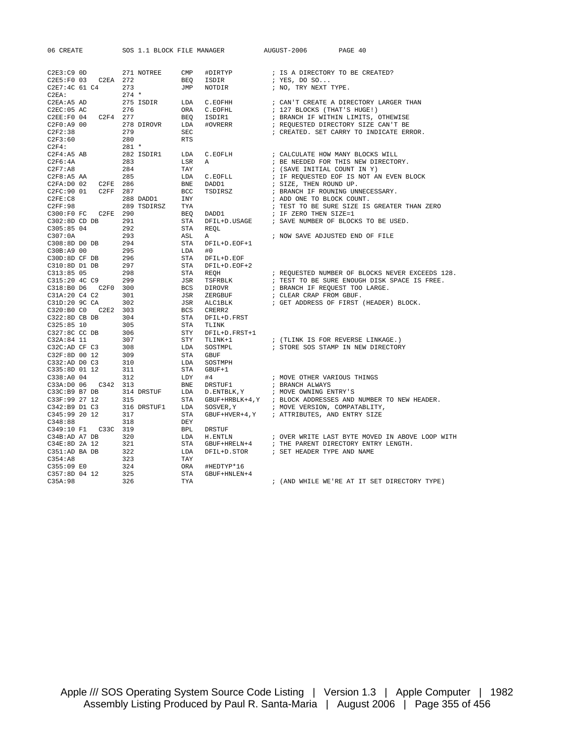```
C2E3:C9 0D          271 NOTREE     CMP   #DIRTYP          ; IS A DIRECTORY TO BE CREATED?
C2E5:F0 03   C2EA   272            BEQ   ISDIR            ; YES, DO SO...
C2E7:4C 61 C4       273            JMP   NOTDIR           ; NO, TRY NEXT TYPE.
C2EA:               274 *
C2EA:A5 AD          275 ISDIR      LDA   C.EOFHH          ; CAN'T CREATE A DIRECTORY LARGER THAN
C2EC:05 AC          276            ORA   C.EOFHL          ; 127 BLOCKS (THAT'S HUGE!)
C2EE:F0 04   C2F4   277            BEQ   ISDIR1           ; BRANCH IF WITHIN LIMITS, OTHEWISE
C2F0:A9 00          278 DIROVR     LDA   #OVRERR          ; REQUESTED DIRECTORY SIZE CAN'T BE
C2F2:38             279            SEC                    ; CREATED. SET CARRY TO INDICATE ERROR.
C2F3:60             280            RTS
C2F4:               281 *
C2F4:A5 AB          282 ISDIR1     LDA   C.EOFLH          ; CALCULATE HOW MANY BLOCKS WILL
C2F6:4A             283            LSR   A                ; BE NEEDED FOR THIS NEW DIRECTORY.
C2F7:A8             284            TAY                    ; (SAVE INITIAL COUNT IN Y)
C2F8:A5 AA          285            LDA   C.EOFLL          ; IF REQUESTED EOF IS NOT AN EVEN BLOCK
C2FA:D0 02   C2FE   286            BNE   DADD1            ; SIZE, THEN ROUND UP.
C2FC:90 01   C2FF   287            BCC   TSDIRSZ          ; BRANCH IF ROUNING UNNECESSARY.
C2FE:C8             288 DADD1      INY                    ; ADD ONE TO BLOCK COUNT.
C2FF:98             289 TSDIRSZ    TYA                    ; TEST TO BE SURE SIZE IS GREATER THAN ZERO
C300:F0 FC   C2FE   290            BEQ   DADD1            ; IF ZERO THEN SIZE=1
C302:8D CD DB       291            STA   DFIL+D.USAGE     ; SAVE NUMBER OF BLOCKS TO BE USED.
C305:85 04          292            STA   REQL
C307:0A             293            ASL   A                ; NOW SAVE ADJUSTED END OF FILE
C308:8D D0 DB       294            STA   DFIL+D.EOF+1
C30B:A9 00          295            LDA   #0
C30D:8D CF DB       296            STA   DFIL+D.EOF
C310:8D D1 DB       297            STA   DFIL+D.EOF+2
C313:85 05          298            STA   REQH             ; REQUESTED NUMBER OF BLOCKS NEVER EXCEEDS 128.
C315:20 4C C9       299            JSR   TSFRBLK          ; TEST TO BE SURE ENOUGH DISK SPACE IS FREE.
C318:B0 D6   C2F0   300            BCS   DIROVR           ; BRANCH IF REQUEST TOO LARGE.
C31A:20 C4 C2       301            JSR   ZERGBUF          ; CLEAR CRAP FROM GBUF.
C31D:20 9C CA       302            JSR   ALC1BLK          ; GET ADDRESS OF FIRST (HEADER) BLOCK.
C320:B0 C0   C2E2   303            BCS   CRERR2
C322:8D CB DB       304            STA   DFIL+D.FRST
C325:85 10          305            STA   TLINK
C327:8C CC DB       306            STY   DFIL+D.FRST+1
C32A:84 11          307            STY   TLINK+1          ; (TLINK IS FOR REVERSE LINKAGE.)
C32C:AD CF C3       308            LDA   SOSTMPL          ; STORE SOS STAMP IN NEW DIRECTORY
C32F:8D 00 12       309            STA   GBUF
C332:AD D0 C3       310            LDA   SOSTMPH
C335:8D 01 12       311            STA   GBUF+1
C338:A0 04          312            LDY   #4               ; MOVE OTHER VARIOUS THINGS
C33A:D0 06   C342   313            BNE   DRSTUF1          ; BRANCH ALWAYS
C33C:B9 B7 DB       314 DRSTUF     LDA   D.ENTBLK,Y       ; MOVE OWNING ENTRY'S
C33F:99 27 12       315            STA   GBUF+HRBLK+4,Y   ; BLOCK ADDRESSES AND NUMBER TO NEW HEADER.
C342:B9 D1 C3       316 DRSTUF1    LDA   SOSVER,Y         ; MOVE VERSION, COMPATABLITY,
C345:99 20 12       317            STA   GBUF+HVER+4,Y    ; ATTRIBUTES, AND ENTRY SIZE
C348:88             318            DEY
C349:10 F1   C33C   319            BPL   DRSTUF
C34B:AD A7 DB       320            LDA   H.ENTLN          ; OVER WRITE LAST BYTE MOVED IN ABOVE LOOP WITH
C34E:8D 2A 12       321            STA   GBUF+HRELN+4     ; THE PARENT DIRECTORY ENTRY LENGTH.
C351:AD BA DB       322            LDA   DFIL+D.STOR      ; SET HEADER TYPE AND NAME
C354:A8             323            TAY
C355:09 E0          324            ORA   #HEDTYP*16
C357:8D 04 12       325            STA   GBUF+HNLEN+4
C35A:98             326            TYA                    ; (AND WHILE WE'RE AT IT SET DIRECTORY TYPE)
```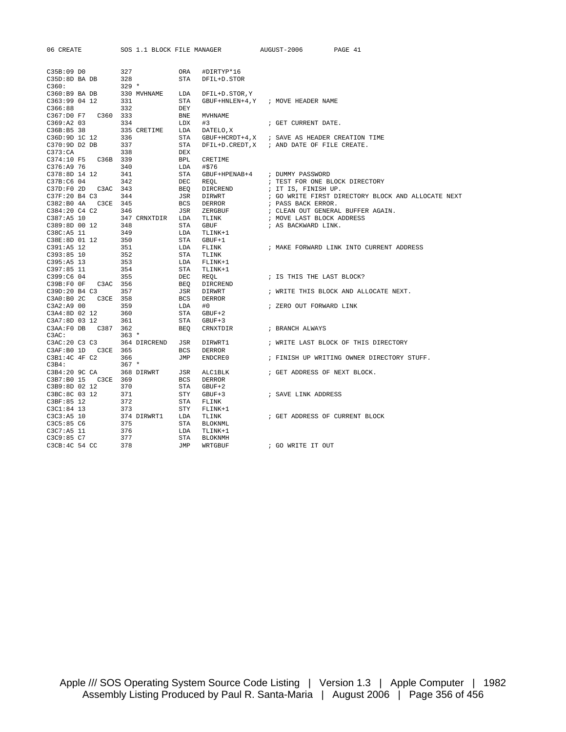```
C35B:09 D0          327              ORA   #DIRTYP*16
C35D:8D BA DB       328              STA   DFIL+D.STOR
C360:               329 *
C360:B9 BA DB       330 MVHNAME      LDA   DFIL+D.STOR,Y
C363:99 04 12       331              STA   GBUF+HNLEN+4,Y   ; MOVE HEADER NAME
C366:88             332              DEY
C367:D0 F7   C360   333              BNE   MVHNAME
C369:A2 03          334              LDX   #3               ; GET CURRENT DATE.
C36B:B5 38          335 CRETIME      LDA   DATELO,X
C36D:9D 1C 12       336              STA   GBUF+HCRDT+4,X   ; SAVE AS HEADER CREATION TIME
C370:9D D2 DB       337              STA   DFIL+D.CREDT,X   ; AND DATE OF FILE CREATE.
C373:CA             338              DEX
C374:10 F5   C36B   339              BPL   CRETIME
C376:A9 76          340              LDA   #$76
C378:8D 14 12       341              STA   GBUF+HPENAB+4    ; DUMMY PASSWORD
C37B:C6 04          342              DEC   REQL             ; TEST FOR ONE BLOCK DIRECTORY
C37D:F0 2D   C3AC   343              BEQ   DIRCREND         ; IT IS, FINISH UP.
C37F:20 B4 C3       344              JSR   DIRWRT           ; GO WRITE FIRST DIRECTORY BLOCK AND ALLOCATE NEXT
C382:B0 4A   C3CE   345              BCS   DERROR           ; PASS BACK ERROR.
C384:20 C4 C2       346              JSR   ZERGBUF          ; CLEAN OUT GENERAL BUFFER AGAIN.
C387:A5 10          347 CRNXTDIR     LDA   TLINK            ; MOVE LAST BLOCK ADDRESS
C389:8D 00 12       348              STA   GBUF             ; AS BACKWARD LINK.
C38C:A5 11          349              LDA   TLINK+1
C38E:8D 01 12       350              STA   GBUF+1
C391:A5 12          351              LDA   FLINK            ; MAKE FORWARD LINK INTO CURRENT ADDRESS
C393:85 10          352              STA   TLINK
C395:A5 13          353              LDA   FLINK+1
C397:85 11          354              STA   TLINK+1
C399:C6 04          355              DEC   REQL             ; IS THIS THE LAST BLOCK?
C39B:F0 0F   C3AC   356              BEQ   DIRCREND
C39D:20 B4 C3       357              JSR   DIRWRT           ; WRITE THIS BLOCK AND ALLOCATE NEXT.
C3A0:B0 2C   C3CE   358              BCS   DERROR
C3A2:A9 00          359              LDA   #0               ; ZERO OUT FORWARD LINK
C3A4:8D 02 12       360              STA   GBUF+2
C3A7:8D 03 12       361              STA   GBUF+3
C3AA:F0 DB   C387   362              BEQ   CRNXTDIR         ; BRANCH ALWAYS
C3AC:               363 *
C3AC:20 C3 C3       364 DIRCREND     JSR   DIRWRT1          ; WRITE LAST BLOCK OF THIS DIRECTORY
C3AF:B0 1D   C3CE   365              BCS   DERROR
C3B1:4C 4F C2       366              JMP   ENDCRE0          ; FINISH UP WRITING OWNER DIRECTORY STUFF.
C3B4:               367 *
C3B4:20 9C CA       368 DIRWRT       JSR   ALC1BLK          ; GET ADDRESS OF NEXT BLOCK.
C3B7:B0 15   C3CE   369              BCS   DERROR
C3B9:8D 02 12       370              STA   GBUF+2
C3BC:8C 03 12       371              STY   GBUF+3           ; SAVE LINK ADDRESS
C3BF:85 12          372              STA   FLINK
C3C1:84 13          373              STY   FLINK+1
C3C3:A5 10          374 DIRWRT1      LDA   TLINK            ; GET ADDRESS OF CURRENT BLOCK
C3C5:85 C6          375              STA   BLOKNML
C3C7:A5 11          376              LDA   TLINK+1
C3C9:85 C7          377              STA   BLOKNMH
C3CB:4C 54 CC       378              JMP   WRTGBUF          ; GO WRITE IT OUT
```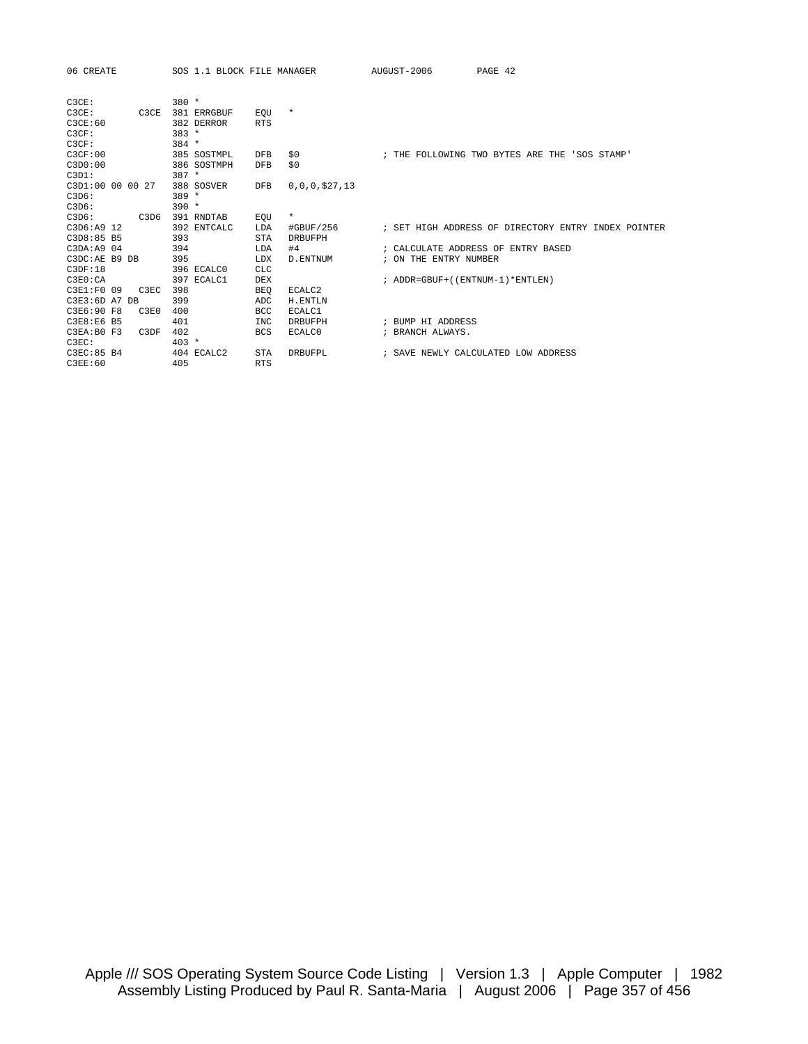```
C3CE:               380 *
C3CE:         C3CE  381 ERRGBUF    EQU   *
C3CE:60             382 DERROR     RTS
C3CF:               383 *
C3CF:               384 *
C3CF:00             385 SOSTMPL    DFB   $0              ; THE FOLLOWING TWO BYTES ARE THE 'SOS STAMP'
C3D0:00             386 SOSTMPH    DFB   $0
C3D1:               387 *
C3D1:00 00 00 27    388 SOSVER     DFB   0,0,0,$27,13
C3D6:               389 *
C3D6:               390 *
C3D6:         C3D6  391 RNDTAB     EQU   *
C3D6:A9 12          392 ENTCALC    LDA   #GBUF/256       ; SET HIGH ADDRESS OF DIRECTORY ENTRY INDEX POINTER
C3D8:85 B5          393            STA   DRBUFPH
C3DA:A9 04          394            LDA   #4              ; CALCULATE ADDRESS OF ENTRY BASED
C3DC:AE B9 DB       395            LDX   D.ENTNUM        ; ON THE ENTRY NUMBER
C3DF:18             396 ECALC0     CLC
C3E0:CA             397 ECALC1     DEX                   ; ADDR=GBUF+((ENTNUM-1)*ENTLEN)
C3E1:F0 09    C3EC  398            BEQ   ECALC2
C3E3:6D A7 DB       399            ADC   H.ENTLN
C3E6:90 F8    C3E0  400            BCC   ECALC1
C3E8:E6 B5          401            INC   DRBUFPH         ; BUMP HI ADDRESS
C3EA:B0 F3    C3DF  402            BCS   ECALC0          ; BRANCH ALWAYS.
C3EC:               403 *
C3EC:85 B4          404 ECALC2     STA   DRBUFPL         ; SAVE NEWLY CALCULATED LOW ADDRESS
C3EE:60             405            RTS
```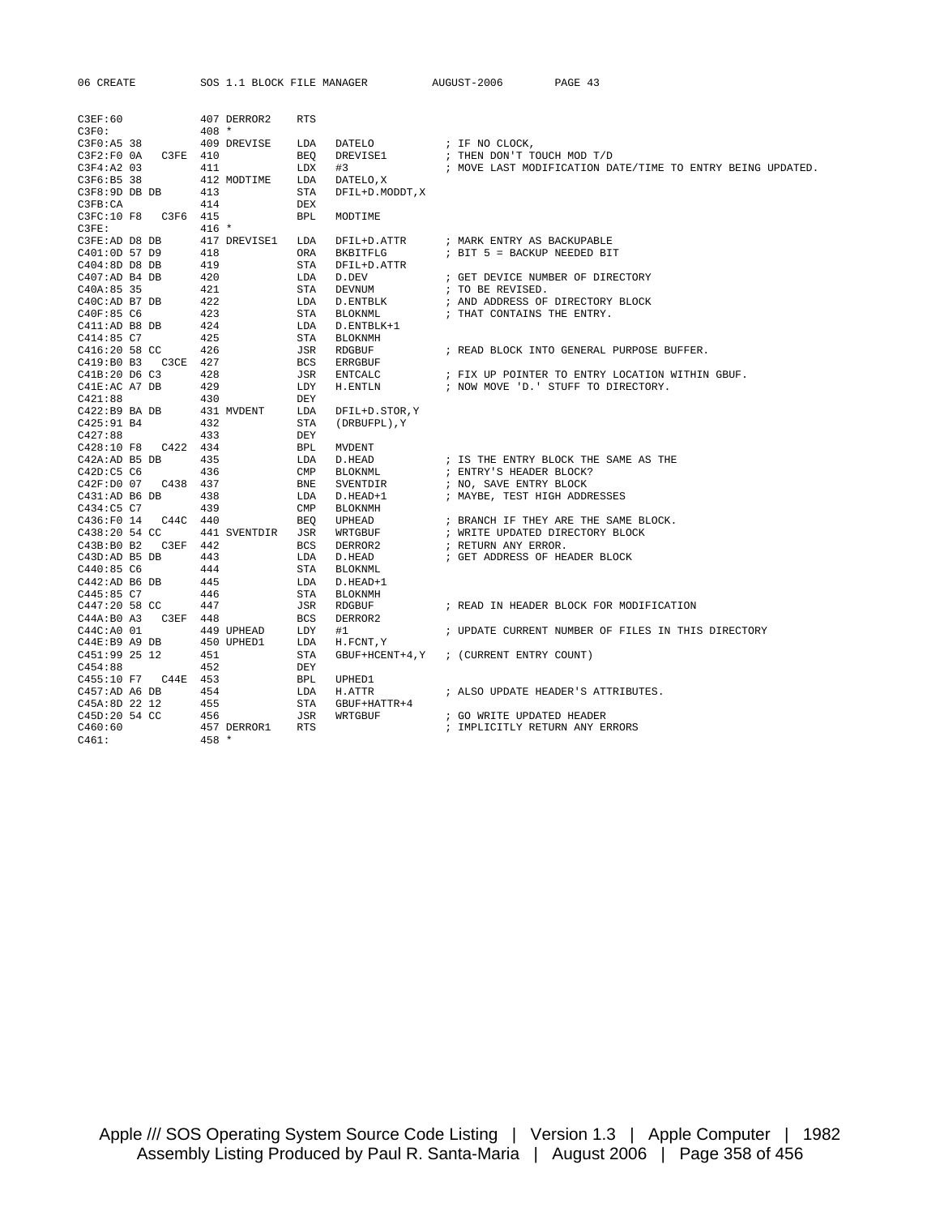```
C3EF:60            407 DERROR2    RTS
C3F0:              408 *
C3F0:A5 38         409 DREVISE    LDA   DATELO          ; IF NO CLOCK,
C3F2:F0 0A   C3FE  410            BEQ   DREVISE1        ; THEN DON'T TOUCH MOD T/D
C3F4:A2 03         411            LDX   #3              ; MOVE LAST MODIFICATION DATE/TIME TO ENTRY BEING UPDATED.
C3F6:B5 38         412 MODTIME    LDA   DATELO,X
C3F8:9D DB DB      413            STA   DFIL+D.MODDT,X
C3FB:CA            414            DEX
C3FC:10 F8   C3F6  415            BPL   MODTIME
C3FE:              416 *
C3FE:AD D8 DB      417 DREVISE1   LDA   DFIL+D.ATTR     ; MARK ENTRY AS BACKUPABLE
C401:0D 57 D9      418            ORA   BKBITFLG        ; BIT 5 = BACKUP NEEDED BIT
C404:8D D8 DB      419            STA   DFIL+D.ATTR
C407:AD B4 DB      420            LDA   D.DEV           ; GET DEVICE NUMBER OF DIRECTORY
C40A:85 35         421            STA   DEVNUM          ; TO BE REVISED.
C40C:AD B7 DB      422            LDA   D.ENTBLK        ; AND ADDRESS OF DIRECTORY BLOCK
C40F:85 C6         423            STA   BLOKNML         ; THAT CONTAINS THE ENTRY.
C411:AD B8 DB      424            LDA   D.ENTBLK+1
C414:85 C7         425            STA   BLOKNMH
C416:20 58 CC      426            JSR   RDGBUF          ; READ BLOCK INTO GENERAL PURPOSE BUFFER.
C419:B0 B3   C3CE  427            BCS   ERRGBUF
C41B:20 D6 C3      428            JSR   ENTCALC         ; FIX UP POINTER TO ENTRY LOCATION WITHIN GBUF.
C41E:AC A7 DB      429            LDY   H.ENTLN         ; NOW MOVE 'D.' STUFF TO DIRECTORY.
C421:88            430            DEY
C422:B9 BA DB      431 MVDENT     LDA   DFIL+D.STOR,Y
C425:91 B4         432            STA   (DRBUFPL),Y
C427:88            433            DEY
C428:10 F8   C422  434            BPL   MVDENT
C42A:AD B5 DB      435            LDA   D.HEAD          ; IS THE ENTRY BLOCK THE SAME AS THE
C42D:C5 C6         436            CMP   BLOKNML         ; ENTRY'S HEADER BLOCK?
C42F:D0 07   C438  437            BNE   SVENTDIR        ; NO, SAVE ENTRY BLOCK
C431:AD B6 DB      438            LDA   D.HEAD+1        ; MAYBE, TEST HIGH ADDRESSES
C434:C5 C7         439            CMP   BLOKNMH
C436:F0 14   C44C  440            BEQ   UPHEAD          ; BRANCH IF THEY ARE THE SAME BLOCK.
C438:20 54 CC      441 SVENTDIR   JSR   WRTGBUF         ; WRITE UPDATED DIRECTORY BLOCK
C43B:B0 B2   C3EF  442            BCS   DERROR2         ; RETURN ANY ERROR.
C43D:AD B5 DB      443            LDA   D.HEAD          ; GET ADDRESS OF HEADER BLOCK
C440:85 C6         444            STA   BLOKNML
C442:AD B6 DB      445            LDA   D.HEAD+1
C445:85 C7         446            STA   BLOKNMH
C447:20 58 CC      447            JSR   RDGBUF          ; READ IN HEADER BLOCK FOR MODIFICATION
C44A:B0 A3   C3EF  448            BCS   DERROR2
C44C:A0 01         449 UPHEAD     LDY   #1              ; UPDATE CURRENT NUMBER OF FILES IN THIS DIRECTORY
C44E:B9 A9 DB      450 UPHED1     LDA   H.FCNT,Y
C451:99 25 12      451            STA   GBUF+HCENT+4,Y  ; (CURRENT ENTRY COUNT)
C454:88            452            DEY
C455:10 F7   C44E  453            BPL   UPHED1
C457:AD A6 DB      454            LDA   H.ATTR          ; ALSO UPDATE HEADER'S ATTRIBUTES.
C45A:8D 22 12      455            STA   GBUF+HATTR+4
C45D:20 54 CC      456            JSR   WRTGBUF         ; GO WRITE UPDATED HEADER
C460:60            457 DERROR1    RTS                   ; IMPLICITLY RETURN ANY ERRORS
C461:              458 *
```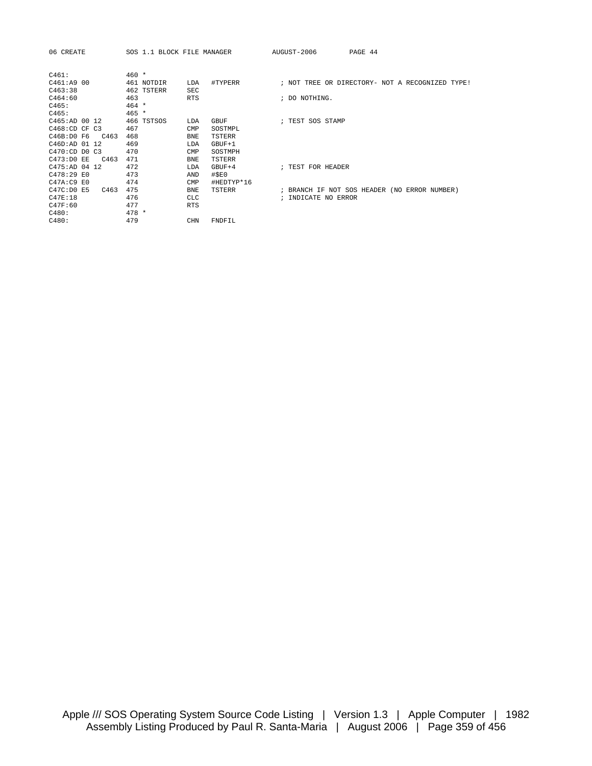```
C461:                460 *
C461:A9 00           461 NOTDIR     LDA   #TYPERR          ; NOT TREE OR DIRECTORY- NOT A RECOGNIZED TYPE!
C463:38              462 TSTERR     SEC
C464:60              463            RTS                    ; DO NOTHING.
C465:                464 *
C465:                465 *
C465:AD 00 12        466 TSTSOS     LDA   GBUF             ; TEST SOS STAMP
C468:CD CF C3        467            CMP   SOSTMPL
C46B:D0 F6   C463    468            BNE   TSTERR
C46D:AD 01 12        469            LDA   GBUF+1
C470:CD D0 C3        470            CMP   SOSTMPH
C473:D0 EE   C463    471            BNE   TSTERR
C475:AD 04 12        472            LDA   GBUF+4           ; TEST FOR HEADER
C478:29 E0           473            AND   #$E0
C47A:C9 E0           474            CMP   #HEDTYP*16
C47C:D0 E5   C463    475            BNE   TSTERR           ; BRANCH IF NOT SOS HEADER (NO ERROR NUMBER)
C47E:18              476            CLC                    ; INDICATE NO ERROR
C47F:60              477            RTS
C480:                478 *
C480:                479            CHN   FNDFIL
```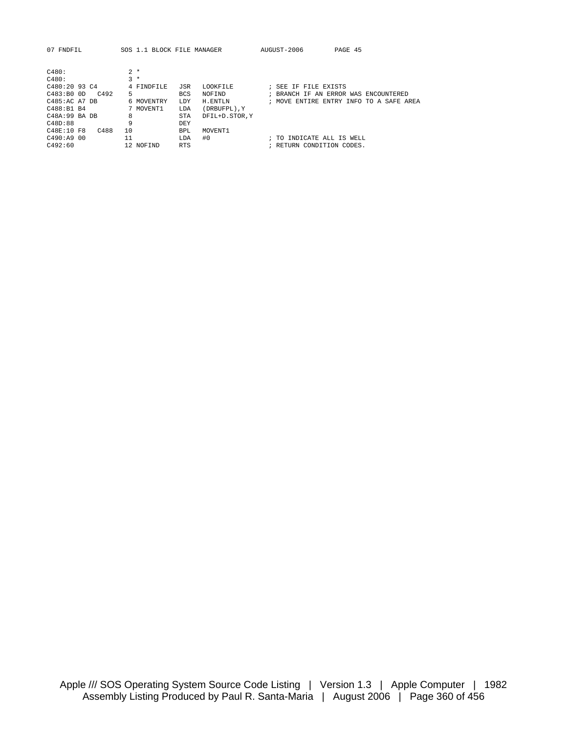```
C480:                2 *
C480:                3 *
C480:20 93 C4        4 FINDFILE   JSR   LOOKFILE        ; SEE IF FILE EXISTS
C483:B0 0D   C492    5            BCS   NOFIND          ; BRANCH IF AN ERROR WAS ENCOUNTERED
C485:AC A7 DB        6 MOVENTRY   LDY   H.ENTLN         ; MOVE ENTIRE ENTRY INFO TO A SAFE AREA
C488:B1 B4           7 MOVENT1    LDA   (DRBUFPL),Y
C48A:99 BA DB        8            STA   DFIL+D.STOR,Y
C48D:88              9            DEY
C48E:10 F8   C488   10            BPL   MOVENT1
C490:A9 00          11            LDA   #0              ; TO INDICATE ALL IS WELL
C492:60             12 NOFIND     RTS                   ; RETURN CONDITION CODES.
```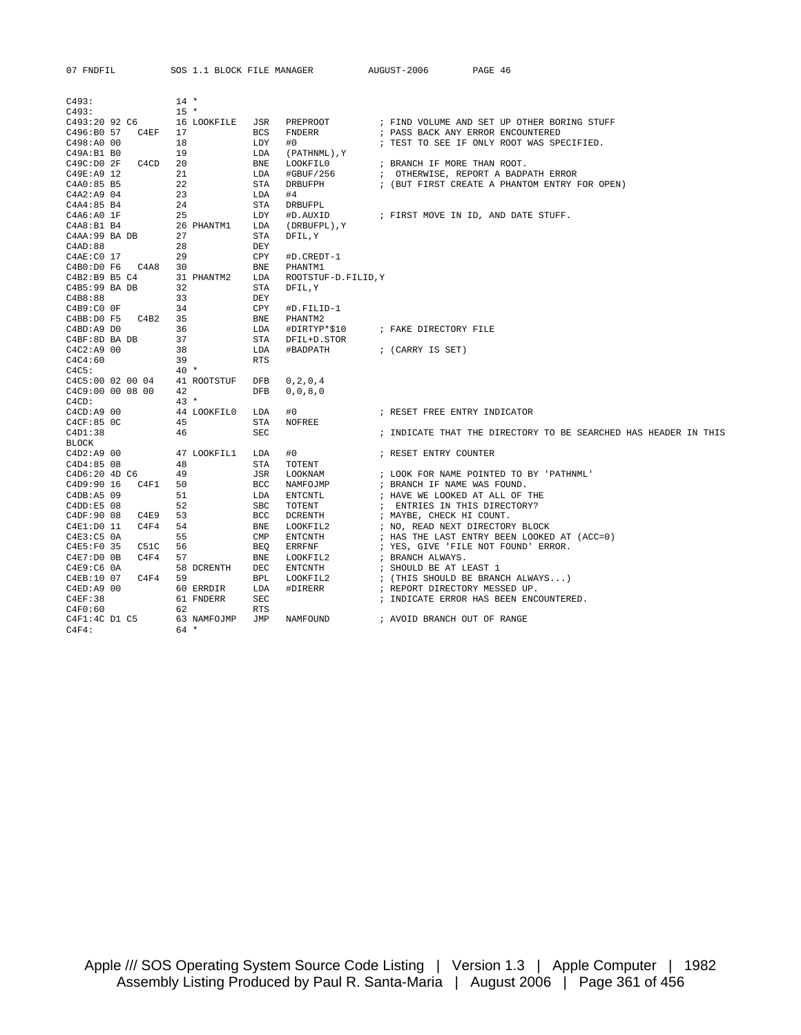```
C493:               14 *
C493:               15 *
C493:20 92 C6       16 LOOKFILE   JSR   PREPROOT          ; FIND VOLUME AND SET UP OTHER BORING STUFF
C496:B0 57   C4EF   17            BCS   FNDERR            ; PASS BACK ANY ERROR ENCOUNTERED
C498:A0 00          18            LDY   #0                ; TEST TO SEE IF ONLY ROOT WAS SPECIFIED.
C49A:B1 B0          19            LDA   (PATHNML),Y
C49C:D0 2F   C4CD   20            BNE   LOOKFIL0          ; BRANCH IF MORE THAN ROOT.
C49E:A9 12          21            LDA   #GBUF/256         ;  OTHERWISE, REPORT A BADPATH ERROR
C4A0:85 B5          22            STA   DRBUFPH           ; (BUT FIRST CREATE A PHANTOM ENTRY FOR OPEN)
C4A2:A9 04          23            LDA   #4
C4A4:85 B4          24            STA   DRBUFPL
C4A6:A0 1F          25            LDY   #D.AUXID          ; FIRST MOVE IN ID, AND DATE STUFF.
C4A8:B1 B4          26 PHANTM1    LDA   (DRBUFPL),Y
C4AA:99 BA DB       27            STA   DFIL,Y
C4AD:88             28            DEY
C4AE:C0 17          29            CPY   #D.CREDT-1
C4B0:D0 F6   C4A8   30            BNE   PHANTM1
C4B2:B9 B5 C4       31 PHANTM2    LDA   ROOTSTUF-D.FILID,Y
C4B5:99 BA DB       32            STA   DFIL,Y
C4B8:88             33            DEY
C4B9:C0 0F          34            CPY   #D.FILID-1
C4BB:D0 F5   C4B2   35            BNE   PHANTM2
C4BD:A9 D0          36            LDA   #DIRTYP*$10       ; FAKE DIRECTORY FILE
C4BF:8D BA DB       37            STA   DFIL+D.STOR
C4C2:A9 00          38            LDA   #BADPATH          ; (CARRY IS SET)
C4C4:60             39            RTS
C4C5:               40 *
C4C5:00 02 00 04    41 ROOTSTUF   DFB   0,2,0,4
C4C9:00 00 08 00    42            DFB   0,0,8,0
C4CD:               43 *
C4CD:A9 00          44 LOOKFIL0   LDA   #0                ; RESET FREE ENTRY INDICATOR
C4CF:85 0C          45            STA   NOFREE
C4D1:38             46            SEC                     ; INDICATE THAT THE DIRECTORY TO BE SEARCHED HAS HEADER IN THIS
BLOCK
C4D2:A9 00          47 LOOKFIL1   LDA   #0                ; RESET ENTRY COUNTER
C4D4:85 08          48            STA   TOTENT
C4D6:20 4D C6       49            JSR   LOOKNAM           ; LOOK FOR NAME POINTED TO BY 'PATHNML'
C4D9:90 16   C4F1   50            BCC   NAMFOJMP          ; BRANCH IF NAME WAS FOUND.
C4DB:A5 09          51            LDA   ENTCNTL           ; HAVE WE LOOKED AT ALL OF THE
C4DD:E5 08          52            SBC   TOTENT            ;  ENTRIES IN THIS DIRECTORY?
C4DF:90 08   C4E9   53            BCC   DCRENTH           ; MAYBE, CHECK HI COUNT.
C4E1:D0 11   C4F4   54            BNE   LOOKFIL2          ; NO, READ NEXT DIRECTORY BLOCK
C4E3:C5 0A          55            CMP   ENTCNTH           ; HAS THE LAST ENTRY BEEN LOOKED AT (ACC=0)
C4E5:F0 35   C51C   56            BEQ   ERRFNF            ; YES, GIVE 'FILE NOT FOUND' ERROR.
C4E7:D0 0B   C4F4   57            BNE   LOOKFIL2          ; BRANCH ALWAYS.
C4E9:C6 0A          58 DCRENTH    DEC   ENTCNTH           ; SHOULD BE AT LEAST 1
C4EB:10 07   C4F4   59            BPL   LOOKFIL2          ; (THIS SHOULD BE BRANCH ALWAYS...)
C4ED:A9 00          60 ERRDIR     LDA   #DIRERR           ; REPORT DIRECTORY MESSED UP.
C4EF:38             61 FNDERR     SEC                     ; INDICATE ERROR HAS BEEN ENCOUNTERED.
C4F0:60             62            RTS
C4F1:4C D1 C5       63 NAMFOJMP   JMP   NAMFOUND          ; AVOID BRANCH OUT OF RANGE
C4F4:               64 *
```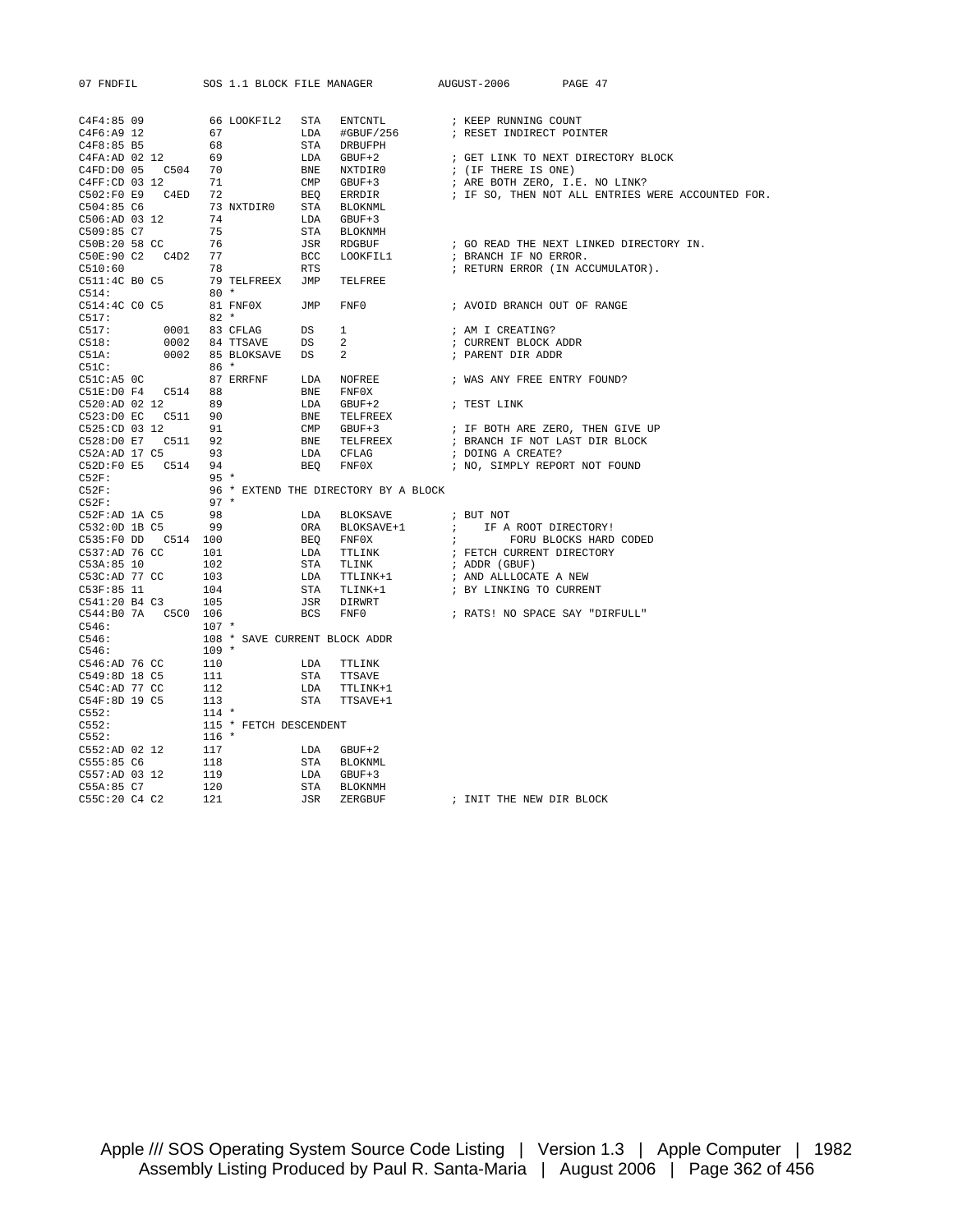```
C4F4:85 09          66 LOOKFIL2  STA   ENTCNTL          ; KEEP RUNNING COUNT
C4F6:A9 12          67           LDA   #GBUF/256        ; RESET INDIRECT POINTER
C4F8:85 B5          68           STA   DRBUFPH
C4FA:AD 02 12       69           LDA   GBUF+2           ; GET LINK TO NEXT DIRECTORY BLOCK
C4FD:D0 05   C504   70           BNE   NXTDIR0          ; (IF THERE IS ONE)
C4FF:CD 03 12       71           CMP   GBUF+3           ; ARE BOTH ZERO, I.E. NO LINK?
C502:F0 E9   C4ED   72           BEQ   ERRDIR           ; IF SO, THEN NOT ALL ENTRIES WERE ACCOUNTED FOR.
C504:85 C6          73 NXTDIR0   STA   BLOKNML
C506:AD 03 12       74           LDA   GBUF+3
C509:85 C7          75           STA   BLOKNMH
C50B:20 58 CC       76           JSR   RDGBUF           ; GO READ THE NEXT LINKED DIRECTORY IN.
C50E:90 C2   C4D2   77           BCC   LOOKFIL1         ; BRANCH IF NO ERROR.
C510:60             78           RTS                    ; RETURN ERROR (IN ACCUMULATOR).
C511:4C B0 C5       79 TELFREEX  JMP   TELFREE
C514:               80 *
C514:4C C0 C5       81 FNF0X     JMP   FNF0             ; AVOID BRANCH OUT OF RANGE
C517:               82 *
C517:        0001   83 CFLAG     DS    1                ; AM I CREATING?
C518:        0002   84 TTSAVE    DS    2                ; CURRENT BLOCK ADDR
C51A:        0002   85 BLOKSAVE  DS    2                ; PARENT DIR ADDR
C51C:               86 *
C51C:A5 0C          87 ERRFNF    LDA   NOFREE           ; WAS ANY FREE ENTRY FOUND?
C51E:D0 F4   C514   88           BNE   FNF0X
C520:AD 02 12       89           LDA   GBUF+2           ; TEST LINK
C523:D0 EC   C511   90           BNE   TELFREEX
C525:CD 03 12       91           CMP   GBUF+3           ; IF BOTH ARE ZERO, THEN GIVE UP
C528:D0 E7   C511   92           BNE   TELFREEX         ; BRANCH IF NOT LAST DIR BLOCK
C52A:AD 17 C5       93           LDA   CFLAG            ; DOING A CREATE?
C52D:F0 E5   C514   94           BEQ   FNF0X            ; NO, SIMPLY REPORT NOT FOUND
C52F:               95 *
C52F:               96 * EXTEND THE DIRECTORY BY A BLOCK
C52F:               97 *
C52F:AD 1A C5       98           LDA   BLOKSAVE         ; BUT NOT
C532:0D 1B C5       99           ORA   BLOKSAVE+1       ;    IF A ROOT DIRECTORY!
C535:F0 DD   C514  100           BEQ   FNF0X            ;        FORU BLOCKS HARD CODED
C537:AD 76 CC      101           LDA   TTLINK           ; FETCH CURRENT DIRECTORY
C53A:85 10         102           STA   TLINK            ; ADDR (GBUF)
C53C:AD 77 CC      103           LDA   TTLINK+1         ; AND ALLLOCATE A NEW
C53F:85 11         104           STA   TLINK+1          ; BY LINKING TO CURRENT
C541:20 B4 C3      105           JSR   DIRWRT
C544:B0 7A   C5C0  106           BCS   FNF0             ; RATS! NO SPACE SAY "DIRFULL"
C546:              107 *
C546:              108 * SAVE CURRENT BLOCK ADDR
C546:              109 *
C546:AD 76 CC      110           LDA   TTLINK
C549:8D 18 C5      111           STA   TTSAVE
C54C:AD 77 CC      112           LDA   TTLINK+1
C54F:8D 19 C5      113           STA   TTSAVE+1
C552:              114 *
C552:              115 * FETCH DESCENDENT
C552:              116 *
C552:AD 02 12      117           LDA   GBUF+2
C555:85 C6         118           STA   BLOKNML
C557:AD 03 12      119           LDA   GBUF+3
C55A:85 C7         120           STA   BLOKNMH
C55C:20 C4 C2      121           JSR   ZERGBUF          ; INIT THE NEW DIR BLOCK
```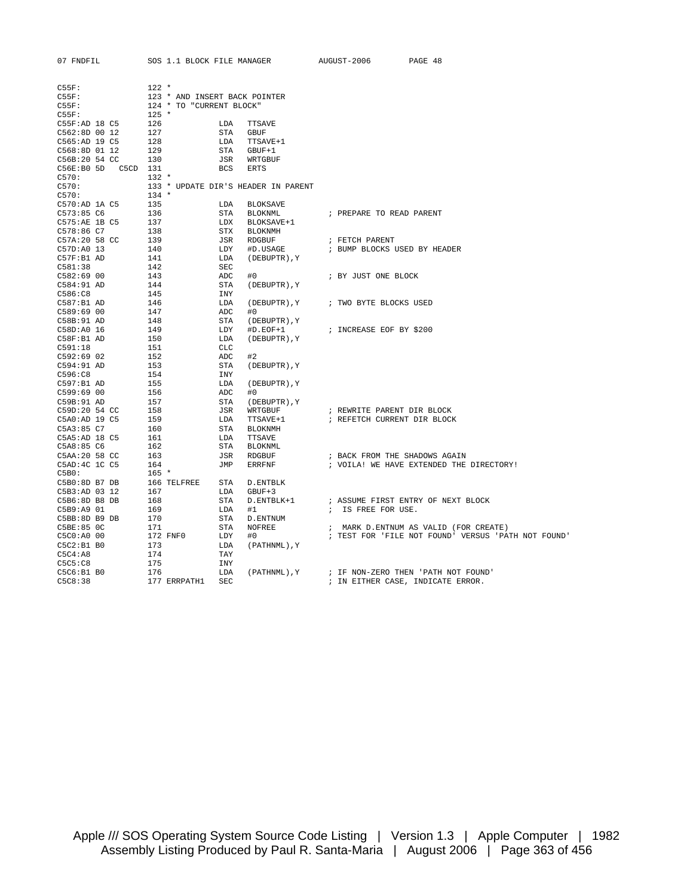```
C55F:               122 *
C55F:               123 * AND INSERT BACK POINTER
C55F:               124 * TO "CURRENT BLOCK"
C55F:               125 *
C55F:AD 18 C5       126            LDA   TTSAVE
C562:8D 00 12       127            STA   GBUF
C565:AD 19 C5       128            LDA   TTSAVE+1
C568:8D 01 12       129            STA   GBUF+1
C56B:20 54 CC       130            JSR   WRTGBUF
C56E:B0 5D   C5CD   131            BCS   ERTS
C570:               132 *
C570:               133 * UPDATE DIR'S HEADER IN PARENT
C570:               134 *
C570:AD 1A C5       135            LDA   BLOKSAVE
C573:85 C6          136            STA   BLOKNML         ; PREPARE TO READ PARENT
C575:AE 1B C5       137            LDX   BLOKSAVE+1
C578:86 C7          138            STX   BLOKNMH
C57A:20 58 CC       139            JSR   RDGBUF          ; FETCH PARENT
C57D:A0 13          140            LDY   #D.USAGE        ; BUMP BLOCKS USED BY HEADER
C57F:B1 AD          141            LDA   (DEBUPTR),Y
C581:38             142            SEC
C582:69 00          143            ADC   #0              ; BY JUST ONE BLOCK
C584:91 AD          144            STA   (DEBUPTR),Y
C586:C8             145            INY
C587:B1 AD          146            LDA   (DEBUPTR),Y     ; TWO BYTE BLOCKS USED
C589:69 00          147            ADC   #0
C58B:91 AD          148            STA   (DEBUPTR),Y
C58D:A0 16          149            LDY   #D.EOF+1        ; INCREASE EOF BY $200
C58F:B1 AD          150            LDA   (DEBUPTR),Y
C591:18             151            CLC
C592:69 02          152            ADC   #2
C594:91 AD          153            STA   (DEBUPTR),Y
C596:C8             154            INY
C597:B1 AD          155            LDA   (DEBUPTR),Y
C599:69 00          156            ADC   #0
C59B:91 AD          157            STA   (DEBUPTR),Y
C59D:20 54 CC       158            JSR   WRTGBUF         ; REWRITE PARENT DIR BLOCK
C5A0:AD 19 C5       159            LDA   TTSAVE+1        ; REFETCH CURRENT DIR BLOCK
C5A3:85 C7          160            STA   BLOKNMH
C5A5:AD 18 C5       161            LDA   TTSAVE
C5A8:85 C6          162            STA   BLOKNML
C5AA:20 58 CC       163            JSR   RDGBUF          ; BACK FROM THE SHADOWS AGAIN
C5AD:4C 1C C5       164            JMP   ERRFNF          ; VOILA! WE HAVE EXTENDED THE DIRECTORY!
C5B0:               165 *
C5B0:8D B7 DB       166 TELFREE    STA   D.ENTBLK
C5B3:AD 03 12       167            LDA   GBUF+3
C5B6:8D B8 DB       168            STA   D.ENTBLK+1      ; ASSUME FIRST ENTRY OF NEXT BLOCK
C5B9:A9 01          169            LDA   #1              ;  IS FREE FOR USE.
C5BB:8D B9 DB       170            STA   D.ENTNUM
C5BE:85 0C          171            STA   NOFREE          ;  MARK D.ENTNUM AS VALID (FOR CREATE)
C5C0:A0 00          172 FNF0       LDY   #0              ; TEST FOR 'FILE NOT FOUND' VERSUS 'PATH NOT FOUND'
C5C2:B1 B0          173            LDA   (PATHNML),Y
C5C4:A8             174            TAY
C5C5:C8             175            INY
C5C6:B1 B0          176            LDA   (PATHNML),Y     ; IF NON-ZERO THEN 'PATH NOT FOUND'
C5C8:38             177 ERRPATH1   SEC                   ; IN EITHER CASE, INDICATE ERROR.
```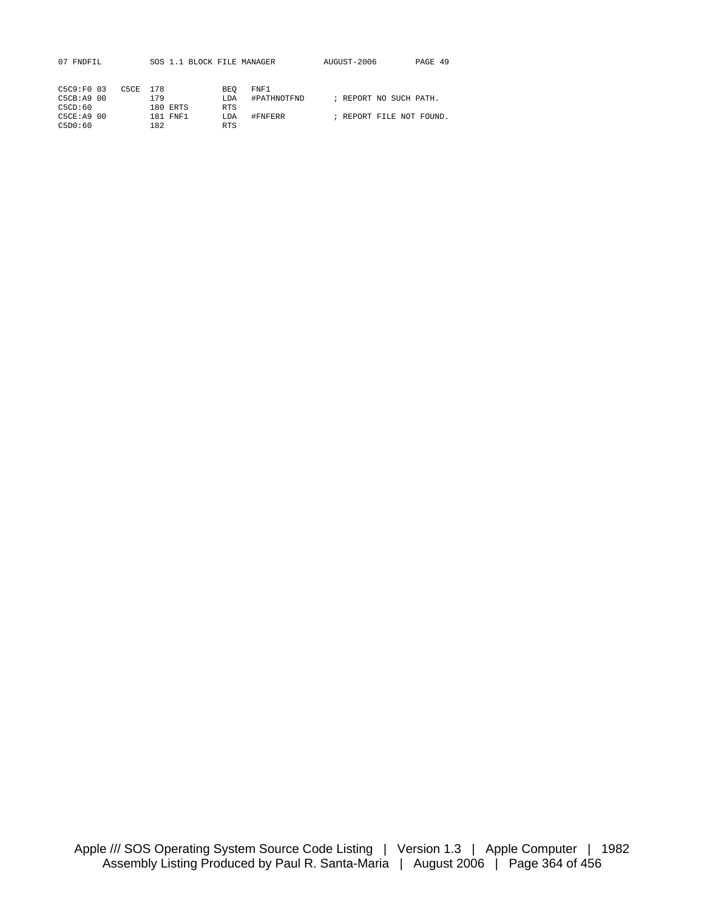```
C5C9:F0 03   C5CE  178            BEQ   FNF1
C5CB:A9 00         179            LDA   #PATHNOTFND      ; REPORT NO SUCH PATH.
C5CD:60            180 ERTS       RTS
C5CE:A9 00         181 FNF1       LDA   #FNFERR          ; REPORT FILE NOT FOUND.
C5D0:60            182            RTS
```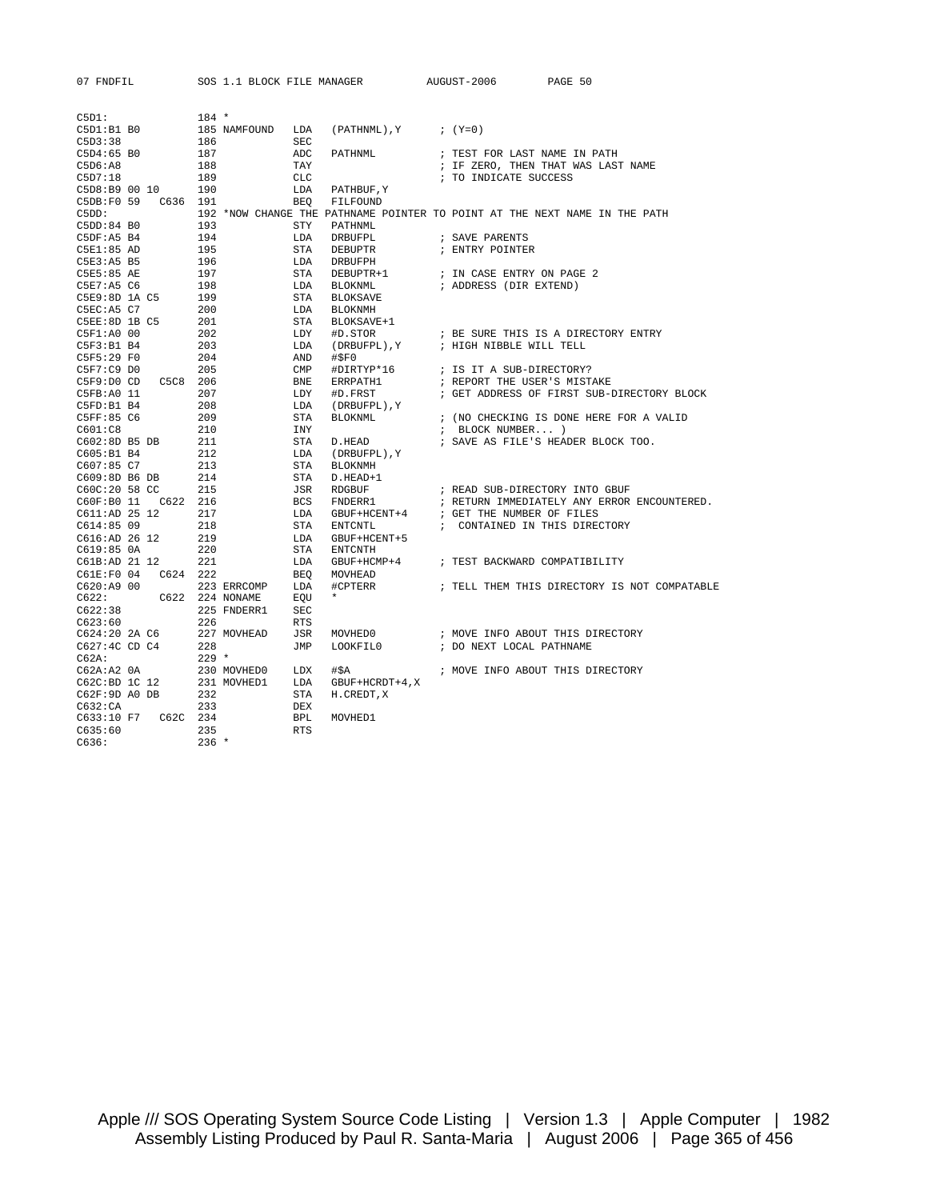```
C5D1:              184 *
C5D1:B1 B0         185 NAMFOUND   LDA   (PATHNML),Y      ; (Y=0)
C5D3:38            186            SEC
C5D4:65 B0         187            ADC   PATHNML          ; TEST FOR LAST NAME IN PATH
C5D6:A8            188            TAY                    ; IF ZERO, THEN THAT WAS LAST NAME
C5D7:18            189            CLC                    ; TO INDICATE SUCCESS
C5D8:B9 00 10      190            LDA   PATHBUF,Y
C5DB:F0 59   C636  191            BEQ   FILFOUND
C5DD:              192 *NOW CHANGE THE PATHNAME POINTER TO POINT AT THE NEXT NAME IN THE PATH
C5DD:84 B0         193            STY   PATHNML
C5DF:A5 B4         194            LDA   DRBUFPL          ; SAVE PARENTS
C5E1:85 AD         195            STA   DEBUPTR          ; ENTRY POINTER
C5E3:A5 B5         196            LDA   DRBUFPH
C5E5:85 AE         197            STA   DEBUPTR+1        ; IN CASE ENTRY ON PAGE 2
C5E7:A5 C6         198            LDA   BLOKNML          ; ADDRESS (DIR EXTEND)
C5E9:8D 1A C5      199            STA   BLOKSAVE
C5EC:A5 C7         200            LDA   BLOKNMH
C5EE:8D 1B C5      201            STA   BLOKSAVE+1
C5F1:A0 00         202            LDY   #D.STOR          ; BE SURE THIS IS A DIRECTORY ENTRY
C5F3:B1 B4         203            LDA   (DRBUFPL),Y      ; HIGH NIBBLE WILL TELL
C5F5:29 F0         204            AND   #$F0
C5F7:C9 D0         205            CMP   #DIRTYP*16       ; IS IT A SUB-DIRECTORY?
C5F9:D0 CD   C5C8  206            BNE   ERRPATH1         ; REPORT THE USER'S MISTAKE
C5FB:A0 11         207            LDY   #D.FRST          ; GET ADDRESS OF FIRST SUB-DIRECTORY BLOCK
C5FD:B1 B4         208            LDA   (DRBUFPL),Y
C5FF:85 C6         209            STA   BLOKNML          ; (NO CHECKING IS DONE HERE FOR A VALID
C601:C8            210            INY                    ;  BLOCK NUMBER... )
C602:8D B5 DB      211            STA   D.HEAD           ; SAVE AS FILE'S HEADER BLOCK TOO.
C605:B1 B4         212            LDA   (DRBUFPL),Y
C607:85 C7         213            STA   BLOKNMH
C609:8D B6 DB      214            STA   D.HEAD+1
C60C:20 58 CC      215            JSR   RDGBUF           ; READ SUB-DIRECTORY INTO GBUF
C60F:B0 11   C622  216            BCS   FNDERR1          ; RETURN IMMEDIATELY ANY ERROR ENCOUNTERED.
C611:AD 25 12      217            LDA   GBUF+HCENT+4     ; GET THE NUMBER OF FILES
C614:85 09         218            STA   ENTCNTL          ;  CONTAINED IN THIS DIRECTORY
C616:AD 26 12      219            LDA   GBUF+HCENT+5
C619:85 0A         220            STA   ENTCNTH
C61B:AD 21 12      221            LDA   GBUF+HCMP+4      ; TEST BACKWARD COMPATIBILITY
C61E:F0 04   C624  222            BEQ   MOVHEAD
C620:A9 00         223 ERRCOMP    LDA   #CPTERR          ; TELL THEM THIS DIRECTORY IS NOT COMPATABLE
C622:        C622  224 NONAME     EQU   *
C622:38            225 FNDERR1    SEC
C623:60            226            RTS
C624:20 2A C6      227 MOVHEAD    JSR   MOVHED0          ; MOVE INFO ABOUT THIS DIRECTORY
C627:4C CD C4      228            JMP   LOOKFIL0         ; DO NEXT LOCAL PATHNAME
C62A:              229 *
C62A:A2 0A         230 MOVHED0    LDX   #$A              ; MOVE INFO ABOUT THIS DIRECTORY
C62C:BD 1C 12      231 MOVHED1    LDA   GBUF+HCRDT+4,X
C62F:9D A0 DB      232            STA   H.CREDT,X
C632:CA            233            DEX
C633:10 F7   C62C  234            BPL   MOVHED1
C635:60            235            RTS
C636:              236 *
```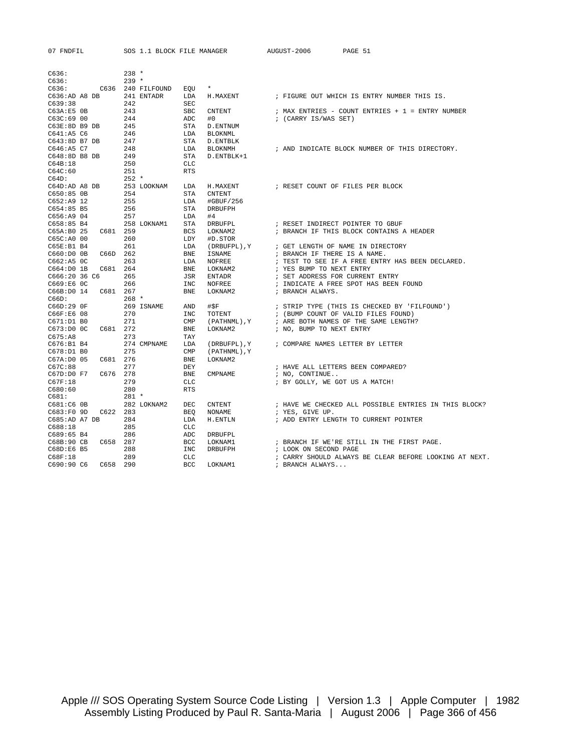```
C636:                238 *
C636:                239 *
C636:         C636   240 FILFOUND   EQU   *
C636:AD A8 DB        241 ENTADR     LDA   H.MAXENT         ; FIGURE OUT WHICH IS ENTRY NUMBER THIS IS.
C639:38              242            SEC
C63A:E5 0B           243            SBC   CNTENT           ; MAX ENTRIES - COUNT ENTRIES + 1 = ENTRY NUMBER
C63C:69 00           244            ADC   #0               ; (CARRY IS/WAS SET)
C63E:8D B9 DB        245            STA   D.ENTNUM
C641:A5 C6           246            LDA   BLOKNML
C643:8D B7 DB        247            STA   D.ENTBLK
C646:A5 C7           248            LDA   BLOKNMH          ; AND INDICATE BLOCK NUMBER OF THIS DIRECTORY.
C648:8D B8 DB        249            STA   D.ENTBLK+1
C64B:18              250            CLC
C64C:60              251            RTS
C64D:                252 *
C64D:AD A8 DB        253 LOOKNAM    LDA   H.MAXENT         ; RESET COUNT OF FILES PER BLOCK
C650:85 0B           254            STA   CNTENT
C652:A9 12           255            LDA   #GBUF/256
C654:85 B5           256            STA   DRBUFPH
C656:A9 04           257            LDA   #4
C658:85 B4           258 LOKNAM1    STA   DRBUFPL          ; RESET INDIRECT POINTER TO GBUF
C65A:B0 25    C681   259            BCS   LOKNAM2          ; BRANCH IF THIS BLOCK CONTAINS A HEADER
C65C:A0 00           260            LDY   #D.STOR
C65E:B1 B4           261            LDA   (DRBUFPL),Y      ; GET LENGTH OF NAME IN DIRECTORY
C660:D0 0B    C66D   262            BNE   ISNAME           ; BRANCH IF THERE IS A NAME.
C662:A5 0C           263            LDA   NOFREE           ; TEST TO SEE IF A FREE ENTRY HAS BEEN DECLARED.
C664:D0 1B    C681   264            BNE   LOKNAM2          ; YES BUMP TO NEXT ENTRY
C666:20 36 C6        265            JSR   ENTADR           ; SET ADDRESS FOR CURRENT ENTRY
C669:E6 0C           266            INC   NOFREE           ; INDICATE A FREE SPOT HAS BEEN FOUND
C66B:D0 14    C681   267            BNE   LOKNAM2          ; BRANCH ALWAYS.
C66D:                268 *
C66D:29 0F           269 ISNAME     AND   #$F              ; STRIP TYPE (THIS IS CHECKED BY 'FILFOUND')
C66F:E6 08           270            INC   TOTENT           ; (BUMP COUNT OF VALID FILES FOUND)
C671:D1 B0           271            CMP   (PATHNML),Y      ; ARE BOTH NAMES OF THE SAME LENGTH?
C673:D0 0C    C681   272            BNE   LOKNAM2          ; NO, BUMP TO NEXT ENTRY
C675:A8              273            TAY
C676:B1 B4           274 CMPNAME    LDA   (DRBUFPL),Y      ; COMPARE NAMES LETTER BY LETTER
C678:D1 B0           275            CMP   (PATHNML),Y
C67A:D0 05    C681   276            BNE   LOKNAM2
C67C:88              277            DEY                    ; HAVE ALL LETTERS BEEN COMPARED?
C67D:D0 F7    C676   278            BNE   CMPNAME          ; NO, CONTINUE..
C67F:18              279            CLC                    ; BY GOLLY, WE GOT US A MATCH!
C680:60              280            RTS
C681:                281 *
C681:C6 0B           282 LOKNAM2    DEC   CNTENT           ; HAVE WE CHECKED ALL POSSIBLE ENTRIES IN THIS BLOCK?
C683:F0 9D    C622   283            BEQ   NONAME           ; YES, GIVE UP.
C685:AD A7 DB        284            LDA   H.ENTLN          ; ADD ENTRY LENGTH TO CURRENT POINTER
C688:18              285            CLC
C689:65 B4           286            ADC   DRBUFPL
C68B:90 CB    C658   287            BCC   LOKNAM1          ; BRANCH IF WE'RE STILL IN THE FIRST PAGE.
C68D:E6 B5           288            INC   DRBUFPH          ; LOOK ON SECOND PAGE
C68F:18              289            CLC                    ; CARRY SHOULD ALWAYS BE CLEAR BEFORE LOOKING AT NEXT.
C690:90 C6    C658   290            BCC   LOKNAM1          ; BRANCH ALWAYS...
```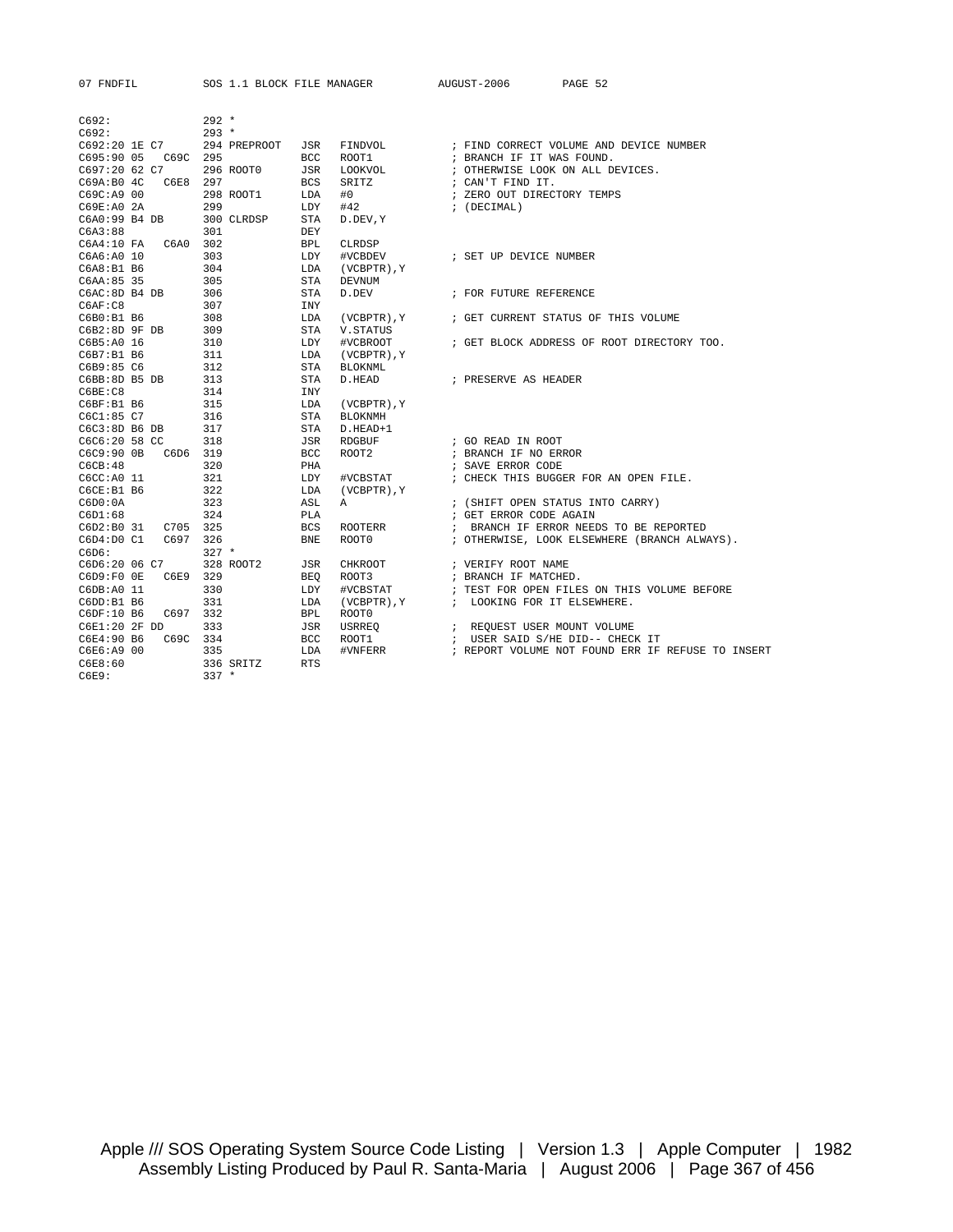```
C692:                292 *
C692:                293 *
C692:20 1E C7        294 PREPROOT   JSR   FINDVOL          ; FIND CORRECT VOLUME AND DEVICE NUMBER
C695:90 05   C69C  295              BCC   ROOT1            ; BRANCH IF IT WAS FOUND.
C697:20 62 C7        296 ROOT0      JSR   LOOKVOL          ; OTHERWISE LOOK ON ALL DEVICES.
C69A:B0 4C   C6E8  297              BCS   SRITZ            ; CAN'T FIND IT.
C69C:A9 00           298 ROOT1      LDA   #0               ; ZERO OUT DIRECTORY TEMPS
C69E:A0 2A           299            LDY   #42              ; (DECIMAL)
C6A0:99 B4 DB        300 CLRDSP     STA   D.DEV,Y
C6A3:88              301            DEY
C6A4:10 FA   C6A0  302              BPL   CLRDSP
C6A6:A0 10           303            LDY   #VCBDEV          ; SET UP DEVICE NUMBER
C6A8:B1 B6           304            LDA   (VCBPTR),Y
C6AA:85 35           305            STA   DEVNUM
C6AC:8D B4 DB        306            STA   D.DEV            ; FOR FUTURE REFERENCE
C6AF:C8              307            INY
C6B0:B1 B6           308            LDA   (VCBPTR),Y       ; GET CURRENT STATUS OF THIS VOLUME
C6B2:8D 9F DB        309            STA   V.STATUS
C6B5:A0 16           310            LDY   #VCBROOT         ; GET BLOCK ADDRESS OF ROOT DIRECTORY TOO.
C6B7:B1 B6           311            LDA   (VCBPTR),Y
C6B9:85 C6           312            STA   BLOKNML
C6BB:8D B5 DB        313            STA   D.HEAD           ; PRESERVE AS HEADER
C6BE:C8              314            INY
C6BF:B1 B6           315            LDA   (VCBPTR),Y
C6C1:85 C7           316            STA   BLOKNMH
C6C3:8D B6 DB        317            STA   D.HEAD+1
C6C6:20 58 CC        318            JSR   RDGBUF           ; GO READ IN ROOT
C6C9:90 0B   C6D6  319              BCC   ROOT2            ; BRANCH IF NO ERROR
C6CB:48              320            PHA                    ; SAVE ERROR CODE
C6CC:A0 11           321            LDY   #VCBSTAT         ; CHECK THIS BUGGER FOR AN OPEN FILE.
C6CE:B1 B6           322            LDA   (VCBPTR),Y
C6D0:0A              323            ASL   A                ; (SHIFT OPEN STATUS INTO CARRY)
C6D1:68              324            PLA                    ; GET ERROR CODE AGAIN
C6D2:B0 31   C705  325              BCS   ROOTERR          ;  BRANCH IF ERROR NEEDS TO BE REPORTED
C6D4:D0 C1   C697  326              BNE   ROOT0            ; OTHERWISE, LOOK ELSEWHERE (BRANCH ALWAYS).
C6D6:                327 *
C6D6:20 06 C7        328 ROOT2      JSR   CHKROOT          ; VERIFY ROOT NAME
C6D9:F0 0E   C6E9  329              BEQ   ROOT3            ; BRANCH IF MATCHED.
C6DB:A0 11           330            LDY   #VCBSTAT         ; TEST FOR OPEN FILES ON THIS VOLUME BEFORE
C6DD:B1 B6           331            LDA   (VCBPTR),Y       ;  LOOKING FOR IT ELSEWHERE.
C6DF:10 B6   C697  332              BPL   ROOT0
C6E1:20 2F DD        333            JSR   USRREQ           ;  REQUEST USER MOUNT VOLUME
C6E4:90 B6   C69C  334              BCC   ROOT1            ;  USER SAID S/HE DID-- CHECK IT
C6E6:A9 00           335            LDA   #VNFERR          ; REPORT VOLUME NOT FOUND ERR IF REFUSE TO INSERT
C6E8:60              336 SRITZ      RTS
C6E9:                337 *
```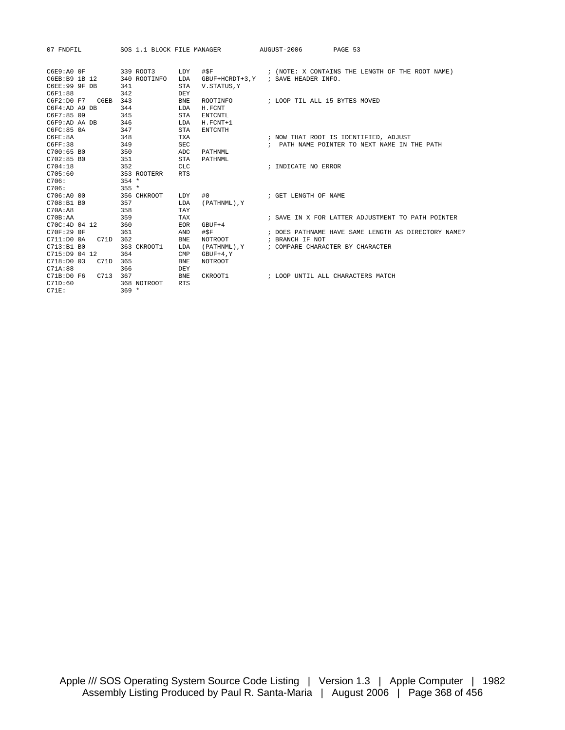```
C6E9:A0 0F          339 ROOT3      LDY   #$F               ; (NOTE: X CONTAINS THE LENGTH OF THE ROOT NAME)
C6EB:B9 1B 12       340 ROOTINFO   LDA   GBUF+HCRDT+3,Y    ; SAVE HEADER INFO.
C6EE:99 9F DB       341            STA   V.STATUS,Y
C6F1:88             342            DEY
C6F2:D0 F7   C6EB   343            BNE   ROOTINFO          ; LOOP TIL ALL 15 BYTES MOVED
C6F4:AD A9 DB       344            LDA   H.FCNT
C6F7:85 09          345            STA   ENTCNTL
C6F9:AD AA DB       346            LDA   H.FCNT+1
C6FC:85 0A          347            STA   ENTCNTH
C6FE:8A             348            TXA                     ; NOW THAT ROOT IS IDENTIFIED, ADJUST
C6FF:38             349            SEC                     ;  PATH NAME POINTER TO NEXT NAME IN THE PATH
C700:65 B0          350            ADC   PATHNML
C702:85 B0          351            STA   PATHNML
C704:18             352            CLC                     ; INDICATE NO ERROR
C705:60             353 ROOTERR    RTS
C706:               354 *
C706:               355 *
C706:A0 00          356 CHKROOT    LDY   #0                ; GET LENGTH OF NAME
C708:B1 B0          357            LDA   (PATHNML),Y
C70A:A8             358            TAY
C70B:AA             359            TAX                     ; SAVE IN X FOR LATTER ADJUSTMENT TO PATH POINTER
C70C:4D 04 12       360            EOR   GBUF+4
C70F:29 0F          361            AND   #$F               ; DOES PATHNAME HAVE SAME LENGTH AS DIRECTORY NAME?
C711:D0 0A   C71D   362            BNE   NOTROOT           ; BRANCH IF NOT
C713:B1 B0          363 CKROOT1    LDA   (PATHNML),Y       ; COMPARE CHARACTER BY CHARACTER
C715:D9 04 12       364            CMP   GBUF+4,Y
C718:D0 03   C71D   365            BNE   NOTROOT
C71A:88             366            DEY
C71B:D0 F6   C713   367            BNE   CKROOT1           ; LOOP UNTIL ALL CHARACTERS MATCH
C71D:60             368 NOTROOT    RTS
C71E:               369 *
```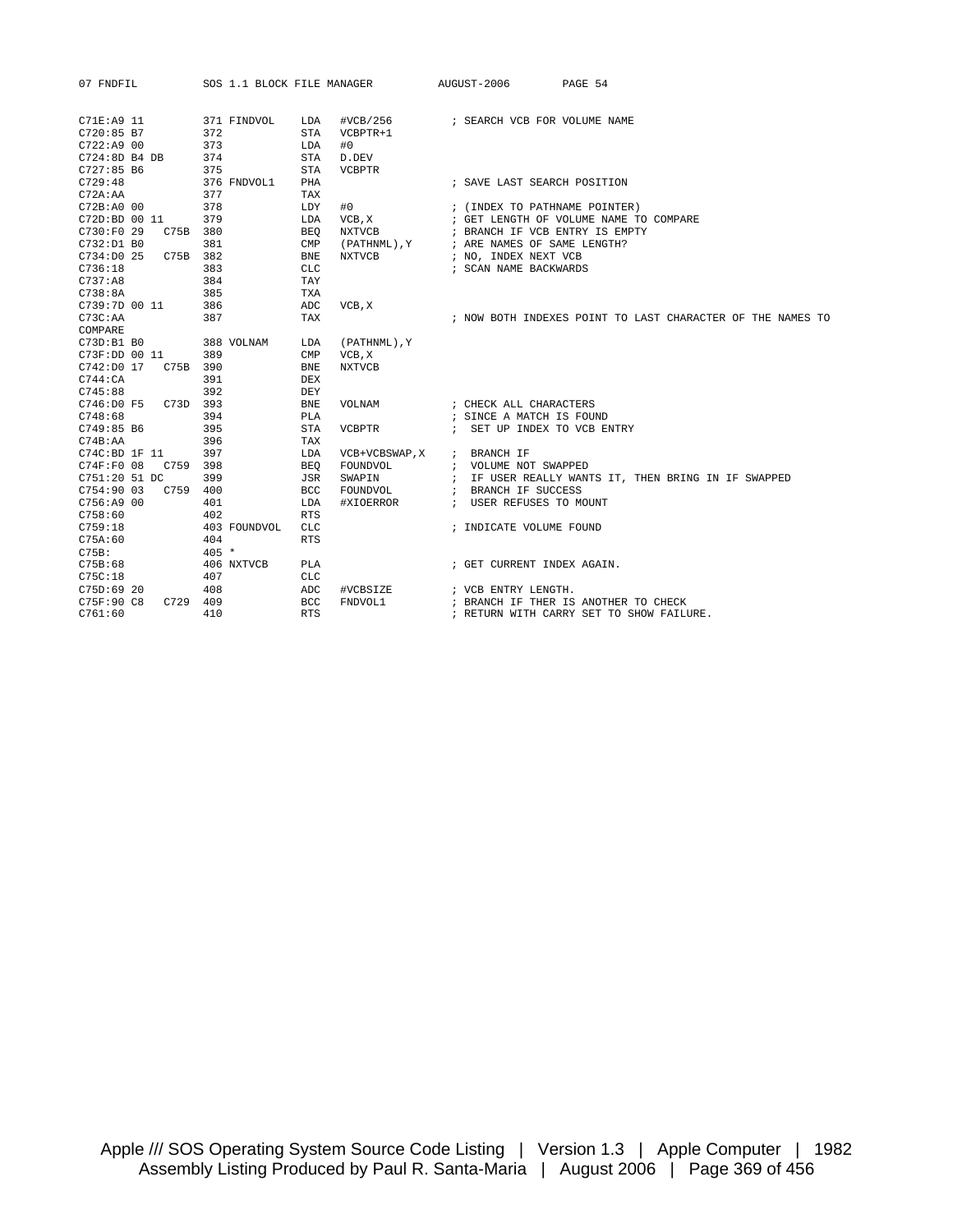```
07 FNDFIL          SOS 1.1 BLOCK FILE MANAGER          AUGUST-2006        PAGE 54

C71E:A9 11          371 FINDVOL    LDA   #VCB/256         ; SEARCH VCB FOR VOLUME NAME
C720:85 B7          372            STA   VCBPTR+1
C722:A9 00          373            LDA   #0
C724:8D B4 DB       374            STA   D.DEV
C727:85 B6          375            STA   VCBPTR
C729:48             376 FNDVOL1    PHA                    ; SAVE LAST SEARCH POSITION
C72A:AA             377            TAX
C72B:A0 00          378            LDY   #0               ; (INDEX TO PATHNAME POINTER)
C72D:BD 00 11       379            LDA   VCB,X            ; GET LENGTH OF VOLUME NAME TO COMPARE
C730:F0 29   C75B   380            BEQ   NXTVCB           ; BRANCH IF VCB ENTRY IS EMPTY
C732:D1 B0          381            CMP   (PATHNML),Y      ; ARE NAMES OF SAME LENGTH?
C734:D0 25   C75B   382            BNE   NXTVCB           ; NO, INDEX NEXT VCB
C736:18             383            CLC                    ; SCAN NAME BACKWARDS
C737:A8             384            TAY
C738:8A             385            TXA
C739:7D 00 11       386            ADC   VCB,X
C73C:AA             387            TAX                    ; NOW BOTH INDEXES POINT TO LAST CHARACTER OF THE NAMES TO
COMPARE
C73D:B1 B0          388 VOLNAM     LDA   (PATHNML),Y
C73F:DD 00 11       389            CMP   VCB,X
C742:D0 17   C75B   390            BNE   NXTVCB
C744:CA             391            DEX
C745:88             392            DEY
C746:D0 F5   C73D   393            BNE   VOLNAM           ; CHECK ALL CHARACTERS
C748:68             394            PLA                    ; SINCE A MATCH IS FOUND
C749:85 B6          395            STA   VCBPTR           ;  SET UP INDEX TO VCB ENTRY
C74B:AA             396            TAX
C74C:BD 1F 11       397            LDA   VCB+VCBSWAP,X    ;  BRANCH IF
C74F:F0 08   C759   398            BEQ   FOUNDVOL         ;  VOLUME NOT SWAPPED
C751:20 51 DC       399            JSR   SWAPIN           ;  IF USER REALLY WANTS IT, THEN BRING IN IF SWAPPED
C754:90 03   C759   400            BCC   FOUNDVOL         ;  BRANCH IF SUCCESS
C756:A9 00          401            LDA   #XIOERROR        ;  USER REFUSES TO MOUNT
C758:60             402            RTS
C759:18             403 FOUNDVOL   CLC                    ; INDICATE VOLUME FOUND
C75A:60             404            RTS
C75B:               405 *
C75B:68             406 NXTVCB     PLA                    ; GET CURRENT INDEX AGAIN.
C75C:18             407            CLC
C75D:69 20          408            ADC   #VCBSIZE         ; VCB ENTRY LENGTH.
C75F:90 C8   C729   409            BCC   FNDVOL1          ; BRANCH IF THER IS ANOTHER TO CHECK
C761:60             410            RTS                    ; RETURN WITH CARRY SET TO SHOW FAILURE.
```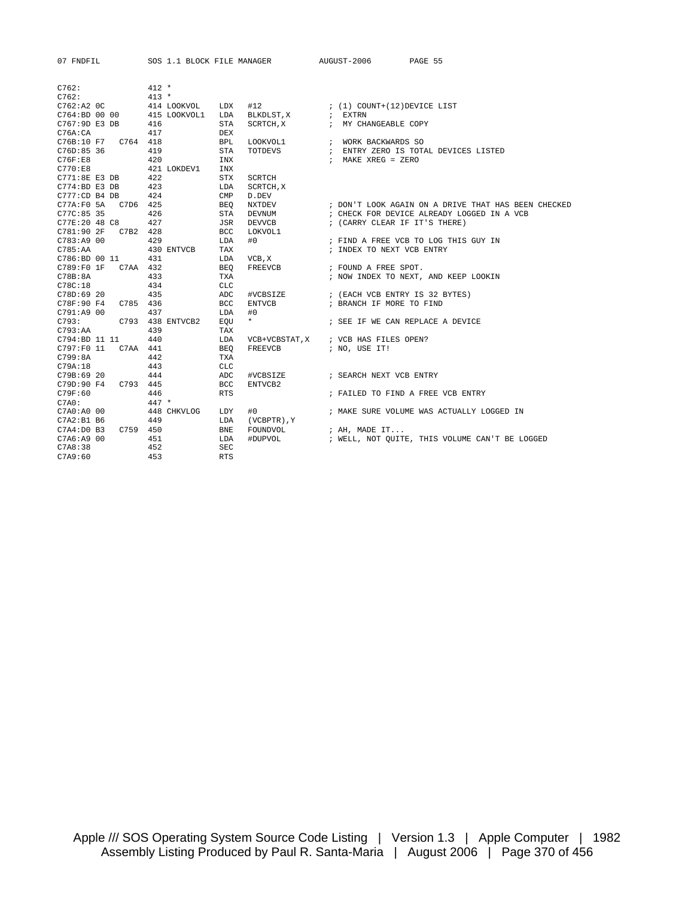```
C762:              412 *
C762:              413 *
C762:A2 0C         414 LOOKVOL    LDX   #12             ; (1) COUNT+(12)DEVICE LIST
C764:BD 00 00      415 LOOKVOL1   LDA   BLKDLST,X       ;  EXTRN
C767:9D E3 DB      416            STA   SCRTCH,X        ;  MY CHANGEABLE COPY
C76A:CA            417            DEX
C76B:10 F7   C764  418            BPL   LOOKVOL1        ;  WORK BACKWARDS SO
C76D:85 36         419            STA   TOTDEVS         ;  ENTRY ZERO IS TOTAL DEVICES LISTED
C76F:E8            420            INX                   ;  MAKE XREG = ZERO
C770:E8            421 LOKDEV1    INX
C771:8E E3 DB      422            STX   SCRTCH
C774:BD E3 DB      423            LDA   SCRTCH,X
C777:CD B4 DB      424            CMP   D.DEV
C77A:F0 5A   C7D6  425            BEQ   NXTDEV          ; DON'T LOOK AGAIN ON A DRIVE THAT HAS BEEN CHECKED
C77C:85 35         426            STA   DEVNUM          ; CHECK FOR DEVICE ALREADY LOGGED IN A VCB
C77E:20 48 C8      427            JSR   DEVVCB          ; (CARRY CLEAR IF IT'S THERE)
C781:90 2F   C7B2  428            BCC   LOKVOL1
C783:A9 00         429            LDA   #0              ; FIND A FREE VCB TO LOG THIS GUY IN
C785:AA            430 ENTVCB     TAX                   ; INDEX TO NEXT VCB ENTRY
C786:BD 00 11      431            LDA   VCB,X
C789:F0 1F   C7AA  432            BEQ   FREEVCB         ; FOUND A FREE SPOT.
C78B:8A            433            TXA                   ; NOW INDEX TO NEXT, AND KEEP LOOKIN
C78C:18            434            CLC
C78D:69 20         435            ADC   #VCBSIZE        ; (EACH VCB ENTRY IS 32 BYTES)
C78F:90 F4   C785  436            BCC   ENTVCB          ; BRANCH IF MORE TO FIND
C791:A9 00         437            LDA   #0
C793:        C793  438 ENTVCB2    EQU   *               ; SEE IF WE CAN REPLACE A DEVICE
C793:AA            439            TAX
C794:BD 11 11      440            LDA   VCB+VCBSTAT,X   ; VCB HAS FILES OPEN?
C797:F0 11   C7AA  441            BEQ   FREEVCB         ; NO, USE IT!
C799:8A            442            TXA
C79A:18            443            CLC
C79B:69 20         444            ADC   #VCBSIZE        ; SEARCH NEXT VCB ENTRY
C79D:90 F4   C793  445            BCC   ENTVCB2
C79F:60            446            RTS                   ; FAILED TO FIND A FREE VCB ENTRY
C7A0:              447 *
C7A0:A0 00         448 CHKVLOG    LDY   #0              ; MAKE SURE VOLUME WAS ACTUALLY LOGGED IN
C7A2:B1 B6         449            LDA   (VCBPTR),Y
C7A4:D0 B3   C759  450            BNE   FOUNDVOL        ; AH, MADE IT...
C7A6:A9 00         451            LDA   #DUPVOL         ; WELL, NOT QUITE, THIS VOLUME CAN'T BE LOGGED
C7A8:38            452            SEC
C7A9:60            453            RTS
```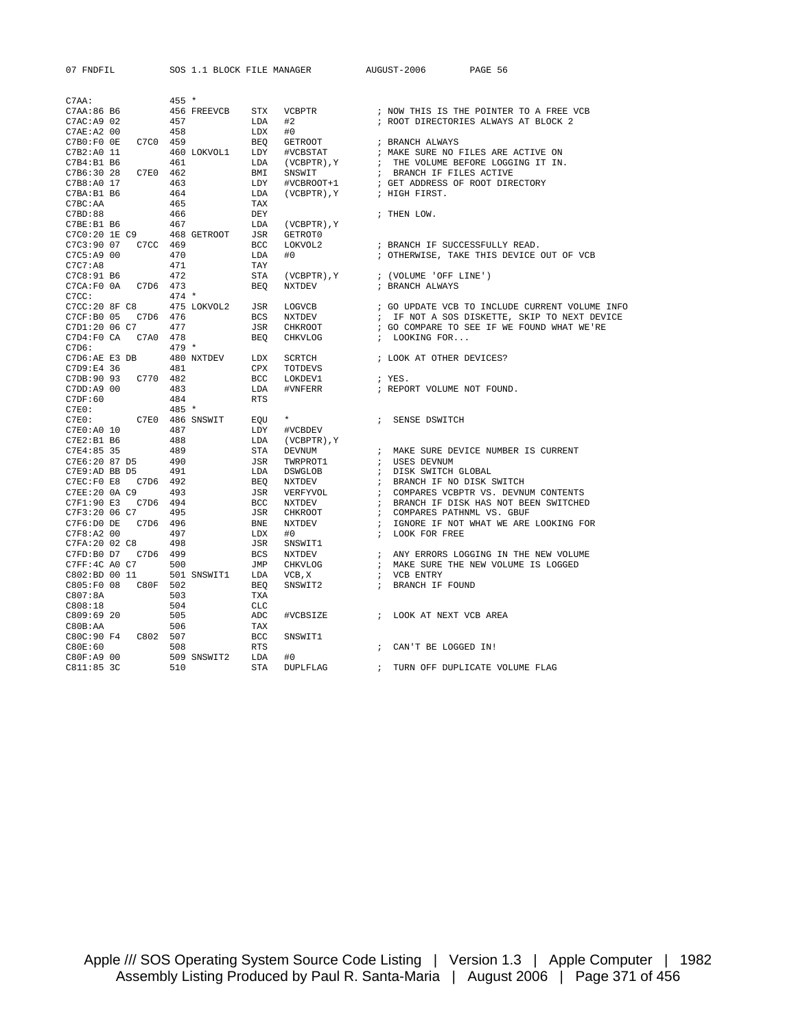```
C7AA:               455 *
C7AA:86 B6          456 FREEVCB   STX   VCBPTR          ; NOW THIS IS THE POINTER TO A FREE VCB
C7AC:A9 02          457           LDA   #2              ; ROOT DIRECTORIES ALWAYS AT BLOCK 2
C7AE:A2 00          458           LDX   #0
C7B0:F0 0E   C7C0   459           BEQ   GETROOT         ; BRANCH ALWAYS
C7B2:A0 11          460 LOKVOL1   LDY   #VCBSTAT        ; MAKE SURE NO FILES ARE ACTIVE ON
C7B4:B1 B6          461           LDA   (VCBPTR),Y      ;  THE VOLUME BEFORE LOGGING IT IN.
C7B6:30 28   C7E0   462           BMI   SNSWIT          ;  BRANCH IF FILES ACTIVE
C7B8:A0 17          463           LDY   #VCBROOT+1      ; GET ADDRESS OF ROOT DIRECTORY
C7BA:B1 B6          464           LDA   (VCBPTR),Y      ; HIGH FIRST.
C7BC:AA             465           TAX
C7BD:88             466           DEY                   ; THEN LOW.
C7BE:B1 B6          467           LDA   (VCBPTR),Y
C7C0:20 1E C9       468 GETROOT   JSR   GETROT0
C7C3:90 07   C7CC   469           BCC   LOKVOL2         ; BRANCH IF SUCCESSFULLY READ.
C7C5:A9 00          470           LDA   #0              ; OTHERWISE, TAKE THIS DEVICE OUT OF VCB
C7C7:A8             471           TAY
C7C8:91 B6          472           STA   (VCBPTR),Y      ; (VOLUME 'OFF LINE')
C7CA:F0 0A   C7D6   473           BEQ   NXTDEV          ; BRANCH ALWAYS
C7CC:               474 *
C7CC:20 8F C8       475 LOKVOL2   JSR   LOGVCB          ; GO UPDATE VCB TO INCLUDE CURRENT VOLUME INFO
C7CF:B0 05   C7D6   476           BCS   NXTDEV          ;  IF NOT A SOS DISKETTE, SKIP TO NEXT DEVICE
C7D1:20 06 C7       477           JSR   CHKROOT         ; GO COMPARE TO SEE IF WE FOUND WHAT WE'RE
C7D4:F0 CA   C7A0   478           BEQ   CHKVLOG         ;  LOOKING FOR...
C7D6:               479 *
C7D6:AE E3 DB       480 NXTDEV    LDX   SCRTCH          ; LOOK AT OTHER DEVICES?
C7D9:E4 36          481           CPX   TOTDEVS
C7DB:90 93   C770   482           BCC   LOKDEV1         ; YES.
C7DD:A9 00          483           LDA   #VNFERR         ; REPORT VOLUME NOT FOUND.
C7DF:60             484           RTS
C7E0:               485 *
C7E0:        C7E0   486 SNSWIT    EQU   *               ;  SENSE DSWITCH
C7E0:A0 10          487           LDY   #VCBDEV
C7E2:B1 B6          488           LDA   (VCBPTR),Y
C7E4:85 35          489           STA   DEVNUM          ;  MAKE SURE DEVICE NUMBER IS CURRENT
C7E6:20 87 D5       490           JSR   TWRPROT1        ;  USES DEVNUM
C7E9:AD BB D5       491           LDA   DSWGLOB         ;  DISK SWITCH GLOBAL
C7EC:F0 E8   C7D6   492           BEQ   NXTDEV          ;  BRANCH IF NO DISK SWITCH
C7EE:20 0A C9       493           JSR   VERFYVOL        ;  COMPARES VCBPTR VS. DEVNUM CONTENTS
C7F1:90 E3   C7D6   494           BCC   NXTDEV          ;  BRANCH IF DISK HAS NOT BEEN SWITCHED
C7F3:20 06 C7       495           JSR   CHKROOT         ;  COMPARES PATHNML VS. GBUF
C7F6:D0 DE   C7D6   496           BNE   NXTDEV          ;  IGNORE IF NOT WHAT WE ARE LOOKING FOR
C7F8:A2 00          497           LDX   #0              ;  LOOK FOR FREE
C7FA:20 02 C8       498           JSR   SNSWIT1
C7FD:B0 D7   C7D6   499           BCS   NXTDEV          ;  ANY ERRORS LOGGING IN THE NEW VOLUME
C7FF:4C A0 C7       500           JMP   CHKVLOG         ;  MAKE SURE THE NEW VOLUME IS LOGGED
C802:BD 00 11       501 SNSWIT1   LDA   VCB,X           ;  VCB ENTRY
C805:F0 08   C80F   502           BEQ   SNSWIT2         ;  BRANCH IF FOUND
C807:8A             503           TXA
C808:18             504           CLC
C809:69 20          505           ADC   #VCBSIZE        ;  LOOK AT NEXT VCB AREA
C80B:AA             506           TAX
C80C:90 F4   C802   507           BCC   SNSWIT1
C80E:60             508           RTS                   ;  CAN'T BE LOGGED IN!
C80F:A9 00          509 SNSWIT2   LDA   #0
C811:85 3C          510           STA   DUPLFLAG        ;  TURN OFF DUPLICATE VOLUME FLAG
```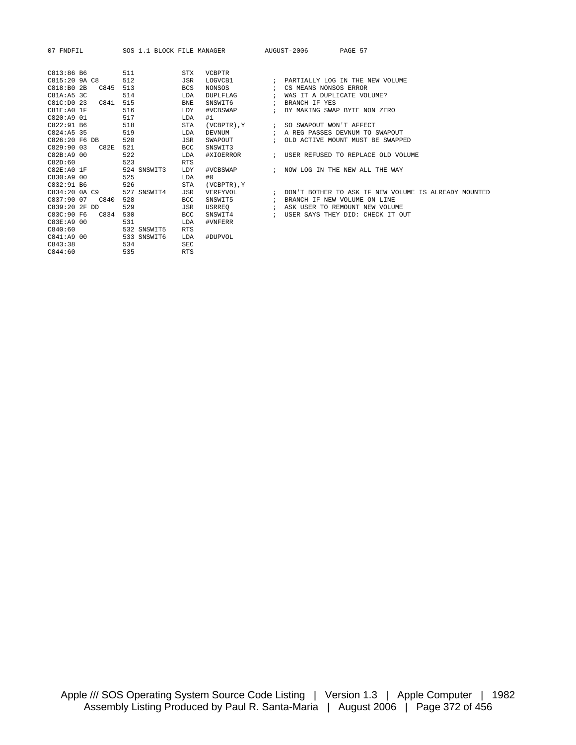```
C813:86 B6          511              STX   VCBPTR
C815:20 9A C8       512              JSR   LOGVCB1          ; PARTIALLY LOG IN THE NEW VOLUME
C818:B0 2B   C845   513              BCS   NONSOS           ; CS MEANS NONSOS ERROR
C81A:A5 3C          514              LDA   DUPLFLAG         ; WAS IT A DUPLICATE VOLUME?
C81C:D0 23   C841   515              BNE   SNSWIT6          ; BRANCH IF YES
C81E:A0 1F          516              LDY   #VCBSWAP         ; BY MAKING SWAP BYTE NON ZERO
C820:A9 01          517              LDA   #1
C822:91 B6          518              STA   (VCBPTR),Y       ; SO SWAPOUT WON'T AFFECT
C824:A5 35          519              LDA   DEVNUM           ; A REG PASSES DEVNUM TO SWAPOUT
C826:20 F6 DB       520              JSR   SWAPOUT          ; OLD ACTIVE MOUNT MUST BE SWAPPED
C829:90 03   C82E   521              BCC   SNSWIT3
C82B:A9 00          522              LDA   #XIOERROR        ; USER REFUSED TO REPLACE OLD VOLUME
C82D:60             523              RTS
C82E:A0 1F          524 SNSWIT3      LDY   #VCBSWAP         ; NOW LOG IN THE NEW ALL THE WAY
C830:A9 00          525              LDA   #0
C832:91 B6          526              STA   (VCBPTR),Y
C834:20 0A C9       527 SNSWIT4      JSR   VERFYVOL         ; DON'T BOTHER TO ASK IF NEW VOLUME IS ALREADY MOUNTED
C837:90 07   C840   528              BCC   SNSWIT5          ; BRANCH IF NEW VOLUME ON LINE
C839:20 2F DD       529              JSR   USRREQ           ; ASK USER TO REMOUNT NEW VOLUME
C83C:90 F6   C834   530              BCC   SNSWIT4          ; USER SAYS THEY DID: CHECK IT OUT
C83E:A9 00          531              LDA   #VNFERR
C840:60             532 SNSWIT5      RTS
C841:A9 00          533 SNSWIT6      LDA   #DUPVOL
C843:38             534              SEC
C844:60             535              RTS
```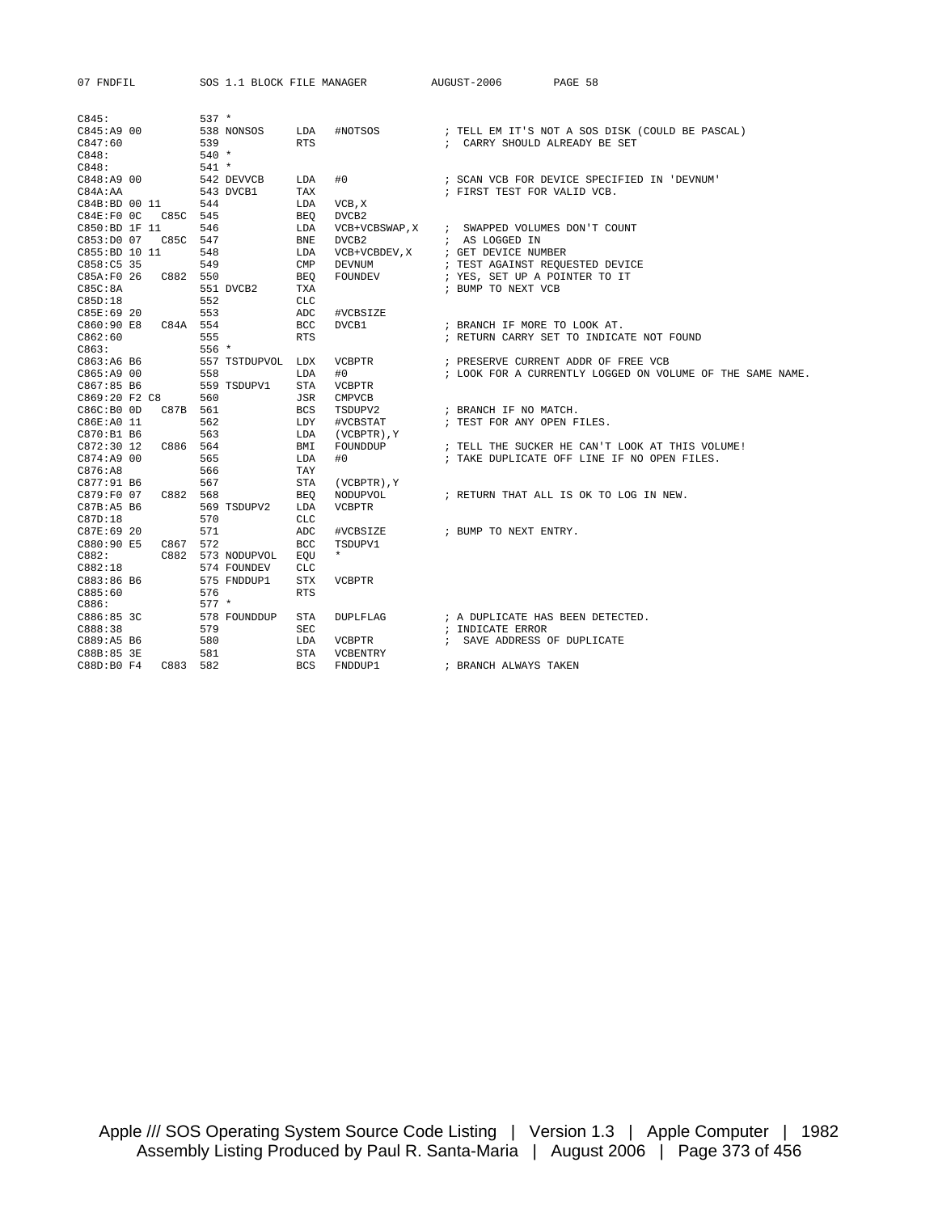```
C845:               537 *
C845:A9 00          538 NONSOS     LDA   #NOTSOS          ; TELL EM IT'S NOT A SOS DISK (COULD BE PASCAL)
C847:60             539            RTS                    ;  CARRY SHOULD ALREADY BE SET
C848:               540 *
C848:               541 *
C848:A9 00          542 DEVVCB     LDA   #0               ; SCAN VCB FOR DEVICE SPECIFIED IN 'DEVNUM'
C84A:AA             543 DVCB1      TAX                    ; FIRST TEST FOR VALID VCB.
C84B:BD 00 11       544            LDA   VCB,X
C84E:F0 0C   C85C   545            BEQ   DVCB2
C850:BD 1F 11       546            LDA   VCB+VCBSWAP,X    ;  SWAPPED VOLUMES DON'T COUNT
C853:D0 07   C85C   547            BNE   DVCB2            ;  AS LOGGED IN
C855:BD 10 11       548            LDA   VCB+VCBDEV,X     ; GET DEVICE NUMBER
C858:C5 35          549            CMP   DEVNUM           ; TEST AGAINST REQUESTED DEVICE
C85A:F0 26   C882   550            BEQ   FOUNDEV          ; YES, SET UP A POINTER TO IT
C85C:8A             551 DVCB2      TXA                    ; BUMP TO NEXT VCB
C85D:18             552            CLC
C85E:69 20          553            ADC   #VCBSIZE
C860:90 E8   C84A   554            BCC   DVCB1            ; BRANCH IF MORE TO LOOK AT.
C862:60             555            RTS                    ; RETURN CARRY SET TO INDICATE NOT FOUND
C863:               556 *
C863:A6 B6          557 TSTDUPVOL  LDX   VCBPTR           ; PRESERVE CURRENT ADDR OF FREE VCB
C865:A9 00          558            LDA   #0               ; LOOK FOR A CURRENTLY LOGGED ON VOLUME OF THE SAME NAME.
C867:85 B6          559 TSDUPV1    STA   VCBPTR
C869:20 F2 C8       560            JSR   CMPVCB
C86C:B0 0D   C87B   561            BCS   TSDUPV2          ; BRANCH IF NO MATCH.
C86E:A0 11          562            LDY   #VCBSTAT         ; TEST FOR ANY OPEN FILES.
C870:B1 B6          563            LDA   (VCBPTR),Y
C872:30 12   C886   564            BMI   FOUNDDUP         ; TELL THE SUCKER HE CAN'T LOOK AT THIS VOLUME!
C874:A9 00          565            LDA   #0               ; TAKE DUPLICATE OFF LINE IF NO OPEN FILES.
C876:A8             566            TAY
C877:91 B6          567            STA   (VCBPTR),Y
C879:F0 07   C882   568            BEQ   NODUPVOL         ; RETURN THAT ALL IS OK TO LOG IN NEW.
C87B:A5 B6          569 TSDUPV2    LDA   VCBPTR
C87D:18             570            CLC
C87E:69 20          571            ADC   #VCBSIZE         ; BUMP TO NEXT ENTRY.
C880:90 E5   C867   572            BCC   TSDUPV1
C882:        C882   573 NODUPVOL   EQU   *
C882:18             574 FOUNDEV    CLC
C883:86 B6          575 FNDDUP1    STX   VCBPTR
C885:60             576            RTS
C886:               577 *
C886:85 3C          578 FOUNDDUP   STA   DUPLFLAG         ; A DUPLICATE HAS BEEN DETECTED.
C888:38             579            SEC                    ; INDICATE ERROR
C889:A5 B6          580            LDA   VCBPTR           ;  SAVE ADDRESS OF DUPLICATE
C88B:85 3E          581            STA   VCBENTRY
C88D:B0 F4   C883   582            BCS   FNDDUP1          ; BRANCH ALWAYS TAKEN
```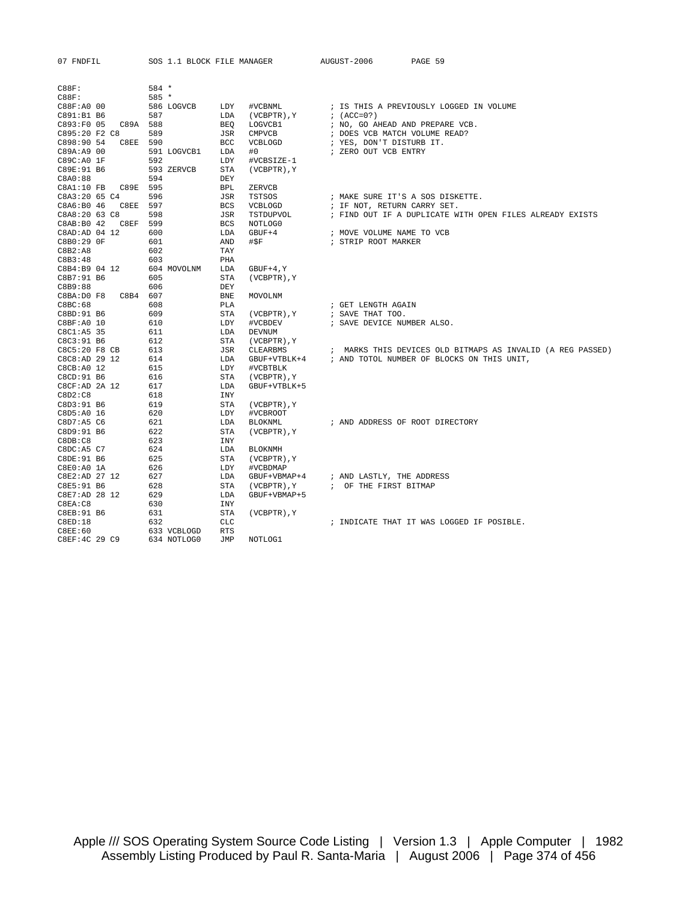```
C88F:               584 *
C88F:               585 *
C88F:A0 00          586 LOGVCB     LDY   #VCBNML          ; IS THIS A PREVIOUSLY LOGGED IN VOLUME
C891:B1 B6          587            LDA   (VCBPTR),Y       ; (ACC=0?)
C893:F0 05    C89A  588            BEQ   LOGVCB1          ; NO, GO AHEAD AND PREPARE VCB.
C895:20 F2 C8       589            JSR   CMPVCB           ; DOES VCB MATCH VOLUME READ?
C898:90 54    C8EE  590            BCC   VCBLOGD          ; YES, DON'T DISTURB IT.
C89A:A9 00          591 LOGVCB1    LDA   #0               ; ZERO OUT VCB ENTRY
C89C:A0 1F          592            LDY   #VCBSIZE-1
C89E:91 B6          593 ZERVCB     STA   (VCBPTR),Y
C8A0:88             594            DEY
C8A1:10 FB    C89E  595            BPL   ZERVCB
C8A3:20 65 C4       596            JSR   TSTSOS           ; MAKE SURE IT'S A SOS DISKETTE.
C8A6:B0 46    C8EE  597            BCS   VCBLOGD          ; IF NOT, RETURN CARRY SET.
C8A8:20 63 C8       598            JSR   TSTDUPVOL        ; FIND OUT IF A DUPLICATE WITH OPEN FILES ALREADY EXISTS
C8AB:B0 42    C8EF  599            BCS   NOTLOG0
C8AD:AD 04 12       600            LDA   GBUF+4           ; MOVE VOLUME NAME TO VCB
C8B0:29 0F          601            AND   #$F              ; STRIP ROOT MARKER
C8B2:A8             602            TAY
C8B3:48             603            PHA
C8B4:B9 04 12       604 MOVOLNM    LDA   GBUF+4,Y
C8B7:91 B6          605            STA   (VCBPTR),Y
C8B9:88             606            DEY
C8BA:D0 F8    C8B4  607            BNE   MOVOLNM
C8BC:68             608            PLA                    ; GET LENGTH AGAIN
C8BD:91 B6          609            STA   (VCBPTR),Y       ; SAVE THAT TOO.
C8BF:A0 10          610            LDY   #VCBDEV          ; SAVE DEVICE NUMBER ALSO.
C8C1:A5 35          611            LDA   DEVNUM
C8C3:91 B6          612            STA   (VCBPTR),Y
C8C5:20 F8 CB       613            JSR   CLEARBMS         ;  MARKS THIS DEVICES OLD BITMAPS AS INVALID (A REG PASSED)
C8C8:AD 29 12       614            LDA   GBUF+VTBLK+4     ; AND TOTOL NUMBER OF BLOCKS ON THIS UNIT,
C8CB:A0 12          615            LDY   #VCBTBLK
C8CD:91 B6          616            STA   (VCBPTR),Y
C8CF:AD 2A 12       617            LDA   GBUF+VTBLK+5
C8D2:C8             618            INY
C8D3:91 B6          619            STA   (VCBPTR),Y
C8D5:A0 16          620            LDY   #VCBROOT
C8D7:A5 C6          621            LDA   BLOKNML          ; AND ADDRESS OF ROOT DIRECTORY
C8D9:91 B6          622            STA   (VCBPTR),Y
C8DB:C8             623            INY
C8DC:A5 C7          624            LDA   BLOKNMH
C8DE:91 B6          625            STA   (VCBPTR),Y
C8E0:A0 1A          626            LDY   #VCBDMAP
C8E2:AD 27 12       627            LDA   GBUF+VBMAP+4     ; AND LASTLY, THE ADDRESS
C8E5:91 B6          628            STA   (VCBPTR),Y       ;  OF THE FIRST BITMAP
C8E7:AD 28 12       629            LDA   GBUF+VBMAP+5
C8EA:C8             630            INY
C8EB:91 B6          631            STA   (VCBPTR),Y
C8ED:18             632            CLC                    ; INDICATE THAT IT WAS LOGGED IF POSIBLE.
C8EE:60             633 VCBLOGD    RTS
C8EF:4C 29 C9       634 NOTLOG0    JMP   NOTLOG1
```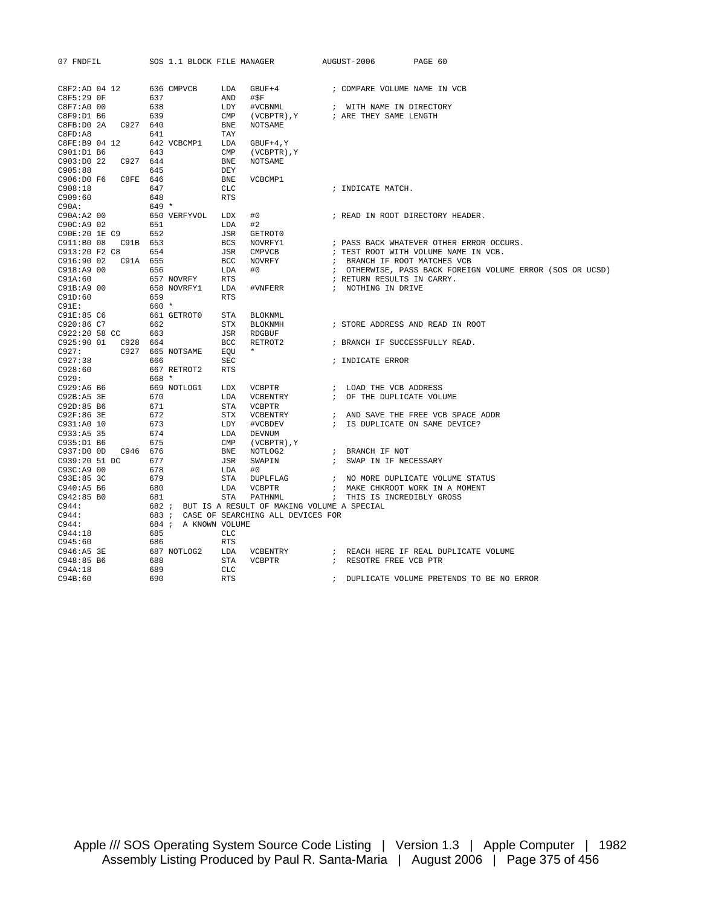```
C8F2:AD 04 12       636 CMPVCB     LDA   GBUF+4          ; COMPARE VOLUME NAME IN VCB
C8F5:29 0F          637            AND   #$F
C8F7:A0 00          638            LDY   #VCBNML         ;  WITH NAME IN DIRECTORY
C8F9:D1 B6          639            CMP   (VCBPTR),Y      ; ARE THEY SAME LENGTH
C8FB:D0 2A   C927   640            BNE   NOTSAME
C8FD:A8             641            TAY
C8FE:B9 04 12       642 VCBCMP1    LDA   GBUF+4,Y
C901:D1 B6          643            CMP   (VCBPTR),Y
C903:D0 22   C927   644            BNE   NOTSAME
C905:88             645            DEY
C906:D0 F6   C8FE   646            BNE   VCBCMP1
C908:18             647            CLC                   ; INDICATE MATCH.
C909:60             648            RTS
C90A:               649 *
C90A:A2 00          650 VERFYVOL   LDX   #0              ; READ IN ROOT DIRECTORY HEADER.
C90C:A9 02          651            LDA   #2
C90E:20 1E C9       652            JSR   GETROT0
C911:B0 08   C91B   653            BCS   NOVRFY1         ; PASS BACK WHATEVER OTHER ERROR OCCURS.
C913:20 F2 C8       654            JSR   CMPVCB          ; TEST ROOT WITH VOLUME NAME IN VCB.
C916:90 02   C91A   655            BCC   NOVRFY          ;  BRANCH IF ROOT MATCHES VCB
C918:A9 00          656            LDA   #0              ;  OTHERWISE, PASS BACK FOREIGN VOLUME ERROR (SOS OR UCSD)
C91A:60             657 NOVRFY     RTS                   ; RETURN RESULTS IN CARRY.
C91B:A9 00          658 NOVRFY1    LDA   #VNFERR         ;  NOTHING IN DRIVE
C91D:60             659            RTS
C91E:               660 *
C91E:85 C6          661 GETROT0    STA   BLOKNML
C920:86 C7          662            STX   BLOKNMH         ; STORE ADDRESS AND READ IN ROOT
C922:20 58 CC       663            JSR   RDGBUF
C925:90 01   C928   664            BCC   RETROT2         ; BRANCH IF SUCCESSFULLY READ.
C927:        C927   665 NOTSAME    EQU   *
C927:38             666            SEC                   ; INDICATE ERROR
C928:60             667 RETROT2    RTS
C929:               668 *
C929:A6 B6          669 NOTLOG1    LDX   VCBPTR          ;  LOAD THE VCB ADDRESS
C92B:A5 3E          670            LDA   VCBENTRY        ;  OF THE DUPLICATE VOLUME
C92D:85 B6          671            STA   VCBPTR
C92F:86 3E          672            STX   VCBENTRY        ;  AND SAVE THE FREE VCB SPACE ADDR
C931:A0 10          673            LDY   #VCBDEV         ;  IS DUPLICATE ON SAME DEVICE?
C933:A5 35          674            LDA   DEVNUM
C935:D1 B6          675            CMP   (VCBPTR),Y
C937:D0 0D   C946   676            BNE   NOTLOG2         ;  BRANCH IF NOT
C939:20 51 DC       677            JSR   SWAPIN          ;  SWAP IN IF NECESSARY
C93C:A9 00          678            LDA   #0
C93E:85 3C          679            STA   DUPLFLAG        ;  NO MORE DUPLICATE VOLUME STATUS
C940:A5 B6          680            LDA   VCBPTR          ;  MAKE CHKROOT WORK IN A MOMENT
C942:85 B0          681            STA   PATHNML         ;  THIS IS INCREDIBLY GROSS
C944:               682 ;  BUT IS A RESULT OF MAKING VOLUME A SPECIAL
C944:               683 ;  CASE OF SEARCHING ALL DEVICES FOR
C944:               684 ;  A KNOWN VOLUME
C944:18             685            CLC
C945:60             686            RTS
C946:A5 3E          687 NOTLOG2    LDA   VCBENTRY        ;  REACH HERE IF REAL DUPLICATE VOLUME
C948:85 B6          688            STA   VCBPTR          ;  RESOTRE FREE VCB PTR
C94A:18             689            CLC
C94B:60             690            RTS                   ;  DUPLICATE VOLUME PRETENDS TO BE NO ERROR
```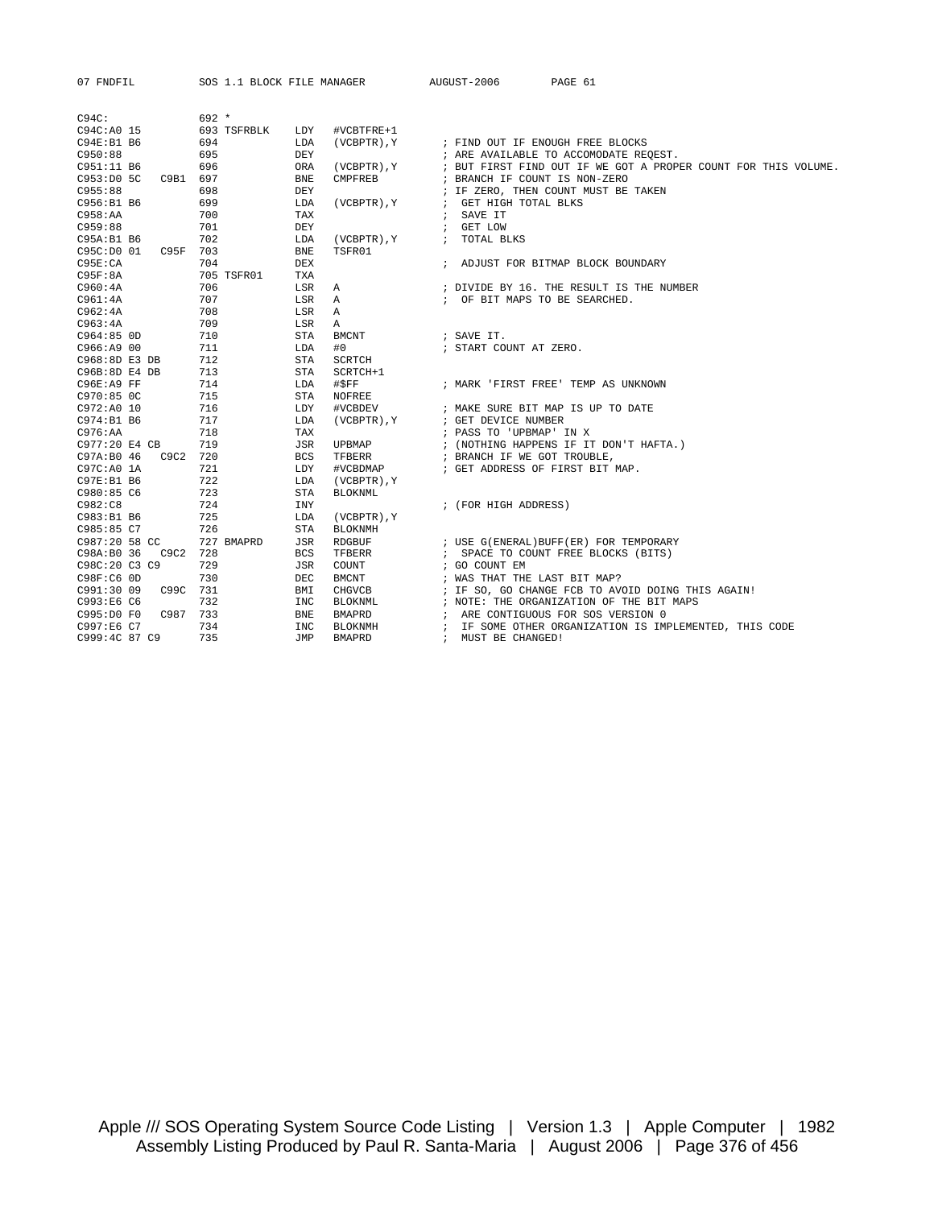```
C94C:                692 *
C94C:A0 15           693 TSFRBLK    LDY   #VCBTFRE+1
C94E:B1 B6           694            LDA   (VCBPTR),Y       ; FIND OUT IF ENOUGH FREE BLOCKS
C950:88              695            DEY                    ; ARE AVAILABLE TO ACCOMODATE REQEST.
C951:11 B6           696            ORA   (VCBPTR),Y       ; BUT FIRST FIND OUT IF WE GOT A PROPER COUNT FOR THIS VOLUME.
C953:D0 5C    C9B1   697            BNE   CMPFREB          ; BRANCH IF COUNT IS NON-ZERO
C955:88              698            DEY                    ; IF ZERO, THEN COUNT MUST BE TAKEN
C956:B1 B6           699            LDA   (VCBPTR),Y       ;  GET HIGH TOTAL BLKS
C958:AA              700            TAX                    ;  SAVE IT
C959:88              701            DEY                    ;  GET LOW
C95A:B1 B6           702            LDA   (VCBPTR),Y       ;  TOTAL BLKS
C95C:D0 01    C95F   703            BNE   TSFR01
C95E:CA              704            DEX                    ;  ADJUST FOR BITMAP BLOCK BOUNDARY
C95F:8A              705 TSFR01     TXA
C960:4A              706            LSR   A                ; DIVIDE BY 16. THE RESULT IS THE NUMBER
C961:4A              707            LSR   A                ;  OF BIT MAPS TO BE SEARCHED.
C962:4A              708            LSR   A
C963:4A              709            LSR   A
C964:85 0D           710            STA   BMCNT            ; SAVE IT.
C966:A9 00           711            LDA   #0               ; START COUNT AT ZERO.
C968:8D E3 DB        712            STA   SCRTCH
C96B:8D E4 DB        713            STA   SCRTCH+1
C96E:A9 FF           714            LDA   #$FF             ; MARK 'FIRST FREE' TEMP AS UNKNOWN
C970:85 0C           715            STA   NOFREE
C972:A0 10           716            LDY   #VCBDEV          ; MAKE SURE BIT MAP IS UP TO DATE
C974:B1 B6           717            LDA   (VCBPTR),Y       ; GET DEVICE NUMBER
C976:AA              718            TAX                    ; PASS TO 'UPBMAP' IN X
C977:20 E4 CB        719            JSR   UPBMAP           ; (NOTHING HAPPENS IF IT DON'T HAFTA.)
C97A:B0 46    C9C2   720            BCS   TFBERR           ; BRANCH IF WE GOT TROUBLE,
C97C:A0 1A           721            LDY   #VCBDMAP         ; GET ADDRESS OF FIRST BIT MAP.
C97E:B1 B6           722            LDA   (VCBPTR),Y
C980:85 C6           723            STA   BLOKNML
C982:C8              724            INY                    ; (FOR HIGH ADDRESS)
C983:B1 B6           725            LDA   (VCBPTR),Y
C985:85 C7           726            STA   BLOKNMH
C987:20 58 CC        727 BMAPRD     JSR   RDGBUF           ; USE G(ENERAL)BUFF(ER) FOR TEMPORARY
C98A:B0 36    C9C2   728            BCS   TFBERR           ;  SPACE TO COUNT FREE BLOCKS (BITS)
C98C:20 C3 C9        729            JSR   COUNT            ; GO COUNT EM
C98F:C6 0D           730            DEC   BMCNT            ; WAS THAT THE LAST BIT MAP?
C991:30 09    C99C   731            BMI   CHGVCB           ; IF SO, GO CHANGE FCB TO AVOID DOING THIS AGAIN!
C993:E6 C6           732            INC   BLOKNML          ; NOTE: THE ORGANIZATION OF THE BIT MAPS
C995:D0 F0    C987   733            BNE   BMAPRD           ;  ARE CONTIGUOUS FOR SOS VERSION 0
C997:E6 C7           734            INC   BLOKNMH          ;  IF SOME OTHER ORGANIZATION IS IMPLEMENTED, THIS CODE
C999:4C 87 C9        735            JMP   BMAPRD           ;  MUST BE CHANGED!
```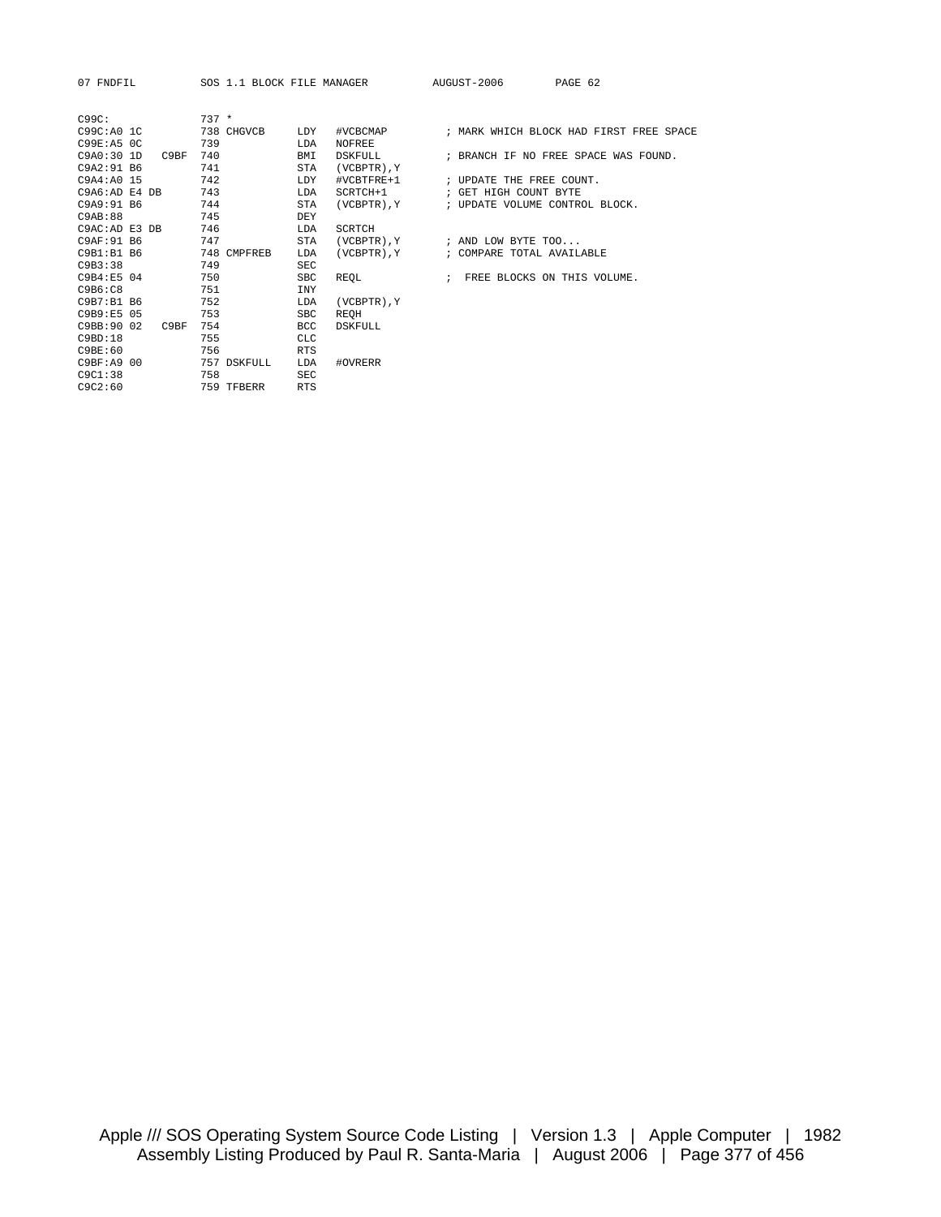```
C99C:                737 *
C99C:A0 1C           738 CHGVCB     LDY   #VCBCMAP        ; MARK WHICH BLOCK HAD FIRST FREE SPACE
C99E:A5 0C           739            LDA   NOFREE
C9A0:30 1D    C9BF   740            BMI   DSKFULL         ; BRANCH IF NO FREE SPACE WAS FOUND.
C9A2:91 B6           741            STA   (VCBPTR),Y
C9A4:A0 15           742            LDY   #VCBTFRE+1      ; UPDATE THE FREE COUNT.
C9A6:AD E4 DB        743            LDA   SCRTCH+1        ; GET HIGH COUNT BYTE
C9A9:91 B6           744            STA   (VCBPTR),Y      ; UPDATE VOLUME CONTROL BLOCK.
C9AB:88              745            DEY
C9AC:AD E3 DB        746            LDA   SCRTCH
C9AF:91 B6           747            STA   (VCBPTR),Y      ; AND LOW BYTE TOO...
C9B1:B1 B6           748 CMPFREB    LDA   (VCBPTR),Y      ; COMPARE TOTAL AVAILABLE
C9B3:38              749            SEC
C9B4:E5 04           750            SBC   REQL            ;  FREE BLOCKS ON THIS VOLUME.
C9B6:C8              751            INY
C9B7:B1 B6           752            LDA   (VCBPTR),Y
C9B9:E5 05           753            SBC   REQH
C9BB:90 02    C9BF   754            BCC   DSKFULL
C9BD:18              755            CLC
C9BE:60              756            RTS
C9BF:A9 00           757 DSKFULL    LDA   #OVRERR
C9C1:38              758            SEC
C9C2:60              759 TFBERR     RTS
```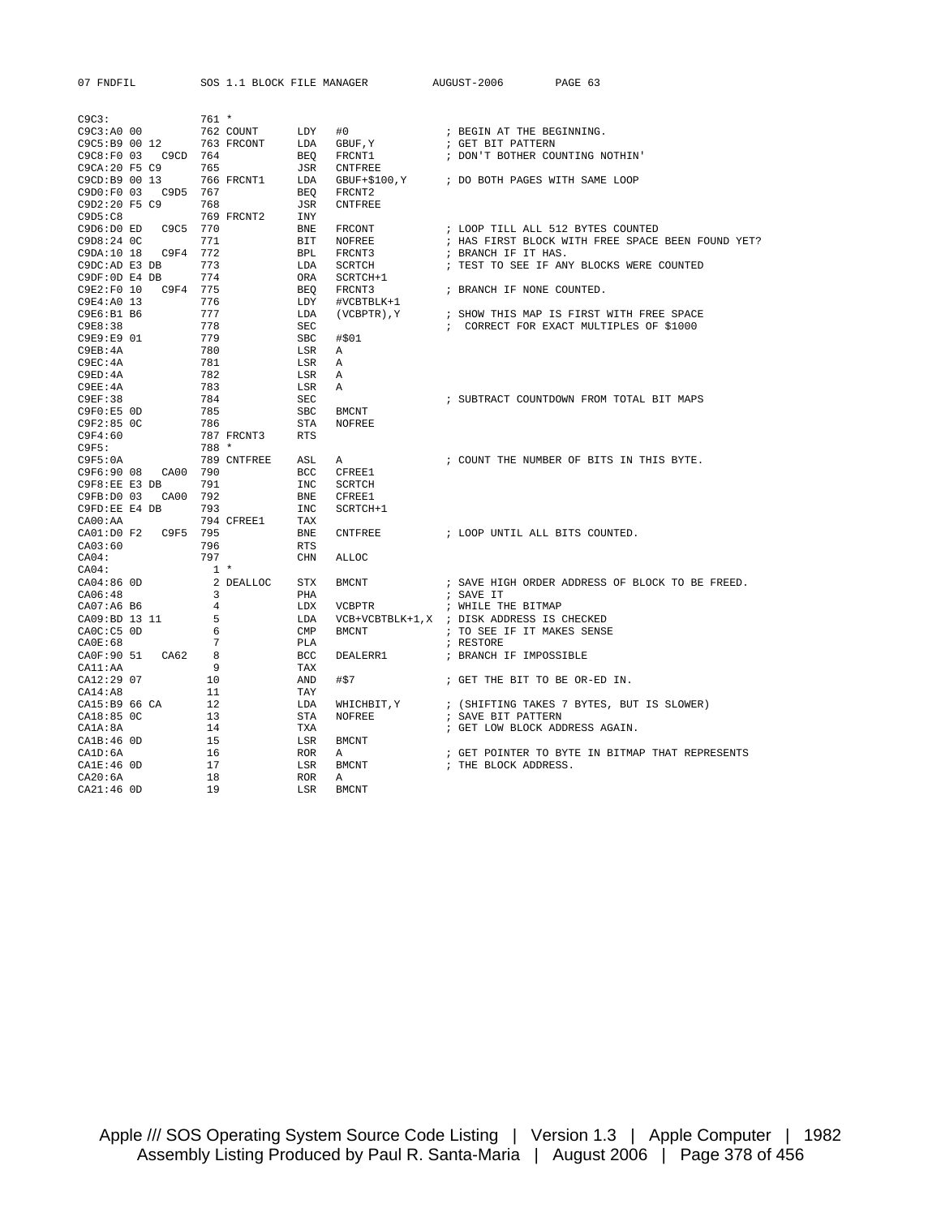```
C9C3:                761 *
C9C3:A0 00           762 COUNT      LDY   #0              ; BEGIN AT THE BEGINNING.
C9C5:B9 00 12        763 FRCONT     LDA   GBUF,Y          ; GET BIT PATTERN
C9C8:F0 03   C9CD    764            BEQ   FRCNT1          ; DON'T BOTHER COUNTING NOTHIN'
C9CA:20 F5 C9        765            JSR   CNTFREE
C9CD:B9 00 13        766 FRCNT1     LDA   GBUF+$100,Y     ; DO BOTH PAGES WITH SAME LOOP
C9D0:F0 03   C9D5    767            BEQ   FRCNT2
C9D2:20 F5 C9        768            JSR   CNTFREE
C9D5:C8              769 FRCNT2     INY
C9D6:D0 ED   C9C5    770            BNE   FRCONT          ; LOOP TILL ALL 512 BYTES COUNTED
C9D8:24 0C           771            BIT   NOFREE          ; HAS FIRST BLOCK WITH FREE SPACE BEEN FOUND YET?
C9DA:10 18   C9F4    772            BPL   FRCNT3          ; BRANCH IF IT HAS.
C9DC:AD E3 DB        773            LDA   SCRTCH          ; TEST TO SEE IF ANY BLOCKS WERE COUNTED
C9DF:0D E4 DB        774            ORA   SCRTCH+1
C9E2:F0 10   C9F4    775            BEQ   FRCNT3          ; BRANCH IF NONE COUNTED.
C9E4:A0 13           776            LDY   #VCBTBLK+1
C9E6:B1 B6           777            LDA   (VCBPTR),Y      ; SHOW THIS MAP IS FIRST WITH FREE SPACE
C9E8:38              778            SEC                   ;  CORRECT FOR EXACT MULTIPLES OF $1000
C9E9:E9 01           779            SBC   #$01
C9EB:4A              780            LSR   A
C9EC:4A              781            LSR   A
C9ED:4A              782            LSR   A
C9EE:4A              783            LSR   A
C9EF:38              784            SEC                   ; SUBTRACT COUNTDOWN FROM TOTAL BIT MAPS
C9F0:E5 0D           785            SBC   BMCNT
C9F2:85 0C           786            STA   NOFREE
C9F4:60              787 FRCNT3     RTS
C9F5:                788 *
C9F5:0A              789 CNTFREE    ASL   A               ; COUNT THE NUMBER OF BITS IN THIS BYTE.
C9F6:90 08   CA00    790            BCC   CFREE1
C9F8:EE E3 DB        791            INC   SCRTCH
C9FB:D0 03   CA00    792            BNE   CFREE1
C9FD:EE E4 DB        793            INC   SCRTCH+1
CA00:AA              794 CFREE1     TAX
CA01:D0 F2   C9F5    795            BNE   CNTFREE         ; LOOP UNTIL ALL BITS COUNTED.
CA03:60              796            RTS
CA04:                797            CHN   ALLOC
CA04:                  1 *
CA04:86 0D             2 DEALLOC    STX   BMCNT           ; SAVE HIGH ORDER ADDRESS OF BLOCK TO BE FREED.
CA06:48                3            PHA                   ; SAVE IT
CA07:A6 B6             4            LDX   VCBPTR          ; WHILE THE BITMAP
CA09:BD 13 11          5            LDA   VCB+VCBTBLK+1,X ; DISK ADDRESS IS CHECKED
CA0C:C5 0D             6            CMP   BMCNT           ; TO SEE IF IT MAKES SENSE
CA0E:68                7            PLA                   ; RESTORE
CA0F:90 51   CA62      8            BCC   DEALERR1        ; BRANCH IF IMPOSSIBLE
CA11:AA                9            TAX
CA12:29 07            10            AND   #$7             ; GET THE BIT TO BE OR-ED IN.
CA14:A8               11            TAY
CA15:B9 66 CA         12            LDA   WHICHBIT,Y      ; (SHIFTING TAKES 7 BYTES, BUT IS SLOWER)
CA18:85 0C            13            STA   NOFREE          ; SAVE BIT PATTERN
CA1A:8A               14            TXA                   ; GET LOW BLOCK ADDRESS AGAIN.
CA1B:46 0D            15            LSR   BMCNT
CA1D:6A               16            ROR   A               ; GET POINTER TO BYTE IN BITMAP THAT REPRESENTS
CA1E:46 0D            17            LSR   BMCNT           ; THE BLOCK ADDRESS.
CA20:6A               18            ROR   A
CA21:46 0D            19            LSR   BMCNT
```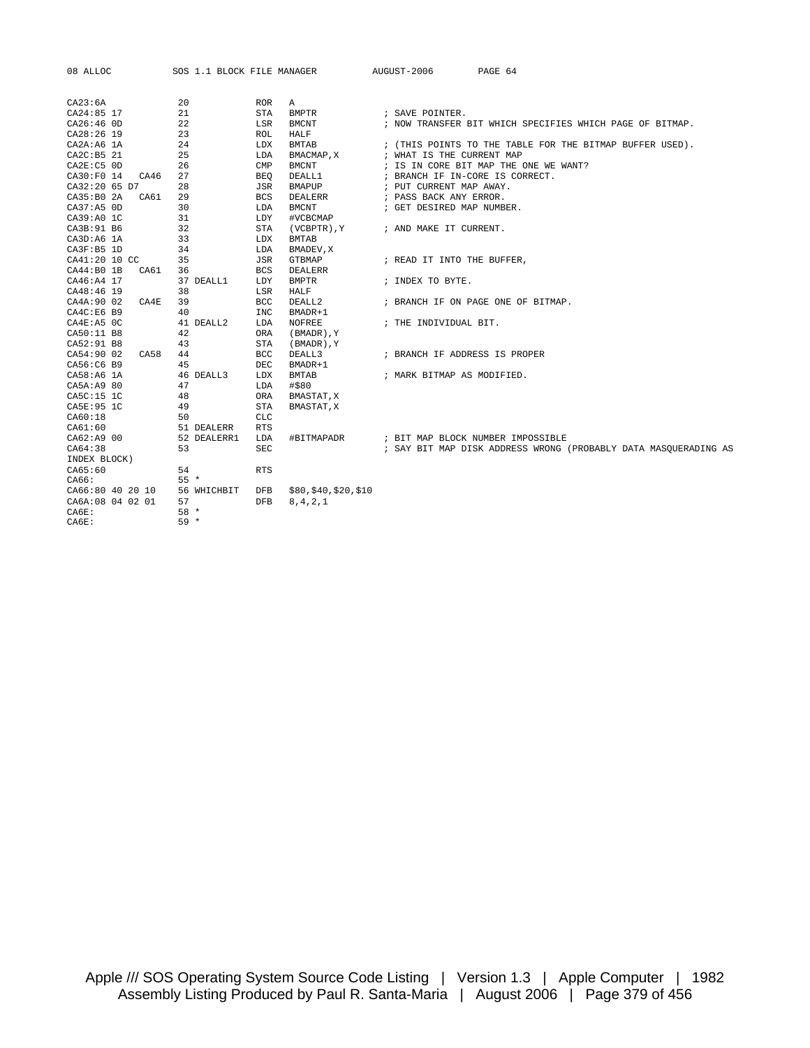```
CA23:6A            20            ROR   A
CA24:85 17         21            STA   BMPTR             ; SAVE POINTER.
CA26:46 0D         22            LSR   BMCNT             ; NOW TRANSFER BIT WHICH SPECIFIES WHICH PAGE OF BITMAP.
CA28:26 19         23            ROL   HALF
CA2A:A6 1A         24            LDX   BMTAB             ; (THIS POINTS TO THE TABLE FOR THE BITMAP BUFFER USED).
CA2C:B5 21         25            LDA   BMACMAP,X         ; WHAT IS THE CURRENT MAP
CA2E:C5 0D         26            CMP   BMCNT             ; IS IN CORE BIT MAP THE ONE WE WANT?
CA30:F0 14   CA46  27            BEQ   DEALL1            ; BRANCH IF IN-CORE IS CORRECT.
CA32:20 65 D7      28            JSR   BMAPUP            ; PUT CURRENT MAP AWAY.
CA35:B0 2A   CA61  29            BCS   DEALERR           ; PASS BACK ANY ERROR.
CA37:A5 0D         30            LDA   BMCNT             ; GET DESIRED MAP NUMBER.
CA39:A0 1C         31            LDY   #VCBCMAP
CA3B:91 B6         32            STA   (VCBPTR),Y        ; AND MAKE IT CURRENT.
CA3D:A6 1A         33            LDX   BMTAB
CA3F:B5 1D         34            LDA   BMADEV,X
CA41:20 10 CC      35            JSR   GTBMAP            ; READ IT INTO THE BUFFER,
CA44:B0 1B   CA61  36            BCS   DEALERR
CA46:A4 17         37 DEALL1     LDY   BMPTR             ; INDEX TO BYTE.
CA48:46 19         38            LSR   HALF
CA4A:90 02   CA4E  39            BCC   DEALL2            ; BRANCH IF ON PAGE ONE OF BITMAP.
CA4C:E6 B9         40            INC   BMADR+1
CA4E:A5 0C         41 DEALL2     LDA   NOFREE            ; THE INDIVIDUAL BIT.
CA50:11 B8         42            ORA   (BMADR),Y
CA52:91 B8         43            STA   (BMADR),Y
CA54:90 02   CA58  44            BCC   DEALL3            ; BRANCH IF ADDRESS IS PROPER
CA56:C6 B9         45            DEC   BMADR+1
CA58:A6 1A         46 DEALL3     LDX   BMTAB             ; MARK BITMAP AS MODIFIED.
CA5A:A9 80         47            LDA   #$80
CA5C:15 1C         48            ORA   BMASTAT,X
CA5E:95 1C         49            STA   BMASTAT,X
CA60:18            50            CLC
CA61:60            51 DEALERR    RTS
CA62:A9 00         52 DEALERR1   LDA   #BITMAPADR        ; BIT MAP BLOCK NUMBER IMPOSSIBLE
CA64:38            53            SEC                     ; SAY BIT MAP DISK ADDRESS WRONG (PROBABLY DATA MASQUERADING AS
INDEX BLOCK)
CA65:60            54            RTS
CA66:              55 *
CA66:80 40 20 10   56 WHICHBIT   DFB   $80,$40,$20,$10
CA6A:08 04 02 01   57            DFB   8,4,2,1
CA6E:              58 *
CA6E:              59 *
```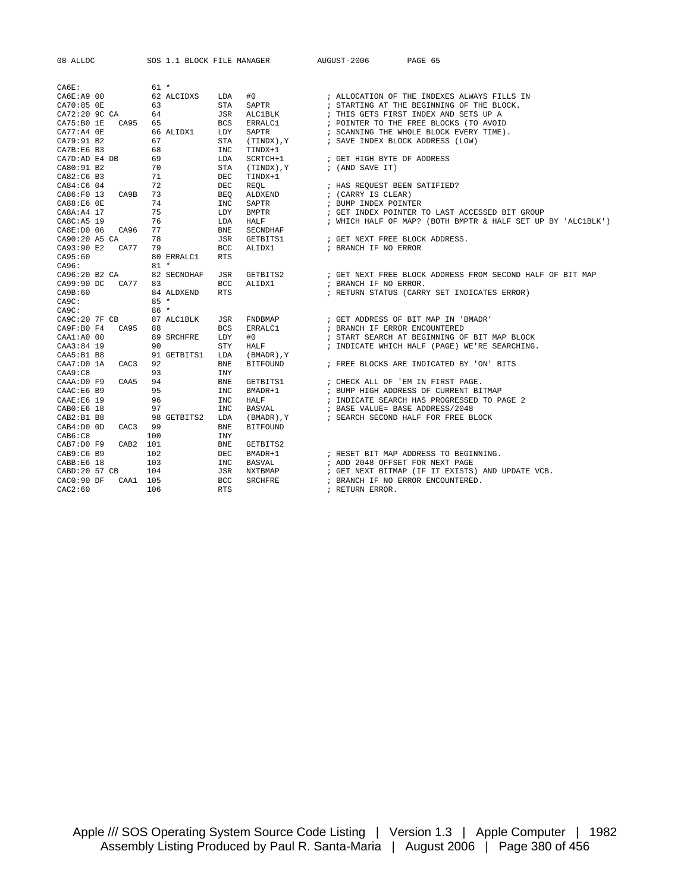```
CA6E:               61 *
CA6E:A9 00          62 ALCIDXS    LDA   #0              ; ALLOCATION OF THE INDEXES ALWAYS FILLS IN
CA70:85 0E          63            STA   SAPTR           ; STARTING AT THE BEGINNING OF THE BLOCK.
CA72:20 9C CA       64            JSR   ALC1BLK         ; THIS GETS FIRST INDEX AND SETS UP A
CA75:B0 1E   CA95   65            BCS   ERRALC1         ; POINTER TO THE FREE BLOCKS (TO AVOID
CA77:A4 0E          66 ALIDX1     LDY   SAPTR           ; SCANNING THE WHOLE BLOCK EVERY TIME).
CA79:91 B2          67            STA   (TINDX),Y       ; SAVE INDEX BLOCK ADDRESS (LOW)
CA7B:E6 B3          68            INC   TINDX+1
CA7D:AD E4 DB       69            LDA   SCRTCH+1        ; GET HIGH BYTE OF ADDRESS
CA80:91 B2          70            STA   (TINDX),Y       ; (AND SAVE IT)
CA82:C6 B3          71            DEC   TINDX+1
CA84:C6 04          72            DEC   REQL            ; HAS REQUEST BEEN SATIFIED?
CA86:F0 13   CA9B   73            BEQ   ALDXEND         ; (CARRY IS CLEAR)
CA88:E6 0E          74            INC   SAPTR           ; BUMP INDEX POINTER
CA8A:A4 17          75            LDY   BMPTR           ; GET INDEX POINTER TO LAST ACCESSED BIT GROUP
CA8C:A5 19          76            LDA   HALF            ; WHICH HALF OF MAP? (BOTH BMPTR & HALF SET UP BY 'ALC1BLK')
CA8E:D0 06   CA96   77            BNE   SECNDHAF
CA90:20 A5 CA       78            JSR   GETBITS1        ; GET NEXT FREE BLOCK ADDRESS.
CA93:90 E2   CA77   79            BCC   ALIDX1          ; BRANCH IF NO ERROR
CA95:60             80 ERRALC1    RTS
CA96:               81 *
CA96:20 B2 CA       82 SECNDHAF   JSR   GETBITS2        ; GET NEXT FREE BLOCK ADDRESS FROM SECOND HALF OF BIT MAP
CA99:90 DC   CA77   83            BCC   ALIDX1          ; BRANCH IF NO ERROR.
CA9B:60             84 ALDXEND    RTS                   ; RETURN STATUS (CARRY SET INDICATES ERROR)
CA9C:               85 *
CA9C:               86 *
CA9C:20 7F CB       87 ALC1BLK    JSR   FNDBMAP         ; GET ADDRESS OF BIT MAP IN 'BMADR'
CA9F:B0 F4   CA95   88            BCS   ERRALC1         ; BRANCH IF ERROR ENCOUNTERED
CAA1:A0 00          89 SRCHFRE    LDY   #0              ; START SEARCH AT BEGINNING OF BIT MAP BLOCK
CAA3:84 19          90            STY   HALF            ; INDICATE WHICH HALF (PAGE) WE'RE SEARCHING.
CAA5:B1 B8          91 GETBITS1   LDA   (BMADR),Y
CAA7:D0 1A   CAC3   92            BNE   BITFOUND        ; FREE BLOCKS ARE INDICATED BY 'ON' BITS
CAA9:C8             93            INY
CAAA:D0 F9   CAA5   94            BNE   GETBITS1        ; CHECK ALL OF 'EM IN FIRST PAGE.
CAAC:E6 B9          95            INC   BMADR+1         ; BUMP HIGH ADDRESS OF CURRENT BITMAP
CAAE:E6 19          96            INC   HALF            ; INDICATE SEARCH HAS PROGRESSED TO PAGE 2
CAB0:E6 18          97            INC   BASVAL          ; BASE VALUE= BASE ADDRESS/2048
CAB2:B1 B8          98 GETBITS2   LDA   (BMADR),Y       ; SEARCH SECOND HALF FOR FREE BLOCK
CAB4:D0 0D   CAC3   99            BNE   BITFOUND
CAB6:C8            100            INY
CAB7:D0 F9   CAB2  101            BNE   GETBITS2
CAB9:C6 B9         102            DEC   BMADR+1         ; RESET BIT MAP ADDRESS TO BEGINNING.
CABB:E6 18         103            INC   BASVAL          ; ADD 2048 OFFSET FOR NEXT PAGE
CABD:20 57 CB      104            JSR   NXTBMAP         ; GET NEXT BITMAP (IF IT EXISTS) AND UPDATE VCB.
CAC0:90 DF   CAA1  105            BCC   SRCHFRE         ; BRANCH IF NO ERROR ENCOUNTERED.
CAC2:60            106            RTS                   ; RETURN ERROR.
```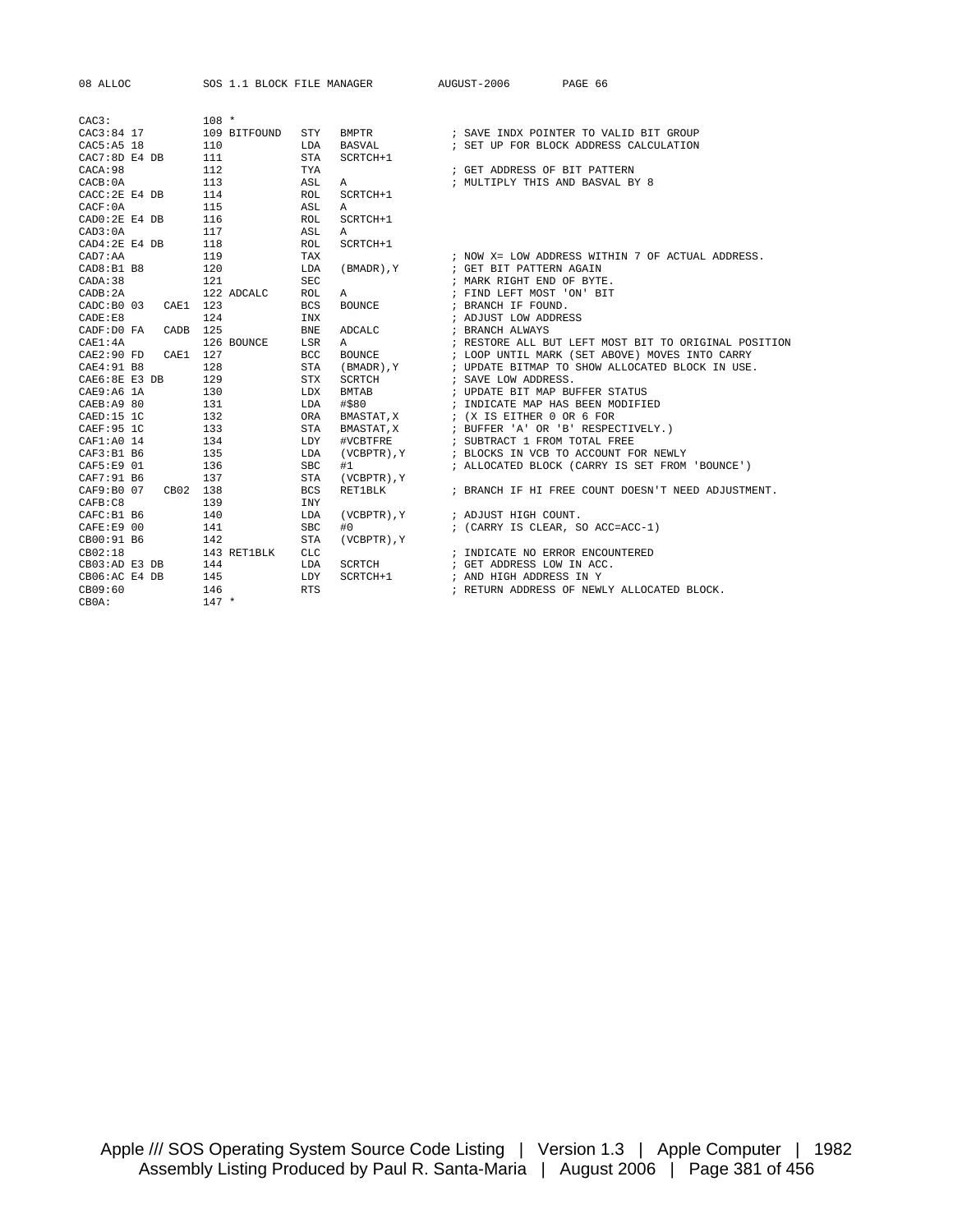```
CAC3:              108 *
CAC3:84 17         109 BITFOUND   STY   BMPTR            ; SAVE INDX POINTER TO VALID BIT GROUP
CAC5:A5 18         110            LDA   BASVAL           ; SET UP FOR BLOCK ADDRESS CALCULATION
CAC7:8D E4 DB      111            STA   SCRTCH+1
CACA:98            112            TYA                    ; GET ADDRESS OF BIT PATTERN
CACB:0A            113            ASL   A                ; MULTIPLY THIS AND BASVAL BY 8
CACC:2E E4 DB      114            ROL   SCRTCH+1
CACF:0A            115            ASL   A
CAD0:2E E4 DB      116            ROL   SCRTCH+1
CAD3:0A            117            ASL   A
CAD4:2E E4 DB      118            ROL   SCRTCH+1
CAD7:AA            119            TAX                    ; NOW X= LOW ADDRESS WITHIN 7 OF ACTUAL ADDRESS.
CAD8:B1 B8         120            LDA   (BMADR),Y        ; GET BIT PATTERN AGAIN
CADA:38            121            SEC                    ; MARK RIGHT END OF BYTE.
CADB:2A            122 ADCALC     ROL   A                ; FIND LEFT MOST 'ON' BIT
CADC:B0 03   CAE1  123            BCS   BOUNCE           ; BRANCH IF FOUND.
CADE:E8            124            INX                    ; ADJUST LOW ADDRESS
CADF:D0 FA   CADB  125            BNE   ADCALC           ; BRANCH ALWAYS
CAE1:4A            126 BOUNCE     LSR   A                ; RESTORE ALL BUT LEFT MOST BIT TO ORIGINAL POSITION
CAE2:90 FD   CAE1  127            BCC   BOUNCE           ; LOOP UNTIL MARK (SET ABOVE) MOVES INTO CARRY
CAE4:91 B8         128            STA   (BMADR),Y        ; UPDATE BITMAP TO SHOW ALLOCATED BLOCK IN USE.
CAE6:8E E3 DB      129            STX   SCRTCH           ; SAVE LOW ADDRESS.
CAE9:A6 1A         130            LDX   BMTAB            ; UPDATE BIT MAP BUFFER STATUS
CAEB:A9 80         131            LDA   #$80             ; INDICATE MAP HAS BEEN MODIFIED
CAED:15 1C         132            ORA   BMASTAT,X        ; (X IS EITHER 0 OR 6 FOR
CAEF:95 1C         133            STA   BMASTAT,X        ; BUFFER 'A' OR 'B' RESPECTIVELY.)
CAF1:A0 14         134            LDY   #VCBTFRE         ; SUBTRACT 1 FROM TOTAL FREE
CAF3:B1 B6         135            LDA   (VCBPTR),Y       ; BLOCKS IN VCB TO ACCOUNT FOR NEWLY
CAF5:E9 01         136            SBC   #1               ; ALLOCATED BLOCK (CARRY IS SET FROM 'BOUNCE')
CAF7:91 B6         137            STA   (VCBPTR),Y
CAF9:B0 07   CB02  138            BCS   RET1BLK          ; BRANCH IF HI FREE COUNT DOESN'T NEED ADJUSTMENT.
CAFB:C8            139            INY
CAFC:B1 B6         140            LDA   (VCBPTR),Y       ; ADJUST HIGH COUNT.
CAFE:E9 00         141            SBC   #0               ; (CARRY IS CLEAR, SO ACC=ACC-1)
CB00:91 B6         142            STA   (VCBPTR),Y
CB02:18            143 RET1BLK    CLC                    ; INDICATE NO ERROR ENCOUNTERED
CB03:AD E3 DB      144            LDA   SCRTCH           ; GET ADDRESS LOW IN ACC.
CB06:AC E4 DB      145            LDY   SCRTCH+1         ; AND HIGH ADDRESS IN Y
CB09:60            146            RTS                    ; RETURN ADDRESS OF NEWLY ALLOCATED BLOCK.
CB0A:              147 *
```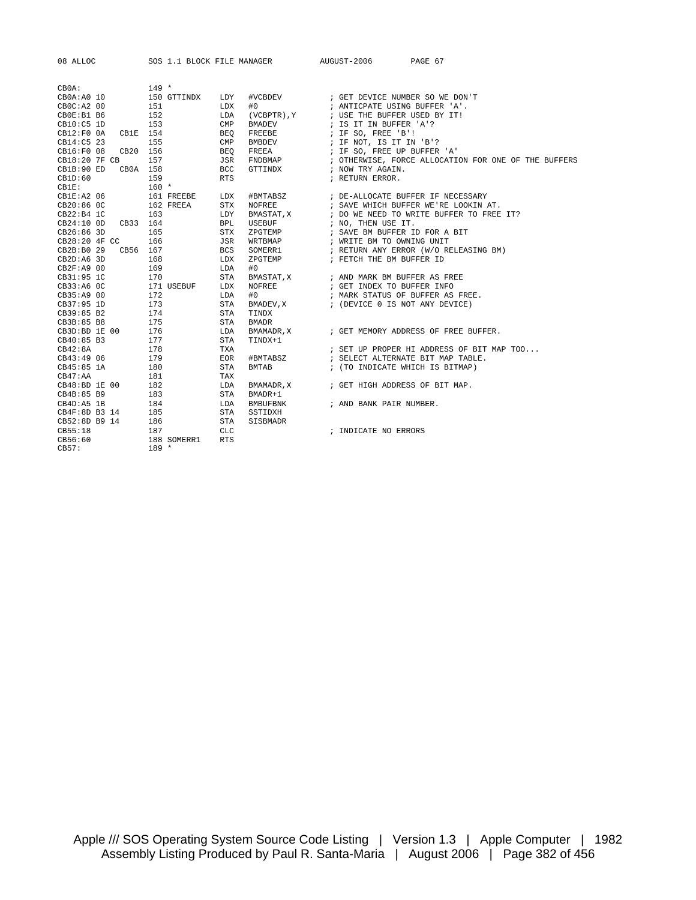```
CB0A:              149 *
CB0A:A0 10         150 GTTINDX    LDY   #VCBDEV          ; GET DEVICE NUMBER SO WE DON'T
CB0C:A2 00         151            LDX   #0               ; ANTICPATE USING BUFFER 'A'.
CB0E:B1 B6         152            LDA   (VCBPTR),Y       ; USE THE BUFFER USED BY IT!
CB10:C5 1D         153            CMP   BMADEV           ; IS IT IN BUFFER 'A'?
CB12:F0 0A   CB1E  154            BEQ   FREEBE           ; IF SO, FREE 'B'!
CB14:C5 23         155            CMP   BMBDEV           ; IF NOT, IS IT IN 'B'?
CB16:F0 08   CB20  156            BEQ   FREEA            ; IF SO, FREE UP BUFFER 'A'
CB18:20 7F CB      157            JSR   FNDBMAP          ; OTHERWISE, FORCE ALLOCATION FOR ONE OF THE BUFFERS
CB1B:90 ED   CB0A  158            BCC   GTTINDX          ; NOW TRY AGAIN.
CB1D:60            159            RTS                    ; RETURN ERROR.
CB1E:              160 *
CB1E:A2 06         161 FREEBE     LDX   #BMTABSZ         ; DE-ALLOCATE BUFFER IF NECESSARY
CB20:86 0C         162 FREEA      STX   NOFREE           ; SAVE WHICH BUFFER WE'RE LOOKIN AT.
CB22:B4 1C         163            LDY   BMASTAT,X        ; DO WE NEED TO WRITE BUFFER TO FREE IT?
CB24:10 0D   CB33  164            BPL   USEBUF           ; NO, THEN USE IT.
CB26:86 3D         165            STX   ZPGTEMP          ; SAVE BM BUFFER ID FOR A BIT
CB28:20 4F CC      166            JSR   WRTBMAP          ; WRITE BM TO OWNING UNIT
CB2B:B0 29   CB56  167            BCS   SOMERR1          ; RETURN ANY ERROR (W/O RELEASING BM)
CB2D:A6 3D         168            LDX   ZPGTEMP          ; FETCH THE BM BUFFER ID
CB2F:A9 00         169            LDA   #0
CB31:95 1C         170            STA   BMASTAT,X        ; AND MARK BM BUFFER AS FREE
CB33:A6 0C         171 USEBUF     LDX   NOFREE           ; GET INDEX TO BUFFER INFO
CB35:A9 00         172            LDA   #0               ; MARK STATUS OF BUFFER AS FREE.
CB37:95 1D         173            STA   BMADEV,X         ; (DEVICE 0 IS NOT ANY DEVICE)
CB39:85 B2         174            STA   TINDX
CB3B:85 B8         175            STA   BMADR
CB3D:BD 1E 00      176            LDA   BMAMADR,X        ; GET MEMORY ADDRESS OF FREE BUFFER.
CB40:85 B3         177            STA   TINDX+1
CB42:8A            178            TXA                    ; SET UP PROPER HI ADDRESS OF BIT MAP TOO...
CB43:49 06         179            EOR   #BMTABSZ         ; SELECT ALTERNATE BIT MAP TABLE.
CB45:85 1A         180            STA   BMTAB            ; (TO INDICATE WHICH IS BITMAP)
CB47:AA            181            TAX
CB48:BD 1E 00      182            LDA   BMAMADR,X        ; GET HIGH ADDRESS OF BIT MAP.
CB4B:85 B9         183            STA   BMADR+1
CB4D:A5 1B         184            LDA   BMBUFBNK         ; AND BANK PAIR NUMBER.
CB4F:8D B3 14      185            STA   SSTIDXH
CB52:8D B9 14      186            STA   SISBMADR
CB55:18            187            CLC                    ; INDICATE NO ERRORS
CB56:60            188 SOMERR1    RTS
CB57:              189 *
```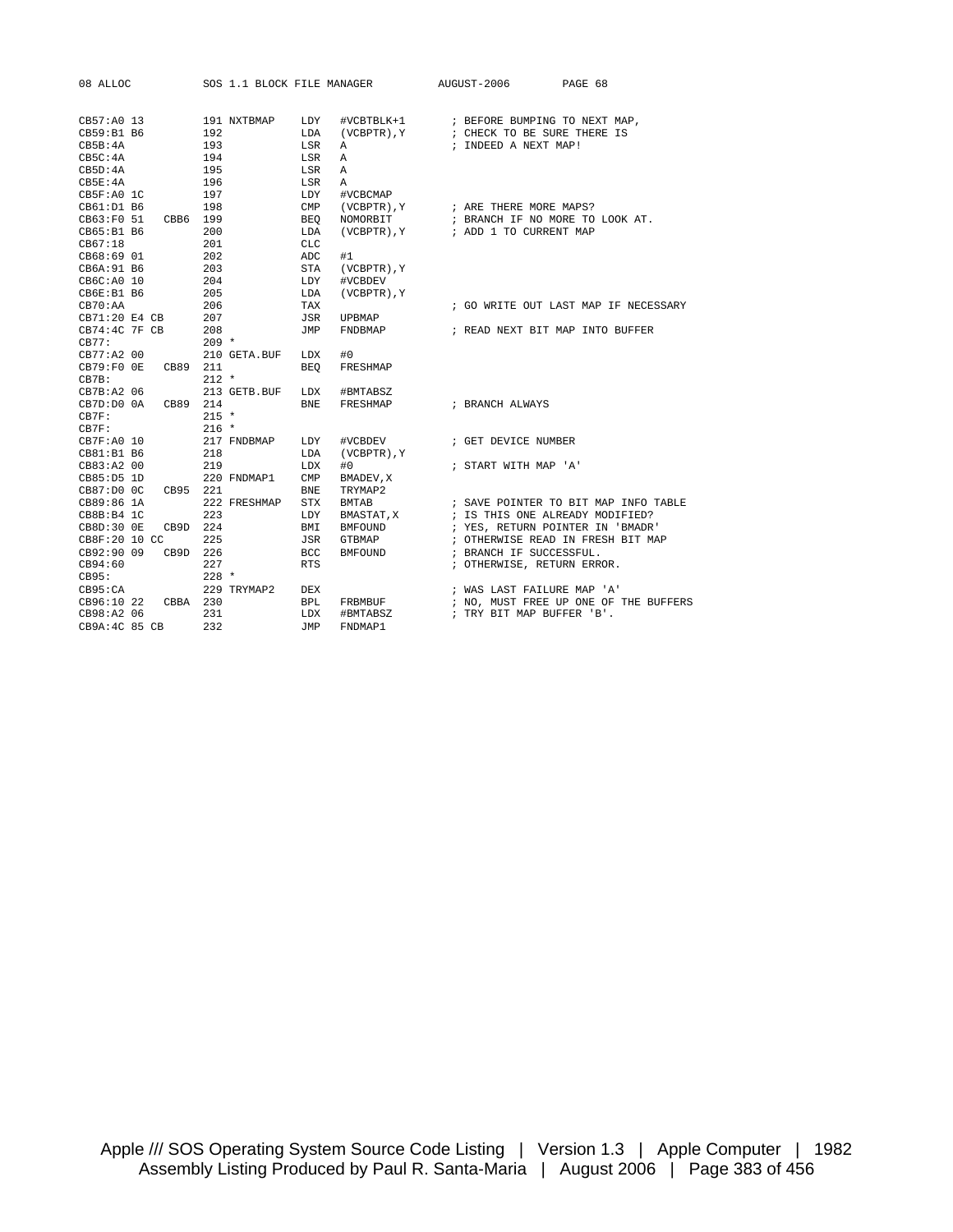```
CB57:A0 13          191 NXTBMAP    LDY   #VCBTBLK+1      ; BEFORE BUMPING TO NEXT MAP,
CB59:B1 B6          192            LDA   (VCBPTR),Y      ; CHECK TO BE SURE THERE IS
CB5B:4A             193            LSR   A               ; INDEED A NEXT MAP!
CB5C:4A             194            LSR   A
CB5D:4A             195            LSR   A
CB5E:4A             196            LSR   A
CB5F:A0 1C          197            LDY   #VCBCMAP
CB61:D1 B6          198            CMP   (VCBPTR),Y      ; ARE THERE MORE MAPS?
CB63:F0 51   CBB6   199            BEQ   NOMORBIT        ; BRANCH IF NO MORE TO LOOK AT.
CB65:B1 B6          200            LDA   (VCBPTR),Y      ; ADD 1 TO CURRENT MAP
CB67:18             201            CLC
CB68:69 01          202            ADC   #1
CB6A:91 B6          203            STA   (VCBPTR),Y
CB6C:A0 10          204            LDY   #VCBDEV
CB6E:B1 B6          205            LDA   (VCBPTR),Y
CB70:AA             206            TAX                   ; GO WRITE OUT LAST MAP IF NECESSARY
CB71:20 E4 CB       207            JSR   UPBMAP
CB74:4C 7F CB       208            JMP   FNDBMAP         ; READ NEXT BIT MAP INTO BUFFER
CB77:               209 *
CB77:A2 00          210 GETA.BUF   LDX   #0
CB79:F0 0E   CB89   211            BEQ   FRESHMAP
CB7B:               212 *
CB7B:A2 06          213 GETB.BUF   LDX   #BMTABSZ
CB7D:D0 0A   CB89   214            BNE   FRESHMAP        ; BRANCH ALWAYS
CB7F:               215 *
CB7F:               216 *
CB7F:A0 10          217 FNDBMAP    LDY   #VCBDEV         ; GET DEVICE NUMBER
CB81:B1 B6          218            LDA   (VCBPTR),Y
CB83:A2 00          219            LDX   #0              ; START WITH MAP 'A'
CB85:D5 1D          220 FNDMAP1    CMP   BMADEV,X
CB87:D0 0C   CB95   221            BNE   TRYMAP2
CB89:86 1A          222 FRESHMAP   STX   BMTAB           ; SAVE POINTER TO BIT MAP INFO TABLE
CB8B:B4 1C          223            LDY   BMASTAT,X       ; IS THIS ONE ALREADY MODIFIED?
CB8D:30 0E   CB9D   224            BMI   BMFOUND         ; YES, RETURN POINTER IN 'BMADR'
CB8F:20 10 CC       225            JSR   GTBMAP          ; OTHERWISE READ IN FRESH BIT MAP
CB92:90 09   CB9D   226            BCC   BMFOUND         ; BRANCH IF SUCCESSFUL.
CB94:60             227            RTS                   ; OTHERWISE, RETURN ERROR.
CB95:               228 *
CB95:CA             229 TRYMAP2    DEX                   ; WAS LAST FAILURE MAP 'A'
CB96:10 22   CBBA   230            BPL   FRMBBUF         ; NO, MUST FREE UP ONE OF THE BUFFERS
CB98:A2 06          231            LDX   #BMTABSZ        ; TRY BIT MAP BUFFER 'B'.
CB9A:4C 85 CB       232            JMP   FNDMAP1
```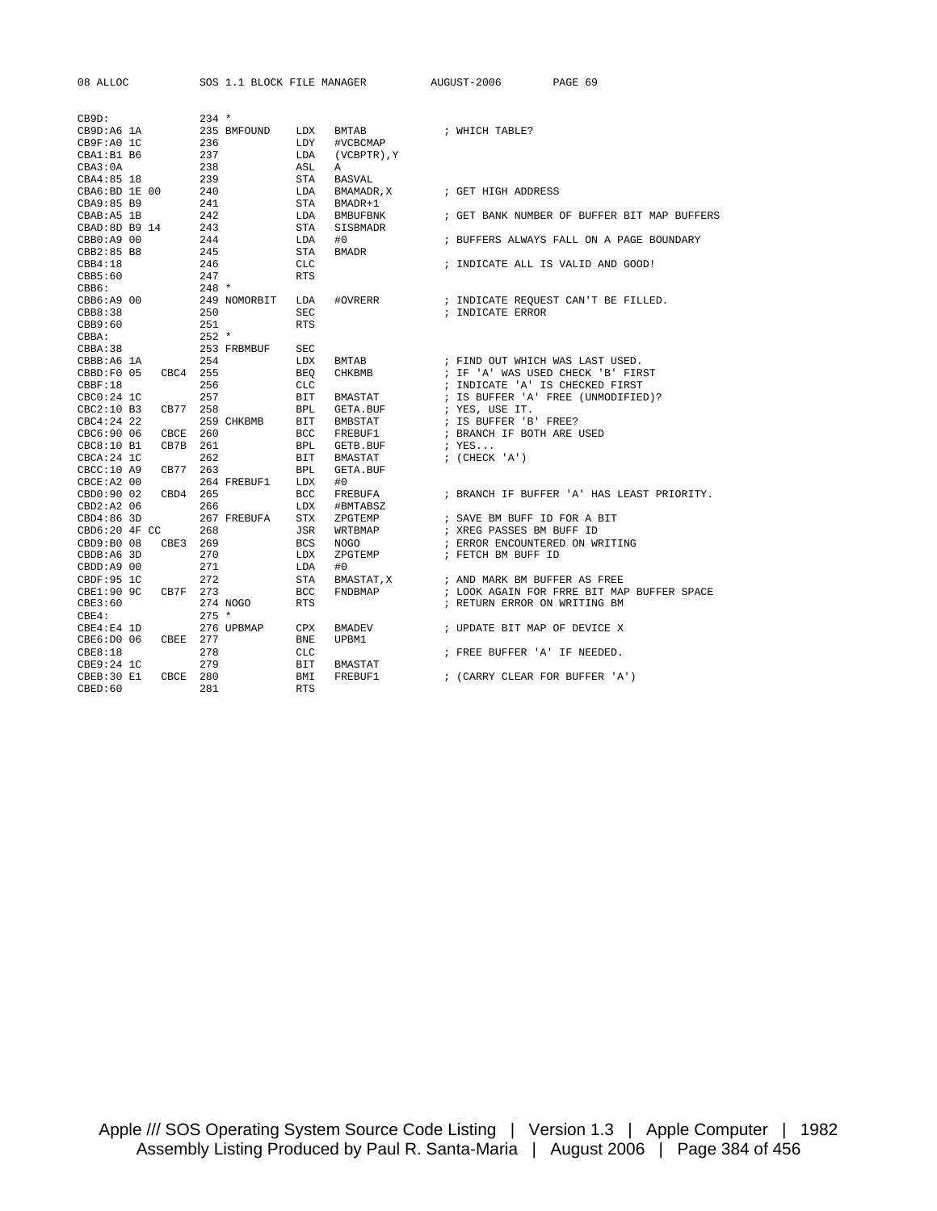```
CB9D:                234 *
CB9D:A6 1A           235 BMFOUND    LDX   BMTAB            ; WHICH TABLE?
CB9F:A0 1C           236            LDY   #VCBCMAP
CBA1:B1 B6           237            LDA   (VCBPTR),Y
CBA3:0A              238            ASL   A
CBA4:85 18           239            STA   BASVAL
CBA6:BD 1E 00        240            LDA   BMAMADR,X        ; GET HIGH ADDRESS
CBA9:85 B9           241            STA   BMADR+1
CBAB:A5 1B           242            LDA   BMBUFBNK         ; GET BANK NUMBER OF BUFFER BIT MAP BUFFERS
CBAD:8D B9 14        243            STA   SISBMADR
CBB0:A9 00           244            LDA   #0               ; BUFFERS ALWAYS FALL ON A PAGE BOUNDARY
CBB2:85 B8           245            STA   BMADR
CBB4:18              246            CLC                    ; INDICATE ALL IS VALID AND GOOD!
CBB5:60              247            RTS
CBB6:                248 *
CBB6:A9 00           249 NOMORBIT   LDA   #OVRERR          ; INDICATE REQUEST CAN'T BE FILLED.
CBB8:38              250            SEC                    ; INDICATE ERROR
CBB9:60              251            RTS
CBBA:                252 *
CBBA:38              253 FRBMBUF    SEC
CBBB:A6 1A           254            LDX   BMTAB            ; FIND OUT WHICH WAS LAST USED.
CBBD:F0 05   CBC4    255            BEQ   CHKBMB           ; IF 'A' WAS USED CHECK 'B' FIRST
CBBF:18              256            CLC                    ; INDICATE 'A' IS CHECKED FIRST
CBC0:24 1C           257            BIT   BMASTAT          ; IS BUFFER 'A' FREE (UNMODIFIED)?
CBC2:10 B3   CB77    258            BPL   GETA.BUF         ; YES, USE IT.
CBC4:24 22           259 CHKBMB     BIT   BMBSTAT          ; IS BUFFER 'B' FREE?
CBC6:90 06   CBCE    260            BCC   FREBUF1          ; BRANCH IF BOTH ARE USED
CBC8:10 B1   CB7B    261            BPL   GETB.BUF         ; YES...
CBCA:24 1C           262            BIT   BMASTAT          ; (CHECK 'A')
CBCC:10 A9   CB77    263            BPL   GETA.BUF
CBCE:A2 00           264 FREBUF1    LDX   #0
CBD0:90 02   CBD4    265            BCC   FREBUFA          ; BRANCH IF BUFFER 'A' HAS LEAST PRIORITY.
CBD2:A2 06           266            LDX   #BMTABSZ
CBD4:86 3D           267 FREBUFA    STX   ZPGTEMP          ; SAVE BM BUFF ID FOR A BIT
CBD6:20 4F CC        268            JSR   WRTBMAP          ; XREG PASSES BM BUFF ID
CBD9:B0 08   CBE3    269            BCS   NOGO             ; ERROR ENCOUNTERED ON WRITING
CBDB:A6 3D           270            LDX   ZPGTEMP          ; FETCH BM BUFF ID
CBDD:A9 00           271            LDA   #0
CBDF:95 1C           272            STA   BMASTAT,X        ; AND MARK BM BUFFER AS FREE
CBE1:90 9C   CB7F    273            BCC   FNDBMAP          ; LOOK AGAIN FOR FRRE BIT MAP BUFFER SPACE
CBE3:60              274 NOGO       RTS                    ; RETURN ERROR ON WRITING BM
CBE4:                275 *
CBE4:E4 1D           276 UPBMAP     CPX   BMADEV           ; UPDATE BIT MAP OF DEVICE X
CBE6:D0 06   CBEE    277            BNE   UPBM1
CBE8:18              278            CLC                    ; FREE BUFFER 'A' IF NEEDED.
CBE9:24 1C           279            BIT   BMASTAT
CBEB:30 E1   CBCE    280            BMI   FREBUF1          ; (CARRY CLEAR FOR BUFFER 'A')
CBED:60              281            RTS
```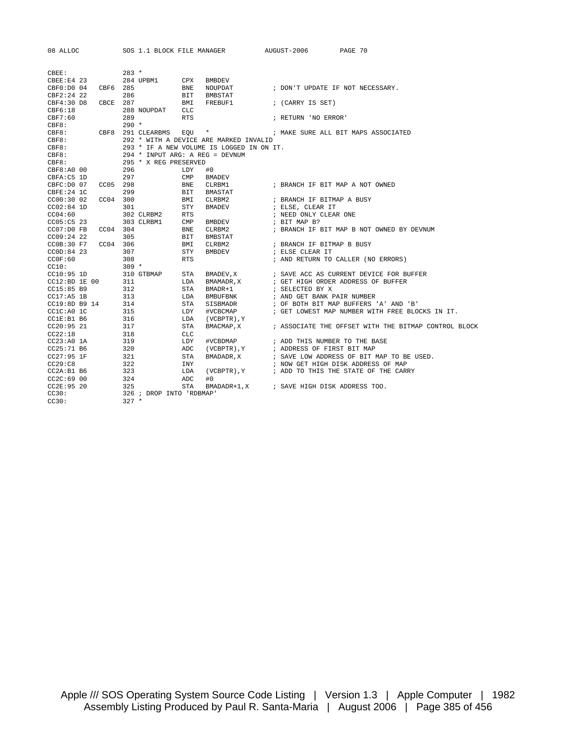```
CBEE:              283 *
CBEE:E4 23         284 UPBM1      CPX   BMBDEV
CBF0:D0 04   CBF6  285            BNE   NOUPDAT          ; DON'T UPDATE IF NOT NECESSARY.
CBF2:24 22         286            BIT   BMBSTAT
CBF4:30 D8   CBCE  287            BMI   FREBUF1          ; (CARRY IS SET)
CBF6:18            288 NOUPDAT    CLC
CBF7:60            289            RTS                    ; RETURN 'NO ERROR'
CBF8:              290 *
CBF8:        CBF8  291 CLEARBMS   EQU   *                ; MAKE SURE ALL BIT MAPS ASSOCIATED
CBF8:              292 * WITH A DEVICE ARE MARKED INVALID
CBF8:              293 * IF A NEW VOLUME IS LOGGED IN ON IT.
CBF8:              294 * INPUT ARG: A REG = DEVNUM
CBF8:              295 * X REG PRESERVED
CBF8:A0 00         296            LDY   #0
CBFA:C5 1D         297            CMP   BMADEV
CBFC:D0 07   CC05  298            BNE   CLRBM1           ; BRANCH IF BIT MAP A NOT OWNED
CBFE:24 1C         299            BIT   BMASTAT
CC00:30 02   CC04  300            BMI   CLRBM2           ; BRANCH IF BITMAP A BUSY
CC02:84 1D         301            STY   BMADEV           ; ELSE, CLEAR IT
CC04:60            302 CLRBM2     RTS                    ; NEED ONLY CLEAR ONE
CC05:C5 23         303 CLRBM1     CMP   BMBDEV           ; BIT MAP B?
CC07:D0 FB   CC04  304            BNE   CLRBM2           ; BRANCH IF BIT MAP B NOT OWNED BY DEVNUM
CC09:24 22         305            BIT   BMBSTAT
CC0B:30 F7   CC04  306            BMI   CLRBM2           ; BRANCH IF BITMAP B BUSY
CC0D:84 23         307            STY   BMBDEV           ; ELSE CLEAR IT
CC0F:60            308            RTS                    ; AND RETURN TO CALLER (NO ERRORS)
CC10:              309 *
CC10:95 1D         310 GTBMAP     STA   BMADEV,X         ; SAVE ACC AS CURRENT DEVICE FOR BUFFER
CC12:BD 1E 00      311            LDA   BMAMADR,X        ; GET HIGH ORDER ADDRESS OF BUFFER
CC15:85 B9         312            STA   BMADR+1          ; SELECTED BY X
CC17:A5 1B         313            LDA   BMBUFBNK         ; AND GET BANK PAIR NUMBER
CC19:8D B9 14      314            STA   SISBMADR         ; OF BOTH BIT MAP BUFFERS 'A' AND 'B'
CC1C:A0 1C         315            LDY   #VCBCMAP         ; GET LOWEST MAP NUMBER WITH FREE BLOCKS IN IT.
CC1E:B1 B6         316            LDA   (VCBPTR),Y
CC20:95 21         317            STA   BMACMAP,X        ; ASSOCIATE THE OFFSET WITH THE BITMAP CONTROL BLOCK
CC22:18            318            CLC
CC23:A0 1A         319            LDY   #VCBDMAP         ; ADD THIS NUMBER TO THE BASE
CC25:71 B6         320            ADC   (VCBPTR),Y       ; ADDRESS OF FIRST BIT MAP
CC27:95 1F         321            STA   BMADADR,X        ; SAVE LOW ADDRESS OF BIT MAP TO BE USED.
CC29:C8            322            INY                    ; NOW GET HIGH DISK ADDRESS OF MAP
CC2A:B1 B6         323            LDA   (VCBPTR),Y       ; ADD TO THIS THE STATE OF THE CARRY
CC2C:69 00         324            ADC   #0
CC2E:95 20         325            STA   BMADADR+1,X      ; SAVE HIGH DISK ADDRESS TOO.
CC30:              326 ; DROP INTO 'RDBMAP'
CC30:              327 *
```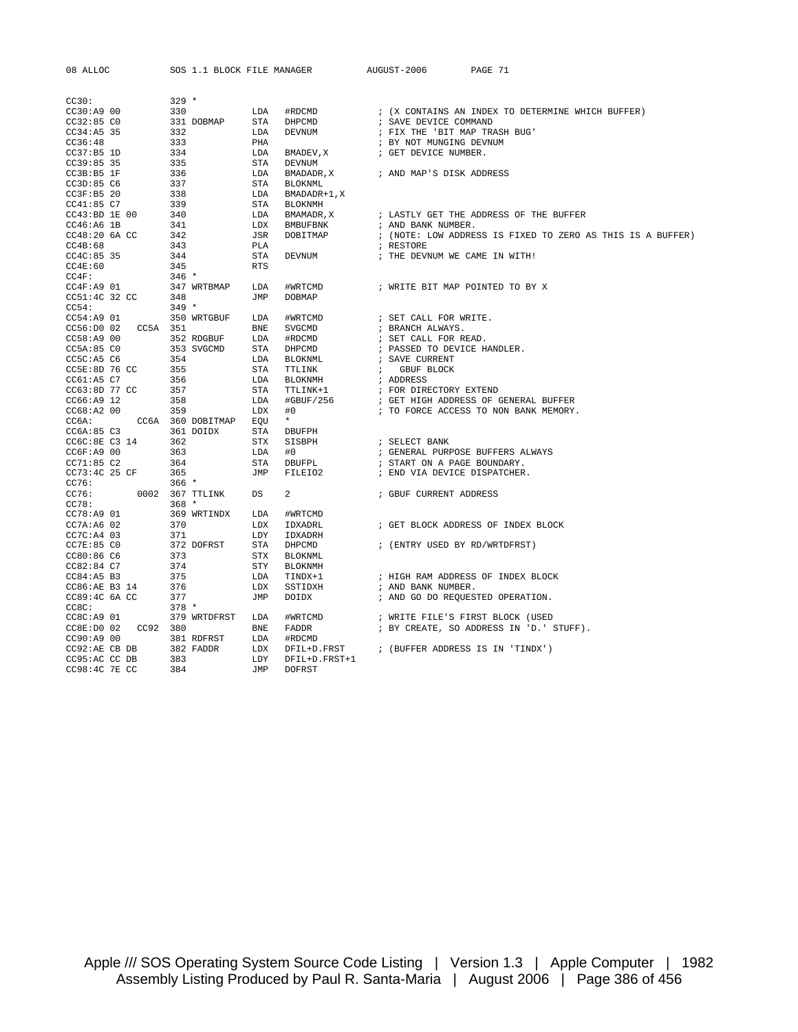```
CC30:                329 *
CC30:A9 00           330              LDA   #RDCMD           ; (X CONTAINS AN INDEX TO DETERMINE WHICH BUFFER)
CC32:85 C0           331 DOBMAP       STA   DHPCMD           ; SAVE DEVICE COMMAND
CC34:A5 35           332              LDA   DEVNUM           ; FIX THE 'BIT MAP TRASH BUG'
CC36:48              333              PHA                    ; BY NOT MUNGING DEVNUM
CC37:B5 1D           334              LDA   BMADEV,X         ; GET DEVICE NUMBER.
CC39:85 35           335              STA   DEVNUM
CC3B:B5 1F           336              LDA   BMADADR,X        ; AND MAP'S DISK ADDRESS
CC3D:85 C6           337              STA   BLOKNML
CC3F:B5 20           338              LDA   BMADADR+1,X
CC41:85 C7           339              STA   BLOKNMH
CC43:BD 1E 00        340              LDA   BMAMADR,X        ; LASTLY GET THE ADDRESS OF THE BUFFER
CC46:A6 1B           341              LDX   BMBUFBNK         ; AND BANK NUMBER.
CC48:20 6A CC        342              JSR   DOBITMAP         ; (NOTE: LOW ADDRESS IS FIXED TO ZERO AS THIS IS A BUFFER)
CC4B:68              343              PLA                    ; RESTORE
CC4C:85 35           344              STA   DEVNUM           ; THE DEVNUM WE CAME IN WITH!
CC4E:60              345              RTS
CC4F:                346 *
CC4F:A9 01           347 WRTBMAP      LDA   #WRTCMD          ; WRITE BIT MAP POINTED TO BY X
CC51:4C 32 CC        348              JMP   DOBMAP
CC54:                349 *
CC54:A9 01           350 WRTGBUF      LDA   #WRTCMD          ; SET CALL FOR WRITE.
CC56:D0 02   CC5A    351              BNE   SVGCMD           ; BRANCH ALWAYS.
CC58:A9 00           352 RDGBUF       LDA   #RDCMD           ; SET CALL FOR READ.
CC5A:85 C0           353 SVGCMD       STA   DHPCMD           ; PASSED TO DEVICE HANDLER.
CC5C:A5 C6           354              LDA   BLOKNML          ; SAVE CURRENT
CC5E:8D 76 CC        355              STA   TTLINK           ;   GBUF BLOCK
CC61:A5 C7           356              LDA   BLOKNMH          ; ADDRESS
CC63:8D 77 CC        357              STA   TTLINK+1         ; FOR DIRECTORY EXTEND
CC66:A9 12           358              LDA   #GBUF/256        ; GET HIGH ADDRESS OF GENERAL BUFFER
CC68:A2 00           359              LDX   #0               ; TO FORCE ACCESS TO NON BANK MEMORY.
CC6A:        CC6A    360 DOBITMAP     EQU   *
CC6A:85 C3           361 DOIDX        STA   DBUFPH
CC6C:8E C3 14        362              STX   SISBPH           ; SELECT BANK
CC6F:A9 00           363              LDA   #0               ; GENERAL PURPOSE BUFFERS ALWAYS
CC71:85 C2           364              STA   DBUFPL           ; START ON A PAGE BOUNDARY.
CC73:4C 25 CF        365              JMP   FILEIO2          ; END VIA DEVICE DISPATCHER.
CC76:                366 *
CC76:        0002    367 TTLINK       DS    2                ; GBUF CURRENT ADDRESS
CC78:                368 *
CC78:A9 01           369 WRTINDX      LDA   #WRTCMD
CC7A:A6 02           370              LDX   IDXADRL          ; GET BLOCK ADDRESS OF INDEX BLOCK
CC7C:A4 03           371              LDY   IDXADRH
CC7E:85 C0           372 DOFRST       STA   DHPCMD           ; (ENTRY USED BY RD/WRTDFRST)
CC80:86 C6           373              STX   BLOKNML
CC82:84 C7           374              STY   BLOKNMH
CC84:A5 B3           375              LDA   TINDX+1          ; HIGH RAM ADDRESS OF INDEX BLOCK
CC86:AE B3 14        376              LDX   SSTIDXH          ; AND BANK NUMBER.
CC89:4C 6A CC        377              JMP   DOIDX            ; AND GO DO REQUESTED OPERATION.
CC8C:                378 *
CC8C:A9 01           379 WRTDFRST     LDA   #WRTCMD          ; WRITE FILE'S FIRST BLOCK (USED
CC8E:D0 02   CC92    380              BNE   FADDR            ; BY CREATE, SO ADDRESS IN 'D.' STUFF).
CC90:A9 00           381 RDFRST       LDA   #RDCMD
CC92:AE CB DB        382 FADDR        LDX   DFIL+D.FRST      ; (BUFFER ADDRESS IS IN 'TINDX')
CC95:AC CC DB        383              LDY   DFIL+D.FRST+1
CC98:4C 7E CC        384              JMP   DOFRST
```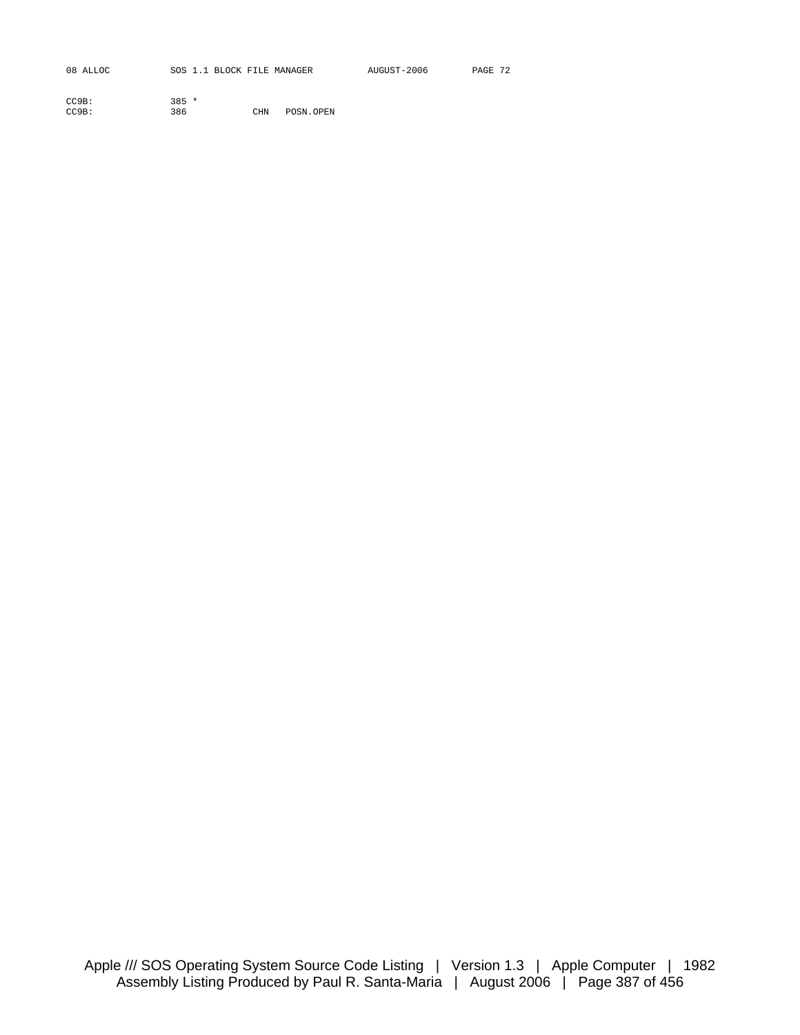```
CC9B:           385 *
CC9B:           386            CHN   POSN.OPEN
```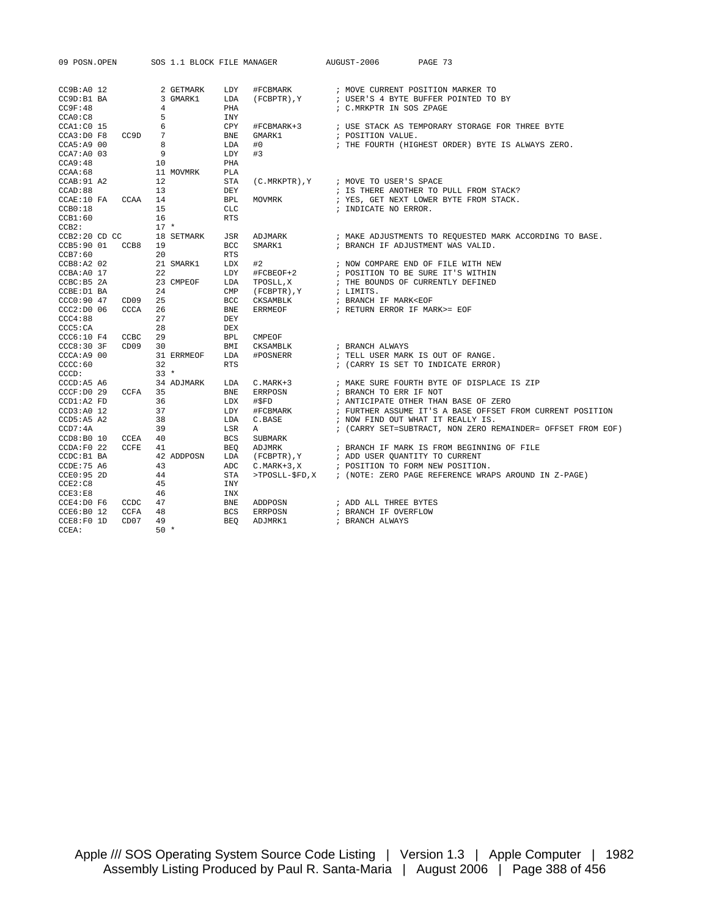```
CC9B:A0 12           2 GETMARK    LDY   #FCBMARK         ; MOVE CURRENT POSITION MARKER TO
CC9D:B1 BA           3 GMARK1     LDA   (FCBPTR),Y       ; USER'S 4 BYTE BUFFER POINTED TO BY
CC9F:48              4            PHA                    ; C.MRKPTR IN SOS ZPAGE
CCA0:C8              5            INY
CCA1:C0 15           6            CPY   #FCBMARK+3       ; USE STACK AS TEMPORARY STORAGE FOR THREE BYTE
CCA3:D0 F8   CC9D    7            BNE   GMARK1           ; POSITION VALUE.
CCA5:A9 00           8            LDA   #0               ; THE FOURTH (HIGHEST ORDER) BYTE IS ALWAYS ZERO.
CCA7:A0 03           9            LDY   #3
CCA9:48             10            PHA
CCAA:68             11 MOVMRK     PLA
CCAB:91 A2          12            STA   (C.MRKPTR),Y     ; MOVE TO USER'S SPACE
CCAD:88             13            DEY                    ; IS THERE ANOTHER TO PULL FROM STACK?
CCAE:10 FA   CCAA   14            BPL   MOVMRK           ; YES, GET NEXT LOWER BYTE FROM STACK.
CCB0:18             15            CLC                    ; INDICATE NO ERROR.
CCB1:60             16            RTS
CCB2:               17 *
CCB2:20 CD CC       18 SETMARK    JSR   ADJMARK          ; MAKE ADJUSTMENTS TO REQUESTED MARK ACCORDING TO BASE.
CCB5:90 01   CCB8   19            BCC   SMARK1           ; BRANCH IF ADJUSTMENT WAS VALID.
CCB7:60             20            RTS
CCB8:A2 02          21 SMARK1     LDX   #2               ; NOW COMPARE END OF FILE WITH NEW
CCBA:A0 17          22            LDY   #FCBEOF+2        ; POSITION TO BE SURE IT'S WITHIN
CCBC:B5 2A          23 CMPEOF     LDA   TPOSLL,X         ; THE BOUNDS OF CURRENTLY DEFINED
CCBE:D1 BA          24            CMP   (FCBPTR),Y       ; LIMITS.
CCC0:90 47   CD09   25            BCC   CKSAMBLK         ; BRANCH IF MARK<EOF
CCC2:D0 06   CCCA   26            BNE   ERRMEOF          ; RETURN ERROR IF MARK>= EOF
CCC4:88             27            DEY
CCC5:CA             28            DEX
CCC6:10 F4   CCBC   29            BPL   CMPEOF
CCC8:30 3F   CD09   30            BMI   CKSAMBLK         ; BRANCH ALWAYS
CCCA:A9 00          31 ERRMEOF    LDA   #POSNERR         ; TELL USER MARK IS OUT OF RANGE.
CCCC:60             32            RTS                    ; (CARRY IS SET TO INDICATE ERROR)
CCCD:               33 *
CCCD:A5 A6          34 ADJMARK    LDA   C.MARK+3         ; MAKE SURE FOURTH BYTE OF DISPLACE IS ZIP
CCCF:D0 29   CCFA   35            BNE   ERRPOSN          ; BRANCH TO ERR IF NOT
CCD1:A2 FD          36            LDX   #$FD             ; ANTICIPATE OTHER THAN BASE OF ZERO
CCD3:A0 12          37            LDY   #FCBMARK         ; FURTHER ASSUME IT'S A BASE OFFSET FROM CURRENT POSITION
CCD5:A5 A2          38            LDA   C.BASE           ; NOW FIND OUT WHAT IT REALLY IS.
CCD7:4A             39            LSR   A                ; (CARRY SET=SUBTRACT, NON ZERO REMAINDER= OFFSET FROM EOF)
CCD8:B0 10   CCEA   40            BCS   SUBMARK
CCDA:F0 22   CCFE   41            BEQ   ADJMRK           ; BRANCH IF MARK IS FROM BEGINNING OF FILE
CCDC:B1 BA          42 ADDPOSN    LDA   (FCBPTR),Y       ; ADD USER QUANTITY TO CURRENT
CCDE:75 A6          43            ADC   C.MARK+3,X       ; POSITION TO FORM NEW POSITION.
CCE0:95 2D          44            STA   >TPOSLL-$FD,X    ; (NOTE: ZERO PAGE REFERENCE WRAPS AROUND IN Z-PAGE)
CCE2:C8             45            INY
CCE3:E8             46            INX
CCE4:D0 F6   CCDC   47            BNE   ADDPOSN          ; ADD ALL THREE BYTES
CCE6:B0 12   CCFA   48            BCS   ERRPOSN          ; BRANCH IF OVERFLOW
CCE8:F0 1D   CD07   49            BEQ   ADJMRK1          ; BRANCH ALWAYS
CCEA:               50 *
```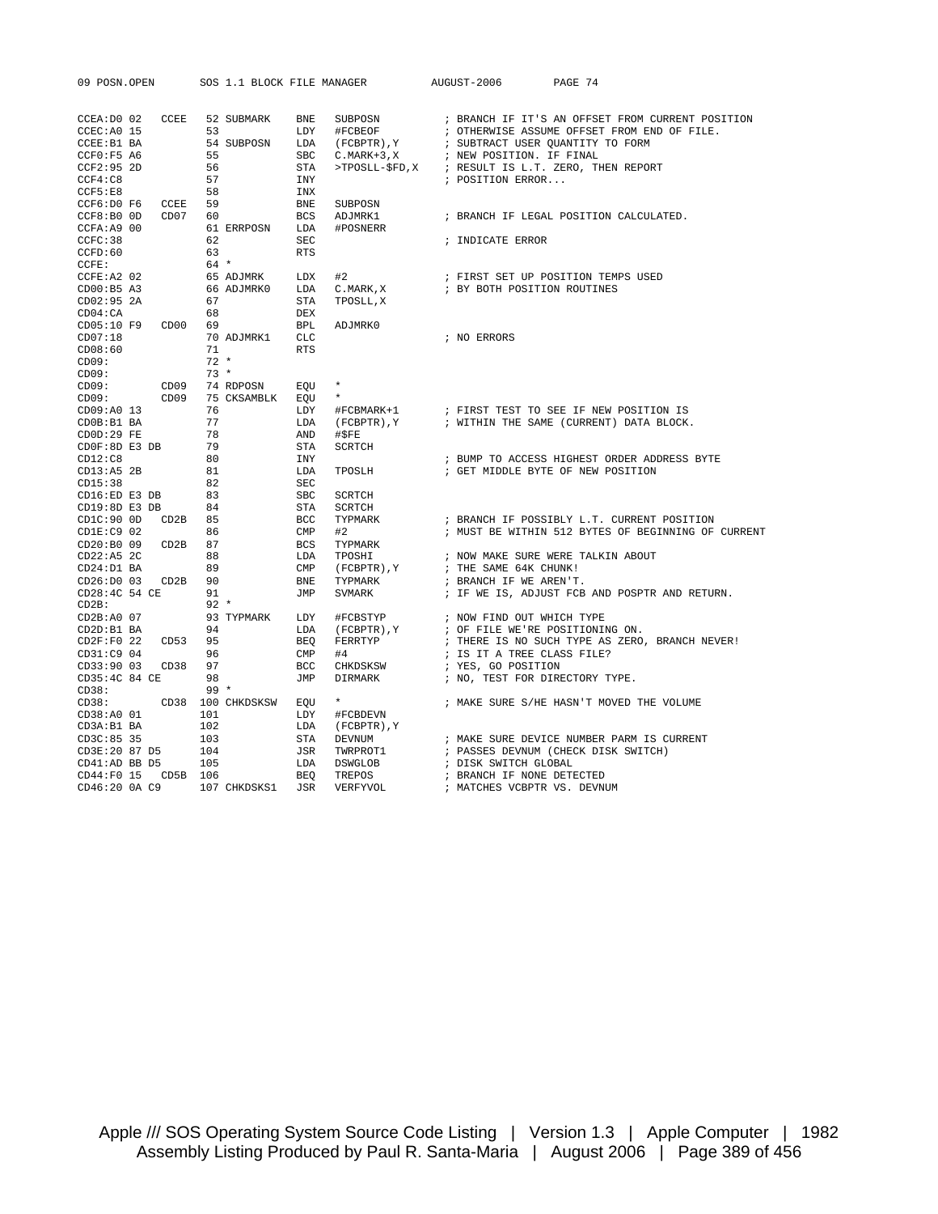```
CCEA:D0 02   CCEE   52 SUBMARK    BNE   SUBPOSN          ; BRANCH IF IT'S AN OFFSET FROM CURRENT POSITION
CCEC:A0 15          53            LDY   #FCBEOF          ; OTHERWISE ASSUME OFFSET FROM END OF FILE.
CCEE:B1 BA          54 SUBPOSN    LDA   (FCBPTR),Y       ; SUBTRACT USER QUANTITY TO FORM
CCF0:F5 A6          55            SBC   C.MARK+3,X       ; NEW POSITION. IF FINAL
CCF2:95 2D          56            STA   >TPOSLL-$FD,X    ; RESULT IS L.T. ZERO, THEN REPORT
CCF4:C8             57            INY                    ; POSITION ERROR...
CCF5:E8             58            INX
CCF6:D0 F6   CCEE   59            BNE   SUBPOSN
CCF8:B0 0D   CD07   60            BCS   ADJMRK1          ; BRANCH IF LEGAL POSITION CALCULATED.
CCFA:A9 00          61 ERRPOSN    LDA   #POSNERR
CCFC:38             62            SEC                    ; INDICATE ERROR
CCFD:60             63            RTS
CCFE:               64 *
CCFE:A2 02          65 ADJMRK     LDX   #2               ; FIRST SET UP POSITION TEMPS USED
CD00:B5 A3          66 ADJMRK0    LDA   C.MARK,X         ; BY BOTH POSITION ROUTINES
CD02:95 2A          67            STA   TPOSLL,X
CD04:CA             68            DEX
CD05:10 F9   CD00   69            BPL   ADJMRK0
CD07:18             70 ADJMRK1    CLC                    ; NO ERRORS
CD08:60             71            RTS
CD09:               72 *
CD09:               73 *
CD09:        CD09   74 RDPOSN     EQU   *
CD09:        CD09   75 CKSAMBLK   EQU   *
CD09:A0 13          76            LDY   #FCBMARK+1       ; FIRST TEST TO SEE IF NEW POSITION IS
CD0B:B1 BA          77            LDA   (FCBPTR),Y       ; WITHIN THE SAME (CURRENT) DATA BLOCK.
CD0D:29 FE          78            AND   #$FE
CD0F:8D E3 DB       79            STA   SCRTCH
CD12:C8             80            INY                    ; BUMP TO ACCESS HIGHEST ORDER ADDRESS BYTE
CD13:A5 2B          81            LDA   TPOSLH           ; GET MIDDLE BYTE OF NEW POSITION
CD15:38             82            SEC
CD16:ED E3 DB       83            SBC   SCRTCH
CD19:8D E3 DB       84            STA   SCRTCH
CD1C:90 0D   CD2B   85            BCC   TYPMARK          ; BRANCH IF POSSIBLY L.T. CURRENT POSITION
CD1E:C9 02          86            CMP   #2               ; MUST BE WITHIN 512 BYTES OF BEGINNING OF CURRENT
CD20:B0 09   CD2B   87            BCS   TYPMARK
CD22:A5 2C          88            LDA   TPOSHI           ; NOW MAKE SURE WERE TALKIN ABOUT
CD24:D1 BA          89            CMP   (FCBPTR),Y       ; THE SAME 64K CHUNK!
CD26:D0 03   CD2B   90            BNE   TYPMARK          ; BRANCH IF WE AREN'T.
CD28:4C 54 CE       91            JMP   SVMARK           ; IF WE IS, ADJUST FCB AND POSPTR AND RETURN.
CD2B:               92 *
CD2B:A0 07          93 TYPMARK    LDY   #FCBSTYP         ; NOW FIND OUT WHICH TYPE
CD2D:B1 BA          94            LDA   (FCBPTR),Y       ; OF FILE WE'RE POSITIONING ON.
CD2F:F0 22   CD53   95            BEQ   FERRTYP          ; THERE IS NO SUCH TYPE AS ZERO, BRANCH NEVER!
CD31:C9 04          96            CMP   #4               ; IS IT A TREE CLASS FILE?
CD33:90 03   CD38   97            BCC   CHKDSKSW         ; YES, GO POSITION
CD35:4C 84 CE       98            JMP   DIRMARK          ; NO, TEST FOR DIRECTORY TYPE.
CD38:               99 *
CD38:        CD38  100 CHKDSKSW   EQU   *                ; MAKE SURE S/HE HASN'T MOVED THE VOLUME
CD38:A0 01         101            LDY   #FCBDEVN
CD3A:B1 BA         102            LDA   (FCBPTR),Y
CD3C:85 35         103            STA   DEVNUM           ; MAKE SURE DEVICE NUMBER PARM IS CURRENT
CD3E:20 87 D5      104            JSR   TWRPROT1         ; PASSES DEVNUM (CHECK DISK SWITCH)
CD41:AD BB D5      105            LDA   DSWGLOB          ; DISK SWITCH GLOBAL
CD44:F0 15   CD5B  106            BEQ   TREPOS           ; BRANCH IF NONE DETECTED
CD46:20 0A C9      107 CHKDSKS1   JSR   VERFYVOL         ; MATCHES VCBPTR VS. DEVNUM
```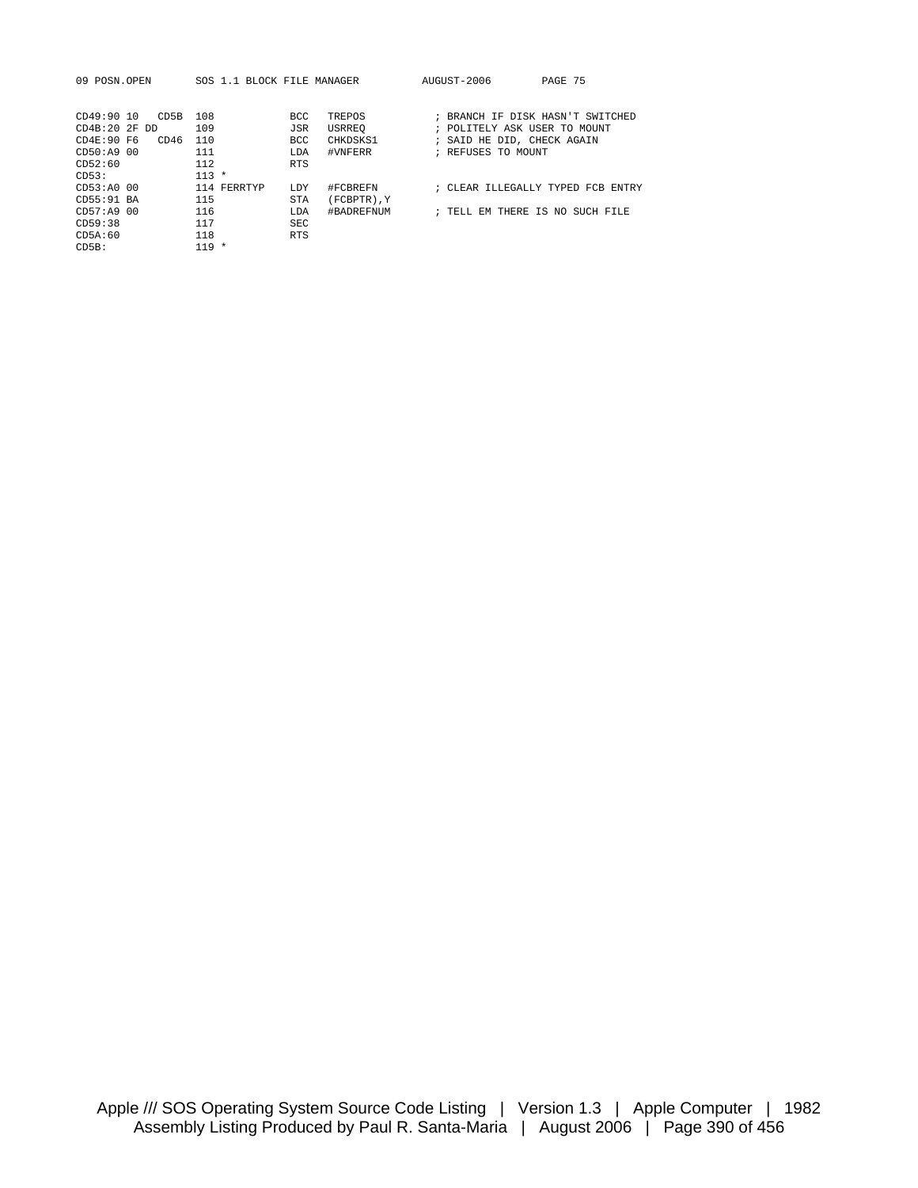```
CD49:90 10   CD5B  108             BCC   TREPOS          ; BRANCH IF DISK HASN'T SWITCHED
CD4B:20 2F DD      109             JSR   USRREQ          ; POLITELY ASK USER TO MOUNT
CD4E:90 F6   CD46  110             BCC   CHKDSKS1        ; SAID HE DID, CHECK AGAIN
CD50:A9 00         111             LDA   #VNFERR         ; REFUSES TO MOUNT
CD52:60            112             RTS
CD53:              113 *
CD53:A0 00         114 FERRTYP     LDY   #FCBREFN        ; CLEAR ILLEGALLY TYPED FCB ENTRY
CD55:91 BA         115             STA   (FCBPTR),Y
CD57:A9 00         116             LDA   #BADREFNUM      ; TELL EM THERE IS NO SUCH FILE
CD59:38            117             SEC
CD5A:60            118             RTS
CD5B:              119 *
```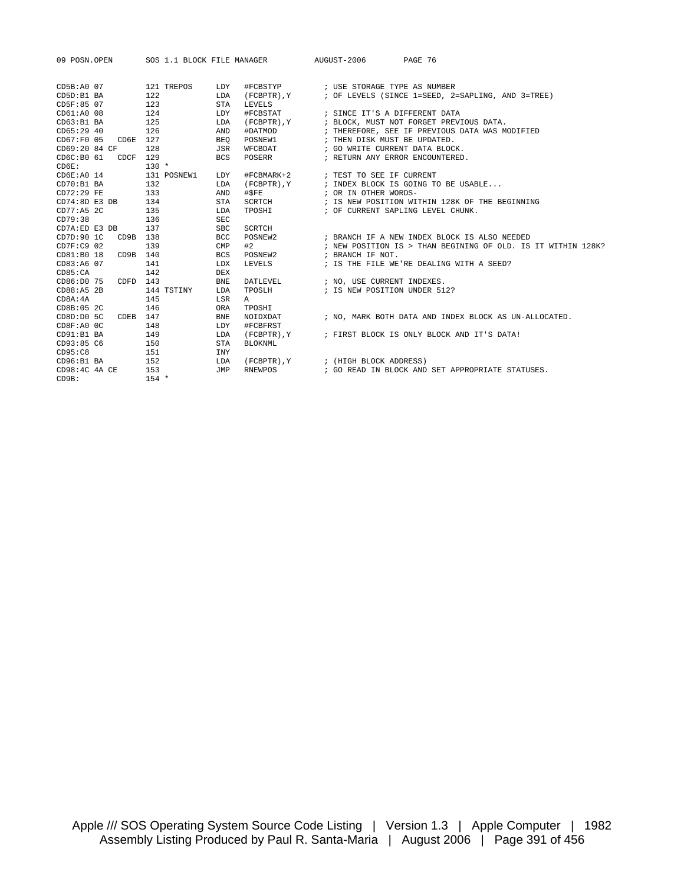```
CD5B:A0 07          121 TREPOS     LDY   #FCBSTYP         ; USE STORAGE TYPE AS NUMBER
CD5D:B1 BA          122            LDA   (FCBPTR),Y       ; OF LEVELS (SINCE 1=SEED, 2=SAPLING, AND 3=TREE)
CD5F:85 07          123            STA   LEVELS
CD61:A0 08          124            LDY   #FCBSTAT         ; SINCE IT'S A DIFFERENT DATA
CD63:B1 BA          125            LDA   (FCBPTR),Y       ; BLOCK, MUST NOT FORGET PREVIOUS DATA.
CD65:29 40          126            AND   #DATMOD          ; THEREFORE, SEE IF PREVIOUS DATA WAS MODIFIED
CD67:F0 05   CD6E   127            BEQ   POSNEW1          ; THEN DISK MUST BE UPDATED.
CD69:20 84 CF       128            JSR   WFCBDAT          ; GO WRITE CURRENT DATA BLOCK.
CD6C:B0 61   CDCF   129            BCS   POSERR           ; RETURN ANY ERROR ENCOUNTERED.
CD6E:               130 *
CD6E:A0 14          131 POSNEW1    LDY   #FCBMARK+2       ; TEST TO SEE IF CURRENT
CD70:B1 BA          132            LDA   (FCBPTR),Y       ; INDEX BLOCK IS GOING TO BE USABLE...
CD72:29 FE          133            AND   #$FE             ; OR IN OTHER WORDS-
CD74:8D E3 DB       134            STA   SCRTCH           ; IS NEW POSITION WITHIN 128K OF THE BEGINNING
CD77:A5 2C          135            LDA   TPOSHI           ; OF CURRENT SAPLING LEVEL CHUNK.
CD79:38             136            SEC
CD7A:ED E3 DB       137            SBC   SCRTCH
CD7D:90 1C   CD9B   138            BCC   POSNEW2          ; BRANCH IF A NEW INDEX BLOCK IS ALSO NEEDED
CD7F:C9 02          139            CMP   #2               ; NEW POSITION IS > THAN BEGINING OF OLD. IS IT WITHIN 128K?
CD81:B0 18   CD9B   140            BCS   POSNEW2          ; BRANCH IF NOT.
CD83:A6 07          141            LDX   LEVELS           ; IS THE FILE WE'RE DEALING WITH A SEED?
CD85:CA             142            DEX
CD86:D0 75   CDFD   143            BNE   DATLEVEL         ; NO, USE CURRENT INDEXES.
CD88:A5 2B          144 TSTINY     LDA   TPOSLH           ; IS NEW POSITION UNDER 512?
CD8A:4A             145            LSR   A
CD8B:05 2C          146            ORA   TPOSHI
CD8D:D0 5C   CDEB   147            BNE   NOIDXDAT         ; NO, MARK BOTH DATA AND INDEX BLOCK AS UN-ALLOCATED.
CD8F:A0 0C          148            LDY   #FCBFRST
CD91:B1 BA          149            LDA   (FCBPTR),Y       ; FIRST BLOCK IS ONLY BLOCK AND IT'S DATA!
CD93:85 C6          150            STA   BLOKNML
CD95:C8             151            INY
CD96:B1 BA          152            LDA   (FCBPTR),Y       ; (HIGH BLOCK ADDRESS)
CD98:4C 4A CE       153            JMP   RNEWPOS          ; GO READ IN BLOCK AND SET APPROPRIATE STATUSES.
CD9B:               154 *
```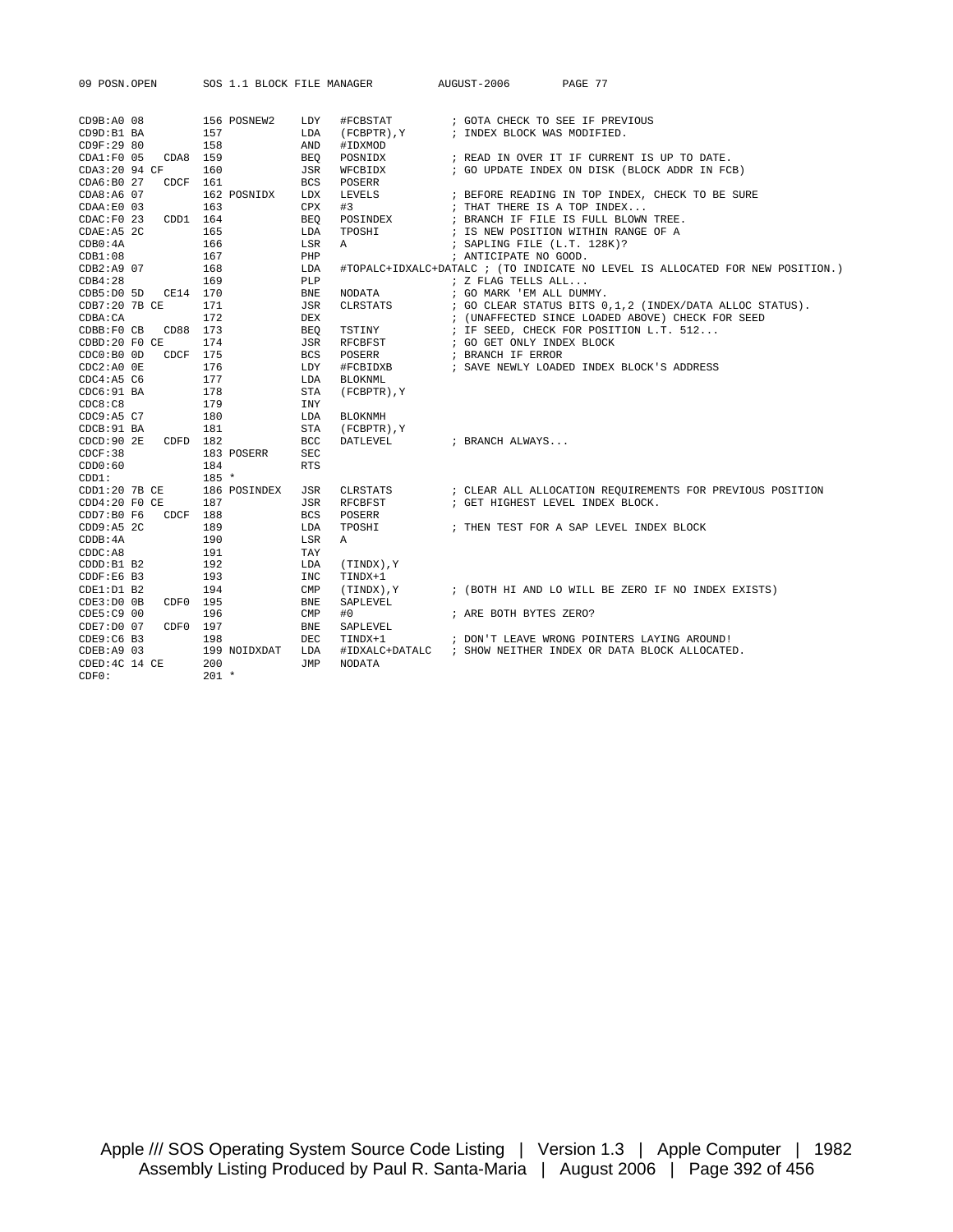```
CD9B:A0 08          156 POSNEW2    LDY   #FCBSTAT        ; GOTA CHECK TO SEE IF PREVIOUS
CD9D:B1 BA          157            LDA   (FCBPTR),Y      ; INDEX BLOCK WAS MODIFIED.
CD9F:29 80          158            AND   #IDXMOD
CDA1:F0 05   CDA8   159            BEQ   POSNIDX         ; READ IN OVER IT IF CURRENT IS UP TO DATE.
CDA3:20 94 CF       160            JSR   WFCBIDX         ; GO UPDATE INDEX ON DISK (BLOCK ADDR IN FCB)
CDA6:B0 27   CDCF   161            BCS   POSERR
CDA8:A6 07          162 POSNIDX    LDX   LEVELS          ; BEFORE READING IN TOP INDEX, CHECK TO BE SURE
CDAA:E0 03          163            CPX   #3              ; THAT THERE IS A TOP INDEX...
CDAC:F0 23   CDD1   164            BEQ   POSINDEX        ; BRANCH IF FILE IS FULL BLOWN TREE.
CDAE:A5 2C          165            LDA   TPOSHI          ; IS NEW POSITION WITHIN RANGE OF A
CDB0:4A             166            LSR   A               ; SAPLING FILE (L.T. 128K)?
CDB1:08             167            PHP                   ; ANTICIPATE NO GOOD.
CDB2:A9 07          168            LDA   #TOPALC+IDXALC+DATALC ; (TO INDICATE NO LEVEL IS ALLOCATED FOR NEW POSITION.)
CDB4:28             169            PLP                   ; Z FLAG TELLS ALL...
CDB5:D0 5D   CE14   170            BNE   NODATA          ; GO MARK 'EM ALL DUMMY.
CDB7:20 7B CE       171            JSR   CLRSTATS        ; GO CLEAR STATUS BITS 0,1,2 (INDEX/DATA ALLOC STATUS).
CDBA:CA             172            DEX                   ; (UNAFFECTED SINCE LOADED ABOVE) CHECK FOR SEED
CDBB:F0 CB   CD88   173            BEQ   TSTINY          ; IF SEED, CHECK FOR POSITION L.T. 512...
CDBD:20 F0 CE       174            JSR   RFCBFST         ; GO GET ONLY INDEX BLOCK
CDC0:B0 0D   CDCF   175            BCS   POSERR          ; BRANCH IF ERROR
CDC2:A0 0E          176            LDY   #FCBIDXB        ; SAVE NEWLY LOADED INDEX BLOCK'S ADDRESS
CDC4:A5 C6          177            LDA   BLOKNML
CDC6:91 BA          178            STA   (FCBPTR),Y
CDC8:C8             179            INY
CDC9:A5 C7          180            LDA   BLOKNMH
CDCB:91 BA          181            STA   (FCBPTR),Y
CDCD:90 2E   CDFD   182            BCC   DATLEVEL        ; BRANCH ALWAYS...
CDCF:38             183 POSERR     SEC
CDD0:60             184            RTS
CDD1:               185 *
CDD1:20 7B CE       186 POSINDEX   JSR   CLRSTATS        ; CLEAR ALL ALLOCATION REQUIREMENTS FOR PREVIOUS POSITION
CDD4:20 F0 CE       187            JSR   RFCBFST         ; GET HIGHEST LEVEL INDEX BLOCK.
CDD7:B0 F6   CDCF   188            BCS   POSERR
CDD9:A5 2C          189            LDA   TPOSHI          ; THEN TEST FOR A SAP LEVEL INDEX BLOCK
CDDB:4A             190            LSR   A
CDDC:A8             191            TAY
CDDD:B1 B2          192            LDA   (TINDX),Y
CDDF:E6 B3          193            INC   TINDX+1
CDE1:D1 B2          194            CMP   (TINDX),Y       ; (BOTH HI AND LO WILL BE ZERO IF NO INDEX EXISTS)
CDE3:D0 0B   CDF0   195            BNE   SAPLEVEL
CDE5:C9 00          196            CMP   #0              ; ARE BOTH BYTES ZERO?
CDE7:D0 07   CDF0   197            BNE   SAPLEVEL
CDE9:C6 B3          198            DEC   TINDX+1         ; DON'T LEAVE WRONG POINTERS LAYING AROUND!
CDEB:A9 03          199 NOIDXDAT   LDA   #IDXALC+DATALC  ; SHOW NEITHER INDEX OR DATA BLOCK ALLOCATED.
CDED:4C 14 CE       200            JMP   NODATA
CDF0:               201 *
```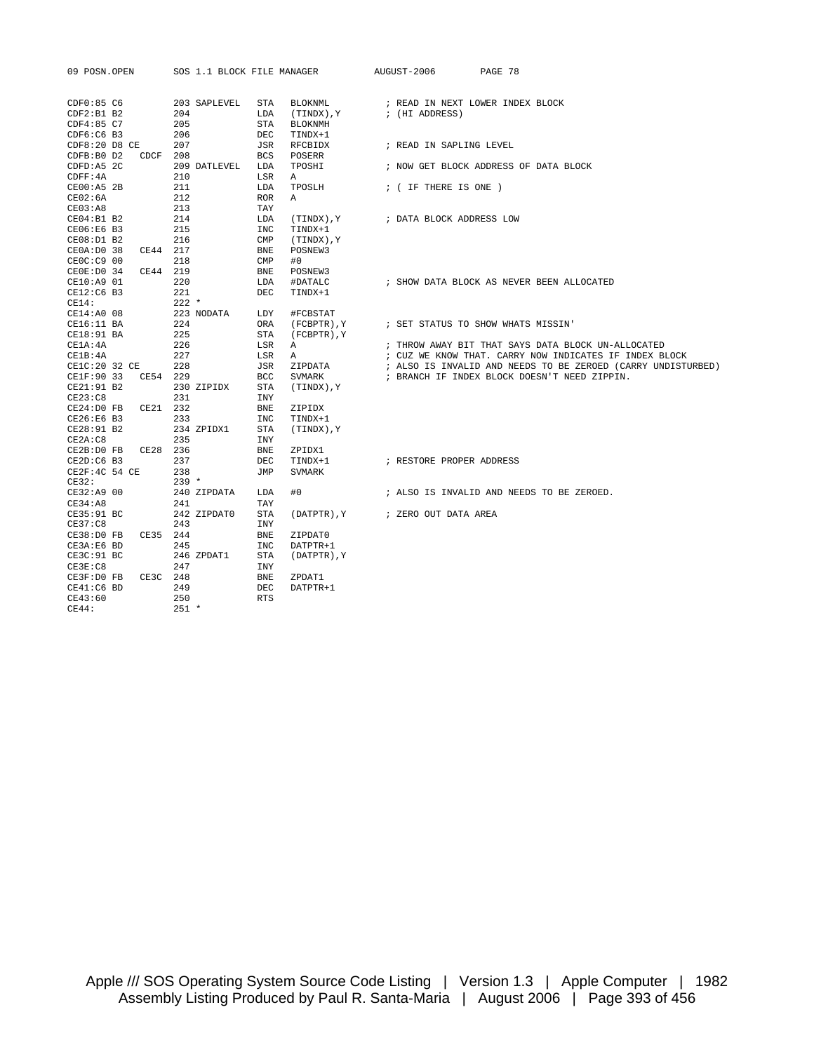```
CDF0:85 C6          203 SAPLEVEL   STA   BLOKNML         ; READ IN NEXT LOWER INDEX BLOCK
CDF2:B1 B2          204            LDA   (TINDX),Y       ; (HI ADDRESS)
CDF4:85 C7          205            STA   BLOKNMH
CDF6:C6 B3          206            DEC   TINDX+1
CDF8:20 D8 CE       207            JSR   RFCBIDX         ; READ IN SAPLING LEVEL
CDFB:B0 D2   CDCF   208            BCS   POSERR
CDFD:A5 2C          209 DATLEVEL   LDA   TPOSHI          ; NOW GET BLOCK ADDRESS OF DATA BLOCK
CDFF:4A             210            LSR   A
CE00:A5 2B          211            LDA   TPOSLH          ; ( IF THERE IS ONE )
CE02:6A             212            ROR   A
CE03:A8             213            TAY
CE04:B1 B2          214            LDA   (TINDX),Y       ; DATA BLOCK ADDRESS LOW
CE06:E6 B3          215            INC   TINDX+1
CE08:D1 B2          216            CMP   (TINDX),Y
CE0A:D0 38   CE44   217            BNE   POSNEW3
CE0C:C9 00          218            CMP   #0
CE0E:D0 34   CE44   219            BNE   POSNEW3
CE10:A9 01          220            LDA   #DATALC         ; SHOW DATA BLOCK AS NEVER BEEN ALLOCATED
CE12:C6 B3          221            DEC   TINDX+1
CE14:               222 *
CE14:A0 08          223 NODATA     LDY   #FCBSTAT
CE16:11 BA          224            ORA   (FCBPTR),Y      ; SET STATUS TO SHOW WHATS MISSIN'
CE18:91 BA          225            STA   (FCBPTR),Y
CE1A:4A             226            LSR   A               ; THROW AWAY BIT THAT SAYS DATA BLOCK UN-ALLOCATED
CE1B:4A             227            LSR   A               ; CUZ WE KNOW THAT. CARRY NOW INDICATES IF INDEX BLOCK
CE1C:20 32 CE       228            JSR   ZIPDATA         ; ALSO IS INVALID AND NEEDS TO BE ZEROED (CARRY UNDISTURBED)
CE1F:90 33   CE54   229            BCC   SVMARK          ; BRANCH IF INDEX BLOCK DOESN'T NEED ZIPPIN.
CE21:91 B2          230 ZIPIDX     STA   (TINDX),Y
CE23:C8             231            INY
CE24:D0 FB   CE21   232            BNE   ZIPIDX
CE26:E6 B3          233            INC   TINDX+1
CE28:91 B2          234 ZPIDX1     STA   (TINDX),Y
CE2A:C8             235            INY
CE2B:D0 FB   CE28   236            BNE   ZPIDX1
CE2D:C6 B3          237            DEC   TINDX+1         ; RESTORE PROPER ADDRESS
CE2F:4C 54 CE       238            JMP   SVMARK
CE32:               239 *
CE32:A9 00          240 ZIPDATA    LDA   #0              ; ALSO IS INVALID AND NEEDS TO BE ZEROED.
CE34:A8             241            TAY
CE35:91 BC          242 ZIPDAT0    STA   (DATPTR),Y      ; ZERO OUT DATA AREA
CE37:C8             243            INY
CE38:D0 FB   CE35   244            BNE   ZIPDAT0
CE3A:E6 BD          245            INC   DATPTR+1
CE3C:91 BC          246 ZPDAT1     STA   (DATPTR),Y
CE3E:C8             247            INY
CE3F:D0 FB   CE3C   248            BNE   ZPDAT1
CE41:C6 BD          249            DEC   DATPTR+1
CE43:60             250            RTS
CE44:               251 *
```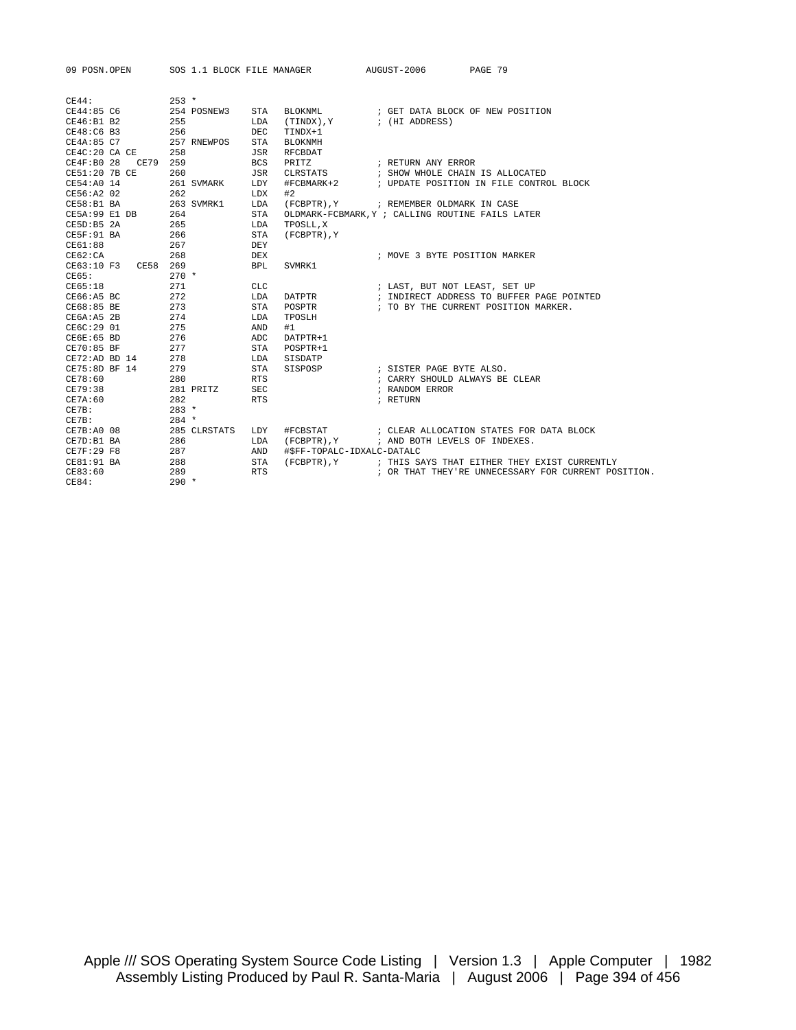```
CE44:               253 *
CE44:85 C6          254 POSNEW3    STA   BLOKNML           ; GET DATA BLOCK OF NEW POSITION
CE46:B1 B2          255            LDA   (TINDX),Y         ; (HI ADDRESS)
CE48:C6 B3          256            DEC   TINDX+1
CE4A:85 C7          257 RNEWPOS    STA   BLOKNMH
CE4C:20 CA CE       258            JSR   RFCBDAT
CE4F:B0 28   CE79   259            BCS   PRITZ             ; RETURN ANY ERROR
CE51:20 7B CE       260            JSR   CLRSTATS          ; SHOW WHOLE CHAIN IS ALLOCATED
CE54:A0 14          261 SVMARK     LDY   #FCBMARK+2        ; UPDATE POSITION IN FILE CONTROL BLOCK
CE56:A2 02          262            LDX   #2
CE58:B1 BA          263 SVMRK1     LDA   (FCBPTR),Y        ; REMEMBER OLDMARK IN CASE
CE5A:99 E1 DB       264            STA   OLDMARK-FCBMARK,Y ; CALLING ROUTINE FAILS LATER
CE5D:B5 2A          265            LDA   TPOSLL,X
CE5F:91 BA          266            STA   (FCBPTR),Y
CE61:88             267            DEY
CE62:CA             268            DEX                     ; MOVE 3 BYTE POSITION MARKER
CE63:10 F3   CE58   269            BPL   SVMRK1
CE65:               270 *
CE65:18             271            CLC                     ; LAST, BUT NOT LEAST, SET UP
CE66:A5 BC          272            LDA   DATPTR            ; INDIRECT ADDRESS TO BUFFER PAGE POINTED
CE68:85 BE          273            STA   POSPTR            ; TO BY THE CURRENT POSITION MARKER.
CE6A:A5 2B          274            LDA   TPOSLH
CE6C:29 01          275            AND   #1
CE6E:65 BD          276            ADC   DATPTR+1
CE70:85 BF          277            STA   POSPTR+1
CE72:AD BD 14       278            LDA   SISDATP
CE75:8D BF 14       279            STA   SISPOSP           ; SISTER PAGE BYTE ALSO.
CE78:60             280            RTS                     ; CARRY SHOULD ALWAYS BE CLEAR
CE79:38             281 PRITZ      SEC                     ; RANDOM ERROR
CE7A:60             282            RTS                     ; RETURN
CE7B:               283 *
CE7B:               284 *
CE7B:A0 08          285 CLRSTATS   LDY   #FCBSTAT          ; CLEAR ALLOCATION STATES FOR DATA BLOCK
CE7D:B1 BA          286            LDA   (FCBPTR),Y        ; AND BOTH LEVELS OF INDEXES.
CE7F:29 F8          287            AND   #$FF-TOPALC-IDXALC-DATALC
CE81:91 BA          288            STA   (FCBPTR),Y        ; THIS SAYS THAT EITHER THEY EXIST CURRENTLY
CE83:60             289            RTS                     ; OR THAT THEY'RE UNNECESSARY FOR CURRENT POSITION.
CE84:               290 *
```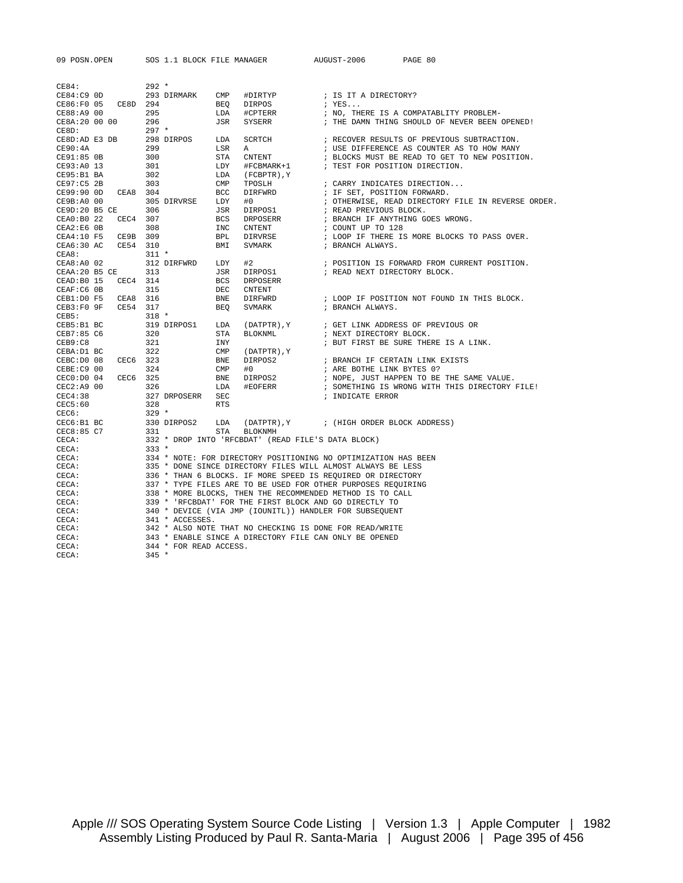```
09 POSN.OPEN        SOS 1.1 BLOCK FILE MANAGER          AUGUST-2006       PAGE 80

CE84:               292 *
CE84:C9 0D          293 DIRMARK    CMP   #DIRTYP          ; IS IT A DIRECTORY?
CE86:F0 05    CE8D  294            BEQ   DIRPOS           ; YES...
CE88:A9 00          295            LDA   #CPTERR          ; NO, THERE IS A COMPATABLITY PROBLEM-
CE8A:20 00 00       296            JSR   SYSERR           ; THE DAMN THING SHOULD OF NEVER BEEN OPENED!
CE8D:               297 *
CE8D:AD E3 DB       298 DIRPOS     LDA   SCRTCH           ; RECOVER RESULTS OF PREVIOUS SUBTRACTION.
CE90:4A             299            LSR   A                ; USE DIFFERENCE AS COUNTER AS TO HOW MANY
CE91:85 0B          300            STA   CNTENT           ; BLOCKS MUST BE READ TO GET TO NEW POSITION.
CE93:A0 13          301            LDY   #FCBMARK+1       ; TEST FOR POSITION DIRECTION.
CE95:B1 BA          302            LDA   (FCBPTR),Y
CE97:C5 2B          303            CMP   TPOSLH           ; CARRY INDICATES DIRECTION...
CE99:90 0D    CEA8  304            BCC   DIRFWRD          ; IF SET, POSITION FORWARD.
CE9B:A0 00          305 DIRVRSE    LDY   #0               ; OTHERWISE, READ DIRECTORY FILE IN REVERSE ORDER.
CE9D:20 B5 CE       306            JSR   DIRPOS1          ; READ PREVIOUS BLOCK.
CEA0:B0 22    CEC4  307            BCS   DRPOSERR         ; BRANCH IF ANYTHING GOES WRONG.
CEA2:E6 0B          308            INC   CNTENT           ; COUNT UP TO 128
CEA4:10 F5    CE9B  309            BPL   DIRVRSE          ; LOOP IF THERE IS MORE BLOCKS TO PASS OVER.
CEA6:30 AC    CE54  310            BMI   SVMARK           ; BRANCH ALWAYS.
CEA8:               311 *
CEA8:A0 02          312 DIRFWRD    LDY   #2               ; POSITION IS FORWARD FROM CURRENT POSITION.
CEAA:20 B5 CE       313            JSR   DIRPOS1          ; READ NEXT DIRECTORY BLOCK.
CEAD:B0 15    CEC4  314            BCS   DRPOSERR
CEAF:C6 0B          315            DEC   CNTENT
CEB1:D0 F5    CEA8  316            BNE   DIRFWRD          ; LOOP IF POSITION NOT FOUND IN THIS BLOCK.
CEB3:F0 9F    CE54  317            BEQ   SVMARK           ; BRANCH ALWAYS.
CEB5:               318 *
CEB5:B1 BC          319 DIRPOS1    LDA   (DATPTR),Y       ; GET LINK ADDRESS OF PREVIOUS OR
CEB7:85 C6          320            STA   BLOKNML          ; NEXT DIRECTORY BLOCK.
CEB9:C8             321            INY                    ; BUT FIRST BE SURE THERE IS A LINK.
CEBA:D1 BC          322            CMP   (DATPTR),Y
CEBC:D0 08    CEC6  323            BNE   DIRPOS2          ; BRANCH IF CERTAIN LINK EXISTS
CEBE:C9 00          324            CMP   #0               ; ARE BOTHE LINK BYTES 0?
CEC0:D0 04    CEC6  325            BNE   DIRPOS2          ; NOPE, JUST HAPPEN TO BE THE SAME VALUE.
CEC2:A9 00          326            LDA   #EOFERR          ; SOMETHING IS WRONG WITH THIS DIRECTORY FILE!
CEC4:38             327 DRPOSERR   SEC                    ; INDICATE ERROR
CEC5:60             328            RTS
CEC6:               329 *
CEC6:B1 BC          330 DIRPOS2    LDA   (DATPTR),Y       ; (HIGH ORDER BLOCK ADDRESS)
CEC8:85 C7          331            STA   BLOKNMH
CECA:               332 * DROP INTO 'RFCBDAT' (READ FILE'S DATA BLOCK)
CECA:               333 *
CECA:               334 * NOTE: FOR DIRECTORY POSITIONING NO OPTIMIZATION HAS BEEN
CECA:               335 * DONE SINCE DIRECTORY FILES WILL ALMOST ALWAYS BE LESS
CECA:               336 * THAN 6 BLOCKS. IF MORE SPEED IS REQUIRED OR DIRECTORY
CECA:               337 * TYPE FILES ARE TO BE USED FOR OTHER PURPOSES REQUIRING
CECA:               338 * MORE BLOCKS, THEN THE RECOMMENDED METHOD IS TO CALL
CECA:               339 * 'RFCBDAT' FOR THE FIRST BLOCK AND GO DIRECTLY TO
CECA:               340 * DEVICE (VIA JMP (IOUNITL)) HANDLER FOR SUBSEQUENT
CECA:               341 * ACCESSES.
CECA:               342 * ALSO NOTE THAT NO CHECKING IS DONE FOR READ/WRITE
CECA:               343 * ENABLE SINCE A DIRECTORY FILE CAN ONLY BE OPENED
CECA:               344 * FOR READ ACCESS.
CECA:               345 *
```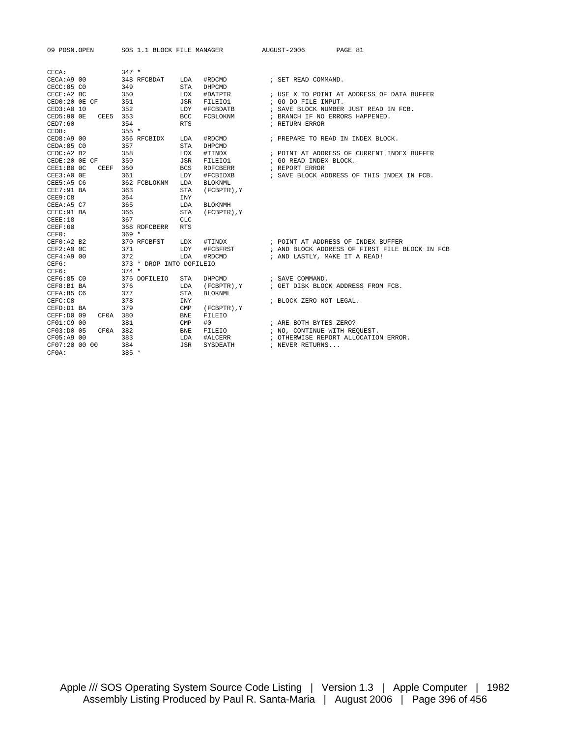```
CECA:                347 *
CECA:A9 00           348 RFCBDAT    LDA   #RDCMD           ; SET READ COMMAND.
CECC:85 C0           349            STA   DHPCMD
CECE:A2 BC           350            LDX   #DATPTR          ; USE X TO POINT AT ADDRESS OF DATA BUFFER
CED0:20 0E CF        351            JSR   FILEIO1          ; GO DO FILE INPUT.
CED3:A0 10           352            LDY   #FCBDATB         ; SAVE BLOCK NUMBER JUST READ IN FCB.
CED5:90 0E   CEE5    353            BCC   FCBLOKNM         ; BRANCH IF NO ERRORS HAPPENED.
CED7:60              354            RTS                    ; RETURN ERROR
CED8:                355 *
CED8:A9 00           356 RFCBIDX    LDA   #RDCMD           ; PREPARE TO READ IN INDEX BLOCK.
CEDA:85 C0           357            STA   DHPCMD
CEDC:A2 B2           358            LDX   #TINDX           ; POINT AT ADDRESS OF CURRENT INDEX BUFFER
CEDE:20 0E CF        359            JSR   FILEIO1          ; GO READ INDEX BLOCK.
CEE1:B0 0C   CEEF    360            BCS   RDFCBERR         ; REPORT ERROR
CEE3:A0 0E           361            LDY   #FCBIDXB         ; SAVE BLOCK ADDRESS OF THIS INDEX IN FCB.
CEE5:A5 C6           362 FCBLOKNM   LDA   BLOKNML
CEE7:91 BA           363            STA   (FCBPTR),Y
CEE9:C8              364            INY
CEEA:A5 C7           365            LDA   BLOKNMH
CEEC:91 BA           366            STA   (FCBPTR),Y
CEEE:18              367            CLC
CEEF:60              368 RDFCBERR   RTS
CEF0:                369 *
CEF0:A2 B2           370 RFCBFST    LDX   #TINDX           ; POINT AT ADDRESS OF INDEX BUFFER
CEF2:A0 0C           371            LDY   #FCBFRST         ; AND BLOCK ADDRESS OF FIRST FILE BLOCK IN FCB
CEF4:A9 00           372            LDA   #RDCMD           ; AND LASTLY, MAKE IT A READ!
CEF6:                373 * DROP INTO DOFILEIO
CEF6:                374 *
CEF6:85 C0           375 DOFILEIO   STA   DHPCMD           ; SAVE COMMAND.
CEF8:B1 BA           376            LDA   (FCBPTR),Y       ; GET DISK BLOCK ADDRESS FROM FCB.
CEFA:85 C6           377            STA   BLOKNML
CEFC:C8              378            INY                    ; BLOCK ZERO NOT LEGAL.
CEFD:D1 BA           379            CMP   (FCBPTR),Y
CEFF:D0 09   CF0A    380            BNE   FILEIO
CF01:C9 00           381            CMP   #0               ; ARE BOTH BYTES ZERO?
CF03:D0 05   CF0A    382            BNE   FILEIO           ; NO, CONTINUE WITH REQUEST.
CF05:A9 00           383            LDA   #ALCERR          ; OTHERWISE REPORT ALLOCATION ERROR.
CF07:20 00 00        384            JSR   SYSDEATH         ; NEVER RETURNS...
CF0A:                385 *
```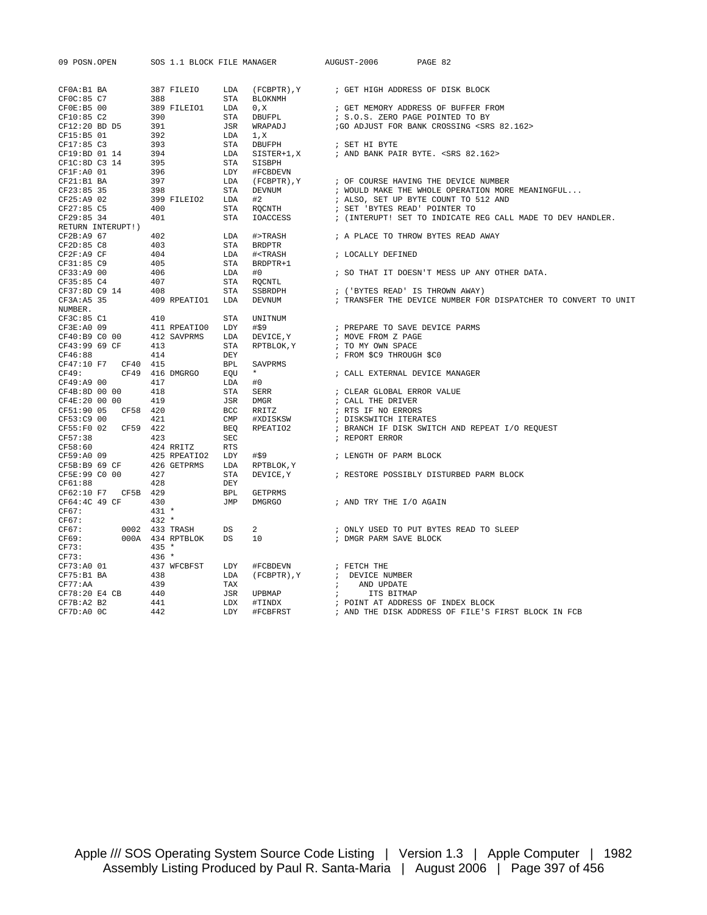```
CF0A:B1 BA          387 FILEIO     LDA   (FCBPTR),Y       ; GET HIGH ADDRESS OF DISK BLOCK
CF0C:85 C7          388            STA   BLOKNMH
CF0E:B5 00          389 FILEIO1    LDA   0,X              ; GET MEMORY ADDRESS OF BUFFER FROM
CF10:85 C2          390            STA   DBUFPL           ; S.O.S. ZERO PAGE POINTED TO BY
CF12:20 BD D5       391            JSR   WRAPADJ          ;GO ADJUST FOR BANK CROSSING <SRS 82.162>
CF15:B5 01          392            LDA   1,X
CF17:85 C3          393            STA   DBUFPH           ; SET HI BYTE
CF19:BD 01 14       394            LDA   SISTER+1,X       ; AND BANK PAIR BYTE. <SRS 82.162>
CF1C:8D C3 14       395            STA   SISBPH
CF1F:A0 01          396            LDY   #FCBDEVN
CF21:B1 BA          397            LDA   (FCBPTR),Y       ; OF COURSE HAVING THE DEVICE NUMBER
CF23:85 35          398            STA   DEVNUM           ; WOULD MAKE THE WHOLE OPERATION MORE MEANINGFUL...
CF25:A9 02          399 FILEIO2    LDA   #2               ; ALSO, SET UP BYTE COUNT TO 512 AND
CF27:85 C5          400            STA   RQCNTH           ; SET 'BYTES READ' POINTER TO
CF29:85 34          401            STA   IOACCESS         ; (INTERUPT! SET TO INDICATE REG CALL MADE TO DEV HANDLER.
RETURN INTERUPT!)
CF2B:A9 67          402            LDA   #>TRASH          ; A PLACE TO THROW BYTES READ AWAY
CF2D:85 C8          403            STA   BRDPTR
CF2F:A9 CF          404            LDA   #<TRASH          ; LOCALLY DEFINED
CF31:85 C9          405            STA   BRDPTR+1
CF33:A9 00          406            LDA   #0               ; SO THAT IT DOESN'T MESS UP ANY OTHER DATA.
CF35:85 C4          407            STA   RQCNTL
CF37:8D C9 14       408            STA   SSBRDPH          ; ('BYTES READ' IS THROWN AWAY)
CF3A:A5 35          409 RPEATIO1   LDA   DEVNUM           ; TRANSFER THE DEVICE NUMBER FOR DISPATCHER TO CONVERT TO UNIT
NUMBER.
CF3C:85 C1          410            STA   UNITNUM
CF3E:A0 09          411 RPEATIO0   LDY   #$9              ; PREPARE TO SAVE DEVICE PARMS
CF40:B9 C0 00       412 SAVPRMS    LDA   DEVICE,Y         ; MOVE FROM Z PAGE
CF43:99 69 CF       413            STA   RPTBLOK,Y        ; TO MY OWN SPACE
CF46:88             414            DEY                    ; FROM $C9 THROUGH $C0
CF47:10 F7   CF40   415            BPL   SAVPRMS
CF49:        CF49   416 DMGRGO     EQU   *                ; CALL EXTERNAL DEVICE MANAGER
CF49:A9 00          417            LDA   #0
CF4B:8D 00 00       418            STA   SERR             ; CLEAR GLOBAL ERROR VALUE
CF4E:20 00 00       419            JSR   DMGR             ; CALL THE DRIVER
CF51:90 05   CF58   420            BCC   RRITZ            ; RTS IF NO ERRORS
CF53:C9 00          421            CMP   #XDISKSW         ; DISKSWITCH ITERATES
CF55:F0 02   CF59   422            BEQ   RPEATIO2         ; BRANCH IF DISK SWITCH AND REPEAT I/O REQUEST
CF57:38             423            SEC                    ; REPORT ERROR
CF58:60             424 RRITZ      RTS
CF59:A0 09          425 RPEATIO2   LDY   #$9              ; LENGTH OF PARM BLOCK
CF5B:B9 69 CF       426 GETPRMS    LDA   RPTBLOK,Y
CF5E:99 C0 00       427            STA   DEVICE,Y         ; RESTORE POSSIBLY DISTURBED PARM BLOCK
CF61:88             428            DEY
CF62:10 F7   CF5B   429            BPL   GETPRMS
CF64:4C 49 CF       430            JMP   DMGRGO           ; AND TRY THE I/O AGAIN
CF67:               431 *
CF67:               432 *
CF67:        0002   433 TRASH      DS    2                ; ONLY USED TO PUT BYTES READ TO SLEEP
CF69:        000A   434 RPTBLOK    DS    10               ; DMGR PARM SAVE BLOCK
CF73:               435 *
CF73:               436 *
CF73:A0 01          437 WFCBFST    LDY   #FCBDEVN         ; FETCH THE
CF75:B1 BA          438            LDA   (FCBPTR),Y       ;  DEVICE NUMBER
CF77:AA             439            TAX                    ;    AND UPDATE
CF78:20 E4 CB       440            JSR   UPBMAP           ;      ITS BITMAP
CF7B:A2 B2          441            LDX   #TINDX           ; POINT AT ADDRESS OF INDEX BLOCK
CF7D:A0 0C          442            LDY   #FCBFRST         ; AND THE DISK ADDRESS OF FILE'S FIRST BLOCK IN FCB
```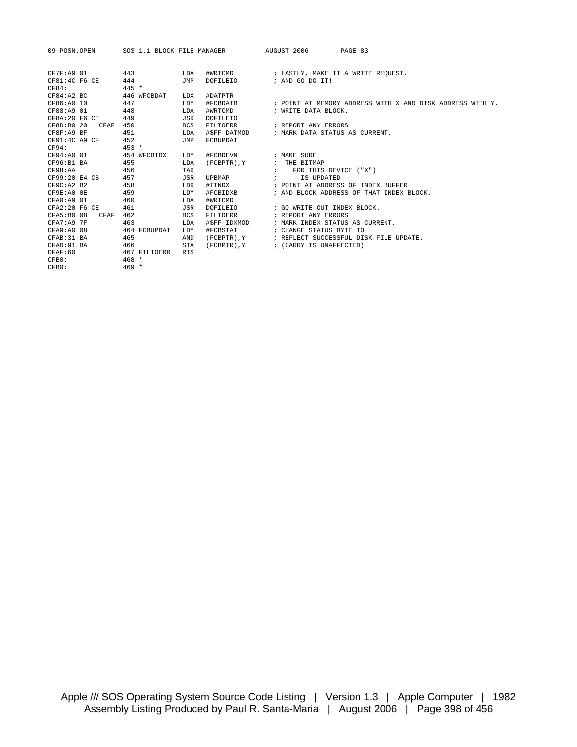```
CF7F:A9 01          443              LDA   #WRTCMD          ; LASTLY, MAKE IT A WRITE REQUEST.
CF81:4C F6 CE       444              JMP   DOFILEIO         ; AND GO DO IT!
CF84:               445 *
CF84:A2 BC          446 WFCBDAT      LDX   #DATPTR
CF86:A0 10          447              LDY   #FCBDATB         ; POINT AT MEMORY ADDRESS WITH X AND DISK ADDRESS WITH Y.
CF88:A9 01          448              LDA   #WRTCMD          ; WRITE DATA BLOCK.
CF8A:20 F6 CE       449              JSR   DOFILEIO
CF8D:B0 20   CFAF   450              BCS   FILIOERR         ; REPORT ANY ERRORS
CF8F:A9 BF          451              LDA   #$FF-DATMOD      ; MARK DATA STATUS AS CURRENT.
CF91:4C A9 CF       452              JMP   FCBUPDAT
CF94:               453 *
CF94:A0 01          454 WFCBIDX      LDY   #FCBDEVN         ; MAKE SURE
CF96:B1 BA          455              LDA   (FCBPTR),Y       ;  THE BITMAP
CF98:AA             456              TAX                    ;    FOR THIS DEVICE ("X")
CF99:20 E4 CB       457              JSR   UPBMAP           ;      IS UPDATED
CF9C:A2 B2          458              LDX   #TINDX           ; POINT AT ADDRESS OF INDEX BUFFER
CF9E:A0 0E          459              LDY   #FCBIDXB         ; AND BLOCK ADDRESS OF THAT INDEX BLOCK.
CFA0:A9 01          460              LDA   #WRTCMD
CFA2:20 F6 CE       461              JSR   DOFILEIO         ; GO WRITE OUT INDEX BLOCK.
CFA5:B0 08   CFAF   462              BCS   FILIOERR         ; REPORT ANY ERRORS
CFA7:A9 7F          463              LDA   #$FF-IDXMOD      ; MARK INDEX STATUS AS CURRENT.
CFA9:A0 08          464 FCBUPDAT     LDY   #FCBSTAT         ; CHANGE STATUS BYTE TO
CFAB:31 BA          465              AND   (FCBPTR),Y       ; REFLECT SUCCESSFUL DISK FILE UPDATE.
CFAD:91 BA          466              STA   (FCBPTR),Y       ; (CARRY IS UNAFFECTED)
CFAF:60             467 FILIOERR     RTS
CFB0:               468 *
CFB0:               469 *
```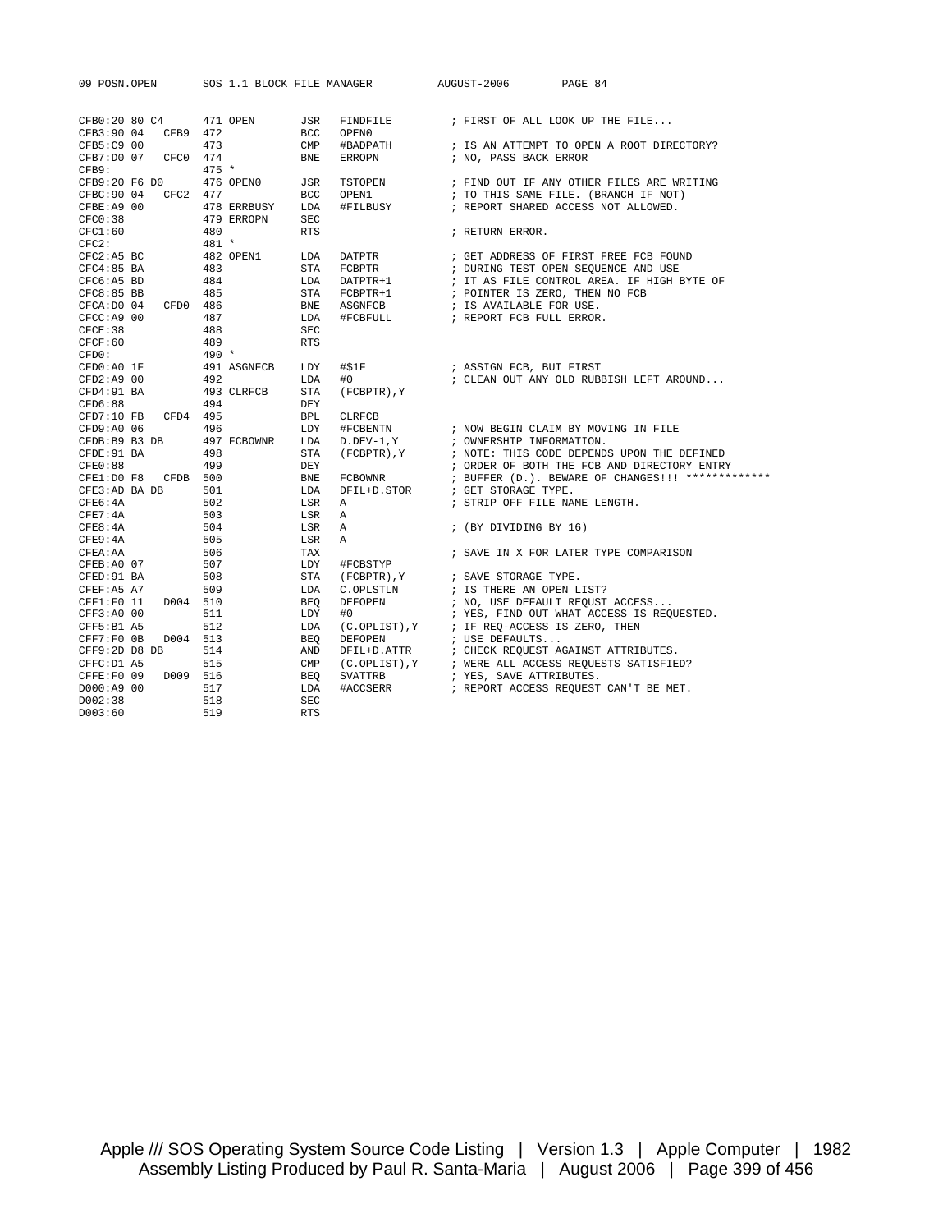```
CFB0:20 80 C4       471 OPEN       JSR   FINDFILE         ; FIRST OF ALL LOOK UP THE FILE...
CFB3:90 04    CFB9  472            BCC   OPEN0
CFB5:C9 00          473            CMP   #BADPATH         ; IS AN ATTEMPT TO OPEN A ROOT DIRECTORY?
CFB7:D0 07    CFC0  474            BNE   ERROPN           ; NO, PASS BACK ERROR
CFB9:               475 *
CFB9:20 F6 D0       476 OPEN0      JSR   TSTOPEN          ; FIND OUT IF ANY OTHER FILES ARE WRITING
CFBC:90 04    CFC2  477            BCC   OPEN1            ; TO THIS SAME FILE. (BRANCH IF NOT)
CFBE:A9 00          478 ERRBUSY    LDA   #FILBUSY         ; REPORT SHARED ACCESS NOT ALLOWED.
CFC0:38             479 ERROPN     SEC
CFC1:60             480            RTS                    ; RETURN ERROR.
CFC2:               481 *
CFC2:A5 BC          482 OPEN1      LDA   DATPTR           ; GET ADDRESS OF FIRST FREE FCB FOUND
CFC4:85 BA          483            STA   FCBPTR           ; DURING TEST OPEN SEQUENCE AND USE
CFC6:A5 BD          484            LDA   DATPTR+1         ; IT AS FILE CONTROL AREA. IF HIGH BYTE OF
CFC8:85 BB          485            STA   FCBPTR+1         ; POINTER IS ZERO, THEN NO FCB
CFCA:D0 04    CFD0  486            BNE   ASGNFCB          ; IS AVAILABLE FOR USE.
CFCC:A9 00          487            LDA   #FCBFULL         ; REPORT FCB FULL ERROR.
CFCE:38             488            SEC
CFCF:60             489            RTS
CFD0:               490 *
CFD0:A0 1F          491 ASGNFCB    LDY   #$1F             ; ASSIGN FCB, BUT FIRST
CFD2:A9 00          492            LDA   #0               ; CLEAN OUT ANY OLD RUBBISH LEFT AROUND...
CFD4:91 BA          493 CLRFCB     STA   (FCBPTR),Y
CFD6:88             494            DEY
CFD7:10 FB    CFD4  495            BPL   CLRFCB
CFD9:A0 06          496            LDY   #FCBENTN         ; NOW BEGIN CLAIM BY MOVING IN FILE
CFDB:B9 B3 DB       497 FCBOWNR    LDA   D.DEV-1,Y        ; OWNERSHIP INFORMATION.
CFDE:91 BA          498            STA   (FCBPTR),Y       ; NOTE: THIS CODE DEPENDS UPON THE DEFINED
CFE0:88             499            DEY                    ; ORDER OF BOTH THE FCB AND DIRECTORY ENTRY
CFE1:D0 F8    CFDB  500            BNE   FCBOWNR          ; BUFFER (D.). BEWARE OF CHANGES!!! *************
CFE3:AD BA DB       501            LDA   DFIL+D.STOR      ; GET STORAGE TYPE.
CFE6:4A             502            LSR   A                ; STRIP OFF FILE NAME LENGTH.
CFE7:4A             503            LSR   A
CFE8:4A             504            LSR   A                ; (BY DIVIDING BY 16)
CFE9:4A             505            LSR   A
CFEA:AA             506            TAX                    ; SAVE IN X FOR LATER TYPE COMPARISON
CFEB:A0 07          507            LDY   #FCBSTYP
CFED:91 BA          508            STA   (FCBPTR),Y       ; SAVE STORAGE TYPE.
CFEF:A5 A7          509            LDA   C.OPLSTLN        ; IS THERE AN OPEN LIST?
CFF1:F0 11    D004  510            BEQ   DEFOPEN          ; NO, USE DEFAULT REQUST ACCESS...
CFF3:A0 00          511            LDY   #0               ; YES, FIND OUT WHAT ACCESS IS REQUESTED.
CFF5:B1 A5          512            LDA   (C.OPLIST),Y     ; IF REQ-ACCESS IS ZERO, THEN
CFF7:F0 0B    D004  513            BEQ   DEFOPEN          ; USE DEFAULTS...
CFF9:2D D8 DB       514            AND   DFIL+D.ATTR      ; CHECK REQUEST AGAINST ATTRIBUTES.
CFFC:D1 A5          515            CMP   (C.OPLIST),Y     ; WERE ALL ACCESS REQUESTS SATISFIED?
CFFE:F0 09    D009  516            BEQ   SVATTRB          ; YES, SAVE ATTRIBUTES.
D000:A9 00          517            LDA   #ACCSERR         ; REPORT ACCESS REQUEST CAN'T BE MET.
D002:38             518            SEC
D003:60             519            RTS
```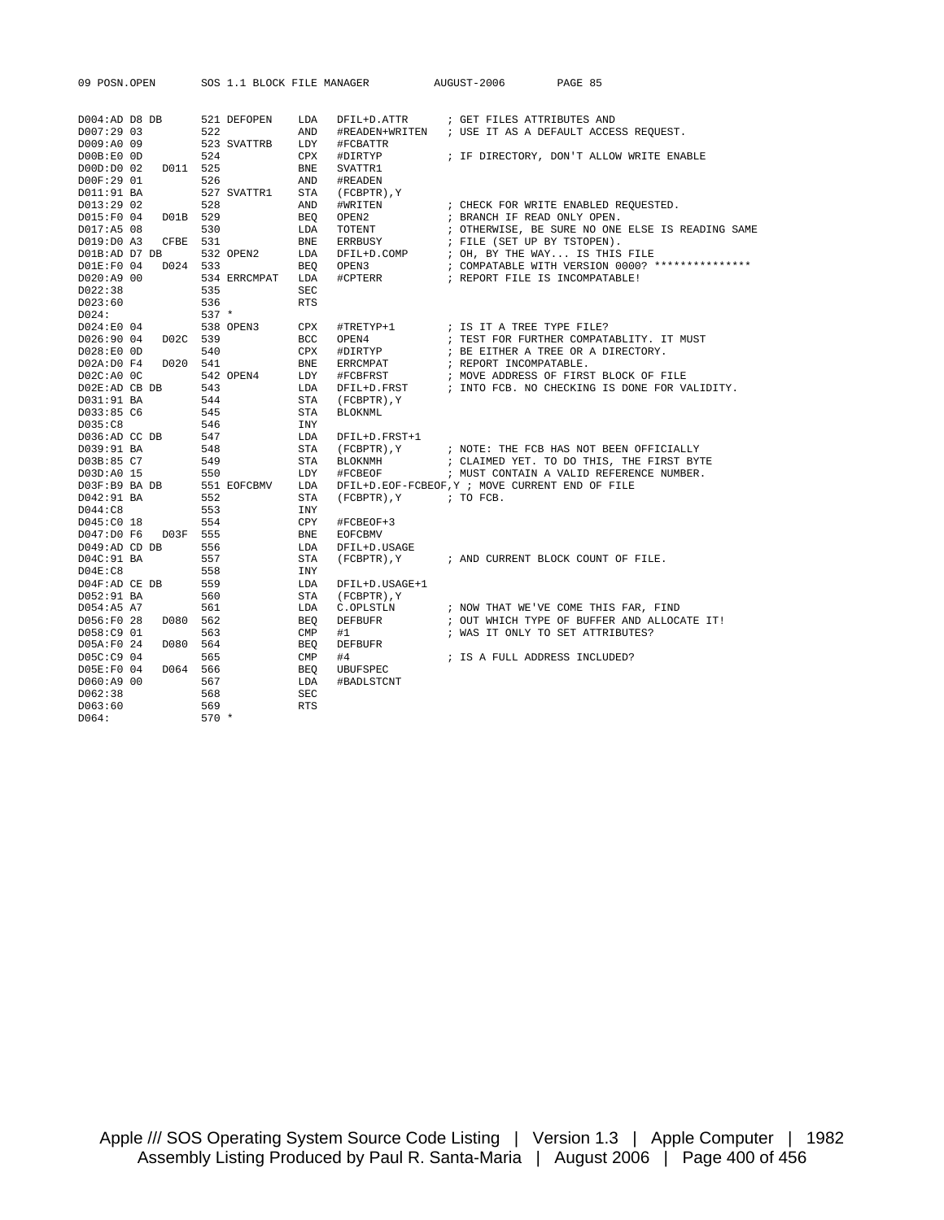```
D004:AD D8 DB       521 DEFOPEN    LDA   DFIL+D.ATTR      ; GET FILES ATTRIBUTES AND
D007:29 03          522            AND   #READEN+WRITEN   ; USE IT AS A DEFAULT ACCESS REQUEST.
D009:A0 09          523 SVATTRB    LDY   #FCBATTR
D00B:E0 0D          524            CPX   #DIRTYP          ; IF DIRECTORY, DON'T ALLOW WRITE ENABLE
D00D:D0 02   D011   525            BNE   SVATTR1
D00F:29 01          526            AND   #READEN
D011:91 BA          527 SVATTR1    STA   (FCBPTR),Y
D013:29 02          528            AND   #WRITEN          ; CHECK FOR WRITE ENABLED REQUESTED.
D015:F0 04   D01B   529            BEQ   OPEN2            ; BRANCH IF READ ONLY OPEN.
D017:A5 08          530            LDA   TOTENT           ; OTHERWISE, BE SURE NO ONE ELSE IS READING SAME
D019:D0 A3   CFBE   531            BNE   ERRBUSY          ; FILE (SET UP BY TSTOPEN).
D01B:AD D7 DB       532 OPEN2      LDA   DFIL+D.COMP      ; OH, BY THE WAY... IS THIS FILE
D01E:F0 04   D024   533            BEQ   OPEN3            ; COMPATABLE WITH VERSION 0000? ***************
D020:A9 00          534 ERRCMPAT   LDA   #CPTERR          ; REPORT FILE IS INCOMPATABLE!
D022:38             535            SEC
D023:60             536            RTS
D024:               537 *
D024:E0 04          538 OPEN3      CPX   #TRETYP+1        ; IS IT A TREE TYPE FILE?
D026:90 04   D02C   539            BCC   OPEN4            ; TEST FOR FURTHER COMPATABLITY. IT MUST
D028:E0 0D          540            CPX   #DIRTYP          ; BE EITHER A TREE OR A DIRECTORY.
D02A:D0 F4   D020   541            BNE   ERRCMPAT         ; REPORT INCOMPATABLE.
D02C:A0 0C          542 OPEN4      LDY   #FCBFRST         ; MOVE ADDRESS OF FIRST BLOCK OF FILE
D02E:AD CB DB       543            LDA   DFIL+D.FRST      ; INTO FCB. NO CHECKING IS DONE FOR VALIDITY.
D031:91 BA          544            STA   (FCBPTR),Y
D033:85 C6          545            STA   BLOKNML
D035:C8             546            INY
D036:AD CC DB       547            LDA   DFIL+D.FRST+1
D039:91 BA          548            STA   (FCBPTR),Y       ; NOTE: THE FCB HAS NOT BEEN OFFICIALLY
D03B:85 C7          549            STA   BLOKNMH          ; CLAIMED YET. TO DO THIS, THE FIRST BYTE
D03D:A0 15          550            LDY   #FCBEOF          ; MUST CONTAIN A VALID REFERENCE NUMBER.
D03F:B9 BA DB       551 EOFCBMV    LDA   DFIL+D.EOF-FCBEOF,Y ; MOVE CURRENT END OF FILE
D042:91 BA          552            STA   (FCBPTR),Y       ; TO FCB.
D044:C8             553            INY
D045:C0 18          554            CPY   #FCBEOF+3
D047:D0 F6   D03F   555            BNE   EOFCBMV
D049:AD CD DB       556            LDA   DFIL+D.USAGE
D04C:91 BA          557            STA   (FCBPTR),Y       ; AND CURRENT BLOCK COUNT OF FILE.
D04E:C8             558            INY
D04F:AD CE DB       559            LDA   DFIL+D.USAGE+1
D052:91 BA          560            STA   (FCBPTR),Y
D054:A5 A7          561            LDA   C.OPLSTLN        ; NOW THAT WE'VE COME THIS FAR, FIND
D056:F0 28   D080   562            BEQ   DEFBUFR          ; OUT WHICH TYPE OF BUFFER AND ALLOCATE IT!
D058:C9 01          563            CMP   #1               ; WAS IT ONLY TO SET ATTRIBUTES?
D05A:F0 24   D080   564            BEQ   DEFBUFR
D05C:C9 04          565            CMP   #4               ; IS A FULL ADDRESS INCLUDED?
D05E:F0 04   D064   566            BEQ   UBUFSPEC
D060:A9 00          567            LDA   #BADLSTCNT
D062:38             568            SEC
D063:60             569            RTS
D064:               570 *
```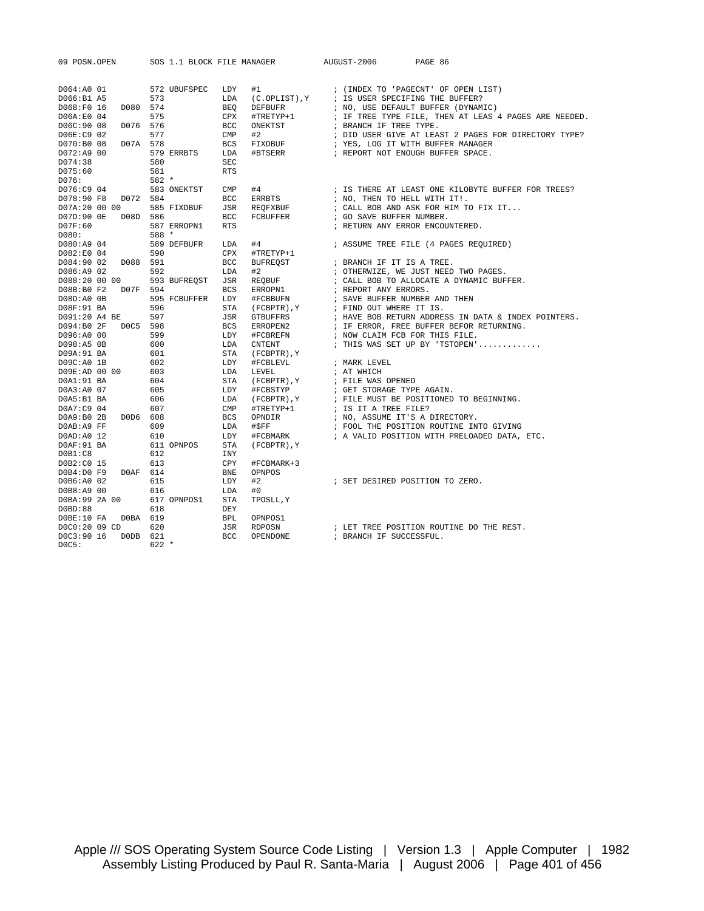```
D064:A0 01          572 UBUFSPEC   LDY   #1              ; (INDEX TO 'PAGECNT' OF OPEN LIST)
D066:B1 A5          573            LDA   (C.OPLIST),Y    ; IS USER SPECIFING THE BUFFER?
D068:F0 16    D080  574            BEQ   DEFBUFR         ; NO, USE DEFAULT BUFFER (DYNAMIC)
D06A:E0 04          575            CPX   #TRETYP+1       ; IF TREE TYPE FILE, THEN AT LEAS 4 PAGES ARE NEEDED.
D06C:90 08    D076  576            BCC   ONEKTST         ; BRANCH IF TREE TYPE.
D06E:C9 02          577            CMP   #2              ; DID USER GIVE AT LEAST 2 PAGES FOR DIRECTORY TYPE?
D070:B0 08    D07A  578            BCS   FIXDBUF         ; YES, LOG IT WITH BUFFER MANAGER
D072:A9 00          579 ERRBTS     LDA   #BTSERR         ; REPORT NOT ENOUGH BUFFER SPACE.
D074:38             580            SEC
D075:60             581            RTS
D076:               582 *
D076:C9 04          583 ONEKTST    CMP   #4              ; IS THERE AT LEAST ONE KILOBYTE BUFFER FOR TREES?
D078:90 F8    D072  584            BCC   ERRBTS          ; NO, THEN TO HELL WITH IT!.
D07A:20 00 00       585 FIXDBUF    JSR   REQFXBUF        ; CALL BOB AND ASK FOR HIM TO FIX IT...
D07D:90 0E    D08D  586            BCC   FCBUFFER        ; GO SAVE BUFFER NUMBER.
D07F:60             587 ERROPN1    RTS                   ; RETURN ANY ERROR ENCOUNTERED.
D080:               588 *
D080:A9 04          589 DEFBUFR    LDA   #4              ; ASSUME TREE FILE (4 PAGES REQUIRED)
D082:E0 04          590            CPX   #TRETYP+1
D084:90 02    D088  591            BCC   BUFREQST        ; BRANCH IF IT IS A TREE.
D086:A9 02          592            LDA   #2              ; OTHERWIZE, WE JUST NEED TWO PAGES.
D088:20 00 00       593 BUFREQST   JSR   REQBUF          ; CALL BOB TO ALLOCATE A DYNAMIC BUFFER.
D08B:B0 F2    D07F  594            BCS   ERROPN1         ; REPORT ANY ERRORS.
D08D:A0 0B          595 FCBUFFER   LDY   #FCBBUFN        ; SAVE BUFFER NUMBER AND THEN
D08F:91 BA          596            STA   (FCBPTR),Y      ; FIND OUT WHERE IT IS.
D091:20 A4 BE       597            JSR   GTBUFFRS        ; HAVE BOB RETURN ADDRESS IN DATA & INDEX POINTERS.
D094:B0 2F    D0C5  598            BCS   ERROPEN2        ; IF ERROR, FREE BUFFER BEFOR RETURNING.
D096:A0 00          599            LDY   #FCBREFN        ; NOW CLAIM FCB FOR THIS FILE.
D098:A5 0B          600            LDA   CNTENT          ; THIS WAS SET UP BY 'TSTOPEN'.............
D09A:91 BA          601            STA   (FCBPTR),Y
D09C:A0 1B          602            LDY   #FCBLEVL        ; MARK LEVEL
D09E:AD 00 00       603            LDA   LEVEL           ; AT WHICH
D0A1:91 BA          604            STA   (FCBPTR),Y      ; FILE WAS OPENED
D0A3:A0 07          605            LDY   #FCBSTYP        ; GET STORAGE TYPE AGAIN.
D0A5:B1 BA          606            LDA   (FCBPTR),Y      ; FILE MUST BE POSITIONED TO BEGINNING.
D0A7:C9 04          607            CMP   #TRETYP+1       ; IS IT A TREE FILE?
D0A9:B0 2B    D0D6  608            BCS   OPNDIR          ; NO, ASSUME IT'S A DIRECTORY.
D0AB:A9 FF          609            LDA   #$FF            ; FOOL THE POSITION ROUTINE INTO GIVING
D0AD:A0 12          610            LDY   #FCBMARK        ; A VALID POSITION WITH PRELOADED DATA, ETC.
D0AF:91 BA          611 OPNPOS     STA   (FCBPTR),Y
D0B1:C8             612            INY
D0B2:C0 15          613            CPY   #FCBMARK+3
D0B4:D0 F9    D0AF  614            BNE   OPNPOS
D0B6:A0 02          615            LDY   #2              ; SET DESIRED POSITION TO ZERO.
D0B8:A9 00          616            LDA   #0
D0BA:99 2A 00       617 OPNPOS1    STA   TPOSLL,Y
D0BD:88             618            DEY
D0BE:10 FA    D0BA  619            BPL   OPNPOS1
D0C0:20 09 CD       620            JSR   RDPOSN          ; LET TREE POSITION ROUTINE DO THE REST.
D0C3:90 16    D0DB  621            BCC   OPENDONE        ; BRANCH IF SUCCESSFUL.
D0C5:               622 *
```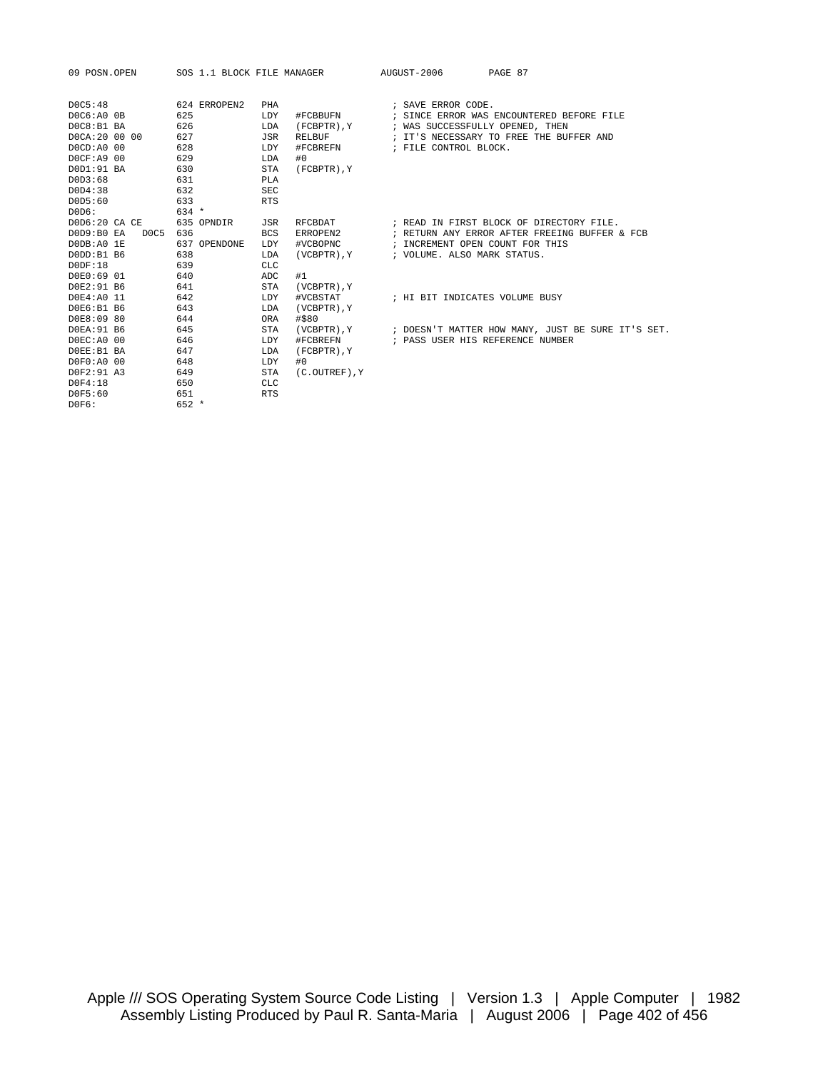```
D0C5:48              624 ERROPEN2   PHA                        ; SAVE ERROR CODE.
D0C6:A0 0B           625            LDY   #FCBBUFN             ; SINCE ERROR WAS ENCOUNTERED BEFORE FILE
D0C8:B1 BA           626            LDA   (FCBPTR),Y           ; WAS SUCCESSFULLY OPENED, THEN
D0CA:20 00 00        627            JSR   RELBUF               ; IT'S NECESSARY TO FREE THE BUFFER AND
D0CD:A0 00           628            LDY   #FCBREFN             ; FILE CONTROL BLOCK.
D0CF:A9 00           629            LDA   #0
D0D1:91 BA           630            STA   (FCBPTR),Y
D0D3:68              631            PLA
D0D4:38              632            SEC
D0D5:60              633            RTS
D0D6:                634 *
D0D6:20 CA CE        635 OPNDIR     JSR   RFCBDAT              ; READ IN FIRST BLOCK OF DIRECTORY FILE.
D0D9:B0 EA    D0C5   636            BCS   ERROPEN2             ; RETURN ANY ERROR AFTER FREEING BUFFER & FCB
D0DB:A0 1E           637 OPENDONE   LDY   #VCBOPNC             ; INCREMENT OPEN COUNT FOR THIS
D0DD:B1 B6           638            LDA   (VCBPTR),Y           ; VOLUME. ALSO MARK STATUS.
D0DF:18              639            CLC
D0E0:69 01           640            ADC   #1
D0E2:91 B6           641            STA   (VCBPTR),Y
D0E4:A0 11           642            LDY   #VCBSTAT             ; HI BIT INDICATES VOLUME BUSY
D0E6:B1 B6           643            LDA   (VCBPTR),Y
D0E8:09 80           644            ORA   #$80
D0EA:91 B6           645            STA   (VCBPTR),Y           ; DOESN'T MATTER HOW MANY, JUST BE SURE IT'S SET.
D0EC:A0 00           646            LDY   #FCBREFN             ; PASS USER HIS REFERENCE NUMBER
D0EE:B1 BA           647            LDA   (FCBPTR),Y
D0F0:A0 00           648            LDY   #0
D0F2:91 A3           649            STA   (C.OUTREF),Y
D0F4:18              650            CLC
D0F5:60              651            RTS
D0F6:                652 *
```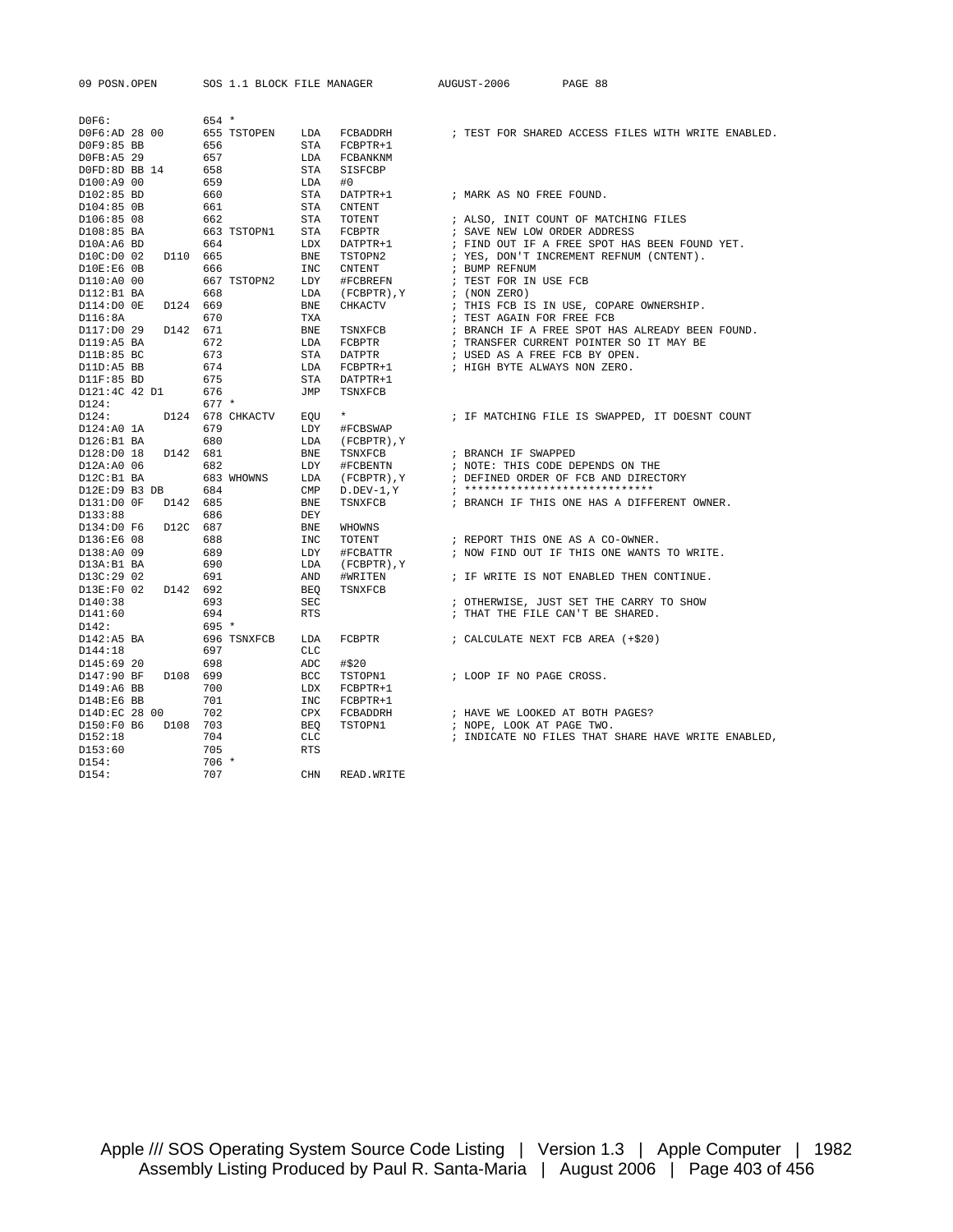```
D0F6:                654 *
D0F6:AD 28 00        655 TSTOPEN    LDA   FCBADDRH        ; TEST FOR SHARED ACCESS FILES WITH WRITE ENABLED.
D0F9:85 BB           656            STA   FCBPTR+1
D0FB:A5 29           657            LDA   FCBANKNM
D0FD:8D BB 14        658            STA   SISFCBP
D100:A9 00           659            LDA   #0
D102:85 BD           660            STA   DATPTR+1        ; MARK AS NO FREE FOUND.
D104:85 0B           661            STA   CNTENT
D106:85 08           662            STA   TOTENT          ; ALSO, INIT COUNT OF MATCHING FILES
D108:85 BA           663 TSTOPN1    STA   FCBPTR          ; SAVE NEW LOW ORDER ADDRESS
D10A:A6 BD           664            LDX   DATPTR+1        ; FIND OUT IF A FREE SPOT HAS BEEN FOUND YET.
D10C:D0 02     D110  665            BNE   TSTOPN2         ; YES, DON'T INCREMENT REFNUM (CNTENT).
D10E:E6 0B           666            INC   CNTENT          ; BUMP REFNUM
D110:A0 00           667 TSTOPN2    LDY   #FCBREFN        ; TEST FOR IN USE FCB
D112:B1 BA           668            LDA   (FCBPTR),Y      ; (NON ZERO)
D114:D0 0E     D124  669            BNE   CHKACTV         ; THIS FCB IS IN USE, COPARE OWNERSHIP.
D116:8A              670            TXA                   ; TEST AGAIN FOR FREE FCB
D117:D0 29     D142  671            BNE   TSNXFCB         ; BRANCH IF A FREE SPOT HAS ALREADY BEEN FOUND.
D119:A5 BA           672            LDA   FCBPTR          ; TRANSFER CURRENT POINTER SO IT MAY BE
D11B:85 BC           673            STA   DATPTR          ; USED AS A FREE FCB BY OPEN.
D11D:A5 BB           674            LDA   FCBPTR+1        ; HIGH BYTE ALWAYS NON ZERO.
D11F:85 BD           675            STA   DATPTR+1
D121:4C 42 D1        676            JMP   TSNXFCB
D124:                677 *
D124:          D124  678 CHKACTV    EQU   *               ; IF MATCHING FILE IS SWAPPED, IT DOESNT COUNT
D124:A0 1A           679            LDY   #FCBSWAP
D126:B1 BA           680            LDA   (FCBPTR),Y
D128:D0 18     D142  681            BNE   TSNXFCB         ; BRANCH IF SWAPPED
D12A:A0 06           682            LDY   #FCBENTN        ; NOTE: THIS CODE DEPENDS ON THE
D12C:B1 BA           683 WHOWNS     LDA   (FCBPTR),Y      ; DEFINED ORDER OF FCB AND DIRECTORY
D12E:D9 B3 DB        684            CMP   D.DEV-1,Y       ; *****************************
D131:D0 0F     D142  685            BNE   TSNXFCB         ; BRANCH IF THIS ONE HAS A DIFFERENT OWNER.
D133:88              686            DEY
D134:D0 F6     D12C  687            BNE   WHOWNS
D136:E6 08           688            INC   TOTENT          ; REPORT THIS ONE AS A CO-OWNER.
D138:A0 09           689            LDY   #FCBATTR        ; NOW FIND OUT IF THIS ONE WANTS TO WRITE.
D13A:B1 BA           690            LDA   (FCBPTR),Y
D13C:29 02           691            AND   #WRITEN         ; IF WRITE IS NOT ENABLED THEN CONTINUE.
D13E:F0 02     D142  692            BEQ   TSNXFCB
D140:38              693            SEC                   ; OTHERWISE, JUST SET THE CARRY TO SHOW
D141:60              694            RTS                   ; THAT THE FILE CAN'T BE SHARED.
D142:                695 *
D142:A5 BA           696 TSNXFCB    LDA   FCBPTR          ; CALCULATE NEXT FCB AREA (+$20)
D144:18              697            CLC
D145:69 20           698            ADC   #$20
D147:90 BF     D108  699            BCC   TSTOPN1         ; LOOP IF NO PAGE CROSS.
D149:A6 BB           700            LDX   FCBPTR+1
D14B:E6 BB           701            INC   FCBPTR+1
D14D:EC 28 00        702            CPX   FCBADDRH        ; HAVE WE LOOKED AT BOTH PAGES?
D150:F0 B6     D108  703            BEQ   TSTOPN1         ; NOPE, LOOK AT PAGE TWO.
D152:18              704            CLC                   ; INDICATE NO FILES THAT SHARE HAVE WRITE ENABLED,
D153:60              705            RTS
D154:                706 *
D154:                707            CHN   READ.WRITE
```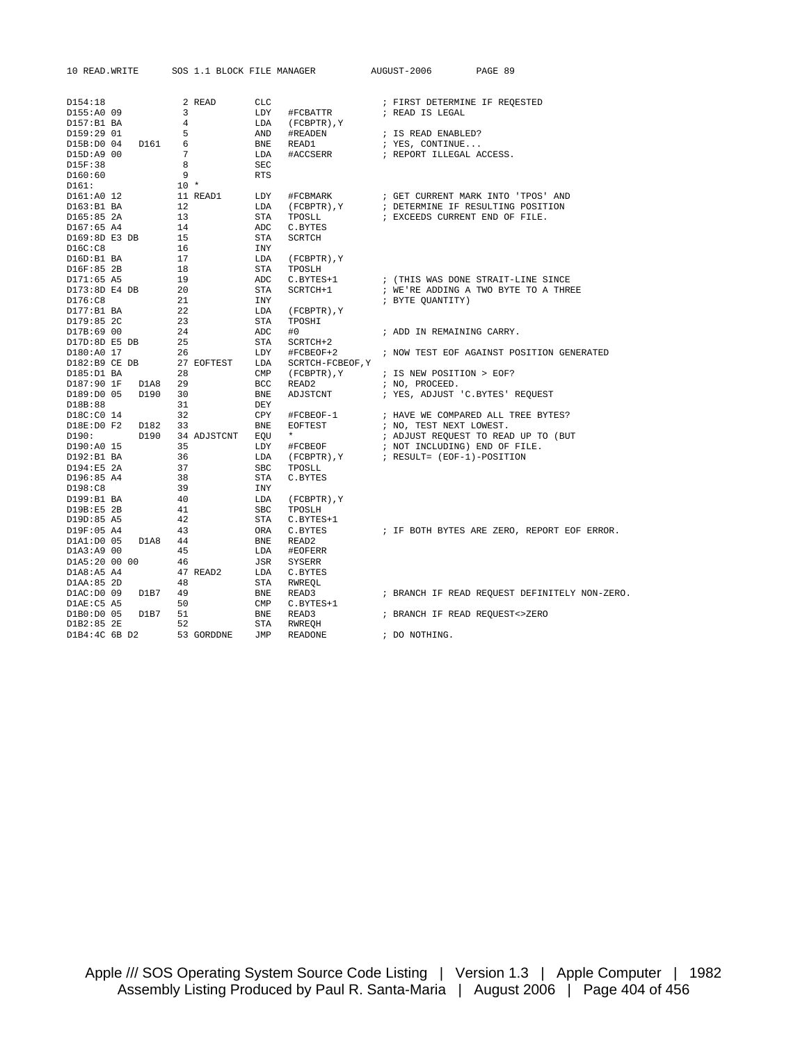```
D154:18              2 READ       CLC                       ; FIRST DETERMINE IF REQESTED
D155:A0 09           3            LDY   #FCBATTR            ; READ IS LEGAL
D157:B1 BA           4            LDA   (FCBPTR),Y
D159:29 01           5            AND   #READEN             ; IS READ ENABLED?
D15B:D0 04   D161    6            BNE   READ1               ; YES, CONTINUE...
D15D:A9 00           7            LDA   #ACCSERR            ; REPORT ILLEGAL ACCESS.
D15F:38              8            SEC
D160:60              9            RTS
D161:               10 *
D161:A0 12          11 READ1      LDY   #FCBMARK            ; GET CURRENT MARK INTO 'TPOS' AND
D163:B1 BA          12            LDA   (FCBPTR),Y          ; DETERMINE IF RESULTING POSITION
D165:85 2A          13            STA   TPOSLL              ; EXCEEDS CURRENT END OF FILE.
D167:65 A4          14            ADC   C.BYTES
D169:8D E3 DB       15            STA   SCRTCH
D16C:C8             16            INY
D16D:B1 BA          17            LDA   (FCBPTR),Y
D16F:85 2B          18            STA   TPOSLH
D171:65 A5          19            ADC   C.BYTES+1           ; (THIS WAS DONE STRAIT-LINE SINCE
D173:8D E4 DB       20            STA   SCRTCH+1            ; WE'RE ADDING A TWO BYTE TO A THREE
D176:C8             21            INY                       ; BYTE QUANTITY)
D177:B1 BA          22            LDA   (FCBPTR),Y
D179:85 2C          23            STA   TPOSHI
D17B:69 00          24            ADC   #0                  ; ADD IN REMAINING CARRY.
D17D:8D E5 DB       25            STA   SCRTCH+2
D180:A0 17          26            LDY   #FCBEOF+2           ; NOW TEST EOF AGAINST POSITION GENERATED
D182:B9 CE DB       27 EOFTEST    LDA   SCRTCH-FCBEOF,Y
D185:D1 BA          28            CMP   (FCBPTR),Y          ; IS NEW POSITION > EOF?
D187:90 1F   D1A8   29            BCC   READ2               ; NO, PROCEED.
D189:D0 05   D190   30            BNE   ADJSTCNT            ; YES, ADJUST 'C.BYTES' REQUEST
D18B:88             31            DEY
D18C:C0 14          32            CPY   #FCBEOF-1           ; HAVE WE COMPARED ALL TREE BYTES?
D18E:D0 F2   D182   33            BNE   EOFTEST             ; NO, TEST NEXT LOWEST.
D190:        D190   34 ADJSTCNT   EQU   *                   ; ADJUST REQUEST TO READ UP TO (BUT
D190:A0 15          35            LDY   #FCBEOF             ; NOT INCLUDING) END OF FILE.
D192:B1 BA          36            LDA   (FCBPTR),Y          ; RESULT= (EOF-1)-POSITION
D194:E5 2A          37            SBC   TPOSLL
D196:85 A4          38            STA   C.BYTES
D198:C8             39            INY
D199:B1 BA          40            LDA   (FCBPTR),Y
D19B:E5 2B          41            SBC   TPOSLH
D19D:85 A5          42            STA   C.BYTES+1
D19F:05 A4          43            ORA   C.BYTES             ; IF BOTH BYTES ARE ZERO, REPORT EOF ERROR.
D1A1:D0 05   D1A8   44            BNE   READ2
D1A3:A9 00          45            LDA   #EOFERR
D1A5:20 00 00       46            JSR   SYSERR
D1A8:A5 A4          47 READ2      LDA   C.BYTES
D1AA:85 2D          48            STA   RWREQL
D1AC:D0 09   D1B7   49            BNE   READ3               ; BRANCH IF READ REQUEST DEFINITELY NON-ZERO.
D1AE:C5 A5          50            CMP   C.BYTES+1
D1B0:D0 05   D1B7   51            BNE   READ3               ; BRANCH IF READ REQUEST<>ZERO
D1B2:85 2E          52            STA   RWREQH
D1B4:4C 6B D2       53 GORDDNE    JMP   READONE             ; DO NOTHING.
```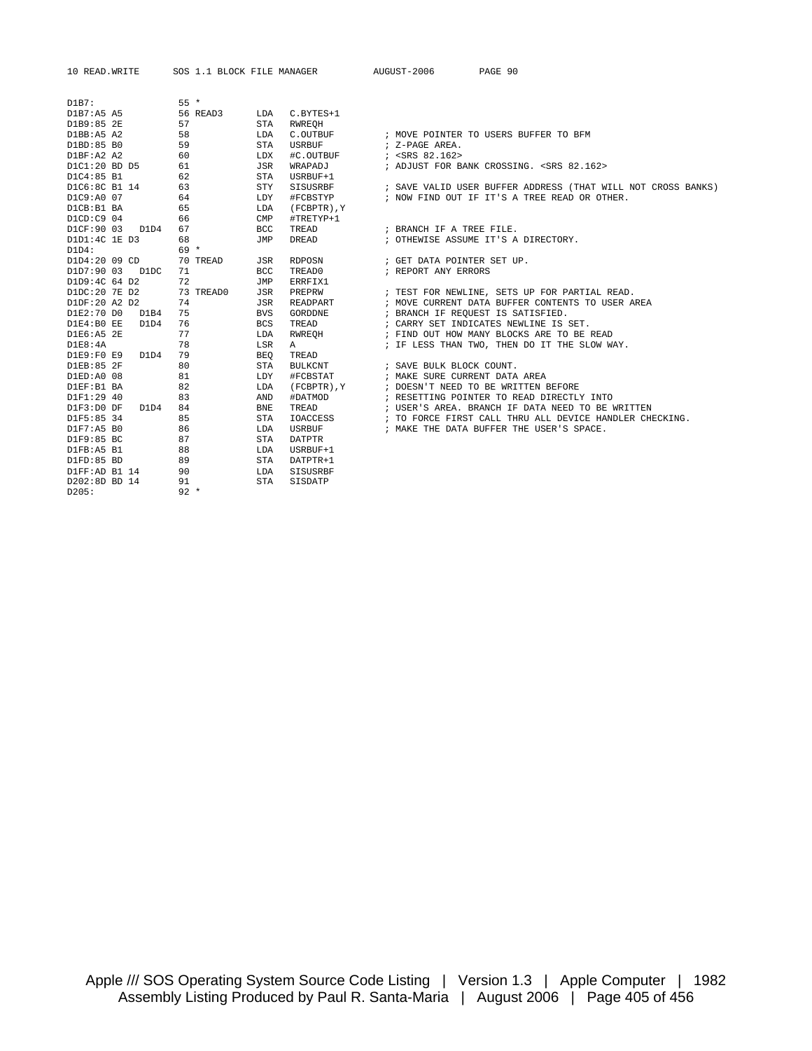```
D1B7:              55 *
D1B7:A5 A5         56 READ3      LDA   C.BYTES+1
D1B9:85 2E         57            STA   RWREQH
D1BB:A5 A2         58            LDA   C.OUTBUF          ; MOVE POINTER TO USERS BUFFER TO BFM
D1BD:85 B0         59            STA   USRBUF            ; Z-PAGE AREA.
D1BF:A2 A2         60            LDX   #C.OUTBUF         ; <SRS 82.162>
D1C1:20 BD D5      61            JSR   WRAPADJ           ; ADJUST FOR BANK CROSSING. <SRS 82.162>
D1C4:85 B1         62            STA   USRBUF+1
D1C6:8C B1 14      63            STY   SISUSRBF          ; SAVE VALID USER BUFFER ADDRESS (THAT WILL NOT CROSS BANKS)
D1C9:A0 07         64            LDY   #FCBSTYP          ; NOW FIND OUT IF IT'S A TREE READ OR OTHER.
D1CB:B1 BA         65            LDA   (FCBPTR),Y
D1CD:C9 04         66            CMP   #TRETYP+1
D1CF:90 03   D1D4  67            BCC   TREAD             ; BRANCH IF A TREE FILE.
D1D1:4C 1E D3      68            JMP   DREAD             ; OTHEWISE ASSUME IT'S A DIRECTORY.
D1D4:              69 *
D1D4:20 09 CD      70 TREAD      JSR   RDPOSN            ; GET DATA POINTER SET UP.
D1D7:90 03   D1DC  71            BCC   TREAD0            ; REPORT ANY ERRORS
D1D9:4C 64 D2      72            JMP   ERRFIX1
D1DC:20 7E D2      73 TREAD0     JSR   PREPRW            ; TEST FOR NEWLINE, SETS UP FOR PARTIAL READ.
D1DF:20 A2 D2      74            JSR   READPART          ; MOVE CURRENT DATA BUFFER CONTENTS TO USER AREA
D1E2:70 D0   D1B4  75            BVS   GORDDNE           ; BRANCH IF REQUEST IS SATISFIED.
D1E4:B0 EE   D1D4  76            BCS   TREAD             ; CARRY SET INDICATES NEWLINE IS SET.
D1E6:A5 2E         77            LDA   RWREQH            ; FIND OUT HOW MANY BLOCKS ARE TO BE READ
D1E8:4A            78            LSR   A                 ; IF LESS THAN TWO, THEN DO IT THE SLOW WAY.
D1E9:F0 E9   D1D4  79            BEQ   TREAD
D1EB:85 2F         80            STA   BULKCNT           ; SAVE BULK BLOCK COUNT.
D1ED:A0 08         81            LDY   #FCBSTAT          ; MAKE SURE CURRENT DATA AREA
D1EF:B1 BA         82            LDA   (FCBPTR),Y        ; DOESN'T NEED TO BE WRITTEN BEFORE
D1F1:29 40         83            AND   #DATMOD           ; RESETTING POINTER TO READ DIRECTLY INTO
D1F3:D0 DF   D1D4  84            BNE   TREAD             ; USER'S AREA. BRANCH IF DATA NEED TO BE WRITTEN
D1F5:85 34         85            STA   IOACCESS          ; TO FORCE FIRST CALL THRU ALL DEVICE HANDLER CHECKING.
D1F7:A5 B0         86            LDA   USRBUF            ; MAKE THE DATA BUFFER THE USER'S SPACE.
D1F9:85 BC         87            STA   DATPTR
D1FB:A5 B1         88            LDA   USRBUF+1
D1FD:85 BD         89            STA   DATPTR+1
D1FF:AD B1 14      90            LDA   SISUSRBF
D202:8D BD 14      91            STA   SISDATP
D205:              92 *
```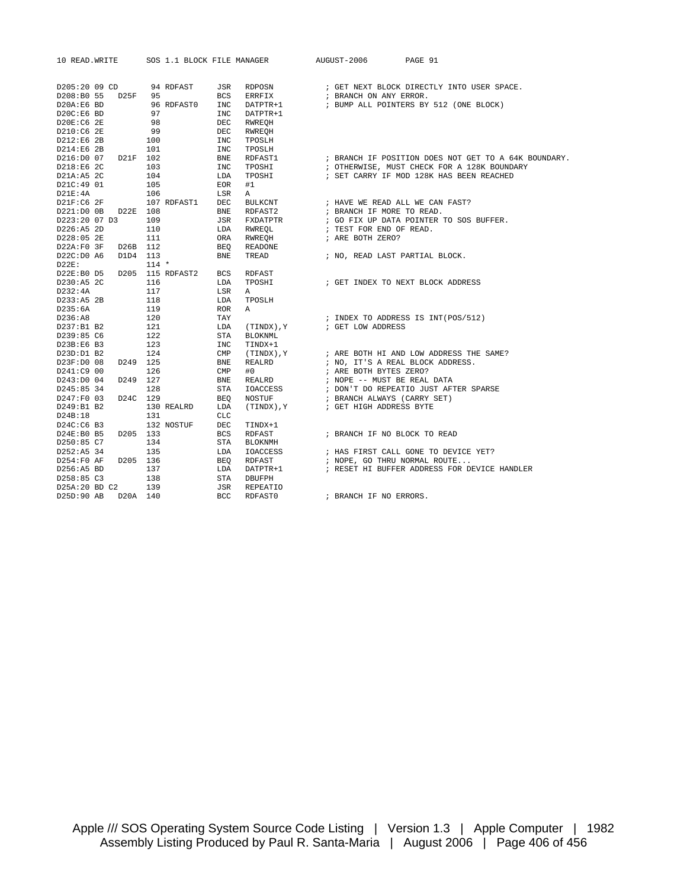```
D205:20 09 CD        94 RDFAST     JSR   RDPOSN           ; GET NEXT BLOCK DIRECTLY INTO USER SPACE.
D208:B0 55   D25F    95            BCS   ERRFIX           ; BRANCH ON ANY ERROR.
D20A:E6 BD           96 RDFAST0    INC   DATPTR+1         ; BUMP ALL POINTERS BY 512 (ONE BLOCK)
D20C:E6 BD           97            INC   DATPTR+1
D20E:C6 2E           98            DEC   RWREQH
D210:C6 2E           99            DEC   RWREQH
D212:E6 2B          100            INC   TPOSLH
D214:E6 2B          101            INC   TPOSLH
D216:D0 07   D21F   102            BNE   RDFAST1          ; BRANCH IF POSITION DOES NOT GET TO A 64K BOUNDARY.
D218:E6 2C          103            INC   TPOSHI           ; OTHERWISE, MUST CHECK FOR A 128K BOUNDARY
D21A:A5 2C          104            LDA   TPOSHI           ; SET CARRY IF MOD 128K HAS BEEN REACHED
D21C:49 01          105            EOR   #1
D21E:4A             106            LSR   A
D21F:C6 2F          107 RDFAST1    DEC   BULKCNT          ; HAVE WE READ ALL WE CAN FAST?
D221:D0 0B   D22E   108            BNE   RDFAST2          ; BRANCH IF MORE TO READ.
D223:20 07 D3       109            JSR   FXDATPTR         ; GO FIX UP DATA POINTER TO SOS BUFFER.
D226:A5 2D          110            LDA   RWREQL           ; TEST FOR END OF READ.
D228:05 2E          111            ORA   RWREQH           ; ARE BOTH ZERO?
D22A:F0 3F   D26B   112            BEQ   READONE
D22C:D0 A6   D1D4   113            BNE   TREAD            ; NO, READ LAST PARTIAL BLOCK.
D22E:               114 *
D22E:B0 D5   D205   115 RDFAST2    BCS   RDFAST
D230:A5 2C          116            LDA   TPOSHI           ; GET INDEX TO NEXT BLOCK ADDRESS
D232:4A             117            LSR   A
D233:A5 2B          118            LDA   TPOSLH
D235:6A             119            ROR   A
D236:A8             120            TAY                    ; INDEX TO ADDRESS IS INT(POS/512)
D237:B1 B2          121            LDA   (TINDX),Y        ; GET LOW ADDRESS
D239:85 C6          122            STA   BLOKNML
D23B:E6 B3          123            INC   TINDX+1
D23D:D1 B2          124            CMP   (TINDX),Y        ; ARE BOTH HI AND LOW ADDRESS THE SAME?
D23F:D0 08   D249   125            BNE   REALRD           ; NO, IT'S A REAL BLOCK ADDRESS.
D241:C9 00          126            CMP   #0               ; ARE BOTH BYTES ZERO?
D243:D0 04   D249   127            BNE   REALRD           ; NOPE -- MUST BE REAL DATA
D245:85 34          128            STA   IOACCESS         ; DON'T DO REPEATIO JUST AFTER SPARSE
D247:F0 03   D24C   129            BEQ   NOSTUF           ; BRANCH ALWAYS (CARRY SET)
D249:B1 B2          130 REALRD     LDA   (TINDX),Y        ; GET HIGH ADDRESS BYTE
D24B:18             131            CLC
D24C:C6 B3          132 NOSTUF     DEC   TINDX+1
D24E:B0 B5   D205   133            BCS   RDFAST           ; BRANCH IF NO BLOCK TO READ
D250:85 C7          134            STA   BLOKNMH
D252:A5 34          135            LDA   IOACCESS         ; HAS FIRST CALL GONE TO DEVICE YET?
D254:F0 AF   D205   136            BEQ   RDFAST           ; NOPE, GO THRU NORMAL ROUTE...
D256:A5 BD          137            LDA   DATPTR+1         ; RESET HI BUFFER ADDRESS FOR DEVICE HANDLER
D258:85 C3          138            STA   DBUFPH
D25A:20 BD C2       139            JSR   REPEATIO
D25D:90 AB   D20A   140            BCC   RDFAST0          ; BRANCH IF NO ERRORS.
```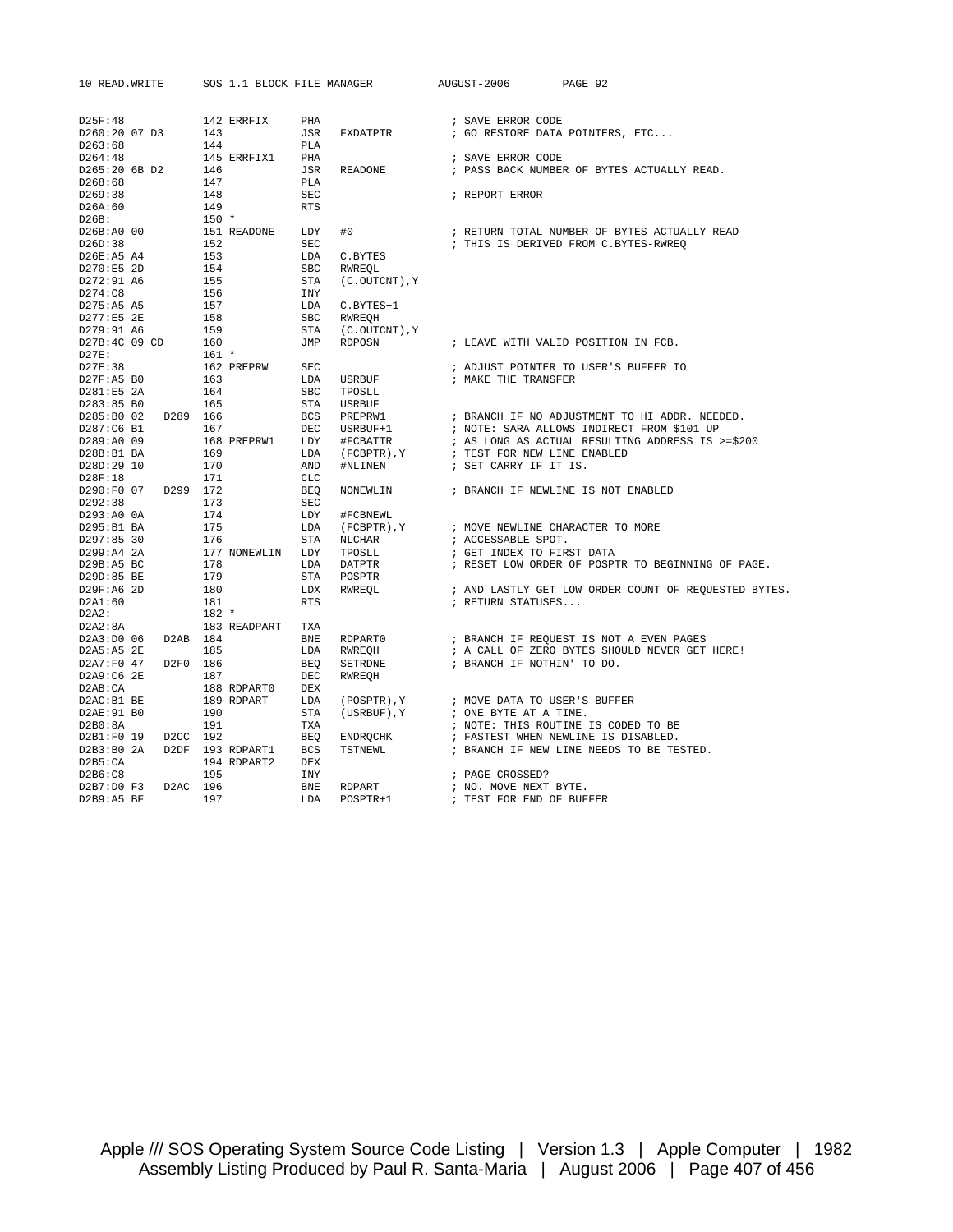```
D25F:48              142 ERRFIX     PHA                    ; SAVE ERROR CODE
D260:20 07 D3        143            JSR   FXDATPTR         ; GO RESTORE DATA POINTERS, ETC...
D263:68              144            PLA
D264:48              145 ERRFIX1    PHA                    ; SAVE ERROR CODE
D265:20 6B D2        146            JSR   READONE          ; PASS BACK NUMBER OF BYTES ACTUALLY READ.
D268:68              147            PLA
D269:38              148            SEC                    ; REPORT ERROR
D26A:60              149            RTS
D26B:                150 *
D26B:A0 00           151 READONE    LDY   #0               ; RETURN TOTAL NUMBER OF BYTES ACTUALLY READ
D26D:38              152            SEC                    ; THIS IS DERIVED FROM C.BYTES-RWREQ
D26E:A5 A4           153            LDA   C.BYTES
D270:E5 2D           154            SBC   RWREQL
D272:91 A6           155            STA   (C.OUTCNT),Y
D274:C8              156            INY
D275:A5 A5           157            LDA   C.BYTES+1
D277:E5 2E           158            SBC   RWREQH
D279:91 A6           159            STA   (C.OUTCNT),Y
D27B:4C 09 CD        160            JMP   RDPOSN           ; LEAVE WITH VALID POSITION IN FCB.
D27E:                161 *
D27E:38              162 PREPRW     SEC                    ; ADJUST POINTER TO USER'S BUFFER TO
D27F:A5 B0           163            LDA   USRBUF           ; MAKE THE TRANSFER
D281:E5 2A           164            SBC   TPOSLL
D283:85 B0           165            STA   USRBUF
D285:B0 02    D289   166            BCS   PREPRW1          ; BRANCH IF NO ADJUSTMENT TO HI ADDR. NEEDED.
D287:C6 B1           167            DEC   USRBUF+1         ; NOTE: SARA ALLOWS INDIRECT FROM $101 UP
D289:A0 09           168 PREPRW1    LDY   #FCBATTR         ; AS LONG AS ACTUAL RESULTING ADDRESS IS >=$200
D28B:B1 BA           169            LDA   (FCBPTR),Y       ; TEST FOR NEW LINE ENABLED
D28D:29 10           170            AND   #NLINEN          ; SET CARRY IF IT IS.
D28F:18              171            CLC
D290:F0 07    D299   172            BEQ   NONEWLIN         ; BRANCH IF NEWLINE IS NOT ENABLED
D292:38              173            SEC
D293:A0 0A           174            LDY   #FCBNEWL
D295:B1 BA           175            LDA   (FCBPTR),Y       ; MOVE NEWLINE CHARACTER TO MORE
D297:85 30           176            STA   NLCHAR           ; ACCESSABLE SPOT.
D299:A4 2A           177 NONEWLIN   LDY   TPOSLL           ; GET INDEX TO FIRST DATA
D29B:A5 BC           178            LDA   DATPTR           ; RESET LOW ORDER OF POSPTR TO BEGINNING OF PAGE.
D29D:85 BE           179            STA   POSPTR
D29F:A6 2D           180            LDX   RWREQL           ; AND LASTLY GET LOW ORDER COUNT OF REQUESTED BYTES.
D2A1:60              181            RTS                    ; RETURN STATUSES...
D2A2:                182 *
D2A2:8A              183 READPART   TXA
D2A3:D0 06    D2AB   184            BNE   RDPART0          ; BRANCH IF REQUEST IS NOT A EVEN PAGES
D2A5:A5 2E           185            LDA   RWREQH           ; A CALL OF ZERO BYTES SHOULD NEVER GET HERE!
D2A7:F0 47    D2F0   186            BEQ   SETRDNE          ; BRANCH IF NOTHIN' TO DO.
D2A9:C6 2E           187            DEC   RWREQH
D2AB:CA              188 RDPART0    DEX
D2AC:B1 BE           189 RDPART     LDA   (POSPTR),Y       ; MOVE DATA TO USER'S BUFFER
D2AE:91 B0           190            STA   (USRBUF),Y       ; ONE BYTE AT A TIME.
D2B0:8A              191            TXA                    ; NOTE: THIS ROUTINE IS CODED TO BE
D2B1:F0 19    D2CC   192            BEQ   ENDRQCHK         ; FASTEST WHEN NEWLINE IS DISABLED.
D2B3:B0 2A    D2DF   193 RDPART1    BCS   TSTNEWL          ; BRANCH IF NEW LINE NEEDS TO BE TESTED.
D2B5:CA              194 RDPART2    DEX
D2B6:C8              195            INY                    ; PAGE CROSSED?
D2B7:D0 F3    D2AC   196            BNE   RDPART           ; NO. MOVE NEXT BYTE.
D2B9:A5 BF           197            LDA   POSPTR+1         ; TEST FOR END OF BUFFER
```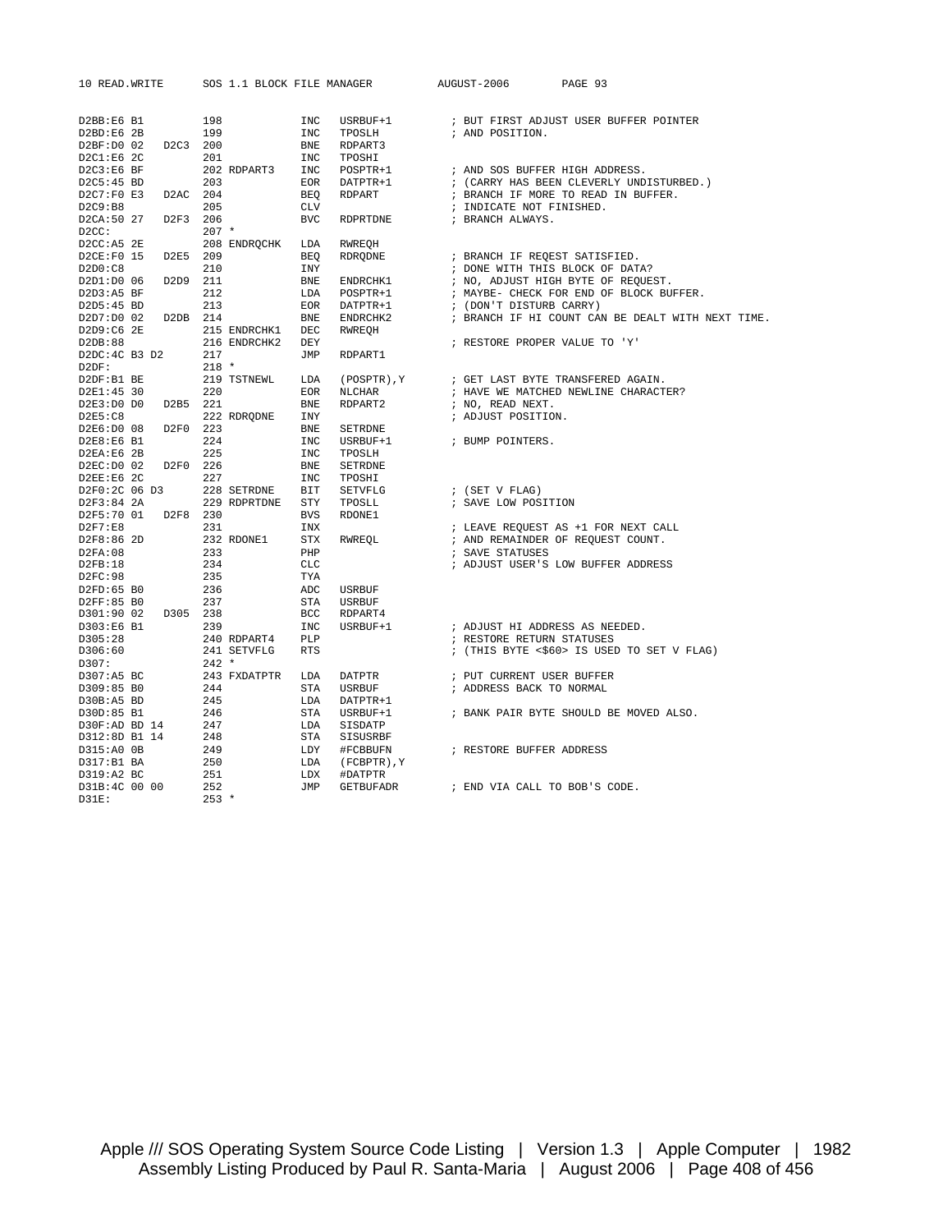```
D2BB:E6 B1          198              INC   USRBUF+1        ; BUT FIRST ADJUST USER BUFFER POINTER
D2BD:E6 2B          199              INC   TPOSLH          ; AND POSITION.
D2BF:D0 02    D2C3  200              BNE   RDPART3
D2C1:E6 2C          201              INC   TPOSHI
D2C3:E6 BF          202 RDPART3      INC   POSPTR+1        ; AND SOS BUFFER HIGH ADDRESS.
D2C5:45 BD          203              EOR   DATPTR+1        ; (CARRY HAS BEEN CLEVERLY UNDISTURBED.)
D2C7:F0 E3    D2AC  204              BEQ   RDPART          ; BRANCH IF MORE TO READ IN BUFFER.
D2C9:B8             205              CLV                   ; INDICATE NOT FINISHED.
D2CA:50 27    D2F3  206              BVC   RDPRTDNE        ; BRANCH ALWAYS.
D2CC:               207 *
D2CC:A5 2E          208 ENDRQCHK     LDA   RWREQH
D2CE:F0 15    D2E5  209              BEQ   RDRQDNE         ; BRANCH IF REQEST SATISFIED.
D2D0:C8             210              INY                   ; DONE WITH THIS BLOCK OF DATA?
D2D1:D0 06    D2D9  211              BNE   ENDRCHK1        ; NO, ADJUST HIGH BYTE OF REQUEST.
D2D3:A5 BF          212              LDA   POSPTR+1        ; MAYBE- CHECK FOR END OF BLOCK BUFFER.
D2D5:45 BD          213              EOR   DATPTR+1        ; (DON'T DISTURB CARRY)
D2D7:D0 02    D2DB  214              BNE   ENDRCHK2        ; BRANCH IF HI COUNT CAN BE DEALT WITH NEXT TIME.
D2D9:C6 2E          215 ENDRCHK1     DEC   RWREQH
D2DB:88             216 ENDRCHK2     DEY                   ; RESTORE PROPER VALUE TO 'Y'
D2DC:4C B3 D2       217              JMP   RDPART1
D2DF:               218 *
D2DF:B1 BE          219 TSTNEWL      LDA   (POSPTR),Y      ; GET LAST BYTE TRANSFERED AGAIN.
D2E1:45 30          220              EOR   NLCHAR          ; HAVE WE MATCHED NEWLINE CHARACTER?
D2E3:D0 D0    D2B5  221              BNE   RDPART2         ; NO, READ NEXT.
D2E5:C8             222 RDRQDNE      INY                   ; ADJUST POSITION.
D2E6:D0 08    D2F0  223              BNE   SETRDNE
D2E8:E6 B1          224              INC   USRBUF+1        ; BUMP POINTERS.
D2EA:E6 2B          225              INC   TPOSLH
D2EC:D0 02    D2F0  226              BNE   SETRDNE
D2EE:E6 2C          227              INC   TPOSHI
D2F0:2C 06 D3       228 SETRDNE      BIT   SETVFLG         ; (SET V FLAG)
D2F3:84 2A          229 RDPRTDNE     STY   TPOSLL          ; SAVE LOW POSITION
D2F5:70 01    D2F8  230              BVS   RDONE1
D2F7:E8             231              INX                   ; LEAVE REQUEST AS +1 FOR NEXT CALL
D2F8:86 2D          232 RDONE1       STX   RWREQL          ; AND REMAINDER OF REQUEST COUNT.
D2FA:08             233              PHP                   ; SAVE STATUSES
D2FB:18             234              CLC                   ; ADJUST USER'S LOW BUFFER ADDRESS
D2FC:98             235              TYA
D2FD:65 B0          236              ADC   USRBUF
D2FF:85 B0          237              STA   USRBUF
D301:90 02    D305  238              BCC   RDPART4
D303:E6 B1          239              INC   USRBUF+1        ; ADJUST HI ADDRESS AS NEEDED.
D305:28             240 RDPART4      PLP                   ; RESTORE RETURN STATUSES
D306:60             241 SETVFLG      RTS                   ; (THIS BYTE <$60> IS USED TO SET V FLAG)
D307:               242 *
D307:A5 BC          243 FXDATPTR     LDA   DATPTR          ; PUT CURRENT USER BUFFER
D309:85 B0          244              STA   USRBUF          ; ADDRESS BACK TO NORMAL
D30B:A5 BD          245              LDA   DATPTR+1
D30D:85 B1          246              STA   USRBUF+1        ; BANK PAIR BYTE SHOULD BE MOVED ALSO.
D30F:AD BD 14       247              LDA   SISDATP
D312:8D B1 14       248              STA   SISUSRBF
D315:A0 0B          249              LDY   #FCBBUFN        ; RESTORE BUFFER ADDRESS
D317:B1 BA          250              LDA   (FCBPTR),Y
D319:A2 BC          251              LDX   #DATPTR
D31B:4C 00 00       252              JMP   GETBUFADR       ; END VIA CALL TO BOB'S CODE.
D31E:               253 *
```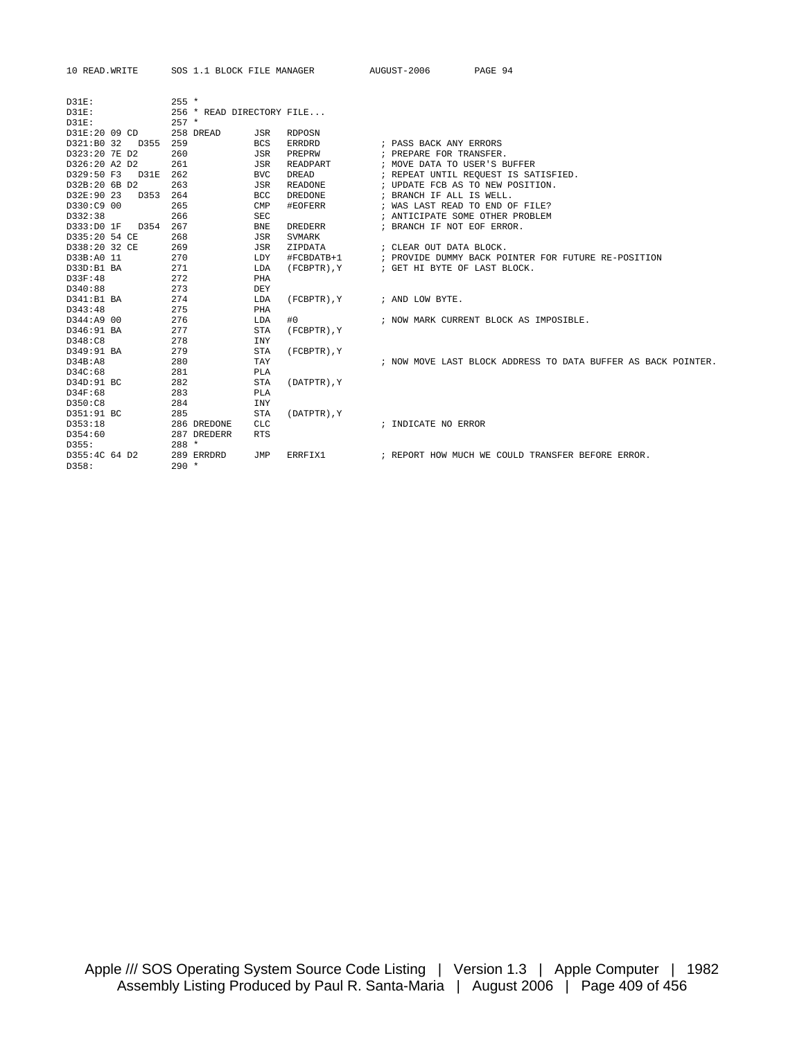```
D31E:              255 *
D31E:              256 * READ DIRECTORY FILE...
D31E:              257 *
D31E:20 09 CD      258 DREAD       JSR   RDPOSN
D321:B0 32   D355  259             BCS   ERRDRD          ; PASS BACK ANY ERRORS
D323:20 7E D2      260             JSR   PREPRW          ; PREPARE FOR TRANSFER.
D326:20 A2 D2      261             JSR   READPART        ; MOVE DATA TO USER'S BUFFER
D329:50 F3   D31E  262             BVC   DREAD           ; REPEAT UNTIL REQUEST IS SATISFIED.
D32B:20 6B D2      263             JSR   READONE         ; UPDATE FCB AS TO NEW POSITION.
D32E:90 23   D353  264             BCC   DREDONE         ; BRANCH IF ALL IS WELL.
D330:C9 00         265             CMP   #EOFERR         ; WAS LAST READ TO END OF FILE?
D332:38            266             SEC                   ; ANTICIPATE SOME OTHER PROBLEM
D333:D0 1F   D354  267             BNE   DREDERR         ; BRANCH IF NOT EOF ERROR.
D335:20 54 CE      268             JSR   SVMARK
D338:20 32 CE      269             JSR   ZIPDATA         ; CLEAR OUT DATA BLOCK.
D33B:A0 11         270             LDY   #FCBDATB+1      ; PROVIDE DUMMY BACK POINTER FOR FUTURE RE-POSITION
D33D:B1 BA         271             LDA   (FCBPTR),Y      ; GET HI BYTE OF LAST BLOCK.
D33F:48            272             PHA
D340:88            273             DEY
D341:B1 BA         274             LDA   (FCBPTR),Y      ; AND LOW BYTE.
D343:48            275             PHA
D344:A9 00         276             LDA   #0              ; NOW MARK CURRENT BLOCK AS IMPOSIBLE.
D346:91 BA         277             STA   (FCBPTR),Y
D348:C8            278             INY
D349:91 BA         279             STA   (FCBPTR),Y
D34B:A8            280             TAY                   ; NOW MOVE LAST BLOCK ADDRESS TO DATA BUFFER AS BACK POINTER.
D34C:68            281             PLA
D34D:91 BC         282             STA   (DATPTR),Y
D34F:68            283             PLA
D350:C8            284             INY
D351:91 BC         285             STA   (DATPTR),Y
D353:18            286 DREDONE     CLC                   ; INDICATE NO ERROR
D354:60            287 DREDERR     RTS
D355:              288 *
D355:4C 64 D2      289 ERRDRD      JMP   ERRFIX1         ; REPORT HOW MUCH WE COULD TRANSFER BEFORE ERROR.
D358:              290 *
```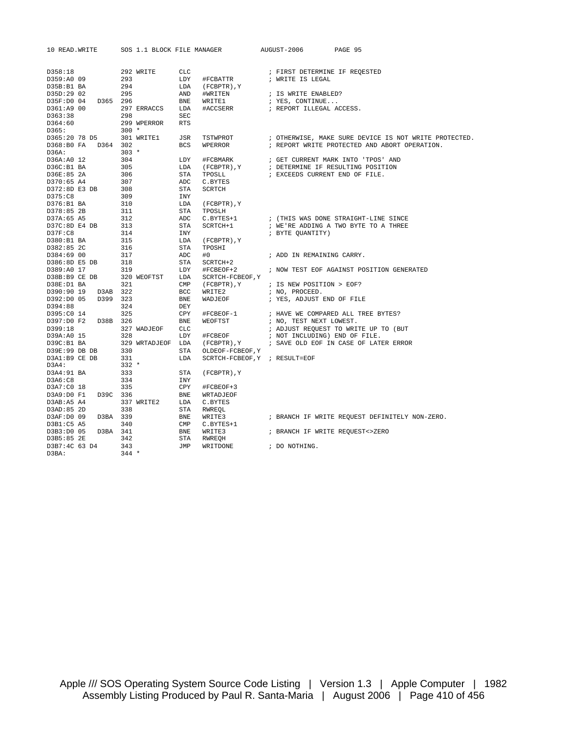```
D358:18              292 WRITE      CLC                      ; FIRST DETERMINE IF REQESTED
D359:A0 09           293            LDY   #FCBATTR           ; WRITE IS LEGAL
D35B:B1 BA           294            LDA   (FCBPTR),Y
D35D:29 02           295            AND   #WRITEN            ; IS WRITE ENABLED?
D35F:D0 04    D365   296            BNE   WRITE1             ; YES, CONTINUE...
D361:A9 00           297 ERRACCS    LDA   #ACCSERR           ; REPORT ILLEGAL ACCESS.
D363:38              298            SEC
D364:60              299 WPERROR    RTS
D365:                300 *
D365:20 78 D5        301 WRITE1     JSR   TSTWPROT           ; OTHERWISE, MAKE SURE DEVICE IS NOT WRITE PROTECTED.
D368:B0 FA    D364   302            BCS   WPERROR            ; REPORT WRITE PROTECTED AND ABORT OPERATION.
D36A:                303 *
D36A:A0 12           304            LDY   #FCBMARK           ; GET CURRENT MARK INTO 'TPOS' AND
D36C:B1 BA           305            LDA   (FCBPTR),Y         ; DETERMINE IF RESULTING POSITION
D36E:85 2A           306            STA   TPOSLL             ; EXCEEDS CURRENT END OF FILE.
D370:65 A4           307            ADC   C.BYTES
D372:8D E3 DB        308            STA   SCRTCH
D375:C8              309            INY
D376:B1 BA           310            LDA   (FCBPTR),Y
D378:85 2B           311            STA   TPOSLH
D37A:65 A5           312            ADC   C.BYTES+1          ; (THIS WAS DONE STRAIGHT-LINE SINCE
D37C:8D E4 DB        313            STA   SCRTCH+1           ; WE'RE ADDING A TWO BYTE TO A THREE
D37F:C8              314            INY                      ; BYTE QUANTITY)
D380:B1 BA           315            LDA   (FCBPTR),Y
D382:85 2C           316            STA   TPOSHI
D384:69 00           317            ADC   #0                 ; ADD IN REMAINING CARRY.
D386:8D E5 DB        318            STA   SCRTCH+2
D389:A0 17           319            LDY   #FCBEOF+2          ; NOW TEST EOF AGAINST POSITION GENERATED
D38B:B9 CE DB        320 WEOFTST    LDA   SCRTCH-FCBEOF,Y
D38E:D1 BA           321            CMP   (FCBPTR),Y         ; IS NEW POSITION > EOF?
D390:90 19    D3AB   322            BCC   WRITE2             ; NO, PROCEED.
D392:D0 05    D399   323            BNE   WADJEOF            ; YES, ADJUST END OF FILE
D394:88              324            DEY
D395:C0 14           325            CPY   #FCBEOF-1          ; HAVE WE COMPARED ALL TREE BYTES?
D397:D0 F2    D38B   326            BNE   WEOFTST            ; NO, TEST NEXT LOWEST.
D399:18              327 WADJEOF    CLC                      ; ADJUST REQUEST TO WRITE UP TO (BUT
D39A:A0 15           328            LDY   #FCBEOF            ; NOT INCLUDING) END OF FILE.
D39C:B1 BA           329 WRTADJEOF  LDA   (FCBPTR),Y         ; SAVE OLD EOF IN CASE OF LATER ERROR
D39E:99 DB DB        330            STA   OLDEOF-FCBEOF,Y
D3A1:B9 CE DB        331            LDA   SCRTCH-FCBEOF,Y  ; RESULT=EOF
D3A4:                332 *
D3A4:91 BA           333            STA   (FCBPTR),Y
D3A6:C8              334            INY
D3A7:C0 18           335            CPY   #FCBEOF+3
D3A9:D0 F1    D39C   336            BNE   WRTADJEOF
D3AB:A5 A4           337 WRITE2     LDA   C.BYTES
D3AD:85 2D           338            STA   RWREQL
D3AF:D0 09    D3BA   339            BNE   WRITE3             ; BRANCH IF WRITE REQUEST DEFINITELY NON-ZERO.
D3B1:C5 A5           340            CMP   C.BYTES+1
D3B3:D0 05    D3BA   341            BNE   WRITE3             ; BRANCH IF WRITE REQUEST<>ZERO
D3B5:85 2E           342            STA   RWREQH
D3B7:4C 63 D4        343            JMP   WRITDONE           ; DO NOTHING.
D3BA:                344 *
```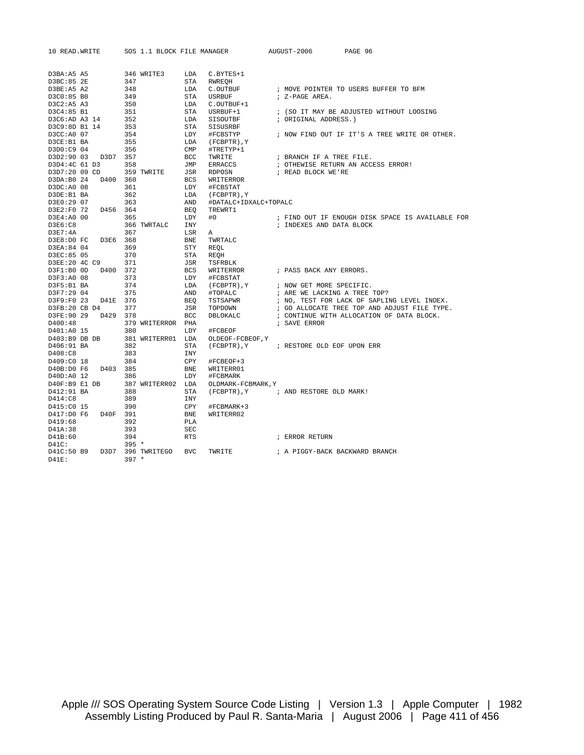```
D3BA:A5 A5          346 WRITE3     LDA   C.BYTES+1
D3BC:85 2E          347            STA   RWREQH
D3BE:A5 A2          348            LDA   C.OUTBUF          ; MOVE POINTER TO USERS BUFFER TO BFM
D3C0:85 B0          349            STA   USRBUF            ; Z-PAGE AREA.
D3C2:A5 A3          350            LDA   C.OUTBUF+1
D3C4:85 B1          351            STA   USRBUF+1          ; (SO IT MAY BE ADJUSTED WITHOUT LOOSING
D3C6:AD A3 14       352            LDA   SISOUTBF          ; ORIGINAL ADDRESS.)
D3C9:8D B1 14       353            STA   SISUSRBF
D3CC:A0 07          354            LDY   #FCBSTYP          ; NOW FIND OUT IF IT'S A TREE WRITE OR OTHER.
D3CE:B1 BA          355            LDA   (FCBPTR),Y
D3D0:C9 04          356            CMP   #TRETYP+1
D3D2:90 03   D3D7   357            BCC   TWRITE            ; BRANCH IF A TREE FILE.
D3D4:4C 61 D3       358            JMP   ERRACCS           ; OTHEWISE RETURN AN ACCESS ERROR!
D3D7:20 09 CD       359 TWRITE     JSR   RDPOSN            ; READ BLOCK WE'RE
D3DA:B0 24   D400   360            BCS   WRITERROR
D3DC:A0 08          361            LDY   #FCBSTAT
D3DE:B1 BA          362            LDA   (FCBPTR),Y
D3E0:29 07          363            AND   #DATALC+IDXALC+TOPALC
D3E2:F0 72   D456   364            BEQ   TREWRT1
D3E4:A0 00          365            LDY   #0                ; FIND OUT IF ENOUGH DISK SPACE IS AVAILABLE FOR
D3E6:C8             366 TWRTALC    INY                     ; INDEXES AND DATA BLOCK
D3E7:4A             367            LSR   A
D3E8:D0 FC   D3E6   368            BNE   TWRTALC
D3EA:84 04          369            STY   REQL
D3EC:85 05          370            STA   REQH
D3EE:20 4C C9       371            JSR   TSFRBLK
D3F1:B0 0D   D400   372            BCS   WRITERROR         ; PASS BACK ANY ERRORS.
D3F3:A0 08          373            LDY   #FCBSTAT
D3F5:B1 BA          374            LDA   (FCBPTR),Y        ; NOW GET MORE SPECIFIC.
D3F7:29 04          375            AND   #TOPALC           ; ARE WE LACKING A TREE TOP?
D3F9:F0 23   D41E   376            BEQ   TSTSAPWR          ; NO, TEST FOR LACK OF SAPLING LEVEL INDEX.
D3FB:20 CB D4       377            JSR   TOPDOWN           ; GO ALLOCATE TREE TOP AND ADJUST FILE TYPE.
D3FE:90 29   D429   378            BCC   DBLOKALC          ; CONTINUE WITH ALLOCATION OF DATA BLOCK.
D400:48             379 WRITERROR  PHA                     ; SAVE ERROR
D401:A0 15          380            LDY   #FCBEOF
D403:B9 DB DB       381 WRITERR01  LDA   OLDEOF-FCBEOF,Y
D406:91 BA          382            STA   (FCBPTR),Y        ; RESTORE OLD EOF UPON ERR
D408:C8             383            INY
D409:C0 18          384            CPY   #FCBEOF+3
D40B:D0 F6   D403   385            BNE   WRITERR01
D40D:A0 12          386            LDY   #FCBMARK
D40F:B9 E1 DB       387 WRITERR02  LDA   OLDMARK-FCBMARK,Y
D412:91 BA          388            STA   (FCBPTR),Y        ; AND RESTORE OLD MARK!
D414:C8             389            INY
D415:C0 15          390            CPY   #FCBMARK+3
D417:D0 F6   D40F   391            BNE   WRITERR02
D419:68             392            PLA
D41A:38             393            SEC
D41B:60             394            RTS                     ; ERROR RETURN
D41C:               395 *
D41C:50 B9   D3D7   396 TWRITEGO   BVC   TWRITE            ; A PIGGY-BACK BACKWARD BRANCH
D41E:               397 *
```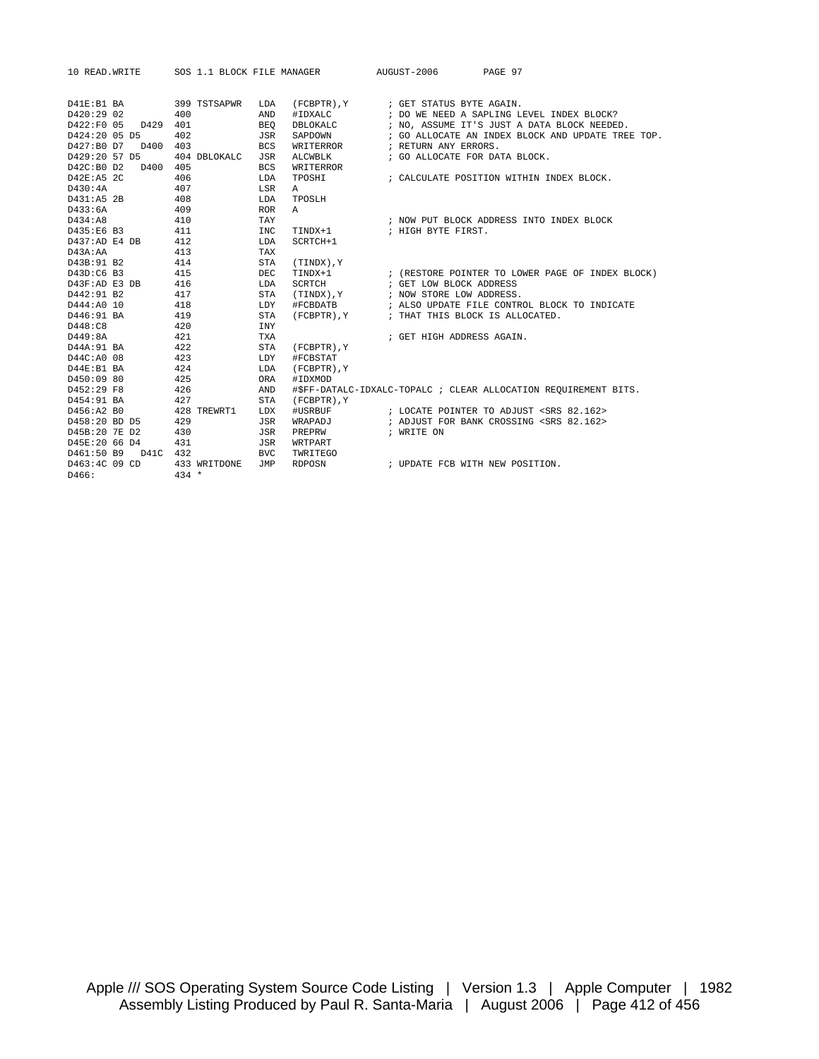```
D41E:B1 BA         399 TSTSAPWR   LDA   (FCBPTR),Y      ; GET STATUS BYTE AGAIN.
D420:29 02         400            AND   #IDXALC         ; DO WE NEED A SAPLING LEVEL INDEX BLOCK?
D422:F0 05   D429  401            BEQ   DBLOKALC        ; NO, ASSUME IT'S JUST A DATA BLOCK NEEDED.
D424:20 05 D5      402            JSR   SAPDOWN         ; GO ALLOCATE AN INDEX BLOCK AND UPDATE TREE TOP.
D427:B0 D7   D400  403            BCS   WRITERROR       ; RETURN ANY ERRORS.
D429:20 57 D5      404 DBLOKALC   JSR   ALCWBLK         ; GO ALLOCATE FOR DATA BLOCK.
D42C:B0 D2   D400  405            BCS   WRITERROR
D42E:A5 2C         406            LDA   TPOSHI          ; CALCULATE POSITION WITHIN INDEX BLOCK.
D430:4A            407            LSR   A
D431:A5 2B         408            LDA   TPOSLH
D433:6A            409            ROR   A
D434:A8            410            TAY                   ; NOW PUT BLOCK ADDRESS INTO INDEX BLOCK
D435:E6 B3         411            INC   TINDX+1         ; HIGH BYTE FIRST.
D437:AD E4 DB      412            LDA   SCRTCH+1
D43A:AA            413            TAX
D43B:91 B2         414            STA   (TINDX),Y
D43D:C6 B3         415            DEC   TINDX+1         ; (RESTORE POINTER TO LOWER PAGE OF INDEX BLOCK)
D43F:AD E3 DB      416            LDA   SCRTCH          ; GET LOW BLOCK ADDRESS
D442:91 B2         417            STA   (TINDX),Y       ; NOW STORE LOW ADDRESS.
D444:A0 10         418            LDY   #FCBDATB        ; ALSO UPDATE FILE CONTROL BLOCK TO INDICATE
D446:91 BA         419            STA   (FCBPTR),Y      ; THAT THIS BLOCK IS ALLOCATED.
D448:C8            420            INY
D449:8A            421            TXA                   ; GET HIGH ADDRESS AGAIN.
D44A:91 BA         422            STA   (FCBPTR),Y
D44C:A0 08         423            LDY   #FCBSTAT
D44E:B1 BA         424            LDA   (FCBPTR),Y
D450:09 80         425            ORA   #IDXMOD
D452:29 F8         426            AND   #$FF-DATALC-IDXALC-TOPALC ; CLEAR ALLOCATION REQUIREMENT BITS.
D454:91 BA         427            STA   (FCBPTR),Y
D456:A2 B0         428 TREWRT1    LDX   #USRBUF         ; LOCATE POINTER TO ADJUST <SRS 82.162>
D458:20 BD D5      429            JSR   WRAPADJ         ; ADJUST FOR BANK CROSSING <SRS 82.162>
D45B:20 7E D2      430            JSR   PREPRW          ; WRITE ON
D45E:20 66 D4      431            JSR   WRTPART
D461:50 B9   D41C  432            BVC   TWRITEGO
D463:4C 09 CD      433 WRITDONE   JMP   RDPOSN          ; UPDATE FCB WITH NEW POSITION.
D466:              434 *
```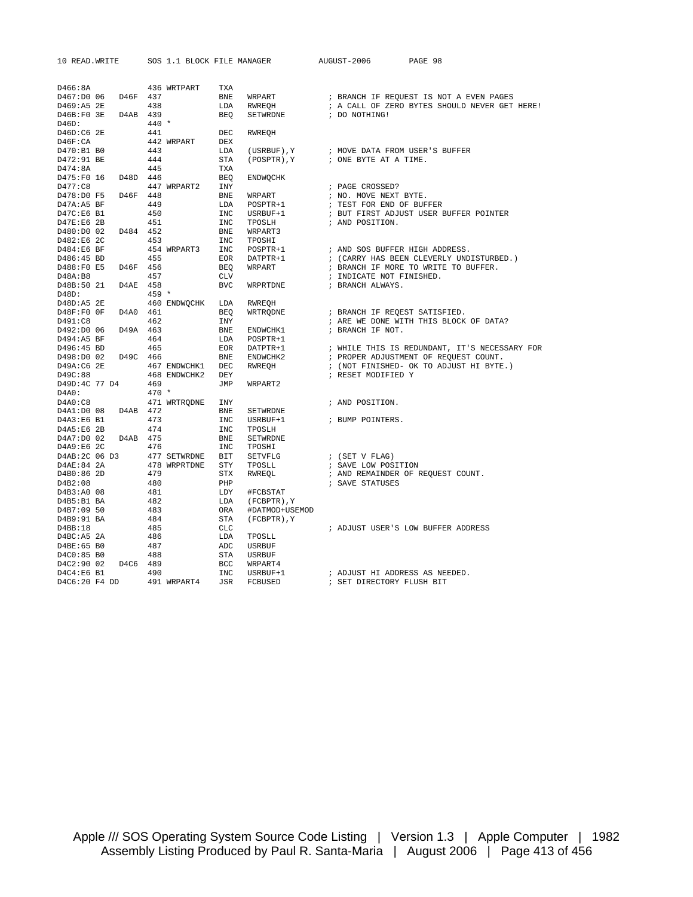```
D466:8A             436 WRTPART    TXA
D467:D0 06   D46F   437            BNE   WRPART           ; BRANCH IF REQUEST IS NOT A EVEN PAGES
D469:A5 2E          438            LDA   RWREQH           ; A CALL OF ZERO BYTES SHOULD NEVER GET HERE!
D46B:F0 3E   D4AB   439            BEQ   SETWRDNE         ; DO NOTHING!
D46D:               440 *
D46D:C6 2E          441            DEC   RWREQH
D46F:CA             442 WRPART     DEX
D470:B1 B0          443            LDA   (USRBUF),Y       ; MOVE DATA FROM USER'S BUFFER
D472:91 BE          444            STA   (POSPTR),Y       ; ONE BYTE AT A TIME.
D474:8A             445            TXA
D475:F0 16   D48D   446            BEQ   ENDWQCHK
D477:C8             447 WRPART2    INY                    ; PAGE CROSSED?
D478:D0 F5   D46F   448            BNE   WRPART           ; NO. MOVE NEXT BYTE.
D47A:A5 BF          449            LDA   POSPTR+1         ; TEST FOR END OF BUFFER
D47C:E6 B1          450            INC   USRBUF+1         ; BUT FIRST ADJUST USER BUFFER POINTER
D47E:E6 2B          451            INC   TPOSLH           ; AND POSITION.
D480:D0 02   D484   452            BNE   WRPART3
D482:E6 2C          453            INC   TPOSHI
D484:E6 BF          454 WRPART3    INC   POSPTR+1         ; AND SOS BUFFER HIGH ADDRESS.
D486:45 BD          455            EOR   DATPTR+1         ; (CARRY HAS BEEN CLEVERLY UNDISTURBED.)
D488:F0 E5   D46F   456            BEQ   WRPART           ; BRANCH IF MORE TO WRITE TO BUFFER.
D48A:B8             457            CLV                    ; INDICATE NOT FINISHED.
D48B:50 21   D4AE   458            BVC   WRPRTDNE         ; BRANCH ALWAYS.
D48D:               459 *
D48D:A5 2E          460 ENDWQCHK   LDA   RWREQH
D48F:F0 0F   D4A0   461            BEQ   WRTRQDNE         ; BRANCH IF REQEST SATISFIED.
D491:C8             462            INY                    ; ARE WE DONE WITH THIS BLOCK OF DATA?
D492:D0 06   D49A   463            BNE   ENDWCHK1         ; BRANCH IF NOT.
D494:A5 BF          464            LDA   POSPTR+1
D496:45 BD          465            EOR   DATPTR+1         ; WHILE THIS IS REDUNDANT, IT'S NECESSARY FOR
D498:D0 02   D49C   466            BNE   ENDWCHK2         ; PROPER ADJUSTMENT OF REQUEST COUNT.
D49A:C6 2E          467 ENDWCHK1   DEC   RWREQH           ; (NOT FINISHED- OK TO ADJUST HI BYTE.)
D49C:88             468 ENDWCHK2   DEY                    ; RESET MODIFIED Y
D49D:4C 77 D4       469            JMP   WRPART2
D4A0:               470 *
D4A0:C8             471 WRTRQDNE   INY                    ; AND POSITION.
D4A1:D0 08   D4AB   472            BNE   SETWRDNE
D4A3:E6 B1          473            INC   USRBUF+1         ; BUMP POINTERS.
D4A5:E6 2B          474            INC   TPOSLH
D4A7:D0 02   D4AB   475            BNE   SETWRDNE
D4A9:E6 2C          476            INC   TPOSHI
D4AB:2C 06 D3       477 SETWRDNE   BIT   SETVFLG          ; (SET V FLAG)
D4AE:84 2A          478 WRPRTDNE   STY   TPOSLL           ; SAVE LOW POSITION
D4B0:86 2D          479            STX   RWREQL           ; AND REMAINDER OF REQUEST COUNT.
D4B2:08             480            PHP                    ; SAVE STATUSES
D4B3:A0 08          481            LDY   #FCBSTAT
D4B5:B1 BA          482            LDA   (FCBPTR),Y
D4B7:09 50          483            ORA   #DATMOD+USEMOD
D4B9:91 BA          484            STA   (FCBPTR),Y
D4BB:18             485            CLC                    ; ADJUST USER'S LOW BUFFER ADDRESS
D4BC:A5 2A          486            LDA   TPOSLL
D4BE:65 B0          487            ADC   USRBUF
D4C0:85 B0          488            STA   USRBUF
D4C2:90 02   D4C6   489            BCC   WRPART4
D4C4:E6 B1          490            INC   USRBUF+1         ; ADJUST HI ADDRESS AS NEEDED.
D4C6:20 F4 DD       491 WRPART4    JSR   FCBUSED          ; SET DIRECTORY FLUSH BIT
```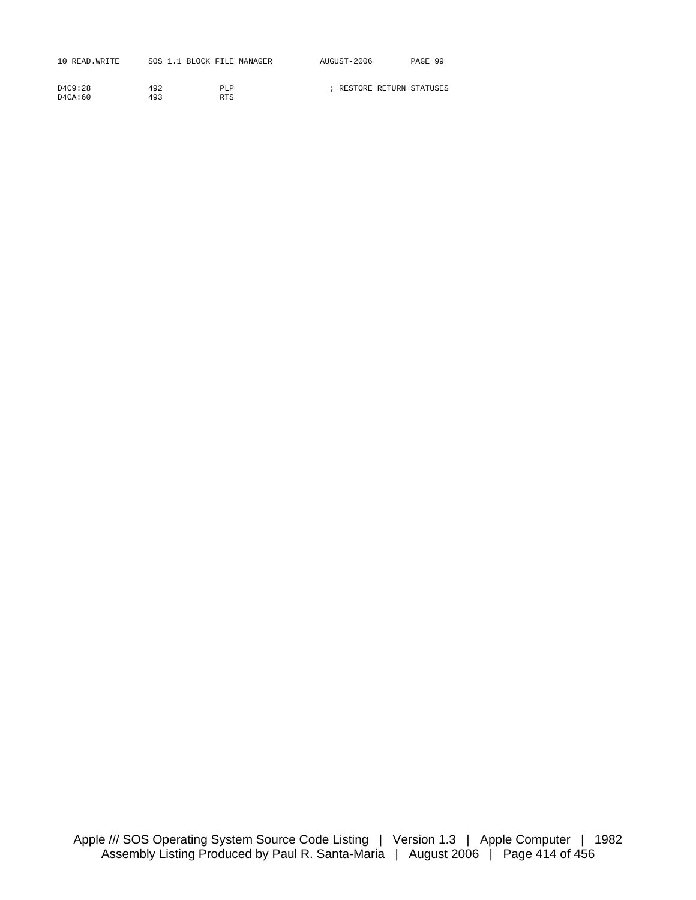```
D4C9:28         492          PLP                    ; RESTORE RETURN STATUSES
D4CA:60         493          RTS
```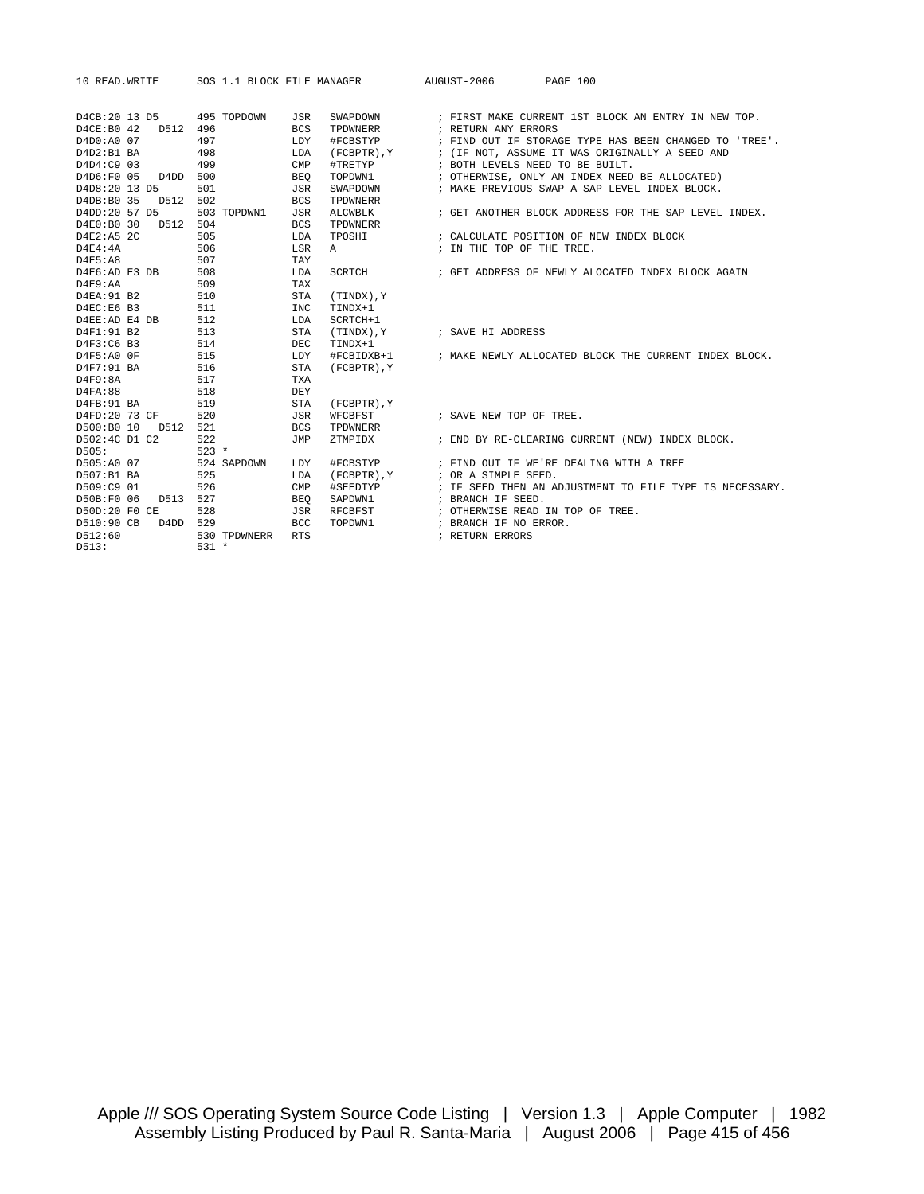```
D4CB:20 13 D5      495 TOPDOWN    JSR   SWAPDOWN        ; FIRST MAKE CURRENT 1ST BLOCK AN ENTRY IN NEW TOP.
D4CE:B0 42   D512  496            BCS   TPDWNERR        ; RETURN ANY ERRORS
D4D0:A0 07         497            LDY   #FCBSTYP        ; FIND OUT IF STORAGE TYPE HAS BEEN CHANGED TO 'TREE'.
D4D2:B1 BA         498            LDA   (FCBPTR),Y      ; (IF NOT, ASSUME IT WAS ORIGINALLY A SEED AND
D4D4:C9 03         499            CMP   #TRETYP         ; BOTH LEVELS NEED TO BE BUILT.
D4D6:F0 05   D4DD  500            BEQ   TOPDWN1         ; OTHERWISE, ONLY AN INDEX NEED BE ALLOCATED)
D4D8:20 13 D5      501            JSR   SWAPDOWN        ; MAKE PREVIOUS SWAP A SAP LEVEL INDEX BLOCK.
D4DB:B0 35   D512  502            BCS   TPDWNERR
D4DD:20 57 D5      503 TOPDWN1    JSR   ALCWBLK         ; GET ANOTHER BLOCK ADDRESS FOR THE SAP LEVEL INDEX.
D4E0:B0 30   D512  504            BCS   TPDWNERR
D4E2:A5 2C         505            LDA   TPOSHI          ; CALCULATE POSITION OF NEW INDEX BLOCK
D4E4:4A            506            LSR   A               ; IN THE TOP OF THE TREE.
D4E5:A8            507            TAY
D4E6:AD E3 DB      508            LDA   SCRTCH          ; GET ADDRESS OF NEWLY ALOCATED INDEX BLOCK AGAIN
D4E9:AA            509            TAX
D4EA:91 B2         510            STA   (TINDX),Y
D4EC:E6 B3         511            INC   TINDX+1
D4EE:AD E4 DB      512            LDA   SCRTCH+1
D4F1:91 B2         513            STA   (TINDX),Y       ; SAVE HI ADDRESS
D4F3:C6 B3         514            DEC   TINDX+1
D4F5:A0 0F         515            LDY   #FCBIDXB+1      ; MAKE NEWLY ALLOCATED BLOCK THE CURRENT INDEX BLOCK.
D4F7:91 BA         516            STA   (FCBPTR),Y
D4F9:8A            517            TXA
D4FA:88            518            DEY
D4FB:91 BA         519            STA   (FCBPTR),Y
D4FD:20 73 CF      520            JSR   WFCBFST         ; SAVE NEW TOP OF TREE.
D500:B0 10   D512  521            BCS   TPDWNERR
D502:4C D1 C2      522            JMP   ZTMPIDX         ; END BY RE-CLEARING CURRENT (NEW) INDEX BLOCK.
D505:              523 *
D505:A0 07         524 SAPDOWN    LDY   #FCBSTYP        ; FIND OUT IF WE'RE DEALING WITH A TREE
D507:B1 BA         525            LDA   (FCBPTR),Y      ; OR A SIMPLE SEED.
D509:C9 01         526            CMP   #SEEDTYP        ; IF SEED THEN AN ADJUSTMENT TO FILE TYPE IS NECESSARY.
D50B:F0 06   D513  527            BEQ   SAPDWN1         ; BRANCH IF SEED.
D50D:20 F0 CE      528            JSR   RFCBFST         ; OTHERWISE READ IN TOP OF TREE.
D510:90 CB   D4DD  529            BCC   TOPDWN1         ; BRANCH IF NO ERROR.
D512:60            530 TPDWNERR   RTS                   ; RETURN ERRORS
D513:              531 *
```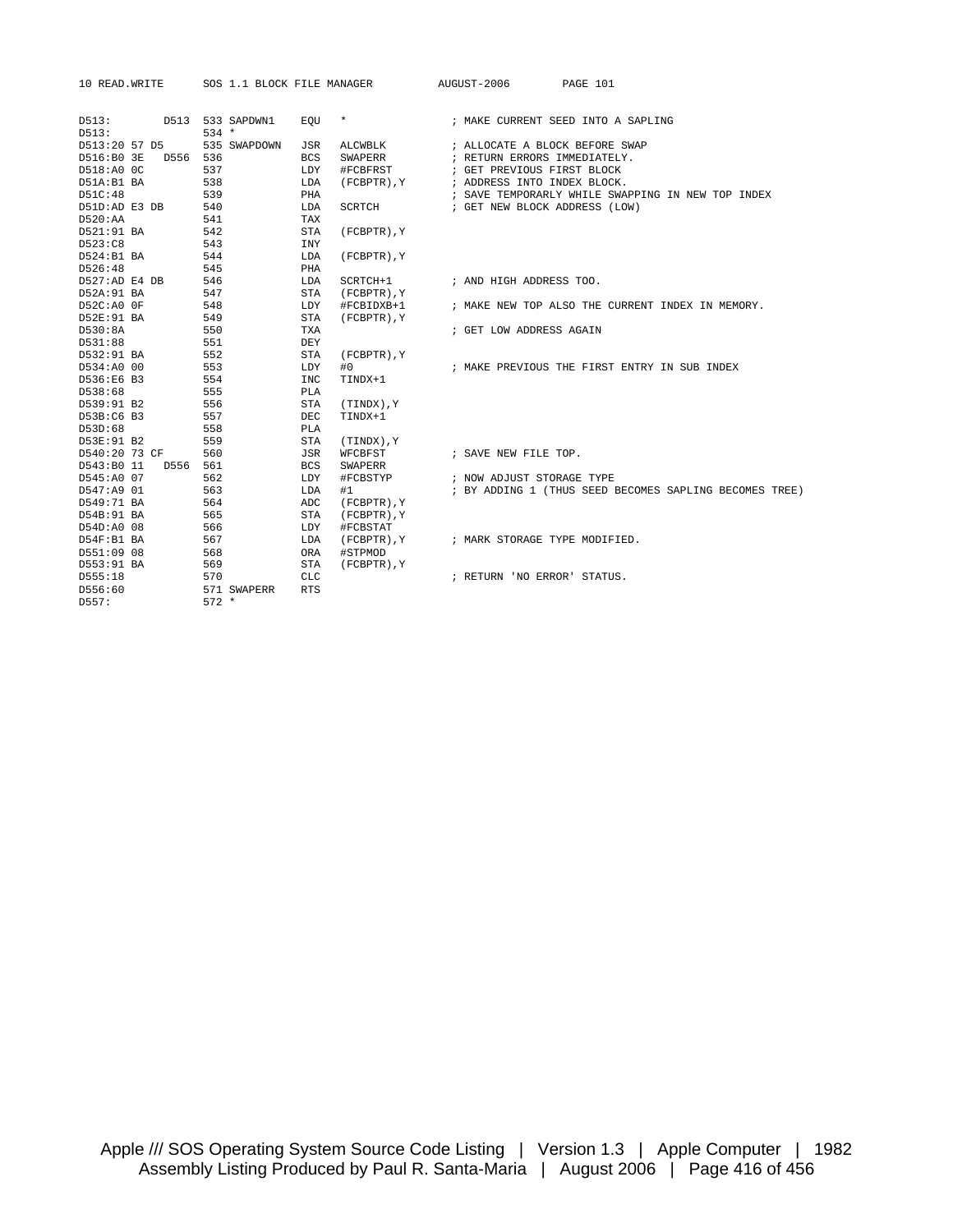```
D513:          D513  533 SAPDWN1    EQU   *                ; MAKE CURRENT SEED INTO A SAPLING
D513:                534 *
D513:20 57 D5        535 SWAPDOWN   JSR   ALCWBLK          ; ALLOCATE A BLOCK BEFORE SWAP
D516:B0 3E    D556   536            BCS   SWAPERR          ; RETURN ERRORS IMMEDIATELY.
D518:A0 0C           537            LDY   #FCBFRST         ; GET PREVIOUS FIRST BLOCK
D51A:B1 BA           538            LDA   (FCBPTR),Y       ; ADDRESS INTO INDEX BLOCK.
D51C:48              539            PHA                    ; SAVE TEMPORARLY WHILE SWAPPING IN NEW TOP INDEX
D51D:AD E3 DB        540            LDA   SCRTCH           ; GET NEW BLOCK ADDRESS (LOW)
D520:AA              541            TAX
D521:91 BA           542            STA   (FCBPTR),Y
D523:C8              543            INY
D524:B1 BA           544            LDA   (FCBPTR),Y
D526:48              545            PHA
D527:AD E4 DB        546            LDA   SCRTCH+1         ; AND HIGH ADDRESS TOO.
D52A:91 BA           547            STA   (FCBPTR),Y
D52C:A0 0F           548            LDY   #FCBIDXB+1       ; MAKE NEW TOP ALSO THE CURRENT INDEX IN MEMORY.
D52E:91 BA           549            STA   (FCBPTR),Y
D530:8A              550            TXA                    ; GET LOW ADDRESS AGAIN
D531:88              551            DEY
D532:91 BA           552            STA   (FCBPTR),Y
D534:A0 00           553            LDY   #0               ; MAKE PREVIOUS THE FIRST ENTRY IN SUB INDEX
D536:E6 B3           554            INC   TINDX+1
D538:68              555            PLA
D539:91 B2           556            STA   (TINDX),Y
D53B:C6 B3           557            DEC   TINDX+1
D53D:68              558            PLA
D53E:91 B2           559            STA   (TINDX),Y
D540:20 73 CF        560            JSR   WFCBFST          ; SAVE NEW FILE TOP.
D543:B0 11    D556   561            BCS   SWAPERR
D545:A0 07           562            LDY   #FCBSTYP         ; NOW ADJUST STORAGE TYPE
D547:A9 01           563            LDA   #1               ; BY ADDING 1 (THUS SEED BECOMES SAPLING BECOMES TREE)
D549:71 BA           564            ADC   (FCBPTR),Y
D54B:91 BA           565            STA   (FCBPTR),Y
D54D:A0 08           566            LDY   #FCBSTAT
D54F:B1 BA           567            LDA   (FCBPTR),Y       ; MARK STORAGE TYPE MODIFIED.
D551:09 08           568            ORA   #STPMOD
D553:91 BA           569            STA   (FCBPTR),Y
D555:18              570            CLC                    ; RETURN 'NO ERROR' STATUS.
D556:60              571 SWAPERR    RTS
D557:                572 *
```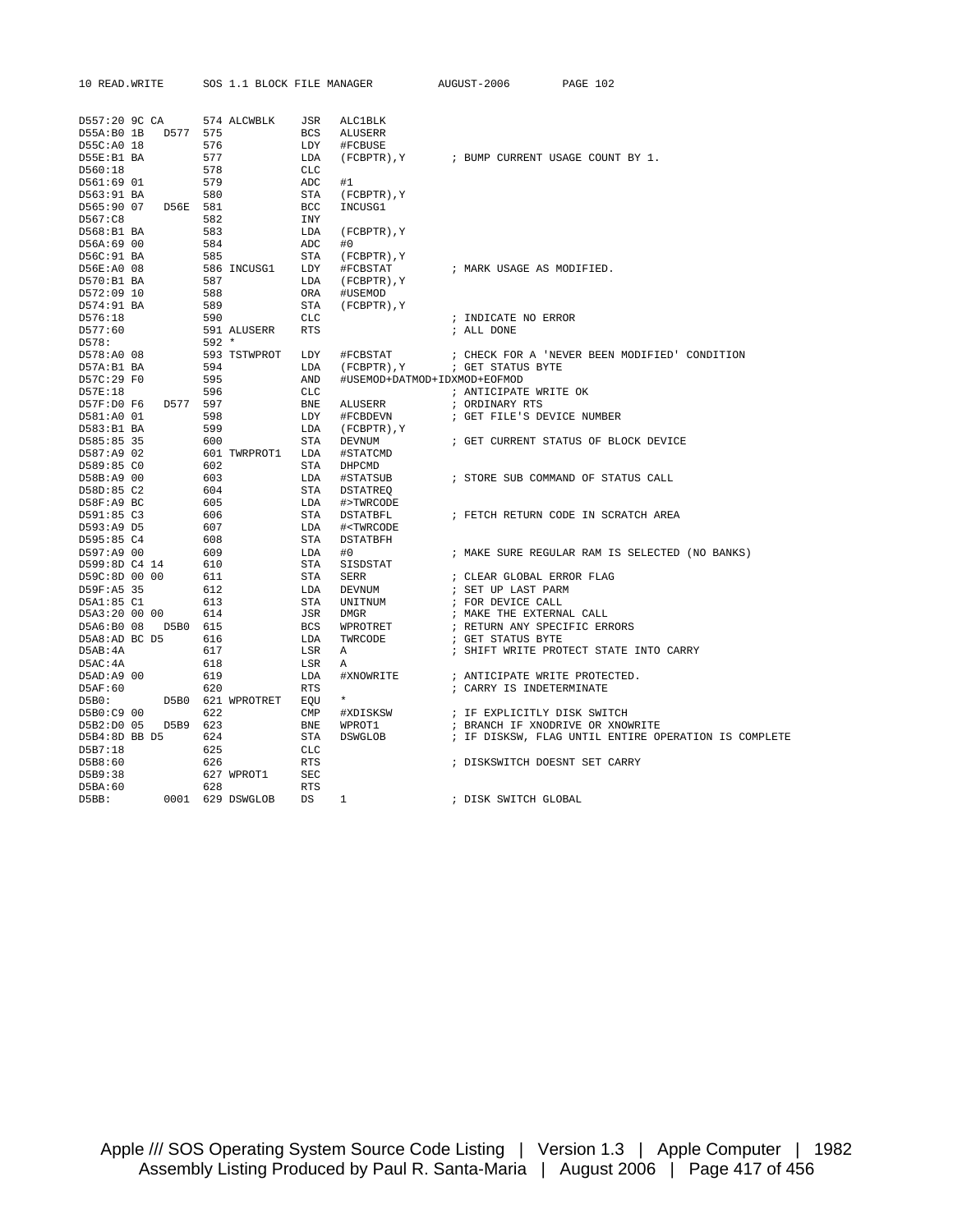```
D557:20 9C CA      574 ALCWBLK    JSR   ALC1BLK
D55A:B0 1B   D577  575            BCS   ALUSERR
D55C:A0 18         576            LDY   #FCBUSE
D55E:B1 BA         577            LDA   (FCBPTR),Y       ; BUMP CURRENT USAGE COUNT BY 1.
D560:18            578            CLC
D561:69 01         579            ADC   #1
D563:91 BA         580            STA   (FCBPTR),Y
D565:90 07   D56E  581            BCC   INCUSG1
D567:C8            582            INY
D568:B1 BA         583            LDA   (FCBPTR),Y
D56A:69 00         584            ADC   #0
D56C:91 BA         585            STA   (FCBPTR),Y
D56E:A0 08         586 INCUSG1    LDY   #FCBSTAT         ; MARK USAGE AS MODIFIED.
D570:B1 BA         587            LDA   (FCBPTR),Y
D572:09 10         588            ORA   #USEMOD
D574:91 BA         589            STA   (FCBPTR),Y
D576:18            590            CLC                    ; INDICATE NO ERROR
D577:60            591 ALUSERR    RTS                    ; ALL DONE
D578:              592 *
D578:A0 08         593 TSTWPROT   LDY   #FCBSTAT         ; CHECK FOR A 'NEVER BEEN MODIFIED' CONDITION
D57A:B1 BA         594            LDA   (FCBPTR),Y       ; GET STATUS BYTE
D57C:29 F0         595            AND   #USEMOD+DATMOD+IDXMOD+EOFMOD
D57E:18            596            CLC                    ; ANTICIPATE WRITE OK
D57F:D0 F6   D577  597            BNE   ALUSERR          ; ORDINARY RTS
D581:A0 01         598            LDY   #FCBDEVN         ; GET FILE'S DEVICE NUMBER
D583:B1 BA         599            LDA   (FCBPTR),Y
D585:85 35         600            STA   DEVNUM           ; GET CURRENT STATUS OF BLOCK DEVICE
D587:A9 02         601 TWRPROT1   LDA   #STATCMD
D589:85 C0         602            STA   DHPCMD
D58B:A9 00         603            LDA   #STATSUB         ; STORE SUB COMMAND OF STATUS CALL
D58D:85 C2         604            STA   DSTATREQ
D58F:A9 BC         605            LDA   #>TWRCODE
D591:85 C3         606            STA   DSTATBFL         ; FETCH RETURN CODE IN SCRATCH AREA
D593:A9 D5         607            LDA   #<TWRCODE
D595:85 C4         608            STA   DSTATBFH
D597:A9 00         609            LDA   #0               ; MAKE SURE REGULAR RAM IS SELECTED (NO BANKS)
D599:8D C4 14      610            STA   SISDSTAT
D59C:8D 00 00      611            STA   SERR             ; CLEAR GLOBAL ERROR FLAG
D59F:A5 35         612            LDA   DEVNUM           ; SET UP LAST PARM
D5A1:85 C1         613            STA   UNITNUM          ; FOR DEVICE CALL
D5A3:20 00 00      614            JSR   DMGR             ; MAKE THE EXTERNAL CALL
D5A6:B0 08   D5B0  615            BCS   WPROTRET         ; RETURN ANY SPECIFIC ERRORS
D5A8:AD BC D5      616            LDA   TWRCODE          ; GET STATUS BYTE
D5AB:4A            617            LSR   A                ; SHIFT WRITE PROTECT STATE INTO CARRY
D5AC:4A            618            LSR   A
D5AD:A9 00         619            LDA   #XNOWRITE        ; ANTICIPATE WRITE PROTECTED.
D5AF:60            620            RTS                    ; CARRY IS INDETERMINATE
D5B0:        D5B0  621 WPROTRET   EQU   *
D5B0:C9 00         622            CMP   #XDISKSW         ; IF EXPLICITLY DISK SWITCH
D5B2:D0 05   D5B9  623            BNE   WPROT1           ; BRANCH IF XNODRIVE OR XNOWRITE
D5B4:8D BB D5      624            STA   DSWGLOB          ; IF DISKSW, FLAG UNTIL ENTIRE OPERATION IS COMPLETE
D5B7:18            625            CLC
D5B8:60            626            RTS                    ; DISKSWITCH DOESNT SET CARRY
D5B9:38            627 WPROT1     SEC
D5BA:60            628            RTS
D5BB:        0001  629 DSWGLOB    DS    1                ; DISK SWITCH GLOBAL
```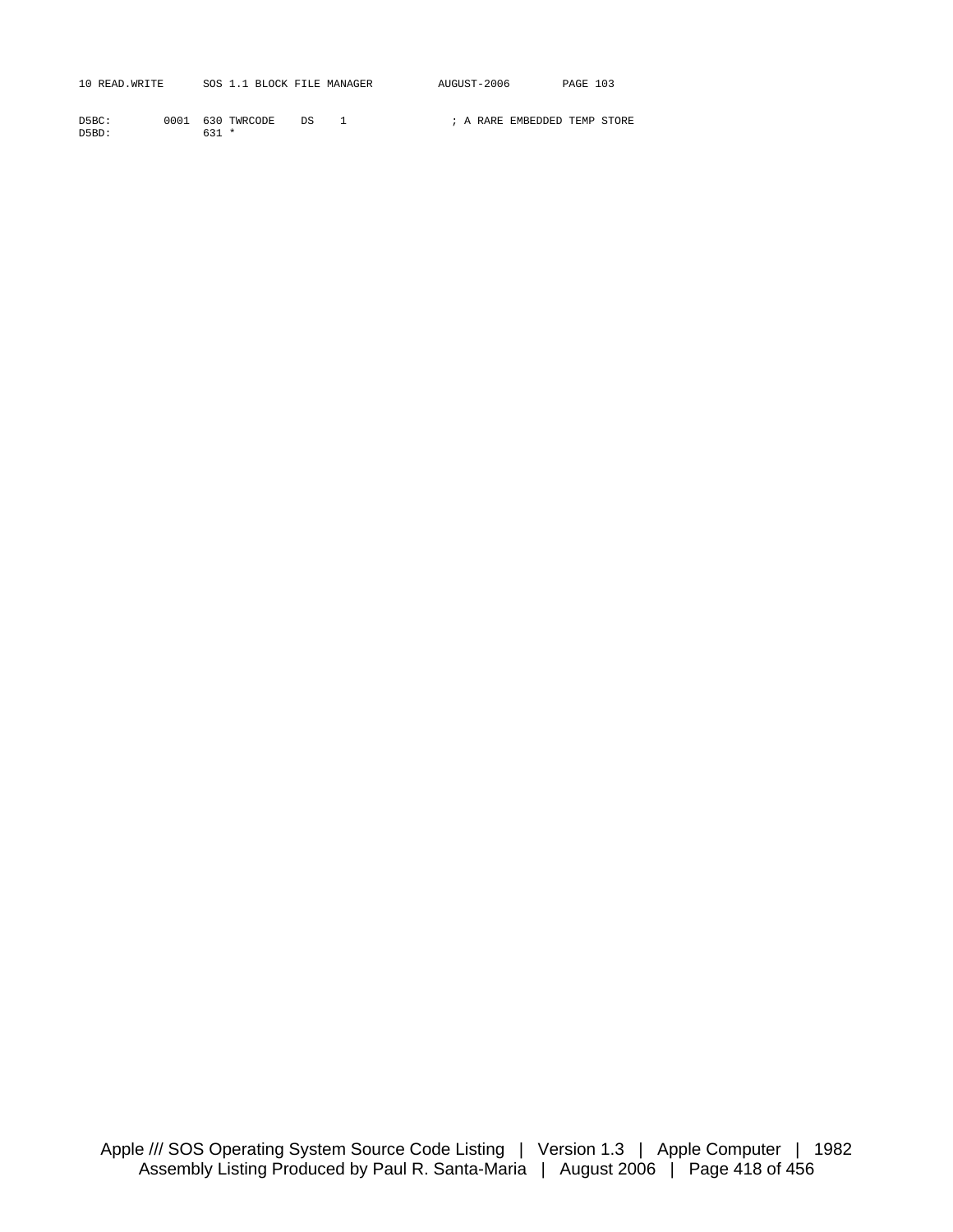```
D5BC:        0001  630 TWRCODE    DS    1                ; A RARE EMBEDDED TEMP STORE
D5BD:              631 *
```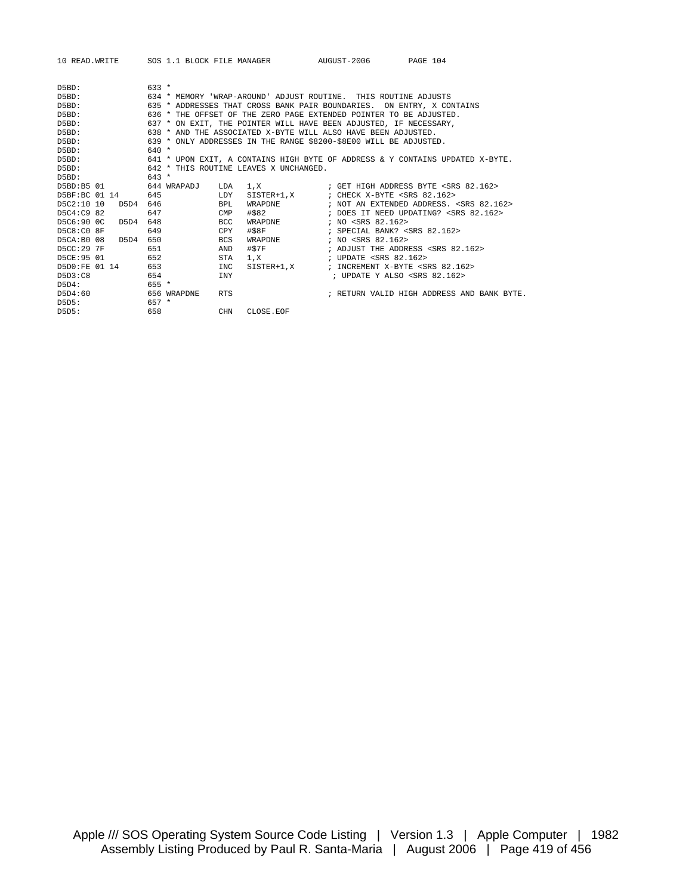```
D5BD:              633 *
D5BD:              634 * MEMORY 'WRAP-AROUND' ADJUST ROUTINE.  THIS ROUTINE ADJUSTS
D5BD:              635 * ADDRESSES THAT CROSS BANK PAIR BOUNDARIES.  ON ENTRY, X CONTAINS
D5BD:              636 * THE OFFSET OF THE ZERO PAGE EXTENDED POINTER TO BE ADJUSTED.
D5BD:              637 * ON EXIT, THE POINTER WILL HAVE BEEN ADJUSTED, IF NECESSARY,
D5BD:              638 * AND THE ASSOCIATED X-BYTE WILL ALSO HAVE BEEN ADJUSTED.
D5BD:              639 * ONLY ADDRESSES IN THE RANGE $8200-$8E00 WILL BE ADJUSTED.
D5BD:              640 *
D5BD:              641 * UPON EXIT, A CONTAINS HIGH BYTE OF ADDRESS & Y CONTAINS UPDATED X-BYTE.
D5BD:              642 * THIS ROUTINE LEAVES X UNCHANGED.
D5BD:              643 *
D5BD:B5 01         644 WRAPADJ    LDA   1,X              ; GET HIGH ADDRESS BYTE <SRS 82.162>
D5BF:BC 01 14      645            LDY   SISTER+1,X       ; CHECK X-BYTE <SRS 82.162>
D5C2:10 10   D5D4  646            BPL   WRAPDNE          ; NOT AN EXTENDED ADDRESS. <SRS 82.162>
D5C4:C9 82         647            CMP   #$82             ; DOES IT NEED UPDATING? <SRS 82.162>
D5C6:90 0C   D5D4  648            BCC   WRAPDNE          ; NO <SRS 82.162>
D5C8:C0 8F         649            CPY   #$8F             ; SPECIAL BANK? <SRS 82.162>
D5CA:B0 08   D5D4  650            BCS   WRAPDNE          ; NO <SRS 82.162>
D5CC:29 7F         651            AND   #$7F             ; ADJUST THE ADDRESS <SRS 82.162>
D5CE:95 01         652            STA   1,X              ; UPDATE <SRS 82.162>
D5D0:FE 01 14      653            INC   SISTER+1,X       ; INCREMENT X-BYTE <SRS 82.162>
D5D3:C8            654            INY                     ; UPDATE Y ALSO <SRS 82.162>
D5D4:              655 *
D5D4:60            656 WRAPDNE    RTS                    ; RETURN VALID HIGH ADDRESS AND BANK BYTE.
D5D5:              657 *
D5D5:              658            CHN   CLOSE.EOF
```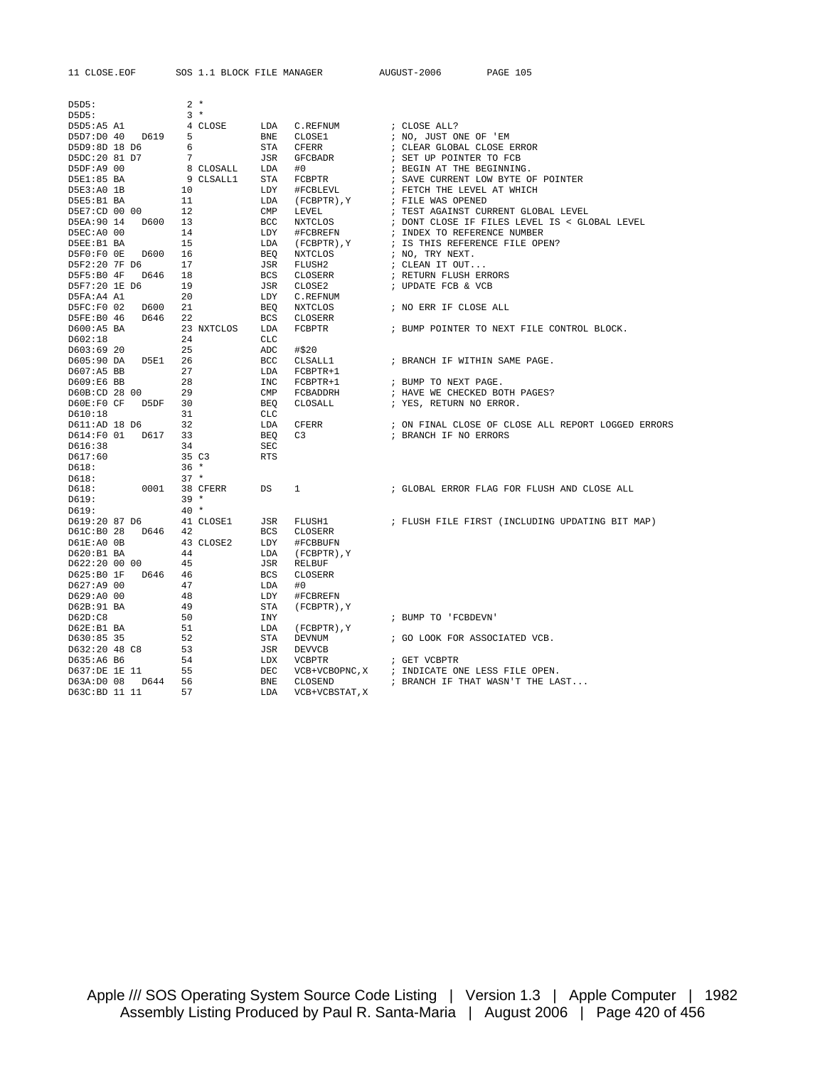```
D5D5:                2 *
D5D5:                3 *
D5D5:A5 A1           4 CLOSE      LDA   C.REFNUM          ; CLOSE ALL?
D5D7:D0 40   D619    5            BNE   CLOSE1            ; NO, JUST ONE OF 'EM
D5D9:8D 18 D6        6            STA   CFERR             ; CLEAR GLOBAL CLOSE ERROR
D5DC:20 81 D7        7            JSR   GFCBADR           ; SET UP POINTER TO FCB
D5DF:A9 00           8 CLOSALL    LDA   #0                ; BEGIN AT THE BEGINNING.
D5E1:85 BA           9 CLSALL1    STA   FCBPTR            ; SAVE CURRENT LOW BYTE OF POINTER
D5E3:A0 1B          10            LDY   #FCBLEVL          ; FETCH THE LEVEL AT WHICH
D5E5:B1 BA          11            LDA   (FCBPTR),Y        ; FILE WAS OPENED
D5E7:CD 00 00       12            CMP   LEVEL             ; TEST AGAINST CURRENT GLOBAL LEVEL
D5EA:90 14   D600   13            BCC   NXTCLOS           ; DONT CLOSE IF FILES LEVEL IS < GLOBAL LEVEL
D5EC:A0 00          14            LDY   #FCBREFN          ; INDEX TO REFERENCE NUMBER
D5EE:B1 BA          15            LDA   (FCBPTR),Y        ; IS THIS REFERENCE FILE OPEN?
D5F0:F0 0E   D600   16            BEQ   NXTCLOS           ; NO, TRY NEXT.
D5F2:20 7F D6       17            JSR   FLUSH2            ; CLEAN IT OUT...
D5F5:B0 4F   D646   18            BCS   CLOSERR           ; RETURN FLUSH ERRORS
D5F7:20 1E D6       19            JSR   CLOSE2            ; UPDATE FCB & VCB
D5FA:A4 A1          20            LDY   C.REFNUM
D5FC:F0 02   D600   21            BEQ   NXTCLOS           ; NO ERR IF CLOSE ALL
D5FE:B0 46   D646   22            BCS   CLOSERR
D600:A5 BA          23 NXTCLOS    LDA   FCBPTR            ; BUMP POINTER TO NEXT FILE CONTROL BLOCK.
D602:18             24            CLC
D603:69 20          25            ADC   #$20
D605:90 DA   D5E1   26            BCC   CLSALL1           ; BRANCH IF WITHIN SAME PAGE.
D607:A5 BB          27            LDA   FCBPTR+1
D609:E6 BB          28            INC   FCBPTR+1          ; BUMP TO NEXT PAGE.
D60B:CD 28 00       29            CMP   FCBADDRH          ; HAVE WE CHECKED BOTH PAGES?
D60E:F0 CF   D5DF   30            BEQ   CLOSALL           ; YES, RETURN NO ERROR.
D610:18             31            CLC
D611:AD 18 D6       32            LDA   CFERR             ; ON FINAL CLOSE OF CLOSE ALL REPORT LOGGED ERRORS
D614:F0 01   D617   33            BEQ   C3                ; BRANCH IF NO ERRORS
D616:38             34            SEC
D617:60             35 C3         RTS
D618:               36 *
D618:               37 *
D618:        0001   38 CFERR      DS    1                 ; GLOBAL ERROR FLAG FOR FLUSH AND CLOSE ALL
D619:               39 *
D619:               40 *
D619:20 87 D6       41 CLOSE1     JSR   FLUSH1            ; FLUSH FILE FIRST (INCLUDING UPDATING BIT MAP)
D61C:B0 28   D646   42            BCS   CLOSERR
D61E:A0 0B          43 CLOSE2     LDY   #FCBBUFN
D620:B1 BA          44            LDA   (FCBPTR),Y
D622:20 00 00       45            JSR   RELBUF
D625:B0 1F   D646   46            BCS   CLOSERR
D627:A9 00          47            LDA   #0
D629:A0 00          48            LDY   #FCBREFN
D62B:91 BA          49            STA   (FCBPTR),Y
D62D:C8             50            INY                     ; BUMP TO 'FCBDEVN'
D62E:B1 BA          51            LDA   (FCBPTR),Y
D630:85 35          52            STA   DEVNUM            ; GO LOOK FOR ASSOCIATED VCB.
D632:20 48 C8       53            JSR   DEVVCB
D635:A6 B6          54            LDX   VCBPTR            ; GET VCBPTR
D637:DE 1E 11       55            DEC   VCB+VCBOPNC,X     ; INDICATE ONE LESS FILE OPEN.
D63A:D0 08   D644   56            BNE   CLOSEND           ; BRANCH IF THAT WASN'T THE LAST...
D63C:BD 11 11       57            LDA   VCB+VCBSTAT,X
```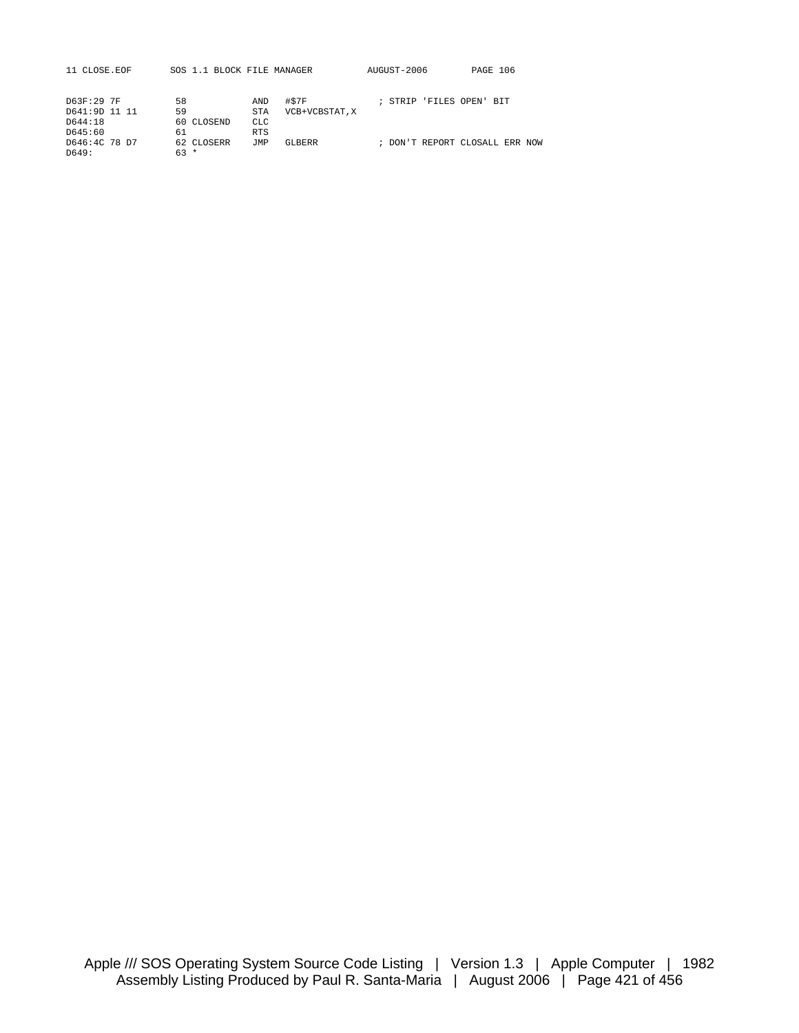```
D63F:29 7F          58            AND   #$7F            ; STRIP 'FILES OPEN' BIT
D641:9D 11 11       59            STA   VCB+VCBSTAT,X
D644:18             60 CLOSEND    CLC
D645:60             61            RTS
D646:4C 78 D7       62 CLOSERR    JMP   GLBERR          ; DON'T REPORT CLOSALL ERR NOW
D649:               63 *
```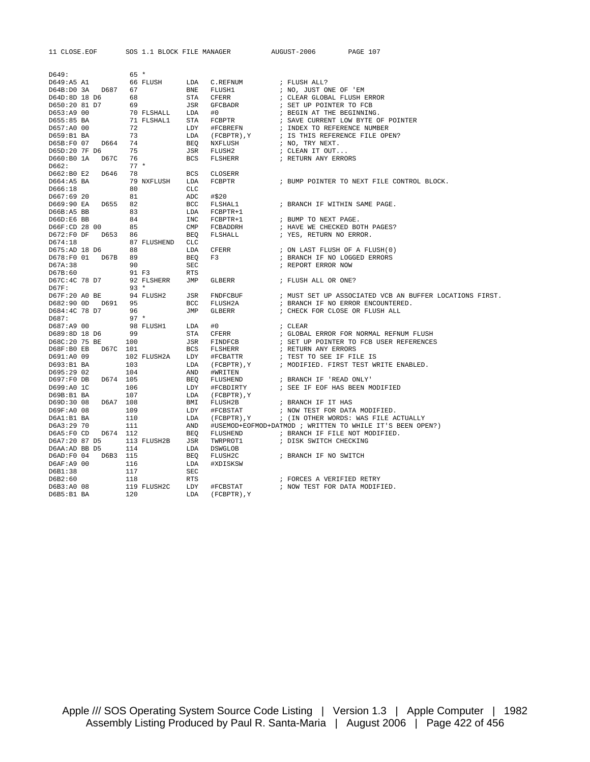```
D649:                65 *
D649:A5 A1           66 FLUSH      LDA   C.REFNUM         ; FLUSH ALL?
D64B:D0 3A   D687    67            BNE   FLUSH1           ; NO, JUST ONE OF 'EM
D64D:8D 18 D6        68            STA   CFERR            ; CLEAR GLOBAL FLUSH ERROR
D650:20 81 D7        69            JSR   GFCBADR          ; SET UP POINTER TO FCB
D653:A9 00           70 FLSHALL    LDA   #0               ; BEGIN AT THE BEGINNING.
D655:85 BA           71 FLSHAL1    STA   FCBPTR           ; SAVE CURRENT LOW BYTE OF POINTER
D657:A0 00           72            LDY   #FCBREFN         ; INDEX TO REFERENCE NUMBER
D659:B1 BA           73            LDA   (FCBPTR),Y       ; IS THIS REFERENCE FILE OPEN?
D65B:F0 07   D664    74            BEQ   NXFLUSH          ; NO, TRY NEXT.
D65D:20 7F D6        75            JSR   FLUSH2           ; CLEAN IT OUT...
D660:B0 1A   D67C    76            BCS   FLSHERR          ; RETURN ANY ERRORS
D662:                77 *
D662:B0 E2   D646    78            BCS   CLOSERR
D664:A5 BA           79 NXFLUSH    LDA   FCBPTR           ; BUMP POINTER TO NEXT FILE CONTROL BLOCK.
D666:18              80            CLC
D667:69 20           81            ADC   #$20
D669:90 EA   D655    82            BCC   FLSHAL1          ; BRANCH IF WITHIN SAME PAGE.
D66B:A5 BB           83            LDA   FCBPTR+1
D66D:E6 BB           84            INC   FCBPTR+1         ; BUMP TO NEXT PAGE.
D66F:CD 28 00        85            CMP   FCBADDRH         ; HAVE WE CHECKED BOTH PAGES?
D672:F0 DF   D653    86            BEQ   FLSHALL          ; YES, RETURN NO ERROR.
D674:18              87 FLUSHEND   CLC
D675:AD 18 D6        88            LDA   CFERR            ; ON LAST FLUSH OF A FLUSH(0)
D678:F0 01   D67B    89            BEQ   F3               ; BRANCH IF NO LOGGED ERRORS
D67A:38              90            SEC                    ; REPORT ERROR NOW
D67B:60              91 F3         RTS
D67C:4C 78 D7        92 FLSHERR    JMP   GLBERR           ; FLUSH ALL OR ONE?
D67F:                93 *
D67F:20 A0 BE        94 FLUSH2     JSR   FNDFCBUF         ; MUST SET UP ASSOCIATED VCB AN BUFFER LOCATIONS FIRST.
D682:90 0D   D691    95            BCC   FLUSH2A          ; BRANCH IF NO ERROR ENCOUNTERED.
D684:4C 78 D7        96            JMP   GLBERR           ; CHECK FOR CLOSE OR FLUSH ALL
D687:                97 *
D687:A9 00           98 FLUSH1     LDA   #0               ; CLEAR
D689:8D 18 D6        99            STA   CFERR            ; GLOBAL ERROR FOR NORMAL REFNUM FLUSH
D68C:20 75 BE       100            JSR   FINDFCB          ; SET UP POINTER TO FCB USER REFERENCES
D68F:B0 EB   D67C   101            BCS   FLSHERR          ; RETURN ANY ERRORS
D691:A0 09          102 FLUSH2A    LDY   #FCBATTR         ; TEST TO SEE IF FILE IS
D693:B1 BA          103            LDA   (FCBPTR),Y       ; MODIFIED. FIRST TEST WRITE ENABLED.
D695:29 02          104            AND   #WRITEN
D697:F0 DB   D674   105            BEQ   FLUSHEND         ; BRANCH IF 'READ ONLY'
D699:A0 1C          106            LDY   #FCBDIRTY        ; SEE IF EOF HAS BEEN MODIFIED
D69B:B1 BA          107            LDA   (FCBPTR),Y
D69D:30 08   D6A7   108            BMI   FLUSH2B          ; BRANCH IF IT HAS
D69F:A0 08          109            LDY   #FCBSTAT         ; NOW TEST FOR DATA MODIFIED.
D6A1:B1 BA          110            LDA   (FCBPTR),Y       ; (IN OTHER WORDS: WAS FILE ACTUALLY
D6A3:29 70          111            AND   #USEMOD+EOFMOD+DATMOD ; WRITTEN TO WHILE IT'S BEEN OPEN?)
D6A5:F0 CD   D674   112            BEQ   FLUSHEND         ; BRANCH IF FILE NOT MODIFIED.
D6A7:20 87 D5       113 FLUSH2B    JSR   TWRPROT1         ; DISK SWITCH CHECKING
D6AA:AD BB D5       114            LDA   DSWGLOB
D6AD:F0 04   D6B3   115            BEQ   FLUSH2C          ; BRANCH IF NO SWITCH
D6AF:A9 00          116            LDA   #XDISKSW
D6B1:38             117            SEC
D6B2:60             118            RTS                    ; FORCES A VERIFIED RETRY
D6B3:A0 08          119 FLUSH2C    LDY   #FCBSTAT         ; NOW TEST FOR DATA MODIFIED.
D6B5:B1 BA          120            LDA   (FCBPTR),Y
```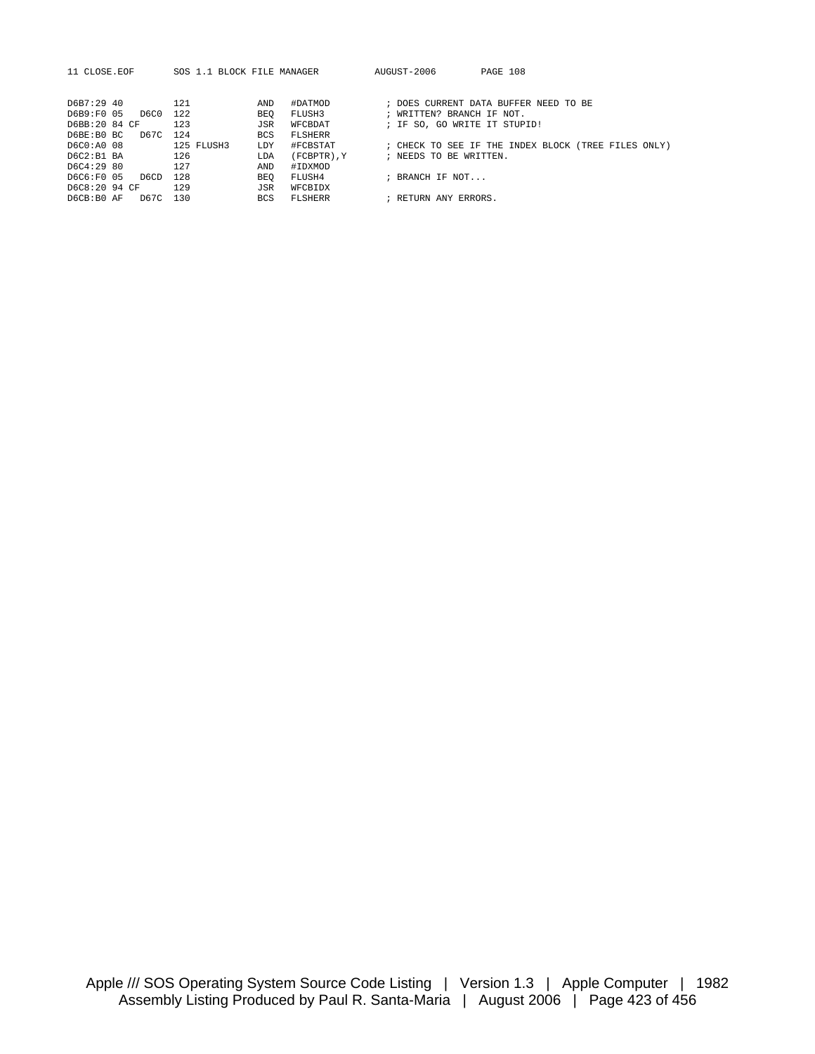```
D6B7:29 40          121             AND   #DATMOD          ; DOES CURRENT DATA BUFFER NEED TO BE
D6B9:F0 05    D6C0  122             BEQ   FLUSH3           ; WRITTEN? BRANCH IF NOT.
D6BB:20 84 CF       123             JSR   WFCBDAT          ; IF SO, GO WRITE IT STUPID!
D6BE:B0 BC    D67C  124             BCS   FLSHERR
D6C0:A0 08          125 FLUSH3      LDY   #FCBSTAT         ; CHECK TO SEE IF THE INDEX BLOCK (TREE FILES ONLY)
D6C2:B1 BA          126             LDA   (FCBPTR),Y       ; NEEDS TO BE WRITTEN.
D6C4:29 80          127             AND   #IDXMOD
D6C6:F0 05    D6CD  128             BEQ   FLUSH4           ; BRANCH IF NOT...
D6C8:20 94 CF       129             JSR   WFCBIDX
D6CB:B0 AF    D67C  130             BCS   FLSHERR          ; RETURN ANY ERRORS.
```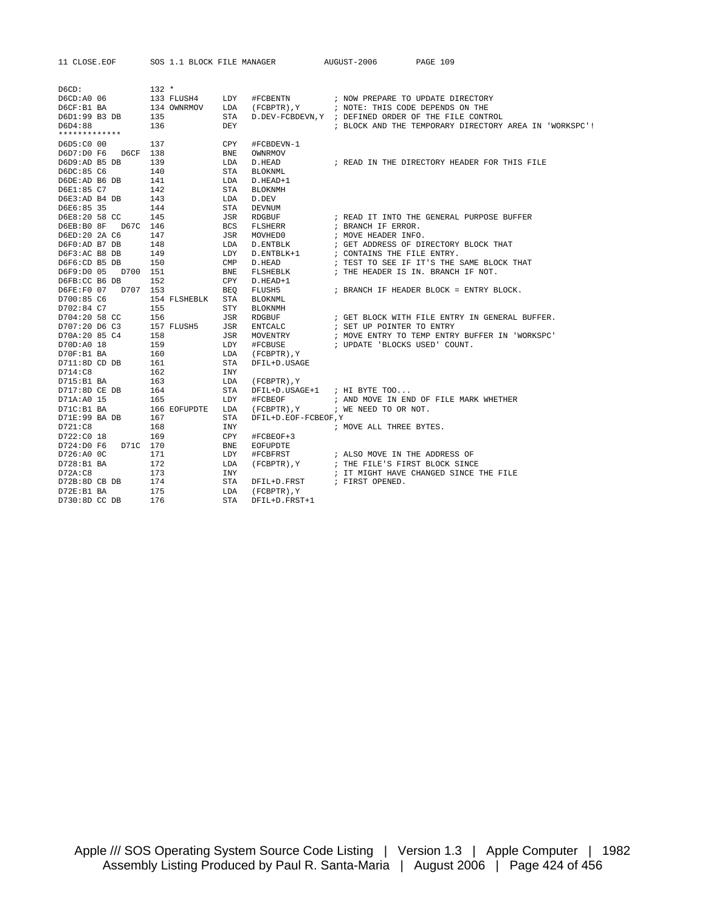```
D6CD:                132 *
D6CD:A0 06           133 FLUSH4     LDY   #FCBENTN           ; NOW PREPARE TO UPDATE DIRECTORY
D6CF:B1 BA           134 OWNRMOV    LDA   (FCBPTR),Y         ; NOTE: THIS CODE DEPENDS ON THE
D6D1:99 B3 DB        135            STA   D.DEV-FCBDEVN,Y    ; DEFINED ORDER OF THE FILE CONTROL
D6D4:88              136            DEY                      ; BLOCK AND THE TEMPORARY DIRECTORY AREA IN 'WORKSPC'!
*************
D6D5:C0 00           137            CPY   #FCBDEVN-1
D6D7:D0 F6   D6CF    138            BNE   OWNRMOV
D6D9:AD B5 DB        139            LDA   D.HEAD             ; READ IN THE DIRECTORY HEADER FOR THIS FILE
D6DC:85 C6           140            STA   BLOKNML
D6DE:AD B6 DB        141            LDA   D.HEAD+1
D6E1:85 C7           142            STA   BLOKNMH
D6E3:AD B4 DB        143            LDA   D.DEV
D6E6:85 35           144            STA   DEVNUM
D6E8:20 58 CC        145            JSR   RDGBUF             ; READ IT INTO THE GENERAL PURPOSE BUFFER
D6EB:B0 8F   D67C    146            BCS   FLSHERR            ; BRANCH IF ERROR.
D6ED:20 2A C6        147            JSR   MOVHED0            ; MOVE HEADER INFO.
D6F0:AD B7 DB        148            LDA   D.ENTBLK           ; GET ADDRESS OF DIRECTORY BLOCK THAT
D6F3:AC B8 DB        149            LDY   D.ENTBLK+1         ; CONTAINS THE FILE ENTRY.
D6F6:CD B5 DB        150            CMP   D.HEAD             ; TEST TO SEE IF IT'S THE SAME BLOCK THAT
D6F9:D0 05   D700    151            BNE   FLSHEBLK           ; THE HEADER IS IN. BRANCH IF NOT.
D6FB:CC B6 DB        152            CPY   D.HEAD+1
D6FE:F0 07   D707    153            BEQ   FLUSH5             ; BRANCH IF HEADER BLOCK = ENTRY BLOCK.
D700:85 C6           154 FLSHEBLK   STA   BLOKNML
D702:84 C7           155            STY   BLOKNMH
D704:20 58 CC        156            JSR   RDGBUF             ; GET BLOCK WITH FILE ENTRY IN GENERAL BUFFER.
D707:20 D6 C3        157 FLUSH5     JSR   ENTCALC            ; SET UP POINTER TO ENTRY
D70A:20 85 C4        158            JSR   MOVENTRY           ; MOVE ENTRY TO TEMP ENTRY BUFFER IN 'WORKSPC'
D70D:A0 18           159            LDY   #FCBUSE            ; UPDATE 'BLOCKS USED' COUNT.
D70F:B1 BA           160            LDA   (FCBPTR),Y
D711:8D CD DB        161            STA   DFIL+D.USAGE
D714:C8              162            INY
D715:B1 BA           163            LDA   (FCBPTR),Y
D717:8D CE DB        164            STA   DFIL+D.USAGE+1   ; HI BYTE TOO...
D71A:A0 15           165            LDY   #FCBEOF            ; AND MOVE IN END OF FILE MARK WHETHER
D71C:B1 BA           166 EOFUPDTE   LDA   (FCBPTR),Y         ; WE NEED TO OR NOT.
D71E:99 BA DB        167            STA   DFIL+D.EOF-FCBEOF,Y
D721:C8              168            INY                      ; MOVE ALL THREE BYTES.
D722:C0 18           169            CPY   #FCBEOF+3
D724:D0 F6   D71C    170            BNE   EOFUPDTE
D726:A0 0C           171            LDY   #FCBFRST           ; ALSO MOVE IN THE ADDRESS OF
D728:B1 BA           172            LDA   (FCBPTR),Y         ; THE FILE'S FIRST BLOCK SINCE
D72A:C8              173            INY                      ; IT MIGHT HAVE CHANGED SINCE THE FILE
D72B:8D CB DB        174            STA   DFIL+D.FRST        ; FIRST OPENED.
D72E:B1 BA           175            LDA   (FCBPTR),Y
D730:8D CC DB        176            STA   DFIL+D.FRST+1
```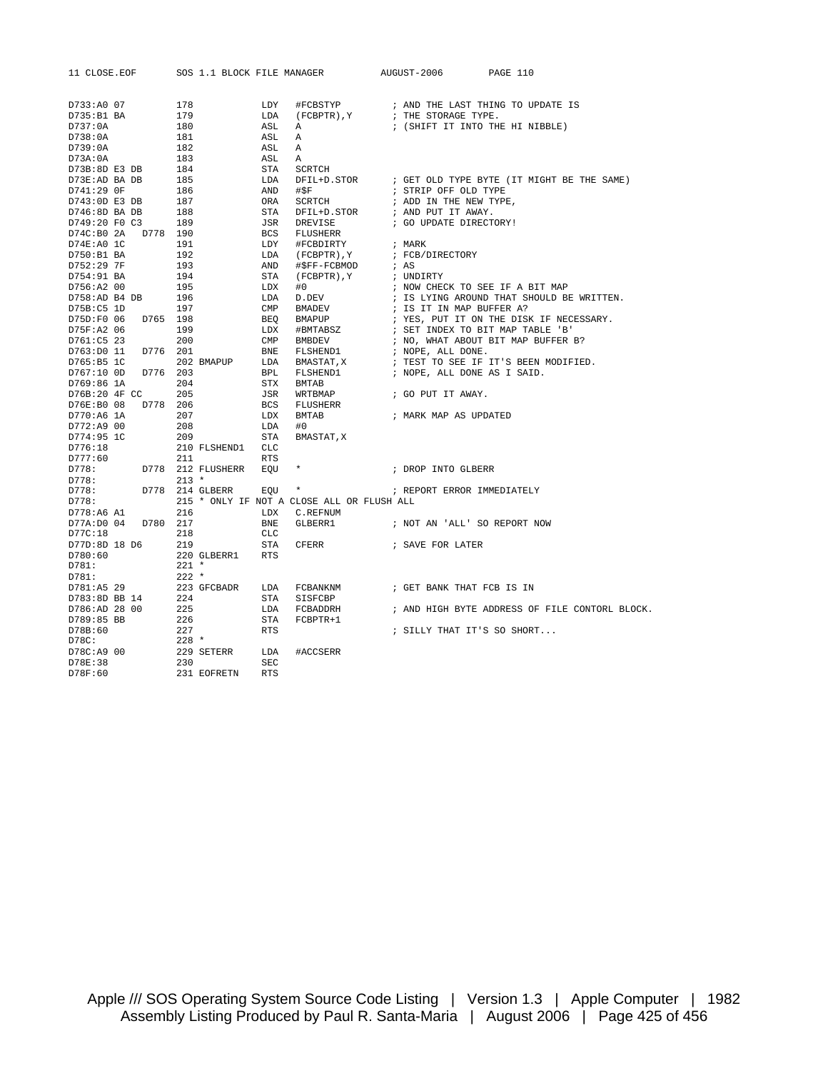```
D733:A0 07         178            LDY   #FCBSTYP          ; AND THE LAST THING TO UPDATE IS
D735:B1 BA         179            LDA   (FCBPTR),Y        ; THE STORAGE TYPE.
D737:0A            180            ASL   A                 ; (SHIFT IT INTO THE HI NIBBLE)
D738:0A            181            ASL   A
D739:0A            182            ASL   A
D73A:0A            183            ASL   A
D73B:8D E3 DB      184            STA   SCRTCH
D73E:AD BA DB      185            LDA   DFIL+D.STOR       ; GET OLD TYPE BYTE (IT MIGHT BE THE SAME)
D741:29 0F         186            AND   #$F               ; STRIP OFF OLD TYPE
D743:0D E3 DB      187            ORA   SCRTCH            ; ADD IN THE NEW TYPE,
D746:8D BA DB      188            STA   DFIL+D.STOR       ; AND PUT IT AWAY.
D749:20 F0 C3      189            JSR   DREVISE           ; GO UPDATE DIRECTORY!
D74C:B0 2A   D778  190            BCS   FLUSHERR
D74E:A0 1C         191            LDY   #FCBDIRTY         ; MARK
D750:B1 BA         192            LDA   (FCBPTR),Y        ; FCB/DIRECTORY
D752:29 7F         193            AND   #$FF-FCBMOD       ; AS
D754:91 BA         194            STA   (FCBPTR),Y        ; UNDIRTY
D756:A2 00         195            LDX   #0                ; NOW CHECK TO SEE IF A BIT MAP
D758:AD B4 DB      196            LDA   D.DEV             ; IS LYING AROUND THAT SHOULD BE WRITTEN.
D75B:C5 1D         197            CMP   BMADEV            ; IS IT IN MAP BUFFER A?
D75D:F0 06   D765  198            BEQ   BMAPUP            ; YES, PUT IT ON THE DISK IF NECESSARY.
D75F:A2 06         199            LDX   #BMTABSZ          ; SET INDEX TO BIT MAP TABLE 'B'
D761:C5 23         200            CMP   BMBDEV            ; NO, WHAT ABOUT BIT MAP BUFFER B?
D763:D0 11   D776  201            BNE   FLSHEND1          ; NOPE, ALL DONE.
D765:B5 1C         202 BMAPUP     LDA   BMASTAT,X         ; TEST TO SEE IF IT'S BEEN MODIFIED.
D767:10 0D   D776  203            BPL   FLSHEND1          ; NOPE, ALL DONE AS I SAID.
D769:86 1A         204            STX   BMTAB
D76B:20 4F CC      205            JSR   WRTBMAP           ; GO PUT IT AWAY.
D76E:B0 08   D778  206            BCS   FLUSHERR
D770:A6 1A         207            LDX   BMTAB             ; MARK MAP AS UPDATED
D772:A9 00         208            LDA   #0
D774:95 1C         209            STA   BMASTAT,X
D776:18            210 FLSHEND1   CLC
D777:60            211            RTS
D778:        D778  212 FLUSHERR   EQU   *                 ; DROP INTO GLBERR
D778:              213 *
D778:        D778  214 GLBERR     EQU   *                 ; REPORT ERROR IMMEDIATELY
D778:              215 * ONLY IF NOT A CLOSE ALL OR FLUSH ALL
D778:A6 A1         216            LDX   C.REFNUM
D77A:D0 04   D780  217            BNE   GLBERR1           ; NOT AN 'ALL' SO REPORT NOW
D77C:18            218            CLC
D77D:8D 18 D6      219            STA   CFERR             ; SAVE FOR LATER
D780:60            220 GLBERR1    RTS
D781:              221 *
D781:              222 *
D781:A5 29         223 GFCBADR    LDA   FCBANKNM          ; GET BANK THAT FCB IS IN
D783:8D BB 14      224            STA   SISFCBP
D786:AD 28 00      225            LDA   FCBADDRH          ; AND HIGH BYTE ADDRESS OF FILE CONTORL BLOCK.
D789:85 BB         226            STA   FCBPTR+1
D78B:60            227            RTS                     ; SILLY THAT IT'S SO SHORT...
D78C:              228 *
D78C:A9 00         229 SETERR     LDA   #ACCSERR
D78E:38            230            SEC
D78F:60            231 EOFRETN    RTS
```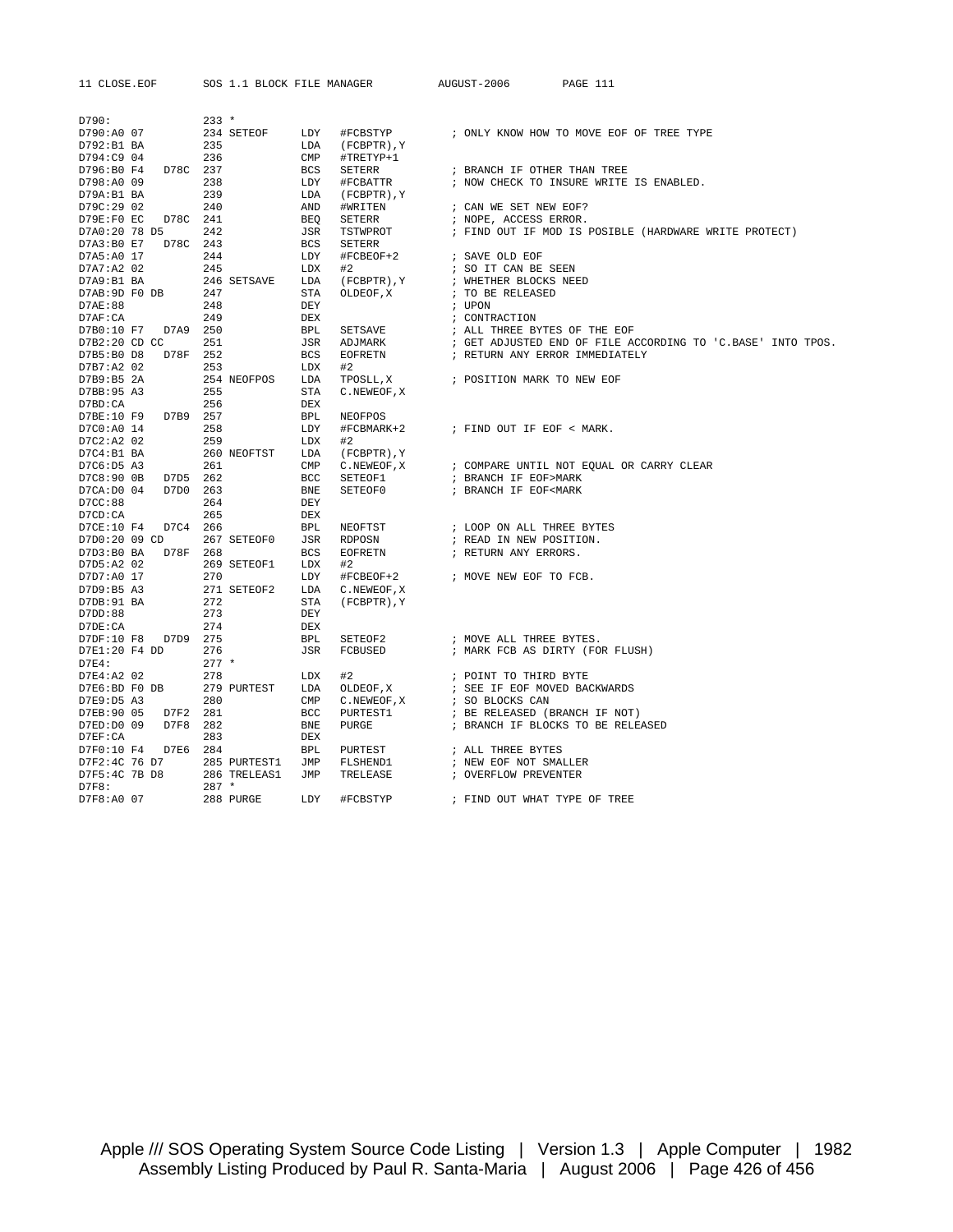```
D790:               233 *
D790:A0 07          234 SETEOF      LDY   #FCBSTYP         ; ONLY KNOW HOW TO MOVE EOF OF TREE TYPE
D792:B1 BA          235             LDA   (FCBPTR),Y
D794:C9 04          236             CMP   #TRETYP+1
D796:B0 F4   D78C   237             BCS   SETERR           ; BRANCH IF OTHER THAN TREE
D798:A0 09          238             LDY   #FCBATTR         ; NOW CHECK TO INSURE WRITE IS ENABLED.
D79A:B1 BA          239             LDA   (FCBPTR),Y
D79C:29 02          240             AND   #WRITEN          ; CAN WE SET NEW EOF?
D79E:F0 EC   D78C   241             BEQ   SETERR           ; NOPE, ACCESS ERROR.
D7A0:20 78 D5       242             JSR   TSTWPROT         ; FIND OUT IF MOD IS POSIBLE (HARDWARE WRITE PROTECT)
D7A3:B0 E7   D78C   243             BCS   SETERR
D7A5:A0 17          244             LDY   #FCBEOF+2        ; SAVE OLD EOF
D7A7:A2 02          245             LDX   #2               ; SO IT CAN BE SEEN
D7A9:B1 BA          246 SETSAVE     LDA   (FCBPTR),Y       ; WHETHER BLOCKS NEED
D7AB:9D F0 DB       247             STA   OLDEOF,X         ; TO BE RELEASED
D7AE:88             248             DEY                    ; UPON
D7AF:CA             249             DEX                    ; CONTRACTION
D7B0:10 F7   D7A9   250             BPL   SETSAVE          ; ALL THREE BYTES OF THE EOF
D7B2:20 CD CC       251             JSR   ADJMARK          ; GET ADJUSTED END OF FILE ACCORDING TO 'C.BASE' INTO TPOS.
D7B5:B0 D8   D78F   252             BCS   EOFRETN          ; RETURN ANY ERROR IMMEDIATELY
D7B7:A2 02          253             LDX   #2
D7B9:B5 2A          254 NEOFPOS     LDA   TPOSLL,X         ; POSITION MARK TO NEW EOF
D7BB:95 A3          255             STA   C.NEWEOF,X
D7BD:CA             256             DEX
D7BE:10 F9   D7B9   257             BPL   NEOFPOS
D7C0:A0 14          258             LDY   #FCBMARK+2       ; FIND OUT IF EOF < MARK.
D7C2:A2 02          259             LDX   #2
D7C4:B1 BA          260 NEOFTST     LDA   (FCBPTR),Y
D7C6:D5 A3          261             CMP   C.NEWEOF,X       ; COMPARE UNTIL NOT EQUAL OR CARRY CLEAR
D7C8:90 0B   D7D5   262             BCC   SETEOF1          ; BRANCH IF EOF>MARK
D7CA:D0 04   D7D0   263             BNE   SETEOF0          ; BRANCH IF EOF<MARK
D7CC:88             264             DEY
D7CD:CA             265             DEX
D7CE:10 F4   D7C4   266             BPL   NEOFTST          ; LOOP ON ALL THREE BYTES
D7D0:20 09 CD       267 SETEOF0     JSR   RDPOSN           ; READ IN NEW POSITION.
D7D3:B0 BA   D78F   268             BCS   EOFRETN          ; RETURN ANY ERRORS.
D7D5:A2 02          269 SETEOF1     LDX   #2
D7D7:A0 17          270             LDY   #FCBEOF+2        ; MOVE NEW EOF TO FCB.
D7D9:B5 A3          271 SETEOF2     LDA   C.NEWEOF,X
D7DB:91 BA          272             STA   (FCBPTR),Y
D7DD:88             273             DEY
D7DE:CA             274             DEX
D7DF:10 F8   D7D9   275             BPL   SETEOF2          ; MOVE ALL THREE BYTES.
D7E1:20 F4 DD       276             JSR   FCBUSED          ; MARK FCB AS DIRTY (FOR FLUSH)
D7E4:               277 *
D7E4:A2 02          278             LDX   #2               ; POINT TO THIRD BYTE
D7E6:BD F0 DB       279 PURTEST     LDA   OLDEOF,X         ; SEE IF EOF MOVED BACKWARDS
D7E9:D5 A3          280             CMP   C.NEWEOF,X       ; SO BLOCKS CAN
D7EB:90 05   D7F2   281             BCC   PURTEST1         ; BE RELEASED (BRANCH IF NOT)
D7ED:D0 09   D7F8   282             BNE   PURGE            ; BRANCH IF BLOCKS TO BE RELEASED
D7EF:CA             283             DEX
D7F0:10 F4   D7E6   284             BPL   PURTEST          ; ALL THREE BYTES
D7F2:4C 76 D7       285 PURTEST1    JMP   FLSHEND1         ; NEW EOF NOT SMALLER
D7F5:4C 7B D8       286 TRELEAS1    JMP   TRELEASE         ; OVERFLOW PREVENTER
D7F8:               287 *
D7F8:A0 07          288 PURGE       LDY   #FCBSTYP         ; FIND OUT WHAT TYPE OF TREE
```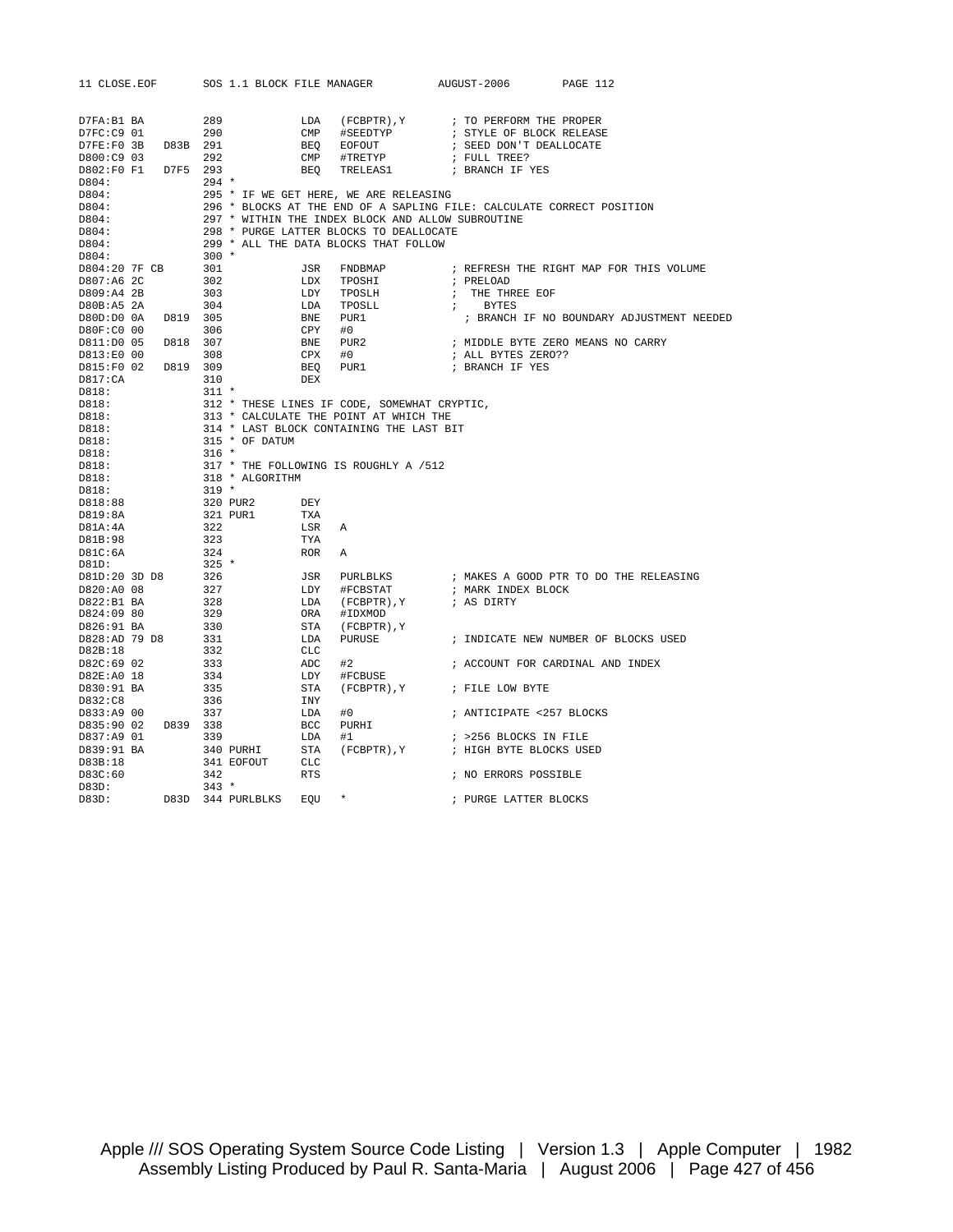```
D7FA:B1 BA         289            LDA   (FCBPTR),Y       ; TO PERFORM THE PROPER
D7FC:C9 01         290            CMP   #SEEDTYP         ; STYLE OF BLOCK RELEASE
D7FE:F0 3B   D83B  291            BEQ   EOFOUT           ; SEED DON'T DEALLOCATE
D800:C9 03         292            CMP   #TRETYP          ; FULL TREE?
D802:F0 F1   D7F5  293            BEQ   TRELEAS1         ; BRANCH IF YES
D804:              294 *
D804:              295 * IF WE GET HERE, WE ARE RELEASING
D804:              296 * BLOCKS AT THE END OF A SAPLING FILE: CALCULATE CORRECT POSITION
D804:              297 * WITHIN THE INDEX BLOCK AND ALLOW SUBROUTINE
D804:              298 * PURGE LATTER BLOCKS TO DEALLOCATE
D804:              299 * ALL THE DATA BLOCKS THAT FOLLOW
D804:              300 *
D804:20 7F CB      301            JSR   FNDBMAP          ; REFRESH THE RIGHT MAP FOR THIS VOLUME
D807:A6 2C         302            LDX   TPOSHI           ; PRELOAD
D809:A4 2B         303            LDY   TPOSLH           ;  THE THREE EOF
D80B:A5 2A         304            LDA   TPOSLL           ;    BYTES
D80D:D0 0A   D819  305            BNE   PUR1              ; BRANCH IF NO BOUNDARY ADJUSTMENT NEEDED
D80F:C0 00         306            CPY   #0
D811:D0 05   D818  307            BNE   PUR2             ; MIDDLE BYTE ZERO MEANS NO CARRY
D813:E0 00         308            CPX   #0               ; ALL BYTES ZERO??
D815:F0 02   D819  309            BEQ   PUR1             ; BRANCH IF YES
D817:CA            310            DEX
D818:              311 *
D818:              312 * THESE LINES IF CODE, SOMEWHAT CRYPTIC,
D818:              313 * CALCULATE THE POINT AT WHICH THE
D818:              314 * LAST BLOCK CONTAINING THE LAST BIT
D818:              315 * OF DATUM
D818:              316 *
D818:              317 * THE FOLLOWING IS ROUGHLY A /512
D818:              318 * ALGORITHM
D818:              319 *
D818:88            320 PUR2       DEY
D819:8A            321 PUR1       TXA
D81A:4A            322            LSR   A
D81B:98            323            TYA
D81C:6A            324            ROR   A
D81D:              325 *
D81D:20 3D D8      326            JSR   PURLBLKS         ; MAKES A GOOD PTR TO DO THE RELEASING
D820:A0 08         327            LDY   #FCBSTAT         ; MARK INDEX BLOCK
D822:B1 BA         328            LDA   (FCBPTR),Y       ; AS DIRTY
D824:09 80         329            ORA   #IDXMOD
D826:91 BA         330            STA   (FCBPTR),Y
D828:AD 79 D8      331            LDA   PURUSE           ; INDICATE NEW NUMBER OF BLOCKS USED
D82B:18            332            CLC
D82C:69 02         333            ADC   #2               ; ACCOUNT FOR CARDINAL AND INDEX
D82E:A0 18         334            LDY   #FCBUSE
D830:91 BA         335            STA   (FCBPTR),Y       ; FILE LOW BYTE
D832:C8            336            INY
D833:A9 00         337            LDA   #0               ; ANTICIPATE <257 BLOCKS
D835:90 02   D839  338            BCC   PURHI
D837:A9 01         339            LDA   #1               ; >256 BLOCKS IN FILE
D839:91 BA         340 PURHI      STA   (FCBPTR),Y       ; HIGH BYTE BLOCKS USED
D83B:18            341 EOFOUT     CLC
D83C:60            342            RTS                    ; NO ERRORS POSSIBLE
D83D:              343 *
D83D:        D83D  344 PURLBLKS   EQU   *                ; PURGE LATTER BLOCKS
```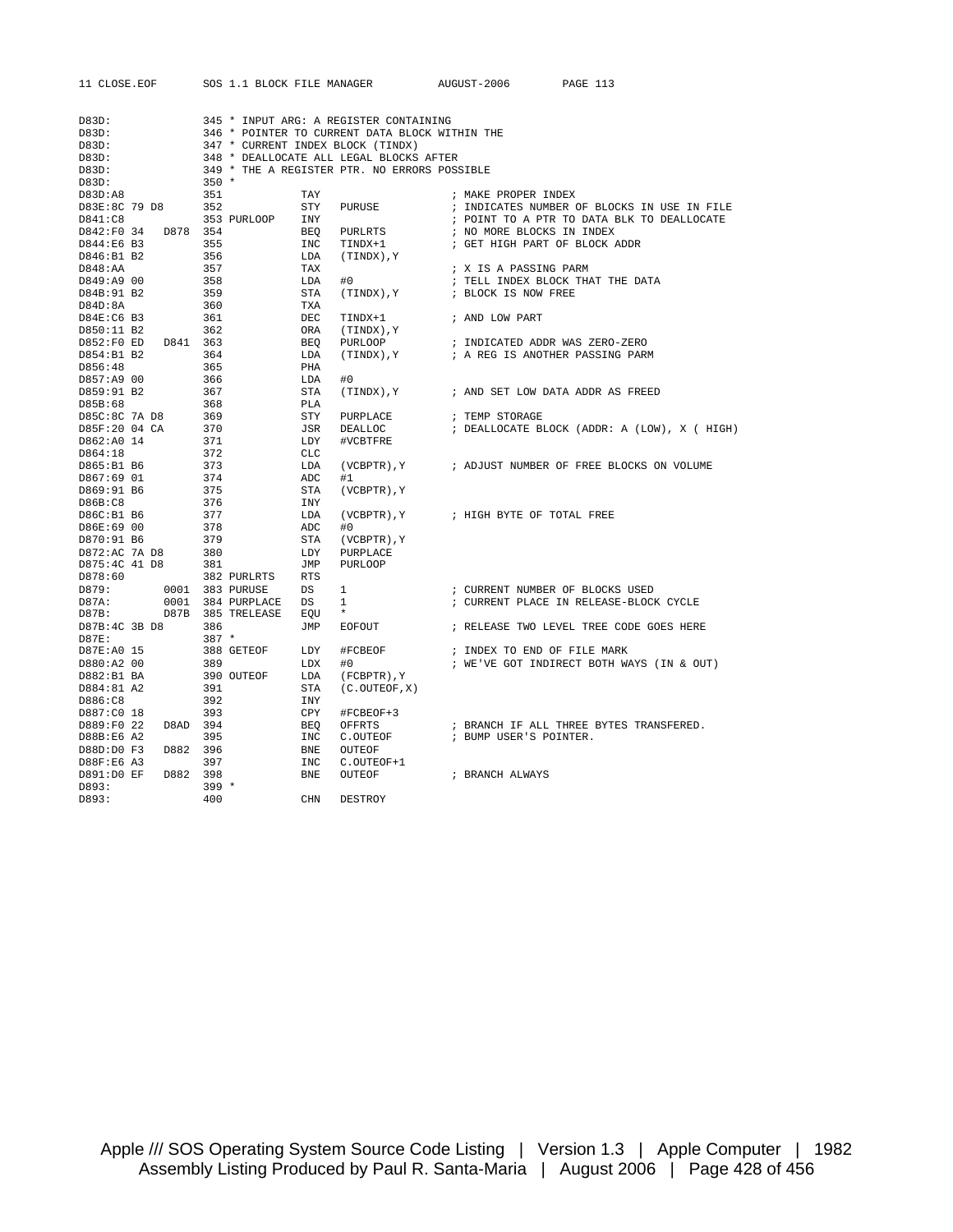```
D83D:                345 * INPUT ARG: A REGISTER CONTAINING
D83D:                346 * POINTER TO CURRENT DATA BLOCK WITHIN THE
D83D:                347 * CURRENT INDEX BLOCK (TINDX)
D83D:                348 * DEALLOCATE ALL LEGAL BLOCKS AFTER
D83D:                349 * THE A REGISTER PTR. NO ERRORS POSSIBLE
D83D:                350 *
D83D:A8              351            TAY                      ; MAKE PROPER INDEX
D83E:8C 79 D8        352            STY   PURUSE             ; INDICATES NUMBER OF BLOCKS IN USE IN FILE
D841:C8              353 PURLOOP    INY                      ; POINT TO A PTR TO DATA BLK TO DEALLOCATE
D842:F0 34   D878    354            BEQ   PURLRTS            ; NO MORE BLOCKS IN INDEX
D844:E6 B3           355            INC   TINDX+1            ; GET HIGH PART OF BLOCK ADDR
D846:B1 B2           356            LDA   (TINDX),Y
D848:AA              357            TAX                      ; X IS A PASSING PARM
D849:A9 00           358            LDA   #0                 ; TELL INDEX BLOCK THAT THE DATA
D84B:91 B2           359            STA   (TINDX),Y          ; BLOCK IS NOW FREE
D84D:8A              360            TXA
D84E:C6 B3           361            DEC   TINDX+1            ; AND LOW PART
D850:11 B2           362            ORA   (TINDX),Y
D852:F0 ED   D841    363            BEQ   PURLOOP            ; INDICATED ADDR WAS ZERO-ZERO
D854:B1 B2           364            LDA   (TINDX),Y          ; A REG IS ANOTHER PASSING PARM
D856:48              365            PHA
D857:A9 00           366            LDA   #0
D859:91 B2           367            STA   (TINDX),Y          ; AND SET LOW DATA ADDR AS FREED
D85B:68              368            PLA
D85C:8C 7A D8        369            STY   PURPLACE           ; TEMP STORAGE
D85F:20 04 CA        370            JSR   DEALLOC            ; DEALLOCATE BLOCK (ADDR: A (LOW), X ( HIGH)
D862:A0 14           371            LDY   #VCBTFRE
D864:18              372            CLC
D865:B1 B6           373            LDA   (VCBPTR),Y         ; ADJUST NUMBER OF FREE BLOCKS ON VOLUME
D867:69 01           374            ADC   #1
D869:91 B6           375            STA   (VCBPTR),Y
D86B:C8              376            INY
D86C:B1 B6           377            LDA   (VCBPTR),Y         ; HIGH BYTE OF TOTAL FREE
D86E:69 00           378            ADC   #0
D870:91 B6           379            STA   (VCBPTR),Y
D872:AC 7A D8        380            LDY   PURPLACE
D875:4C 41 D8        381            JMP   PURLOOP
D878:60              382 PURLRTS    RTS
D879:        0001    383 PURUSE     DS    1                  ; CURRENT NUMBER OF BLOCKS USED
D87A:        0001    384 PURPLACE   DS    1                  ; CURRENT PLACE IN RELEASE-BLOCK CYCLE
D87B:        D87B    385 TRELEASE   EQU   *
D87B:4C 3B D8        386            JMP   EOFOUT             ; RELEASE TWO LEVEL TREE CODE GOES HERE
D87E:                387 *
D87E:A0 15           388 GETEOF     LDY   #FCBEOF            ; INDEX TO END OF FILE MARK
D880:A2 00           389            LDX   #0                 ; WE'VE GOT INDIRECT BOTH WAYS (IN & OUT)
D882:B1 BA           390 OUTEOF     LDA   (FCBPTR),Y
D884:81 A2           391            STA   (C.OUTEOF,X)
D886:C8              392            INY
D887:C0 18           393            CPY   #FCBEOF+3
D889:F0 22   D8AD    394            BEQ   OFFRTS             ; BRANCH IF ALL THREE BYTES TRANSFERED.
D88B:E6 A2           395            INC   C.OUTEOF           ; BUMP USER'S POINTER.
D88D:D0 F3   D882    396            BNE   OUTEOF
D88F:E6 A3           397            INC   C.OUTEOF+1
D891:D0 EF   D882    398            BNE   OUTEOF             ; BRANCH ALWAYS
D893:                399 *
D893:                400            CHN   DESTROY
```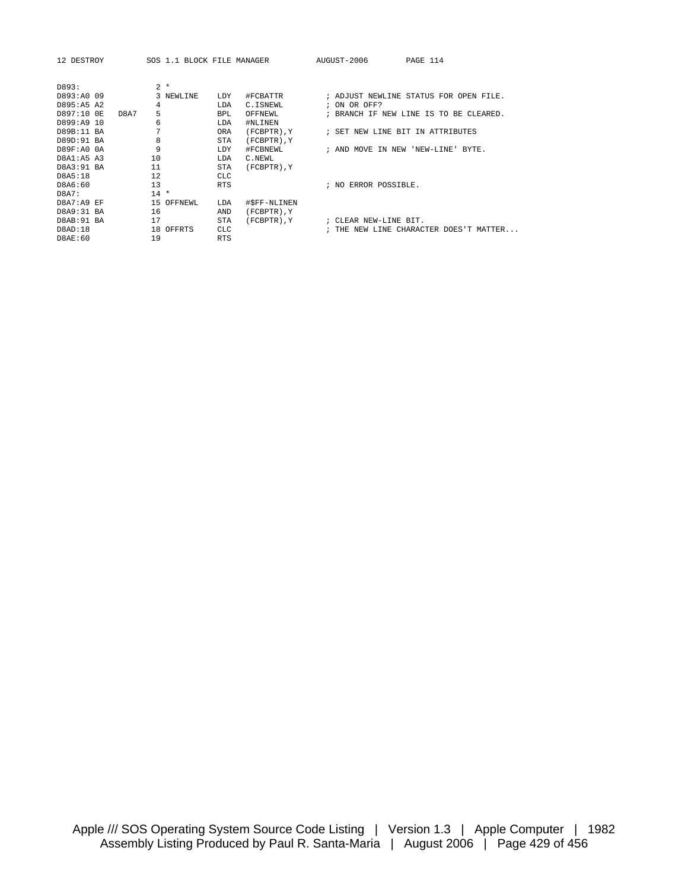```
D893:              2 *
D893:A0 09         3 NEWLINE    LDY   #FCBATTR          ; ADJUST NEWLINE STATUS FOR OPEN FILE.
D895:A5 A2         4            LDA   C.ISNEWL          ; ON OR OFF?
D897:10 0E   D8A7  5            BPL   OFFNEWL           ; BRANCH IF NEW LINE IS TO BE CLEARED.
D899:A9 10         6            LDA   #NLINEN
D89B:11 BA         7            ORA   (FCBPTR),Y        ; SET NEW LINE BIT IN ATTRIBUTES
D89D:91 BA         8            STA   (FCBPTR),Y
D89F:A0 0A         9            LDY   #FCBNEWL          ; AND MOVE IN NEW 'NEW-LINE' BYTE.
D8A1:A5 A3        10            LDA   C.NEWL
D8A3:91 BA        11            STA   (FCBPTR),Y
D8A5:18           12            CLC
D8A6:60           13            RTS                     ; NO ERROR POSSIBLE.
D8A7:             14 *
D8A7:A9 EF        15 OFFNEWL    LDA   #$FF-NLINEN
D8A9:31 BA        16            AND   (FCBPTR),Y
D8AB:91 BA        17            STA   (FCBPTR),Y        ; CLEAR NEW-LINE BIT.
D8AD:18           18 OFFRTS     CLC                     ; THE NEW LINE CHARACTER DOESN'T MATTER...
D8AE:60           19            RTS
```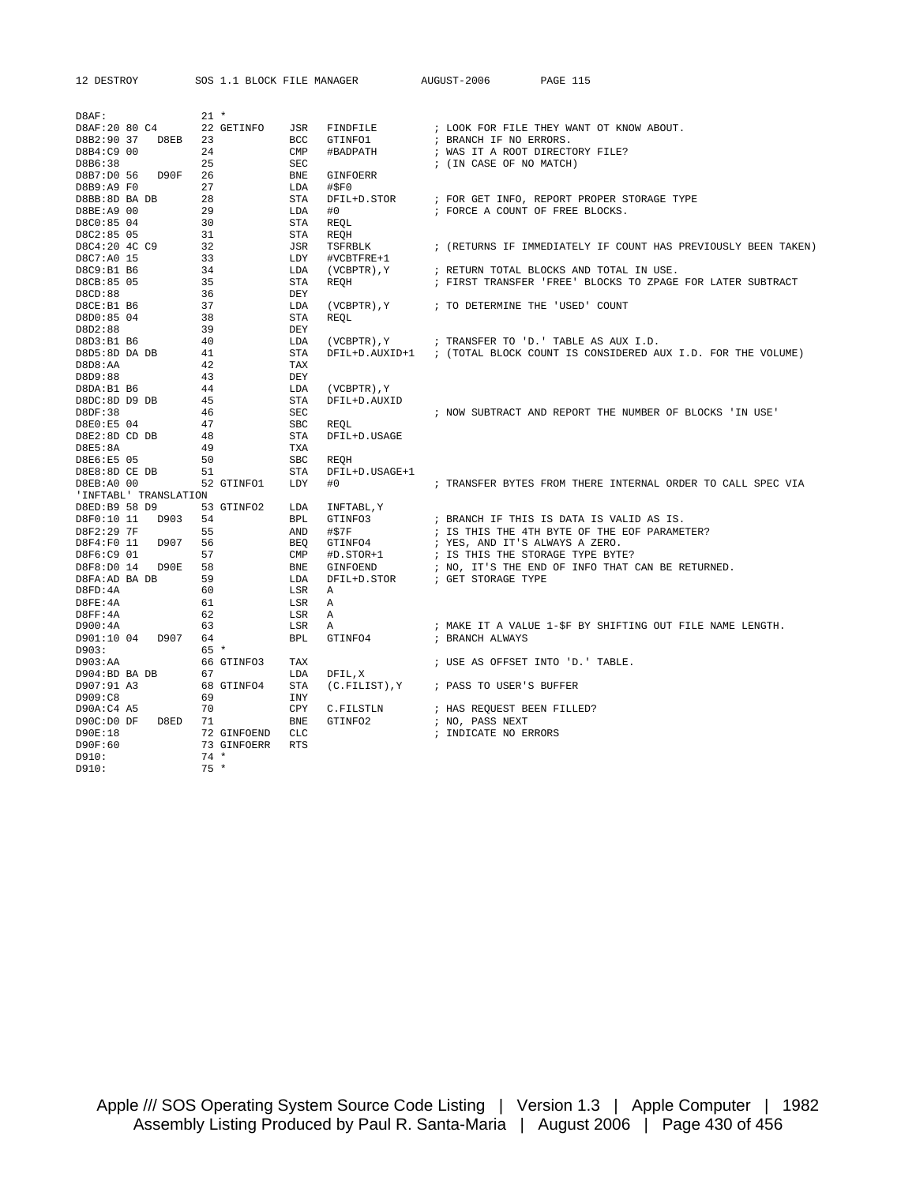```
D8AF:              21 *
D8AF:20 80 C4      22 GETINFO    JSR   FINDFILE         ; LOOK FOR FILE THEY WANT OT KNOW ABOUT.
D8B2:90 37   D8EB  23            BCC   GTINFO1          ; BRANCH IF NO ERRORS.
D8B4:C9 00         24            CMP   #BADPATH         ; WAS IT A ROOT DIRECTORY FILE?
D8B6:38            25            SEC                    ; (IN CASE OF NO MATCH)
D8B7:D0 56   D90F  26            BNE   GINFOERR
D8B9:A9 F0         27            LDA   #$F0
D8BB:8D BA DB      28            STA   DFIL+D.STOR      ; FOR GET INFO, REPORT PROPER STORAGE TYPE
D8BE:A9 00         29            LDA   #0               ; FORCE A COUNT OF FREE BLOCKS.
D8C0:85 04         30            STA   REQL
D8C2:85 05         31            STA   REQH
D8C4:20 4C C9      32            JSR   TSFRBLK          ; (RETURNS IF IMMEDIATELY IF COUNT HAS PREVIOUSLY BEEN TAKEN)
D8C7:A0 15         33            LDY   #VCBTFRE+1
D8C9:B1 B6         34            LDA   (VCBPTR),Y       ; RETURN TOTAL BLOCKS AND TOTAL IN USE.
D8CB:85 05         35            STA   REQH             ; FIRST TRANSFER 'FREE' BLOCKS TO ZPAGE FOR LATER SUBTRACT
D8CD:88            36            DEY
D8CE:B1 B6         37            LDA   (VCBPTR),Y       ; TO DETERMINE THE 'USED' COUNT
D8D0:85 04         38            STA   REQL
D8D2:88            39            DEY
D8D3:B1 B6         40            LDA   (VCBPTR),Y       ; TRANSFER TO 'D.' TABLE AS AUX I.D.
D8D5:8D DA DB      41            STA   DFIL+D.AUXID+1   ; (TOTAL BLOCK COUNT IS CONSIDERED AUX I.D. FOR THE VOLUME)
D8D8:AA            42            TAX
D8D9:88            43            DEY
D8DA:B1 B6         44            LDA   (VCBPTR),Y
D8DC:8D D9 DB      45            STA   DFIL+D.AUXID
D8DF:38            46            SEC                    ; NOW SUBTRACT AND REPORT THE NUMBER OF BLOCKS 'IN USE'
D8E0:E5 04         47            SBC   REQL
D8E2:8D CD DB      48            STA   DFIL+D.USAGE
D8E5:8A            49            TXA
D8E6:E5 05         50            SBC   REQH
D8E8:8D CE DB      51            STA   DFIL+D.USAGE+1
D8EB:A0 00         52 GTINFO1    LDY   #0               ; TRANSFER BYTES FROM THERE INTERNAL ORDER TO CALL SPEC VIA
'INFTABL' TRANSLATION
D8ED:B9 58 D9      53 GTINFO2    LDA   INFTABL,Y
D8F0:10 11   D903  54            BPL   GTINFO3          ; BRANCH IF THIS IS DATA IS VALID AS IS.
D8F2:29 7F         55            AND   #$7F             ; IS THIS THE 4TH BYTE OF THE EOF PARAMETER?
D8F4:F0 11   D907  56            BEQ   GTINFO4          ; YES, AND IT'S ALWAYS A ZERO.
D8F6:C9 01         57            CMP   #D.STOR+1        ; IS THIS THE STORAGE TYPE BYTE?
D8F8:D0 14   D90E  58            BNE   GINFOEND         ; NO, IT'S THE END OF INFO THAT CAN BE RETURNED.
D8FA:AD BA DB      59            LDA   DFIL+D.STOR      ; GET STORAGE TYPE
D8FD:4A            60            LSR   A
D8FE:4A            61            LSR   A
D8FF:4A            62            LSR   A
D900:4A            63            LSR   A                ; MAKE IT A VALUE 1-$F BY SHIFTING OUT FILE NAME LENGTH.
D901:10 04   D907  64            BPL   GTINFO4          ; BRANCH ALWAYS
D903:              65 *
D903:AA            66 GTINFO3    TAX                    ; USE AS OFFSET INTO 'D.' TABLE.
D904:BD BA DB      67            LDA   DFIL,X
D907:91 A3         68 GTINFO4    STA   (C.FILIST),Y     ; PASS TO USER'S BUFFER
D909:C8            69            INY
D90A:C4 A5         70            CPY   C.FILSTLN        ; HAS REQUEST BEEN FILLED?
D90C:D0 DF   D8ED  71            BNE   GTINFO2          ; NO, PASS NEXT
D90E:18            72 GINFOEND   CLC                    ; INDICATE NO ERRORS
D90F:60            73 GINFOERR   RTS
D910:              74 *
D910:              75 *
```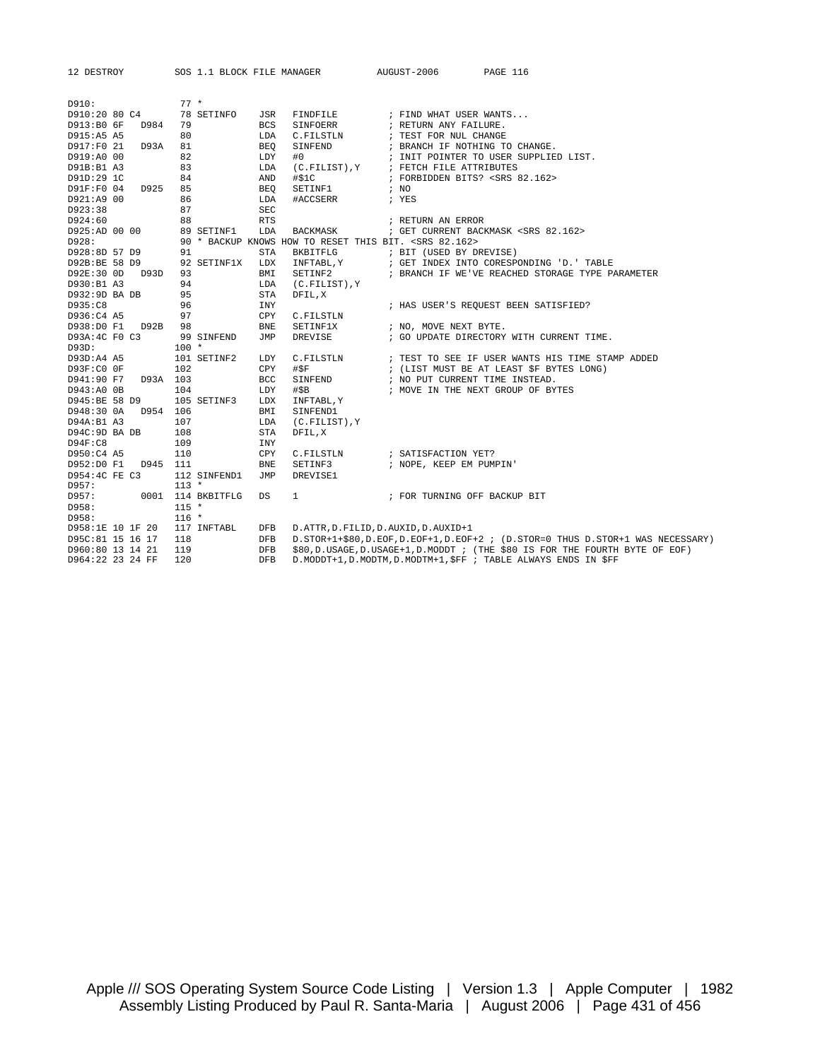```
D910:               77 *
D910:20 80 C4       78 SETINFO    JSR   FINDFILE          ; FIND WHAT USER WANTS...
D913:B0 6F   D984   79            BCS   SINFOERR          ; RETURN ANY FAILURE.
D915:A5 A5          80            LDA   C.FILSTLN         ; TEST FOR NUL CHANGE
D917:F0 21   D93A   81            BEQ   SINFEND           ; BRANCH IF NOTHING TO CHANGE.
D919:A0 00          82            LDY   #0                ; INIT POINTER TO USER SUPPLIED LIST.
D91B:B1 A3          83            LDA   (C.FILIST),Y      ; FETCH FILE ATTRIBUTES
D91D:29 1C          84            AND   #$1C              ; FORBIDDEN BITS? <SRS 82.162>
D91F:F0 04   D925   85            BEQ   SETINF1           ; NO
D921:A9 00          86            LDA   #ACCSERR          ; YES
D923:38             87            SEC
D924:60             88            RTS                     ; RETURN AN ERROR
D925:AD 00 00       89 SETINF1    LDA   BACKMASK          ; GET CURRENT BACKMASK <SRS 82.162>
D928:               90 * BACKUP KNOWS HOW TO RESET THIS BIT. <SRS 82.162>
D928:8D 57 D9       91            STA   BKBITFLG          ; BIT (USED BY DREVISE)
D92B:BE 58 D9       92 SETINF1X   LDX   INFTABL,Y         ; GET INDEX INTO CORESPONDING 'D.' TABLE
D92E:30 0D   D93D   93            BMI   SETINF2           ; BRANCH IF WE'VE REACHED STORAGE TYPE PARAMETER
D930:B1 A3          94            LDA   (C.FILIST),Y
D932:9D BA DB       95            STA   DFIL,X
D935:C8             96            INY                     ; HAS USER'S REQUEST BEEN SATISFIED?
D936:C4 A5          97            CPY   C.FILSTLN
D938:D0 F1   D92B   98            BNE   SETINF1X          ; NO, MOVE NEXT BYTE.
D93A:4C F0 C3       99 SINFEND    JMP   DREVISE           ; GO UPDATE DIRECTORY WITH CURRENT TIME.
D93D:              100 *
D93D:A4 A5         101 SETINF2    LDY   C.FILSTLN         ; TEST TO SEE IF USER WANTS HIS TIME STAMP ADDED
D93F:C0 0F         102            CPY   #$F               ; (LIST MUST BE AT LEAST $F BYTES LONG)
D941:90 F7   D93A  103            BCC   SINFEND           ; NO PUT CURRENT TIME INSTEAD.
D943:A0 0B         104            LDY   #$B               ; MOVE IN THE NEXT GROUP OF BYTES
D945:BE 58 D9      105 SETINF3    LDX   INFTABL,Y
D948:30 0A   D954  106            BMI   SINFEND1
D94A:B1 A3         107            LDA   (C.FILIST),Y
D94C:9D BA DB      108            STA   DFIL,X
D94F:C8            109            INY
D950:C4 A5         110            CPY   C.FILSTLN         ; SATISFACTION YET?
D952:D0 F1   D945  111            BNE   SETINF3           ; NOPE, KEEP EM PUMPIN'
D954:4C FE C3      112 SINFEND1   JMP   DREVISE1
D957:              113 *
D957:        0001  114 BKBITFLG   DS    1                 ; FOR TURNING OFF BACKUP BIT
D958:              115 *
D958:              116 *
D958:1E 10 1F 20   117 INFTABL    DFB   D.ATTR,D.FILID,D.AUXID,D.AUXID+1
D95C:81 15 16 17   118            DFB   D.STOR+1+$80,D.EOF,D.EOF+1,D.EOF+2 ; (D.STOR=0 THUS D.STOR+1 WAS NECESSARY)
D960:80 13 14 21   119            DFB   $80,D.USAGE,D.USAGE+1,D.MODDT ; (THE $80 IS FOR THE FOURTH BYTE OF EOF)
D964:22 23 24 FF   120            DFB   D.MODDT+1,D.MODTM,D.MODTM+1,$FF ; TABLE ALWAYS ENDS IN $FF
```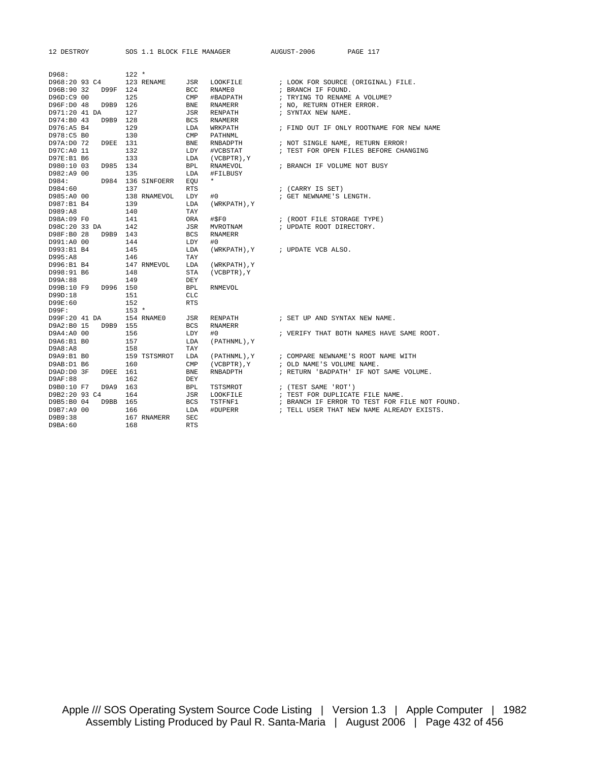```
D968:                122 *
D968:20 93 C4        123 RENAME      JSR   LOOKFILE         ; LOOK FOR SOURCE (ORIGINAL) FILE.
D96B:90 32   D99F    124             BCC   RNAME0           ; BRANCH IF FOUND.
D96D:C9 00           125             CMP   #BADPATH         ; TRYING TO RENAME A VOLUME?
D96F:D0 48   D9B9    126             BNE   RNAMERR          ; NO, RETURN OTHER ERROR.
D971:20 41 DA        127             JSR   RENPATH          ; SYNTAX NEW NAME.
D974:B0 43   D9B9    128             BCS   RNAMERR
D976:A5 B4           129             LDA   WRKPATH          ; FIND OUT IF ONLY ROOTNAME FOR NEW NAME
D978:C5 B0           130             CMP   PATHNML
D97A:D0 72   D9EE    131             BNE   RNBADPTH         ; NOT SINGLE NAME, RETURN ERROR!
D97C:A0 11           132             LDY   #VCBSTAT         ; TEST FOR OPEN FILES BEFORE CHANGING
D97E:B1 B6           133             LDA   (VCBPTR),Y
D980:10 03   D985    134             BPL   RNAMEVOL         ; BRANCH IF VOLUME NOT BUSY
D982:A9 00           135             LDA   #FILBUSY
D984:        D984    136 SINFOERR    EQU   *
D984:60              137             RTS                    ; (CARRY IS SET)
D985:A0 00           138 RNAMEVOL    LDY   #0               ; GET NEWNAME'S LENGTH.
D987:B1 B4           139             LDA   (WRKPATH),Y
D989:A8              140             TAY
D98A:09 F0           141             ORA   #$F0             ; (ROOT FILE STORAGE TYPE)
D98C:20 33 DA        142             JSR   MVROTNAM         ; UPDATE ROOT DIRECTORY.
D98F:B0 28   D9B9    143             BCS   RNAMERR
D991:A0 00           144             LDY   #0
D993:B1 B4           145             LDA   (WRKPATH),Y      ; UPDATE VCB ALSO.
D995:A8              146             TAY
D996:B1 B4           147 RNMEVOL     LDA   (WRKPATH),Y
D998:91 B6           148             STA   (VCBPTR),Y
D99A:88              149             DEY
D99B:10 F9   D996    150             BPL   RNMEVOL
D99D:18              151             CLC
D99E:60              152             RTS
D99F:                153 *
D99F:20 41 DA        154 RNAME0      JSR   RENPATH          ; SET UP AND SYNTAX NEW NAME.
D9A2:B0 15   D9B9    155             BCS   RNAMERR
D9A4:A0 00           156             LDY   #0               ; VERIFY THAT BOTH NAMES HAVE SAME ROOT.
D9A6:B1 B0           157             LDA   (PATHNML),Y
D9A8:A8              158             TAY
D9A9:B1 B0           159 TSTSMROT    LDA   (PATHNML),Y      ; COMPARE NEWNAME'S ROOT NAME WITH
D9AB:D1 B6           160             CMP   (VCBPTR),Y       ; OLD NAME'S VOLUME NAME.
D9AD:D0 3F   D9EE    161             BNE   RNBADPTH         ; RETURN 'BADPATH' IF NOT SAME VOLUME.
D9AF:88              162             DEY
D9B0:10 F7   D9A9    163             BPL   TSTSMROT         ; (TEST SAME 'ROT')
D9B2:20 93 C4        164             JSR   LOOKFILE         ; TEST FOR DUPLICATE FILE NAME.
D9B5:B0 04   D9BB    165             BCS   TSTFNF1          ; BRANCH IF ERROR TO TEST FOR FILE NOT FOUND.
D9B7:A9 00           166             LDA   #DUPERR          ; TELL USER THAT NEW NAME ALREADY EXISTS.
D9B9:38              167 RNAMERR     SEC
D9BA:60              168             RTS
```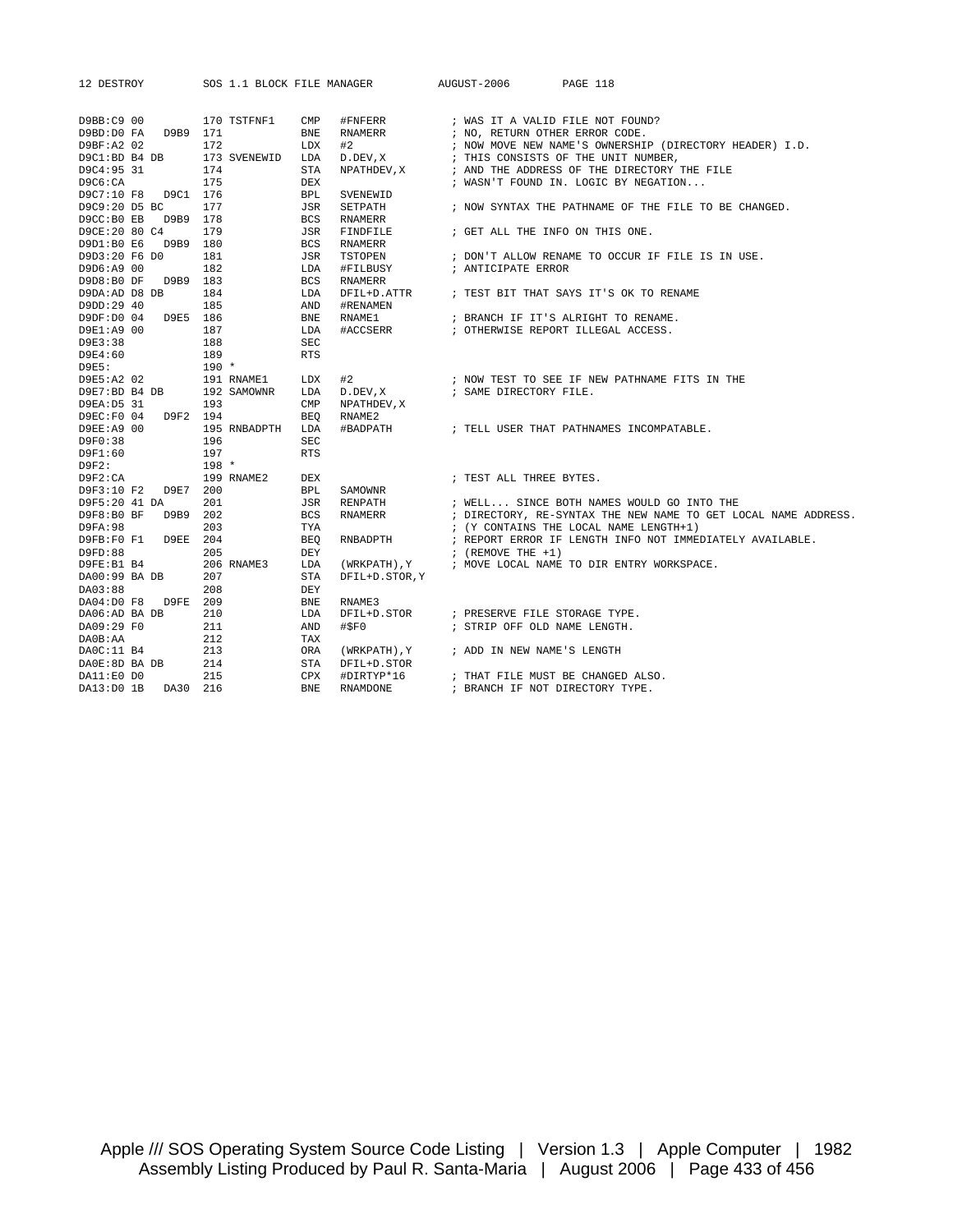```
D9BB:C9 00          170 TSTFNF1     CMP   #FNFERR          ; WAS IT A VALID FILE NOT FOUND?
D9BD:D0 FA   D9B9   171             BNE   RNAMERR          ; NO, RETURN OTHER ERROR CODE.
D9BF:A2 02          172             LDX   #2               ; NOW MOVE NEW NAME'S OWNERSHIP (DIRECTORY HEADER) I.D.
D9C1:BD B4 DB       173 SVENEWID    LDA   D.DEV,X          ; THIS CONSISTS OF THE UNIT NUMBER,
D9C4:95 31          174             STA   NPATHDEV,X       ; AND THE ADDRESS OF THE DIRECTORY THE FILE
D9C6:CA             175             DEX                    ; WASN'T FOUND IN. LOGIC BY NEGATION...
D9C7:10 F8   D9C1   176             BPL   SVENEWID
D9C9:20 D5 BC       177             JSR   SETPATH          ; NOW SYNTAX THE PATHNAME OF THE FILE TO BE CHANGED.
D9CC:B0 EB   D9B9   178             BCS   RNAMERR
D9CE:20 80 C4       179             JSR   FINDFILE         ; GET ALL THE INFO ON THIS ONE.
D9D1:B0 E6   D9B9   180             BCS   RNAMERR
D9D3:20 F6 D0       181             JSR   TSTOPEN          ; DON'T ALLOW RENAME TO OCCUR IF FILE IS IN USE.
D9D6:A9 00          182             LDA   #FILBUSY         ; ANTICIPATE ERROR
D9D8:B0 DF   D9B9   183             BCS   RNAMERR
D9DA:AD D8 DB       184             LDA   DFIL+D.ATTR      ; TEST BIT THAT SAYS IT'S OK TO RENAME
D9DD:29 40          185             AND   #RENAMEN
D9DF:D0 04   D9E5   186             BNE   RNAME1           ; BRANCH IF IT'S ALRIGHT TO RENAME.
D9E1:A9 00          187             LDA   #ACCSERR         ; OTHERWISE REPORT ILLEGAL ACCESS.
D9E3:38             188             SEC
D9E4:60             189             RTS
D9E5:               190 *
D9E5:A2 02          191 RNAME1      LDX   #2               ; NOW TEST TO SEE IF NEW PATHNAME FITS IN THE
D9E7:BD B4 DB       192 SAMOWNR     LDA   D.DEV,X          ; SAME DIRECTORY FILE.
D9EA:D5 31          193             CMP   NPATHDEV,X
D9EC:F0 04   D9F2   194             BEQ   RNAME2
D9EE:A9 00          195 RNBADPTH    LDA   #BADPATH         ; TELL USER THAT PATHNAMES INCOMPATABLE.
D9F0:38             196             SEC
D9F1:60             197             RTS
D9F2:               198 *
D9F2:CA             199 RNAME2      DEX                    ; TEST ALL THREE BYTES.
D9F3:10 F2   D9E7   200             BPL   SAMOWNR
D9F5:20 41 DA       201             JSR   RENPATH          ; WELL... SINCE BOTH NAMES WOULD GO INTO THE
D9F8:B0 BF   D9B9   202             BCS   RNAMERR          ; DIRECTORY, RE-SYNTAX THE NEW NAME TO GET LOCAL NAME ADDRESS.
D9FA:98             203             TYA                    ; (Y CONTAINS THE LOCAL NAME LENGTH+1)
D9FB:F0 F1   D9EE   204             BEQ   RNBADPTH         ; REPORT ERROR IF LENGTH INFO NOT IMMEDIATELY AVAILABLE.
D9FD:88             205             DEY                    ; (REMOVE THE +1)
D9FE:B1 B4          206 RNAME3      LDA   (WRKPATH),Y      ; MOVE LOCAL NAME TO DIR ENTRY WORKSPACE.
DA00:99 BA DB       207             STA   DFIL+D.STOR,Y
DA03:88             208             DEY
DA04:D0 F8   D9FE   209             BNE   RNAME3
DA06:AD BA DB       210             LDA   DFIL+D.STOR      ; PRESERVE FILE STORAGE TYPE.
DA09:29 F0          211             AND   #$F0             ; STRIP OFF OLD NAME LENGTH.
DA0B:AA             212             TAX
DA0C:11 B4          213             ORA   (WRKPATH),Y      ; ADD IN NEW NAME'S LENGTH
DA0E:8D BA DB       214             STA   DFIL+D.STOR
DA11:E0 D0          215             CPX   #DIRTYP*16       ; THAT FILE MUST BE CHANGED ALSO.
DA13:D0 1B   DA30   216             BNE   RNAMDONE         ; BRANCH IF NOT DIRECTORY TYPE.
```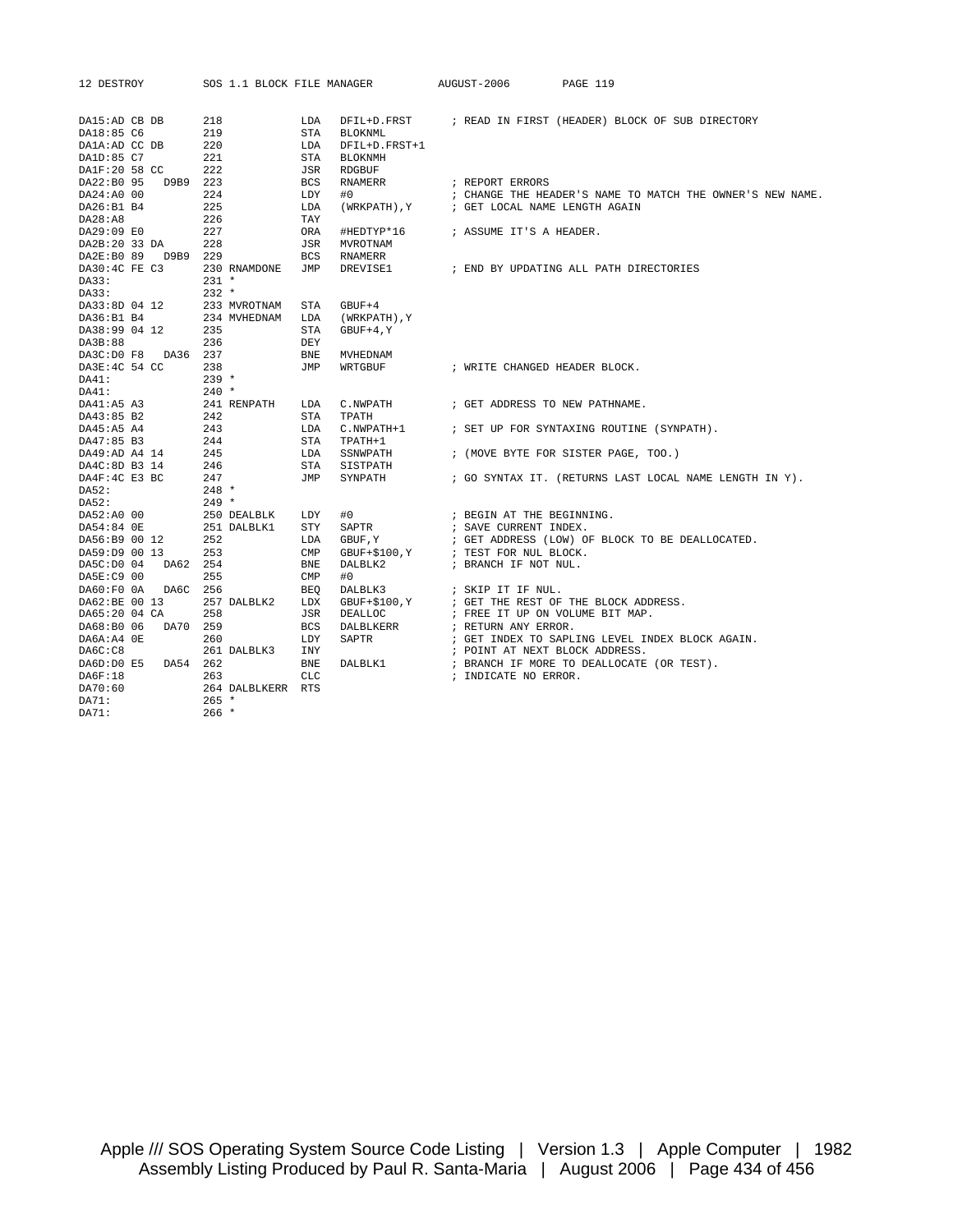```
DA15:AD CB DB      218              LDA   DFIL+D.FRST      ; READ IN FIRST (HEADER) BLOCK OF SUB DIRECTORY
DA18:85 C6         219              STA   BLOKNML
DA1A:AD CC DB      220              LDA   DFIL+D.FRST+1
DA1D:85 C7         221              STA   BLOKNMH
DA1F:20 58 CC      222              JSR   RDGBUF
DA22:B0 95   D9B9  223              BCS   RNAMERR          ; REPORT ERRORS
DA24:A0 00         224              LDY   #0               ; CHANGE THE HEADER'S NAME TO MATCH THE OWNER'S NEW NAME.
DA26:B1 B4         225              LDA   (WRKPATH),Y      ; GET LOCAL NAME LENGTH AGAIN
DA28:A8            226              TAY
DA29:09 E0         227              ORA   #HEDTYP*16       ; ASSUME IT'S A HEADER.
DA2B:20 33 DA      228              JSR   MVROTNAM
DA2E:B0 89   D9B9  229              BCS   RNAMERR
DA30:4C FE C3      230 RNAMDONE     JMP   DREVISE1         ; END BY UPDATING ALL PATH DIRECTORIES
DA33:              231 *
DA33:              232 *
DA33:8D 04 12      233 MVROTNAM     STA   GBUF+4
DA36:B1 B4         234 MVHEDNAM     LDA   (WRKPATH),Y
DA38:99 04 12      235              STA   GBUF+4,Y
DA3B:88            236              DEY
DA3C:D0 F8   DA36  237              BNE   MVHEDNAM
DA3E:4C 54 CC      238              JMP   WRTGBUF          ; WRITE CHANGED HEADER BLOCK.
DA41:              239 *
DA41:              240 *
DA41:A5 A3         241 RENPATH      LDA   C.NWPATH         ; GET ADDRESS TO NEW PATHNAME.
DA43:85 B2         242              STA   TPATH
DA45:A5 A4         243              LDA   C.NWPATH+1       ; SET UP FOR SYNTAXING ROUTINE (SYNPATH).
DA47:85 B3         244              STA   TPATH+1
DA49:AD A4 14      245              LDA   SSNWPATH         ; (MOVE BYTE FOR SISTER PAGE, TOO.)
DA4C:8D B3 14      246              STA   SISTPATH
DA4F:4C E3 BC      247              JMP   SYNPATH          ; GO SYNTAX IT. (RETURNS LAST LOCAL NAME LENGTH IN Y).
DA52:              248 *
DA52:              249 *
DA52:A0 00         250 DEALBLK      LDY   #0               ; BEGIN AT THE BEGINNING.
DA54:84 0E         251 DALBLK1      STY   SAPTR            ; SAVE CURRENT INDEX.
DA56:B9 00 12      252              LDA   GBUF,Y           ; GET ADDRESS (LOW) OF BLOCK TO BE DEALLOCATED.
DA59:D9 00 13      253              CMP   GBUF+$100,Y      ; TEST FOR NUL BLOCK.
DA5C:D0 04   DA62  254              BNE   DALBLK2          ; BRANCH IF NOT NUL.
DA5E:C9 00         255              CMP   #0
DA60:F0 0A   DA6C  256              BEQ   DALBLK3          ; SKIP IT IF NUL.
DA62:BE 00 13      257 DALBLK2      LDX   GBUF+$100,Y      ; GET THE REST OF THE BLOCK ADDRESS.
DA65:20 04 CA      258              JSR   DEALLOC          ; FREE IT UP ON VOLUME BIT MAP.
DA68:B0 06   DA70  259              BCS   DALBLKERR        ; RETURN ANY ERROR.
DA6A:A4 0E         260              LDY   SAPTR            ; GET INDEX TO SAPLING LEVEL INDEX BLOCK AGAIN.
DA6C:C8            261 DALBLK3      INY                    ; POINT AT NEXT BLOCK ADDRESS.
DA6D:D0 E5   DA54  262              BNE   DALBLK1          ; BRANCH IF MORE TO DEALLOCATE (OR TEST).
DA6F:18            263              CLC                    ; INDICATE NO ERROR.
DA70:60            264 DALBLKERR    RTS
DA71:              265 *
DA71:              266 *
```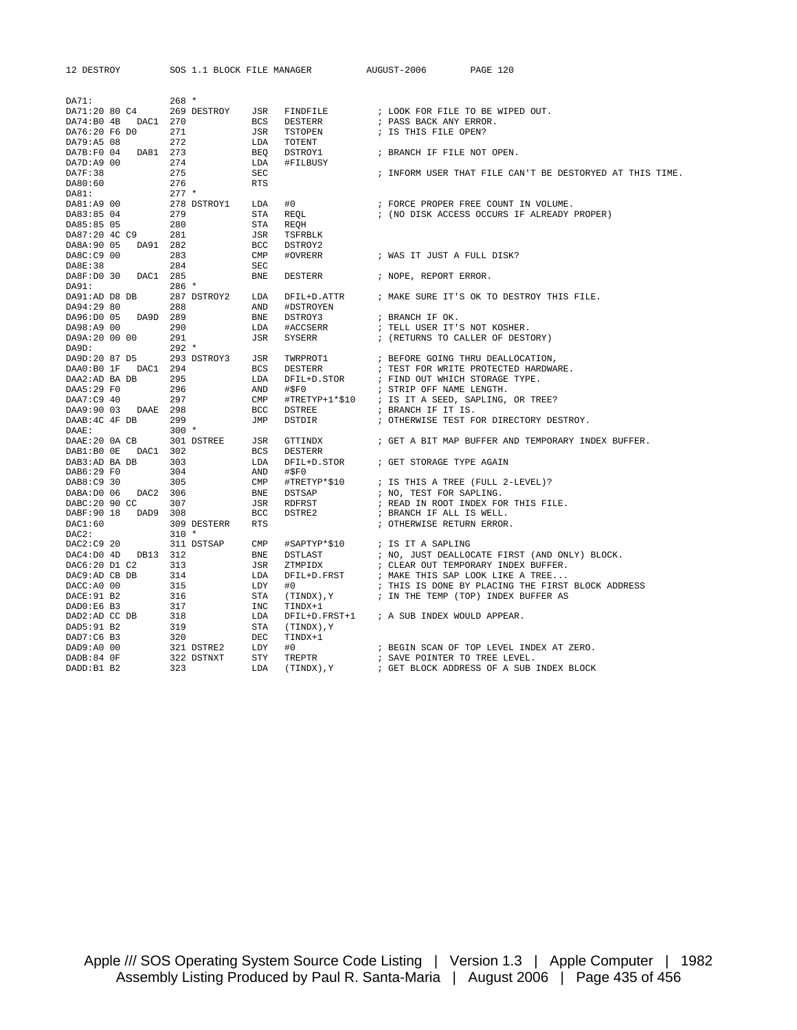```
DA71:                268 *
DA71:20 80 C4        269 DESTROY    JSR   FINDFILE        ; LOOK FOR FILE TO BE WIPED OUT.
DA74:B0 4B   DAC1    270            BCS   DESTERR         ; PASS BACK ANY ERROR.
DA76:20 F6 D0        271            JSR   TSTOPEN         ; IS THIS FILE OPEN?
DA79:A5 08           272            LDA   TOTENT
DA7B:F0 04   DA81    273            BEQ   DSTROY1         ; BRANCH IF FILE NOT OPEN.
DA7D:A9 00           274            LDA   #FILBUSY
DA7F:38              275            SEC                   ; INFORM USER THAT FILE CAN'T BE DESTORYED AT THIS TIME.
DA80:60              276            RTS
DA81:                277 *
DA81:A9 00           278 DSTROY1    LDA   #0              ; FORCE PROPER FREE COUNT IN VOLUME.
DA83:85 04           279            STA   REQL            ; (NO DISK ACCESS OCCURS IF ALREADY PROPER)
DA85:85 05           280            STA   REQH
DA87:20 4C C9        281            JSR   TSFRBLK
DA8A:90 05   DA91    282            BCC   DSTROY2
DA8C:C9 00           283            CMP   #OVRERR         ; WAS IT JUST A FULL DISK?
DA8E:38              284            SEC
DA8F:D0 30   DAC1    285            BNE   DESTERR         ; NOPE, REPORT ERROR.
DA91:                286 *
DA91:AD D8 DB        287 DSTROY2    LDA   DFIL+D.ATTR     ; MAKE SURE IT'S OK TO DESTROY THIS FILE.
DA94:29 80           288            AND   #DSTROYEN
DA96:D0 05   DA9D    289            BNE   DSTROY3         ; BRANCH IF OK.
DA98:A9 00           290            LDA   #ACCSERR        ; TELL USER IT'S NOT KOSHER.
DA9A:20 00 00        291            JSR   SYSERR          ; (RETURNS TO CALLER OF DESTORY)
DA9D:                292 *
DA9D:20 87 D5        293 DSTROY3    JSR   TWRPROT1        ; BEFORE GOING THRU DEALLOCATION,
DAA0:B0 1F   DAC1    294            BCS   DESTERR         ; TEST FOR WRITE PROTECTED HARDWARE.
DAA2:AD BA DB        295            LDA   DFIL+D.STOR     ; FIND OUT WHICH STORAGE TYPE.
DAA5:29 F0           296            AND   #$F0            ; STRIP OFF NAME LENGTH.
DAA7:C9 40           297            CMP   #TRETYP+1*$10   ; IS IT A SEED, SAPLING, OR TREE?
DAA9:90 03   DAAE    298            BCC   DSTREE          ; BRANCH IF IT IS.
DAAB:4C 4F DB        299            JMP   DSTDIR          ; OTHERWISE TEST FOR DIRECTORY DESTROY.
DAAE:                300 *
DAAE:20 0A CB        301 DSTREE     JSR   GTTINDX         ; GET A BIT MAP BUFFER AND TEMPORARY INDEX BUFFER.
DAB1:B0 0E   DAC1    302            BCS   DESTERR
DAB3:AD BA DB        303            LDA   DFIL+D.STOR     ; GET STORAGE TYPE AGAIN
DAB6:29 F0           304            AND   #$F0
DAB8:C9 30           305            CMP   #TRETYP*$10     ; IS THIS A TREE (FULL 2-LEVEL)?
DABA:D0 06   DAC2    306            BNE   DSTSAP          ; NO, TEST FOR SAPLING.
DABC:20 90 CC        307            JSR   RDFRST          ; READ IN ROOT INDEX FOR THIS FILE.
DABF:90 18   DAD9    308            BCC   DSTRE2          ; BRANCH IF ALL IS WELL.
DAC1:60              309 DESTERR    RTS                   ; OTHERWISE RETURN ERROR.
DAC2:                310 *
DAC2:C9 20           311 DSTSAP     CMP   #SAPTYP*$10     ; IS IT A SAPLING
DAC4:D0 4D   DB13    312            BNE   DSTLAST         ; NO, JUST DEALLOCATE FIRST (AND ONLY) BLOCK.
DAC6:20 D1 C2        313            JSR   ZTMPIDX         ; CLEAR OUT TEMPORARY INDEX BUFFER.
DAC9:AD CB DB        314            LDA   DFIL+D.FRST     ; MAKE THIS SAP LOOK LIKE A TREE...
DACC:A0 00           315            LDY   #0              ; THIS IS DONE BY PLACING THE FIRST BLOCK ADDRESS
DACE:91 B2           316            STA   (TINDX),Y       ; IN THE TEMP (TOP) INDEX BUFFER AS
DAD0:E6 B3           317            INC   TINDX+1
DAD2:AD CC DB        318            LDA   DFIL+D.FRST+1   ; A SUB INDEX WOULD APPEAR.
DAD5:91 B2           319            STA   (TINDX),Y
DAD7:C6 B3           320            DEC   TINDX+1
DAD9:A0 00           321 DSTRE2     LDY   #0              ; BEGIN SCAN OF TOP LEVEL INDEX AT ZERO.
DADB:84 0F           322 DSTNXT     STY   TREPTR          ; SAVE POINTER TO TREE LEVEL.
DADD:B1 B2           323            LDA   (TINDX),Y       ; GET BLOCK ADDRESS OF A SUB INDEX BLOCK
```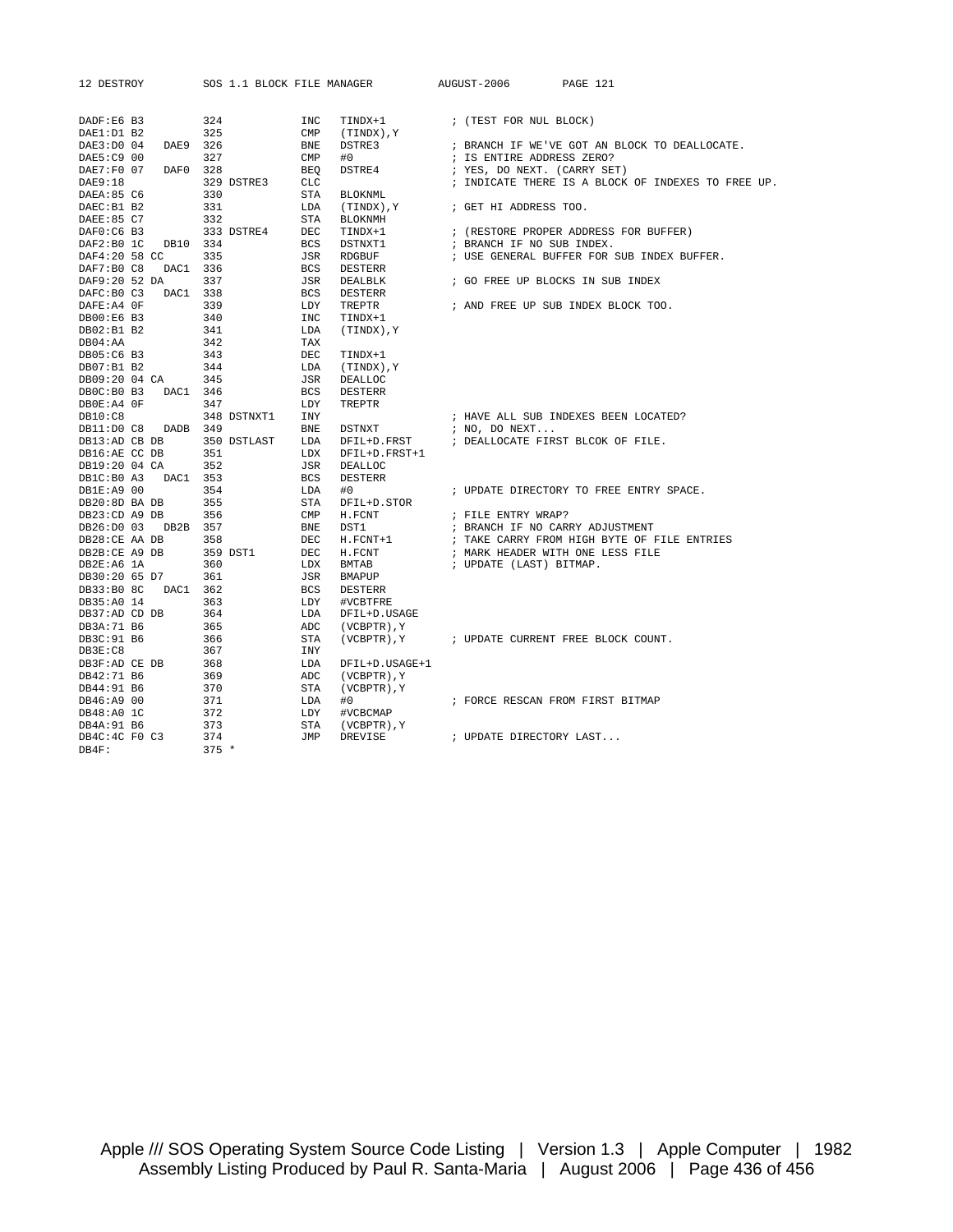```
DADF:E6 B3           324             INC   TINDX+1          ; (TEST FOR NUL BLOCK)
DAE1:D1 B2           325             CMP   (TINDX),Y
DAE3:D0 04   DAE9    326             BNE   DSTRE3           ; BRANCH IF WE'VE GOT AN BLOCK TO DEALLOCATE.
DAE5:C9 00           327             CMP   #0               ; IS ENTIRE ADDRESS ZERO?
DAE7:F0 07   DAF0    328             BEQ   DSTRE4           ; YES, DO NEXT. (CARRY SET)
DAE9:18              329 DSTRE3      CLC                    ; INDICATE THERE IS A BLOCK OF INDEXES TO FREE UP.
DAEA:85 C6           330             STA   BLOKNML
DAEC:B1 B2           331             LDA   (TINDX),Y        ; GET HI ADDRESS TOO.
DAEE:85 C7           332             STA   BLOKNMH
DAF0:C6 B3           333 DSTRE4      DEC   TINDX+1          ; (RESTORE PROPER ADDRESS FOR BUFFER)
DAF2:B0 1C   DB10    334             BCS   DSTNXT1          ; BRANCH IF NO SUB INDEX.
DAF4:20 58 CC        335             JSR   RDGBUF           ; USE GENERAL BUFFER FOR SUB INDEX BUFFER.
DAF7:B0 C8   DAC1    336             BCS   DESTERR
DAF9:20 52 DA        337             JSR   DEALBLK          ; GO FREE UP BLOCKS IN SUB INDEX
DAFC:B0 C3   DAC1    338             BCS   DESTERR
DAFE:A4 0F           339             LDY   TREPTR           ; AND FREE UP SUB INDEX BLOCK TOO.
DB00:E6 B3           340             INC   TINDX+1
DB02:B1 B2           341             LDA   (TINDX),Y
DB04:AA              342             TAX
DB05:C6 B3           343             DEC   TINDX+1
DB07:B1 B2           344             LDA   (TINDX),Y
DB09:20 04 CA        345             JSR   DEALLOC
DB0C:B0 B3   DAC1    346             BCS   DESTERR
DB0E:A4 0F           347             LDY   TREPTR
DB10:C8              348 DSTNXT1     INY                    ; HAVE ALL SUB INDEXES BEEN LOCATED?
DB11:D0 C8   DADB    349             BNE   DSTNXT           ; NO, DO NEXT...
DB13:AD CB DB        350 DSTLAST     LDA   DFIL+D.FRST      ; DEALLOCATE FIRST BLCOK OF FILE.
DB16:AE CC DB        351             LDX   DFIL+D.FRST+1
DB19:20 04 CA        352             JSR   DEALLOC
DB1C:B0 A3   DAC1    353             BCS   DESTERR
DB1E:A9 00           354             LDA   #0               ; UPDATE DIRECTORY TO FREE ENTRY SPACE.
DB20:8D BA DB        355             STA   DFIL+D.STOR
DB23:CD A9 DB        356             CMP   H.FCNT           ; FILE ENTRY WRAP?
DB26:D0 03   DB2B    357             BNE   DST1             ; BRANCH IF NO CARRY ADJUSTMENT
DB28:CE AA DB        358             DEC   H.FCNT+1         ; TAKE CARRY FROM HIGH BYTE OF FILE ENTRIES
DB2B:CE A9 DB        359 DST1        DEC   H.FCNT           ; MARK HEADER WITH ONE LESS FILE
DB2E:A6 1A           360             LDX   BMTAB            ; UPDATE (LAST) BITMAP.
DB30:20 65 D7        361             JSR   BMAPUP
DB33:B0 8C   DAC1    362             BCS   DESTERR
DB35:A0 14           363             LDY   #VCBTFRE
DB37:AD CD DB        364             LDA   DFIL+D.USAGE
DB3A:71 B6           365             ADC   (VCBPTR),Y
DB3C:91 B6           366             STA   (VCBPTR),Y       ; UPDATE CURRENT FREE BLOCK COUNT.
DB3E:C8              367             INY
DB3F:AD CE DB        368             LDA   DFIL+D.USAGE+1
DB42:71 B6           369             ADC   (VCBPTR),Y
DB44:91 B6           370             STA   (VCBPTR),Y
DB46:A9 00           371             LDA   #0               ; FORCE RESCAN FROM FIRST BITMAP
DB48:A0 1C           372             LDY   #VCBCMAP
DB4A:91 B6           373             STA   (VCBPTR),Y
DB4C:4C F0 C3        374             JMP   DREVISE          ; UPDATE DIRECTORY LAST...
DB4F:                375 *
```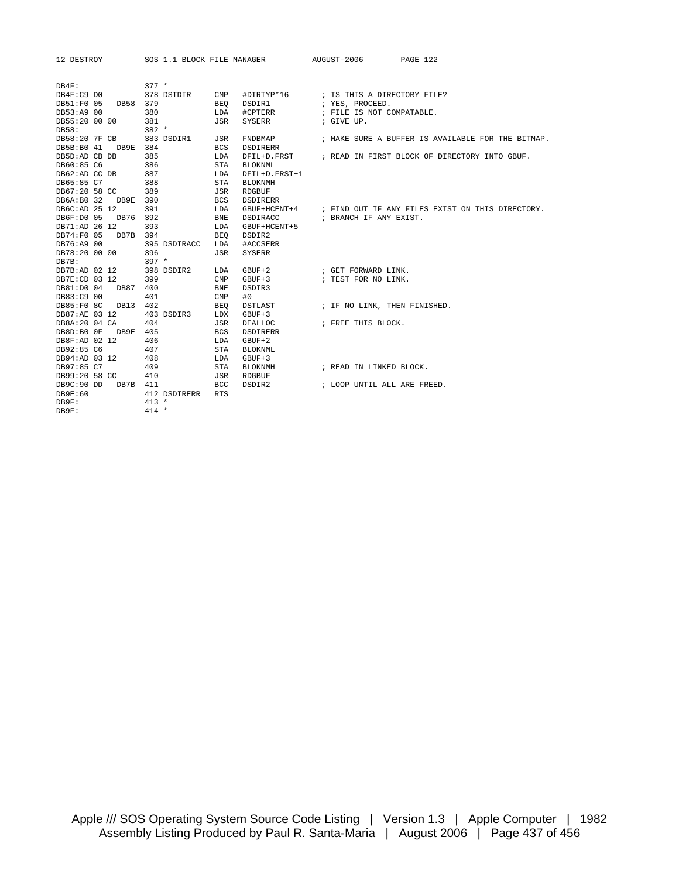```
DB4F:                377 *
DB4F:C9 D0           378 DSTDIR     CMP   #DIRTYP*16       ; IS THIS A DIRECTORY FILE?
DB51:F0 05   DB58    379            BEQ   DSDIR1           ; YES, PROCEED.
DB53:A9 00           380            LDA   #CPTERR          ; FILE IS NOT COMPATABLE.
DB55:20 00 00        381            JSR   SYSERR           ; GIVE UP.
DB58:                382 *
DB58:20 7F CB        383 DSDIR1     JSR   FNDBMAP          ; MAKE SURE A BUFFER IS AVAILABLE FOR THE BITMAP.
DB5B:B0 41   DB9E    384            BCS   DSDIRERR
DB5D:AD CB DB        385            LDA   DFIL+D.FRST      ; READ IN FIRST BLOCK OF DIRECTORY INTO GBUF.
DB60:85 C6           386            STA   BLOKNML
DB62:AD CC DB        387            LDA   DFIL+D.FRST+1
DB65:85 C7           388            STA   BLOKNMH
DB67:20 58 CC        389            JSR   RDGBUF
DB6A:B0 32   DB9E    390            BCS   DSDIRERR
DB6C:AD 25 12        391            LDA   GBUF+HCENT+4     ; FIND OUT IF ANY FILES EXIST ON THIS DIRECTORY.
DB6F:D0 05   DB76    392            BNE   DSDIRACC         ; BRANCH IF ANY EXIST.
DB71:AD 26 12        393            LDA   GBUF+HCENT+5
DB74:F0 05   DB7B    394            BEQ   DSDIR2
DB76:A9 00           395 DSDIRACC   LDA   #ACCSERR
DB78:20 00 00        396            JSR   SYSERR
DB7B:                397 *
DB7B:AD 02 12        398 DSDIR2     LDA   GBUF+2           ; GET FORWARD LINK.
DB7E:CD 03 12        399            CMP   GBUF+3           ; TEST FOR NO LINK.
DB81:D0 04   DB87    400            BNE   DSDIR3
DB83:C9 00           401            CMP   #0
DB85:F0 8C   DB13    402            BEQ   DSTLAST          ; IF NO LINK, THEN FINISHED.
DB87:AE 03 12        403 DSDIR3     LDX   GBUF+3
DB8A:20 04 CA        404            JSR   DEALLOC          ; FREE THIS BLOCK.
DB8D:B0 0F   DB9E    405            BCS   DSDIRERR
DB8F:AD 02 12        406            LDA   GBUF+2
DB92:85 C6           407            STA   BLOKNML
DB94:AD 03 12        408            LDA   GBUF+3
DB97:85 C7           409            STA   BLOKNMH          ; READ IN LINKED BLOCK.
DB99:20 58 CC        410            JSR   RDGBUF
DB9C:90 DD   DB7B    411            BCC   DSDIR2           ; LOOP UNTIL ALL ARE FREED.
DB9E:60              412 DSDIRERR   RTS
DB9F:                413 *
DB9F:                414 *
```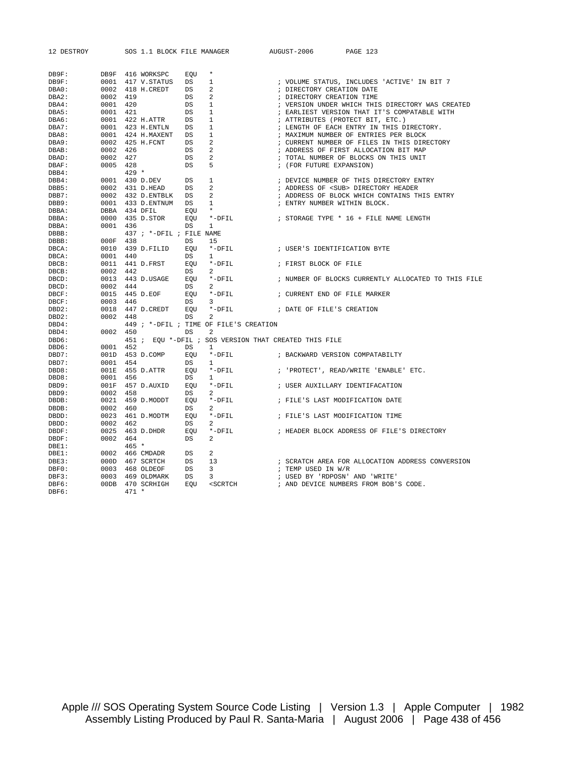```
DB9F:        DB9F  416 WORKSPC    EQU   *
DB9F:        0001  417 V.STATUS   DS    1              ; VOLUME STATUS, INCLUDES 'ACTIVE' IN BIT 7
DBA0:        0002  418 H.CREDT    DS    2              ; DIRECTORY CREATION DATE
DBA2:        0002  419            DS    2              ; DIRECTORY CREATION TIME
DBA4:        0001  420            DS    1              ; VERSION UNDER WHICH THIS DIRECTORY WAS CREATED
DBA5:        0001  421            DS    1              ; EARLIEST VERSION THAT IT'S COMPATABLE WITH
DBA6:        0001  422 H.ATTR     DS    1              ; ATTRIBUTES (PROTECT BIT, ETC.)
DBA7:        0001  423 H.ENTLN    DS    1              ; LENGTH OF EACH ENTRY IN THIS DIRECTORY.
DBA8:        0001  424 H.MAXENT   DS    1              ; MAXIMUM NUMBER OF ENTRIES PER BLOCK
DBA9:        0002  425 H.FCNT     DS    2              ; CURRENT NUMBER OF FILES IN THIS DIRECTORY
DBAB:        0002  426            DS    2              ; ADDRESS OF FIRST ALLOCATION BIT MAP
DBAD:        0002  427            DS    2              ; TOTAL NUMBER OF BLOCKS ON THIS UNIT
DBAF:        0005  428            DS    5              ; (FOR FUTURE EXPANSION)
DBB4:              429 *
DBB4:        0001  430 D.DEV      DS    1              ; DEVICE NUMBER OF THIS DIRECTORY ENTRY
DBB5:        0002  431 D.HEAD     DS    2              ; ADDRESS OF <SUB> DIRECTORY HEADER
DBB7:        0002  432 D.ENTBLK   DS    2              ; ADDRESS OF BLOCK WHICH CONTAINS THIS ENTRY
DBB9:        0001  433 D.ENTNUM   DS    1              ; ENTRY NUMBER WITHIN BLOCK.
DBBA:        DBBA  434 DFIL       EQU   *
DBBA:        0000  435 D.STOR     EQU   *-DFIL         ; STORAGE TYPE * 16 + FILE NAME LENGTH
DBBA:        0001  436            DS    1
DBBB:              437 ; *-DFIL ; FILE NAME
DBBB:        000F  438            DS    15
DBCA:        0010  439 D.FILID    EQU   *-DFIL         ; USER'S IDENTIFICATION BYTE
DBCA:        0001  440            DS    1
DBCB:        0011  441 D.FRST     EQU   *-DFIL         ; FIRST BLOCK OF FILE
DBCB:        0002  442            DS    2
DBCD:        0013  443 D.USAGE    EQU   *-DFIL         ; NUMBER OF BLOCKS CURRENTLY ALLOCATED TO THIS FILE
DBCD:        0002  444            DS    2
DBCF:        0015  445 D.EOF      EQU   *-DFIL         ; CURRENT END OF FILE MARKER
DBCF:        0003  446            DS    3
DBD2:        0018  447 D.CREDT    EQU   *-DFIL         ; DATE OF FILE'S CREATION
DBD2:        0002  448            DS    2
DBD4:              449 ; *-DFIL ; TIME OF FILE'S CREATION
DBD4:        0002  450            DS    2
DBD6:              451 ;  EQU *-DFIL ; SOS VERSION THAT CREATED THIS FILE
DBD6:        0001  452            DS    1
DBD7:        001D  453 D.COMP     EQU   *-DFIL         ; BACKWARD VERSION COMPATABILTY
DBD7:        0001  454            DS    1
DBD8:        001E  455 D.ATTR     EQU   *-DFIL         ; 'PROTECT', READ/WRITE 'ENABLE' ETC.
DBD8:        0001  456            DS    1
DBD9:        001F  457 D.AUXID    EQU   *-DFIL         ; USER AUXILLARY IDENTIFACATION
DBD9:        0002  458            DS    2
DBDB:        0021  459 D.MODDT    EQU   *-DFIL         ; FILE'S LAST MODIFICATION DATE
DBDB:        0002  460            DS    2
DBDD:        0023  461 D.MODTM    EQU   *-DFIL         ; FILE'S LAST MODIFICATION TIME
DBDD:        0002  462            DS    2
DBDF:        0025  463 D.DHDR     EQU   *-DFIL         ; HEADER BLOCK ADDRESS OF FILE'S DIRECTORY
DBDF:        0002  464            DS    2
DBE1:              465 *
DBE1:        0002  466 CMDADR     DS    2
DBE3:        000D  467 SCRTCH     DS    13             ; SCRATCH AREA FOR ALLOCATION ADDRESS CONVERSION
DBF0:        0003  468 OLDEOF     DS    3              ; TEMP USED IN W/R
DBF3:        0003  469 OLDMARK    DS    3              ; USED BY 'RDPOSN' AND 'WRITE'
DBF6:        00DB  470 SCRHIGH    EQU   <SCRTCH        ; AND DEVICE NUMBERS FROM BOB'S CODE.
DBF6:              471 *
```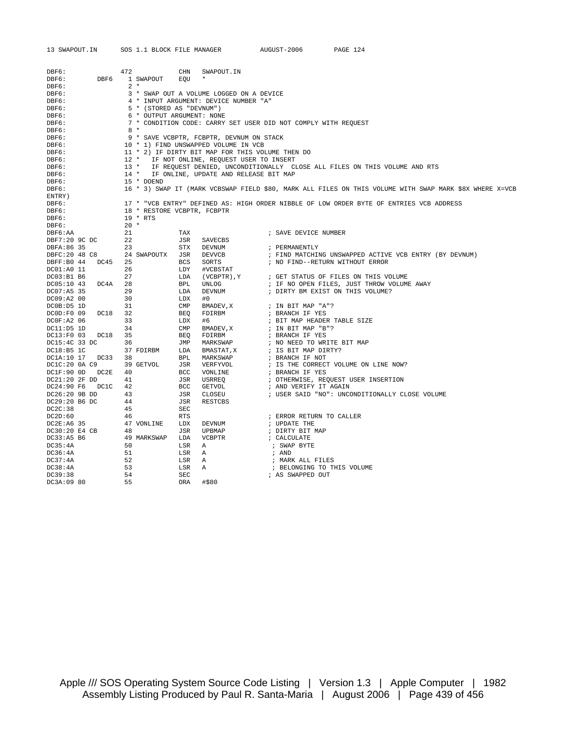```
DBF6:              472            CHN   SWAPOUT.IN
DBF6:        DBF6    1 SWAPOUT    EQU   *
DBF6:                2 *
DBF6:                3 * SWAP OUT A VOLUME LOGGED ON A DEVICE
DBF6:                4 * INPUT ARGUMENT: DEVICE NUMBER "A"
DBF6:                5 * (STORED AS "DEVNUM")
DBF6:                6 * OUTPUT ARGUMENT: NONE
DBF6:                7 * CONDITION CODE: CARRY SET USER DID NOT COMPLY WITH REQUEST
DBF6:                8 *
DBF6:                9 * SAVE VCBPTR, FCBPTR, DEVNUM ON STACK
DBF6:               10 * 1) FIND UNSWAPPED VOLUME IN VCB
DBF6:               11 * 2) IF DIRTY BIT MAP FOR THIS VOLUME THEN DO
DBF6:               12 *    IF NOT ONLINE, REQUEST USER TO INSERT
DBF6:               13 *    IF REQUEST DENIED, UNCONDITIONALLY  CLOSE ALL FILES ON THIS VOLUME AND RTS
DBF6:               14 *    IF ONLINE, UPDATE AND RELEASE BIT MAP
DBF6:               15 * DOEND
DBF6:               16 * 3) SWAP IT (MARK VCBSWAP FIELD $80, MARK ALL FILES ON THIS VOLUME WITH SWAP MARK $8X WHERE X=VCB
ENTRY)
DBF6:               17 * "VCB ENTRY" DEFINED AS: HIGH ORDER NIBBLE OF LOW ORDER BYTE OF ENTRIES VCB ADDRESS
DBF6:               18 * RESTORE VCBPTR, FCBPTR
DBF6:               19 * RTS
DBF6:               20 *
DBF6:AA             21            TAX                     ; SAVE DEVICE NUMBER
DBF7:20 9C DC       22            JSR   SAVECBS
DBFA:86 35          23            STX   DEVNUM            ; PERMANENTLY
DBFC:20 48 C8       24 SWAPOUTX   JSR   DEVVCB            ; FIND MATCHING UNSWAPPED ACTIVE VCB ENTRY (BY DEVNUM)
DBFF:B0 44   DC45   25            BCS   SORTS             ; NO FIND--RETURN WITHOUT ERROR
DC01:A0 11          26            LDY   #VCBSTAT
DC03:B1 B6          27            LDA   (VCBPTR),Y        ; GET STATUS OF FILES ON THIS VOLUME
DC05:10 43   DC4A   28            BPL   UNLOG             ; IF NO OPEN FILES, JUST THROW VOLUME AWAY
DC07:A5 35          29            LDA   DEVNUM            ; DIRTY BM EXIST ON THIS VOLUME?
DC09:A2 00          30            LDX   #0
DC0B:D5 1D          31            CMP   BMADEV,X          ; IN BIT MAP "A"?
DC0D:F0 09   DC18   32            BEQ   FDIRBM            ; BRANCH IF YES
DC0F:A2 06          33            LDX   #6                ; BIT MAP HEADER TABLE SIZE
DC11:D5 1D          34            CMP   BMADEV,X          ; IN BIT MAP "B"?
DC13:F0 03   DC18   35            BEQ   FDIRBM            ; BRANCH IF YES
DC15:4C 33 DC       36            JMP   MARKSWAP          ; NO NEED TO WRITE BIT MAP
DC18:B5 1C          37 FDIRBM     LDA   BMASTAT,X         ; IS BIT MAP DIRTY?
DC1A:10 17   DC33   38            BPL   MARKSWAP          ; BRANCH IF NOT
DC1C:20 0A C9       39 GETVOL     JSR   VERFYVOL          ; IS THE CORRECT VOLUME ON LINE NOW?
DC1F:90 0D   DC2E   40            BCC   VONLINE           ; BRANCH IF YES
DC21:20 2F DD       41            JSR   USRREQ            ; OTHERWISE, REQUEST USER INSERTION
DC24:90 F6   DC1C   42            BCC   GETVOL            ; AND VERIFY IT AGAIN
DC26:20 9B DD       43            JSR   CLOSEU            ; USER SAID "NO": UNCONDITIONALLY CLOSE VOLUME
DC29:20 B6 DC       44            JSR   RESTCBS
DC2C:38             45            SEC
DC2D:60             46            RTS                     ; ERROR RETURN TO CALLER
DC2E:A6 35          47 VONLINE    LDX   DEVNUM            ; UPDATE THE
DC30:20 E4 CB       48            JSR   UPBMAP            ; DIRTY BIT MAP
DC33:A5 B6          49 MARKSWAP   LDA   VCBPTR            ; CALCULATE
DC35:4A             50            LSR   A                  ; SWAP BYTE
DC36:4A             51            LSR   A                  ; AND
DC37:4A             52            LSR   A                  ; MARK ALL FILES
DC38:4A             53            LSR   A                  ; BELONGING TO THIS VOLUME
DC39:38             54            SEC                     ; AS SWAPPED OUT
DC3A:09 80          55            ORA   #$80
```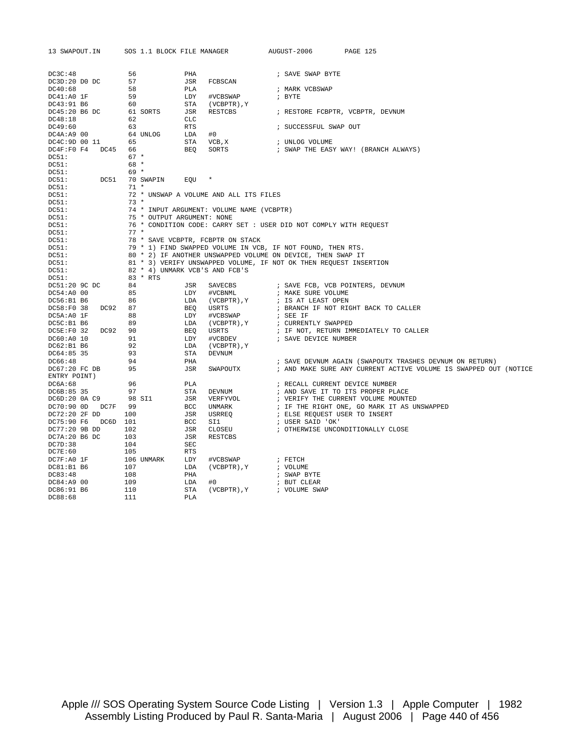```
DC3C:48              56            PHA                     ; SAVE SWAP BYTE
DC3D:20 D0 DC        57            JSR   FCBSCAN
DC40:68              58            PLA                     ; MARK VCBSWAP
DC41:A0 1F           59            LDY   #VCBSWAP          ; BYTE
DC43:91 B6           60            STA   (VCBPTR),Y
DC45:20 B6 DC        61 SORTS      JSR   RESTCBS           ; RESTORE FCBPTR, VCBPTR, DEVNUM
DC48:18              62            CLC
DC49:60              63            RTS                     ; SUCCESSFUL SWAP OUT
DC4A:A9 00           64 UNLOG      LDA   #0
DC4C:9D 00 11        65            STA   VCB,X             ; UNLOG VOLUME
DC4F:F0 F4   DC45    66            BEQ   SORTS             ; SWAP THE EASY WAY! (BRANCH ALWAYS)
DC51:                67 *
DC51:                68 *
DC51:                69 *
DC51:        DC51    70 SWAPIN     EQU   *
DC51:                71 *
DC51:                72 * UNSWAP A VOLUME AND ALL ITS FILES
DC51:                73 *
DC51:                74 * INPUT ARGUMENT: VOLUME NAME (VCBPTR)
DC51:                75 * OUTPUT ARGUMENT: NONE
DC51:                76 * CONDITION CODE: CARRY SET : USER DID NOT COMPLY WITH REQUEST
DC51:                77 *
DC51:                78 * SAVE VCBPTR, FCBPTR ON STACK
DC51:                79 * 1) FIND SWAPPED VOLUME IN VCB, IF NOT FOUND, THEN RTS.
DC51:                80 * 2) IF ANOTHER UNSWAPPED VOLUME ON DEVICE, THEN SWAP IT
DC51:                81 * 3) VERIFY UNSWAPPED VOLUME, IF NOT OK THEN REQUEST INSERTION
DC51:                82 * 4) UNMARK VCB'S AND FCB'S
DC51:                83 * RTS
DC51:20 9C DC        84            JSR   SAVECBS           ; SAVE FCB, VCB POINTERS, DEVNUM
DC54:A0 00           85            LDY   #VCBNML           ; MAKE SURE VOLUME
DC56:B1 B6           86            LDA   (VCBPTR),Y        ; IS AT LEAST OPEN
DC58:F0 38   DC92    87            BEQ   USRTS             ; BRANCH IF NOT RIGHT BACK TO CALLER
DC5A:A0 1F           88            LDY   #VCBSWAP          ; SEE IF
DC5C:B1 B6           89            LDA   (VCBPTR),Y        ; CURRENTLY SWAPPED
DC5E:F0 32   DC92    90            BEQ   USRTS             ; IF NOT, RETURN IMMEDIATELY TO CALLER
DC60:A0 10           91            LDY   #VCBDEV           ; SAVE DEVICE NUMBER
DC62:B1 B6           92            LDA   (VCBPTR),Y
DC64:85 35           93            STA   DEVNUM
DC66:48              94            PHA                     ; SAVE DEVNUM AGAIN (SWAPOUTX TRASHES DEVNUM ON RETURN)
DC67:20 FC DB        95            JSR   SWAPOUTX          ; AND MAKE SURE ANY CURRENT ACTIVE VOLUME IS SWAPPED OUT (NOTICE
ENTRY POINT)
DC6A:68              96            PLA                     ; RECALL CURRENT DEVICE NUMBER
DC6B:85 35           97            STA   DEVNUM            ; AND SAVE IT TO ITS PROPER PLACE
DC6D:20 0A C9        98 SI1        JSR   VERFYVOL          ; VERIFY THE CURRENT VOLUME MOUNTED
DC70:90 0D   DC7F    99            BCC   UNMARK            ; IF THE RIGHT ONE, GO MARK IT AS UNSWAPPED
DC72:20 2F DD       100            JSR   USRREQ            ; ELSE REQUEST USER TO INSERT
DC75:90 F6   DC6D   101            BCC   SI1               ; USER SAID 'OK'
DC77:20 9B DD       102            JSR   CLOSEU            ; OTHERWISE UNCONDITIONALLY CLOSE
DC7A:20 B6 DC       103            JSR   RESTCBS
DC7D:38             104            SEC
DC7E:60             105            RTS
DC7F:A0 1F          106 UNMARK     LDY   #VCBSWAP          ; FETCH
DC81:B1 B6          107            LDA   (VCBPTR),Y        ; VOLUME
DC83:48             108            PHA                     ; SWAP BYTE
DC84:A9 00          109            LDA   #0                ; BUT CLEAR
DC86:91 B6          110            STA   (VCBPTR),Y        ; VOLUME SWAP
DC88:68             111            PLA
```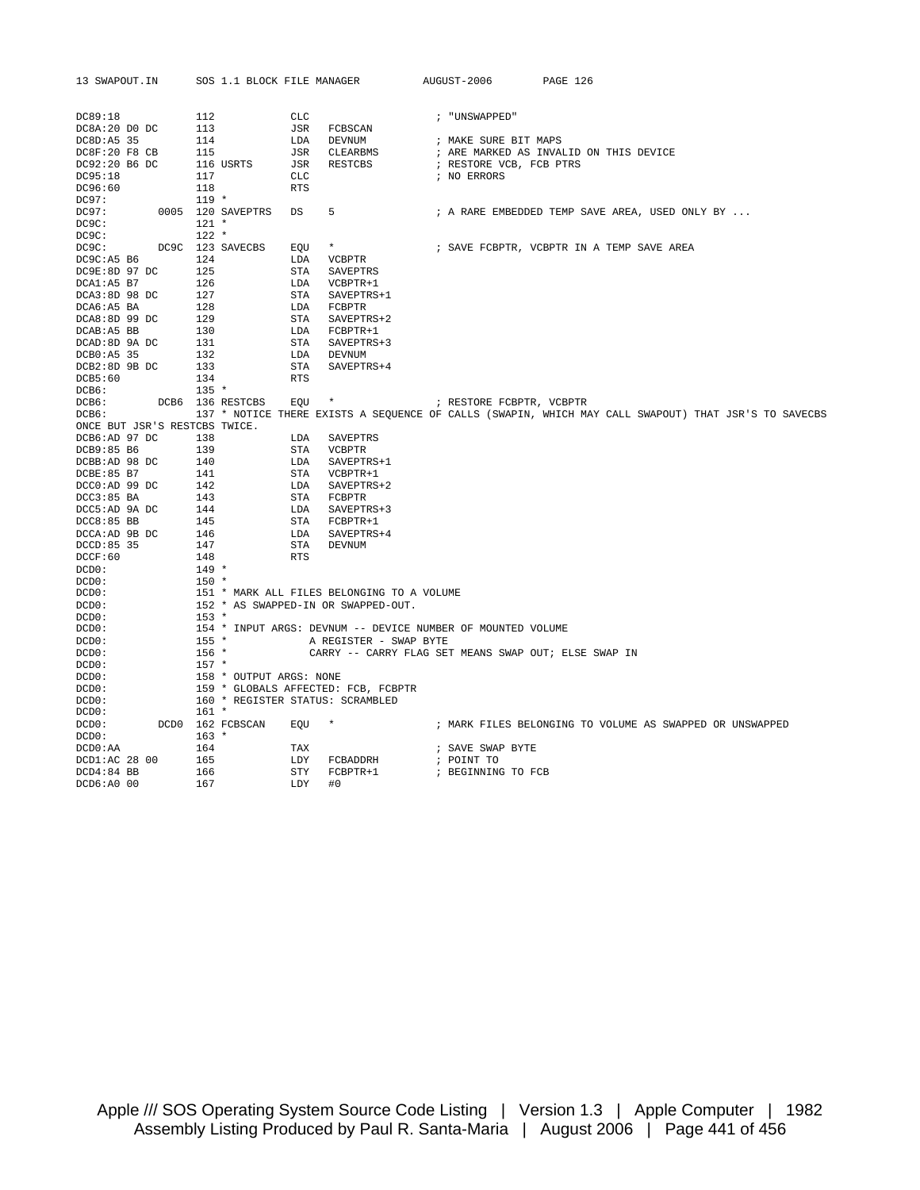```
DC89:18              112            CLC                       ; "UNSWAPPED"
DC8A:20 D0 DC        113            JSR   FCBSCAN
DC8D:A5 35           114            LDA   DEVNUM              ; MAKE SURE BIT MAPS
DC8F:20 F8 CB        115            JSR   CLEARBMS            ; ARE MARKED AS INVALID ON THIS DEVICE
DC92:20 B6 DC        116 USRTS      JSR   RESTCBS             ; RESTORE VCB, FCB PTRS
DC95:18              117            CLC                       ; NO ERRORS
DC96:60              118            RTS
DC97:                119 *
DC97:          0005  120 SAVEPTRS   DS    5                   ; A RARE EMBEDDED TEMP SAVE AREA, USED ONLY BY ...
DC9C:                121 *
DC9C:                122 *
DC9C:          DC9C  123 SAVECBS    EQU   *                   ; SAVE FCBPTR, VCBPTR IN A TEMP SAVE AREA
DC9C:A5 B6           124            LDA   VCBPTR
DC9E:8D 97 DC        125            STA   SAVEPTRS
DCA1:A5 B7           126            LDA   VCBPTR+1
DCA3:8D 98 DC        127            STA   SAVEPTRS+1
DCA6:A5 BA           128            LDA   FCBPTR
DCA8:8D 99 DC        129            STA   SAVEPTRS+2
DCAB:A5 BB           130            LDA   FCBPTR+1
DCAD:8D 9A DC        131            STA   SAVEPTRS+3
DCB0:A5 35           132            LDA   DEVNUM
DCB2:8D 9B DC        133            STA   SAVEPTRS+4
DCB5:60              134            RTS
DCB6:                135 *
DCB6:          DCB6  136 RESTCBS    EQU   *                   ; RESTORE FCBPTR, VCBPTR
DCB6:                137 * NOTICE THERE EXISTS A SEQUENCE OF CALLS (SWAPIN, WHICH MAY CALL SWAPOUT) THAT JSR'S TO SAVECBS
ONCE BUT JSR'S RESTCBS TWICE.
DCB6:AD 97 DC        138            LDA   SAVEPTRS
DCB9:85 B6           139            STA   VCBPTR
DCBB:AD 98 DC        140            LDA   SAVEPTRS+1
DCBE:85 B7           141            STA   VCBPTR+1
DCC0:AD 99 DC        142            LDA   SAVEPTRS+2
DCC3:85 BA           143            STA   FCBPTR
DCC5:AD 9A DC        144            LDA   SAVEPTRS+3
DCC8:85 BB           145            STA   FCBPTR+1
DCCA:AD 9B DC        146            LDA   SAVEPTRS+4
DCCD:85 35           147            STA   DEVNUM
DCCF:60              148            RTS
DCD0:                149 *
DCD0:                150 *
DCD0:                151 * MARK ALL FILES BELONGING TO A VOLUME
DCD0:                152 * AS SWAPPED-IN OR SWAPPED-OUT.
DCD0:                153 *
DCD0:                154 * INPUT ARGS: DEVNUM -- DEVICE NUMBER OF MOUNTED VOLUME
DCD0:                155 *             A REGISTER - SWAP BYTE
DCD0:                156 *             CARRY -- CARRY FLAG SET MEANS SWAP OUT; ELSE SWAP IN
DCD0:                157 *
DCD0:                158 * OUTPUT ARGS: NONE
DCD0:                159 * GLOBALS AFFECTED: FCB, FCBPTR
DCD0:                160 * REGISTER STATUS: SCRAMBLED
DCD0:                161 *
DCD0:          DCD0  162 FCBSCAN    EQU   *                   ; MARK FILES BELONGING TO VOLUME AS SWAPPED OR UNSWAPPED
DCD0:                163 *
DCD0:AA              164            TAX                       ; SAVE SWAP BYTE
DCD1:AC 28 00        165            LDY   FCBADDRH            ; POINT TO
DCD4:84 BB           166            STY   FCBPTR+1            ; BEGINNING TO FCB
DCD6:A0 00           167            LDY   #0
```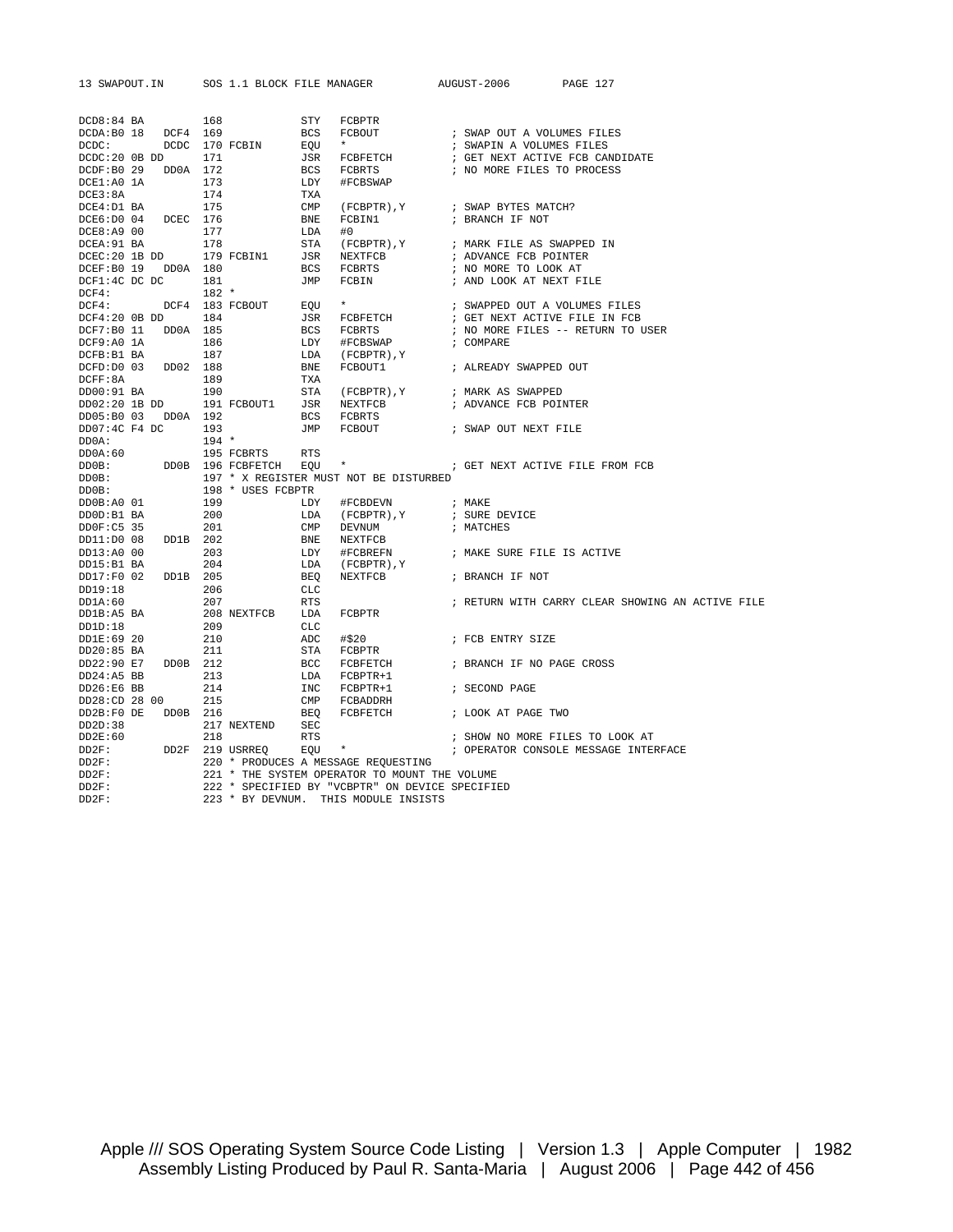```
DCD8:84 BA          168            STY   FCBPTR
DCDA:B0 18   DCF4  169            BCS   FCBOUT           ; SWAP OUT A VOLUMES FILES
DCDC:        DCDC  170 FCBIN      EQU   *                ; SWAPIN A VOLUMES FILES
DCDC:20 0B DD      171            JSR   FCBFETCH         ; GET NEXT ACTIVE FCB CANDIDATE
DCDF:B0 29   DD0A  172            BCS   FCBRTS           ; NO MORE FILES TO PROCESS
DCE1:A0 1A         173            LDY   #FCBSWAP
DCE3:8A            174            TXA
DCE4:D1 BA         175            CMP   (FCBPTR),Y       ; SWAP BYTES MATCH?
DCE6:D0 04   DCEC  176            BNE   FCBIN1           ; BRANCH IF NOT
DCE8:A9 00         177            LDA   #0
DCEA:91 BA         178            STA   (FCBPTR),Y       ; MARK FILE AS SWAPPED IN
DCEC:20 1B DD      179 FCBIN1     JSR   NEXTFCB          ; ADVANCE FCB POINTER
DCEF:B0 19   DD0A  180            BCS   FCBRTS           ; NO MORE TO LOOK AT
DCF1:4C DC DC      181            JMP   FCBIN            ; AND LOOK AT NEXT FILE
DCF4:              182 *
DCF4:        DCF4  183 FCBOUT     EQU   *                ; SWAPPED OUT A VOLUMES FILES
DCF4:20 0B DD      184            JSR   FCBFETCH         ; GET NEXT ACTIVE FILE IN FCB
DCF7:B0 11   DD0A  185            BCS   FCBRTS           ; NO MORE FILES -- RETURN TO USER
DCF9:A0 1A         186            LDY   #FCBSWAP         ; COMPARE
DCFB:B1 BA         187            LDA   (FCBPTR),Y
DCFD:D0 03   DD02  188            BNE   FCBOUT1          ; ALREADY SWAPPED OUT
DCFF:8A            189            TXA
DD00:91 BA         190            STA   (FCBPTR),Y       ; MARK AS SWAPPED
DD02:20 1B DD      191 FCBOUT1    JSR   NEXTFCB          ; ADVANCE FCB POINTER
DD05:B0 03   DD0A  192            BCS   FCBRTS
DD07:4C F4 DC      193            JMP   FCBOUT           ; SWAP OUT NEXT FILE
DD0A:              194 *
DD0A:60            195 FCBRTS     RTS
DD0B:        DD0B  196 FCBFETCH   EQU   *                ; GET NEXT ACTIVE FILE FROM FCB
DD0B:              197 * X REGISTER MUST NOT BE DISTURBED
DD0B:              198 * USES FCBPTR
DD0B:A0 01         199            LDY   #FCBDEVN         ; MAKE
DD0D:B1 BA         200            LDA   (FCBPTR),Y       ; SURE DEVICE
DD0F:C5 35         201            CMP   DEVNUM           ; MATCHES
DD11:D0 08   DD1B  202            BNE   NEXTFCB
DD13:A0 00         203            LDY   #FCBREFN         ; MAKE SURE FILE IS ACTIVE
DD15:B1 BA         204            LDA   (FCBPTR),Y
DD17:F0 02   DD1B  205            BEQ   NEXTFCB          ; BRANCH IF NOT
DD19:18            206            CLC
DD1A:60            207            RTS                    ; RETURN WITH CARRY CLEAR SHOWING AN ACTIVE FILE
DD1B:A5 BA         208 NEXTFCB    LDA   FCBPTR
DD1D:18            209            CLC
DD1E:69 20         210            ADC   #$20             ; FCB ENTRY SIZE
DD20:85 BA         211            STA   FCBPTR
DD22:90 E7   DD0B  212            BCC   FCBFETCH         ; BRANCH IF NO PAGE CROSS
DD24:A5 BB         213            LDA   FCBPTR+1
DD26:E6 BB         214            INC   FCBPTR+1         ; SECOND PAGE
DD28:CD 28 00      215            CMP   FCBADDRH
DD2B:F0 DE   DD0B  216            BEQ   FCBFETCH         ; LOOK AT PAGE TWO
DD2D:38            217 NEXTEND    SEC
DD2E:60            218            RTS                    ; SHOW NO MORE FILES TO LOOK AT
DD2F:        DD2F  219 USRREQ     EQU   *                ; OPERATOR CONSOLE MESSAGE INTERFACE
DD2F:              220 * PRODUCES A MESSAGE REQUESTING
DD2F:              221 * THE SYSTEM OPERATOR TO MOUNT THE VOLUME
DD2F:              222 * SPECIFIED BY "VCBPTR" ON DEVICE SPECIFIED
DD2F:              223 * BY DEVNUM.  THIS MODULE INSISTS
```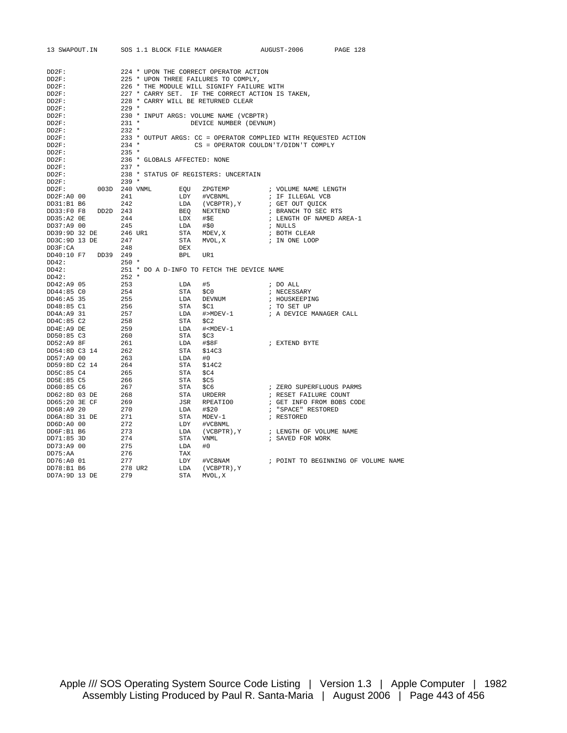```
DD2F:               224 * UPON THE CORRECT OPERATOR ACTION
DD2F:               225 * UPON THREE FAILURES TO COMPLY,
DD2F:               226 * THE MODULE WILL SIGNIFY FAILURE WITH
DD2F:               227 * CARRY SET.  IF THE CORRECT ACTION IS TAKEN,
DD2F:               228 * CARRY WILL BE RETURNED CLEAR
DD2F:               229 *
DD2F:               230 * INPUT ARGS: VOLUME NAME (VCBPTR)
DD2F:               231 *             DEVICE NUMBER (DEVNUM)
DD2F:               232 *
DD2F:               233 * OUTPUT ARGS: CC = OPERATOR COMPLIED WITH REQUESTED ACTION
DD2F:               234 *              CS = OPERATOR COULDN'T/DIDN'T COMPLY
DD2F:               235 *
DD2F:               236 * GLOBALS AFFECTED: NONE
DD2F:               237 *
DD2F:               238 * STATUS OF REGISTERS: UNCERTAIN
DD2F:               239 *
DD2F:         003D  240 VNML       EQU   ZPGTEMP          ; VOLUME NAME LENGTH
DD2F:A0 00          241            LDY   #VCBNML          ; IF ILLEGAL VCB
DD31:B1 B6          242            LDA   (VCBPTR),Y       ; GET OUT QUICK
DD33:F0 F8    DD2D  243            BEQ   NEXTEND          ; BRANCH TO SEC RTS
DD35:A2 0E          244            LDX   #$E              ; LENGTH OF NAMED AREA-1
DD37:A9 00          245            LDA   #$0              ; NULLS
DD39:9D 32 DE       246 UR1        STA   MDEV,X           ; BOTH CLEAR
DD3C:9D 13 DE       247            STA   MVOL,X           ; IN ONE LOOP
DD3F:CA             248            DEX
DD40:10 F7    DD39  249            BPL   UR1
DD42:               250 *
DD42:               251 * DO A D-INFO TO FETCH THE DEVICE NAME
DD42:               252 *
DD42:A9 05          253            LDA   #5               ; DO ALL
DD44:85 C0          254            STA   $C0              ; NECESSARY
DD46:A5 35          255            LDA   DEVNUM           ; HOUSKEEPING
DD48:85 C1          256            STA   $C1              ; TO SET UP
DD4A:A9 31          257            LDA   #>MDEV-1         ; A DEVICE MANAGER CALL
DD4C:85 C2          258            STA   $C2
DD4E:A9 DE          259            LDA   #<MDEV-1
DD50:85 C3          260            STA   $C3
DD52:A9 8F          261            LDA   #$8F             ; EXTEND BYTE
DD54:8D C3 14       262            STA   $14C3
DD57:A9 00          263            LDA   #0
DD59:8D C2 14       264            STA   $14C2
DD5C:85 C4          265            STA   $C4
DD5E:85 C5          266            STA   $C5
DD60:85 C6          267            STA   $C6              ; ZERO SUPERFLUOUS PARMS
DD62:8D 03 DE       268            STA   URDERR           ; RESET FAILURE COUNT
DD65:20 3E CF       269            JSR   RPEATIO0         ; GET INFO FROM BOBS CODE
DD68:A9 20          270            LDA   #$20             ; "SPACE" RESTORED
DD6A:8D 31 DE       271            STA   MDEV-1           ; RESTORED
DD6D:A0 00          272            LDY   #VCBNML
DD6F:B1 B6          273            LDA   (VCBPTR),Y       ; LENGTH OF VOLUME NAME
DD71:85 3D          274            STA   VNML             ; SAVED FOR WORK
DD73:A9 00          275            LDA   #0
DD75:AA             276            TAX
DD76:A0 01          277            LDY   #VCBNAM          ; POINT TO BEGINNING OF VOLUME NAME
DD78:B1 B6          278 UR2        LDA   (VCBPTR),Y
DD7A:9D 13 DE       279            STA   MVOL,X
```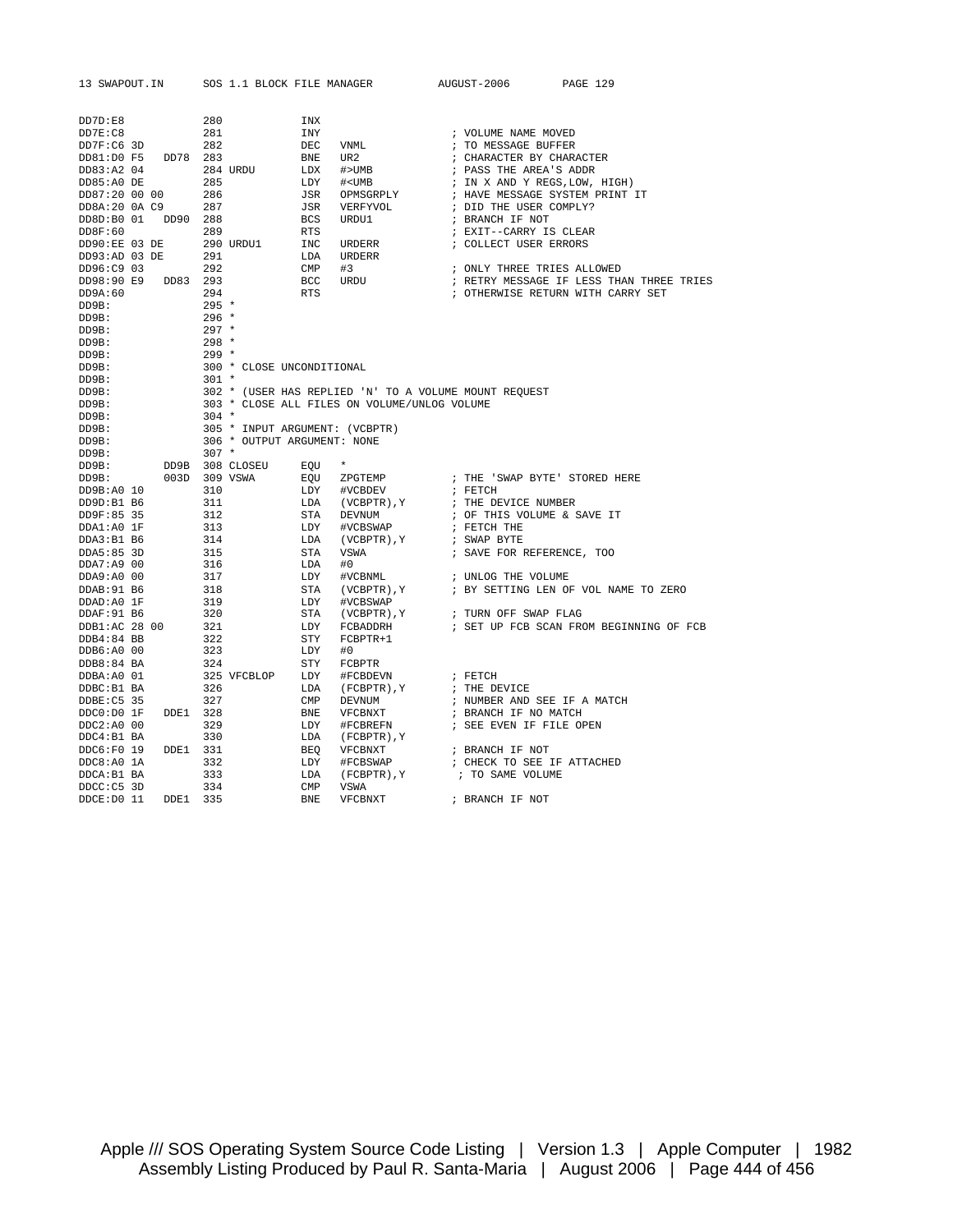```
DD7D:E8             280             INX
DD7E:C8             281             INY                         ; VOLUME NAME MOVED
DD7F:C6 3D          282             DEC   VNML                  ; TO MESSAGE BUFFER
DD81:D0 F5   DD78   283             BNE   UR2                   ; CHARACTER BY CHARACTER
DD83:A2 04          284 URDU        LDX   #>UMB                 ; PASS THE AREA'S ADDR
DD85:A0 DE          285             LDY   #<UMB                 ; IN X AND Y REGS,LOW, HIGH)
DD87:20 00 00       286             JSR   OPMSGRPLY             ; HAVE MESSAGE SYSTEM PRINT IT
DD8A:20 0A C9       287             JSR   VERFYVOL              ; DID THE USER COMPLY?
DD8D:B0 01   DD90   288             BCS   URDU1                 ; BRANCH IF NOT
DD8F:60             289             RTS                         ; EXIT--CARRY IS CLEAR
DD90:EE 03 DE       290 URDU1       INC   URDERR                ; COLLECT USER ERRORS
DD93:AD 03 DE       291             LDA   URDERR
DD96:C9 03          292             CMP   #3                    ; ONLY THREE TRIES ALLOWED
DD98:90 E9   DD83   293             BCC   URDU                  ; RETRY MESSAGE IF LESS THAN THREE TRIES
DD9A:60             294             RTS                         ; OTHERWISE RETURN WITH CARRY SET
DD9B:               295 *
DD9B:               296 *
DD9B:               297 *
DD9B:               298 *
DD9B:               299 *
DD9B:               300 * CLOSE UNCONDITIONAL
DD9B:               301 *
DD9B:               302 * (USER HAS REPLIED 'N' TO A VOLUME MOUNT REQUEST
DD9B:               303 * CLOSE ALL FILES ON VOLUME/UNLOG VOLUME
DD9B:               304 *
DD9B:               305 * INPUT ARGUMENT: (VCBPTR)
DD9B:               306 * OUTPUT ARGUMENT: NONE
DD9B:               307 *
DD9B:        DD9B   308 CLOSEU      EQU   *
DD9B:        003D   309 VSWA        EQU   ZPGTEMP               ; THE 'SWAP BYTE' STORED HERE
DD9B:A0 10          310             LDY   #VCBDEV               ; FETCH
DD9D:B1 B6          311             LDA   (VCBPTR),Y            ; THE DEVICE NUMBER
DD9F:85 35          312             STA   DEVNUM                ; OF THIS VOLUME & SAVE IT
DDA1:A0 1F          313             LDY   #VCBSWAP              ; FETCH THE
DDA3:B1 B6          314             LDA   (VCBPTR),Y            ; SWAP BYTE
DDA5:85 3D          315             STA   VSWA                  ; SAVE FOR REFERENCE, TOO
DDA7:A9 00          316             LDA   #0
DDA9:A0 00          317             LDY   #VCBNML               ; UNLOG THE VOLUME
DDAB:91 B6          318             STA   (VCBPTR),Y            ; BY SETTING LEN OF VOL NAME TO ZERO
DDAD:A0 1F          319             LDY   #VCBSWAP
DDAF:91 B6          320             STA   (VCBPTR),Y            ; TURN OFF SWAP FLAG
DDB1:AC 28 00       321             LDY   FCBADDRH              ; SET UP FCB SCAN FROM BEGINNING OF FCB
DDB4:84 BB          322             STY   FCBPTR+1
DDB6:A0 00          323             LDY   #0
DDB8:84 BA          324             STY   FCBPTR
DDBA:A0 01          325 VFCBLOP     LDY   #FCBDEVN              ; FETCH
DDBC:B1 BA          326             LDA   (FCBPTR),Y            ; THE DEVICE
DDBE:C5 35          327             CMP   DEVNUM                ; NUMBER AND SEE IF A MATCH
DDC0:D0 1F   DDE1   328             BNE   VFCBNXT               ; BRANCH IF NO MATCH
DDC2:A0 00          329             LDY   #FCBREFN              ; SEE EVEN IF FILE OPEN
DDC4:B1 BA          330             LDA   (FCBPTR),Y
DDC6:F0 19   DDE1   331             BEQ   VFCBNXT               ; BRANCH IF NOT
DDC8:A0 1A          332             LDY   #FCBSWAP              ; CHECK TO SEE IF ATTACHED
DDCA:B1 BA          333             LDA   (FCBPTR),Y             ; TO SAME VOLUME
DDCC:C5 3D          334             CMP   VSWA
DDCE:D0 11   DDE1   335             BNE   VFCBNXT               ; BRANCH IF NOT
```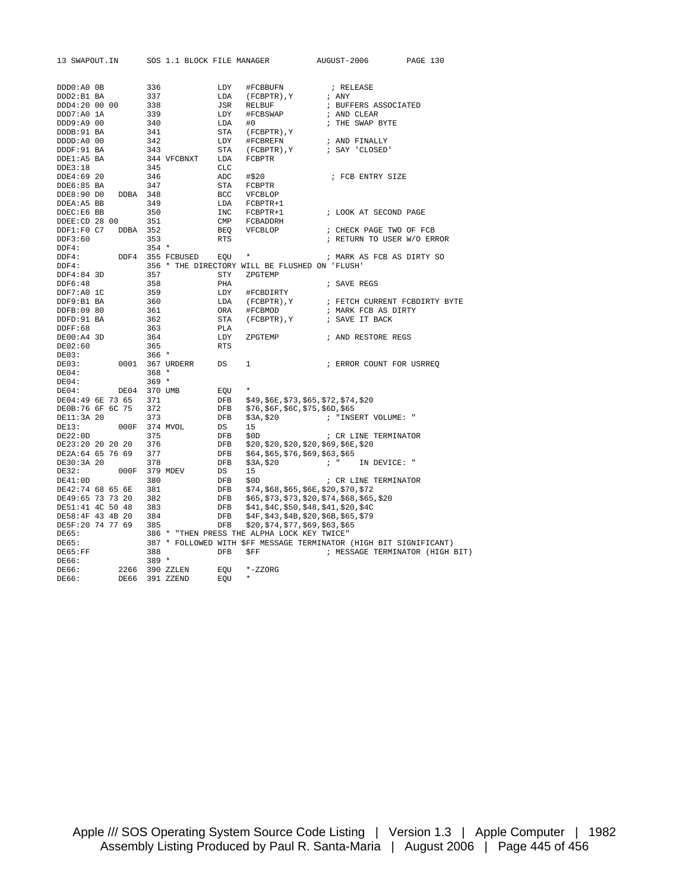```
DDD0:A0 0B          336             LDY   #FCBBUFN          ; RELEASE
DDD2:B1 BA          337             LDA   (FCBPTR),Y        ; ANY
DDD4:20 00 00       338             JSR   RELBUF            ; BUFFERS ASSOCIATED
DDD7:A0 1A          339             LDY   #FCBSWAP          ; AND CLEAR
DDD9:A9 00          340             LDA   #0                ; THE SWAP BYTE
DDDB:91 BA          341             STA   (FCBPTR),Y
DDDD:A0 00          342             LDY   #FCBREFN          ; AND FINALLY
DDDF:91 BA          343             STA   (FCBPTR),Y        ; SAY 'CLOSED'
DDE1:A5 BA          344 VFCBNXT     LDA   FCBPTR
DDE3:18             345             CLC
DDE4:69 20          346             ADC   #$20              ; FCB ENTRY SIZE
DDE6:85 BA          347             STA   FCBPTR
DDE8:90 D0    DDBA  348             BCC   VFCBLOP
DDEA:A5 BB          349             LDA   FCBPTR+1
DDEC:E6 BB          350             INC   FCBPTR+1          ; LOOK AT SECOND PAGE
DDEE:CD 28 00       351             CMP   FCBADDRH
DDF1:F0 C7    DDBA  352             BEQ   VFCBLOP           ; CHECK PAGE TWO OF FCB
DDF3:60             353             RTS                     ; RETURN TO USER W/O ERROR
DDF4:               354 *
DDF4:         DDF4  355 FCBUSED     EQU   *                 ; MARK AS FCB AS DIRTY SO
DDF4:               356 * THE DIRECTORY WILL BE FLUSHED ON 'FLUSH'
DDF4:84 3D          357             STY   ZPGTEMP
DDF6:48             358             PHA                     ; SAVE REGS
DDF7:A0 1C          359             LDY   #FCBDIRTY
DDF9:B1 BA          360             LDA   (FCBPTR),Y        ; FETCH CURRENT FCBDIRTY BYTE
DDFB:09 80          361             ORA   #FCBMOD           ; MARK FCB AS DIRTY
DDFD:91 BA          362             STA   (FCBPTR),Y        ; SAVE IT BACK
DDFF:68             363             PLA
DE00:A4 3D          364             LDY   ZPGTEMP           ; AND RESTORE REGS
DE02:60             365             RTS
DE03:               366 *
DE03:         0001  367 URDERR      DS    1                 ; ERROR COUNT FOR USRREQ
DE04:               368 *
DE04:               369 *
DE04:         DE04  370 UMB         EQU   *
DE04:49 6E 73 65    371             DFB   $49,$6E,$73,$65,$72,$74,$20
DE0B:76 6F 6C 75    372             DFB   $76,$6F,$6C,$75,$6D,$65
DE11:3A 20          373             DFB   $3A,$20           ; "INSERT VOLUME: "
DE13:         000F  374 MVOL        DS    15
DE22:0D             375             DFB   $0D               ; CR LINE TERMINATOR
DE23:20 20 20 20    376             DFB   $20,$20,$20,$20,$69,$6E,$20
DE2A:64 65 76 69    377             DFB   $64,$65,$76,$69,$63,$65
DE30:3A 20          378             DFB   $3A,$20           ; "    IN DEVICE: "
DE32:         000F  379 MDEV        DS    15
DE41:0D             380             DFB   $0D               ; CR LINE TERMINATOR
DE42:74 68 65 6E    381             DFB   $74,$68,$65,$6E,$20,$70,$72
DE49:65 73 73 20    382             DFB   $65,$73,$73,$20,$74,$68,$65,$20
DE51:41 4C 50 48    383             DFB   $41,$4C,$50,$48,$41,$20,$4C
DE58:4F 43 4B 20    384             DFB   $4F,$43,$4B,$20,$6B,$65,$79
DE5F:20 74 77 69    385             DFB   $20,$74,$77,$69,$63,$65
DE65:               386 * "THEN PRESS THE ALPHA LOCK KEY TWICE"
DE65:               387 * FOLLOWED WITH $FF MESSAGE TERMINATOR (HIGH BIT SIGNIFICANT)
DE65:FF             388             DFB   $FF               ; MESSAGE TERMINATOR (HIGH BIT)
DE66:               389 *
DE66:         2266  390 ZZLEN       EQU   *-ZZORG
DE66:         DE66  391 ZZEND       EQU   *
```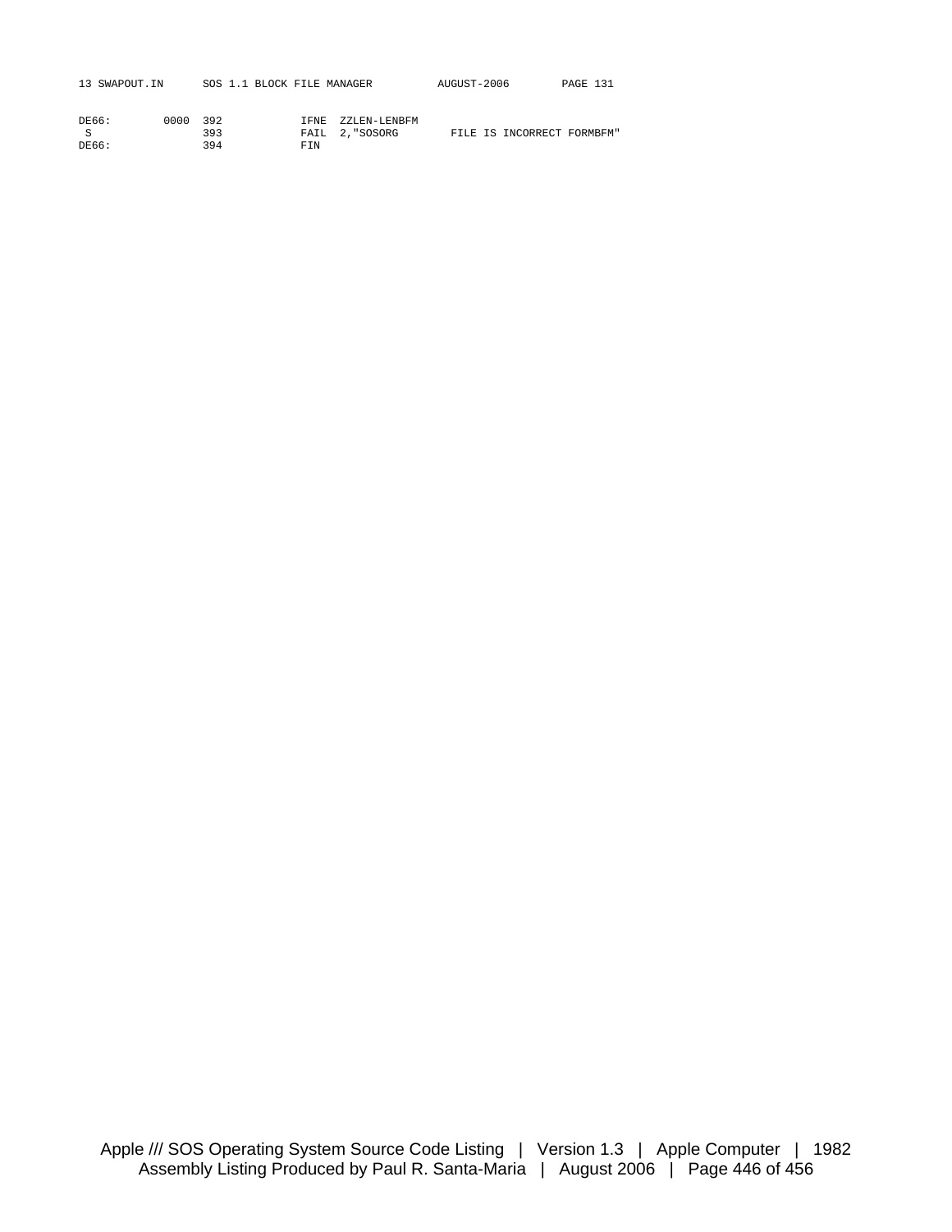```
DE66:        0000  392          IFNE  ZZLEN-LENBFM
 S                 393          FAIL  2,"SOSORG        FILE IS INCORRECT FORMBFM"
DE66:              394          FIN
```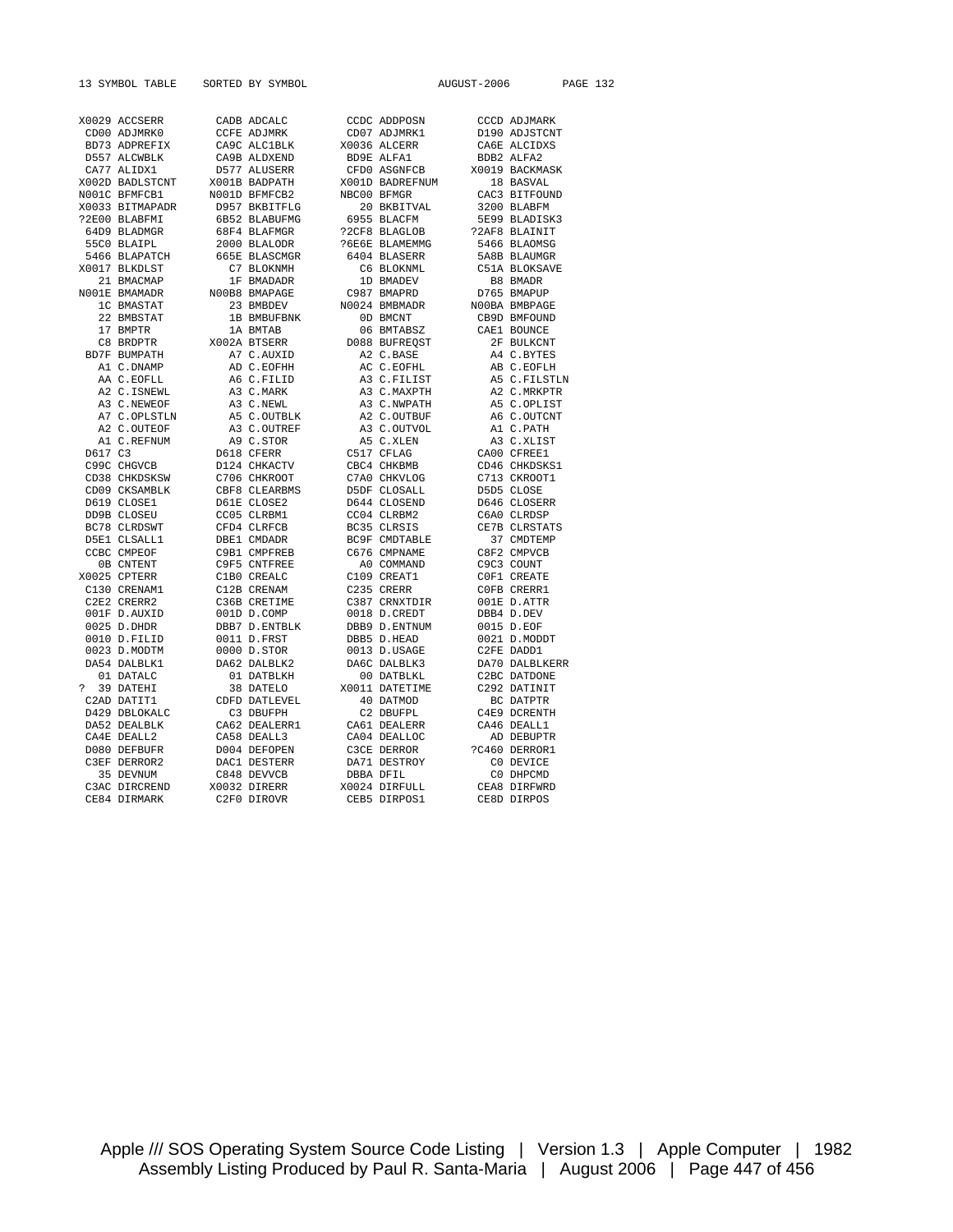```
13 SYMBOL TABLE    SORTED BY SYMBOL                    AUGUST-2006       PAGE 132

X0029 ACCSERR       CADB ADCALC       CCDC ADDPOSN       CCCD ADJMARK
 CD00 ADJMRK0       CCFE ADJMRK       CD07 ADJMRK1       D190 ADJSTCNT
 BD73 ADPREFIX      CA9C ALC1BLK     X0036 ALCERR        CA6E ALCIDXS
 D557 ALCWBLK       CA9B ALDXEND      BD9E ALFA1         BDB2 ALFA2
 CA77 ALIDX1        D577 ALUSERR      CFD0 ASGNFCB      X0019 BACKMASK
X002D BADLSTCNT    X001B BADPATH     X001D BADREFNUM       18 BASVAL
N001C BFMFCB1      N001D BFMFCB2     NBC00 BFMGR         CAC3 BITFOUND
X0033 BITMAPADR     D957 BKBITFLG       20 BKBITVAL      3200 BLABFM
?2E00 BLABFMI       6B52 BLABUFMG     6955 BLACFM        5E99 BLADISK3
 64D9 BLADMGR       68F4 BLAFMGR     ?2CF8 BLAGLOB      ?2AF8 BLAINIT
 55C0 BLAIPL        2000 BLALODR     ?6E6E BLAMEMMG      5466 BLAOMSG
 5466 BLAPATCH      665E BLASCMGR     6404 BLASERR       5A8B BLAUMGR
X0017 BLKDLST         C7 BLOKNMH        C6 BLOKNML       C51A BLOKSAVE
   21 BMACMAP         1F BMADADR        1D BMADEV          B8 BMADR
N001E BMAMADR      N00B8 BMAPAGE      C987 BMAPRD        D765 BMAPUP
   1C BMASTAT         23 BMBDEV      N0024 BMBMADR      N00BA BMBPAGE
   22 BMBSTAT         1B BMBUFBNK       0D BMCNT         CB9D BMFOUND
   17 BMPTR           1A BMTAB          06 BMTABSZ       CAE1 BOUNCE
   C8 BRDPTR       X002A BTSERR       D088 BUFREQST        2F BULKCNT
 BD7F BUMPATH         A7 C.AUXID        A2 C.BASE          A4 C.BYTES
   A1 C.DNAMP         AD C.EOFHH        AC C.EOFHL         AB C.EOFLH
   AA C.EOFLL         A6 C.FILID        A3 C.FILIST        A5 C.FILSTLN
   A2 C.ISNEWL        A3 C.MARK         A3 C.MAXPTH        A2 C.MRKPTR
   A3 C.NEWEOF        A3 C.NEWL         A3 C.NWPATH        A5 C.OPLIST
   A7 C.OPLSTLN       A5 C.OUTBLK       A2 C.OUTBUF        A6 C.OUTCNT
   A2 C.OUTEOF        A3 C.OUTREF       A3 C.OUTVOL        A1 C.PATH
   A1 C.REFNUM        A9 C.STOR         A5 C.XLEN          A3 C.XLIST
 D617 C3            D618 CFERR        C517 CFLAG         CA00 CFREE1
 C99C CHGVCB        D124 CHKACTV      CBC4 CHKBMB        CD46 CHKDSKS1
 CD38 CHKDSKSW      C706 CHKROOT      C7A0 CHKVLOG       C713 CKROOT1
 CD09 CKSAMBLK      CBF8 CLEARBMS     D5DF CLOSALL       D5D5 CLOSE
 D619 CLOSE1        D61E CLOSE2       D644 CLOSEND       D646 CLOSERR
 DD9B CLOSEU        CC05 CLRBM1       CC04 CLRBM2        C6A0 CLRDSP
 BC78 CLRDSWT       CFD4 CLRFCB       BC35 CLRSIS        CE7B CLRSTATS
 D5E1 CLSALL1       DBE1 CMDADR       BC9F CMDTABLE        37 CMDTEMP
 CCBC CMPEOF        C9B1 CMPFREB      C676 CMPNAME       C8F2 CMPVCB
   0B CNTENT        C9F5 CNTFREE        A0 COMMAND       C9C3 COUNT
X0025 CPTERR        C1B0 CREALC       C109 CREAT1        C0F1 CREATE
 C130 CRENAM1       C12B CRENAM       C235 CRERR         C0FB CRERR1
 C2E2 CRERR2        C36B CRETIME      C387 CRNXTDIR      001E D.ATTR
 001F D.AUXID       001D D.COMP       0018 D.CREDT       DBB4 D.DEV
 0025 D.DHDR        DBB7 D.ENTBLK     DBB9 D.ENTNUM      0015 D.EOF
 0010 D.FILID       0011 D.FRST       DBB5 D.HEAD        0021 D.MODDT
 0023 D.MODTM       0000 D.STOR       0013 D.USAGE       C2FE DADD1
 DA54 DALBLK1       DA62 DALBLK2      DA6C DALBLK3       DA70 DALBLKERR
   01 DATALC          01 DATBLKH        00 DATBLKL       C2BC DATDONE
?  39 DATEHI          38 DATELO      X0011 DATETIME      C292 DATINIT
 C2AD DATIT1        CDFD DATLEVEL       40 DATMOD          BC DATPTR
 D429 DBLOKALC        C3 DBUFPH         C2 DBUFPL        C4E9 DCRENTH
 DA52 DEALBLK       CA62 DEALERR1     CA61 DEALERR       CA46 DEALL1
 CA4E DEALL2        CA58 DEALL3       CA04 DEALLOC         AD DEBUPTR
 D080 DEFBUFR       D004 DEFOPEN      C3CE DERROR       ?C460 DERROR1
 C3EF DERROR2       DAC1 DESTERR      DA71 DESTROY         C0 DEVICE
   35 DEVNUM        C848 DEVVCB       DBBA DFIL            C0 DHPCMD
 C3AC DIRCREND     X0032 DIRERR      X0024 DIRFULL       CEA8 DIRFWRD
 CE84 DIRMARK       C2F0 DIROVR       CEB5 DIRPOS1       CE8D DIRPOS
```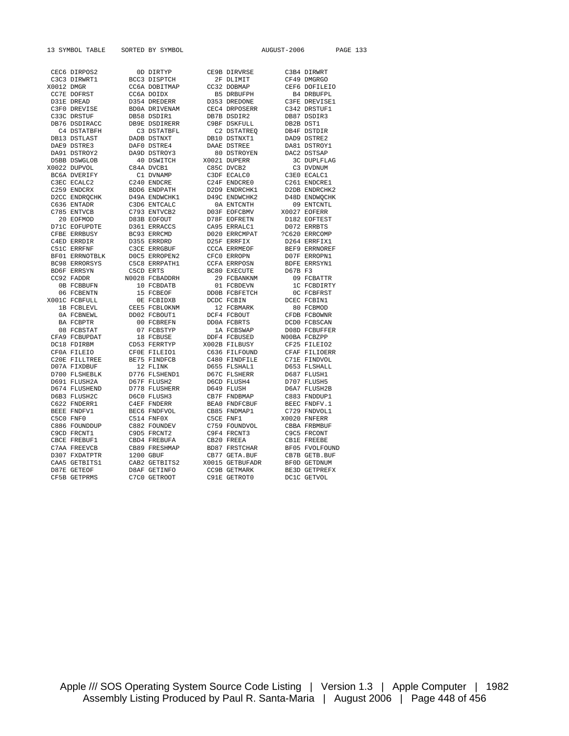```
CEC6 DIRPOS2          0D DIRTYP          CE9B DIRVRSE         C3B4 DIRWRT
C3C3 DIRWRT1        BCC3 DISPTCH           2F DLIMIT          CF49 DMGRGO
X0012 DMGR          CC6A DOBITMAP       CC32 DOBMAP          CEF6 DOFILEIO
CC7E DOFRST         CC6A DOIDX            B5 DRBUFPH           B4 DRBUFPL
D31E DREAD          D354 DREDERR        D353 DREDONE         C3FE DREVISE1
C3F0 DREVISE        BD0A DRIVENAM       CEC4 DRPOSERR        C342 DRSTUF1
C33C DRSTUF         DB58 DSDIR1         DB7B DSDIR2          DB87 DSDIR3
DB76 DSDIRACC       DB9E DSDIRERR       C9BF DSKFULL         DB2B DST1
  C4 DSTATBFH         C3 DSTATBFL         C2 DSTATREQ        DB4F DSTDIR
DB13 DSTLAST        DADB DSTNXT         DB10 DSTNXT1         DAD9 DSTRE2
DAE9 DSTRE3         DAF0 DSTRE4         DAAE DSTREE          DA81 DSTROY1
DA91 DSTROY2        DA9D DSTROY3          80 DSTROYEN        DAC2 DSTSAP
D5BB DSWGLOB          40 DSWITCH       X0021 DUPERR            3C DUPLFLAG
X0022 DUPVOL        C84A DVCB1          C85C DVCB2             C3 DVDNUM
BC6A DVERIFY          C1 DVNAMP         C3DF ECALC0          C3E0 ECALC1
C3EC ECALC2         C240 ENDCRE         C24F ENDCRE0         C261 ENDCRE1
C259 ENDCRX         BDD6 ENDPATH        D2D9 ENDRCHK1        D2DB ENDRCHK2
D2CC ENDRQCHK       D49A ENDWCHK1       D49C ENDWCHK2        D48D ENDWQCHK
C636 ENTADR         C3D6 ENTCALC          0A ENTCNTH           09 ENTCNTL
C785 ENTVCB         C793 ENTVCB2        D03F EOFCBMV        X0027 EOFERR
  20 EOFMOD         D83B EOFOUT         D78F EOFRETN         D182 EOFTEST
D71C EOFUPDTE       D361 ERRACCS        CA95 ERRALC1         D072 ERRBTS
CFBE ERRBUSY        BC93 ERRCMD         D020 ERRCMPAT       ?C620 ERRCOMP
C4ED ERRDIR         D355 ERRDRD         D25F ERRFIX          D264 ERRFIX1
C51C ERRFNF         C3CE ERRGBUF        CCCA ERRMEOF         BEF9 ERRNOREF
BF01 ERRNOTBLK      D0C5 ERROPEN2       CFC0 ERROPN          D07F ERROPN1
BC98 ERRORSYS       C5C8 ERRPATH1       CCFA ERRPOSN         BDFE ERRSYN1
BD6F ERRSYN         C5CD ERTS           BC80 EXECUTE         D67B F3
CC92 FADDR         N0028 FCBADDRH         29 FCBANKNM          09 FCBATTR
  0B FCBBUFN          10 FCBDATB          01 FCBDEVN           1C FCBDIRTY
  06 FCBENTN          15 FCBEOF         DD0B FCBFETCH          0C FCBFRST
X001C FCBFULL         0E FCBIDXB        DCDC FCBIN           DCEC FCBIN1
  1B FCBLEVL        CEE5 FCBLOKNM         12 FCBMARK           80 FCBMOD
  0A FCBNEWL        DD02 FCBOUT1        DCF4 FCBOUT          CFDB FCBOWNR
  BA FCBPTR           00 FCBREFN        DD0A FCBRTS          DCD0 FCBSCAN
  08 FCBSTAT          07 FCBSTYP          1A FCBSWAP         D08D FCBUFFER
CFA9 FCBUPDAT         18 FCBUSE         DDF4 FCBUSED        N00BA FCBZPP
DC18 FDIRBM         CD53 FERRTYP       X002B FILBUSY         CF25 FILEIO2
CF0A FILEIO         CF0E FILEIO1        C636 FILFOUND        CFAF FILIOERR
C20E FILLTREE       BE75 FINDFCB        C480 FINDFILE        C71E FINDVOL
D07A FIXDBUF          12 FLINK          D655 FLSHAL1         D653 FLSHALL
D700 FLSHEBLK       D776 FLSHEND1       D67C FLSHERR         D687 FLUSH1
D691 FLUSH2A        D67F FLUSH2         D6CD FLUSH4          D707 FLUSH5
D674 FLUSHEND       D778 FLUSHERR       D649 FLUSH           D6A7 FLUSH2B
D6B3 FLUSH2C        D6C0 FLUSH3         CB7F FNDBMAP         C883 FNDDUP1
C622 FNDERR1        C4EF FNDERR         BEA0 FNDFCBUF        BEEC FNDFV.1
BEEE FNDFV1         BEC6 FNDFVOL        CB85 FNDMAP1         C729 FNDVOL1
C5C0 FNF0           C514 FNF0X          C5CE FNF1           X0020 FNFERR
C886 FOUNDDUP       C882 FOUNDEV        C759 FOUNDVOL        CBBA FRBMBUF
C9CD FRCNT1         C9D5 FRCNT2         C9F4 FRCNT3          C9C5 FRCONT
CBCE FREBUF1        CBD4 FREBUFA        CB20 FREEA           CB1E FREEBE
C7AA FREEVCB        CB89 FRESHMAP       BD87 FRSTCHAR        BF05 FVOLFOUND
D307 FXDATPTR       1200 GBUF           CB77 GETA.BUF        CB7B GETB.BUF
CAA5 GETBITS1       CAB2 GETBITS2      X0015 GETBUFADR       BF0D GETDNUM
D87E GETEOF         D8AF GETINFO        CC9B GETMARK         BE3D GETPREFX
CF5B GETPRMS        C7C0 GETROOT        C91E GETROT0         DC1C GETVOL
```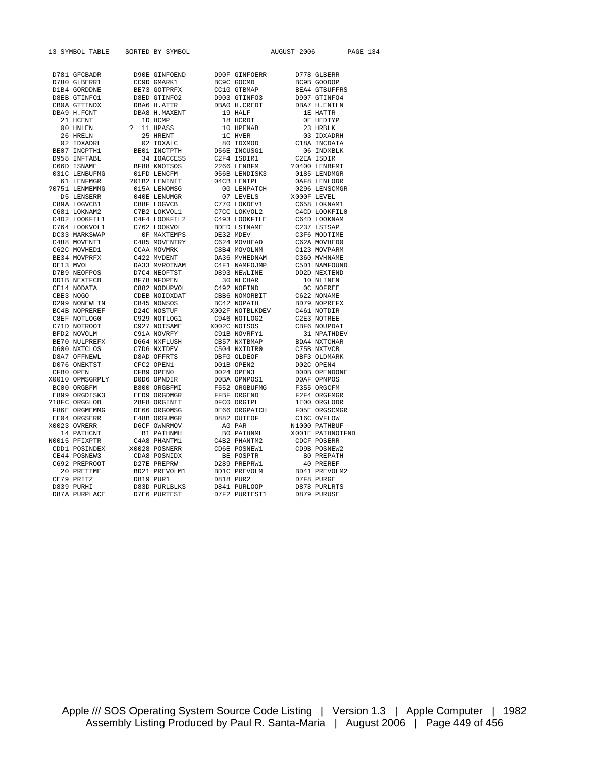```
13 SYMBOL TABLE    SORTED BY SYMBOL                    AUGUST-2006        PAGE 134

 D781 GFCBADR       D90E GINFOEND       D90F GINFOERR       D778 GLBERR
 D780 GLBERR1       CC9D GMARK1         BC9C GOCMD          BC9B GOODOP
 D1B4 GORDDNE       BE73 GOTPRFX        CC10 GTBMAP         BEA4 GTBUFFRS
 D8EB GTINFO1       D8ED GTINFO2        D903 GTINFO3        D907 GTINFO4
 CB0A GTTINDX       DBA6 H.ATTR         DBA0 H.CREDT        DBA7 H.ENTLN
 DBA9 H.FCNT        DBA8 H.MAXENT         19 HALF             1E HATTR
   21 HCENT           1D HCMP             18 HCRDT            0E HEDTYP
   00 HNLEN        ?  11 HPASS            10 HPENAB           23 HRBLK
   26 HRELN           25 HRENT            1C HVER             03 IDXADRH
   02 IDXADRL         02 IDXALC           80 IDXMOD         C18A INCDATA
 BE07 INCPTH1       BE01 INCTPTH        D56E INCUSG1          06 INDXBLK
 D958 INFTABL         34 IOACCESS       C2F4 ISDIR1         C2EA ISDIR
 C66D ISNAME        BF88 KNOTSOS        2266 LENBFM        ?0400 LENBFMI
 031C LENBUFMG      01FD LENCFM         056B LENDISK3       0185 LENDMGR
   61 LENFMGR      ?01B2 LENINIT        04CB LENIPL         0AF8 LENLODR
?0751 LENMEMMG      015A LENOMSG          00 LENPATCH       0296 LENSCMGR
   D5 LENSERR       040E LENUMGR          07 LEVELS        X000F LEVEL
 C89A LOGVCB1       C88F LOGVCB         C770 LOKDEV1        C658 LOKNAM1
 C681 LOKNAM2       C7B2 LOKVOL1        C7CC LOKVOL2        C4CD LOOKFIL0
 C4D2 LOOKFIL1      C4F4 LOOKFIL2       C493 LOOKFILE       C64D LOOKNAM
 C764 LOOKVOL1      C762 LOOKVOL        BDED LSTNAME        C237 LSTSAP
 DC33 MARKSWAP        0F MAXTEMPS       DE32 MDEV           C3F6 MODTIME
 C488 MOVENT1       C485 MOVENTRY       C624 MOVHEAD        C62A MOVHED0
 C62C MOVHED1       CCAA MOVMRK         C8B4 MOVOLNM        C123 MOVPARM
 BE34 MOVPRFX       C422 MVDENT         DA36 MVHEDNAM       C360 MVHNAME
 DE13 MVOL          DA33 MVROTNAM       C4F1 NAMFOJMP       C5D1 NAMFOUND
 D7B9 NEOFPOS       D7C4 NEOFTST        D893 NEWLINE        DD2D NEXTEND
 DD1B NEXTFCB       BF78 NFOPEN           30 NLCHAR           10 NLINEN
 CE14 NODATA        C882 NODUPVOL       C492 NOFIND           0C NOFREE
 CBE3 NOGO          CDEB NOIDXDAT       CBB6 NOMORBIT       C622 NONAME
 D299 NONEWLIN      C845 NONSOS         BC42 NOPATH         BD79 NOPREFX
 BC4B NOPREREF      D24C NOSTUF        X002F NOTBLKDEV      C461 NOTDIR
 C8EF NOTLOG0       C929 NOTLOG1        C946 NOTLOG2        C2E3 NOTREE
 C71D NOTROOT       C927 NOTSAME       X002C NOTSOS         CBF6 NOUPDAT
 BFD2 NOVOLM        C91A NOVRFY         C91B NOVRFY1          31 NPATHDEV
 BE70 NULPREFX      D664 NXFLUSH        CB57 NXTBMAP        BDA4 NXTCHAR
 D600 NXTCLOS       C7D6 NXTDEV         C504 NXTDIR0        C75B NXTVCB
 D8A7 OFFNEWL       D8AD OFFRTS         DBF0 OLDEOF         DBF3 OLDMARK
 D076 ONEKTST       CFC2 OPEN1          D01B OPEN2          D02C OPEN4
 CFB0 OPEN          CFB9 OPEN0          D024 OPEN3          D0DB OPENDONE
X0010 OPMSGRPLY     D0D6 OPNDIR         D0BA OPNPOS1        D0AF OPNPOS
 BC00 ORGBFM        B800 ORGBFMI        F552 ORGBUFMG       F355 ORGCFM
 E899 ORGDISK3      EED9 ORGDMGR        FFBF ORGEND         F2F4 ORGFMGR
?18FC ORGGLOB       28F8 ORGINIT        DFC0 ORGIPL         1E00 ORGLODR
 F86E ORGMEMMG      DE66 ORGOMSG        DE66 ORGPATCH       F05E ORGSCMGR
 EE04 ORGSERR       E48B ORGUMGR        D882 OUTEOF         C16C OVFLOW
X0023 OVRERR        D6CF OWNRMOV          A0 PAR           N1000 PATHBUF
   14 PATHCNT         B1 PATHNMH          B0 PATHNML       X001E PATHNOTFND
N0015 PFIXPTR       C4A8 PHANTM1        C4B2 PHANTM2        CDCF POSERR
 CDD1 POSINDEX     X0028 POSNERR        CD6E POSNEW1        CD9B POSNEW2
 CE44 POSNEW3       CDA8 POSNIDX          BE POSPTR           80 PREPATH
 C692 PREPROOT      D27E PREPRW         D289 PREPRW1          40 PREREF
   20 PRETIME       BD21 PREVOLM1       BD1C PREVOLM        BD41 PREVOLM2
 CE79 PRITZ         D819 PUR1           D818 PUR2           D7F8 PURGE
 D839 PURHI         D83D PURLBLKS       D841 PURLOOP        D878 PURLRTS
 D87A PURPLACE      D7E6 PURTEST        D7F2 PURTEST1       D879 PURUSE
```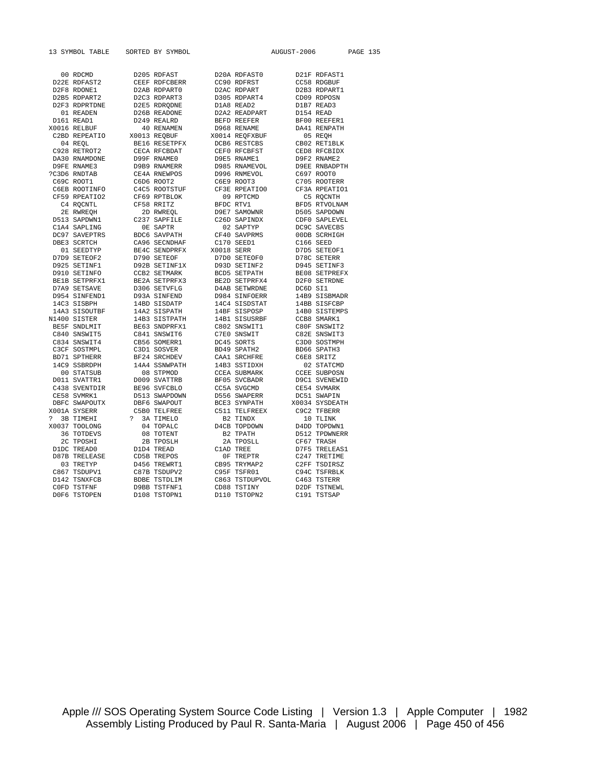```
13 SYMBOL TABLE    SORTED BY SYMBOL                      AUGUST-2006       PAGE 135

   00 RDCMD         D205 RDFAST          D20A RDFAST0         D21F RDFAST1
 D22E RDFAST2       CEEF RDFCBERR        CC90 RDFRST          CC58 RDGBUF
 D2F8 RDONE1        D2AB RDPART0         D2AC RDPART          D2B3 RDPART1
 D2B5 RDPART2       D2C3 RDPART3         D305 RDPART4         CD09 RDPOSN
 D2F3 RDPRTDNE      D2E5 RDRQDNE         D1A8 READ2           D1B7 READ3
   01 READEN        D26B READONE         D2A2 READPART        D154 READ
 D161 READ1         D249 REALRD          BEFD REEFER          BF00 REEFER1
X0016 RELBUF          40 RENAMEN         D968 RENAME          DA41 RENPATH
 C2BD REPEATIO     X0013 REQBUF         X0014 REQFXBUF          05 REQH
   04 REQL          BE16 RESETPFX        DCB6 RESTCBS         CB02 RET1BLK
 C928 RETROT2       CECA RFCBDAT         CEF0 RFCBFST         CED8 RFCBIDX
 DA30 RNAMDONE      D99F RNAME0          D9E5 RNAME1          D9F2 RNAME2
 D9FE RNAME3        D9B9 RNAMERR         D985 RNAMEVOL        D9EE RNBADPTH
?C3D6 RNDTAB        CE4A RNEWPOS         D996 RNMEVOL         C697 ROOT0
 C69C ROOT1         C6D6 ROOT2           C6E9 ROOT3           C705 ROOTERR
 C6EB ROOTINFO      C4C5 ROOTSTUF        CF3E RPEATIO0        CF3A RPEATIO1
 CF59 RPEATIO2      CF69 RPTBLOK           09 RPTCMD            C5 RQCNTH
   C4 RQCNTL        CF58 RRITZ           BFDC RTV1            BFD5 RTVOLNAM
   2E RWREQH          2D RWREQL          D9E7 SAMOWNR         D505 SAPDOWN
 D513 SAPDWN1       C237 SAPFILE         C26D SAPINDX         CDF0 SAPLEVEL
 C1A4 SAPLING         0E SAPTR             02 SAPTYP          DC9C SAVECBS
 DC97 SAVEPTRS      BDC6 SAVPATH         CF40 SAVPRMS         00DB SCRHIGH
 DBE3 SCRTCH        CA96 SECNDHAF        C170 SEED1           C166 SEED
   01 SEEDTYP       BE4C SENDPRFX       X0018 SERR            D7D5 SETEOF1
 D7D9 SETEOF2       D790 SETEOF          D7D0 SETEOF0         D78C SETERR
 D925 SETINF1       D92B SETINF1X        D93D SETINF2         D945 SETINF3
 D910 SETINFO       CCB2 SETMARK         BCD5 SETPATH         BE08 SETPREFX
 BE1B SETPRFX1      BE2A SETPRFX3        BE2D SETPRFX4        D2F0 SETRDNE
 D7A9 SETSAVE       D306 SETVFLG         D4AB SETWRDNE        DC6D SI1
 D954 SINFEND1      D93A SINFEND         D984 SINFOERR        14B9 SISBMADR
 14C3 SISBPH        14BD SISDATP         14C4 SISDSTAT        14BB SISFCBP
 14A3 SISOUTBF      14A2 SISPATH         14BF SISPOSP         14B0 SISTEMPS
N1400 SISTER        14B3 SISTPATH        14B1 SISUSRBF        CCB8 SMARK1
 BE5F SNDLMIT       BE63 SNDPRFX1        C802 SNSWIT1         C80F SNSWIT2
 C840 SNSWIT5       C841 SNSWIT6         C7E0 SNSWIT          C82E SNSWIT3
 C834 SNSWIT4       CB56 SOMERR1         DC45 SORTS           C3D0 SOSTMPH
 C3CF SOSTMPL       C3D1 SOSVER          BD49 SPATH2          BD66 SPATH3
 BD71 SPTHERR       BF24 SRCHDEV         CAA1 SRCHFRE         C6E8 SRITZ
 14C9 SSBRDPH       14A4 SSNWPATH        14B3 SSTIDXH           02 STATCMD
   00 STATSUB         08 STPMOD          CCEA SUBMARK         CCEE SUBPOSN
 D011 SVATTR1       D009 SVATTRB         BF05 SVCBADR         D9C1 SVENEWID
 C438 SVENTDIR      BE96 SVFCBLO         CC5A SVGCMD          CE54 SVMARK
 CE58 SVMRK1        D513 SWAPDOWN        D556 SWAPERR         DC51 SWAPIN
 DBFC SWAPOUTX      DBF6 SWAPOUT         BCE3 SYNPATH        X0034 SYSDEATH
X001A SYSERR        C5B0 TELFREE         C511 TELFREEX        C9C2 TFBERR
?  3B TIMEHI      ?   3A TIMELO            B2 TINDX             10 TLINK
X0037 TOOLONG         04 TOPALC          D4CB TOPDOWN         D4DD TOPDWN1
   36 TOTDEVS         08 TOTENT            B2 TPATH           D512 TPDWNERR
   2C TPOSHI          2B TPOSLH            2A TPOSLL          CF67 TRASH
 D1DC TREAD0        D1D4 TREAD           C1AD TREE            D7F5 TRELEAS1
 D87B TRELEASE      CD5B TREPOS            0F TREPTR          C247 TRETIME
   03 TRETYP        D456 TREWRT1         CB95 TRYMAP2         C2FF TSDIRSZ
 C867 TSDUPV1       C87B TSDUPV2         C95F TSFR01          C94C TSFRBLK
 D142 TSNXFCB       BDBE TSTDLIM         C863 TSTDUPVOL       C463 TSTERR
 C0FD TSTFNF        D9BB TSTFNF1         CD88 TSTINY          D2DF TSTNEWL
 D0F6 TSTOPEN       D108 TSTOPN1         D110 TSTOPN2         C191 TSTSAP
```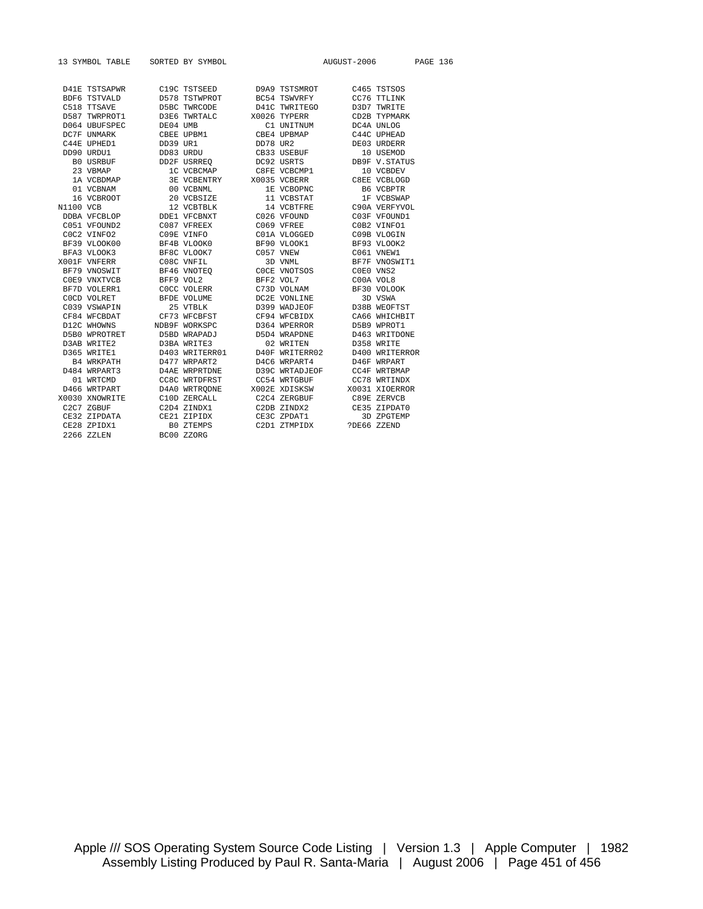13 SYMBOL TABLE    SORTED BY SYMBOL

```
 D41E TSTSAPWR       C19C TSTSEED        D9A9 TSTSMROT       C465 TSTSOS
 BDF6 TSTVALD        D578 TSTWPROT       BC54 TSWVRFY        CC76 TTLINK
 C518 TTSAVE         D5BC TWRCODE        D41C TWRITEGO       D3D7 TWRITE
 D587 TWRPROT1       D3E6 TWRTALC       X0026 TYPERR         CD2B TYPMARK
 D064 UBUFSPEC       DE04 UMB              C1 UNITNUM        DC4A UNLOG
 DC7F UNMARK         CBEE UPBM1          CBE4 UPBMAP         C44C UPHEAD
 C44E UPHED1         DD39 UR1            DD78 UR2            DE03 URDERR
 DD90 URDU1          DD83 URDU           CB33 USEBUF           10 USEMOD
   B0 USRBUF         DD2F USRREQ         DC92 USRTS          DB9F V.STATUS
   23 VBMAP            1C VCBCMAP        C8FE VCBCMP1          10 VCBDEV
   1A VCBDMAP          3E VCBENTRY      X0035 VCBERR         C8EE VCBLOGD
   01 VCBNAM           00 VCBNML           1E VCBOPNC          B6 VCBPTR
   16 VCBROOT          20 VCBSIZE          11 VCBSTAT          1F VCBSWAP
N1100 VCB              12 VCBTBLK          14 VCBTFRE        C90A VERFYVOL
 DDBA VFCBLOP        DDE1 VFCBNXT        C026 VFOUND         C03F VFOUND1
 C051 VFOUND2        C087 VFREEX         C069 VFREE          C0B2 VINFO1
 C0C2 VINFO2         C09E VINFO          C01A VLOGGED        C09B VLOGIN
 BF39 VLOOK00        BF4B VLOOK0         BF90 VLOOK1         BF93 VLOOK2
 BFA3 VLOOK3         BF8C VLOOK7         C057 VNEW           C061 VNEW1
X001F VNFERR         C08C VNFIL            3D VNML           BF7F VNOSWIT1
 BF79 VNOSWIT        BF46 VNOTEQ         C0CE VNOTSOS        C0E0 VNS2
 C0E9 VNXTVCB        BFF9 VOL2           BFF2 VOL7           C00A VOL8
 BF7D VOLERR1        C0CC VOLERR         C73D VOLNAM         BF30 VOLOOK
 C0CD VOLRET         BFDE VOLUME         DC2E VONLINE          3D VSWA
 C039 VSWAPIN          25 VTBLK          D399 WADJEOF        D38B WEOFTST
 CF84 WFCBDAT        CF73 WFCBFST        CF94 WFCBIDX        CA66 WHICHBIT
 D12C WHOWNS        NDB9F WORKSPC        D364 WPERROR        D5B9 WPROT1
 D5B0 WPROTRET       D5BD WRAPADJ        D5D4 WRAPDNE        D463 WRITDONE
 D3AB WRITE2         D3BA WRITE3           02 WRITEN         D358 WRITE
 D365 WRITE1         D403 WRITERR01      D40F WRITERR02      D400 WRITERROR
   B4 WRKPATH        D477 WRPART2        D4C6 WRPART4        D46F WRPART
 D484 WRPART3        D4AE WRPRTDNE       D39C WRTADJEOF      CC4F WRTBMAP
   01 WRTCMD         CC8C WRTDFRST       CC54 WRTGBUF        CC78 WRTINDX
 D466 WRTPART        D4A0 WRTRQDNE      X002E XDISKSW       X0031 XIOERROR
X0030 XNOWRITE       C10D ZERCALL        C2C4 ZERGBUF        C89E ZERVCB
 C2C7 ZGBUF          C2D4 ZINDX1         C2DB ZINDX2         CE35 ZIPDAT0
 CE32 ZIPDATA        CE21 ZIPIDX         CE3C ZPDAT1           3D ZPGTEMP
 CE28 ZPIDX1           B0 ZTEMPS         C2D1 ZTMPIDX       ?DE66 ZZEND
 2266 ZZLEN          BC00 ZZORG
```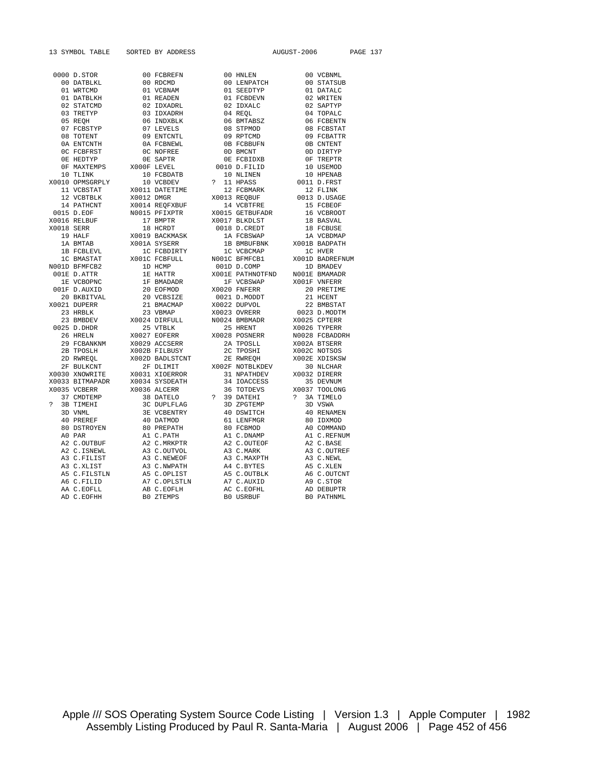```
13 SYMBOL TABLE    SORTED BY ADDRESS                   AUGUST-2006        PAGE 137

 0000 D.STOR          00 FCBREFN          00 HNLEN            00 VCBNML
   00 DATBLKL         00 RDCMD            00 LENPATCH         00 STATSUB
   01 WRTCMD          01 VCBNAM           01 SEEDTYP          01 DATALC
   01 DATBLKH         01 READEN           01 FCBDEVN          02 WRITEN
   02 STATCMD         02 IDXADRL          02 IDXALC           02 SAPTYP
   03 TRETYP          03 IDXADRH          04 REQL             04 TOPALC
   05 REQH            06 INDXBLK          06 BMTABSZ          06 FCBENTN
   07 FCBSTYP         07 LEVELS           08 STPMOD           08 FCBSTAT
   08 TOTENT          09 ENTCNTL          09 RPTCMD           09 FCBATTR
   0A ENTCNTH         0A FCBNEWL          0B FCBBUFN          0B CNTENT
   0C FCBFRST         0C NOFREE           0D BMCNT            0D DIRTYP
   0E HEDTYP          0E SAPTR            0E FCBIDXB          0F TREPTR
   0F MAXTEMPS      X000F LEVEL         0010 D.FILID          10 USEMOD
   10 TLINK           10 FCBDATB          10 NLINEN           10 HPENAB
X0010 OPMSGRPLY       10 VCBDEV        ?  11 HPASS          0011 D.FRST
   11 VCBSTAT       X0011 DATETIME        12 FCBMARK          12 FLINK
   12 VCBTBLK       X0012 DMGR          X0013 REQBUF        0013 D.USAGE
   14 PATHCNT       X0014 REQFXBUF        14 VCBTFRE          15 FCBEOF
 0015 D.EOF         N0015 PFIXPTR       X0015 GETBUFADR       16 VCBROOT
X0016 RELBUF          17 BMPTR          X0017 BLKDLST         18 BASVAL
X0018 SERR            18 HCRDT          0018 D.CREDT          18 FCBUSE
   19 HALF          X0019 BACKMASK        1A FCBSWAP          1A VCBDMAP
   1A BMTAB         X001A SYSERR          1B BMBUFBNK       X001B BADPATH
   1B FCBLEVL         1C FCBDIRTY         1C VCBCMAP          1C HVER
   1C BMASTAT       X001C FCBFULL       N001C BFMFCB1       X001D BADREFNUM
N001D BFMFCB2         1D HCMP           001D D.COMP           1D BMADEV
 001E D.ATTR          1E HATTR          X001E PATHNOTFND    N001E BMAMADR
   1E VCBOPNC         1F BMADADR          1F VCBSWAP        X001F VNFERR
 001F D.AUXID         20 EOFMOD         X0020 FNFERR          20 PRETIME
   20 BKBITVAL        20 VCBSIZE        0021 D.MODDT          21 HCENT
X0021 DUPERR          21 BMACMAP        X0022 DUPVOL          22 BMBSTAT
   23 HRBLK           23 VBMAP          X0023 OVRERR        0023 D.MODTM
   23 BMBDEV        X0024 DIRFULL       N0024 BMBMADR       X0025 CPTERR
 0025 D.DHDR          25 VTBLK            25 HRENT          X0026 TYPERR
   26 HRELN         X0027 EOFERR        X0028 POSNERR       N0028 FCBADDRH
   29 FCBANKNM      X0029 ACCSERR         2A TPOSLL         X002A BTSERR
   2B TPOSLH        X002B FILBUSY         2C TPOSHI         X002C NOTSOS
   2D RWREQL        X002D BADLSTCNT       2E RWREQH         X002E XDISKSW
   2F BULKCNT         2F DLIMIT         X002F NOTBLKDEV       30 NLCHAR
X0030 XNOWRITE      X0031 XIOERROR        31 NPATHDEV       X0032 DIRERR
X0033 BITMAPADR     X0034 SYSDEATH        34 IOACCESS         35 DEVNUM
X0035 VCBERR        X0036 ALCERR          36 TOTDEVS        X0037 TOOLONG
   37 CMDTEMP         38 DATELO        ?  39 DATEHI        ?  3A TIMELO
?  3B TIMEHI          3C DUPLFLAG         3D ZPGTEMP          3D VSWA
   3D VNML            3E VCBENTRY         40 DSWITCH          40 RENAMEN
   40 PREREF          40 DATMOD           61 LENFMGR          80 IDXMOD
   80 DSTROYEN        80 PREPATH          80 FCBMOD           A0 COMMAND
   A0 PAR             A1 C.PATH           A1 C.DNAMP          A1 C.REFNUM
   A2 C.OUTBUF        A2 C.MRKPTR         A2 C.OUTEOF         A2 C.BASE
   A2 C.ISNEWL        A3 C.OUTVOL         A3 C.MARK           A3 C.OUTREF
   A3 C.FILIST        A3 C.NEWEOF         A3 C.MAXPTH         A3 C.NEWL
   A3 C.XLIST         A3 C.NWPATH         A4 C.BYTES          A5 C.XLEN
   A5 C.FILSTLN       A5 C.OPLIST         A5 C.OUTBLK         A6 C.OUTCNT
   A6 C.FILID         A7 C.OPLSTLN        A7 C.AUXID          A9 C.STOR
   AA C.EOFLL         AB C.EOFLH          AC C.EOFHL          AD DEBUPTR
   AD C.EOFHH         B0 ZTEMPS           B0 USRBUF           B0 PATHNML
```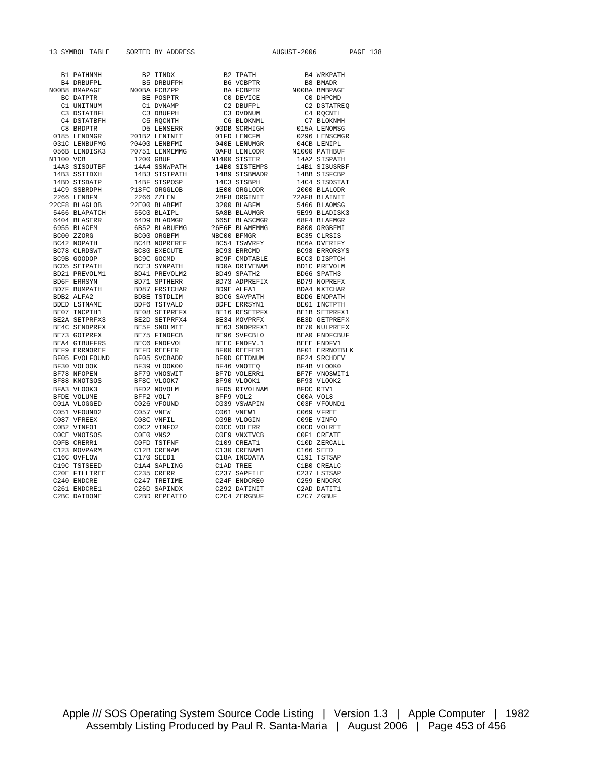```
13 SYMBOL TABLE    SORTED BY ADDRESS                    AUGUST-2006       PAGE 138

    B1 PATHNMH          B2 TINDX            B2 TPATH            B4 WRKPATH
    B4 DRBUFPL          B5 DRBUFPH          B6 VCBPTR           B8 BMADR
N00B8 BMAPAGE       N00BA FCBZPP            BA FCBPTR        N00BA BMBPAGE
    BC DATPTR           BE POSPTR           C0 DEVICE           C0 DHPCMD
    C1 UNITNUM          C1 DVNAMP           C2 DBUFPL           C2 DSTATREQ
    C3 DSTATBFL         C3 DBUFPH           C3 DVDNUM           C4 RQCNTL
    C4 DSTATBFH         C5 RQCNTH           C6 BLOKNML          C7 BLOKNMH
    C8 BRDPTR           D5 LENSERR        00DB SCRHIGH        015A LENOMSG
  0185 LENDMGR       ?01B2 LENINIT        01FD LENCFM         0296 LENSCMGR
  031C LENBUFMG      ?0400 LENBFMI        040E LENUMGR        04CB LENIPL
  056B LENDISK3      ?0751 LENMEMMG       0AF8 LENLODR       N1000 PATHBUF
N1100 VCB             1200 GBUF          N1400 SISTER         14A2 SISPATH
  14A3 SISOUTBF       14A4 SSNWPATH       14B0 SISTEMPS       14B1 SISUSRBF
  14B3 SSTIDXH        14B3 SISTPATH       14B9 SISBMADR       14BB SISFCBP
  14BD SISDATP        14BF SISPOSP        14C3 SISBPH         14C4 SISDSTAT
  14C9 SSBRDPH       ?18FC ORGGLOB        1E00 ORGLODR        2000 BLALODR
  2266 LENBFM         2266 ZZLEN          28F8 ORGINIT       ?2AF8 BLAINIT
?2CF8 BLAGLOB       ?2E00 BLABFMI         3200 BLABFM         5466 BLAOMSG
  5466 BLAPATCH       55C0 BLAIPL         5A8B BLAUMGR        5E99 BLADISK3
  6404 BLASERR        64D9 BLADMGR        665E BLASCMGR       68F4 BLAFMGR
  6955 BLACFM         6B52 BLABUFMG      ?6E6E BLAMEMMG       B800 ORGBFMI
  BC00 ZZORG          BC00 ORGBFM        NBC00 BFMGR          BC35 CLRSIS
  BC42 NOPATH         BC4B NOPREREF       BC54 TSWVRFY        BC6A DVERIFY
  BC78 CLRDSWT        BC80 EXECUTE        BC93 ERRCMD         BC98 ERRORSYS
  BC9B GOODOP         BC9C GOCMD          BC9F CMDTABLE       BCC3 DISPTCH
  BCD5 SETPATH        BCE3 SYNPATH        BD0A DRIVENAM       BD1C PREVOLM
  BD21 PREVOLM1       BD41 PREVOLM2       BD49 SPATH2         BD66 SPATH3
  BD6F ERRSYN         BD71 SPTHERR        BD73 ADPREFIX       BD79 NOPREFX
  BD7F BUMPATH        BD87 FRSTCHAR       BD9E ALFA1          BDA4 NXTCHAR
  BDB2 ALFA2          BDBE TSTDLIM        BDC6 SAVPATH        BDD6 ENDPATH
  BDED LSTNAME        BDF6 TSTVALD        BDFE ERRSYN1        BE01 INCTPTH
  BE07 INCPTH1        BE08 SETPREFX       BE16 RESETPFX       BE1B SETPRFX1
  BE2A SETPRFX3       BE2D SETPRFX4       BE34 MOVPRFX        BE3D GETPREFX
  BE4C SENDPRFX       BE5F SNDLMIT        BE63 SNDPRFX1       BE70 NULPREFX
  BE73 GOTPRFX        BE75 FINDFCB        BE96 SVFCBLO        BEA0 FNDFCBUF
  BEA4 GTBUFFRS       BEC6 FNDFVOL        BEEC FNDFV.1        BEEE FNDFV1
  BEF9 ERRNOREF       BEFD REEFER         BF00 REEFER1        BF01 ERRNOTBLK
  BF05 FVOLFOUND      BF05 SVCBADR        BF0D GETDNUM        BF24 SRCHDEV
  BF30 VOLOOK         BF39 VLOOK00        BF46 VNOTEQ         BF4B VLOOK0
  BF78 NFOPEN         BF79 VNOSWIT        BF7D VOLERR1        BF7F VNOSWIT1
  BF88 KNOTSOS        BF8C VLOOK7         BF90 VLOOK1         BF93 VLOOK2
  BFA3 VLOOK3         BFD2 NOVOLM         BFD5 RTVOLNAM       BFDC RTV1
  BFDE VOLUME         BFF2 VOL7           BFF9 VOL2           C00A VOL8
  C01A VLOGGED        C026 VFOUND         C039 VSWAPIN        C03F VFOUND1
  C051 VFOUND2        C057 VNEW           C061 VNEW1          C069 VFREE
  C087 VFREEX         C08C VNFIL          C09B VLOGIN         C09E VINFO
  C0B2 VINFO1         C0C2 VINFO2         C0CC VOLERR         C0CD VOLRET
  C0CE VNOTSOS        C0E0 VNS2           C0E9 VNXTVCB        C0F1 CREATE
  C0FB CRERR1         C0FD TSTFNF         C109 CREAT1         C10D ZERCALL
  C123 MOVPARM        C12B CRENAM         C130 CRENAM1        C166 SEED
  C16C OVFLOW         C170 SEED1          C18A INCDATA        C191 TSTSAP
  C19C TSTSEED        C1A4 SAPLING        C1AD TREE           C1B0 CREALC
  C20E FILLTREE       C235 CRERR          C237 SAPFILE        C237 LSTSAP
  C240 ENDCRE         C247 TRETIME        C24F ENDCRE0        C259 ENDCRX
  C261 ENDCRE1        C26D SAPINDX        C292 DATINIT        C2AD DATIT1
  C2BC DATDONE        C2BD REPEATIO       C2C4 ZERGBUF        C2C7 ZGBUF
```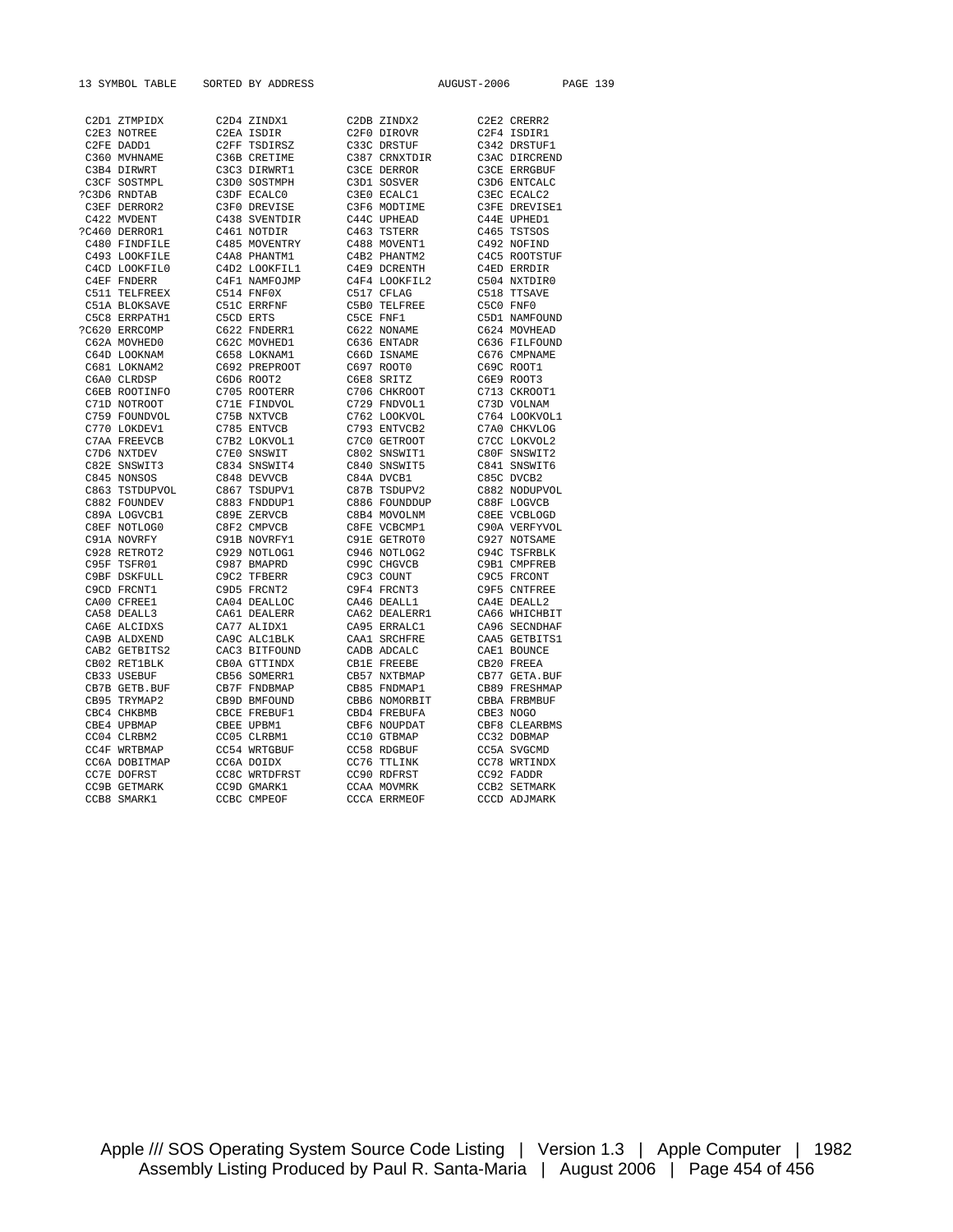```
 C2D1 ZTMPIDX       C2D4 ZINDX1        C2DB ZINDX2        C2E2 CRERR2
 C2E3 NOTREE        C2EA ISDIR         C2F0 DIROVR        C2F4 ISDIR1
 C2FE DADD1         C2FF TSDIRSZ       C33C DRSTUF        C342 DRSTUF1
 C360 MVHNAME       C36B CRETIME       C387 CRNXTDIR      C3AC DIRCREND
 C3B4 DIRWRT        C3C3 DIRWRT1       C3CE DERROR        C3CE ERRGBUF
 C3CF SOSTMPL       C3D0 SOSTMPH       C3D1 SOSVER        C3D6 ENTCALC
?C3D6 RNDTAB        C3DF ECALC0        C3E0 ECALC1        C3EC ECALC2
 C3EF DERROR2       C3F0 DREVISE       C3F6 MODTIME       C3FE DREVISE1
 C422 MVDENT        C438 SVENTDIR      C44C UPHEAD        C44E UPHED1
?C460 DERROR1       C461 NOTDIR        C463 TSTERR        C465 TSTSOS
 C480 FINDFILE      C485 MOVENTRY      C488 MOVENT1       C492 NOFIND
 C493 LOOKFILE      C4A8 PHANTM1       C4B2 PHANTM2       C4C5 ROOTSTUF
 C4CD LOOKFIL0      C4D2 LOOKFIL1      C4E9 DCRENTH       C4ED ERRDIR
 C4EF FNDERR        C4F1 NAMFOJMP      C4F4 LOOKFIL2      C504 NXTDIR0
 C511 TELFREEX      C514 FNF0X         C517 CFLAG         C518 TTSAVE
 C51A BLOKSAVE      C51C ERRFNF        C5B0 TELFREE       C5C0 FNF0
 C5C8 ERRPATH1      C5CD ERTS          C5CE FNF1          C5D1 NAMFOUND
?C620 ERRCOMP       C622 FNDERR1       C622 NONAME        C624 MOVHEAD
 C62A MOVHED0       C62C MOVHED1       C636 ENTADR        C636 FILFOUND
 C64D LOOKNAM       C658 LOKNAM1       C66D ISNAME        C676 CMPNAME
 C681 LOKNAM2       C692 PREPROOT      C697 ROOT0         C69C ROOT1
 C6A0 CLRDSP        C6D6 ROOT2         C6E8 SRITZ         C6E9 ROOT3
 C6EB ROOTINFO      C705 ROOTERR       C706 CHKROOT       C713 CKROOT1
 C71D NOTROOT       C71E FINDVOL       C729 FNDVOL1       C73D VOLNAM
 C759 FOUNDVOL      C75B NXTVCB        C762 LOOKVOL       C764 LOOKVOL1
 C770 LOKDEV1       C785 ENTVCB        C793 ENTVCB2       C7A0 CHKVLOG
 C7AA FREEVCB       C7B2 LOKVOL1       C7C0 GETROOT       C7CC LOKVOL2
 C7D6 NXTDEV        C7E0 SNSWIT        C802 SNSWIT1       C80F SNSWIT2
 C82E SNSWIT3       C834 SNSWIT4       C840 SNSWIT5       C841 SNSWIT6
 C845 NONSOS        C848 DEVVCB        C84A DVCB1         C85C DVCB2
 C863 TSTDUPVOL     C867 TSDUPV1       C87B TSDUPV2       C882 NODUPVOL
 C882 FOUNDEV       C883 FNDDUP1       C886 FOUNDDUP      C88F LOGVCB
 C89A LOGVCB1       C89E ZERVCB        C8B4 MOVOLNM       C8EE VCBLOGD
 C8EF NOTLOG0       C8F2 CMPVCB        C8FE VCBCMP1       C90A VERFYVOL
 C91A NOVRFY        C91B NOVRFY1       C91E GETROT0       C927 NOTSAME
 C928 RETROT2       C929 NOTLOG1       C946 NOTLOG2       C94C TSFRBLK
 C95F TSFR01        C987 BMAPRD        C99C CHGVCB        C9B1 CMPFREB
 C9BF DSKFULL       C9C2 TFBERR        C9C3 COUNT         C9C5 FRCONT
 C9CD FRCNT1        C9D5 FRCNT2        C9F4 FRCNT3        C9F5 CNTFREE
 CA00 CFREE1        CA04 DEALLOC       CA46 DEALL1        CA4E DEALL2
 CA58 DEALL3        CA61 DEALERR       CA62 DEALERR1      CA66 WHICHBIT
 CA6E ALCIDXS       CA77 ALIDX1        CA95 ERRALC1       CA96 SECNDHAF
 CA9B ALDXEND       CA9C ALC1BLK       CAA1 SRCHFRE       CAA5 GETBITS1
 CAB2 GETBITS2      CAC3 BITFOUND      CADB ADCALC        CAE1 BOUNCE
 CB02 RET1BLK       CB0A GTTINDX       CB1E FREEBE        CB20 FREEA
 CB33 USEBUF        CB56 SOMERR1       CB57 NXTBMAP       CB77 GETA.BUF
 CB7B GETB.BUF      CB7F FNDBMAP       CB85 FNDMAP1       CB89 FRESHMAP
 CB95 TRYMAP2       CB9D BMFOUND       CBB6 NOMORBIT      CBBA FRBMBUF
 CBC4 CHKBMB        CBCE FREBUF1       CBD4 FREBUFA       CBE3 NOGO
 CBE4 UPBMAP        CBEE UPBM1         CBF6 NOUPDAT       CBF8 CLEARBMS
 CC04 CLRBM2        CC05 CLRBM1        CC10 GTBMAP        CC32 DOBMAP
 CC4F WRTBMAP       CC54 WRTGBUF       CC58 RDGBUF        CC5A SVGCMD
 CC6A DOBITMAP      CC6A DOIDX         CC76 TTLINK        CC78 WRTINDX
 CC7E DOFRST        CC8C WRTDFRST      CC90 RDFRST        CC92 FADDR
 CC9B GETMARK       CC9D GMARK1        CCAA MOVMRK        CCB2 SETMARK
 CCB8 SMARK1        CCBC CMPEOF        CCCA ERRMEOF       CCCD ADJMARK
```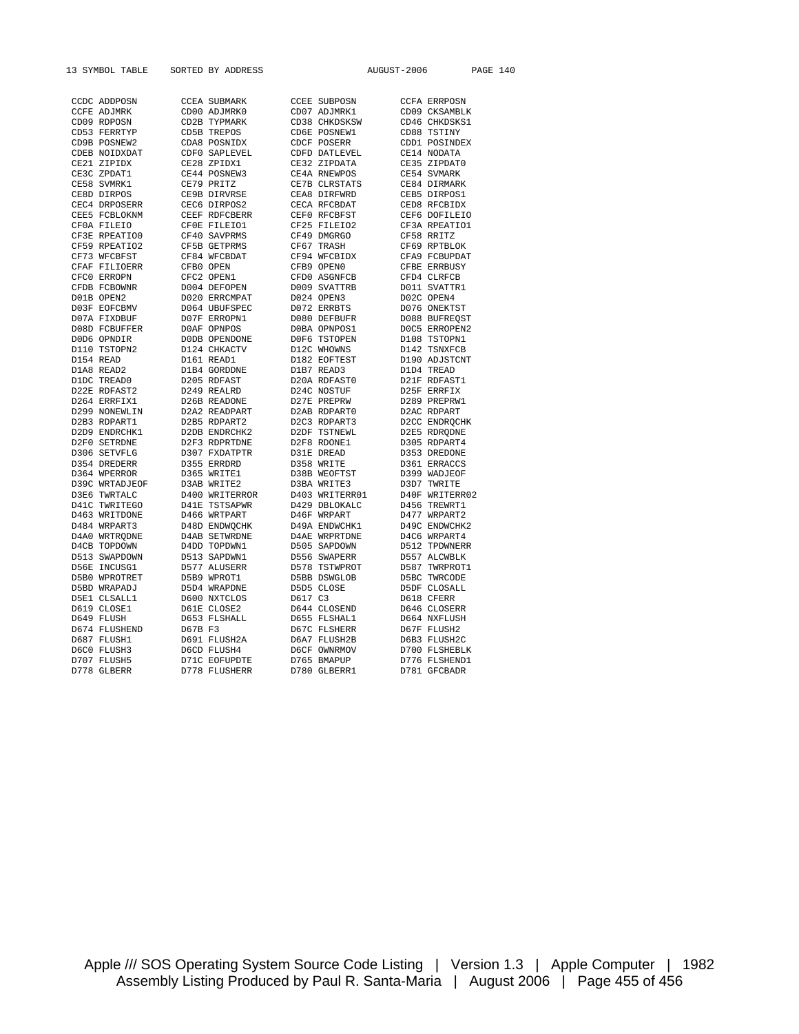```
 CCDC ADDPOSN        CCEA SUBMARK        CCEE SUBPOSN        CCFA ERRPOSN
 CCFE ADJMRK         CD00 ADJMRK0        CD07 ADJMRK1        CD09 CKSAMBLK
 CD09 RDPOSN         CD2B TYPMARK        CD38 CHKDSKSW       CD46 CHKDSKS1
 CD53 FERRTYP        CD5B TREPOS         CD6E POSNEW1        CD88 TSTINY
 CD9B POSNEW2        CDA8 POSNIDX        CDCF POSERR         CDD1 POSINDEX
 CDEB NOIDXDAT       CDF0 SAPLEVEL       CDFD DATLEVEL       CE14 NODATA
 CE21 ZIPIDX         CE28 ZPIDX1         CE32 ZIPDATA        CE35 ZIPDAT0
 CE3C ZPDAT1         CE44 POSNEW3        CE4A RNEWPOS        CE54 SVMARK
 CE58 SVMRK1         CE79 PRITZ          CE7B CLRSTATS       CE84 DIRMARK
 CE8D DIRPOS         CE9B DIRVRSE        CEA8 DIRFWRD        CEB5 DIRPOS1
 CEC4 DRPOSERR       CEC6 DIRPOS2        CECA RFCBDAT        CED8 RFCBIDX
 CEE5 FCBLOKNM       CEEF RDFCBERR       CEF0 RFCBFST        CEF6 DOFILEIO
 CF0A FILEIO         CF0E FILEIO1        CF25 FILEIO2        CF3A RPEATIO1
 CF3E RPEATIO0       CF40 SAVPRMS        CF49 DMGRGO         CF58 RRITZ
 CF59 RPEATIO2       CF5B GETPRMS        CF67 TRASH          CF69 RPTBLOK
 CF73 WFCBFST        CF84 WFCBDAT        CF94 WFCBIDX        CFA9 FCBUPDAT
 CFAF FILIOERR       CFB0 OPEN           CFB9 OPEN0          CFBE ERRBUSY
 CFC0 ERROPN         CFC2 OPEN1          CFD0 ASGNFCB        CFD4 CLRFCB
 CFDB FCBOWNR        D004 DEFOPEN        D009 SVATTRB        D011 SVATTR1
 D01B OPEN2          D020 ERRCMPAT       D024 OPEN3          D02C OPEN4
 D03F EOFCBMV        D064 UBUFSPEC       D072 ERRBTS         D076 ONEKTST
 D07A FIXDBUF        D07F ERROPN1        D080 DEFBUFR        D088 BUFREQST
 D08D FCBUFFER       D0AF OPNPOS         D0BA OPNPOS1        D0C5 ERROPEN2
 D0D6 OPNDIR         D0DB OPENDONE       D0F6 TSTOPEN        D108 TSTOPN1
 D110 TSTOPN2        D124 CHKACTV        D12C WHOWNS         D142 TSNXFCB
 D154 READ           D161 READ1          D182 EOFTEST        D190 ADJSTCNT
 D1A8 READ2          D1B4 GORDDNE        D1B7 READ3          D1D4 TREAD
 D1DC TREAD0         D205 RDFAST         D20A RDFAST0        D21F RDFAST1
 D22E RDFAST2        D249 REALRD         D24C NOSTUF         D25F ERRFIX
 D264 ERRFIX1        D26B READONE        D27E PREPRW         D289 PREPRW1
 D299 NONEWLIN       D2A2 READPART       D2AB RDPART0        D2AC RDPART
 D2B3 RDPART1        D2B5 RDPART2        D2C3 RDPART3        D2CC ENDRQCHK
 D2D9 ENDRCHK1       D2DB ENDRCHK2       D2DF TSTNEWL        D2E5 RDRQDNE
 D2F0 SETRDNE        D2F3 RDPRTDNE       D2F8 RDONE1         D305 RDPART4
 D306 SETVFLG        D307 FXDATPTR       D31E DREAD          D353 DREDONE
 D354 DREDERR        D355 ERRDRD         D358 WRITE          D361 ERRACCS
 D364 WPERROR        D365 WRITE1         D38B WEOFTST        D399 WADJEOF
 D39C WRTADJEOF      D3AB WRITE2         D3BA WRITE3         D3D7 TWRITE
 D3E6 TWRTALC        D400 WRITERROR      D403 WRITERR01      D40F WRITERR02
 D41C TWRITEGO       D41E TSTSAPWR       D429 DBLOKALC       D456 TREWRT1
 D463 WRITDONE       D466 WRTPART        D46F WRPART         D477 WRPART2
 D484 WRPART3        D48D ENDWQCHK       D49A ENDWCHK1       D49C ENDWCHK2
 D4A0 WRTRQDNE       D4AB SETWRDNE       D4AE WRPRTDNE       D4C6 WRPART4
 D4CB TOPDOWN        D4DD TOPDWN1        D505 SAPDOWN        D512 TPDWNERR
 D513 SWAPDOWN       D513 SAPDWN1        D556 SWAPERR        D557 ALCWBLK
 D56E INCUSG1        D577 ALUSERR        D578 TSTWPROT       D587 TWRPROT1
 D5B0 WPROTRET       D5B9 WPROT1         D5BB DSWGLOB        D5BC TWRCODE
 D5BD WRAPADJ        D5D4 WRAPDNE        D5D5 CLOSE          D5DF CLOSALL
 D5E1 CLSALL1        D600 NXTCLOS        D617 C3             D618 CFERR
 D619 CLOSE1         D61E CLOSE2         D644 CLOSEND        D646 CLOSERR
 D649 FLUSH          D653 FLSHALL        D655 FLSHAL1        D664 NXFLUSH
 D674 FLUSHEND       D67B F3             D67C FLSHERR        D67F FLUSH2
 D687 FLUSH1         D691 FLUSH2A        D6A7 FLUSH2B        D6B3 FLUSH2C
 D6C0 FLUSH3         D6CD FLUSH4         D6CF OWNRMOV        D700 FLSHEBLK
 D707 FLUSH5         D71C EOFUPDTE       D765 BMAPUP         D776 FLSHEND1
 D778 GLBERR         D778 FLUSHERR       D780 GLBERR1        D781 GFCBADR
```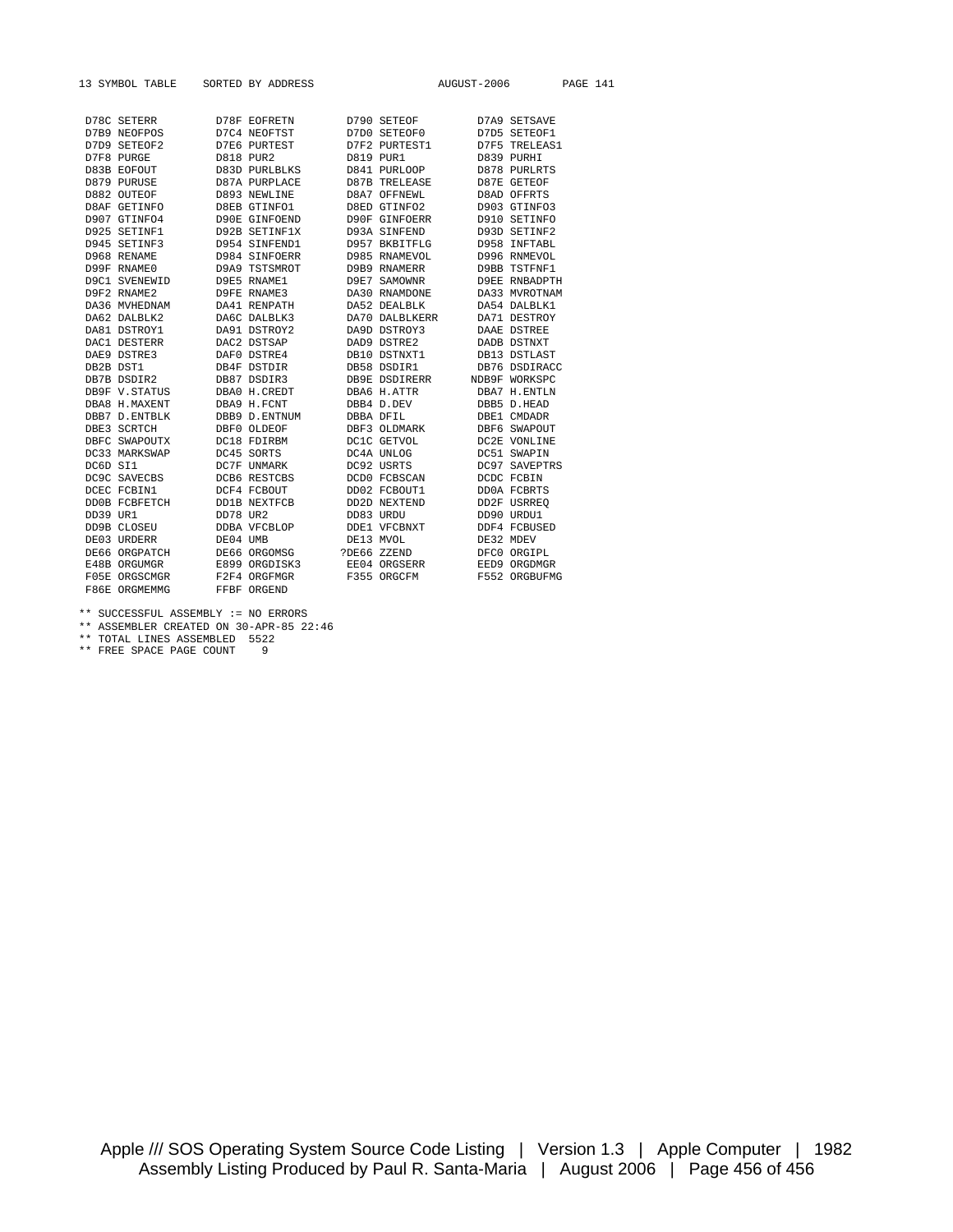```
13 SYMBOL TABLE    SORTED BY ADDRESS                 AUGUST-2006       PAGE 141


 D78C SETERR         D78F EOFRETN        D790 SETEOF         D7A9 SETSAVE
 D7B9 NEOFPOS        D7C4 NEOFTST        D7D0 SETEOF0        D7D5 SETEOF1
 D7D9 SETEOF2        D7E6 PURTEST        D7F2 PURTEST1       D7F5 TRELEAS1
 D7F8 PURGE          D818 PUR2           D819 PUR1           D839 PURHI
 D83B EOFOUT         D83D PURLBLKS       D841 PURLOOP        D878 PURLRTS
 D879 PURUSE         D87A PURPLACE       D87B TRELEASE       D87E GETEOF
 D882 OUTEOF         D893 NEWLINE        D8A7 OFFNEWL        D8AD OFFRTS
 D8AF GETINFO        D8EB GTINFO1        D8ED GTINFO2        D903 GTINFO3
 D907 GTINFO4        D90E GINFOEND       D90F GINFOERR       D910 SETINFO
 D925 SETINF1        D92B SETINF1X       D93A SINFEND        D93D SETINF2
 D945 SETINF3        D954 SINFEND1       D957 BKBITFLG       D958 INFTABL
 D968 RENAME         D984 SINFOERR       D985 RNAMEVOL       D996 RNMEVOL
 D99F RNAME0         D9A9 TSTSMROT       D9B9 RNAMERR        D9BB TSTFNF1
 D9C1 SVENEWID       D9E5 RNAME1         D9E7 SAMOWNR        D9EE RNBADPTH
 D9F2 RNAME2         D9FE RNAME3         DA30 RNAMDONE       DA33 MVROTNAM
 DA36 MVHEDNAM       DA41 RENPATH        DA52 DEALBLK        DA54 DALBLK1
 DA62 DALBLK2        DA6C DALBLK3        DA70 DALBLKERR      DA71 DESTROY
 DA81 DSTROY1        DA91 DSTROY2        DA9D DSTROY3        DAAE DSTREE
 DAC1 DESTERR        DAC2 DSTSAP         DAD9 DSTRE2         DADB DSTNXT
 DAE9 DSTRE3         DAF0 DSTRE4         DB10 DSTNXT1        DB13 DSTLAST
 DB2B DST1           DB4F DSTDIR         DB58 DSDIR1         DB76 DSDIRACC
 DB7B DSDIR2         DB87 DSDIR3         DB9E DSDIRERR      NDB9F WORKSPC
 DB9F V.STATUS       DBA0 H.CREDT        DBA6 H.ATTR         DBA7 H.ENTLN
 DBA8 H.MAXENT       DBA9 H.FCNT         DBB4 D.DEV          DBB5 D.HEAD
 DBB7 D.ENTBLK       DBB9 D.ENTNUM       DBBA DFIL           DBE1 CMDADR
 DBE3 SCRTCH         DBF0 OLDEOF         DBF3 OLDMARK        DBF6 SWAPOUT
 DBFC SWAPOUTX       DC18 FDIRBM         DC1C GETVOL         DC2E VONLINE
 DC33 MARKSWAP       DC45 SORTS          DC4A UNLOG          DC51 SWAPIN
 DC6D SI1            DC7F UNMARK         DC92 USRTS          DC97 SAVEPTRS
 DC9C SAVECBS        DCB6 RESTCBS        DCD0 FCBSCAN        DCDC FCBIN
 DCEC FCBIN1         DCF4 FCBOUT         DD02 FCBOUT1        DD0A FCBRTS
 DD0B FCBFETCH       DD1B NEXTFCB        DD2D NEXTEND        DD2F USRREQ
 DD39 UR1            DD78 UR2            DD83 URDU           DD90 URDU1
 DD9B CLOSEU         DDBA VFCBLOP        DDE1 VFCBNXT        DDF4 FCBUSED
 DE03 URDERR         DE04 UMB            DE13 MVOL           DE32 MDEV
 DE66 ORGPATCH       DE66 ORGOMSG       ?DE66 ZZEND          DFC0 ORGIPL
 E48B ORGUMGR        E899 ORGDISK3       EE04 ORGSERR        EED9 ORGDMGR
 F05E ORGSCMGR       F2F4 ORGFMGR        F355 ORGCFM         F552 ORGBUFMG
 F86E ORGMEMMG       FFBF ORGEND

** SUCCESSFUL ASSEMBLY := NO ERRORS
** ASSEMBLER CREATED ON 30-APR-85 22:46
** TOTAL LINES ASSEMBLED  5522
** FREE SPACE PAGE COUNT    9
```